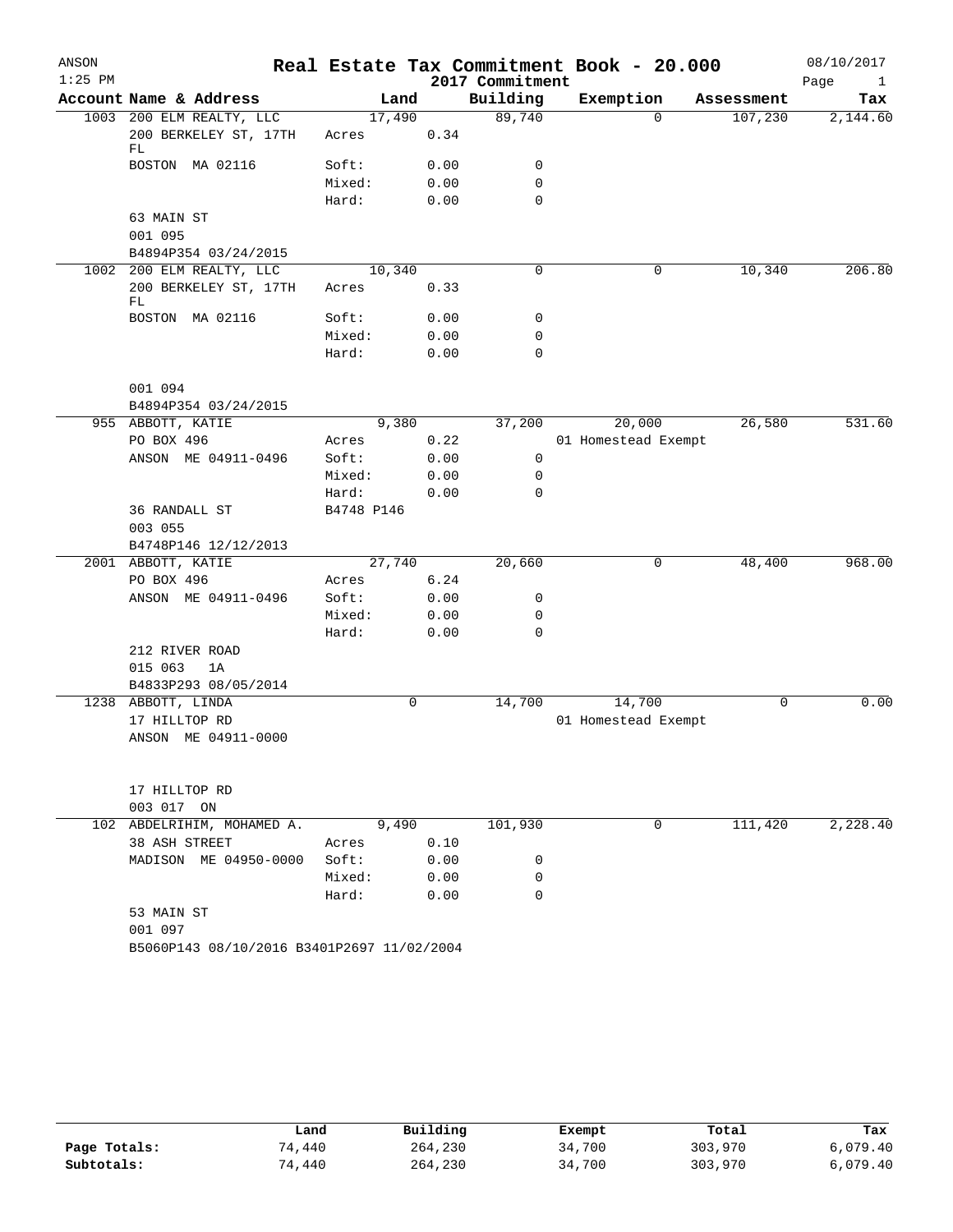# Real Estate Tax Commitment Book - 20.000

ANSON
1:25 PM

2017 Commitment

08/10/2017

| Account | Name & Address | Land | | Building | Exemption | Assessment | Tax |
|---|---|---|---|---|---|---|---|
| 1003 | 200 ELM REALTY, LLC | 17,490 | | 89,740 | 0 | 107,230 | 2,144.60 |
| | 200 BERKELEY ST, 17TH FL | Acres | 0.34 | | | | |
| | BOSTON MA 02116 | Soft: | 0.00 | 0 | | | |
| | | Mixed: | 0.00 | 0 | | | |
| | | Hard: | 0.00 | 0 | | | |
| | 63 MAIN ST | | | | | | |
| | 001 095 | | | | | | |
| | B4894P354 03/24/2015 | | | | | | |
| 1002 | 200 ELM REALTY, LLC | 10,340 | | 0 | 0 | 10,340 | 206.80 |
| | 200 BERKELEY ST, 17TH FL | Acres | 0.33 | | | | |
| | BOSTON MA 02116 | Soft: | 0.00 | 0 | | | |
| | | Mixed: | 0.00 | 0 | | | |
| | | Hard: | 0.00 | 0 | | | |
| | 001 094 | | | | | | |
| | B4894P354 03/24/2015 | | | | | | |
| 955 | ABBOTT, KATIE | 9,380 | | 37,200 | 20,000 | 26,580 | 531.60 |
| | PO BOX 496 | Acres | 0.22 | | 01 Homestead Exempt | | |
| | ANSON ME 04911-0496 | Soft: | 0.00 | 0 | | | |
| | | Mixed: | 0.00 | 0 | | | |
| | | Hard: | 0.00 | 0 | | | |
| | 36 RANDALL ST | B4748 P146 | | | | | |
| | 003 055 | | | | | | |
| | B4748P146 12/12/2013 | | | | | | |
| 2001 | ABBOTT, KATIE | 27,740 | | 20,660 | 0 | 48,400 | 968.00 |
| | PO BOX 496 | Acres | 6.24 | | | | |
| | ANSON ME 04911-0496 | Soft: | 0.00 | 0 | | | |
| | | Mixed: | 0.00 | 0 | | | |
| | | Hard: | 0.00 | 0 | | | |
| | 212 RIVER ROAD | | | | | | |
| | 015 063 1A | | | | | | |
| | B4833P293 08/05/2014 | | | | | | |
| 1238 | ABBOTT, LINDA | 0 | | 14,700 | 14,700 | 0 | 0.00 |
| | 17 HILLTOP RD | | | | 01 Homestead Exempt | | |
| | ANSON ME 04911-0000 | | | | | | |
| | 17 HILLTOP RD | | | | | | |
| | 003 017 ON | | | | | | |
| 102 | ABDELRIHIM, MOHAMED A. | 9,490 | | 101,930 | 0 | 111,420 | 2,228.40 |
| | 38 ASH STREET | Acres | 0.10 | | | | |
| | MADISON ME 04950-0000 | Soft: | 0.00 | 0 | | | |
| | | Mixed: | 0.00 | 0 | | | |
| | | Hard: | 0.00 | 0 | | | |
| | 53 MAIN ST | | | | | | |
| | 001 097 | | | | | | |
| | B5060P143 08/10/2016 B3401P2697 11/02/2004 | | | | | | |

| | Land | Building | Exempt | Total | Tax |
|---|---|---|---|---|---|
| Page Totals: | 74,440 | 264,230 | 34,700 | 303,970 | 6,079.40 |
| Subtotals: | 74,440 | 264,230 | 34,700 | 303,970 | 6,079.40 |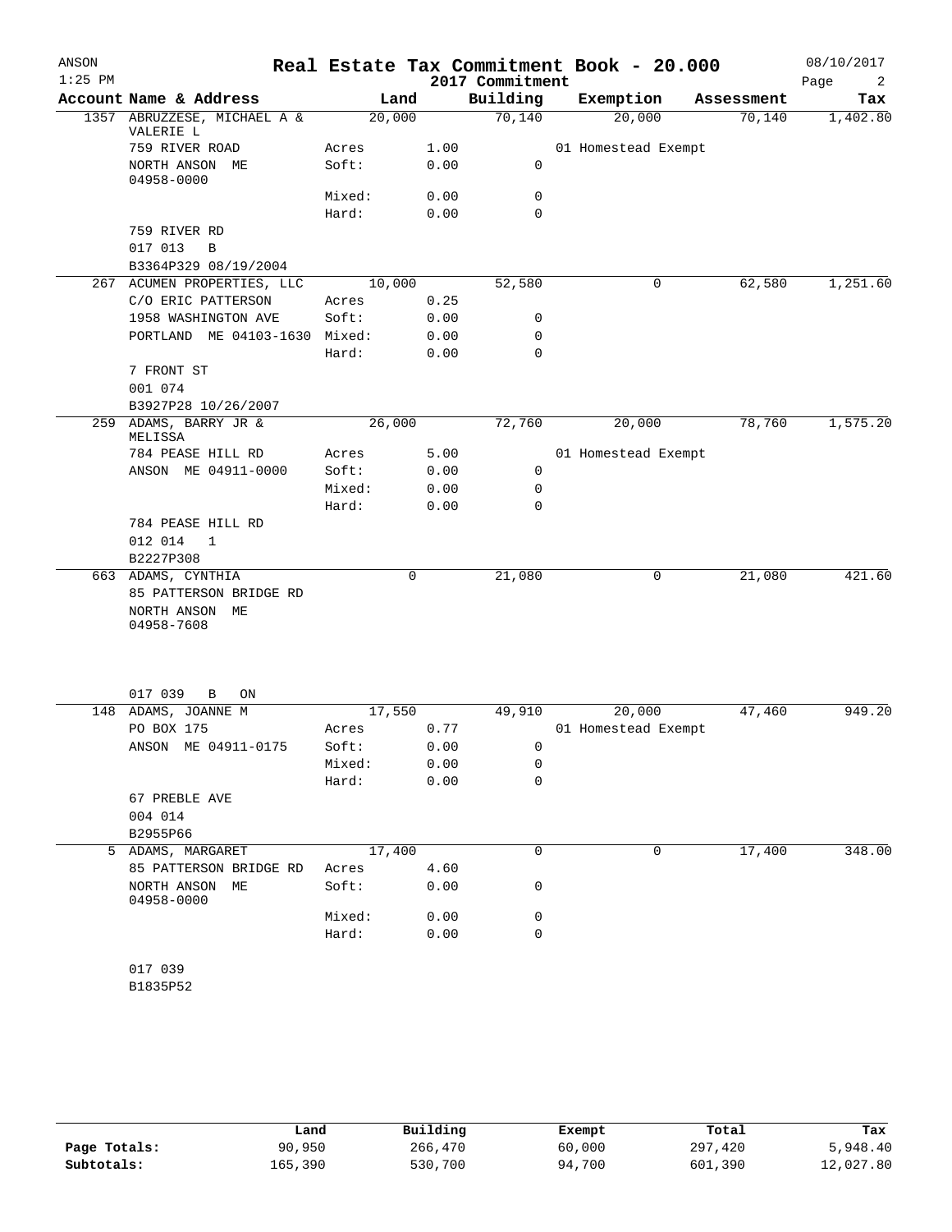# Real Estate Tax Commitment Book - 20.000

ANSON
1:25 PM

2017 Commitment

08/10/2017

| Account | Name & Address | | Land | | Building | Exemption | Assessment | Tax |
|---|---|---|---|---|---|---|---|---|
| 1357 | ABRUZZESE, MICHAEL A & VALERIE L | | 20,000 | | 70,140 | 20,000 | 70,140 | 1,402.80 |
| | 759 RIVER ROAD | Acres | | 1.00 | | 01 Homestead Exempt | | |
| | NORTH ANSON ME 04958-0000 | Soft: | | 0.00 | 0 | | | |
| | | Mixed: | | 0.00 | 0 | | | |
| | | Hard: | | 0.00 | 0 | | | |
| | 759 RIVER RD | | | | | | | |
| | 017 013 B | | | | | | | |
| | B3364P329 08/19/2004 | | | | | | | |
| 267 | ACUMEN PROPERTIES, LLC | | 10,000 | | 52,580 | 0 | 62,580 | 1,251.60 |
| | C/O ERIC PATTERSON | Acres | | 0.25 | | | | |
| | 1958 WASHINGTON AVE | Soft: | | 0.00 | 0 | | | |
| | PORTLAND ME 04103-1630 | Mixed: | | 0.00 | 0 | | | |
| | | Hard: | | 0.00 | 0 | | | |
| | 7 FRONT ST | | | | | | | |
| | 001 074 | | | | | | | |
| | B3927P28 10/26/2007 | | | | | | | |
| 259 | ADAMS, BARRY JR & MELISSA | | 26,000 | | 72,760 | 20,000 | 78,760 | 1,575.20 |
| | 784 PEASE HILL RD | Acres | | 5.00 | | 01 Homestead Exempt | | |
| | ANSON ME 04911-0000 | Soft: | | 0.00 | 0 | | | |
| | | Mixed: | | 0.00 | 0 | | | |
| | | Hard: | | 0.00 | 0 | | | |
| | 784 PEASE HILL RD | | | | | | | |
| | 012 014 1 | | | | | | | |
| | B2227P308 | | | | | | | |
| 663 | ADAMS, CYNTHIA | | 0 | | 21,080 | 0 | 21,080 | 421.60 |
| | 85 PATTERSON BRIDGE RD | | | | | | | |
| | NORTH ANSON ME 04958-7608 | | | | | | | |
| | 017 039 B ON | | | | | | | |
| 148 | ADAMS, JOANNE M | | 17,550 | | 49,910 | 20,000 | 47,460 | 949.20 |
| | PO BOX 175 | Acres | | 0.77 | | 01 Homestead Exempt | | |
| | ANSON ME 04911-0175 | Soft: | | 0.00 | 0 | | | |
| | | Mixed: | | 0.00 | 0 | | | |
| | | Hard: | | 0.00 | 0 | | | |
| | 67 PREBLE AVE | | | | | | | |
| | 004 014 | | | | | | | |
| | B2955P66 | | | | | | | |
| 5 | ADAMS, MARGARET | | 17,400 | | 0 | 0 | 17,400 | 348.00 |
| | 85 PATTERSON BRIDGE RD | Acres | | 4.60 | | | | |
| | NORTH ANSON ME 04958-0000 | Soft: | | 0.00 | 0 | | | |
| | | Mixed: | | 0.00 | 0 | | | |
| | | Hard: | | 0.00 | 0 | | | |
| | 017 039 | | | | | | | |
| | B1835P52 | | | | | | | |

| | Land | Building | Exempt | Total | Tax |
|---|---|---|---|---|---|
| Page Totals: | 90,950 | 266,470 | 60,000 | 297,420 | 5,948.40 |
| Subtotals: | 165,390 | 530,700 | 94,700 | 601,390 | 12,027.80 |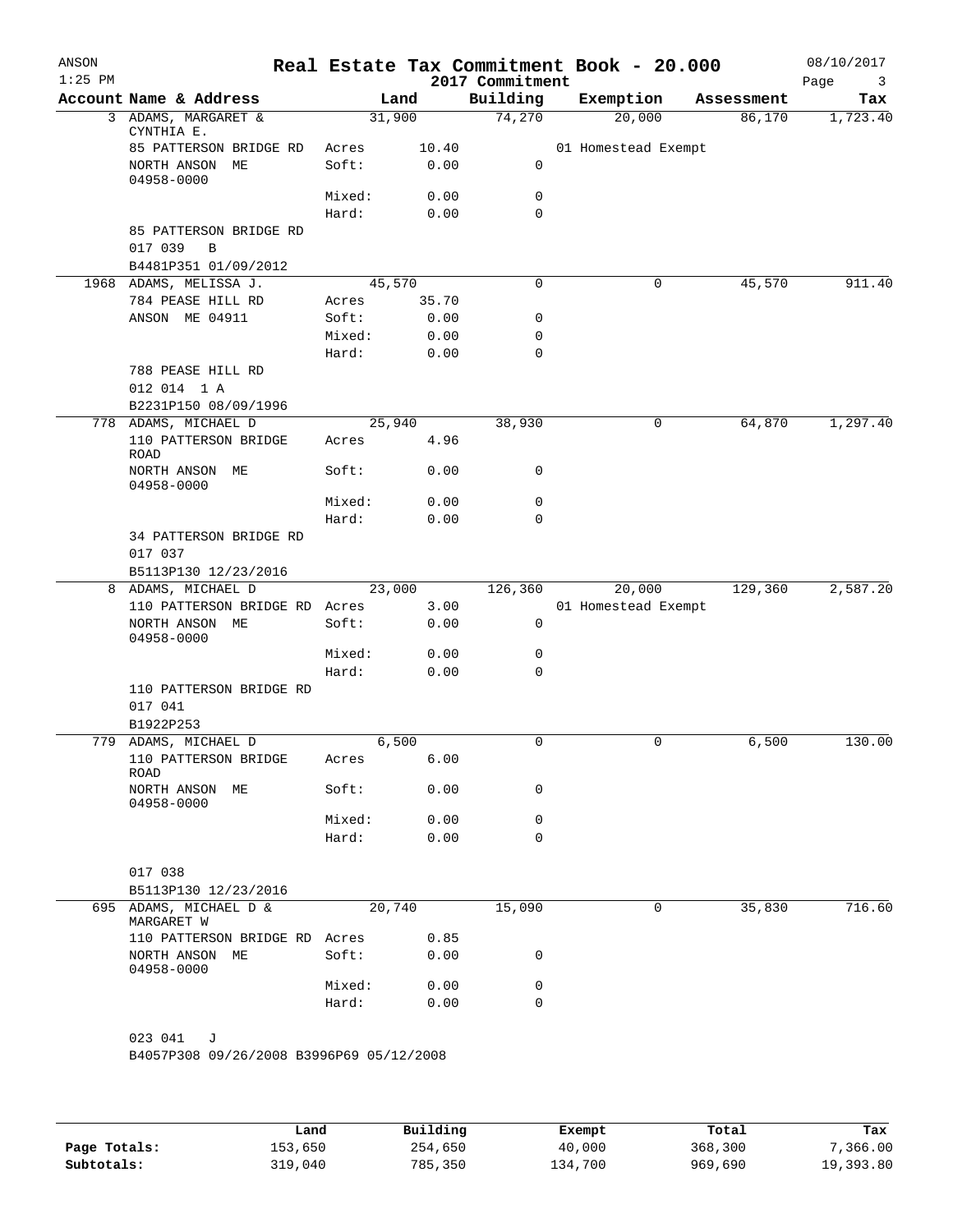# Real Estate Tax Commitment Book - 20.000

ANSON
1:25 PM

2017 Commitment

08/10/2017

| Account | Name & Address | Land | | Building | Exemption | Assessment | Tax |
|---|---|---|---|---|---|---|---|
| 3 | ADAMS, MARGARET & CYNTHIA E. | 31,900 | | 74,270 | 20,000 | 86,170 | 1,723.40 |
| | 85 PATTERSON BRIDGE RD | Acres | 10.40 | | 01 Homestead Exempt | | |
| | NORTH ANSON ME 04958-0000 | Soft: | 0.00 | 0 | | | |
| | | Mixed: | 0.00 | 0 | | | |
| | | Hard: | 0.00 | 0 | | | |
| | 85 PATTERSON BRIDGE RD | | | | | | |
| | 017 039 B | | | | | | |
| | B4481P351 01/09/2012 | | | | | | |
| 1968 | ADAMS, MELISSA J. | 45,570 | | 0 | 0 | 45,570 | 911.40 |
| | 784 PEASE HILL RD | Acres | 35.70 | | | | |
| | ANSON ME 04911 | Soft: | 0.00 | 0 | | | |
| | | Mixed: | 0.00 | 0 | | | |
| | | Hard: | 0.00 | 0 | | | |
| | 788 PEASE HILL RD | | | | | | |
| | 012 014 1 A | | | | | | |
| | B2231P150 08/09/1996 | | | | | | |
| 778 | ADAMS, MICHAEL D | 25,940 | | 38,930 | 0 | 64,870 | 1,297.40 |
| | 110 PATTERSON BRIDGE ROAD | Acres | 4.96 | | | | |
| | NORTH ANSON ME 04958-0000 | Soft: | 0.00 | 0 | | | |
| | | Mixed: | 0.00 | 0 | | | |
| | | Hard: | 0.00 | 0 | | | |
| | 34 PATTERSON BRIDGE RD | | | | | | |
| | 017 037 | | | | | | |
| | B5113P130 12/23/2016 | | | | | | |
| 8 | ADAMS, MICHAEL D | 23,000 | | 126,360 | 20,000 | 129,360 | 2,587.20 |
| | 110 PATTERSON BRIDGE RD | Acres | 3.00 | | 01 Homestead Exempt | | |
| | NORTH ANSON ME 04958-0000 | Soft: | 0.00 | 0 | | | |
| | | Mixed: | 0.00 | 0 | | | |
| | | Hard: | 0.00 | 0 | | | |
| | 110 PATTERSON BRIDGE RD | | | | | | |
| | 017 041 | | | | | | |
| | B1922P253 | | | | | | |
| 779 | ADAMS, MICHAEL D | 6,500 | | 0 | 0 | 6,500 | 130.00 |
| | 110 PATTERSON BRIDGE ROAD | Acres | 6.00 | | | | |
| | NORTH ANSON ME 04958-0000 | Soft: | 0.00 | 0 | | | |
| | | Mixed: | 0.00 | 0 | | | |
| | | Hard: | 0.00 | 0 | | | |
| | 017 038 | | | | | | |
| | B5113P130 12/23/2016 | | | | | | |
| 695 | ADAMS, MICHAEL D & MARGARET W | 20,740 | | 15,090 | 0 | 35,830 | 716.60 |
| | 110 PATTERSON BRIDGE RD | Acres | 0.85 | | | | |
| | NORTH ANSON ME 04958-0000 | Soft: | 0.00 | 0 | | | |
| | | Mixed: | 0.00 | 0 | | | |
| | | Hard: | 0.00 | 0 | | | |
| | 023 041 J | | | | | | |
| | B4057P308 09/26/2008 B3996P69 05/12/2008 | | | | | | |

| | Land | Building | Exempt | Total | Tax |
|---|---|---|---|---|---|
| Page Totals: | 153,650 | 254,650 | 40,000 | 368,300 | 7,366.00 |
| Subtotals: | 319,040 | 785,350 | 134,700 | 969,690 | 19,393.80 |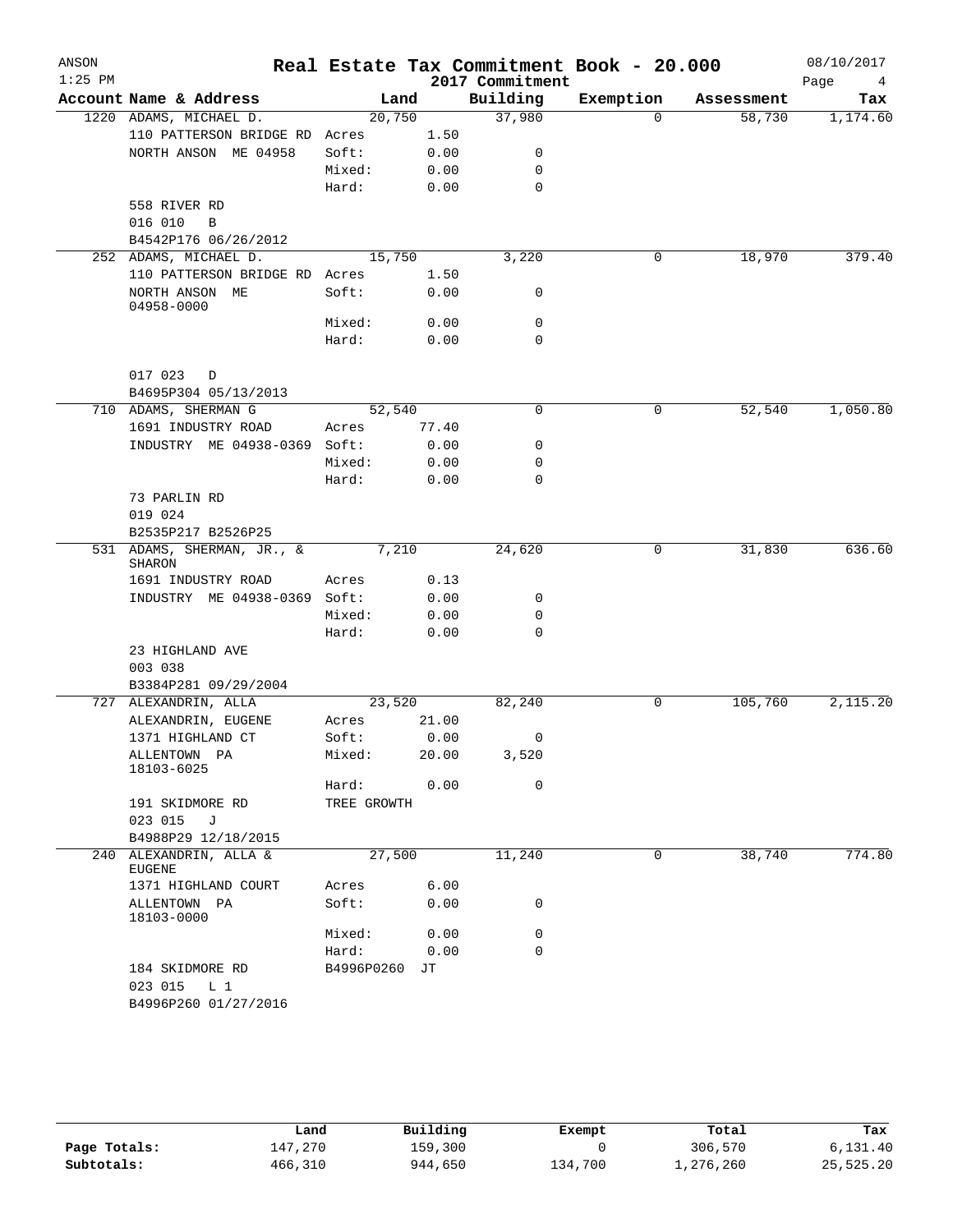# Real Estate Tax Commitment Book - 20.000

ANSON 1:25 PM — 2017 Commitment — 08/10/2017

| Account Name & Address | Land | | Building | Exemption | Assessment | Tax |
|---|---|---|---|---|---|---|
| 1220 ADAMS, MICHAEL D. | 20,750 | | 37,980 | 0 | 58,730 | 1,174.60 |
| 110 PATTERSON BRIDGE RD | Acres | 1.50 | | | | |
| NORTH ANSON ME 04958 | Soft: | 0.00 | 0 | | | |
| | Mixed: | 0.00 | 0 | | | |
| | Hard: | 0.00 | 0 | | | |
| 558 RIVER RD | | | | | | |
| 016 010 B | | | | | | |
| B4542P176 06/26/2012 | | | | | | |
| 252 ADAMS, MICHAEL D. | 15,750 | | 3,220 | 0 | 18,970 | 379.40 |
| 110 PATTERSON BRIDGE RD | Acres | 1.50 | | | | |
| NORTH ANSON ME 04958-0000 | Soft: | 0.00 | 0 | | | |
| | Mixed: | 0.00 | 0 | | | |
| | Hard: | 0.00 | 0 | | | |
| 017 023 D | | | | | | |
| B4695P304 05/13/2013 | | | | | | |
| 710 ADAMS, SHERMAN G | 52,540 | | 0 | 0 | 52,540 | 1,050.80 |
| 1691 INDUSTRY ROAD | Acres | 77.40 | | | | |
| INDUSTRY ME 04938-0369 | Soft: | 0.00 | 0 | | | |
| | Mixed: | 0.00 | 0 | | | |
| | Hard: | 0.00 | 0 | | | |
| 73 PARLIN RD | | | | | | |
| 019 024 | | | | | | |
| B2535P217 B2526P25 | | | | | | |
| 531 ADAMS, SHERMAN, JR., & SHARON | 7,210 | | 24,620 | 0 | 31,830 | 636.60 |
| 1691 INDUSTRY ROAD | Acres | 0.13 | | | | |
| INDUSTRY ME 04938-0369 | Soft: | 0.00 | 0 | | | |
| | Mixed: | 0.00 | 0 | | | |
| | Hard: | 0.00 | 0 | | | |
| 23 HIGHLAND AVE | | | | | | |
| 003 038 | | | | | | |
| B3384P281 09/29/2004 | | | | | | |
| 727 ALEXANDRIN, ALLA | 23,520 | | 82,240 | 0 | 105,760 | 2,115.20 |
| ALEXANDRIN, EUGENE | Acres | 21.00 | | | | |
| 1371 HIGHLAND CT | Soft: | 0.00 | 0 | | | |
| ALLENTOWN PA 18103-6025 | Mixed: | 20.00 | 3,520 | | | |
| | Hard: | 0.00 | 0 | | | |
| 191 SKIDMORE RD | TREE GROWTH | | | | | |
| 023 015 J | | | | | | |
| B4988P29 12/18/2015 | | | | | | |
| 240 ALEXANDRIN, ALLA & EUGENE | 27,500 | | 11,240 | 0 | 38,740 | 774.80 |
| 1371 HIGHLAND COURT | Acres | 6.00 | | | | |
| ALLENTOWN PA 18103-0000 | Soft: | 0.00 | 0 | | | |
| | Mixed: | 0.00 | 0 | | | |
| | Hard: | 0.00 | 0 | | | |
| 184 SKIDMORE RD | B4996P0260 | JT | | | | |
| 023 015 L 1 | | | | | | |
| B4996P260 01/27/2016 | | | | | | |

| | Land | Building | Exempt | Total | Tax |
|---|---|---|---|---|---|
| Page Totals: | 147,270 | 159,300 | 0 | 306,570 | 6,131.40 |
| Subtotals: | 466,310 | 944,650 | 134,700 | 1,276,260 | 25,525.20 |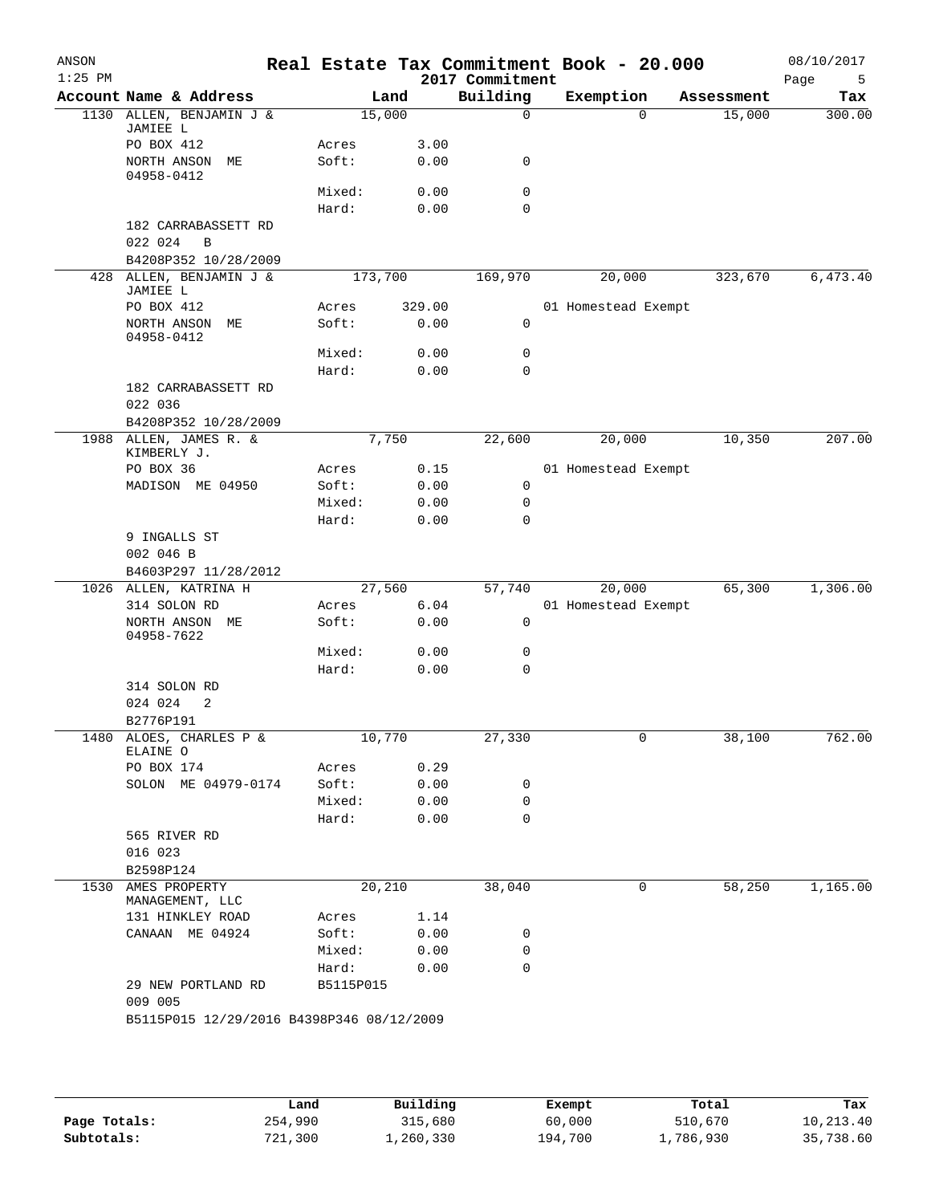# Real Estate Tax Commitment Book - 20.000

ANSON
1:25 PM

2017 Commitment

08/10/2017

| Account | Name & Address | Land | | Building | Exemption | Assessment | Tax |
|---|---|---|---|---|---|---|---|
| 1130 | ALLEN, BENJAMIN J & JAMIEE L | 15,000 | | 0 | 0 | 15,000 | 300.00 |
| | PO BOX 412 | Acres | 3.00 | | | | |
| | NORTH ANSON ME 04958-0412 | Soft: | 0.00 | 0 | | | |
| | | Mixed: | 0.00 | 0 | | | |
| | | Hard: | 0.00 | 0 | | | |
| | 182 CARRABASSETT RD | | | | | | |
| | 022 024 B | | | | | | |
| | B4208P352 10/28/2009 | | | | | | |
| 428 | ALLEN, BENJAMIN J & JAMIEE L | 173,700 | | 169,970 | 20,000 | 323,670 | 6,473.40 |
| | PO BOX 412 | Acres | 329.00 | | 01 Homestead Exempt | | |
| | NORTH ANSON ME 04958-0412 | Soft: | 0.00 | 0 | | | |
| | | Mixed: | 0.00 | 0 | | | |
| | | Hard: | 0.00 | 0 | | | |
| | 182 CARRABASSETT RD | | | | | | |
| | 022 036 | | | | | | |
| | B4208P352 10/28/2009 | | | | | | |
| 1988 | ALLEN, JAMES R. & KIMBERLY J. | 7,750 | | 22,600 | 20,000 | 10,350 | 207.00 |
| | PO BOX 36 | Acres | 0.15 | | 01 Homestead Exempt | | |
| | MADISON ME 04950 | Soft: | 0.00 | 0 | | | |
| | | Mixed: | 0.00 | 0 | | | |
| | | Hard: | 0.00 | 0 | | | |
| | 9 INGALLS ST | | | | | | |
| | 002 046 B | | | | | | |
| | B4603P297 11/28/2012 | | | | | | |
| 1026 | ALLEN, KATRINA H | 27,560 | | 57,740 | 20,000 | 65,300 | 1,306.00 |
| | 314 SOLON RD | Acres | 6.04 | | 01 Homestead Exempt | | |
| | NORTH ANSON ME 04958-7622 | Soft: | 0.00 | 0 | | | |
| | | Mixed: | 0.00 | 0 | | | |
| | | Hard: | 0.00 | 0 | | | |
| | 314 SOLON RD | | | | | | |
| | 024 024 2 | | | | | | |
| | B2776P191 | | | | | | |
| 1480 | ALOES, CHARLES P & ELAINE O | 10,770 | | 27,330 | 0 | 38,100 | 762.00 |
| | PO BOX 174 | Acres | 0.29 | | | | |
| | SOLON ME 04979-0174 | Soft: | 0.00 | 0 | | | |
| | | Mixed: | 0.00 | 0 | | | |
| | | Hard: | 0.00 | 0 | | | |
| | 565 RIVER RD | | | | | | |
| | 016 023 | | | | | | |
| | B2598P124 | | | | | | |
| 1530 | AMES PROPERTY MANAGEMENT, LLC | 20,210 | | 38,040 | 0 | 58,250 | 1,165.00 |
| | 131 HINKLEY ROAD | Acres | 1.14 | | | | |
| | CANAAN ME 04924 | Soft: | 0.00 | 0 | | | |
| | | Mixed: | 0.00 | 0 | | | |
| | | Hard: | 0.00 | 0 | | | |
| | 29 NEW PORTLAND RD | B5115P015 | | | | | |
| | 009 005 | | | | | | |
| | B5115P015 12/29/2016 B4398P346 08/12/2009 | | | | | | |

| | Land | Building | Exempt | Total | Tax |
|---|---|---|---|---|---|
| Page Totals: | 254,990 | 315,680 | 60,000 | 510,670 | 10,213.40 |
| Subtotals: | 721,300 | 1,260,330 | 194,700 | 1,786,930 | 35,738.60 |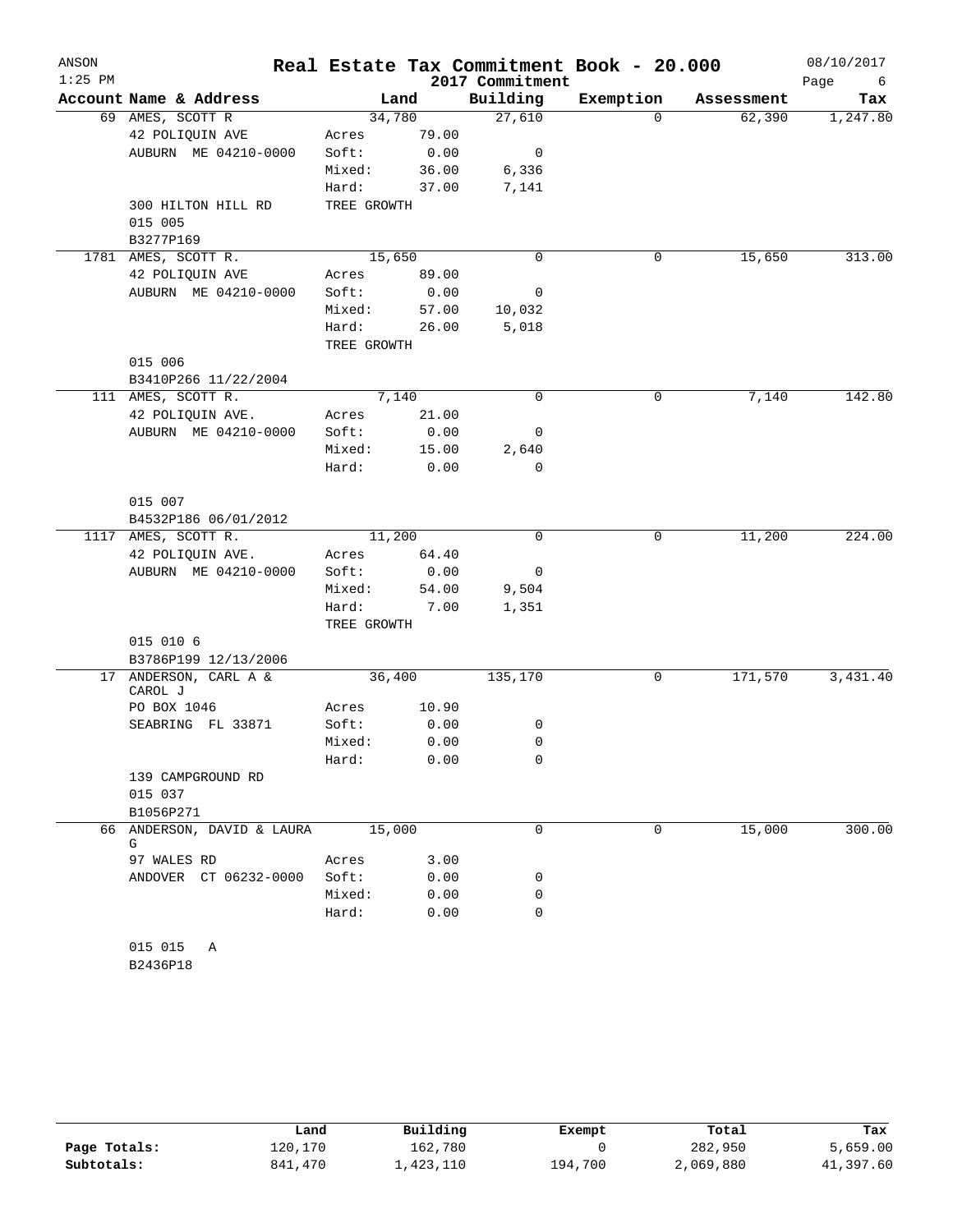# Real Estate Tax Commitment Book - 20.000

ANSON 1:25 PM — 2017 Commitment — 08/10/2017

| Account Name & Address | Land | | Building | Exemption | Assessment | Tax |
|---|---|---|---|---|---|---|
| 69 AMES, SCOTT R | 34,780 | | 27,610 | 0 | 62,390 | 1,247.80 |
| 42 POLIQUIN AVE | Acres | 79.00 | | | | |
| AUBURN ME 04210-0000 | Soft: | 0.00 | 0 | | | |
| | Mixed: | 36.00 | 6,336 | | | |
| | Hard: | 37.00 | 7,141 | | | |
| 300 HILTON HILL RD | TREE GROWTH | | | | | |
| 015 005 | | | | | | |
| B3277P169 | | | | | | |
| 1781 AMES, SCOTT R. | 15,650 | | 0 | 0 | 15,650 | 313.00 |
| 42 POLIQUIN AVE | Acres | 89.00 | | | | |
| AUBURN ME 04210-0000 | Soft: | 0.00 | 0 | | | |
| | Mixed: | 57.00 | 10,032 | | | |
| | Hard: | 26.00 | 5,018 | | | |
| | TREE GROWTH | | | | | |
| 015 006 | | | | | | |
| B3410P266 11/22/2004 | | | | | | |
| 111 AMES, SCOTT R. | 7,140 | | 0 | 0 | 7,140 | 142.80 |
| 42 POLIQUIN AVE. | Acres | 21.00 | | | | |
| AUBURN ME 04210-0000 | Soft: | 0.00 | 0 | | | |
| | Mixed: | 15.00 | 2,640 | | | |
| | Hard: | 0.00 | 0 | | | |
| 015 007 | | | | | | |
| B4532P186 06/01/2012 | | | | | | |
| 1117 AMES, SCOTT R. | 11,200 | | 0 | 0 | 11,200 | 224.00 |
| 42 POLIQUIN AVE. | Acres | 64.40 | | | | |
| AUBURN ME 04210-0000 | Soft: | 0.00 | 0 | | | |
| | Mixed: | 54.00 | 9,504 | | | |
| | Hard: | 7.00 | 1,351 | | | |
| | TREE GROWTH | | | | | |
| 015 010 6 | | | | | | |
| B3786P199 12/13/2006 | | | | | | |
| 17 ANDERSON, CARL A & CAROL J | 36,400 | | 135,170 | 0 | 171,570 | 3,431.40 |
| PO BOX 1046 | Acres | 10.90 | | | | |
| SEABRING FL 33871 | Soft: | 0.00 | 0 | | | |
| | Mixed: | 0.00 | 0 | | | |
| | Hard: | 0.00 | 0 | | | |
| 139 CAMPGROUND RD | | | | | | |
| 015 037 | | | | | | |
| B1056P271 | | | | | | |
| 66 ANDERSON, DAVID & LAURA G | 15,000 | | 0 | 0 | 15,000 | 300.00 |
| 97 WALES RD | Acres | 3.00 | | | | |
| ANDOVER CT 06232-0000 | Soft: | 0.00 | 0 | | | |
| | Mixed: | 0.00 | 0 | | | |
| | Hard: | 0.00 | 0 | | | |
| 015 015 A | | | | | | |
| B2436P18 | | | | | | |

| | Land | Building | Exempt | Total | Tax |
|---|---|---|---|---|---|
| Page Totals: | 120,170 | 162,780 | 0 | 282,950 | 5,659.00 |
| Subtotals: | 841,470 | 1,423,110 | 194,700 | 2,069,880 | 41,397.60 |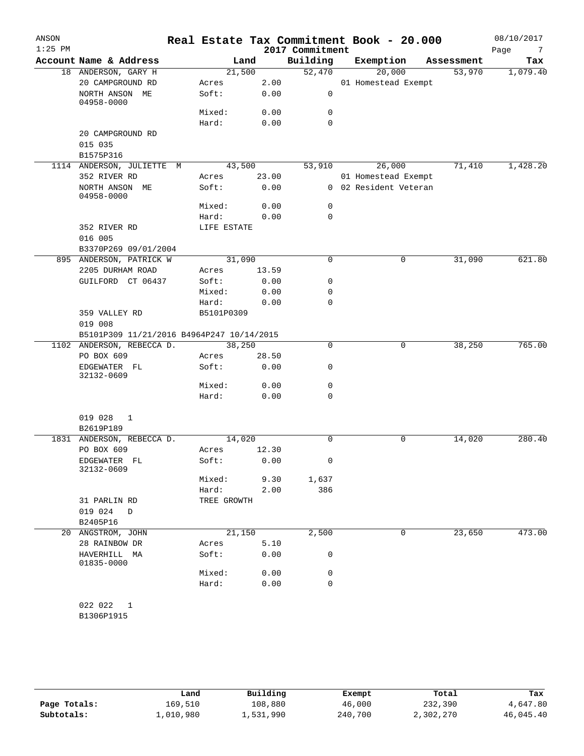# Real Estate Tax Commitment Book - 20.000

ANSON
1:25 PM

2017 Commitment

08/10/2017

| Account | Name & Address | Land | | Building | Exemption | Assessment | Tax |
|---|---|---|---|---|---|---|---|
| 18 | ANDERSON, GARY H | | 21,500 | 52,470 | 20,000 | 53,970 | 1,079.40 |
| | 20 CAMPGROUND RD | Acres | 2.00 | | 01 Homestead Exempt | | |
| | NORTH ANSON ME 04958-0000 | Soft: | 0.00 | 0 | | | |
| | | Mixed: | 0.00 | 0 | | | |
| | | Hard: | 0.00 | 0 | | | |
| | 20 CAMPGROUND RD | | | | | | |
| | 015 035 | | | | | | |
| | B1575P316 | | | | | | |
| 1114 | ANDERSON, JULIETTE M | | 43,500 | 53,910 | 26,000 | 71,410 | 1,428.20 |
| | 352 RIVER RD | Acres | 23.00 | | 01 Homestead Exempt | | |
| | NORTH ANSON ME 04958-0000 | Soft: | 0.00 | 0 | 02 Resident Veteran | | |
| | | Mixed: | 0.00 | 0 | | | |
| | | Hard: | 0.00 | 0 | | | |
| | 352 RIVER RD | LIFE ESTATE | | | | | |
| | 016 005 | | | | | | |
| | B3370P269 09/01/2004 | | | | | | |
| 895 | ANDERSON, PATRICK W | | 31,090 | 0 | 0 | 31,090 | 621.80 |
| | 2205 DURHAM ROAD | Acres | 13.59 | | | | |
| | GUILFORD CT 06437 | Soft: | 0.00 | 0 | | | |
| | | Mixed: | 0.00 | 0 | | | |
| | | Hard: | 0.00 | 0 | | | |
| | 359 VALLEY RD | B5101P0309 | | | | | |
| | 019 008 | | | | | | |
| | B5101P309 11/21/2016 B4964P247 10/14/2015 | | | | | | |
| 1102 | ANDERSON, REBECCA D. | | 38,250 | 0 | 0 | 38,250 | 765.00 |
| | PO BOX 609 | Acres | 28.50 | | | | |
| | EDGEWATER FL 32132-0609 | Soft: | 0.00 | 0 | | | |
| | | Mixed: | 0.00 | 0 | | | |
| | | Hard: | 0.00 | 0 | | | |
| | 019 028 1 | | | | | | |
| | B2619P189 | | | | | | |
| 1831 | ANDERSON, REBECCA D. | | 14,020 | 0 | 0 | 14,020 | 280.40 |
| | PO BOX 609 | Acres | 12.30 | | | | |
| | EDGEWATER FL 32132-0609 | Soft: | 0.00 | 0 | | | |
| | | Mixed: | 9.30 | 1,637 | | | |
| | | Hard: | 2.00 | 386 | | | |
| | 31 PARLIN RD | TREE GROWTH | | | | | |
| | 019 024 D | | | | | | |
| | B2405P16 | | | | | | |
| 20 | ANGSTROM, JOHN | | 21,150 | 2,500 | 0 | 23,650 | 473.00 |
| | 28 RAINBOW DR | Acres | 5.10 | | | | |
| | HAVERHILL MA 01835-0000 | Soft: | 0.00 | 0 | | | |
| | | Mixed: | 0.00 | 0 | | | |
| | | Hard: | 0.00 | 0 | | | |
| | 022 022 1 | | | | | | |
| | B1306P1915 | | | | | | |

| | Land | Building | Exempt | Total | Tax |
|---|---|---|---|---|---|
| Page Totals: | 169,510 | 108,880 | 46,000 | 232,390 | 4,647.80 |
| Subtotals: | 1,010,980 | 1,531,990 | 240,700 | 2,302,270 | 46,045.40 |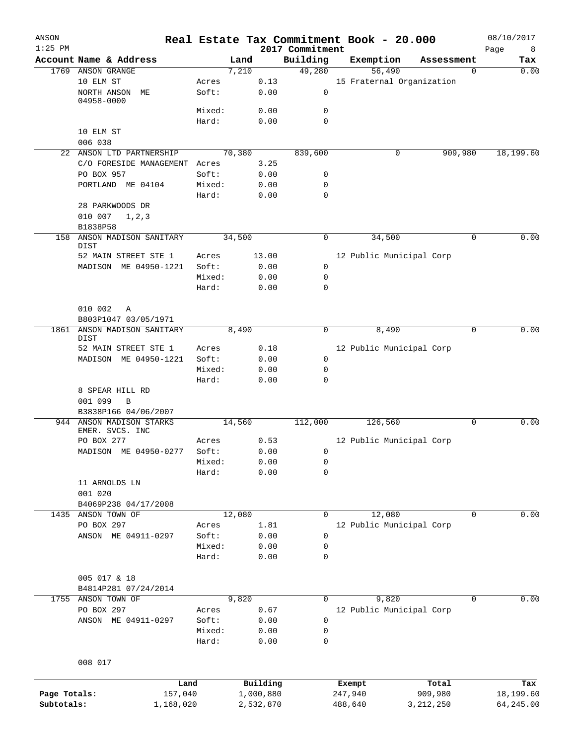# Real Estate Tax Commitment Book - 20.000

ANSON
1:25 PM
2017 Commitment
08/10/2017

| Account | Name & Address | | Land | Building | Exemption | Assessment | Tax |
|---|---|---|---|---|---|---|---|
| 1769 | ANSON GRANGE | | 7,210 | 49,280 | 56,490 | 0 | 0.00 |
| | 10 ELM ST | Acres | 0.13 | | 15 Fraternal Organization | | |
| | NORTH ANSON ME 04958-0000 | Soft: | 0.00 | 0 | | | |
| | | Mixed: | 0.00 | 0 | | | |
| | | Hard: | 0.00 | 0 | | | |
| | 10 ELM ST | | | | | | |
| | 006 038 | | | | | | |
| 22 | ANSON LTD PARTNERSHIP | | 70,380 | 839,600 | 0 | 909,980 | 18,199.60 |
| | C/O FORESIDE MANAGEMENT | Acres | 3.25 | | | | |
| | PO BOX 957 | Soft: | 0.00 | 0 | | | |
| | PORTLAND ME 04104 | Mixed: | 0.00 | 0 | | | |
| | | Hard: | 0.00 | 0 | | | |
| | 28 PARKWOODS DR | | | | | | |
| | 010 007 1,2,3 | | | | | | |
| | B1838P58 | | | | | | |
| 158 | ANSON MADISON SANITARY DIST | | 34,500 | 0 | 34,500 | 0 | 0.00 |
| | 52 MAIN STREET STE 1 | Acres | 13.00 | | 12 Public Municipal Corp | | |
| | MADISON ME 04950-1221 | Soft: | 0.00 | 0 | | | |
| | | Mixed: | 0.00 | 0 | | | |
| | | Hard: | 0.00 | 0 | | | |
| | 010 002 A | | | | | | |
| | B803P1047 03/05/1971 | | | | | | |
| 1861 | ANSON MADISON SANITARY DIST | | 8,490 | 0 | 8,490 | 0 | 0.00 |
| | 52 MAIN STREET STE 1 | Acres | 0.18 | | 12 Public Municipal Corp | | |
| | MADISON ME 04950-1221 | Soft: | 0.00 | 0 | | | |
| | | Mixed: | 0.00 | 0 | | | |
| | | Hard: | 0.00 | 0 | | | |
| | 8 SPEAR HILL RD | | | | | | |
| | 001 099 B | | | | | | |
| | B3838P166 04/06/2007 | | | | | | |
| 944 | ANSON MADISON STARKS EMER. SVCS. INC | | 14,560 | 112,000 | 126,560 | 0 | 0.00 |
| | PO BOX 277 | Acres | 0.53 | | 12 Public Municipal Corp | | |
| | MADISON ME 04950-0277 | Soft: | 0.00 | 0 | | | |
| | | Mixed: | 0.00 | 0 | | | |
| | | Hard: | 0.00 | 0 | | | |
| | 11 ARNOLDS LN | | | | | | |
| | 001 020 | | | | | | |
| | B4069P238 04/17/2008 | | | | | | |
| 1435 | ANSON TOWN OF | | 12,080 | 0 | 12,080 | 0 | 0.00 |
| | PO BOX 297 | Acres | 1.81 | | 12 Public Municipal Corp | | |
| | ANSON ME 04911-0297 | Soft: | 0.00 | 0 | | | |
| | | Mixed: | 0.00 | 0 | | | |
| | | Hard: | 0.00 | 0 | | | |
| | 005 017 & 18 | | | | | | |
| | B4814P281 07/24/2014 | | | | | | |
| 1755 | ANSON TOWN OF | | 9,820 | 0 | 9,820 | 0 | 0.00 |
| | PO BOX 297 | Acres | 0.67 | | 12 Public Municipal Corp | | |
| | ANSON ME 04911-0297 | Soft: | 0.00 | 0 | | | |
| | | Mixed: | 0.00 | 0 | | | |
| | | Hard: | 0.00 | 0 | | | |
| | 008 017 | | | | | | |

| | Land | Building | Exempt | Total | Tax |
|---|---|---|---|---|---|
| Page Totals: | 157,040 | 1,000,880 | 247,940 | 909,980 | 18,199.60 |
| Subtotals: | 1,168,020 | 2,532,870 | 488,640 | 3,212,250 | 64,245.00 |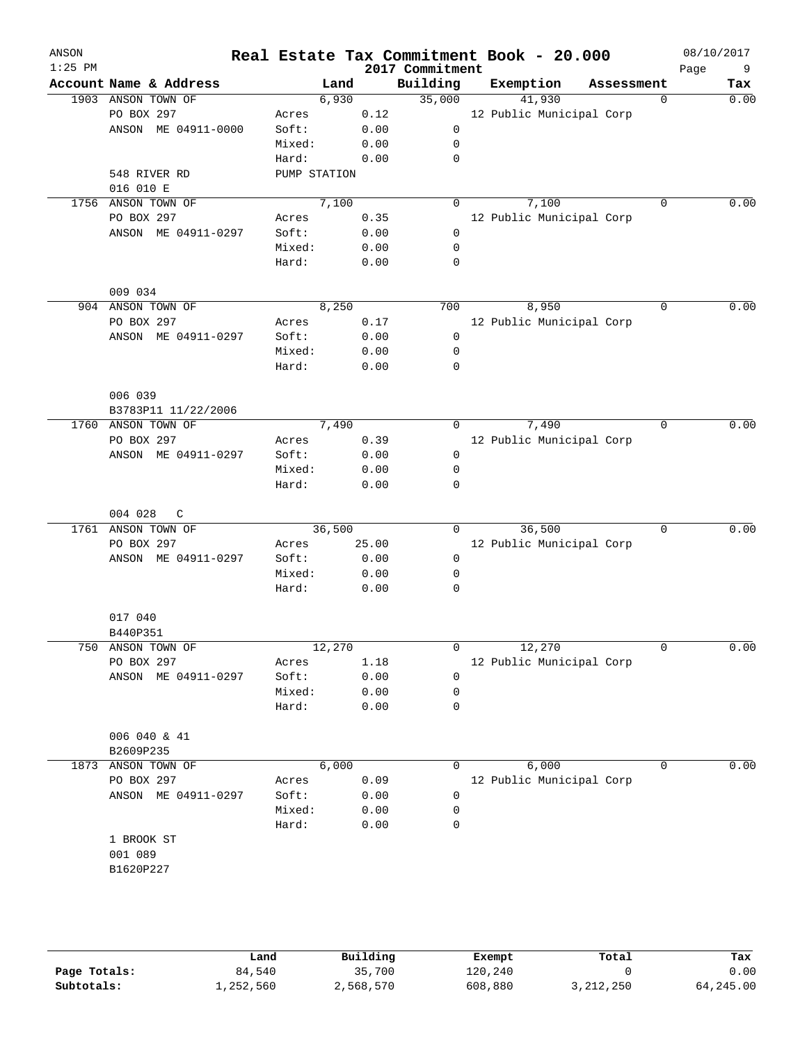# Real Estate Tax Commitment Book - 20.000

ANSON
2017 Commitment
08/10/2017

| Account | Name & Address | Land | | Building | Exemption | Assessment | Tax |
|---|---|---|---|---|---|---|---|
| 1903 | ANSON TOWN OF | | 6,930 | 35,000 | 41,930 | 0 | 0.00 |
| | PO BOX 297 | Acres | 0.12 | | 12 Public Municipal Corp | | |
| | ANSON ME 04911-0000 | Soft: | 0.00 | 0 | | | |
| | | Mixed: | 0.00 | 0 | | | |
| | | Hard: | 0.00 | 0 | | | |
| | 548 RIVER RD | PUMP STATION | | | | | |
| | 016 010 E | | | | | | |
| 1756 | ANSON TOWN OF | | 7,100 | 0 | 7,100 | 0 | 0.00 |
| | PO BOX 297 | Acres | 0.35 | | 12 Public Municipal Corp | | |
| | ANSON ME 04911-0297 | Soft: | 0.00 | 0 | | | |
| | | Mixed: | 0.00 | 0 | | | |
| | | Hard: | 0.00 | 0 | | | |
| | 009 034 | | | | | | |
| 904 | ANSON TOWN OF | | 8,250 | 700 | 8,950 | 0 | 0.00 |
| | PO BOX 297 | Acres | 0.17 | | 12 Public Municipal Corp | | |
| | ANSON ME 04911-0297 | Soft: | 0.00 | 0 | | | |
| | | Mixed: | 0.00 | 0 | | | |
| | | Hard: | 0.00 | 0 | | | |
| | 006 039 | | | | | | |
| | B3783P11 11/22/2006 | | | | | | |
| 1760 | ANSON TOWN OF | | 7,490 | 0 | 7,490 | 0 | 0.00 |
| | PO BOX 297 | Acres | 0.39 | | 12 Public Municipal Corp | | |
| | ANSON ME 04911-0297 | Soft: | 0.00 | 0 | | | |
| | | Mixed: | 0.00 | 0 | | | |
| | | Hard: | 0.00 | 0 | | | |
| | 004 028 C | | | | | | |
| 1761 | ANSON TOWN OF | | 36,500 | 0 | 36,500 | 0 | 0.00 |
| | PO BOX 297 | Acres | 25.00 | | 12 Public Municipal Corp | | |
| | ANSON ME 04911-0297 | Soft: | 0.00 | 0 | | | |
| | | Mixed: | 0.00 | 0 | | | |
| | | Hard: | 0.00 | 0 | | | |
| | 017 040 | | | | | | |
| | B440P351 | | | | | | |
| 750 | ANSON TOWN OF | | 12,270 | 0 | 12,270 | 0 | 0.00 |
| | PO BOX 297 | Acres | 1.18 | | 12 Public Municipal Corp | | |
| | ANSON ME 04911-0297 | Soft: | 0.00 | 0 | | | |
| | | Mixed: | 0.00 | 0 | | | |
| | | Hard: | 0.00 | 0 | | | |
| | 006 040 & 41 | | | | | | |
| | B2609P235 | | | | | | |
| 1873 | ANSON TOWN OF | | 6,000 | 0 | 6,000 | 0 | 0.00 |
| | PO BOX 297 | Acres | 0.09 | | 12 Public Municipal Corp | | |
| | ANSON ME 04911-0297 | Soft: | 0.00 | 0 | | | |
| | | Mixed: | 0.00 | 0 | | | |
| | | Hard: | 0.00 | 0 | | | |
| | 1 BROOK ST | | | | | | |
| | 001 089 | | | | | | |
| | B1620P227 | | | | | | |

| | Land | Building | Exempt | Total | Tax |
|---|---|---|---|---|---|
| Page Totals: | 84,540 | 35,700 | 120,240 | 0 | 0.00 |
| Subtotals: | 1,252,560 | 2,568,570 | 608,880 | 3,212,250 | 64,245.00 |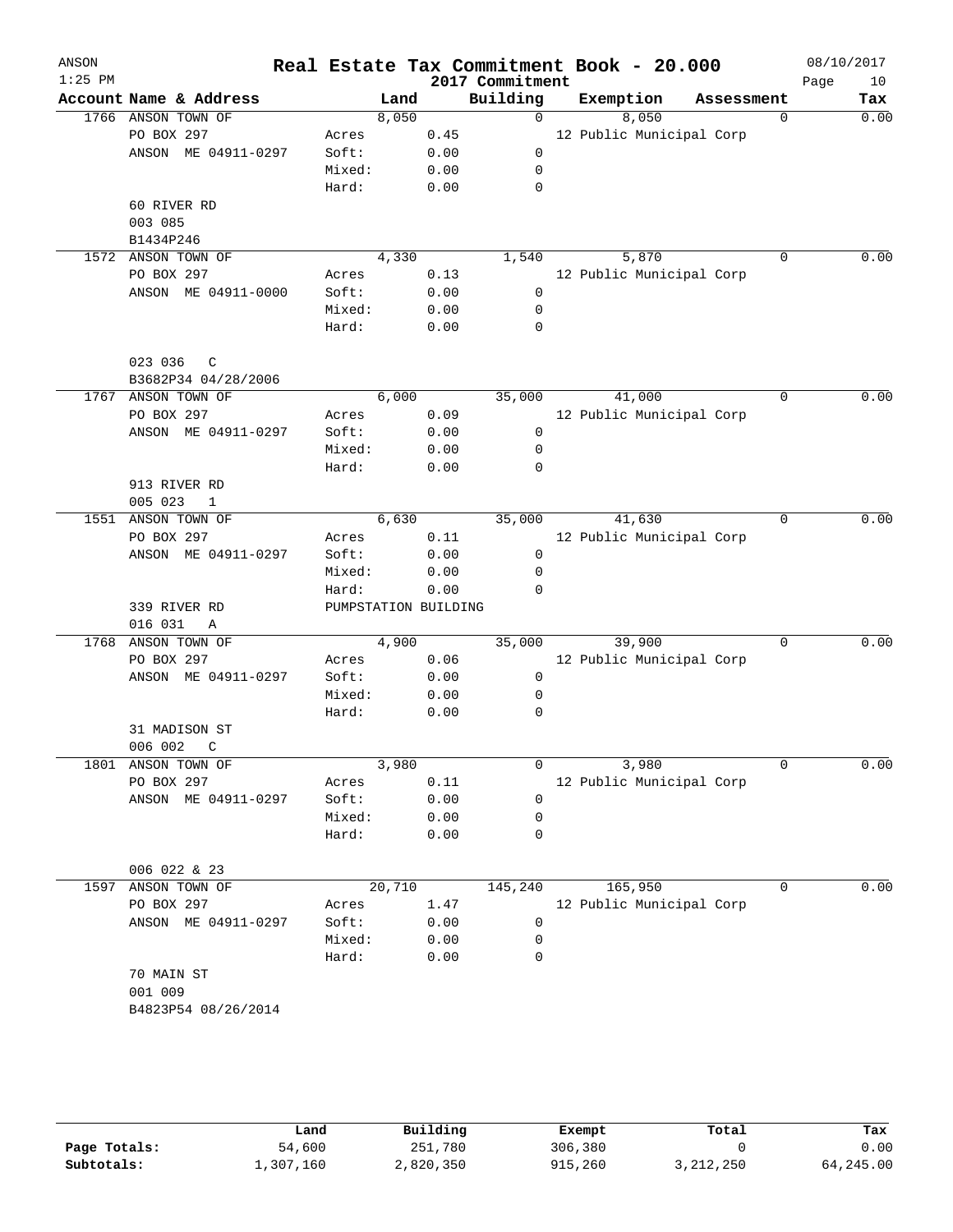# Real Estate Tax Commitment Book - 20.000

ANSON
1:25 PM
2017 Commitment
08/10/2017

| Account | Name & Address | Land | | Building | Exemption | Assessment | Tax |
|---|---|---|---|---|---|---|---|
| 1766 | ANSON TOWN OF | | 8,050 | 0 | 8,050 | 0 | 0.00 |
| | PO BOX 297 | Acres | 0.45 | | 12 Public Municipal Corp | | |
| | ANSON ME 04911-0297 | Soft: | 0.00 | 0 | | | |
| | | Mixed: | 0.00 | 0 | | | |
| | | Hard: | 0.00 | 0 | | | |
| | 60 RIVER RD | | | | | | |
| | 003 085 | | | | | | |
| | B1434P246 | | | | | | |
| 1572 | ANSON TOWN OF | | 4,330 | 1,540 | 5,870 | 0 | 0.00 |
| | PO BOX 297 | Acres | 0.13 | | 12 Public Municipal Corp | | |
| | ANSON ME 04911-0000 | Soft: | 0.00 | 0 | | | |
| | | Mixed: | 0.00 | 0 | | | |
| | | Hard: | 0.00 | 0 | | | |
| | 023 036 C | | | | | | |
| | B3682P34 04/28/2006 | | | | | | |
| 1767 | ANSON TOWN OF | | 6,000 | 35,000 | 41,000 | 0 | 0.00 |
| | PO BOX 297 | Acres | 0.09 | | 12 Public Municipal Corp | | |
| | ANSON ME 04911-0297 | Soft: | 0.00 | 0 | | | |
| | | Mixed: | 0.00 | 0 | | | |
| | | Hard: | 0.00 | 0 | | | |
| | 913 RIVER RD | | | | | | |
| | 005 023 1 | | | | | | |
| 1551 | ANSON TOWN OF | | 6,630 | 35,000 | 41,630 | 0 | 0.00 |
| | PO BOX 297 | Acres | 0.11 | | 12 Public Municipal Corp | | |
| | ANSON ME 04911-0297 | Soft: | 0.00 | 0 | | | |
| | | Mixed: | 0.00 | 0 | | | |
| | | Hard: | 0.00 | 0 | | | |
| | 339 RIVER RD | PUMPSTATION BUILDING | | | | | |
| | 016 031 A | | | | | | |
| 1768 | ANSON TOWN OF | | 4,900 | 35,000 | 39,900 | 0 | 0.00 |
| | PO BOX 297 | Acres | 0.06 | | 12 Public Municipal Corp | | |
| | ANSON ME 04911-0297 | Soft: | 0.00 | 0 | | | |
| | | Mixed: | 0.00 | 0 | | | |
| | | Hard: | 0.00 | 0 | | | |
| | 31 MADISON ST | | | | | | |
| | 006 002 C | | | | | | |
| 1801 | ANSON TOWN OF | | 3,980 | 0 | 3,980 | 0 | 0.00 |
| | PO BOX 297 | Acres | 0.11 | | 12 Public Municipal Corp | | |
| | ANSON ME 04911-0297 | Soft: | 0.00 | 0 | | | |
| | | Mixed: | 0.00 | 0 | | | |
| | | Hard: | 0.00 | 0 | | | |
| | 006 022 & 23 | | | | | | |
| 1597 | ANSON TOWN OF | | 20,710 | 145,240 | 165,950 | 0 | 0.00 |
| | PO BOX 297 | Acres | 1.47 | | 12 Public Municipal Corp | | |
| | ANSON ME 04911-0297 | Soft: | 0.00 | 0 | | | |
| | | Mixed: | 0.00 | 0 | | | |
| | | Hard: | 0.00 | 0 | | | |
| | 70 MAIN ST | | | | | | |
| | 001 009 | | | | | | |
| | B4823P54 08/26/2014 | | | | | | |

| | Land | Building | Exempt | Total | Tax |
|---|---|---|---|---|---|
| Page Totals: | 54,600 | 251,780 | 306,380 | 0 | 0.00 |
| Subtotals: | 1,307,160 | 2,820,350 | 915,260 | 3,212,250 | 64,245.00 |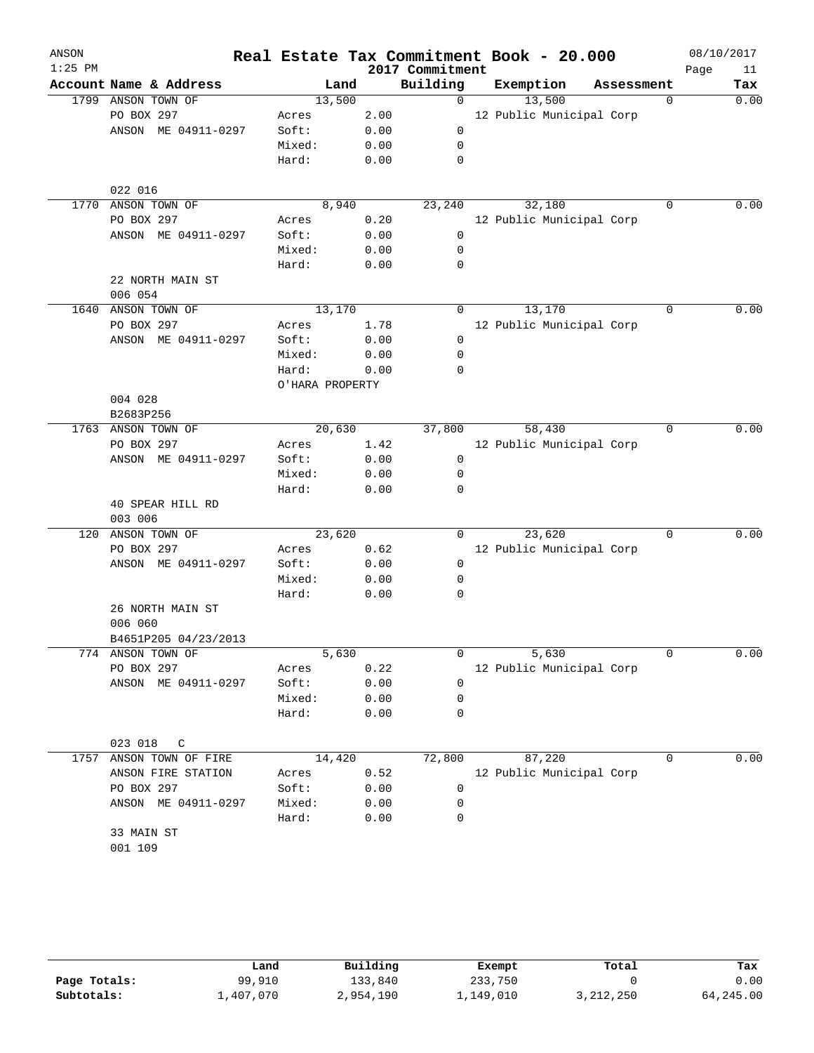# Real Estate Tax Commitment Book - 20.000

ANSON 1:25 PM — 2017 Commitment — 08/10/2017

| Account | Name & Address | Land | | Building | Exemption | Assessment | Tax |
|---|---|---|---|---|---|---|---|
| 1799 | ANSON TOWN OF | 13,500 | | 0 | 13,500 | 0 | 0.00 |
| | PO BOX 297 | Acres | 2.00 | | 12 Public Municipal Corp | | |
| | ANSON ME 04911-0297 | Soft: | 0.00 | 0 | | | |
| | | Mixed: | 0.00 | 0 | | | |
| | | Hard: | 0.00 | 0 | | | |
| | 022 016 | | | | | | |
| 1770 | ANSON TOWN OF | 8,940 | | 23,240 | 32,180 | 0 | 0.00 |
| | PO BOX 297 | Acres | 0.20 | | 12 Public Municipal Corp | | |
| | ANSON ME 04911-0297 | Soft: | 0.00 | 0 | | | |
| | | Mixed: | 0.00 | 0 | | | |
| | | Hard: | 0.00 | 0 | | | |
| | 22 NORTH MAIN ST | | | | | | |
| | 006 054 | | | | | | |
| 1640 | ANSON TOWN OF | 13,170 | | 0 | 13,170 | 0 | 0.00 |
| | PO BOX 297 | Acres | 1.78 | | 12 Public Municipal Corp | | |
| | ANSON ME 04911-0297 | Soft: | 0.00 | 0 | | | |
| | | Mixed: | 0.00 | 0 | | | |
| | | Hard: | 0.00 | 0 | | | |
| | | O'HARA PROPERTY | | | | | |
| | 004 028 | | | | | | |
| | B2683P256 | | | | | | |
| 1763 | ANSON TOWN OF | 20,630 | | 37,800 | 58,430 | 0 | 0.00 |
| | PO BOX 297 | Acres | 1.42 | | 12 Public Municipal Corp | | |
| | ANSON ME 04911-0297 | Soft: | 0.00 | 0 | | | |
| | | Mixed: | 0.00 | 0 | | | |
| | | Hard: | 0.00 | 0 | | | |
| | 40 SPEAR HILL RD | | | | | | |
| | 003 006 | | | | | | |
| 120 | ANSON TOWN OF | 23,620 | | 0 | 23,620 | 0 | 0.00 |
| | PO BOX 297 | Acres | 0.62 | | 12 Public Municipal Corp | | |
| | ANSON ME 04911-0297 | Soft: | 0.00 | 0 | | | |
| | | Mixed: | 0.00 | 0 | | | |
| | | Hard: | 0.00 | 0 | | | |
| | 26 NORTH MAIN ST | | | | | | |
| | 006 060 | | | | | | |
| | B4651P205 04/23/2013 | | | | | | |
| 774 | ANSON TOWN OF | 5,630 | | 0 | 5,630 | 0 | 0.00 |
| | PO BOX 297 | Acres | 0.22 | | 12 Public Municipal Corp | | |
| | ANSON ME 04911-0297 | Soft: | 0.00 | 0 | | | |
| | | Mixed: | 0.00 | 0 | | | |
| | | Hard: | 0.00 | 0 | | | |
| | 023 018 C | | | | | | |
| 1757 | ANSON TOWN OF FIRE | 14,420 | | 72,800 | 87,220 | 0 | 0.00 |
| | ANSON FIRE STATION | Acres | 0.52 | | 12 Public Municipal Corp | | |
| | PO BOX 297 | Soft: | 0.00 | 0 | | | |
| | ANSON ME 04911-0297 | Mixed: | 0.00 | 0 | | | |
| | | Hard: | 0.00 | 0 | | | |
| | 33 MAIN ST | | | | | | |
| | 001 109 | | | | | | |

| | Land | Building | Exempt | Total | Tax |
|---|---|---|---|---|---|
| Page Totals: | 99,910 | 133,840 | 233,750 | 0 | 0.00 |
| Subtotals: | 1,407,070 | 2,954,190 | 1,149,010 | 3,212,250 | 64,245.00 |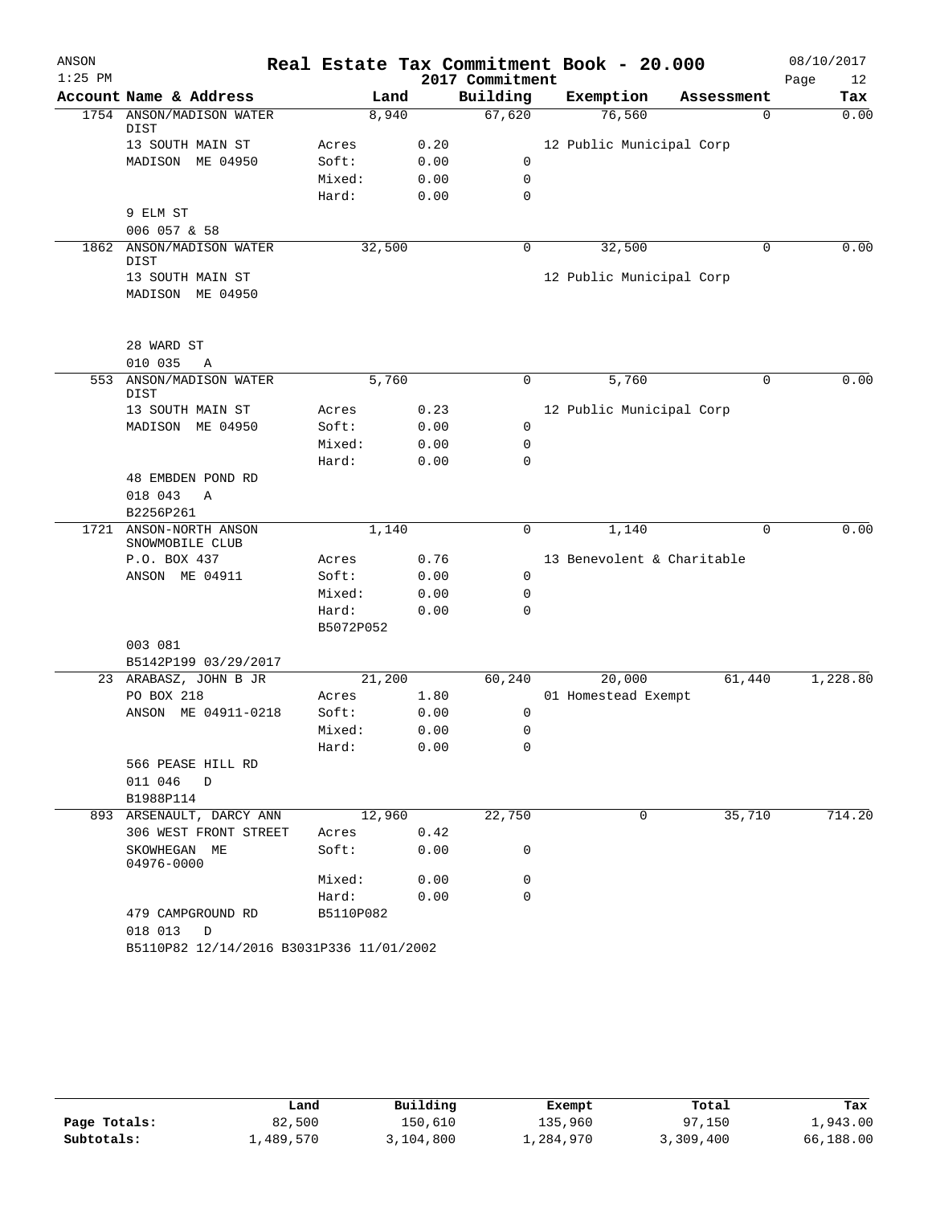# Real Estate Tax Commitment Book - 20.000

ANSON
2017 Commitment
08/10/2017

| Account | Name & Address | Land | | Building | Exemption | Assessment | Tax |
|---|---|---|---|---|---|---|---|
| 1754 | ANSON/MADISON WATER DIST | 8,940 | | 67,620 | 76,560 | 0 | 0.00 |
| | 13 SOUTH MAIN ST | Acres | 0.20 | | 12 Public Municipal Corp | | |
| | MADISON ME 04950 | Soft: | 0.00 | 0 | | | |
| | | Mixed: | 0.00 | 0 | | | |
| | | Hard: | 0.00 | 0 | | | |
| | 9 ELM ST | | | | | | |
| | 006 057 & 58 | | | | | | |
| 1862 | ANSON/MADISON WATER DIST | 32,500 | | 0 | 32,500 | 0 | 0.00 |
| | 13 SOUTH MAIN ST | | | | 12 Public Municipal Corp | | |
| | MADISON ME 04950 | | | | | | |
| | 28 WARD ST | | | | | | |
| | 010 035 A | | | | | | |
| 553 | ANSON/MADISON WATER DIST | 5,760 | | 0 | 5,760 | 0 | 0.00 |
| | 13 SOUTH MAIN ST | Acres | 0.23 | | 12 Public Municipal Corp | | |
| | MADISON ME 04950 | Soft: | 0.00 | 0 | | | |
| | | Mixed: | 0.00 | 0 | | | |
| | | Hard: | 0.00 | 0 | | | |
| | 48 EMBDEN POND RD | | | | | | |
| | 018 043 A | | | | | | |
| | B2256P261 | | | | | | |
| 1721 | ANSON-NORTH ANSON SNOWMOBILE CLUB | 1,140 | | 0 | 1,140 | 0 | 0.00 |
| | P.O. BOX 437 | Acres | 0.76 | | 13 Benevolent & Charitable | | |
| | ANSON ME 04911 | Soft: | 0.00 | 0 | | | |
| | | Mixed: | 0.00 | 0 | | | |
| | | Hard: | 0.00 | 0 | | | |
| | | B5072P052 | | | | | |
| | 003 081 | | | | | | |
| | B5142P199 03/29/2017 | | | | | | |
| 23 | ARABASZ, JOHN B JR | 21,200 | | 60,240 | 20,000 | 61,440 | 1,228.80 |
| | PO BOX 218 | Acres | 1.80 | | 01 Homestead Exempt | | |
| | ANSON ME 04911-0218 | Soft: | 0.00 | 0 | | | |
| | | Mixed: | 0.00 | 0 | | | |
| | | Hard: | 0.00 | 0 | | | |
| | 566 PEASE HILL RD | | | | | | |
| | 011 046 D | | | | | | |
| | B1988P114 | | | | | | |
| 893 | ARSENAULT, DARCY ANN | 12,960 | | 22,750 | 0 | 35,710 | 714.20 |
| | 306 WEST FRONT STREET | Acres | 0.42 | | | | |
| | SKOWHEGAN ME 04976-0000 | Soft: | 0.00 | 0 | | | |
| | | Mixed: | 0.00 | 0 | | | |
| | | Hard: | 0.00 | 0 | | | |
| | 479 CAMPGROUND RD | B5110P082 | | | | | |
| | 018 013 D | | | | | | |
| | B5110P82 12/14/2016 B3031P336 11/01/2002 | | | | | | |

| | Land | Building | Exempt | Total | Tax |
|---|---|---|---|---|---|
| Page Totals: | 82,500 | 150,610 | 135,960 | 97,150 | 1,943.00 |
| Subtotals: | 1,489,570 | 3,104,800 | 1,284,970 | 3,309,400 | 66,188.00 |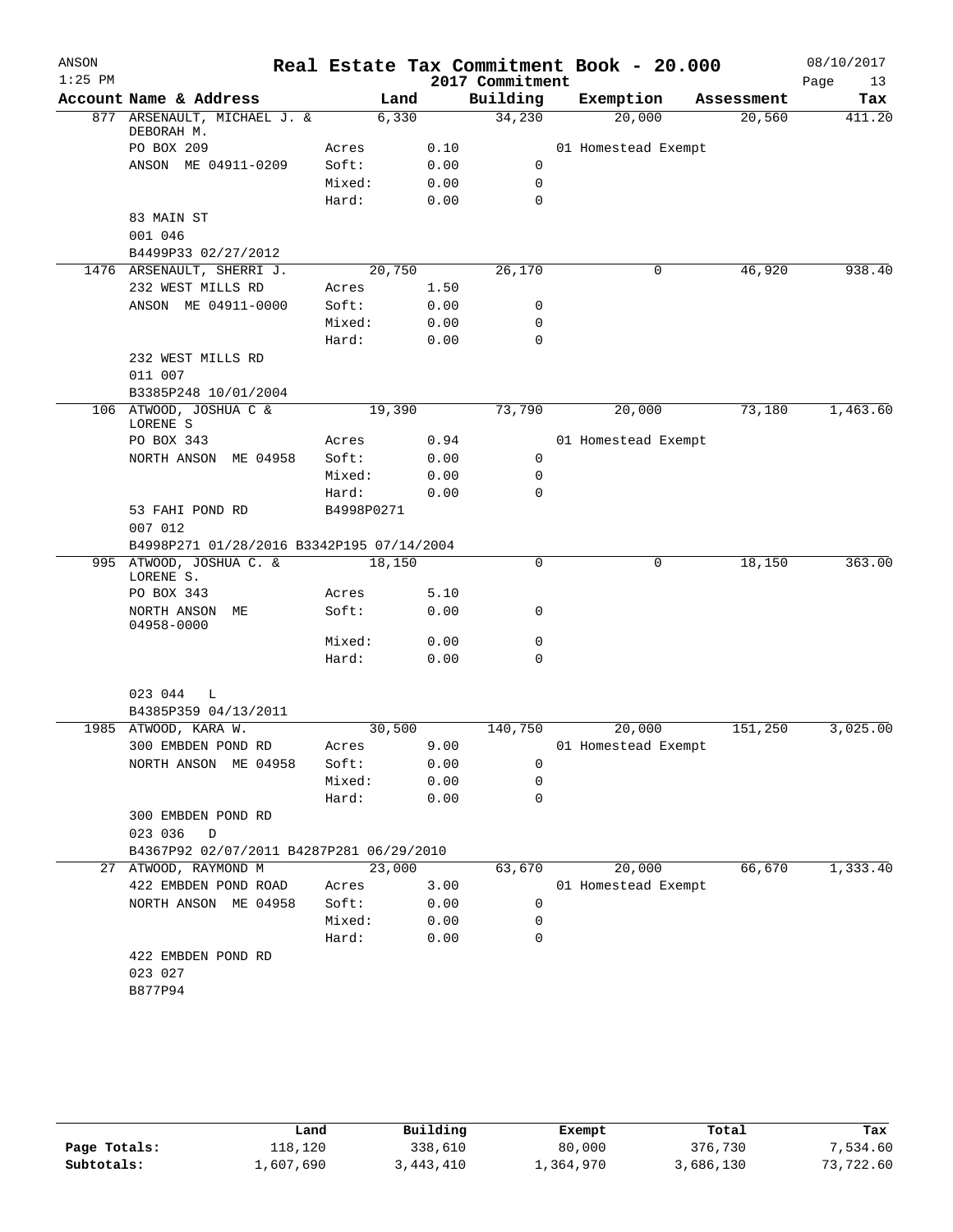# Real Estate Tax Commitment Book - 20.000

ANSON
1:25 PM
2017 Commitment
08/10/2017

| Account | Name & Address | | Land | Building | Exemption | Assessment | Tax |
|---|---|---|---|---|---|---|---|
| 877 | ARSENAULT, MICHAEL J. & DEBORAH M. | | 6,330 | 34,230 | 20,000 | 20,560 | 411.20 |
| | PO BOX 209 | Acres | 0.10 | | 01 Homestead Exempt | | |
| | ANSON ME 04911-0209 | Soft: | 0.00 | 0 | | | |
| | | Mixed: | 0.00 | 0 | | | |
| | | Hard: | 0.00 | 0 | | | |
| | 83 MAIN ST | | | | | | |
| | 001 046 | | | | | | |
| | B4499P33 02/27/2012 | | | | | | |
| 1476 | ARSENAULT, SHERRI J. | | 20,750 | 26,170 | 0 | 46,920 | 938.40 |
| | 232 WEST MILLS RD | Acres | 1.50 | | | | |
| | ANSON ME 04911-0000 | Soft: | 0.00 | 0 | | | |
| | | Mixed: | 0.00 | 0 | | | |
| | | Hard: | 0.00 | 0 | | | |
| | 232 WEST MILLS RD | | | | | | |
| | 011 007 | | | | | | |
| | B3385P248 10/01/2004 | | | | | | |
| 106 | ATWOOD, JOSHUA C & LORENE S | | 19,390 | 73,790 | 20,000 | 73,180 | 1,463.60 |
| | PO BOX 343 | Acres | 0.94 | | 01 Homestead Exempt | | |
| | NORTH ANSON ME 04958 | Soft: | 0.00 | 0 | | | |
| | | Mixed: | 0.00 | 0 | | | |
| | | Hard: | 0.00 | 0 | | | |
| | 53 FAHI POND RD | B4998P0271 | | | | | |
| | 007 012 | | | | | | |
| | B4998P271 01/28/2016 B3342P195 07/14/2004 | | | | | | |
| 995 | ATWOOD, JOSHUA C. & LORENE S. | | 18,150 | 0 | 0 | 18,150 | 363.00 |
| | PO BOX 343 | Acres | 5.10 | | | | |
| | NORTH ANSON ME 04958-0000 | Soft: | 0.00 | 0 | | | |
| | | Mixed: | 0.00 | 0 | | | |
| | | Hard: | 0.00 | 0 | | | |
| | 023 044 L | | | | | | |
| | B4385P359 04/13/2011 | | | | | | |
| 1985 | ATWOOD, KARA W. | | 30,500 | 140,750 | 20,000 | 151,250 | 3,025.00 |
| | 300 EMBDEN POND RD | Acres | 9.00 | | 01 Homestead Exempt | | |
| | NORTH ANSON ME 04958 | Soft: | 0.00 | 0 | | | |
| | | Mixed: | 0.00 | 0 | | | |
| | | Hard: | 0.00 | 0 | | | |
| | 300 EMBDEN POND RD | | | | | | |
| | 023 036 D | | | | | | |
| | B4367P92 02/07/2011 B4287P281 06/29/2010 | | | | | | |
| 27 | ATWOOD, RAYMOND M | | 23,000 | 63,670 | 20,000 | 66,670 | 1,333.40 |
| | 422 EMBDEN POND ROAD | Acres | 3.00 | | 01 Homestead Exempt | | |
| | NORTH ANSON ME 04958 | Soft: | 0.00 | 0 | | | |
| | | Mixed: | 0.00 | 0 | | | |
| | | Hard: | 0.00 | 0 | | | |
| | 422 EMBDEN POND RD | | | | | | |
| | 023 027 | | | | | | |
| | B877P94 | | | | | | |

| | Land | Building | Exempt | Total | Tax |
|---|---|---|---|---|---|
| Page Totals: | 118,120 | 338,610 | 80,000 | 376,730 | 7,534.60 |
| Subtotals: | 1,607,690 | 3,443,410 | 1,364,970 | 3,686,130 | 73,722.60 |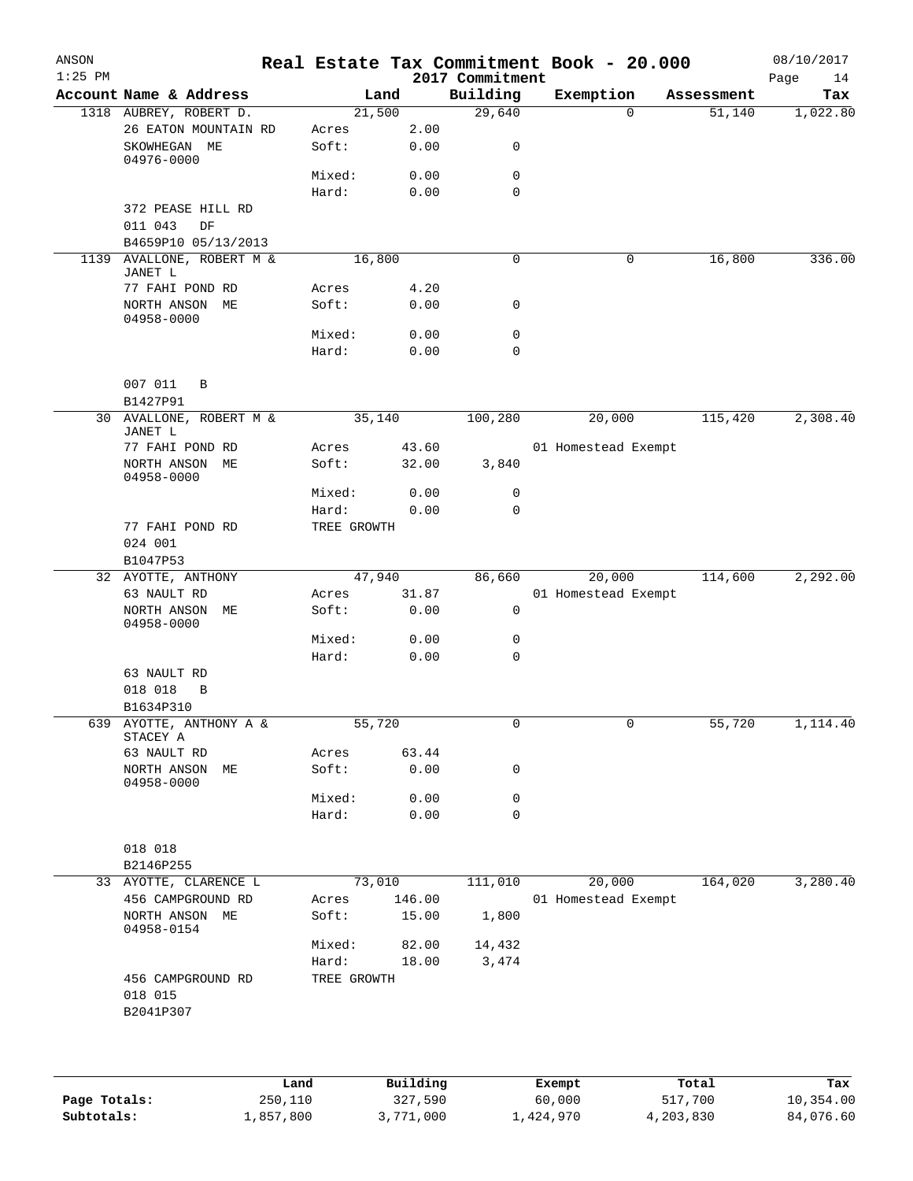ANSON
1:25 PM

# Real Estate Tax Commitment Book - 20.000

## 2017 Commitment

08/10/2017

| Account Name & Address | Land | | Building | Exemption | Assessment | Tax |
|---|---|---|---|---|---|---|
| 1318 AUBREY, ROBERT D. | 21,500 | | 29,640 | 0 | 51,140 | 1,022.80 |
| 26 EATON MOUNTAIN RD | Acres | 2.00 | | | | |
| SKOWHEGAN ME 04976-0000 | Soft: | 0.00 | 0 | | | |
| | Mixed: | 0.00 | 0 | | | |
| | Hard: | 0.00 | 0 | | | |
| 372 PEASE HILL RD | | | | | | |
| 011 043 DF | | | | | | |
| B4659P10 05/13/2013 | | | | | | |
| 1139 AVALLONE, ROBERT M & JANET L | 16,800 | | 0 | 0 | 16,800 | 336.00 |
| 77 FAHI POND RD | Acres | 4.20 | | | | |
| NORTH ANSON ME 04958-0000 | Soft: | 0.00 | 0 | | | |
| | Mixed: | 0.00 | 0 | | | |
| | Hard: | 0.00 | 0 | | | |
| 007 011 B | | | | | | |
| B1427P91 | | | | | | |
| 30 AVALLONE, ROBERT M & JANET L | 35,140 | | 100,280 | 20,000 | 115,420 | 2,308.40 |
| 77 FAHI POND RD | Acres | 43.60 | | 01 Homestead Exempt | | |
| NORTH ANSON ME 04958-0000 | Soft: | 32.00 | 3,840 | | | |
| | Mixed: | 0.00 | 0 | | | |
| | Hard: | 0.00 | 0 | | | |
| 77 FAHI POND RD | TREE GROWTH | | | | | |
| 024 001 | | | | | | |
| B1047P53 | | | | | | |
| 32 AYOTTE, ANTHONY | 47,940 | | 86,660 | 20,000 | 114,600 | 2,292.00 |
| 63 NAULT RD | Acres | 31.87 | | 01 Homestead Exempt | | |
| NORTH ANSON ME 04958-0000 | Soft: | 0.00 | 0 | | | |
| | Mixed: | 0.00 | 0 | | | |
| | Hard: | 0.00 | 0 | | | |
| 63 NAULT RD | | | | | | |
| 018 018 B | | | | | | |
| B1634P310 | | | | | | |
| 639 AYOTTE, ANTHONY A & STACEY A | 55,720 | | 0 | 0 | 55,720 | 1,114.40 |
| 63 NAULT RD | Acres | 63.44 | | | | |
| NORTH ANSON ME 04958-0000 | Soft: | 0.00 | 0 | | | |
| | Mixed: | 0.00 | 0 | | | |
| | Hard: | 0.00 | 0 | | | |
| 018 018 | | | | | | |
| B2146P255 | | | | | | |
| 33 AYOTTE, CLARENCE L | 73,010 | | 111,010 | 20,000 | 164,020 | 3,280.40 |
| 456 CAMPGROUND RD | Acres | 146.00 | | 01 Homestead Exempt | | |
| NORTH ANSON ME 04958-0154 | Soft: | 15.00 | 1,800 | | | |
| | Mixed: | 82.00 | 14,432 | | | |
| | Hard: | 18.00 | 3,474 | | | |
| 456 CAMPGROUND RD | TREE GROWTH | | | | | |
| 018 015 | | | | | | |
| B2041P307 | | | | | | |

| | Land | Building | Exempt | Total | Tax |
|---|---|---|---|---|---|
| **Page Totals:** | 250,110 | 327,590 | 60,000 | 517,700 | 10,354.00 |
| **Subtotals:** | 1,857,800 | 3,771,000 | 1,424,970 | 4,203,830 | 84,076.60 |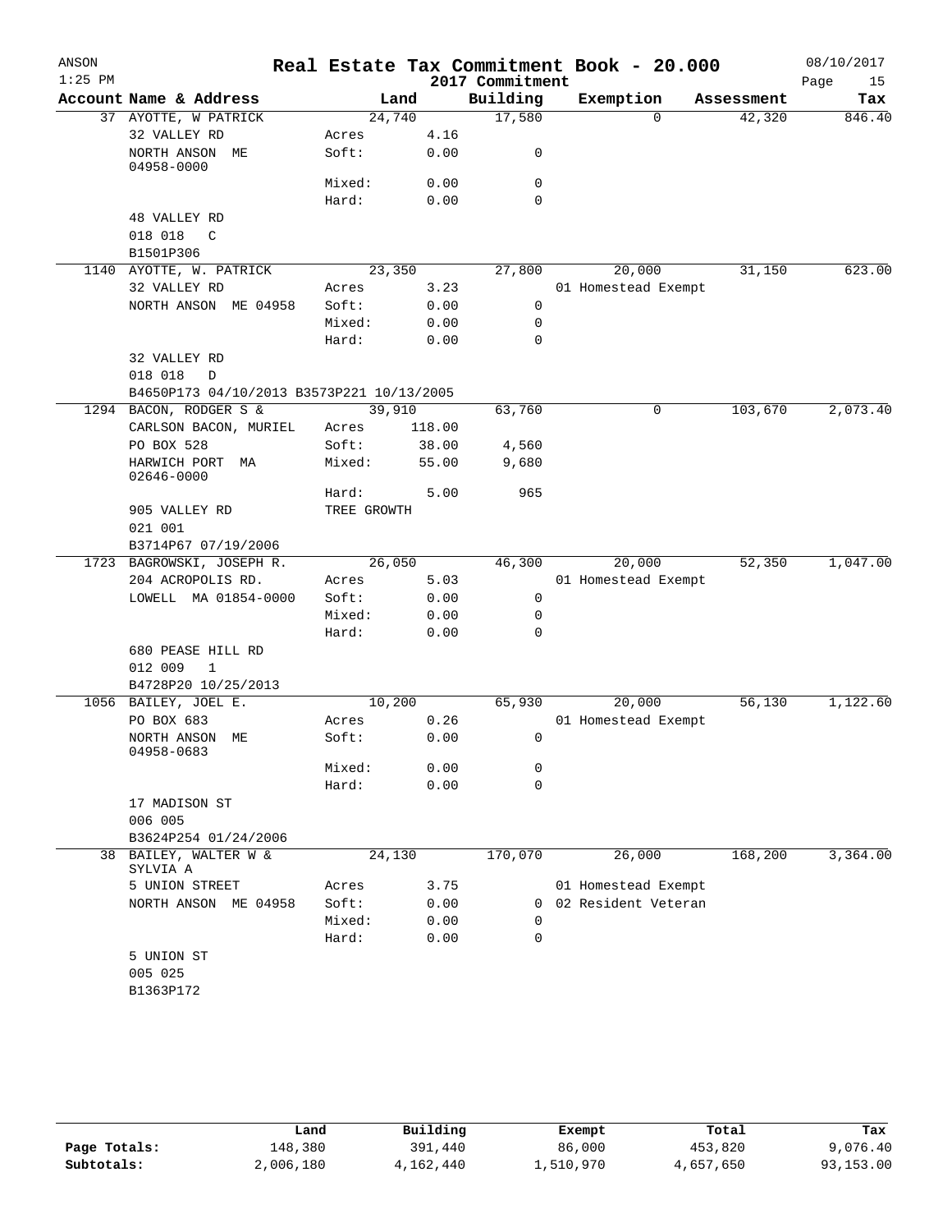# Real Estate Tax Commitment Book - 20.000

ANSON 1:25 PM — 2017 Commitment — 08/10/2017

| Account | Name & Address | Land | | Building | Exemption | Assessment | Tax |
|---|---|---|---|---|---|---|---|
| 37 | AYOTTE, W PATRICK | 24,740 | | 17,580 | 0 | 42,320 | 846.40 |
| | 32 VALLEY RD | Acres | 4.16 | | | | |
| | NORTH ANSON ME 04958-0000 | Soft: | 0.00 | 0 | | | |
| | | Mixed: | 0.00 | 0 | | | |
| | | Hard: | 0.00 | 0 | | | |
| | 48 VALLEY RD | | | | | | |
| | 018 018 C | | | | | | |
| | B1501P306 | | | | | | |
| 1140 | AYOTTE, W. PATRICK | 23,350 | | 27,800 | 20,000 | 31,150 | 623.00 |
| | 32 VALLEY RD | Acres | 3.23 | | 01 Homestead Exempt | | |
| | NORTH ANSON ME 04958 | Soft: | 0.00 | 0 | | | |
| | | Mixed: | 0.00 | 0 | | | |
| | | Hard: | 0.00 | 0 | | | |
| | 32 VALLEY RD | | | | | | |
| | 018 018 D | | | | | | |
| | B4650P173 04/10/2013 B3573P221 10/13/2005 | | | | | | |
| 1294 | BACON, RODGER S & | 39,910 | | 63,760 | 0 | 103,670 | 2,073.40 |
| | CARLSON BACON, MURIEL | Acres | 118.00 | | | | |
| | PO BOX 528 | Soft: | 38.00 | 4,560 | | | |
| | HARWICH PORT MA 02646-0000 | Mixed: | 55.00 | 9,680 | | | |
| | | Hard: | 5.00 | 965 | | | |
| | 905 VALLEY RD | TREE GROWTH | | | | | |
| | 021 001 | | | | | | |
| | B3714P67 07/19/2006 | | | | | | |
| 1723 | BAGROWSKI, JOSEPH R. | 26,050 | | 46,300 | 20,000 | 52,350 | 1,047.00 |
| | 204 ACROPOLIS RD. | Acres | 5.03 | | 01 Homestead Exempt | | |
| | LOWELL MA 01854-0000 | Soft: | 0.00 | 0 | | | |
| | | Mixed: | 0.00 | 0 | | | |
| | | Hard: | 0.00 | 0 | | | |
| | 680 PEASE HILL RD | | | | | | |
| | 012 009 1 | | | | | | |
| | B4728P20 10/25/2013 | | | | | | |
| 1056 | BAILEY, JOEL E. | 10,200 | | 65,930 | 20,000 | 56,130 | 1,122.60 |
| | PO BOX 683 | Acres | 0.26 | | 01 Homestead Exempt | | |
| | NORTH ANSON ME 04958-0683 | Soft: | 0.00 | 0 | | | |
| | | Mixed: | 0.00 | 0 | | | |
| | | Hard: | 0.00 | 0 | | | |
| | 17 MADISON ST | | | | | | |
| | 006 005 | | | | | | |
| | B3624P254 01/24/2006 | | | | | | |
| 38 | BAILEY, WALTER W & SYLVIA A | 24,130 | | 170,070 | 26,000 | 168,200 | 3,364.00 |
| | 5 UNION STREET | Acres | 3.75 | | 01 Homestead Exempt | | |
| | NORTH ANSON ME 04958 | Soft: | 0.00 | 0 | 02 Resident Veteran | | |
| | | Mixed: | 0.00 | 0 | | | |
| | | Hard: | 0.00 | 0 | | | |
| | 5 UNION ST | | | | | | |
| | 005 025 | | | | | | |
| | B1363P172 | | | | | | |

| | Land | Building | Exempt | Total | Tax |
|---|---|---|---|---|---|
| Page Totals: | 148,380 | 391,440 | 86,000 | 453,820 | 9,076.40 |
| Subtotals: | 2,006,180 | 4,162,440 | 1,510,970 | 4,657,650 | 93,153.00 |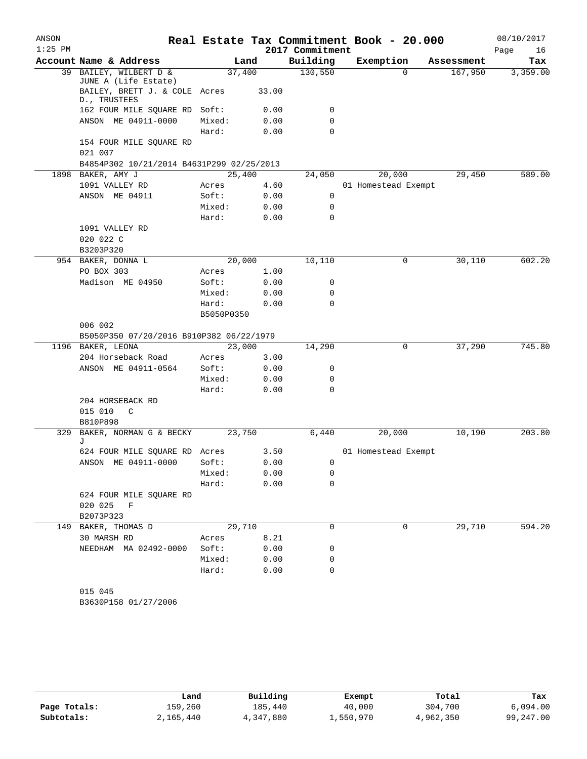# Real Estate Tax Commitment Book - 20.000

ANSON
1:25 PM
2017 Commitment
08/10/2017

| Account Name & Address | Land | | Building | Exemption | Assessment | Tax |
|---|---|---|---|---|---|---|
| 39 BAILEY, WILBERT D & JUNE A (Life Estate) | 37,400 | | 130,550 | 0 | 167,950 | 3,359.00 |
| BAILEY, BRETT J. & COLE D., TRUSTEES | Acres | 33.00 | | | | |
| 162 FOUR MILE SQUARE RD | Soft: | 0.00 | 0 | | | |
| ANSON ME 04911-0000 | Mixed: | 0.00 | 0 | | | |
| | Hard: | 0.00 | 0 | | | |
| 154 FOUR MILE SQUARE RD | | | | | | |
| 021 007 | | | | | | |
| B4854P302 10/21/2014 B4631P299 02/25/2013 | | | | | | |
| 1898 BAKER, AMY J | 25,400 | | 24,050 | 20,000 | 29,450 | 589.00 |
| 1091 VALLEY RD | Acres | 4.60 | | 01 Homestead Exempt | | |
| ANSON ME 04911 | Soft: | 0.00 | 0 | | | |
| | Mixed: | 0.00 | 0 | | | |
| | Hard: | 0.00 | 0 | | | |
| 1091 VALLEY RD | | | | | | |
| 020 022 C | | | | | | |
| B3203P320 | | | | | | |
| 954 BAKER, DONNA L | 20,000 | | 10,110 | 0 | 30,110 | 602.20 |
| PO BOX 303 | Acres | 1.00 | | | | |
| Madison ME 04950 | Soft: | 0.00 | 0 | | | |
| | Mixed: | 0.00 | 0 | | | |
| | Hard: | 0.00 | 0 | | | |
| | B5050P0350 | | | | | |
| 006 002 | | | | | | |
| B5050P350 07/20/2016 B910P382 06/22/1979 | | | | | | |
| 1196 BAKER, LEONA | 23,000 | | 14,290 | 0 | 37,290 | 745.80 |
| 204 Horseback Road | Acres | 3.00 | | | | |
| ANSON ME 04911-0564 | Soft: | 0.00 | 0 | | | |
| | Mixed: | 0.00 | 0 | | | |
| | Hard: | 0.00 | 0 | | | |
| 204 HORSEBACK RD | | | | | | |
| 015 010 C | | | | | | |
| B810P898 | | | | | | |
| 329 BAKER, NORMAN G & BECKY J | 23,750 | | 6,440 | 20,000 | 10,190 | 203.80 |
| 624 FOUR MILE SQUARE RD | Acres | 3.50 | | 01 Homestead Exempt | | |
| ANSON ME 04911-0000 | Soft: | 0.00 | 0 | | | |
| | Mixed: | 0.00 | 0 | | | |
| | Hard: | 0.00 | 0 | | | |
| 624 FOUR MILE SQUARE RD | | | | | | |
| 020 025 F | | | | | | |
| B2073P323 | | | | | | |
| 149 BAKER, THOMAS D | 29,710 | | 0 | 0 | 29,710 | 594.20 |
| 30 MARSH RD | Acres | 8.21 | | | | |
| NEEDHAM MA 02492-0000 | Soft: | 0.00 | 0 | | | |
| | Mixed: | 0.00 | 0 | | | |
| | Hard: | 0.00 | 0 | | | |
| 015 045 | | | | | | |
| B3630P158 01/27/2006 | | | | | | |

| | Land | Building | Exempt | Total | Tax |
|---|---|---|---|---|---|
| Page Totals: | 159,260 | 185,440 | 40,000 | 304,700 | 6,094.00 |
| Subtotals: | 2,165,440 | 4,347,880 | 1,550,970 | 4,962,350 | 99,247.00 |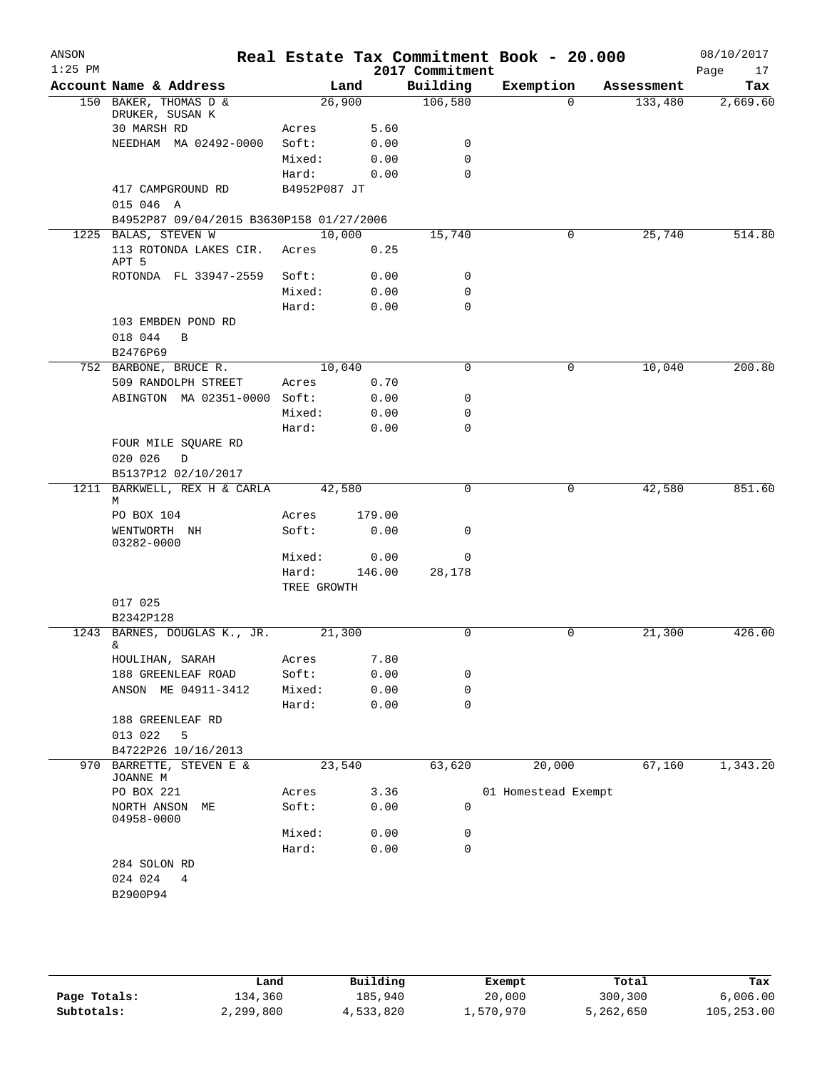# Real Estate Tax Commitment Book - 20.000

ANSON 1:25 PM — 2017 Commitment — 08/10/2017

| Account Name & Address | | Land | Building | Exemption | Assessment | Tax |
|---|---|---|---|---|---|---|
| 150 BAKER, THOMAS D & DRUKER, SUSAN K | | 26,900 | 106,580 | 0 | 133,480 | 2,669.60 |
| 30 MARSH RD | Acres | 5.60 | | | | |
| NEEDHAM MA 02492-0000 | Soft: | 0.00 | 0 | | | |
| | Mixed: | 0.00 | 0 | | | |
| | Hard: | 0.00 | 0 | | | |
| 417 CAMPGROUND RD | B4952P087 JT | | | | | |
| 015 046 A | | | | | | |
| B4952P87 09/04/2015 B3630P158 01/27/2006 | | | | | | |
| 1225 BALAS, STEVEN W | | 10,000 | 15,740 | 0 | 25,740 | 514.80 |
| 113 ROTONDA LAKES CIR. APT 5 | Acres | 0.25 | | | | |
| ROTONDA FL 33947-2559 | Soft: | 0.00 | 0 | | | |
| | Mixed: | 0.00 | 0 | | | |
| | Hard: | 0.00 | 0 | | | |
| 103 EMBDEN POND RD | | | | | | |
| 018 044 B | | | | | | |
| B2476P69 | | | | | | |
| 752 BARBONE, BRUCE R. | | 10,040 | 0 | 0 | 10,040 | 200.80 |
| 509 RANDOLPH STREET | Acres | 0.70 | | | | |
| ABINGTON MA 02351-0000 | Soft: | 0.00 | 0 | | | |
| | Mixed: | 0.00 | 0 | | | |
| | Hard: | 0.00 | 0 | | | |
| FOUR MILE SQUARE RD | | | | | | |
| 020 026 D | | | | | | |
| B5137P12 02/10/2017 | | | | | | |
| 1211 BARKWELL, REX H & CARLA M | | 42,580 | 0 | 0 | 42,580 | 851.60 |
| PO BOX 104 | Acres | 179.00 | | | | |
| WENTWORTH NH 03282-0000 | Soft: | 0.00 | 0 | | | |
| | Mixed: | 0.00 | 0 | | | |
| | Hard: | 146.00 | 28,178 | | | |
| | TREE GROWTH | | | | | |
| 017 025 | | | | | | |
| B2342P128 | | | | | | |
| 1243 BARNES, DOUGLAS K., JR. & | | 21,300 | 0 | 0 | 21,300 | 426.00 |
| HOULIHAN, SARAH | Acres | 7.80 | | | | |
| 188 GREENLEAF ROAD | Soft: | 0.00 | 0 | | | |
| ANSON ME 04911-3412 | Mixed: | 0.00 | 0 | | | |
| | Hard: | 0.00 | 0 | | | |
| 188 GREENLEAF RD | | | | | | |
| 013 022 5 | | | | | | |
| B4722P26 10/16/2013 | | | | | | |
| 970 BARRETTE, STEVEN E & JOANNE M | | 23,540 | 63,620 | 20,000 | 67,160 | 1,343.20 |
| PO BOX 221 | Acres | 3.36 | | 01 Homestead Exempt | | |
| NORTH ANSON ME 04958-0000 | Soft: | 0.00 | 0 | | | |
| | Mixed: | 0.00 | 0 | | | |
| | Hard: | 0.00 | 0 | | | |
| 284 SOLON RD | | | | | | |
| 024 024 4 | | | | | | |
| B2900P94 | | | | | | |

| | Land | Building | Exempt | Total | Tax |
|---|---|---|---|---|---|
| Page Totals: | 134,360 | 185,940 | 20,000 | 300,300 | 6,006.00 |
| Subtotals: | 2,299,800 | 4,533,820 | 1,570,970 | 5,262,650 | 105,253.00 |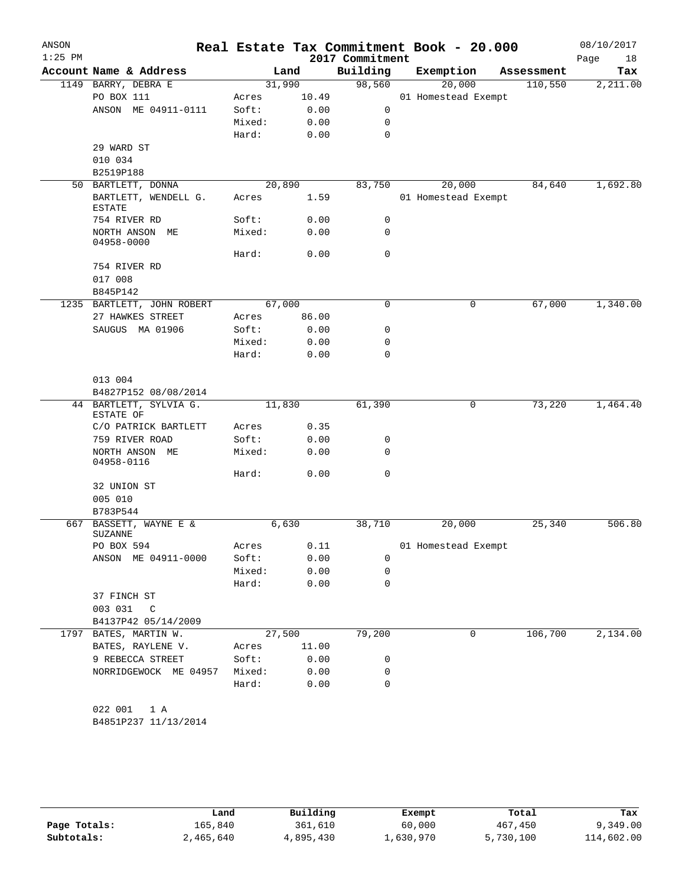# Real Estate Tax Commitment Book - 20.000

ANSON
1:25 PM

2017 Commitment

08/10/2017

| Account Name & Address | | Land | Building | Exemption | Assessment | Tax |
|---|---|---|---|---|---|---|
| 1149 BARRY, DEBRA E | | 31,990 | 98,560 | 20,000 | 110,550 | 2,211.00 |
| PO BOX 111 | Acres | 10.49 | | 01 Homestead Exempt | | |
| ANSON ME 04911-0111 | Soft: | 0.00 | 0 | | | |
| | Mixed: | 0.00 | 0 | | | |
| | Hard: | 0.00 | 0 | | | |
| 29 WARD ST | | | | | | |
| 010 034 | | | | | | |
| B2519P188 | | | | | | |
| 50 BARTLETT, DONNA | | 20,890 | 83,750 | 20,000 | 84,640 | 1,692.80 |
| BARTLETT, WENDELL G. ESTATE | Acres | 1.59 | | 01 Homestead Exempt | | |
| 754 RIVER RD | Soft: | 0.00 | 0 | | | |
| NORTH ANSON ME 04958-0000 | Mixed: | 0.00 | 0 | | | |
| | Hard: | 0.00 | 0 | | | |
| 754 RIVER RD | | | | | | |
| 017 008 | | | | | | |
| B845P142 | | | | | | |
| 1235 BARTLETT, JOHN ROBERT | | 67,000 | 0 | 0 | 67,000 | 1,340.00 |
| 27 HAWKES STREET | Acres | 86.00 | | | | |
| SAUGUS MA 01906 | Soft: | 0.00 | 0 | | | |
| | Mixed: | 0.00 | 0 | | | |
| | Hard: | 0.00 | 0 | | | |
| 013 004 | | | | | | |
| B4827P152 08/08/2014 | | | | | | |
| 44 BARTLETT, SYLVIA G. ESTATE OF | | 11,830 | 61,390 | 0 | 73,220 | 1,464.40 |
| C/O PATRICK BARTLETT | Acres | 0.35 | | | | |
| 759 RIVER ROAD | Soft: | 0.00 | 0 | | | |
| NORTH ANSON ME 04958-0116 | Mixed: | 0.00 | 0 | | | |
| | Hard: | 0.00 | 0 | | | |
| 32 UNION ST | | | | | | |
| 005 010 | | | | | | |
| B783P544 | | | | | | |
| 667 BASSETT, WAYNE E & SUZANNE | | 6,630 | 38,710 | 20,000 | 25,340 | 506.80 |
| PO BOX 594 | Acres | 0.11 | | 01 Homestead Exempt | | |
| ANSON ME 04911-0000 | Soft: | 0.00 | 0 | | | |
| | Mixed: | 0.00 | 0 | | | |
| | Hard: | 0.00 | 0 | | | |
| 37 FINCH ST | | | | | | |
| 003 031 C | | | | | | |
| B4137P42 05/14/2009 | | | | | | |
| 1797 BATES, MARTIN W. | | 27,500 | 79,200 | 0 | 106,700 | 2,134.00 |
| BATES, RAYLENE V. | Acres | 11.00 | | | | |
| 9 REBECCA STREET | Soft: | 0.00 | 0 | | | |
| NORRIDGEWOCK ME 04957 | Mixed: | 0.00 | 0 | | | |
| | Hard: | 0.00 | 0 | | | |
| 022 001 1 A | | | | | | |
| B4851P237 11/13/2014 | | | | | | |

| | Land | Building | Exempt | Total | Tax |
|---|---|---|---|---|---|
| Page Totals: | 165,840 | 361,610 | 60,000 | 467,450 | 9,349.00 |
| Subtotals: | 2,465,640 | 4,895,430 | 1,630,970 | 5,730,100 | 114,602.00 |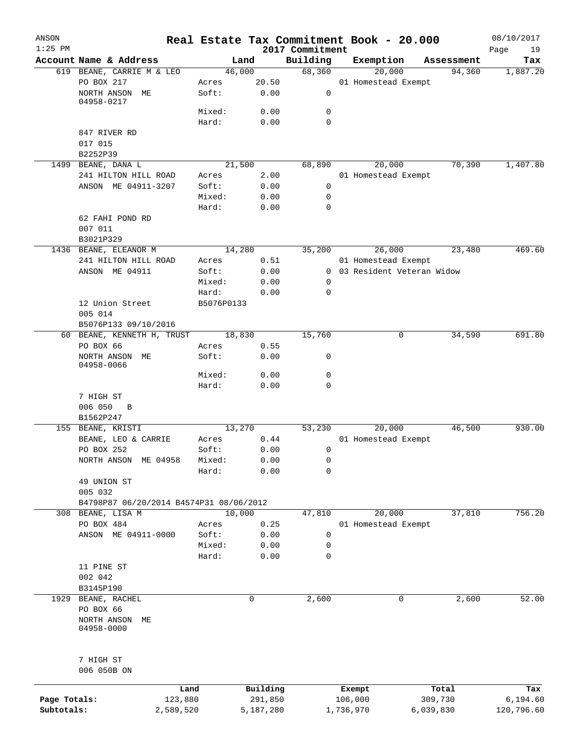# Real Estate Tax Commitment Book - 20.000

ANSON
1:25 PM
2017 Commitment
08/10/2017

| Account Name & Address | Land | | Building | Exemption | Assessment | Tax |
|---|---|---|---|---|---|---|
| 619 BEANE, CARRIE M & LEO | 46,000 | | 68,360 | 20,000 | 94,360 | 1,887.20 |
| PO BOX 217 | Acres | 20.50 | | 01 Homestead Exempt | | |
| NORTH ANSON ME 04958-0217 | Soft: | 0.00 | 0 | | | |
| | Mixed: | 0.00 | 0 | | | |
| | Hard: | 0.00 | 0 | | | |
| 847 RIVER RD | | | | | | |
| 017 015 | | | | | | |
| B2252P39 | | | | | | |
| 1499 BEANE, DANA L | 21,500 | | 68,890 | 20,000 | 70,390 | 1,407.80 |
| 241 HILTON HILL ROAD | Acres | 2.00 | | 01 Homestead Exempt | | |
| ANSON ME 04911-3207 | Soft: | 0.00 | 0 | | | |
| | Mixed: | 0.00 | 0 | | | |
| | Hard: | 0.00 | 0 | | | |
| 62 FAHI POND RD | | | | | | |
| 007 011 | | | | | | |
| B3021P329 | | | | | | |
| 1436 BEANE, ELEANOR M | 14,280 | | 35,200 | 26,000 | 23,480 | 469.60 |
| 241 HILTON HILL ROAD | Acres | 0.51 | | 01 Homestead Exempt | | |
| ANSON ME 04911 | Soft: | 0.00 | 0 | 03 Resident Veteran Widow | | |
| | Mixed: | 0.00 | 0 | | | |
| | Hard: | 0.00 | 0 | | | |
| 12 Union Street | B5076P0133 | | | | | |
| 005 014 | | | | | | |
| B5076P133 09/10/2016 | | | | | | |
| 60 BEANE, KENNETH H, TRUST | 18,830 | | 15,760 | 0 | 34,590 | 691.80 |
| PO BOX 66 | Acres | 0.55 | | | | |
| NORTH ANSON ME 04958-0066 | Soft: | 0.00 | 0 | | | |
| | Mixed: | 0.00 | 0 | | | |
| | Hard: | 0.00 | 0 | | | |
| 7 HIGH ST | | | | | | |
| 006 050 B | | | | | | |
| B1562P247 | | | | | | |
| 155 BEANE, KRISTI | 13,270 | | 53,230 | 20,000 | 46,500 | 930.00 |
| BEANE, LEO & CARRIE | Acres | 0.44 | | 01 Homestead Exempt | | |
| PO BOX 252 | Soft: | 0.00 | 0 | | | |
| NORTH ANSON ME 04958 | Mixed: | 0.00 | 0 | | | |
| | Hard: | 0.00 | 0 | | | |
| 49 UNION ST | | | | | | |
| 005 032 | | | | | | |
| B4798P87 06/20/2014 B4574P31 08/06/2012 | | | | | | |
| 308 BEANE, LISA M | 10,000 | | 47,810 | 20,000 | 37,810 | 756.20 |
| PO BOX 484 | Acres | 0.25 | | 01 Homestead Exempt | | |
| ANSON ME 04911-0000 | Soft: | 0.00 | 0 | | | |
| | Mixed: | 0.00 | 0 | | | |
| | Hard: | 0.00 | 0 | | | |
| 11 PINE ST | | | | | | |
| 002 042 | | | | | | |
| B3145P190 | | | | | | |
| 1929 BEANE, RACHEL | 0 | | 2,600 | 0 | 2,600 | 52.00 |
| PO BOX 66 | | | | | | |
| NORTH ANSON ME 04958-0000 | | | | | | |
| 7 HIGH ST | | | | | | |
| 006 050B ON | | | | | | |

| | Land | Building | Exempt | Total | Tax |
|---|---|---|---|---|---|
| Page Totals: | 123,880 | 291,850 | 106,000 | 309,730 | 6,194.60 |
| Subtotals: | 2,589,520 | 5,187,280 | 1,736,970 | 6,039,830 | 120,796.60 |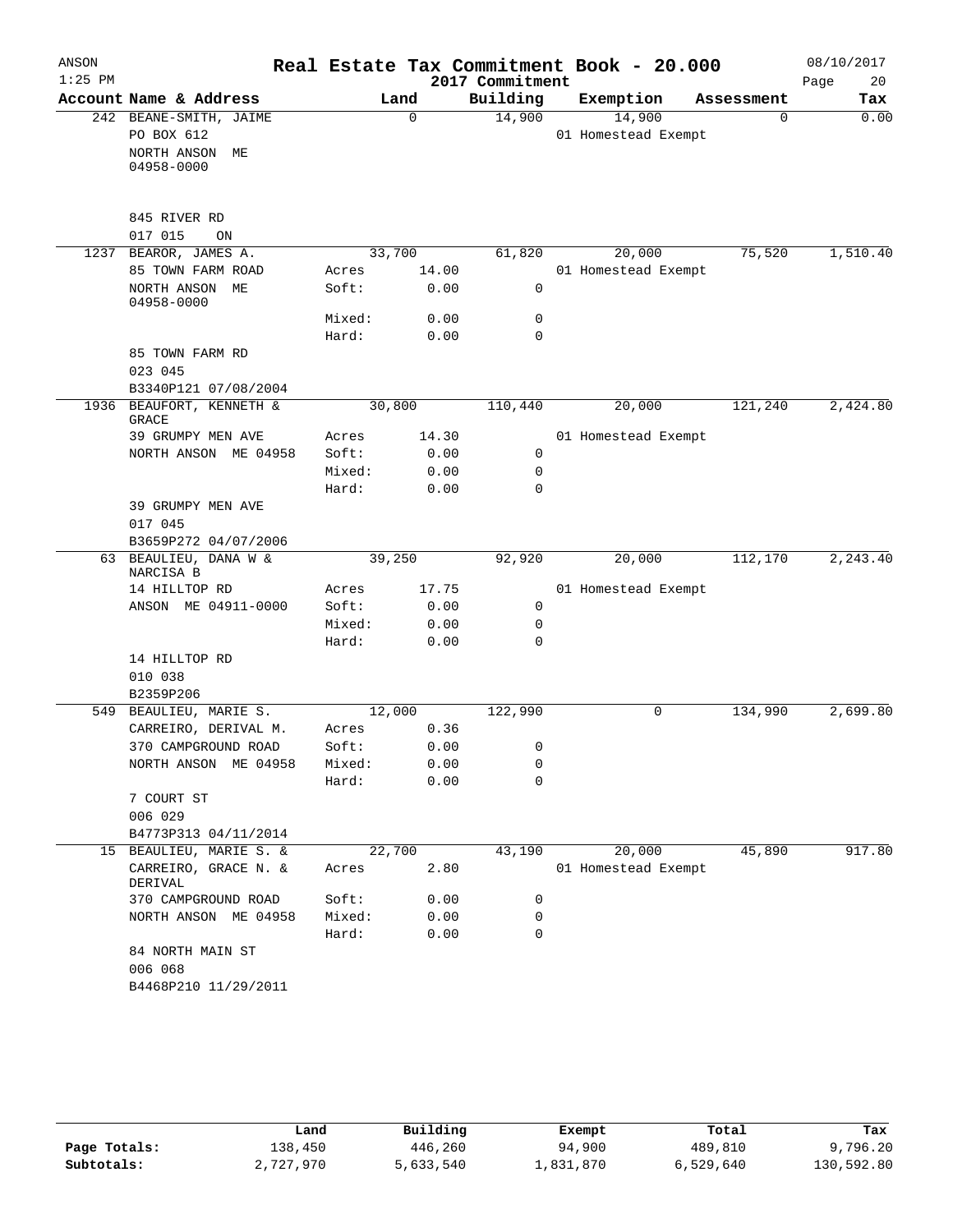# Real Estate Tax Commitment Book - 20.000

ANSON 1:25 PM — 2017 Commitment — 08/10/2017

| Account | Name & Address | Land | | Building | Exemption | Assessment | Tax |
|---|---|---|---|---|---|---|---|
| 242 | BEANE-SMITH, JAIME | | 0 | 14,900 | 14,900 | 0 | 0.00 |
| | PO BOX 612 | | | | 01 Homestead Exempt | | |
| | NORTH ANSON ME 04958-0000 | | | | | | |
| | 845 RIVER RD | | | | | | |
| | 017 015 ON | | | | | | |
| 1237 | BEAROR, JAMES A. | | 33,700 | 61,820 | 20,000 | 75,520 | 1,510.40 |
| | 85 TOWN FARM ROAD | Acres | 14.00 | | 01 Homestead Exempt | | |
| | NORTH ANSON ME 04958-0000 | Soft: | 0.00 | 0 | | | |
| | | Mixed: | 0.00 | 0 | | | |
| | | Hard: | 0.00 | 0 | | | |
| | 85 TOWN FARM RD | | | | | | |
| | 023 045 | | | | | | |
| | B3340P121 07/08/2004 | | | | | | |
| 1936 | BEAUFORT, KENNETH & GRACE | | 30,800 | 110,440 | 20,000 | 121,240 | 2,424.80 |
| | 39 GRUMPY MEN AVE | Acres | 14.30 | | 01 Homestead Exempt | | |
| | NORTH ANSON ME 04958 | Soft: | 0.00 | 0 | | | |
| | | Mixed: | 0.00 | 0 | | | |
| | | Hard: | 0.00 | 0 | | | |
| | 39 GRUMPY MEN AVE | | | | | | |
| | 017 045 | | | | | | |
| | B3659P272 04/07/2006 | | | | | | |
| 63 | BEAULIEU, DANA W & NARCISA B | | 39,250 | 92,920 | 20,000 | 112,170 | 2,243.40 |
| | 14 HILLTOP RD | Acres | 17.75 | | 01 Homestead Exempt | | |
| | ANSON ME 04911-0000 | Soft: | 0.00 | 0 | | | |
| | | Mixed: | 0.00 | 0 | | | |
| | | Hard: | 0.00 | 0 | | | |
| | 14 HILLTOP RD | | | | | | |
| | 010 038 | | | | | | |
| | B2359P206 | | | | | | |
| 549 | BEAULIEU, MARIE S. | | 12,000 | 122,990 | 0 | 134,990 | 2,699.80 |
| | CARREIRO, DERIVAL M. | Acres | 0.36 | | | | |
| | 370 CAMPGROUND ROAD | Soft: | 0.00 | 0 | | | |
| | NORTH ANSON ME 04958 | Mixed: | 0.00 | 0 | | | |
| | | Hard: | 0.00 | 0 | | | |
| | 7 COURT ST | | | | | | |
| | 006 029 | | | | | | |
| | B4773P313 04/11/2014 | | | | | | |
| 15 | BEAULIEU, MARIE S. & | | 22,700 | 43,190 | 20,000 | 45,890 | 917.80 |
| | CARREIRO, GRACE N. & DERIVAL | Acres | 2.80 | | 01 Homestead Exempt | | |
| | 370 CAMPGROUND ROAD | Soft: | 0.00 | 0 | | | |
| | NORTH ANSON ME 04958 | Mixed: | 0.00 | 0 | | | |
| | | Hard: | 0.00 | 0 | | | |
| | 84 NORTH MAIN ST | | | | | | |
| | 006 068 | | | | | | |
| | B4468P210 11/29/2011 | | | | | | |

| | Land | Building | Exempt | Total | Tax |
|---|---|---|---|---|---|
| Page Totals: | 138,450 | 446,260 | 94,900 | 489,810 | 9,796.20 |
| Subtotals: | 2,727,970 | 5,633,540 | 1,831,870 | 6,529,640 | 130,592.80 |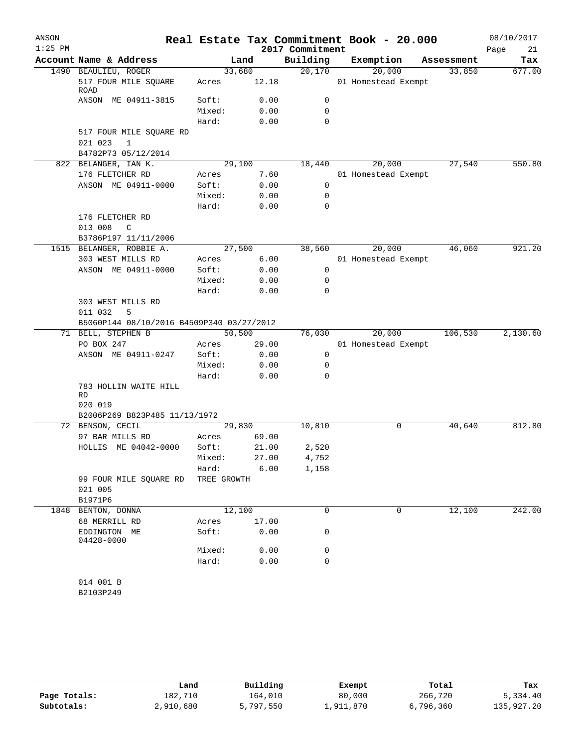# Real Estate Tax Commitment Book - 20.000

ANSON
1:25 PM
2017 Commitment
08/10/2017

| Account | Name & Address | Land | | Building | Exemption | Assessment | Tax |
|---|---|---|---|---|---|---|---|
| 1490 | BEAULIEU, ROGER | 33,680 | | 20,170 | 20,000 | 33,850 | 677.00 |
| | 517 FOUR MILE SQUARE ROAD | Acres | 12.18 | | 01 Homestead Exempt | | |
| | ANSON ME 04911-3815 | Soft: | 0.00 | 0 | | | |
| | | Mixed: | 0.00 | 0 | | | |
| | | Hard: | 0.00 | 0 | | | |
| | 517 FOUR MILE SQUARE RD | | | | | | |
| | 021 023 1 | | | | | | |
| | B4782P73 05/12/2014 | | | | | | |
| 822 | BELANGER, IAN K. | 29,100 | | 18,440 | 20,000 | 27,540 | 550.80 |
| | 176 FLETCHER RD | Acres | 7.60 | | 01 Homestead Exempt | | |
| | ANSON ME 04911-0000 | Soft: | 0.00 | 0 | | | |
| | | Mixed: | 0.00 | 0 | | | |
| | | Hard: | 0.00 | 0 | | | |
| | 176 FLETCHER RD | | | | | | |
| | 013 008 C | | | | | | |
| | B3786P197 11/11/2006 | | | | | | |
| 1515 | BELANGER, ROBBIE A. | 27,500 | | 38,560 | 20,000 | 46,060 | 921.20 |
| | 303 WEST MILLS RD | Acres | 6.00 | | 01 Homestead Exempt | | |
| | ANSON ME 04911-0000 | Soft: | 0.00 | 0 | | | |
| | | Mixed: | 0.00 | 0 | | | |
| | | Hard: | 0.00 | 0 | | | |
| | 303 WEST MILLS RD | | | | | | |
| | 011 032 5 | | | | | | |
| | B5060P144 08/10/2016 B4509P340 03/27/2012 | | | | | | |
| 71 | BELL, STEPHEN B | 50,500 | | 76,030 | 20,000 | 106,530 | 2,130.60 |
| | PO BOX 247 | Acres | 29.00 | | 01 Homestead Exempt | | |
| | ANSON ME 04911-0247 | Soft: | 0.00 | 0 | | | |
| | | Mixed: | 0.00 | 0 | | | |
| | | Hard: | 0.00 | 0 | | | |
| | 783 HOLLIN WAITE HILL RD | | | | | | |
| | 020 019 | | | | | | |
| | B2006P269 B823P485 11/13/1972 | | | | | | |
| 72 | BENSON, CECIL | 29,830 | | 10,810 | 0 | 40,640 | 812.80 |
| | 97 BAR MILLS RD | Acres | 69.00 | | | | |
| | HOLLIS ME 04042-0000 | Soft: | 21.00 | 2,520 | | | |
| | | Mixed: | 27.00 | 4,752 | | | |
| | | Hard: | 6.00 | 1,158 | | | |
| | 99 FOUR MILE SQUARE RD | TREE GROWTH | | | | | |
| | 021 005 | | | | | | |
| | B1971P6 | | | | | | |
| 1848 | BENTON, DONNA | 12,100 | | 0 | 0 | 12,100 | 242.00 |
| | 68 MERRILL RD | Acres | 17.00 | | | | |
| | EDDINGTON ME 04428-0000 | Soft: | 0.00 | 0 | | | |
| | | Mixed: | 0.00 | 0 | | | |
| | | Hard: | 0.00 | 0 | | | |
| | 014 001 B | | | | | | |
| | B2103P249 | | | | | | |

| | Land | Building | Exempt | Total | Tax |
|---|---|---|---|---|---|
| Page Totals: | 182,710 | 164,010 | 80,000 | 266,720 | 5,334.40 |
| Subtotals: | 2,910,680 | 5,797,550 | 1,911,870 | 6,796,360 | 135,927.20 |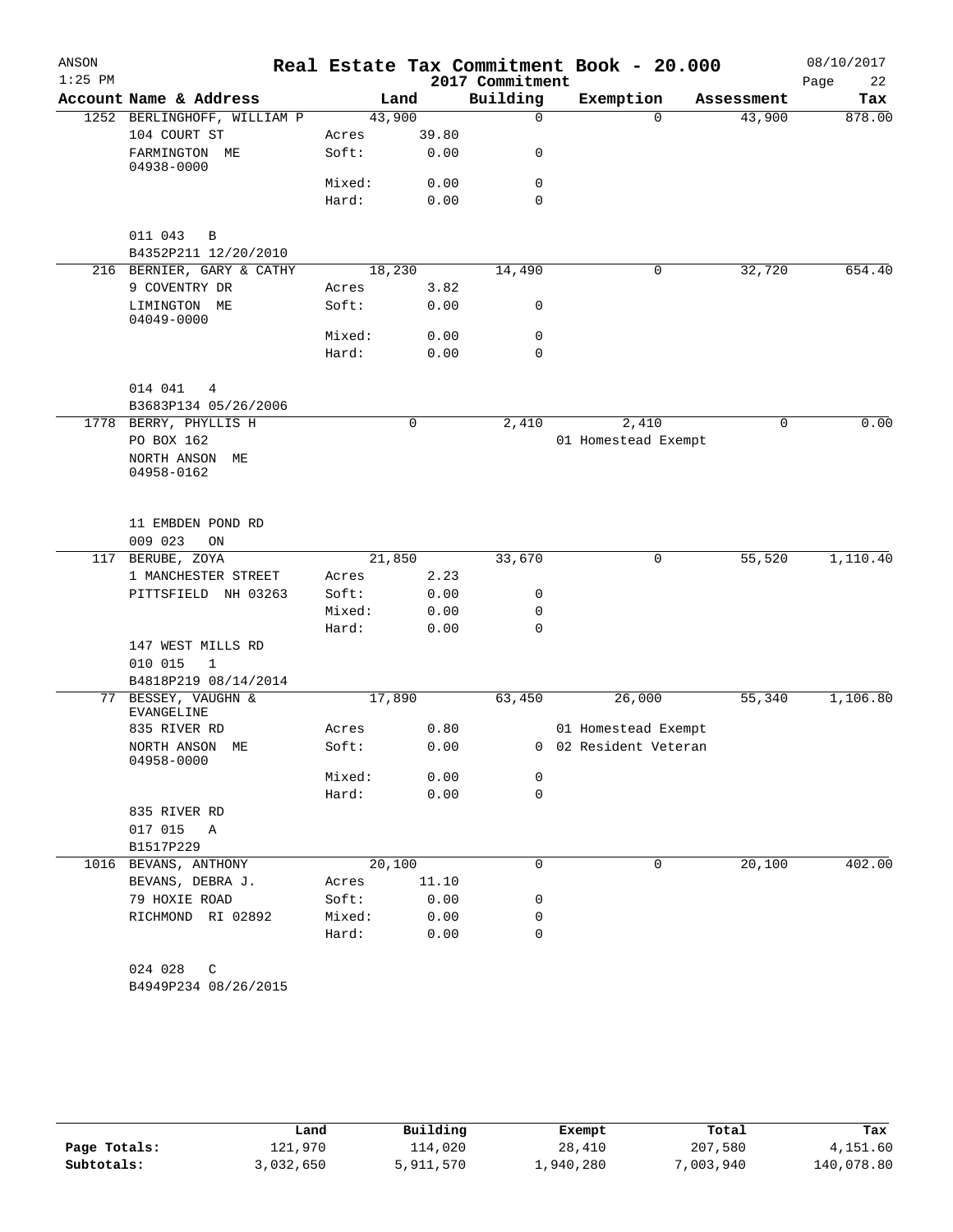# Real Estate Tax Commitment Book - 20.000

ANSON 1:25 PM — 2017 Commitment — 08/10/2017

| Account Name & Address | | Land | Building | Exemption | Assessment | Tax |
|---|---|---|---|---|---|---|
| 1252 BERLINGHOFF, WILLIAM P | | 43,900 | 0 | 0 | 43,900 | 878.00 |
| 104 COURT ST | Acres | 39.80 | | | | |
| FARMINGTON ME 04938-0000 | Soft: | 0.00 | 0 | | | |
| | Mixed: | 0.00 | 0 | | | |
| | Hard: | 0.00 | 0 | | | |
| 011 043 B | | | | | | |
| B4352P211 12/20/2010 | | | | | | |
| 216 BERNIER, GARY & CATHY | | 18,230 | 14,490 | 0 | 32,720 | 654.40 |
| 9 COVENTRY DR | Acres | 3.82 | | | | |
| LIMINGTON ME 04049-0000 | Soft: | 0.00 | 0 | | | |
| | Mixed: | 0.00 | 0 | | | |
| | Hard: | 0.00 | 0 | | | |
| 014 041 4 | | | | | | |
| B3683P134 05/26/2006 | | | | | | |
| 1778 BERRY, PHYLLIS H | | 0 | 2,410 | 2,410 | 0 | 0.00 |
| PO BOX 162 | | | | 01 Homestead Exempt | | |
| NORTH ANSON ME 04958-0162 | | | | | | |
| 11 EMBDEN POND RD | | | | | | |
| 009 023 ON | | | | | | |
| 117 BERUBE, ZOYA | | 21,850 | 33,670 | 0 | 55,520 | 1,110.40 |
| 1 MANCHESTER STREET | Acres | 2.23 | | | | |
| PITTSFIELD NH 03263 | Soft: | 0.00 | 0 | | | |
| | Mixed: | 0.00 | 0 | | | |
| | Hard: | 0.00 | 0 | | | |
| 147 WEST MILLS RD | | | | | | |
| 010 015 1 | | | | | | |
| B4818P219 08/14/2014 | | | | | | |
| 77 BESSEY, VAUGHN & EVANGELINE | | 17,890 | 63,450 | 26,000 | 55,340 | 1,106.80 |
| 835 RIVER RD | Acres | 0.80 | | 01 Homestead Exempt | | |
| NORTH ANSON ME 04958-0000 | Soft: | 0.00 | 0 | 02 Resident Veteran | | |
| | Mixed: | 0.00 | 0 | | | |
| | Hard: | 0.00 | 0 | | | |
| 835 RIVER RD | | | | | | |
| 017 015 A | | | | | | |
| B1517P229 | | | | | | |
| 1016 BEVANS, ANTHONY | | 20,100 | 0 | 0 | 20,100 | 402.00 |
| BEVANS, DEBRA J. | Acres | 11.10 | | | | |
| 79 HOXIE ROAD | Soft: | 0.00 | 0 | | | |
| RICHMOND RI 02892 | Mixed: | 0.00 | 0 | | | |
| | Hard: | 0.00 | 0 | | | |
| 024 028 C | | | | | | |
| B4949P234 08/26/2015 | | | | | | |

| | Land | Building | Exempt | Total | Tax |
|---|---|---|---|---|---|
| Page Totals: | 121,970 | 114,020 | 28,410 | 207,580 | 4,151.60 |
| Subtotals: | 3,032,650 | 5,911,570 | 1,940,280 | 7,003,940 | 140,078.80 |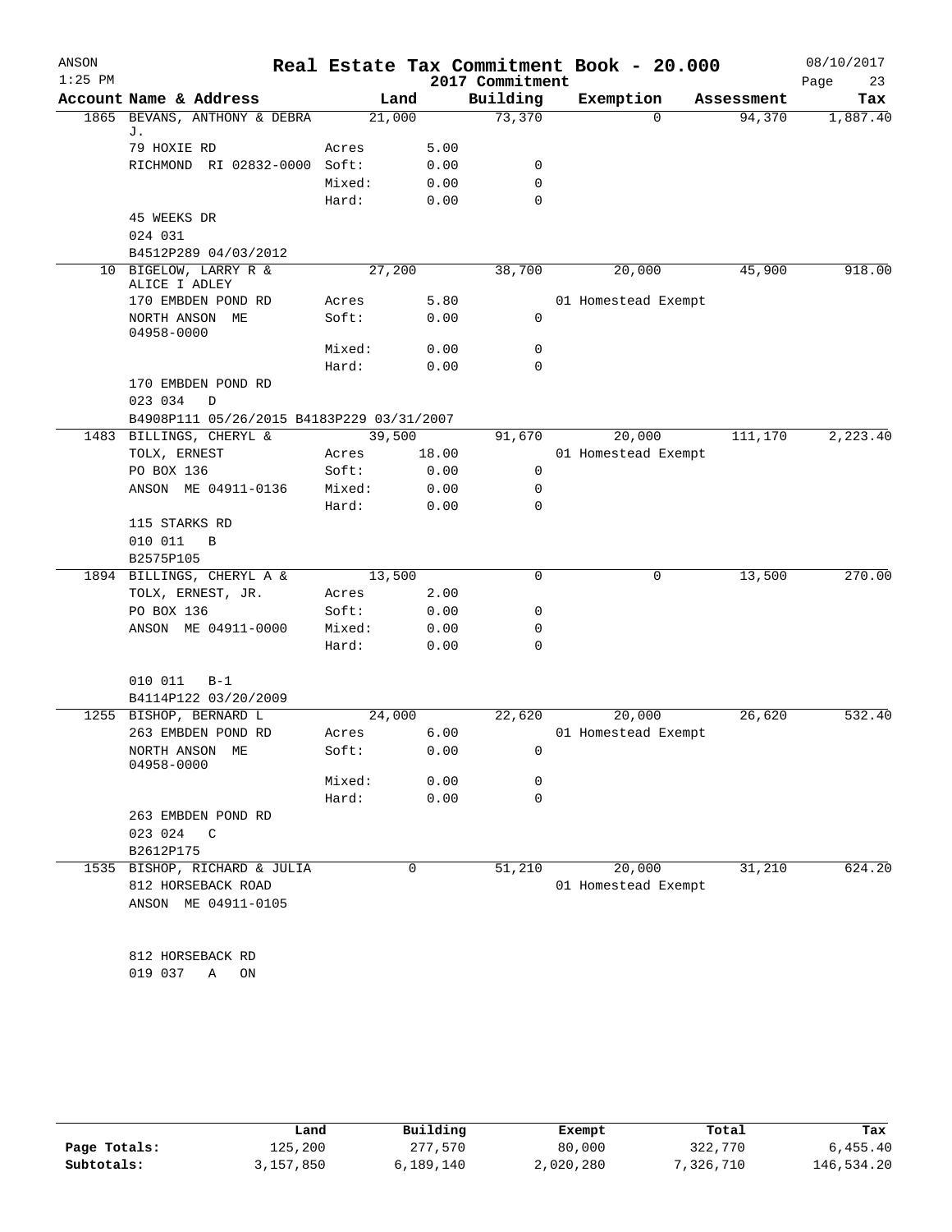# Real Estate Tax Commitment Book - 20.000

ANSON
1:25 PM

2017 Commitment

08/10/2017

| Account Name & Address | | Land | Building | Exemption | Assessment | Tax |
|---|---|---|---|---|---|---|
| 1865 BEVANS, ANTHONY & DEBRA J. | | 21,000 | 73,370 | 0 | 94,370 | 1,887.40 |
| 79 HOXIE RD | Acres | 5.00 | | | | |
| RICHMOND RI 02832-0000 | Soft: | 0.00 | 0 | | | |
| | Mixed: | 0.00 | 0 | | | |
| | Hard: | 0.00 | 0 | | | |
| 45 WEEKS DR | | | | | | |
| 024 031 | | | | | | |
| B4512P289 04/03/2012 | | | | | | |
| 10 BIGELOW, LARRY R & ALICE I ADLEY | | 27,200 | 38,700 | 20,000 | 45,900 | 918.00 |
| 170 EMBDEN POND RD | Acres | 5.80 | | 01 Homestead Exempt | | |
| NORTH ANSON ME 04958-0000 | Soft: | 0.00 | 0 | | | |
| | Mixed: | 0.00 | 0 | | | |
| | Hard: | 0.00 | 0 | | | |
| 170 EMBDEN POND RD | | | | | | |
| 023 034 D | | | | | | |
| B4908P111 05/26/2015 B4183P229 03/31/2007 | | | | | | |
| 1483 BILLINGS, CHERYL & | | 39,500 | 91,670 | 20,000 | 111,170 | 2,223.40 |
| TOLX, ERNEST | Acres | 18.00 | | 01 Homestead Exempt | | |
| PO BOX 136 | Soft: | 0.00 | 0 | | | |
| ANSON ME 04911-0136 | Mixed: | 0.00 | 0 | | | |
| | Hard: | 0.00 | 0 | | | |
| 115 STARKS RD | | | | | | |
| 010 011 B | | | | | | |
| B2575P105 | | | | | | |
| 1894 BILLINGS, CHERYL A & | | 13,500 | 0 | 0 | 13,500 | 270.00 |
| TOLX, ERNEST, JR. | Acres | 2.00 | | | | |
| PO BOX 136 | Soft: | 0.00 | 0 | | | |
| ANSON ME 04911-0000 | Mixed: | 0.00 | 0 | | | |
| | Hard: | 0.00 | 0 | | | |
| 010 011 B-1 | | | | | | |
| B4114P122 03/20/2009 | | | | | | |
| 1255 BISHOP, BERNARD L | | 24,000 | 22,620 | 20,000 | 26,620 | 532.40 |
| 263 EMBDEN POND RD | Acres | 6.00 | | 01 Homestead Exempt | | |
| NORTH ANSON ME 04958-0000 | Soft: | 0.00 | 0 | | | |
| | Mixed: | 0.00 | 0 | | | |
| | Hard: | 0.00 | 0 | | | |
| 263 EMBDEN POND RD | | | | | | |
| 023 024 C | | | | | | |
| B2612P175 | | | | | | |
| 1535 BISHOP, RICHARD & JULIA | | 0 | 51,210 | 20,000 | 31,210 | 624.20 |
| 812 HORSEBACK ROAD | | | | 01 Homestead Exempt | | |
| ANSON ME 04911-0105 | | | | | | |
| 812 HORSEBACK RD | | | | | | |
| 019 037 A ON | | | | | | |

| | Land | Building | Exempt | Total | Tax |
|---|---|---|---|---|---|
| Page Totals: | 125,200 | 277,570 | 80,000 | 322,770 | 6,455.40 |
| Subtotals: | 3,157,850 | 6,189,140 | 2,020,280 | 7,326,710 | 146,534.20 |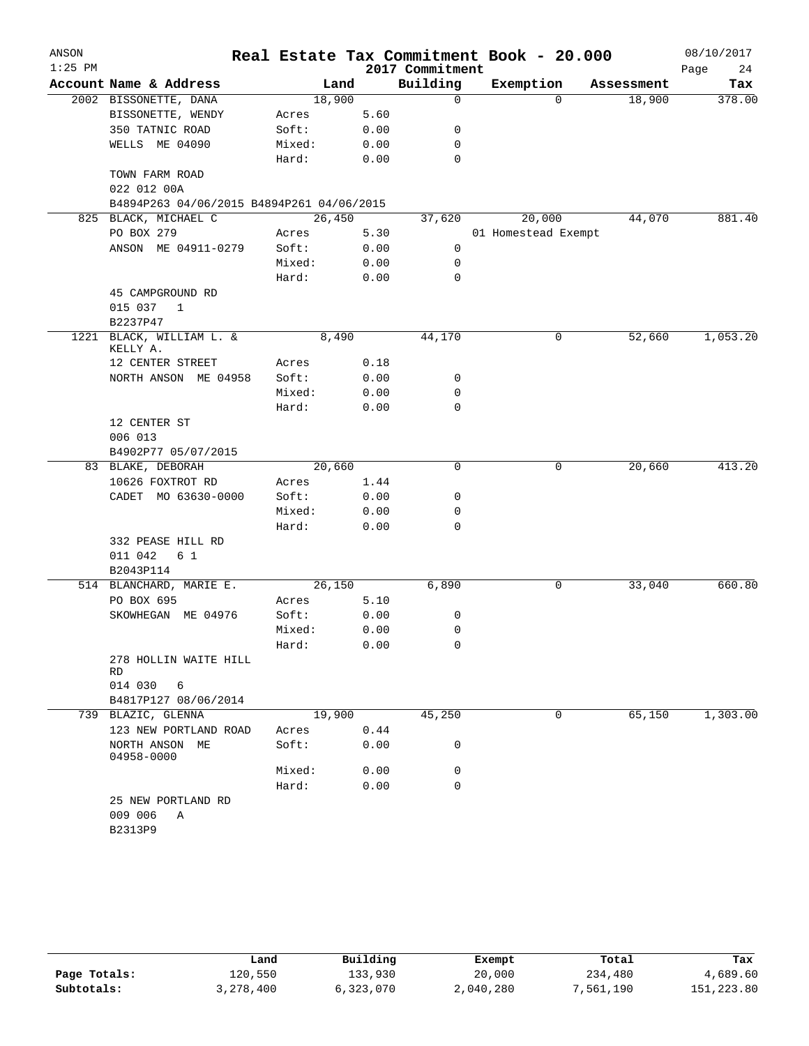ANSON — Real Estate Tax Commitment Book - 20.000 — 08/10/2017
1:25 PM — 2017 Commitment

| Account Name & Address | | Land | Building | Exemption | Assessment | Tax |
|---|---|---|---|---|---|---|
| 2002 BISSONETTE, DANA | | 18,900 | 0 | 0 | 18,900 | 378.00 |
| BISSONETTE, WENDY | Acres | 5.60 | | | | |
| 350 TATNIC ROAD | Soft: | 0.00 | 0 | | | |
| WELLS ME 04090 | Mixed: | 0.00 | 0 | | | |
| | Hard: | 0.00 | 0 | | | |
| TOWN FARM ROAD | | | | | | |
| 022 012 00A | | | | | | |
| B4894P263 04/06/2015 B4894P261 04/06/2015 | | | | | | |
| 825 BLACK, MICHAEL C | | 26,450 | 37,620 | 20,000 | 44,070 | 881.40 |
| PO BOX 279 | Acres | 5.30 | | 01 Homestead Exempt | | |
| ANSON ME 04911-0279 | Soft: | 0.00 | 0 | | | |
| | Mixed: | 0.00 | 0 | | | |
| | Hard: | 0.00 | 0 | | | |
| 45 CAMPGROUND RD | | | | | | |
| 015 037 1 | | | | | | |
| B2237P47 | | | | | | |
| 1221 BLACK, WILLIAM L. & KELLY A. | | 8,490 | 44,170 | 0 | 52,660 | 1,053.20 |
| 12 CENTER STREET | Acres | 0.18 | | | | |
| NORTH ANSON ME 04958 | Soft: | 0.00 | 0 | | | |
| | Mixed: | 0.00 | 0 | | | |
| | Hard: | 0.00 | 0 | | | |
| 12 CENTER ST | | | | | | |
| 006 013 | | | | | | |
| B4902P77 05/07/2015 | | | | | | |
| 83 BLAKE, DEBORAH | | 20,660 | 0 | 0 | 20,660 | 413.20 |
| 10626 FOXTROT RD | Acres | 1.44 | | | | |
| CADET MO 63630-0000 | Soft: | 0.00 | 0 | | | |
| | Mixed: | 0.00 | 0 | | | |
| | Hard: | 0.00 | 0 | | | |
| 332 PEASE HILL RD | | | | | | |
| 011 042 6 1 | | | | | | |
| B2043P114 | | | | | | |
| 514 BLANCHARD, MARIE E. | | 26,150 | 6,890 | 0 | 33,040 | 660.80 |
| PO BOX 695 | Acres | 5.10 | | | | |
| SKOWHEGAN ME 04976 | Soft: | 0.00 | 0 | | | |
| | Mixed: | 0.00 | 0 | | | |
| | Hard: | 0.00 | 0 | | | |
| 278 HOLLIN WAITE HILL RD | | | | | | |
| 014 030 6 | | | | | | |
| B4817P127 08/06/2014 | | | | | | |
| 739 BLAZIC, GLENNA | | 19,900 | 45,250 | 0 | 65,150 | 1,303.00 |
| 123 NEW PORTLAND ROAD | Acres | 0.44 | | | | |
| NORTH ANSON ME 04958-0000 | Soft: | 0.00 | 0 | | | |
| | Mixed: | 0.00 | 0 | | | |
| | Hard: | 0.00 | 0 | | | |
| 25 NEW PORTLAND RD | | | | | | |
| 009 006 A | | | | | | |
| B2313P9 | | | | | | |

| | Land | Building | Exempt | Total | Tax |
|---|---|---|---|---|---|
| Page Totals: | 120,550 | 133,930 | 20,000 | 234,480 | 4,689.60 |
| Subtotals: | 3,278,400 | 6,323,070 | 2,040,280 | 7,561,190 | 151,223.80 |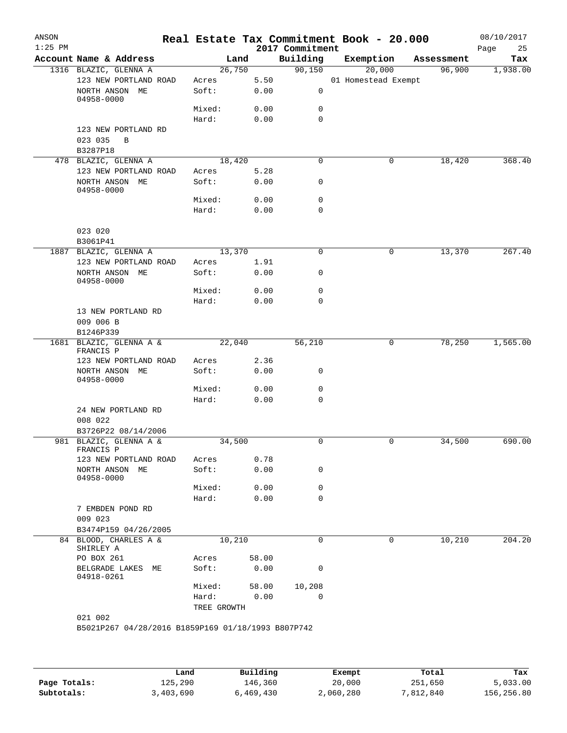ANSON

**Real Estate Tax Commitment Book - 20.000**

2017 Commitment

08/10/2017

1:25 PM

| Account | Name & Address | | Land | Building | Exemption | Assessment | Tax |
|---|---|---|---|---|---|---|---|
| 1316 | BLAZIC, GLENNA A | | 26,750 | 90,150 | 20,000 | 96,900 | 1,938.00 |
| | 123 NEW PORTLAND ROAD | Acres | 5.50 | | 01 Homestead Exempt | | |
| | NORTH ANSON ME 04958-0000 | Soft: | 0.00 | 0 | | | |
| | | Mixed: | 0.00 | 0 | | | |
| | | Hard: | 0.00 | 0 | | | |
| | 123 NEW PORTLAND RD | | | | | | |
| | 023 035 B | | | | | | |
| | B3287P18 | | | | | | |
| 478 | BLAZIC, GLENNA A | | 18,420 | 0 | 0 | 18,420 | 368.40 |
| | 123 NEW PORTLAND ROAD | Acres | 5.28 | | | | |
| | NORTH ANSON ME 04958-0000 | Soft: | 0.00 | 0 | | | |
| | | Mixed: | 0.00 | 0 | | | |
| | | Hard: | 0.00 | 0 | | | |
| | 023 020 | | | | | | |
| | B3061P41 | | | | | | |
| 1887 | BLAZIC, GLENNA A | | 13,370 | 0 | 0 | 13,370 | 267.40 |
| | 123 NEW PORTLAND ROAD | Acres | 1.91 | | | | |
| | NORTH ANSON ME 04958-0000 | Soft: | 0.00 | 0 | | | |
| | | Mixed: | 0.00 | 0 | | | |
| | | Hard: | 0.00 | 0 | | | |
| | 13 NEW PORTLAND RD | | | | | | |
| | 009 006 B | | | | | | |
| | B1246P339 | | | | | | |
| 1681 | BLAZIC, GLENNA A & FRANCIS P | | 22,040 | 56,210 | 0 | 78,250 | 1,565.00 |
| | 123 NEW PORTLAND ROAD | Acres | 2.36 | | | | |
| | NORTH ANSON ME 04958-0000 | Soft: | 0.00 | 0 | | | |
| | | Mixed: | 0.00 | 0 | | | |
| | | Hard: | 0.00 | 0 | | | |
| | 24 NEW PORTLAND RD | | | | | | |
| | 008 022 | | | | | | |
| | B3726P22 08/14/2006 | | | | | | |
| 981 | BLAZIC, GLENNA A & FRANCIS P | | 34,500 | 0 | 0 | 34,500 | 690.00 |
| | 123 NEW PORTLAND ROAD | Acres | 0.78 | | | | |
| | NORTH ANSON ME 04958-0000 | Soft: | 0.00 | 0 | | | |
| | | Mixed: | 0.00 | 0 | | | |
| | | Hard: | 0.00 | 0 | | | |
| | 7 EMBDEN POND RD | | | | | | |
| | 009 023 | | | | | | |
| | B3474P159 04/26/2005 | | | | | | |
| 84 | BLOOD, CHARLES A & SHIRLEY A | | 10,210 | 0 | 0 | 10,210 | 204.20 |
| | PO BOX 261 | Acres | 58.00 | | | | |
| | BELGRADE LAKES ME 04918-0261 | Soft: | 0.00 | 0 | | | |
| | | Mixed: | 58.00 | 10,208 | | | |
| | | Hard: | 0.00 | 0 | | | |
| | | TREE GROWTH | | | | | |
| | 021 002 | | | | | | |
| | B5021P267 04/28/2016 B1859P169 01/18/1993 B807P742 | | | | | | |

| | Land | Building | Exempt | Total | Tax |
|---|---|---|---|---|---|
| Page Totals: | 125,290 | 146,360 | 20,000 | 251,650 | 5,033.00 |
| Subtotals: | 3,403,690 | 6,469,430 | 2,060,280 | 7,812,840 | 156,256.80 |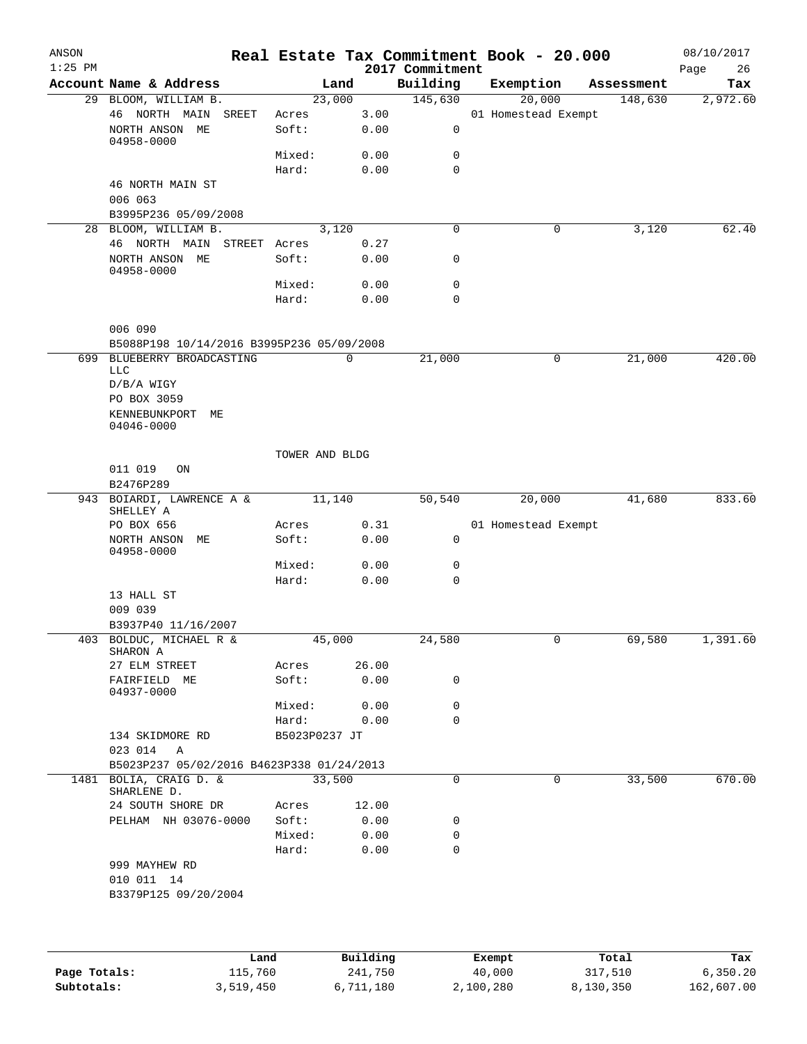# Real Estate Tax Commitment Book - 20.000

ANSON 1:25 PM — 2017 Commitment — 08/10/2017

| Account Name & Address | Land | | Building | Exemption | Assessment | Tax |
|---|---|---|---|---|---|---|
| 29 BLOOM, WILLIAM B. | 23,000 | | 145,630 | 20,000 | 148,630 | 2,972.60 |
| 46 NORTH MAIN SREET | Acres | 3.00 | | 01 Homestead Exempt | | |
| NORTH ANSON ME 04958-0000 | Soft: | 0.00 | 0 | | | |
| | Mixed: | 0.00 | 0 | | | |
| | Hard: | 0.00 | 0 | | | |
| 46 NORTH MAIN ST | | | | | | |
| 006 063 | | | | | | |
| B3995P236 05/09/2008 | | | | | | |
| 28 BLOOM, WILLIAM B. | 3,120 | | 0 | 0 | 3,120 | 62.40 |
| 46 NORTH MAIN STREET | Acres | 0.27 | | | | |
| NORTH ANSON ME 04958-0000 | Soft: | 0.00 | 0 | | | |
| | Mixed: | 0.00 | 0 | | | |
| | Hard: | 0.00 | 0 | | | |
| 006 090 | | | | | | |
| B5088P198 10/14/2016 B3995P236 05/09/2008 | | | | | | |
| 699 BLUEBERRY BROADCASTING LLC | 0 | | 21,000 | 0 | 21,000 | 420.00 |
| D/B/A WIGY | | | | | | |
| PO BOX 3059 | | | | | | |
| KENNEBUNKPORT ME 04046-0000 | | | | | | |
| | TOWER AND BLDG | | | | | |
| 011 019 ON | | | | | | |
| B2476P289 | | | | | | |
| 943 BOIARDI, LAWRENCE A & SHELLEY A | 11,140 | | 50,540 | 20,000 | 41,680 | 833.60 |
| PO BOX 656 | Acres | 0.31 | | 01 Homestead Exempt | | |
| NORTH ANSON ME 04958-0000 | Soft: | 0.00 | 0 | | | |
| | Mixed: | 0.00 | 0 | | | |
| | Hard: | 0.00 | 0 | | | |
| 13 HALL ST | | | | | | |
| 009 039 | | | | | | |
| B3937P40 11/16/2007 | | | | | | |
| 403 BOLDUC, MICHAEL R & SHARON A | 45,000 | | 24,580 | 0 | 69,580 | 1,391.60 |
| 27 ELM STREET | Acres | 26.00 | | | | |
| FAIRFIELD ME 04937-0000 | Soft: | 0.00 | 0 | | | |
| | Mixed: | 0.00 | 0 | | | |
| | Hard: | 0.00 | 0 | | | |
| 134 SKIDMORE RD | B5023P0237 JT | | | | | |
| 023 014 A | | | | | | |
| B5023P237 05/02/2016 B4623P338 01/24/2013 | | | | | | |
| 1481 BOLIA, CRAIG D. & SHARLENE D. | 33,500 | | 0 | 0 | 33,500 | 670.00 |
| 24 SOUTH SHORE DR | Acres | 12.00 | | | | |
| PELHAM NH 03076-0000 | Soft: | 0.00 | 0 | | | |
| | Mixed: | 0.00 | 0 | | | |
| | Hard: | 0.00 | 0 | | | |
| 999 MAYHEW RD | | | | | | |
| 010 011 14 | | | | | | |
| B3379P125 09/20/2004 | | | | | | |

| | Land | Building | Exempt | Total | Tax |
|---|---|---|---|---|---|
| Page Totals: | 115,760 | 241,750 | 40,000 | 317,510 | 6,350.20 |
| Subtotals: | 3,519,450 | 6,711,180 | 2,100,280 | 8,130,350 | 162,607.00 |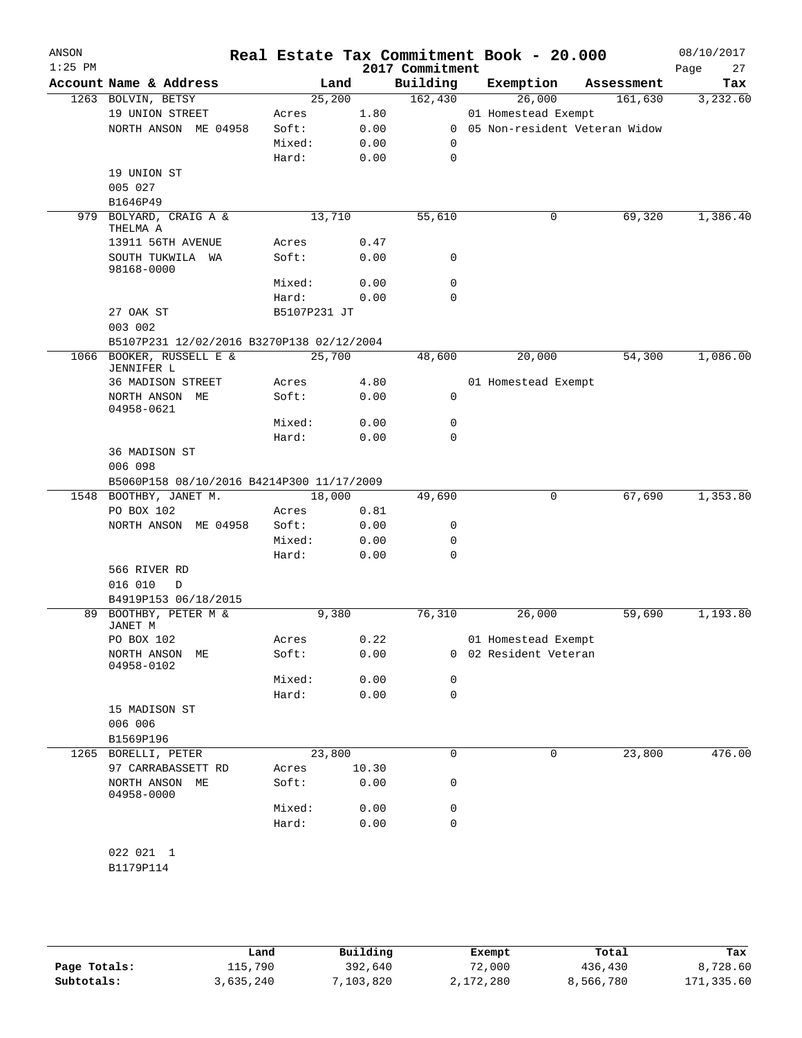# Real Estate Tax Commitment Book - 20.000

ANSON 1:25 PM — 2017 Commitment — 08/10/2017

| Account Name & Address | | Land | Building | Exemption | Assessment | Tax |
|---|---|---|---|---|---|---|
| 1263 BOLVIN, BETSY | | 25,200 | 162,430 | 26,000 | 161,630 | 3,232.60 |
| 19 UNION STREET | Acres | 1.80 | | 01 Homestead Exempt | | |
| NORTH ANSON ME 04958 | Soft: | 0.00 | 0 | 05 Non-resident Veteran Widow | | |
| | Mixed: | 0.00 | 0 | | | |
| | Hard: | 0.00 | 0 | | | |
| 19 UNION ST | | | | | | |
| 005 027 | | | | | | |
| B1646P49 | | | | | | |
| 979 BOLYARD, CRAIG A & THELMA A | | 13,710 | 55,610 | 0 | 69,320 | 1,386.40 |
| 13911 56TH AVENUE | Acres | 0.47 | | | | |
| SOUTH TUKWILA WA 98168-0000 | Soft: | 0.00 | 0 | | | |
| | Mixed: | 0.00 | 0 | | | |
| | Hard: | 0.00 | 0 | | | |
| 27 OAK ST | B5107P231 JT | | | | | |
| 003 002 | | | | | | |
| B5107P231 12/02/2016 B3270P138 02/12/2004 | | | | | | |
| 1066 BOOKER, RUSSELL E & JENNIFER L | | 25,700 | 48,600 | 20,000 | 54,300 | 1,086.00 |
| 36 MADISON STREET | Acres | 4.80 | | 01 Homestead Exempt | | |
| NORTH ANSON ME 04958-0621 | Soft: | 0.00 | 0 | | | |
| | Mixed: | 0.00 | 0 | | | |
| | Hard: | 0.00 | 0 | | | |
| 36 MADISON ST | | | | | | |
| 006 098 | | | | | | |
| B5060P158 08/10/2016 B4214P300 11/17/2009 | | | | | | |
| 1548 BOOTHBY, JANET M. | | 18,000 | 49,690 | 0 | 67,690 | 1,353.80 |
| PO BOX 102 | Acres | 0.81 | | | | |
| NORTH ANSON ME 04958 | Soft: | 0.00 | 0 | | | |
| | Mixed: | 0.00 | 0 | | | |
| | Hard: | 0.00 | 0 | | | |
| 566 RIVER RD | | | | | | |
| 016 010 D | | | | | | |
| B4919P153 06/18/2015 | | | | | | |
| 89 BOOTHBY, PETER M & JANET M | | 9,380 | 76,310 | 26,000 | 59,690 | 1,193.80 |
| PO BOX 102 | Acres | 0.22 | | 01 Homestead Exempt | | |
| NORTH ANSON ME 04958-0102 | Soft: | 0.00 | 0 | 02 Resident Veteran | | |
| | Mixed: | 0.00 | 0 | | | |
| | Hard: | 0.00 | 0 | | | |
| 15 MADISON ST | | | | | | |
| 006 006 | | | | | | |
| B1569P196 | | | | | | |
| 1265 BORELLI, PETER | | 23,800 | 0 | 0 | 23,800 | 476.00 |
| 97 CARRABASSETT RD | Acres | 10.30 | | | | |
| NORTH ANSON ME 04958-0000 | Soft: | 0.00 | 0 | | | |
| | Mixed: | 0.00 | 0 | | | |
| | Hard: | 0.00 | 0 | | | |
| 022 021 1 | | | | | | |
| B1179P114 | | | | | | |

| | Land | Building | Exempt | Total | Tax |
|---|---|---|---|---|---|
| Page Totals: | 115,790 | 392,640 | 72,000 | 436,430 | 8,728.60 |
| Subtotals: | 3,635,240 | 7,103,820 | 2,172,280 | 8,566,780 | 171,335.60 |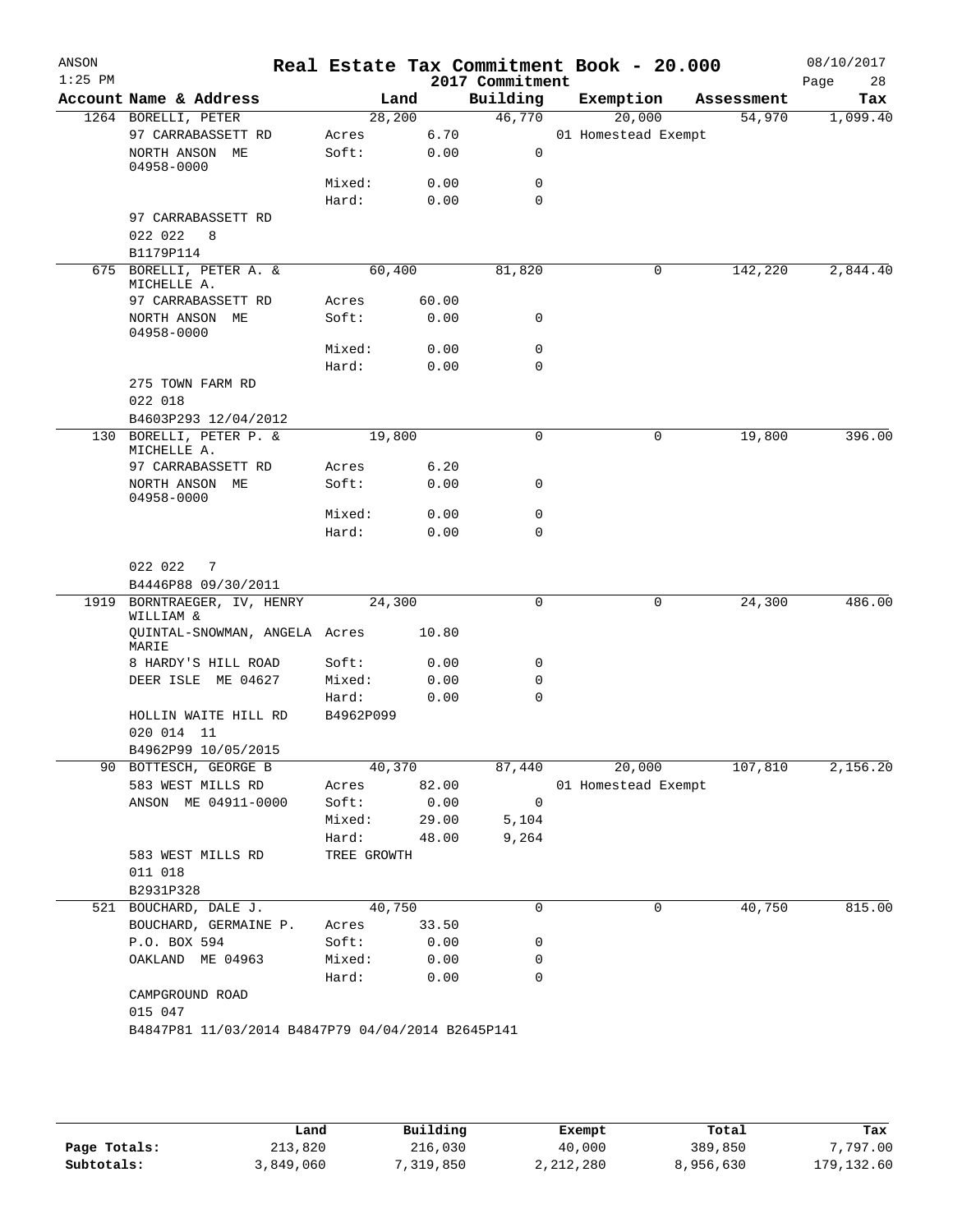# Real Estate Tax Commitment Book - 20.000

ANSON
1:25 PM
2017 Commitment
08/10/2017

| Account | Name & Address | | Land | Building | Exemption | Assessment | Tax |
|---|---|---|---|---|---|---|---|
| 1264 | BORELLI, PETER | | 28,200 | 46,770 | 20,000 | 54,970 | 1,099.40 |
| | 97 CARRABASSETT RD | Acres | 6.70 | | 01 Homestead Exempt | | |
| | NORTH ANSON ME 04958-0000 | Soft: | 0.00 | 0 | | | |
| | | Mixed: | 0.00 | 0 | | | |
| | | Hard: | 0.00 | 0 | | | |
| | 97 CARRABASSETT RD | | | | | | |
| | 022 022 8 | | | | | | |
| | B1179P114 | | | | | | |
| 675 | BORELLI, PETER A. & MICHELLE A. | | 60,400 | 81,820 | 0 | 142,220 | 2,844.40 |
| | 97 CARRABASSETT RD | Acres | 60.00 | | | | |
| | NORTH ANSON ME 04958-0000 | Soft: | 0.00 | 0 | | | |
| | | Mixed: | 0.00 | 0 | | | |
| | | Hard: | 0.00 | 0 | | | |
| | 275 TOWN FARM RD | | | | | | |
| | 022 018 | | | | | | |
| | B4603P293 12/04/2012 | | | | | | |
| 130 | BORELLI, PETER P. & MICHELLE A. | | 19,800 | 0 | 0 | 19,800 | 396.00 |
| | 97 CARRABASSETT RD | Acres | 6.20 | | | | |
| | NORTH ANSON ME 04958-0000 | Soft: | 0.00 | 0 | | | |
| | | Mixed: | 0.00 | 0 | | | |
| | | Hard: | 0.00 | 0 | | | |
| | 022 022 7 | | | | | | |
| | B4446P88 09/30/2011 | | | | | | |
| 1919 | BORNTRAEGER, IV, HENRY WILLIAM & | | 24,300 | 0 | 0 | 24,300 | 486.00 |
| | QUINTAL-SNOWMAN, ANGELA MARIE | Acres | 10.80 | | | | |
| | 8 HARDY'S HILL ROAD | Soft: | 0.00 | 0 | | | |
| | DEER ISLE ME 04627 | Mixed: | 0.00 | 0 | | | |
| | | Hard: | 0.00 | 0 | | | |
| | HOLLIN WAITE HILL RD | B4962P099 | | | | | |
| | 020 014 11 | | | | | | |
| | B4962P99 10/05/2015 | | | | | | |
| 90 | BOTTESCH, GEORGE B | | 40,370 | 87,440 | 20,000 | 107,810 | 2,156.20 |
| | 583 WEST MILLS RD | Acres | 82.00 | | 01 Homestead Exempt | | |
| | ANSON ME 04911-0000 | Soft: | 0.00 | 0 | | | |
| | | Mixed: | 29.00 | 5,104 | | | |
| | | Hard: | 48.00 | 9,264 | | | |
| | 583 WEST MILLS RD | TREE GROWTH | | | | | |
| | 011 018 | | | | | | |
| | B2931P328 | | | | | | |
| 521 | BOUCHARD, DALE J. | | 40,750 | 0 | 0 | 40,750 | 815.00 |
| | BOUCHARD, GERMAINE P. | Acres | 33.50 | | | | |
| | P.O. BOX 594 | Soft: | 0.00 | 0 | | | |
| | OAKLAND ME 04963 | Mixed: | 0.00 | 0 | | | |
| | | Hard: | 0.00 | 0 | | | |
| | CAMPGROUND ROAD | | | | | | |
| | 015 047 | | | | | | |
| | B4847P81 11/03/2014 B4847P79 04/04/2014 B2645P141 | | | | | | |

| | Land | Building | Exempt | Total | Tax |
|---|---|---|---|---|---|
| Page Totals: | 213,820 | 216,030 | 40,000 | 389,850 | 7,797.00 |
| Subtotals: | 3,849,060 | 7,319,850 | 2,212,280 | 8,956,630 | 179,132.60 |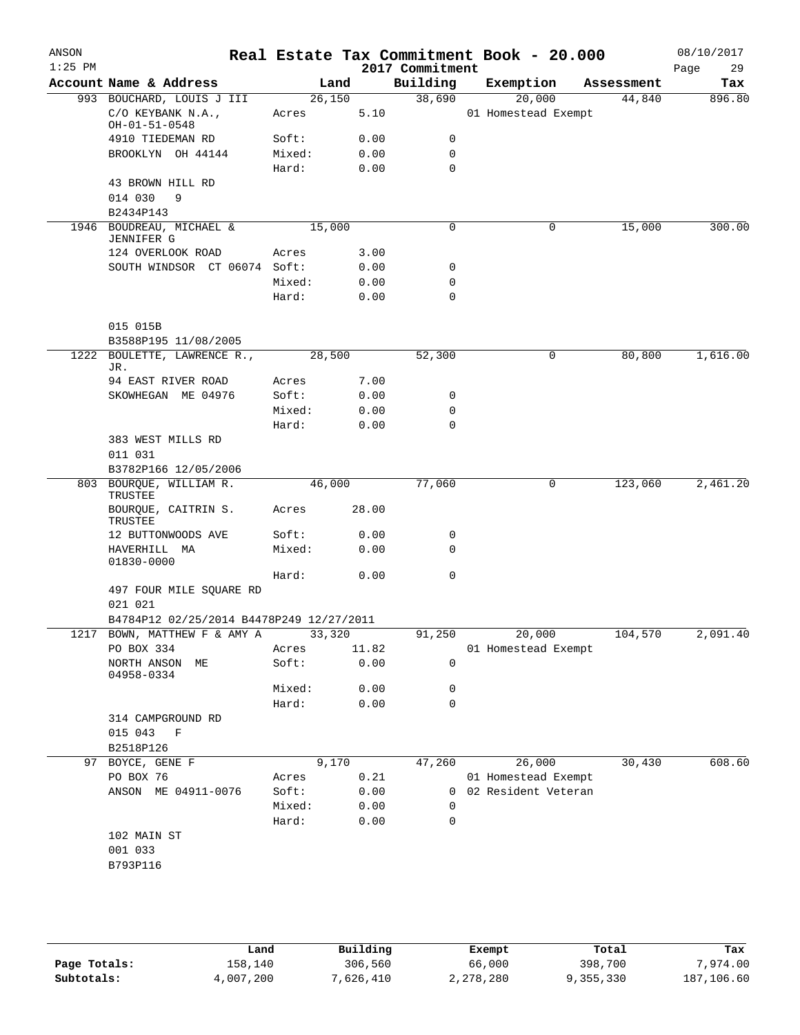# Real Estate Tax Commitment Book - 20.000

ANSON 1:25 PM — 2017 Commitment — 08/10/2017

| Account | Name & Address | | Land | Building | Exemption | Assessment | Tax |
|---|---|---|---|---|---|---|---|
| 993 | BOUCHARD, LOUIS J III | | 26,150 | 38,690 | 20,000 | 44,840 | 896.80 |
| | C/O KEYBANK N.A., OH-01-51-0548 | Acres | 5.10 | | 01 Homestead Exempt | | |
| | 4910 TIEDEMAN RD | Soft: | 0.00 | 0 | | | |
| | BROOKLYN OH 44144 | Mixed: | 0.00 | 0 | | | |
| | | Hard: | 0.00 | 0 | | | |
| | 43 BROWN HILL RD | | | | | | |
| | 014 030 9 | | | | | | |
| | B2434P143 | | | | | | |
| 1946 | BOUDREAU, MICHAEL & JENNIFER G | | 15,000 | 0 | 0 | 15,000 | 300.00 |
| | 124 OVERLOOK ROAD | Acres | 3.00 | | | | |
| | SOUTH WINDSOR CT 06074 | Soft: | 0.00 | 0 | | | |
| | | Mixed: | 0.00 | 0 | | | |
| | | Hard: | 0.00 | 0 | | | |
| | 015 015B | | | | | | |
| | B3588P195 11/08/2005 | | | | | | |
| 1222 | BOULETTE, LAWRENCE R., JR. | | 28,500 | 52,300 | 0 | 80,800 | 1,616.00 |
| | 94 EAST RIVER ROAD | Acres | 7.00 | | | | |
| | SKOWHEGAN ME 04976 | Soft: | 0.00 | 0 | | | |
| | | Mixed: | 0.00 | 0 | | | |
| | | Hard: | 0.00 | 0 | | | |
| | 383 WEST MILLS RD | | | | | | |
| | 011 031 | | | | | | |
| | B3782P166 12/05/2006 | | | | | | |
| 803 | BOURQUE, WILLIAM R. TRUSTEE | | 46,000 | 77,060 | 0 | 123,060 | 2,461.20 |
| | BOURQUE, CAITRIN S. TRUSTEE | Acres | 28.00 | | | | |
| | 12 BUTTONWOODS AVE | Soft: | 0.00 | 0 | | | |
| | HAVERHILL MA 01830-0000 | Mixed: | 0.00 | 0 | | | |
| | | Hard: | 0.00 | 0 | | | |
| | 497 FOUR MILE SQUARE RD | | | | | | |
| | 021 021 | | | | | | |
| | B4784P12 02/25/2014 B4478P249 12/27/2011 | | | | | | |
| 1217 | BOWN, MATTHEW F & AMY A | | 33,320 | 91,250 | 20,000 | 104,570 | 2,091.40 |
| | PO BOX 334 | Acres | 11.82 | | 01 Homestead Exempt | | |
| | NORTH ANSON ME 04958-0334 | Soft: | 0.00 | 0 | | | |
| | | Mixed: | 0.00 | 0 | | | |
| | | Hard: | 0.00 | 0 | | | |
| | 314 CAMPGROUND RD | | | | | | |
| | 015 043 F | | | | | | |
| | B2518P126 | | | | | | |
| 97 | BOYCE, GENE F | | 9,170 | 47,260 | 26,000 | 30,430 | 608.60 |
| | PO BOX 76 | Acres | 0.21 | | 01 Homestead Exempt | | |
| | ANSON ME 04911-0076 | Soft: | 0.00 | 0 | 02 Resident Veteran | | |
| | | Mixed: | 0.00 | 0 | | | |
| | | Hard: | 0.00 | 0 | | | |
| | 102 MAIN ST | | | | | | |
| | 001 033 | | | | | | |
| | B793P116 | | | | | | |

| | Land | Building | Exempt | Total | Tax |
|---|---|---|---|---|---|
| Page Totals: | 158,140 | 306,560 | 66,000 | 398,700 | 7,974.00 |
| Subtotals: | 4,007,200 | 7,626,410 | 2,278,280 | 9,355,330 | 187,106.60 |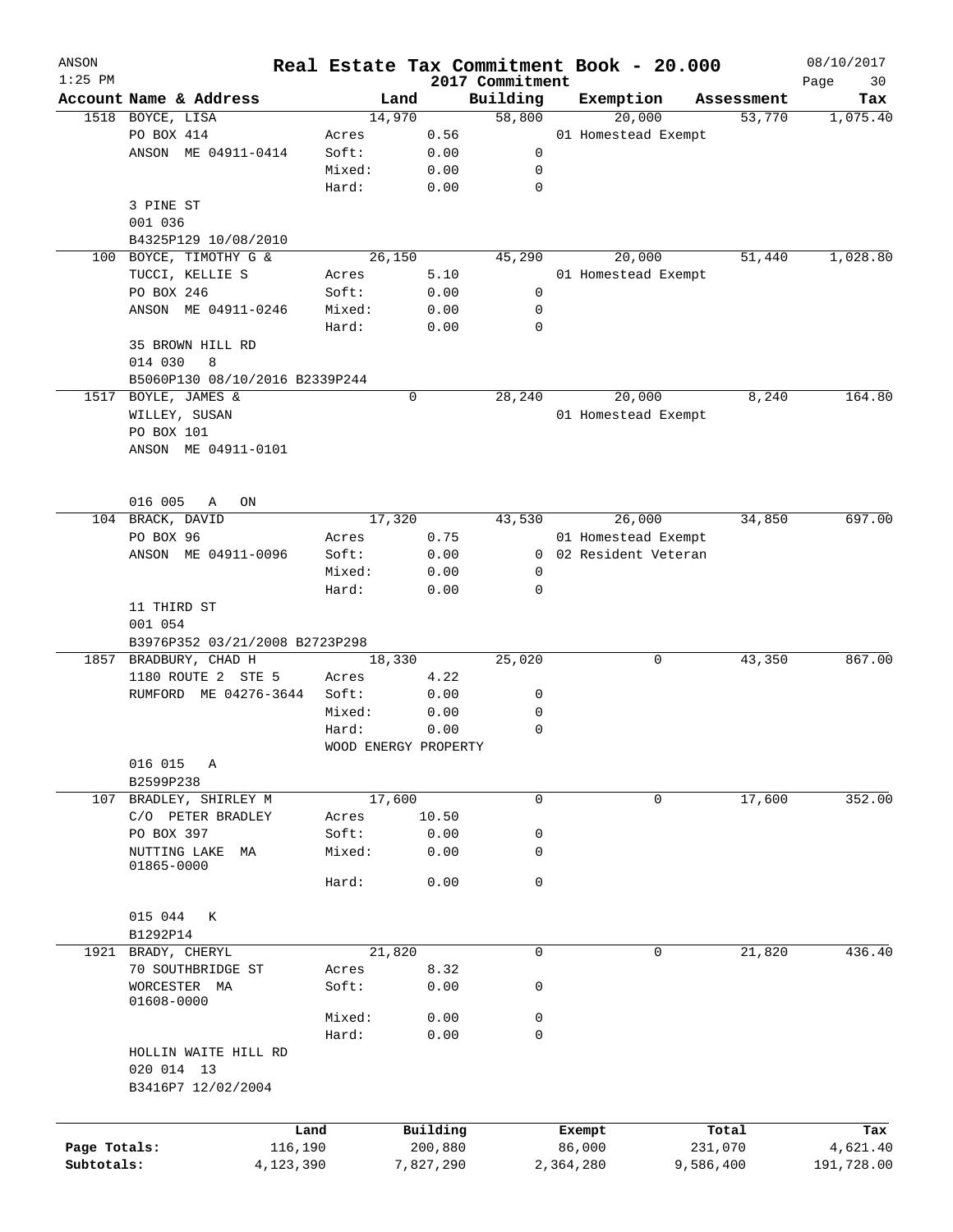# Real Estate Tax Commitment Book - 20.000

ANSON
1:25 PM
2017 Commitment
08/10/2017

| Account | Name & Address | Land | | Building | Exemption | Assessment | Tax |
|---|---|---|---|---|---|---|---|
| 1518 | BOYCE, LISA | 14,970 | | 58,800 | 20,000 | 53,770 | 1,075.40 |
| | PO BOX 414 | Acres | 0.56 | | 01 Homestead Exempt | | |
| | ANSON ME 04911-0414 | Soft: | 0.00 | 0 | | | |
| | | Mixed: | 0.00 | 0 | | | |
| | | Hard: | 0.00 | 0 | | | |
| | 3 PINE ST | | | | | | |
| | 001 036 | | | | | | |
| | B4325P129 10/08/2010 | | | | | | |
| 100 | BOYCE, TIMOTHY G & | 26,150 | | 45,290 | 20,000 | 51,440 | 1,028.80 |
| | TUCCI, KELLIE S | Acres | 5.10 | | 01 Homestead Exempt | | |
| | PO BOX 246 | Soft: | 0.00 | 0 | | | |
| | ANSON ME 04911-0246 | Mixed: | 0.00 | 0 | | | |
| | | Hard: | 0.00 | 0 | | | |
| | 35 BROWN HILL RD | | | | | | |
| | 014 030 8 | | | | | | |
| | B5060P130 08/10/2016 B2339P244 | | | | | | |
| 1517 | BOYLE, JAMES & | 0 | | 28,240 | 20,000 | 8,240 | 164.80 |
| | WILLEY, SUSAN | | | | 01 Homestead Exempt | | |
| | PO BOX 101 | | | | | | |
| | ANSON ME 04911-0101 | | | | | | |
| | 016 005 A ON | | | | | | |
| 104 | BRACK, DAVID | 17,320 | | 43,530 | 26,000 | 34,850 | 697.00 |
| | PO BOX 96 | Acres | 0.75 | | 01 Homestead Exempt | | |
| | ANSON ME 04911-0096 | Soft: | 0.00 | 0 | 02 Resident Veteran | | |
| | | Mixed: | 0.00 | 0 | | | |
| | | Hard: | 0.00 | 0 | | | |
| | 11 THIRD ST | | | | | | |
| | 001 054 | | | | | | |
| | B3976P352 03/21/2008 B2723P298 | | | | | | |
| 1857 | BRADBURY, CHAD H | 18,330 | | 25,020 | 0 | 43,350 | 867.00 |
| | 1180 ROUTE 2 STE 5 | Acres | 4.22 | | | | |
| | RUMFORD ME 04276-3644 | Soft: | 0.00 | 0 | | | |
| | | Mixed: | 0.00 | 0 | | | |
| | | Hard: | 0.00 | 0 | | | |
| | | WOOD ENERGY PROPERTY | | | | | |
| | 016 015 A | | | | | | |
| | B2599P238 | | | | | | |
| 107 | BRADLEY, SHIRLEY M | 17,600 | | 0 | 0 | 17,600 | 352.00 |
| | C/O PETER BRADLEY | Acres | 10.50 | | | | |
| | PO BOX 397 | Soft: | 0.00 | 0 | | | |
| | NUTTING LAKE MA 01865-0000 | Mixed: | 0.00 | 0 | | | |
| | | Hard: | 0.00 | 0 | | | |
| | 015 044 K | | | | | | |
| | B1292P14 | | | | | | |
| 1921 | BRADY, CHERYL | 21,820 | | 0 | 0 | 21,820 | 436.40 |
| | 70 SOUTHBRIDGE ST | Acres | 8.32 | | | | |
| | WORCESTER MA 01608-0000 | Soft: | 0.00 | 0 | | | |
| | | Mixed: | 0.00 | 0 | | | |
| | | Hard: | 0.00 | 0 | | | |
| | HOLLIN WAITE HILL RD | | | | | | |
| | 020 014 13 | | | | | | |
| | B3416P7 12/02/2004 | | | | | | |

| | Land | Building | Exempt | Total | Tax |
|---|---|---|---|---|---|
| Page Totals: | 116,190 | 200,880 | 86,000 | 231,070 | 4,621.40 |
| Subtotals: | 4,123,390 | 7,827,290 | 2,364,280 | 9,586,400 | 191,728.00 |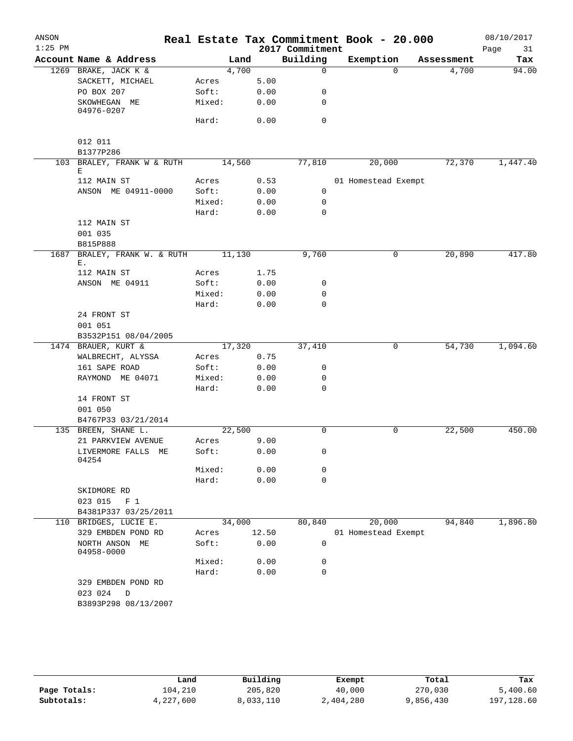# Real Estate Tax Commitment Book - 20.000

ANSON 1:25 PM — 2017 Commitment — 08/10/2017

| Account | Name & Address | | Land | Building | Exemption | Assessment | Tax |
|---|---|---|---|---|---|---|---|
| 1269 | BRAKE, JACK K & | | 4,700 | 0 | 0 | 4,700 | 94.00 |
| | SACKETT, MICHAEL | Acres | 5.00 | | | | |
| | PO BOX 207 | Soft: | 0.00 | 0 | | | |
| | SKOWHEGAN ME 04976-0207 | Mixed: | 0.00 | 0 | | | |
| | | Hard: | 0.00 | 0 | | | |
| | 012 011 | | | | | | |
| | B1377P286 | | | | | | |
| 103 | BRALEY, FRANK W & RUTH E | | 14,560 | 77,810 | 20,000 | 72,370 | 1,447.40 |
| | 112 MAIN ST | Acres | 0.53 | | 01 Homestead Exempt | | |
| | ANSON ME 04911-0000 | Soft: | 0.00 | 0 | | | |
| | | Mixed: | 0.00 | 0 | | | |
| | | Hard: | 0.00 | 0 | | | |
| | 112 MAIN ST | | | | | | |
| | 001 035 | | | | | | |
| | B815P888 | | | | | | |
| 1687 | BRALEY, FRANK W. & RUTH E. | | 11,130 | 9,760 | 0 | 20,890 | 417.80 |
| | 112 MAIN ST | Acres | 1.75 | | | | |
| | ANSON ME 04911 | Soft: | 0.00 | 0 | | | |
| | | Mixed: | 0.00 | 0 | | | |
| | | Hard: | 0.00 | 0 | | | |
| | 24 FRONT ST | | | | | | |
| | 001 051 | | | | | | |
| | B3532P151 08/04/2005 | | | | | | |
| 1474 | BRAUER, KURT & | | 17,320 | 37,410 | 0 | 54,730 | 1,094.60 |
| | WALBRECHT, ALYSSA | Acres | 0.75 | | | | |
| | 161 SAPE ROAD | Soft: | 0.00 | 0 | | | |
| | RAYMOND ME 04071 | Mixed: | 0.00 | 0 | | | |
| | | Hard: | 0.00 | 0 | | | |
| | 14 FRONT ST | | | | | | |
| | 001 050 | | | | | | |
| | B4767P33 03/21/2014 | | | | | | |
| 135 | BREEN, SHANE L. | | 22,500 | 0 | 0 | 22,500 | 450.00 |
| | 21 PARKVIEW AVENUE | Acres | 9.00 | | | | |
| | LIVERMORE FALLS ME 04254 | Soft: | 0.00 | 0 | | | |
| | | Mixed: | 0.00 | 0 | | | |
| | | Hard: | 0.00 | 0 | | | |
| | SKIDMORE RD | | | | | | |
| | 023 015 F 1 | | | | | | |
| | B4381P337 03/25/2011 | | | | | | |
| 110 | BRIDGES, LUCIE E. | | 34,000 | 80,840 | 20,000 | 94,840 | 1,896.80 |
| | 329 EMBDEN POND RD | Acres | 12.50 | | 01 Homestead Exempt | | |
| | NORTH ANSON ME 04958-0000 | Soft: | 0.00 | 0 | | | |
| | | Mixed: | 0.00 | 0 | | | |
| | | Hard: | 0.00 | 0 | | | |
| | 329 EMBDEN POND RD | | | | | | |
| | 023 024 D | | | | | | |
| | B3893P298 08/13/2007 | | | | | | |

| | Land | Building | Exempt | Total | Tax |
|---|---|---|---|---|---|
| Page Totals: | 104,210 | 205,820 | 40,000 | 270,030 | 5,400.60 |
| Subtotals: | 4,227,600 | 8,033,110 | 2,404,280 | 9,856,430 | 197,128.60 |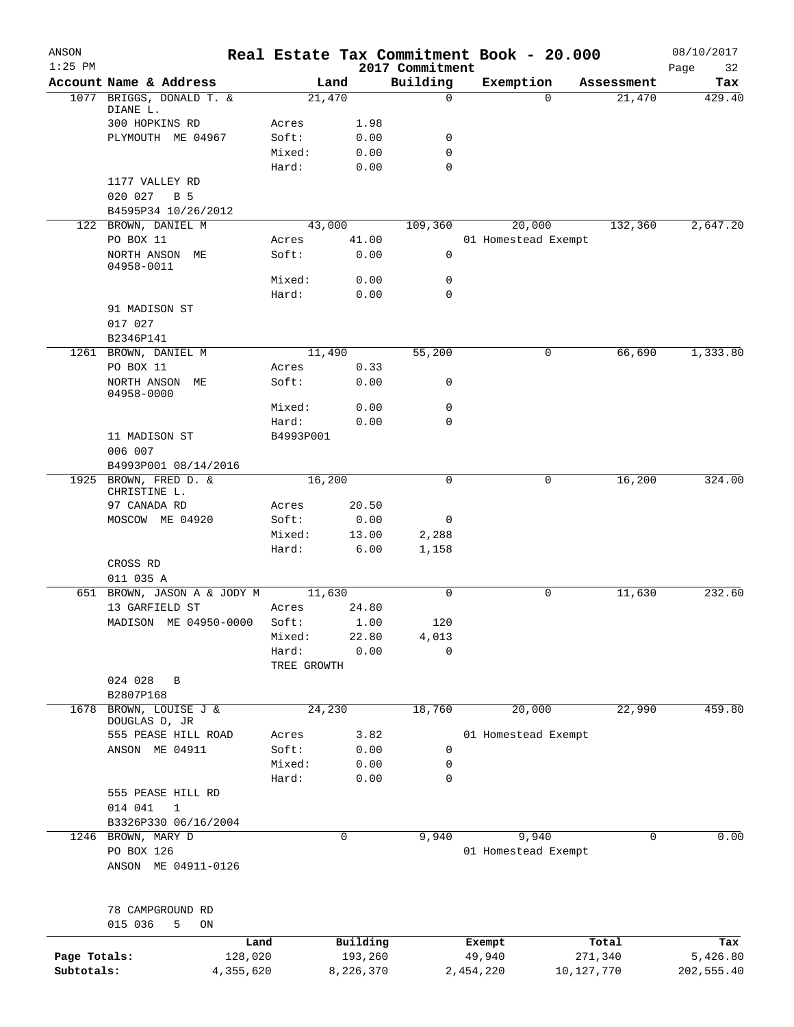# Real Estate Tax Commitment Book - 20.000

ANSON
1:25 PM

2017 Commitment

08/10/2017

| Account | Name & Address | Land | | Building | Exemption | Assessment | Tax |
|---|---|---|---|---|---|---|---|
| 1077 | BRIGGS, DONALD T. & DIANE L. | 21,470 | | 0 | 0 | 21,470 | 429.40 |
| | 300 HOPKINS RD | Acres | 1.98 | | | | |
| | PLYMOUTH ME 04967 | Soft: | 0.00 | 0 | | | |
| | | Mixed: | 0.00 | 0 | | | |
| | | Hard: | 0.00 | 0 | | | |
| | 1177 VALLEY RD | | | | | | |
| | 020 027 B 5 | | | | | | |
| | B4595P34 10/26/2012 | | | | | | |
| 122 | BROWN, DANIEL M | 43,000 | | 109,360 | 20,000 | 132,360 | 2,647.20 |
| | PO BOX 11 | Acres | 41.00 | | 01 Homestead Exempt | | |
| | NORTH ANSON ME 04958-0011 | Soft: | 0.00 | 0 | | | |
| | | Mixed: | 0.00 | 0 | | | |
| | | Hard: | 0.00 | 0 | | | |
| | 91 MADISON ST | | | | | | |
| | 017 027 | | | | | | |
| | B2346P141 | | | | | | |
| 1261 | BROWN, DANIEL M | 11,490 | | 55,200 | 0 | 66,690 | 1,333.80 |
| | PO BOX 11 | Acres | 0.33 | | | | |
| | NORTH ANSON ME 04958-0000 | Soft: | 0.00 | 0 | | | |
| | | Mixed: | 0.00 | 0 | | | |
| | | Hard: | 0.00 | 0 | | | |
| | 11 MADISON ST | B4993P001 | | | | | |
| | 006 007 | | | | | | |
| | B4993P001 08/14/2016 | | | | | | |
| 1925 | BROWN, FRED D. & CHRISTINE L. | 16,200 | | 0 | 0 | 16,200 | 324.00 |
| | 97 CANADA RD | Acres | 20.50 | | | | |
| | MOSCOW ME 04920 | Soft: | 0.00 | 0 | | | |
| | | Mixed: | 13.00 | 2,288 | | | |
| | | Hard: | 6.00 | 1,158 | | | |
| | CROSS RD | | | | | | |
| | 011 035 A | | | | | | |
| 651 | BROWN, JASON A & JODY M | 11,630 | | 0 | 0 | 11,630 | 232.60 |
| | 13 GARFIELD ST | Acres | 24.80 | | | | |
| | MADISON ME 04950-0000 | Soft: | 1.00 | 120 | | | |
| | | Mixed: | 22.80 | 4,013 | | | |
| | | Hard: | 0.00 | 0 | | | |
| | | TREE GROWTH | | | | | |
| | 024 028 B | | | | | | |
| | B2807P168 | | | | | | |
| 1678 | BROWN, LOUISE J & DOUGLAS D, JR | 24,230 | | 18,760 | 20,000 | 22,990 | 459.80 |
| | 555 PEASE HILL ROAD | Acres | 3.82 | | 01 Homestead Exempt | | |
| | ANSON ME 04911 | Soft: | 0.00 | 0 | | | |
| | | Mixed: | 0.00 | 0 | | | |
| | | Hard: | 0.00 | 0 | | | |
| | 555 PEASE HILL RD | | | | | | |
| | 014 041 1 | | | | | | |
| | B3326P330 06/16/2004 | | | | | | |
| 1246 | BROWN, MARY D | 0 | | 9,940 | 9,940 | 0 | 0.00 |
| | PO BOX 126 | | | | 01 Homestead Exempt | | |
| | ANSON ME 04911-0126 | | | | | | |
| | 78 CAMPGROUND RD | | | | | | |
| | 015 036 5 ON | | | | | | |

| | Land | Building | Exempt | Total | Tax |
|---|---|---|---|---|---|
| Page Totals: | 128,020 | 193,260 | 49,940 | 271,340 | 5,426.80 |
| Subtotals: | 4,355,620 | 8,226,370 | 2,454,220 | 10,127,770 | 202,555.40 |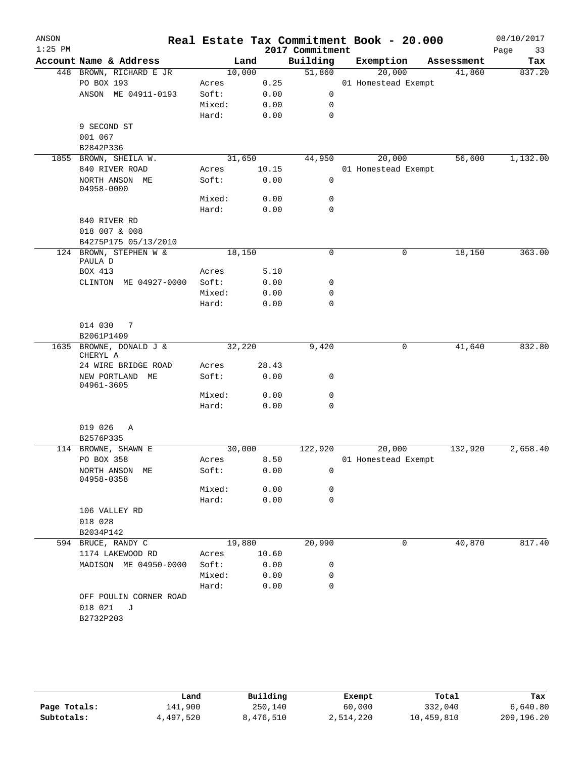# Real Estate Tax Commitment Book - 20.000

ANSON
1:25 PM

2017 Commitment

08/10/2017

| Account | Name & Address | Land | | Building | Exemption | Assessment | Tax |
|---|---|---|---|---|---|---|---|
| 448 | BROWN, RICHARD E JR | 10,000 | | 51,860 | 20,000 | 41,860 | 837.20 |
| | PO BOX 193 | Acres | 0.25 | | 01 Homestead Exempt | | |
| | ANSON ME 04911-0193 | Soft: | 0.00 | 0 | | | |
| | | Mixed: | 0.00 | 0 | | | |
| | | Hard: | 0.00 | 0 | | | |
| | 9 SECOND ST | | | | | | |
| | 001 067 | | | | | | |
| | B2842P336 | | | | | | |
| 1855 | BROWN, SHEILA W. | 31,650 | | 44,950 | 20,000 | 56,600 | 1,132.00 |
| | 840 RIVER ROAD | Acres | 10.15 | | 01 Homestead Exempt | | |
| | NORTH ANSON ME 04958-0000 | Soft: | 0.00 | 0 | | | |
| | | Mixed: | 0.00 | 0 | | | |
| | | Hard: | 0.00 | 0 | | | |
| | 840 RIVER RD | | | | | | |
| | 018 007 & 008 | | | | | | |
| | B4275P175 05/13/2010 | | | | | | |
| 124 | BROWN, STEPHEN W & PAULA D | 18,150 | | 0 | 0 | 18,150 | 363.00 |
| | BOX 413 | Acres | 5.10 | | | | |
| | CLINTON ME 04927-0000 | Soft: | 0.00 | 0 | | | |
| | | Mixed: | 0.00 | 0 | | | |
| | | Hard: | 0.00 | 0 | | | |
| | 014 030 7 | | | | | | |
| | B2061P1409 | | | | | | |
| 1635 | BROWNE, DONALD J & CHERYL A | 32,220 | | 9,420 | 0 | 41,640 | 832.80 |
| | 24 WIRE BRIDGE ROAD | Acres | 28.43 | | | | |
| | NEW PORTLAND ME 04961-3605 | Soft: | 0.00 | 0 | | | |
| | | Mixed: | 0.00 | 0 | | | |
| | | Hard: | 0.00 | 0 | | | |
| | 019 026 A | | | | | | |
| | B2576P335 | | | | | | |
| 114 | BROWNE, SHAWN E | 30,000 | | 122,920 | 20,000 | 132,920 | 2,658.40 |
| | PO BOX 358 | Acres | 8.50 | | 01 Homestead Exempt | | |
| | NORTH ANSON ME 04958-0358 | Soft: | 0.00 | 0 | | | |
| | | Mixed: | 0.00 | 0 | | | |
| | | Hard: | 0.00 | 0 | | | |
| | 106 VALLEY RD | | | | | | |
| | 018 028 | | | | | | |
| | B2034P142 | | | | | | |
| 594 | BRUCE, RANDY C | 19,880 | | 20,990 | 0 | 40,870 | 817.40 |
| | 1174 LAKEWOOD RD | Acres | 10.60 | | | | |
| | MADISON ME 04950-0000 | Soft: | 0.00 | 0 | | | |
| | | Mixed: | 0.00 | 0 | | | |
| | | Hard: | 0.00 | 0 | | | |
| | OFF POULIN CORNER ROAD | | | | | | |
| | 018 021 J | | | | | | |
| | B2732P203 | | | | | | |

| | Land | Building | Exempt | Total | Tax |
|---|---|---|---|---|---|
| Page Totals: | 141,900 | 250,140 | 60,000 | 332,040 | 6,640.80 |
| Subtotals: | 4,497,520 | 8,476,510 | 2,514,220 | 10,459,810 | 209,196.20 |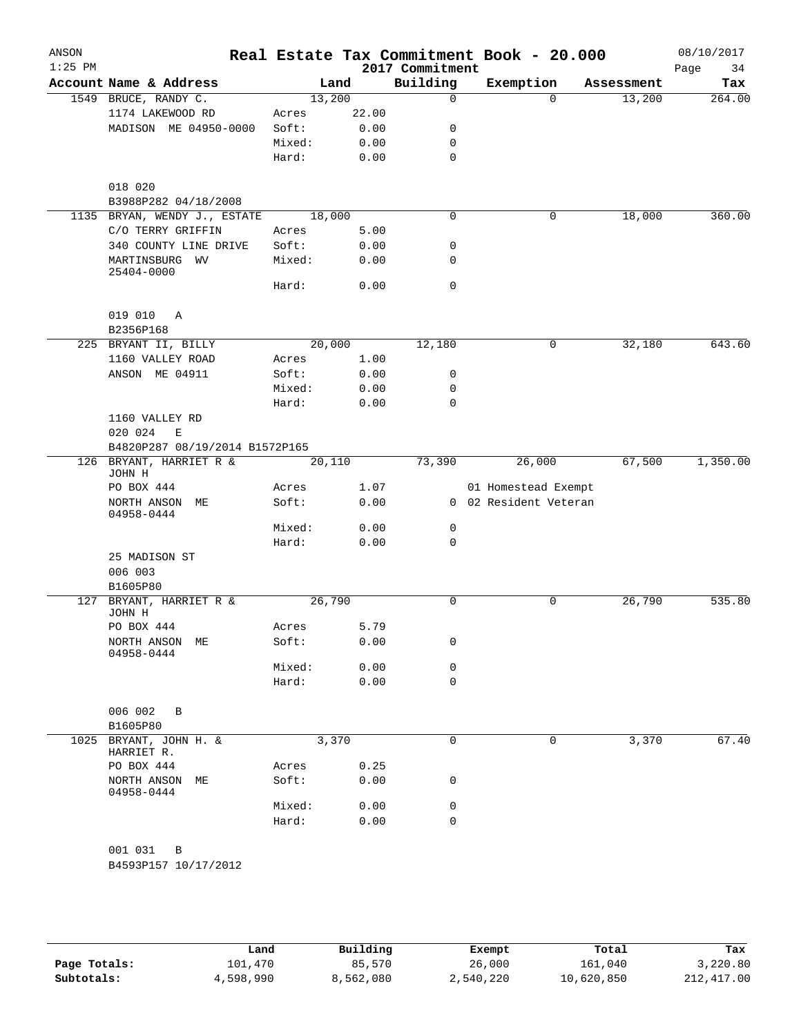ANSON
$1:25$ PM

# Real Estate Tax Commitment Book - 20.000

## 2017 Commitment

08/10/2017

| Account Name & Address | | Land | Building | Exemption | Assessment | Tax |
|---|---|---|---|---|---|---|
| 1549 BRUCE, RANDY C. | | 13,200 | 0 | 0 | 13,200 | 264.00 |
| 1174 LAKEWOOD RD | Acres | 22.00 | | | | |
| MADISON ME 04950-0000 | Soft: | 0.00 | 0 | | | |
| | Mixed: | 0.00 | 0 | | | |
| | Hard: | 0.00 | 0 | | | |
| 018 020 | | | | | | |
| B3988P282 04/18/2008 | | | | | | |
| 1135 BRYAN, WENDY J., ESTATE | | 18,000 | 0 | 0 | 18,000 | 360.00 |
| C/O TERRY GRIFFIN | Acres | 5.00 | | | | |
| 340 COUNTY LINE DRIVE | Soft: | 0.00 | 0 | | | |
| MARTINSBURG WV 25404-0000 | Mixed: | 0.00 | 0 | | | |
| | Hard: | 0.00 | 0 | | | |
| 019 010 A | | | | | | |
| B2356P168 | | | | | | |
| 225 BRYANT II, BILLY | | 20,000 | 12,180 | 0 | 32,180 | 643.60 |
| 1160 VALLEY ROAD | Acres | 1.00 | | | | |
| ANSON ME 04911 | Soft: | 0.00 | 0 | | | |
| | Mixed: | 0.00 | 0 | | | |
| | Hard: | 0.00 | 0 | | | |
| 1160 VALLEY RD | | | | | | |
| 020 024 E | | | | | | |
| B4820P287 08/19/2014 B1572P165 | | | | | | |
| 126 BRYANT, HARRIET R & JOHN H | | 20,110 | 73,390 | 26,000 | 67,500 | 1,350.00 |
| PO BOX 444 | Acres | 1.07 | | 01 Homestead Exempt | | |
| NORTH ANSON ME 04958-0444 | Soft: | 0.00 | 0 | 02 Resident Veteran | | |
| | Mixed: | 0.00 | 0 | | | |
| | Hard: | 0.00 | 0 | | | |
| 25 MADISON ST | | | | | | |
| 006 003 | | | | | | |
| B1605P80 | | | | | | |
| 127 BRYANT, HARRIET R & JOHN H | | 26,790 | 0 | 0 | 26,790 | 535.80 |
| PO BOX 444 | Acres | 5.79 | | | | |
| NORTH ANSON ME 04958-0444 | Soft: | 0.00 | 0 | | | |
| | Mixed: | 0.00 | 0 | | | |
| | Hard: | 0.00 | 0 | | | |
| 006 002 B | | | | | | |
| B1605P80 | | | | | | |
| 1025 BRYANT, JOHN H. & HARRIET R. | | 3,370 | 0 | 0 | 3,370 | 67.40 |
| PO BOX 444 | Acres | 0.25 | | | | |
| NORTH ANSON ME 04958-0444 | Soft: | 0.00 | 0 | | | |
| | Mixed: | 0.00 | 0 | | | |
| | Hard: | 0.00 | 0 | | | |
| 001 031 B | | | | | | |
| B4593P157 10/17/2012 | | | | | | |

| | Land | Building | Exempt | Total | Tax |
|---|---|---|---|---|---|
| Page Totals: | 101,470 | 85,570 | 26,000 | 161,040 | 3,220.80 |
| Subtotals: | 4,598,990 | 8,562,080 | 2,540,220 | 10,620,850 | 212,417.00 |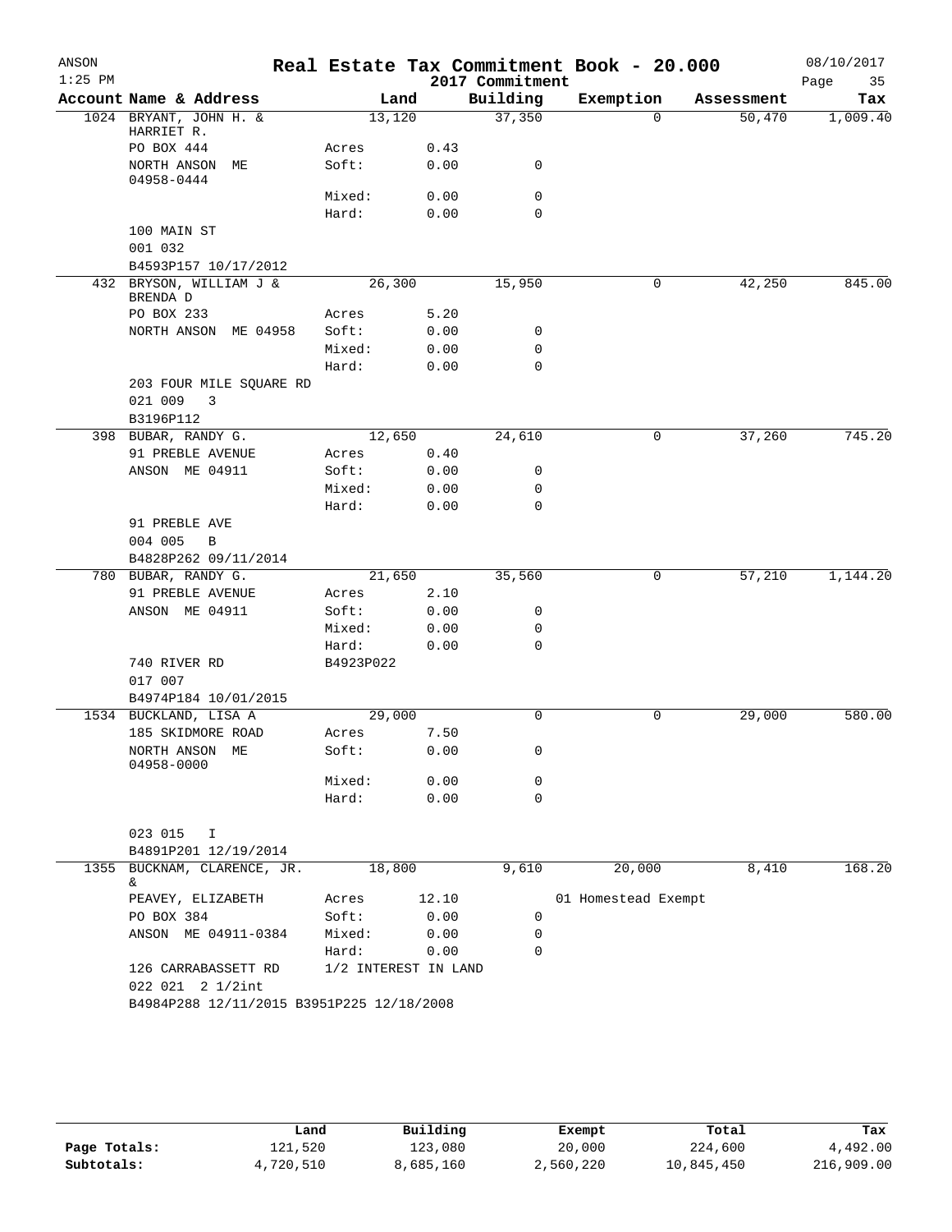# Real Estate Tax Commitment Book - 20.000

ANSON 1:25 PM — 2017 Commitment — 08/10/2017

| Account Name & Address | Land | | Building | Exemption | Assessment | Tax |
|---|---|---|---|---|---|---|
| 1024 BRYANT, JOHN H. & HARRIET R. | 13,120 | | 37,350 | 0 | 50,470 | 1,009.40 |
| PO BOX 444 | Acres | 0.43 | | | | |
| NORTH ANSON ME 04958-0444 | Soft: | 0.00 | 0 | | | |
| | Mixed: | 0.00 | 0 | | | |
| | Hard: | 0.00 | 0 | | | |
| 100 MAIN ST | | | | | | |
| 001 032 | | | | | | |
| B4593P157 10/17/2012 | | | | | | |
| 432 BRYSON, WILLIAM J & BRENDA D | 26,300 | | 15,950 | 0 | 42,250 | 845.00 |
| PO BOX 233 | Acres | 5.20 | | | | |
| NORTH ANSON ME 04958 | Soft: | 0.00 | 0 | | | |
| | Mixed: | 0.00 | 0 | | | |
| | Hard: | 0.00 | 0 | | | |
| 203 FOUR MILE SQUARE RD | | | | | | |
| 021 009 3 | | | | | | |
| B3196P112 | | | | | | |
| 398 BUBAR, RANDY G. | 12,650 | | 24,610 | 0 | 37,260 | 745.20 |
| 91 PREBLE AVENUE | Acres | 0.40 | | | | |
| ANSON ME 04911 | Soft: | 0.00 | 0 | | | |
| | Mixed: | 0.00 | 0 | | | |
| | Hard: | 0.00 | 0 | | | |
| 91 PREBLE AVE | | | | | | |
| 004 005 B | | | | | | |
| B4828P262 09/11/2014 | | | | | | |
| 780 BUBAR, RANDY G. | 21,650 | | 35,560 | 0 | 57,210 | 1,144.20 |
| 91 PREBLE AVENUE | Acres | 2.10 | | | | |
| ANSON ME 04911 | Soft: | 0.00 | 0 | | | |
| | Mixed: | 0.00 | 0 | | | |
| | Hard: | 0.00 | 0 | | | |
| 740 RIVER RD | B4923P022 | | | | | |
| 017 007 | | | | | | |
| B4974P184 10/01/2015 | | | | | | |
| 1534 BUCKLAND, LISA A | 29,000 | | 0 | 0 | 29,000 | 580.00 |
| 185 SKIDMORE ROAD | Acres | 7.50 | | | | |
| NORTH ANSON ME 04958-0000 | Soft: | 0.00 | 0 | | | |
| | Mixed: | 0.00 | 0 | | | |
| | Hard: | 0.00 | 0 | | | |
| 023 015 I | | | | | | |
| B4891P201 12/19/2014 | | | | | | |
| 1355 BUCKNAM, CLARENCE, JR. & | 18,800 | | 9,610 | 20,000 | 8,410 | 168.20 |
| PEAVEY, ELIZABETH | Acres | 12.10 | | 01 Homestead Exempt | | |
| PO BOX 384 | Soft: | 0.00 | 0 | | | |
| ANSON ME 04911-0384 | Mixed: | 0.00 | 0 | | | |
| | Hard: | 0.00 | 0 | | | |
| 126 CARRABASSETT RD | 1/2 INTEREST IN LAND | | | | | |
| 022 021 2 1/2int | | | | | | |
| B4984P288 12/11/2015 B3951P225 12/18/2008 | | | | | | |

| | Land | Building | Exempt | Total | Tax |
|---|---|---|---|---|---|
| Page Totals: | 121,520 | 123,080 | 20,000 | 224,600 | 4,492.00 |
| Subtotals: | 4,720,510 | 8,685,160 | 2,560,220 | 10,845,450 | 216,909.00 |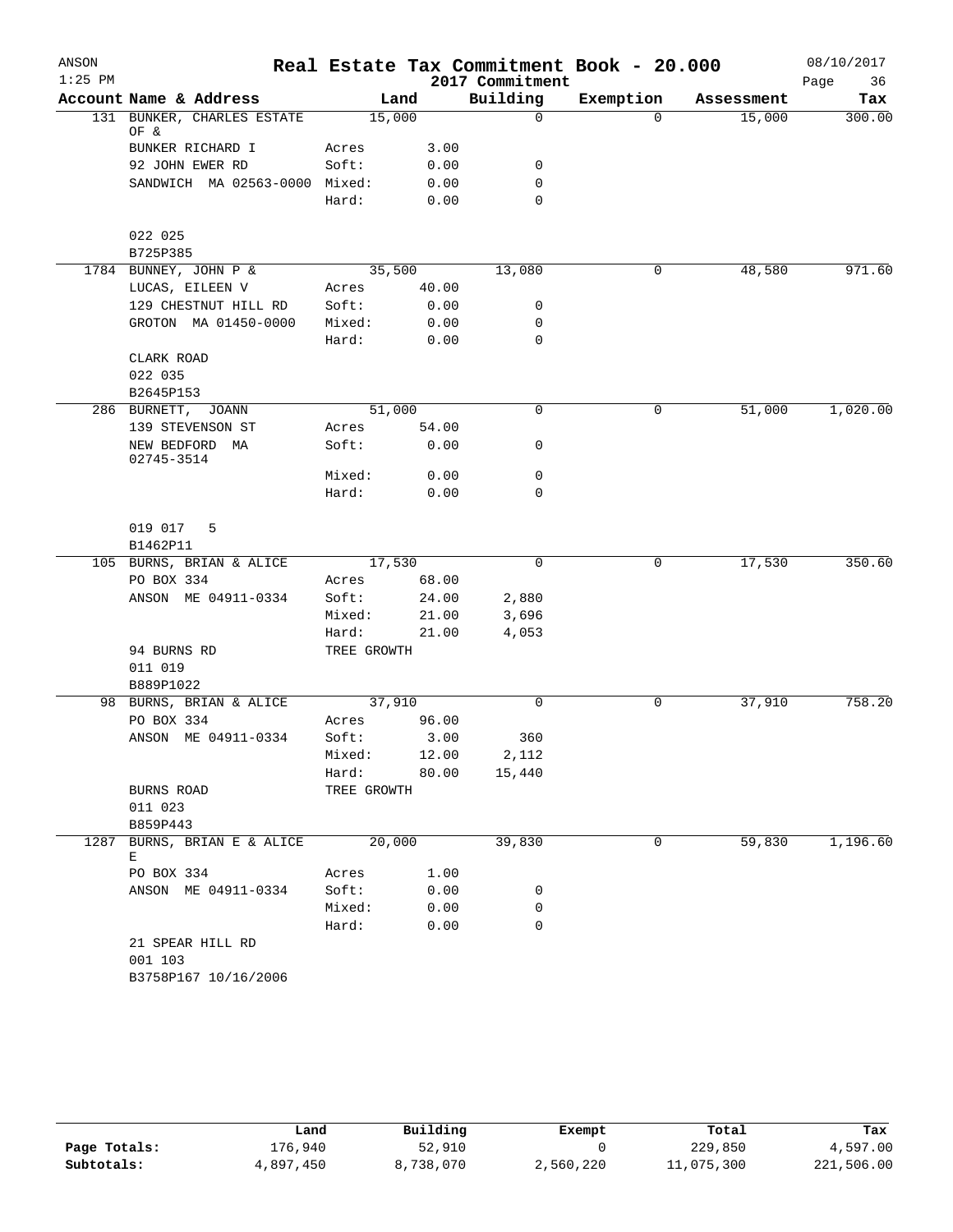# Real Estate Tax Commitment Book - 20.000

ANSON
1:25 PM

2017 Commitment

08/10/2017

| Account | Name & Address | Land | | Building | Exemption | Assessment | Tax |
|---|---|---|---|---|---|---|---|
| 131 | BUNKER, CHARLES ESTATE OF & | 15,000 | | 0 | 0 | 15,000 | 300.00 |
| | BUNKER RICHARD I | Acres | 3.00 | | | | |
| | 92 JOHN EWER RD | Soft: | 0.00 | 0 | | | |
| | SANDWICH MA 02563-0000 | Mixed: | 0.00 | 0 | | | |
| | | Hard: | 0.00 | 0 | | | |
| | 022 025 | | | | | | |
| | B725P385 | | | | | | |
| 1784 | BUNNEY, JOHN P & | 35,500 | | 13,080 | 0 | 48,580 | 971.60 |
| | LUCAS, EILEEN V | Acres | 40.00 | | | | |
| | 129 CHESTNUT HILL RD | Soft: | 0.00 | 0 | | | |
| | GROTON MA 01450-0000 | Mixed: | 0.00 | 0 | | | |
| | | Hard: | 0.00 | 0 | | | |
| | CLARK ROAD | | | | | | |
| | 022 035 | | | | | | |
| | B2645P153 | | | | | | |
| 286 | BURNETT, JOANN | 51,000 | | 0 | 0 | 51,000 | 1,020.00 |
| | 139 STEVENSON ST | Acres | 54.00 | | | | |
| | NEW BEDFORD MA 02745-3514 | Soft: | 0.00 | 0 | | | |
| | | Mixed: | 0.00 | 0 | | | |
| | | Hard: | 0.00 | 0 | | | |
| | 019 017 5 | | | | | | |
| | B1462P11 | | | | | | |
| 105 | BURNS, BRIAN & ALICE | 17,530 | | 0 | 0 | 17,530 | 350.60 |
| | PO BOX 334 | Acres | 68.00 | | | | |
| | ANSON ME 04911-0334 | Soft: | 24.00 | 2,880 | | | |
| | | Mixed: | 21.00 | 3,696 | | | |
| | | Hard: | 21.00 | 4,053 | | | |
| | 94 BURNS RD | TREE GROWTH | | | | | |
| | 011 019 | | | | | | |
| | B889P1022 | | | | | | |
| 98 | BURNS, BRIAN & ALICE | 37,910 | | 0 | 0 | 37,910 | 758.20 |
| | PO BOX 334 | Acres | 96.00 | | | | |
| | ANSON ME 04911-0334 | Soft: | 3.00 | 360 | | | |
| | | Mixed: | 12.00 | 2,112 | | | |
| | | Hard: | 80.00 | 15,440 | | | |
| | BURNS ROAD | TREE GROWTH | | | | | |
| | 011 023 | | | | | | |
| | B859P443 | | | | | | |
| 1287 | BURNS, BRIAN E & ALICE E | 20,000 | | 39,830 | 0 | 59,830 | 1,196.60 |
| | PO BOX 334 | Acres | 1.00 | | | | |
| | ANSON ME 04911-0334 | Soft: | 0.00 | 0 | | | |
| | | Mixed: | 0.00 | 0 | | | |
| | | Hard: | 0.00 | 0 | | | |
| | 21 SPEAR HILL RD | | | | | | |
| | 001 103 | | | | | | |
| | B3758P167 10/16/2006 | | | | | | |

| | Land | Building | Exempt | Total | Tax |
|---|---|---|---|---|---|
| Page Totals: | 176,940 | 52,910 | 0 | 229,850 | 4,597.00 |
| Subtotals: | 4,897,450 | 8,738,070 | 2,560,220 | 11,075,300 | 221,506.00 |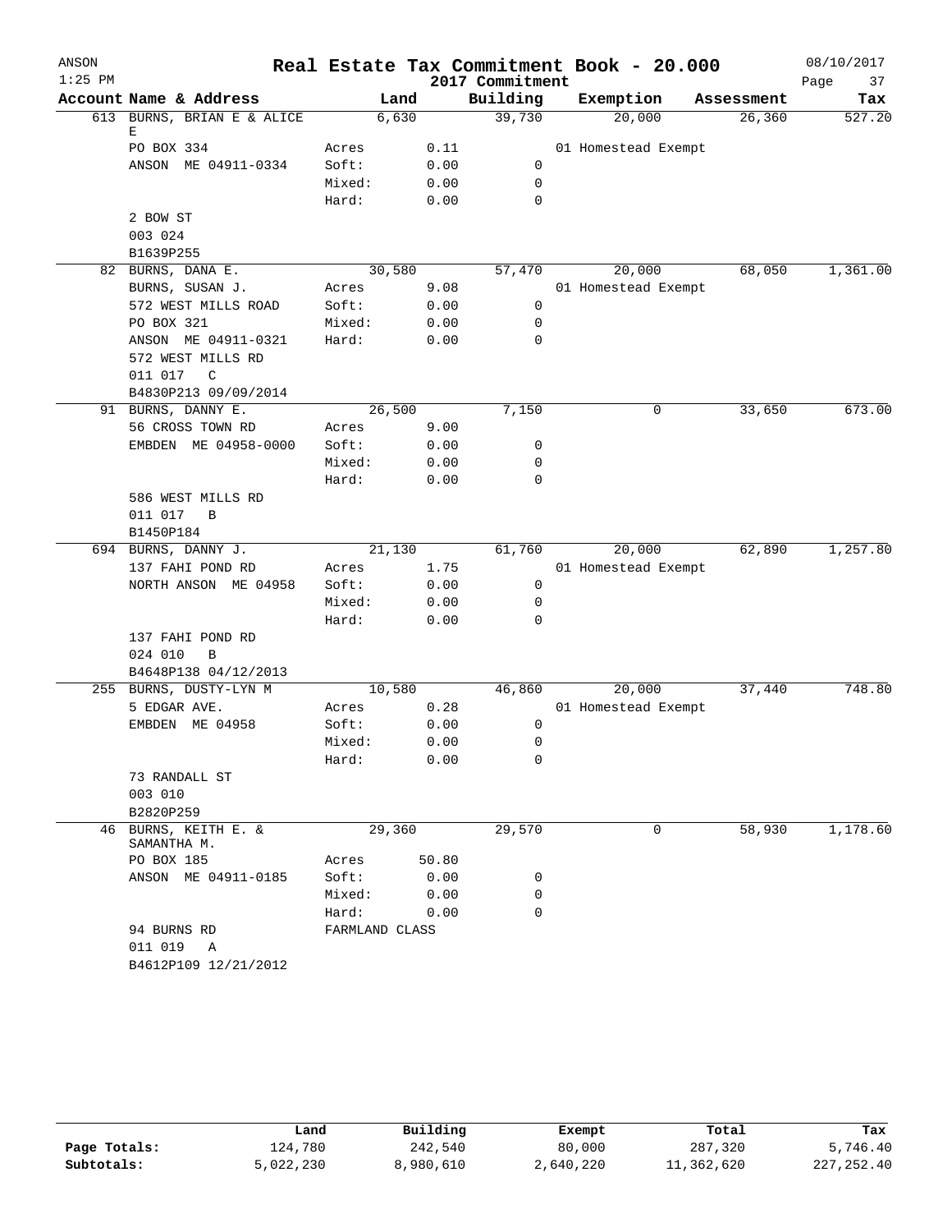# Real Estate Tax Commitment Book - 20.000

ANSON
1:25 PM

2017 Commitment

08/10/2017

| Account | Name & Address | Land | | Building | Exemption | Assessment | Tax |
|---|---|---|---|---|---|---|---|
| 613 | BURNS, BRIAN E & ALICE E | 6,630 | | 39,730 | 20,000 | 26,360 | 527.20 |
| | PO BOX 334 | Acres | 0.11 | | 01 Homestead Exempt | | |
| | ANSON ME 04911-0334 | Soft: | 0.00 | 0 | | | |
| | | Mixed: | 0.00 | 0 | | | |
| | | Hard: | 0.00 | 0 | | | |
| | 2 BOW ST | | | | | | |
| | 003 024 | | | | | | |
| | B1639P255 | | | | | | |
| 82 | BURNS, DANA E. | 30,580 | | 57,470 | 20,000 | 68,050 | 1,361.00 |
| | BURNS, SUSAN J. | Acres | 9.08 | | 01 Homestead Exempt | | |
| | 572 WEST MILLS ROAD | Soft: | 0.00 | 0 | | | |
| | PO BOX 321 | Mixed: | 0.00 | 0 | | | |
| | ANSON ME 04911-0321 | Hard: | 0.00 | 0 | | | |
| | 572 WEST MILLS RD | | | | | | |
| | 011 017 C | | | | | | |
| | B4830P213 09/09/2014 | | | | | | |
| 91 | BURNS, DANNY E. | 26,500 | | 7,150 | 0 | 33,650 | 673.00 |
| | 56 CROSS TOWN RD | Acres | 9.00 | | | | |
| | EMBDEN ME 04958-0000 | Soft: | 0.00 | 0 | | | |
| | | Mixed: | 0.00 | 0 | | | |
| | | Hard: | 0.00 | 0 | | | |
| | 586 WEST MILLS RD | | | | | | |
| | 011 017 B | | | | | | |
| | B1450P184 | | | | | | |
| 694 | BURNS, DANNY J. | 21,130 | | 61,760 | 20,000 | 62,890 | 1,257.80 |
| | 137 FAHI POND RD | Acres | 1.75 | | 01 Homestead Exempt | | |
| | NORTH ANSON ME 04958 | Soft: | 0.00 | 0 | | | |
| | | Mixed: | 0.00 | 0 | | | |
| | | Hard: | 0.00 | 0 | | | |
| | 137 FAHI POND RD | | | | | | |
| | 024 010 B | | | | | | |
| | B4648P138 04/12/2013 | | | | | | |
| 255 | BURNS, DUSTY-LYN M | 10,580 | | 46,860 | 20,000 | 37,440 | 748.80 |
| | 5 EDGAR AVE. | Acres | 0.28 | | 01 Homestead Exempt | | |
| | EMBDEN ME 04958 | Soft: | 0.00 | 0 | | | |
| | | Mixed: | 0.00 | 0 | | | |
| | | Hard: | 0.00 | 0 | | | |
| | 73 RANDALL ST | | | | | | |
| | 003 010 | | | | | | |
| | B2820P259 | | | | | | |
| 46 | BURNS, KEITH E. & SAMANTHA M. | 29,360 | | 29,570 | 0 | 58,930 | 1,178.60 |
| | PO BOX 185 | Acres | 50.80 | | | | |
| | ANSON ME 04911-0185 | Soft: | 0.00 | 0 | | | |
| | | Mixed: | 0.00 | 0 | | | |
| | | Hard: | 0.00 | 0 | | | |
| | 94 BURNS RD | FARMLAND CLASS | | | | | |
| | 011 019 A | | | | | | |
| | B4612P109 12/21/2012 | | | | | | |

| | Land | Building | Exempt | Total | Tax |
|---|---|---|---|---|---|
| Page Totals: | 124,780 | 242,540 | 80,000 | 287,320 | 5,746.40 |
| Subtotals: | 5,022,230 | 8,980,610 | 2,640,220 | 11,362,620 | 227,252.40 |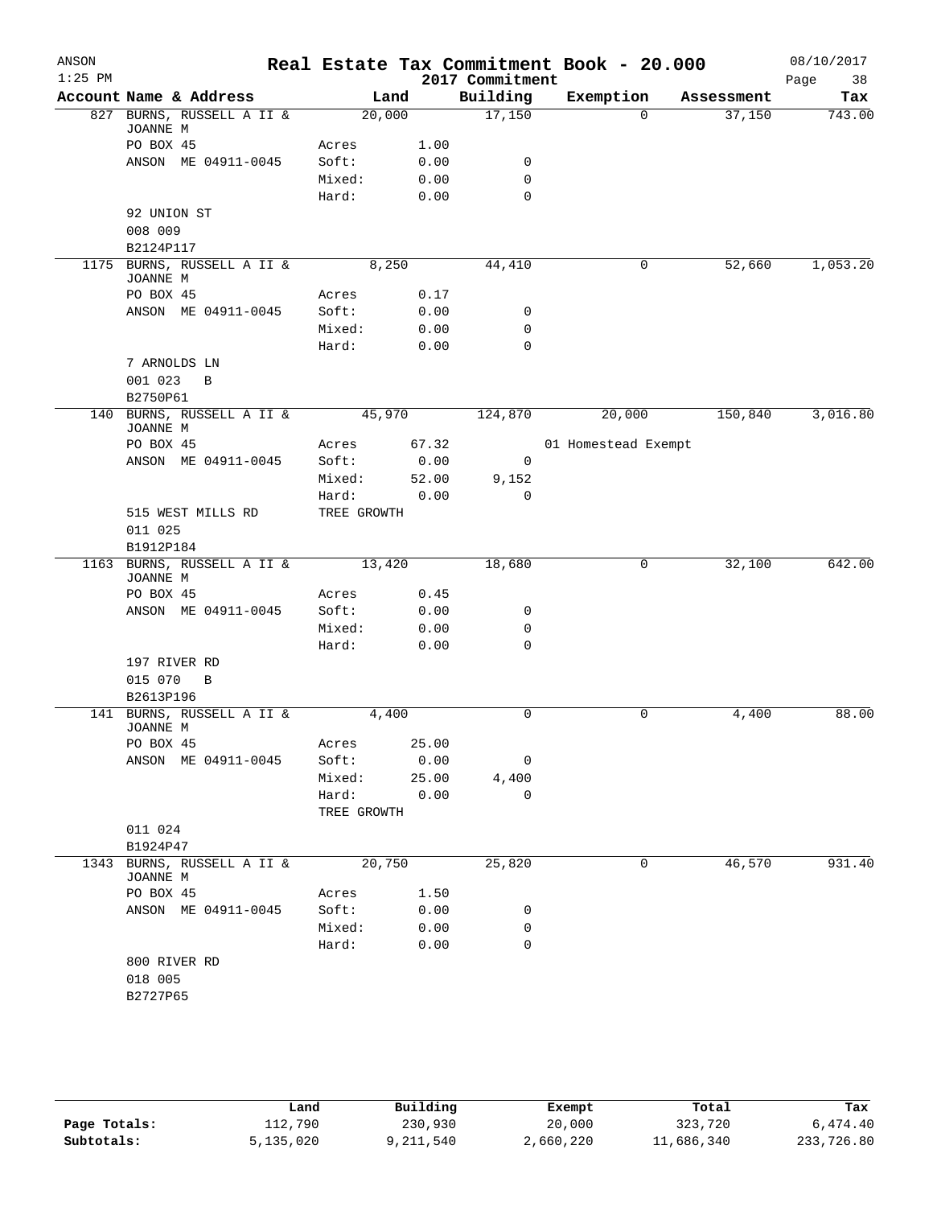# Real Estate Tax Commitment Book - 20.000

ANSON
1:25 PM
2017 Commitment
08/10/2017

| Account | Name & Address | Land | | Building | Exemption | Assessment | Tax |
|---|---|---|---|---|---|---|---|
| 827 | BURNS, RUSSELL A II & JOANNE M | 20,000 | | 17,150 | 0 | 37,150 | 743.00 |
| | PO BOX 45 | Acres | 1.00 | | | | |
| | ANSON ME 04911-0045 | Soft: | 0.00 | 0 | | | |
| | | Mixed: | 0.00 | 0 | | | |
| | | Hard: | 0.00 | 0 | | | |
| | 92 UNION ST | | | | | | |
| | 008 009 | | | | | | |
| | B2124P117 | | | | | | |
| 1175 | BURNS, RUSSELL A II & JOANNE M | 8,250 | | 44,410 | 0 | 52,660 | 1,053.20 |
| | PO BOX 45 | Acres | 0.17 | | | | |
| | ANSON ME 04911-0045 | Soft: | 0.00 | 0 | | | |
| | | Mixed: | 0.00 | 0 | | | |
| | | Hard: | 0.00 | 0 | | | |
| | 7 ARNOLDS LN | | | | | | |
| | 001 023 B | | | | | | |
| | B2750P61 | | | | | | |
| 140 | BURNS, RUSSELL A II & JOANNE M | 45,970 | | 124,870 | 20,000 | 150,840 | 3,016.80 |
| | PO BOX 45 | Acres | 67.32 | | 01 Homestead Exempt | | |
| | ANSON ME 04911-0045 | Soft: | 0.00 | 0 | | | |
| | | Mixed: | 52.00 | 9,152 | | | |
| | | Hard: | 0.00 | 0 | | | |
| | 515 WEST MILLS RD | TREE GROWTH | | | | | |
| | 011 025 | | | | | | |
| | B1912P184 | | | | | | |
| 1163 | BURNS, RUSSELL A II & JOANNE M | 13,420 | | 18,680 | 0 | 32,100 | 642.00 |
| | PO BOX 45 | Acres | 0.45 | | | | |
| | ANSON ME 04911-0045 | Soft: | 0.00 | 0 | | | |
| | | Mixed: | 0.00 | 0 | | | |
| | | Hard: | 0.00 | 0 | | | |
| | 197 RIVER RD | | | | | | |
| | 015 070 B | | | | | | |
| | B2613P196 | | | | | | |
| 141 | BURNS, RUSSELL A II & JOANNE M | 4,400 | | 0 | 0 | 4,400 | 88.00 |
| | PO BOX 45 | Acres | 25.00 | | | | |
| | ANSON ME 04911-0045 | Soft: | 0.00 | 0 | | | |
| | | Mixed: | 25.00 | 4,400 | | | |
| | | Hard: | 0.00 | 0 | | | |
| | | TREE GROWTH | | | | | |
| | 011 024 | | | | | | |
| | B1924P47 | | | | | | |
| 1343 | BURNS, RUSSELL A II & JOANNE M | 20,750 | | 25,820 | 0 | 46,570 | 931.40 |
| | PO BOX 45 | Acres | 1.50 | | | | |
| | ANSON ME 04911-0045 | Soft: | 0.00 | 0 | | | |
| | | Mixed: | 0.00 | 0 | | | |
| | | Hard: | 0.00 | 0 | | | |
| | 800 RIVER RD | | | | | | |
| | 018 005 | | | | | | |
| | B2727P65 | | | | | | |

| | Land | Building | Exempt | Total | Tax |
|---|---|---|---|---|---|
| Page Totals: | 112,790 | 230,930 | 20,000 | 323,720 | 6,474.40 |
| Subtotals: | 5,135,020 | 9,211,540 | 2,660,220 | 11,686,340 | 233,726.80 |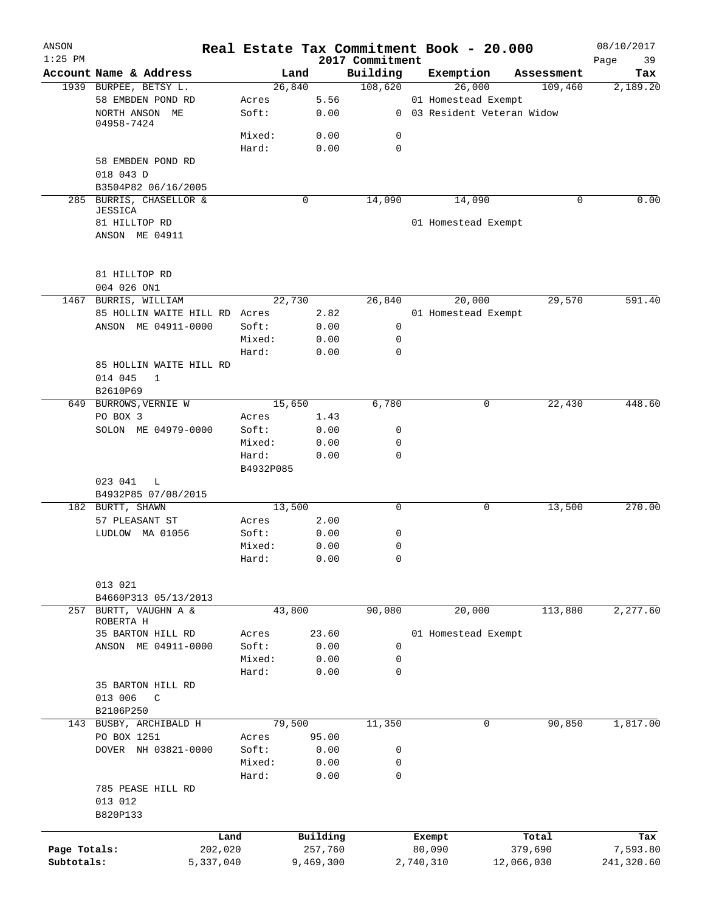# Real Estate Tax Commitment Book - 20.000

ANSON 1:25 PM — 2017 Commitment — 08/10/2017

| Account Name & Address | | Land | Building | Exemption | Assessment | Tax |
|---|---|---|---|---|---|---|
| 1939 BURPEE, BETSY L. | | 26,840 | 108,620 | 26,000 | 109,460 | 2,189.20 |
| 58 EMBDEN POND RD | Acres | 5.56 | | 01 Homestead Exempt | | |
| NORTH ANSON ME 04958-7424 | Soft: | 0.00 | 0 | 03 Resident Veteran Widow | | |
| | Mixed: | 0.00 | 0 | | | |
| | Hard: | 0.00 | 0 | | | |
| 58 EMBDEN POND RD | | | | | | |
| 018 043 D | | | | | | |
| B3504P82 06/16/2005 | | | | | | |
| 285 BURRIS, CHASELLOR & JESSICA | | 0 | 14,090 | 14,090 | 0 | 0.00 |
| 81 HILLTOP RD | | | | 01 Homestead Exempt | | |
| ANSON ME 04911 | | | | | | |
| 81 HILLTOP RD | | | | | | |
| 004 026 ON1 | | | | | | |
| 1467 BURRIS, WILLIAM | | 22,730 | 26,840 | 20,000 | 29,570 | 591.40 |
| 85 HOLLIN WAITE HILL RD | Acres | 2.82 | | 01 Homestead Exempt | | |
| ANSON ME 04911-0000 | Soft: | 0.00 | 0 | | | |
| | Mixed: | 0.00 | 0 | | | |
| | Hard: | 0.00 | 0 | | | |
| 85 HOLLIN WAITE HILL RD | | | | | | |
| 014 045 1 | | | | | | |
| B2610P69 | | | | | | |
| 649 BURROWS,VERNIE W | | 15,650 | 6,780 | 0 | 22,430 | 448.60 |
| PO BOX 3 | Acres | 1.43 | | | | |
| SOLON ME 04979-0000 | Soft: | 0.00 | 0 | | | |
| | Mixed: | 0.00 | 0 | | | |
| | Hard: | 0.00 | 0 | | | |
| | B4932P085 | | | | | |
| 023 041 L | | | | | | |
| B4932P85 07/08/2015 | | | | | | |
| 182 BURTT, SHAWN | | 13,500 | 0 | 0 | 13,500 | 270.00 |
| 57 PLEASANT ST | Acres | 2.00 | | | | |
| LUDLOW MA 01056 | Soft: | 0.00 | 0 | | | |
| | Mixed: | 0.00 | 0 | | | |
| | Hard: | 0.00 | 0 | | | |
| 013 021 | | | | | | |
| B4660P313 05/13/2013 | | | | | | |
| 257 BURTT, VAUGHN A & ROBERTA H | | 43,800 | 90,080 | 20,000 | 113,880 | 2,277.60 |
| 35 BARTON HILL RD | Acres | 23.60 | | 01 Homestead Exempt | | |
| ANSON ME 04911-0000 | Soft: | 0.00 | 0 | | | |
| | Mixed: | 0.00 | 0 | | | |
| | Hard: | 0.00 | 0 | | | |
| 35 BARTON HILL RD | | | | | | |
| 013 006 C | | | | | | |
| B2106P250 | | | | | | |
| 143 BUSBY, ARCHIBALD H | | 79,500 | 11,350 | 0 | 90,850 | 1,817.00 |
| PO BOX 1251 | Acres | 95.00 | | | | |
| DOVER NH 03821-0000 | Soft: | 0.00 | 0 | | | |
| | Mixed: | 0.00 | 0 | | | |
| | Hard: | 0.00 | 0 | | | |
| 785 PEASE HILL RD | | | | | | |
| 013 012 | | | | | | |
| B820P133 | | | | | | |

| | Land | Building | Exempt | Total | Tax |
|---|---|---|---|---|---|
| Page Totals: | 202,020 | 257,760 | 80,090 | 379,690 | 7,593.80 |
| Subtotals: | 5,337,040 | 9,469,300 | 2,740,310 | 12,066,030 | 241,320.60 |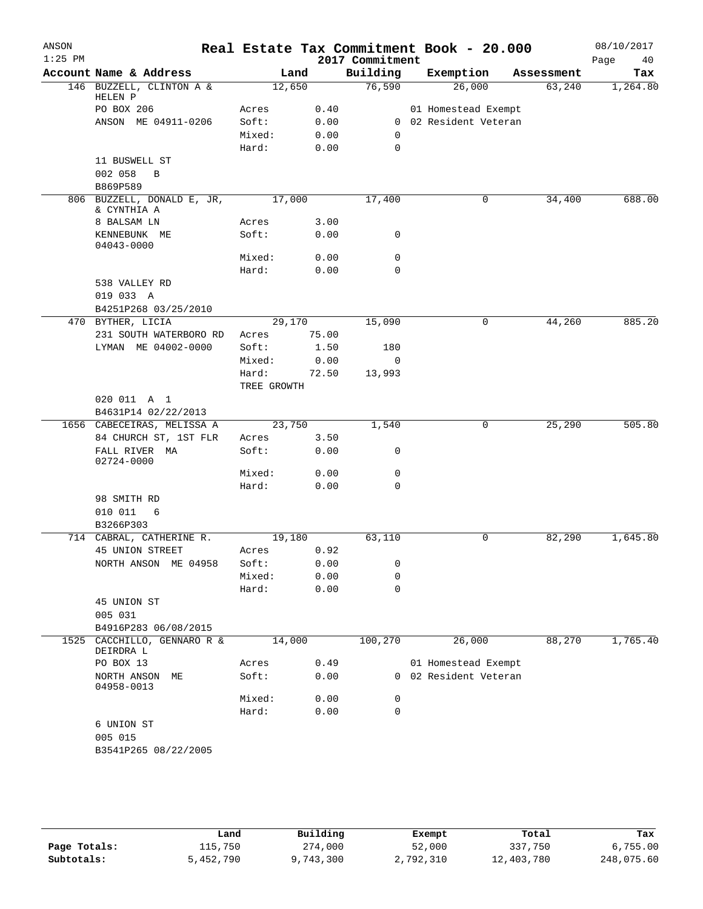# Real Estate Tax Commitment Book - 20.000

ANSON
1:25 PM

2017 Commitment

08/10/2017

| Account | Name & Address | | Land | Building | Exemption | Assessment | Tax |
|---|---|---|---|---|---|---|---|
| 146 | BUZZELL, CLINTON A & HELEN P | | 12,650 | 76,590 | 26,000 | 63,240 | 1,264.80 |
| | PO BOX 206 | Acres | 0.40 | | 01 Homestead Exempt | | |
| | ANSON ME 04911-0206 | Soft: | 0.00 | 0 | 02 Resident Veteran | | |
| | | Mixed: | 0.00 | 0 | | | |
| | | Hard: | 0.00 | 0 | | | |
| | 11 BUSWELL ST | | | | | | |
| | 002 058 B | | | | | | |
| | B869P589 | | | | | | |
| 806 | BUZZELL, DONALD E, JR, & CYNTHIA A | | 17,000 | 17,400 | 0 | 34,400 | 688.00 |
| | 8 BALSAM LN | Acres | 3.00 | | | | |
| | KENNEBUNK ME 04043-0000 | Soft: | 0.00 | 0 | | | |
| | | Mixed: | 0.00 | 0 | | | |
| | | Hard: | 0.00 | 0 | | | |
| | 538 VALLEY RD | | | | | | |
| | 019 033 A | | | | | | |
| | B4251P268 03/25/2010 | | | | | | |
| 470 | BYTHER, LICIA | | 29,170 | 15,090 | 0 | 44,260 | 885.20 |
| | 231 SOUTH WATERBORO RD | Acres | 75.00 | | | | |
| | LYMAN ME 04002-0000 | Soft: | 1.50 | 180 | | | |
| | | Mixed: | 0.00 | 0 | | | |
| | | Hard: | 72.50 | 13,993 | | | |
| | | TREE GROWTH | | | | | |
| | 020 011 A 1 | | | | | | |
| | B4631P14 02/22/2013 | | | | | | |
| 1656 | CABECEIRAS, MELISSA A | | 23,750 | 1,540 | 0 | 25,290 | 505.80 |
| | 84 CHURCH ST, 1ST FLR | Acres | 3.50 | | | | |
| | FALL RIVER MA 02724-0000 | Soft: | 0.00 | 0 | | | |
| | | Mixed: | 0.00 | 0 | | | |
| | | Hard: | 0.00 | 0 | | | |
| | 98 SMITH RD | | | | | | |
| | 010 011 6 | | | | | | |
| | B3266P303 | | | | | | |
| 714 | CABRAL, CATHERINE R. | | 19,180 | 63,110 | 0 | 82,290 | 1,645.80 |
| | 45 UNION STREET | Acres | 0.92 | | | | |
| | NORTH ANSON ME 04958 | Soft: | 0.00 | 0 | | | |
| | | Mixed: | 0.00 | 0 | | | |
| | | Hard: | 0.00 | 0 | | | |
| | 45 UNION ST | | | | | | |
| | 005 031 | | | | | | |
| | B4916P283 06/08/2015 | | | | | | |
| 1525 | CACCHILLO, GENNARO R & DEIRDRA L | | 14,000 | 100,270 | 26,000 | 88,270 | 1,765.40 |
| | PO BOX 13 | Acres | 0.49 | | 01 Homestead Exempt | | |
| | NORTH ANSON ME 04958-0013 | Soft: | 0.00 | 0 | 02 Resident Veteran | | |
| | | Mixed: | 0.00 | 0 | | | |
| | | Hard: | 0.00 | 0 | | | |
| | 6 UNION ST | | | | | | |
| | 005 015 | | | | | | |
| | B3541P265 08/22/2005 | | | | | | |

| | Land | Building | Exempt | Total | Tax |
|---|---|---|---|---|---|
| Page Totals: | 115,750 | 274,000 | 52,000 | 337,750 | 6,755.00 |
| Subtotals: | 5,452,790 | 9,743,300 | 2,792,310 | 12,403,780 | 248,075.60 |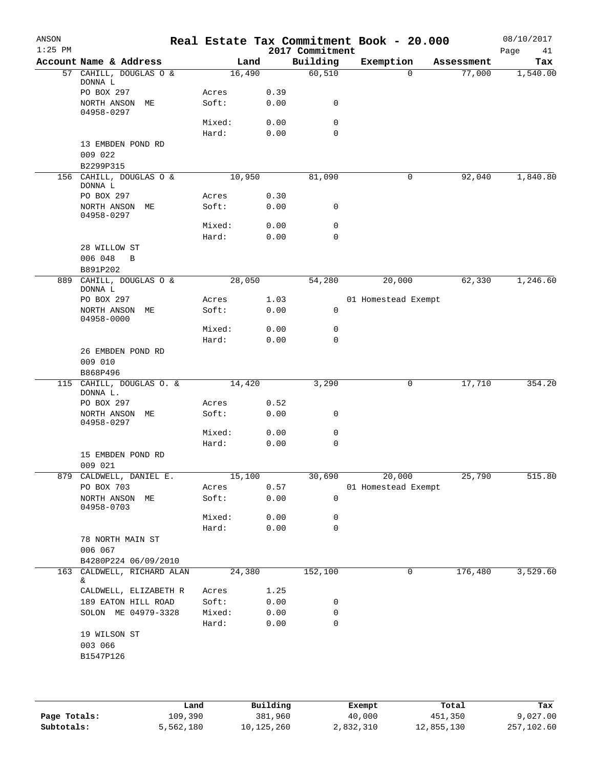# Real Estate Tax Commitment Book - 20.000

ANSON 1:25 PM — 2017 Commitment — 08/10/2017

| Account Name & Address | Land | | Building | Exemption | Assessment | Tax |
|---|---|---|---|---|---|---|
| 57 CAHILL, DOUGLAS O & DONNA L | 16,490 | | 60,510 | 0 | 77,000 | 1,540.00 |
| PO BOX 297 | Acres | 0.39 | | | | |
| NORTH ANSON ME 04958-0297 | Soft: | 0.00 | 0 | | | |
| | Mixed: | 0.00 | 0 | | | |
| | Hard: | 0.00 | 0 | | | |
| 13 EMBDEN POND RD | | | | | | |
| 009 022 | | | | | | |
| B2299P315 | | | | | | |
| 156 CAHILL, DOUGLAS O & DONNA L | 10,950 | | 81,090 | 0 | 92,040 | 1,840.80 |
| PO BOX 297 | Acres | 0.30 | | | | |
| NORTH ANSON ME 04958-0297 | Soft: | 0.00 | 0 | | | |
| | Mixed: | 0.00 | 0 | | | |
| | Hard: | 0.00 | 0 | | | |
| 28 WILLOW ST | | | | | | |
| 006 048 B | | | | | | |
| B891P202 | | | | | | |
| 889 CAHILL, DOUGLAS O & DONNA L | 28,050 | | 54,280 | 20,000 | 62,330 | 1,246.60 |
| PO BOX 297 | Acres | 1.03 | | 01 Homestead Exempt | | |
| NORTH ANSON ME 04958-0000 | Soft: | 0.00 | 0 | | | |
| | Mixed: | 0.00 | 0 | | | |
| | Hard: | 0.00 | 0 | | | |
| 26 EMBDEN POND RD | | | | | | |
| 009 010 | | | | | | |
| B868P496 | | | | | | |
| 115 CAHILL, DOUGLAS O. & DONNA L. | 14,420 | | 3,290 | 0 | 17,710 | 354.20 |
| PO BOX 297 | Acres | 0.52 | | | | |
| NORTH ANSON ME 04958-0297 | Soft: | 0.00 | 0 | | | |
| | Mixed: | 0.00 | 0 | | | |
| | Hard: | 0.00 | 0 | | | |
| 15 EMBDEN POND RD | | | | | | |
| 009 021 | | | | | | |
| 879 CALDWELL, DANIEL E. | 15,100 | | 30,690 | 20,000 | 25,790 | 515.80 |
| PO BOX 703 | Acres | 0.57 | | 01 Homestead Exempt | | |
| NORTH ANSON ME 04958-0703 | Soft: | 0.00 | 0 | | | |
| | Mixed: | 0.00 | 0 | | | |
| | Hard: | 0.00 | 0 | | | |
| 78 NORTH MAIN ST | | | | | | |
| 006 067 | | | | | | |
| B4280P224 06/09/2010 | | | | | | |
| 163 CALDWELL, RICHARD ALAN & | 24,380 | | 152,100 | 0 | 176,480 | 3,529.60 |
| CALDWELL, ELIZABETH R | Acres | 1.25 | | | | |
| 189 EATON HILL ROAD | Soft: | 0.00 | 0 | | | |
| SOLON ME 04979-3328 | Mixed: | 0.00 | 0 | | | |
| | Hard: | 0.00 | 0 | | | |
| 19 WILSON ST | | | | | | |
| 003 066 | | | | | | |
| B1547P126 | | | | | | |

| | Land | Building | Exempt | Total | Tax |
|---|---|---|---|---|---|
| Page Totals: | 109,390 | 381,960 | 40,000 | 451,350 | 9,027.00 |
| Subtotals: | 5,562,180 | 10,125,260 | 2,832,310 | 12,855,130 | 257,102.60 |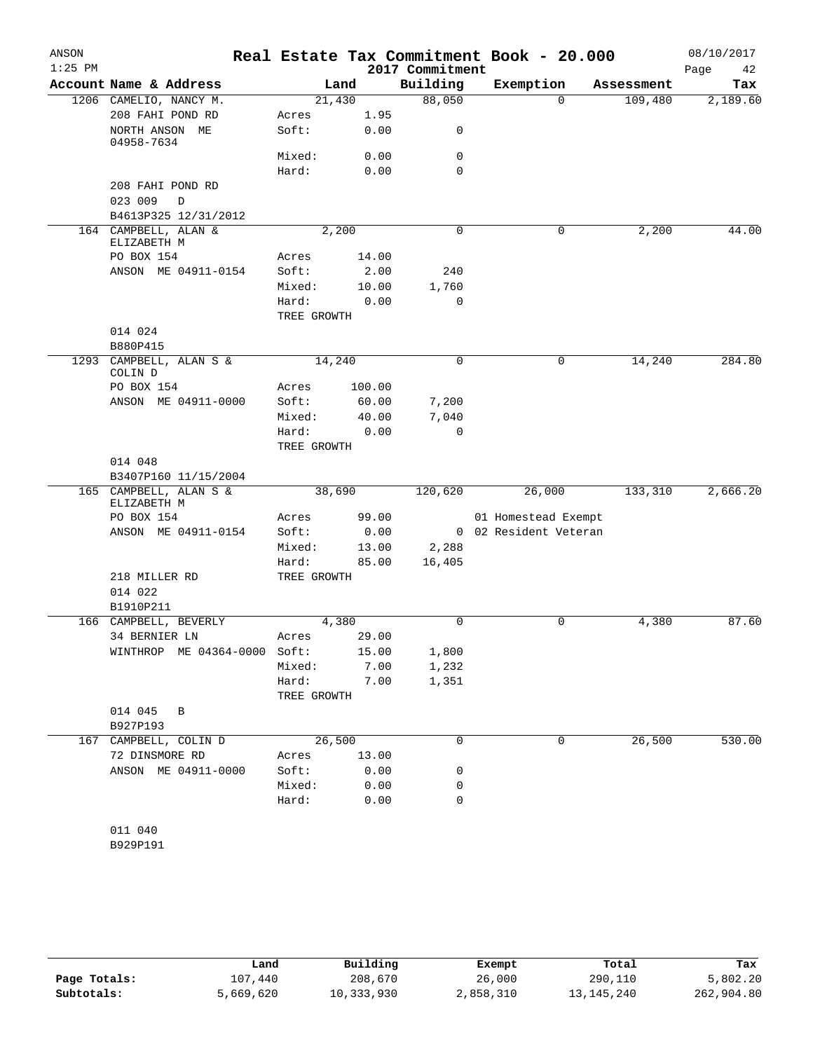# Real Estate Tax Commitment Book - 20.000

ANSON
1:25 PM
2017 Commitment
08/10/2017

| Account Name & Address | Land | | Building | Exemption | Assessment | Tax |
|---|---|---|---|---|---|---|
| 1206 CAMELIO, NANCY M. | 21,430 | | 88,050 | 0 | 109,480 | 2,189.60 |
| 208 FAHI POND RD | Acres | 1.95 | | | | |
| NORTH ANSON ME 04958-7634 | Soft: | 0.00 | 0 | | | |
| | Mixed: | 0.00 | 0 | | | |
| | Hard: | 0.00 | 0 | | | |
| 208 FAHI POND RD | | | | | | |
| 023 009 D | | | | | | |
| B4613P325 12/31/2012 | | | | | | |
| 164 CAMPBELL, ALAN & ELIZABETH M | 2,200 | | 0 | 0 | 2,200 | 44.00 |
| PO BOX 154 | Acres | 14.00 | | | | |
| ANSON ME 04911-0154 | Soft: | 2.00 | 240 | | | |
| | Mixed: | 10.00 | 1,760 | | | |
| | Hard: | 0.00 | 0 | | | |
| | TREE GROWTH | | | | | |
| 014 024 | | | | | | |
| B880P415 | | | | | | |
| 1293 CAMPBELL, ALAN S & COLIN D | 14,240 | | 0 | 0 | 14,240 | 284.80 |
| PO BOX 154 | Acres | 100.00 | | | | |
| ANSON ME 04911-0000 | Soft: | 60.00 | 7,200 | | | |
| | Mixed: | 40.00 | 7,040 | | | |
| | Hard: | 0.00 | 0 | | | |
| | TREE GROWTH | | | | | |
| 014 048 | | | | | | |
| B3407P160 11/15/2004 | | | | | | |
| 165 CAMPBELL, ALAN S & ELIZABETH M | 38,690 | | 120,620 | 26,000 | 133,310 | 2,666.20 |
| PO BOX 154 | Acres | 99.00 | | 01 Homestead Exempt | | |
| ANSON ME 04911-0154 | Soft: | 0.00 | 0 | 02 Resident Veteran | | |
| | Mixed: | 13.00 | 2,288 | | | |
| | Hard: | 85.00 | 16,405 | | | |
| 218 MILLER RD | TREE GROWTH | | | | | |
| 014 022 | | | | | | |
| B1910P211 | | | | | | |
| 166 CAMPBELL, BEVERLY | 4,380 | | 0 | 0 | 4,380 | 87.60 |
| 34 BERNIER LN | Acres | 29.00 | | | | |
| WINTHROP ME 04364-0000 | Soft: | 15.00 | 1,800 | | | |
| | Mixed: | 7.00 | 1,232 | | | |
| | Hard: | 7.00 | 1,351 | | | |
| | TREE GROWTH | | | | | |
| 014 045 B | | | | | | |
| B927P193 | | | | | | |
| 167 CAMPBELL, COLIN D | 26,500 | | 0 | 0 | 26,500 | 530.00 |
| 72 DINSMORE RD | Acres | 13.00 | | | | |
| ANSON ME 04911-0000 | Soft: | 0.00 | 0 | | | |
| | Mixed: | 0.00 | 0 | | | |
| | Hard: | 0.00 | 0 | | | |
| 011 040 | | | | | | |
| B929P191 | | | | | | |

| | Land | Building | Exempt | Total | Tax |
|---|---|---|---|---|---|
| Page Totals: | 107,440 | 208,670 | 26,000 | 290,110 | 5,802.20 |
| Subtotals: | 5,669,620 | 10,333,930 | 2,858,310 | 13,145,240 | 262,904.80 |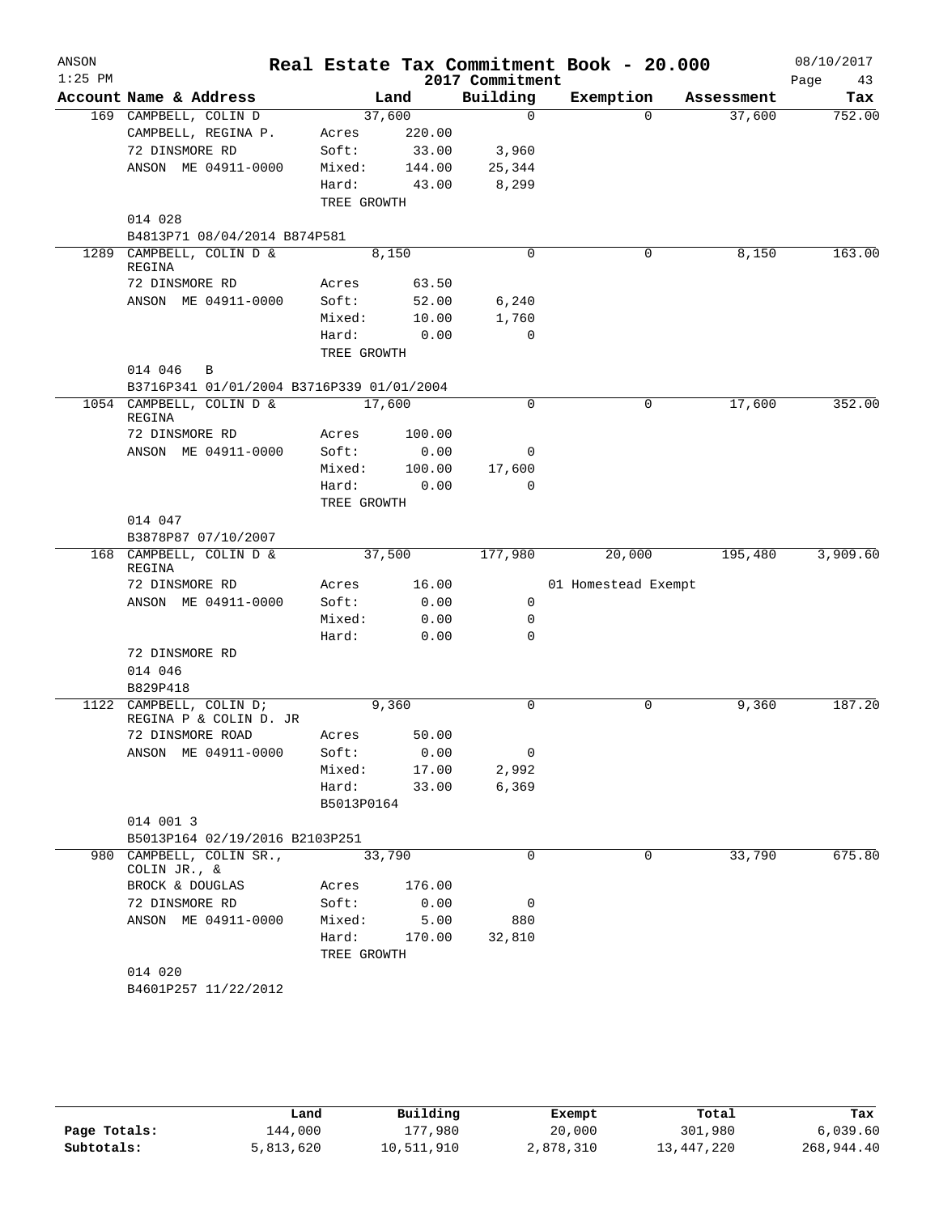ANSON
1:25 PM

# Real Estate Tax Commitment Book - 20.000

2017 Commitment

08/10/2017

| Account Name & Address | | Land | Building | Exemption | Assessment | Tax |
|---|---|---|---|---|---|---|
| 169 CAMPBELL, COLIN D | | 37,600 | 0 | 0 | 37,600 | 752.00 |
| CAMPBELL, REGINA P. | Acres | 220.00 | | | | |
| 72 DINSMORE RD | Soft: | 33.00 | 3,960 | | | |
| ANSON ME 04911-0000 | Mixed: | 144.00 | 25,344 | | | |
| | Hard: | 43.00 | 8,299 | | | |
| | TREE GROWTH | | | | | |
| 014 028 | | | | | | |
| B4813P71 08/04/2014 B874P581 | | | | | | |
| 1289 CAMPBELL, COLIN D & REGINA | | 8,150 | 0 | 0 | 8,150 | 163.00 |
| 72 DINSMORE RD | Acres | 63.50 | | | | |
| ANSON ME 04911-0000 | Soft: | 52.00 | 6,240 | | | |
| | Mixed: | 10.00 | 1,760 | | | |
| | Hard: | 0.00 | 0 | | | |
| | TREE GROWTH | | | | | |
| 014 046 B | | | | | | |
| B3716P341 01/01/2004 B3716P339 01/01/2004 | | | | | | |
| 1054 CAMPBELL, COLIN D & REGINA | | 17,600 | 0 | 0 | 17,600 | 352.00 |
| 72 DINSMORE RD | Acres | 100.00 | | | | |
| ANSON ME 04911-0000 | Soft: | 0.00 | 0 | | | |
| | Mixed: | 100.00 | 17,600 | | | |
| | Hard: | 0.00 | 0 | | | |
| | TREE GROWTH | | | | | |
| 014 047 | | | | | | |
| B3878P87 07/10/2007 | | | | | | |
| 168 CAMPBELL, COLIN D & REGINA | | 37,500 | 177,980 | 20,000 | 195,480 | 3,909.60 |
| 72 DINSMORE RD | Acres | 16.00 | | 01 Homestead Exempt | | |
| ANSON ME 04911-0000 | Soft: | 0.00 | 0 | | | |
| | Mixed: | 0.00 | 0 | | | |
| | Hard: | 0.00 | 0 | | | |
| 72 DINSMORE RD | | | | | | |
| 014 046 | | | | | | |
| B829P418 | | | | | | |
| 1122 CAMPBELL, COLIN D; REGINA P & COLIN D. JR | | 9,360 | 0 | 0 | 9,360 | 187.20 |
| 72 DINSMORE ROAD | Acres | 50.00 | | | | |
| ANSON ME 04911-0000 | Soft: | 0.00 | 0 | | | |
| | Mixed: | 17.00 | 2,992 | | | |
| | Hard: | 33.00 | 6,369 | | | |
| | B5013P0164 | | | | | |
| 014 001 3 | | | | | | |
| B5013P164 02/19/2016 B2103P251 | | | | | | |
| 980 CAMPBELL, COLIN SR., COLIN JR., & | | 33,790 | 0 | 0 | 33,790 | 675.80 |
| BROCK & DOUGLAS | Acres | 176.00 | | | | |
| 72 DINSMORE RD | Soft: | 0.00 | 0 | | | |
| ANSON ME 04911-0000 | Mixed: | 5.00 | 880 | | | |
| | Hard: | 170.00 | 32,810 | | | |
| | TREE GROWTH | | | | | |
| 014 020 | | | | | | |
| B4601P257 11/22/2012 | | | | | | |

| | Land | Building | Exempt | Total | Tax |
|---|---|---|---|---|---|
| Page Totals: | 144,000 | 177,980 | 20,000 | 301,980 | 6,039.60 |
| Subtotals: | 5,813,620 | 10,511,910 | 2,878,310 | 13,447,220 | 268,944.40 |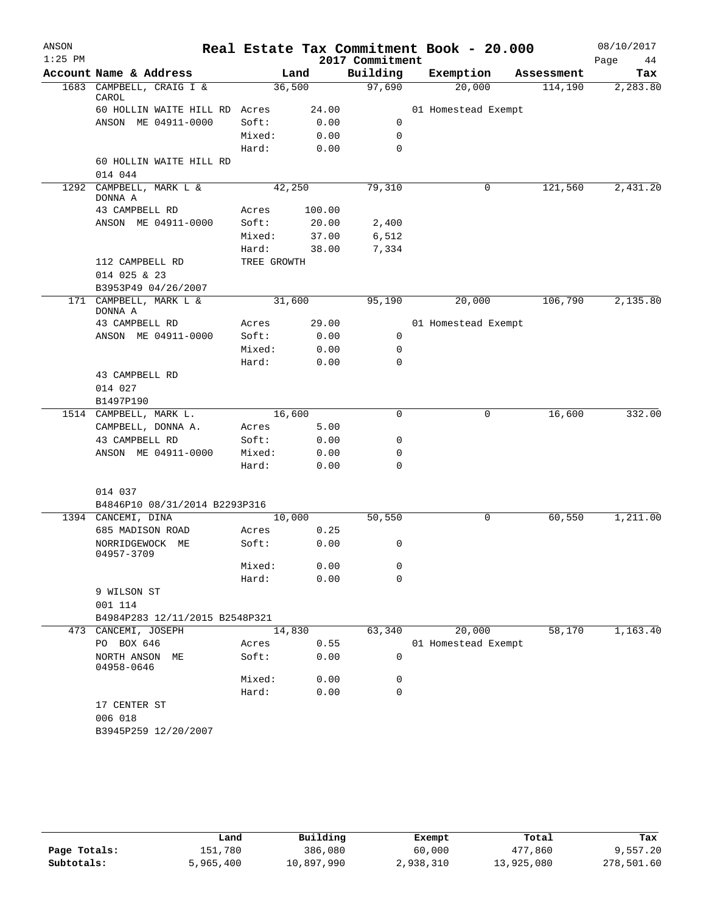# Real Estate Tax Commitment Book - 20.000

ANSON  
1:25 PM  
2017 Commitment  
08/10/2017

| Account | Name & Address | | Land | Building | Exemption | Assessment | Tax |
|---|---|---|---|---|---|---|---|
| 1683 | CAMPBELL, CRAIG I & CAROL | | 36,500 | 97,690 | 20,000 | 114,190 | 2,283.80 |
| | 60 HOLLIN WAITE HILL RD | Acres | 24.00 | | 01 Homestead Exempt | | |
| | ANSON ME 04911-0000 | Soft: | 0.00 | 0 | | | |
| | | Mixed: | 0.00 | 0 | | | |
| | | Hard: | 0.00 | 0 | | | |
| | 60 HOLLIN WAITE HILL RD | | | | | | |
| | 014 044 | | | | | | |
| 1292 | CAMPBELL, MARK L & DONNA A | | 42,250 | 79,310 | 0 | 121,560 | 2,431.20 |
| | 43 CAMPBELL RD | Acres | 100.00 | | | | |
| | ANSON ME 04911-0000 | Soft: | 20.00 | 2,400 | | | |
| | | Mixed: | 37.00 | 6,512 | | | |
| | | Hard: | 38.00 | 7,334 | | | |
| | 112 CAMPBELL RD | TREE GROWTH | | | | | |
| | 014 025 & 23 | | | | | | |
| | B3953P49 04/26/2007 | | | | | | |
| 171 | CAMPBELL, MARK L & DONNA A | | 31,600 | 95,190 | 20,000 | 106,790 | 2,135.80 |
| | 43 CAMPBELL RD | Acres | 29.00 | | 01 Homestead Exempt | | |
| | ANSON ME 04911-0000 | Soft: | 0.00 | 0 | | | |
| | | Mixed: | 0.00 | 0 | | | |
| | | Hard: | 0.00 | 0 | | | |
| | 43 CAMPBELL RD | | | | | | |
| | 014 027 | | | | | | |
| | B1497P190 | | | | | | |
| 1514 | CAMPBELL, MARK L. | | 16,600 | 0 | 0 | 16,600 | 332.00 |
| | CAMPBELL, DONNA A. | Acres | 5.00 | | | | |
| | 43 CAMPBELL RD | Soft: | 0.00 | 0 | | | |
| | ANSON ME 04911-0000 | Mixed: | 0.00 | 0 | | | |
| | | Hard: | 0.00 | 0 | | | |
| | 014 037 | | | | | | |
| | B4846P10 08/31/2014 B2293P316 | | | | | | |
| 1394 | CANCEMI, DINA | | 10,000 | 50,550 | 0 | 60,550 | 1,211.00 |
| | 685 MADISON ROAD | Acres | 0.25 | | | | |
| | NORRIDGEWOCK ME 04957-3709 | Soft: | 0.00 | 0 | | | |
| | | Mixed: | 0.00 | 0 | | | |
| | | Hard: | 0.00 | 0 | | | |
| | 9 WILSON ST | | | | | | |
| | 001 114 | | | | | | |
| | B4984P283 12/11/2015 B2548P321 | | | | | | |
| 473 | CANCEMI, JOSEPH | | 14,830 | 63,340 | 20,000 | 58,170 | 1,163.40 |
| | PO BOX 646 | Acres | 0.55 | | 01 Homestead Exempt | | |
| | NORTH ANSON ME 04958-0646 | Soft: | 0.00 | 0 | | | |
| | | Mixed: | 0.00 | 0 | | | |
| | | Hard: | 0.00 | 0 | | | |
| | 17 CENTER ST | | | | | | |
| | 006 018 | | | | | | |
| | B3945P259 12/20/2007 | | | | | | |

| | Land | Building | Exempt | Total | Tax |
|---|---|---|---|---|---|
| Page Totals: | 151,780 | 386,080 | 60,000 | 477,860 | 9,557.20 |
| Subtotals: | 5,965,400 | 10,897,990 | 2,938,310 | 13,925,080 | 278,501.60 |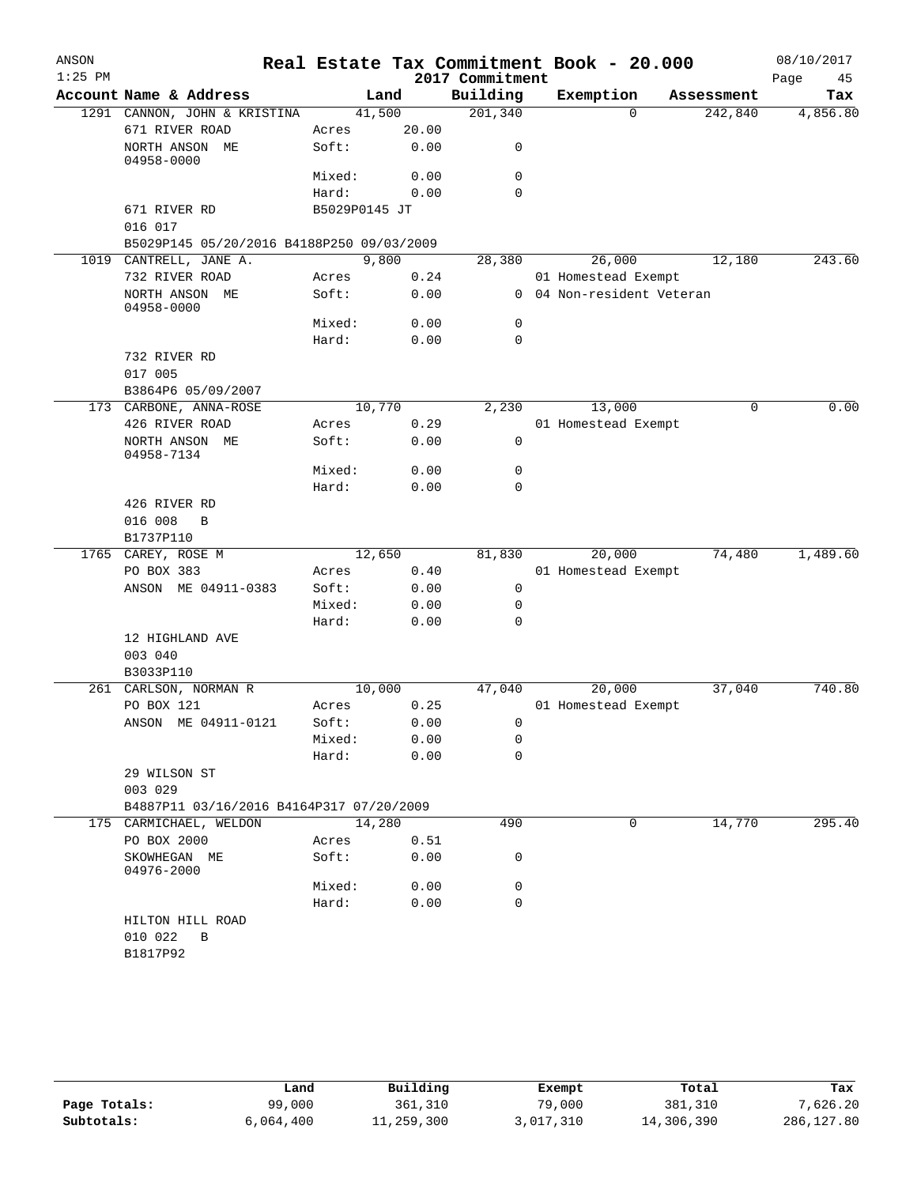# Real Estate Tax Commitment Book - 20.000

ANSON
1:25 PM

2017 Commitment

08/10/2017

| Account | Name & Address | Land | | Building | Exemption | Assessment | Tax |
|---|---|---|---|---|---|---|---|
| 1291 | CANNON, JOHN & KRISTINA | 41,500 | | 201,340 | 0 | 242,840 | 4,856.80 |
| | 671 RIVER ROAD | Acres | 20.00 | | | | |
| | NORTH ANSON ME 04958-0000 | Soft: | 0.00 | 0 | | | |
| | | Mixed: | 0.00 | 0 | | | |
| | | Hard: | 0.00 | 0 | | | |
| | 671 RIVER RD | B5029P0145 JT | | | | | |
| | 016 017 | | | | | | |
| | B5029P145 05/20/2016 B4188P250 09/03/2009 | | | | | | |
| 1019 | CANTRELL, JANE A. | 9,800 | | 28,380 | 26,000 | 12,180 | 243.60 |
| | 732 RIVER ROAD | Acres | 0.24 | | 01 Homestead Exempt | | |
| | NORTH ANSON ME 04958-0000 | Soft: | 0.00 | 0 | 04 Non-resident Veteran | | |
| | | Mixed: | 0.00 | 0 | | | |
| | | Hard: | 0.00 | 0 | | | |
| | 732 RIVER RD | | | | | | |
| | 017 005 | | | | | | |
| | B3864P6 05/09/2007 | | | | | | |
| 173 | CARBONE, ANNA-ROSE | 10,770 | | 2,230 | 13,000 | 0 | 0.00 |
| | 426 RIVER ROAD | Acres | 0.29 | | 01 Homestead Exempt | | |
| | NORTH ANSON ME 04958-7134 | Soft: | 0.00 | 0 | | | |
| | | Mixed: | 0.00 | 0 | | | |
| | | Hard: | 0.00 | 0 | | | |
| | 426 RIVER RD | | | | | | |
| | 016 008 B | | | | | | |
| | B1737P110 | | | | | | |
| 1765 | CAREY, ROSE M | 12,650 | | 81,830 | 20,000 | 74,480 | 1,489.60 |
| | PO BOX 383 | Acres | 0.40 | | 01 Homestead Exempt | | |
| | ANSON ME 04911-0383 | Soft: | 0.00 | 0 | | | |
| | | Mixed: | 0.00 | 0 | | | |
| | | Hard: | 0.00 | 0 | | | |
| | 12 HIGHLAND AVE | | | | | | |
| | 003 040 | | | | | | |
| | B3033P110 | | | | | | |
| 261 | CARLSON, NORMAN R | 10,000 | | 47,040 | 20,000 | 37,040 | 740.80 |
| | PO BOX 121 | Acres | 0.25 | | 01 Homestead Exempt | | |
| | ANSON ME 04911-0121 | Soft: | 0.00 | 0 | | | |
| | | Mixed: | 0.00 | 0 | | | |
| | | Hard: | 0.00 | 0 | | | |
| | 29 WILSON ST | | | | | | |
| | 003 029 | | | | | | |
| | B4887P11 03/16/2016 B4164P317 07/20/2009 | | | | | | |
| 175 | CARMICHAEL, WELDON | 14,280 | | 490 | 0 | 14,770 | 295.40 |
| | PO BOX 2000 | Acres | 0.51 | | | | |
| | SKOWHEGAN ME 04976-2000 | Soft: | 0.00 | 0 | | | |
| | | Mixed: | 0.00 | 0 | | | |
| | | Hard: | 0.00 | 0 | | | |
| | HILTON HILL ROAD | | | | | | |
| | 010 022 B | | | | | | |
| | B1817P92 | | | | | | |

| | Land | Building | Exempt | Total | Tax |
|---|---|---|---|---|---|
| Page Totals: | 99,000 | 361,310 | 79,000 | 381,310 | 7,626.20 |
| Subtotals: | 6,064,400 | 11,259,300 | 3,017,310 | 14,306,390 | 286,127.80 |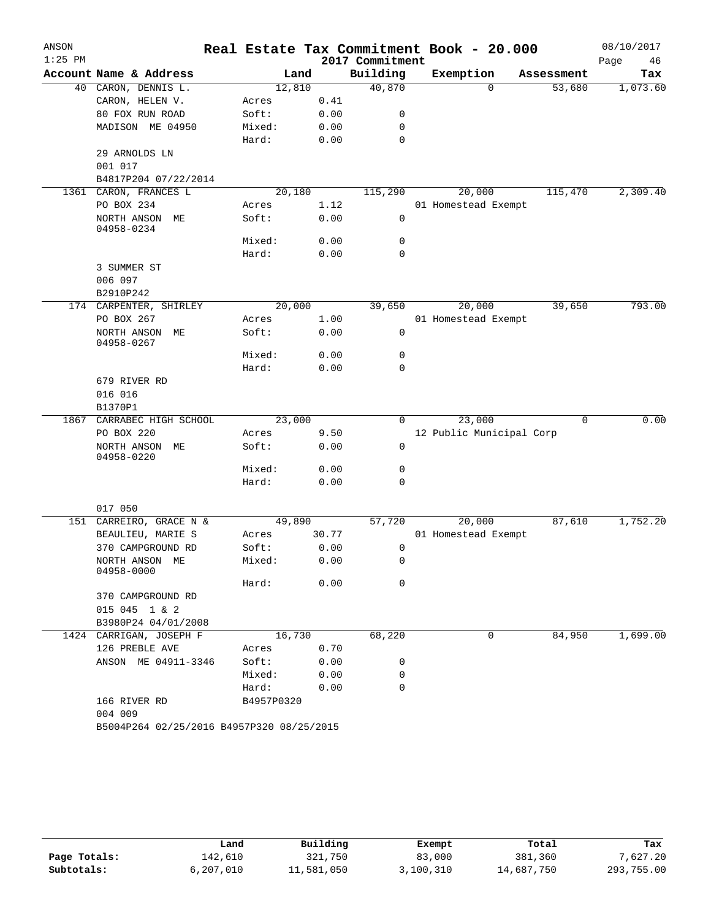# Real Estate Tax Commitment Book - 20.000

ANSON
1:25 PM

2017 Commitment

08/10/2017

| Account | Name & Address | Land | | Building | Exemption | Assessment | Tax |
|---|---|---|---|---|---|---|---|
| 40 | CARON, DENNIS L. | 12,810 | | 40,870 | 0 | 53,680 | 1,073.60 |
| | CARON, HELEN V. | Acres | 0.41 | | | | |
| | 80 FOX RUN ROAD | Soft: | 0.00 | 0 | | | |
| | MADISON ME 04950 | Mixed: | 0.00 | 0 | | | |
| | | Hard: | 0.00 | 0 | | | |
| | 29 ARNOLDS LN | | | | | | |
| | 001 017 | | | | | | |
| | B4817P204 07/22/2014 | | | | | | |
| 1361 | CARON, FRANCES L | 20,180 | | 115,290 | 20,000 | 115,470 | 2,309.40 |
| | PO BOX 234 | Acres | 1.12 | | 01 Homestead Exempt | | |
| | NORTH ANSON ME 04958-0234 | Soft: | 0.00 | 0 | | | |
| | | Mixed: | 0.00 | 0 | | | |
| | | Hard: | 0.00 | 0 | | | |
| | 3 SUMMER ST | | | | | | |
| | 006 097 | | | | | | |
| | B2910P242 | | | | | | |
| 174 | CARPENTER, SHIRLEY | 20,000 | | 39,650 | 20,000 | 39,650 | 793.00 |
| | PO BOX 267 | Acres | 1.00 | | 01 Homestead Exempt | | |
| | NORTH ANSON ME 04958-0267 | Soft: | 0.00 | 0 | | | |
| | | Mixed: | 0.00 | 0 | | | |
| | | Hard: | 0.00 | 0 | | | |
| | 679 RIVER RD | | | | | | |
| | 016 016 | | | | | | |
| | B1370P1 | | | | | | |
| 1867 | CARRABEC HIGH SCHOOL | 23,000 | | 0 | 23,000 | 0 | 0.00 |
| | PO BOX 220 | Acres | 9.50 | | 12 Public Municipal Corp | | |
| | NORTH ANSON ME 04958-0220 | Soft: | 0.00 | 0 | | | |
| | | Mixed: | 0.00 | 0 | | | |
| | | Hard: | 0.00 | 0 | | | |
| | 017 050 | | | | | | |
| 151 | CARREIRO, GRACE N & | 49,890 | | 57,720 | 20,000 | 87,610 | 1,752.20 |
| | BEAULIEU, MARIE S | Acres | 30.77 | | 01 Homestead Exempt | | |
| | 370 CAMPGROUND RD | Soft: | 0.00 | 0 | | | |
| | NORTH ANSON ME 04958-0000 | Mixed: | 0.00 | 0 | | | |
| | | Hard: | 0.00 | 0 | | | |
| | 370 CAMPGROUND RD | | | | | | |
| | 015 045 1 & 2 | | | | | | |
| | B3980P24 04/01/2008 | | | | | | |
| 1424 | CARRIGAN, JOSEPH F | 16,730 | | 68,220 | 0 | 84,950 | 1,699.00 |
| | 126 PREBLE AVE | Acres | 0.70 | | | | |
| | ANSON ME 04911-3346 | Soft: | 0.00 | 0 | | | |
| | | Mixed: | 0.00 | 0 | | | |
| | | Hard: | 0.00 | 0 | | | |
| | 166 RIVER RD | B4957P0320 | | | | | |
| | 004 009 | | | | | | |
| | B5004P264 02/25/2016 B4957P320 08/25/2015 | | | | | | |

| | Land | Building | Exempt | Total | Tax |
|---|---|---|---|---|---|
| Page Totals: | 142,610 | 321,750 | 83,000 | 381,360 | 7,627.20 |
| Subtotals: | 6,207,010 | 11,581,050 | 3,100,310 | 14,687,750 | 293,755.00 |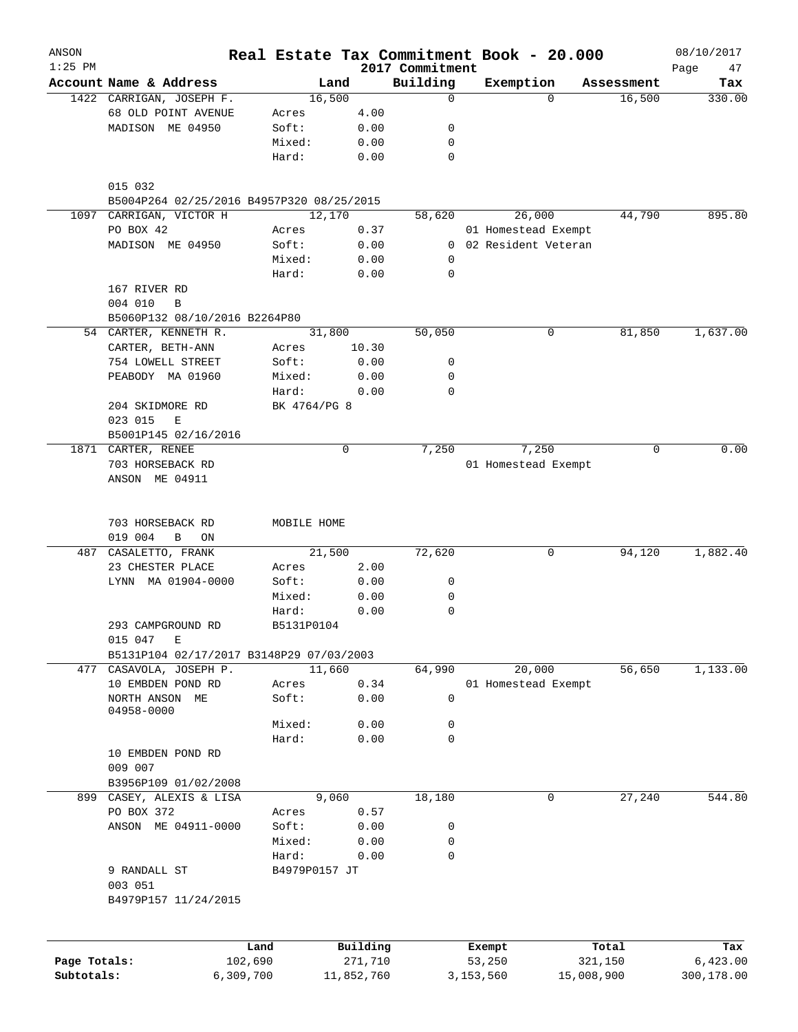ANSON 1:25 PM

# Real Estate Tax Commitment Book - 20.000

2017 Commitment

08/10/2017

| Account | Name & Address | Land | | Building | Exemption | Assessment | Tax |
|---|---|---|---|---|---|---|---|
| 1422 | CARRIGAN, JOSEPH F. | 16,500 | | 0 | 0 | 16,500 | 330.00 |
| | 68 OLD POINT AVENUE | Acres | 4.00 | | | | |
| | MADISON ME 04950 | Soft: | 0.00 | 0 | | | |
| | | Mixed: | 0.00 | 0 | | | |
| | | Hard: | 0.00 | 0 | | | |
| | 015 032 | | | | | | |
| | B5004P264 02/25/2016 B4957P320 08/25/2015 | | | | | | |
| 1097 | CARRIGAN, VICTOR H | 12,170 | | 58,620 | 26,000 | 44,790 | 895.80 |
| | PO BOX 42 | Acres | 0.37 | | 01 Homestead Exempt | | |
| | MADISON ME 04950 | Soft: | 0.00 | 0 | 02 Resident Veteran | | |
| | | Mixed: | 0.00 | 0 | | | |
| | | Hard: | 0.00 | 0 | | | |
| | 167 RIVER RD | | | | | | |
| | 004 010 B | | | | | | |
| | B5060P132 08/10/2016 B2264P80 | | | | | | |
| 54 | CARTER, KENNETH R. | 31,800 | | 50,050 | 0 | 81,850 | 1,637.00 |
| | CARTER, BETH-ANN | Acres | 10.30 | | | | |
| | 754 LOWELL STREET | Soft: | 0.00 | 0 | | | |
| | PEABODY MA 01960 | Mixed: | 0.00 | 0 | | | |
| | | Hard: | 0.00 | 0 | | | |
| | 204 SKIDMORE RD | BK 4764/PG 8 | | | | | |
| | 023 015 E | | | | | | |
| | B5001P145 02/16/2016 | | | | | | |
| 1871 | CARTER, RENEE | 0 | | 7,250 | 7,250 | 0 | 0.00 |
| | 703 HORSEBACK RD | | | | 01 Homestead Exempt | | |
| | ANSON ME 04911 | | | | | | |
| | 703 HORSEBACK RD | MOBILE HOME | | | | | |
| | 019 004 B ON | | | | | | |
| 487 | CASALETTO, FRANK | 21,500 | | 72,620 | 0 | 94,120 | 1,882.40 |
| | 23 CHESTER PLACE | Acres | 2.00 | | | | |
| | LYNN MA 01904-0000 | Soft: | 0.00 | 0 | | | |
| | | Mixed: | 0.00 | 0 | | | |
| | | Hard: | 0.00 | 0 | | | |
| | 293 CAMPGROUND RD | B5131P0104 | | | | | |
| | 015 047 E | | | | | | |
| | B5131P104 02/17/2017 B3148P29 07/03/2003 | | | | | | |
| 477 | CASAVOLA, JOSEPH P. | 11,660 | | 64,990 | 20,000 | 56,650 | 1,133.00 |
| | 10 EMBDEN POND RD | Acres | 0.34 | | 01 Homestead Exempt | | |
| | NORTH ANSON ME 04958-0000 | Soft: | 0.00 | 0 | | | |
| | | Mixed: | 0.00 | 0 | | | |
| | | Hard: | 0.00 | 0 | | | |
| | 10 EMBDEN POND RD | | | | | | |
| | 009 007 | | | | | | |
| | B3956P109 01/02/2008 | | | | | | |
| 899 | CASEY, ALEXIS & LISA | 9,060 | | 18,180 | 0 | 27,240 | 544.80 |
| | PO BOX 372 | Acres | 0.57 | | | | |
| | ANSON ME 04911-0000 | Soft: | 0.00 | 0 | | | |
| | | Mixed: | 0.00 | 0 | | | |
| | | Hard: | 0.00 | 0 | | | |
| | 9 RANDALL ST | B4979P0157 JT | | | | | |
| | 003 051 | | | | | | |
| | B4979P157 11/24/2015 | | | | | | |

| | Land | Building | Exempt | Total | Tax |
|---|---|---|---|---|---|
| Page Totals: | 102,690 | 271,710 | 53,250 | 321,150 | 6,423.00 |
| Subtotals: | 6,309,700 | 11,852,760 | 3,153,560 | 15,008,900 | 300,178.00 |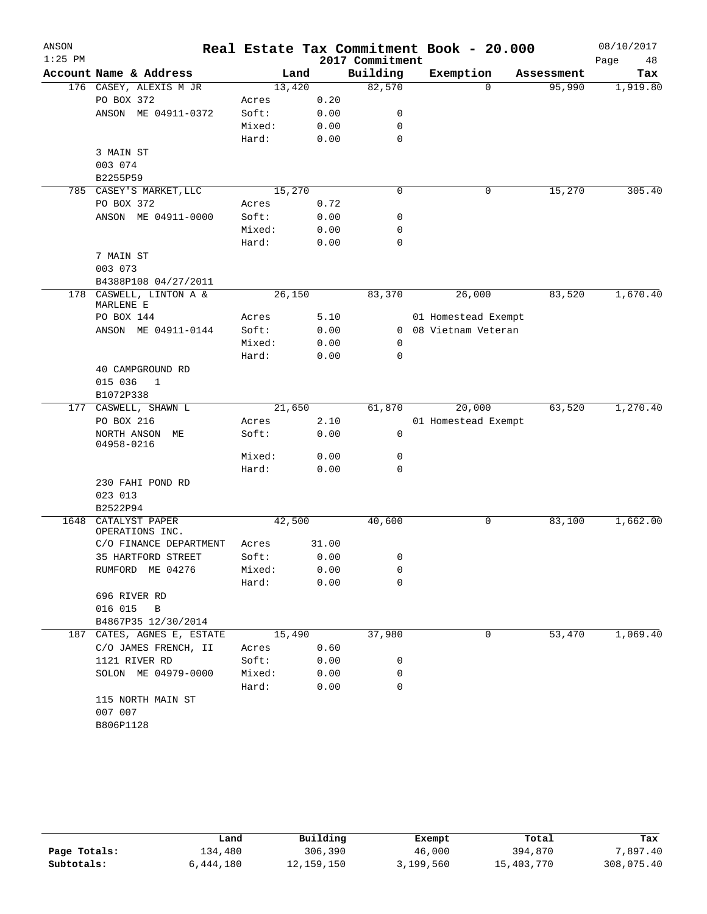ANSON

# Real Estate Tax Commitment Book - 20.000

08/10/2017

1:25 PM

2017 Commitment

| Account | Name & Address | | Land | Building | Exemption | Assessment | Tax |
|---|---|---|---|---|---|---|---|
| 176 | CASEY, ALEXIS M JR | | 13,420 | 82,570 | 0 | 95,990 | 1,919.80 |
| | PO BOX 372 | Acres | 0.20 | | | | |
| | ANSON ME 04911-0372 | Soft: | 0.00 | 0 | | | |
| | | Mixed: | 0.00 | 0 | | | |
| | | Hard: | 0.00 | 0 | | | |
| | 3 MAIN ST | | | | | | |
| | 003 074 | | | | | | |
| | B2255P59 | | | | | | |
| 785 | CASEY'S MARKET,LLC | | 15,270 | 0 | 0 | 15,270 | 305.40 |
| | PO BOX 372 | Acres | 0.72 | | | | |
| | ANSON ME 04911-0000 | Soft: | 0.00 | 0 | | | |
| | | Mixed: | 0.00 | 0 | | | |
| | | Hard: | 0.00 | 0 | | | |
| | 7 MAIN ST | | | | | | |
| | 003 073 | | | | | | |
| | B4388P108 04/27/2011 | | | | | | |
| 178 | CASWELL, LINTON A & MARLENE E | | 26,150 | 83,370 | 26,000 | 83,520 | 1,670.40 |
| | PO BOX 144 | Acres | 5.10 | | 01 Homestead Exempt | | |
| | ANSON ME 04911-0144 | Soft: | 0.00 | 0 | 08 Vietnam Veteran | | |
| | | Mixed: | 0.00 | 0 | | | |
| | | Hard: | 0.00 | 0 | | | |
| | 40 CAMPGROUND RD | | | | | | |
| | 015 036 1 | | | | | | |
| | B1072P338 | | | | | | |
| 177 | CASWELL, SHAWN L | | 21,650 | 61,870 | 20,000 | 63,520 | 1,270.40 |
| | PO BOX 216 | Acres | 2.10 | | 01 Homestead Exempt | | |
| | NORTH ANSON ME 04958-0216 | Soft: | 0.00 | 0 | | | |
| | | Mixed: | 0.00 | 0 | | | |
| | | Hard: | 0.00 | 0 | | | |
| | 230 FAHI POND RD | | | | | | |
| | 023 013 | | | | | | |
| | B2522P94 | | | | | | |
| 1648 | CATALYST PAPER OPERATIONS INC. | | 42,500 | 40,600 | 0 | 83,100 | 1,662.00 |
| | C/O FINANCE DEPARTMENT | Acres | 31.00 | | | | |
| | 35 HARTFORD STREET | Soft: | 0.00 | 0 | | | |
| | RUMFORD ME 04276 | Mixed: | 0.00 | 0 | | | |
| | | Hard: | 0.00 | 0 | | | |
| | 696 RIVER RD | | | | | | |
| | 016 015 B | | | | | | |
| | B4867P35 12/30/2014 | | | | | | |
| 187 | CATES, AGNES E, ESTATE | | 15,490 | 37,980 | 0 | 53,470 | 1,069.40 |
| | C/O JAMES FRENCH, II | Acres | 0.60 | | | | |
| | 1121 RIVER RD | Soft: | 0.00 | 0 | | | |
| | SOLON ME 04979-0000 | Mixed: | 0.00 | 0 | | | |
| | | Hard: | 0.00 | 0 | | | |
| | 115 NORTH MAIN ST | | | | | | |
| | 007 007 | | | | | | |
| | B806P1128 | | | | | | |

| | Land | Building | Exempt | Total | Tax |
|---|---|---|---|---|---|
| Page Totals: | 134,480 | 306,390 | 46,000 | 394,870 | 7,897.40 |
| Subtotals: | 6,444,180 | 12,159,150 | 3,199,560 | 15,403,770 | 308,075.40 |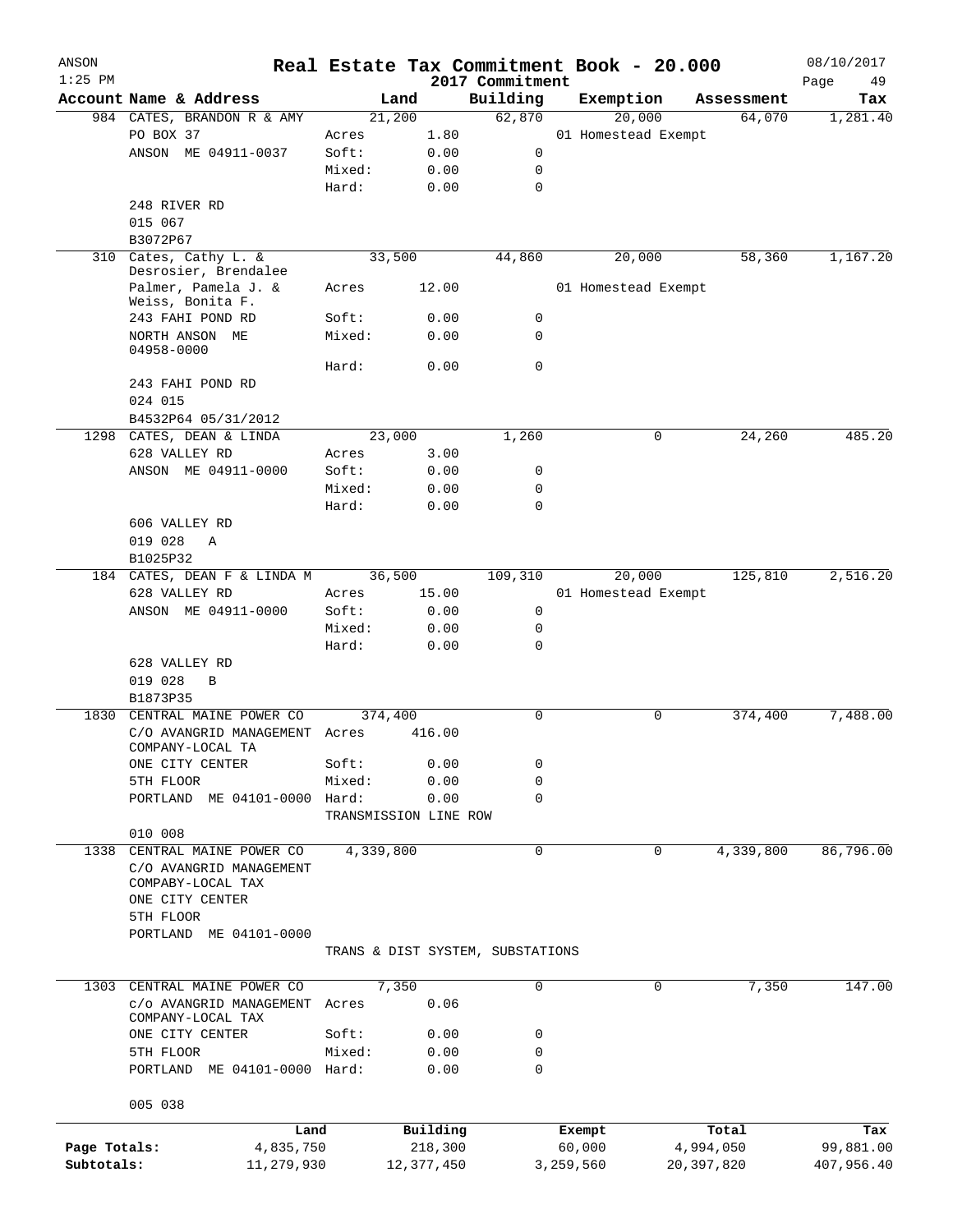# Real Estate Tax Commitment Book - 20.000

ANSON
1:25 PM
2017 Commitment
08/10/2017

| Account Name & Address | Land | | Building | Exemption | Assessment | Tax |
|---|---|---|---|---|---|---|
| 984 CATES, BRANDON R & AMY | 21,200 | | 62,870 | 20,000 | 64,070 | 1,281.40 |
| PO BOX 37 | Acres | 1.80 | | 01 Homestead Exempt | | |
| ANSON ME 04911-0037 | Soft: | 0.00 | 0 | | | |
| | Mixed: | 0.00 | 0 | | | |
| | Hard: | 0.00 | 0 | | | |
| 248 RIVER RD | | | | | | |
| 015 067 | | | | | | |
| B3072P67 | | | | | | |
| 310 Cates, Cathy L. & Desrosier, Brendalee | 33,500 | | 44,860 | 20,000 | 58,360 | 1,167.20 |
| Palmer, Pamela J. & Weiss, Bonita F. | Acres | 12.00 | | 01 Homestead Exempt | | |
| 243 FAHI POND RD | Soft: | 0.00 | 0 | | | |
| NORTH ANSON ME 04958-0000 | Mixed: | 0.00 | 0 | | | |
| | Hard: | 0.00 | 0 | | | |
| 243 FAHI POND RD | | | | | | |
| 024 015 | | | | | | |
| B4532P64 05/31/2012 | | | | | | |
| 1298 CATES, DEAN & LINDA | 23,000 | | 1,260 | 0 | 24,260 | 485.20 |
| 628 VALLEY RD | Acres | 3.00 | | | | |
| ANSON ME 04911-0000 | Soft: | 0.00 | 0 | | | |
| | Mixed: | 0.00 | 0 | | | |
| | Hard: | 0.00 | 0 | | | |
| 606 VALLEY RD | | | | | | |
| 019 028 A | | | | | | |
| B1025P32 | | | | | | |
| 184 CATES, DEAN F & LINDA M | 36,500 | | 109,310 | 20,000 | 125,810 | 2,516.20 |
| 628 VALLEY RD | Acres | 15.00 | | 01 Homestead Exempt | | |
| ANSON ME 04911-0000 | Soft: | 0.00 | 0 | | | |
| | Mixed: | 0.00 | 0 | | | |
| | Hard: | 0.00 | 0 | | | |
| 628 VALLEY RD | | | | | | |
| 019 028 B | | | | | | |
| B1873P35 | | | | | | |
| 1830 CENTRAL MAINE POWER CO | 374,400 | | 0 | 0 | 374,400 | 7,488.00 |
| C/O AVANGRID MANAGEMENT COMPANY-LOCAL TA | Acres | 416.00 | | | | |
| ONE CITY CENTER | Soft: | 0.00 | 0 | | | |
| 5TH FLOOR | Mixed: | 0.00 | 0 | | | |
| PORTLAND ME 04101-0000 | Hard: | 0.00 | 0 | | | |
| | TRANSMISSION LINE ROW | | | | | |
| 010 008 | | | | | | |
| 1338 CENTRAL MAINE POWER CO | 4,339,800 | | 0 | 0 | 4,339,800 | 86,796.00 |
| C/O AVANGRID MANAGEMENT COMPABY-LOCAL TAX | | | | | | |
| ONE CITY CENTER | | | | | | |
| 5TH FLOOR | | | | | | |
| PORTLAND ME 04101-0000 | | | | | | |
| | TRANS & DIST SYSTEM, SUBSTATIONS | | | | | |
| 1303 CENTRAL MAINE POWER CO | 7,350 | | 0 | 0 | 7,350 | 147.00 |
| c/o AVANGRID MANAGEMENT COMPANY-LOCAL TAX | Acres | 0.06 | | | | |
| ONE CITY CENTER | Soft: | 0.00 | 0 | | | |
| 5TH FLOOR | Mixed: | 0.00 | 0 | | | |
| PORTLAND ME 04101-0000 | Hard: | 0.00 | 0 | | | |
| 005 038 | | | | | | |

| | Land | Building | Exempt | Total | Tax |
|---|---|---|---|---|---|
| Page Totals: | 4,835,750 | 218,300 | 60,000 | 4,994,050 | 99,881.00 |
| Subtotals: | 11,279,930 | 12,377,450 | 3,259,560 | 20,397,820 | 407,956.40 |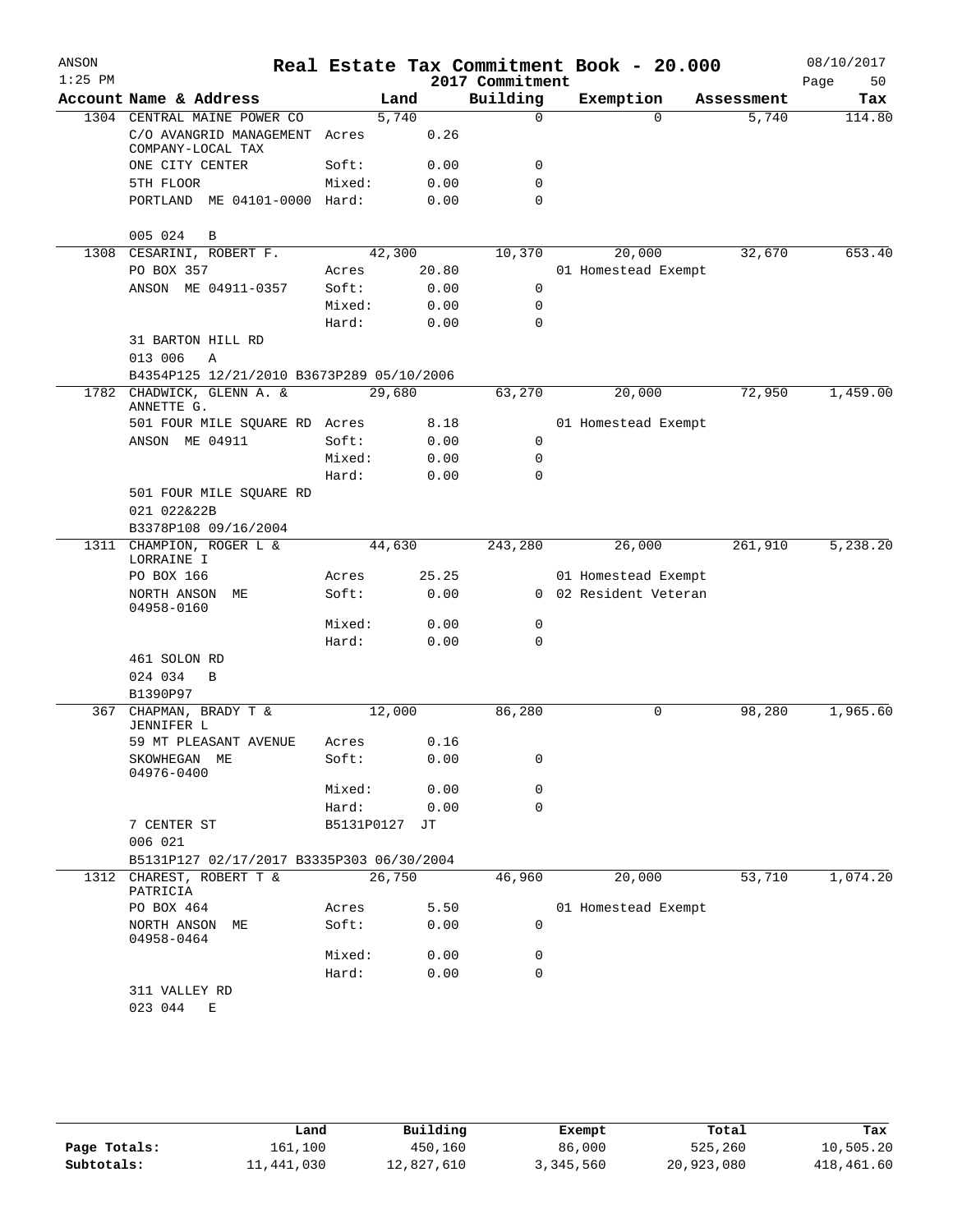# Real Estate Tax Commitment Book - 20.000

ANSON
1:25 PM

2017 Commitment

08/10/2017

| Account | Name & Address | | Land | Building | Exemption | Assessment | Tax |
|---|---|---|---|---|---|---|---|
| 1304 | CENTRAL MAINE POWER CO | | 5,740 | 0 | 0 | 5,740 | 114.80 |
| | C/O AVANGRID MANAGEMENT COMPANY-LOCAL TAX | Acres | 0.26 | | | | |
| | ONE CITY CENTER | Soft: | 0.00 | 0 | | | |
| | 5TH FLOOR | Mixed: | 0.00 | 0 | | | |
| | PORTLAND ME 04101-0000 | Hard: | 0.00 | 0 | | | |
| | 005 024 B | | | | | | |
| 1308 | CESARINI, ROBERT F. | | 42,300 | 10,370 | 20,000 | 32,670 | 653.40 |
| | PO BOX 357 | Acres | 20.80 | | 01 Homestead Exempt | | |
| | ANSON ME 04911-0357 | Soft: | 0.00 | 0 | | | |
| | | Mixed: | 0.00 | 0 | | | |
| | | Hard: | 0.00 | 0 | | | |
| | 31 BARTON HILL RD | | | | | | |
| | 013 006 A | | | | | | |
| | B4354P125 12/21/2010 B3673P289 05/10/2006 | | | | | | |
| 1782 | CHADWICK, GLENN A. & ANNETTE G. | | 29,680 | 63,270 | 20,000 | 72,950 | 1,459.00 |
| | 501 FOUR MILE SQUARE RD | Acres | 8.18 | | 01 Homestead Exempt | | |
| | ANSON ME 04911 | Soft: | 0.00 | 0 | | | |
| | | Mixed: | 0.00 | 0 | | | |
| | | Hard: | 0.00 | 0 | | | |
| | 501 FOUR MILE SQUARE RD | | | | | | |
| | 021 022&22B | | | | | | |
| | B3378P108 09/16/2004 | | | | | | |
| 1311 | CHAMPION, ROGER L & LORRAINE I | | 44,630 | 243,280 | 26,000 | 261,910 | 5,238.20 |
| | PO BOX 166 | Acres | 25.25 | | 01 Homestead Exempt | | |
| | NORTH ANSON ME 04958-0160 | Soft: | 0.00 | 0 | 02 Resident Veteran | | |
| | | Mixed: | 0.00 | 0 | | | |
| | | Hard: | 0.00 | 0 | | | |
| | 461 SOLON RD | | | | | | |
| | 024 034 B | | | | | | |
| | B1390P97 | | | | | | |
| 367 | CHAPMAN, BRADY T & JENNIFER L | | 12,000 | 86,280 | 0 | 98,280 | 1,965.60 |
| | 59 MT PLEASANT AVENUE | Acres | 0.16 | | | | |
| | SKOWHEGAN ME 04976-0400 | Soft: | 0.00 | 0 | | | |
| | | Mixed: | 0.00 | 0 | | | |
| | | Hard: | 0.00 | 0 | | | |
| | 7 CENTER ST | B5131P0127 | JT | | | | |
| | 006 021 | | | | | | |
| | B5131P127 02/17/2017 B3335P303 06/30/2004 | | | | | | |
| 1312 | CHAREST, ROBERT T & PATRICIA | | 26,750 | 46,960 | 20,000 | 53,710 | 1,074.20 |
| | PO BOX 464 | Acres | 5.50 | | 01 Homestead Exempt | | |
| | NORTH ANSON ME 04958-0464 | Soft: | 0.00 | 0 | | | |
| | | Mixed: | 0.00 | 0 | | | |
| | | Hard: | 0.00 | 0 | | | |
| | 311 VALLEY RD | | | | | | |
| | 023 044 E | | | | | | |

| | Land | Building | Exempt | Total | Tax |
|---|---|---|---|---|---|
| Page Totals: | 161,100 | 450,160 | 86,000 | 525,260 | 10,505.20 |
| Subtotals: | 11,441,030 | 12,827,610 | 3,345,560 | 20,923,080 | 418,461.60 |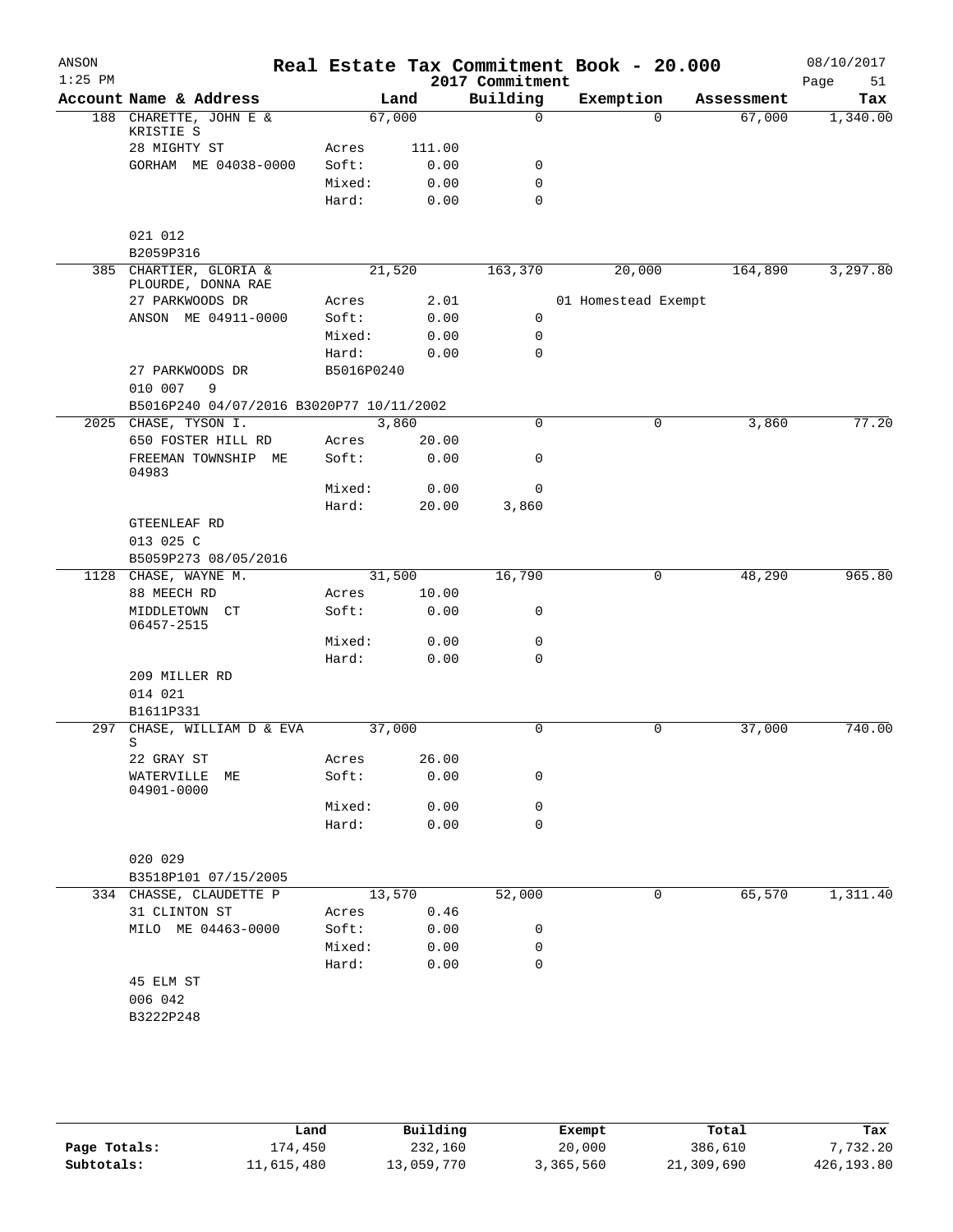# Real Estate Tax Commitment Book - 20.000

ANSON 1:25 PM — 2017 Commitment — 08/10/2017

| Account | Name & Address | | Land | Building | Exemption | Assessment | Tax |
|---|---|---|---|---|---|---|---|
| 188 | CHARETTE, JOHN E & KRISTIE S | | 67,000 | 0 | 0 | 67,000 | 1,340.00 |
| | 28 MIGHTY ST | Acres | 111.00 | | | | |
| | GORHAM ME 04038-0000 | Soft: | 0.00 | 0 | | | |
| | | Mixed: | 0.00 | 0 | | | |
| | | Hard: | 0.00 | 0 | | | |
| | 021 012 | | | | | | |
| | B2059P316 | | | | | | |
| 385 | CHARTIER, GLORIA & PLOURDE, DONNA RAE | | 21,520 | 163,370 | 20,000 | 164,890 | 3,297.80 |
| | 27 PARKWOODS DR | Acres | 2.01 | | 01 Homestead Exempt | | |
| | ANSON ME 04911-0000 | Soft: | 0.00 | 0 | | | |
| | | Mixed: | 0.00 | 0 | | | |
| | | Hard: | 0.00 | 0 | | | |
| | 27 PARKWOODS DR | B5016P0240 | | | | | |
| | 010 007 9 | | | | | | |
| | B5016P240 04/07/2016 B3020P77 10/11/2002 | | | | | | |
| 2025 | CHASE, TYSON I. | | 3,860 | 0 | 0 | 3,860 | 77.20 |
| | 650 FOSTER HILL RD | Acres | 20.00 | | | | |
| | FREEMAN TOWNSHIP ME 04983 | Soft: | 0.00 | 0 | | | |
| | | Mixed: | 0.00 | 0 | | | |
| | | Hard: | 20.00 | 3,860 | | | |
| | GTEENLEAF RD | | | | | | |
| | 013 025 C | | | | | | |
| | B5059P273 08/05/2016 | | | | | | |
| 1128 | CHASE, WAYNE M. | | 31,500 | 16,790 | 0 | 48,290 | 965.80 |
| | 88 MEECH RD | Acres | 10.00 | | | | |
| | MIDDLETOWN CT 06457-2515 | Soft: | 0.00 | 0 | | | |
| | | Mixed: | 0.00 | 0 | | | |
| | | Hard: | 0.00 | 0 | | | |
| | 209 MILLER RD | | | | | | |
| | 014 021 | | | | | | |
| | B1611P331 | | | | | | |
| 297 | CHASE, WILLIAM D & EVA S | | 37,000 | 0 | 0 | 37,000 | 740.00 |
| | 22 GRAY ST | Acres | 26.00 | | | | |
| | WATERVILLE ME 04901-0000 | Soft: | 0.00 | 0 | | | |
| | | Mixed: | 0.00 | 0 | | | |
| | | Hard: | 0.00 | 0 | | | |
| | 020 029 | | | | | | |
| | B3518P101 07/15/2005 | | | | | | |
| 334 | CHASSE, CLAUDETTE P | | 13,570 | 52,000 | 0 | 65,570 | 1,311.40 |
| | 31 CLINTON ST | Acres | 0.46 | | | | |
| | MILO ME 04463-0000 | Soft: | 0.00 | 0 | | | |
| | | Mixed: | 0.00 | 0 | | | |
| | | Hard: | 0.00 | 0 | | | |
| | 45 ELM ST | | | | | | |
| | 006 042 | | | | | | |
| | B3222P248 | | | | | | |

| | Land | Building | Exempt | Total | Tax |
|---|---|---|---|---|---|
| Page Totals: | 174,450 | 232,160 | 20,000 | 386,610 | 7,732.20 |
| Subtotals: | 11,615,480 | 13,059,770 | 3,365,560 | 21,309,690 | 426,193.80 |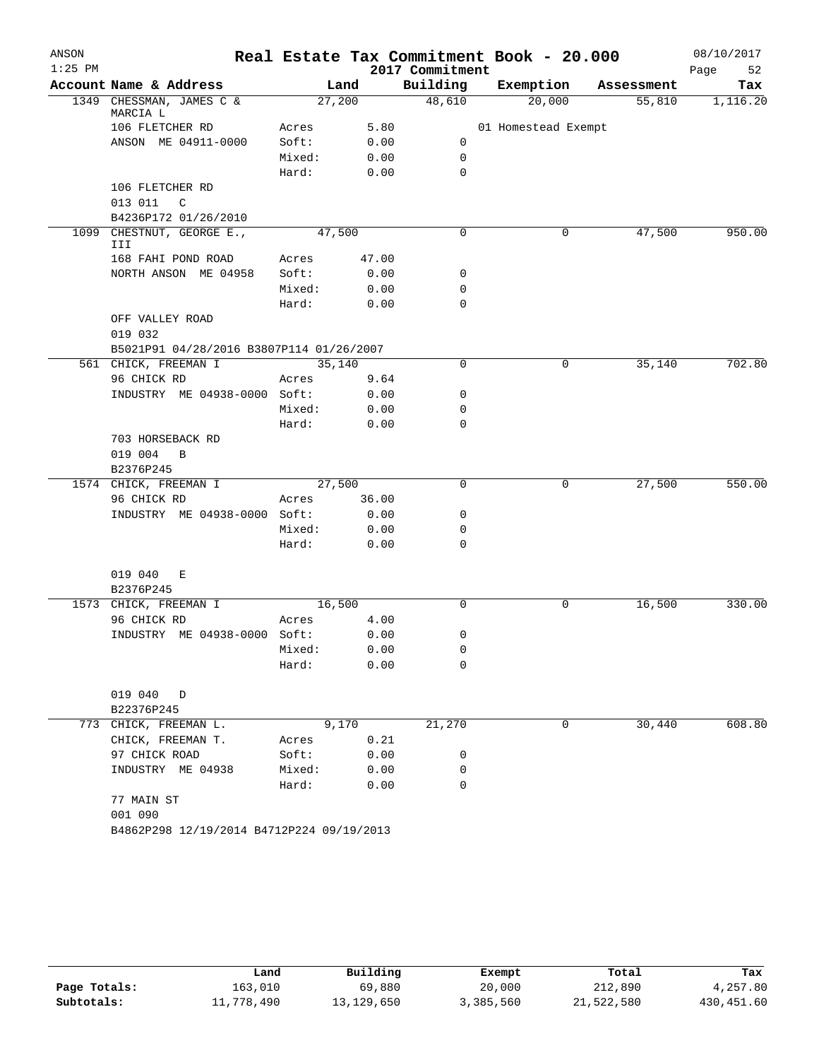# Real Estate Tax Commitment Book - 20.000

ANSON 1:25 PM — 2017 Commitment — 08/10/2017

| Account | Name & Address | | Land | Building | Exemption | Assessment | Tax |
|---|---|---|---|---|---|---|---|
| 1349 | CHESSMAN, JAMES C & MARCIA L | | 27,200 | 48,610 | 20,000 | 55,810 | 1,116.20 |
| | 106 FLETCHER RD | Acres | 5.80 | | 01 Homestead Exempt | | |
| | ANSON ME 04911-0000 | Soft: | 0.00 | 0 | | | |
| | | Mixed: | 0.00 | 0 | | | |
| | | Hard: | 0.00 | 0 | | | |
| | 106 FLETCHER RD | | | | | | |
| | 013 011 C | | | | | | |
| | B4236P172 01/26/2010 | | | | | | |
| 1099 | CHESTNUT, GEORGE E., III | | 47,500 | 0 | 0 | 47,500 | 950.00 |
| | 168 FAHI POND ROAD | Acres | 47.00 | | | | |
| | NORTH ANSON ME 04958 | Soft: | 0.00 | 0 | | | |
| | | Mixed: | 0.00 | 0 | | | |
| | | Hard: | 0.00 | 0 | | | |
| | OFF VALLEY ROAD | | | | | | |
| | 019 032 | | | | | | |
| | B5021P91 04/28/2016 B3807P114 01/26/2007 | | | | | | |
| 561 | CHICK, FREEMAN I | | 35,140 | 0 | 0 | 35,140 | 702.80 |
| | 96 CHICK RD | Acres | 9.64 | | | | |
| | INDUSTRY ME 04938-0000 | Soft: | 0.00 | 0 | | | |
| | | Mixed: | 0.00 | 0 | | | |
| | | Hard: | 0.00 | 0 | | | |
| | 703 HORSEBACK RD | | | | | | |
| | 019 004 B | | | | | | |
| | B2376P245 | | | | | | |
| 1574 | CHICK, FREEMAN I | | 27,500 | 0 | 0 | 27,500 | 550.00 |
| | 96 CHICK RD | Acres | 36.00 | | | | |
| | INDUSTRY ME 04938-0000 | Soft: | 0.00 | 0 | | | |
| | | Mixed: | 0.00 | 0 | | | |
| | | Hard: | 0.00 | 0 | | | |
| | 019 040 E | | | | | | |
| | B2376P245 | | | | | | |
| 1573 | CHICK, FREEMAN I | | 16,500 | 0 | 0 | 16,500 | 330.00 |
| | 96 CHICK RD | Acres | 4.00 | | | | |
| | INDUSTRY ME 04938-0000 | Soft: | 0.00 | 0 | | | |
| | | Mixed: | 0.00 | 0 | | | |
| | | Hard: | 0.00 | 0 | | | |
| | 019 040 D | | | | | | |
| | B22376P245 | | | | | | |
| 773 | CHICK, FREEMAN L. | | 9,170 | 21,270 | 0 | 30,440 | 608.80 |
| | CHICK, FREEMAN T. | Acres | 0.21 | | | | |
| | 97 CHICK ROAD | Soft: | 0.00 | 0 | | | |
| | INDUSTRY ME 04938 | Mixed: | 0.00 | 0 | | | |
| | | Hard: | 0.00 | 0 | | | |
| | 77 MAIN ST | | | | | | |
| | 001 090 | | | | | | |
| | B4862P298 12/19/2014 B4712P224 09/19/2013 | | | | | | |

| | Land | Building | Exempt | Total | Tax |
|---|---|---|---|---|---|
| Page Totals: | 163,010 | 69,880 | 20,000 | 212,890 | 4,257.80 |
| Subtotals: | 11,778,490 | 13,129,650 | 3,385,560 | 21,522,580 | 430,451.60 |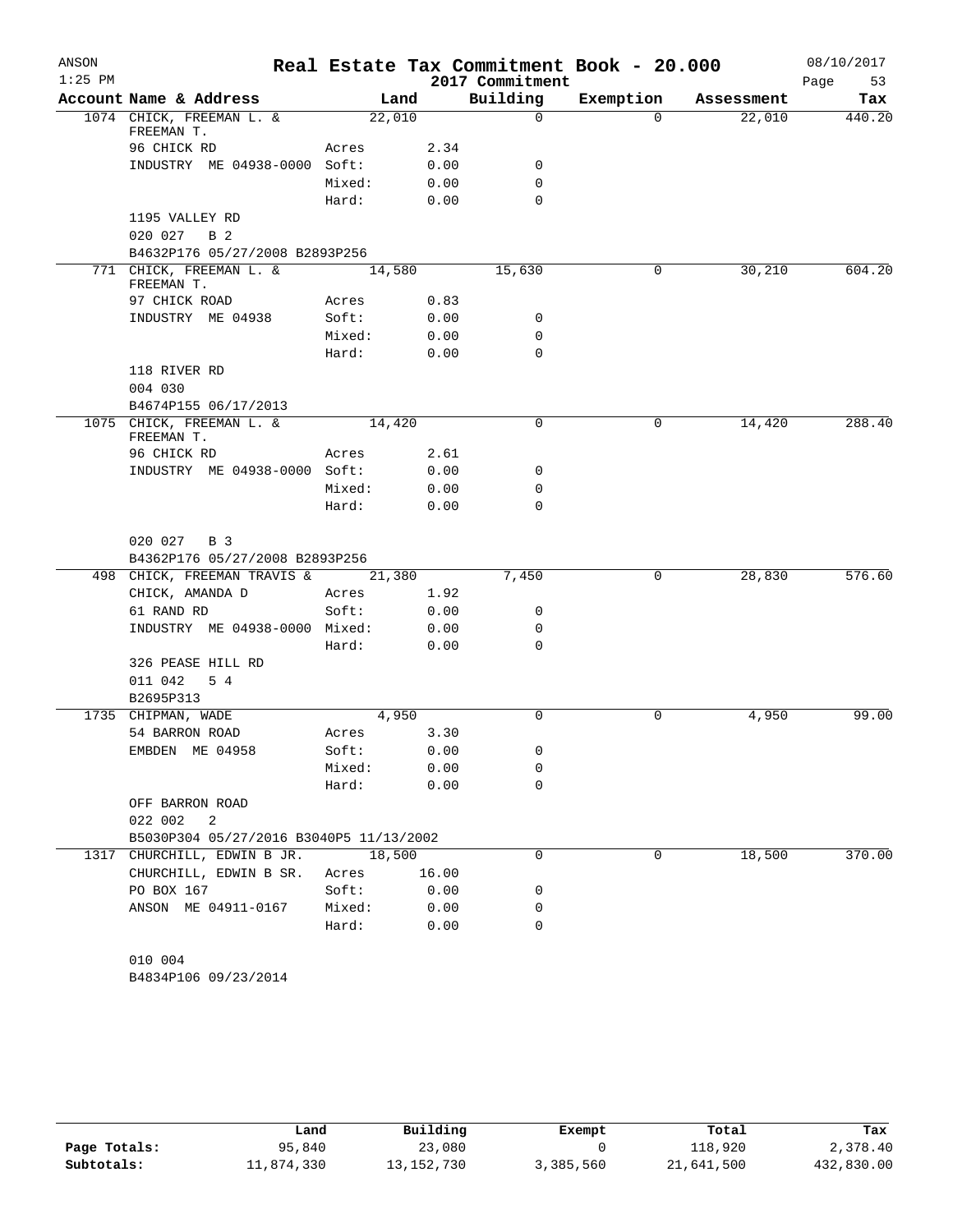ANSON 1:25 PM

# Real Estate Tax Commitment Book - 20.000
## 2017 Commitment

08/10/2017

| Account | Name & Address | | Land | Building | Exemption | Assessment | Tax |
|---|---|---|---|---|---|---|---|
| 1074 | CHICK, FREEMAN L. & FREEMAN T. | | 22,010 | 0 | 0 | 22,010 | 440.20 |
| | 96 CHICK RD | Acres | 2.34 | | | | |
| | INDUSTRY ME 04938-0000 | Soft: | 0.00 | 0 | | | |
| | | Mixed: | 0.00 | 0 | | | |
| | | Hard: | 0.00 | 0 | | | |
| | 1195 VALLEY RD | | | | | | |
| | 020 027 B 2 | | | | | | |
| | B4632P176 05/27/2008 B2893P256 | | | | | | |
| 771 | CHICK, FREEMAN L. & FREEMAN T. | | 14,580 | 15,630 | 0 | 30,210 | 604.20 |
| | 97 CHICK ROAD | Acres | 0.83 | | | | |
| | INDUSTRY ME 04938 | Soft: | 0.00 | 0 | | | |
| | | Mixed: | 0.00 | 0 | | | |
| | | Hard: | 0.00 | 0 | | | |
| | 118 RIVER RD | | | | | | |
| | 004 030 | | | | | | |
| | B4674P155 06/17/2013 | | | | | | |
| 1075 | CHICK, FREEMAN L. & FREEMAN T. | | 14,420 | 0 | 0 | 14,420 | 288.40 |
| | 96 CHICK RD | Acres | 2.61 | | | | |
| | INDUSTRY ME 04938-0000 | Soft: | 0.00 | 0 | | | |
| | | Mixed: | 0.00 | 0 | | | |
| | | Hard: | 0.00 | 0 | | | |
| | 020 027 B 3 | | | | | | |
| | B4362P176 05/27/2008 B2893P256 | | | | | | |
| 498 | CHICK, FREEMAN TRAVIS & | | 21,380 | 7,450 | 0 | 28,830 | 576.60 |
| | CHICK, AMANDA D | Acres | 1.92 | | | | |
| | 61 RAND RD | Soft: | 0.00 | 0 | | | |
| | INDUSTRY ME 04938-0000 | Mixed: | 0.00 | 0 | | | |
| | | Hard: | 0.00 | 0 | | | |
| | 326 PEASE HILL RD | | | | | | |
| | 011 042 5 4 | | | | | | |
| | B2695P313 | | | | | | |
| 1735 | CHIPMAN, WADE | | 4,950 | 0 | 0 | 4,950 | 99.00 |
| | 54 BARRON ROAD | Acres | 3.30 | | | | |
| | EMBDEN ME 04958 | Soft: | 0.00 | 0 | | | |
| | | Mixed: | 0.00 | 0 | | | |
| | | Hard: | 0.00 | 0 | | | |
| | OFF BARRON ROAD | | | | | | |
| | 022 002 2 | | | | | | |
| | B5030P304 05/27/2016 B3040P5 11/13/2002 | | | | | | |
| 1317 | CHURCHILL, EDWIN B JR. | | 18,500 | 0 | 0 | 18,500 | 370.00 |
| | CHURCHILL, EDWIN B SR. | Acres | 16.00 | | | | |
| | PO BOX 167 | Soft: | 0.00 | 0 | | | |
| | ANSON ME 04911-0167 | Mixed: | 0.00 | 0 | | | |
| | | Hard: | 0.00 | 0 | | | |
| | 010 004 | | | | | | |
| | B4834P106 09/23/2014 | | | | | | |

| | Land | Building | Exempt | Total | Tax |
|---|---|---|---|---|---|
| Page Totals: | 95,840 | 23,080 | 0 | 118,920 | 2,378.40 |
| Subtotals: | 11,874,330 | 13,152,730 | 3,385,560 | 21,641,500 | 432,830.00 |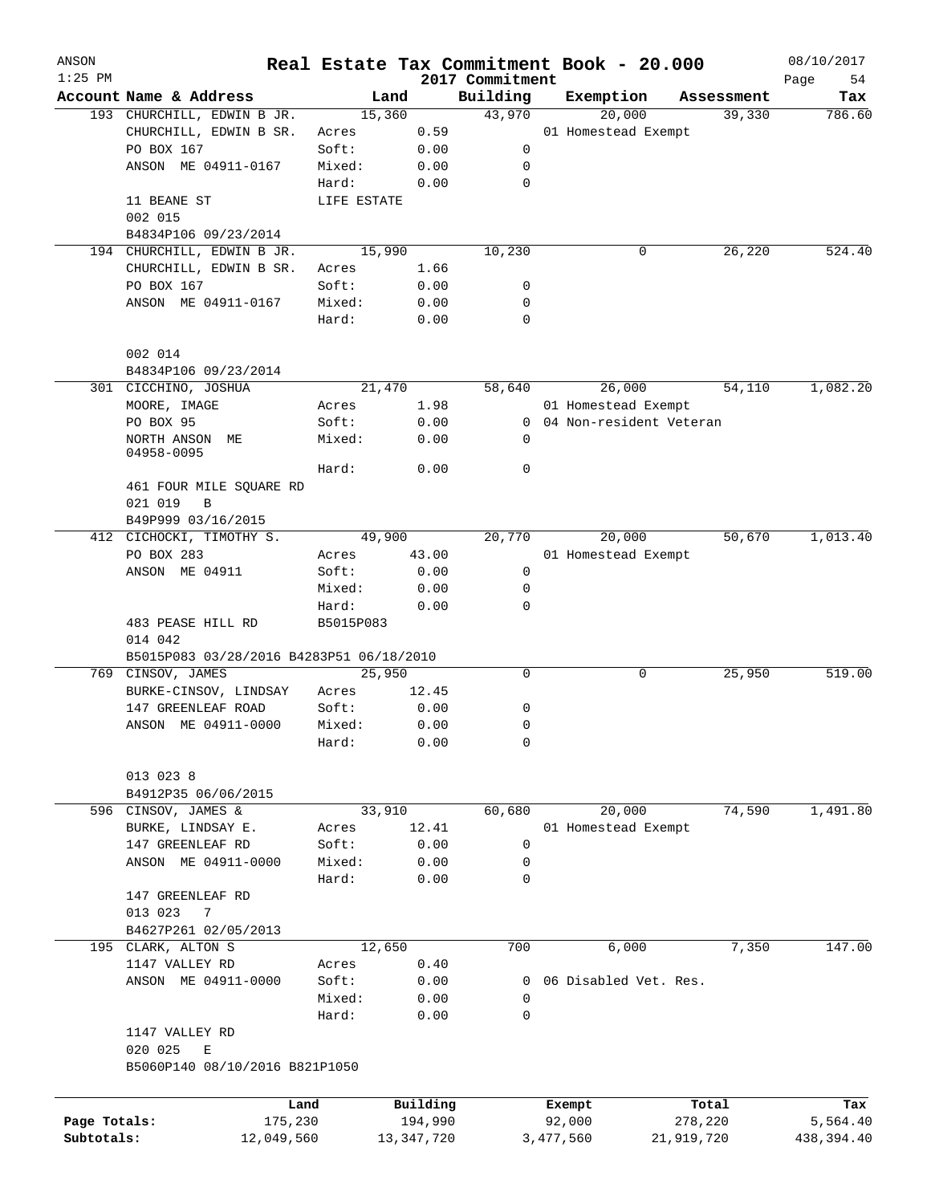# Real Estate Tax Commitment Book - 20.000

ANSON 08/10/2017
1:25 PM 2017 Commitment

| Account Name & Address | Land | | Building | Exemption | Assessment | Tax |
|---|---|---|---|---|---|---|
| 193 CHURCHILL, EDWIN B JR. | 15,360 | | 43,970 | 20,000 | 39,330 | 786.60 |
| CHURCHILL, EDWIN B SR. | Acres | 0.59 | | 01 Homestead Exempt | | |
| PO BOX 167 | Soft: | 0.00 | 0 | | | |
| ANSON ME 04911-0167 | Mixed: | 0.00 | 0 | | | |
| | Hard: | 0.00 | 0 | | | |
| 11 BEANE ST | LIFE ESTATE | | | | | |
| 002 015 | | | | | | |
| B4834P106 09/23/2014 | | | | | | |
| 194 CHURCHILL, EDWIN B JR. | 15,990 | | 10,230 | 0 | 26,220 | 524.40 |
| CHURCHILL, EDWIN B SR. | Acres | 1.66 | | | | |
| PO BOX 167 | Soft: | 0.00 | 0 | | | |
| ANSON ME 04911-0167 | Mixed: | 0.00 | 0 | | | |
| | Hard: | 0.00 | 0 | | | |
| 002 014 | | | | | | |
| B4834P106 09/23/2014 | | | | | | |
| 301 CICCHINO, JOSHUA | 21,470 | | 58,640 | 26,000 | 54,110 | 1,082.20 |
| MOORE, IMAGE | Acres | 1.98 | | 01 Homestead Exempt | | |
| PO BOX 95 | Soft: | 0.00 | 0 | 04 Non-resident Veteran | | |
| NORTH ANSON ME 04958-0095 | Mixed: | 0.00 | 0 | | | |
| | Hard: | 0.00 | 0 | | | |
| 461 FOUR MILE SQUARE RD | | | | | | |
| 021 019 B | | | | | | |
| B49P999 03/16/2015 | | | | | | |
| 412 CICHOCKI, TIMOTHY S. | 49,900 | | 20,770 | 20,000 | 50,670 | 1,013.40 |
| PO BOX 283 | Acres | 43.00 | | 01 Homestead Exempt | | |
| ANSON ME 04911 | Soft: | 0.00 | 0 | | | |
| | Mixed: | 0.00 | 0 | | | |
| | Hard: | 0.00 | 0 | | | |
| 483 PEASE HILL RD | B5015P083 | | | | | |
| 014 042 | | | | | | |
| B5015P083 03/28/2016 B4283P51 06/18/2010 | | | | | | |
| 769 CINSOV, JAMES | 25,950 | | 0 | 0 | 25,950 | 519.00 |
| BURKE-CINSOV, LINDSAY | Acres | 12.45 | | | | |
| 147 GREENLEAF ROAD | Soft: | 0.00 | 0 | | | |
| ANSON ME 04911-0000 | Mixed: | 0.00 | 0 | | | |
| | Hard: | 0.00 | 0 | | | |
| 013 023 8 | | | | | | |
| B4912P35 06/06/2015 | | | | | | |
| 596 CINSOV, JAMES & | 33,910 | | 60,680 | 20,000 | 74,590 | 1,491.80 |
| BURKE, LINDSAY E. | Acres | 12.41 | | 01 Homestead Exempt | | |
| 147 GREENLEAF RD | Soft: | 0.00 | 0 | | | |
| ANSON ME 04911-0000 | Mixed: | 0.00 | 0 | | | |
| | Hard: | 0.00 | 0 | | | |
| 147 GREENLEAF RD | | | | | | |
| 013 023 7 | | | | | | |
| B4627P261 02/05/2013 | | | | | | |
| 195 CLARK, ALTON S | 12,650 | | 700 | 6,000 | 7,350 | 147.00 |
| 1147 VALLEY RD | Acres | 0.40 | | | | |
| ANSON ME 04911-0000 | Soft: | 0.00 | 0 | 06 Disabled Vet. Res. | | |
| | Mixed: | 0.00 | 0 | | | |
| | Hard: | 0.00 | 0 | | | |
| 1147 VALLEY RD | | | | | | |
| 020 025 E | | | | | | |
| B5060P140 08/10/2016 B821P1050 | | | | | | |

| | Land | Building | Exempt | Total | Tax |
|---|---|---|---|---|---|
| Page Totals: | 175,230 | 194,990 | 92,000 | 278,220 | 5,564.40 |
| Subtotals: | 12,049,560 | 13,347,720 | 3,477,560 | 21,919,720 | 438,394.40 |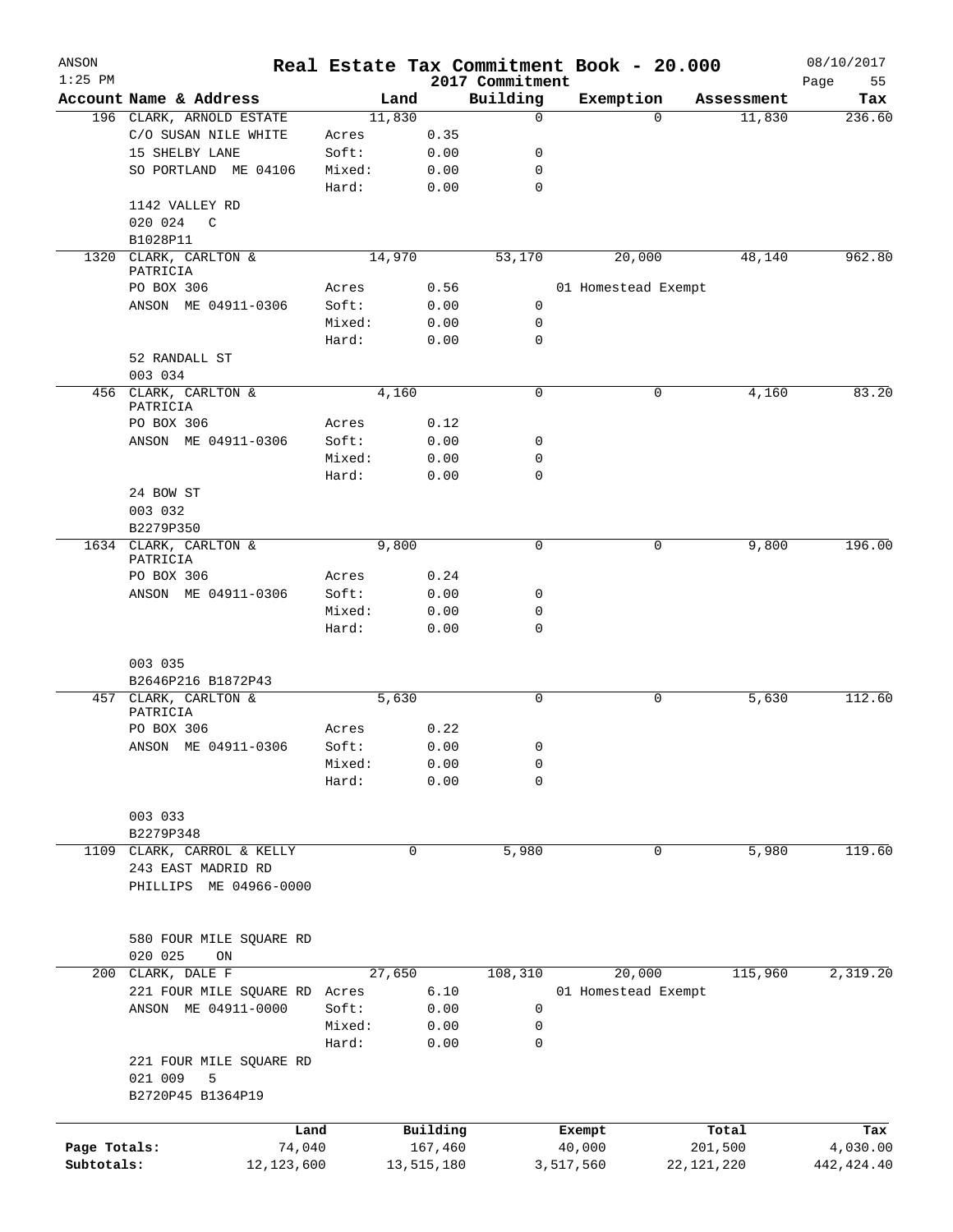# Real Estate Tax Commitment Book - 20.000

ANSON
1:25 PM
2017 Commitment
08/10/2017

| Account | Name & Address | | Land | | Building | Exemption | Assessment | Tax |
|---|---|---|---|---|---|---|---|---|
| 196 | CLARK, ARNOLD ESTATE | | 11,830 | | 0 | 0 | 11,830 | 236.60 |
| | C/O SUSAN NILE WHITE | Acres | | 0.35 | | | | |
| | 15 SHELBY LANE | Soft: | | 0.00 | 0 | | | |
| | SO PORTLAND ME 04106 | Mixed: | | 0.00 | 0 | | | |
| | | Hard: | | 0.00 | 0 | | | |
| | 1142 VALLEY RD | | | | | | | |
| | 020 024 C | | | | | | | |
| | B1028P11 | | | | | | | |
| 1320 | CLARK, CARLTON & PATRICIA | | 14,970 | | 53,170 | 20,000 | 48,140 | 962.80 |
| | PO BOX 306 | Acres | | 0.56 | | 01 Homestead Exempt | | |
| | ANSON ME 04911-0306 | Soft: | | 0.00 | 0 | | | |
| | | Mixed: | | 0.00 | 0 | | | |
| | | Hard: | | 0.00 | 0 | | | |
| | 52 RANDALL ST | | | | | | | |
| | 003 034 | | | | | | | |
| 456 | CLARK, CARLTON & PATRICIA | | 4,160 | | 0 | 0 | 4,160 | 83.20 |
| | PO BOX 306 | Acres | | 0.12 | | | | |
| | ANSON ME 04911-0306 | Soft: | | 0.00 | 0 | | | |
| | | Mixed: | | 0.00 | 0 | | | |
| | | Hard: | | 0.00 | 0 | | | |
| | 24 BOW ST | | | | | | | |
| | 003 032 | | | | | | | |
| | B2279P350 | | | | | | | |
| 1634 | CLARK, CARLTON & PATRICIA | | 9,800 | | 0 | 0 | 9,800 | 196.00 |
| | PO BOX 306 | Acres | | 0.24 | | | | |
| | ANSON ME 04911-0306 | Soft: | | 0.00 | 0 | | | |
| | | Mixed: | | 0.00 | 0 | | | |
| | | Hard: | | 0.00 | 0 | | | |
| | 003 035 | | | | | | | |
| | B2646P216 B1872P43 | | | | | | | |
| 457 | CLARK, CARLTON & PATRICIA | | 5,630 | | 0 | 0 | 5,630 | 112.60 |
| | PO BOX 306 | Acres | | 0.22 | | | | |
| | ANSON ME 04911-0306 | Soft: | | 0.00 | 0 | | | |
| | | Mixed: | | 0.00 | 0 | | | |
| | | Hard: | | 0.00 | 0 | | | |
| | 003 033 | | | | | | | |
| | B2279P348 | | | | | | | |
| 1109 | CLARK, CARROL & KELLY | | 0 | | 5,980 | 0 | 5,980 | 119.60 |
| | 243 EAST MADRID RD | | | | | | | |
| | PHILLIPS ME 04966-0000 | | | | | | | |
| | 580 FOUR MILE SQUARE RD | | | | | | | |
| | 020 025 ON | | | | | | | |
| 200 | CLARK, DALE F | | 27,650 | | 108,310 | 20,000 | 115,960 | 2,319.20 |
| | 221 FOUR MILE SQUARE RD | Acres | | 6.10 | | 01 Homestead Exempt | | |
| | ANSON ME 04911-0000 | Soft: | | 0.00 | 0 | | | |
| | | Mixed: | | 0.00 | 0 | | | |
| | | Hard: | | 0.00 | 0 | | | |
| | 221 FOUR MILE SQUARE RD | | | | | | | |
| | 021 009 5 | | | | | | | |
| | B2720P45 B1364P19 | | | | | | | |

| | Land | Building | Exempt | Total | Tax |
|---|---|---|---|---|---|
| Page Totals: | 74,040 | 167,460 | 40,000 | 201,500 | 4,030.00 |
| Subtotals: | 12,123,600 | 13,515,180 | 3,517,560 | 22,121,220 | 442,424.40 |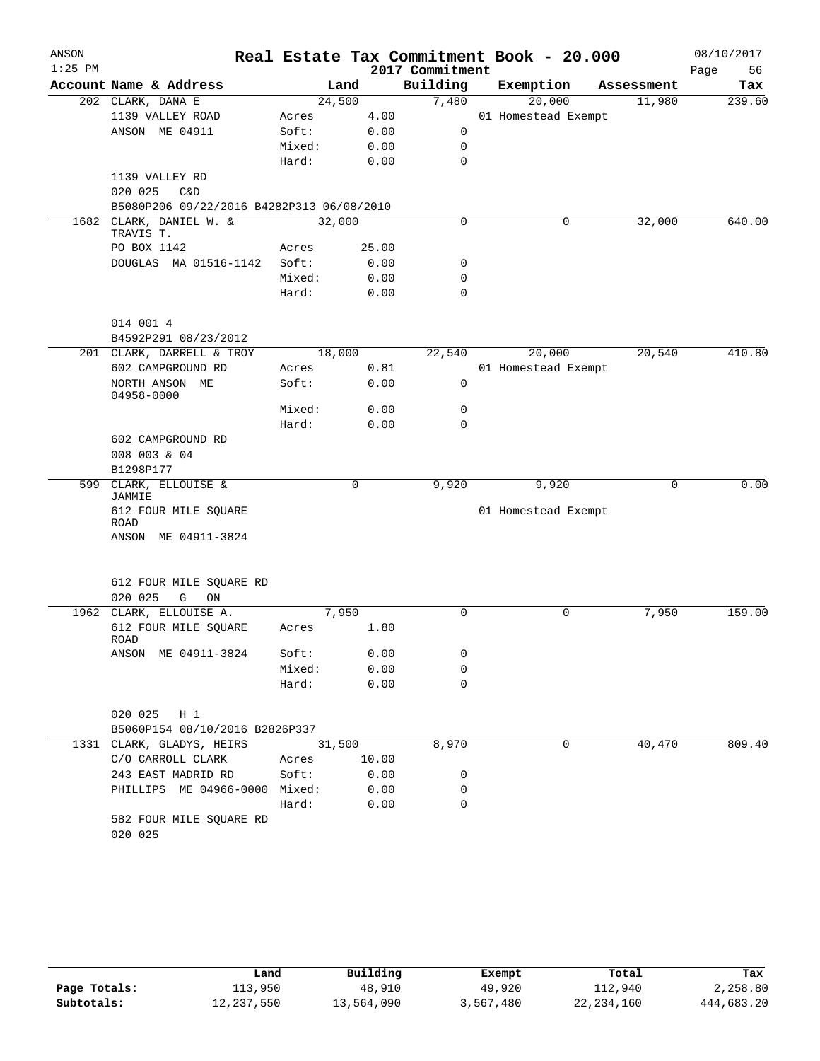# Real Estate Tax Commitment Book - 20.000

ANSON
1:25 PM
2017 Commitment
08/10/2017

| Account Name & Address | Land | | Building | Exemption | Assessment | Tax |
|---|---|---|---|---|---|---|
| 202 CLARK, DANA E | 24,500 | | 7,480 | 20,000 | 11,980 | 239.60 |
| 1139 VALLEY ROAD | Acres | 4.00 | | 01 Homestead Exempt | | |
| ANSON ME 04911 | Soft: | 0.00 | 0 | | | |
| | Mixed: | 0.00 | 0 | | | |
| | Hard: | 0.00 | 0 | | | |
| 1139 VALLEY RD | | | | | | |
| 020 025 C&D | | | | | | |
| B5080P206 09/22/2016 B4282P313 06/08/2010 | | | | | | |
| 1682 CLARK, DANIEL W. & TRAVIS T. | 32,000 | | 0 | 0 | 32,000 | 640.00 |
| PO BOX 1142 | Acres | 25.00 | | | | |
| DOUGLAS MA 01516-1142 | Soft: | 0.00 | 0 | | | |
| | Mixed: | 0.00 | 0 | | | |
| | Hard: | 0.00 | 0 | | | |
| 014 001 4 | | | | | | |
| B4592P291 08/23/2012 | | | | | | |
| 201 CLARK, DARRELL & TROY | 18,000 | | 22,540 | 20,000 | 20,540 | 410.80 |
| 602 CAMPGROUND RD | Acres | 0.81 | | 01 Homestead Exempt | | |
| NORTH ANSON ME 04958-0000 | Soft: | 0.00 | 0 | | | |
| | Mixed: | 0.00 | 0 | | | |
| | Hard: | 0.00 | 0 | | | |
| 602 CAMPGROUND RD | | | | | | |
| 008 003 & 04 | | | | | | |
| B1298P177 | | | | | | |
| 599 CLARK, ELLOUISE & JAMMIE | 0 | | 9,920 | 9,920 | 0 | 0.00 |
| 612 FOUR MILE SQUARE ROAD | | | | 01 Homestead Exempt | | |
| ANSON ME 04911-3824 | | | | | | |
| 612 FOUR MILE SQUARE RD | | | | | | |
| 020 025 G ON | | | | | | |
| 1962 CLARK, ELLOUISE A. | 7,950 | | 0 | 0 | 7,950 | 159.00 |
| 612 FOUR MILE SQUARE ROAD | Acres | 1.80 | | | | |
| ANSON ME 04911-3824 | Soft: | 0.00 | 0 | | | |
| | Mixed: | 0.00 | 0 | | | |
| | Hard: | 0.00 | 0 | | | |
| 020 025 H 1 | | | | | | |
| B5060P154 08/10/2016 B2826P337 | | | | | | |
| 1331 CLARK, GLADYS, HEIRS | 31,500 | | 8,970 | 0 | 40,470 | 809.40 |
| C/O CARROLL CLARK | Acres | 10.00 | | | | |
| 243 EAST MADRID RD | Soft: | 0.00 | 0 | | | |
| PHILLIPS ME 04966-0000 | Mixed: | 0.00 | 0 | | | |
| | Hard: | 0.00 | 0 | | | |
| 582 FOUR MILE SQUARE RD | | | | | | |
| 020 025 | | | | | | |

| | Land | Building | Exempt | Total | Tax |
|---|---|---|---|---|---|
| Page Totals: | 113,950 | 48,910 | 49,920 | 112,940 | 2,258.80 |
| Subtotals: | 12,237,550 | 13,564,090 | 3,567,480 | 22,234,160 | 444,683.20 |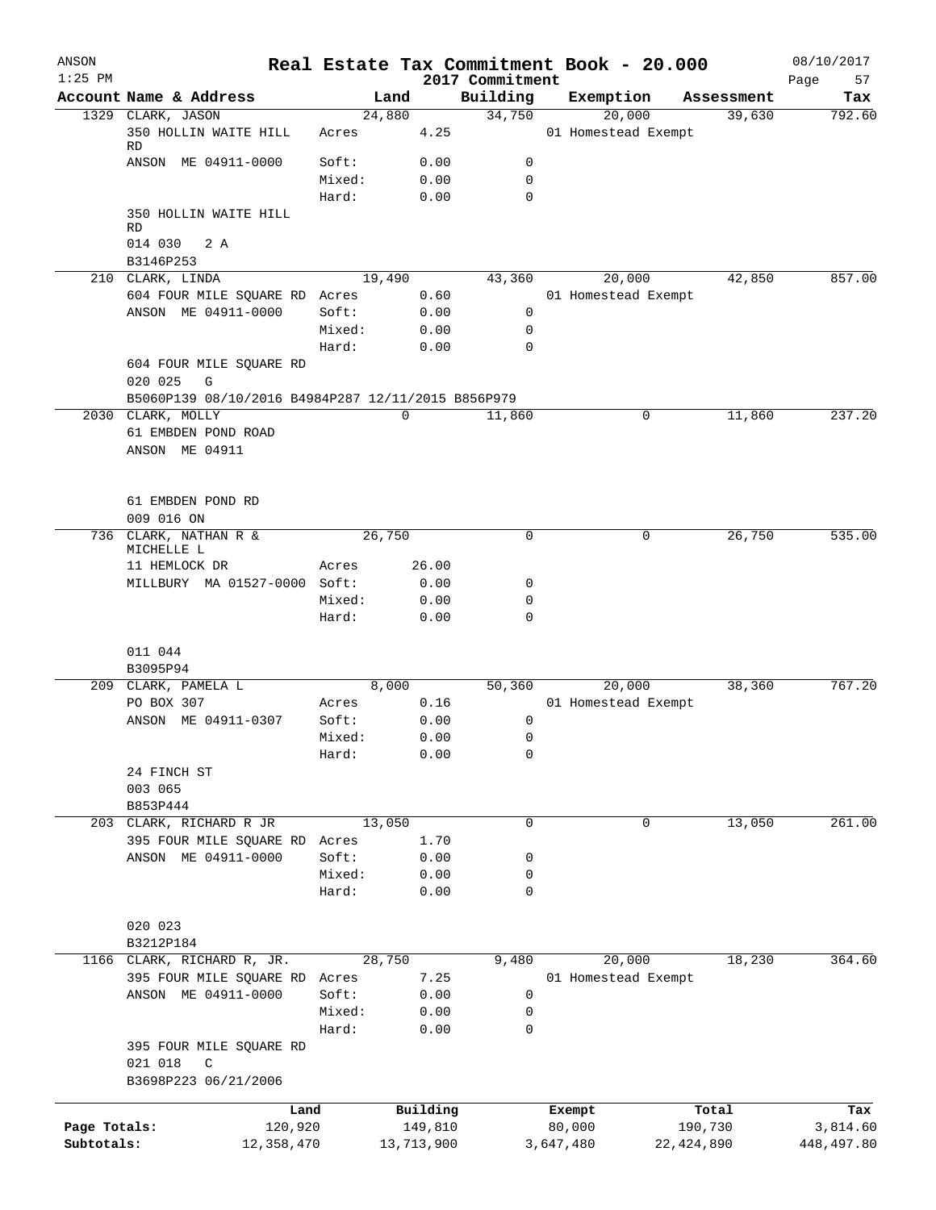# Real Estate Tax Commitment Book - 20.000

ANSON 08/10/2017
1:25 PM 2017 Commitment

| Account | Name & Address | | Land | Building | Exemption | Assessment | Tax |
|---|---|---|---|---|---|---|---|
| 1329 | CLARK, JASON | | 24,880 | 34,750 | 20,000 | 39,630 | 792.60 |
| | 350 HOLLIN WAITE HILL RD | Acres | 4.25 | | 01 Homestead Exempt | | |
| | ANSON ME 04911-0000 | Soft: | 0.00 | 0 | | | |
| | | Mixed: | 0.00 | 0 | | | |
| | | Hard: | 0.00 | 0 | | | |
| | 350 HOLLIN WAITE HILL RD | | | | | | |
| | 014 030 2 A | | | | | | |
| | B3146P253 | | | | | | |
| 210 | CLARK, LINDA | | 19,490 | 43,360 | 20,000 | 42,850 | 857.00 |
| | 604 FOUR MILE SQUARE RD | Acres | 0.60 | | 01 Homestead Exempt | | |
| | ANSON ME 04911-0000 | Soft: | 0.00 | 0 | | | |
| | | Mixed: | 0.00 | 0 | | | |
| | | Hard: | 0.00 | 0 | | | |
| | 604 FOUR MILE SQUARE RD | | | | | | |
| | 020 025 G | | | | | | |
| | B5060P139 08/10/2016 B4984P287 12/11/2015 B856P979 | | | | | | |
| 2030 | CLARK, MOLLY | | 0 | 11,860 | 0 | 11,860 | 237.20 |
| | 61 EMBDEN POND ROAD | | | | | | |
| | ANSON ME 04911 | | | | | | |
| | 61 EMBDEN POND RD | | | | | | |
| | 009 016 ON | | | | | | |
| 736 | CLARK, NATHAN R & MICHELLE L | | 26,750 | 0 | 0 | 26,750 | 535.00 |
| | 11 HEMLOCK DR | Acres | 26.00 | | | | |
| | MILLBURY MA 01527-0000 | Soft: | 0.00 | 0 | | | |
| | | Mixed: | 0.00 | 0 | | | |
| | | Hard: | 0.00 | 0 | | | |
| | 011 044 | | | | | | |
| | B3095P94 | | | | | | |
| 209 | CLARK, PAMELA L | | 8,000 | 50,360 | 20,000 | 38,360 | 767.20 |
| | PO BOX 307 | Acres | 0.16 | | 01 Homestead Exempt | | |
| | ANSON ME 04911-0307 | Soft: | 0.00 | 0 | | | |
| | | Mixed: | 0.00 | 0 | | | |
| | | Hard: | 0.00 | 0 | | | |
| | 24 FINCH ST | | | | | | |
| | 003 065 | | | | | | |
| | B853P444 | | | | | | |
| 203 | CLARK, RICHARD R JR | | 13,050 | 0 | 0 | 13,050 | 261.00 |
| | 395 FOUR MILE SQUARE RD | Acres | 1.70 | | | | |
| | ANSON ME 04911-0000 | Soft: | 0.00 | 0 | | | |
| | | Mixed: | 0.00 | 0 | | | |
| | | Hard: | 0.00 | 0 | | | |
| | 020 023 | | | | | | |
| | B3212P184 | | | | | | |
| 1166 | CLARK, RICHARD R, JR. | | 28,750 | 9,480 | 20,000 | 18,230 | 364.60 |
| | 395 FOUR MILE SQUARE RD | Acres | 7.25 | | 01 Homestead Exempt | | |
| | ANSON ME 04911-0000 | Soft: | 0.00 | 0 | | | |
| | | Mixed: | 0.00 | 0 | | | |
| | | Hard: | 0.00 | 0 | | | |
| | 395 FOUR MILE SQUARE RD | | | | | | |
| | 021 018 C | | | | | | |
| | B3698P223 06/21/2006 | | | | | | |

| | Land | Building | Exempt | Total | Tax |
|---|---|---|---|---|---|
| Page Totals: | 120,920 | 149,810 | 80,000 | 190,730 | 3,814.60 |
| Subtotals: | 12,358,470 | 13,713,900 | 3,647,480 | 22,424,890 | 448,497.80 |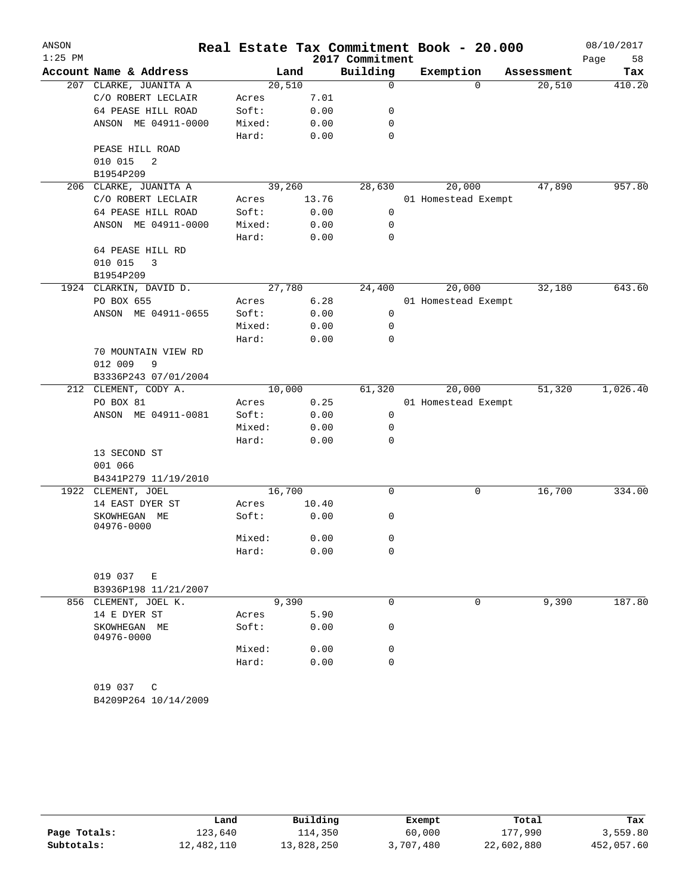# Real Estate Tax Commitment Book - 20.000

ANSON
1:25 PM

2017 Commitment

08/10/2017

| Account | Name & Address | | Land | Building | Exemption | Assessment | Tax |
|---|---|---|---|---|---|---|---|
| 207 | CLARKE, JUANITA A | | 20,510 | 0 | 0 | 20,510 | 410.20 |
| | C/O ROBERT LECLAIR | Acres | 7.01 | | | | |
| | 64 PEASE HILL ROAD | Soft: | 0.00 | 0 | | | |
| | ANSON ME 04911-0000 | Mixed: | 0.00 | 0 | | | |
| | | Hard: | 0.00 | 0 | | | |
| | PEASE HILL ROAD | | | | | | |
| | 010 015 2 | | | | | | |
| | B1954P209 | | | | | | |
| 206 | CLARKE, JUANITA A | | 39,260 | 28,630 | 20,000 | 47,890 | 957.80 |
| | C/O ROBERT LECLAIR | Acres | 13.76 | | 01 Homestead Exempt | | |
| | 64 PEASE HILL ROAD | Soft: | 0.00 | 0 | | | |
| | ANSON ME 04911-0000 | Mixed: | 0.00 | 0 | | | |
| | | Hard: | 0.00 | 0 | | | |
| | 64 PEASE HILL RD | | | | | | |
| | 010 015 3 | | | | | | |
| | B1954P209 | | | | | | |
| 1924 | CLARKIN, DAVID D. | | 27,780 | 24,400 | 20,000 | 32,180 | 643.60 |
| | PO BOX 655 | Acres | 6.28 | | 01 Homestead Exempt | | |
| | ANSON ME 04911-0655 | Soft: | 0.00 | 0 | | | |
| | | Mixed: | 0.00 | 0 | | | |
| | | Hard: | 0.00 | 0 | | | |
| | 70 MOUNTAIN VIEW RD | | | | | | |
| | 012 009 9 | | | | | | |
| | B3336P243 07/01/2004 | | | | | | |
| 212 | CLEMENT, CODY A. | | 10,000 | 61,320 | 20,000 | 51,320 | 1,026.40 |
| | PO BOX 81 | Acres | 0.25 | | 01 Homestead Exempt | | |
| | ANSON ME 04911-0081 | Soft: | 0.00 | 0 | | | |
| | | Mixed: | 0.00 | 0 | | | |
| | | Hard: | 0.00 | 0 | | | |
| | 13 SECOND ST | | | | | | |
| | 001 066 | | | | | | |
| | B4341P279 11/19/2010 | | | | | | |
| 1922 | CLEMENT, JOEL | | 16,700 | 0 | 0 | 16,700 | 334.00 |
| | 14 EAST DYER ST | Acres | 10.40 | | | | |
| | SKOWHEGAN ME 04976-0000 | Soft: | 0.00 | 0 | | | |
| | | Mixed: | 0.00 | 0 | | | |
| | | Hard: | 0.00 | 0 | | | |
| | 019 037 E | | | | | | |
| | B3936P198 11/21/2007 | | | | | | |
| 856 | CLEMENT, JOEL K. | | 9,390 | 0 | 0 | 9,390 | 187.80 |
| | 14 E DYER ST | Acres | 5.90 | | | | |
| | SKOWHEGAN ME 04976-0000 | Soft: | 0.00 | 0 | | | |
| | | Mixed: | 0.00 | 0 | | | |
| | | Hard: | 0.00 | 0 | | | |
| | 019 037 C | | | | | | |
| | B4209P264 10/14/2009 | | | | | | |

| | Land | Building | Exempt | Total | Tax |
|---|---|---|---|---|---|
| Page Totals: | 123,640 | 114,350 | 60,000 | 177,990 | 3,559.80 |
| Subtotals: | 12,482,110 | 13,828,250 | 3,707,480 | 22,602,880 | 452,057.60 |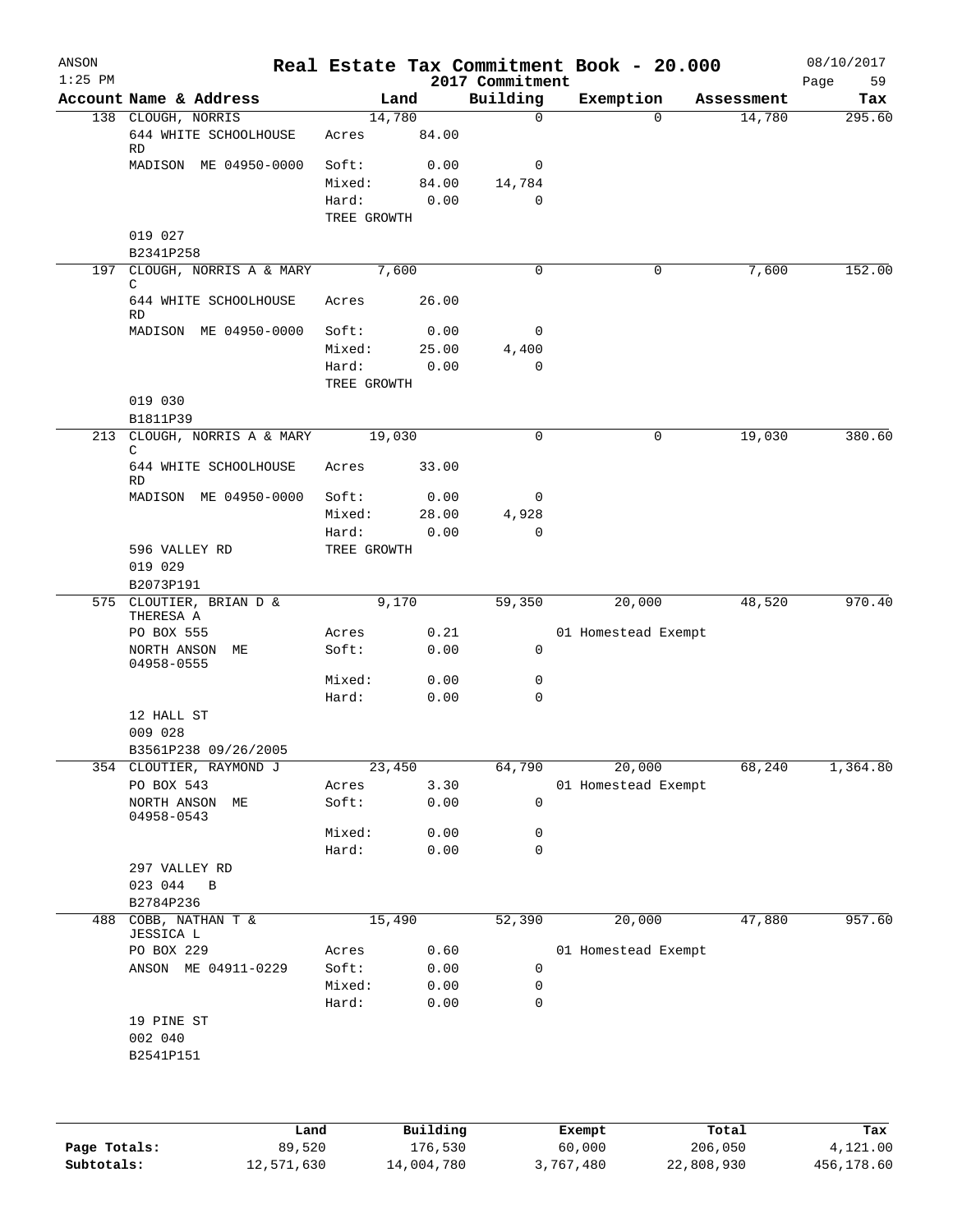# Real Estate Tax Commitment Book - 20.000

ANSON 1:25 PM — 2017 Commitment — 08/10/2017

| Account | Name & Address | Land | | Building | Exemption | Assessment | Tax |
|---|---|---|---|---|---|---|---|
| 138 | CLOUGH, NORRIS | 14,780 | | 0 | 0 | 14,780 | 295.60 |
| | 644 WHITE SCHOOLHOUSE RD | Acres | 84.00 | | | | |
| | MADISON ME 04950-0000 | Soft: | 0.00 | 0 | | | |
| | | Mixed: | 84.00 | 14,784 | | | |
| | | Hard: | 0.00 | 0 | | | |
| | | TREE GROWTH | | | | | |
| | 019 027 | | | | | | |
| | B2341P258 | | | | | | |
| 197 | CLOUGH, NORRIS A & MARY C | 7,600 | | 0 | 0 | 7,600 | 152.00 |
| | 644 WHITE SCHOOLHOUSE RD | Acres | 26.00 | | | | |
| | MADISON ME 04950-0000 | Soft: | 0.00 | 0 | | | |
| | | Mixed: | 25.00 | 4,400 | | | |
| | | Hard: | 0.00 | 0 | | | |
| | | TREE GROWTH | | | | | |
| | 019 030 | | | | | | |
| | B1811P39 | | | | | | |
| 213 | CLOUGH, NORRIS A & MARY C | 19,030 | | 0 | 0 | 19,030 | 380.60 |
| | 644 WHITE SCHOOLHOUSE RD | Acres | 33.00 | | | | |
| | MADISON ME 04950-0000 | Soft: | 0.00 | 0 | | | |
| | | Mixed: | 28.00 | 4,928 | | | |
| | | Hard: | 0.00 | 0 | | | |
| | 596 VALLEY RD | TREE GROWTH | | | | | |
| | 019 029 | | | | | | |
| | B2073P191 | | | | | | |
| 575 | CLOUTIER, BRIAN D & THERESA A | 9,170 | | 59,350 | 20,000 | 48,520 | 970.40 |
| | PO BOX 555 | Acres | 0.21 | | 01 Homestead Exempt | | |
| | NORTH ANSON ME 04958-0555 | Soft: | 0.00 | 0 | | | |
| | | Mixed: | 0.00 | 0 | | | |
| | | Hard: | 0.00 | 0 | | | |
| | 12 HALL ST | | | | | | |
| | 009 028 | | | | | | |
| | B3561P238 09/26/2005 | | | | | | |
| 354 | CLOUTIER, RAYMOND J | 23,450 | | 64,790 | 20,000 | 68,240 | 1,364.80 |
| | PO BOX 543 | Acres | 3.30 | | 01 Homestead Exempt | | |
| | NORTH ANSON ME 04958-0543 | Soft: | 0.00 | 0 | | | |
| | | Mixed: | 0.00 | 0 | | | |
| | | Hard: | 0.00 | 0 | | | |
| | 297 VALLEY RD | | | | | | |
| | 023 044 B | | | | | | |
| | B2784P236 | | | | | | |
| 488 | COBB, NATHAN T & JESSICA L | 15,490 | | 52,390 | 20,000 | 47,880 | 957.60 |
| | PO BOX 229 | Acres | 0.60 | | 01 Homestead Exempt | | |
| | ANSON ME 04911-0229 | Soft: | 0.00 | 0 | | | |
| | | Mixed: | 0.00 | 0 | | | |
| | | Hard: | 0.00 | 0 | | | |
| | 19 PINE ST | | | | | | |
| | 002 040 | | | | | | |
| | B2541P151 | | | | | | |

| | Land | Building | Exempt | Total | Tax |
|---|---|---|---|---|---|
| Page Totals: | 89,520 | 176,530 | 60,000 | 206,050 | 4,121.00 |
| Subtotals: | 12,571,630 | 14,004,780 | 3,767,480 | 22,808,930 | 456,178.60 |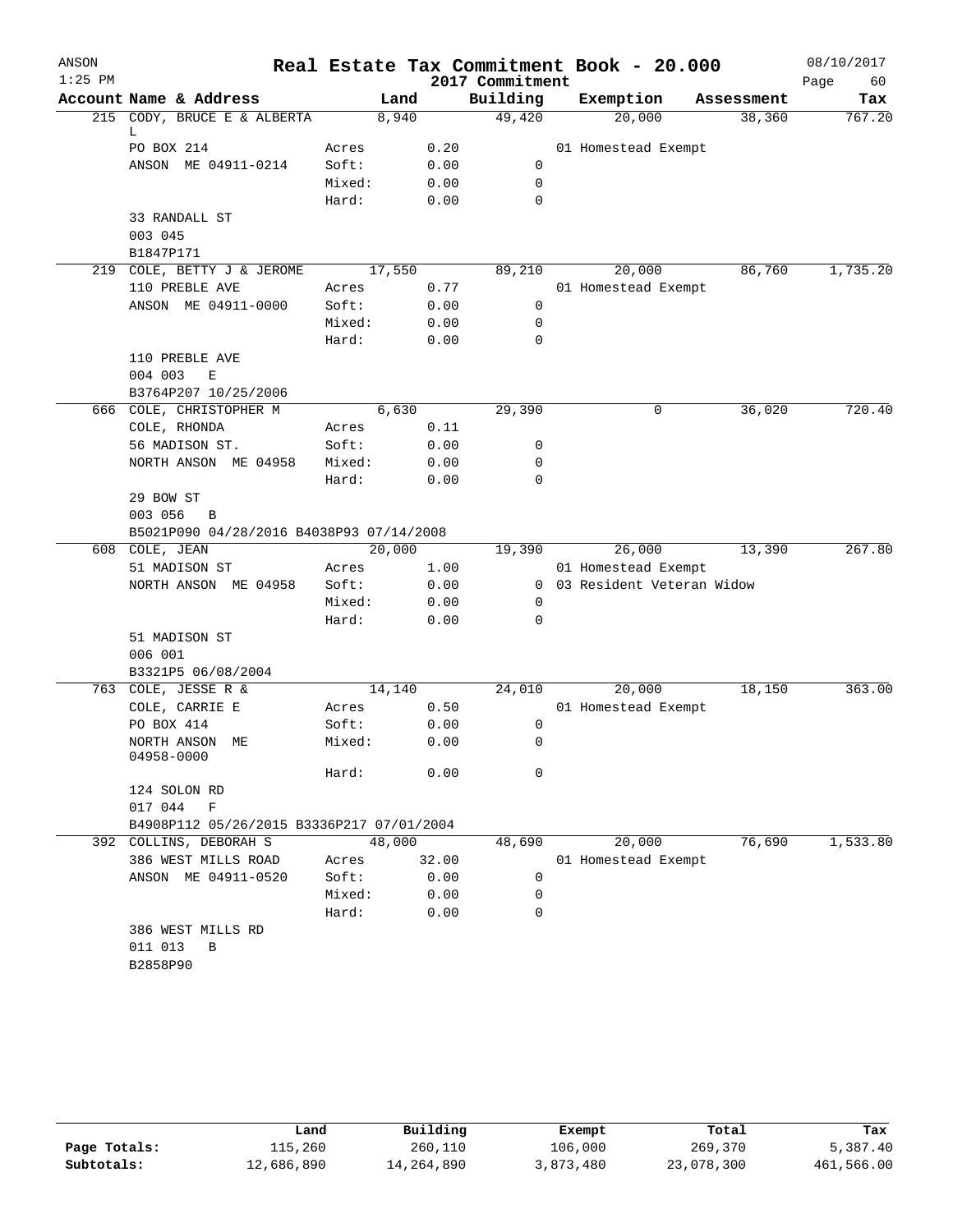# Real Estate Tax Commitment Book - 20.000

ANSON
1:25 PM

2017 Commitment

08/10/2017

| Account | Name & Address | Land | | Building | Exemption | Assessment | Tax |
|---|---|---|---|---|---|---|---|
| 215 | CODY, BRUCE E & ALBERTA L | | 8,940 | 49,420 | 20,000 | 38,360 | 767.20 |
| | PO BOX 214 | Acres | 0.20 | | 01 Homestead Exempt | | |
| | ANSON ME 04911-0214 | Soft: | 0.00 | 0 | | | |
| | | Mixed: | 0.00 | 0 | | | |
| | | Hard: | 0.00 | 0 | | | |
| | 33 RANDALL ST | | | | | | |
| | 003 045 | | | | | | |
| | B1847P171 | | | | | | |
| 219 | COLE, BETTY J & JEROME | | 17,550 | 89,210 | 20,000 | 86,760 | 1,735.20 |
| | 110 PREBLE AVE | Acres | 0.77 | | 01 Homestead Exempt | | |
| | ANSON ME 04911-0000 | Soft: | 0.00 | 0 | | | |
| | | Mixed: | 0.00 | 0 | | | |
| | | Hard: | 0.00 | 0 | | | |
| | 110 PREBLE AVE | | | | | | |
| | 004 003 E | | | | | | |
| | B3764P207 10/25/2006 | | | | | | |
| 666 | COLE, CHRISTOPHER M | | 6,630 | 29,390 | 0 | 36,020 | 720.40 |
| | COLE, RHONDA | Acres | 0.11 | | | | |
| | 56 MADISON ST. | Soft: | 0.00 | 0 | | | |
| | NORTH ANSON ME 04958 | Mixed: | 0.00 | 0 | | | |
| | | Hard: | 0.00 | 0 | | | |
| | 29 BOW ST | | | | | | |
| | 003 056 B | | | | | | |
| | B5021P090 04/28/2016 B4038P93 07/14/2008 | | | | | | |
| 608 | COLE, JEAN | | 20,000 | 19,390 | 26,000 | 13,390 | 267.80 |
| | 51 MADISON ST | Acres | 1.00 | | 01 Homestead Exempt | | |
| | NORTH ANSON ME 04958 | Soft: | 0.00 | 0 | 03 Resident Veteran Widow | | |
| | | Mixed: | 0.00 | 0 | | | |
| | | Hard: | 0.00 | 0 | | | |
| | 51 MADISON ST | | | | | | |
| | 006 001 | | | | | | |
| | B3321P5 06/08/2004 | | | | | | |
| 763 | COLE, JESSE R & | | 14,140 | 24,010 | 20,000 | 18,150 | 363.00 |
| | COLE, CARRIE E | Acres | 0.50 | | 01 Homestead Exempt | | |
| | PO BOX 414 | Soft: | 0.00 | 0 | | | |
| | NORTH ANSON ME 04958-0000 | Mixed: | 0.00 | 0 | | | |
| | | Hard: | 0.00 | 0 | | | |
| | 124 SOLON RD | | | | | | |
| | 017 044 F | | | | | | |
| | B4908P112 05/26/2015 B3336P217 07/01/2004 | | | | | | |
| 392 | COLLINS, DEBORAH S | | 48,000 | 48,690 | 20,000 | 76,690 | 1,533.80 |
| | 386 WEST MILLS ROAD | Acres | 32.00 | | 01 Homestead Exempt | | |
| | ANSON ME 04911-0520 | Soft: | 0.00 | 0 | | | |
| | | Mixed: | 0.00 | 0 | | | |
| | | Hard: | 0.00 | 0 | | | |
| | 386 WEST MILLS RD | | | | | | |
| | 011 013 B | | | | | | |
| | B2858P90 | | | | | | |

| | Land | Building | Exempt | Total | Tax |
|---|---|---|---|---|---|
| Page Totals: | 115,260 | 260,110 | 106,000 | 269,370 | 5,387.40 |
| Subtotals: | 12,686,890 | 14,264,890 | 3,873,480 | 23,078,300 | 461,566.00 |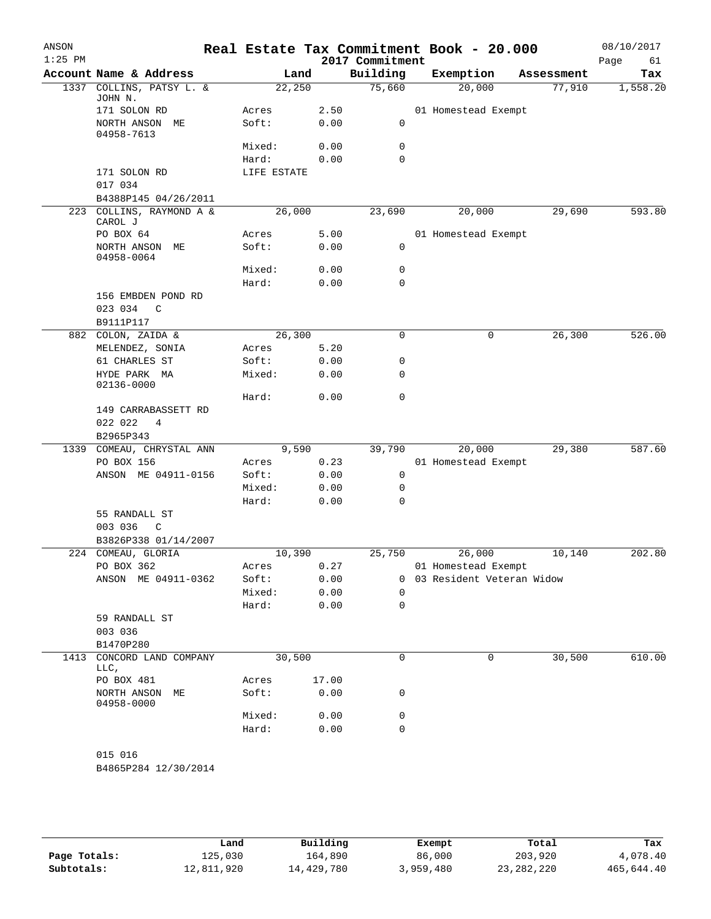# Real Estate Tax Commitment Book - 20.000

ANSON
1:25 PM

2017 Commitment

08/10/2017

| Account | Name & Address | Land | | Building | Exemption | Assessment | Tax |
|---|---|---|---|---|---|---|---|
| 1337 | COLLINS, PATSY L. & JOHN N. | 22,250 | | 75,660 | 20,000 | 77,910 | 1,558.20 |
| | 171 SOLON RD | Acres | 2.50 | | 01 Homestead Exempt | | |
| | NORTH ANSON ME 04958-7613 | Soft: | 0.00 | 0 | | | |
| | | Mixed: | 0.00 | 0 | | | |
| | | Hard: | 0.00 | 0 | | | |
| | 171 SOLON RD | LIFE ESTATE | | | | | |
| | 017 034 | | | | | | |
| | B4388P145 04/26/2011 | | | | | | |
| 223 | COLLINS, RAYMOND A & CAROL J | 26,000 | | 23,690 | 20,000 | 29,690 | 593.80 |
| | PO BOX 64 | Acres | 5.00 | | 01 Homestead Exempt | | |
| | NORTH ANSON ME 04958-0064 | Soft: | 0.00 | 0 | | | |
| | | Mixed: | 0.00 | 0 | | | |
| | | Hard: | 0.00 | 0 | | | |
| | 156 EMBDEN POND RD | | | | | | |
| | 023 034 C | | | | | | |
| | B9111P117 | | | | | | |
| 882 | COLON, ZAIDA & | 26,300 | | 0 | 0 | 26,300 | 526.00 |
| | MELENDEZ, SONIA | Acres | 5.20 | | | | |
| | 61 CHARLES ST | Soft: | 0.00 | 0 | | | |
| | HYDE PARK MA 02136-0000 | Mixed: | 0.00 | 0 | | | |
| | | Hard: | 0.00 | 0 | | | |
| | 149 CARRABASSETT RD | | | | | | |
| | 022 022 4 | | | | | | |
| | B2965P343 | | | | | | |
| 1339 | COMEAU, CHRYSTAL ANN | 9,590 | | 39,790 | 20,000 | 29,380 | 587.60 |
| | PO BOX 156 | Acres | 0.23 | | 01 Homestead Exempt | | |
| | ANSON ME 04911-0156 | Soft: | 0.00 | 0 | | | |
| | | Mixed: | 0.00 | 0 | | | |
| | | Hard: | 0.00 | 0 | | | |
| | 55 RANDALL ST | | | | | | |
| | 003 036 C | | | | | | |
| | B3826P338 01/14/2007 | | | | | | |
| 224 | COMEAU, GLORIA | 10,390 | | 25,750 | 26,000 | 10,140 | 202.80 |
| | PO BOX 362 | Acres | 0.27 | | 01 Homestead Exempt | | |
| | ANSON ME 04911-0362 | Soft: | 0.00 | 0 | 03 Resident Veteran Widow | | |
| | | Mixed: | 0.00 | 0 | | | |
| | | Hard: | 0.00 | 0 | | | |
| | 59 RANDALL ST | | | | | | |
| | 003 036 | | | | | | |
| | B1470P280 | | | | | | |
| 1413 | CONCORD LAND COMPANY LLC, | 30,500 | | 0 | 0 | 30,500 | 610.00 |
| | PO BOX 481 | Acres | 17.00 | | | | |
| | NORTH ANSON ME 04958-0000 | Soft: | 0.00 | 0 | | | |
| | | Mixed: | 0.00 | 0 | | | |
| | | Hard: | 0.00 | 0 | | | |
| | 015 016 | | | | | | |
| | B4865P284 12/30/2014 | | | | | | |

| | Land | Building | Exempt | Total | Tax |
|---|---|---|---|---|---|
| Page Totals: | 125,030 | 164,890 | 86,000 | 203,920 | 4,078.40 |
| Subtotals: | 12,811,920 | 14,429,780 | 3,959,480 | 23,282,220 | 465,644.40 |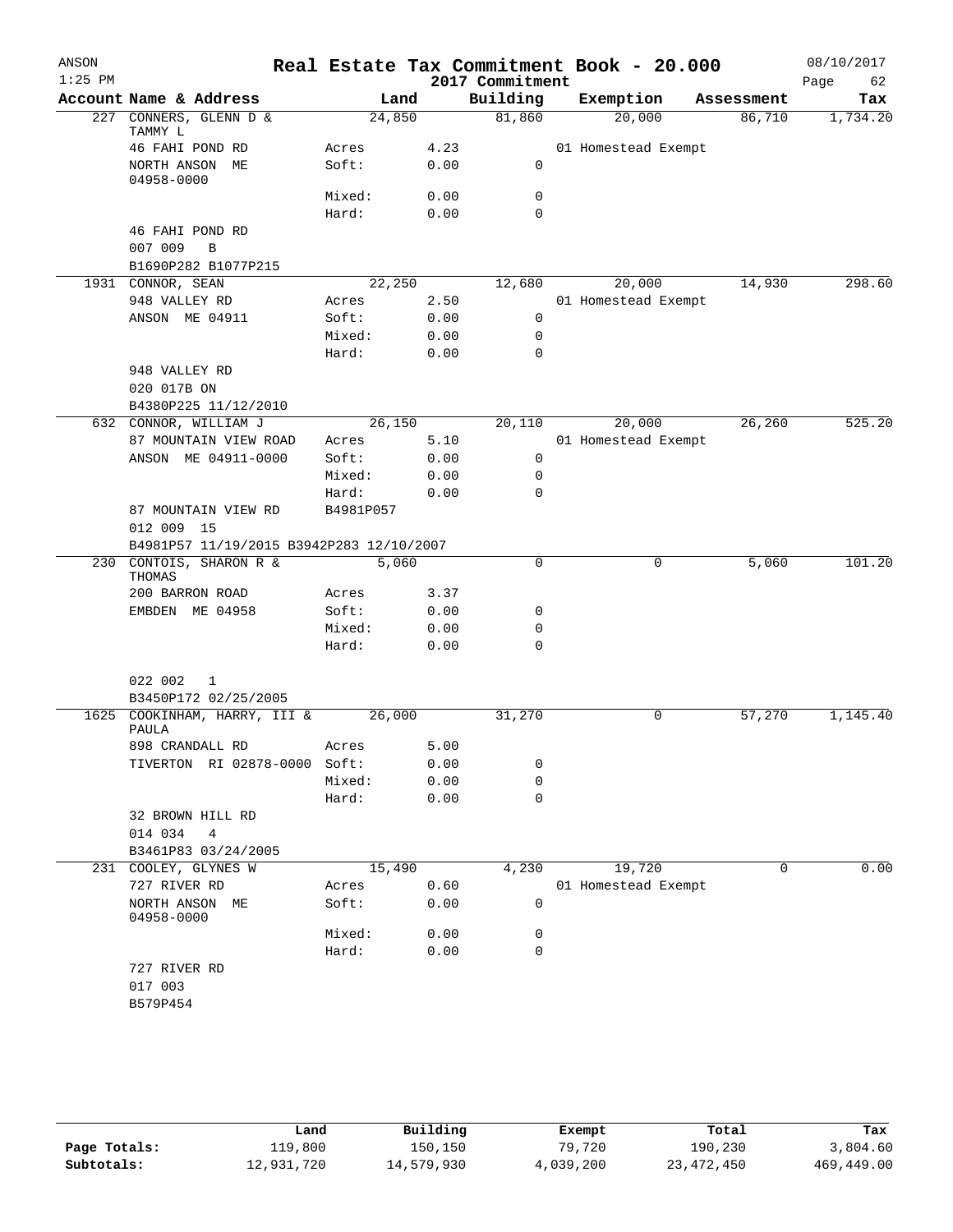# Real Estate Tax Commitment Book - 20.000

ANSON
1:25 PM
2017 Commitment
08/10/2017

| Account | Name & Address | Land | | Building | Exemption | Assessment | Tax |
|---|---|---|---|---|---|---|---|
| 227 | CONNERS, GLENN D & TAMMY L | 24,850 | | 81,860 | 20,000 | 86,710 | 1,734.20 |
| | 46 FAHI POND RD | Acres | 4.23 | | 01 Homestead Exempt | | |
| | NORTH ANSON ME 04958-0000 | Soft: | 0.00 | 0 | | | |
| | | Mixed: | 0.00 | 0 | | | |
| | | Hard: | 0.00 | 0 | | | |
| | 46 FAHI POND RD | | | | | | |
| | 007 009 B | | | | | | |
| | B1690P282 B1077P215 | | | | | | |
| 1931 | CONNOR, SEAN | 22,250 | | 12,680 | 20,000 | 14,930 | 298.60 |
| | 948 VALLEY RD | Acres | 2.50 | | 01 Homestead Exempt | | |
| | ANSON ME 04911 | Soft: | 0.00 | 0 | | | |
| | | Mixed: | 0.00 | 0 | | | |
| | | Hard: | 0.00 | 0 | | | |
| | 948 VALLEY RD | | | | | | |
| | 020 017B ON | | | | | | |
| | B4380P225 11/12/2010 | | | | | | |
| 632 | CONNOR, WILLIAM J | 26,150 | | 20,110 | 20,000 | 26,260 | 525.20 |
| | 87 MOUNTAIN VIEW ROAD | Acres | 5.10 | | 01 Homestead Exempt | | |
| | ANSON ME 04911-0000 | Soft: | 0.00 | 0 | | | |
| | | Mixed: | 0.00 | 0 | | | |
| | | Hard: | 0.00 | 0 | | | |
| | 87 MOUNTAIN VIEW RD | B4981P057 | | | | | |
| | 012 009 15 | | | | | | |
| | B4981P57 11/19/2015 B3942P283 12/10/2007 | | | | | | |
| 230 | CONTOIS, SHARON R & THOMAS | 5,060 | | 0 | 0 | 5,060 | 101.20 |
| | 200 BARRON ROAD | Acres | 3.37 | | | | |
| | EMBDEN ME 04958 | Soft: | 0.00 | 0 | | | |
| | | Mixed: | 0.00 | 0 | | | |
| | | Hard: | 0.00 | 0 | | | |
| | 022 002 1 | | | | | | |
| | B3450P172 02/25/2005 | | | | | | |
| 1625 | COOKINHAM, HARRY, III & PAULA | 26,000 | | 31,270 | 0 | 57,270 | 1,145.40 |
| | 898 CRANDALL RD | Acres | 5.00 | | | | |
| | TIVERTON RI 02878-0000 | Soft: | 0.00 | 0 | | | |
| | | Mixed: | 0.00 | 0 | | | |
| | | Hard: | 0.00 | 0 | | | |
| | 32 BROWN HILL RD | | | | | | |
| | 014 034 4 | | | | | | |
| | B3461P83 03/24/2005 | | | | | | |
| 231 | COOLEY, GLYNES W | 15,490 | | 4,230 | 19,720 | 0 | 0.00 |
| | 727 RIVER RD | Acres | 0.60 | | 01 Homestead Exempt | | |
| | NORTH ANSON ME 04958-0000 | Soft: | 0.00 | 0 | | | |
| | | Mixed: | 0.00 | 0 | | | |
| | | Hard: | 0.00 | 0 | | | |
| | 727 RIVER RD | | | | | | |
| | 017 003 | | | | | | |
| | B579P454 | | | | | | |

| | Land | Building | Exempt | Total | Tax |
|---|---|---|---|---|---|
| Page Totals: | 119,800 | 150,150 | 79,720 | 190,230 | 3,804.60 |
| Subtotals: | 12,931,720 | 14,579,930 | 4,039,200 | 23,472,450 | 469,449.00 |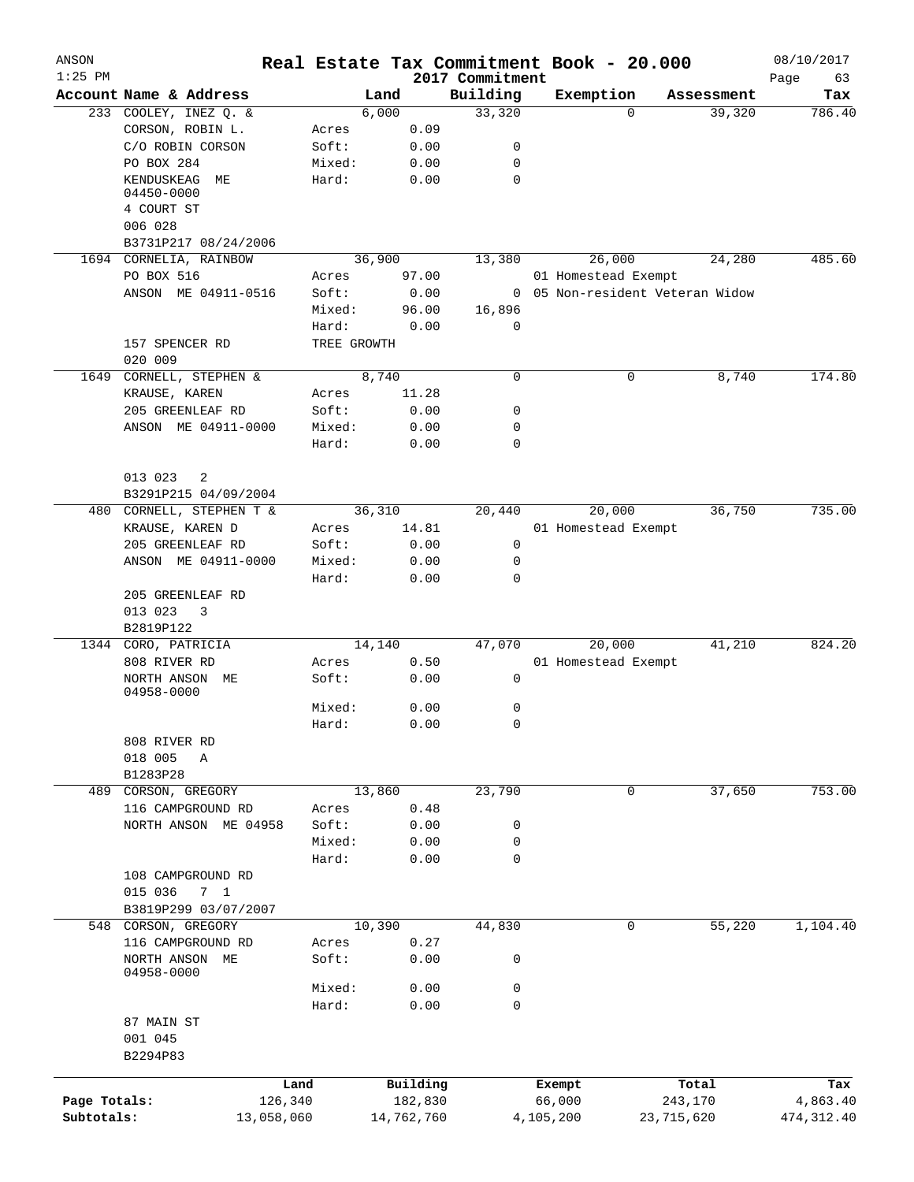# Real Estate Tax Commitment Book - 20.000

ANSON 1:25 PM — 2017 Commitment — 08/10/2017

| Account | Name & Address | Land | | Building | Exemption | Assessment | Tax |
|---|---|---|---|---|---|---|---|
| 233 | COOLEY, INEZ Q. & | | 6,000 | 33,320 | 0 | 39,320 | 786.40 |
| | CORSON, ROBIN L. | Acres | 0.09 | | | | |
| | C/O ROBIN CORSON | Soft: | 0.00 | 0 | | | |
| | PO BOX 284 | Mixed: | 0.00 | 0 | | | |
| | KENDUSKEAG ME 04450-0000 | Hard: | 0.00 | 0 | | | |
| | 4 COURT ST | | | | | | |
| | 006 028 | | | | | | |
| | B3731P217 08/24/2006 | | | | | | |
| 1694 | CORNELIA, RAINBOW | | 36,900 | 13,380 | 26,000 | 24,280 | 485.60 |
| | PO BOX 516 | Acres | 97.00 | | 01 Homestead Exempt | | |
| | ANSON ME 04911-0516 | Soft: | 0.00 | 0 | 05 Non-resident Veteran Widow | | |
| | | Mixed: | 96.00 | 16,896 | | | |
| | | Hard: | 0.00 | 0 | | | |
| | 157 SPENCER RD | TREE GROWTH | | | | | |
| | 020 009 | | | | | | |
| 1649 | CORNELL, STEPHEN & | | 8,740 | 0 | 0 | 8,740 | 174.80 |
| | KRAUSE, KAREN | Acres | 11.28 | | | | |
| | 205 GREENLEAF RD | Soft: | 0.00 | 0 | | | |
| | ANSON ME 04911-0000 | Mixed: | 0.00 | 0 | | | |
| | | Hard: | 0.00 | 0 | | | |
| | 013 023 2 | | | | | | |
| | B3291P215 04/09/2004 | | | | | | |
| 480 | CORNELL, STEPHEN T & | | 36,310 | 20,440 | 20,000 | 36,750 | 735.00 |
| | KRAUSE, KAREN D | Acres | 14.81 | | 01 Homestead Exempt | | |
| | 205 GREENLEAF RD | Soft: | 0.00 | 0 | | | |
| | ANSON ME 04911-0000 | Mixed: | 0.00 | 0 | | | |
| | | Hard: | 0.00 | 0 | | | |
| | 205 GREENLEAF RD | | | | | | |
| | 013 023 3 | | | | | | |
| | B2819P122 | | | | | | |
| 1344 | CORO, PATRICIA | | 14,140 | 47,070 | 20,000 | 41,210 | 824.20 |
| | 808 RIVER RD | Acres | 0.50 | | 01 Homestead Exempt | | |
| | NORTH ANSON ME 04958-0000 | Soft: | 0.00 | 0 | | | |
| | | Mixed: | 0.00 | 0 | | | |
| | | Hard: | 0.00 | 0 | | | |
| | 808 RIVER RD | | | | | | |
| | 018 005 A | | | | | | |
| | B1283P28 | | | | | | |
| 489 | CORSON, GREGORY | | 13,860 | 23,790 | 0 | 37,650 | 753.00 |
| | 116 CAMPGROUND RD | Acres | 0.48 | | | | |
| | NORTH ANSON ME 04958 | Soft: | 0.00 | 0 | | | |
| | | Mixed: | 0.00 | 0 | | | |
| | | Hard: | 0.00 | 0 | | | |
| | 108 CAMPGROUND RD | | | | | | |
| | 015 036 7 1 | | | | | | |
| | B3819P299 03/07/2007 | | | | | | |
| 548 | CORSON, GREGORY | | 10,390 | 44,830 | 0 | 55,220 | 1,104.40 |
| | 116 CAMPGROUND RD | Acres | 0.27 | | | | |
| | NORTH ANSON ME 04958-0000 | Soft: | 0.00 | 0 | | | |
| | | Mixed: | 0.00 | 0 | | | |
| | | Hard: | 0.00 | 0 | | | |
| | 87 MAIN ST | | | | | | |
| | 001 045 | | | | | | |
| | B2294P83 | | | | | | |

| | Land | Building | Exempt | Total | Tax |
|---|---|---|---|---|---|
| Page Totals: | 126,340 | 182,830 | 66,000 | 243,170 | 4,863.40 |
| Subtotals: | 13,058,060 | 14,762,760 | 4,105,200 | 23,715,620 | 474,312.40 |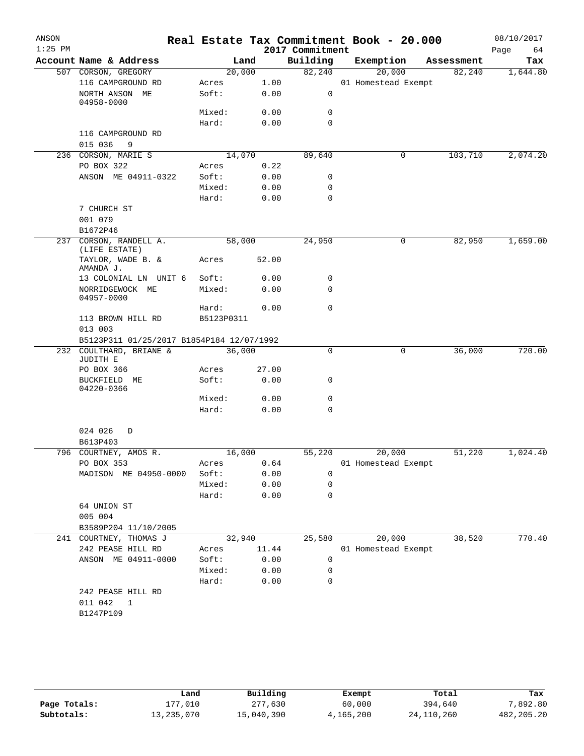# Real Estate Tax Commitment Book - 20.000

ANSON 1:25 PM — 2017 Commitment — 08/10/2017

| Account | Name & Address | Land | | Building | Exemption | Assessment | Tax |
|---|---|---|---|---|---|---|---|
| 507 | CORSON, GREGORY | | 20,000 | 82,240 | 20,000 | 82,240 | 1,644.80 |
| | 116 CAMPGROUND RD | Acres | 1.00 | | 01 Homestead Exempt | | |
| | NORTH ANSON ME 04958-0000 | Soft: | 0.00 | 0 | | | |
| | | Mixed: | 0.00 | 0 | | | |
| | | Hard: | 0.00 | 0 | | | |
| | 116 CAMPGROUND RD | | | | | | |
| | 015 036 9 | | | | | | |
| 236 | CORSON, MARIE S | | 14,070 | 89,640 | 0 | 103,710 | 2,074.20 |
| | PO BOX 322 | Acres | 0.22 | | | | |
| | ANSON ME 04911-0322 | Soft: | 0.00 | 0 | | | |
| | | Mixed: | 0.00 | 0 | | | |
| | | Hard: | 0.00 | 0 | | | |
| | 7 CHURCH ST | | | | | | |
| | 001 079 | | | | | | |
| | B1672P46 | | | | | | |
| 237 | CORSON, RANDELL A. (LIFE ESTATE) | | 58,000 | 24,950 | 0 | 82,950 | 1,659.00 |
| | TAYLOR, WADE B. & AMANDA J. | Acres | 52.00 | | | | |
| | 13 COLONIAL LN UNIT 6 | Soft: | 0.00 | 0 | | | |
| | NORRIDGEWOCK ME 04957-0000 | Mixed: | 0.00 | 0 | | | |
| | | Hard: | 0.00 | 0 | | | |
| | 113 BROWN HILL RD | B5123P0311 | | | | | |
| | 013 003 | | | | | | |
| | B5123P311 01/25/2017 B1854P184 12/07/1992 | | | | | | |
| 232 | COULTHARD, BRIANE & JUDITH E | | 36,000 | 0 | 0 | 36,000 | 720.00 |
| | PO BOX 366 | Acres | 27.00 | | | | |
| | BUCKFIELD ME 04220-0366 | Soft: | 0.00 | 0 | | | |
| | | Mixed: | 0.00 | 0 | | | |
| | | Hard: | 0.00 | 0 | | | |
| | 024 026 D | | | | | | |
| | B613P403 | | | | | | |
| 796 | COURTNEY, AMOS R. | | 16,000 | 55,220 | 20,000 | 51,220 | 1,024.40 |
| | PO BOX 353 | Acres | 0.64 | | 01 Homestead Exempt | | |
| | MADISON ME 04950-0000 | Soft: | 0.00 | 0 | | | |
| | | Mixed: | 0.00 | 0 | | | |
| | | Hard: | 0.00 | 0 | | | |
| | 64 UNION ST | | | | | | |
| | 005 004 | | | | | | |
| | B3589P204 11/10/2005 | | | | | | |
| 241 | COURTNEY, THOMAS J | | 32,940 | 25,580 | 20,000 | 38,520 | 770.40 |
| | 242 PEASE HILL RD | Acres | 11.44 | | 01 Homestead Exempt | | |
| | ANSON ME 04911-0000 | Soft: | 0.00 | 0 | | | |
| | | Mixed: | 0.00 | 0 | | | |
| | | Hard: | 0.00 | 0 | | | |
| | 242 PEASE HILL RD | | | | | | |
| | 011 042 1 | | | | | | |
| | B1247P109 | | | | | | |

| | Land | Building | Exempt | Total | Tax |
|---|---|---|---|---|---|
| Page Totals: | 177,010 | 277,630 | 60,000 | 394,640 | 7,892.80 |
| Subtotals: | 13,235,070 | 15,040,390 | 4,165,200 | 24,110,260 | 482,205.20 |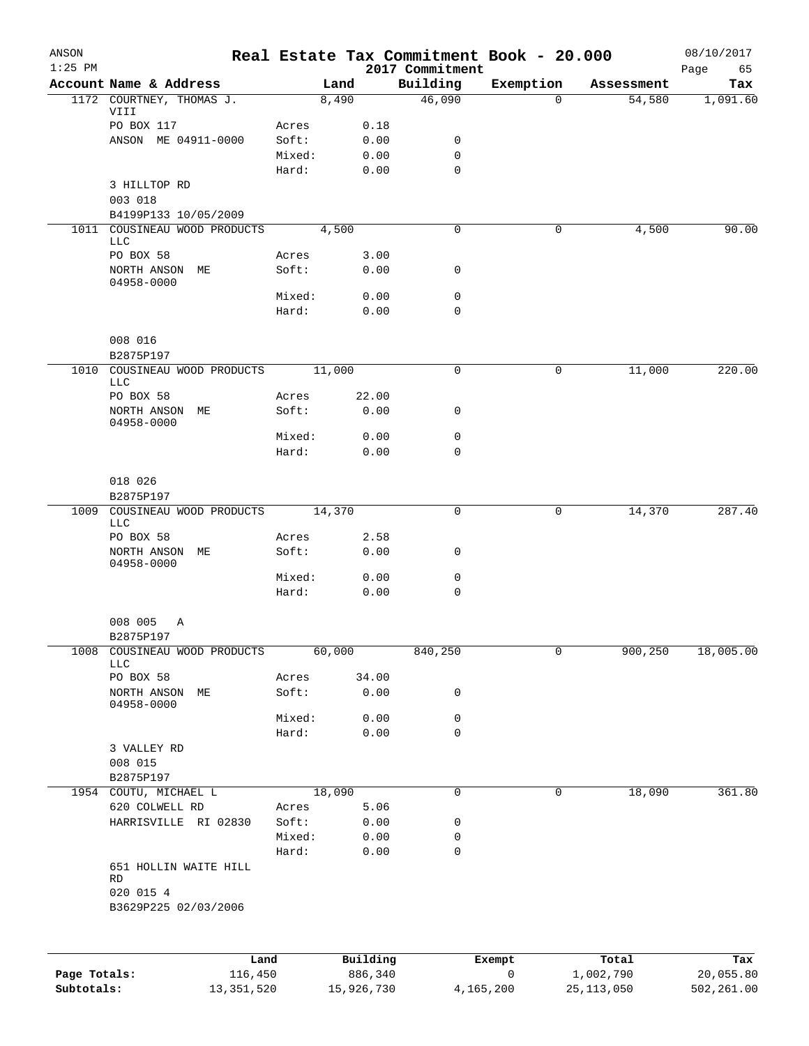# Real Estate Tax Commitment Book - 20.000

ANSON
1:25 PM

2017 Commitment

08/10/2017

| Account | Name & Address | | Land | Building | Exemption | Assessment | Tax |
|---|---|---|---|---|---|---|---|
| 1172 | COURTNEY, THOMAS J. VIII | | 8,490 | 46,090 | 0 | 54,580 | 1,091.60 |
| | PO BOX 117 | Acres | 0.18 | | | | |
| | ANSON ME 04911-0000 | Soft: | 0.00 | 0 | | | |
| | | Mixed: | 0.00 | 0 | | | |
| | | Hard: | 0.00 | 0 | | | |
| | 3 HILLTOP RD | | | | | | |
| | 003 018 | | | | | | |
| | B4199P133 10/05/2009 | | | | | | |
| 1011 | COUSINEAU WOOD PRODUCTS LLC | | 4,500 | 0 | 0 | 4,500 | 90.00 |
| | PO BOX 58 | Acres | 3.00 | | | | |
| | NORTH ANSON ME 04958-0000 | Soft: | 0.00 | 0 | | | |
| | | Mixed: | 0.00 | 0 | | | |
| | | Hard: | 0.00 | 0 | | | |
| | 008 016 | | | | | | |
| | B2875P197 | | | | | | |
| 1010 | COUSINEAU WOOD PRODUCTS LLC | | 11,000 | 0 | 0 | 11,000 | 220.00 |
| | PO BOX 58 | Acres | 22.00 | | | | |
| | NORTH ANSON ME 04958-0000 | Soft: | 0.00 | 0 | | | |
| | | Mixed: | 0.00 | 0 | | | |
| | | Hard: | 0.00 | 0 | | | |
| | 018 026 | | | | | | |
| | B2875P197 | | | | | | |
| 1009 | COUSINEAU WOOD PRODUCTS LLC | | 14,370 | 0 | 0 | 14,370 | 287.40 |
| | PO BOX 58 | Acres | 2.58 | | | | |
| | NORTH ANSON ME 04958-0000 | Soft: | 0.00 | 0 | | | |
| | | Mixed: | 0.00 | 0 | | | |
| | | Hard: | 0.00 | 0 | | | |
| | 008 005 A | | | | | | |
| | B2875P197 | | | | | | |
| 1008 | COUSINEAU WOOD PRODUCTS LLC | | 60,000 | 840,250 | 0 | 900,250 | 18,005.00 |
| | PO BOX 58 | Acres | 34.00 | | | | |
| | NORTH ANSON ME 04958-0000 | Soft: | 0.00 | 0 | | | |
| | | Mixed: | 0.00 | 0 | | | |
| | | Hard: | 0.00 | 0 | | | |
| | 3 VALLEY RD | | | | | | |
| | 008 015 | | | | | | |
| | B2875P197 | | | | | | |
| 1954 | COUTU, MICHAEL L | | 18,090 | 0 | 0 | 18,090 | 361.80 |
| | 620 COLWELL RD | Acres | 5.06 | | | | |
| | HARRISVILLE RI 02830 | Soft: | 0.00 | 0 | | | |
| | | Mixed: | 0.00 | 0 | | | |
| | | Hard: | 0.00 | 0 | | | |
| | 651 HOLLIN WAITE HILL RD | | | | | | |
| | 020 015 4 | | | | | | |
| | B3629P225 02/03/2006 | | | | | | |

| | Land | Building | Exempt | Total | Tax |
|---|---|---|---|---|---|
| Page Totals: | 116,450 | 886,340 | 0 | 1,002,790 | 20,055.80 |
| Subtotals: | 13,351,520 | 15,926,730 | 4,165,200 | 25,113,050 | 502,261.00 |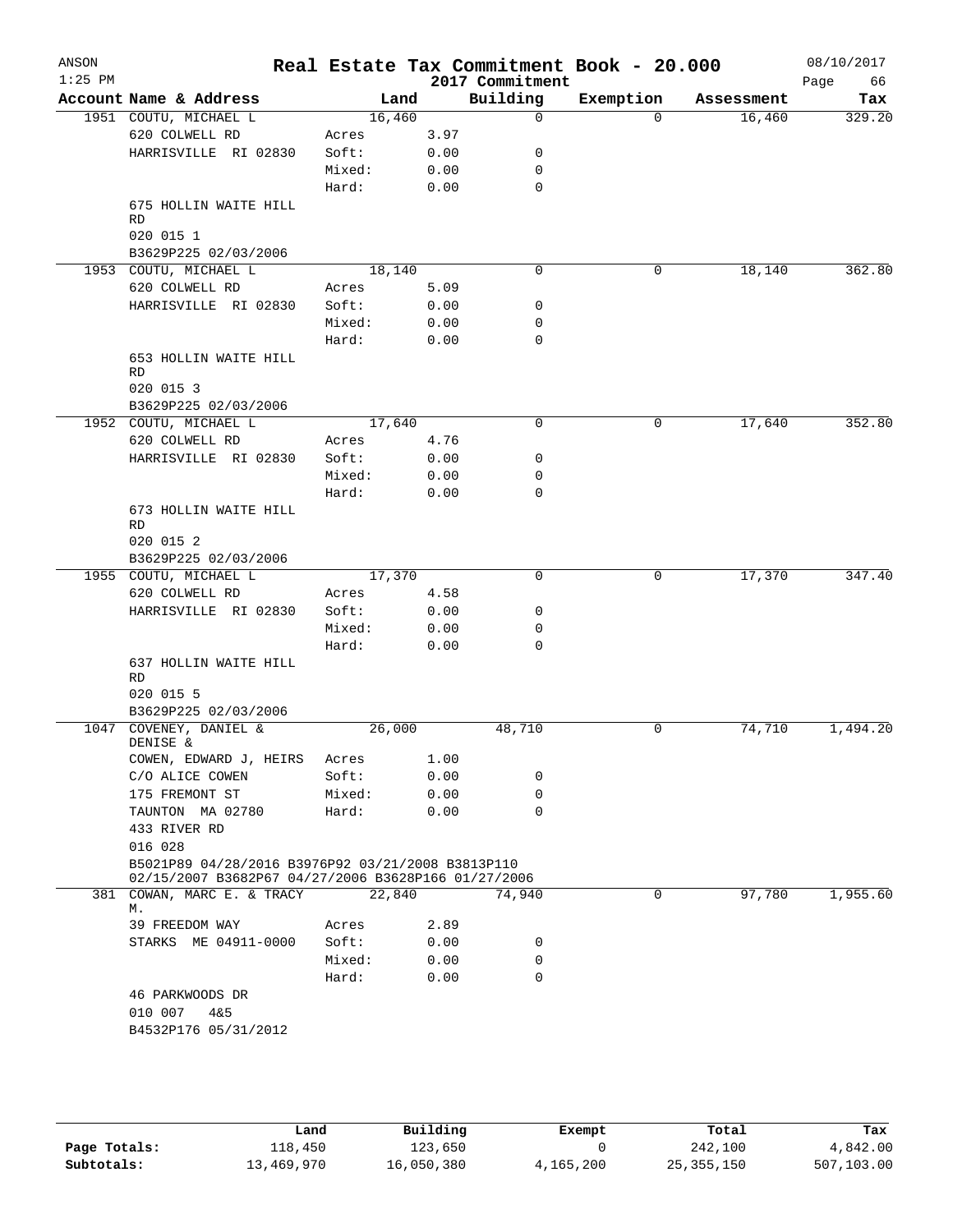ANSON 1:25 PM

# Real Estate Tax Commitment Book - 20.000

2017 Commitment

08/10/2017

| Account Name & Address | | Land | Building | Exemption | Assessment | Tax |
|---|---|---|---|---|---|---|
| 1951 COUTU, MICHAEL L | | 16,460 | 0 | 0 | 16,460 | 329.20 |
| 620 COLWELL RD | Acres | 3.97 | | | | |
| HARRISVILLE RI 02830 | Soft: | 0.00 | 0 | | | |
| | Mixed: | 0.00 | 0 | | | |
| | Hard: | 0.00 | 0 | | | |
| 675 HOLLIN WAITE HILL RD | | | | | | |
| 020 015 1 | | | | | | |
| B3629P225 02/03/2006 | | | | | | |
| 1953 COUTU, MICHAEL L | | 18,140 | 0 | 0 | 18,140 | 362.80 |
| 620 COLWELL RD | Acres | 5.09 | | | | |
| HARRISVILLE RI 02830 | Soft: | 0.00 | 0 | | | |
| | Mixed: | 0.00 | 0 | | | |
| | Hard: | 0.00 | 0 | | | |
| 653 HOLLIN WAITE HILL RD | | | | | | |
| 020 015 3 | | | | | | |
| B3629P225 02/03/2006 | | | | | | |
| 1952 COUTU, MICHAEL L | | 17,640 | 0 | 0 | 17,640 | 352.80 |
| 620 COLWELL RD | Acres | 4.76 | | | | |
| HARRISVILLE RI 02830 | Soft: | 0.00 | 0 | | | |
| | Mixed: | 0.00 | 0 | | | |
| | Hard: | 0.00 | 0 | | | |
| 673 HOLLIN WAITE HILL RD | | | | | | |
| 020 015 2 | | | | | | |
| B3629P225 02/03/2006 | | | | | | |
| 1955 COUTU, MICHAEL L | | 17,370 | 0 | 0 | 17,370 | 347.40 |
| 620 COLWELL RD | Acres | 4.58 | | | | |
| HARRISVILLE RI 02830 | Soft: | 0.00 | 0 | | | |
| | Mixed: | 0.00 | 0 | | | |
| | Hard: | 0.00 | 0 | | | |
| 637 HOLLIN WAITE HILL RD | | | | | | |
| 020 015 5 | | | | | | |
| B3629P225 02/03/2006 | | | | | | |
| 1047 COVENEY, DANIEL & DENISE & | | 26,000 | 48,710 | 0 | 74,710 | 1,494.20 |
| COWEN, EDWARD J, HEIRS | Acres | 1.00 | | | | |
| C/O ALICE COWEN | Soft: | 0.00 | 0 | | | |
| 175 FREMONT ST | Mixed: | 0.00 | 0 | | | |
| TAUNTON MA 02780 | Hard: | 0.00 | 0 | | | |
| 433 RIVER RD | | | | | | |
| 016 028 | | | | | | |
| B5021P89 04/28/2016 B3976P92 03/21/2008 B3813P110 02/15/2007 B3682P67 04/27/2006 B3628P166 01/27/2006 | | | | | | |
| 381 COWAN, MARC E. & TRACY M. | | 22,840 | 74,940 | 0 | 97,780 | 1,955.60 |
| 39 FREEDOM WAY | Acres | 2.89 | | | | |
| STARKS ME 04911-0000 | Soft: | 0.00 | 0 | | | |
| | Mixed: | 0.00 | 0 | | | |
| | Hard: | 0.00 | 0 | | | |
| 46 PARKWOODS DR | | | | | | |
| 010 007 4&5 | | | | | | |
| B4532P176 05/31/2012 | | | | | | |

| | Land | Building | Exempt | Total | Tax |
|---|---|---|---|---|---|
| Page Totals: | 118,450 | 123,650 | 0 | 242,100 | 4,842.00 |
| Subtotals: | 13,469,970 | 16,050,380 | 4,165,200 | 25,355,150 | 507,103.00 |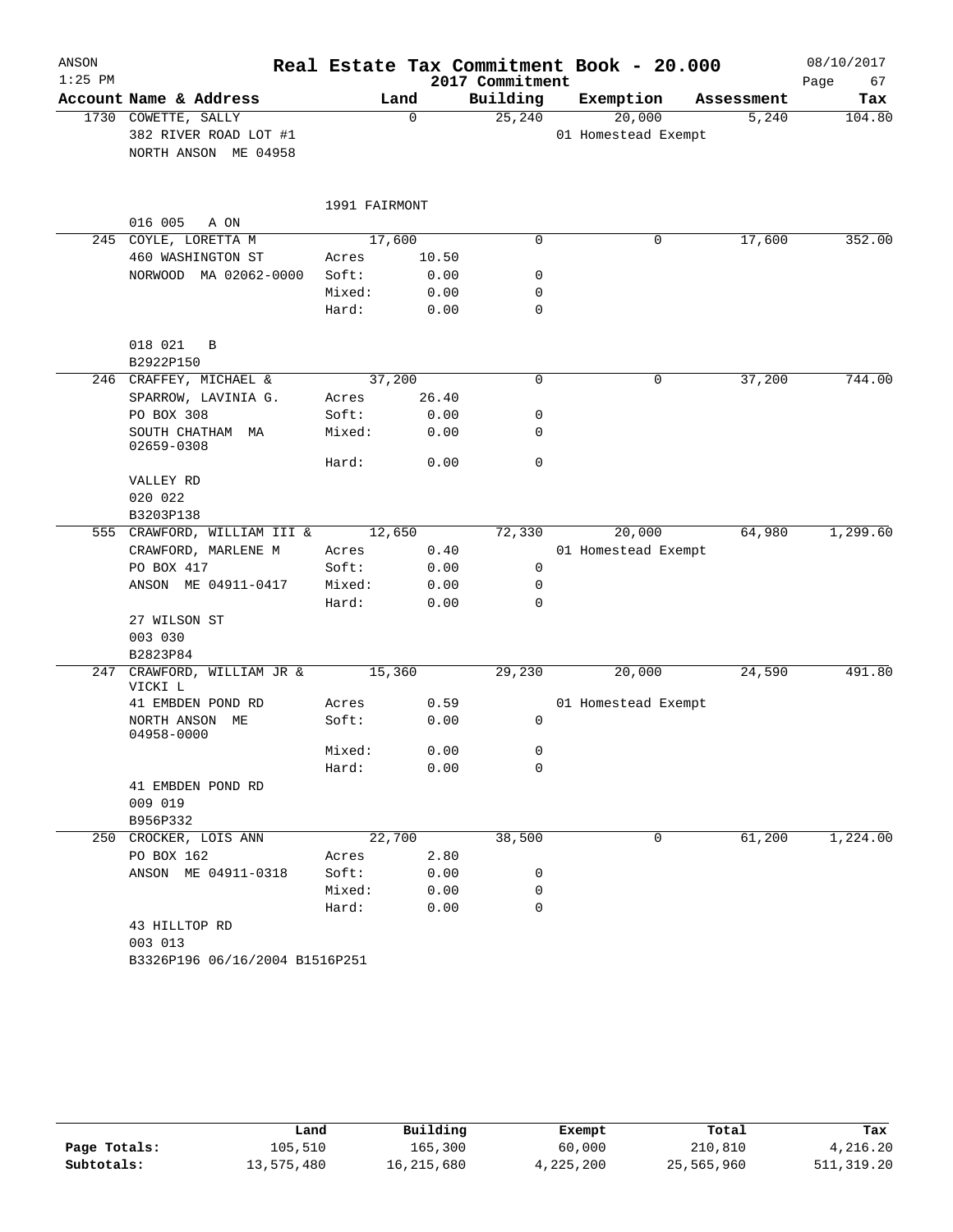# Real Estate Tax Commitment Book - 20.000

ANSON — 2017 Commitment — 08/10/2017

| Account | Name & Address | Land | | Building | Exemption | Assessment | Tax |
|---|---|---|---|---|---|---|---|
| 1730 | COWETTE, SALLY | | 0 | 25,240 | 20,000 | 5,240 | 104.80 |
| | 382 RIVER ROAD LOT #1 | | | | 01 Homestead Exempt | | |
| | NORTH ANSON ME 04958 | | | | | | |
| | | 1991 FAIRMONT | | | | | |
| | 016 005 A ON | | | | | | |
| 245 | COYLE, LORETTA M | | 17,600 | 0 | 0 | 17,600 | 352.00 |
| | 460 WASHINGTON ST | Acres | 10.50 | | | | |
| | NORWOOD MA 02062-0000 | Soft: | 0.00 | 0 | | | |
| | | Mixed: | 0.00 | 0 | | | |
| | | Hard: | 0.00 | 0 | | | |
| | 018 021 B | | | | | | |
| | B2922P150 | | | | | | |
| 246 | CRAFFEY, MICHAEL & | | 37,200 | 0 | 0 | 37,200 | 744.00 |
| | SPARROW, LAVINIA G. | Acres | 26.40 | | | | |
| | PO BOX 308 | Soft: | 0.00 | 0 | | | |
| | SOUTH CHATHAM MA 02659-0308 | Mixed: | 0.00 | 0 | | | |
| | | Hard: | 0.00 | 0 | | | |
| | VALLEY RD | | | | | | |
| | 020 022 | | | | | | |
| | B3203P138 | | | | | | |
| 555 | CRAWFORD, WILLIAM III & | | 12,650 | 72,330 | 20,000 | 64,980 | 1,299.60 |
| | CRAWFORD, MARLENE M | Acres | 0.40 | | 01 Homestead Exempt | | |
| | PO BOX 417 | Soft: | 0.00 | 0 | | | |
| | ANSON ME 04911-0417 | Mixed: | 0.00 | 0 | | | |
| | | Hard: | 0.00 | 0 | | | |
| | 27 WILSON ST | | | | | | |
| | 003 030 | | | | | | |
| | B2823P84 | | | | | | |
| 247 | CRAWFORD, WILLIAM JR & VICKI L | | 15,360 | 29,230 | 20,000 | 24,590 | 491.80 |
| | 41 EMBDEN POND RD | Acres | 0.59 | | 01 Homestead Exempt | | |
| | NORTH ANSON ME 04958-0000 | Soft: | 0.00 | 0 | | | |
| | | Mixed: | 0.00 | 0 | | | |
| | | Hard: | 0.00 | 0 | | | |
| | 41 EMBDEN POND RD | | | | | | |
| | 009 019 | | | | | | |
| | B956P332 | | | | | | |
| 250 | CROCKER, LOIS ANN | | 22,700 | 38,500 | 0 | 61,200 | 1,224.00 |
| | PO BOX 162 | Acres | 2.80 | | | | |
| | ANSON ME 04911-0318 | Soft: | 0.00 | 0 | | | |
| | | Mixed: | 0.00 | 0 | | | |
| | | Hard: | 0.00 | 0 | | | |
| | 43 HILLTOP RD | | | | | | |
| | 003 013 | | | | | | |
| | B3326P196 06/16/2004 B1516P251 | | | | | | |

| | Land | Building | Exempt | Total | Tax |
|---|---|---|---|---|---|
| Page Totals: | 105,510 | 165,300 | 60,000 | 210,810 | 4,216.20 |
| Subtotals: | 13,575,480 | 16,215,680 | 4,225,200 | 25,565,960 | 511,319.20 |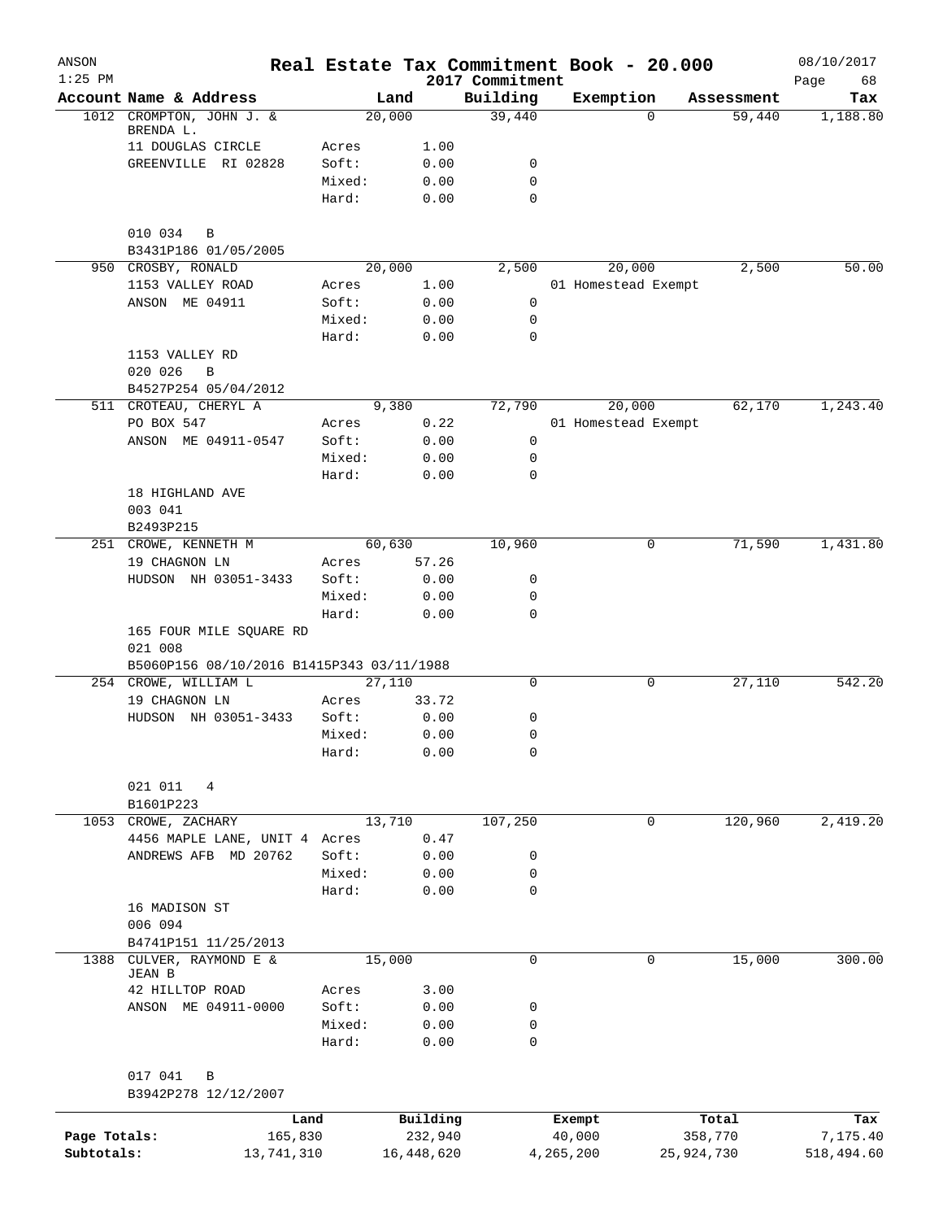# Real Estate Tax Commitment Book - 20.000

ANSON 1:25 PM — 2017 Commitment — 08/10/2017

| Account Name & Address | | Land | Building | Exemption | Assessment | Tax |
|---|---|---|---|---|---|---|
| 1012 CROMPTON, JOHN J. & BRENDA L. | | 20,000 | 39,440 | 0 | 59,440 | 1,188.80 |
| 11 DOUGLAS CIRCLE | Acres | 1.00 | | | | |
| GREENVILLE RI 02828 | Soft: | 0.00 | 0 | | | |
| | Mixed: | 0.00 | 0 | | | |
| | Hard: | 0.00 | 0 | | | |
| 010 034 B | | | | | | |
| B3431P186 01/05/2005 | | | | | | |
| 950 CROSBY, RONALD | | 20,000 | 2,500 | 20,000 | 2,500 | 50.00 |
| 1153 VALLEY ROAD | Acres | 1.00 | | 01 Homestead Exempt | | |
| ANSON ME 04911 | Soft: | 0.00 | 0 | | | |
| | Mixed: | 0.00 | 0 | | | |
| | Hard: | 0.00 | 0 | | | |
| 1153 VALLEY RD | | | | | | |
| 020 026 B | | | | | | |
| B4527P254 05/04/2012 | | | | | | |
| 511 CROTEAU, CHERYL A | | 9,380 | 72,790 | 20,000 | 62,170 | 1,243.40 |
| PO BOX 547 | Acres | 0.22 | | 01 Homestead Exempt | | |
| ANSON ME 04911-0547 | Soft: | 0.00 | 0 | | | |
| | Mixed: | 0.00 | 0 | | | |
| | Hard: | 0.00 | 0 | | | |
| 18 HIGHLAND AVE | | | | | | |
| 003 041 | | | | | | |
| B2493P215 | | | | | | |
| 251 CROWE, KENNETH M | | 60,630 | 10,960 | 0 | 71,590 | 1,431.80 |
| 19 CHAGNON LN | Acres | 57.26 | | | | |
| HUDSON NH 03051-3433 | Soft: | 0.00 | 0 | | | |
| | Mixed: | 0.00 | 0 | | | |
| | Hard: | 0.00 | 0 | | | |
| 165 FOUR MILE SQUARE RD | | | | | | |
| 021 008 | | | | | | |
| B5060P156 08/10/2016 B1415P343 03/11/1988 | | | | | | |
| 254 CROWE, WILLIAM L | | 27,110 | 0 | 0 | 27,110 | 542.20 |
| 19 CHAGNON LN | Acres | 33.72 | | | | |
| HUDSON NH 03051-3433 | Soft: | 0.00 | 0 | | | |
| | Mixed: | 0.00 | 0 | | | |
| | Hard: | 0.00 | 0 | | | |
| 021 011 4 | | | | | | |
| B1601P223 | | | | | | |
| 1053 CROWE, ZACHARY | | 13,710 | 107,250 | 0 | 120,960 | 2,419.20 |
| 4456 MAPLE LANE, UNIT 4 | Acres | 0.47 | | | | |
| ANDREWS AFB MD 20762 | Soft: | 0.00 | 0 | | | |
| | Mixed: | 0.00 | 0 | | | |
| | Hard: | 0.00 | 0 | | | |
| 16 MADISON ST | | | | | | |
| 006 094 | | | | | | |
| B4741P151 11/25/2013 | | | | | | |
| 1388 CULVER, RAYMOND E & JEAN B | | 15,000 | 0 | 0 | 15,000 | 300.00 |
| 42 HILLTOP ROAD | Acres | 3.00 | | | | |
| ANSON ME 04911-0000 | Soft: | 0.00 | 0 | | | |
| | Mixed: | 0.00 | 0 | | | |
| | Hard: | 0.00 | 0 | | | |
| 017 041 B | | | | | | |
| B3942P278 12/12/2007 | | | | | | |

| | Land | Building | Exempt | Total | Tax |
|---|---|---|---|---|---|
| Page Totals: | 165,830 | 232,940 | 40,000 | 358,770 | 7,175.40 |
| Subtotals: | 13,741,310 | 16,448,620 | 4,265,200 | 25,924,730 | 518,494.60 |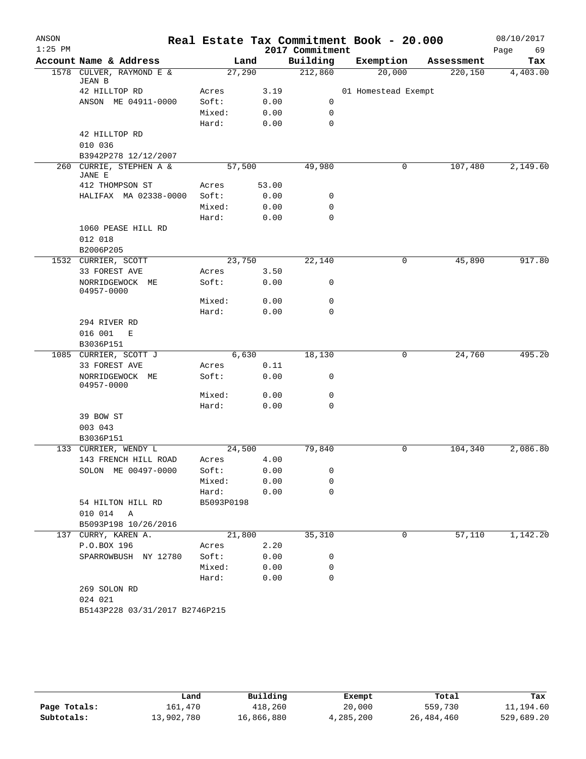# Real Estate Tax Commitment Book - 20.000

ANSON
1:25 PM

2017 Commitment

08/10/2017

| Account | Name & Address | | Land | Building | Exemption | Assessment | Tax |
|---|---|---|---|---|---|---|---|
| 1578 | CULVER, RAYMOND E & JEAN B | | 27,290 | 212,860 | 20,000 | 220,150 | 4,403.00 |
| | 42 HILLTOP RD | Acres | 3.19 | | 01 Homestead Exempt | | |
| | ANSON ME 04911-0000 | Soft: | 0.00 | 0 | | | |
| | | Mixed: | 0.00 | 0 | | | |
| | | Hard: | 0.00 | 0 | | | |
| | 42 HILLTOP RD | | | | | | |
| | 010 036 | | | | | | |
| | B3942P278 12/12/2007 | | | | | | |
| 260 | CURRIE, STEPHEN A & JANE E | | 57,500 | 49,980 | 0 | 107,480 | 2,149.60 |
| | 412 THOMPSON ST | Acres | 53.00 | | | | |
| | HALIFAX MA 02338-0000 | Soft: | 0.00 | 0 | | | |
| | | Mixed: | 0.00 | 0 | | | |
| | | Hard: | 0.00 | 0 | | | |
| | 1060 PEASE HILL RD | | | | | | |
| | 012 018 | | | | | | |
| | B2006P205 | | | | | | |
| 1532 | CURRIER, SCOTT | | 23,750 | 22,140 | 0 | 45,890 | 917.80 |
| | 33 FOREST AVE | Acres | 3.50 | | | | |
| | NORRIDGEWOCK ME 04957-0000 | Soft: | 0.00 | 0 | | | |
| | | Mixed: | 0.00 | 0 | | | |
| | | Hard: | 0.00 | 0 | | | |
| | 294 RIVER RD | | | | | | |
| | 016 001 E | | | | | | |
| | B3036P151 | | | | | | |
| 1085 | CURRIER, SCOTT J | | 6,630 | 18,130 | 0 | 24,760 | 495.20 |
| | 33 FOREST AVE | Acres | 0.11 | | | | |
| | NORRIDGEWOCK ME 04957-0000 | Soft: | 0.00 | 0 | | | |
| | | Mixed: | 0.00 | 0 | | | |
| | | Hard: | 0.00 | 0 | | | |
| | 39 BOW ST | | | | | | |
| | 003 043 | | | | | | |
| | B3036P151 | | | | | | |
| 133 | CURRIER, WENDY L | | 24,500 | 79,840 | 0 | 104,340 | 2,086.80 |
| | 143 FRENCH HILL ROAD | Acres | 4.00 | | | | |
| | SOLON ME 00497-0000 | Soft: | 0.00 | 0 | | | |
| | | Mixed: | 0.00 | 0 | | | |
| | | Hard: | 0.00 | 0 | | | |
| | 54 HILTON HILL RD | B5093P0198 | | | | | |
| | 010 014 A | | | | | | |
| | B5093P198 10/26/2016 | | | | | | |
| 137 | CURRY, KAREN A. | | 21,800 | 35,310 | 0 | 57,110 | 1,142.20 |
| | P.O.BOX 196 | Acres | 2.20 | | | | |
| | SPARROWBUSH NY 12780 | Soft: | 0.00 | 0 | | | |
| | | Mixed: | 0.00 | 0 | | | |
| | | Hard: | 0.00 | 0 | | | |
| | 269 SOLON RD | | | | | | |
| | 024 021 | | | | | | |
| | B5143P228 03/31/2017 B2746P215 | | | | | | |

| | Land | Building | Exempt | Total | Tax |
|---|---|---|---|---|---|
| Page Totals: | 161,470 | 418,260 | 20,000 | 559,730 | 11,194.60 |
| Subtotals: | 13,902,780 | 16,866,880 | 4,285,200 | 26,484,460 | 529,689.20 |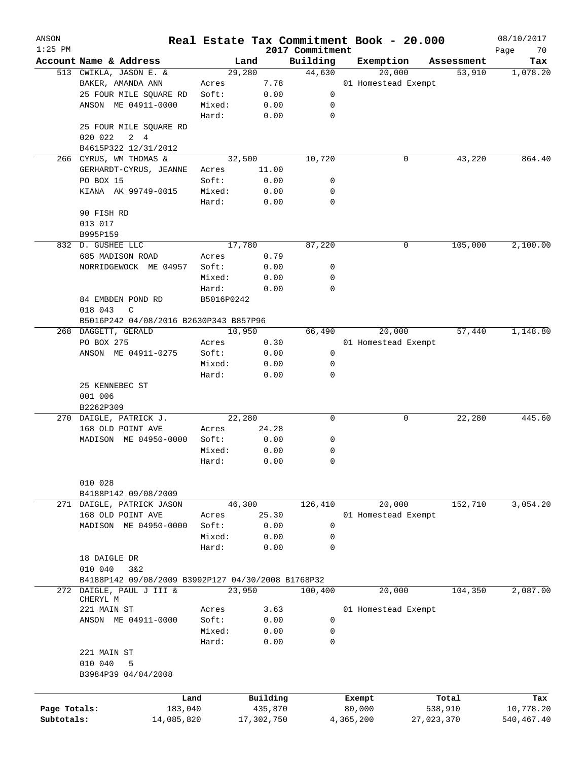# Real Estate Tax Commitment Book - 20.000

ANSON
2017 Commitment

| Account | Name & Address | Land | | Building | Exemption | Assessment | Tax |
|---|---|---|---|---|---|---|---|
| 513 | CWIKLA, JASON E. & | | 29,280 | 44,630 | 20,000 | 53,910 | 1,078.20 |
| | BAKER, AMANDA ANN | Acres | 7.78 | | 01 Homestead Exempt | | |
| | 25 FOUR MILE SQUARE RD | Soft: | 0.00 | 0 | | | |
| | ANSON ME 04911-0000 | Mixed: | 0.00 | 0 | | | |
| | | Hard: | 0.00 | 0 | | | |
| | 25 FOUR MILE SQUARE RD | | | | | | |
| | 020 022 2 4 | | | | | | |
| | B4615P322 12/31/2012 | | | | | | |
| 266 | CYRUS, WM THOMAS & | | 32,500 | 10,720 | 0 | 43,220 | 864.40 |
| | GERHARDT-CYRUS, JEANNE | Acres | 11.00 | | | | |
| | PO BOX 15 | Soft: | 0.00 | 0 | | | |
| | KIANA AK 99749-0015 | Mixed: | 0.00 | 0 | | | |
| | | Hard: | 0.00 | 0 | | | |
| | 90 FISH RD | | | | | | |
| | 013 017 | | | | | | |
| | B995P159 | | | | | | |
| 832 | D. GUSHEE LLC | | 17,780 | 87,220 | 0 | 105,000 | 2,100.00 |
| | 685 MADISON ROAD | Acres | 0.79 | | | | |
| | NORRIDGEWOCK ME 04957 | Soft: | 0.00 | 0 | | | |
| | | Mixed: | 0.00 | 0 | | | |
| | | Hard: | 0.00 | 0 | | | |
| | 84 EMBDEN POND RD | B5016P0242 | | | | | |
| | 018 043 C | | | | | | |
| | B5016P242 04/08/2016 B2630P343 B857P96 | | | | | | |
| 268 | DAGGETT, GERALD | | 10,950 | 66,490 | 20,000 | 57,440 | 1,148.80 |
| | PO BOX 275 | Acres | 0.30 | | 01 Homestead Exempt | | |
| | ANSON ME 04911-0275 | Soft: | 0.00 | 0 | | | |
| | | Mixed: | 0.00 | 0 | | | |
| | | Hard: | 0.00 | 0 | | | |
| | 25 KENNEBEC ST | | | | | | |
| | 001 006 | | | | | | |
| | B2262P309 | | | | | | |
| 270 | DAIGLE, PATRICK J. | | 22,280 | 0 | 0 | 22,280 | 445.60 |
| | 168 OLD POINT AVE | Acres | 24.28 | | | | |
| | MADISON ME 04950-0000 | Soft: | 0.00 | 0 | | | |
| | | Mixed: | 0.00 | 0 | | | |
| | | Hard: | 0.00 | 0 | | | |
| | 010 028 | | | | | | |
| | B4188P142 09/08/2009 | | | | | | |
| 271 | DAIGLE, PATRICK JASON | | 46,300 | 126,410 | 20,000 | 152,710 | 3,054.20 |
| | 168 OLD POINT AVE | Acres | 25.30 | | 01 Homestead Exempt | | |
| | MADISON ME 04950-0000 | Soft: | 0.00 | 0 | | | |
| | | Mixed: | 0.00 | 0 | | | |
| | | Hard: | 0.00 | 0 | | | |
| | 18 DAIGLE DR | | | | | | |
| | 010 040 3&2 | | | | | | |
| | B4188P142 09/08/2009 B3992P127 04/30/2008 B1768P32 | | | | | | |
| 272 | DAIGLE, PAUL J III & CHERYL M | | 23,950 | 100,400 | 20,000 | 104,350 | 2,087.00 |
| | 221 MAIN ST | Acres | 3.63 | | 01 Homestead Exempt | | |
| | ANSON ME 04911-0000 | Soft: | 0.00 | 0 | | | |
| | | Mixed: | 0.00 | 0 | | | |
| | | Hard: | 0.00 | 0 | | | |
| | 221 MAIN ST | | | | | | |
| | 010 040 5 | | | | | | |
| | B3984P39 04/04/2008 | | | | | | |

| | Land | Building | Exempt | Total | Tax |
|---|---|---|---|---|---|
| Page Totals: | 183,040 | 435,870 | 80,000 | 538,910 | 10,778.20 |
| Subtotals: | 14,085,820 | 17,302,750 | 4,365,200 | 27,023,370 | 540,467.40 |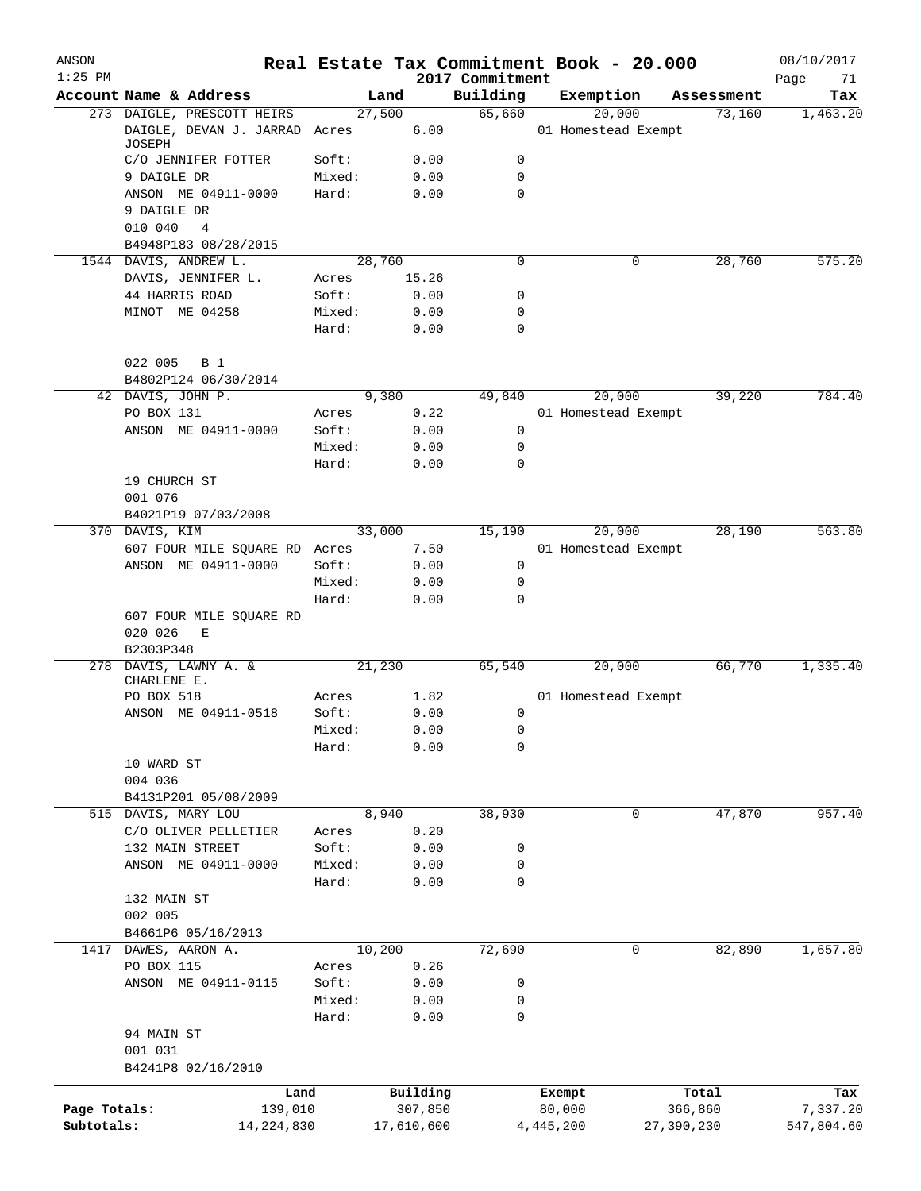ANSON
1:25 PM

# Real Estate Tax Commitment Book - 20.000

2017 Commitment

08/10/2017

| Account Name & Address | Land | | Building | Exemption | Assessment | Tax |
|---|---|---|---|---|---|---|
| 273 DAIGLE, PRESCOTT HEIRS | 27,500 | | 65,660 | 20,000 | 73,160 | 1,463.20 |
| DAIGLE, DEVAN J. JARRAD JOSEPH | Acres | 6.00 | | 01 Homestead Exempt | | |
| C/O JENNIFER FOTTER | Soft: | 0.00 | 0 | | | |
| 9 DAIGLE DR | Mixed: | 0.00 | 0 | | | |
| ANSON ME 04911-0000 | Hard: | 0.00 | 0 | | | |
| 9 DAIGLE DR | | | | | | |
| 010 040 4 | | | | | | |
| B4948P183 08/28/2015 | | | | | | |
| 1544 DAVIS, ANDREW L. | 28,760 | | 0 | 0 | 28,760 | 575.20 |
| DAVIS, JENNIFER L. | Acres | 15.26 | | | | |
| 44 HARRIS ROAD | Soft: | 0.00 | 0 | | | |
| MINOT ME 04258 | Mixed: | 0.00 | 0 | | | |
| | Hard: | 0.00 | 0 | | | |
| 022 005 B 1 | | | | | | |
| B4802P124 06/30/2014 | | | | | | |
| 42 DAVIS, JOHN P. | 9,380 | | 49,840 | 20,000 | 39,220 | 784.40 |
| PO BOX 131 | Acres | 0.22 | | 01 Homestead Exempt | | |
| ANSON ME 04911-0000 | Soft: | 0.00 | 0 | | | |
| | Mixed: | 0.00 | 0 | | | |
| | Hard: | 0.00 | 0 | | | |
| 19 CHURCH ST | | | | | | |
| 001 076 | | | | | | |
| B4021P19 07/03/2008 | | | | | | |
| 370 DAVIS, KIM | 33,000 | | 15,190 | 20,000 | 28,190 | 563.80 |
| 607 FOUR MILE SQUARE RD | Acres | 7.50 | | 01 Homestead Exempt | | |
| ANSON ME 04911-0000 | Soft: | 0.00 | 0 | | | |
| | Mixed: | 0.00 | 0 | | | |
| | Hard: | 0.00 | 0 | | | |
| 607 FOUR MILE SQUARE RD | | | | | | |
| 020 026 E | | | | | | |
| B2303P348 | | | | | | |
| 278 DAVIS, LAWNY A. & CHARLENE E. | 21,230 | | 65,540 | 20,000 | 66,770 | 1,335.40 |
| PO BOX 518 | Acres | 1.82 | | 01 Homestead Exempt | | |
| ANSON ME 04911-0518 | Soft: | 0.00 | 0 | | | |
| | Mixed: | 0.00 | 0 | | | |
| | Hard: | 0.00 | 0 | | | |
| 10 WARD ST | | | | | | |
| 004 036 | | | | | | |
| B4131P201 05/08/2009 | | | | | | |
| 515 DAVIS, MARY LOU | 8,940 | | 38,930 | 0 | 47,870 | 957.40 |
| C/O OLIVER PELLETIER | Acres | 0.20 | | | | |
| 132 MAIN STREET | Soft: | 0.00 | 0 | | | |
| ANSON ME 04911-0000 | Mixed: | 0.00 | 0 | | | |
| | Hard: | 0.00 | 0 | | | |
| 132 MAIN ST | | | | | | |
| 002 005 | | | | | | |
| B4661P6 05/16/2013 | | | | | | |
| 1417 DAWES, AARON A. | 10,200 | | 72,690 | 0 | 82,890 | 1,657.80 |
| PO BOX 115 | Acres | 0.26 | | | | |
| ANSON ME 04911-0115 | Soft: | 0.00 | 0 | | | |
| | Mixed: | 0.00 | 0 | | | |
| | Hard: | 0.00 | 0 | | | |
| 94 MAIN ST | | | | | | |
| 001 031 | | | | | | |
| B4241P8 02/16/2010 | | | | | | |

| | Land | Building | Exempt | Total | Tax |
|---|---|---|---|---|---|
| Page Totals: | 139,010 | 307,850 | 80,000 | 366,860 | 7,337.20 |
| Subtotals: | 14,224,830 | 17,610,600 | 4,445,200 | 27,390,230 | 547,804.60 |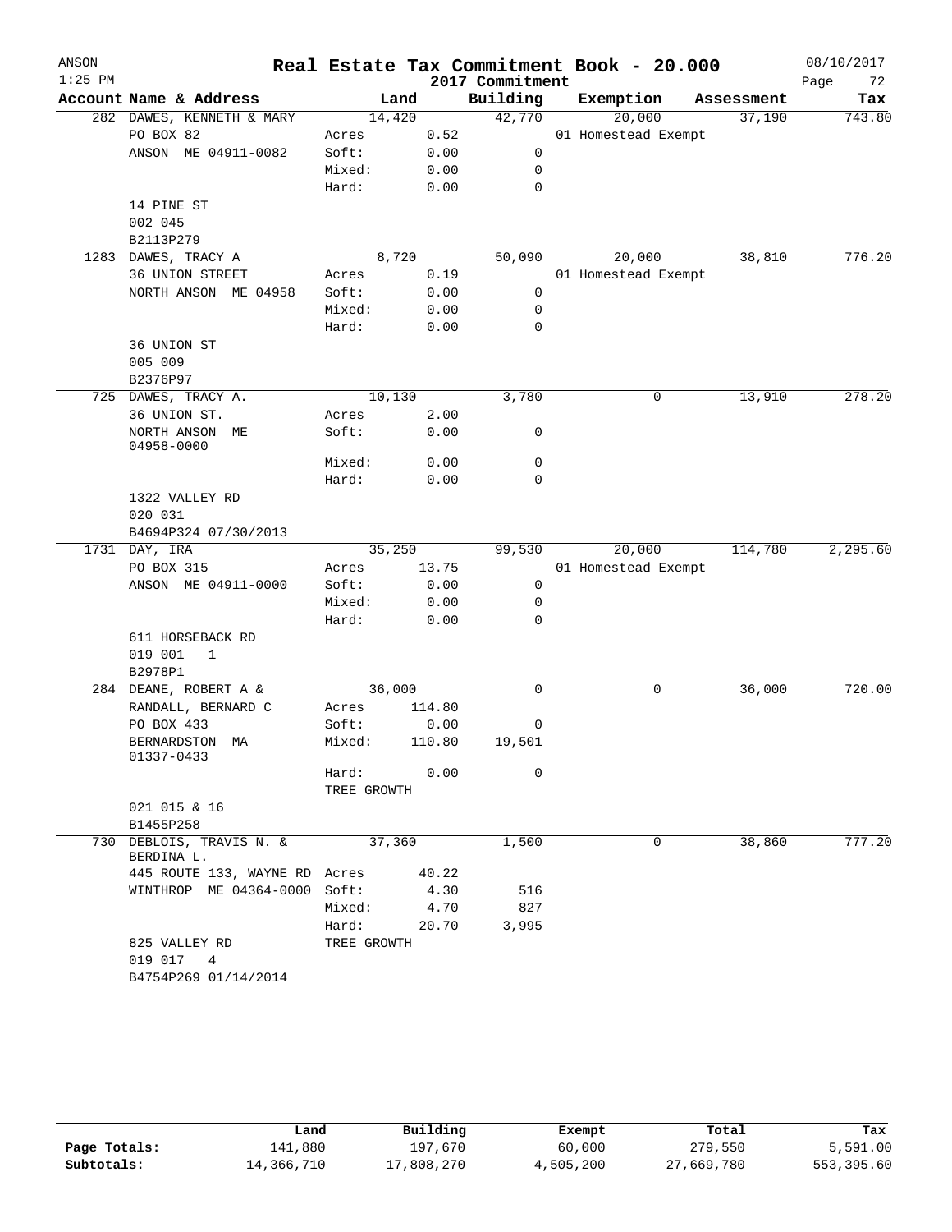# Real Estate Tax Commitment Book - 20.000

ANSON
1:25 PM
2017 Commitment
08/10/2017

| Account | Name & Address | Land | | Building | Exemption | Assessment | Tax |
|---|---|---|---|---|---|---|---|
| 282 | DAWES, KENNETH & MARY | 14,420 | | 42,770 | 20,000 | 37,190 | 743.80 |
| | PO BOX 82 | Acres | 0.52 | | 01 Homestead Exempt | | |
| | ANSON ME 04911-0082 | Soft: | 0.00 | 0 | | | |
| | | Mixed: | 0.00 | 0 | | | |
| | | Hard: | 0.00 | 0 | | | |
| | 14 PINE ST | | | | | | |
| | 002 045 | | | | | | |
| | B2113P279 | | | | | | |
| 1283 | DAWES, TRACY A | 8,720 | | 50,090 | 20,000 | 38,810 | 776.20 |
| | 36 UNION STREET | Acres | 0.19 | | 01 Homestead Exempt | | |
| | NORTH ANSON ME 04958 | Soft: | 0.00 | 0 | | | |
| | | Mixed: | 0.00 | 0 | | | |
| | | Hard: | 0.00 | 0 | | | |
| | 36 UNION ST | | | | | | |
| | 005 009 | | | | | | |
| | B2376P97 | | | | | | |
| 725 | DAWES, TRACY A. | 10,130 | | 3,780 | 0 | 13,910 | 278.20 |
| | 36 UNION ST. | Acres | 2.00 | | | | |
| | NORTH ANSON ME 04958-0000 | Soft: | 0.00 | 0 | | | |
| | | Mixed: | 0.00 | 0 | | | |
| | | Hard: | 0.00 | 0 | | | |
| | 1322 VALLEY RD | | | | | | |
| | 020 031 | | | | | | |
| | B4694P324 07/30/2013 | | | | | | |
| 1731 | DAY, IRA | 35,250 | | 99,530 | 20,000 | 114,780 | 2,295.60 |
| | PO BOX 315 | Acres | 13.75 | | 01 Homestead Exempt | | |
| | ANSON ME 04911-0000 | Soft: | 0.00 | 0 | | | |
| | | Mixed: | 0.00 | 0 | | | |
| | | Hard: | 0.00 | 0 | | | |
| | 611 HORSEBACK RD | | | | | | |
| | 019 001 1 | | | | | | |
| | B2978P1 | | | | | | |
| 284 | DEANE, ROBERT A & | 36,000 | | 0 | 0 | 36,000 | 720.00 |
| | RANDALL, BERNARD C | Acres | 114.80 | | | | |
| | PO BOX 433 | Soft: | 0.00 | 0 | | | |
| | BERNARDSTON MA 01337-0433 | Mixed: | 110.80 | 19,501 | | | |
| | | Hard: | 0.00 | 0 | | | |
| | | TREE GROWTH | | | | | |
| | 021 015 & 16 | | | | | | |
| | B1455P258 | | | | | | |
| 730 | DEBLOIS, TRAVIS N. & BERDINA L. | 37,360 | | 1,500 | 0 | 38,860 | 777.20 |
| | 445 ROUTE 133, WAYNE RD | Acres | 40.22 | | | | |
| | WINTHROP ME 04364-0000 | Soft: | 4.30 | 516 | | | |
| | | Mixed: | 4.70 | 827 | | | |
| | | Hard: | 20.70 | 3,995 | | | |
| | 825 VALLEY RD | TREE GROWTH | | | | | |
| | 019 017 4 | | | | | | |
| | B4754P269 01/14/2014 | | | | | | |

| | Land | Building | Exempt | Total | Tax |
|---|---|---|---|---|---|
| Page Totals: | 141,880 | 197,670 | 60,000 | 279,550 | 5,591.00 |
| Subtotals: | 14,366,710 | 17,808,270 | 4,505,200 | 27,669,780 | 553,395.60 |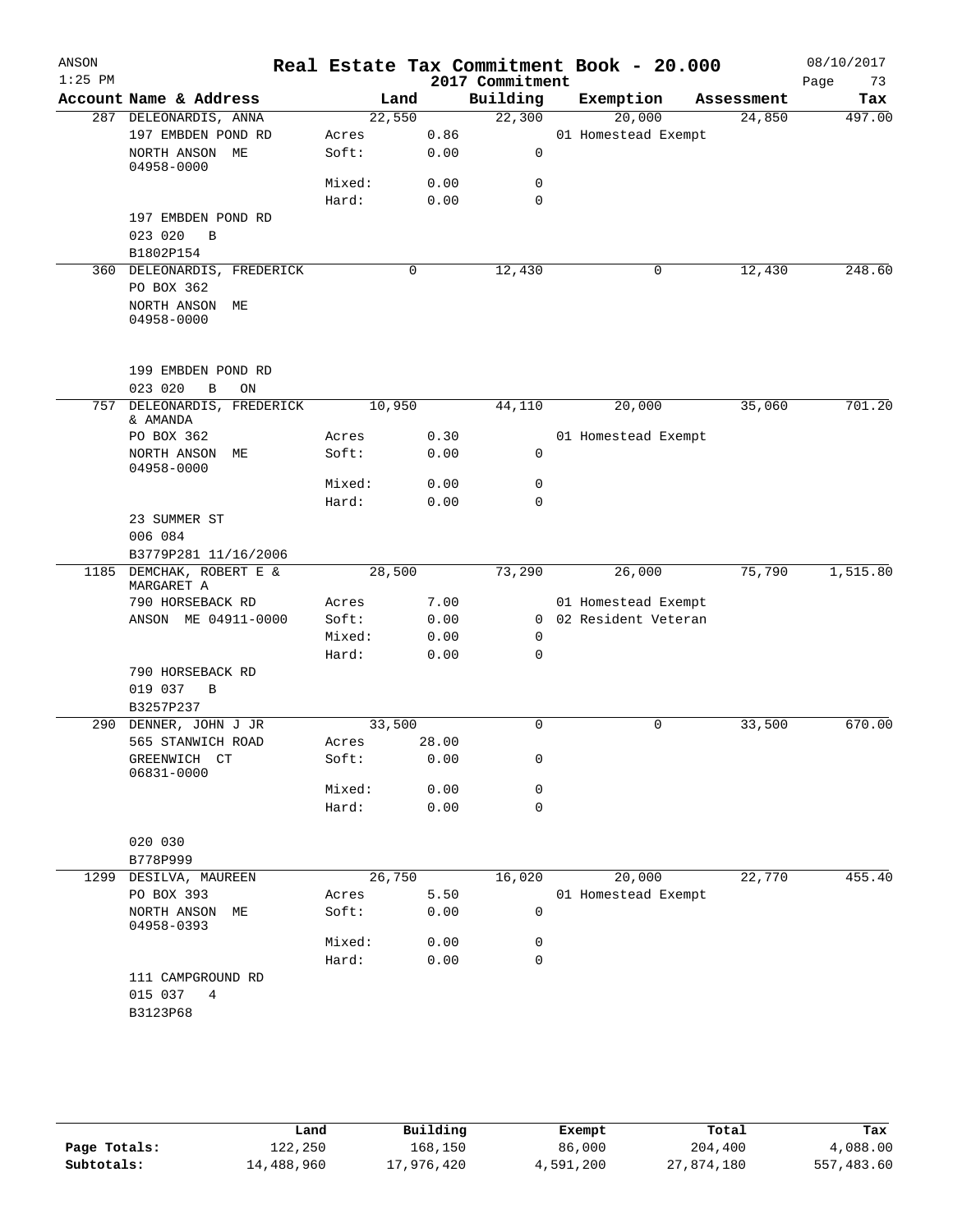# Real Estate Tax Commitment Book - 20.000

ANSON 08/10/2017
1:25 PM 2017 Commitment

| Account | Name & Address | Land | | Building | Exemption | Assessment | Tax |
|---|---|---|---|---|---|---|---|
| 287 | DELEONARDIS, ANNA | 22,550 | | 22,300 | 20,000 | 24,850 | 497.00 |
| | 197 EMBDEN POND RD | Acres | 0.86 | | 01 Homestead Exempt | | |
| | NORTH ANSON ME 04958-0000 | Soft: | 0.00 | 0 | | | |
| | | Mixed: | 0.00 | 0 | | | |
| | | Hard: | 0.00 | 0 | | | |
| | 197 EMBDEN POND RD | | | | | | |
| | 023 020 B | | | | | | |
| | B1802P154 | | | | | | |
| 360 | DELEONARDIS, FREDERICK | 0 | | 12,430 | 0 | 12,430 | 248.60 |
| | PO BOX 362 | | | | | | |
| | NORTH ANSON ME 04958-0000 | | | | | | |
| | 199 EMBDEN POND RD | | | | | | |
| | 023 020 B ON | | | | | | |
| 757 | DELEONARDIS, FREDERICK & AMANDA | 10,950 | | 44,110 | 20,000 | 35,060 | 701.20 |
| | PO BOX 362 | Acres | 0.30 | | 01 Homestead Exempt | | |
| | NORTH ANSON ME 04958-0000 | Soft: | 0.00 | 0 | | | |
| | | Mixed: | 0.00 | 0 | | | |
| | | Hard: | 0.00 | 0 | | | |
| | 23 SUMMER ST | | | | | | |
| | 006 084 | | | | | | |
| | B3779P281 11/16/2006 | | | | | | |
| 1185 | DEMCHAK, ROBERT E & MARGARET A | 28,500 | | 73,290 | 26,000 | 75,790 | 1,515.80 |
| | 790 HORSEBACK RD | Acres | 7.00 | | 01 Homestead Exempt | | |
| | ANSON ME 04911-0000 | Soft: | 0.00 | 0 | 02 Resident Veteran | | |
| | | Mixed: | 0.00 | 0 | | | |
| | | Hard: | 0.00 | 0 | | | |
| | 790 HORSEBACK RD | | | | | | |
| | 019 037 B | | | | | | |
| | B3257P237 | | | | | | |
| 290 | DENNER, JOHN J JR | 33,500 | | 0 | 0 | 33,500 | 670.00 |
| | 565 STANWICH ROAD | Acres | 28.00 | | | | |
| | GREENWICH CT 06831-0000 | Soft: | 0.00 | 0 | | | |
| | | Mixed: | 0.00 | 0 | | | |
| | | Hard: | 0.00 | 0 | | | |
| | 020 030 | | | | | | |
| | B778P999 | | | | | | |
| 1299 | DESILVA, MAUREEN | 26,750 | | 16,020 | 20,000 | 22,770 | 455.40 |
| | PO BOX 393 | Acres | 5.50 | | 01 Homestead Exempt | | |
| | NORTH ANSON ME 04958-0393 | Soft: | 0.00 | 0 | | | |
| | | Mixed: | 0.00 | 0 | | | |
| | | Hard: | 0.00 | 0 | | | |
| | 111 CAMPGROUND RD | | | | | | |
| | 015 037 4 | | | | | | |
| | B3123P68 | | | | | | |

| | Land | Building | Exempt | Total | Tax |
|---|---|---|---|---|---|
| Page Totals: | 122,250 | 168,150 | 86,000 | 204,400 | 4,088.00 |
| Subtotals: | 14,488,960 | 17,976,420 | 4,591,200 | 27,874,180 | 557,483.60 |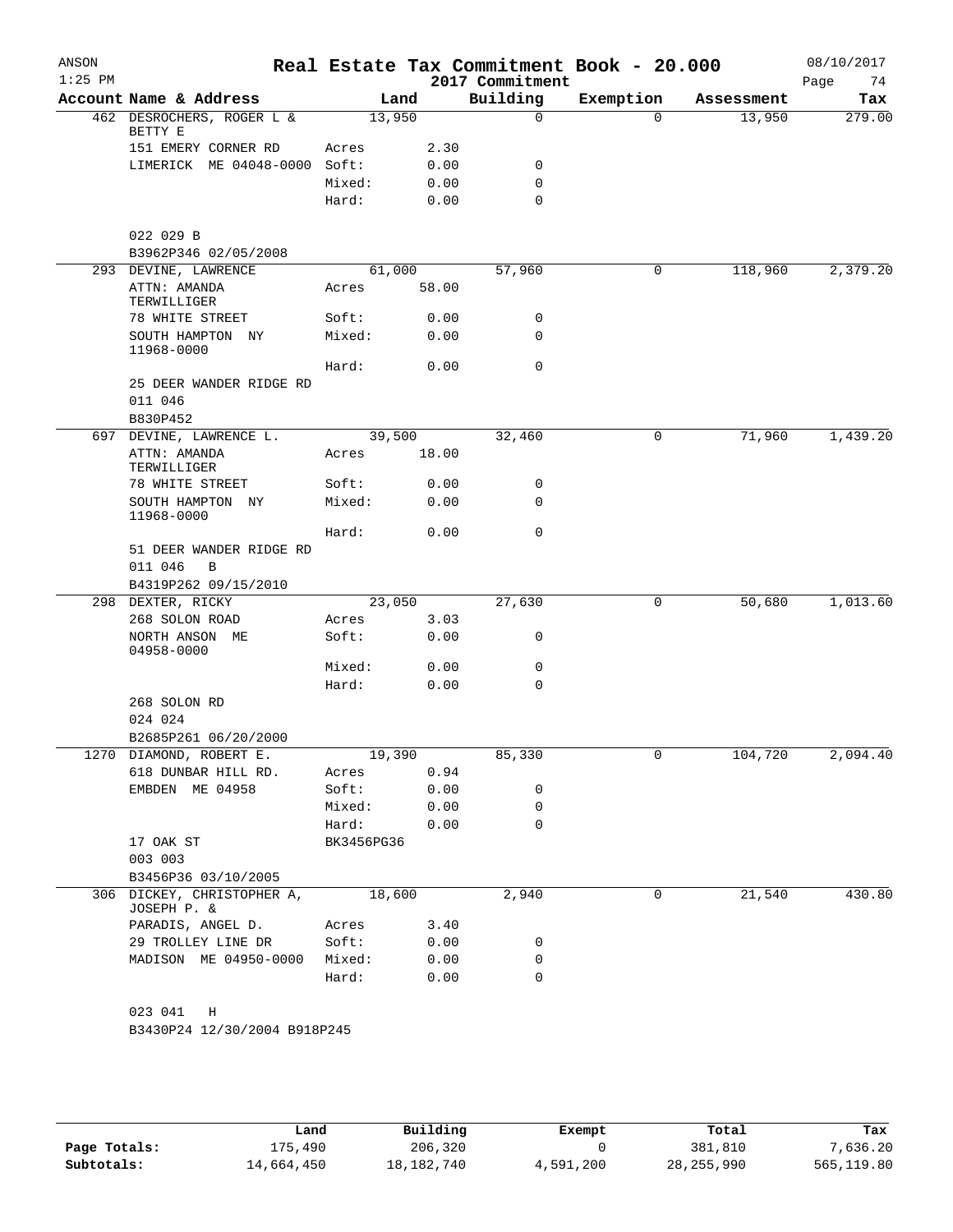# Real Estate Tax Commitment Book - 20.000

ANSON
1:25 PM

2017 Commitment

08/10/2017

| Account | Name & Address | | Land | Building | Exemption | Assessment | Tax |
|---|---|---|---|---|---|---|---|
| 462 | DESROCHERS, ROGER L & BETTY E | | 13,950 | 0 | 0 | 13,950 | 279.00 |
| | 151 EMERY CORNER RD | Acres | 2.30 | | | | |
| | LIMERICK ME 04048-0000 | Soft: | 0.00 | 0 | | | |
| | | Mixed: | 0.00 | 0 | | | |
| | | Hard: | 0.00 | 0 | | | |
| | 022 029 B | | | | | | |
| | B3962P346 02/05/2008 | | | | | | |
| 293 | DEVINE, LAWRENCE | | 61,000 | 57,960 | 0 | 118,960 | 2,379.20 |
| | ATTN: AMANDA TERWILLIGER | Acres | 58.00 | | | | |
| | 78 WHITE STREET | Soft: | 0.00 | 0 | | | |
| | SOUTH HAMPTON NY 11968-0000 | Mixed: | 0.00 | 0 | | | |
| | | Hard: | 0.00 | 0 | | | |
| | 25 DEER WANDER RIDGE RD | | | | | | |
| | 011 046 | | | | | | |
| | B830P452 | | | | | | |
| 697 | DEVINE, LAWRENCE L. | | 39,500 | 32,460 | 0 | 71,960 | 1,439.20 |
| | ATTN: AMANDA TERWILLIGER | Acres | 18.00 | | | | |
| | 78 WHITE STREET | Soft: | 0.00 | 0 | | | |
| | SOUTH HAMPTON NY 11968-0000 | Mixed: | 0.00 | 0 | | | |
| | | Hard: | 0.00 | 0 | | | |
| | 51 DEER WANDER RIDGE RD | | | | | | |
| | 011 046 B | | | | | | |
| | B4319P262 09/15/2010 | | | | | | |
| 298 | DEXTER, RICKY | | 23,050 | 27,630 | 0 | 50,680 | 1,013.60 |
| | 268 SOLON ROAD | Acres | 3.03 | | | | |
| | NORTH ANSON ME 04958-0000 | Soft: | 0.00 | 0 | | | |
| | | Mixed: | 0.00 | 0 | | | |
| | | Hard: | 0.00 | 0 | | | |
| | 268 SOLON RD | | | | | | |
| | 024 024 | | | | | | |
| | B2685P261 06/20/2000 | | | | | | |
| 1270 | DIAMOND, ROBERT E. | | 19,390 | 85,330 | 0 | 104,720 | 2,094.40 |
| | 618 DUNBAR HILL RD. | Acres | 0.94 | | | | |
| | EMBDEN ME 04958 | Soft: | 0.00 | 0 | | | |
| | | Mixed: | 0.00 | 0 | | | |
| | | Hard: | 0.00 | 0 | | | |
| | 17 OAK ST | BK3456PG36 | | | | | |
| | 003 003 | | | | | | |
| | B3456P36 03/10/2005 | | | | | | |
| 306 | DICKEY, CHRISTOPHER A, JOSEPH P. & | | 18,600 | 2,940 | 0 | 21,540 | 430.80 |
| | PARADIS, ANGEL D. | Acres | 3.40 | | | | |
| | 29 TROLLEY LINE DR | Soft: | 0.00 | 0 | | | |
| | MADISON ME 04950-0000 | Mixed: | 0.00 | 0 | | | |
| | | Hard: | 0.00 | 0 | | | |
| | 023 041 H | | | | | | |
| | B3430P24 12/30/2004 B918P245 | | | | | | |

| | Land | Building | Exempt | Total | Tax |
|---|---|---|---|---|---|
| Page Totals: | 175,490 | 206,320 | 0 | 381,810 | 7,636.20 |
| Subtotals: | 14,664,450 | 18,182,740 | 4,591,200 | 28,255,990 | 565,119.80 |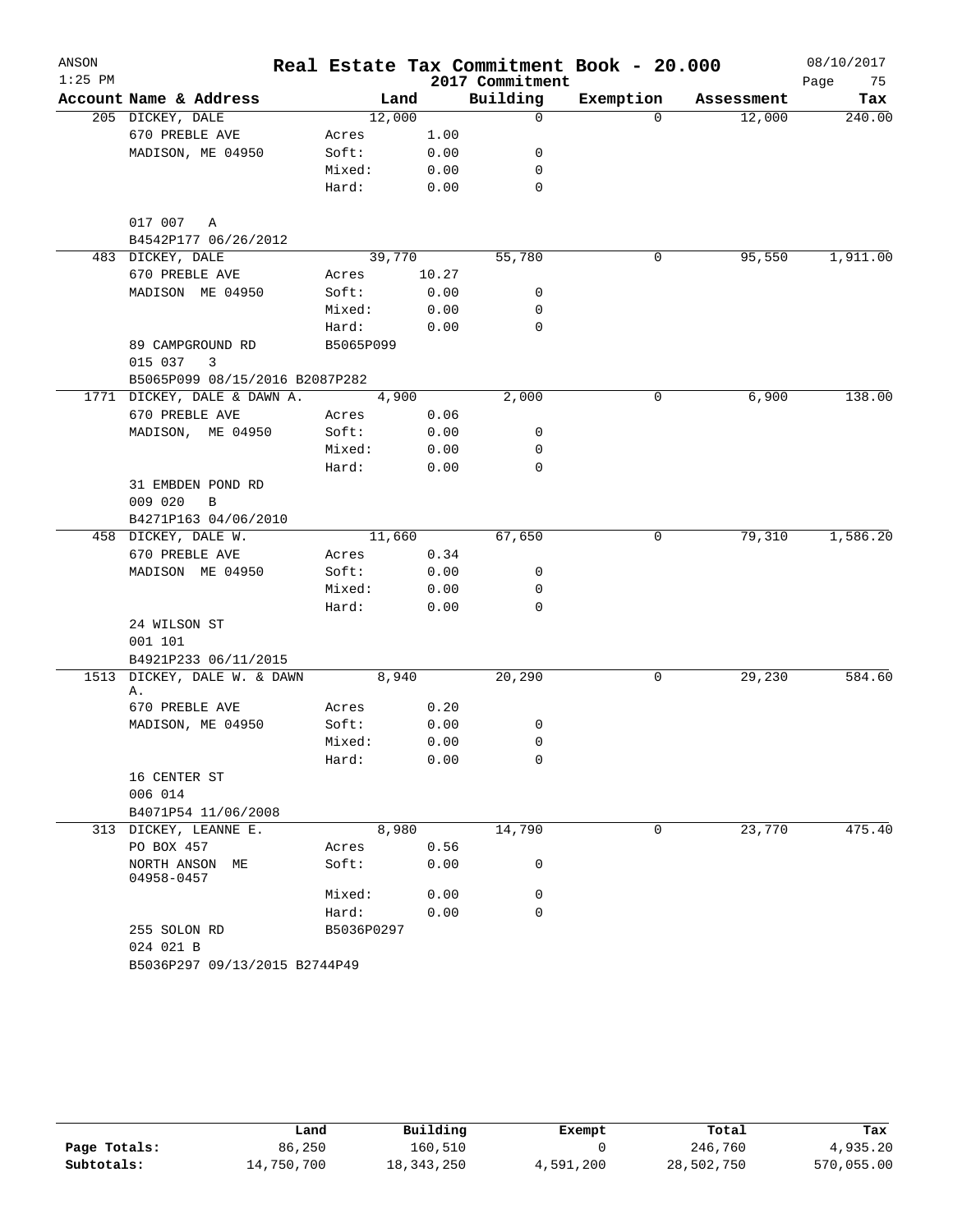# Real Estate Tax Commitment Book - 20.000

ANSON 1:25 PM — 2017 Commitment — 08/10/2017

| Account Name & Address | | Land | Building | Exemption | Assessment | Tax |
|---|---|---|---|---|---|---|
| 205 DICKEY, DALE | | 12,000 | 0 | 0 | 12,000 | 240.00 |
| 670 PREBLE AVE | Acres | 1.00 | | | | |
| MADISON, ME 04950 | Soft: | 0.00 | 0 | | | |
| | Mixed: | 0.00 | 0 | | | |
| | Hard: | 0.00 | 0 | | | |
| 017 007 A | | | | | | |
| B4542P177 06/26/2012 | | | | | | |
| 483 DICKEY, DALE | | 39,770 | 55,780 | 0 | 95,550 | 1,911.00 |
| 670 PREBLE AVE | Acres | 10.27 | | | | |
| MADISON ME 04950 | Soft: | 0.00 | 0 | | | |
| | Mixed: | 0.00 | 0 | | | |
| | Hard: | 0.00 | 0 | | | |
| 89 CAMPGROUND RD | B5065P099 | | | | | |
| 015 037 3 | | | | | | |
| B5065P099 08/15/2016 B2087P282 | | | | | | |
| 1771 DICKEY, DALE & DAWN A. | | 4,900 | 2,000 | 0 | 6,900 | 138.00 |
| 670 PREBLE AVE | Acres | 0.06 | | | | |
| MADISON, ME 04950 | Soft: | 0.00 | 0 | | | |
| | Mixed: | 0.00 | 0 | | | |
| | Hard: | 0.00 | 0 | | | |
| 31 EMBDEN POND RD | | | | | | |
| 009 020 B | | | | | | |
| B4271P163 04/06/2010 | | | | | | |
| 458 DICKEY, DALE W. | | 11,660 | 67,650 | 0 | 79,310 | 1,586.20 |
| 670 PREBLE AVE | Acres | 0.34 | | | | |
| MADISON ME 04950 | Soft: | 0.00 | 0 | | | |
| | Mixed: | 0.00 | 0 | | | |
| | Hard: | 0.00 | 0 | | | |
| 24 WILSON ST | | | | | | |
| 001 101 | | | | | | |
| B4921P233 06/11/2015 | | | | | | |
| 1513 DICKEY, DALE W. & DAWN A. | | 8,940 | 20,290 | 0 | 29,230 | 584.60 |
| 670 PREBLE AVE | Acres | 0.20 | | | | |
| MADISON, ME 04950 | Soft: | 0.00 | 0 | | | |
| | Mixed: | 0.00 | 0 | | | |
| | Hard: | 0.00 | 0 | | | |
| 16 CENTER ST | | | | | | |
| 006 014 | | | | | | |
| B4071P54 11/06/2008 | | | | | | |
| 313 DICKEY, LEANNE E. | | 8,980 | 14,790 | 0 | 23,770 | 475.40 |
| PO BOX 457 | Acres | 0.56 | | | | |
| NORTH ANSON ME 04958-0457 | Soft: | 0.00 | 0 | | | |
| | Mixed: | 0.00 | 0 | | | |
| | Hard: | 0.00 | 0 | | | |
| 255 SOLON RD | B5036P0297 | | | | | |
| 024 021 B | | | | | | |
| B5036P297 09/13/2015 B2744P49 | | | | | | |

| | Land | Building | Exempt | Total | Tax |
|---|---|---|---|---|---|
| Page Totals: | 86,250 | 160,510 | 0 | 246,760 | 4,935.20 |
| Subtotals: | 14,750,700 | 18,343,250 | 4,591,200 | 28,502,750 | 570,055.00 |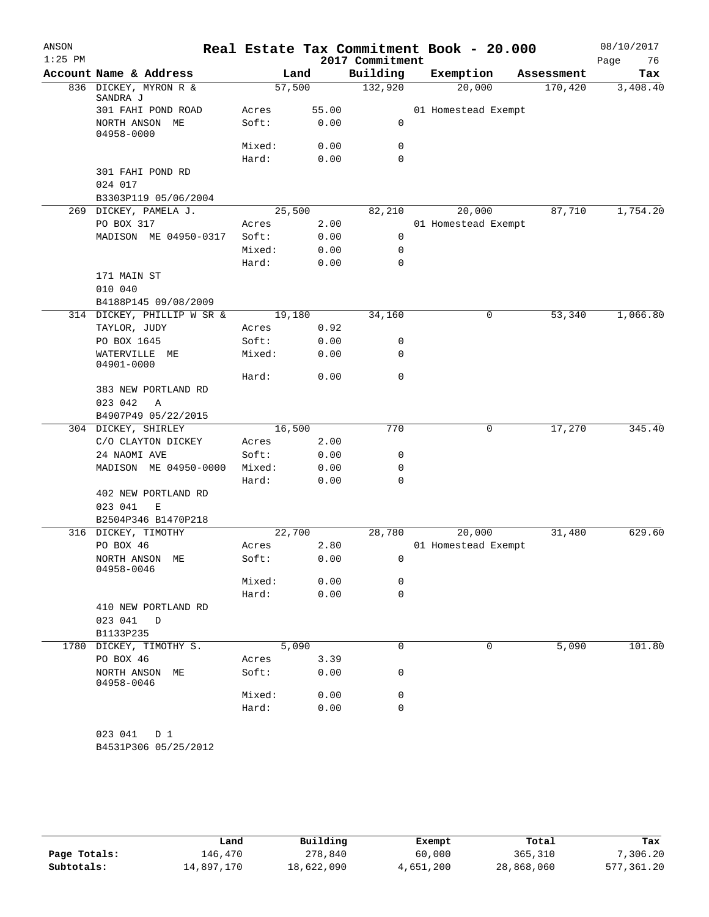ANSON 1:25 PM

# Real Estate Tax Commitment Book - 20.000

2017 Commitment

08/10/2017

| Account Name & Address | Land | | Building | Exemption | Assessment | Tax |
|---|---|---|---|---|---|---|
| 836 DICKEY, MYRON R & SANDRA J | 57,500 | | 132,920 | 20,000 | 170,420 | 3,408.40 |
| 301 FAHI POND ROAD | Acres | 55.00 | | 01 Homestead Exempt | | |
| NORTH ANSON ME 04958-0000 | Soft: | 0.00 | 0 | | | |
| | Mixed: | 0.00 | 0 | | | |
| | Hard: | 0.00 | 0 | | | |
| 301 FAHI POND RD | | | | | | |
| 024 017 | | | | | | |
| B3303P119 05/06/2004 | | | | | | |
| 269 DICKEY, PAMELA J. | 25,500 | | 82,210 | 20,000 | 87,710 | 1,754.20 |
| PO BOX 317 | Acres | 2.00 | | 01 Homestead Exempt | | |
| MADISON ME 04950-0317 | Soft: | 0.00 | 0 | | | |
| | Mixed: | 0.00 | 0 | | | |
| | Hard: | 0.00 | 0 | | | |
| 171 MAIN ST | | | | | | |
| 010 040 | | | | | | |
| B4188P145 09/08/2009 | | | | | | |
| 314 DICKEY, PHILLIP W SR & | 19,180 | | 34,160 | 0 | 53,340 | 1,066.80 |
| TAYLOR, JUDY | Acres | 0.92 | | | | |
| PO BOX 1645 | Soft: | 0.00 | 0 | | | |
| WATERVILLE ME 04901-0000 | Mixed: | 0.00 | 0 | | | |
| | Hard: | 0.00 | 0 | | | |
| 383 NEW PORTLAND RD | | | | | | |
| 023 042 A | | | | | | |
| B4907P49 05/22/2015 | | | | | | |
| 304 DICKEY, SHIRLEY | 16,500 | | 770 | 0 | 17,270 | 345.40 |
| C/O CLAYTON DICKEY | Acres | 2.00 | | | | |
| 24 NAOMI AVE | Soft: | 0.00 | 0 | | | |
| MADISON ME 04950-0000 | Mixed: | 0.00 | 0 | | | |
| | Hard: | 0.00 | 0 | | | |
| 402 NEW PORTLAND RD | | | | | | |
| 023 041 E | | | | | | |
| B2504P346 B1470P218 | | | | | | |
| 316 DICKEY, TIMOTHY | 22,700 | | 28,780 | 20,000 | 31,480 | 629.60 |
| PO BOX 46 | Acres | 2.80 | | 01 Homestead Exempt | | |
| NORTH ANSON ME 04958-0046 | Soft: | 0.00 | 0 | | | |
| | Mixed: | 0.00 | 0 | | | |
| | Hard: | 0.00 | 0 | | | |
| 410 NEW PORTLAND RD | | | | | | |
| 023 041 D | | | | | | |
| B1133P235 | | | | | | |
| 1780 DICKEY, TIMOTHY S. | 5,090 | | 0 | 0 | 5,090 | 101.80 |
| PO BOX 46 | Acres | 3.39 | | | | |
| NORTH ANSON ME 04958-0046 | Soft: | 0.00 | 0 | | | |
| | Mixed: | 0.00 | 0 | | | |
| | Hard: | 0.00 | 0 | | | |
| 023 041 D 1 | | | | | | |
| B4531P306 05/25/2012 | | | | | | |

| | Land | Building | Exempt | Total | Tax |
|---|---|---|---|---|---|
| Page Totals: | 146,470 | 278,840 | 60,000 | 365,310 | 7,306.20 |
| Subtotals: | 14,897,170 | 18,622,090 | 4,651,200 | 28,868,060 | 577,361.20 |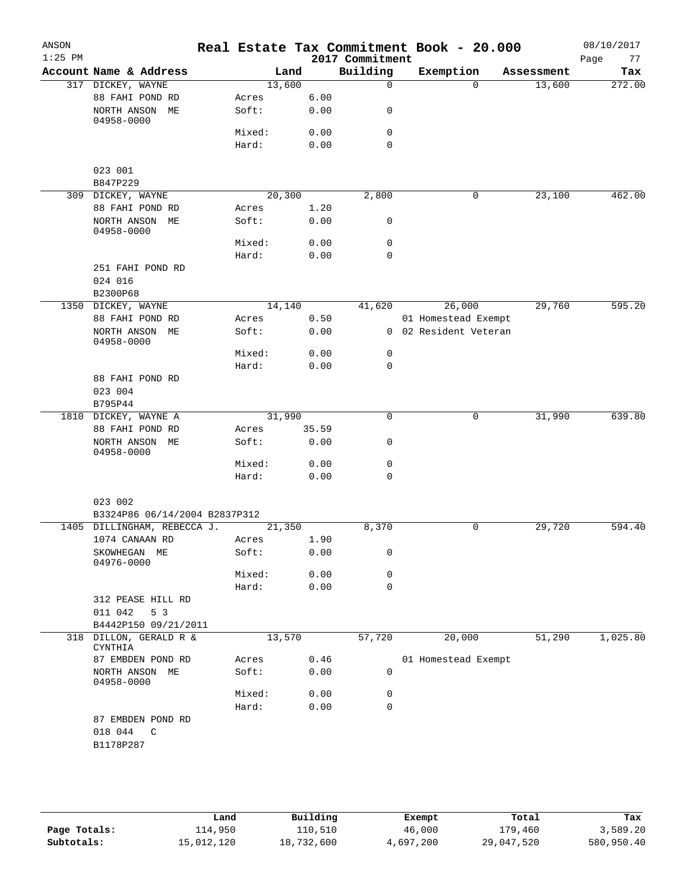ANSON 1:25 PM

# Real Estate Tax Commitment Book - 20.000

2017 Commitment

08/10/2017

| Account Name & Address | Land | | Building | Exemption | Assessment | Tax |
|---|---|---|---|---|---|---|
| 317 DICKEY, WAYNE | 13,600 | | 0 | 0 | 13,600 | 272.00 |
| 88 FAHI POND RD | Acres | 6.00 | | | | |
| NORTH ANSON ME 04958-0000 | Soft: | 0.00 | 0 | | | |
| | Mixed: | 0.00 | 0 | | | |
| | Hard: | 0.00 | 0 | | | |
| 023 001 | | | | | | |
| B847P229 | | | | | | |
| 309 DICKEY, WAYNE | 20,300 | | 2,800 | 0 | 23,100 | 462.00 |
| 88 FAHI POND RD | Acres | 1.20 | | | | |
| NORTH ANSON ME 04958-0000 | Soft: | 0.00 | 0 | | | |
| | Mixed: | 0.00 | 0 | | | |
| | Hard: | 0.00 | 0 | | | |
| 251 FAHI POND RD | | | | | | |
| 024 016 | | | | | | |
| B2300P68 | | | | | | |
| 1350 DICKEY, WAYNE | 14,140 | | 41,620 | 26,000 | 29,760 | 595.20 |
| 88 FAHI POND RD | Acres | 0.50 | | 01 Homestead Exempt | | |
| NORTH ANSON ME 04958-0000 | Soft: | 0.00 | 0 | 02 Resident Veteran | | |
| | Mixed: | 0.00 | 0 | | | |
| | Hard: | 0.00 | 0 | | | |
| 88 FAHI POND RD | | | | | | |
| 023 004 | | | | | | |
| B795P44 | | | | | | |
| 1810 DICKEY, WAYNE A | 31,990 | | 0 | 0 | 31,990 | 639.80 |
| 88 FAHI POND RD | Acres | 35.59 | | | | |
| NORTH ANSON ME 04958-0000 | Soft: | 0.00 | 0 | | | |
| | Mixed: | 0.00 | 0 | | | |
| | Hard: | 0.00 | 0 | | | |
| 023 002 | | | | | | |
| B3324P86 06/14/2004 B2837P312 | | | | | | |
| 1405 DILLINGHAM, REBECCA J. | 21,350 | | 8,370 | 0 | 29,720 | 594.40 |
| 1074 CANAAN RD | Acres | 1.90 | | | | |
| SKOWHEGAN ME 04976-0000 | Soft: | 0.00 | 0 | | | |
| | Mixed: | 0.00 | 0 | | | |
| | Hard: | 0.00 | 0 | | | |
| 312 PEASE HILL RD | | | | | | |
| 011 042 5 3 | | | | | | |
| B4442P150 09/21/2011 | | | | | | |
| 318 DILLON, GERALD R & CYNTHIA | 13,570 | | 57,720 | 20,000 | 51,290 | 1,025.80 |
| 87 EMBDEN POND RD | Acres | 0.46 | | 01 Homestead Exempt | | |
| NORTH ANSON ME 04958-0000 | Soft: | 0.00 | 0 | | | |
| | Mixed: | 0.00 | 0 | | | |
| | Hard: | 0.00 | 0 | | | |
| 87 EMBDEN POND RD | | | | | | |
| 018 044 C | | | | | | |
| B1178P287 | | | | | | |

| | Land | Building | Exempt | Total | Tax |
|---|---|---|---|---|---|
| Page Totals: | 114,950 | 110,510 | 46,000 | 179,460 | 3,589.20 |
| Subtotals: | 15,012,120 | 18,732,600 | 4,697,200 | 29,047,520 | 580,950.40 |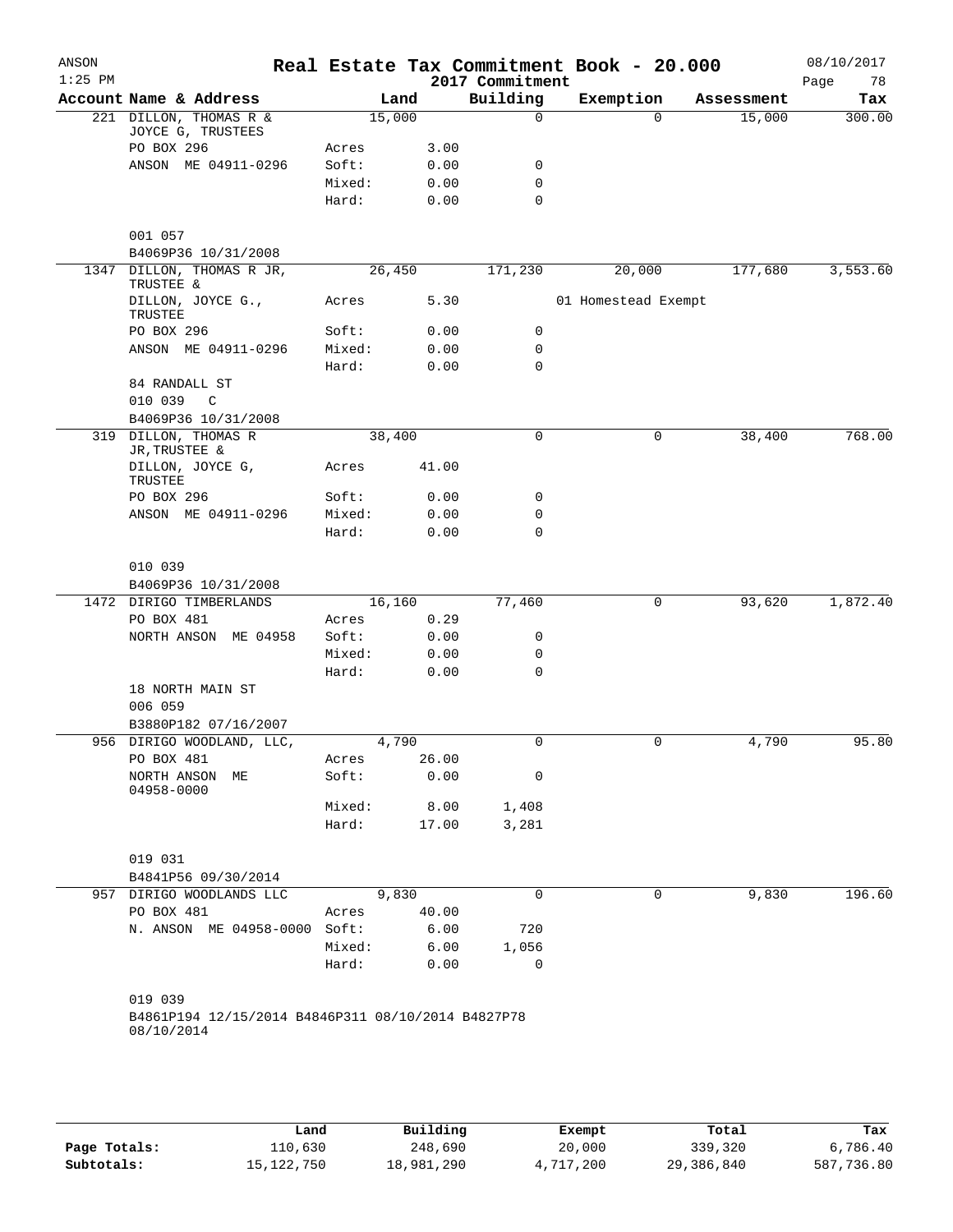ANSON 1:25 PM

# Real Estate Tax Commitment Book - 20.000

2017 Commitment

08/10/2017

| Account Name & Address | Land | | Building | Exemption | Assessment | Tax |
|---|---|---|---|---|---|---|
| 221 DILLON, THOMAS R & JOYCE G, TRUSTEES | 15,000 | | 0 | 0 | 15,000 | 300.00 |
| PO BOX 296 | Acres | 3.00 | | | | |
| ANSON ME 04911-0296 | Soft: | 0.00 | 0 | | | |
| | Mixed: | 0.00 | 0 | | | |
| | Hard: | 0.00 | 0 | | | |
| 001 057 | | | | | | |
| B4069P36 10/31/2008 | | | | | | |
| 1347 DILLON, THOMAS R JR, TRUSTEE & | 26,450 | | 171,230 | 20,000 | 177,680 | 3,553.60 |
| DILLON, JOYCE G., TRUSTEE | Acres | 5.30 | | 01 Homestead Exempt | | |
| PO BOX 296 | Soft: | 0.00 | 0 | | | |
| ANSON ME 04911-0296 | Mixed: | 0.00 | 0 | | | |
| | Hard: | 0.00 | 0 | | | |
| 84 RANDALL ST | | | | | | |
| 010 039 C | | | | | | |
| B4069P36 10/31/2008 | | | | | | |
| 319 DILLON, THOMAS R JR,TRUSTEE & | 38,400 | | 0 | 0 | 38,400 | 768.00 |
| DILLON, JOYCE G, TRUSTEE | Acres | 41.00 | | | | |
| PO BOX 296 | Soft: | 0.00 | 0 | | | |
| ANSON ME 04911-0296 | Mixed: | 0.00 | 0 | | | |
| | Hard: | 0.00 | 0 | | | |
| 010 039 | | | | | | |
| B4069P36 10/31/2008 | | | | | | |
| 1472 DIRIGO TIMBERLANDS | 16,160 | | 77,460 | 0 | 93,620 | 1,872.40 |
| PO BOX 481 | Acres | 0.29 | | | | |
| NORTH ANSON ME 04958 | Soft: | 0.00 | 0 | | | |
| | Mixed: | 0.00 | 0 | | | |
| | Hard: | 0.00 | 0 | | | |
| 18 NORTH MAIN ST | | | | | | |
| 006 059 | | | | | | |
| B3880P182 07/16/2007 | | | | | | |
| 956 DIRIGO WOODLAND, LLC, | 4,790 | | 0 | 0 | 4,790 | 95.80 |
| PO BOX 481 | Acres | 26.00 | | | | |
| NORTH ANSON ME 04958-0000 | Soft: | 0.00 | 0 | | | |
| | Mixed: | 8.00 | 1,408 | | | |
| | Hard: | 17.00 | 3,281 | | | |
| 019 031 | | | | | | |
| B4841P56 09/30/2014 | | | | | | |
| 957 DIRIGO WOODLANDS LLC | 9,830 | | 0 | 0 | 9,830 | 196.60 |
| PO BOX 481 | Acres | 40.00 | | | | |
| N. ANSON ME 04958-0000 | Soft: | 6.00 | 720 | | | |
| | Mixed: | 6.00 | 1,056 | | | |
| | Hard: | 0.00 | 0 | | | |
| 019 039 | | | | | | |
| B4861P194 12/15/2014 B4846P311 08/10/2014 B4827P78 08/10/2014 | | | | | | |

| | Land | Building | Exempt | Total | Tax |
|---|---|---|---|---|---|
| Page Totals: | 110,630 | 248,690 | 20,000 | 339,320 | 6,786.40 |
| Subtotals: | 15,122,750 | 18,981,290 | 4,717,200 | 29,386,840 | 587,736.80 |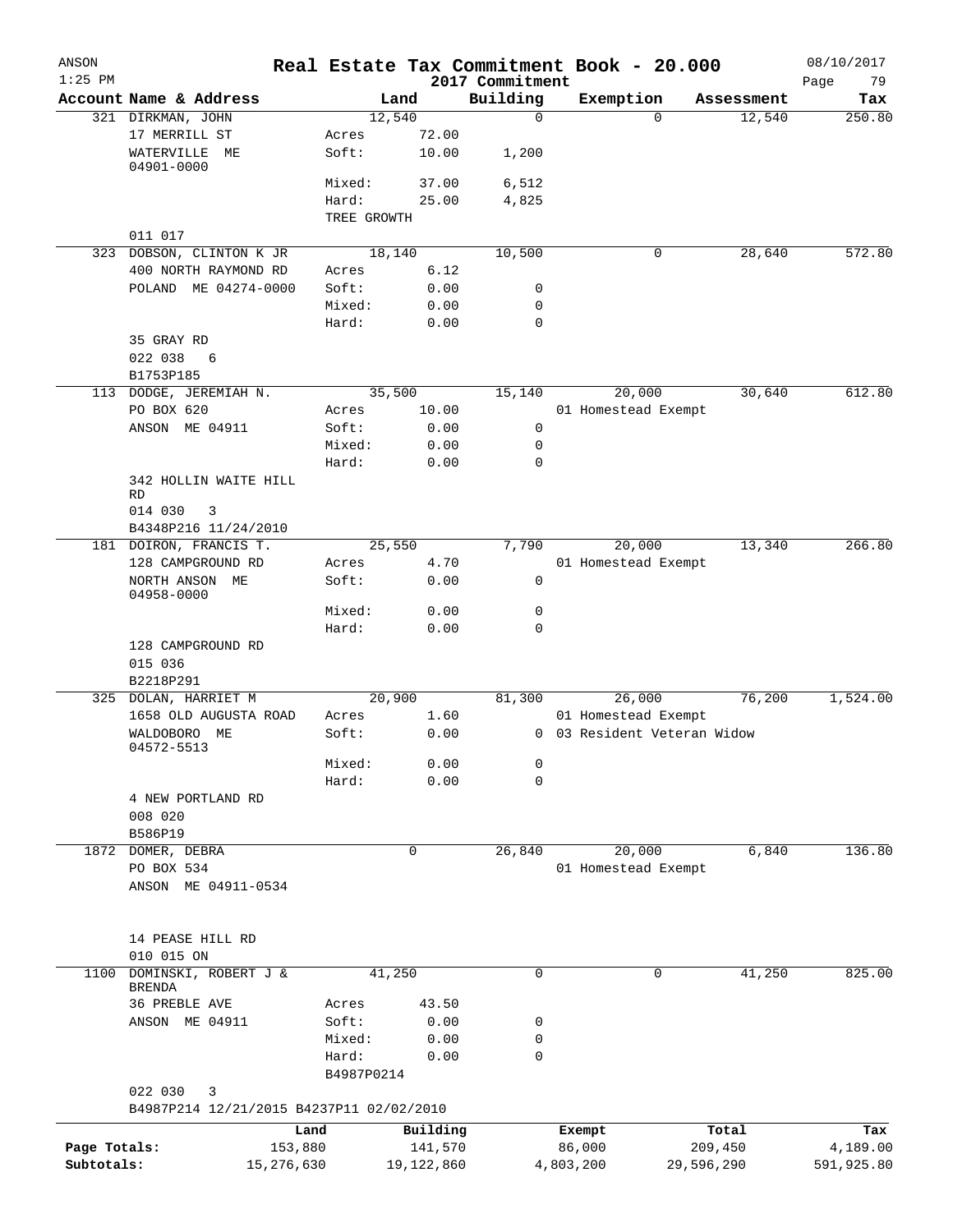# Real Estate Tax Commitment Book - 20.000

ANSON
1:25 PM

2017 Commitment

08/10/2017

| Account | Name & Address | Land | | Building | Exemption | Assessment | Tax |
|---|---|---|---|---|---|---|---|
| 321 | DIRKMAN, JOHN | 12,540 | | 0 | 0 | 12,540 | 250.80 |
| | 17 MERRILL ST | Acres | 72.00 | | | | |
| | WATERVILLE ME 04901-0000 | Soft: | 10.00 | 1,200 | | | |
| | | Mixed: | 37.00 | 6,512 | | | |
| | | Hard: | 25.00 | 4,825 | | | |
| | | TREE GROWTH | | | | | |
| | 011 017 | | | | | | |
| 323 | DOBSON, CLINTON K JR | 18,140 | | 10,500 | 0 | 28,640 | 572.80 |
| | 400 NORTH RAYMOND RD | Acres | 6.12 | | | | |
| | POLAND ME 04274-0000 | Soft: | 0.00 | 0 | | | |
| | | Mixed: | 0.00 | 0 | | | |
| | | Hard: | 0.00 | 0 | | | |
| | 35 GRAY RD | | | | | | |
| | 022 038 6 | | | | | | |
| | B1753P185 | | | | | | |
| 113 | DODGE, JEREMIAH N. | 35,500 | | 15,140 | 20,000 | 30,640 | 612.80 |
| | PO BOX 620 | Acres | 10.00 | | 01 Homestead Exempt | | |
| | ANSON ME 04911 | Soft: | 0.00 | 0 | | | |
| | | Mixed: | 0.00 | 0 | | | |
| | | Hard: | 0.00 | 0 | | | |
| | 342 HOLLIN WAITE HILL RD | | | | | | |
| | 014 030 3 | | | | | | |
| | B4348P216 11/24/2010 | | | | | | |
| 181 | DOIRON, FRANCIS T. | 25,550 | | 7,790 | 20,000 | 13,340 | 266.80 |
| | 128 CAMPGROUND RD | Acres | 4.70 | | 01 Homestead Exempt | | |
| | NORTH ANSON ME 04958-0000 | Soft: | 0.00 | 0 | | | |
| | | Mixed: | 0.00 | 0 | | | |
| | | Hard: | 0.00 | 0 | | | |
| | 128 CAMPGROUND RD | | | | | | |
| | 015 036 | | | | | | |
| | B2218P291 | | | | | | |
| 325 | DOLAN, HARRIET M | 20,900 | | 81,300 | 26,000 | 76,200 | 1,524.00 |
| | 1658 OLD AUGUSTA ROAD | Acres | 1.60 | | 01 Homestead Exempt | | |
| | WALDOBORO ME 04572-5513 | Soft: | 0.00 | 0 | 03 Resident Veteran Widow | | |
| | | Mixed: | 0.00 | 0 | | | |
| | | Hard: | 0.00 | 0 | | | |
| | 4 NEW PORTLAND RD | | | | | | |
| | 008 020 | | | | | | |
| | B586P19 | | | | | | |
| 1872 | DOMER, DEBRA | 0 | | 26,840 | 20,000 | 6,840 | 136.80 |
| | PO BOX 534 | | | | 01 Homestead Exempt | | |
| | ANSON ME 04911-0534 | | | | | | |
| | 14 PEASE HILL RD | | | | | | |
| | 010 015 ON | | | | | | |
| 1100 | DOMINSKI, ROBERT J & BRENDA | 41,250 | | 0 | 0 | 41,250 | 825.00 |
| | 36 PREBLE AVE | Acres | 43.50 | | | | |
| | ANSON ME 04911 | Soft: | 0.00 | 0 | | | |
| | | Mixed: | 0.00 | 0 | | | |
| | | Hard: | 0.00 | 0 | | | |
| | | B4987P0214 | | | | | |
| | 022 030 3 | | | | | | |
| | B4987P214 12/21/2015 B4237P11 02/02/2010 | | | | | | |

| | Land | Building | Exempt | Total | Tax |
|---|---|---|---|---|---|
| Page Totals: | 153,880 | 141,570 | 86,000 | 209,450 | 4,189.00 |
| Subtotals: | 15,276,630 | 19,122,860 | 4,803,200 | 29,596,290 | 591,925.80 |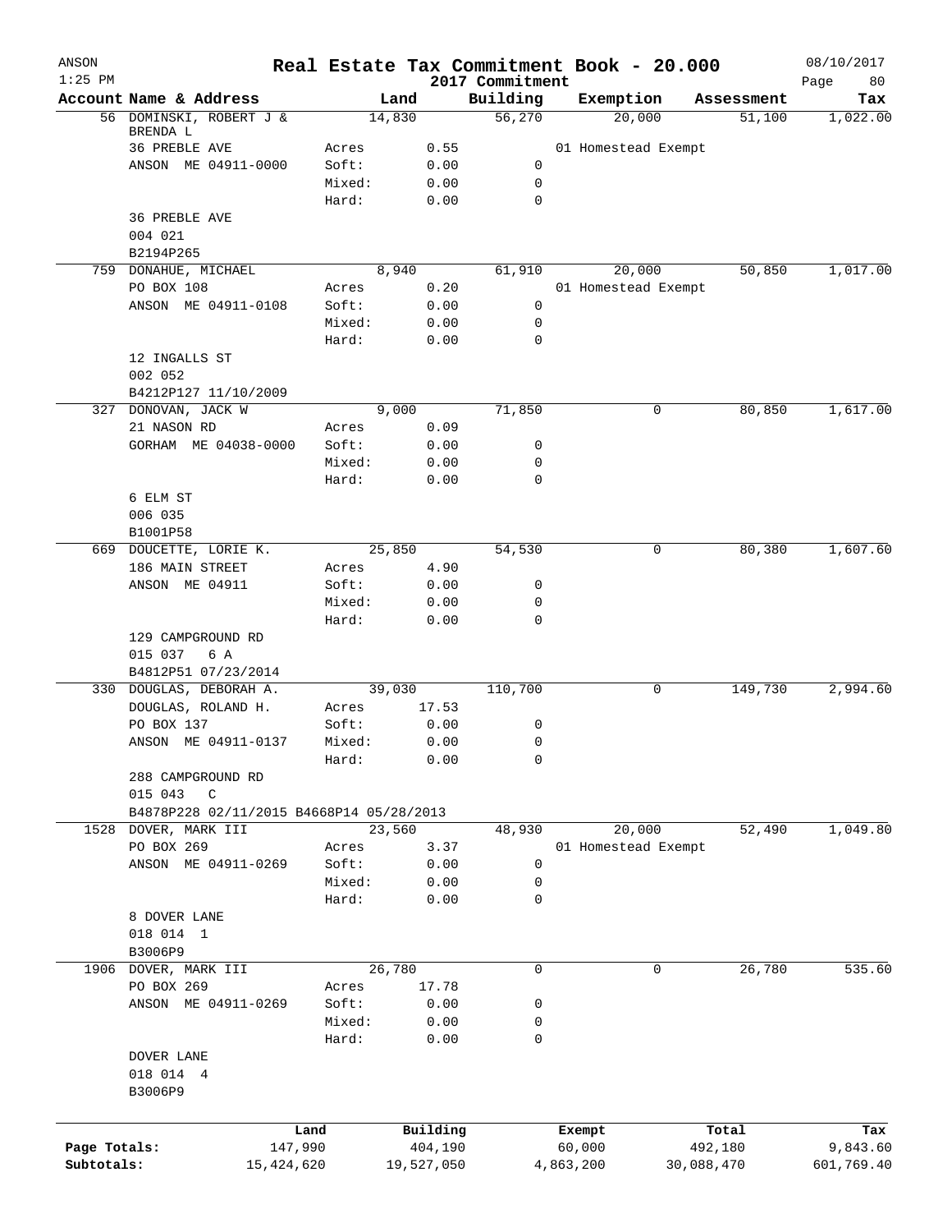# Real Estate Tax Commitment Book - 20.000

ANSON
2017 Commitment
08/10/2017
1:25 PM

| Account Name & Address | | Land | Building | Exemption | Assessment | Tax |
|---|---|---|---|---|---|---|
| 56 DOMINSKI, ROBERT J & BRENDA L | | 14,830 | 56,270 | 20,000 | 51,100 | 1,022.00 |
| 36 PREBLE AVE | Acres | 0.55 | | 01 Homestead Exempt | | |
| ANSON ME 04911-0000 | Soft: | 0.00 | 0 | | | |
| | Mixed: | 0.00 | 0 | | | |
| | Hard: | 0.00 | 0 | | | |
| 36 PREBLE AVE | | | | | | |
| 004 021 | | | | | | |
| B2194P265 | | | | | | |
| 759 DONAHUE, MICHAEL | | 8,940 | 61,910 | 20,000 | 50,850 | 1,017.00 |
| PO BOX 108 | Acres | 0.20 | | 01 Homestead Exempt | | |
| ANSON ME 04911-0108 | Soft: | 0.00 | 0 | | | |
| | Mixed: | 0.00 | 0 | | | |
| | Hard: | 0.00 | 0 | | | |
| 12 INGALLS ST | | | | | | |
| 002 052 | | | | | | |
| B4212P127 11/10/2009 | | | | | | |
| 327 DONOVAN, JACK W | | 9,000 | 71,850 | 0 | 80,850 | 1,617.00 |
| 21 NASON RD | Acres | 0.09 | | | | |
| GORHAM ME 04038-0000 | Soft: | 0.00 | 0 | | | |
| | Mixed: | 0.00 | 0 | | | |
| | Hard: | 0.00 | 0 | | | |
| 6 ELM ST | | | | | | |
| 006 035 | | | | | | |
| B1001P58 | | | | | | |
| 669 DOUCETTE, LORIE K. | | 25,850 | 54,530 | 0 | 80,380 | 1,607.60 |
| 186 MAIN STREET | Acres | 4.90 | | | | |
| ANSON ME 04911 | Soft: | 0.00 | 0 | | | |
| | Mixed: | 0.00 | 0 | | | |
| | Hard: | 0.00 | 0 | | | |
| 129 CAMPGROUND RD | | | | | | |
| 015 037 6 A | | | | | | |
| B4812P51 07/23/2014 | | | | | | |
| 330 DOUGLAS, DEBORAH A. | | 39,030 | 110,700 | 0 | 149,730 | 2,994.60 |
| DOUGLAS, ROLAND H. | Acres | 17.53 | | | | |
| PO BOX 137 | Soft: | 0.00 | 0 | | | |
| ANSON ME 04911-0137 | Mixed: | 0.00 | 0 | | | |
| | Hard: | 0.00 | 0 | | | |
| 288 CAMPGROUND RD | | | | | | |
| 015 043 C | | | | | | |
| B4878P228 02/11/2015 B4668P14 05/28/2013 | | | | | | |
| 1528 DOVER, MARK III | | 23,560 | 48,930 | 20,000 | 52,490 | 1,049.80 |
| PO BOX 269 | Acres | 3.37 | | 01 Homestead Exempt | | |
| ANSON ME 04911-0269 | Soft: | 0.00 | 0 | | | |
| | Mixed: | 0.00 | 0 | | | |
| | Hard: | 0.00 | 0 | | | |
| 8 DOVER LANE | | | | | | |
| 018 014 1 | | | | | | |
| B3006P9 | | | | | | |
| 1906 DOVER, MARK III | | 26,780 | 0 | 0 | 26,780 | 535.60 |
| PO BOX 269 | Acres | 17.78 | | | | |
| ANSON ME 04911-0269 | Soft: | 0.00 | 0 | | | |
| | Mixed: | 0.00 | 0 | | | |
| | Hard: | 0.00 | 0 | | | |
| DOVER LANE | | | | | | |
| 018 014 4 | | | | | | |
| B3006P9 | | | | | | |

| | Land | Building | Exempt | Total | Tax |
|---|---|---|---|---|---|
| Page Totals: | 147,990 | 404,190 | 60,000 | 492,180 | 9,843.60 |
| Subtotals: | 15,424,620 | 19,527,050 | 4,863,200 | 30,088,470 | 601,769.40 |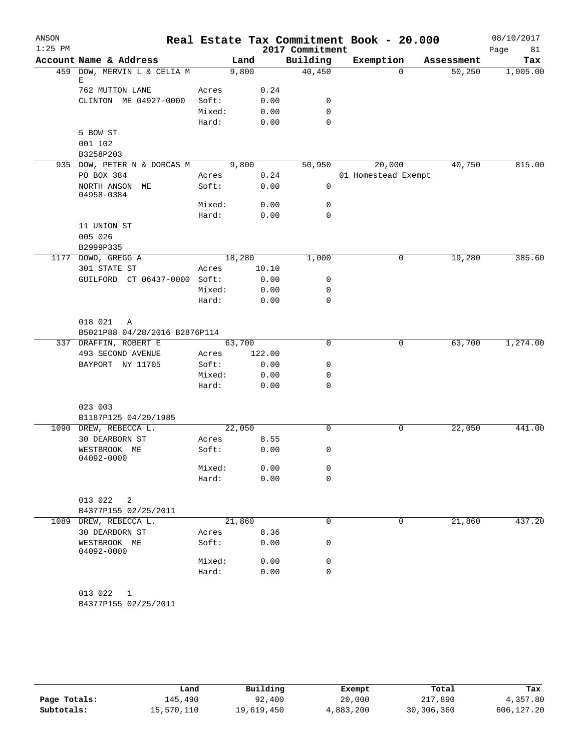# Real Estate Tax Commitment Book - 20.000

ANSON 1:25 PM — 2017 Commitment — 08/10/2017

| Account | Name & Address | | Land | Building | Exemption | Assessment | Tax |
|---|---|---|---|---|---|---|---|
| 459 | DOW, MERVIN L & CELIA M E | | 9,800 | 40,450 | 0 | 50,250 | 1,005.00 |
| | 762 MUTTON LANE | Acres | 0.24 | | | | |
| | CLINTON ME 04927-0000 | Soft: | 0.00 | 0 | | | |
| | | Mixed: | 0.00 | 0 | | | |
| | | Hard: | 0.00 | 0 | | | |
| | 5 BOW ST | | | | | | |
| | 001 102 | | | | | | |
| | B3258P203 | | | | | | |
| 935 | DOW, PETER N & DORCAS M | | 9,800 | 50,950 | 20,000 | 40,750 | 815.00 |
| | PO BOX 384 | Acres | 0.24 | | 01 Homestead Exempt | | |
| | NORTH ANSON ME 04958-0384 | Soft: | 0.00 | 0 | | | |
| | | Mixed: | 0.00 | 0 | | | |
| | | Hard: | 0.00 | 0 | | | |
| | 11 UNION ST | | | | | | |
| | 005 026 | | | | | | |
| | B2999P335 | | | | | | |
| 1177 | DOWD, GREGG A | | 18,280 | 1,000 | 0 | 19,280 | 385.60 |
| | 301 STATE ST | Acres | 10.10 | | | | |
| | GUILFORD CT 06437-0000 | Soft: | 0.00 | 0 | | | |
| | | Mixed: | 0.00 | 0 | | | |
| | | Hard: | 0.00 | 0 | | | |
| | 018 021 A | | | | | | |
| | B5021P88 04/28/2016 B2876P114 | | | | | | |
| 337 | DRAFFIN, ROBERT E | | 63,700 | 0 | 0 | 63,700 | 1,274.00 |
| | 493 SECOND AVENUE | Acres | 122.00 | | | | |
| | BAYPORT NY 11705 | Soft: | 0.00 | 0 | | | |
| | | Mixed: | 0.00 | 0 | | | |
| | | Hard: | 0.00 | 0 | | | |
| | 023 003 | | | | | | |
| | B1187P125 04/29/1985 | | | | | | |
| 1090 | DREW, REBECCA L. | | 22,050 | 0 | 0 | 22,050 | 441.00 |
| | 30 DEARBORN ST | Acres | 8.55 | | | | |
| | WESTBROOK ME 04092-0000 | Soft: | 0.00 | 0 | | | |
| | | Mixed: | 0.00 | 0 | | | |
| | | Hard: | 0.00 | 0 | | | |
| | 013 022 2 | | | | | | |
| | B4377P155 02/25/2011 | | | | | | |
| 1089 | DREW, REBECCA L. | | 21,860 | 0 | 0 | 21,860 | 437.20 |
| | 30 DEARBORN ST | Acres | 8.36 | | | | |
| | WESTBROOK ME 04092-0000 | Soft: | 0.00 | 0 | | | |
| | | Mixed: | 0.00 | 0 | | | |
| | | Hard: | 0.00 | 0 | | | |
| | 013 022 1 | | | | | | |
| | B4377P155 02/25/2011 | | | | | | |

| | Land | Building | Exempt | Total | Tax |
|---|---|---|---|---|---|
| Page Totals: | 145,490 | 92,400 | 20,000 | 217,890 | 4,357.80 |
| Subtotals: | 15,570,110 | 19,619,450 | 4,883,200 | 30,306,360 | 606,127.20 |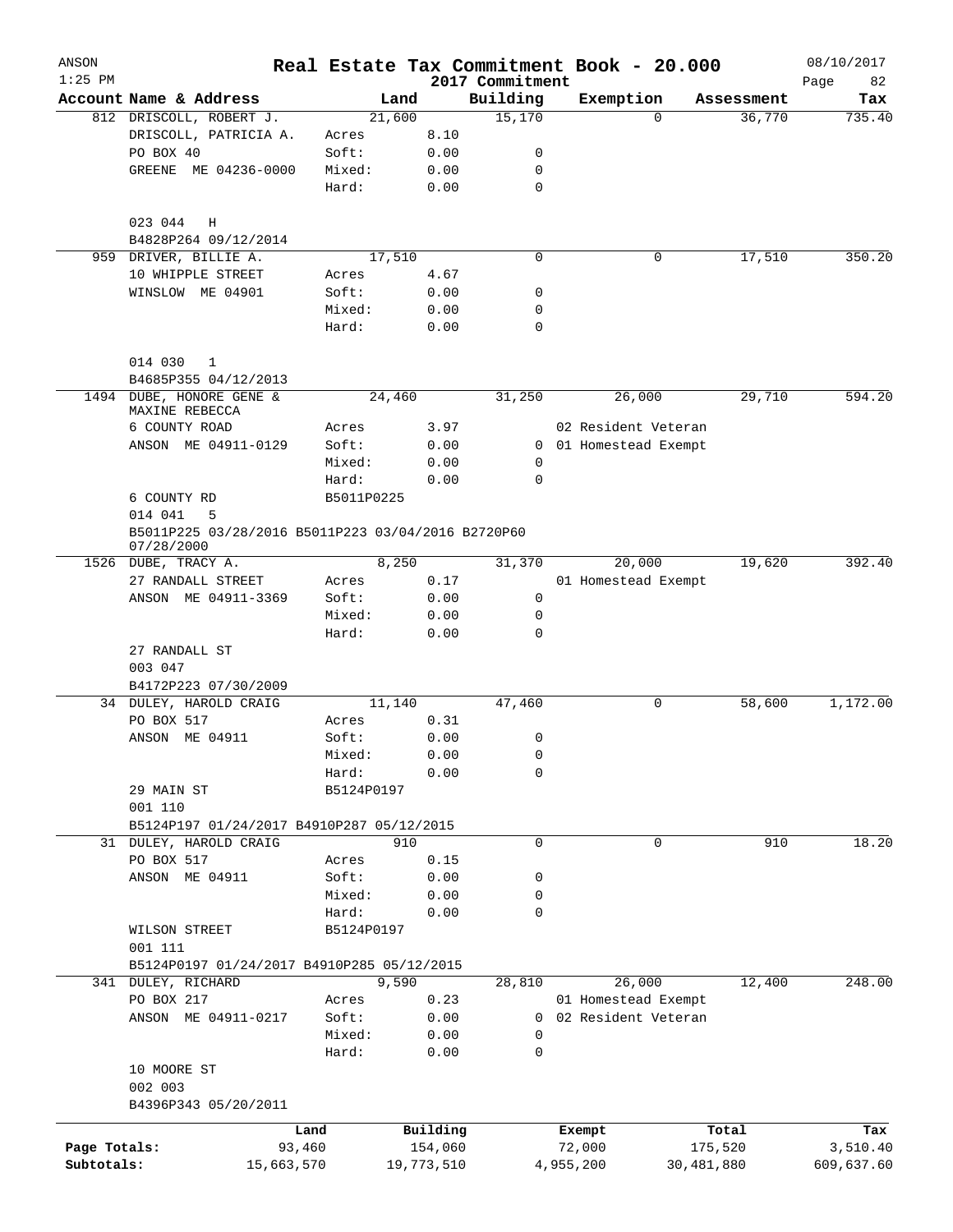# Real Estate Tax Commitment Book - 20.000

ANSON 08/10/2017
1:25 PM 2017 Commitment

| Account Name & Address | Land | | Building | Exemption | Assessment | Tax |
|---|---|---|---|---|---|---|
| 812 DRISCOLL, ROBERT J. | 21,600 | | 15,170 | 0 | 36,770 | 735.40 |
| DRISCOLL, PATRICIA A. | Acres | 8.10 | | | | |
| PO BOX 40 | Soft: | 0.00 | 0 | | | |
| GREENE ME 04236-0000 | Mixed: | 0.00 | 0 | | | |
| | Hard: | 0.00 | 0 | | | |
| 023 044 H | | | | | | |
| B4828P264 09/12/2014 | | | | | | |
| 959 DRIVER, BILLIE A. | 17,510 | | 0 | 0 | 17,510 | 350.20 |
| 10 WHIPPLE STREET | Acres | 4.67 | | | | |
| WINSLOW ME 04901 | Soft: | 0.00 | 0 | | | |
| | Mixed: | 0.00 | 0 | | | |
| | Hard: | 0.00 | 0 | | | |
| 014 030 1 | | | | | | |
| B4685P355 04/12/2013 | | | | | | |
| 1494 DUBE, HONORE GENE & MAXINE REBECCA | 24,460 | | 31,250 | 26,000 | 29,710 | 594.20 |
| 6 COUNTY ROAD | Acres | 3.97 | | 02 Resident Veteran | | |
| ANSON ME 04911-0129 | Soft: | 0.00 | 0 | 01 Homestead Exempt | | |
| | Mixed: | 0.00 | 0 | | | |
| | Hard: | 0.00 | 0 | | | |
| 6 COUNTY RD | B5011P0225 | | | | | |
| 014 041 5 | | | | | | |
| B5011P225 03/28/2016 B5011P223 03/04/2016 B2720P60 07/28/2000 | | | | | | |
| 1526 DUBE, TRACY A. | 8,250 | | 31,370 | 20,000 | 19,620 | 392.40 |
| 27 RANDALL STREET | Acres | 0.17 | | 01 Homestead Exempt | | |
| ANSON ME 04911-3369 | Soft: | 0.00 | 0 | | | |
| | Mixed: | 0.00 | 0 | | | |
| | Hard: | 0.00 | 0 | | | |
| 27 RANDALL ST | | | | | | |
| 003 047 | | | | | | |
| B4172P223 07/30/2009 | | | | | | |
| 34 DULEY, HAROLD CRAIG | 11,140 | | 47,460 | 0 | 58,600 | 1,172.00 |
| PO BOX 517 | Acres | 0.31 | | | | |
| ANSON ME 04911 | Soft: | 0.00 | 0 | | | |
| | Mixed: | 0.00 | 0 | | | |
| | Hard: | 0.00 | 0 | | | |
| 29 MAIN ST | B5124P0197 | | | | | |
| 001 110 | | | | | | |
| B5124P197 01/24/2017 B4910P287 05/12/2015 | | | | | | |
| 31 DULEY, HAROLD CRAIG | 910 | | 0 | 0 | 910 | 18.20 |
| PO BOX 517 | Acres | 0.15 | | | | |
| ANSON ME 04911 | Soft: | 0.00 | 0 | | | |
| | Mixed: | 0.00 | 0 | | | |
| | Hard: | 0.00 | 0 | | | |
| WILSON STREET | B5124P0197 | | | | | |
| 001 111 | | | | | | |
| B5124P0197 01/24/2017 B4910P285 05/12/2015 | | | | | | |
| 341 DULEY, RICHARD | 9,590 | | 28,810 | 26,000 | 12,400 | 248.00 |
| PO BOX 217 | Acres | 0.23 | | 01 Homestead Exempt | | |
| ANSON ME 04911-0217 | Soft: | 0.00 | 0 | 02 Resident Veteran | | |
| | Mixed: | 0.00 | 0 | | | |
| | Hard: | 0.00 | 0 | | | |
| 10 MOORE ST | | | | | | |
| 002 003 | | | | | | |
| B4396P343 05/20/2011 | | | | | | |

| | Land | Building | Exempt | Total | Tax |
|---|---|---|---|---|---|
| Page Totals: | 93,460 | 154,060 | 72,000 | 175,520 | 3,510.40 |
| Subtotals: | 15,663,570 | 19,773,510 | 4,955,200 | 30,481,880 | 609,637.60 |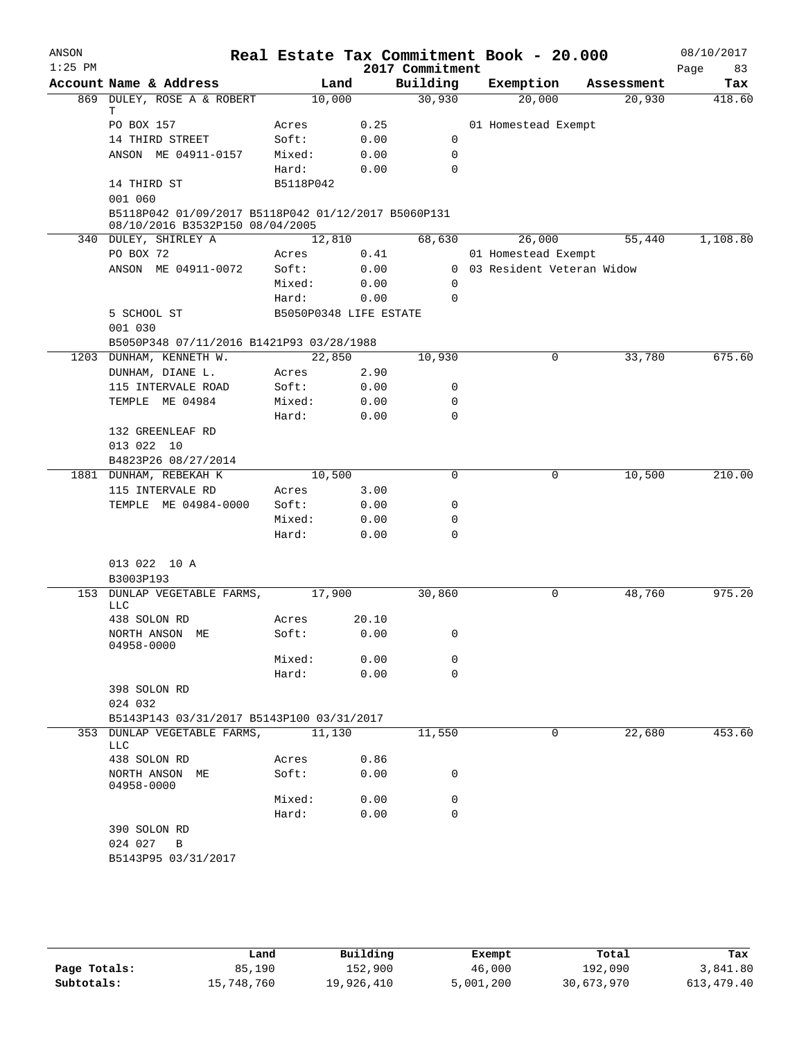# Real Estate Tax Commitment Book - 20.000

ANSON 1:25 PM — 2017 Commitment — 08/10/2017

| Account Name & Address | Land | | Building | Exemption | Assessment | Tax |
|---|---|---|---|---|---|---|
| 869 DULEY, ROSE A & ROBERT T | 10,000 | | 30,930 | 20,000 | 20,930 | 418.60 |
| PO BOX 157 | Acres | 0.25 | | 01 Homestead Exempt | | |
| 14 THIRD STREET | Soft: | 0.00 | 0 | | | |
| ANSON ME 04911-0157 | Mixed: | 0.00 | 0 | | | |
| | Hard: | 0.00 | 0 | | | |
| 14 THIRD ST | B5118P042 | | | | | |
| 001 060 | | | | | | |
| B5118P042 01/09/2017 B5118P042 01/12/2017 B5060P131 08/10/2016 B3532P150 08/04/2005 | | | | | | |
| 340 DULEY, SHIRLEY A | 12,810 | | 68,630 | 26,000 | 55,440 | 1,108.80 |
| PO BOX 72 | Acres | 0.41 | | 01 Homestead Exempt | | |
| ANSON ME 04911-0072 | Soft: | 0.00 | 0 | 03 Resident Veteran Widow | | |
| | Mixed: | 0.00 | 0 | | | |
| | Hard: | 0.00 | 0 | | | |
| 5 SCHOOL ST | B5050P0348 LIFE ESTATE | | | | | |
| 001 030 | | | | | | |
| B5050P348 07/11/2016 B1421P93 03/28/1988 | | | | | | |
| 1203 DUNHAM, KENNETH W. | 22,850 | | 10,930 | 0 | 33,780 | 675.60 |
| DUNHAM, DIANE L. | Acres | 2.90 | | | | |
| 115 INTERVALE ROAD | Soft: | 0.00 | 0 | | | |
| TEMPLE ME 04984 | Mixed: | 0.00 | 0 | | | |
| | Hard: | 0.00 | 0 | | | |
| 132 GREENLEAF RD | | | | | | |
| 013 022 10 | | | | | | |
| B4823P26 08/27/2014 | | | | | | |
| 1881 DUNHAM, REBEKAH K | 10,500 | | 0 | 0 | 10,500 | 210.00 |
| 115 INTERVALE RD | Acres | 3.00 | | | | |
| TEMPLE ME 04984-0000 | Soft: | 0.00 | 0 | | | |
| | Mixed: | 0.00 | 0 | | | |
| | Hard: | 0.00 | 0 | | | |
| 013 022 10 A | | | | | | |
| B3003P193 | | | | | | |
| 153 DUNLAP VEGETABLE FARMS, LLC | 17,900 | | 30,860 | 0 | 48,760 | 975.20 |
| 438 SOLON RD | Acres | 20.10 | | | | |
| NORTH ANSON ME 04958-0000 | Soft: | 0.00 | 0 | | | |
| | Mixed: | 0.00 | 0 | | | |
| | Hard: | 0.00 | 0 | | | |
| 398 SOLON RD | | | | | | |
| 024 032 | | | | | | |
| B5143P143 03/31/2017 B5143P100 03/31/2017 | | | | | | |
| 353 DUNLAP VEGETABLE FARMS, LLC | 11,130 | | 11,550 | 0 | 22,680 | 453.60 |
| 438 SOLON RD | Acres | 0.86 | | | | |
| NORTH ANSON ME 04958-0000 | Soft: | 0.00 | 0 | | | |
| | Mixed: | 0.00 | 0 | | | |
| | Hard: | 0.00 | 0 | | | |
| 390 SOLON RD | | | | | | |
| 024 027 B | | | | | | |
| B5143P95 03/31/2017 | | | | | | |

| | Land | Building | Exempt | Total | Tax |
|---|---|---|---|---|---|
| Page Totals: | 85,190 | 152,900 | 46,000 | 192,090 | 3,841.80 |
| Subtotals: | 15,748,760 | 19,926,410 | 5,001,200 | 30,673,970 | 613,479.40 |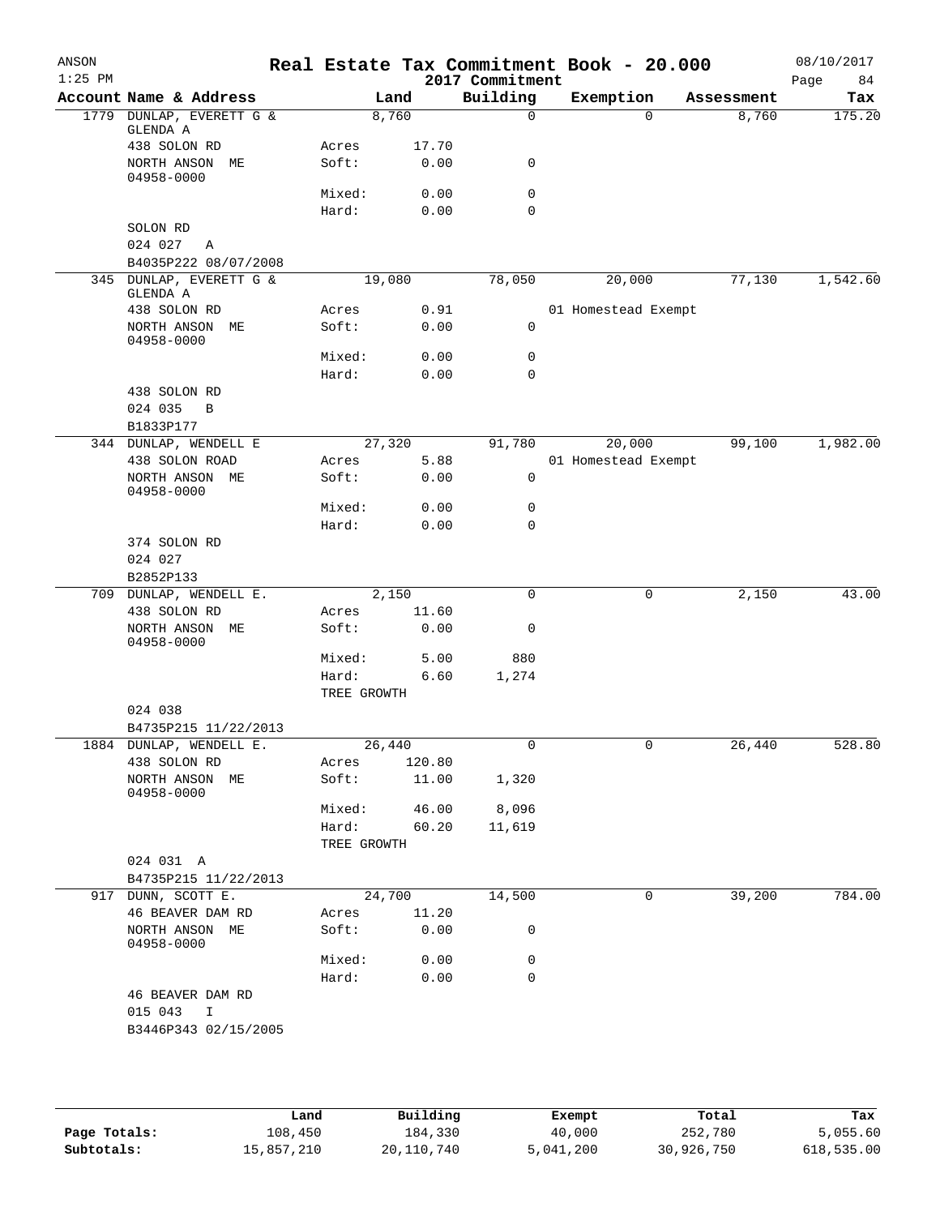ANSON  
1:25 PM

# Real Estate Tax Commitment Book - 20.000
## 2017 Commitment

08/10/2017

| Account Name & Address | | Land | Building | Exemption | Assessment | Tax |
|---|---|---|---|---|---|---|
| 1779 DUNLAP, EVERETT G & GLENDA A | | 8,760 | 0 | 0 | 8,760 | 175.20 |
| 438 SOLON RD | Acres | 17.70 | | | | |
| NORTH ANSON ME 04958-0000 | Soft: | 0.00 | 0 | | | |
| | Mixed: | 0.00 | 0 | | | |
| | Hard: | 0.00 | 0 | | | |
| SOLON RD | | | | | | |
| 024 027 A | | | | | | |
| B4035P222 08/07/2008 | | | | | | |
| 345 DUNLAP, EVERETT G & GLENDA A | | 19,080 | 78,050 | 20,000 | 77,130 | 1,542.60 |
| 438 SOLON RD | Acres | 0.91 | | 01 Homestead Exempt | | |
| NORTH ANSON ME 04958-0000 | Soft: | 0.00 | 0 | | | |
| | Mixed: | 0.00 | 0 | | | |
| | Hard: | 0.00 | 0 | | | |
| 438 SOLON RD | | | | | | |
| 024 035 B | | | | | | |
| B1833P177 | | | | | | |
| 344 DUNLAP, WENDELL E | | 27,320 | 91,780 | 20,000 | 99,100 | 1,982.00 |
| 438 SOLON ROAD | Acres | 5.88 | | 01 Homestead Exempt | | |
| NORTH ANSON ME 04958-0000 | Soft: | 0.00 | 0 | | | |
| | Mixed: | 0.00 | 0 | | | |
| | Hard: | 0.00 | 0 | | | |
| 374 SOLON RD | | | | | | |
| 024 027 | | | | | | |
| B2852P133 | | | | | | |
| 709 DUNLAP, WENDELL E. | | 2,150 | 0 | 0 | 2,150 | 43.00 |
| 438 SOLON RD | Acres | 11.60 | | | | |
| NORTH ANSON ME 04958-0000 | Soft: | 0.00 | 0 | | | |
| | Mixed: | 5.00 | 880 | | | |
| | Hard: | 6.60 | 1,274 | | | |
| | TREE GROWTH | | | | | |
| 024 038 | | | | | | |
| B4735P215 11/22/2013 | | | | | | |
| 1884 DUNLAP, WENDELL E. | | 26,440 | 0 | 0 | 26,440 | 528.80 |
| 438 SOLON RD | Acres | 120.80 | | | | |
| NORTH ANSON ME 04958-0000 | Soft: | 11.00 | 1,320 | | | |
| | Mixed: | 46.00 | 8,096 | | | |
| | Hard: | 60.20 | 11,619 | | | |
| | TREE GROWTH | | | | | |
| 024 031 A | | | | | | |
| B4735P215 11/22/2013 | | | | | | |
| 917 DUNN, SCOTT E. | | 24,700 | 14,500 | 0 | 39,200 | 784.00 |
| 46 BEAVER DAM RD | Acres | 11.20 | | | | |
| NORTH ANSON ME 04958-0000 | Soft: | 0.00 | 0 | | | |
| | Mixed: | 0.00 | 0 | | | |
| | Hard: | 0.00 | 0 | | | |
| 46 BEAVER DAM RD | | | | | | |
| 015 043 I | | | | | | |
| B3446P343 02/15/2005 | | | | | | |

| | Land | Building | Exempt | Total | Tax |
|---|---|---|---|---|---|
| Page Totals: | 108,450 | 184,330 | 40,000 | 252,780 | 5,055.60 |
| Subtotals: | 15,857,210 | 20,110,740 | 5,041,200 | 30,926,750 | 618,535.00 |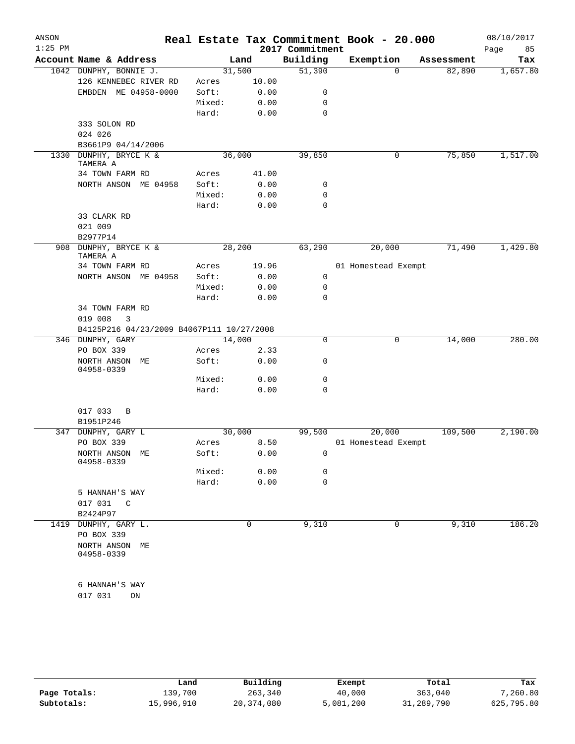# Real Estate Tax Commitment Book - 20.000

ANSON 1:25 PM — 2017 Commitment — 08/10/2017

| Account Name & Address | | Land | Building | Exemption | Assessment | Tax |
|---|---|---|---|---|---|---|
| 1042 DUNPHY, BONNIE J. | | 31,500 | 51,390 | 0 | 82,890 | 1,657.80 |
| 126 KENNEBEC RIVER RD | Acres | 10.00 | | | | |
| EMBDEN ME 04958-0000 | Soft: | 0.00 | 0 | | | |
| | Mixed: | 0.00 | 0 | | | |
| | Hard: | 0.00 | 0 | | | |
| 333 SOLON RD | | | | | | |
| 024 026 | | | | | | |
| B3661P9 04/14/2006 | | | | | | |
| 1330 DUNPHY, BRYCE K & TAMERA A | | 36,000 | 39,850 | 0 | 75,850 | 1,517.00 |
| 34 TOWN FARM RD | Acres | 41.00 | | | | |
| NORTH ANSON ME 04958 | Soft: | 0.00 | 0 | | | |
| | Mixed: | 0.00 | 0 | | | |
| | Hard: | 0.00 | 0 | | | |
| 33 CLARK RD | | | | | | |
| 021 009 | | | | | | |
| B2977P14 | | | | | | |
| 908 DUNPHY, BRYCE K & TAMERA A | | 28,200 | 63,290 | 20,000 | 71,490 | 1,429.80 |
| 34 TOWN FARM RD | Acres | 19.96 | | 01 Homestead Exempt | | |
| NORTH ANSON ME 04958 | Soft: | 0.00 | 0 | | | |
| | Mixed: | 0.00 | 0 | | | |
| | Hard: | 0.00 | 0 | | | |
| 34 TOWN FARM RD | | | | | | |
| 019 008 3 | | | | | | |
| B4125P216 04/23/2009 B4067P111 10/27/2008 | | | | | | |
| 346 DUNPHY, GARY | | 14,000 | 0 | 0 | 14,000 | 280.00 |
| PO BOX 339 | Acres | 2.33 | | | | |
| NORTH ANSON ME 04958-0339 | Soft: | 0.00 | 0 | | | |
| | Mixed: | 0.00 | 0 | | | |
| | Hard: | 0.00 | 0 | | | |
| 017 033 B | | | | | | |
| B1951P246 | | | | | | |
| 347 DUNPHY, GARY L | | 30,000 | 99,500 | 20,000 | 109,500 | 2,190.00 |
| PO BOX 339 | Acres | 8.50 | | 01 Homestead Exempt | | |
| NORTH ANSON ME 04958-0339 | Soft: | 0.00 | 0 | | | |
| | Mixed: | 0.00 | 0 | | | |
| | Hard: | 0.00 | 0 | | | |
| 5 HANNAH'S WAY | | | | | | |
| 017 031 C | | | | | | |
| B2424P97 | | | | | | |
| 1419 DUNPHY, GARY L. | | 0 | 9,310 | 0 | 9,310 | 186.20 |
| PO BOX 339 | | | | | | |
| NORTH ANSON ME 04958-0339 | | | | | | |
| 6 HANNAH'S WAY | | | | | | |
| 017 031 ON | | | | | | |

| | Land | Building | Exempt | Total | Tax |
|---|---|---|---|---|---|
| Page Totals: | 139,700 | 263,340 | 40,000 | 363,040 | 7,260.80 |
| Subtotals: | 15,996,910 | 20,374,080 | 5,081,200 | 31,289,790 | 625,795.80 |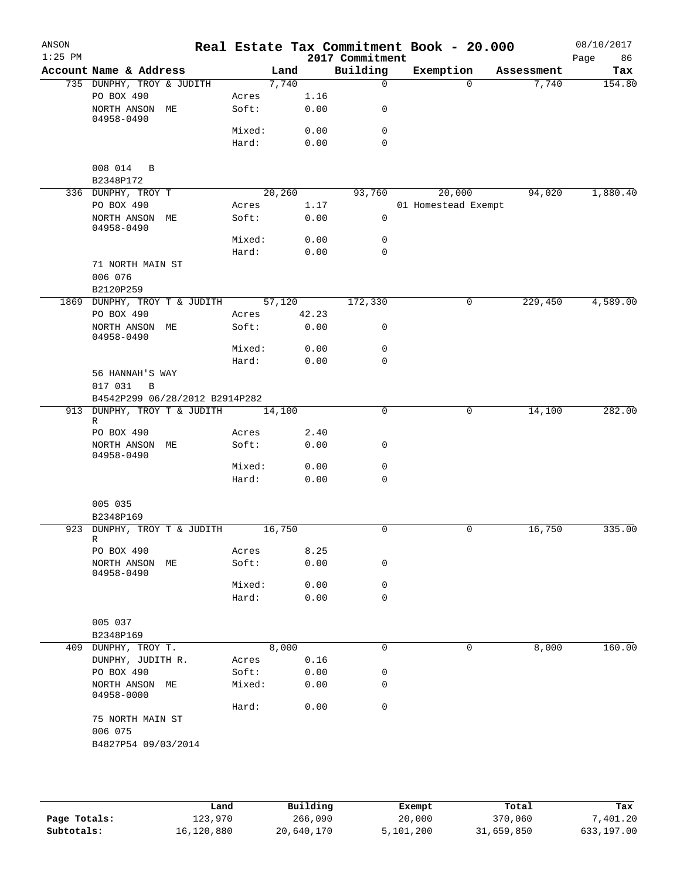# Real Estate Tax Commitment Book - 20.000

ANSON
1:25 PM

2017 Commitment

08/10/2017

| Account | Name & Address | | Land | Building | Exemption | Assessment | Tax |
|---|---|---|---|---|---|---|---|
| 735 | DUNPHY, TROY & JUDITH | | 7,740 | 0 | 0 | 7,740 | 154.80 |
| | PO BOX 490 | Acres | 1.16 | | | | |
| | NORTH ANSON ME 04958-0490 | Soft: | 0.00 | 0 | | | |
| | | Mixed: | 0.00 | 0 | | | |
| | | Hard: | 0.00 | 0 | | | |
| | 008 014 B | | | | | | |
| | B2348P172 | | | | | | |
| 336 | DUNPHY, TROY T | | 20,260 | 93,760 | 20,000 | 94,020 | 1,880.40 |
| | PO BOX 490 | Acres | 1.17 | | 01 Homestead Exempt | | |
| | NORTH ANSON ME 04958-0490 | Soft: | 0.00 | 0 | | | |
| | | Mixed: | 0.00 | 0 | | | |
| | | Hard: | 0.00 | 0 | | | |
| | 71 NORTH MAIN ST | | | | | | |
| | 006 076 | | | | | | |
| | B2120P259 | | | | | | |
| 1869 | DUNPHY, TROY T & JUDITH | | 57,120 | 172,330 | 0 | 229,450 | 4,589.00 |
| | PO BOX 490 | Acres | 42.23 | | | | |
| | NORTH ANSON ME 04958-0490 | Soft: | 0.00 | 0 | | | |
| | | Mixed: | 0.00 | 0 | | | |
| | | Hard: | 0.00 | 0 | | | |
| | 56 HANNAH'S WAY | | | | | | |
| | 017 031 B | | | | | | |
| | B4542P299 06/28/2012 B2914P282 | | | | | | |
| 913 | DUNPHY, TROY T & JUDITH R | | 14,100 | 0 | 0 | 14,100 | 282.00 |
| | PO BOX 490 | Acres | 2.40 | | | | |
| | NORTH ANSON ME 04958-0490 | Soft: | 0.00 | 0 | | | |
| | | Mixed: | 0.00 | 0 | | | |
| | | Hard: | 0.00 | 0 | | | |
| | 005 035 | | | | | | |
| | B2348P169 | | | | | | |
| 923 | DUNPHY, TROY T & JUDITH R | | 16,750 | 0 | 0 | 16,750 | 335.00 |
| | PO BOX 490 | Acres | 8.25 | | | | |
| | NORTH ANSON ME 04958-0490 | Soft: | 0.00 | 0 | | | |
| | | Mixed: | 0.00 | 0 | | | |
| | | Hard: | 0.00 | 0 | | | |
| | 005 037 | | | | | | |
| | B2348P169 | | | | | | |
| 409 | DUNPHY, TROY T. | | 8,000 | 0 | 0 | 8,000 | 160.00 |
| | DUNPHY, JUDITH R. | Acres | 0.16 | | | | |
| | PO BOX 490 | Soft: | 0.00 | 0 | | | |
| | NORTH ANSON ME 04958-0000 | Mixed: | 0.00 | 0 | | | |
| | | Hard: | 0.00 | 0 | | | |
| | 75 NORTH MAIN ST | | | | | | |
| | 006 075 | | | | | | |
| | B4827P54 09/03/2014 | | | | | | |

| | Land | Building | Exempt | Total | Tax |
|---|---|---|---|---|---|
| Page Totals: | 123,970 | 266,090 | 20,000 | 370,060 | 7,401.20 |
| Subtotals: | 16,120,880 | 20,640,170 | 5,101,200 | 31,659,850 | 633,197.00 |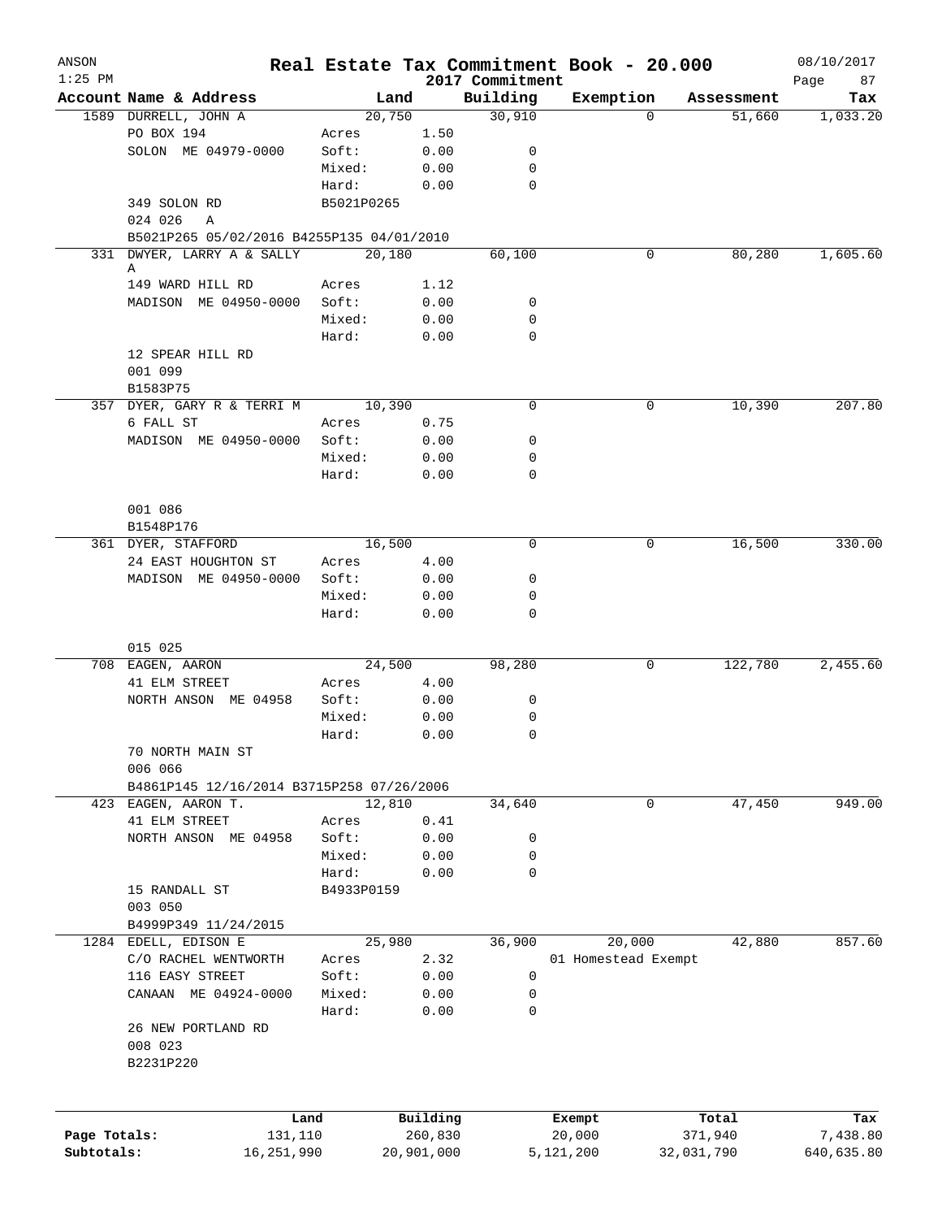ANSON
1:25 PM

# Real Estate Tax Commitment Book - 20.000

2017 Commitment

08/10/2017

| Account | Name & Address | | Land | Building | Exemption | Assessment | Tax |
|---|---|---|---|---|---|---|---|
| 1589 | DURRELL, JOHN A | | 20,750 | 30,910 | 0 | 51,660 | 1,033.20 |
| | PO BOX 194 | Acres | 1.50 | | | | |
| | SOLON ME 04979-0000 | Soft: | 0.00 | 0 | | | |
| | | Mixed: | 0.00 | 0 | | | |
| | | Hard: | 0.00 | 0 | | | |
| | 349 SOLON RD | B5021P0265 | | | | | |
| | 024 026 A | | | | | | |
| | B5021P265 05/02/2016 B4255P135 04/01/2010 | | | | | | |
| 331 | DWYER, LARRY A & SALLY A | | 20,180 | 60,100 | 0 | 80,280 | 1,605.60 |
| | 149 WARD HILL RD | Acres | 1.12 | | | | |
| | MADISON ME 04950-0000 | Soft: | 0.00 | 0 | | | |
| | | Mixed: | 0.00 | 0 | | | |
| | | Hard: | 0.00 | 0 | | | |
| | 12 SPEAR HILL RD | | | | | | |
| | 001 099 | | | | | | |
| | B1583P75 | | | | | | |
| 357 | DYER, GARY R & TERRI M | | 10,390 | 0 | 0 | 10,390 | 207.80 |
| | 6 FALL ST | Acres | 0.75 | | | | |
| | MADISON ME 04950-0000 | Soft: | 0.00 | 0 | | | |
| | | Mixed: | 0.00 | 0 | | | |
| | | Hard: | 0.00 | 0 | | | |
| | 001 086 | | | | | | |
| | B1548P176 | | | | | | |
| 361 | DYER, STAFFORD | | 16,500 | 0 | 0 | 16,500 | 330.00 |
| | 24 EAST HOUGHTON ST | Acres | 4.00 | | | | |
| | MADISON ME 04950-0000 | Soft: | 0.00 | 0 | | | |
| | | Mixed: | 0.00 | 0 | | | |
| | | Hard: | 0.00 | 0 | | | |
| | 015 025 | | | | | | |
| 708 | EAGEN, AARON | | 24,500 | 98,280 | 0 | 122,780 | 2,455.60 |
| | 41 ELM STREET | Acres | 4.00 | | | | |
| | NORTH ANSON ME 04958 | Soft: | 0.00 | 0 | | | |
| | | Mixed: | 0.00 | 0 | | | |
| | | Hard: | 0.00 | 0 | | | |
| | 70 NORTH MAIN ST | | | | | | |
| | 006 066 | | | | | | |
| | B4861P145 12/16/2014 B3715P258 07/26/2006 | | | | | | |
| 423 | EAGEN, AARON T. | | 12,810 | 34,640 | 0 | 47,450 | 949.00 |
| | 41 ELM STREET | Acres | 0.41 | | | | |
| | NORTH ANSON ME 04958 | Soft: | 0.00 | 0 | | | |
| | | Mixed: | 0.00 | 0 | | | |
| | | Hard: | 0.00 | 0 | | | |
| | 15 RANDALL ST | B4933P0159 | | | | | |
| | 003 050 | | | | | | |
| | B4999P349 11/24/2015 | | | | | | |
| 1284 | EDELL, EDISON E | | 25,980 | 36,900 | 20,000 | 42,880 | 857.60 |
| | C/O RACHEL WENTWORTH | Acres | 2.32 | | 01 Homestead Exempt | | |
| | 116 EASY STREET | Soft: | 0.00 | 0 | | | |
| | CANAAN ME 04924-0000 | Mixed: | 0.00 | 0 | | | |
| | | Hard: | 0.00 | 0 | | | |
| | 26 NEW PORTLAND RD | | | | | | |
| | 008 023 | | | | | | |
| | B2231P220 | | | | | | |

| | Land | Building | Exempt | Total | Tax |
|---|---|---|---|---|---|
| Page Totals: | 131,110 | 260,830 | 20,000 | 371,940 | 7,438.80 |
| Subtotals: | 16,251,990 | 20,901,000 | 5,121,200 | 32,031,790 | 640,635.80 |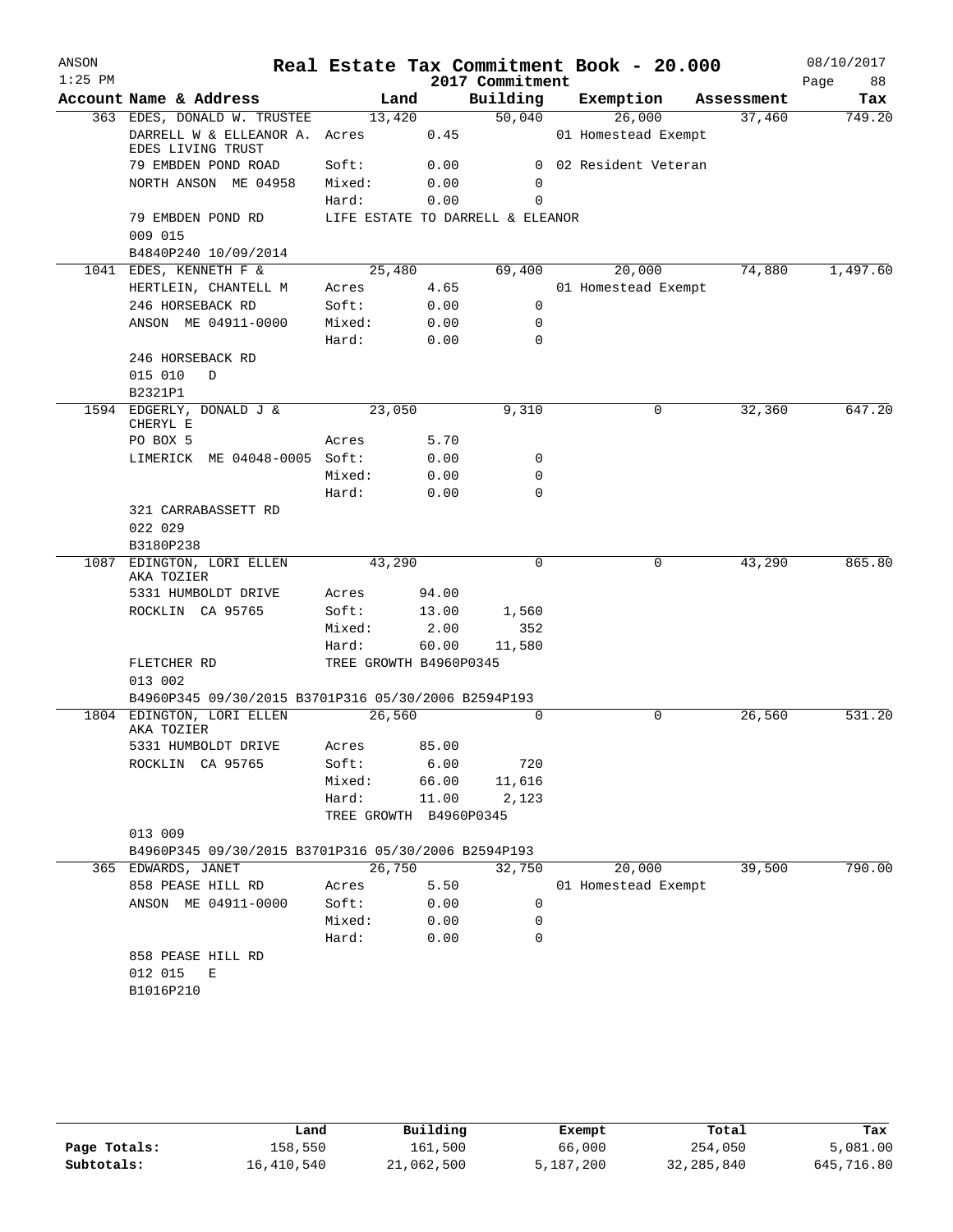# Real Estate Tax Commitment Book - 20.000

ANSON
1:25 PM

2017 Commitment

08/10/2017

| Account Name & Address | Land | | Building | Exemption | Assessment | Tax |
|---|---|---|---|---|---|---|
| 363 EDES, DONALD W. TRUSTEE | 13,420 | | 50,040 | 26,000 | 37,460 | 749.20 |
| DARRELL W & ELLEANOR A. EDES LIVING TRUST | Acres | 0.45 | | 01 Homestead Exempt | | |
| 79 EMBDEN POND ROAD | Soft: | 0.00 | 0 | 02 Resident Veteran | | |
| NORTH ANSON ME 04958 | Mixed: | 0.00 | 0 | | | |
| | Hard: | 0.00 | 0 | | | |
| 79 EMBDEN POND RD | LIFE ESTATE TO DARRELL & ELEANOR | | | | | |
| 009 015 | | | | | | |
| B4840P240 10/09/2014 | | | | | | |
| 1041 EDES, KENNETH F & | 25,480 | | 69,400 | 20,000 | 74,880 | 1,497.60 |
| HERTLEIN, CHANTELL M | Acres | 4.65 | | 01 Homestead Exempt | | |
| 246 HORSEBACK RD | Soft: | 0.00 | 0 | | | |
| ANSON ME 04911-0000 | Mixed: | 0.00 | 0 | | | |
| | Hard: | 0.00 | 0 | | | |
| 246 HORSEBACK RD | | | | | | |
| 015 010 D | | | | | | |
| B2321P1 | | | | | | |
| 1594 EDGERLY, DONALD J & CHERYL E | 23,050 | | 9,310 | 0 | 32,360 | 647.20 |
| PO BOX 5 | Acres | 5.70 | | | | |
| LIMERICK ME 04048-0005 | Soft: | 0.00 | 0 | | | |
| | Mixed: | 0.00 | 0 | | | |
| | Hard: | 0.00 | 0 | | | |
| 321 CARRABASSETT RD | | | | | | |
| 022 029 | | | | | | |
| B3180P238 | | | | | | |
| 1087 EDINGTON, LORI ELLEN AKA TOZIER | 43,290 | | 0 | 0 | 43,290 | 865.80 |
| 5331 HUMBOLDT DRIVE | Acres | 94.00 | | | | |
| ROCKLIN CA 95765 | Soft: | 13.00 | 1,560 | | | |
| | Mixed: | 2.00 | 352 | | | |
| | Hard: | 60.00 | 11,580 | | | |
| FLETCHER RD | TREE GROWTH B4960P0345 | | | | | |
| 013 002 | | | | | | |
| B4960P345 09/30/2015 B3701P316 05/30/2006 B2594P193 | | | | | | |
| 1804 EDINGTON, LORI ELLEN AKA TOZIER | 26,560 | | 0 | 0 | 26,560 | 531.20 |
| 5331 HUMBOLDT DRIVE | Acres | 85.00 | | | | |
| ROCKLIN CA 95765 | Soft: | 6.00 | 720 | | | |
| | Mixed: | 66.00 | 11,616 | | | |
| | Hard: | 11.00 | 2,123 | | | |
| | TREE GROWTH B4960P0345 | | | | | |
| 013 009 | | | | | | |
| B4960P345 09/30/2015 B3701P316 05/30/2006 B2594P193 | | | | | | |
| 365 EDWARDS, JANET | 26,750 | | 32,750 | 20,000 | 39,500 | 790.00 |
| 858 PEASE HILL RD | Acres | 5.50 | | 01 Homestead Exempt | | |
| ANSON ME 04911-0000 | Soft: | 0.00 | 0 | | | |
| | Mixed: | 0.00 | 0 | | | |
| | Hard: | 0.00 | 0 | | | |
| 858 PEASE HILL RD | | | | | | |
| 012 015 E | | | | | | |
| B1016P210 | | | | | | |

| | Land | Building | Exempt | Total | Tax |
|---|---|---|---|---|---|
| Page Totals: | 158,550 | 161,500 | 66,000 | 254,050 | 5,081.00 |
| Subtotals: | 16,410,540 | 21,062,500 | 5,187,200 | 32,285,840 | 645,716.80 |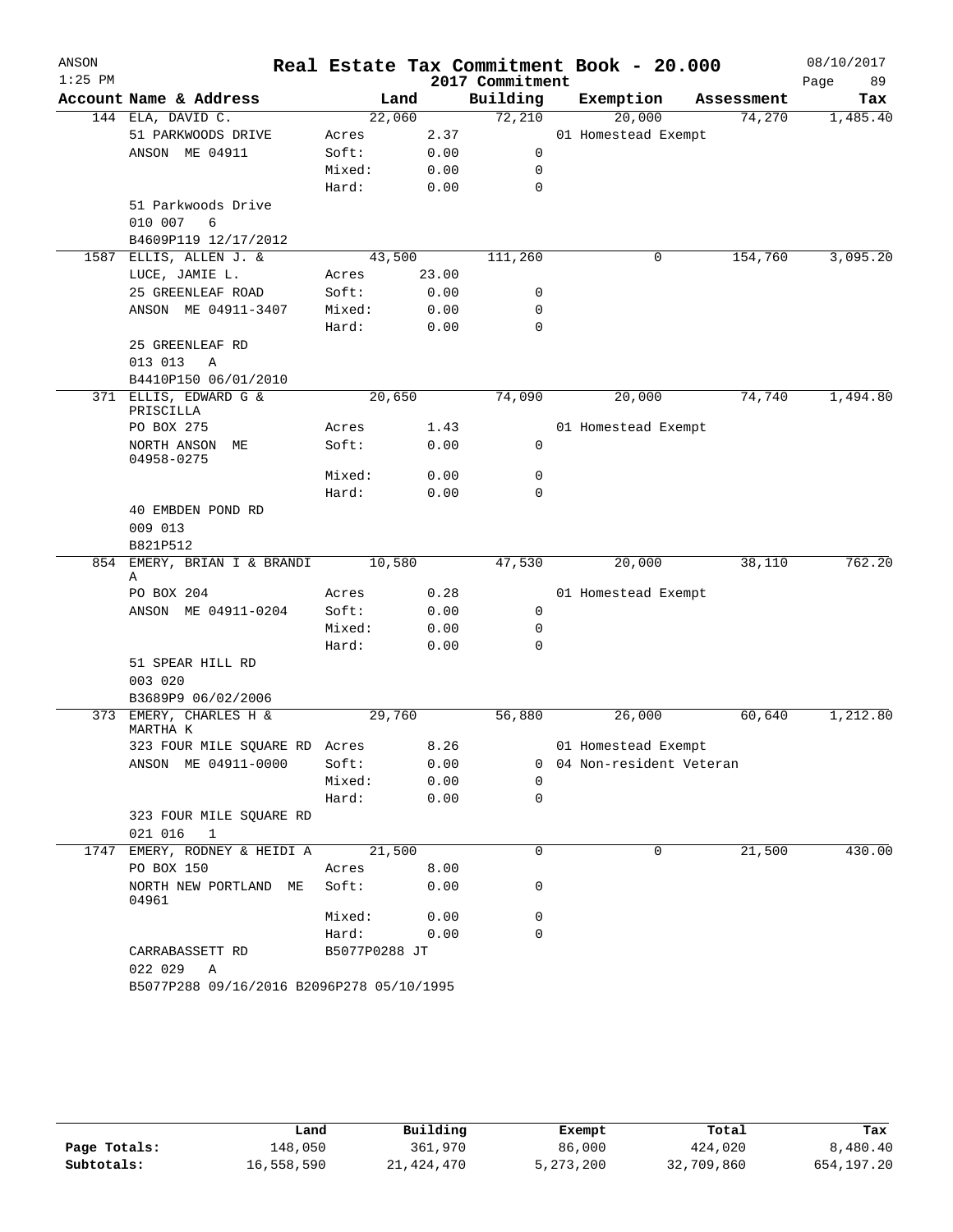# Real Estate Tax Commitment Book - 20.000

ANSON
1:25 PM

2017 Commitment

08/10/2017

| Account | Name & Address | Land | | Building | Exemption | Assessment | Tax |
|---|---|---|---|---|---|---|---|
| 144 | ELA, DAVID C. | 22,060 | | 72,210 | 20,000 | 74,270 | 1,485.40 |
| | 51 PARKWOODS DRIVE | Acres | 2.37 | | 01 Homestead Exempt | | |
| | ANSON ME 04911 | Soft: | 0.00 | 0 | | | |
| | | Mixed: | 0.00 | 0 | | | |
| | | Hard: | 0.00 | 0 | | | |
| | 51 Parkwoods Drive | | | | | | |
| | 010 007 6 | | | | | | |
| | B4609P119 12/17/2012 | | | | | | |
| 1587 | ELLIS, ALLEN J. & | 43,500 | | 111,260 | 0 | 154,760 | 3,095.20 |
| | LUCE, JAMIE L. | Acres | 23.00 | | | | |
| | 25 GREENLEAF ROAD | Soft: | 0.00 | 0 | | | |
| | ANSON ME 04911-3407 | Mixed: | 0.00 | 0 | | | |
| | | Hard: | 0.00 | 0 | | | |
| | 25 GREENLEAF RD | | | | | | |
| | 013 013 A | | | | | | |
| | B4410P150 06/01/2010 | | | | | | |
| 371 | ELLIS, EDWARD G & PRISCILLA | 20,650 | | 74,090 | 20,000 | 74,740 | 1,494.80 |
| | PO BOX 275 | Acres | 1.43 | | 01 Homestead Exempt | | |
| | NORTH ANSON ME 04958-0275 | Soft: | 0.00 | 0 | | | |
| | | Mixed: | 0.00 | 0 | | | |
| | | Hard: | 0.00 | 0 | | | |
| | 40 EMBDEN POND RD | | | | | | |
| | 009 013 | | | | | | |
| | B821P512 | | | | | | |
| 854 | EMERY, BRIAN I & BRANDI A | 10,580 | | 47,530 | 20,000 | 38,110 | 762.20 |
| | PO BOX 204 | Acres | 0.28 | | 01 Homestead Exempt | | |
| | ANSON ME 04911-0204 | Soft: | 0.00 | 0 | | | |
| | | Mixed: | 0.00 | 0 | | | |
| | | Hard: | 0.00 | 0 | | | |
| | 51 SPEAR HILL RD | | | | | | |
| | 003 020 | | | | | | |
| | B3689P9 06/02/2006 | | | | | | |
| 373 | EMERY, CHARLES H & MARTHA K | 29,760 | | 56,880 | 26,000 | 60,640 | 1,212.80 |
| | 323 FOUR MILE SQUARE RD | Acres | 8.26 | | 01 Homestead Exempt | | |
| | ANSON ME 04911-0000 | Soft: | 0.00 | 0 | 04 Non-resident Veteran | | |
| | | Mixed: | 0.00 | 0 | | | |
| | | Hard: | 0.00 | 0 | | | |
| | 323 FOUR MILE SQUARE RD | | | | | | |
| | 021 016 1 | | | | | | |
| 1747 | EMERY, RODNEY & HEIDI A | 21,500 | | 0 | 0 | 21,500 | 430.00 |
| | PO BOX 150 | Acres | 8.00 | | | | |
| | NORTH NEW PORTLAND ME 04961 | Soft: | 0.00 | 0 | | | |
| | | Mixed: | 0.00 | 0 | | | |
| | | Hard: | 0.00 | 0 | | | |
| | CARRABASSETT RD | B5077P0288 JT | | | | | |
| | 022 029 A | | | | | | |
| | B5077P288 09/16/2016 B2096P278 05/10/1995 | | | | | | |

| | Land | Building | Exempt | Total | Tax |
|---|---|---|---|---|---|
| Page Totals: | 148,050 | 361,970 | 86,000 | 424,020 | 8,480.40 |
| Subtotals: | 16,558,590 | 21,424,470 | 5,273,200 | 32,709,860 | 654,197.20 |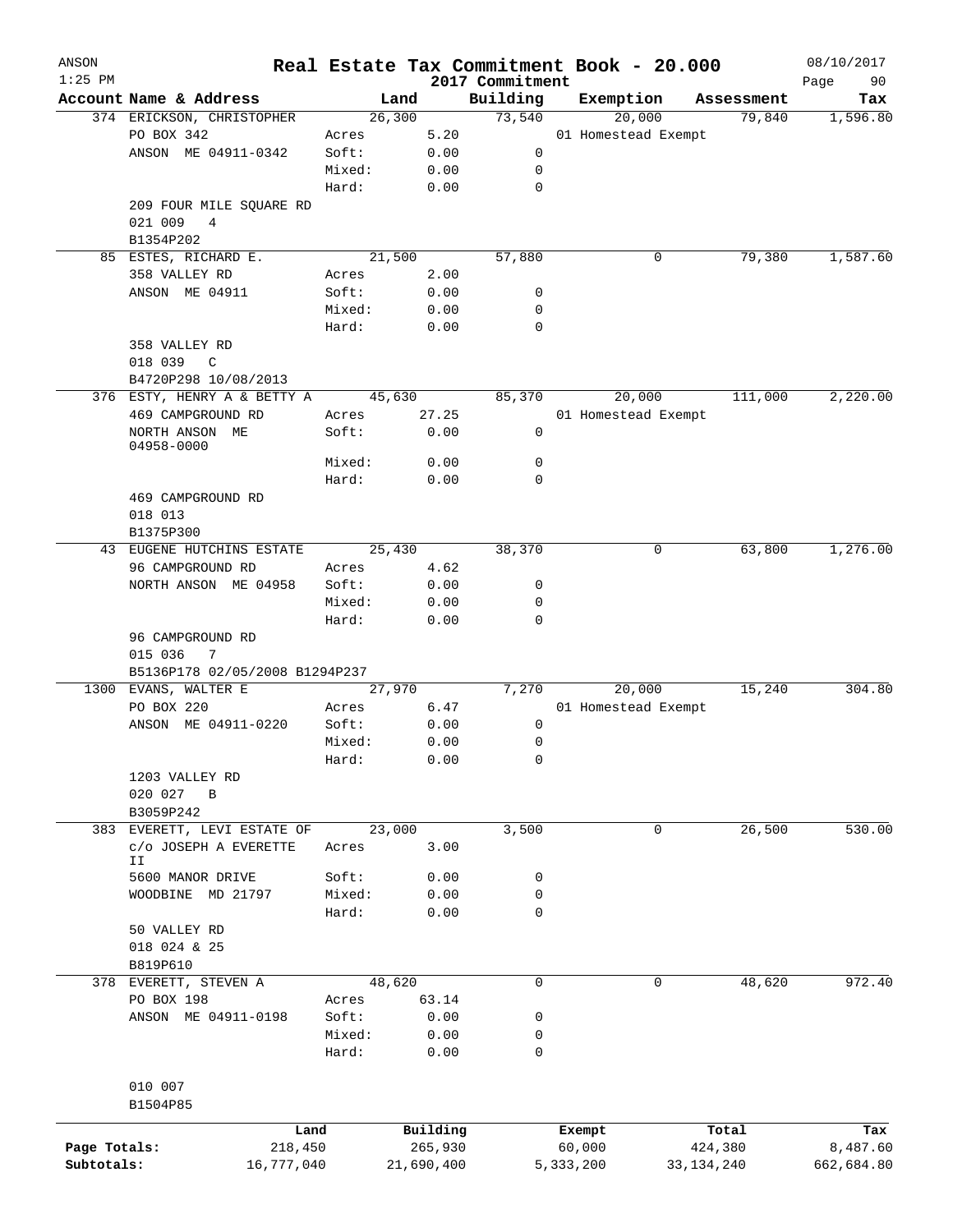ANSON — Real Estate Tax Commitment Book - 20.000 — 08/10/2017

1:25 PM — 2017 Commitment

| Account Name & Address | | Land | Building | Exemption | Assessment | Tax |
|---|---|---|---|---|---|---|
| 374 ERICKSON, CHRISTOPHER | | 26,300 | 73,540 | 20,000 | 79,840 | 1,596.80 |
| PO BOX 342 | Acres | 5.20 | | 01 Homestead Exempt | | |
| ANSON ME 04911-0342 | Soft: | 0.00 | 0 | | | |
| | Mixed: | 0.00 | 0 | | | |
| | Hard: | 0.00 | 0 | | | |
| 209 FOUR MILE SQUARE RD | | | | | | |
| 021 009 4 | | | | | | |
| B1354P202 | | | | | | |
| 85 ESTES, RICHARD E. | | 21,500 | 57,880 | 0 | 79,380 | 1,587.60 |
| 358 VALLEY RD | Acres | 2.00 | | | | |
| ANSON ME 04911 | Soft: | 0.00 | 0 | | | |
| | Mixed: | 0.00 | 0 | | | |
| | Hard: | 0.00 | 0 | | | |
| 358 VALLEY RD | | | | | | |
| 018 039 C | | | | | | |
| B4720P298 10/08/2013 | | | | | | |
| 376 ESTY, HENRY A & BETTY A | | 45,630 | 85,370 | 20,000 | 111,000 | 2,220.00 |
| 469 CAMPGROUND RD | Acres | 27.25 | | 01 Homestead Exempt | | |
| NORTH ANSON ME 04958-0000 | Soft: | 0.00 | 0 | | | |
| | Mixed: | 0.00 | 0 | | | |
| | Hard: | 0.00 | 0 | | | |
| 469 CAMPGROUND RD | | | | | | |
| 018 013 | | | | | | |
| B1375P300 | | | | | | |
| 43 EUGENE HUTCHINS ESTATE | | 25,430 | 38,370 | 0 | 63,800 | 1,276.00 |
| 96 CAMPGROUND RD | Acres | 4.62 | | | | |
| NORTH ANSON ME 04958 | Soft: | 0.00 | 0 | | | |
| | Mixed: | 0.00 | 0 | | | |
| | Hard: | 0.00 | 0 | | | |
| 96 CAMPGROUND RD | | | | | | |
| 015 036 7 | | | | | | |
| B5136P178 02/05/2008 B1294P237 | | | | | | |
| 1300 EVANS, WALTER E | | 27,970 | 7,270 | 20,000 | 15,240 | 304.80 |
| PO BOX 220 | Acres | 6.47 | | 01 Homestead Exempt | | |
| ANSON ME 04911-0220 | Soft: | 0.00 | 0 | | | |
| | Mixed: | 0.00 | 0 | | | |
| | Hard: | 0.00 | 0 | | | |
| 1203 VALLEY RD | | | | | | |
| 020 027 B | | | | | | |
| B3059P242 | | | | | | |
| 383 EVERETT, LEVI ESTATE OF | | 23,000 | 3,500 | 0 | 26,500 | 530.00 |
| c/o JOSEPH A EVERETTE II | Acres | 3.00 | | | | |
| 5600 MANOR DRIVE | Soft: | 0.00 | 0 | | | |
| WOODBINE MD 21797 | Mixed: | 0.00 | 0 | | | |
| | Hard: | 0.00 | 0 | | | |
| 50 VALLEY RD | | | | | | |
| 018 024 & 25 | | | | | | |
| B819P610 | | | | | | |
| 378 EVERETT, STEVEN A | | 48,620 | 0 | 0 | 48,620 | 972.40 |
| PO BOX 198 | Acres | 63.14 | | | | |
| ANSON ME 04911-0198 | Soft: | 0.00 | 0 | | | |
| | Mixed: | 0.00 | 0 | | | |
| | Hard: | 0.00 | 0 | | | |
| 010 007 | | | | | | |
| B1504P85 | | | | | | |

| | Land | Building | Exempt | Total | Tax |
|---|---|---|---|---|---|
| Page Totals: | 218,450 | 265,930 | 60,000 | 424,380 | 8,487.60 |
| Subtotals: | 16,777,040 | 21,690,400 | 5,333,200 | 33,134,240 | 662,684.80 |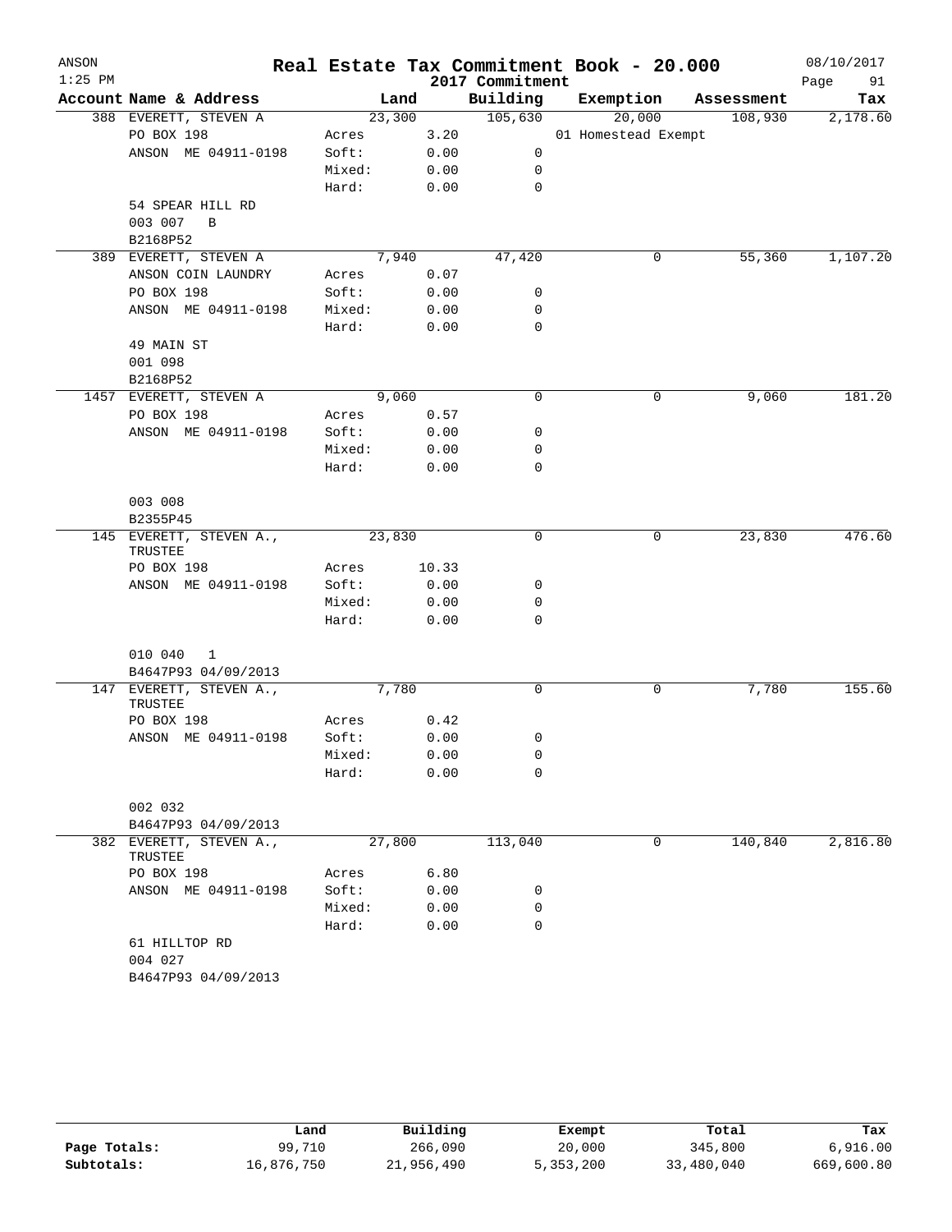# Real Estate Tax Commitment Book - 20.000

ANSON
1:25 PM

2017 Commitment

08/10/2017

| Account | Name & Address | | Land | Building | Exemption | Assessment | Tax |
|---|---|---|---|---|---|---|---|
| 388 | EVERETT, STEVEN A | | 23,300 | 105,630 | 20,000 | 108,930 | 2,178.60 |
| | PO BOX 198 | Acres | 3.20 | | 01 Homestead Exempt | | |
| | ANSON ME 04911-0198 | Soft: | 0.00 | 0 | | | |
| | | Mixed: | 0.00 | 0 | | | |
| | | Hard: | 0.00 | 0 | | | |
| | 54 SPEAR HILL RD | | | | | | |
| | 003 007 B | | | | | | |
| | B2168P52 | | | | | | |
| 389 | EVERETT, STEVEN A | | 7,940 | 47,420 | 0 | 55,360 | 1,107.20 |
| | ANSON COIN LAUNDRY | Acres | 0.07 | | | | |
| | PO BOX 198 | Soft: | 0.00 | 0 | | | |
| | ANSON ME 04911-0198 | Mixed: | 0.00 | 0 | | | |
| | | Hard: | 0.00 | 0 | | | |
| | 49 MAIN ST | | | | | | |
| | 001 098 | | | | | | |
| | B2168P52 | | | | | | |
| 1457 | EVERETT, STEVEN A | | 9,060 | 0 | 0 | 9,060 | 181.20 |
| | PO BOX 198 | Acres | 0.57 | | | | |
| | ANSON ME 04911-0198 | Soft: | 0.00 | 0 | | | |
| | | Mixed: | 0.00 | 0 | | | |
| | | Hard: | 0.00 | 0 | | | |
| | 003 008 | | | | | | |
| | B2355P45 | | | | | | |
| 145 | EVERETT, STEVEN A., TRUSTEE | | 23,830 | 0 | 0 | 23,830 | 476.60 |
| | PO BOX 198 | Acres | 10.33 | | | | |
| | ANSON ME 04911-0198 | Soft: | 0.00 | 0 | | | |
| | | Mixed: | 0.00 | 0 | | | |
| | | Hard: | 0.00 | 0 | | | |
| | 010 040 1 | | | | | | |
| | B4647P93 04/09/2013 | | | | | | |
| 147 | EVERETT, STEVEN A., TRUSTEE | | 7,780 | 0 | 0 | 7,780 | 155.60 |
| | PO BOX 198 | Acres | 0.42 | | | | |
| | ANSON ME 04911-0198 | Soft: | 0.00 | 0 | | | |
| | | Mixed: | 0.00 | 0 | | | |
| | | Hard: | 0.00 | 0 | | | |
| | 002 032 | | | | | | |
| | B4647P93 04/09/2013 | | | | | | |
| 382 | EVERETT, STEVEN A., TRUSTEE | | 27,800 | 113,040 | 0 | 140,840 | 2,816.80 |
| | PO BOX 198 | Acres | 6.80 | | | | |
| | ANSON ME 04911-0198 | Soft: | 0.00 | 0 | | | |
| | | Mixed: | 0.00 | 0 | | | |
| | | Hard: | 0.00 | 0 | | | |
| | 61 HILLTOP RD | | | | | | |
| | 004 027 | | | | | | |
| | B4647P93 04/09/2013 | | | | | | |

| | Land | Building | Exempt | Total | Tax |
|---|---|---|---|---|---|
| Page Totals: | 99,710 | 266,090 | 20,000 | 345,800 | 6,916.00 |
| Subtotals: | 16,876,750 | 21,956,490 | 5,353,200 | 33,480,040 | 669,600.80 |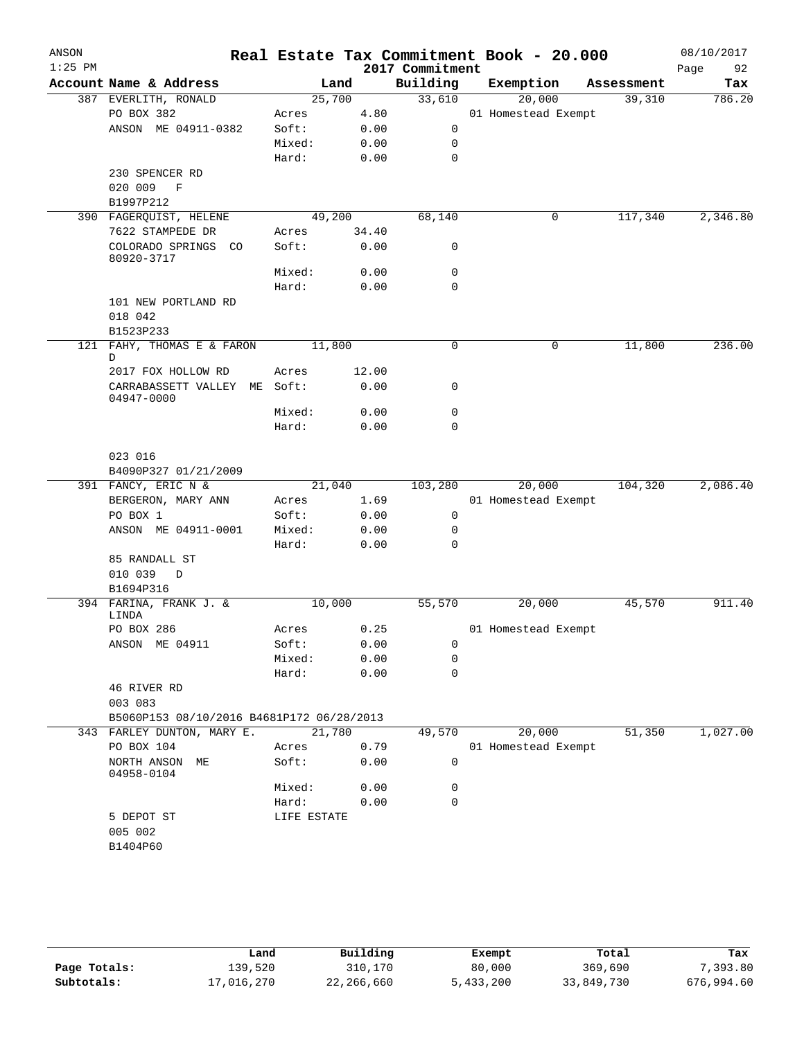# Real Estate Tax Commitment Book - 20.000

ANSON
1:25 PM
2017 Commitment
08/10/2017

| Account | Name & Address | Land | | Building | Exemption | Assessment | Tax |
|---|---|---|---|---|---|---|---|
| 387 | EVERLITH, RONALD | 25,700 | | 33,610 | 20,000 | 39,310 | 786.20 |
| | PO BOX 382 | Acres | 4.80 | | 01 Homestead Exempt | | |
| | ANSON ME 04911-0382 | Soft: | 0.00 | 0 | | | |
| | | Mixed: | 0.00 | 0 | | | |
| | | Hard: | 0.00 | 0 | | | |
| | 230 SPENCER RD | | | | | | |
| | 020 009 F | | | | | | |
| | B1997P212 | | | | | | |
| 390 | FAGERQUIST, HELENE | 49,200 | | 68,140 | 0 | 117,340 | 2,346.80 |
| | 7622 STAMPEDE DR | Acres | 34.40 | | | | |
| | COLORADO SPRINGS CO 80920-3717 | Soft: | 0.00 | 0 | | | |
| | | Mixed: | 0.00 | 0 | | | |
| | | Hard: | 0.00 | 0 | | | |
| | 101 NEW PORTLAND RD | | | | | | |
| | 018 042 | | | | | | |
| | B1523P233 | | | | | | |
| 121 | FAHY, THOMAS E & FARON D | 11,800 | | 0 | 0 | 11,800 | 236.00 |
| | 2017 FOX HOLLOW RD | Acres | 12.00 | | | | |
| | CARRABASSETT VALLEY ME 04947-0000 | Soft: | 0.00 | 0 | | | |
| | | Mixed: | 0.00 | 0 | | | |
| | | Hard: | 0.00 | 0 | | | |
| | 023 016 | | | | | | |
| | B4090P327 01/21/2009 | | | | | | |
| 391 | FANCY, ERIC N & | 21,040 | | 103,280 | 20,000 | 104,320 | 2,086.40 |
| | BERGERON, MARY ANN | Acres | 1.69 | | 01 Homestead Exempt | | |
| | PO BOX 1 | Soft: | 0.00 | 0 | | | |
| | ANSON ME 04911-0001 | Mixed: | 0.00 | 0 | | | |
| | | Hard: | 0.00 | 0 | | | |
| | 85 RANDALL ST | | | | | | |
| | 010 039 D | | | | | | |
| | B1694P316 | | | | | | |
| 394 | FARINA, FRANK J. & LINDA | 10,000 | | 55,570 | 20,000 | 45,570 | 911.40 |
| | PO BOX 286 | Acres | 0.25 | | 01 Homestead Exempt | | |
| | ANSON ME 04911 | Soft: | 0.00 | 0 | | | |
| | | Mixed: | 0.00 | 0 | | | |
| | | Hard: | 0.00 | 0 | | | |
| | 46 RIVER RD | | | | | | |
| | 003 083 | | | | | | |
| | B5060P153 08/10/2016 B4681P172 06/28/2013 | | | | | | |
| 343 | FARLEY DUNTON, MARY E. | 21,780 | | 49,570 | 20,000 | 51,350 | 1,027.00 |
| | PO BOX 104 | Acres | 0.79 | | 01 Homestead Exempt | | |
| | NORTH ANSON ME 04958-0104 | Soft: | 0.00 | 0 | | | |
| | | Mixed: | 0.00 | 0 | | | |
| | | Hard: | 0.00 | 0 | | | |
| | 5 DEPOT ST | LIFE ESTATE | | | | | |
| | 005 002 | | | | | | |
| | B1404P60 | | | | | | |

| | Land | Building | Exempt | Total | Tax |
|---|---|---|---|---|---|
| Page Totals: | 139,520 | 310,170 | 80,000 | 369,690 | 7,393.80 |
| Subtotals: | 17,016,270 | 22,266,660 | 5,433,200 | 33,849,730 | 676,994.60 |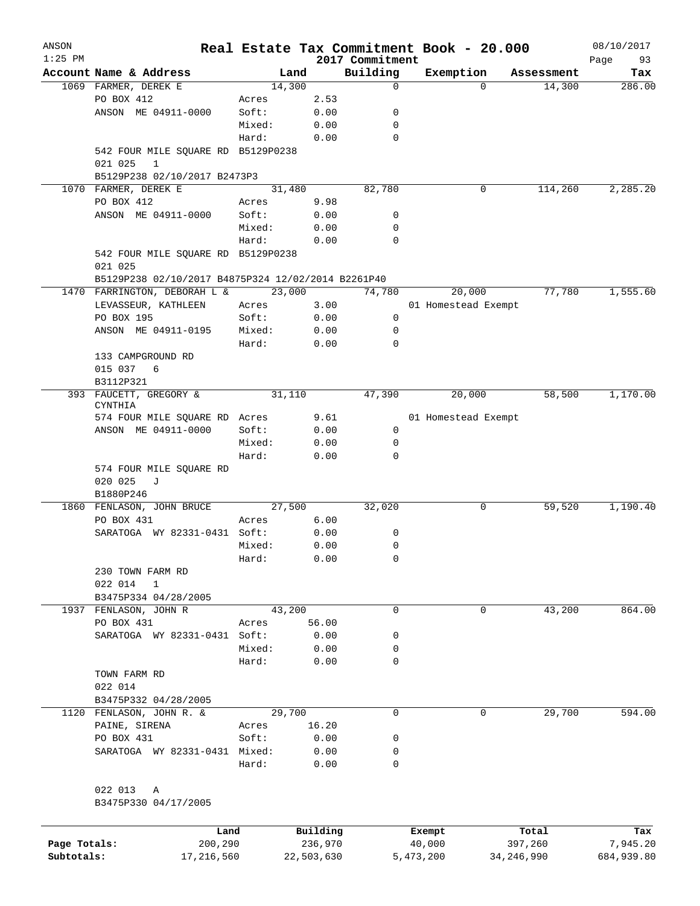ANSON
1:25 PM

# Real Estate Tax Commitment Book - 20.000

2017 Commitment

08/10/2017

| Account | Name & Address | Land | | Building | Exemption | Assessment | Tax |
|---|---|---|---|---|---|---|---|
| 1069 | FARMER, DEREK E | | 14,300 | 0 | 0 | 14,300 | 286.00 |
| | PO BOX 412 | Acres | 2.53 | | | | |
| | ANSON ME 04911-0000 | Soft: | 0.00 | 0 | | | |
| | | Mixed: | 0.00 | 0 | | | |
| | | Hard: | 0.00 | 0 | | | |
| | 542 FOUR MILE SQUARE RD B5129P0238 | | | | | | |
| | 021 025 1 | | | | | | |
| | B5129P238 02/10/2017 B2473P3 | | | | | | |
| 1070 | FARMER, DEREK E | | 31,480 | 82,780 | 0 | 114,260 | 2,285.20 |
| | PO BOX 412 | Acres | 9.98 | | | | |
| | ANSON ME 04911-0000 | Soft: | 0.00 | 0 | | | |
| | | Mixed: | 0.00 | 0 | | | |
| | | Hard: | 0.00 | 0 | | | |
| | 542 FOUR MILE SQUARE RD B5129P0238 | | | | | | |
| | 021 025 | | | | | | |
| | B5129P238 02/10/2017 B4875P324 12/02/2014 B2261P40 | | | | | | |
| 1470 | FARRINGTON, DEBORAH L & | | 23,000 | 74,780 | 20,000 | 77,780 | 1,555.60 |
| | LEVASSEUR, KATHLEEN | Acres | 3.00 | | 01 Homestead Exempt | | |
| | PO BOX 195 | Soft: | 0.00 | 0 | | | |
| | ANSON ME 04911-0195 | Mixed: | 0.00 | 0 | | | |
| | | Hard: | 0.00 | 0 | | | |
| | 133 CAMPGROUND RD | | | | | | |
| | 015 037 6 | | | | | | |
| | B3112P321 | | | | | | |
| 393 | FAUCETT, GREGORY & CYNTHIA | | 31,110 | 47,390 | 20,000 | 58,500 | 1,170.00 |
| | 574 FOUR MILE SQUARE RD | Acres | 9.61 | | 01 Homestead Exempt | | |
| | ANSON ME 04911-0000 | Soft: | 0.00 | 0 | | | |
| | | Mixed: | 0.00 | 0 | | | |
| | | Hard: | 0.00 | 0 | | | |
| | 574 FOUR MILE SQUARE RD | | | | | | |
| | 020 025 J | | | | | | |
| | B1880P246 | | | | | | |
| 1860 | FENLASON, JOHN BRUCE | | 27,500 | 32,020 | 0 | 59,520 | 1,190.40 |
| | PO BOX 431 | Acres | 6.00 | | | | |
| | SARATOGA WY 82331-0431 | Soft: | 0.00 | 0 | | | |
| | | Mixed: | 0.00 | 0 | | | |
| | | Hard: | 0.00 | 0 | | | |
| | 230 TOWN FARM RD | | | | | | |
| | 022 014 1 | | | | | | |
| | B3475P334 04/28/2005 | | | | | | |
| 1937 | FENLASON, JOHN R | | 43,200 | 0 | 0 | 43,200 | 864.00 |
| | PO BOX 431 | Acres | 56.00 | | | | |
| | SARATOGA WY 82331-0431 | Soft: | 0.00 | 0 | | | |
| | | Mixed: | 0.00 | 0 | | | |
| | | Hard: | 0.00 | 0 | | | |
| | TOWN FARM RD | | | | | | |
| | 022 014 | | | | | | |
| | B3475P332 04/28/2005 | | | | | | |
| 1120 | FENLASON, JOHN R. & | | 29,700 | 0 | 0 | 29,700 | 594.00 |
| | PAINE, SIRENA | Acres | 16.20 | | | | |
| | PO BOX 431 | Soft: | 0.00 | 0 | | | |
| | SARATOGA WY 82331-0431 | Mixed: | 0.00 | 0 | | | |
| | | Hard: | 0.00 | 0 | | | |
| | 022 013 A | | | | | | |
| | B3475P330 04/17/2005 | | | | | | |

| | Land | Building | Exempt | Total | Tax |
|---|---|---|---|---|---|
| Page Totals: | 200,290 | 236,970 | 40,000 | 397,260 | 7,945.20 |
| Subtotals: | 17,216,560 | 22,503,630 | 5,473,200 | 34,246,990 | 684,939.80 |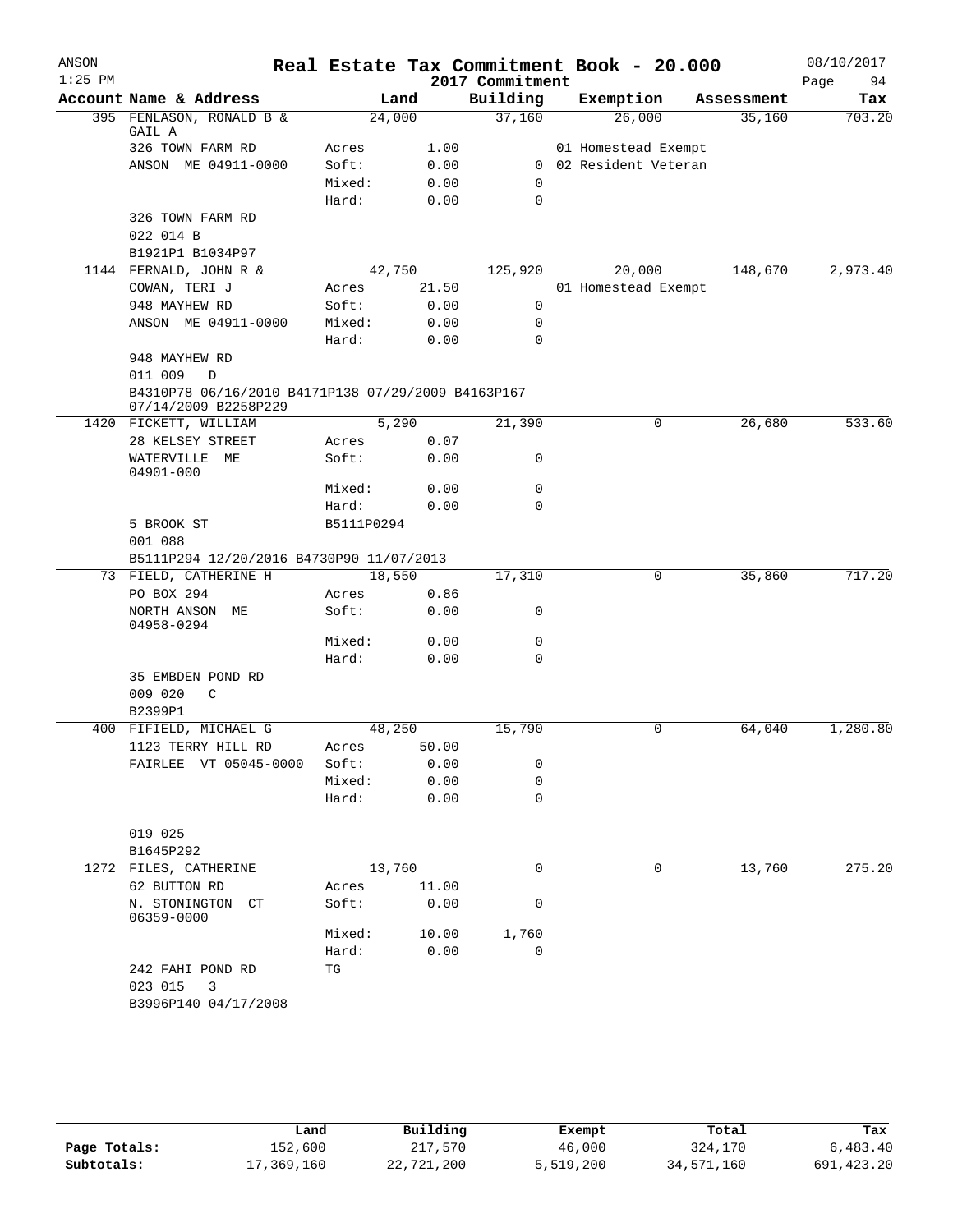# Real Estate Tax Commitment Book - 20.000

ANSON 1:25 PM — 2017 Commitment — 08/10/2017

| Account Name & Address | | Land | Building | Exemption | Assessment | Tax |
|---|---|---|---|---|---|---|
| 395 FENLASON, RONALD B & GAIL A | | 24,000 | 37,160 | 26,000 | 35,160 | 703.20 |
| 326 TOWN FARM RD | Acres | 1.00 | | 01 Homestead Exempt | | |
| ANSON ME 04911-0000 | Soft: | 0.00 | 0 | 02 Resident Veteran | | |
| | Mixed: | 0.00 | 0 | | | |
| | Hard: | 0.00 | 0 | | | |
| 326 TOWN FARM RD | | | | | | |
| 022 014 B | | | | | | |
| B1921P1 B1034P97 | | | | | | |
| 1144 FERNALD, JOHN R & | | 42,750 | 125,920 | 20,000 | 148,670 | 2,973.40 |
| COWAN, TERI J | Acres | 21.50 | | 01 Homestead Exempt | | |
| 948 MAYHEW RD | Soft: | 0.00 | 0 | | | |
| ANSON ME 04911-0000 | Mixed: | 0.00 | 0 | | | |
| | Hard: | 0.00 | 0 | | | |
| 948 MAYHEW RD | | | | | | |
| 011 009 D | | | | | | |
| B4310P78 06/16/2010 B4171P138 07/29/2009 B4163P167 07/14/2009 B2258P229 | | | | | | |
| 1420 FICKETT, WILLIAM | | 5,290 | 21,390 | 0 | 26,680 | 533.60 |
| 28 KELSEY STREET | Acres | 0.07 | | | | |
| WATERVILLE ME 04901-000 | Soft: | 0.00 | 0 | | | |
| | Mixed: | 0.00 | 0 | | | |
| | Hard: | 0.00 | 0 | | | |
| 5 BROOK ST | B5111P0294 | | | | | |
| 001 088 | | | | | | |
| B5111P294 12/20/2016 B4730P90 11/07/2013 | | | | | | |
| 73 FIELD, CATHERINE H | | 18,550 | 17,310 | 0 | 35,860 | 717.20 |
| PO BOX 294 | Acres | 0.86 | | | | |
| NORTH ANSON ME 04958-0294 | Soft: | 0.00 | 0 | | | |
| | Mixed: | 0.00 | 0 | | | |
| | Hard: | 0.00 | 0 | | | |
| 35 EMBDEN POND RD | | | | | | |
| 009 020 C | | | | | | |
| B2399P1 | | | | | | |
| 400 FIFIELD, MICHAEL G | | 48,250 | 15,790 | 0 | 64,040 | 1,280.80 |
| 1123 TERRY HILL RD | Acres | 50.00 | | | | |
| FAIRLEE VT 05045-0000 | Soft: | 0.00 | 0 | | | |
| | Mixed: | 0.00 | 0 | | | |
| | Hard: | 0.00 | 0 | | | |
| 019 025 | | | | | | |
| B1645P292 | | | | | | |
| 1272 FILES, CATHERINE | | 13,760 | 0 | 0 | 13,760 | 275.20 |
| 62 BUTTON RD | Acres | 11.00 | | | | |
| N. STONINGTON CT 06359-0000 | Soft: | 0.00 | 0 | | | |
| | Mixed: | 10.00 | 1,760 | | | |
| | Hard: | 0.00 | 0 | | | |
| 242 FAHI POND RD | TG | | | | | |
| 023 015 3 | | | | | | |
| B3996P140 04/17/2008 | | | | | | |

| | Land | Building | Exempt | Total | Tax |
|---|---|---|---|---|---|
| Page Totals: | 152,600 | 217,570 | 46,000 | 324,170 | 6,483.40 |
| Subtotals: | 17,369,160 | 22,721,200 | 5,519,200 | 34,571,160 | 691,423.20 |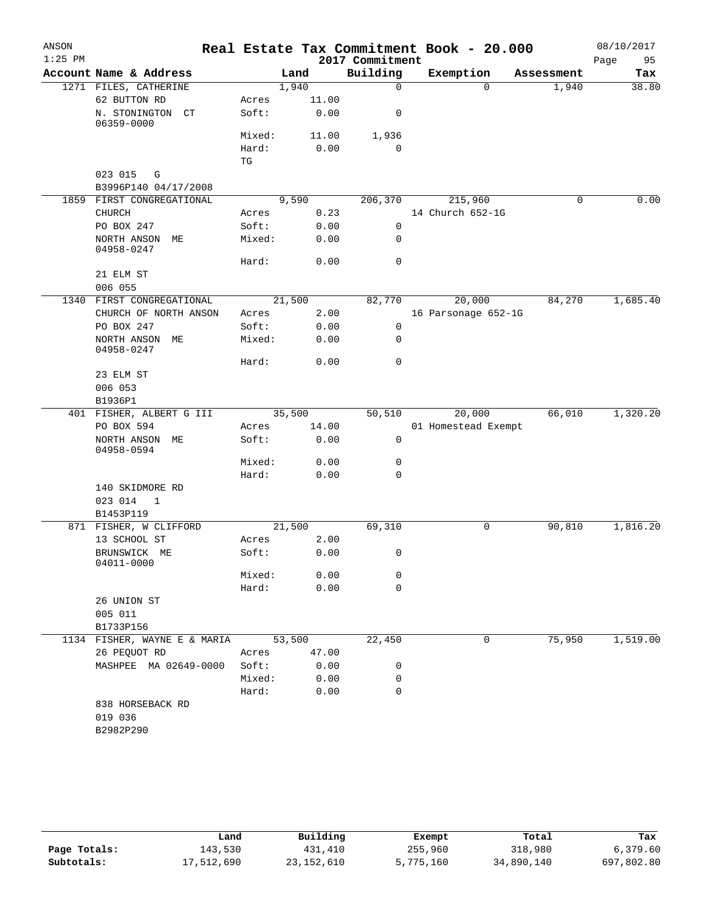# Real Estate Tax Commitment Book - 20.000

ANSON 1:25 PM — 2017 Commitment — 08/10/2017

| Account Name & Address | | Land | Building | Exemption | Assessment | Tax |
|---|---|---|---|---|---|---|
| 1271 FILES, CATHERINE | | 1,940 | 0 | 0 | 1,940 | 38.80 |
| 62 BUTTON RD | Acres | 11.00 | | | | |
| N. STONINGTON CT 06359-0000 | Soft: | 0.00 | 0 | | | |
| | Mixed: | 11.00 | 1,936 | | | |
| | Hard: | 0.00 | 0 | | | |
| | TG | | | | | |
| 023 015 G | | | | | | |
| B3996P140 04/17/2008 | | | | | | |
| 1859 FIRST CONGREGATIONAL | | 9,590 | 206,370 | 215,960 | 0 | 0.00 |
| CHURCH | Acres | 0.23 | | 14 Church 652-1G | | |
| PO BOX 247 | Soft: | 0.00 | 0 | | | |
| NORTH ANSON ME 04958-0247 | Mixed: | 0.00 | 0 | | | |
| | Hard: | 0.00 | 0 | | | |
| 21 ELM ST | | | | | | |
| 006 055 | | | | | | |
| 1340 FIRST CONGREGATIONAL | | 21,500 | 82,770 | 20,000 | 84,270 | 1,685.40 |
| CHURCH OF NORTH ANSON | Acres | 2.00 | | 16 Parsonage 652-1G | | |
| PO BOX 247 | Soft: | 0.00 | 0 | | | |
| NORTH ANSON ME 04958-0247 | Mixed: | 0.00 | 0 | | | |
| | Hard: | 0.00 | 0 | | | |
| 23 ELM ST | | | | | | |
| 006 053 | | | | | | |
| B1936P1 | | | | | | |
| 401 FISHER, ALBERT G III | | 35,500 | 50,510 | 20,000 | 66,010 | 1,320.20 |
| PO BOX 594 | Acres | 14.00 | | 01 Homestead Exempt | | |
| NORTH ANSON ME 04958-0594 | Soft: | 0.00 | 0 | | | |
| | Mixed: | 0.00 | 0 | | | |
| | Hard: | 0.00 | 0 | | | |
| 140 SKIDMORE RD | | | | | | |
| 023 014 1 | | | | | | |
| B1453P119 | | | | | | |
| 871 FISHER, W CLIFFORD | | 21,500 | 69,310 | 0 | 90,810 | 1,816.20 |
| 13 SCHOOL ST | Acres | 2.00 | | | | |
| BRUNSWICK ME 04011-0000 | Soft: | 0.00 | 0 | | | |
| | Mixed: | 0.00 | 0 | | | |
| | Hard: | 0.00 | 0 | | | |
| 26 UNION ST | | | | | | |
| 005 011 | | | | | | |
| B1733P156 | | | | | | |
| 1134 FISHER, WAYNE E & MARIA | | 53,500 | 22,450 | 0 | 75,950 | 1,519.00 |
| 26 PEQUOT RD | Acres | 47.00 | | | | |
| MASHPEE MA 02649-0000 | Soft: | 0.00 | 0 | | | |
| | Mixed: | 0.00 | 0 | | | |
| | Hard: | 0.00 | 0 | | | |
| 838 HORSEBACK RD | | | | | | |
| 019 036 | | | | | | |
| B2982P290 | | | | | | |

| | Land | Building | Exempt | Total | Tax |
|---|---|---|---|---|---|
| Page Totals: | 143,530 | 431,410 | 255,960 | 318,980 | 6,379.60 |
| Subtotals: | 17,512,690 | 23,152,610 | 5,775,160 | 34,890,140 | 697,802.80 |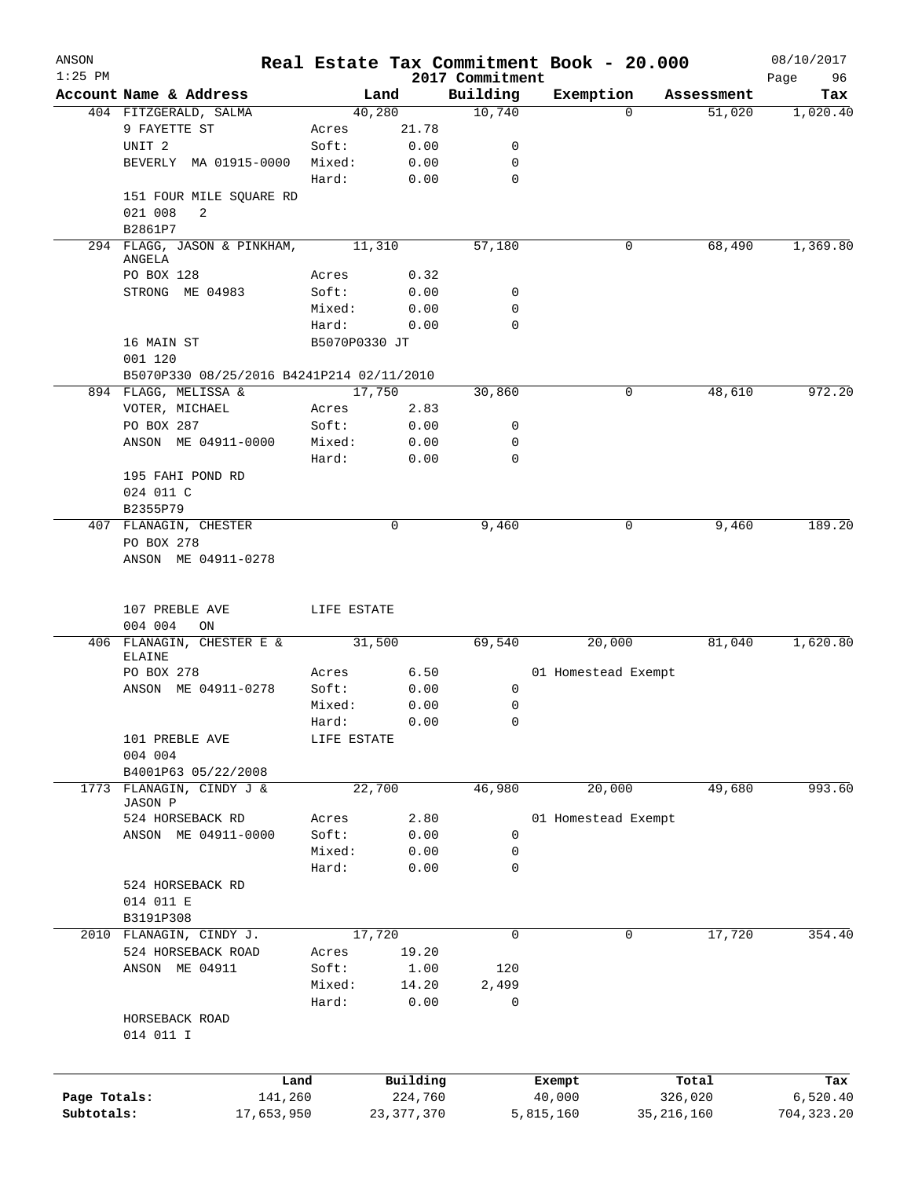# Real Estate Tax Commitment Book - 20.000

ANSON 08/10/2017
1:25 PM 2017 Commitment

| Account | Name & Address | Land | | Building | Exemption | Assessment | Tax |
|---|---|---|---|---|---|---|---|
| 404 | FITZGERALD, SALMA | 40,280 | | 10,740 | 0 | 51,020 | 1,020.40 |
| | 9 FAYETTE ST | Acres | 21.78 | | | | |
| | UNIT 2 | Soft: | 0.00 | 0 | | | |
| | BEVERLY MA 01915-0000 | Mixed: | 0.00 | 0 | | | |
| | | Hard: | 0.00 | 0 | | | |
| | 151 FOUR MILE SQUARE RD | | | | | | |
| | 021 008 2 | | | | | | |
| | B2861P7 | | | | | | |
| 294 | FLAGG, JASON & PINKHAM, ANGELA | 11,310 | | 57,180 | 0 | 68,490 | 1,369.80 |
| | PO BOX 128 | Acres | 0.32 | | | | |
| | STRONG ME 04983 | Soft: | 0.00 | 0 | | | |
| | | Mixed: | 0.00 | 0 | | | |
| | | Hard: | 0.00 | 0 | | | |
| | 16 MAIN ST | B5070P0330 JT | | | | | |
| | 001 120 | | | | | | |
| | B5070P330 08/25/2016 B4241P214 02/11/2010 | | | | | | |
| 894 | FLAGG, MELISSA & | 17,750 | | 30,860 | 0 | 48,610 | 972.20 |
| | VOTER, MICHAEL | Acres | 2.83 | | | | |
| | PO BOX 287 | Soft: | 0.00 | 0 | | | |
| | ANSON ME 04911-0000 | Mixed: | 0.00 | 0 | | | |
| | | Hard: | 0.00 | 0 | | | |
| | 195 FAHI POND RD | | | | | | |
| | 024 011 C | | | | | | |
| | B2355P79 | | | | | | |
| 407 | FLANAGIN, CHESTER | 0 | | 9,460 | 0 | 9,460 | 189.20 |
| | PO BOX 278 | | | | | | |
| | ANSON ME 04911-0278 | | | | | | |
| | 107 PREBLE AVE | LIFE ESTATE | | | | | |
| | 004 004 ON | | | | | | |
| 406 | FLANAGIN, CHESTER E & ELAINE | 31,500 | | 69,540 | 20,000 | 81,040 | 1,620.80 |
| | PO BOX 278 | Acres | 6.50 | | 01 Homestead Exempt | | |
| | ANSON ME 04911-0278 | Soft: | 0.00 | 0 | | | |
| | | Mixed: | 0.00 | 0 | | | |
| | | Hard: | 0.00 | 0 | | | |
| | 101 PREBLE AVE | LIFE ESTATE | | | | | |
| | 004 004 | | | | | | |
| | B4001P63 05/22/2008 | | | | | | |
| 1773 | FLANAGIN, CINDY J & JASON P | 22,700 | | 46,980 | 20,000 | 49,680 | 993.60 |
| | 524 HORSEBACK RD | Acres | 2.80 | | 01 Homestead Exempt | | |
| | ANSON ME 04911-0000 | Soft: | 0.00 | 0 | | | |
| | | Mixed: | 0.00 | 0 | | | |
| | | Hard: | 0.00 | 0 | | | |
| | 524 HORSEBACK RD | | | | | | |
| | 014 011 E | | | | | | |
| | B3191P308 | | | | | | |
| 2010 | FLANAGIN, CINDY J. | 17,720 | | 0 | 0 | 17,720 | 354.40 |
| | 524 HORSEBACK ROAD | Acres | 19.20 | | | | |
| | ANSON ME 04911 | Soft: | 1.00 | 120 | | | |
| | | Mixed: | 14.20 | 2,499 | | | |
| | | Hard: | 0.00 | 0 | | | |
| | HORSEBACK ROAD | | | | | | |
| | 014 011 I | | | | | | |

| | Land | Building | Exempt | Total | Tax |
|---|---|---|---|---|---|
| Page Totals: | 141,260 | 224,760 | 40,000 | 326,020 | 6,520.40 |
| Subtotals: | 17,653,950 | 23,377,370 | 5,815,160 | 35,216,160 | 704,323.20 |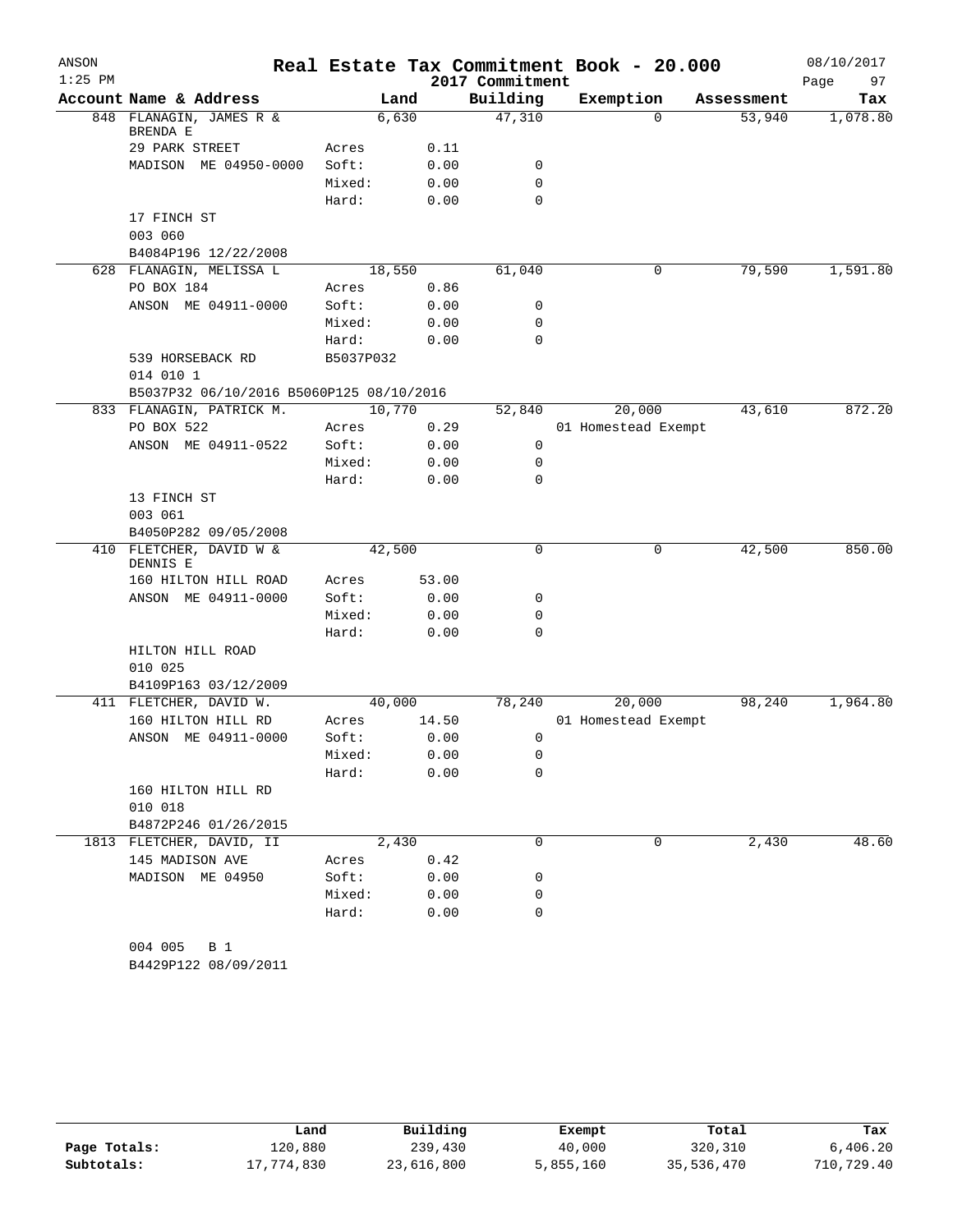# Real Estate Tax Commitment Book - 20.000

ANSON 1:25 PM — 2017 Commitment — 08/10/2017

| Account Name & Address | | Land | Building | Exemption | Assessment | Tax |
|---|---|---|---|---|---|---|
| 848 FLANAGIN, JAMES R & BRENDA E | | 6,630 | 47,310 | 0 | 53,940 | 1,078.80 |
| 29 PARK STREET | Acres | 0.11 | | | | |
| MADISON ME 04950-0000 | Soft: | 0.00 | 0 | | | |
| | Mixed: | 0.00 | 0 | | | |
| | Hard: | 0.00 | 0 | | | |
| 17 FINCH ST | | | | | | |
| 003 060 | | | | | | |
| B4084P196 12/22/2008 | | | | | | |
| 628 FLANAGIN, MELISSA L | | 18,550 | 61,040 | 0 | 79,590 | 1,591.80 |
| PO BOX 184 | Acres | 0.86 | | | | |
| ANSON ME 04911-0000 | Soft: | 0.00 | 0 | | | |
| | Mixed: | 0.00 | 0 | | | |
| | Hard: | 0.00 | 0 | | | |
| 539 HORSEBACK RD | B5037P032 | | | | | |
| 014 010 1 | | | | | | |
| B5037P32 06/10/2016 B5060P125 08/10/2016 | | | | | | |
| 833 FLANAGIN, PATRICK M. | | 10,770 | 52,840 | 20,000 | 43,610 | 872.20 |
| PO BOX 522 | Acres | 0.29 | | 01 Homestead Exempt | | |
| ANSON ME 04911-0522 | Soft: | 0.00 | 0 | | | |
| | Mixed: | 0.00 | 0 | | | |
| | Hard: | 0.00 | 0 | | | |
| 13 FINCH ST | | | | | | |
| 003 061 | | | | | | |
| B4050P282 09/05/2008 | | | | | | |
| 410 FLETCHER, DAVID W & DENNIS E | | 42,500 | 0 | 0 | 42,500 | 850.00 |
| 160 HILTON HILL ROAD | Acres | 53.00 | | | | |
| ANSON ME 04911-0000 | Soft: | 0.00 | 0 | | | |
| | Mixed: | 0.00 | 0 | | | |
| | Hard: | 0.00 | 0 | | | |
| HILTON HILL ROAD | | | | | | |
| 010 025 | | | | | | |
| B4109P163 03/12/2009 | | | | | | |
| 411 FLETCHER, DAVID W. | | 40,000 | 78,240 | 20,000 | 98,240 | 1,964.80 |
| 160 HILTON HILL RD | Acres | 14.50 | | 01 Homestead Exempt | | |
| ANSON ME 04911-0000 | Soft: | 0.00 | 0 | | | |
| | Mixed: | 0.00 | 0 | | | |
| | Hard: | 0.00 | 0 | | | |
| 160 HILTON HILL RD | | | | | | |
| 010 018 | | | | | | |
| B4872P246 01/26/2015 | | | | | | |
| 1813 FLETCHER, DAVID, II | | 2,430 | 0 | 0 | 2,430 | 48.60 |
| 145 MADISON AVE | Acres | 0.42 | | | | |
| MADISON ME 04950 | Soft: | 0.00 | 0 | | | |
| | Mixed: | 0.00 | 0 | | | |
| | Hard: | 0.00 | 0 | | | |
| 004 005 B 1 | | | | | | |
| B4429P122 08/09/2011 | | | | | | |

| | Land | Building | Exempt | Total | Tax |
|---|---|---|---|---|---|
| Page Totals: | 120,880 | 239,430 | 40,000 | 320,310 | 6,406.20 |
| Subtotals: | 17,774,830 | 23,616,800 | 5,855,160 | 35,536,470 | 710,729.40 |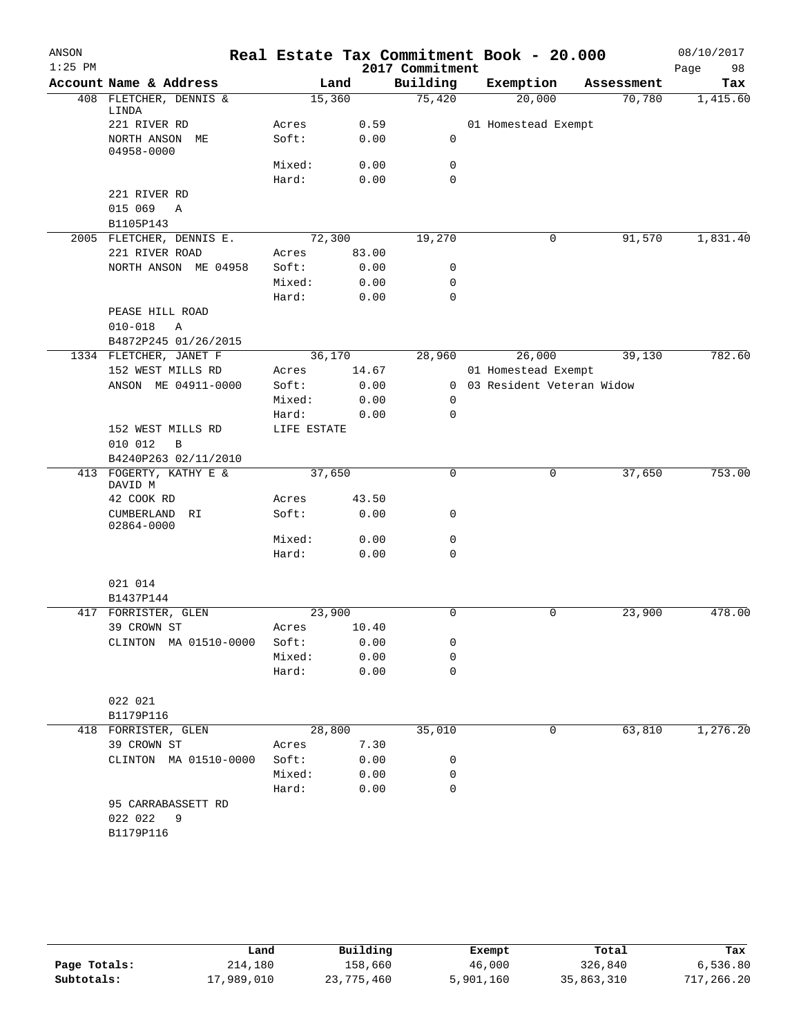# Real Estate Tax Commitment Book - 20.000

ANSON
1:25 PM

2017 Commitment

08/10/2017

| Account Name & Address | | Land | Building | Exemption | Assessment | Tax |
|---|---|---|---|---|---|---|
| 408 FLETCHER, DENNIS & LINDA | | 15,360 | 75,420 | 20,000 | 70,780 | 1,415.60 |
| 221 RIVER RD | Acres | 0.59 | | 01 Homestead Exempt | | |
| NORTH ANSON ME 04958-0000 | Soft: | 0.00 | 0 | | | |
| | Mixed: | 0.00 | 0 | | | |
| | Hard: | 0.00 | 0 | | | |
| 221 RIVER RD | | | | | | |
| 015 069 A | | | | | | |
| B1105P143 | | | | | | |
| 2005 FLETCHER, DENNIS E. | | 72,300 | 19,270 | 0 | 91,570 | 1,831.40 |
| 221 RIVER ROAD | Acres | 83.00 | | | | |
| NORTH ANSON ME 04958 | Soft: | 0.00 | 0 | | | |
| | Mixed: | 0.00 | 0 | | | |
| | Hard: | 0.00 | 0 | | | |
| PEASE HILL ROAD | | | | | | |
| 010-018 A | | | | | | |
| B4872P245 01/26/2015 | | | | | | |
| 1334 FLETCHER, JANET F | | 36,170 | 28,960 | 26,000 | 39,130 | 782.60 |
| 152 WEST MILLS RD | Acres | 14.67 | | 01 Homestead Exempt | | |
| ANSON ME 04911-0000 | Soft: | 0.00 | 0 | 03 Resident Veteran Widow | | |
| | Mixed: | 0.00 | 0 | | | |
| | Hard: | 0.00 | 0 | | | |
| 152 WEST MILLS RD | LIFE ESTATE | | | | | |
| 010 012 B | | | | | | |
| B4240P263 02/11/2010 | | | | | | |
| 413 FOGERTY, KATHY E & DAVID M | | 37,650 | 0 | 0 | 37,650 | 753.00 |
| 42 COOK RD | Acres | 43.50 | | | | |
| CUMBERLAND RI 02864-0000 | Soft: | 0.00 | 0 | | | |
| | Mixed: | 0.00 | 0 | | | |
| | Hard: | 0.00 | 0 | | | |
| 021 014 | | | | | | |
| B1437P144 | | | | | | |
| 417 FORRISTER, GLEN | | 23,900 | 0 | 0 | 23,900 | 478.00 |
| 39 CROWN ST | Acres | 10.40 | | | | |
| CLINTON MA 01510-0000 | Soft: | 0.00 | 0 | | | |
| | Mixed: | 0.00 | 0 | | | |
| | Hard: | 0.00 | 0 | | | |
| 022 021 | | | | | | |
| B1179P116 | | | | | | |
| 418 FORRISTER, GLEN | | 28,800 | 35,010 | 0 | 63,810 | 1,276.20 |
| 39 CROWN ST | Acres | 7.30 | | | | |
| CLINTON MA 01510-0000 | Soft: | 0.00 | 0 | | | |
| | Mixed: | 0.00 | 0 | | | |
| | Hard: | 0.00 | 0 | | | |
| 95 CARRABASSETT RD | | | | | | |
| 022 022 9 | | | | | | |
| B1179P116 | | | | | | |

| | Land | Building | Exempt | Total | Tax |
|---|---|---|---|---|---|
| Page Totals: | 214,180 | 158,660 | 46,000 | 326,840 | 6,536.80 |
| Subtotals: | 17,989,010 | 23,775,460 | 5,901,160 | 35,863,310 | 717,266.20 |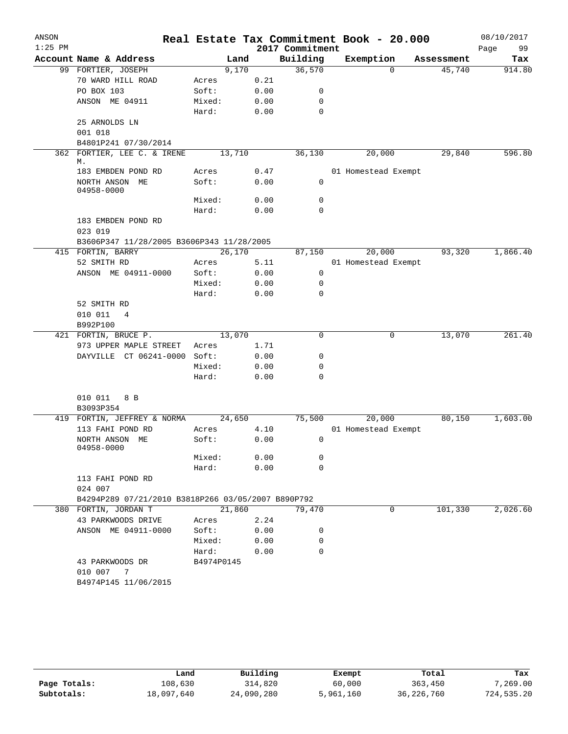# Real Estate Tax Commitment Book - 20.000

ANSON 1:25 PM — 2017 Commitment — 08/10/2017

| Account Name & Address | | Land | Building | Exemption | Assessment | Tax |
|---|---|---|---|---|---|---|
| 99 FORTIER, JOSEPH | | 9,170 | 36,570 | 0 | 45,740 | 914.80 |
| 70 WARD HILL ROAD | Acres | 0.21 | | | | |
| PO BOX 103 | Soft: | 0.00 | 0 | | | |
| ANSON ME 04911 | Mixed: | 0.00 | 0 | | | |
| | Hard: | 0.00 | 0 | | | |
| 25 ARNOLDS LN | | | | | | |
| 001 018 | | | | | | |
| B4801P241 07/30/2014 | | | | | | |
| 362 FORTIER, LEE C. & IRENE M. | | 13,710 | 36,130 | 20,000 | 29,840 | 596.80 |
| 183 EMBDEN POND RD | Acres | 0.47 | | 01 Homestead Exempt | | |
| NORTH ANSON ME 04958-0000 | Soft: | 0.00 | 0 | | | |
| | Mixed: | 0.00 | 0 | | | |
| | Hard: | 0.00 | 0 | | | |
| 183 EMBDEN POND RD | | | | | | |
| 023 019 | | | | | | |
| B3606P347 11/28/2005 B3606P343 11/28/2005 | | | | | | |
| 415 FORTIN, BARRY | | 26,170 | 87,150 | 20,000 | 93,320 | 1,866.40 |
| 52 SMITH RD | Acres | 5.11 | | 01 Homestead Exempt | | |
| ANSON ME 04911-0000 | Soft: | 0.00 | 0 | | | |
| | Mixed: | 0.00 | 0 | | | |
| | Hard: | 0.00 | 0 | | | |
| 52 SMITH RD | | | | | | |
| 010 011 4 | | | | | | |
| B992P100 | | | | | | |
| 421 FORTIN, BRUCE P. | | 13,070 | 0 | 0 | 13,070 | 261.40 |
| 973 UPPER MAPLE STREET | Acres | 1.71 | | | | |
| DAYVILLE CT 06241-0000 | Soft: | 0.00 | 0 | | | |
| | Mixed: | 0.00 | 0 | | | |
| | Hard: | 0.00 | 0 | | | |
| 010 011 8 B | | | | | | |
| B3093P354 | | | | | | |
| 419 FORTIN, JEFFREY & NORMA | | 24,650 | 75,500 | 20,000 | 80,150 | 1,603.00 |
| 113 FAHI POND RD | Acres | 4.10 | | 01 Homestead Exempt | | |
| NORTH ANSON ME 04958-0000 | Soft: | 0.00 | 0 | | | |
| | Mixed: | 0.00 | 0 | | | |
| | Hard: | 0.00 | 0 | | | |
| 113 FAHI POND RD | | | | | | |
| 024 007 | | | | | | |
| B4294P289 07/21/2010 B3818P266 03/05/2007 B890P792 | | | | | | |
| 380 FORTIN, JORDAN T | | 21,860 | 79,470 | 0 | 101,330 | 2,026.60 |
| 43 PARKWOODS DRIVE | Acres | 2.24 | | | | |
| ANSON ME 04911-0000 | Soft: | 0.00 | 0 | | | |
| | Mixed: | 0.00 | 0 | | | |
| | Hard: | 0.00 | 0 | | | |
| 43 PARKWOODS DR | B4974P0145 | | | | | |
| 010 007 7 | | | | | | |
| B4974P145 11/06/2015 | | | | | | |

| | Land | Building | Exempt | Total | Tax |
|---|---|---|---|---|---|
| Page Totals: | 108,630 | 314,820 | 60,000 | 363,450 | 7,269.00 |
| Subtotals: | 18,097,640 | 24,090,280 | 5,961,160 | 36,226,760 | 724,535.20 |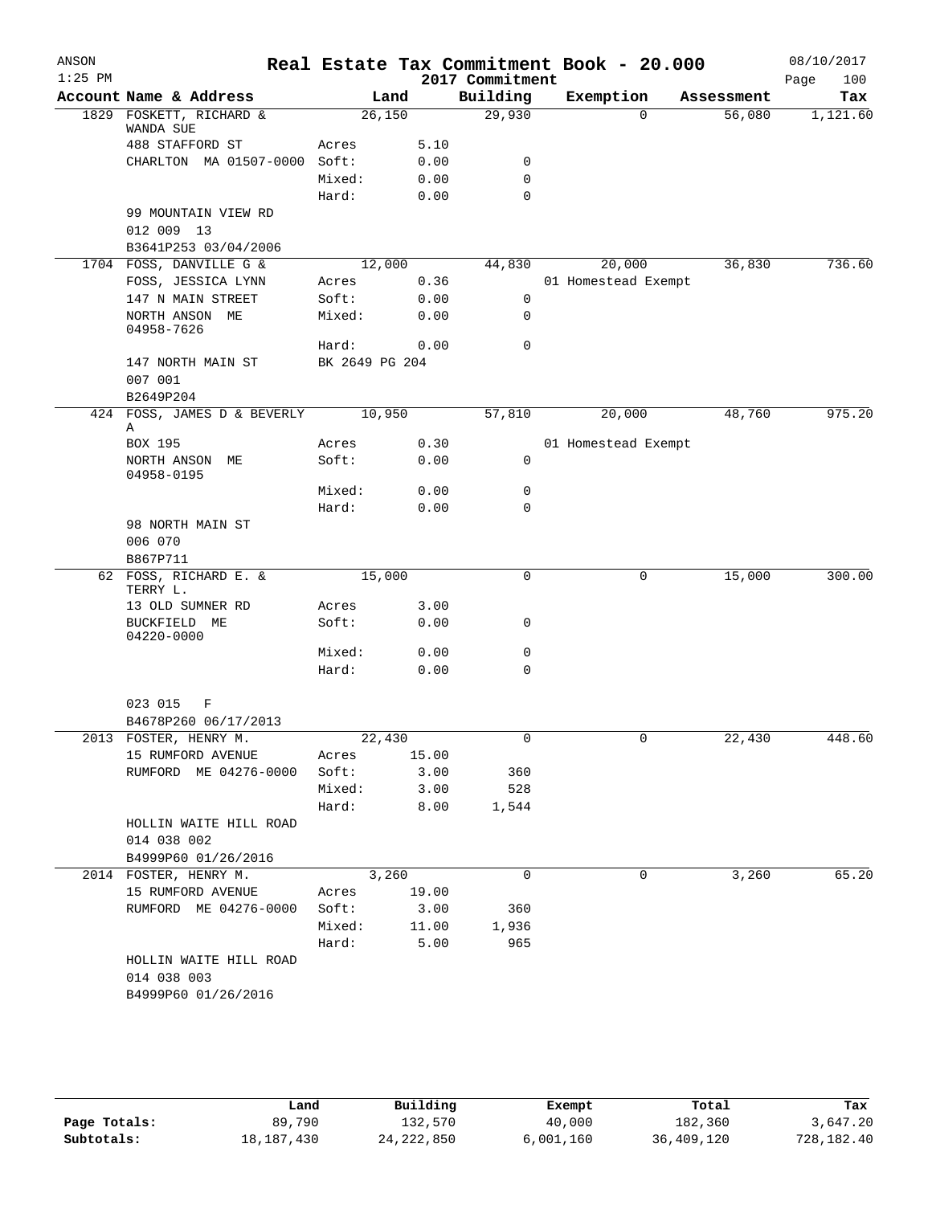ANSON
1:25 PM

# Real Estate Tax Commitment Book - 20.000
## 2017 Commitment

08/10/2017

| Account Name & Address | Land | | Building | Exemption | Assessment | Tax |
|---|---|---|---|---|---|---|
| 1829 FOSKETT, RICHARD & WANDA SUE | 26,150 | | 29,930 | 0 | 56,080 | 1,121.60 |
| 488 STAFFORD ST | Acres | 5.10 | | | | |
| CHARLTON MA 01507-0000 | Soft: | 0.00 | 0 | | | |
| | Mixed: | 0.00 | 0 | | | |
| | Hard: | 0.00 | 0 | | | |
| 99 MOUNTAIN VIEW RD | | | | | | |
| 012 009 13 | | | | | | |
| B3641P253 03/04/2006 | | | | | | |
| 1704 FOSS, DANVILLE G & | 12,000 | | 44,830 | 20,000 | 36,830 | 736.60 |
| FOSS, JESSICA LYNN | Acres | 0.36 | | 01 Homestead Exempt | | |
| 147 N MAIN STREET | Soft: | 0.00 | 0 | | | |
| NORTH ANSON ME 04958-7626 | Mixed: | 0.00 | 0 | | | |
| | Hard: | 0.00 | 0 | | | |
| 147 NORTH MAIN ST | BK 2649 PG 204 | | | | | |
| 007 001 | | | | | | |
| B2649P204 | | | | | | |
| 424 FOSS, JAMES D & BEVERLY A | 10,950 | | 57,810 | 20,000 | 48,760 | 975.20 |
| BOX 195 | Acres | 0.30 | | 01 Homestead Exempt | | |
| NORTH ANSON ME 04958-0195 | Soft: | 0.00 | 0 | | | |
| | Mixed: | 0.00 | 0 | | | |
| | Hard: | 0.00 | 0 | | | |
| 98 NORTH MAIN ST | | | | | | |
| 006 070 | | | | | | |
| B867P711 | | | | | | |
| 62 FOSS, RICHARD E. & TERRY L. | 15,000 | | 0 | 0 | 15,000 | 300.00 |
| 13 OLD SUMNER RD | Acres | 3.00 | | | | |
| BUCKFIELD ME 04220-0000 | Soft: | 0.00 | 0 | | | |
| | Mixed: | 0.00 | 0 | | | |
| | Hard: | 0.00 | 0 | | | |
| 023 015 F | | | | | | |
| B4678P260 06/17/2013 | | | | | | |
| 2013 FOSTER, HENRY M. | 22,430 | | 0 | 0 | 22,430 | 448.60 |
| 15 RUMFORD AVENUE | Acres | 15.00 | | | | |
| RUMFORD ME 04276-0000 | Soft: | 3.00 | 360 | | | |
| | Mixed: | 3.00 | 528 | | | |
| | Hard: | 8.00 | 1,544 | | | |
| HOLLIN WAITE HILL ROAD | | | | | | |
| 014 038 002 | | | | | | |
| B4999P60 01/26/2016 | | | | | | |
| 2014 FOSTER, HENRY M. | 3,260 | | 0 | 0 | 3,260 | 65.20 |
| 15 RUMFORD AVENUE | Acres | 19.00 | | | | |
| RUMFORD ME 04276-0000 | Soft: | 3.00 | 360 | | | |
| | Mixed: | 11.00 | 1,936 | | | |
| | Hard: | 5.00 | 965 | | | |
| HOLLIN WAITE HILL ROAD | | | | | | |
| 014 038 003 | | | | | | |
| B4999P60 01/26/2016 | | | | | | |

| | Land | Building | Exempt | Total | Tax |
|---|---|---|---|---|---|
| Page Totals: | 89,790 | 132,570 | 40,000 | 182,360 | 3,647.20 |
| Subtotals: | 18,187,430 | 24,222,850 | 6,001,160 | 36,409,120 | 728,182.40 |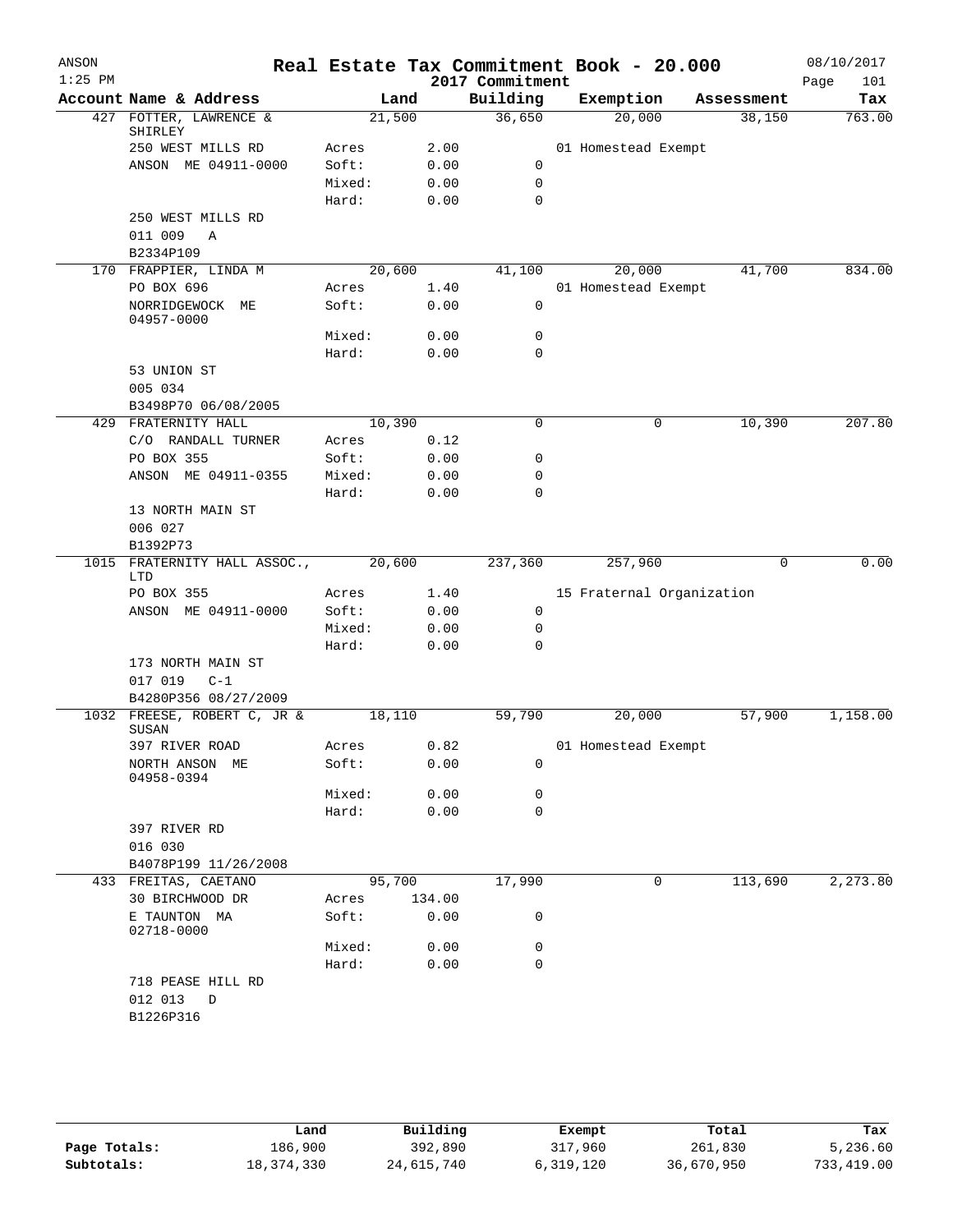# Real Estate Tax Commitment Book - 20.000

ANSON
1:25 PM

2017 Commitment

08/10/2017

| Account | Name & Address | | Land | Building | Exemption | Assessment | Tax |
|---|---|---|---|---|---|---|---|
| 427 | FOTTER, LAWRENCE & SHIRLEY | | 21,500 | 36,650 | 20,000 | 38,150 | 763.00 |
| | 250 WEST MILLS RD | Acres | 2.00 | | 01 Homestead Exempt | | |
| | ANSON ME 04911-0000 | Soft: | 0.00 | 0 | | | |
| | | Mixed: | 0.00 | 0 | | | |
| | | Hard: | 0.00 | 0 | | | |
| | 250 WEST MILLS RD | | | | | | |
| | 011 009 A | | | | | | |
| | B2334P109 | | | | | | |
| 170 | FRAPPIER, LINDA M | | 20,600 | 41,100 | 20,000 | 41,700 | 834.00 |
| | PO BOX 696 | Acres | 1.40 | | 01 Homestead Exempt | | |
| | NORRIDGEWOCK ME 04957-0000 | Soft: | 0.00 | 0 | | | |
| | | Mixed: | 0.00 | 0 | | | |
| | | Hard: | 0.00 | 0 | | | |
| | 53 UNION ST | | | | | | |
| | 005 034 | | | | | | |
| | B3498P70 06/08/2005 | | | | | | |
| 429 | FRATERNITY HALL | | 10,390 | 0 | 0 | 10,390 | 207.80 |
| | C/O RANDALL TURNER | Acres | 0.12 | | | | |
| | PO BOX 355 | Soft: | 0.00 | 0 | | | |
| | ANSON ME 04911-0355 | Mixed: | 0.00 | 0 | | | |
| | | Hard: | 0.00 | 0 | | | |
| | 13 NORTH MAIN ST | | | | | | |
| | 006 027 | | | | | | |
| | B1392P73 | | | | | | |
| 1015 | FRATERNITY HALL ASSOC., LTD | | 20,600 | 237,360 | 257,960 | 0 | 0.00 |
| | PO BOX 355 | Acres | 1.40 | | 15 Fraternal Organization | | |
| | ANSON ME 04911-0000 | Soft: | 0.00 | 0 | | | |
| | | Mixed: | 0.00 | 0 | | | |
| | | Hard: | 0.00 | 0 | | | |
| | 173 NORTH MAIN ST | | | | | | |
| | 017 019 C-1 | | | | | | |
| | B4280P356 08/27/2009 | | | | | | |
| 1032 | FREESE, ROBERT C, JR & SUSAN | | 18,110 | 59,790 | 20,000 | 57,900 | 1,158.00 |
| | 397 RIVER ROAD | Acres | 0.82 | | 01 Homestead Exempt | | |
| | NORTH ANSON ME 04958-0394 | Soft: | 0.00 | 0 | | | |
| | | Mixed: | 0.00 | 0 | | | |
| | | Hard: | 0.00 | 0 | | | |
| | 397 RIVER RD | | | | | | |
| | 016 030 | | | | | | |
| | B4078P199 11/26/2008 | | | | | | |
| 433 | FREITAS, CAETANO | | 95,700 | 17,990 | 0 | 113,690 | 2,273.80 |
| | 30 BIRCHWOOD DR | Acres | 134.00 | | | | |
| | E TAUNTON MA 02718-0000 | Soft: | 0.00 | 0 | | | |
| | | Mixed: | 0.00 | 0 | | | |
| | | Hard: | 0.00 | 0 | | | |
| | 718 PEASE HILL RD | | | | | | |
| | 012 013 D | | | | | | |
| | B1226P316 | | | | | | |

| | Land | Building | Exempt | Total | Tax |
|---|---|---|---|---|---|
| Page Totals: | 186,900 | 392,890 | 317,960 | 261,830 | 5,236.60 |
| Subtotals: | 18,374,330 | 24,615,740 | 6,319,120 | 36,670,950 | 733,419.00 |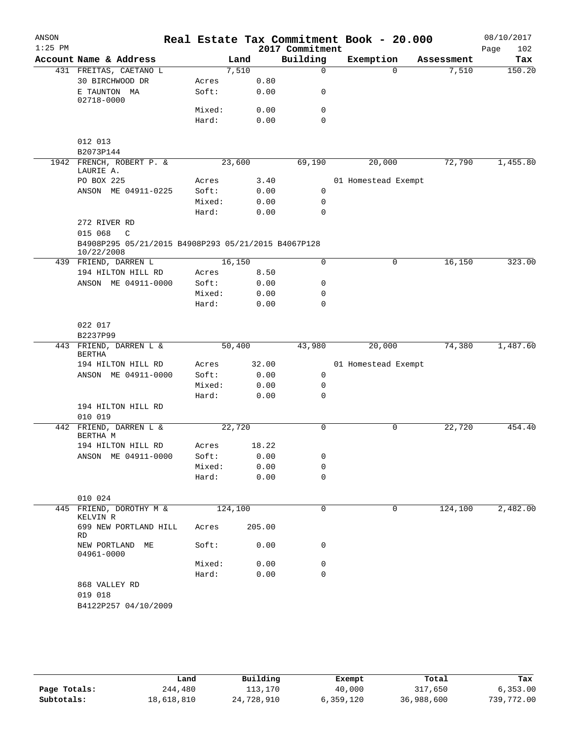# Real Estate Tax Commitment Book - 20.000

ANSON
1:25 PM

2017 Commitment

08/10/2017
Page 102

| Account | Name & Address | Land | | Building | Exemption | Assessment | Tax |
|---|---|---|---|---|---|---|---|
| 431 | FREITAS, CAETANO L | 7,510 | | 0 | 0 | 7,510 | 150.20 |
| | 30 BIRCHWOOD DR | Acres | 0.80 | | | | |
| | E TAUNTON MA 02718-0000 | Soft: | 0.00 | 0 | | | |
| | | Mixed: | 0.00 | 0 | | | |
| | | Hard: | 0.00 | 0 | | | |
| | 012 013 | | | | | | |
| | B2073P144 | | | | | | |
| 1942 | FRENCH, ROBERT P. & LAURIE A. | 23,600 | | 69,190 | 20,000 | 72,790 | 1,455.80 |
| | PO BOX 225 | Acres | 3.40 | | 01 Homestead Exempt | | |
| | ANSON ME 04911-0225 | Soft: | 0.00 | 0 | | | |
| | | Mixed: | 0.00 | 0 | | | |
| | | Hard: | 0.00 | 0 | | | |
| | 272 RIVER RD | | | | | | |
| | 015 068 C | | | | | | |
| | B4908P295 05/21/2015 B4908P293 05/21/2015 B4067P128 10/22/2008 | | | | | | |
| 439 | FRIEND, DARREN L | 16,150 | | 0 | 0 | 16,150 | 323.00 |
| | 194 HILTON HILL RD | Acres | 8.50 | | | | |
| | ANSON ME 04911-0000 | Soft: | 0.00 | 0 | | | |
| | | Mixed: | 0.00 | 0 | | | |
| | | Hard: | 0.00 | 0 | | | |
| | 022 017 | | | | | | |
| | B2237P99 | | | | | | |
| 443 | FRIEND, DARREN L & BERTHA | 50,400 | | 43,980 | 20,000 | 74,380 | 1,487.60 |
| | 194 HILTON HILL RD | Acres | 32.00 | | 01 Homestead Exempt | | |
| | ANSON ME 04911-0000 | Soft: | 0.00 | 0 | | | |
| | | Mixed: | 0.00 | 0 | | | |
| | | Hard: | 0.00 | 0 | | | |
| | 194 HILTON HILL RD | | | | | | |
| | 010 019 | | | | | | |
| 442 | FRIEND, DARREN L & BERTHA M | 22,720 | | 0 | 0 | 22,720 | 454.40 |
| | 194 HILTON HILL RD | Acres | 18.22 | | | | |
| | ANSON ME 04911-0000 | Soft: | 0.00 | 0 | | | |
| | | Mixed: | 0.00 | 0 | | | |
| | | Hard: | 0.00 | 0 | | | |
| | 010 024 | | | | | | |
| 445 | FRIEND, DOROTHY M & KELVIN R | 124,100 | | 0 | 0 | 124,100 | 2,482.00 |
| | 699 NEW PORTLAND HILL RD | Acres | 205.00 | | | | |
| | NEW PORTLAND ME 04961-0000 | Soft: | 0.00 | 0 | | | |
| | | Mixed: | 0.00 | 0 | | | |
| | | Hard: | 0.00 | 0 | | | |
| | 868 VALLEY RD | | | | | | |
| | 019 018 | | | | | | |
| | B4122P257 04/10/2009 | | | | | | |

| | Land | Building | Exempt | Total | Tax |
|---|---|---|---|---|---|
| Page Totals: | 244,480 | 113,170 | 40,000 | 317,650 | 6,353.00 |
| Subtotals: | 18,618,810 | 24,728,910 | 6,359,120 | 36,988,600 | 739,772.00 |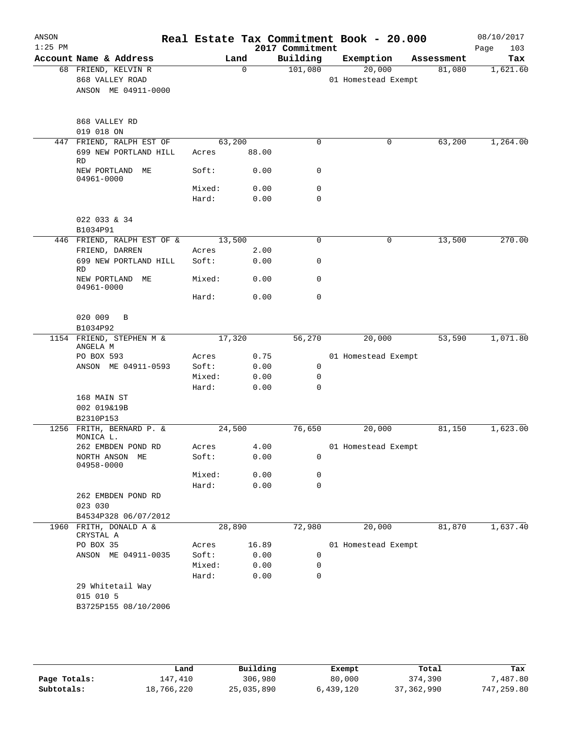# Real Estate Tax Commitment Book - 20.000

ANSON
1:25 PM
2017 Commitment
08/10/2017

| Account Name & Address | Land | | Building | Exemption | Assessment | Tax |
|---|---|---|---|---|---|---|
| 68 FRIEND, KELVIN R | 0 | | 101,080 | 20,000 | 81,080 | 1,621.60 |
| 868 VALLEY ROAD | | | | 01 Homestead Exempt | | |
| ANSON ME 04911-0000 | | | | | | |
| 868 VALLEY RD | | | | | | |
| 019 018 ON | | | | | | |
| 447 FRIEND, RALPH EST OF | 63,200 | | 0 | 0 | 63,200 | 1,264.00 |
| 699 NEW PORTLAND HILL RD | Acres | 88.00 | | | | |
| NEW PORTLAND ME 04961-0000 | Soft: | 0.00 | 0 | | | |
| | Mixed: | 0.00 | 0 | | | |
| | Hard: | 0.00 | 0 | | | |
| 022 033 & 34 | | | | | | |
| B1034P91 | | | | | | |
| 446 FRIEND, RALPH EST OF & | 13,500 | | 0 | 0 | 13,500 | 270.00 |
| FRIEND, DARREN | Acres | 2.00 | | | | |
| 699 NEW PORTLAND HILL RD | Soft: | 0.00 | 0 | | | |
| NEW PORTLAND ME 04961-0000 | Mixed: | 0.00 | 0 | | | |
| | Hard: | 0.00 | 0 | | | |
| 020 009 B | | | | | | |
| B1034P92 | | | | | | |
| 1154 FRIEND, STEPHEN M & ANGELA M | 17,320 | | 56,270 | 20,000 | 53,590 | 1,071.80 |
| PO BOX 593 | Acres | 0.75 | | 01 Homestead Exempt | | |
| ANSON ME 04911-0593 | Soft: | 0.00 | 0 | | | |
| | Mixed: | 0.00 | 0 | | | |
| | Hard: | 0.00 | 0 | | | |
| 168 MAIN ST | | | | | | |
| 002 019&19B | | | | | | |
| B2310P153 | | | | | | |
| 1256 FRITH, BERNARD P. & MONICA L. | 24,500 | | 76,650 | 20,000 | 81,150 | 1,623.00 |
| 262 EMBDEN POND RD | Acres | 4.00 | | 01 Homestead Exempt | | |
| NORTH ANSON ME 04958-0000 | Soft: | 0.00 | 0 | | | |
| | Mixed: | 0.00 | 0 | | | |
| | Hard: | 0.00 | 0 | | | |
| 262 EMBDEN POND RD | | | | | | |
| 023 030 | | | | | | |
| B4534P328 06/07/2012 | | | | | | |
| 1960 FRITH, DONALD A & CRYSTAL A | 28,890 | | 72,980 | 20,000 | 81,870 | 1,637.40 |
| PO BOX 35 | Acres | 16.89 | | 01 Homestead Exempt | | |
| ANSON ME 04911-0035 | Soft: | 0.00 | 0 | | | |
| | Mixed: | 0.00 | 0 | | | |
| | Hard: | 0.00 | 0 | | | |
| 29 Whitetail Way | | | | | | |
| 015 010 5 | | | | | | |
| B3725P155 08/10/2006 | | | | | | |

| | Land | Building | Exempt | Total | Tax |
|---|---|---|---|---|---|
| Page Totals: | 147,410 | 306,980 | 80,000 | 374,390 | 7,487.80 |
| Subtotals: | 18,766,220 | 25,035,890 | 6,439,120 | 37,362,990 | 747,259.80 |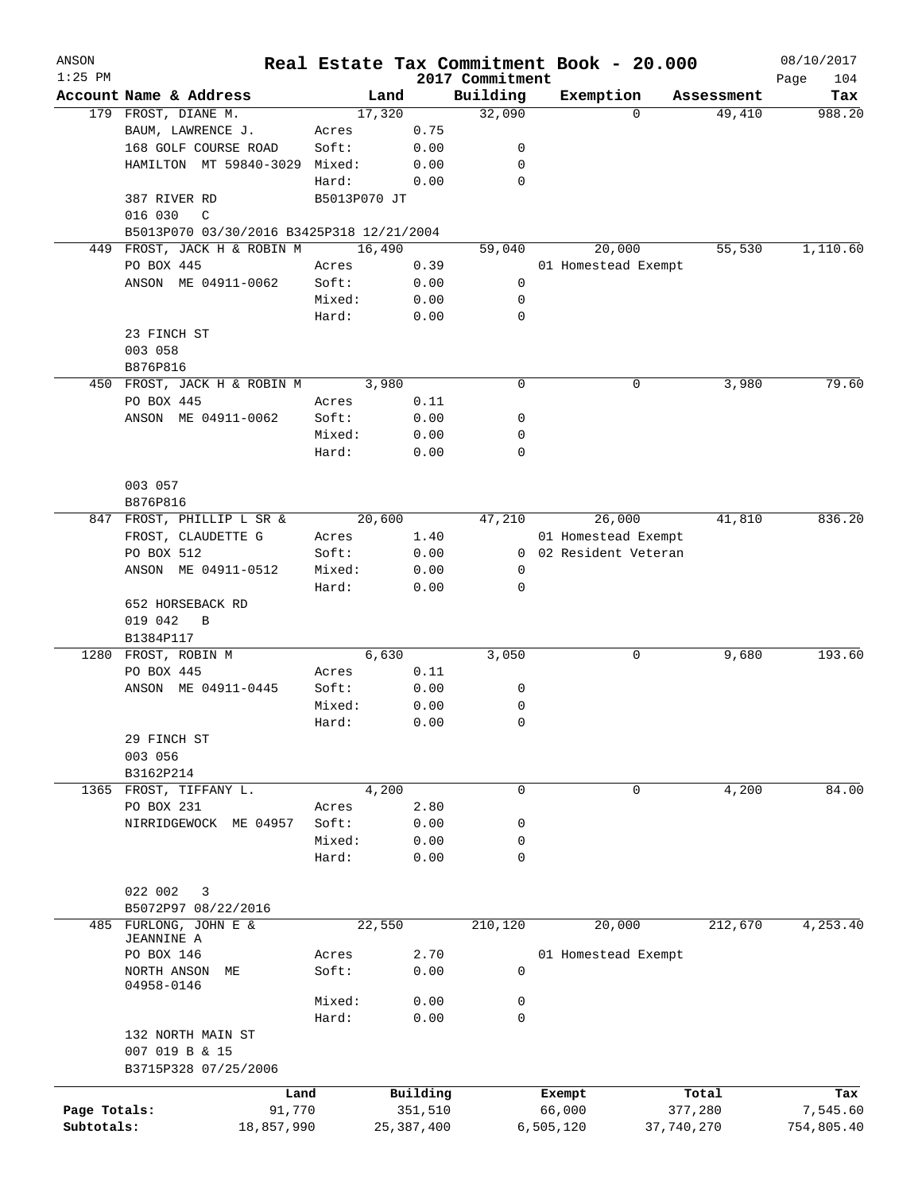# ANSON — Real Estate Tax Commitment Book - 20.000 — 2017 Commitment

1:25 PM — 08/10/2017

| Account | Name & Address | Land | | Building | Exemption | Assessment | Tax |
|---|---|---|---|---|---|---|---|
| 179 | FROST, DIANE M. | 17,320 | | 32,090 | 0 | 49,410 | 988.20 |
| | BAUM, LAWRENCE J. | Acres | 0.75 | | | | |
| | 168 GOLF COURSE ROAD | Soft: | 0.00 | 0 | | | |
| | HAMILTON MT 59840-3029 | Mixed: | 0.00 | 0 | | | |
| | | Hard: | 0.00 | 0 | | | |
| | 387 RIVER RD | B5013P070 JT | | | | | |
| | 016 030 C | | | | | | |
| | B5013P070 03/30/2016 B3425P318 12/21/2004 | | | | | | |
| 449 | FROST, JACK H & ROBIN M | 16,490 | | 59,040 | 20,000 | 55,530 | 1,110.60 |
| | PO BOX 445 | Acres | 0.39 | | 01 Homestead Exempt | | |
| | ANSON ME 04911-0062 | Soft: | 0.00 | 0 | | | |
| | | Mixed: | 0.00 | 0 | | | |
| | | Hard: | 0.00 | 0 | | | |
| | 23 FINCH ST | | | | | | |
| | 003 058 | | | | | | |
| | B876P816 | | | | | | |
| 450 | FROST, JACK H & ROBIN M | 3,980 | | 0 | 0 | 3,980 | 79.60 |
| | PO BOX 445 | Acres | 0.11 | | | | |
| | ANSON ME 04911-0062 | Soft: | 0.00 | 0 | | | |
| | | Mixed: | 0.00 | 0 | | | |
| | | Hard: | 0.00 | 0 | | | |
| | 003 057 | | | | | | |
| | B876P816 | | | | | | |
| 847 | FROST, PHILLIP L SR & | 20,600 | | 47,210 | 26,000 | 41,810 | 836.20 |
| | FROST, CLAUDETTE G | Acres | 1.40 | | 01 Homestead Exempt | | |
| | PO BOX 512 | Soft: | 0.00 | 0 | 02 Resident Veteran | | |
| | ANSON ME 04911-0512 | Mixed: | 0.00 | 0 | | | |
| | | Hard: | 0.00 | 0 | | | |
| | 652 HORSEBACK RD | | | | | | |
| | 019 042 B | | | | | | |
| | B1384P117 | | | | | | |
| 1280 | FROST, ROBIN M | 6,630 | | 3,050 | 0 | 9,680 | 193.60 |
| | PO BOX 445 | Acres | 0.11 | | | | |
| | ANSON ME 04911-0445 | Soft: | 0.00 | 0 | | | |
| | | Mixed: | 0.00 | 0 | | | |
| | | Hard: | 0.00 | 0 | | | |
| | 29 FINCH ST | | | | | | |
| | 003 056 | | | | | | |
| | B3162P214 | | | | | | |
| 1365 | FROST, TIFFANY L. | 4,200 | | 0 | 0 | 4,200 | 84.00 |
| | PO BOX 231 | Acres | 2.80 | | | | |
| | NIRRIDGEWOCK ME 04957 | Soft: | 0.00 | 0 | | | |
| | | Mixed: | 0.00 | 0 | | | |
| | | Hard: | 0.00 | 0 | | | |
| | 022 002 3 | | | | | | |
| | B5072P97 08/22/2016 | | | | | | |
| 485 | FURLONG, JOHN E & JEANNINE A | 22,550 | | 210,120 | 20,000 | 212,670 | 4,253.40 |
| | PO BOX 146 | Acres | 2.70 | | 01 Homestead Exempt | | |
| | NORTH ANSON ME 04958-0146 | Soft: | 0.00 | 0 | | | |
| | | Mixed: | 0.00 | 0 | | | |
| | | Hard: | 0.00 | 0 | | | |
| | 132 NORTH MAIN ST | | | | | | |
| | 007 019 B & 15 | | | | | | |
| | B3715P328 07/25/2006 | | | | | | |

| | Land | Building | Exempt | Total | Tax |
|---|---|---|---|---|---|
| Page Totals: | 91,770 | 351,510 | 66,000 | 377,280 | 7,545.60 |
| Subtotals: | 18,857,990 | 25,387,400 | 6,505,120 | 37,740,270 | 754,805.40 |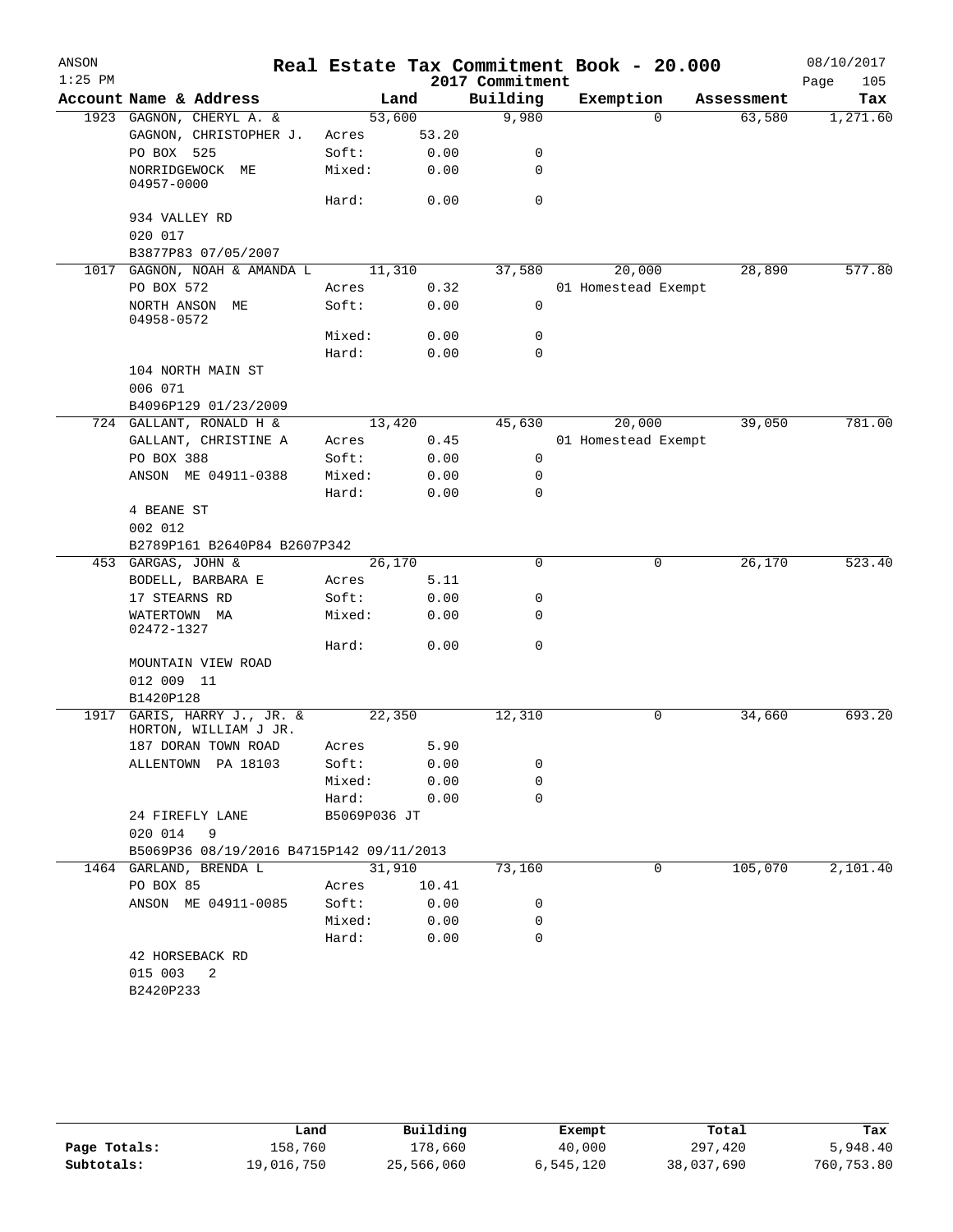ANSON — Real Estate Tax Commitment Book - 20.000 — 08/10/2017
1:25 PM — 2017 Commitment

| Account | Name & Address | Land | | Building | Exemption | Assessment | Tax |
|---|---|---|---|---|---|---|---|
| 1923 | GAGNON, CHERYL A. & | | 53,600 | 9,980 | 0 | 63,580 | 1,271.60 |
| | GAGNON, CHRISTOPHER J. | Acres | 53.20 | | | | |
| | PO BOX 525 | Soft: | 0.00 | 0 | | | |
| | NORRIDGEWOCK ME 04957-0000 | Mixed: | 0.00 | 0 | | | |
| | | Hard: | 0.00 | 0 | | | |
| | 934 VALLEY RD | | | | | | |
| | 020 017 | | | | | | |
| | B3877P83 07/05/2007 | | | | | | |
| 1017 | GAGNON, NOAH & AMANDA L | | 11,310 | 37,580 | 20,000 | 28,890 | 577.80 |
| | PO BOX 572 | Acres | 0.32 | | 01 Homestead Exempt | | |
| | NORTH ANSON ME 04958-0572 | Soft: | 0.00 | 0 | | | |
| | | Mixed: | 0.00 | 0 | | | |
| | | Hard: | 0.00 | 0 | | | |
| | 104 NORTH MAIN ST | | | | | | |
| | 006 071 | | | | | | |
| | B4096P129 01/23/2009 | | | | | | |
| 724 | GALLANT, RONALD H & | | 13,420 | 45,630 | 20,000 | 39,050 | 781.00 |
| | GALLANT, CHRISTINE A | Acres | 0.45 | | 01 Homestead Exempt | | |
| | PO BOX 388 | Soft: | 0.00 | 0 | | | |
| | ANSON ME 04911-0388 | Mixed: | 0.00 | 0 | | | |
| | | Hard: | 0.00 | 0 | | | |
| | 4 BEANE ST | | | | | | |
| | 002 012 | | | | | | |
| | B2789P161 B2640P84 B2607P342 | | | | | | |
| 453 | GARGAS, JOHN & | | 26,170 | 0 | 0 | 26,170 | 523.40 |
| | BODELL, BARBARA E | Acres | 5.11 | | | | |
| | 17 STEARNS RD | Soft: | 0.00 | 0 | | | |
| | WATERTOWN MA 02472-1327 | Mixed: | 0.00 | 0 | | | |
| | | Hard: | 0.00 | 0 | | | |
| | MOUNTAIN VIEW ROAD | | | | | | |
| | 012 009 11 | | | | | | |
| | B1420P128 | | | | | | |
| 1917 | GARIS, HARRY J., JR. & HORTON, WILLIAM J JR. | | 22,350 | 12,310 | 0 | 34,660 | 693.20 |
| | 187 DORAN TOWN ROAD | Acres | 5.90 | | | | |
| | ALLENTOWN PA 18103 | Soft: | 0.00 | 0 | | | |
| | | Mixed: | 0.00 | 0 | | | |
| | | Hard: | 0.00 | 0 | | | |
| | 24 FIREFLY LANE | B5069P036 JT | | | | | |
| | 020 014 9 | | | | | | |
| | B5069P36 08/19/2016 B4715P142 09/11/2013 | | | | | | |
| 1464 | GARLAND, BRENDA L | | 31,910 | 73,160 | 0 | 105,070 | 2,101.40 |
| | PO BOX 85 | Acres | 10.41 | | | | |
| | ANSON ME 04911-0085 | Soft: | 0.00 | 0 | | | |
| | | Mixed: | 0.00 | 0 | | | |
| | | Hard: | 0.00 | 0 | | | |
| | 42 HORSEBACK RD | | | | | | |
| | 015 003 2 | | | | | | |
| | B2420P233 | | | | | | |

| | Land | Building | Exempt | Total | Tax |
|---|---|---|---|---|---|
| Page Totals: | 158,760 | 178,660 | 40,000 | 297,420 | 5,948.40 |
| Subtotals: | 19,016,750 | 25,566,060 | 6,545,120 | 38,037,690 | 760,753.80 |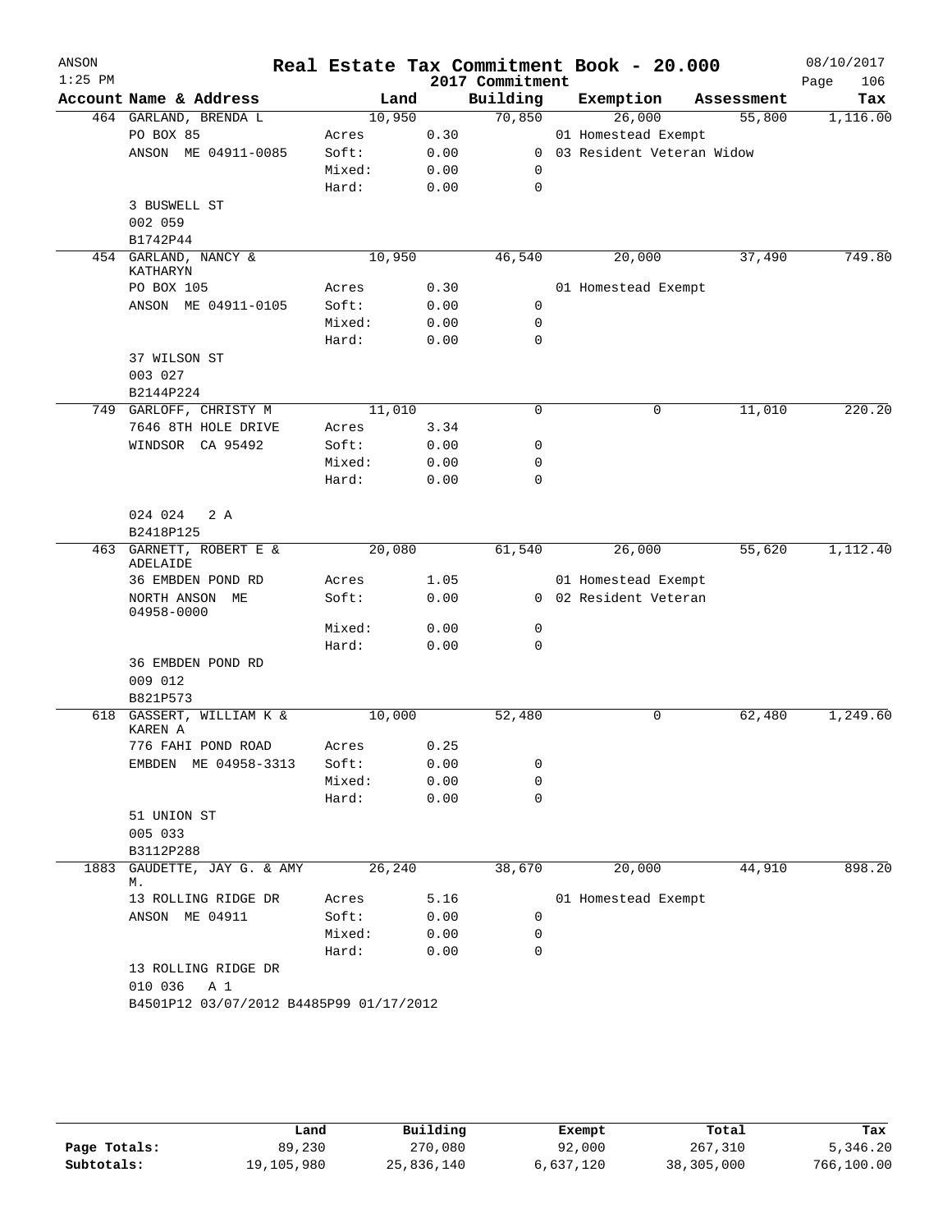# Real Estate Tax Commitment Book - 20.000

ANSON
1:25 PM
2017 Commitment
08/10/2017

| Account | Name & Address | | Land | Building | Exemption | Assessment | Tax |
|---|---|---|---|---|---|---|---|
| 464 | GARLAND, BRENDA L | | 10,950 | 70,850 | 26,000 | 55,800 | 1,116.00 |
| | PO BOX 85 | Acres | 0.30 | | 01 Homestead Exempt | | |
| | ANSON ME 04911-0085 | Soft: | 0.00 | 0 | 03 Resident Veteran Widow | | |
| | | Mixed: | 0.00 | 0 | | | |
| | | Hard: | 0.00 | 0 | | | |
| | 3 BUSWELL ST | | | | | | |
| | 002 059 | | | | | | |
| | B1742P44 | | | | | | |
| 454 | GARLAND, NANCY & KATHARYN | | 10,950 | 46,540 | 20,000 | 37,490 | 749.80 |
| | PO BOX 105 | Acres | 0.30 | | 01 Homestead Exempt | | |
| | ANSON ME 04911-0105 | Soft: | 0.00 | 0 | | | |
| | | Mixed: | 0.00 | 0 | | | |
| | | Hard: | 0.00 | 0 | | | |
| | 37 WILSON ST | | | | | | |
| | 003 027 | | | | | | |
| | B2144P224 | | | | | | |
| 749 | GARLOFF, CHRISTY M | | 11,010 | 0 | 0 | 11,010 | 220.20 |
| | 7646 8TH HOLE DRIVE | Acres | 3.34 | | | | |
| | WINDSOR CA 95492 | Soft: | 0.00 | 0 | | | |
| | | Mixed: | 0.00 | 0 | | | |
| | | Hard: | 0.00 | 0 | | | |
| | 024 024 2 A | | | | | | |
| | B2418P125 | | | | | | |
| 463 | GARNETT, ROBERT E & ADELAIDE | | 20,080 | 61,540 | 26,000 | 55,620 | 1,112.40 |
| | 36 EMBDEN POND RD | Acres | 1.05 | | 01 Homestead Exempt | | |
| | NORTH ANSON ME 04958-0000 | Soft: | 0.00 | 0 | 02 Resident Veteran | | |
| | | Mixed: | 0.00 | 0 | | | |
| | | Hard: | 0.00 | 0 | | | |
| | 36 EMBDEN POND RD | | | | | | |
| | 009 012 | | | | | | |
| | B821P573 | | | | | | |
| 618 | GASSERT, WILLIAM K & KAREN A | | 10,000 | 52,480 | 0 | 62,480 | 1,249.60 |
| | 776 FAHI POND ROAD | Acres | 0.25 | | | | |
| | EMBDEN ME 04958-3313 | Soft: | 0.00 | 0 | | | |
| | | Mixed: | 0.00 | 0 | | | |
| | | Hard: | 0.00 | 0 | | | |
| | 51 UNION ST | | | | | | |
| | 005 033 | | | | | | |
| | B3112P288 | | | | | | |
| 1883 | GAUDETTE, JAY G. & AMY M. | | 26,240 | 38,670 | 20,000 | 44,910 | 898.20 |
| | 13 ROLLING RIDGE DR | Acres | 5.16 | | 01 Homestead Exempt | | |
| | ANSON ME 04911 | Soft: | 0.00 | 0 | | | |
| | | Mixed: | 0.00 | 0 | | | |
| | | Hard: | 0.00 | 0 | | | |
| | 13 ROLLING RIDGE DR | | | | | | |
| | 010 036 A 1 | | | | | | |
| | B4501P12 03/07/2012 B4485P99 01/17/2012 | | | | | | |

| | Land | Building | Exempt | Total | Tax |
|---|---|---|---|---|---|
| Page Totals: | 89,230 | 270,080 | 92,000 | 267,310 | 5,346.20 |
| Subtotals: | 19,105,980 | 25,836,140 | 6,637,120 | 38,305,000 | 766,100.00 |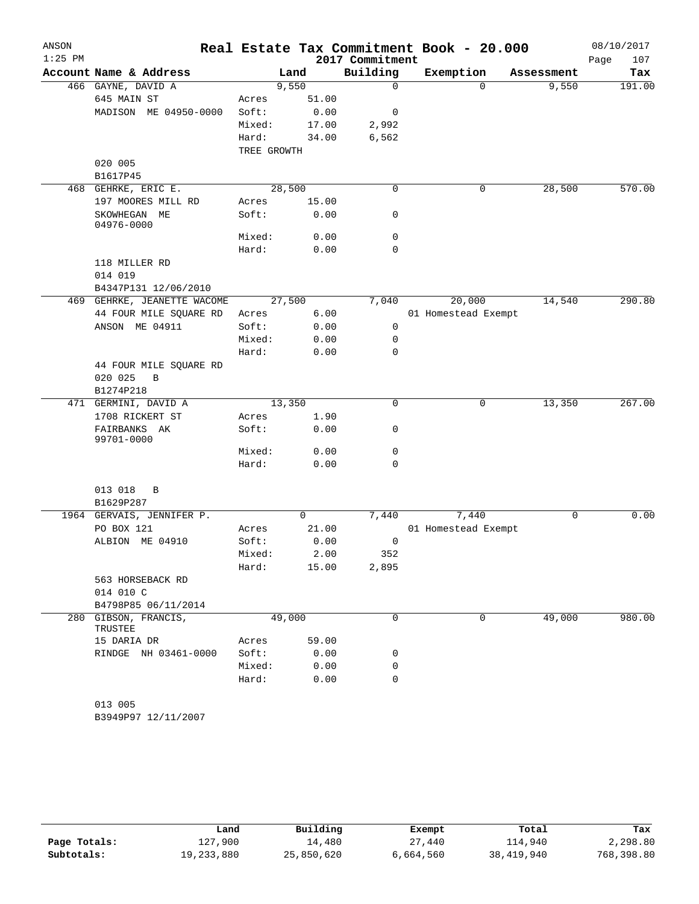# Real Estate Tax Commitment Book - 20.000

ANSON 1:25 PM — 2017 Commitment — 08/10/2017

| Account Name & Address | | Land | Building | Exemption | Assessment | Tax |
|---|---|---|---|---|---|---|
| 466 GAYNE, DAVID A | | 9,550 | 0 | 0 | 9,550 | 191.00 |
| 645 MAIN ST | Acres | 51.00 | | | | |
| MADISON ME 04950-0000 | Soft: | 0.00 | 0 | | | |
| | Mixed: | 17.00 | 2,992 | | | |
| | Hard: | 34.00 | 6,562 | | | |
| | TREE GROWTH | | | | | |
| 020 005 | | | | | | |
| B1617P45 | | | | | | |
| 468 GEHRKE, ERIC E. | | 28,500 | 0 | 0 | 28,500 | 570.00 |
| 197 MOORES MILL RD | Acres | 15.00 | | | | |
| SKOWHEGAN ME 04976-0000 | Soft: | 0.00 | 0 | | | |
| | Mixed: | 0.00 | 0 | | | |
| | Hard: | 0.00 | 0 | | | |
| 118 MILLER RD | | | | | | |
| 014 019 | | | | | | |
| B4347P131 12/06/2010 | | | | | | |
| 469 GEHRKE, JEANETTE WACOME | | 27,500 | 7,040 | 20,000 | 14,540 | 290.80 |
| 44 FOUR MILE SQUARE RD | Acres | 6.00 | | 01 Homestead Exempt | | |
| ANSON ME 04911 | Soft: | 0.00 | 0 | | | |
| | Mixed: | 0.00 | 0 | | | |
| | Hard: | 0.00 | 0 | | | |
| 44 FOUR MILE SQUARE RD | | | | | | |
| 020 025 B | | | | | | |
| B1274P218 | | | | | | |
| 471 GERMINI, DAVID A | | 13,350 | 0 | 0 | 13,350 | 267.00 |
| 1708 RICKERT ST | Acres | 1.90 | | | | |
| FAIRBANKS AK 99701-0000 | Soft: | 0.00 | 0 | | | |
| | Mixed: | 0.00 | 0 | | | |
| | Hard: | 0.00 | 0 | | | |
| 013 018 B | | | | | | |
| B1629P287 | | | | | | |
| 1964 GERVAIS, JENNIFER P. | | 0 | 7,440 | 7,440 | 0 | 0.00 |
| PO BOX 121 | Acres | 21.00 | | 01 Homestead Exempt | | |
| ALBION ME 04910 | Soft: | 0.00 | 0 | | | |
| | Mixed: | 2.00 | 352 | | | |
| | Hard: | 15.00 | 2,895 | | | |
| 563 HORSEBACK RD | | | | | | |
| 014 010 C | | | | | | |
| B4798P85 06/11/2014 | | | | | | |
| 280 GIBSON, FRANCIS, TRUSTEE | | 49,000 | 0 | 0 | 49,000 | 980.00 |
| 15 DARIA DR | Acres | 59.00 | | | | |
| RINDGE NH 03461-0000 | Soft: | 0.00 | 0 | | | |
| | Mixed: | 0.00 | 0 | | | |
| | Hard: | 0.00 | 0 | | | |
| 013 005 | | | | | | |
| B3949P97 12/11/2007 | | | | | | |

| | Land | Building | Exempt | Total | Tax |
|---|---|---|---|---|---|
| Page Totals: | 127,900 | 14,480 | 27,440 | 114,940 | 2,298.80 |
| Subtotals: | 19,233,880 | 25,850,620 | 6,664,560 | 38,419,940 | 768,398.80 |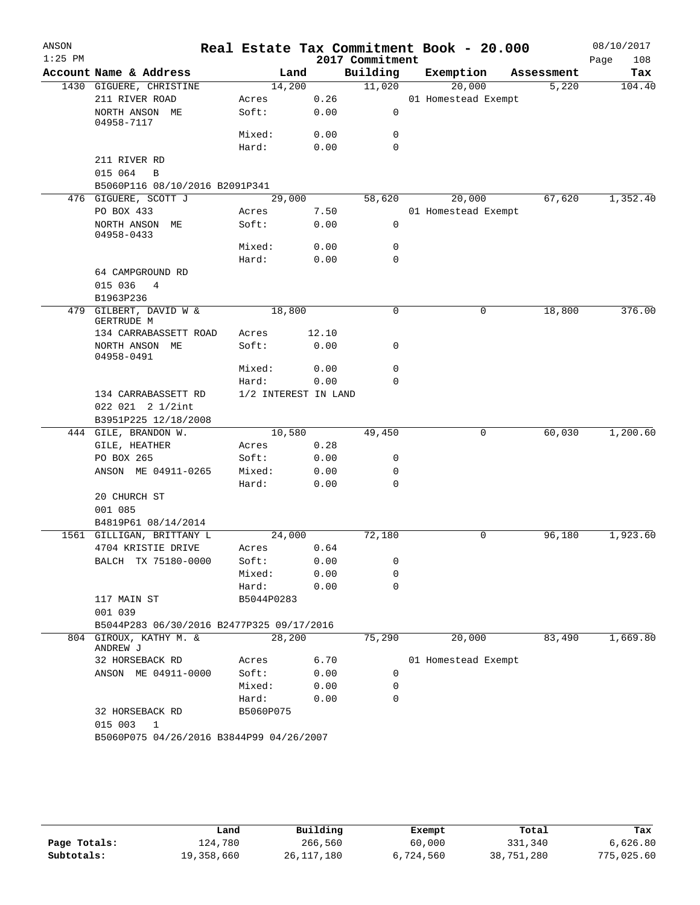# Real Estate Tax Commitment Book - 20.000

ANSON 1:25 PM — 2017 Commitment — 08/10/2017

| Account Name & Address | Land | | Building | Exemption | Assessment | Tax |
|---|---|---|---|---|---|---|
| 1430 GIGUERE, CHRISTINE | 14,200 | | 11,020 | 20,000 | 5,220 | 104.40 |
| 211 RIVER ROAD | Acres | 0.26 | | 01 Homestead Exempt | | |
| NORTH ANSON ME 04958-7117 | Soft: | 0.00 | 0 | | | |
| | Mixed: | 0.00 | 0 | | | |
| | Hard: | 0.00 | 0 | | | |
| 211 RIVER RD | | | | | | |
| 015 064 B | | | | | | |
| B5060P116 08/10/2016 B2091P341 | | | | | | |
| 476 GIGUERE, SCOTT J | 29,000 | | 58,620 | 20,000 | 67,620 | 1,352.40 |
| PO BOX 433 | Acres | 7.50 | | 01 Homestead Exempt | | |
| NORTH ANSON ME 04958-0433 | Soft: | 0.00 | 0 | | | |
| | Mixed: | 0.00 | 0 | | | |
| | Hard: | 0.00 | 0 | | | |
| 64 CAMPGROUND RD | | | | | | |
| 015 036 4 | | | | | | |
| B1963P236 | | | | | | |
| 479 GILBERT, DAVID W & GERTRUDE M | 18,800 | | 0 | 0 | 18,800 | 376.00 |
| 134 CARRABASSETT ROAD | Acres | 12.10 | | | | |
| NORTH ANSON ME 04958-0491 | Soft: | 0.00 | 0 | | | |
| | Mixed: | 0.00 | 0 | | | |
| | Hard: | 0.00 | 0 | | | |
| 134 CARRABASSETT RD | 1/2 INTEREST IN LAND | | | | | |
| 022 021 2 1/2int | | | | | | |
| B3951P225 12/18/2008 | | | | | | |
| 444 GILE, BRANDON W. | 10,580 | | 49,450 | 0 | 60,030 | 1,200.60 |
| GILE, HEATHER | Acres | 0.28 | | | | |
| PO BOX 265 | Soft: | 0.00 | 0 | | | |
| ANSON ME 04911-0265 | Mixed: | 0.00 | 0 | | | |
| | Hard: | 0.00 | 0 | | | |
| 20 CHURCH ST | | | | | | |
| 001 085 | | | | | | |
| B4819P61 08/14/2014 | | | | | | |
| 1561 GILLIGAN, BRITTANY L | 24,000 | | 72,180 | 0 | 96,180 | 1,923.60 |
| 4704 KRISTIE DRIVE | Acres | 0.64 | | | | |
| BALCH TX 75180-0000 | Soft: | 0.00 | 0 | | | |
| | Mixed: | 0.00 | 0 | | | |
| | Hard: | 0.00 | 0 | | | |
| 117 MAIN ST | B5044P0283 | | | | | |
| 001 039 | | | | | | |
| B5044P283 06/30/2016 B2477P325 09/17/2016 | | | | | | |
| 804 GIROUX, KATHY M. & ANDREW J | 28,200 | | 75,290 | 20,000 | 83,490 | 1,669.80 |
| 32 HORSEBACK RD | Acres | 6.70 | | 01 Homestead Exempt | | |
| ANSON ME 04911-0000 | Soft: | 0.00 | 0 | | | |
| | Mixed: | 0.00 | 0 | | | |
| | Hard: | 0.00 | 0 | | | |
| 32 HORSEBACK RD | B5060P075 | | | | | |
| 015 003 1 | | | | | | |
| B5060P075 04/26/2016 B3844P99 04/26/2007 | | | | | | |

| | Land | Building | Exempt | Total | Tax |
|---|---|---|---|---|---|
| Page Totals: | 124,780 | 266,560 | 60,000 | 331,340 | 6,626.80 |
| Subtotals: | 19,358,660 | 26,117,180 | 6,724,560 | 38,751,280 | 775,025.60 |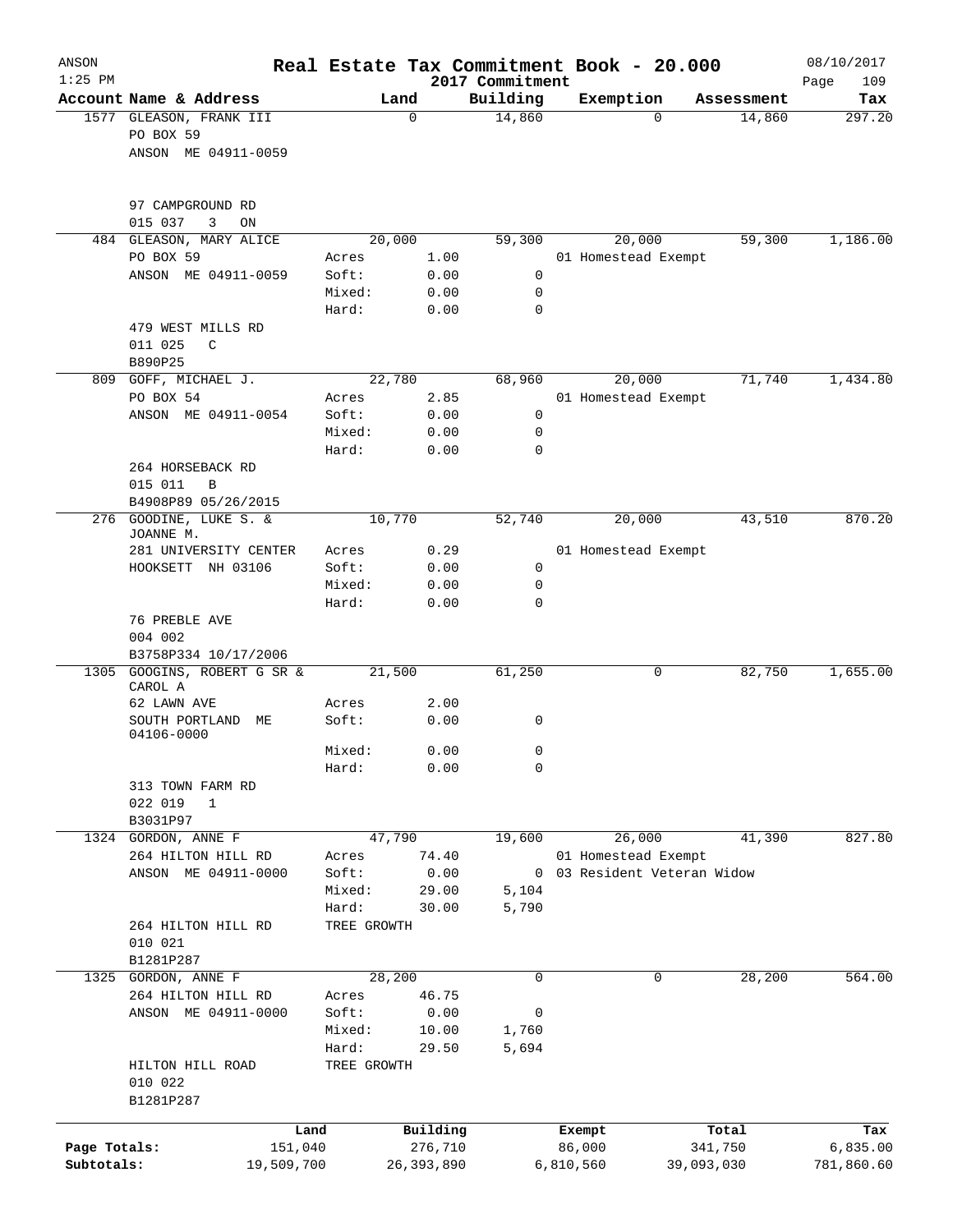# Real Estate Tax Commitment Book - 20.000

ANSON
1:25 PM

2017 Commitment

08/10/2017

| Account | Name & Address | Land | | Building | Exemption | Assessment | Tax |
|---|---|---|---|---|---|---|---|
| 1577 | GLEASON, FRANK III | 0 | | 14,860 | 0 | 14,860 | 297.20 |
| | PO BOX 59 | | | | | | |
| | ANSON ME 04911-0059 | | | | | | |
| | 97 CAMPGROUND RD | | | | | | |
| | 015 037 3 ON | | | | | | |
| 484 | GLEASON, MARY ALICE | 20,000 | | 59,300 | 20,000 | 59,300 | 1,186.00 |
| | PO BOX 59 | Acres | 1.00 | | 01 Homestead Exempt | | |
| | ANSON ME 04911-0059 | Soft: | 0.00 | 0 | | | |
| | | Mixed: | 0.00 | 0 | | | |
| | | Hard: | 0.00 | 0 | | | |
| | 479 WEST MILLS RD | | | | | | |
| | 011 025 C | | | | | | |
| | B890P25 | | | | | | |
| 809 | GOFF, MICHAEL J. | 22,780 | | 68,960 | 20,000 | 71,740 | 1,434.80 |
| | PO BOX 54 | Acres | 2.85 | | 01 Homestead Exempt | | |
| | ANSON ME 04911-0054 | Soft: | 0.00 | 0 | | | |
| | | Mixed: | 0.00 | 0 | | | |
| | | Hard: | 0.00 | 0 | | | |
| | 264 HORSEBACK RD | | | | | | |
| | 015 011 B | | | | | | |
| | B4908P89 05/26/2015 | | | | | | |
| 276 | GOODINE, LUKE S. & JOANNE M. | 10,770 | | 52,740 | 20,000 | 43,510 | 870.20 |
| | 281 UNIVERSITY CENTER | Acres | 0.29 | | 01 Homestead Exempt | | |
| | HOOKSETT NH 03106 | Soft: | 0.00 | 0 | | | |
| | | Mixed: | 0.00 | 0 | | | |
| | | Hard: | 0.00 | 0 | | | |
| | 76 PREBLE AVE | | | | | | |
| | 004 002 | | | | | | |
| | B3758P334 10/17/2006 | | | | | | |
| 1305 | GOOGINS, ROBERT G SR & CAROL A | 21,500 | | 61,250 | 0 | 82,750 | 1,655.00 |
| | 62 LAWN AVE | Acres | 2.00 | | | | |
| | SOUTH PORTLAND ME 04106-0000 | Soft: | 0.00 | 0 | | | |
| | | Mixed: | 0.00 | 0 | | | |
| | | Hard: | 0.00 | 0 | | | |
| | 313 TOWN FARM RD | | | | | | |
| | 022 019 1 | | | | | | |
| | B3031P97 | | | | | | |
| 1324 | GORDON, ANNE F | 47,790 | | 19,600 | 26,000 | 41,390 | 827.80 |
| | 264 HILTON HILL RD | Acres | 74.40 | | 01 Homestead Exempt | | |
| | ANSON ME 04911-0000 | Soft: | 0.00 | 0 | 03 Resident Veteran Widow | | |
| | | Mixed: | 29.00 | 5,104 | | | |
| | | Hard: | 30.00 | 5,790 | | | |
| | 264 HILTON HILL RD | TREE GROWTH | | | | | |
| | 010 021 | | | | | | |
| | B1281P287 | | | | | | |
| 1325 | GORDON, ANNE F | 28,200 | | 0 | 0 | 28,200 | 564.00 |
| | 264 HILTON HILL RD | Acres | 46.75 | | | | |
| | ANSON ME 04911-0000 | Soft: | 0.00 | 0 | | | |
| | | Mixed: | 10.00 | 1,760 | | | |
| | | Hard: | 29.50 | 5,694 | | | |
| | HILTON HILL ROAD | TREE GROWTH | | | | | |
| | 010 022 | | | | | | |
| | B1281P287 | | | | | | |

| | Land | Building | Exempt | Total | Tax |
|---|---|---|---|---|---|
| Page Totals: | 151,040 | 276,710 | 86,000 | 341,750 | 6,835.00 |
| Subtotals: | 19,509,700 | 26,393,890 | 6,810,560 | 39,093,030 | 781,860.60 |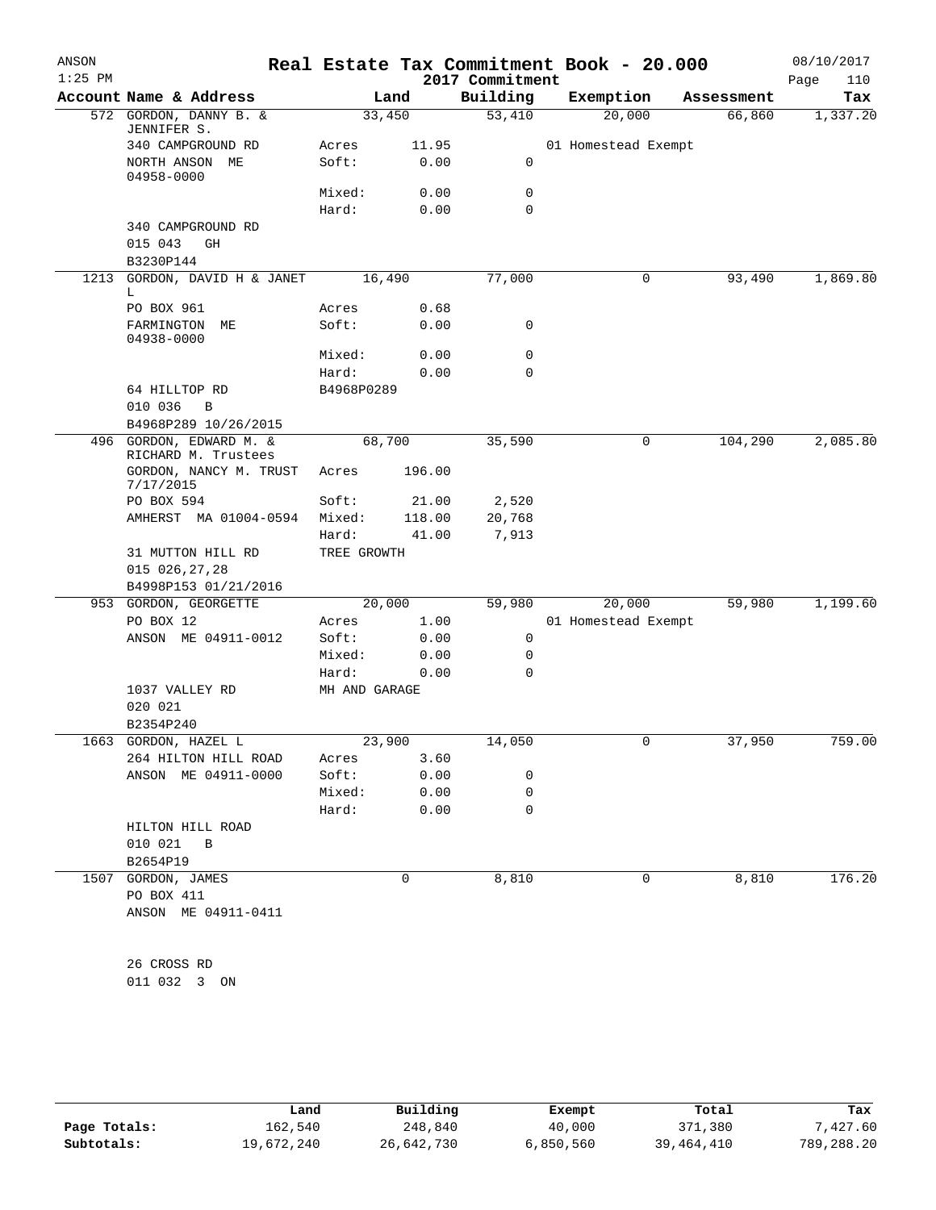# Real Estate Tax Commitment Book - 20.000

ANSON
1:25 PM

2017 Commitment

08/10/2017

| Account | Name & Address | Land | | Building | Exemption | Assessment | Tax |
|---|---|---|---|---|---|---|---|
| 572 | GORDON, DANNY B. & JENNIFER S. | 33,450 | | 53,410 | 20,000 | 66,860 | 1,337.20 |
| | 340 CAMPGROUND RD | Acres | 11.95 | | 01 Homestead Exempt | | |
| | NORTH ANSON ME 04958-0000 | Soft: | 0.00 | 0 | | | |
| | | Mixed: | 0.00 | 0 | | | |
| | | Hard: | 0.00 | 0 | | | |
| | 340 CAMPGROUND RD | | | | | | |
| | 015 043 GH | | | | | | |
| | B3230P144 | | | | | | |
| 1213 | GORDON, DAVID H & JANET L | 16,490 | | 77,000 | 0 | 93,490 | 1,869.80 |
| | PO BOX 961 | Acres | 0.68 | | | | |
| | FARMINGTON ME 04938-0000 | Soft: | 0.00 | 0 | | | |
| | | Mixed: | 0.00 | 0 | | | |
| | | Hard: | 0.00 | 0 | | | |
| | 64 HILLTOP RD | B4968P0289 | | | | | |
| | 010 036 B | | | | | | |
| | B4968P289 10/26/2015 | | | | | | |
| 496 | GORDON, EDWARD M. & RICHARD M. Trustees | 68,700 | | 35,590 | 0 | 104,290 | 2,085.80 |
| | GORDON, NANCY M. TRUST 7/17/2015 | Acres | 196.00 | | | | |
| | PO BOX 594 | Soft: | 21.00 | 2,520 | | | |
| | AMHERST MA 01004-0594 | Mixed: | 118.00 | 20,768 | | | |
| | | Hard: | 41.00 | 7,913 | | | |
| | 31 MUTTON HILL RD | TREE GROWTH | | | | | |
| | 015 026,27,28 | | | | | | |
| | B4998P153 01/21/2016 | | | | | | |
| 953 | GORDON, GEORGETTE | 20,000 | | 59,980 | 20,000 | 59,980 | 1,199.60 |
| | PO BOX 12 | Acres | 1.00 | | 01 Homestead Exempt | | |
| | ANSON ME 04911-0012 | Soft: | 0.00 | 0 | | | |
| | | Mixed: | 0.00 | 0 | | | |
| | | Hard: | 0.00 | 0 | | | |
| | 1037 VALLEY RD | MH AND GARAGE | | | | | |
| | 020 021 | | | | | | |
| | B2354P240 | | | | | | |
| 1663 | GORDON, HAZEL L | 23,900 | | 14,050 | 0 | 37,950 | 759.00 |
| | 264 HILTON HILL ROAD | Acres | 3.60 | | | | |
| | ANSON ME 04911-0000 | Soft: | 0.00 | 0 | | | |
| | | Mixed: | 0.00 | 0 | | | |
| | | Hard: | 0.00 | 0 | | | |
| | HILTON HILL ROAD | | | | | | |
| | 010 021 B | | | | | | |
| | B2654P19 | | | | | | |
| 1507 | GORDON, JAMES | 0 | | 8,810 | 0 | 8,810 | 176.20 |
| | PO BOX 411 | | | | | | |
| | ANSON ME 04911-0411 | | | | | | |
| | 26 CROSS RD | | | | | | |
| | 011 032 3 ON | | | | | | |

| | Land | Building | Exempt | Total | Tax |
|---|---|---|---|---|---|
| Page Totals: | 162,540 | 248,840 | 40,000 | 371,380 | 7,427.60 |
| Subtotals: | 19,672,240 | 26,642,730 | 6,850,560 | 39,464,410 | 789,288.20 |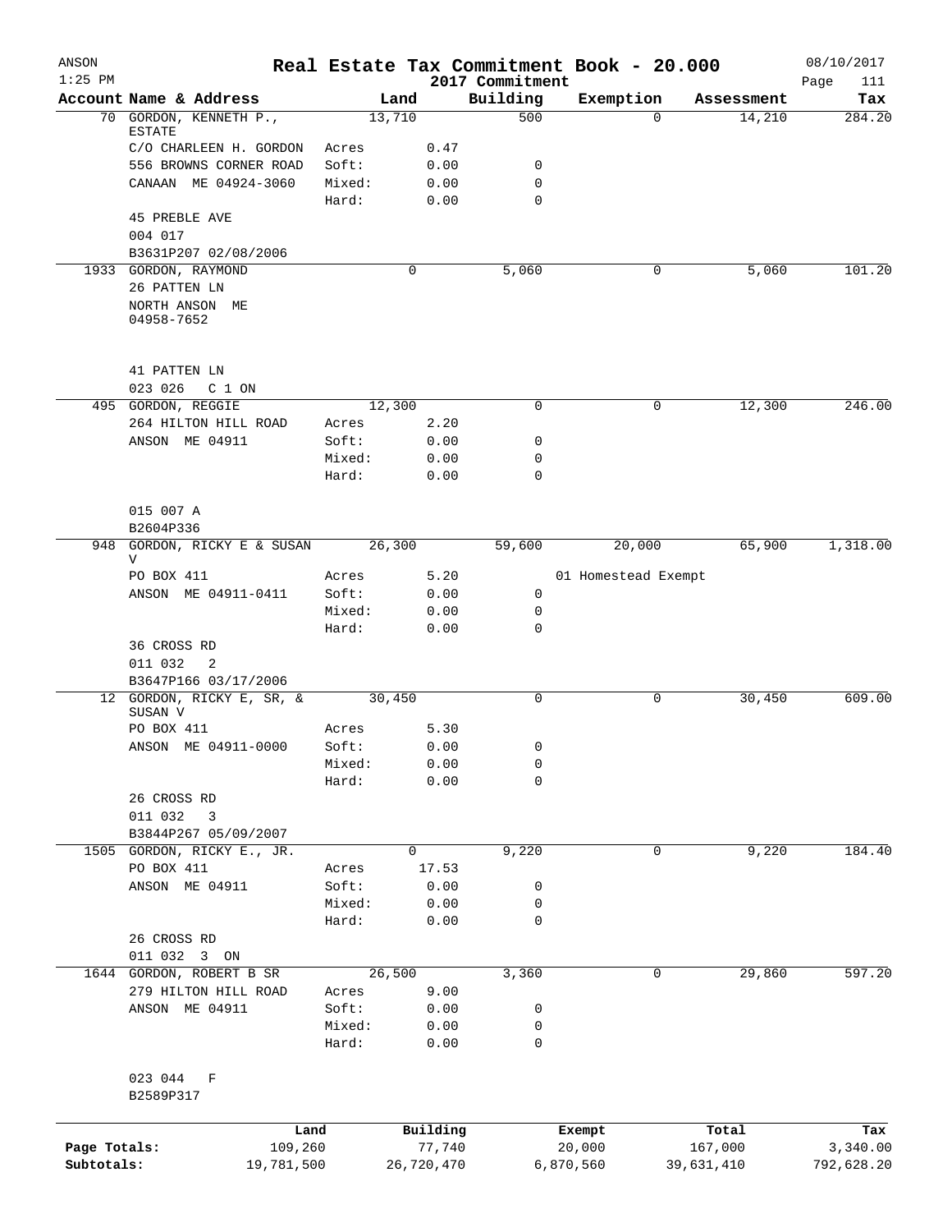# Real Estate Tax Commitment Book - 20.000

ANSON 08/10/2017
1:25 PM 2017 Commitment

| Account | Name & Address | Land | Building | Exemption | Assessment | Tax |
|---|---|---|---|---|---|---|
| 70 | GORDON, KENNETH P., ESTATE | 13,710 | 500 | 0 | 14,210 | 284.20 |
| | C/O CHARLEEN H. GORDON | Acres 0.47 | | | | |
| | 556 BROWNS CORNER ROAD | Soft: 0.00 | 0 | | | |
| | CANAAN ME 04924-3060 | Mixed: 0.00 | 0 | | | |
| | | Hard: 0.00 | 0 | | | |
| | 45 PREBLE AVE | | | | | |
| | 004 017 | | | | | |
| | B3631P207 02/08/2006 | | | | | |
| 1933 | GORDON, RAYMOND | 0 | 5,060 | 0 | 5,060 | 101.20 |
| | 26 PATTEN LN | | | | | |
| | NORTH ANSON ME 04958-7652 | | | | | |
| | 41 PATTEN LN | | | | | |
| | 023 026 C 1 ON | | | | | |
| 495 | GORDON, REGGIE | 12,300 | 0 | 0 | 12,300 | 246.00 |
| | 264 HILTON HILL ROAD | Acres 2.20 | | | | |
| | ANSON ME 04911 | Soft: 0.00 | 0 | | | |
| | | Mixed: 0.00 | 0 | | | |
| | | Hard: 0.00 | 0 | | | |
| | 015 007 A | | | | | |
| | B2604P336 | | | | | |
| 948 | GORDON, RICKY E & SUSAN V | 26,300 | 59,600 | 20,000 | 65,900 | 1,318.00 |
| | PO BOX 411 | Acres 5.20 | | 01 Homestead Exempt | | |
| | ANSON ME 04911-0411 | Soft: 0.00 | 0 | | | |
| | | Mixed: 0.00 | 0 | | | |
| | | Hard: 0.00 | 0 | | | |
| | 36 CROSS RD | | | | | |
| | 011 032 2 | | | | | |
| | B3647P166 03/17/2006 | | | | | |
| 12 | GORDON, RICKY E, SR, & SUSAN V | 30,450 | 0 | 0 | 30,450 | 609.00 |
| | PO BOX 411 | Acres 5.30 | | | | |
| | ANSON ME 04911-0000 | Soft: 0.00 | 0 | | | |
| | | Mixed: 0.00 | 0 | | | |
| | | Hard: 0.00 | 0 | | | |
| | 26 CROSS RD | | | | | |
| | 011 032 3 | | | | | |
| | B3844P267 05/09/2007 | | | | | |
| 1505 | GORDON, RICKY E., JR. | 0 | 9,220 | 0 | 9,220 | 184.40 |
| | PO BOX 411 | Acres 17.53 | | | | |
| | ANSON ME 04911 | Soft: 0.00 | 0 | | | |
| | | Mixed: 0.00 | 0 | | | |
| | | Hard: 0.00 | 0 | | | |
| | 26 CROSS RD | | | | | |
| | 011 032 3 ON | | | | | |
| 1644 | GORDON, ROBERT B SR | 26,500 | 3,360 | 0 | 29,860 | 597.20 |
| | 279 HILTON HILL ROAD | Acres 9.00 | | | | |
| | ANSON ME 04911 | Soft: 0.00 | 0 | | | |
| | | Mixed: 0.00 | 0 | | | |
| | | Hard: 0.00 | 0 | | | |
| | 023 044 F | | | | | |
| | B2589P317 | | | | | |

| | Land | Building | Exempt | Total | Tax |
|---|---|---|---|---|---|
| Page Totals: | 109,260 | 77,740 | 20,000 | 167,000 | 3,340.00 |
| Subtotals: | 19,781,500 | 26,720,470 | 6,870,560 | 39,631,410 | 792,628.20 |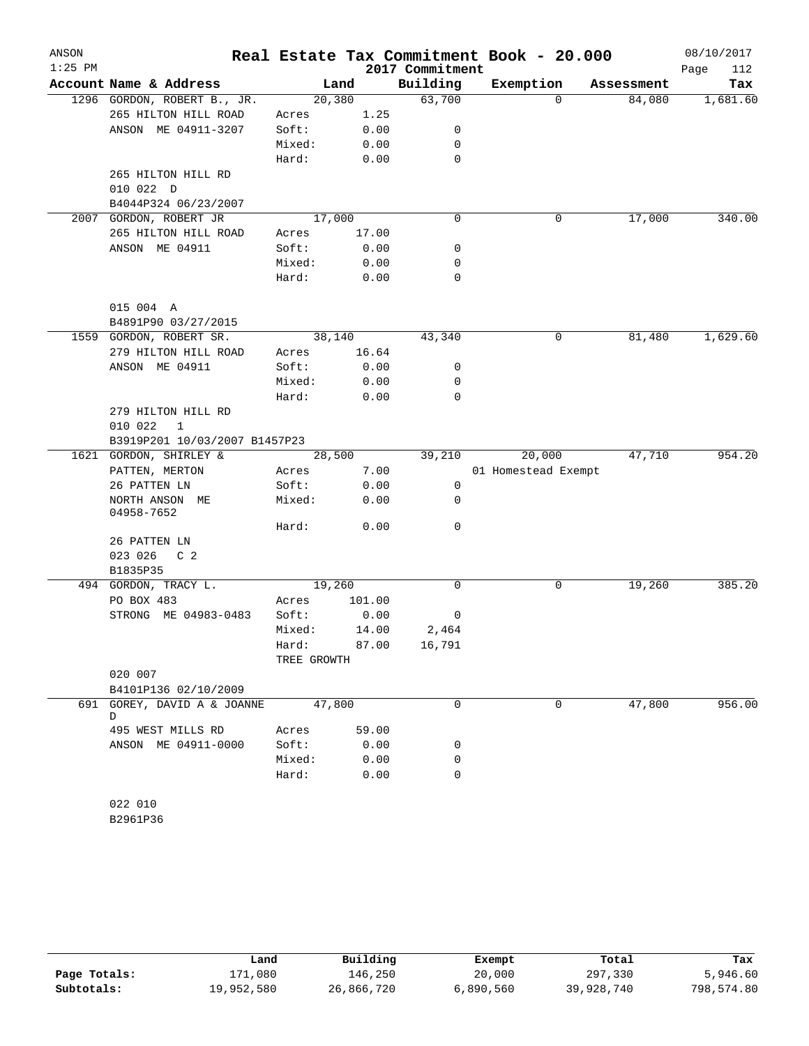ANSON 1:25 PM

# Real Estate Tax Commitment Book - 20.000

2017 Commitment

08/10/2017

| Account | Name & Address | Land | | Building | Exemption | Assessment | Tax |
|---|---|---|---|---|---|---|---|
| 1296 | GORDON, ROBERT B., JR. | 20,380 | | 63,700 | 0 | 84,080 | 1,681.60 |
| | 265 HILTON HILL ROAD | Acres | 1.25 | | | | |
| | ANSON ME 04911-3207 | Soft: | 0.00 | 0 | | | |
| | | Mixed: | 0.00 | 0 | | | |
| | | Hard: | 0.00 | 0 | | | |
| | 265 HILTON HILL RD | | | | | | |
| | 010 022 D | | | | | | |
| | B4044P324 06/23/2007 | | | | | | |
| 2007 | GORDON, ROBERT JR | 17,000 | | 0 | 0 | 17,000 | 340.00 |
| | 265 HILTON HILL ROAD | Acres | 17.00 | | | | |
| | ANSON ME 04911 | Soft: | 0.00 | 0 | | | |
| | | Mixed: | 0.00 | 0 | | | |
| | | Hard: | 0.00 | 0 | | | |
| | 015 004 A | | | | | | |
| | B4891P90 03/27/2015 | | | | | | |
| 1559 | GORDON, ROBERT SR. | 38,140 | | 43,340 | 0 | 81,480 | 1,629.60 |
| | 279 HILTON HILL ROAD | Acres | 16.64 | | | | |
| | ANSON ME 04911 | Soft: | 0.00 | 0 | | | |
| | | Mixed: | 0.00 | 0 | | | |
| | | Hard: | 0.00 | 0 | | | |
| | 279 HILTON HILL RD | | | | | | |
| | 010 022 1 | | | | | | |
| | B3919P201 10/03/2007 B1457P23 | | | | | | |
| 1621 | GORDON, SHIRLEY & | 28,500 | | 39,210 | 20,000 | 47,710 | 954.20 |
| | PATTEN, MERTON | Acres | 7.00 | | 01 Homestead Exempt | | |
| | 26 PATTEN LN | Soft: | 0.00 | 0 | | | |
| | NORTH ANSON ME 04958-7652 | Mixed: | 0.00 | 0 | | | |
| | | Hard: | 0.00 | 0 | | | |
| | 26 PATTEN LN | | | | | | |
| | 023 026 C 2 | | | | | | |
| | B1835P35 | | | | | | |
| 494 | GORDON, TRACY L. | 19,260 | | 0 | 0 | 19,260 | 385.20 |
| | PO BOX 483 | Acres | 101.00 | | | | |
| | STRONG ME 04983-0483 | Soft: | 0.00 | 0 | | | |
| | | Mixed: | 14.00 | 2,464 | | | |
| | | Hard: | 87.00 | 16,791 | | | |
| | | TREE GROWTH | | | | | |
| | 020 007 | | | | | | |
| | B4101P136 02/10/2009 | | | | | | |
| 691 | GOREY, DAVID A & JOANNE D | 47,800 | | 0 | 0 | 47,800 | 956.00 |
| | 495 WEST MILLS RD | Acres | 59.00 | | | | |
| | ANSON ME 04911-0000 | Soft: | 0.00 | 0 | | | |
| | | Mixed: | 0.00 | 0 | | | |
| | | Hard: | 0.00 | 0 | | | |
| | 022 010 | | | | | | |
| | B2961P36 | | | | | | |

| | Land | Building | Exempt | Total | Tax |
|---|---|---|---|---|---|
| Page Totals: | 171,080 | 146,250 | 20,000 | 297,330 | 5,946.60 |
| Subtotals: | 19,952,580 | 26,866,720 | 6,890,560 | 39,928,740 | 798,574.80 |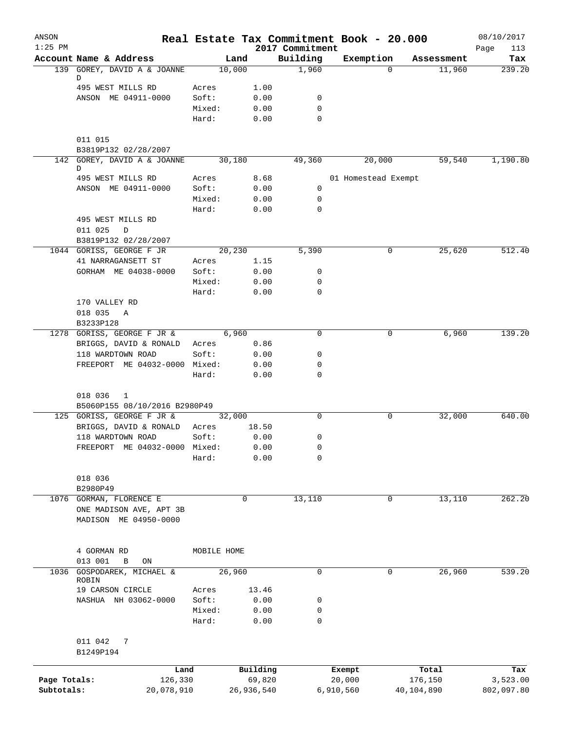# Real Estate Tax Commitment Book - 20.000

ANSON
1:25 PM
2017 Commitment
08/10/2017

| Account | Name & Address | Land | | Building | Exemption | Assessment | Tax |
|---|---|---|---|---|---|---|---|
| 139 | GOREY, DAVID A & JOANNE D | 10,000 | | 1,960 | 0 | 11,960 | 239.20 |
| | 495 WEST MILLS RD | Acres | 1.00 | | | | |
| | ANSON ME 04911-0000 | Soft: | 0.00 | 0 | | | |
| | | Mixed: | 0.00 | 0 | | | |
| | | Hard: | 0.00 | 0 | | | |
| | 011 015 | | | | | | |
| | B3819P132 02/28/2007 | | | | | | |
| 142 | GOREY, DAVID A & JOANNE D | 30,180 | | 49,360 | 20,000 | 59,540 | 1,190.80 |
| | 495 WEST MILLS RD | Acres | 8.68 | | 01 Homestead Exempt | | |
| | ANSON ME 04911-0000 | Soft: | 0.00 | 0 | | | |
| | | Mixed: | 0.00 | 0 | | | |
| | | Hard: | 0.00 | 0 | | | |
| | 495 WEST MILLS RD | | | | | | |
| | 011 025 D | | | | | | |
| | B3819P132 02/28/2007 | | | | | | |
| 1044 | GORISS, GEORGE F JR | 20,230 | | 5,390 | 0 | 25,620 | 512.40 |
| | 41 NARRAGANSETT ST | Acres | 1.15 | | | | |
| | GORHAM ME 04038-0000 | Soft: | 0.00 | 0 | | | |
| | | Mixed: | 0.00 | 0 | | | |
| | | Hard: | 0.00 | 0 | | | |
| | 170 VALLEY RD | | | | | | |
| | 018 035 A | | | | | | |
| | B3233P128 | | | | | | |
| 1278 | GORISS, GEORGE F JR & | 6,960 | | 0 | 0 | 6,960 | 139.20 |
| | BRIGGS, DAVID & RONALD | Acres | 0.86 | | | | |
| | 118 WARDTOWN ROAD | Soft: | 0.00 | 0 | | | |
| | FREEPORT ME 04032-0000 | Mixed: | 0.00 | 0 | | | |
| | | Hard: | 0.00 | 0 | | | |
| | 018 036 1 | | | | | | |
| | B5060P155 08/10/2016 B2980P49 | | | | | | |
| 125 | GORISS, GEORGE F JR & | 32,000 | | 0 | 0 | 32,000 | 640.00 |
| | BRIGGS, DAVID & RONALD | Acres | 18.50 | | | | |
| | 118 WARDTOWN ROAD | Soft: | 0.00 | 0 | | | |
| | FREEPORT ME 04032-0000 | Mixed: | 0.00 | 0 | | | |
| | | Hard: | 0.00 | 0 | | | |
| | 018 036 | | | | | | |
| | B2980P49 | | | | | | |
| 1076 | GORMAN, FLORENCE E | 0 | | 13,110 | 0 | 13,110 | 262.20 |
| | ONE MADISON AVE, APT 3B | | | | | | |
| | MADISON ME 04950-0000 | | | | | | |
| | 4 GORMAN RD | MOBILE HOME | | | | | |
| | 013 001 B ON | | | | | | |
| 1036 | GOSPODAREK, MICHAEL & ROBIN | 26,960 | | 0 | 0 | 26,960 | 539.20 |
| | 19 CARSON CIRCLE | Acres | 13.46 | | | | |
| | NASHUA NH 03062-0000 | Soft: | 0.00 | 0 | | | |
| | | Mixed: | 0.00 | 0 | | | |
| | | Hard: | 0.00 | 0 | | | |
| | 011 042 7 | | | | | | |
| | B1249P194 | | | | | | |

| | Land | Building | Exempt | Total | Tax |
|---|---|---|---|---|---|
| Page Totals: | 126,330 | 69,820 | 20,000 | 176,150 | 3,523.00 |
| Subtotals: | 20,078,910 | 26,936,540 | 6,910,560 | 40,104,890 | 802,097.80 |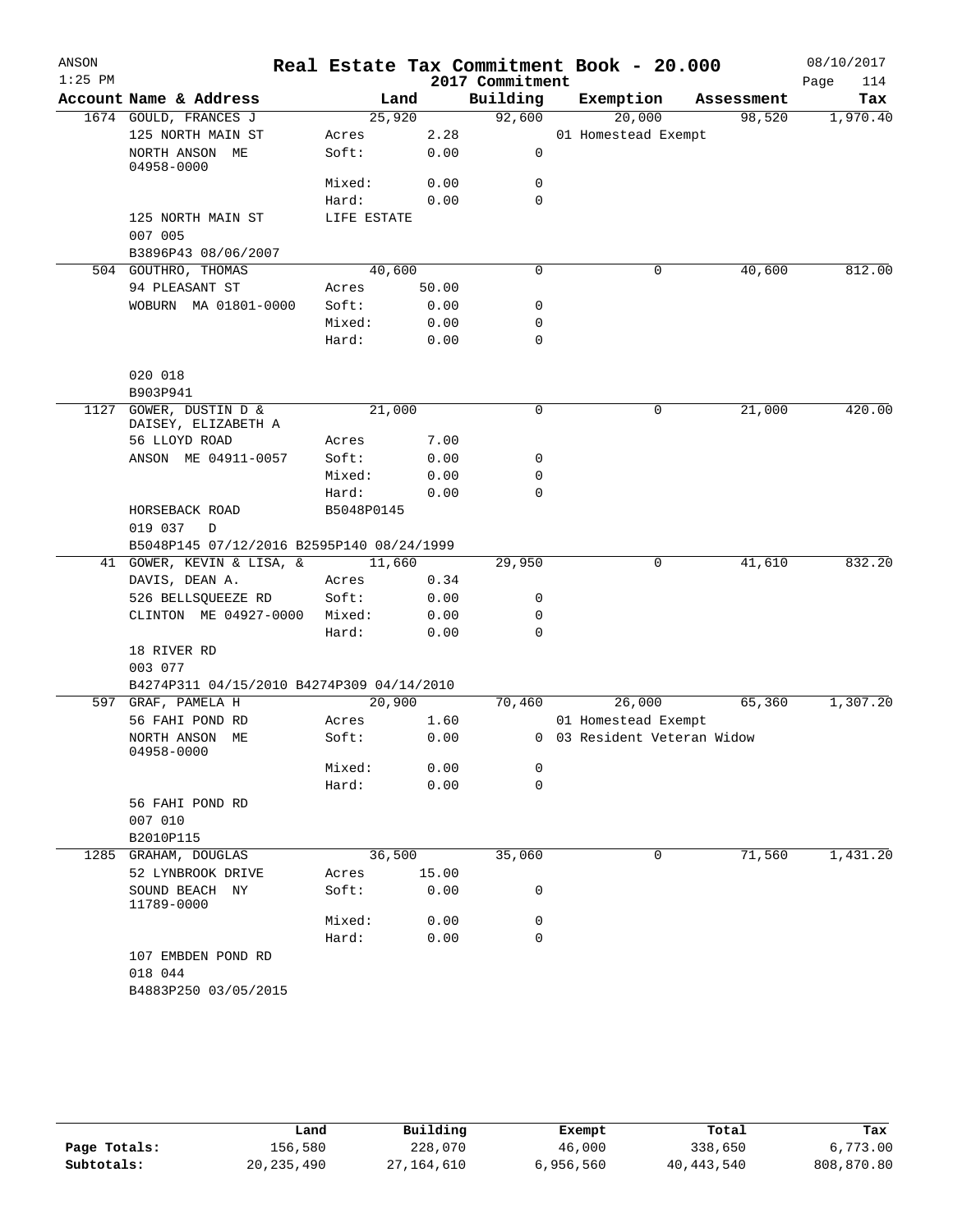# ANSON — Real Estate Tax Commitment Book - 20.000

1:25 PM — 2017 Commitment — 08/10/2017

| Account | Name & Address | Land | | Building | Exemption | Assessment | Tax |
|---|---|---|---|---|---|---|---|
| 1674 | GOULD, FRANCES J | 25,920 | | 92,600 | 20,000 | 98,520 | 1,970.40 |
| | 125 NORTH MAIN ST | Acres | 2.28 | | 01 Homestead Exempt | | |
| | NORTH ANSON ME 04958-0000 | Soft: | 0.00 | 0 | | | |
| | | Mixed: | 0.00 | 0 | | | |
| | | Hard: | 0.00 | 0 | | | |
| | 125 NORTH MAIN ST | LIFE ESTATE | | | | | |
| | 007 005 | | | | | | |
| | B3896P43 08/06/2007 | | | | | | |
| 504 | GOUTHRO, THOMAS | 40,600 | | 0 | 0 | 40,600 | 812.00 |
| | 94 PLEASANT ST | Acres | 50.00 | | | | |
| | WOBURN MA 01801-0000 | Soft: | 0.00 | 0 | | | |
| | | Mixed: | 0.00 | 0 | | | |
| | | Hard: | 0.00 | 0 | | | |
| | 020 018 | | | | | | |
| | B903P941 | | | | | | |
| 1127 | GOWER, DUSTIN D & DAISEY, ELIZABETH A | 21,000 | | 0 | 0 | 21,000 | 420.00 |
| | 56 LLOYD ROAD | Acres | 7.00 | | | | |
| | ANSON ME 04911-0057 | Soft: | 0.00 | 0 | | | |
| | | Mixed: | 0.00 | 0 | | | |
| | | Hard: | 0.00 | 0 | | | |
| | HORSEBACK ROAD | B5048P0145 | | | | | |
| | 019 037 D | | | | | | |
| | B5048P145 07/12/2016 B2595P140 08/24/1999 | | | | | | |
| 41 | GOWER, KEVIN & LISA, & | 11,660 | | 29,950 | 0 | 41,610 | 832.20 |
| | DAVIS, DEAN A. | Acres | 0.34 | | | | |
| | 526 BELLSQUEEZE RD | Soft: | 0.00 | 0 | | | |
| | CLINTON ME 04927-0000 | Mixed: | 0.00 | 0 | | | |
| | | Hard: | 0.00 | 0 | | | |
| | 18 RIVER RD | | | | | | |
| | 003 077 | | | | | | |
| | B4274P311 04/15/2010 B4274P309 04/14/2010 | | | | | | |
| 597 | GRAF, PAMELA H | 20,900 | | 70,460 | 26,000 | 65,360 | 1,307.20 |
| | 56 FAHI POND RD | Acres | 1.60 | | 01 Homestead Exempt | | |
| | NORTH ANSON ME 04958-0000 | Soft: | 0.00 | 0 | 03 Resident Veteran Widow | | |
| | | Mixed: | 0.00 | 0 | | | |
| | | Hard: | 0.00 | 0 | | | |
| | 56 FAHI POND RD | | | | | | |
| | 007 010 | | | | | | |
| | B2010P115 | | | | | | |
| 1285 | GRAHAM, DOUGLAS | 36,500 | | 35,060 | 0 | 71,560 | 1,431.20 |
| | 52 LYNBROOK DRIVE | Acres | 15.00 | | | | |
| | SOUND BEACH NY 11789-0000 | Soft: | 0.00 | 0 | | | |
| | | Mixed: | 0.00 | 0 | | | |
| | | Hard: | 0.00 | 0 | | | |
| | 107 EMBDEN POND RD | | | | | | |
| | 018 044 | | | | | | |
| | B4883P250 03/05/2015 | | | | | | |

| | Land | Building | Exempt | Total | Tax |
|---|---|---|---|---|---|
| Page Totals: | 156,580 | 228,070 | 46,000 | 338,650 | 6,773.00 |
| Subtotals: | 20,235,490 | 27,164,610 | 6,956,560 | 40,443,540 | 808,870.80 |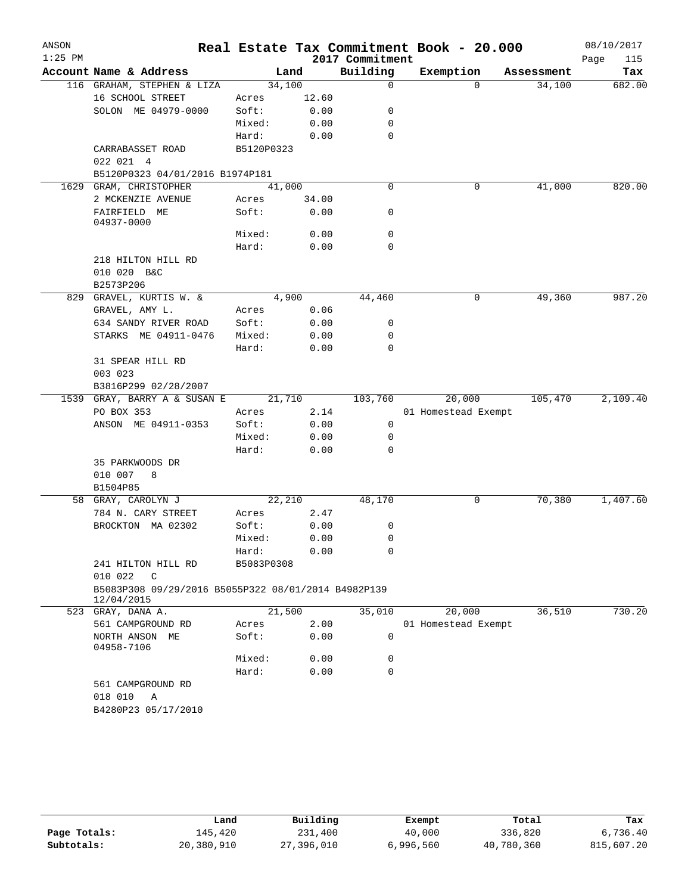# Real Estate Tax Commitment Book - 20.000

ANSON 1:25 PM — 2017 Commitment — 08/10/2017

| Account | Name & Address | Land | | Building | Exemption | Assessment | Tax |
|---|---|---|---|---|---|---|---|
| 116 | GRAHAM, STEPHEN & LIZA | | 34,100 | 0 | 0 | 34,100 | 682.00 |
| | 16 SCHOOL STREET | Acres | 12.60 | | | | |
| | SOLON ME 04979-0000 | Soft: | 0.00 | 0 | | | |
| | | Mixed: | 0.00 | 0 | | | |
| | | Hard: | 0.00 | 0 | | | |
| | CARRABASSET ROAD | B5120P0323 | | | | | |
| | 022 021 4 | | | | | | |
| | B5120P0323 04/01/2016 B1974P181 | | | | | | |
| 1629 | GRAM, CHRISTOPHER | | 41,000 | 0 | 0 | 41,000 | 820.00 |
| | 2 MCKENZIE AVENUE | Acres | 34.00 | | | | |
| | FAIRFIELD ME 04937-0000 | Soft: | 0.00 | 0 | | | |
| | | Mixed: | 0.00 | 0 | | | |
| | | Hard: | 0.00 | 0 | | | |
| | 218 HILTON HILL RD | | | | | | |
| | 010 020 B&C | | | | | | |
| | B2573P206 | | | | | | |
| 829 | GRAVEL, KURTIS W. & | | 4,900 | 44,460 | 0 | 49,360 | 987.20 |
| | GRAVEL, AMY L. | Acres | 0.06 | | | | |
| | 634 SANDY RIVER ROAD | Soft: | 0.00 | 0 | | | |
| | STARKS ME 04911-0476 | Mixed: | 0.00 | 0 | | | |
| | | Hard: | 0.00 | 0 | | | |
| | 31 SPEAR HILL RD | | | | | | |
| | 003 023 | | | | | | |
| | B3816P299 02/28/2007 | | | | | | |
| 1539 | GRAY, BARRY A & SUSAN E | | 21,710 | 103,760 | 20,000 | 105,470 | 2,109.40 |
| | PO BOX 353 | Acres | 2.14 | | 01 Homestead Exempt | | |
| | ANSON ME 04911-0353 | Soft: | 0.00 | 0 | | | |
| | | Mixed: | 0.00 | 0 | | | |
| | | Hard: | 0.00 | 0 | | | |
| | 35 PARKWOODS DR | | | | | | |
| | 010 007 8 | | | | | | |
| | B1504P85 | | | | | | |
| 58 | GRAY, CAROLYN J | | 22,210 | 48,170 | 0 | 70,380 | 1,407.60 |
| | 784 N. CARY STREET | Acres | 2.47 | | | | |
| | BROCKTON MA 02302 | Soft: | 0.00 | 0 | | | |
| | | Mixed: | 0.00 | 0 | | | |
| | | Hard: | 0.00 | 0 | | | |
| | 241 HILTON HILL RD | B5083P0308 | | | | | |
| | 010 022 C | | | | | | |
| | B5083P308 09/29/2016 B5055P322 08/01/2014 B4982P139 12/04/2015 | | | | | | |
| 523 | GRAY, DANA A. | | 21,500 | 35,010 | 20,000 | 36,510 | 730.20 |
| | 561 CAMPGROUND RD | Acres | 2.00 | | 01 Homestead Exempt | | |
| | NORTH ANSON ME 04958-7106 | Soft: | 0.00 | 0 | | | |
| | | Mixed: | 0.00 | 0 | | | |
| | | Hard: | 0.00 | 0 | | | |
| | 561 CAMPGROUND RD | | | | | | |
| | 018 010 A | | | | | | |
| | B4280P23 05/17/2010 | | | | | | |

| | Land | Building | Exempt | Total | Tax |
|---|---|---|---|---|---|
| Page Totals: | 145,420 | 231,400 | 40,000 | 336,820 | 6,736.40 |
| Subtotals: | 20,380,910 | 27,396,010 | 6,996,560 | 40,780,360 | 815,607.20 |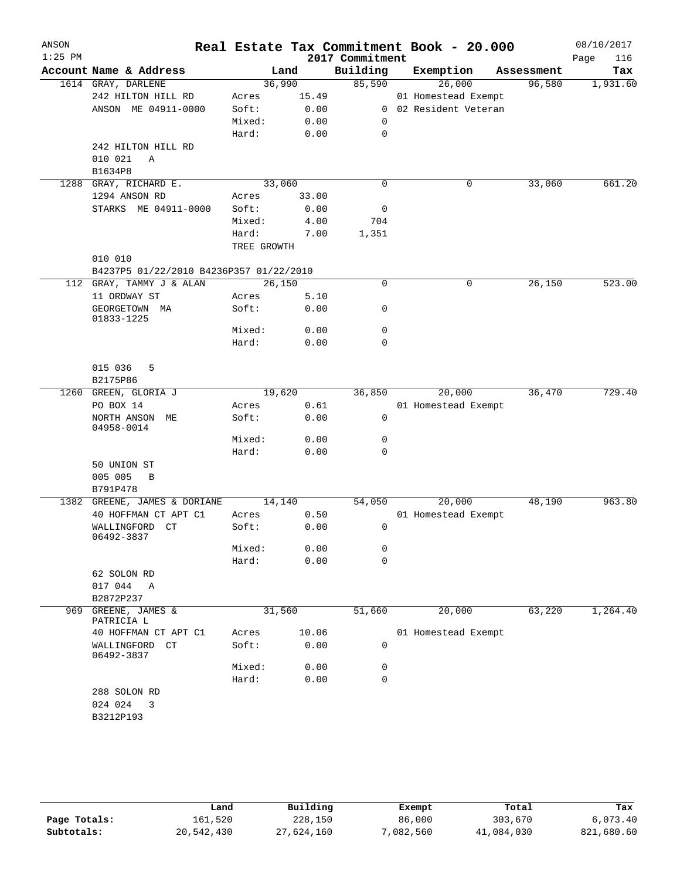# Real Estate Tax Commitment Book - 20.000

ANSON
1:25 PM

2017 Commitment

08/10/2017

| Account | Name & Address | Land | | Building | Exemption | Assessment | Tax |
|---|---|---|---|---|---|---|---|
| 1614 | GRAY, DARLENE | | 36,990 | 85,590 | 26,000 | 96,580 | 1,931.60 |
| | 242 HILTON HILL RD | Acres | 15.49 | | 01 Homestead Exempt | | |
| | ANSON ME 04911-0000 | Soft: | 0.00 | 0 | 02 Resident Veteran | | |
| | | Mixed: | 0.00 | 0 | | | |
| | | Hard: | 0.00 | 0 | | | |
| | 242 HILTON HILL RD | | | | | | |
| | 010 021 A | | | | | | |
| | B1634P8 | | | | | | |
| 1288 | GRAY, RICHARD E. | | 33,060 | 0 | 0 | 33,060 | 661.20 |
| | 1294 ANSON RD | Acres | 33.00 | | | | |
| | STARKS ME 04911-0000 | Soft: | 0.00 | 0 | | | |
| | | Mixed: | 4.00 | 704 | | | |
| | | Hard: | 7.00 | 1,351 | | | |
| | | TREE GROWTH | | | | | |
| | 010 010 | | | | | | |
| | B4237P5 01/22/2010 B4236P357 01/22/2010 | | | | | | |
| 112 | GRAY, TAMMY J & ALAN | | 26,150 | 0 | 0 | 26,150 | 523.00 |
| | 11 ORDWAY ST | Acres | 5.10 | | | | |
| | GEORGETOWN MA 01833-1225 | Soft: | 0.00 | 0 | | | |
| | | Mixed: | 0.00 | 0 | | | |
| | | Hard: | 0.00 | 0 | | | |
| | 015 036 5 | | | | | | |
| | B2175P86 | | | | | | |
| 1260 | GREEN, GLORIA J | | 19,620 | 36,850 | 20,000 | 36,470 | 729.40 |
| | PO BOX 14 | Acres | 0.61 | | 01 Homestead Exempt | | |
| | NORTH ANSON ME 04958-0014 | Soft: | 0.00 | 0 | | | |
| | | Mixed: | 0.00 | 0 | | | |
| | | Hard: | 0.00 | 0 | | | |
| | 50 UNION ST | | | | | | |
| | 005 005 B | | | | | | |
| | B791P478 | | | | | | |
| 1382 | GREENE, JAMES & DORIANE | | 14,140 | 54,050 | 20,000 | 48,190 | 963.80 |
| | 40 HOFFMAN CT APT C1 | Acres | 0.50 | | 01 Homestead Exempt | | |
| | WALLINGFORD CT 06492-3837 | Soft: | 0.00 | 0 | | | |
| | | Mixed: | 0.00 | 0 | | | |
| | | Hard: | 0.00 | 0 | | | |
| | 62 SOLON RD | | | | | | |
| | 017 044 A | | | | | | |
| | B2872P237 | | | | | | |
| 969 | GREENE, JAMES & PATRICIA L | | 31,560 | 51,660 | 20,000 | 63,220 | 1,264.40 |
| | 40 HOFFMAN CT APT C1 | Acres | 10.06 | | 01 Homestead Exempt | | |
| | WALLINGFORD CT 06492-3837 | Soft: | 0.00 | 0 | | | |
| | | Mixed: | 0.00 | 0 | | | |
| | | Hard: | 0.00 | 0 | | | |
| | 288 SOLON RD | | | | | | |
| | 024 024 3 | | | | | | |
| | B3212P193 | | | | | | |

| | Land | Building | Exempt | Total | Tax |
|---|---|---|---|---|---|
| Page Totals: | 161,520 | 228,150 | 86,000 | 303,670 | 6,073.40 |
| Subtotals: | 20,542,430 | 27,624,160 | 7,082,560 | 41,084,030 | 821,680.60 |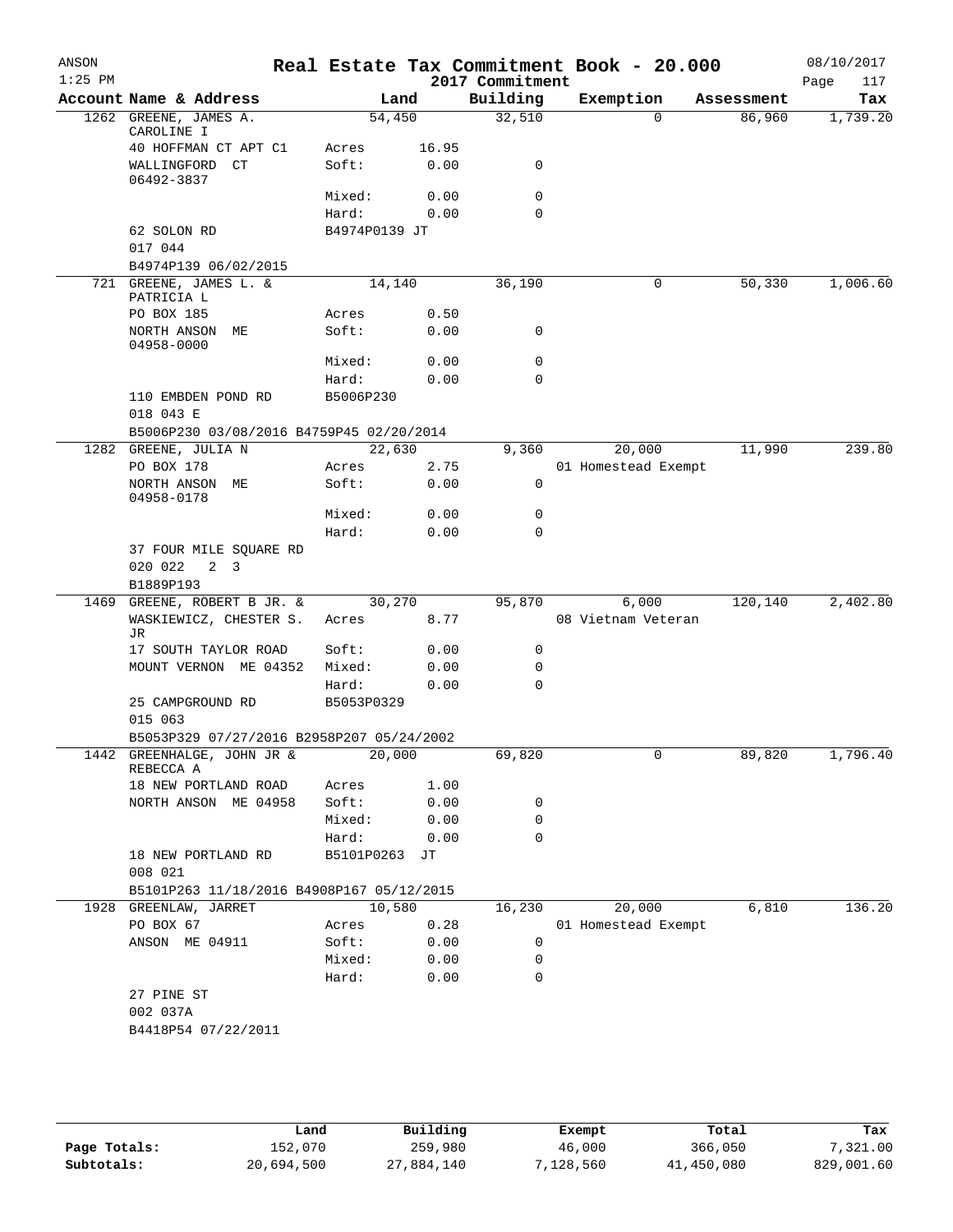# Real Estate Tax Commitment Book - 20.000

ANSON 1:25 PM — 2017 Commitment — 08/10/2017

| Account | Name & Address | Land | Building | Exemption | Assessment | Tax |
|---|---|---|---|---|---|---|
| 1262 | GREENE, JAMES A. CAROLINE I | 54,450 | 32,510 | 0 | 86,960 | 1,739.20 |
| | 40 HOFFMAN CT APT C1 | Acres 16.95 | | | | |
| | WALLINGFORD CT 06492-3837 | Soft: 0.00 | 0 | | | |
| | | Mixed: 0.00 | 0 | | | |
| | | Hard: 0.00 | 0 | | | |
| | 62 SOLON RD | B4974P0139 JT | | | | |
| | 017 044 | | | | | |
| | B4974P139 06/02/2015 | | | | | |
| 721 | GREENE, JAMES L. & PATRICIA L | 14,140 | 36,190 | 0 | 50,330 | 1,006.60 |
| | PO BOX 185 | Acres 0.50 | | | | |
| | NORTH ANSON ME 04958-0000 | Soft: 0.00 | 0 | | | |
| | | Mixed: 0.00 | 0 | | | |
| | | Hard: 0.00 | 0 | | | |
| | 110 EMBDEN POND RD | B5006P230 | | | | |
| | 018 043 E | | | | | |
| | B5006P230 03/08/2016 B4759P45 02/20/2014 | | | | | |
| 1282 | GREENE, JULIA N | 22,630 | 9,360 | 20,000 | 11,990 | 239.80 |
| | PO BOX 178 | Acres 2.75 | | 01 Homestead Exempt | | |
| | NORTH ANSON ME 04958-0178 | Soft: 0.00 | 0 | | | |
| | | Mixed: 0.00 | 0 | | | |
| | | Hard: 0.00 | 0 | | | |
| | 37 FOUR MILE SQUARE RD | | | | | |
| | 020 022 2 3 | | | | | |
| | B1889P193 | | | | | |
| 1469 | GREENE, ROBERT B JR. & | 30,270 | 95,870 | 6,000 | 120,140 | 2,402.80 |
| | WASKIEWICZ, CHESTER S. JR | Acres 8.77 | | 08 Vietnam Veteran | | |
| | 17 SOUTH TAYLOR ROAD | Soft: 0.00 | 0 | | | |
| | MOUNT VERNON ME 04352 | Mixed: 0.00 | 0 | | | |
| | | Hard: 0.00 | 0 | | | |
| | 25 CAMPGROUND RD | B5053P0329 | | | | |
| | 015 063 | | | | | |
| | B5053P329 07/27/2016 B2958P207 05/24/2002 | | | | | |
| 1442 | GREENHALGE, JOHN JR & REBECCA A | 20,000 | 69,820 | 0 | 89,820 | 1,796.40 |
| | 18 NEW PORTLAND ROAD | Acres 1.00 | | | | |
| | NORTH ANSON ME 04958 | Soft: 0.00 | 0 | | | |
| | | Mixed: 0.00 | 0 | | | |
| | | Hard: 0.00 | 0 | | | |
| | 18 NEW PORTLAND RD | B5101P0263 JT | | | | |
| | 008 021 | | | | | |
| | B5101P263 11/18/2016 B4908P167 05/12/2015 | | | | | |
| 1928 | GREENLAW, JARRET | 10,580 | 16,230 | 20,000 | 6,810 | 136.20 |
| | PO BOX 67 | Acres 0.28 | | 01 Homestead Exempt | | |
| | ANSON ME 04911 | Soft: 0.00 | 0 | | | |
| | | Mixed: 0.00 | 0 | | | |
| | | Hard: 0.00 | 0 | | | |
| | 27 PINE ST | | | | | |
| | 002 037A | | | | | |
| | B4418P54 07/22/2011 | | | | | |

| | Land | Building | Exempt | Total | Tax |
|---|---|---|---|---|---|
| Page Totals: | 152,070 | 259,980 | 46,000 | 366,050 | 7,321.00 |
| Subtotals: | 20,694,500 | 27,884,140 | 7,128,560 | 41,450,080 | 829,001.60 |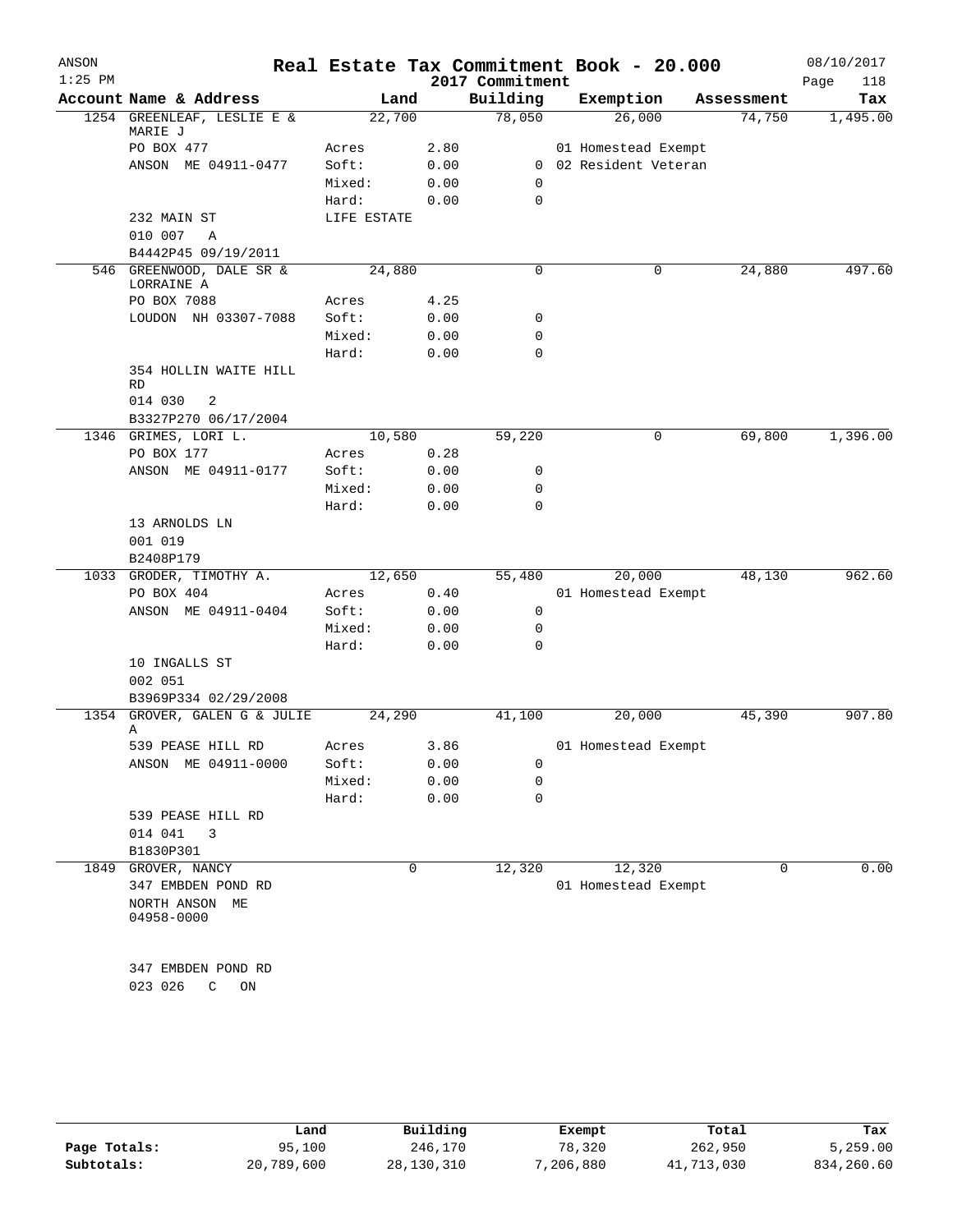# Real Estate Tax Commitment Book - 20.000

ANSON
2017 Commitment
08/10/2017

| Account | Name & Address | Land | | Building | Exemption | Assessment | Tax |
|---|---|---|---|---|---|---|---|
| 1254 | GREENLEAF, LESLIE E & MARIE J | 22,700 | | 78,050 | 26,000 | 74,750 | 1,495.00 |
| | PO BOX 477 | Acres | 2.80 | | 01 Homestead Exempt | | |
| | ANSON ME 04911-0477 | Soft: | 0.00 | 0 | 02 Resident Veteran | | |
| | | Mixed: | 0.00 | 0 | | | |
| | | Hard: | 0.00 | 0 | | | |
| | 232 MAIN ST | LIFE ESTATE | | | | | |
| | 010 007 A | | | | | | |
| | B4442P45 09/19/2011 | | | | | | |
| 546 | GREENWOOD, DALE SR & LORRAINE A | 24,880 | | 0 | 0 | 24,880 | 497.60 |
| | PO BOX 7088 | Acres | 4.25 | | | | |
| | LOUDON NH 03307-7088 | Soft: | 0.00 | 0 | | | |
| | | Mixed: | 0.00 | 0 | | | |
| | | Hard: | 0.00 | 0 | | | |
| | 354 HOLLIN WAITE HILL RD | | | | | | |
| | 014 030 2 | | | | | | |
| | B3327P270 06/17/2004 | | | | | | |
| 1346 | GRIMES, LORI L. | 10,580 | | 59,220 | 0 | 69,800 | 1,396.00 |
| | PO BOX 177 | Acres | 0.28 | | | | |
| | ANSON ME 04911-0177 | Soft: | 0.00 | 0 | | | |
| | | Mixed: | 0.00 | 0 | | | |
| | | Hard: | 0.00 | 0 | | | |
| | 13 ARNOLDS LN | | | | | | |
| | 001 019 | | | | | | |
| | B2408P179 | | | | | | |
| 1033 | GRODER, TIMOTHY A. | 12,650 | | 55,480 | 20,000 | 48,130 | 962.60 |
| | PO BOX 404 | Acres | 0.40 | | 01 Homestead Exempt | | |
| | ANSON ME 04911-0404 | Soft: | 0.00 | 0 | | | |
| | | Mixed: | 0.00 | 0 | | | |
| | | Hard: | 0.00 | 0 | | | |
| | 10 INGALLS ST | | | | | | |
| | 002 051 | | | | | | |
| | B3969P334 02/29/2008 | | | | | | |
| 1354 | GROVER, GALEN G & JULIE A | 24,290 | | 41,100 | 20,000 | 45,390 | 907.80 |
| | 539 PEASE HILL RD | Acres | 3.86 | | 01 Homestead Exempt | | |
| | ANSON ME 04911-0000 | Soft: | 0.00 | 0 | | | |
| | | Mixed: | 0.00 | 0 | | | |
| | | Hard: | 0.00 | 0 | | | |
| | 539 PEASE HILL RD | | | | | | |
| | 014 041 3 | | | | | | |
| | B1830P301 | | | | | | |
| 1849 | GROVER, NANCY | 0 | | 12,320 | 12,320 | 0 | 0.00 |
| | 347 EMBDEN POND RD | | | | 01 Homestead Exempt | | |
| | NORTH ANSON ME 04958-0000 | | | | | | |
| | 347 EMBDEN POND RD | | | | | | |
| | 023 026 C ON | | | | | | |

| | Land | Building | Exempt | Total | Tax |
|---|---|---|---|---|---|
| Page Totals: | 95,100 | 246,170 | 78,320 | 262,950 | 5,259.00 |
| Subtotals: | 20,789,600 | 28,130,310 | 7,206,880 | 41,713,030 | 834,260.60 |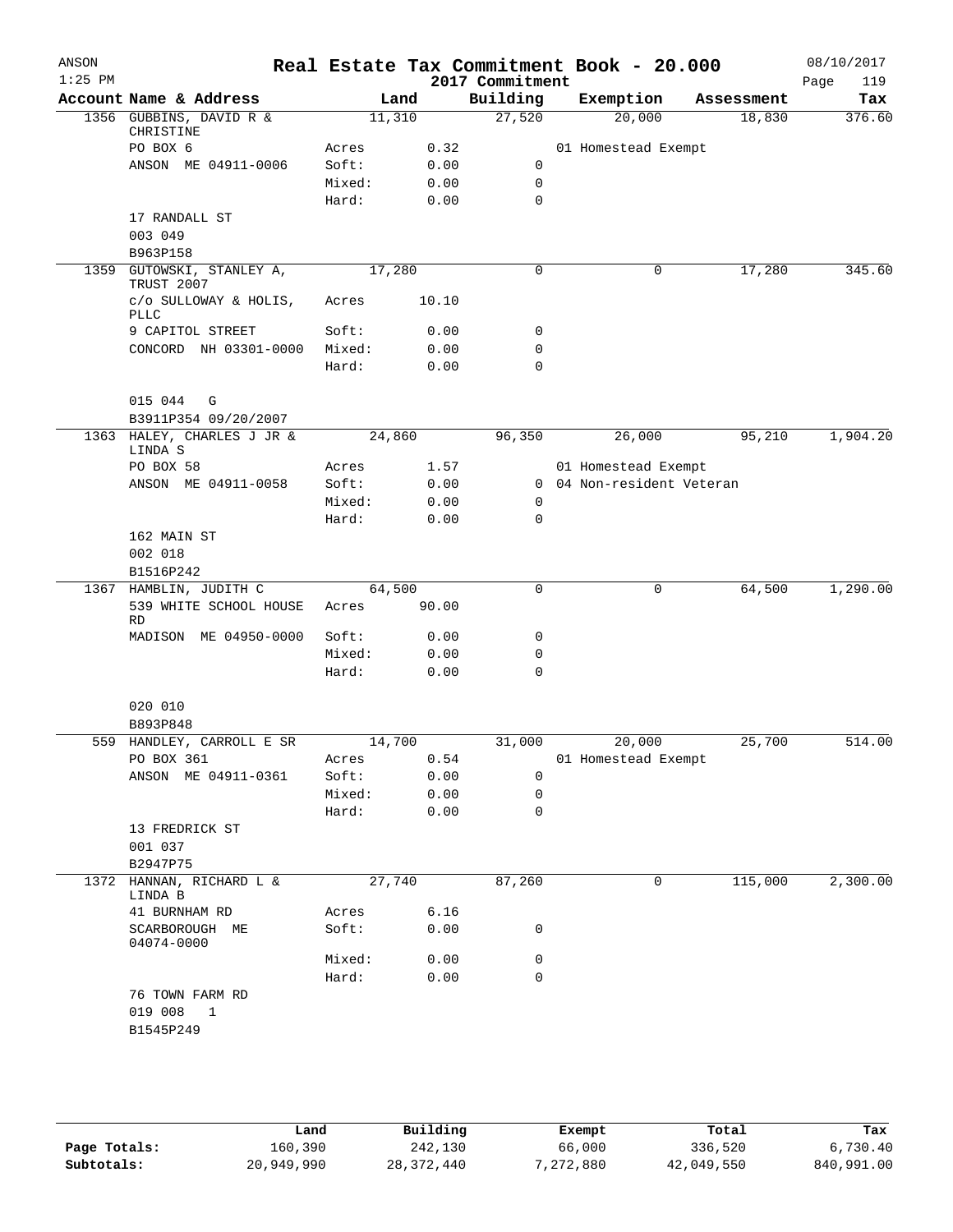# Real Estate Tax Commitment Book - 20.000

ANSON
1:25 PM
2017 Commitment
08/10/2017

| Account | Name & Address | Land | | Building | Exemption | Assessment | Tax |
|---|---|---|---|---|---|---|---|
| 1356 | GUBBINS, DAVID R & CHRISTINE | 11,310 | | 27,520 | 20,000 | 18,830 | 376.60 |
| | PO BOX 6 | Acres | 0.32 | | 01 Homestead Exempt | | |
| | ANSON ME 04911-0006 | Soft: | 0.00 | 0 | | | |
| | | Mixed: | 0.00 | 0 | | | |
| | | Hard: | 0.00 | 0 | | | |
| | 17 RANDALL ST | | | | | | |
| | 003 049 | | | | | | |
| | B963P158 | | | | | | |
| 1359 | GUTOWSKI, STANLEY A, TRUST 2007 | 17,280 | | 0 | 0 | 17,280 | 345.60 |
| | c/o SULLOWAY & HOLIS, PLLC | Acres | 10.10 | | | | |
| | 9 CAPITOL STREET | Soft: | 0.00 | 0 | | | |
| | CONCORD NH 03301-0000 | Mixed: | 0.00 | 0 | | | |
| | | Hard: | 0.00 | 0 | | | |
| | 015 044 G | | | | | | |
| | B3911P354 09/20/2007 | | | | | | |
| 1363 | HALEY, CHARLES J JR & LINDA S | 24,860 | | 96,350 | 26,000 | 95,210 | 1,904.20 |
| | PO BOX 58 | Acres | 1.57 | | 01 Homestead Exempt | | |
| | ANSON ME 04911-0058 | Soft: | 0.00 | 0 | 04 Non-resident Veteran | | |
| | | Mixed: | 0.00 | 0 | | | |
| | | Hard: | 0.00 | 0 | | | |
| | 162 MAIN ST | | | | | | |
| | 002 018 | | | | | | |
| | B1516P242 | | | | | | |
| 1367 | HAMBLIN, JUDITH C | 64,500 | | 0 | 0 | 64,500 | 1,290.00 |
| | 539 WHITE SCHOOL HOUSE RD | Acres | 90.00 | | | | |
| | MADISON ME 04950-0000 | Soft: | 0.00 | 0 | | | |
| | | Mixed: | 0.00 | 0 | | | |
| | | Hard: | 0.00 | 0 | | | |
| | 020 010 | | | | | | |
| | B893P848 | | | | | | |
| 559 | HANDLEY, CARROLL E SR | 14,700 | | 31,000 | 20,000 | 25,700 | 514.00 |
| | PO BOX 361 | Acres | 0.54 | | 01 Homestead Exempt | | |
| | ANSON ME 04911-0361 | Soft: | 0.00 | 0 | | | |
| | | Mixed: | 0.00 | 0 | | | |
| | | Hard: | 0.00 | 0 | | | |
| | 13 FREDRICK ST | | | | | | |
| | 001 037 | | | | | | |
| | B2947P75 | | | | | | |
| 1372 | HANNAN, RICHARD L & LINDA B | 27,740 | | 87,260 | 0 | 115,000 | 2,300.00 |
| | 41 BURNHAM RD | Acres | 6.16 | | | | |
| | SCARBOROUGH ME 04074-0000 | Soft: | 0.00 | 0 | | | |
| | | Mixed: | 0.00 | 0 | | | |
| | | Hard: | 0.00 | 0 | | | |
| | 76 TOWN FARM RD | | | | | | |
| | 019 008 1 | | | | | | |
| | B1545P249 | | | | | | |

| | Land | Building | Exempt | Total | Tax |
|---|---|---|---|---|---|
| Page Totals: | 160,390 | 242,130 | 66,000 | 336,520 | 6,730.40 |
| Subtotals: | 20,949,990 | 28,372,440 | 7,272,880 | 42,049,550 | 840,991.00 |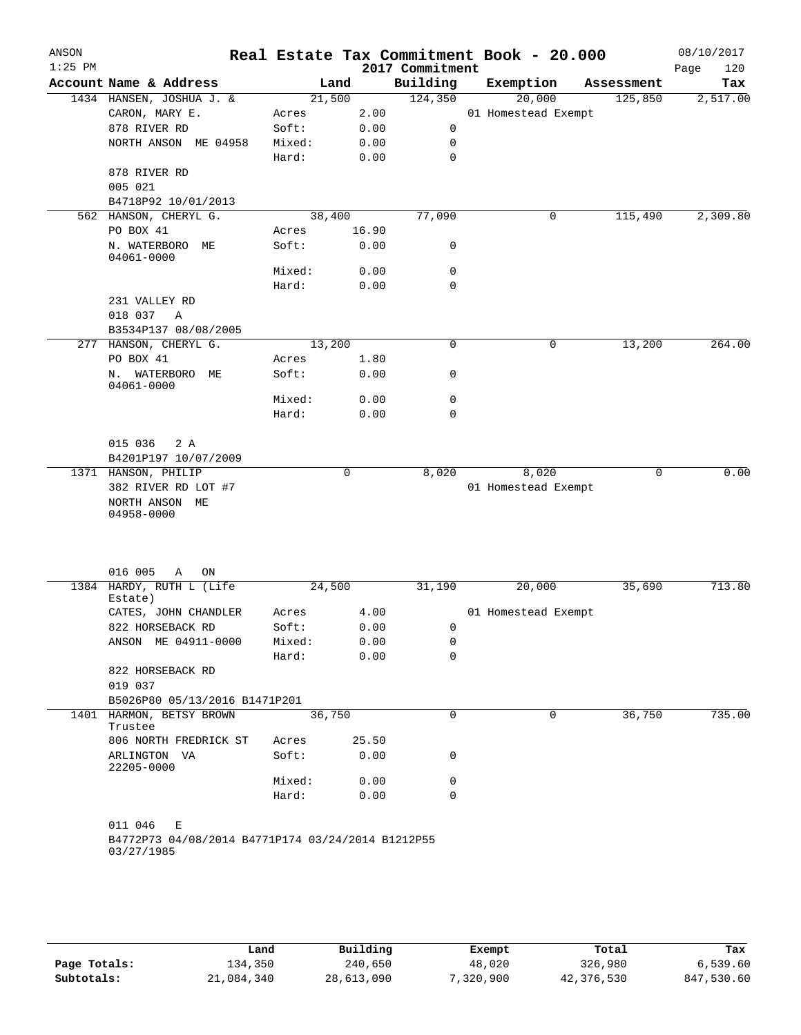ANSON  
1:25 PM

# Real Estate Tax Commitment Book - 20.000
## 2017 Commitment

08/10/2017

| Account Name & Address | Land | | Building | Exemption | Assessment | Tax |
|---|---|---|---|---|---|---|
| 1434 HANSEN, JOSHUA J. & | 21,500 | | 124,350 | 20,000 | 125,850 | 2,517.00 |
| CARON, MARY E. | Acres | 2.00 | | 01 Homestead Exempt | | |
| 878 RIVER RD | Soft: | 0.00 | 0 | | | |
| NORTH ANSON ME 04958 | Mixed: | 0.00 | 0 | | | |
| | Hard: | 0.00 | 0 | | | |
| 878 RIVER RD | | | | | | |
| 005 021 | | | | | | |
| B4718P92 10/01/2013 | | | | | | |
| 562 HANSON, CHERYL G. | 38,400 | | 77,090 | 0 | 115,490 | 2,309.80 |
| PO BOX 41 | Acres | 16.90 | | | | |
| N. WATERBORO ME 04061-0000 | Soft: | 0.00 | 0 | | | |
| | Mixed: | 0.00 | 0 | | | |
| | Hard: | 0.00 | 0 | | | |
| 231 VALLEY RD | | | | | | |
| 018 037 A | | | | | | |
| B3534P137 08/08/2005 | | | | | | |
| 277 HANSON, CHERYL G. | 13,200 | | 0 | 0 | 13,200 | 264.00 |
| PO BOX 41 | Acres | 1.80 | | | | |
| N. WATERBORO ME 04061-0000 | Soft: | 0.00 | 0 | | | |
| | Mixed: | 0.00 | 0 | | | |
| | Hard: | 0.00 | 0 | | | |
| 015 036 2 A | | | | | | |
| B4201P197 10/07/2009 | | | | | | |
| 1371 HANSON, PHILIP | 0 | | 8,020 | 8,020 | 0 | 0.00 |
| 382 RIVER RD LOT #7 | | | | 01 Homestead Exempt | | |
| NORTH ANSON ME 04958-0000 | | | | | | |
| 016 005 A ON | | | | | | |
| 1384 HARDY, RUTH L (Life Estate) | 24,500 | | 31,190 | 20,000 | 35,690 | 713.80 |
| CATES, JOHN CHANDLER | Acres | 4.00 | | 01 Homestead Exempt | | |
| 822 HORSEBACK RD | Soft: | 0.00 | 0 | | | |
| ANSON ME 04911-0000 | Mixed: | 0.00 | 0 | | | |
| | Hard: | 0.00 | 0 | | | |
| 822 HORSEBACK RD | | | | | | |
| 019 037 | | | | | | |
| B5026P80 05/13/2016 B1471P201 | | | | | | |
| 1401 HARMON, BETSY BROWN Trustee | 36,750 | | 0 | 0 | 36,750 | 735.00 |
| 806 NORTH FREDRICK ST | Acres | 25.50 | | | | |
| ARLINGTON VA 22205-0000 | Soft: | 0.00 | 0 | | | |
| | Mixed: | 0.00 | 0 | | | |
| | Hard: | 0.00 | 0 | | | |
| 011 046 E | | | | | | |
| B4772P73 04/08/2014 B4771P174 03/24/2014 B1212P55 03/27/1985 | | | | | | |

| | Land | Building | Exempt | Total | Tax |
|---|---|---|---|---|---|
| Page Totals: | 134,350 | 240,650 | 48,020 | 326,980 | 6,539.60 |
| Subtotals: | 21,084,340 | 28,613,090 | 7,320,900 | 42,376,530 | 847,530.60 |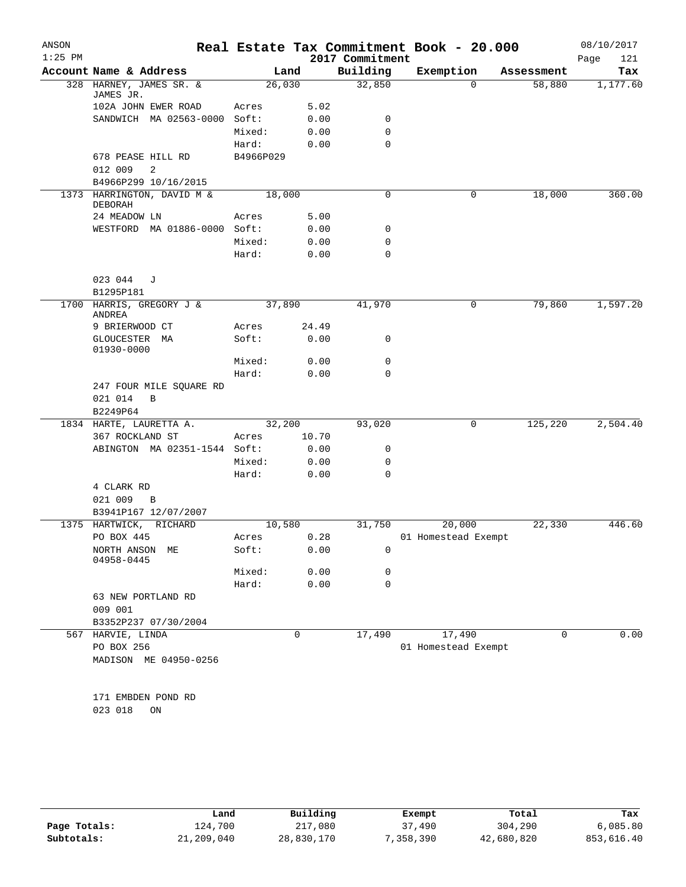# Real Estate Tax Commitment Book - 20.000

ANSON 1:25 PM — 2017 Commitment — 08/10/2017

| Account | Name & Address | | Land | Building | Exemption | Assessment | Tax |
|---|---|---|---|---|---|---|---|
| 328 | HARNEY, JAMES SR. & JAMES JR. | | 26,030 | 32,850 | 0 | 58,880 | 1,177.60 |
| | 102A JOHN EWER ROAD | Acres | 5.02 | | | | |
| | SANDWICH MA 02563-0000 | Soft: | 0.00 | 0 | | | |
| | | Mixed: | 0.00 | 0 | | | |
| | | Hard: | 0.00 | 0 | | | |
| | 678 PEASE HILL RD | B4966P029 | | | | | |
| | 012 009 2 | | | | | | |
| | B4966P299 10/16/2015 | | | | | | |
| 1373 | HARRINGTON, DAVID M & DEBORAH | | 18,000 | 0 | 0 | 18,000 | 360.00 |
| | 24 MEADOW LN | Acres | 5.00 | | | | |
| | WESTFORD MA 01886-0000 | Soft: | 0.00 | 0 | | | |
| | | Mixed: | 0.00 | 0 | | | |
| | | Hard: | 0.00 | 0 | | | |
| | 023 044 J | | | | | | |
| | B1295P181 | | | | | | |
| 1700 | HARRIS, GREGORY J & ANDREA | | 37,890 | 41,970 | 0 | 79,860 | 1,597.20 |
| | 9 BRIERWOOD CT | Acres | 24.49 | | | | |
| | GLOUCESTER MA 01930-0000 | Soft: | 0.00 | 0 | | | |
| | | Mixed: | 0.00 | 0 | | | |
| | | Hard: | 0.00 | 0 | | | |
| | 247 FOUR MILE SQUARE RD | | | | | | |
| | 021 014 B | | | | | | |
| | B2249P64 | | | | | | |
| 1834 | HARTE, LAURETTA A. | | 32,200 | 93,020 | 0 | 125,220 | 2,504.40 |
| | 367 ROCKLAND ST | Acres | 10.70 | | | | |
| | ABINGTON MA 02351-1544 | Soft: | 0.00 | 0 | | | |
| | | Mixed: | 0.00 | 0 | | | |
| | | Hard: | 0.00 | 0 | | | |
| | 4 CLARK RD | | | | | | |
| | 021 009 B | | | | | | |
| | B3941P167 12/07/2007 | | | | | | |
| 1375 | HARTWICK, RICHARD | | 10,580 | 31,750 | 20,000 | 22,330 | 446.60 |
| | PO BOX 445 | Acres | 0.28 | | 01 Homestead Exempt | | |
| | NORTH ANSON ME 04958-0445 | Soft: | 0.00 | 0 | | | |
| | | Mixed: | 0.00 | 0 | | | |
| | | Hard: | 0.00 | 0 | | | |
| | 63 NEW PORTLAND RD | | | | | | |
| | 009 001 | | | | | | |
| | B3352P237 07/30/2004 | | | | | | |
| 567 | HARVIE, LINDA | | 0 | 17,490 | 17,490 | 0 | 0.00 |
| | PO BOX 256 | | | | 01 Homestead Exempt | | |
| | MADISON ME 04950-0256 | | | | | | |
| | 171 EMBDEN POND RD | | | | | | |
| | 023 018 ON | | | | | | |

| | Land | Building | Exempt | Total | Tax |
|---|---|---|---|---|---|
| Page Totals: | 124,700 | 217,080 | 37,490 | 304,290 | 6,085.80 |
| Subtotals: | 21,209,040 | 28,830,170 | 7,358,390 | 42,680,820 | 853,616.40 |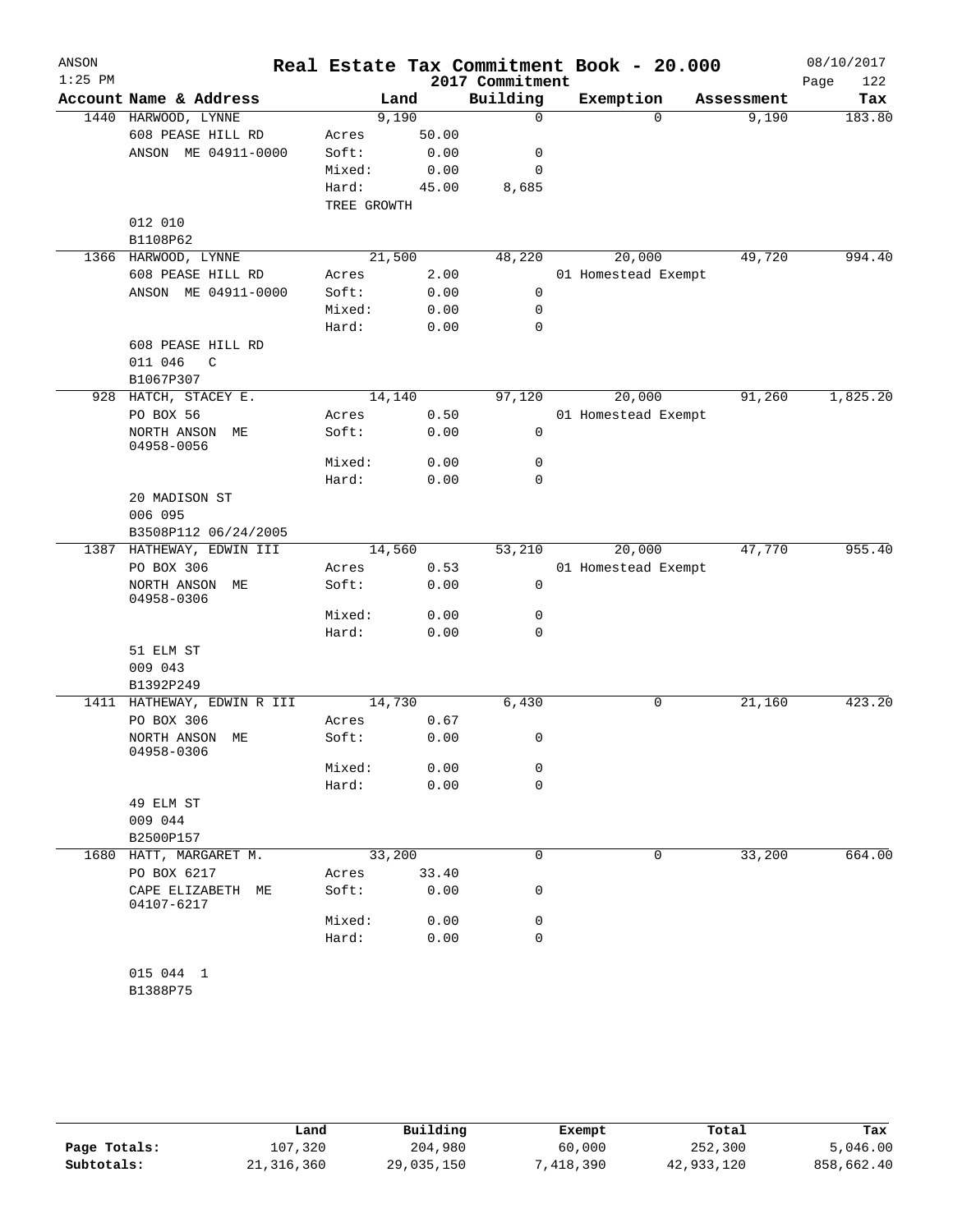# Real Estate Tax Commitment Book - 20.000

ANSON
1:25 PM

2017 Commitment

08/10/2017

| Account Name & Address | | Land | Building | Exemption | Assessment | Tax |
|---|---|---|---|---|---|---|
| 1440 HARWOOD, LYNNE | | 9,190 | 0 | 0 | 9,190 | 183.80 |
| 608 PEASE HILL RD | Acres | 50.00 | | | | |
| ANSON ME 04911-0000 | Soft: | 0.00 | 0 | | | |
| | Mixed: | 0.00 | 0 | | | |
| | Hard: | 45.00 | 8,685 | | | |
| | TREE GROWTH | | | | | |
| 012 010 | | | | | | |
| B1108P62 | | | | | | |
| 1366 HARWOOD, LYNNE | | 21,500 | 48,220 | 20,000 | 49,720 | 994.40 |
| 608 PEASE HILL RD | Acres | 2.00 | | 01 Homestead Exempt | | |
| ANSON ME 04911-0000 | Soft: | 0.00 | 0 | | | |
| | Mixed: | 0.00 | 0 | | | |
| | Hard: | 0.00 | 0 | | | |
| 608 PEASE HILL RD | | | | | | |
| 011 046 C | | | | | | |
| B1067P307 | | | | | | |
| 928 HATCH, STACEY E. | | 14,140 | 97,120 | 20,000 | 91,260 | 1,825.20 |
| PO BOX 56 | Acres | 0.50 | | 01 Homestead Exempt | | |
| NORTH ANSON ME 04958-0056 | Soft: | 0.00 | 0 | | | |
| | Mixed: | 0.00 | 0 | | | |
| | Hard: | 0.00 | 0 | | | |
| 20 MADISON ST | | | | | | |
| 006 095 | | | | | | |
| B3508P112 06/24/2005 | | | | | | |
| 1387 HATHEWAY, EDWIN III | | 14,560 | 53,210 | 20,000 | 47,770 | 955.40 |
| PO BOX 306 | Acres | 0.53 | | 01 Homestead Exempt | | |
| NORTH ANSON ME 04958-0306 | Soft: | 0.00 | 0 | | | |
| | Mixed: | 0.00 | 0 | | | |
| | Hard: | 0.00 | 0 | | | |
| 51 ELM ST | | | | | | |
| 009 043 | | | | | | |
| B1392P249 | | | | | | |
| 1411 HATHEWAY, EDWIN R III | | 14,730 | 6,430 | 0 | 21,160 | 423.20 |
| PO BOX 306 | Acres | 0.67 | | | | |
| NORTH ANSON ME 04958-0306 | Soft: | 0.00 | 0 | | | |
| | Mixed: | 0.00 | 0 | | | |
| | Hard: | 0.00 | 0 | | | |
| 49 ELM ST | | | | | | |
| 009 044 | | | | | | |
| B2500P157 | | | | | | |
| 1680 HATT, MARGARET M. | | 33,200 | 0 | 0 | 33,200 | 664.00 |
| PO BOX 6217 | Acres | 33.40 | | | | |
| CAPE ELIZABETH ME 04107-6217 | Soft: | 0.00 | 0 | | | |
| | Mixed: | 0.00 | 0 | | | |
| | Hard: | 0.00 | 0 | | | |
| 015 044 1 | | | | | | |
| B1388P75 | | | | | | |

| | Land | Building | Exempt | Total | Tax |
|---|---|---|---|---|---|
| Page Totals: | 107,320 | 204,980 | 60,000 | 252,300 | 5,046.00 |
| Subtotals: | 21,316,360 | 29,035,150 | 7,418,390 | 42,933,120 | 858,662.40 |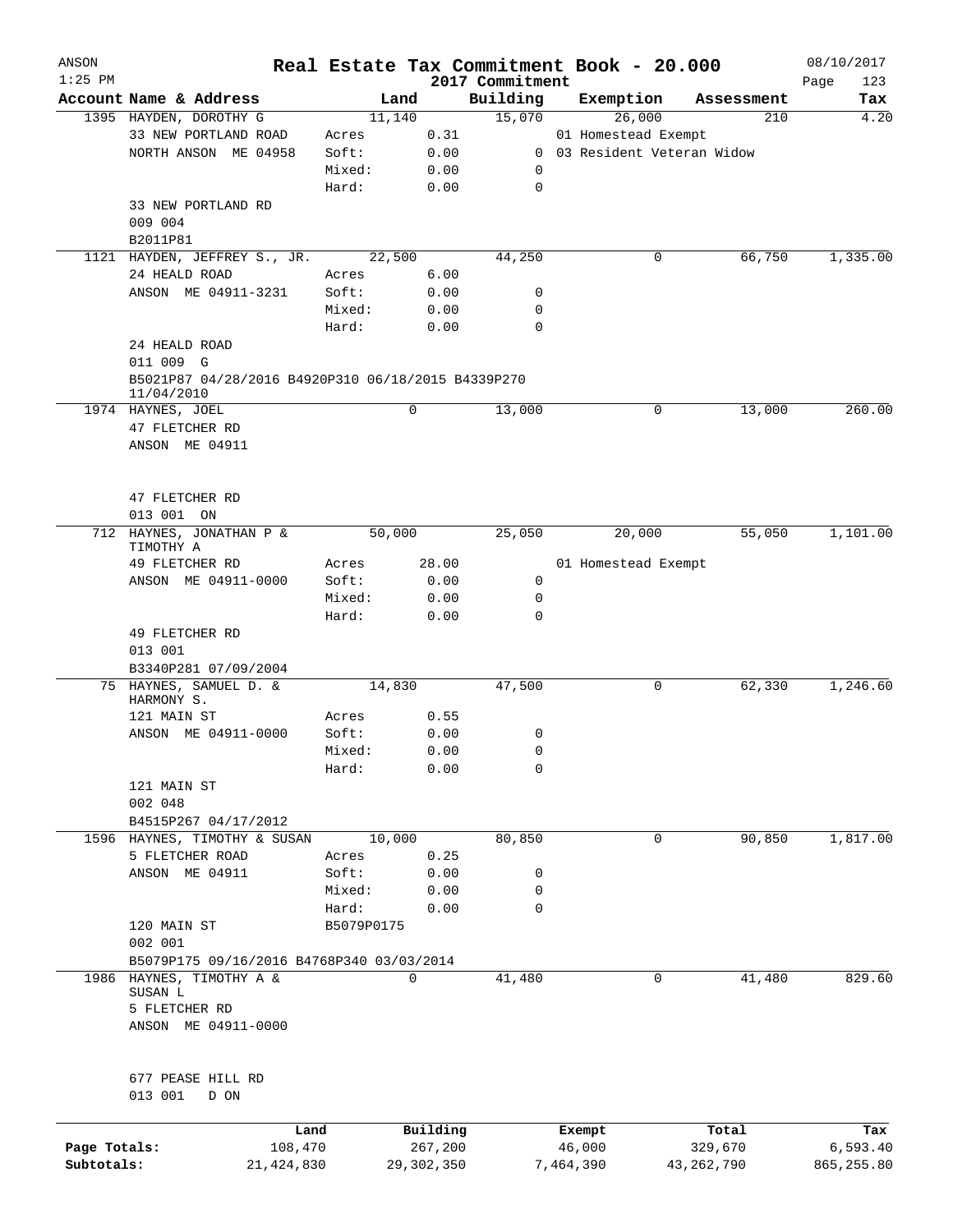# Real Estate Tax Commitment Book - 20.000

ANSON 1:25 PM — 2017 Commitment — 08/10/2017

| Account Name & Address | | Land | Building | Exemption | Assessment | Tax |
|---|---|---|---|---|---|---|
| 1395 HAYDEN, DOROTHY G | | 11,140 | 15,070 | 26,000 | 210 | 4.20 |
| 33 NEW PORTLAND ROAD | Acres | 0.31 | | 01 Homestead Exempt | | |
| NORTH ANSON ME 04958 | Soft: | 0.00 | 0 | 03 Resident Veteran Widow | | |
| | Mixed: | 0.00 | 0 | | | |
| | Hard: | 0.00 | 0 | | | |
| 33 NEW PORTLAND RD | | | | | | |
| 009 004 | | | | | | |
| B2011P81 | | | | | | |
| 1121 HAYDEN, JEFFREY S., JR. | | 22,500 | 44,250 | 0 | 66,750 | 1,335.00 |
| 24 HEALD ROAD | Acres | 6.00 | | | | |
| ANSON ME 04911-3231 | Soft: | 0.00 | 0 | | | |
| | Mixed: | 0.00 | 0 | | | |
| | Hard: | 0.00 | 0 | | | |
| 24 HEALD ROAD | | | | | | |
| 011 009 G | | | | | | |
| B5021P87 04/28/2016 B4920P310 06/18/2015 B4339P270 11/04/2010 | | | | | | |
| 1974 HAYNES, JOEL | | 0 | 13,000 | 0 | 13,000 | 260.00 |
| 47 FLETCHER RD | | | | | | |
| ANSON ME 04911 | | | | | | |
| 47 FLETCHER RD | | | | | | |
| 013 001 ON | | | | | | |
| 712 HAYNES, JONATHAN P & TIMOTHY A | | 50,000 | 25,050 | 20,000 | 55,050 | 1,101.00 |
| 49 FLETCHER RD | Acres | 28.00 | | 01 Homestead Exempt | | |
| ANSON ME 04911-0000 | Soft: | 0.00 | 0 | | | |
| | Mixed: | 0.00 | 0 | | | |
| | Hard: | 0.00 | 0 | | | |
| 49 FLETCHER RD | | | | | | |
| 013 001 | | | | | | |
| B3340P281 07/09/2004 | | | | | | |
| 75 HAYNES, SAMUEL D. & HARMONY S. | | 14,830 | 47,500 | 0 | 62,330 | 1,246.60 |
| 121 MAIN ST | Acres | 0.55 | | | | |
| ANSON ME 04911-0000 | Soft: | 0.00 | 0 | | | |
| | Mixed: | 0.00 | 0 | | | |
| | Hard: | 0.00 | 0 | | | |
| 121 MAIN ST | | | | | | |
| 002 048 | | | | | | |
| B4515P267 04/17/2012 | | | | | | |
| 1596 HAYNES, TIMOTHY & SUSAN | | 10,000 | 80,850 | 0 | 90,850 | 1,817.00 |
| 5 FLETCHER ROAD | Acres | 0.25 | | | | |
| ANSON ME 04911 | Soft: | 0.00 | 0 | | | |
| | Mixed: | 0.00 | 0 | | | |
| | Hard: | 0.00 | 0 | | | |
| 120 MAIN ST | B5079P0175 | | | | | |
| 002 001 | | | | | | |
| B5079P175 09/16/2016 B4768P340 03/03/2014 | | | | | | |
| 1986 HAYNES, TIMOTHY A & SUSAN L | | 0 | 41,480 | 0 | 41,480 | 829.60 |
| 5 FLETCHER RD | | | | | | |
| ANSON ME 04911-0000 | | | | | | |
| 677 PEASE HILL RD | | | | | | |
| 013 001 D ON | | | | | | |

| | Land | Building | Exempt | Total | Tax |
|---|---|---|---|---|---|
| Page Totals: | 108,470 | 267,200 | 46,000 | 329,670 | 6,593.40 |
| Subtotals: | 21,424,830 | 29,302,350 | 7,464,390 | 43,262,790 | 865,255.80 |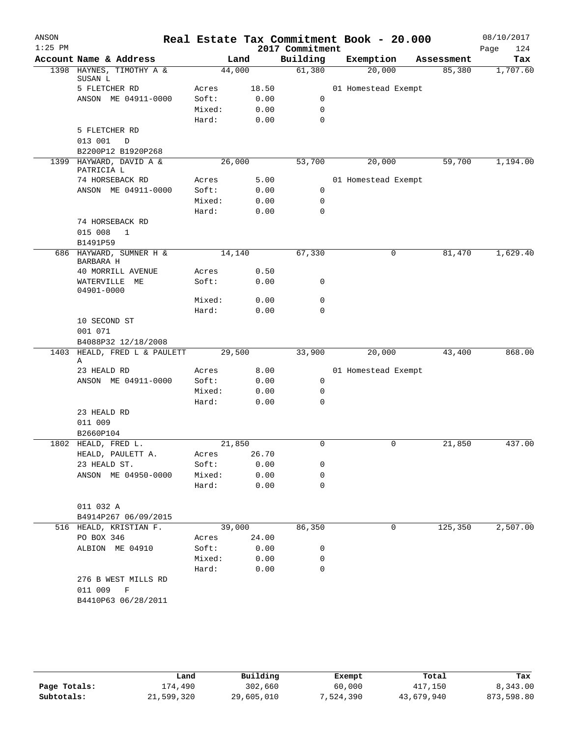# Real Estate Tax Commitment Book - 20.000

ANSON 1:25 PM — 2017 Commitment — 08/10/2017

| Account Name & Address | | Land | Building | Exemption | Assessment | Tax |
|---|---|---|---|---|---|---|
| 1398 HAYNES, TIMOTHY A & SUSAN L | | 44,000 | 61,380 | 20,000 | 85,380 | 1,707.60 |
| 5 FLETCHER RD | Acres | 18.50 | | 01 Homestead Exempt | | |
| ANSON ME 04911-0000 | Soft: | 0.00 | 0 | | | |
| | Mixed: | 0.00 | 0 | | | |
| | Hard: | 0.00 | 0 | | | |
| 5 FLETCHER RD | | | | | | |
| 013 001 D | | | | | | |
| B2200P12 B1920P268 | | | | | | |
| 1399 HAYWARD, DAVID A & PATRICIA L | | 26,000 | 53,700 | 20,000 | 59,700 | 1,194.00 |
| 74 HORSEBACK RD | Acres | 5.00 | | 01 Homestead Exempt | | |
| ANSON ME 04911-0000 | Soft: | 0.00 | 0 | | | |
| | Mixed: | 0.00 | 0 | | | |
| | Hard: | 0.00 | 0 | | | |
| 74 HORSEBACK RD | | | | | | |
| 015 008 1 | | | | | | |
| B1491P59 | | | | | | |
| 686 HAYWARD, SUMNER H & BARBARA H | | 14,140 | 67,330 | 0 | 81,470 | 1,629.40 |
| 40 MORRILL AVENUE | Acres | 0.50 | | | | |
| WATERVILLE ME 04901-0000 | Soft: | 0.00 | 0 | | | |
| | Mixed: | 0.00 | 0 | | | |
| | Hard: | 0.00 | 0 | | | |
| 10 SECOND ST | | | | | | |
| 001 071 | | | | | | |
| B4088P32 12/18/2008 | | | | | | |
| 1403 HEALD, FRED L & PAULETT A | | 29,500 | 33,900 | 20,000 | 43,400 | 868.00 |
| 23 HEALD RD | Acres | 8.00 | | 01 Homestead Exempt | | |
| ANSON ME 04911-0000 | Soft: | 0.00 | 0 | | | |
| | Mixed: | 0.00 | 0 | | | |
| | Hard: | 0.00 | 0 | | | |
| 23 HEALD RD | | | | | | |
| 011 009 | | | | | | |
| B2660P104 | | | | | | |
| 1802 HEALD, FRED L. | | 21,850 | 0 | 0 | 21,850 | 437.00 |
| HEALD, PAULETT A. | Acres | 26.70 | | | | |
| 23 HEALD ST. | Soft: | 0.00 | 0 | | | |
| ANSON ME 04950-0000 | Mixed: | 0.00 | 0 | | | |
| | Hard: | 0.00 | 0 | | | |
| 011 032 A | | | | | | |
| B4914P267 06/09/2015 | | | | | | |
| 516 HEALD, KRISTIAN F. | | 39,000 | 86,350 | 0 | 125,350 | 2,507.00 |
| PO BOX 346 | Acres | 24.00 | | | | |
| ALBION ME 04910 | Soft: | 0.00 | 0 | | | |
| | Mixed: | 0.00 | 0 | | | |
| | Hard: | 0.00 | 0 | | | |
| 276 B WEST MILLS RD | | | | | | |
| 011 009 F | | | | | | |
| B4410P63 06/28/2011 | | | | | | |

| | Land | Building | Exempt | Total | Tax |
|---|---|---|---|---|---|
| Page Totals: | 174,490 | 302,660 | 60,000 | 417,150 | 8,343.00 |
| Subtotals: | 21,599,320 | 29,605,010 | 7,524,390 | 43,679,940 | 873,598.80 |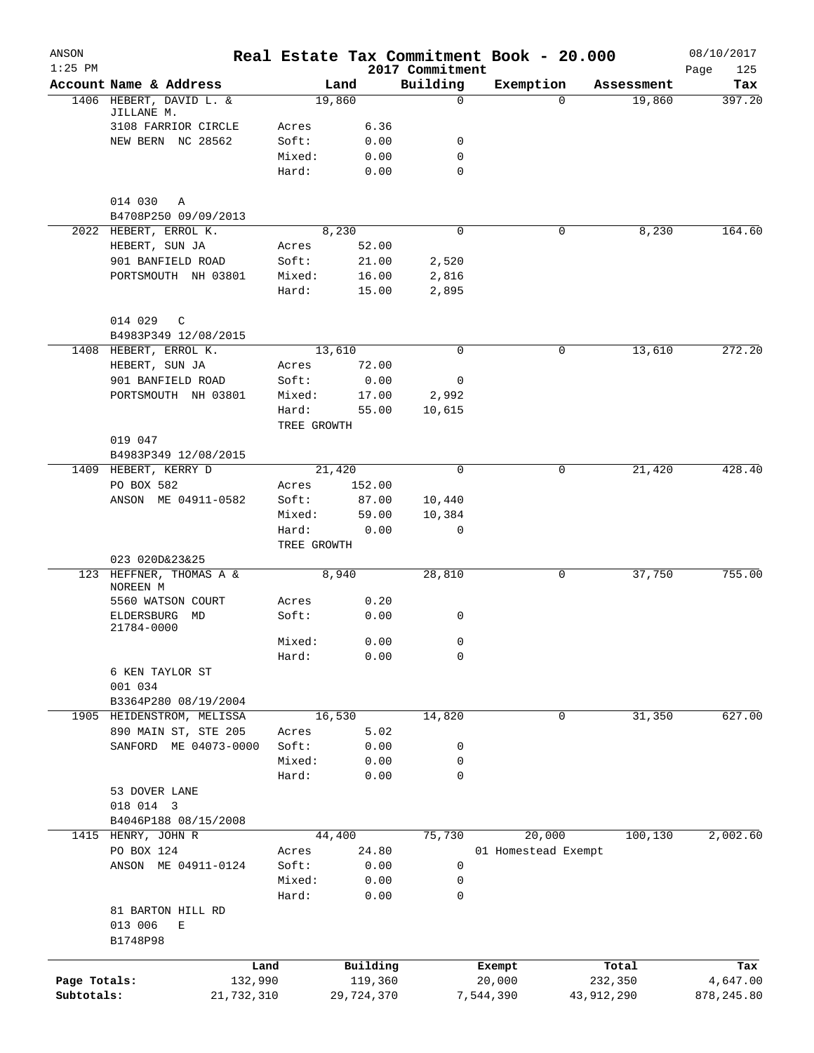# Real Estate Tax Commitment Book - 20.000

ANSON
1:25 PM
2017 Commitment
08/10/2017

| Account | Name & Address | | Land | Building | Exemption | Assessment | Tax |
|---|---|---|---|---|---|---|---|
| 1406 | HEBERT, DAVID L. & JILLANE M. | | 19,860 | 0 | 0 | 19,860 | 397.20 |
| | 3108 FARRIOR CIRCLE | Acres | 6.36 | | | | |
| | NEW BERN NC 28562 | Soft: | 0.00 | 0 | | | |
| | | Mixed: | 0.00 | 0 | | | |
| | | Hard: | 0.00 | 0 | | | |
| | 014 030 A | | | | | | |
| | B4708P250 09/09/2013 | | | | | | |
| 2022 | HEBERT, ERROL K. | | 8,230 | 0 | 0 | 8,230 | 164.60 |
| | HEBERT, SUN JA | Acres | 52.00 | | | | |
| | 901 BANFIELD ROAD | Soft: | 21.00 | 2,520 | | | |
| | PORTSMOUTH NH 03801 | Mixed: | 16.00 | 2,816 | | | |
| | | Hard: | 15.00 | 2,895 | | | |
| | 014 029 C | | | | | | |
| | B4983P349 12/08/2015 | | | | | | |
| 1408 | HEBERT, ERROL K. | | 13,610 | 0 | 0 | 13,610 | 272.20 |
| | HEBERT, SUN JA | Acres | 72.00 | | | | |
| | 901 BANFIELD ROAD | Soft: | 0.00 | 0 | | | |
| | PORTSMOUTH NH 03801 | Mixed: | 17.00 | 2,992 | | | |
| | | Hard: | 55.00 | 10,615 | | | |
| | | TREE GROWTH | | | | | |
| | 019 047 | | | | | | |
| | B4983P349 12/08/2015 | | | | | | |
| 1409 | HEBERT, KERRY D | | 21,420 | 0 | 0 | 21,420 | 428.40 |
| | PO BOX 582 | Acres | 152.00 | | | | |
| | ANSON ME 04911-0582 | Soft: | 87.00 | 10,440 | | | |
| | | Mixed: | 59.00 | 10,384 | | | |
| | | Hard: | 0.00 | 0 | | | |
| | | TREE GROWTH | | | | | |
| | 023 020D&23&25 | | | | | | |
| 123 | HEFFNER, THOMAS A & NOREEN M | | 8,940 | 28,810 | 0 | 37,750 | 755.00 |
| | 5560 WATSON COURT | Acres | 0.20 | | | | |
| | ELDERSBURG MD 21784-0000 | Soft: | 0.00 | 0 | | | |
| | | Mixed: | 0.00 | 0 | | | |
| | | Hard: | 0.00 | 0 | | | |
| | 6 KEN TAYLOR ST | | | | | | |
| | 001 034 | | | | | | |
| | B3364P280 08/19/2004 | | | | | | |
| 1905 | HEIDENSTROM, MELISSA | | 16,530 | 14,820 | 0 | 31,350 | 627.00 |
| | 890 MAIN ST, STE 205 | Acres | 5.02 | | | | |
| | SANFORD ME 04073-0000 | Soft: | 0.00 | 0 | | | |
| | | Mixed: | 0.00 | 0 | | | |
| | | Hard: | 0.00 | 0 | | | |
| | 53 DOVER LANE | | | | | | |
| | 018 014 3 | | | | | | |
| | B4046P188 08/15/2008 | | | | | | |
| 1415 | HENRY, JOHN R | | 44,400 | 75,730 | 20,000 | 100,130 | 2,002.60 |
| | PO BOX 124 | Acres | 24.80 | | 01 Homestead Exempt | | |
| | ANSON ME 04911-0124 | Soft: | 0.00 | 0 | | | |
| | | Mixed: | 0.00 | 0 | | | |
| | | Hard: | 0.00 | 0 | | | |
| | 81 BARTON HILL RD | | | | | | |
| | 013 006 E | | | | | | |
| | B1748P98 | | | | | | |

| | Land | Building | Exempt | Total | Tax |
|---|---|---|---|---|---|
| Page Totals: | 132,990 | 119,360 | 20,000 | 232,350 | 4,647.00 |
| Subtotals: | 21,732,310 | 29,724,370 | 7,544,390 | 43,912,290 | 878,245.80 |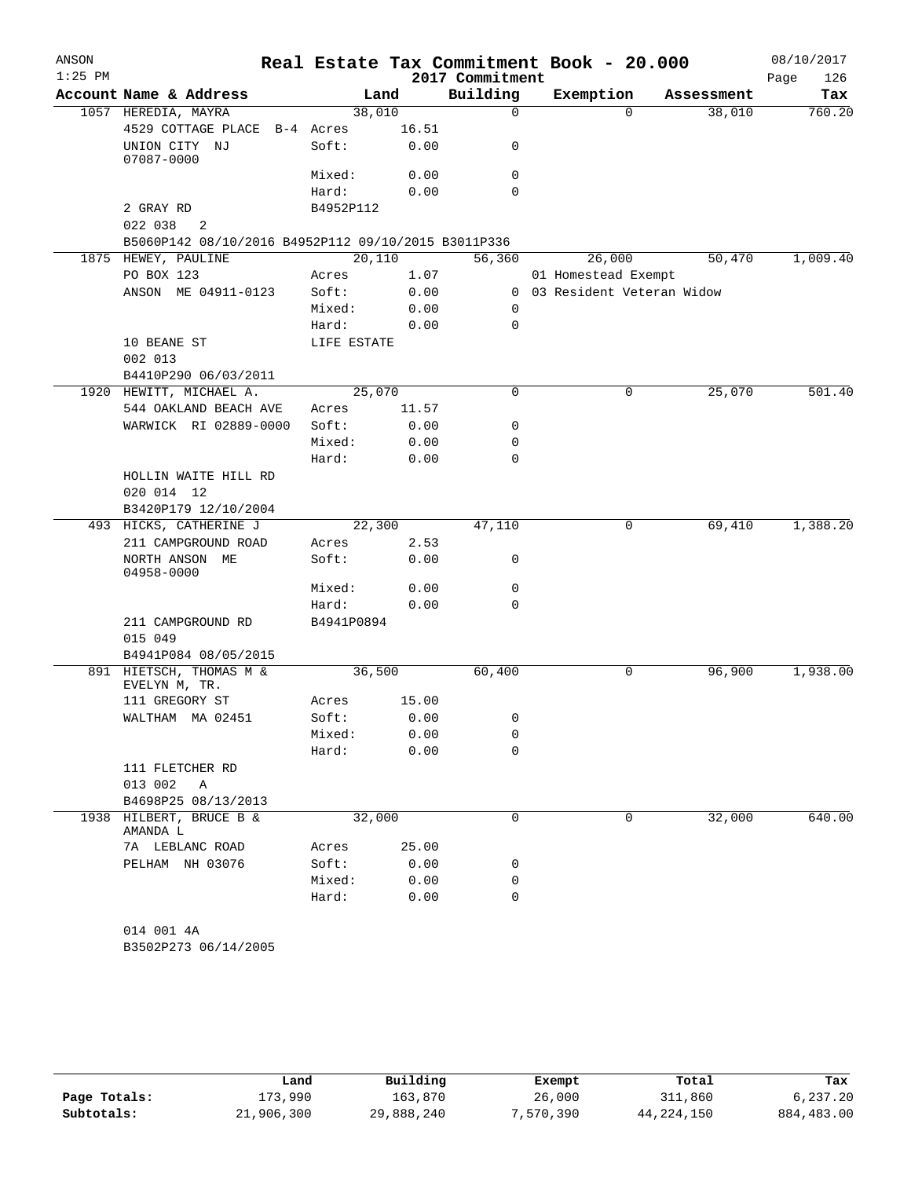# Real Estate Tax Commitment Book - 20.000

ANSON 1:25 PM — 2017 Commitment — 08/10/2017 Page 126

| Account Name & Address | | Land | Building | Exemption | Assessment | Tax |
|---|---|---|---|---|---|---|
| 1057 HEREDIA, MAYRA | | 38,010 | 0 | 0 | 38,010 | 760.20 |
| 4529 COTTAGE PLACE B-4 | Acres | 16.51 | | | | |
| UNION CITY NJ 07087-0000 | Soft: | 0.00 | 0 | | | |
| | Mixed: | 0.00 | 0 | | | |
| | Hard: | 0.00 | 0 | | | |
| 2 GRAY RD | B4952P112 | | | | | |
| 022 038 2 | | | | | | |
| B5060P142 08/10/2016 B4952P112 09/10/2015 B3011P336 | | | | | | |
| 1875 HEWEY, PAULINE | | 20,110 | 56,360 | 26,000 | 50,470 | 1,009.40 |
| PO BOX 123 | Acres | 1.07 | | 01 Homestead Exempt | | |
| ANSON ME 04911-0123 | Soft: | 0.00 | 0 | 03 Resident Veteran Widow | | |
| | Mixed: | 0.00 | 0 | | | |
| | Hard: | 0.00 | 0 | | | |
| 10 BEANE ST | LIFE ESTATE | | | | | |
| 002 013 | | | | | | |
| B4410P290 06/03/2011 | | | | | | |
| 1920 HEWITT, MICHAEL A. | | 25,070 | 0 | 0 | 25,070 | 501.40 |
| 544 OAKLAND BEACH AVE | Acres | 11.57 | | | | |
| WARWICK RI 02889-0000 | Soft: | 0.00 | 0 | | | |
| | Mixed: | 0.00 | 0 | | | |
| | Hard: | 0.00 | 0 | | | |
| HOLLIN WAITE HILL RD | | | | | | |
| 020 014 12 | | | | | | |
| B3420P179 12/10/2004 | | | | | | |
| 493 HICKS, CATHERINE J | | 22,300 | 47,110 | 0 | 69,410 | 1,388.20 |
| 211 CAMPGROUND ROAD | Acres | 2.53 | | | | |
| NORTH ANSON ME 04958-0000 | Soft: | 0.00 | 0 | | | |
| | Mixed: | 0.00 | 0 | | | |
| | Hard: | 0.00 | 0 | | | |
| 211 CAMPGROUND RD | B4941P0894 | | | | | |
| 015 049 | | | | | | |
| B4941P084 08/05/2015 | | | | | | |
| 891 HIETSCH, THOMAS M & EVELYN M, TR. | | 36,500 | 60,400 | 0 | 96,900 | 1,938.00 |
| 111 GREGORY ST | Acres | 15.00 | | | | |
| WALTHAM MA 02451 | Soft: | 0.00 | 0 | | | |
| | Mixed: | 0.00 | 0 | | | |
| | Hard: | 0.00 | 0 | | | |
| 111 FLETCHER RD | | | | | | |
| 013 002 A | | | | | | |
| B4698P25 08/13/2013 | | | | | | |
| 1938 HILBERT, BRUCE B & AMANDA L | | 32,000 | 0 | 0 | 32,000 | 640.00 |
| 7A LEBLANC ROAD | Acres | 25.00 | | | | |
| PELHAM NH 03076 | Soft: | 0.00 | 0 | | | |
| | Mixed: | 0.00 | 0 | | | |
| | Hard: | 0.00 | 0 | | | |
| 014 001 4A | | | | | | |
| B3502P273 06/14/2005 | | | | | | |

| | Land | Building | Exempt | Total | Tax |
|---|---|---|---|---|---|
| Page Totals: | 173,990 | 163,870 | 26,000 | 311,860 | 6,237.20 |
| Subtotals: | 21,906,300 | 29,888,240 | 7,570,390 | 44,224,150 | 884,483.00 |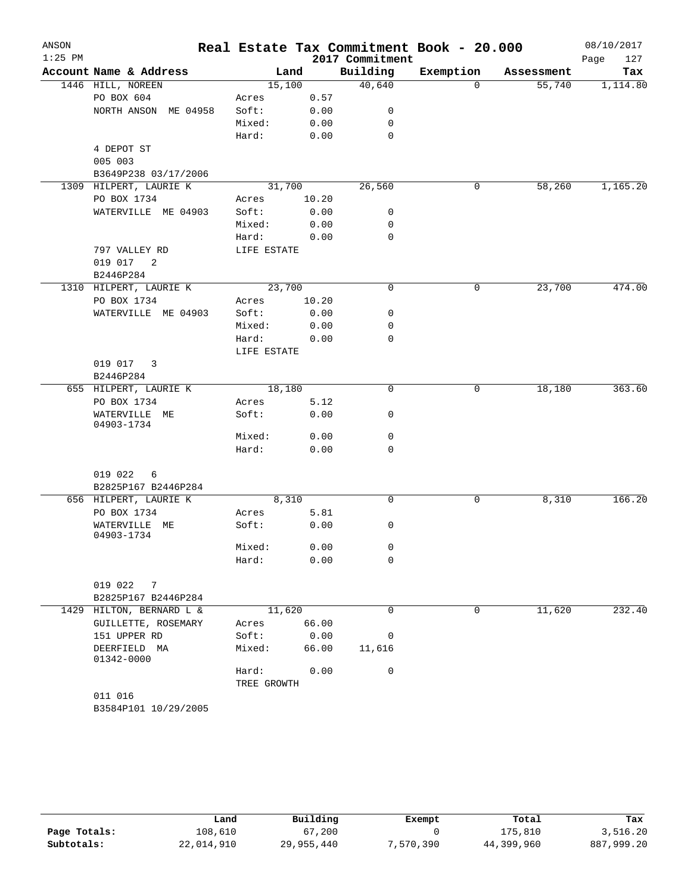ANSON
1:25 PM

# Real Estate Tax Commitment Book - 20.000

2017 Commitment

08/10/2017

| Account Name & Address | Land | | Building | Exemption | Assessment | Tax |
|---|---|---|---|---|---|---|
| 1446 HILL, NOREEN | 15,100 | | 40,640 | 0 | 55,740 | 1,114.80 |
| PO BOX 604 | Acres | 0.57 | | | | |
| NORTH ANSON ME 04958 | Soft: | 0.00 | 0 | | | |
| | Mixed: | 0.00 | 0 | | | |
| | Hard: | 0.00 | 0 | | | |
| 4 DEPOT ST | | | | | | |
| 005 003 | | | | | | |
| B3649P238 03/17/2006 | | | | | | |
| 1309 HILPERT, LAURIE K | 31,700 | | 26,560 | 0 | 58,260 | 1,165.20 |
| PO BOX 1734 | Acres | 10.20 | | | | |
| WATERVILLE ME 04903 | Soft: | 0.00 | 0 | | | |
| | Mixed: | 0.00 | 0 | | | |
| | Hard: | 0.00 | 0 | | | |
| 797 VALLEY RD | LIFE ESTATE | | | | | |
| 019 017 2 | | | | | | |
| B2446P284 | | | | | | |
| 1310 HILPERT, LAURIE K | 23,700 | | 0 | 0 | 23,700 | 474.00 |
| PO BOX 1734 | Acres | 10.20 | | | | |
| WATERVILLE ME 04903 | Soft: | 0.00 | 0 | | | |
| | Mixed: | 0.00 | 0 | | | |
| | Hard: | 0.00 | 0 | | | |
| | LIFE ESTATE | | | | | |
| 019 017 3 | | | | | | |
| B2446P284 | | | | | | |
| 655 HILPERT, LAURIE K | 18,180 | | 0 | 0 | 18,180 | 363.60 |
| PO BOX 1734 | Acres | 5.12 | | | | |
| WATERVILLE ME 04903-1734 | Soft: | 0.00 | 0 | | | |
| | Mixed: | 0.00 | 0 | | | |
| | Hard: | 0.00 | 0 | | | |
| 019 022 6 | | | | | | |
| B2825P167 B2446P284 | | | | | | |
| 656 HILPERT, LAURIE K | 8,310 | | 0 | 0 | 8,310 | 166.20 |
| PO BOX 1734 | Acres | 5.81 | | | | |
| WATERVILLE ME 04903-1734 | Soft: | 0.00 | 0 | | | |
| | Mixed: | 0.00 | 0 | | | |
| | Hard: | 0.00 | 0 | | | |
| 019 022 7 | | | | | | |
| B2825P167 B2446P284 | | | | | | |
| 1429 HILTON, BERNARD L & | 11,620 | | 0 | 0 | 11,620 | 232.40 |
| GUILLETTE, ROSEMARY | Acres | 66.00 | | | | |
| 151 UPPER RD | Soft: | 0.00 | 0 | | | |
| DEERFIELD MA 01342-0000 | Mixed: | 66.00 | 11,616 | | | |
| | Hard: | 0.00 | 0 | | | |
| | TREE GROWTH | | | | | |
| 011 016 | | | | | | |
| B3584P101 10/29/2005 | | | | | | |

| | Land | Building | Exempt | Total | Tax |
|---|---|---|---|---|---|
| Page Totals: | 108,610 | 67,200 | 0 | 175,810 | 3,516.20 |
| Subtotals: | 22,014,910 | 29,955,440 | 7,570,390 | 44,399,960 | 887,999.20 |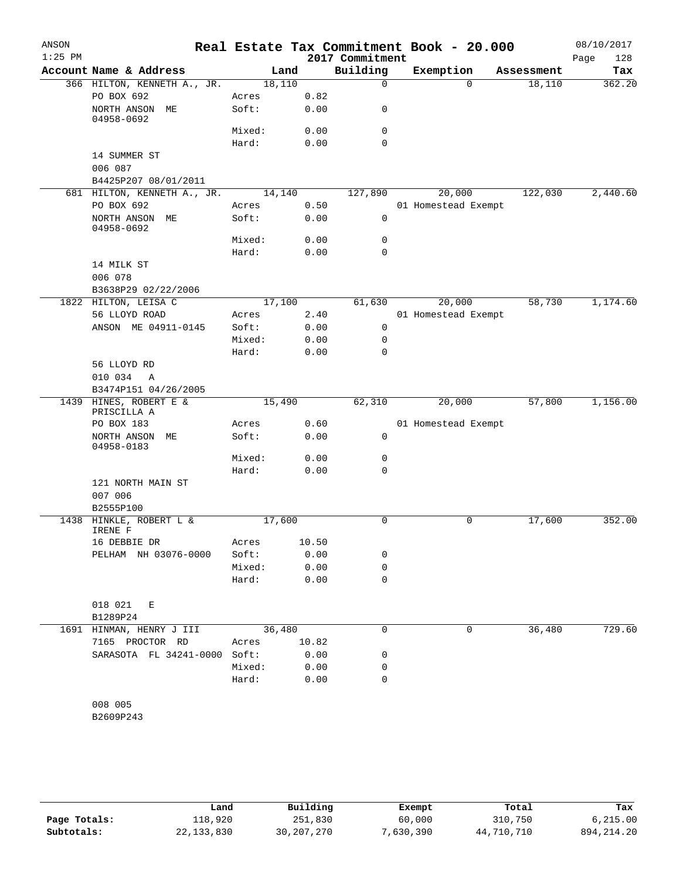# Real Estate Tax Commitment Book - 20.000

ANSON
2017 Commitment
08/10/2017

| Account Name & Address | Land | | Building | Exemption | Assessment | Tax |
|---|---|---|---|---|---|---|
| 366 HILTON, KENNETH A., JR. | 18,110 | | 0 | 0 | 18,110 | 362.20 |
| PO BOX 692 | Acres | 0.82 | | | | |
| NORTH ANSON ME 04958-0692 | Soft: | 0.00 | 0 | | | |
| | Mixed: | 0.00 | 0 | | | |
| | Hard: | 0.00 | 0 | | | |
| 14 SUMMER ST | | | | | | |
| 006 087 | | | | | | |
| B4425P207 08/01/2011 | | | | | | |
| 681 HILTON, KENNETH A., JR. | 14,140 | | 127,890 | 20,000 | 122,030 | 2,440.60 |
| PO BOX 692 | Acres | 0.50 | | 01 Homestead Exempt | | |
| NORTH ANSON ME 04958-0692 | Soft: | 0.00 | 0 | | | |
| | Mixed: | 0.00 | 0 | | | |
| | Hard: | 0.00 | 0 | | | |
| 14 MILK ST | | | | | | |
| 006 078 | | | | | | |
| B3638P29 02/22/2006 | | | | | | |
| 1822 HILTON, LEISA C | 17,100 | | 61,630 | 20,000 | 58,730 | 1,174.60 |
| 56 LLOYD ROAD | Acres | 2.40 | | 01 Homestead Exempt | | |
| ANSON ME 04911-0145 | Soft: | 0.00 | 0 | | | |
| | Mixed: | 0.00 | 0 | | | |
| | Hard: | 0.00 | 0 | | | |
| 56 LLOYD RD | | | | | | |
| 010 034 A | | | | | | |
| B3474P151 04/26/2005 | | | | | | |
| 1439 HINES, ROBERT E & PRISCILLA A | 15,490 | | 62,310 | 20,000 | 57,800 | 1,156.00 |
| PO BOX 183 | Acres | 0.60 | | 01 Homestead Exempt | | |
| NORTH ANSON ME 04958-0183 | Soft: | 0.00 | 0 | | | |
| | Mixed: | 0.00 | 0 | | | |
| | Hard: | 0.00 | 0 | | | |
| 121 NORTH MAIN ST | | | | | | |
| 007 006 | | | | | | |
| B2555P100 | | | | | | |
| 1438 HINKLE, ROBERT L & IRENE F | 17,600 | | 0 | 0 | 17,600 | 352.00 |
| 16 DEBBIE DR | Acres | 10.50 | | | | |
| PELHAM NH 03076-0000 | Soft: | 0.00 | 0 | | | |
| | Mixed: | 0.00 | 0 | | | |
| | Hard: | 0.00 | 0 | | | |
| 018 021 E | | | | | | |
| B1289P24 | | | | | | |
| 1691 HINMAN, HENRY J III | 36,480 | | 0 | 0 | 36,480 | 729.60 |
| 7165 PROCTOR RD | Acres | 10.82 | | | | |
| SARASOTA FL 34241-0000 | Soft: | 0.00 | 0 | | | |
| | Mixed: | 0.00 | 0 | | | |
| | Hard: | 0.00 | 0 | | | |
| 008 005 | | | | | | |
| B2609P243 | | | | | | |

| | Land | Building | Exempt | Total | Tax |
|---|---|---|---|---|---|
| Page Totals: | 118,920 | 251,830 | 60,000 | 310,750 | 6,215.00 |
| Subtotals: | 22,133,830 | 30,207,270 | 7,630,390 | 44,710,710 | 894,214.20 |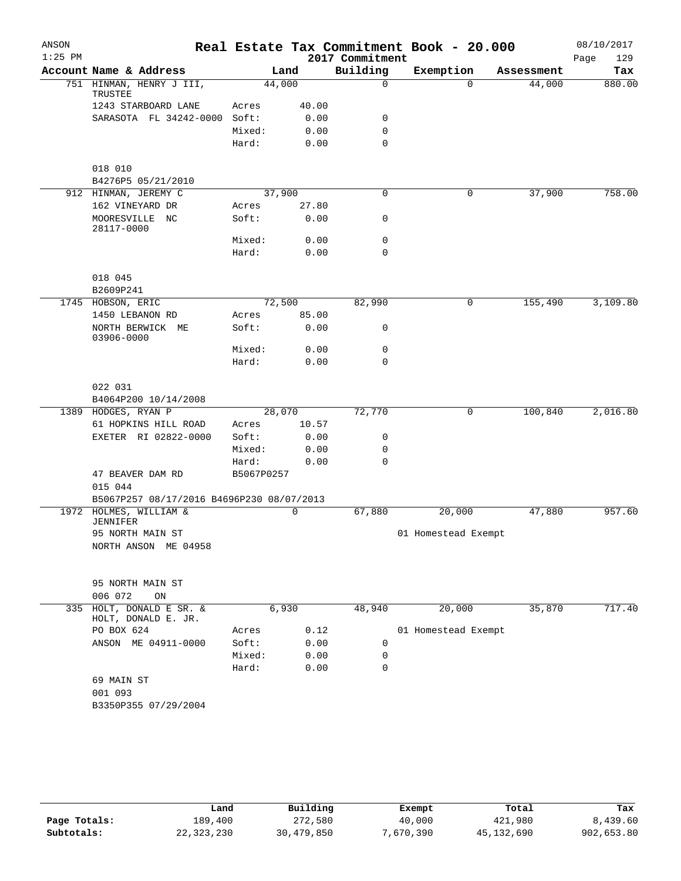# Real Estate Tax Commitment Book - 20.000

ANSON
1:25 PM

2017 Commitment

08/10/2017

| Account Name & Address | | Land | Building | Exemption | Assessment | Tax |
|---|---|---|---|---|---|---|
| 751 HINMAN, HENRY J III, TRUSTEE | | 44,000 | 0 | 0 | 44,000 | 880.00 |
| 1243 STARBOARD LANE | Acres | 40.00 | | | | |
| SARASOTA FL 34242-0000 | Soft: | 0.00 | 0 | | | |
| | Mixed: | 0.00 | 0 | | | |
| | Hard: | 0.00 | 0 | | | |
| 018 010 | | | | | | |
| B4276P5 05/21/2010 | | | | | | |
| 912 HINMAN, JEREMY C | | 37,900 | 0 | 0 | 37,900 | 758.00 |
| 162 VINEYARD DR | Acres | 27.80 | | | | |
| MOORESVILLE NC 28117-0000 | Soft: | 0.00 | 0 | | | |
| | Mixed: | 0.00 | 0 | | | |
| | Hard: | 0.00 | 0 | | | |
| 018 045 | | | | | | |
| B2609P241 | | | | | | |
| 1745 HOBSON, ERIC | | 72,500 | 82,990 | 0 | 155,490 | 3,109.80 |
| 1450 LEBANON RD | Acres | 85.00 | | | | |
| NORTH BERWICK ME 03906-0000 | Soft: | 0.00 | 0 | | | |
| | Mixed: | 0.00 | 0 | | | |
| | Hard: | 0.00 | 0 | | | |
| 022 031 | | | | | | |
| B4064P200 10/14/2008 | | | | | | |
| 1389 HODGES, RYAN P | | 28,070 | 72,770 | 0 | 100,840 | 2,016.80 |
| 61 HOPKINS HILL ROAD | Acres | 10.57 | | | | |
| EXETER RI 02822-0000 | Soft: | 0.00 | 0 | | | |
| | Mixed: | 0.00 | 0 | | | |
| | Hard: | 0.00 | 0 | | | |
| 47 BEAVER DAM RD | B5067P0257 | | | | | |
| 015 044 | | | | | | |
| B5067P257 08/17/2016 B4696P230 08/07/2013 | | | | | | |
| 1972 HOLMES, WILLIAM & JENNIFER | | 0 | 67,880 | 20,000 | 47,880 | 957.60 |
| 95 NORTH MAIN ST | | | | 01 Homestead Exempt | | |
| NORTH ANSON ME 04958 | | | | | | |
| 95 NORTH MAIN ST | | | | | | |
| 006 072 ON | | | | | | |
| 335 HOLT, DONALD E SR. & HOLT, DONALD E. JR. | | 6,930 | 48,940 | 20,000 | 35,870 | 717.40 |
| PO BOX 624 | Acres | 0.12 | | 01 Homestead Exempt | | |
| ANSON ME 04911-0000 | Soft: | 0.00 | 0 | | | |
| | Mixed: | 0.00 | 0 | | | |
| | Hard: | 0.00 | 0 | | | |
| 69 MAIN ST | | | | | | |
| 001 093 | | | | | | |
| B3350P355 07/29/2004 | | | | | | |

| | Land | Building | Exempt | Total | Tax |
|---|---|---|---|---|---|
| Page Totals: | 189,400 | 272,580 | 40,000 | 421,980 | 8,439.60 |
| Subtotals: | 22,323,230 | 30,479,850 | 7,670,390 | 45,132,690 | 902,653.80 |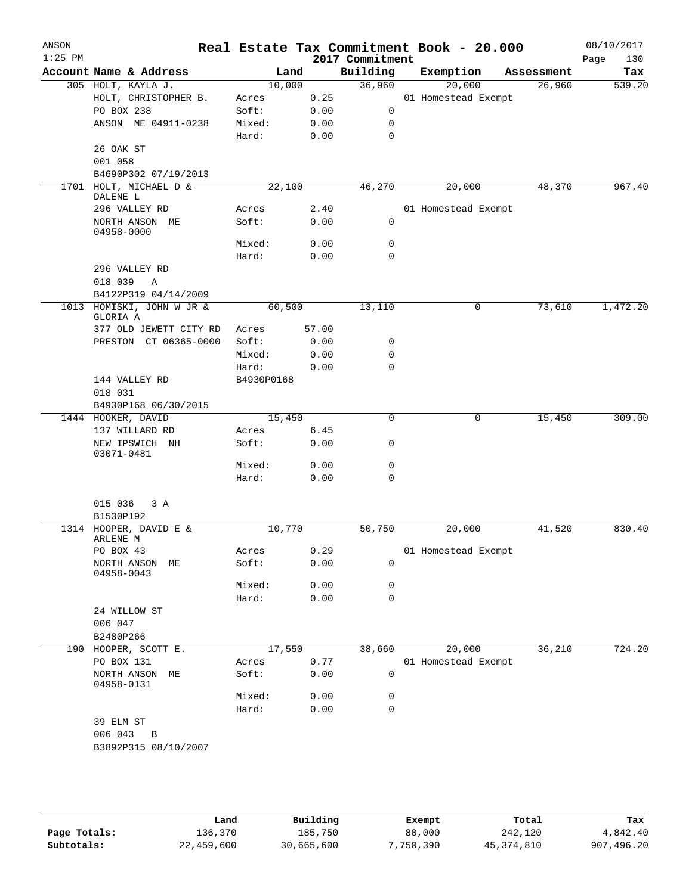# Real Estate Tax Commitment Book - 20.000

ANSON 08/10/2017
1:25 PM 2017 Commitment

| Account | Name & Address | Land | | Building | Exemption | Assessment | Tax |
|---|---|---|---|---|---|---|---|
| 305 | HOLT, KAYLA J. | 10,000 | | 36,960 | 20,000 | 26,960 | 539.20 |
| | HOLT, CHRISTOPHER B. | Acres | 0.25 | | 01 Homestead Exempt | | |
| | PO BOX 238 | Soft: | 0.00 | 0 | | | |
| | ANSON ME 04911-0238 | Mixed: | 0.00 | 0 | | | |
| | | Hard: | 0.00 | 0 | | | |
| | 26 OAK ST | | | | | | |
| | 001 058 | | | | | | |
| | B4690P302 07/19/2013 | | | | | | |
| 1701 | HOLT, MICHAEL D & DALENE L | 22,100 | | 46,270 | 20,000 | 48,370 | 967.40 |
| | 296 VALLEY RD | Acres | 2.40 | | 01 Homestead Exempt | | |
| | NORTH ANSON ME 04958-0000 | Soft: | 0.00 | 0 | | | |
| | | Mixed: | 0.00 | 0 | | | |
| | | Hard: | 0.00 | 0 | | | |
| | 296 VALLEY RD | | | | | | |
| | 018 039 A | | | | | | |
| | B4122P319 04/14/2009 | | | | | | |
| 1013 | HOMISKI, JOHN W JR & GLORIA A | 60,500 | | 13,110 | 0 | 73,610 | 1,472.20 |
| | 377 OLD JEWETT CITY RD | Acres | 57.00 | | | | |
| | PRESTON CT 06365-0000 | Soft: | 0.00 | 0 | | | |
| | | Mixed: | 0.00 | 0 | | | |
| | | Hard: | 0.00 | 0 | | | |
| | 144 VALLEY RD | B4930P0168 | | | | | |
| | 018 031 | | | | | | |
| | B4930P168 06/30/2015 | | | | | | |
| 1444 | HOOKER, DAVID | 15,450 | | 0 | 0 | 15,450 | 309.00 |
| | 137 WILLARD RD | Acres | 6.45 | | | | |
| | NEW IPSWICH NH 03071-0481 | Soft: | 0.00 | 0 | | | |
| | | Mixed: | 0.00 | 0 | | | |
| | | Hard: | 0.00 | 0 | | | |
| | 015 036 3 A | | | | | | |
| | B1530P192 | | | | | | |
| 1314 | HOOPER, DAVID E & ARLENE M | 10,770 | | 50,750 | 20,000 | 41,520 | 830.40 |
| | PO BOX 43 | Acres | 0.29 | | 01 Homestead Exempt | | |
| | NORTH ANSON ME 04958-0043 | Soft: | 0.00 | 0 | | | |
| | | Mixed: | 0.00 | 0 | | | |
| | | Hard: | 0.00 | 0 | | | |
| | 24 WILLOW ST | | | | | | |
| | 006 047 | | | | | | |
| | B2480P266 | | | | | | |
| 190 | HOOPER, SCOTT E. | 17,550 | | 38,660 | 20,000 | 36,210 | 724.20 |
| | PO BOX 131 | Acres | 0.77 | | 01 Homestead Exempt | | |
| | NORTH ANSON ME 04958-0131 | Soft: | 0.00 | 0 | | | |
| | | Mixed: | 0.00 | 0 | | | |
| | | Hard: | 0.00 | 0 | | | |
| | 39 ELM ST | | | | | | |
| | 006 043 B | | | | | | |
| | B3892P315 08/10/2007 | | | | | | |

| | Land | Building | Exempt | Total | Tax |
|---|---|---|---|---|---|
| Page Totals: | 136,370 | 185,750 | 80,000 | 242,120 | 4,842.40 |
| Subtotals: | 22,459,600 | 30,665,600 | 7,750,390 | 45,374,810 | 907,496.20 |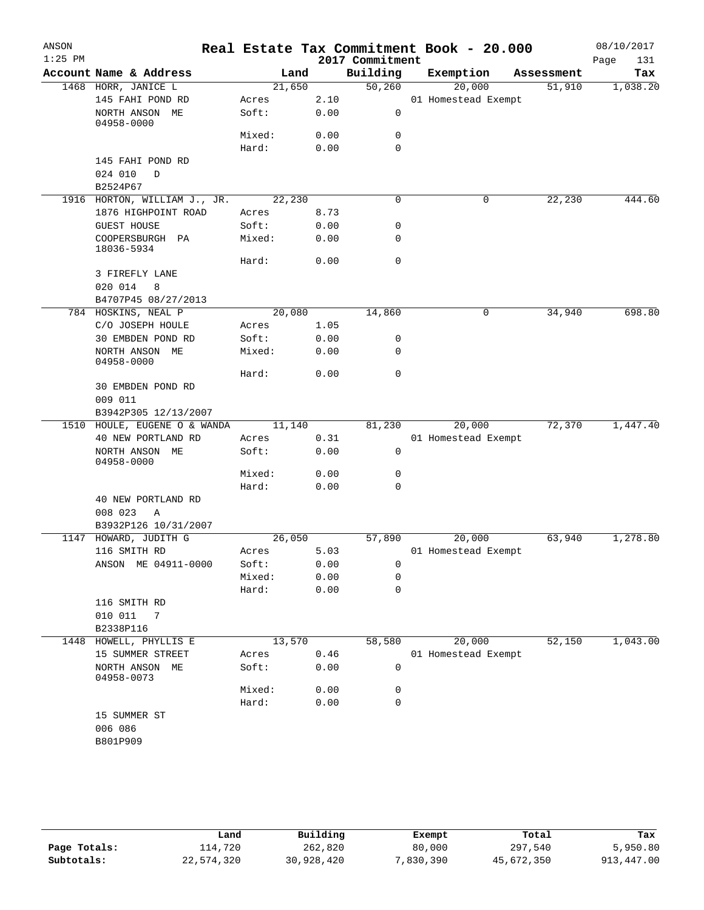# Real Estate Tax Commitment Book - 20.000

ANSON
1:25 PM
2017 Commitment
08/10/2017

| Account Name & Address | Land | | Building | Exemption | Assessment | Tax |
|---|---|---|---|---|---|---|
| 1468 HORR, JANICE L | 21,650 | | 50,260 | 20,000 | 51,910 | 1,038.20 |
| 145 FAHI POND RD | Acres | 2.10 | | 01 Homestead Exempt | | |
| NORTH ANSON ME 04958-0000 | Soft: | 0.00 | 0 | | | |
| | Mixed: | 0.00 | 0 | | | |
| | Hard: | 0.00 | 0 | | | |
| 145 FAHI POND RD | | | | | | |
| 024 010 D | | | | | | |
| B2524P67 | | | | | | |
| 1916 HORTON, WILLIAM J., JR. | 22,230 | | 0 | 0 | 22,230 | 444.60 |
| 1876 HIGHPOINT ROAD | Acres | 8.73 | | | | |
| GUEST HOUSE | Soft: | 0.00 | 0 | | | |
| COOPERSBURGH PA 18036-5934 | Mixed: | 0.00 | 0 | | | |
| | Hard: | 0.00 | 0 | | | |
| 3 FIREFLY LANE | | | | | | |
| 020 014 8 | | | | | | |
| B4707P45 08/27/2013 | | | | | | |
| 784 HOSKINS, NEAL P | 20,080 | | 14,860 | 0 | 34,940 | 698.80 |
| C/O JOSEPH HOULE | Acres | 1.05 | | | | |
| 30 EMBDEN POND RD | Soft: | 0.00 | 0 | | | |
| NORTH ANSON ME 04958-0000 | Mixed: | 0.00 | 0 | | | |
| | Hard: | 0.00 | 0 | | | |
| 30 EMBDEN POND RD | | | | | | |
| 009 011 | | | | | | |
| B3942P305 12/13/2007 | | | | | | |
| 1510 HOULE, EUGENE O & WANDA | 11,140 | | 81,230 | 20,000 | 72,370 | 1,447.40 |
| 40 NEW PORTLAND RD | Acres | 0.31 | | 01 Homestead Exempt | | |
| NORTH ANSON ME 04958-0000 | Soft: | 0.00 | 0 | | | |
| | Mixed: | 0.00 | 0 | | | |
| | Hard: | 0.00 | 0 | | | |
| 40 NEW PORTLAND RD | | | | | | |
| 008 023 A | | | | | | |
| B3932P126 10/31/2007 | | | | | | |
| 1147 HOWARD, JUDITH G | 26,050 | | 57,890 | 20,000 | 63,940 | 1,278.80 |
| 116 SMITH RD | Acres | 5.03 | | 01 Homestead Exempt | | |
| ANSON ME 04911-0000 | Soft: | 0.00 | 0 | | | |
| | Mixed: | 0.00 | 0 | | | |
| | Hard: | 0.00 | 0 | | | |
| 116 SMITH RD | | | | | | |
| 010 011 7 | | | | | | |
| B2338P116 | | | | | | |
| 1448 HOWELL, PHYLLIS E | 13,570 | | 58,580 | 20,000 | 52,150 | 1,043.00 |
| 15 SUMMER STREET | Acres | 0.46 | | 01 Homestead Exempt | | |
| NORTH ANSON ME 04958-0073 | Soft: | 0.00 | 0 | | | |
| | Mixed: | 0.00 | 0 | | | |
| | Hard: | 0.00 | 0 | | | |
| 15 SUMMER ST | | | | | | |
| 006 086 | | | | | | |
| B801P909 | | | | | | |

| | Land | Building | Exempt | Total | Tax |
|---|---|---|---|---|---|
| Page Totals: | 114,720 | 262,820 | 80,000 | 297,540 | 5,950.80 |
| Subtotals: | 22,574,320 | 30,928,420 | 7,830,390 | 45,672,350 | 913,447.00 |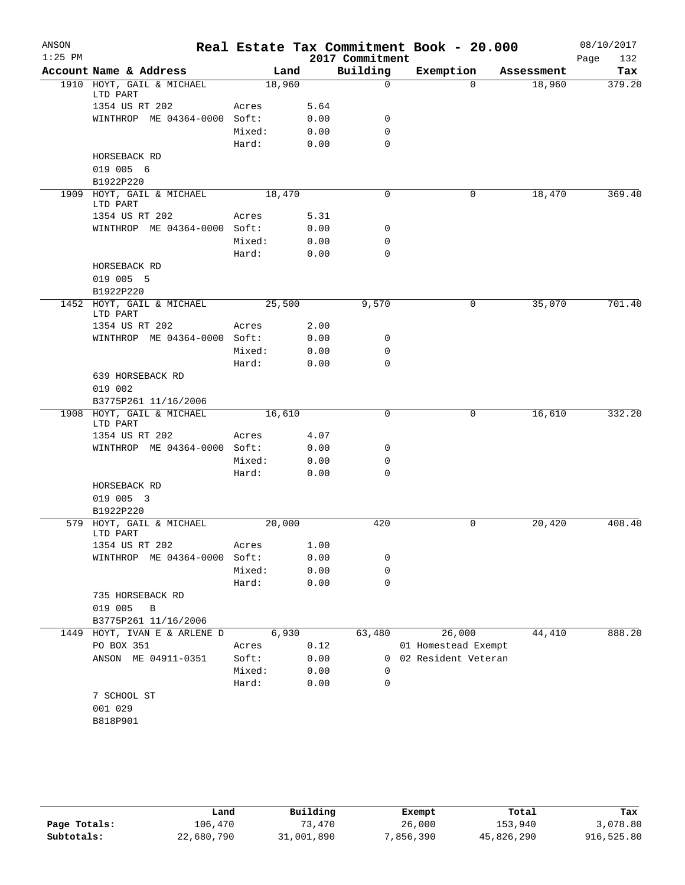# Real Estate Tax Commitment Book - 20.000

ANSON
1:25 PM

2017 Commitment

08/10/2017

| Account | Name & Address | Land | | Building | Exemption | Assessment | Tax |
|---|---|---|---|---|---|---|---|
| 1910 | HOYT, GAIL & MICHAEL LTD PART | 18,960 | | 0 | 0 | 18,960 | 379.20 |
| | 1354 US RT 202 | Acres | 5.64 | | | | |
| | WINTHROP ME 04364-0000 | Soft: | 0.00 | 0 | | | |
| | | Mixed: | 0.00 | 0 | | | |
| | | Hard: | 0.00 | 0 | | | |
| | HORSEBACK RD | | | | | | |
| | 019 005 6 | | | | | | |
| | B1922P220 | | | | | | |
| 1909 | HOYT, GAIL & MICHAEL LTD PART | 18,470 | | 0 | 0 | 18,470 | 369.40 |
| | 1354 US RT 202 | Acres | 5.31 | | | | |
| | WINTHROP ME 04364-0000 | Soft: | 0.00 | 0 | | | |
| | | Mixed: | 0.00 | 0 | | | |
| | | Hard: | 0.00 | 0 | | | |
| | HORSEBACK RD | | | | | | |
| | 019 005 5 | | | | | | |
| | B1922P220 | | | | | | |
| 1452 | HOYT, GAIL & MICHAEL LTD PART | 25,500 | | 9,570 | 0 | 35,070 | 701.40 |
| | 1354 US RT 202 | Acres | 2.00 | | | | |
| | WINTHROP ME 04364-0000 | Soft: | 0.00 | 0 | | | |
| | | Mixed: | 0.00 | 0 | | | |
| | | Hard: | 0.00 | 0 | | | |
| | 639 HORSEBACK RD | | | | | | |
| | 019 002 | | | | | | |
| | B3775P261 11/16/2006 | | | | | | |
| 1908 | HOYT, GAIL & MICHAEL LTD PART | 16,610 | | 0 | 0 | 16,610 | 332.20 |
| | 1354 US RT 202 | Acres | 4.07 | | | | |
| | WINTHROP ME 04364-0000 | Soft: | 0.00 | 0 | | | |
| | | Mixed: | 0.00 | 0 | | | |
| | | Hard: | 0.00 | 0 | | | |
| | HORSEBACK RD | | | | | | |
| | 019 005 3 | | | | | | |
| | B1922P220 | | | | | | |
| 579 | HOYT, GAIL & MICHAEL LTD PART | 20,000 | | 420 | 0 | 20,420 | 408.40 |
| | 1354 US RT 202 | Acres | 1.00 | | | | |
| | WINTHROP ME 04364-0000 | Soft: | 0.00 | 0 | | | |
| | | Mixed: | 0.00 | 0 | | | |
| | | Hard: | 0.00 | 0 | | | |
| | 735 HORSEBACK RD | | | | | | |
| | 019 005 B | | | | | | |
| | B3775P261 11/16/2006 | | | | | | |
| 1449 | HOYT, IVAN E & ARLENE D | 6,930 | | 63,480 | 26,000 | 44,410 | 888.20 |
| | PO BOX 351 | Acres | 0.12 | | 01 Homestead Exempt | | |
| | ANSON ME 04911-0351 | Soft: | 0.00 | 0 | 02 Resident Veteran | | |
| | | Mixed: | 0.00 | 0 | | | |
| | | Hard: | 0.00 | 0 | | | |
| | 7 SCHOOL ST | | | | | | |
| | 001 029 | | | | | | |
| | B818P901 | | | | | | |

| | Land | Building | Exempt | Total | Tax |
|---|---|---|---|---|---|
| Page Totals: | 106,470 | 73,470 | 26,000 | 153,940 | 3,078.80 |
| Subtotals: | 22,680,790 | 31,001,890 | 7,856,390 | 45,826,290 | 916,525.80 |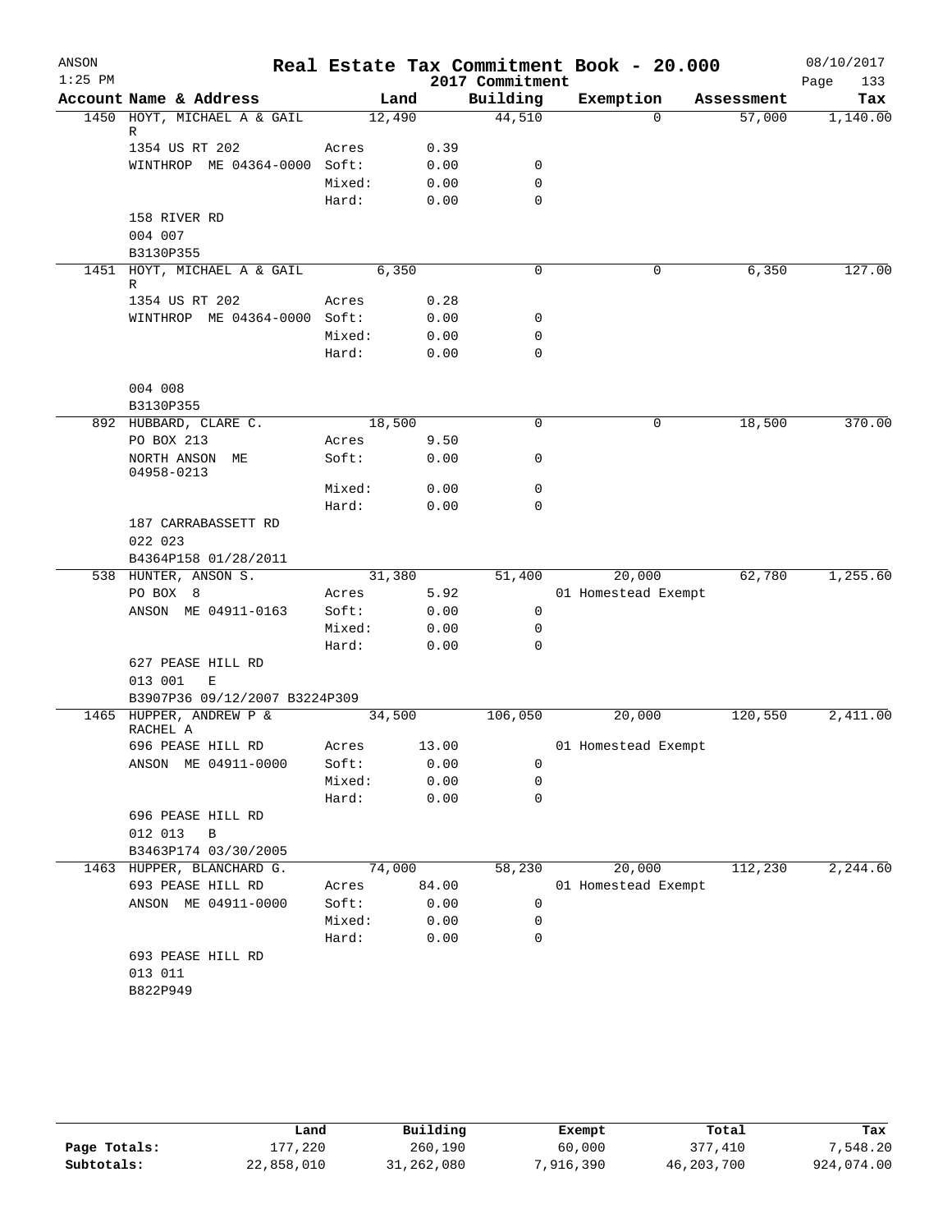# Real Estate Tax Commitment Book - 20.000

ANSON 08/10/2017
1:25 PM 2017 Commitment

| Account Name & Address | | Land | Building | Exemption | Assessment | Tax |
|---|---|---|---|---|---|---|
| 1450 HOYT, MICHAEL A & GAIL R | | 12,490 | 44,510 | 0 | 57,000 | 1,140.00 |
| 1354 US RT 202 | Acres | 0.39 | | | | |
| WINTHROP ME 04364-0000 | Soft: | 0.00 | 0 | | | |
| | Mixed: | 0.00 | 0 | | | |
| | Hard: | 0.00 | 0 | | | |
| 158 RIVER RD | | | | | | |
| 004 007 | | | | | | |
| B3130P355 | | | | | | |
| 1451 HOYT, MICHAEL A & GAIL R | | 6,350 | 0 | 0 | 6,350 | 127.00 |
| 1354 US RT 202 | Acres | 0.28 | | | | |
| WINTHROP ME 04364-0000 | Soft: | 0.00 | 0 | | | |
| | Mixed: | 0.00 | 0 | | | |
| | Hard: | 0.00 | 0 | | | |
| 004 008 | | | | | | |
| B3130P355 | | | | | | |
| 892 HUBBARD, CLARE C. | | 18,500 | 0 | 0 | 18,500 | 370.00 |
| PO BOX 213 | Acres | 9.50 | | | | |
| NORTH ANSON ME 04958-0213 | Soft: | 0.00 | 0 | | | |
| | Mixed: | 0.00 | 0 | | | |
| | Hard: | 0.00 | 0 | | | |
| 187 CARRABASSETT RD | | | | | | |
| 022 023 | | | | | | |
| B4364P158 01/28/2011 | | | | | | |
| 538 HUNTER, ANSON S. | | 31,380 | 51,400 | 20,000 | 62,780 | 1,255.60 |
| PO BOX 8 | Acres | 5.92 | | 01 Homestead Exempt | | |
| ANSON ME 04911-0163 | Soft: | 0.00 | 0 | | | |
| | Mixed: | 0.00 | 0 | | | |
| | Hard: | 0.00 | 0 | | | |
| 627 PEASE HILL RD | | | | | | |
| 013 001 E | | | | | | |
| B3907P36 09/12/2007 B3224P309 | | | | | | |
| 1465 HUPPER, ANDREW P & RACHEL A | | 34,500 | 106,050 | 20,000 | 120,550 | 2,411.00 |
| 696 PEASE HILL RD | Acres | 13.00 | | 01 Homestead Exempt | | |
| ANSON ME 04911-0000 | Soft: | 0.00 | 0 | | | |
| | Mixed: | 0.00 | 0 | | | |
| | Hard: | 0.00 | 0 | | | |
| 696 PEASE HILL RD | | | | | | |
| 012 013 B | | | | | | |
| B3463P174 03/30/2005 | | | | | | |
| 1463 HUPPER, BLANCHARD G. | | 74,000 | 58,230 | 20,000 | 112,230 | 2,244.60 |
| 693 PEASE HILL RD | Acres | 84.00 | | 01 Homestead Exempt | | |
| ANSON ME 04911-0000 | Soft: | 0.00 | 0 | | | |
| | Mixed: | 0.00 | 0 | | | |
| | Hard: | 0.00 | 0 | | | |
| 693 PEASE HILL RD | | | | | | |
| 013 011 | | | | | | |
| B822P949 | | | | | | |

| | Land | Building | Exempt | Total | Tax |
|---|---|---|---|---|---|
| Page Totals: | 177,220 | 260,190 | 60,000 | 377,410 | 7,548.20 |
| Subtotals: | 22,858,010 | 31,262,080 | 7,916,390 | 46,203,700 | 924,074.00 |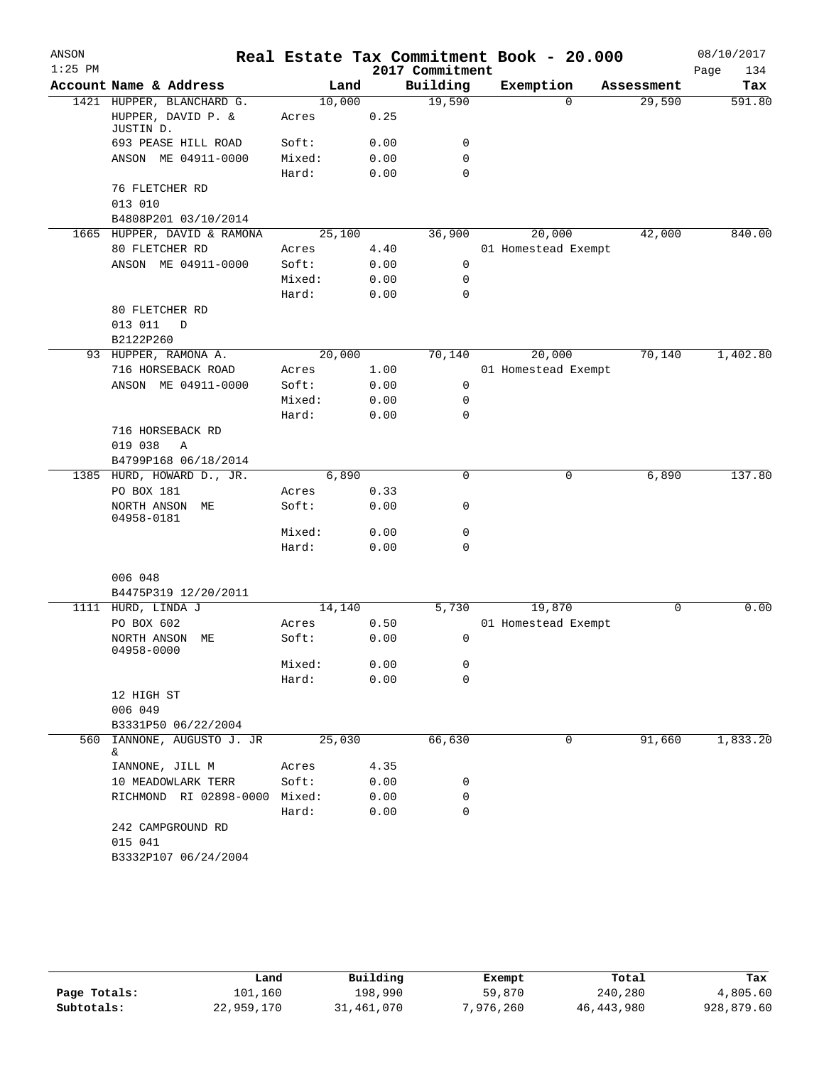# Real Estate Tax Commitment Book - 20.000

ANSON
1:25 PM

2017 Commitment

08/10/2017

| Account Name & Address | | Land | Building | Exemption | Assessment | Tax |
|---|---|---|---|---|---|---|
| 1421 HUPPER, BLANCHARD G. | | 10,000 | 19,590 | 0 | 29,590 | 591.80 |
| HUPPER, DAVID P. & JUSTIN D. | Acres | 0.25 | | | | |
| 693 PEASE HILL ROAD | Soft: | 0.00 | 0 | | | |
| ANSON ME 04911-0000 | Mixed: | 0.00 | 0 | | | |
| | Hard: | 0.00 | 0 | | | |
| 76 FLETCHER RD | | | | | | |
| 013 010 | | | | | | |
| B4808P201 03/10/2014 | | | | | | |
| 1665 HUPPER, DAVID & RAMONA | | 25,100 | 36,900 | 20,000 | 42,000 | 840.00 |
| 80 FLETCHER RD | Acres | 4.40 | | 01 Homestead Exempt | | |
| ANSON ME 04911-0000 | Soft: | 0.00 | 0 | | | |
| | Mixed: | 0.00 | 0 | | | |
| | Hard: | 0.00 | 0 | | | |
| 80 FLETCHER RD | | | | | | |
| 013 011 D | | | | | | |
| B2122P260 | | | | | | |
| 93 HUPPER, RAMONA A. | | 20,000 | 70,140 | 20,000 | 70,140 | 1,402.80 |
| 716 HORSEBACK ROAD | Acres | 1.00 | | 01 Homestead Exempt | | |
| ANSON ME 04911-0000 | Soft: | 0.00 | 0 | | | |
| | Mixed: | 0.00 | 0 | | | |
| | Hard: | 0.00 | 0 | | | |
| 716 HORSEBACK RD | | | | | | |
| 019 038 A | | | | | | |
| B4799P168 06/18/2014 | | | | | | |
| 1385 HURD, HOWARD D., JR. | | 6,890 | 0 | 0 | 6,890 | 137.80 |
| PO BOX 181 | Acres | 0.33 | | | | |
| NORTH ANSON ME 04958-0181 | Soft: | 0.00 | 0 | | | |
| | Mixed: | 0.00 | 0 | | | |
| | Hard: | 0.00 | 0 | | | |
| 006 048 | | | | | | |
| B4475P319 12/20/2011 | | | | | | |
| 1111 HURD, LINDA J | | 14,140 | 5,730 | 19,870 | 0 | 0.00 |
| PO BOX 602 | Acres | 0.50 | | 01 Homestead Exempt | | |
| NORTH ANSON ME 04958-0000 | Soft: | 0.00 | 0 | | | |
| | Mixed: | 0.00 | 0 | | | |
| | Hard: | 0.00 | 0 | | | |
| 12 HIGH ST | | | | | | |
| 006 049 | | | | | | |
| B3331P50 06/22/2004 | | | | | | |
| 560 IANNONE, AUGUSTO J. JR & | | 25,030 | 66,630 | 0 | 91,660 | 1,833.20 |
| IANNONE, JILL M | Acres | 4.35 | | | | |
| 10 MEADOWLARK TERR | Soft: | 0.00 | 0 | | | |
| RICHMOND RI 02898-0000 | Mixed: | 0.00 | 0 | | | |
| | Hard: | 0.00 | 0 | | | |
| 242 CAMPGROUND RD | | | | | | |
| 015 041 | | | | | | |
| B3332P107 06/24/2004 | | | | | | |

| | Land | Building | Exempt | Total | Tax |
|---|---|---|---|---|---|
| Page Totals: | 101,160 | 198,990 | 59,870 | 240,280 | 4,805.60 |
| Subtotals: | 22,959,170 | 31,461,070 | 7,976,260 | 46,443,980 | 928,879.60 |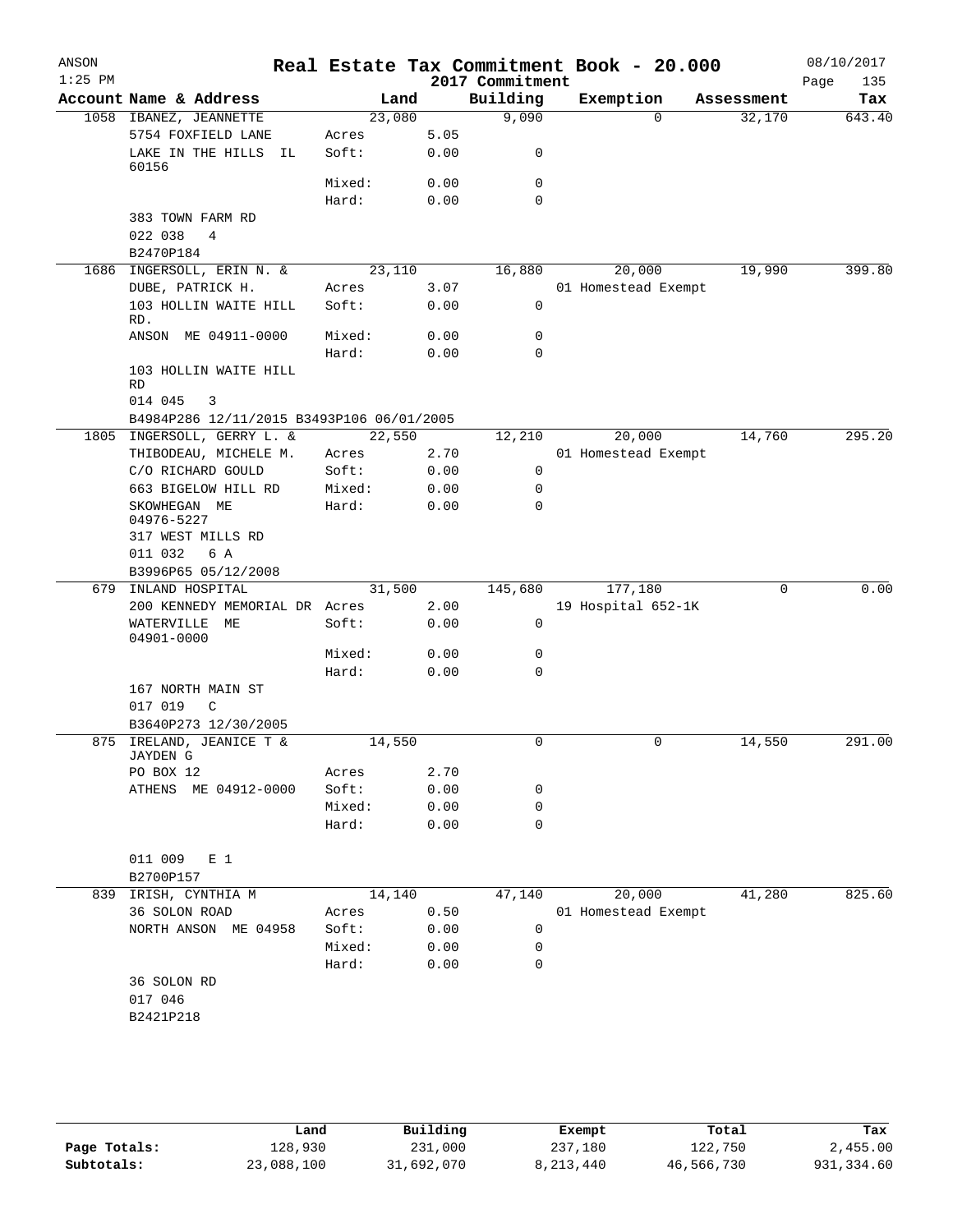# Real Estate Tax Commitment Book - 20.000

ANSON
1:25 PM

2017 Commitment

08/10/2017

| Account | Name & Address | Land | | Building | Exemption | Assessment | Tax |
|---|---|---|---|---|---|---|---|
| 1058 | IBANEZ, JEANNETTE | 23,080 | | 9,090 | 0 | 32,170 | 643.40 |
| | 5754 FOXFIELD LANE | Acres | 5.05 | | | | |
| | LAKE IN THE HILLS IL 60156 | Soft: | 0.00 | 0 | | | |
| | | Mixed: | 0.00 | 0 | | | |
| | | Hard: | 0.00 | 0 | | | |
| | 383 TOWN FARM RD | | | | | | |
| | 022 038 4 | | | | | | |
| | B2470P184 | | | | | | |
| 1686 | INGERSOLL, ERIN N. & | 23,110 | | 16,880 | 20,000 | 19,990 | 399.80 |
| | DUBE, PATRICK H. | Acres | 3.07 | | 01 Homestead Exempt | | |
| | 103 HOLLIN WAITE HILL RD. | Soft: | 0.00 | 0 | | | |
| | ANSON ME 04911-0000 | Mixed: | 0.00 | 0 | | | |
| | | Hard: | 0.00 | 0 | | | |
| | 103 HOLLIN WAITE HILL RD | | | | | | |
| | 014 045 3 | | | | | | |
| | B4984P286 12/11/2015 B3493P106 06/01/2005 | | | | | | |
| 1805 | INGERSOLL, GERRY L. & | 22,550 | | 12,210 | 20,000 | 14,760 | 295.20 |
| | THIBODEAU, MICHELE M. | Acres | 2.70 | | 01 Homestead Exempt | | |
| | C/O RICHARD GOULD | Soft: | 0.00 | 0 | | | |
| | 663 BIGELOW HILL RD | Mixed: | 0.00 | 0 | | | |
| | SKOWHEGAN ME 04976-5227 | Hard: | 0.00 | 0 | | | |
| | 317 WEST MILLS RD | | | | | | |
| | 011 032 6 A | | | | | | |
| | B3996P65 05/12/2008 | | | | | | |
| 679 | INLAND HOSPITAL | 31,500 | | 145,680 | 177,180 | 0 | 0.00 |
| | 200 KENNEDY MEMORIAL DR | Acres | 2.00 | | 19 Hospital 652-1K | | |
| | WATERVILLE ME 04901-0000 | Soft: | 0.00 | 0 | | | |
| | | Mixed: | 0.00 | 0 | | | |
| | | Hard: | 0.00 | 0 | | | |
| | 167 NORTH MAIN ST | | | | | | |
| | 017 019 C | | | | | | |
| | B3640P273 12/30/2005 | | | | | | |
| 875 | IRELAND, JEANICE T & JAYDEN G | 14,550 | | 0 | 0 | 14,550 | 291.00 |
| | PO BOX 12 | Acres | 2.70 | | | | |
| | ATHENS ME 04912-0000 | Soft: | 0.00 | 0 | | | |
| | | Mixed: | 0.00 | 0 | | | |
| | | Hard: | 0.00 | 0 | | | |
| | 011 009 E 1 | | | | | | |
| | B2700P157 | | | | | | |
| 839 | IRISH, CYNTHIA M | 14,140 | | 47,140 | 20,000 | 41,280 | 825.60 |
| | 36 SOLON ROAD | Acres | 0.50 | | 01 Homestead Exempt | | |
| | NORTH ANSON ME 04958 | Soft: | 0.00 | 0 | | | |
| | | Mixed: | 0.00 | 0 | | | |
| | | Hard: | 0.00 | 0 | | | |
| | 36 SOLON RD | | | | | | |
| | 017 046 | | | | | | |
| | B2421P218 | | | | | | |

| | Land | Building | Exempt | Total | Tax |
|---|---|---|---|---|---|
| Page Totals: | 128,930 | 231,000 | 237,180 | 122,750 | 2,455.00 |
| Subtotals: | 23,088,100 | 31,692,070 | 8,213,440 | 46,566,730 | 931,334.60 |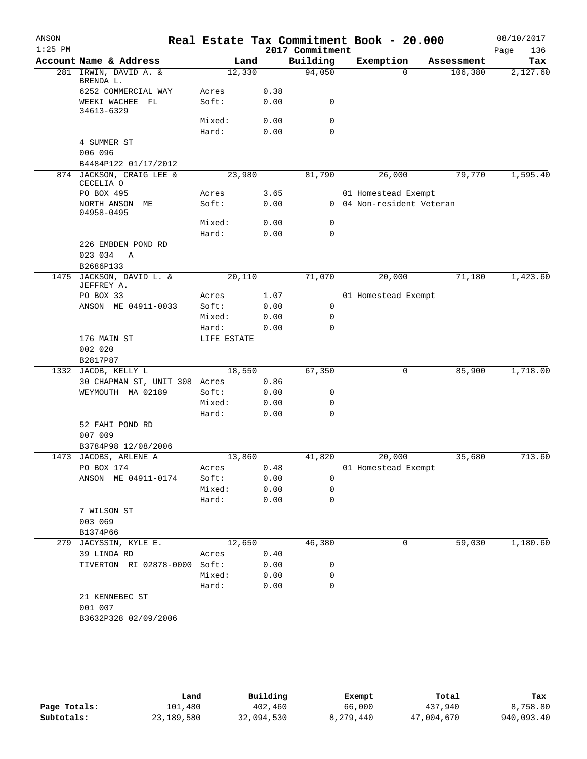# Real Estate Tax Commitment Book - 20.000

ANSON
1:25 PM

2017 Commitment

08/10/2017

| Account Name & Address | | Land | Building | Exemption | Assessment | Tax |
|---|---|---|---|---|---|---|
| 281 IRWIN, DAVID A. & BRENDA L. | | 12,330 | 94,050 | 0 | 106,380 | 2,127.60 |
| 6252 COMMERCIAL WAY | Acres | 0.38 | | | | |
| WEEKI WACHEE FL 34613-6329 | Soft: | 0.00 | 0 | | | |
| | Mixed: | 0.00 | 0 | | | |
| | Hard: | 0.00 | 0 | | | |
| 4 SUMMER ST | | | | | | |
| 006 096 | | | | | | |
| B4484P122 01/17/2012 | | | | | | |
| 874 JACKSON, CRAIG LEE & CECELIA O | | 23,980 | 81,790 | 26,000 | 79,770 | 1,595.40 |
| PO BOX 495 | Acres | 3.65 | | 01 Homestead Exempt | | |
| NORTH ANSON ME 04958-0495 | Soft: | 0.00 | 0 | 04 Non-resident Veteran | | |
| | Mixed: | 0.00 | 0 | | | |
| | Hard: | 0.00 | 0 | | | |
| 226 EMBDEN POND RD | | | | | | |
| 023 034 A | | | | | | |
| B2686P133 | | | | | | |
| 1475 JACKSON, DAVID L. & JEFFREY A. | | 20,110 | 71,070 | 20,000 | 71,180 | 1,423.60 |
| PO BOX 33 | Acres | 1.07 | | 01 Homestead Exempt | | |
| ANSON ME 04911-0033 | Soft: | 0.00 | 0 | | | |
| | Mixed: | 0.00 | 0 | | | |
| | Hard: | 0.00 | 0 | | | |
| 176 MAIN ST | LIFE ESTATE | | | | | |
| 002 020 | | | | | | |
| B2817P87 | | | | | | |
| 1332 JACOB, KELLY L | | 18,550 | 67,350 | 0 | 85,900 | 1,718.00 |
| 30 CHAPMAN ST, UNIT 308 | Acres | 0.86 | | | | |
| WEYMOUTH MA 02189 | Soft: | 0.00 | 0 | | | |
| | Mixed: | 0.00 | 0 | | | |
| | Hard: | 0.00 | 0 | | | |
| 52 FAHI POND RD | | | | | | |
| 007 009 | | | | | | |
| B3784P98 12/08/2006 | | | | | | |
| 1473 JACOBS, ARLENE A | | 13,860 | 41,820 | 20,000 | 35,680 | 713.60 |
| PO BOX 174 | Acres | 0.48 | | 01 Homestead Exempt | | |
| ANSON ME 04911-0174 | Soft: | 0.00 | 0 | | | |
| | Mixed: | 0.00 | 0 | | | |
| | Hard: | 0.00 | 0 | | | |
| 7 WILSON ST | | | | | | |
| 003 069 | | | | | | |
| B1374P66 | | | | | | |
| 279 JACYSSIN, KYLE E. | | 12,650 | 46,380 | 0 | 59,030 | 1,180.60 |
| 39 LINDA RD | Acres | 0.40 | | | | |
| TIVERTON RI 02878-0000 | Soft: | 0.00 | 0 | | | |
| | Mixed: | 0.00 | 0 | | | |
| | Hard: | 0.00 | 0 | | | |
| 21 KENNEBEC ST | | | | | | |
| 001 007 | | | | | | |
| B3632P328 02/09/2006 | | | | | | |

| | Land | Building | Exempt | Total | Tax |
|---|---|---|---|---|---|
| Page Totals: | 101,480 | 402,460 | 66,000 | 437,940 | 8,758.80 |
| Subtotals: | 23,189,580 | 32,094,530 | 8,279,440 | 47,004,670 | 940,093.40 |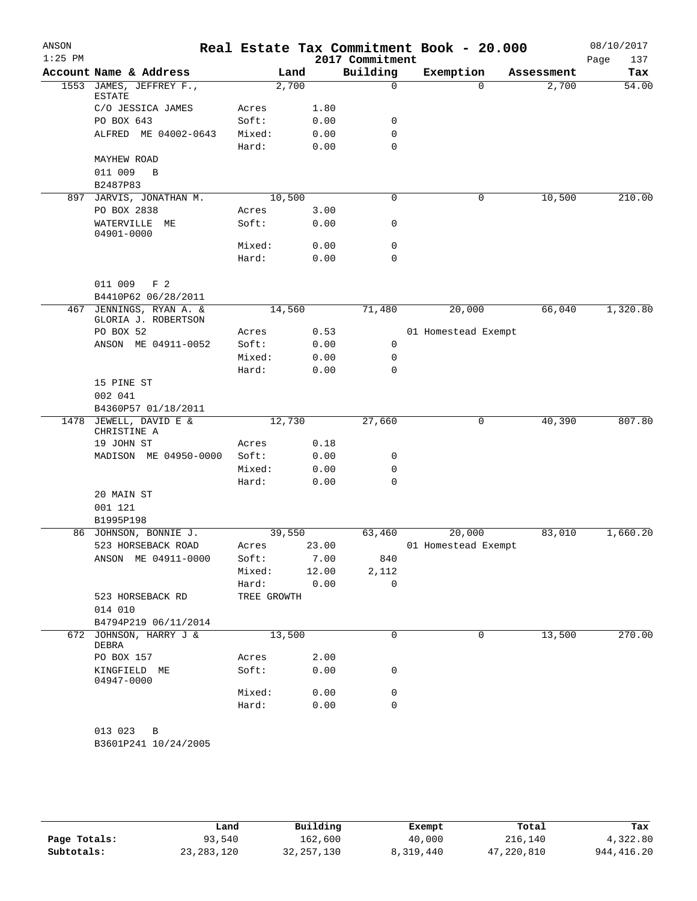# Real Estate Tax Commitment Book - 20.000

ANSON 1:25 PM — 2017 Commitment — 08/10/2017

| Account | Name & Address | Land | | Building | Exemption | Assessment | Tax |
|---|---|---|---|---|---|---|---|
| 1553 | JAMES, JEFFREY F., ESTATE | 2,700 | | 0 | 0 | 2,700 | 54.00 |
| | C/O JESSICA JAMES | Acres | 1.80 | | | | |
| | PO BOX 643 | Soft: | 0.00 | 0 | | | |
| | ALFRED ME 04002-0643 | Mixed: | 0.00 | 0 | | | |
| | | Hard: | 0.00 | 0 | | | |
| | MAYHEW ROAD | | | | | | |
| | 011 009 B | | | | | | |
| | B2487P83 | | | | | | |
| 897 | JARVIS, JONATHAN M. | 10,500 | | 0 | 0 | 10,500 | 210.00 |
| | PO BOX 2838 | Acres | 3.00 | | | | |
| | WATERVILLE ME 04901-0000 | Soft: | 0.00 | 0 | | | |
| | | Mixed: | 0.00 | 0 | | | |
| | | Hard: | 0.00 | 0 | | | |
| | 011 009 F 2 | | | | | | |
| | B4410P62 06/28/2011 | | | | | | |
| 467 | JENNINGS, RYAN A. & GLORIA J. ROBERTSON | 14,560 | | 71,480 | 20,000 | 66,040 | 1,320.80 |
| | PO BOX 52 | Acres | 0.53 | | 01 Homestead Exempt | | |
| | ANSON ME 04911-0052 | Soft: | 0.00 | 0 | | | |
| | | Mixed: | 0.00 | 0 | | | |
| | | Hard: | 0.00 | 0 | | | |
| | 15 PINE ST | | | | | | |
| | 002 041 | | | | | | |
| | B4360P57 01/18/2011 | | | | | | |
| 1478 | JEWELL, DAVID E & CHRISTINE A | 12,730 | | 27,660 | 0 | 40,390 | 807.80 |
| | 19 JOHN ST | Acres | 0.18 | | | | |
| | MADISON ME 04950-0000 | Soft: | 0.00 | 0 | | | |
| | | Mixed: | 0.00 | 0 | | | |
| | | Hard: | 0.00 | 0 | | | |
| | 20 MAIN ST | | | | | | |
| | 001 121 | | | | | | |
| | B1995P198 | | | | | | |
| 86 | JOHNSON, BONNIE J. | 39,550 | | 63,460 | 20,000 | 83,010 | 1,660.20 |
| | 523 HORSEBACK ROAD | Acres | 23.00 | | 01 Homestead Exempt | | |
| | ANSON ME 04911-0000 | Soft: | 7.00 | 840 | | | |
| | | Mixed: | 12.00 | 2,112 | | | |
| | | Hard: | 0.00 | 0 | | | |
| | 523 HORSEBACK RD | TREE GROWTH | | | | | |
| | 014 010 | | | | | | |
| | B4794P219 06/11/2014 | | | | | | |
| 672 | JOHNSON, HARRY J & DEBRA | 13,500 | | 0 | 0 | 13,500 | 270.00 |
| | PO BOX 157 | Acres | 2.00 | | | | |
| | KINGFIELD ME 04947-0000 | Soft: | 0.00 | 0 | | | |
| | | Mixed: | 0.00 | 0 | | | |
| | | Hard: | 0.00 | 0 | | | |
| | 013 023 B | | | | | | |
| | B3601P241 10/24/2005 | | | | | | |

| | Land | Building | Exempt | Total | Tax |
|---|---|---|---|---|---|
| Page Totals: | 93,540 | 162,600 | 40,000 | 216,140 | 4,322.80 |
| Subtotals: | 23,283,120 | 32,257,130 | 8,319,440 | 47,220,810 | 944,416.20 |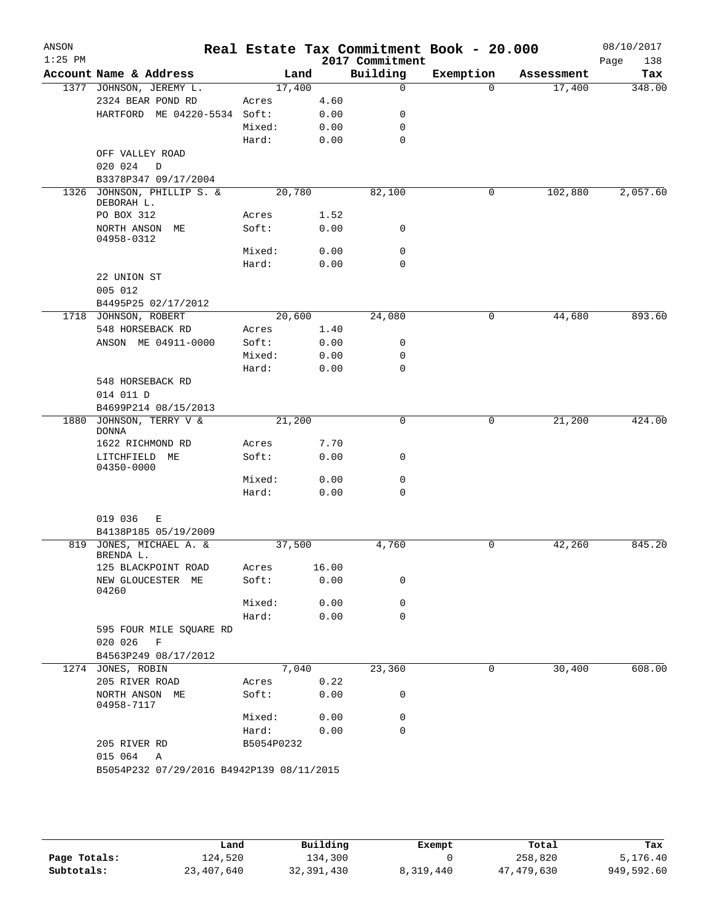# Real Estate Tax Commitment Book - 20.000

ANSON
1:25 PM

2017 Commitment

08/10/2017

| Account | Name & Address | | Land | Building | Exemption | Assessment | Tax |
|---|---|---|---|---|---|---|---|
| 1377 | JOHNSON, JEREMY L. | | 17,400 | 0 | 0 | 17,400 | 348.00 |
| | 2324 BEAR POND RD | Acres | 4.60 | | | | |
| | HARTFORD ME 04220-5534 | Soft: | 0.00 | 0 | | | |
| | | Mixed: | 0.00 | 0 | | | |
| | | Hard: | 0.00 | 0 | | | |
| | OFF VALLEY ROAD | | | | | | |
| | 020 024 D | | | | | | |
| | B3378P347 09/17/2004 | | | | | | |
| 1326 | JOHNSON, PHILLIP S. & DEBORAH L. | | 20,780 | 82,100 | 0 | 102,880 | 2,057.60 |
| | PO BOX 312 | Acres | 1.52 | | | | |
| | NORTH ANSON ME 04958-0312 | Soft: | 0.00 | 0 | | | |
| | | Mixed: | 0.00 | 0 | | | |
| | | Hard: | 0.00 | 0 | | | |
| | 22 UNION ST | | | | | | |
| | 005 012 | | | | | | |
| | B4495P25 02/17/2012 | | | | | | |
| 1718 | JOHNSON, ROBERT | | 20,600 | 24,080 | 0 | 44,680 | 893.60 |
| | 548 HORSEBACK RD | Acres | 1.40 | | | | |
| | ANSON ME 04911-0000 | Soft: | 0.00 | 0 | | | |
| | | Mixed: | 0.00 | 0 | | | |
| | | Hard: | 0.00 | 0 | | | |
| | 548 HORSEBACK RD | | | | | | |
| | 014 011 D | | | | | | |
| | B4699P214 08/15/2013 | | | | | | |
| 1880 | JOHNSON, TERRY V & DONNA | | 21,200 | 0 | 0 | 21,200 | 424.00 |
| | 1622 RICHMOND RD | Acres | 7.70 | | | | |
| | LITCHFIELD ME 04350-0000 | Soft: | 0.00 | 0 | | | |
| | | Mixed: | 0.00 | 0 | | | |
| | | Hard: | 0.00 | 0 | | | |
| | 019 036 E | | | | | | |
| | B4138P185 05/19/2009 | | | | | | |
| 819 | JONES, MICHAEL A. & BRENDA L. | | 37,500 | 4,760 | 0 | 42,260 | 845.20 |
| | 125 BLACKPOINT ROAD | Acres | 16.00 | | | | |
| | NEW GLOUCESTER ME 04260 | Soft: | 0.00 | 0 | | | |
| | | Mixed: | 0.00 | 0 | | | |
| | | Hard: | 0.00 | 0 | | | |
| | 595 FOUR MILE SQUARE RD | | | | | | |
| | 020 026 F | | | | | | |
| | B4563P249 08/17/2012 | | | | | | |
| 1274 | JONES, ROBIN | | 7,040 | 23,360 | 0 | 30,400 | 608.00 |
| | 205 RIVER ROAD | Acres | 0.22 | | | | |
| | NORTH ANSON ME 04958-7117 | Soft: | 0.00 | 0 | | | |
| | | Mixed: | 0.00 | 0 | | | |
| | | Hard: | 0.00 | 0 | | | |
| | 205 RIVER RD | B5054P0232 | | | | | |
| | 015 064 A | | | | | | |
| | B5054P232 07/29/2016 B4942P139 08/11/2015 | | | | | | |

| | Land | Building | Exempt | Total | Tax |
|---|---|---|---|---|---|
| Page Totals: | 124,520 | 134,300 | 0 | 258,820 | 5,176.40 |
| Subtotals: | 23,407,640 | 32,391,430 | 8,319,440 | 47,479,630 | 949,592.60 |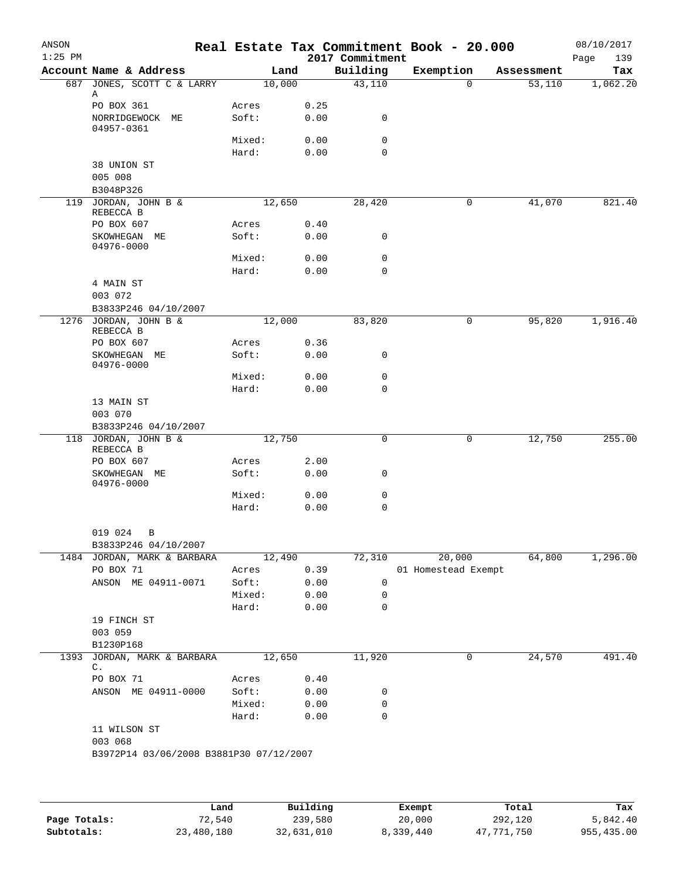# Real Estate Tax Commitment Book - 20.000

ANSON
1:25 PM
2017 Commitment
08/10/2017

| Account | Name & Address | | Land | Building | Exemption | Assessment | Tax |
|---|---|---|---|---|---|---|---|
| 687 | JONES, SCOTT C & LARRY A | | 10,000 | 43,110 | 0 | 53,110 | 1,062.20 |
| | PO BOX 361 | Acres | 0.25 | | | | |
| | NORRIDGEWOCK ME 04957-0361 | Soft: | 0.00 | 0 | | | |
| | | Mixed: | 0.00 | 0 | | | |
| | | Hard: | 0.00 | 0 | | | |
| | 38 UNION ST | | | | | | |
| | 005 008 | | | | | | |
| | B3048P326 | | | | | | |
| 119 | JORDAN, JOHN B & REBECCA B | | 12,650 | 28,420 | 0 | 41,070 | 821.40 |
| | PO BOX 607 | Acres | 0.40 | | | | |
| | SKOWHEGAN ME 04976-0000 | Soft: | 0.00 | 0 | | | |
| | | Mixed: | 0.00 | 0 | | | |
| | | Hard: | 0.00 | 0 | | | |
| | 4 MAIN ST | | | | | | |
| | 003 072 | | | | | | |
| | B3833P246 04/10/2007 | | | | | | |
| 1276 | JORDAN, JOHN B & REBECCA B | | 12,000 | 83,820 | 0 | 95,820 | 1,916.40 |
| | PO BOX 607 | Acres | 0.36 | | | | |
| | SKOWHEGAN ME 04976-0000 | Soft: | 0.00 | 0 | | | |
| | | Mixed: | 0.00 | 0 | | | |
| | | Hard: | 0.00 | 0 | | | |
| | 13 MAIN ST | | | | | | |
| | 003 070 | | | | | | |
| | B3833P246 04/10/2007 | | | | | | |
| 118 | JORDAN, JOHN B & REBECCA B | | 12,750 | 0 | 0 | 12,750 | 255.00 |
| | PO BOX 607 | Acres | 2.00 | | | | |
| | SKOWHEGAN ME 04976-0000 | Soft: | 0.00 | 0 | | | |
| | | Mixed: | 0.00 | 0 | | | |
| | | Hard: | 0.00 | 0 | | | |
| | 019 024 B | | | | | | |
| | B3833P246 04/10/2007 | | | | | | |
| 1484 | JORDAN, MARK & BARBARA | | 12,490 | 72,310 | 20,000 | 64,800 | 1,296.00 |
| | PO BOX 71 | Acres | 0.39 | | 01 Homestead Exempt | | |
| | ANSON ME 04911-0071 | Soft: | 0.00 | 0 | | | |
| | | Mixed: | 0.00 | 0 | | | |
| | | Hard: | 0.00 | 0 | | | |
| | 19 FINCH ST | | | | | | |
| | 003 059 | | | | | | |
| | B1230P168 | | | | | | |
| 1393 | JORDAN, MARK & BARBARA C. | | 12,650 | 11,920 | 0 | 24,570 | 491.40 |
| | PO BOX 71 | Acres | 0.40 | | | | |
| | ANSON ME 04911-0000 | Soft: | 0.00 | 0 | | | |
| | | Mixed: | 0.00 | 0 | | | |
| | | Hard: | 0.00 | 0 | | | |
| | 11 WILSON ST | | | | | | |
| | 003 068 | | | | | | |
| | B3972P14 03/06/2008 B3881P30 07/12/2007 | | | | | | |

| | Land | Building | Exempt | Total | Tax |
|---|---|---|---|---|---|
| Page Totals: | 72,540 | 239,580 | 20,000 | 292,120 | 5,842.40 |
| Subtotals: | 23,480,180 | 32,631,010 | 8,339,440 | 47,771,750 | 955,435.00 |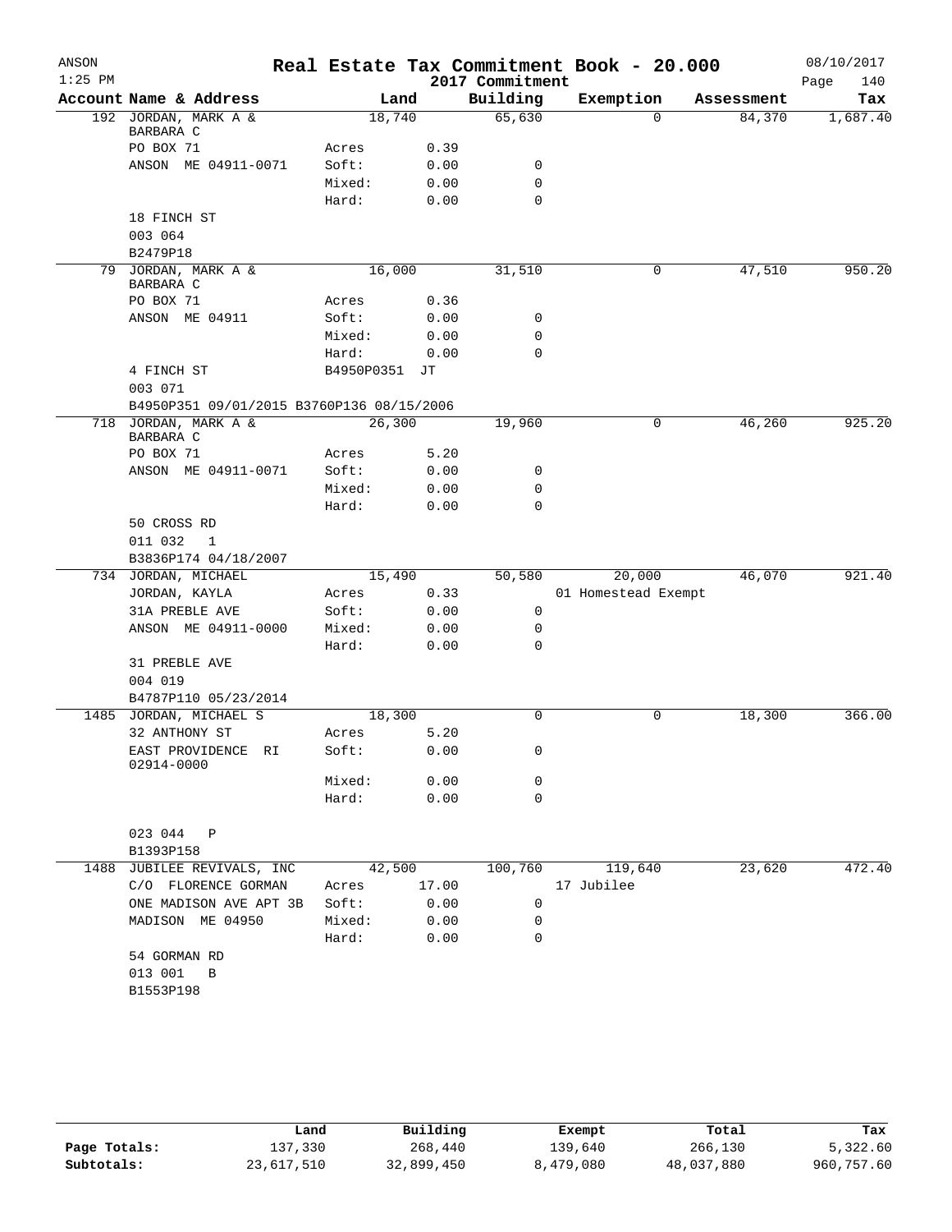# Real Estate Tax Commitment Book - 20.000

ANSON
1:25 PM

2017 Commitment

08/10/2017
Page 140

| Account Name & Address | | Land | Building | Exemption | Assessment | Tax |
|---|---|---|---|---|---|---|
| 192 JORDAN, MARK A & BARBARA C | | 18,740 | 65,630 | 0 | 84,370 | 1,687.40 |
| PO BOX 71 | Acres | 0.39 | | | | |
| ANSON ME 04911-0071 | Soft: | 0.00 | 0 | | | |
| | Mixed: | 0.00 | 0 | | | |
| | Hard: | 0.00 | 0 | | | |
| 18 FINCH ST | | | | | | |
| 003 064 | | | | | | |
| B2479P18 | | | | | | |
| 79 JORDAN, MARK A & BARBARA C | | 16,000 | 31,510 | 0 | 47,510 | 950.20 |
| PO BOX 71 | Acres | 0.36 | | | | |
| ANSON ME 04911 | Soft: | 0.00 | 0 | | | |
| | Mixed: | 0.00 | 0 | | | |
| | Hard: | 0.00 | 0 | | | |
| 4 FINCH ST | B4950P0351 | JT | | | | |
| 003 071 | | | | | | |
| B4950P351 09/01/2015 B3760P136 08/15/2006 | | | | | | |
| 718 JORDAN, MARK A & BARBARA C | | 26,300 | 19,960 | 0 | 46,260 | 925.20 |
| PO BOX 71 | Acres | 5.20 | | | | |
| ANSON ME 04911-0071 | Soft: | 0.00 | 0 | | | |
| | Mixed: | 0.00 | 0 | | | |
| | Hard: | 0.00 | 0 | | | |
| 50 CROSS RD | | | | | | |
| 011 032 1 | | | | | | |
| B3836P174 04/18/2007 | | | | | | |
| 734 JORDAN, MICHAEL | | 15,490 | 50,580 | 20,000 | 46,070 | 921.40 |
| JORDAN, KAYLA | Acres | 0.33 | | 01 Homestead Exempt | | |
| 31A PREBLE AVE | Soft: | 0.00 | 0 | | | |
| ANSON ME 04911-0000 | Mixed: | 0.00 | 0 | | | |
| | Hard: | 0.00 | 0 | | | |
| 31 PREBLE AVE | | | | | | |
| 004 019 | | | | | | |
| B4787P110 05/23/2014 | | | | | | |
| 1485 JORDAN, MICHAEL S | | 18,300 | 0 | 0 | 18,300 | 366.00 |
| 32 ANTHONY ST | Acres | 5.20 | | | | |
| EAST PROVIDENCE RI 02914-0000 | Soft: | 0.00 | 0 | | | |
| | Mixed: | 0.00 | 0 | | | |
| | Hard: | 0.00 | 0 | | | |
| 023 044 P | | | | | | |
| B1393P158 | | | | | | |
| 1488 JUBILEE REVIVALS, INC | | 42,500 | 100,760 | 119,640 | 23,620 | 472.40 |
| C/O FLORENCE GORMAN | Acres | 17.00 | | 17 Jubilee | | |
| ONE MADISON AVE APT 3B | Soft: | 0.00 | 0 | | | |
| MADISON ME 04950 | Mixed: | 0.00 | 0 | | | |
| | Hard: | 0.00 | 0 | | | |
| 54 GORMAN RD | | | | | | |
| 013 001 B | | | | | | |
| B1553P198 | | | | | | |

| | Land | Building | Exempt | Total | Tax |
|---|---|---|---|---|---|
| Page Totals: | 137,330 | 268,440 | 139,640 | 266,130 | 5,322.60 |
| Subtotals: | 23,617,510 | 32,899,450 | 8,479,080 | 48,037,880 | 960,757.60 |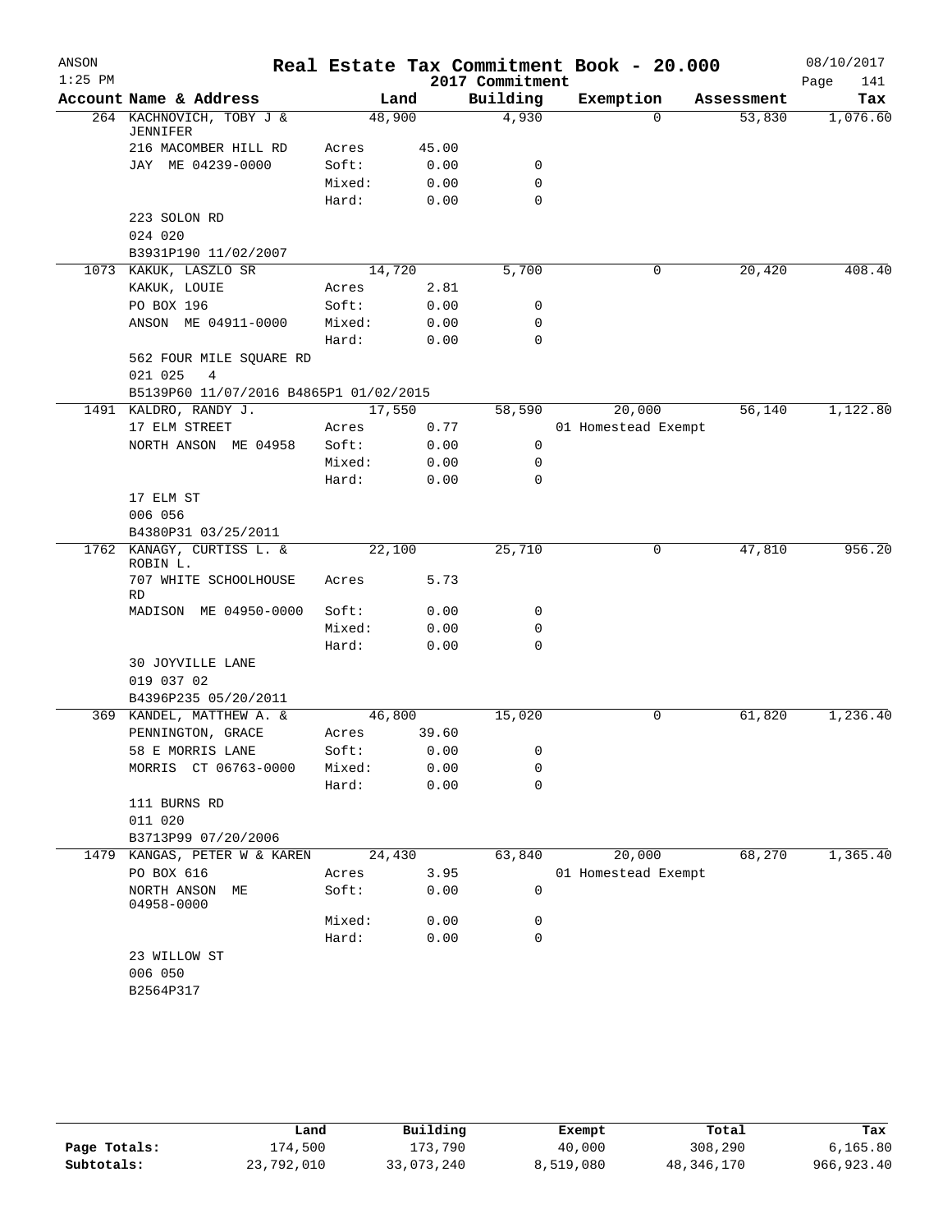# Real Estate Tax Commitment Book - 20.000

ANSON 1:25 PM — 2017 Commitment — 08/10/2017

| Account Name & Address | | Land | Building | Exemption | Assessment | Tax |
|---|---|---|---|---|---|---|
| 264 KACHNOVICH, TOBY J & JENNIFER | | 48,900 | 4,930 | 0 | 53,830 | 1,076.60 |
| 216 MACOMBER HILL RD | Acres | 45.00 | | | | |
| JAY ME 04239-0000 | Soft: | 0.00 | 0 | | | |
| | Mixed: | 0.00 | 0 | | | |
| | Hard: | 0.00 | 0 | | | |
| 223 SOLON RD | | | | | | |
| 024 020 | | | | | | |
| B3931P190 11/02/2007 | | | | | | |
| 1073 KAKUK, LASZLO SR | | 14,720 | 5,700 | 0 | 20,420 | 408.40 |
| KAKUK, LOUIE | Acres | 2.81 | | | | |
| PO BOX 196 | Soft: | 0.00 | 0 | | | |
| ANSON ME 04911-0000 | Mixed: | 0.00 | 0 | | | |
| | Hard: | 0.00 | 0 | | | |
| 562 FOUR MILE SQUARE RD | | | | | | |
| 021 025 4 | | | | | | |
| B5139P60 11/07/2016 B4865P1 01/02/2015 | | | | | | |
| 1491 KALDRO, RANDY J. | | 17,550 | 58,590 | 20,000 | 56,140 | 1,122.80 |
| 17 ELM STREET | Acres | 0.77 | | 01 Homestead Exempt | | |
| NORTH ANSON ME 04958 | Soft: | 0.00 | 0 | | | |
| | Mixed: | 0.00 | 0 | | | |
| | Hard: | 0.00 | 0 | | | |
| 17 ELM ST | | | | | | |
| 006 056 | | | | | | |
| B4380P31 03/25/2011 | | | | | | |
| 1762 KANAGY, CURTISS L. & ROBIN L. | | 22,100 | 25,710 | 0 | 47,810 | 956.20 |
| 707 WHITE SCHOOLHOUSE RD | Acres | 5.73 | | | | |
| MADISON ME 04950-0000 | Soft: | 0.00 | 0 | | | |
| | Mixed: | 0.00 | 0 | | | |
| | Hard: | 0.00 | 0 | | | |
| 30 JOYVILLE LANE | | | | | | |
| 019 037 02 | | | | | | |
| B4396P235 05/20/2011 | | | | | | |
| 369 KANDEL, MATTHEW A. & | | 46,800 | 15,020 | 0 | 61,820 | 1,236.40 |
| PENNINGTON, GRACE | Acres | 39.60 | | | | |
| 58 E MORRIS LANE | Soft: | 0.00 | 0 | | | |
| MORRIS CT 06763-0000 | Mixed: | 0.00 | 0 | | | |
| | Hard: | 0.00 | 0 | | | |
| 111 BURNS RD | | | | | | |
| 011 020 | | | | | | |
| B3713P99 07/20/2006 | | | | | | |
| 1479 KANGAS, PETER W & KAREN | | 24,430 | 63,840 | 20,000 | 68,270 | 1,365.40 |
| PO BOX 616 | Acres | 3.95 | | 01 Homestead Exempt | | |
| NORTH ANSON ME 04958-0000 | Soft: | 0.00 | 0 | | | |
| | Mixed: | 0.00 | 0 | | | |
| | Hard: | 0.00 | 0 | | | |
| 23 WILLOW ST | | | | | | |
| 006 050 | | | | | | |
| B2564P317 | | | | | | |

| | Land | Building | Exempt | Total | Tax |
|---|---|---|---|---|---|
| Page Totals: | 174,500 | 173,790 | 40,000 | 308,290 | 6,165.80 |
| Subtotals: | 23,792,010 | 33,073,240 | 8,519,080 | 48,346,170 | 966,923.40 |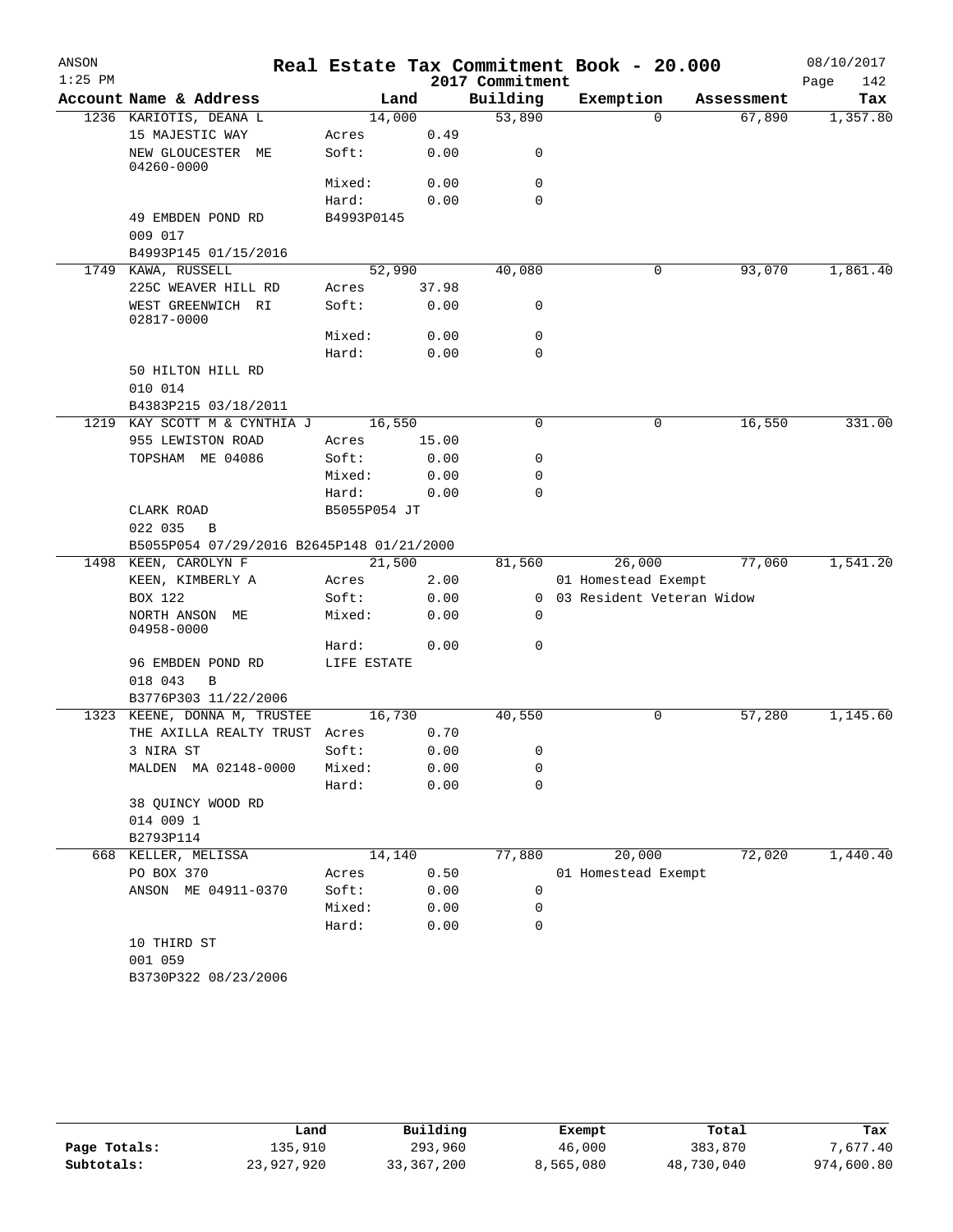# Real Estate Tax Commitment Book - 20.000

ANSON 1:25 PM — 2017 Commitment — 08/10/2017

| Account Name & Address | Land | | Building | Exemption | Assessment | Tax |
|---|---|---|---|---|---|---|
| 1236 KARIOTIS, DEANA L | 14,000 | | 53,890 | 0 | 67,890 | 1,357.80 |
| 15 MAJESTIC WAY | Acres | 0.49 | | | | |
| NEW GLOUCESTER ME 04260-0000 | Soft: | 0.00 | 0 | | | |
| | Mixed: | 0.00 | 0 | | | |
| | Hard: | 0.00 | 0 | | | |
| 49 EMBDEN POND RD | B4993P0145 | | | | | |
| 009 017 | | | | | | |
| B4993P145 01/15/2016 | | | | | | |
| 1749 KAWA, RUSSELL | 52,990 | | 40,080 | 0 | 93,070 | 1,861.40 |
| 225C WEAVER HILL RD | Acres | 37.98 | | | | |
| WEST GREENWICH RI 02817-0000 | Soft: | 0.00 | 0 | | | |
| | Mixed: | 0.00 | 0 | | | |
| | Hard: | 0.00 | 0 | | | |
| 50 HILTON HILL RD | | | | | | |
| 010 014 | | | | | | |
| B4383P215 03/18/2011 | | | | | | |
| 1219 KAY SCOTT M & CYNTHIA J | 16,550 | | 0 | 0 | 16,550 | 331.00 |
| 955 LEWISTON ROAD | Acres | 15.00 | | | | |
| TOPSHAM ME 04086 | Soft: | 0.00 | 0 | | | |
| | Mixed: | 0.00 | 0 | | | |
| | Hard: | 0.00 | 0 | | | |
| CLARK ROAD | B5055P054 JT | | | | | |
| 022 035 B | | | | | | |
| B5055P054 07/29/2016 B2645P148 01/21/2000 | | | | | | |
| 1498 KEEN, CAROLYN F | 21,500 | | 81,560 | 26,000 | 77,060 | 1,541.20 |
| KEEN, KIMBERLY A | Acres | 2.00 | | 01 Homestead Exempt | | |
| BOX 122 | Soft: | 0.00 | 0 | 03 Resident Veteran Widow | | |
| NORTH ANSON ME 04958-0000 | Mixed: | 0.00 | 0 | | | |
| | Hard: | 0.00 | 0 | | | |
| 96 EMBDEN POND RD | LIFE ESTATE | | | | | |
| 018 043 B | | | | | | |
| B3776P303 11/22/2006 | | | | | | |
| 1323 KEENE, DONNA M, TRUSTEE | 16,730 | | 40,550 | 0 | 57,280 | 1,145.60 |
| THE AXILLA REALTY TRUST | Acres | 0.70 | | | | |
| 3 NIRA ST | Soft: | 0.00 | 0 | | | |
| MALDEN MA 02148-0000 | Mixed: | 0.00 | 0 | | | |
| | Hard: | 0.00 | 0 | | | |
| 38 QUINCY WOOD RD | | | | | | |
| 014 009 1 | | | | | | |
| B2793P114 | | | | | | |
| 668 KELLER, MELISSA | 14,140 | | 77,880 | 20,000 | 72,020 | 1,440.40 |
| PO BOX 370 | Acres | 0.50 | | 01 Homestead Exempt | | |
| ANSON ME 04911-0370 | Soft: | 0.00 | 0 | | | |
| | Mixed: | 0.00 | 0 | | | |
| | Hard: | 0.00 | 0 | | | |
| 10 THIRD ST | | | | | | |
| 001 059 | | | | | | |
| B3730P322 08/23/2006 | | | | | | |

| | Land | Building | Exempt | Total | Tax |
|---|---|---|---|---|---|
| Page Totals: | 135,910 | 293,960 | 46,000 | 383,870 | 7,677.40 |
| Subtotals: | 23,927,920 | 33,367,200 | 8,565,080 | 48,730,040 | 974,600.80 |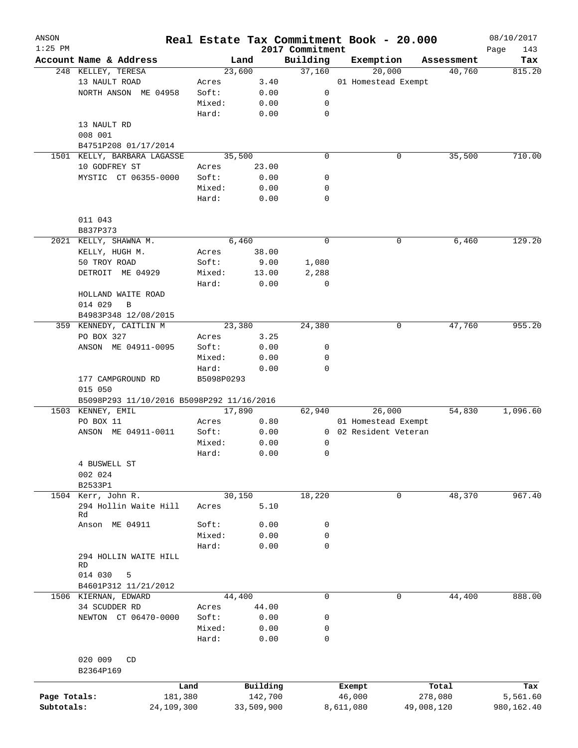# Real Estate Tax Commitment Book - 20.000

ANSON 1:25 PM — 2017 Commitment — 08/10/2017

| Account | Name & Address | Land | | Building | Exemption | Assessment | Tax |
|---|---|---|---|---|---|---|---|
| 248 | KELLEY, TERESA | 23,600 | | 37,160 | 20,000 | 40,760 | 815.20 |
| | 13 NAULT ROAD | Acres | 3.40 | | 01 Homestead Exempt | | |
| | NORTH ANSON ME 04958 | Soft: | 0.00 | 0 | | | |
| | | Mixed: | 0.00 | 0 | | | |
| | | Hard: | 0.00 | 0 | | | |
| | 13 NAULT RD | | | | | | |
| | 008 001 | | | | | | |
| | B4751P208 01/17/2014 | | | | | | |
| 1501 | KELLY, BARBARA LAGASSE | 35,500 | | 0 | 0 | 35,500 | 710.00 |
| | 10 GODFREY ST | Acres | 23.00 | | | | |
| | MYSTIC CT 06355-0000 | Soft: | 0.00 | 0 | | | |
| | | Mixed: | 0.00 | 0 | | | |
| | | Hard: | 0.00 | 0 | | | |
| | 011 043 | | | | | | |
| | B837P373 | | | | | | |
| 2021 | KELLY, SHAWNA M. | 6,460 | | 0 | 0 | 6,460 | 129.20 |
| | KELLY, HUGH M. | Acres | 38.00 | | | | |
| | 50 TROY ROAD | Soft: | 9.00 | 1,080 | | | |
| | DETROIT ME 04929 | Mixed: | 13.00 | 2,288 | | | |
| | | Hard: | 0.00 | 0 | | | |
| | HOLLAND WAITE ROAD | | | | | | |
| | 014 029 B | | | | | | |
| | B4983P348 12/08/2015 | | | | | | |
| 359 | KENNEDY, CAITLIN M | 23,380 | | 24,380 | 0 | 47,760 | 955.20 |
| | PO BOX 327 | Acres | 3.25 | | | | |
| | ANSON ME 04911-0095 | Soft: | 0.00 | 0 | | | |
| | | Mixed: | 0.00 | 0 | | | |
| | | Hard: | 0.00 | 0 | | | |
| | 177 CAMPGROUND RD | B5098P0293 | | | | | |
| | 015 050 | | | | | | |
| | B5098P293 11/10/2016 B5098P292 11/16/2016 | | | | | | |
| 1503 | KENNEY, EMIL | 17,890 | | 62,940 | 26,000 | 54,830 | 1,096.60 |
| | PO BOX 11 | Acres | 0.80 | | 01 Homestead Exempt | | |
| | ANSON ME 04911-0011 | Soft: | 0.00 | 0 | 02 Resident Veteran | | |
| | | Mixed: | 0.00 | 0 | | | |
| | | Hard: | 0.00 | 0 | | | |
| | 4 BUSWELL ST | | | | | | |
| | 002 024 | | | | | | |
| | B2533P1 | | | | | | |
| 1504 | Kerr, John R. | 30,150 | | 18,220 | 0 | 48,370 | 967.40 |
| | 294 Hollin Waite Hill Rd | Acres | 5.10 | | | | |
| | Anson ME 04911 | Soft: | 0.00 | 0 | | | |
| | | Mixed: | 0.00 | 0 | | | |
| | | Hard: | 0.00 | 0 | | | |
| | 294 HOLLIN WAITE HILL RD | | | | | | |
| | 014 030 5 | | | | | | |
| | B4601P312 11/21/2012 | | | | | | |
| 1506 | KIERNAN, EDWARD | 44,400 | | 0 | 0 | 44,400 | 888.00 |
| | 34 SCUDDER RD | Acres | 44.00 | | | | |
| | NEWTON CT 06470-0000 | Soft: | 0.00 | 0 | | | |
| | | Mixed: | 0.00 | 0 | | | |
| | | Hard: | 0.00 | 0 | | | |
| | 020 009 CD | | | | | | |
| | B2364P169 | | | | | | |

| | Land | Building | Exempt | Total | Tax |
|---|---|---|---|---|---|
| Page Totals: | 181,380 | 142,700 | 46,000 | 278,080 | 5,561.60 |
| Subtotals: | 24,109,300 | 33,509,900 | 8,611,080 | 49,008,120 | 980,162.40 |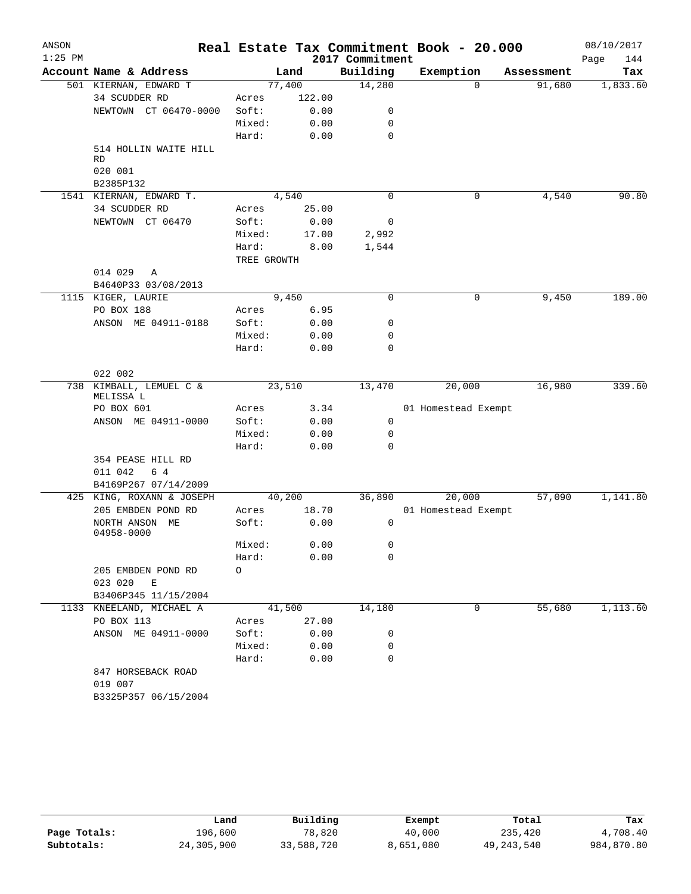# Real Estate Tax Commitment Book - 20.000

ANSON
2017 Commitment
08/10/2017

| Account Name & Address | Land | | Building | Exemption | Assessment | Tax |
|---|---|---|---|---|---|---|
| 501 KIERNAN, EDWARD T | | 77,400 | 14,280 | 0 | 91,680 | 1,833.60 |
| 34 SCUDDER RD | Acres | 122.00 | | | | |
| NEWTOWN CT 06470-0000 | Soft: | 0.00 | 0 | | | |
| | Mixed: | 0.00 | 0 | | | |
| | Hard: | 0.00 | 0 | | | |
| 514 HOLLIN WAITE HILL RD | | | | | | |
| 020 001 | | | | | | |
| B2385P132 | | | | | | |
| 1541 KIERNAN, EDWARD T. | | 4,540 | 0 | 0 | 4,540 | 90.80 |
| 34 SCUDDER RD | Acres | 25.00 | | | | |
| NEWTOWN CT 06470 | Soft: | 0.00 | 0 | | | |
| | Mixed: | 17.00 | 2,992 | | | |
| | Hard: | 8.00 | 1,544 | | | |
| | TREE GROWTH | | | | | |
| 014 029 A | | | | | | |
| B4640P33 03/08/2013 | | | | | | |
| 1115 KIGER, LAURIE | | 9,450 | 0 | 0 | 9,450 | 189.00 |
| PO BOX 188 | Acres | 6.95 | | | | |
| ANSON ME 04911-0188 | Soft: | 0.00 | 0 | | | |
| | Mixed: | 0.00 | 0 | | | |
| | Hard: | 0.00 | 0 | | | |
| 022 002 | | | | | | |
| 738 KIMBALL, LEMUEL C & MELISSA L | | 23,510 | 13,470 | 20,000 | 16,980 | 339.60 |
| PO BOX 601 | Acres | 3.34 | | 01 Homestead Exempt | | |
| ANSON ME 04911-0000 | Soft: | 0.00 | 0 | | | |
| | Mixed: | 0.00 | 0 | | | |
| | Hard: | 0.00 | 0 | | | |
| 354 PEASE HILL RD | | | | | | |
| 011 042 6 4 | | | | | | |
| B4169P267 07/14/2009 | | | | | | |
| 425 KING, ROXANN & JOSEPH | | 40,200 | 36,890 | 20,000 | 57,090 | 1,141.80 |
| 205 EMBDEN POND RD | Acres | 18.70 | | 01 Homestead Exempt | | |
| NORTH ANSON ME 04958-0000 | Soft: | 0.00 | 0 | | | |
| | Mixed: | 0.00 | 0 | | | |
| | Hard: | 0.00 | 0 | | | |
| 205 EMBDEN POND RD | O | | | | | |
| 023 020 E | | | | | | |
| B3406P345 11/15/2004 | | | | | | |
| 1133 KNEELAND, MICHAEL A | | 41,500 | 14,180 | 0 | 55,680 | 1,113.60 |
| PO BOX 113 | Acres | 27.00 | | | | |
| ANSON ME 04911-0000 | Soft: | 0.00 | 0 | | | |
| | Mixed: | 0.00 | 0 | | | |
| | Hard: | 0.00 | 0 | | | |
| 847 HORSEBACK ROAD | | | | | | |
| 019 007 | | | | | | |
| B3325P357 06/15/2004 | | | | | | |

| | Land | Building | Exempt | Total | Tax |
|---|---|---|---|---|---|
| Page Totals: | 196,600 | 78,820 | 40,000 | 235,420 | 4,708.40 |
| Subtotals: | 24,305,900 | 33,588,720 | 8,651,080 | 49,243,540 | 984,870.80 |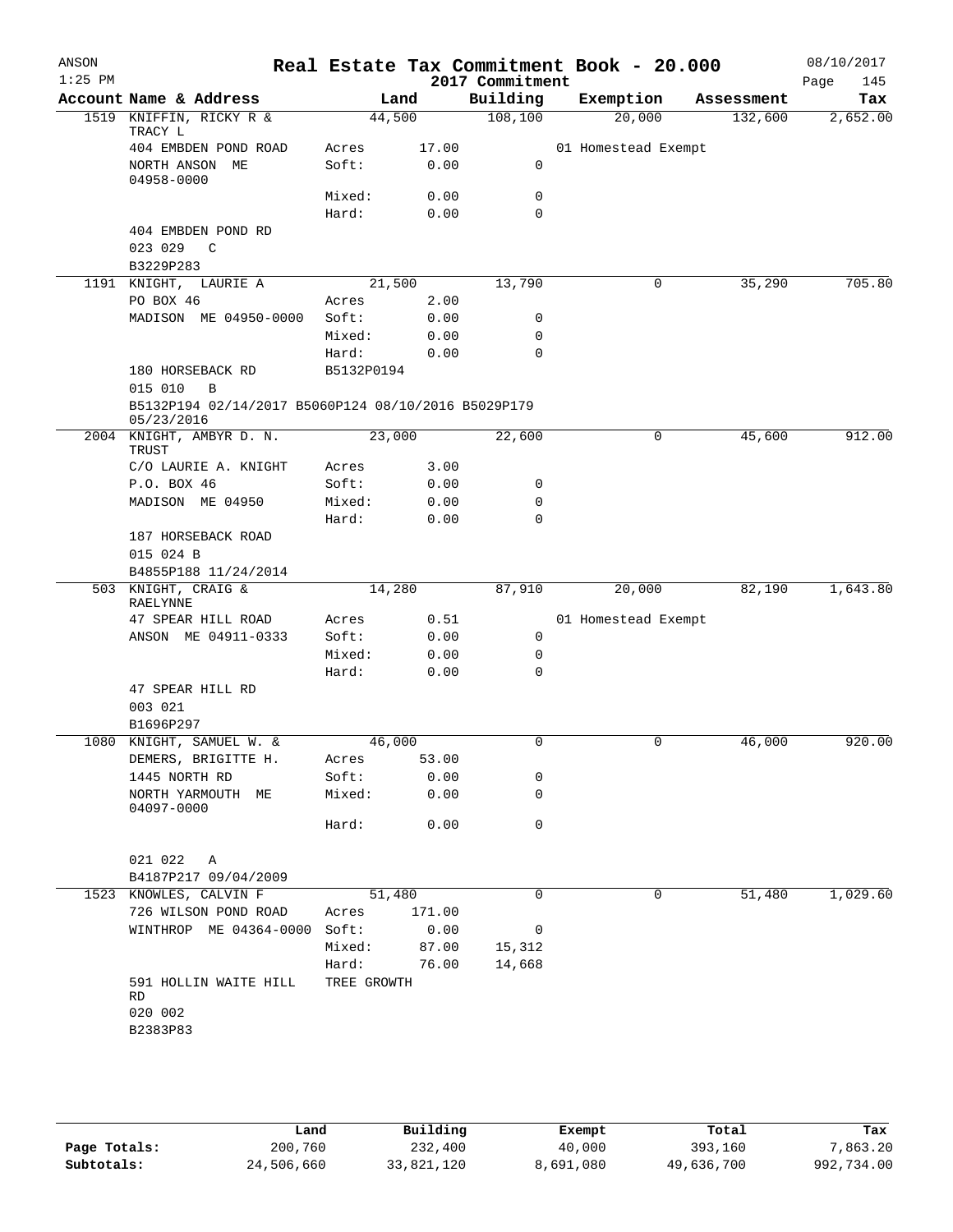# Real Estate Tax Commitment Book - 20.000

ANSON 1:25 PM — 2017 Commitment — 08/10/2017

| Account Name & Address | | Land | Building | Exemption | Assessment | Tax |
|---|---|---|---|---|---|---|
| 1519 KNIFFIN, RICKY R & TRACY L | | 44,500 | 108,100 | 20,000 | 132,600 | 2,652.00 |
| 404 EMBDEN POND ROAD | Acres | 17.00 | | 01 Homestead Exempt | | |
| NORTH ANSON ME 04958-0000 | Soft: | 0.00 | 0 | | | |
| | Mixed: | 0.00 | 0 | | | |
| | Hard: | 0.00 | 0 | | | |
| 404 EMBDEN POND RD | | | | | | |
| 023 029 C | | | | | | |
| B3229P283 | | | | | | |
| 1191 KNIGHT, LAURIE A | | 21,500 | 13,790 | 0 | 35,290 | 705.80 |
| PO BOX 46 | Acres | 2.00 | | | | |
| MADISON ME 04950-0000 | Soft: | 0.00 | 0 | | | |
| | Mixed: | 0.00 | 0 | | | |
| | Hard: | 0.00 | 0 | | | |
| 180 HORSEBACK RD | B5132P0194 | | | | | |
| 015 010 B | | | | | | |
| B5132P194 02/14/2017 B5060P124 08/10/2016 B5029P179 05/23/2016 | | | | | | |
| 2004 KNIGHT, AMBYR D. N. TRUST | | 23,000 | 22,600 | 0 | 45,600 | 912.00 |
| C/O LAURIE A. KNIGHT | Acres | 3.00 | | | | |
| P.O. BOX 46 | Soft: | 0.00 | 0 | | | |
| MADISON ME 04950 | Mixed: | 0.00 | 0 | | | |
| | Hard: | 0.00 | 0 | | | |
| 187 HORSEBACK ROAD | | | | | | |
| 015 024 B | | | | | | |
| B4855P188 11/24/2014 | | | | | | |
| 503 KNIGHT, CRAIG & RAELYNNE | | 14,280 | 87,910 | 20,000 | 82,190 | 1,643.80 |
| 47 SPEAR HILL ROAD | Acres | 0.51 | | 01 Homestead Exempt | | |
| ANSON ME 04911-0333 | Soft: | 0.00 | 0 | | | |
| | Mixed: | 0.00 | 0 | | | |
| | Hard: | 0.00 | 0 | | | |
| 47 SPEAR HILL RD | | | | | | |
| 003 021 | | | | | | |
| B1696P297 | | | | | | |
| 1080 KNIGHT, SAMUEL W. & | | 46,000 | 0 | 0 | 46,000 | 920.00 |
| DEMERS, BRIGITTE H. | Acres | 53.00 | | | | |
| 1445 NORTH RD | Soft: | 0.00 | 0 | | | |
| NORTH YARMOUTH ME 04097-0000 | Mixed: | 0.00 | 0 | | | |
| | Hard: | 0.00 | 0 | | | |
| 021 022 A | | | | | | |
| B4187P217 09/04/2009 | | | | | | |
| 1523 KNOWLES, CALVIN F | | 51,480 | 0 | 0 | 51,480 | 1,029.60 |
| 726 WILSON POND ROAD | Acres | 171.00 | | | | |
| WINTHROP ME 04364-0000 | Soft: | 0.00 | 0 | | | |
| | Mixed: | 87.00 | 15,312 | | | |
| | Hard: | 76.00 | 14,668 | | | |
| 591 HOLLIN WAITE HILL RD | TREE GROWTH | | | | | |
| 020 002 | | | | | | |
| B2383P83 | | | | | | |

| | Land | Building | Exempt | Total | Tax |
|---|---|---|---|---|---|
| Page Totals: | 200,760 | 232,400 | 40,000 | 393,160 | 7,863.20 |
| Subtotals: | 24,506,660 | 33,821,120 | 8,691,080 | 49,636,700 | 992,734.00 |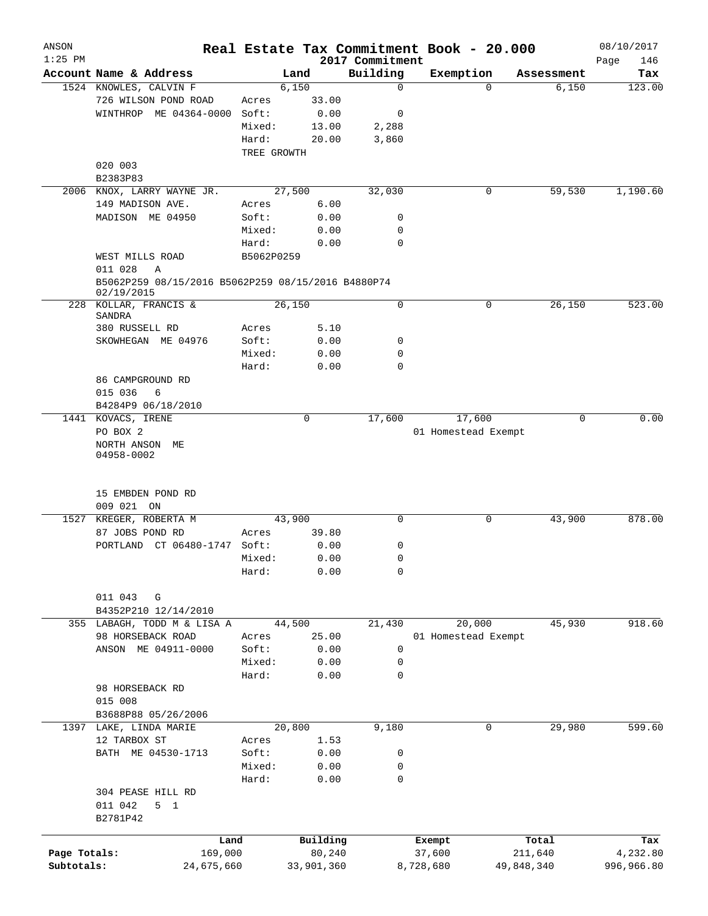# Real Estate Tax Commitment Book - 20.000

ANSON 1:25 PM — 2017 Commitment — 08/10/2017

| Account | Name & Address | | Land | Building | Exemption | Assessment | Tax |
|---|---|---|---|---|---|---|---|
| 1524 | KNOWLES, CALVIN F | | 6,150 | 0 | 0 | 6,150 | 123.00 |
| | 726 WILSON POND ROAD | Acres | 33.00 | | | | |
| | WINTHROP ME 04364-0000 | Soft: | 0.00 | 0 | | | |
| | | Mixed: | 13.00 | 2,288 | | | |
| | | Hard: | 20.00 | 3,860 | | | |
| | | TREE GROWTH | | | | | |
| | 020 003 | | | | | | |
| | B2383P83 | | | | | | |
| 2006 | KNOX, LARRY WAYNE JR. | | 27,500 | 32,030 | 0 | 59,530 | 1,190.60 |
| | 149 MADISON AVE. | Acres | 6.00 | | | | |
| | MADISON ME 04950 | Soft: | 0.00 | 0 | | | |
| | | Mixed: | 0.00 | 0 | | | |
| | | Hard: | 0.00 | 0 | | | |
| | WEST MILLS ROAD | B5062P0259 | | | | | |
| | 011 028 A | | | | | | |
| | B5062P259 08/15/2016 B5062P259 08/15/2016 B4880P74 02/19/2015 | | | | | | |
| 228 | KOLLAR, FRANCIS & SANDRA | | 26,150 | 0 | 0 | 26,150 | 523.00 |
| | 380 RUSSELL RD | Acres | 5.10 | | | | |
| | SKOWHEGAN ME 04976 | Soft: | 0.00 | 0 | | | |
| | | Mixed: | 0.00 | 0 | | | |
| | | Hard: | 0.00 | 0 | | | |
| | 86 CAMPGROUND RD | | | | | | |
| | 015 036 6 | | | | | | |
| | B4284P9 06/18/2010 | | | | | | |
| 1441 | KOVACS, IRENE | | 0 | 17,600 | 17,600 | 0 | 0.00 |
| | PO BOX 2 | | | | 01 Homestead Exempt | | |
| | NORTH ANSON ME 04958-0002 | | | | | | |
| | 15 EMBDEN POND RD | | | | | | |
| | 009 021 ON | | | | | | |
| 1527 | KREGER, ROBERTA M | | 43,900 | 0 | 0 | 43,900 | 878.00 |
| | 87 JOBS POND RD | Acres | 39.80 | | | | |
| | PORTLAND CT 06480-1747 | Soft: | 0.00 | 0 | | | |
| | | Mixed: | 0.00 | 0 | | | |
| | | Hard: | 0.00 | 0 | | | |
| | 011 043 G | | | | | | |
| | B4352P210 12/14/2010 | | | | | | |
| 355 | LABAGH, TODD M & LISA A | | 44,500 | 21,430 | 20,000 | 45,930 | 918.60 |
| | 98 HORSEBACK ROAD | Acres | 25.00 | | 01 Homestead Exempt | | |
| | ANSON ME 04911-0000 | Soft: | 0.00 | 0 | | | |
| | | Mixed: | 0.00 | 0 | | | |
| | | Hard: | 0.00 | 0 | | | |
| | 98 HORSEBACK RD | | | | | | |
| | 015 008 | | | | | | |
| | B3688P88 05/26/2006 | | | | | | |
| 1397 | LAKE, LINDA MARIE | | 20,800 | 9,180 | 0 | 29,980 | 599.60 |
| | 12 TARBOX ST | Acres | 1.53 | | | | |
| | BATH ME 04530-1713 | Soft: | 0.00 | 0 | | | |
| | | Mixed: | 0.00 | 0 | | | |
| | | Hard: | 0.00 | 0 | | | |
| | 304 PEASE HILL RD | | | | | | |
| | 011 042 5 1 | | | | | | |
| | B2781P42 | | | | | | |

| | Land | Building | Exempt | Total | Tax |
|---|---|---|---|---|---|
| Page Totals: | 169,000 | 80,240 | 37,600 | 211,640 | 4,232.80 |
| Subtotals: | 24,675,660 | 33,901,360 | 8,728,680 | 49,848,340 | 996,966.80 |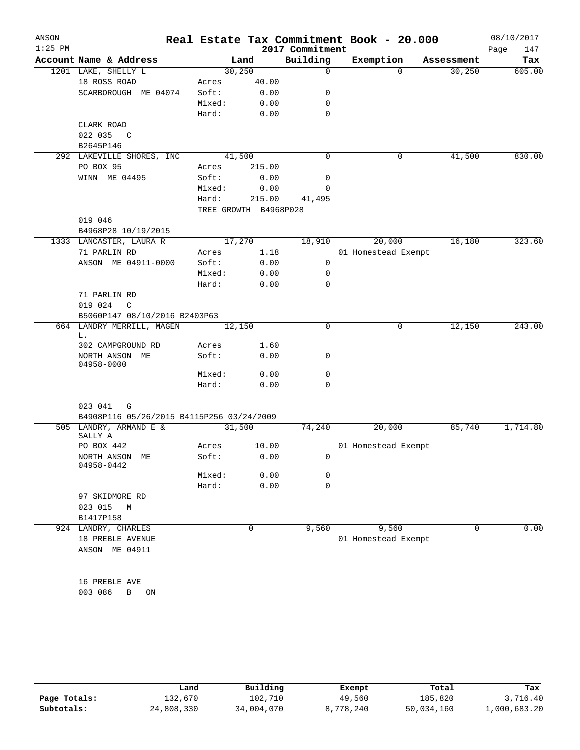ANSON 1:25 PM

# Real Estate Tax Commitment Book - 20.000

## 2017 Commitment

08/10/2017

| Account Name & Address | Land | | Building | Exemption | Assessment | Tax |
|---|---|---|---|---|---|---|
| 1201 LAKE, SHELLY L | 30,250 | | 0 | 0 | 30,250 | 605.00 |
| 18 ROSS ROAD | Acres | 40.00 | | | | |
| SCARBOROUGH ME 04074 | Soft: | 0.00 | 0 | | | |
| | Mixed: | 0.00 | 0 | | | |
| | Hard: | 0.00 | 0 | | | |
| CLARK ROAD | | | | | | |
| 022 035 C | | | | | | |
| B2645P146 | | | | | | |
| 292 LAKEVILLE SHORES, INC | 41,500 | | 0 | 0 | 41,500 | 830.00 |
| PO BOX 95 | Acres | 215.00 | | | | |
| WINN ME 04495 | Soft: | 0.00 | 0 | | | |
| | Mixed: | 0.00 | 0 | | | |
| | Hard: | 215.00 | 41,495 | | | |
| | TREE GROWTH B4968P028 | | | | | |
| 019 046 | | | | | | |
| B4968P28 10/19/2015 | | | | | | |
| 1333 LANCASTER, LAURA R | 17,270 | | 18,910 | 20,000 | 16,180 | 323.60 |
| 71 PARLIN RD | Acres | 1.18 | | 01 Homestead Exempt | | |
| ANSON ME 04911-0000 | Soft: | 0.00 | 0 | | | |
| | Mixed: | 0.00 | 0 | | | |
| | Hard: | 0.00 | 0 | | | |
| 71 PARLIN RD | | | | | | |
| 019 024 C | | | | | | |
| B5060P147 08/10/2016 B2403P63 | | | | | | |
| 664 LANDRY MERRILL, MAGEN L. | 12,150 | | 0 | 0 | 12,150 | 243.00 |
| 302 CAMPGROUND RD | Acres | 1.60 | | | | |
| NORTH ANSON ME 04958-0000 | Soft: | 0.00 | 0 | | | |
| | Mixed: | 0.00 | 0 | | | |
| | Hard: | 0.00 | 0 | | | |
| 023 041 G | | | | | | |
| B4908P116 05/26/2015 B4115P256 03/24/2009 | | | | | | |
| 505 LANDRY, ARMAND E & SALLY A | 31,500 | | 74,240 | 20,000 | 85,740 | 1,714.80 |
| PO BOX 442 | Acres | 10.00 | | 01 Homestead Exempt | | |
| NORTH ANSON ME 04958-0442 | Soft: | 0.00 | 0 | | | |
| | Mixed: | 0.00 | 0 | | | |
| | Hard: | 0.00 | 0 | | | |
| 97 SKIDMORE RD | | | | | | |
| 023 015 M | | | | | | |
| B1417P158 | | | | | | |
| 924 LANDRY, CHARLES | 0 | | 9,560 | 9,560 | 0 | 0.00 |
| 18 PREBLE AVENUE | | | | 01 Homestead Exempt | | |
| ANSON ME 04911 | | | | | | |
| 16 PREBLE AVE | | | | | | |
| 003 086 B ON | | | | | | |

| | Land | Building | Exempt | Total | Tax |
|---|---|---|---|---|---|
| Page Totals: | 132,670 | 102,710 | 49,560 | 185,820 | 3,716.40 |
| Subtotals: | 24,808,330 | 34,004,070 | 8,778,240 | 50,034,160 | 1,000,683.20 |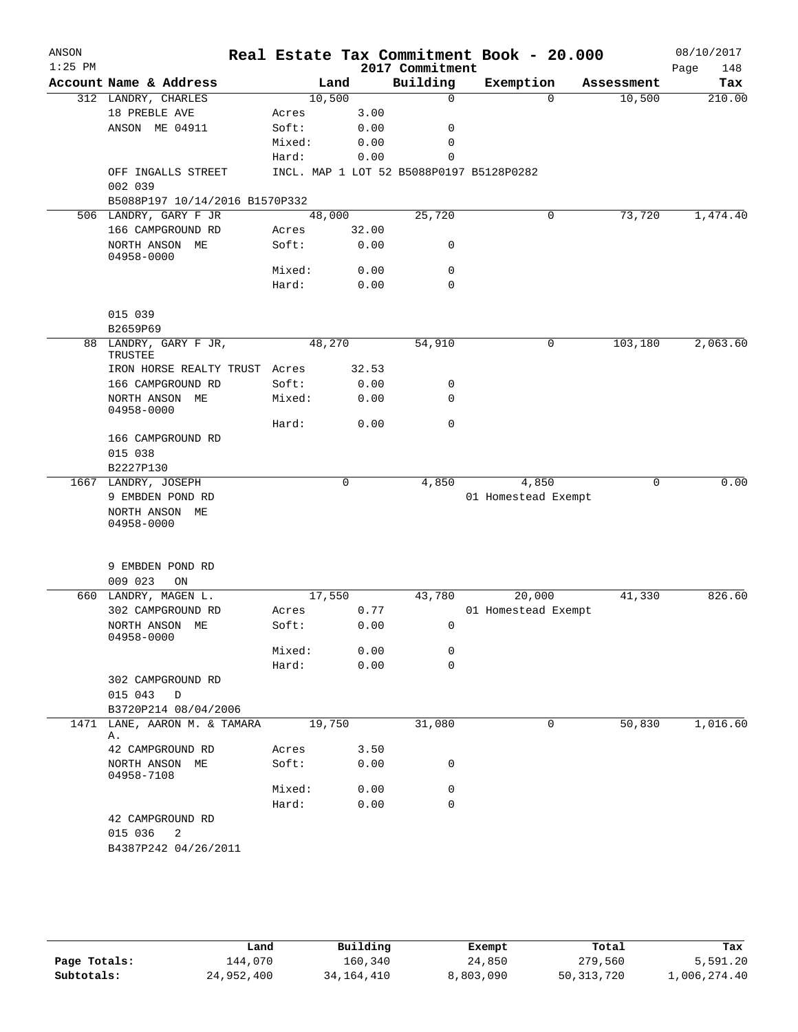# Real Estate Tax Commitment Book - 20.000

ANSON
1:25 PM

2017 Commitment

08/10/2017

| Account | Name & Address | Land | | Building | Exemption | Assessment | Tax |
|---|---|---|---|---|---|---|---|
| 312 | LANDRY, CHARLES | 10,500 | | 0 | 0 | 10,500 | 210.00 |
| | 18 PREBLE AVE | Acres | 3.00 | | | | |
| | ANSON ME 04911 | Soft: | 0.00 | 0 | | | |
| | | Mixed: | 0.00 | 0 | | | |
| | | Hard: | 0.00 | 0 | | | |
| | OFF INGALLS STREET | INCL. MAP 1 LOT 52 B5088P0197 B5128P0282 | | | | | |
| | 002 039 | | | | | | |
| | B5088P197 10/14/2016 B1570P332 | | | | | | |
| 506 | LANDRY, GARY F JR | 48,000 | | 25,720 | 0 | 73,720 | 1,474.40 |
| | 166 CAMPGROUND RD | Acres | 32.00 | | | | |
| | NORTH ANSON ME 04958-0000 | Soft: | 0.00 | 0 | | | |
| | | Mixed: | 0.00 | 0 | | | |
| | | Hard: | 0.00 | 0 | | | |
| | 015 039 | | | | | | |
| | B2659P69 | | | | | | |
| 88 | LANDRY, GARY F JR, TRUSTEE | 48,270 | | 54,910 | 0 | 103,180 | 2,063.60 |
| | IRON HORSE REALTY TRUST | Acres | 32.53 | | | | |
| | 166 CAMPGROUND RD | Soft: | 0.00 | 0 | | | |
| | NORTH ANSON ME 04958-0000 | Mixed: | 0.00 | 0 | | | |
| | | Hard: | 0.00 | 0 | | | |
| | 166 CAMPGROUND RD | | | | | | |
| | 015 038 | | | | | | |
| | B2227P130 | | | | | | |
| 1667 | LANDRY, JOSEPH | 0 | | 4,850 | 4,850 | 0 | 0.00 |
| | 9 EMBDEN POND RD | | | | 01 Homestead Exempt | | |
| | NORTH ANSON ME 04958-0000 | | | | | | |
| | 9 EMBDEN POND RD | | | | | | |
| | 009 023 ON | | | | | | |
| 660 | LANDRY, MAGEN L. | 17,550 | | 43,780 | 20,000 | 41,330 | 826.60 |
| | 302 CAMPGROUND RD | Acres | 0.77 | | 01 Homestead Exempt | | |
| | NORTH ANSON ME 04958-0000 | Soft: | 0.00 | 0 | | | |
| | | Mixed: | 0.00 | 0 | | | |
| | | Hard: | 0.00 | 0 | | | |
| | 302 CAMPGROUND RD | | | | | | |
| | 015 043 D | | | | | | |
| | B3720P214 08/04/2006 | | | | | | |
| 1471 | LANE, AARON M. & TAMARA A. | 19,750 | | 31,080 | 0 | 50,830 | 1,016.60 |
| | 42 CAMPGROUND RD | Acres | 3.50 | | | | |
| | NORTH ANSON ME 04958-7108 | Soft: | 0.00 | 0 | | | |
| | | Mixed: | 0.00 | 0 | | | |
| | | Hard: | 0.00 | 0 | | | |
| | 42 CAMPGROUND RD | | | | | | |
| | 015 036 2 | | | | | | |
| | B4387P242 04/26/2011 | | | | | | |

| | Land | Building | Exempt | Total | Tax |
|---|---|---|---|---|---|
| Page Totals: | 144,070 | 160,340 | 24,850 | 279,560 | 5,591.20 |
| Subtotals: | 24,952,400 | 34,164,410 | 8,803,090 | 50,313,720 | 1,006,274.40 |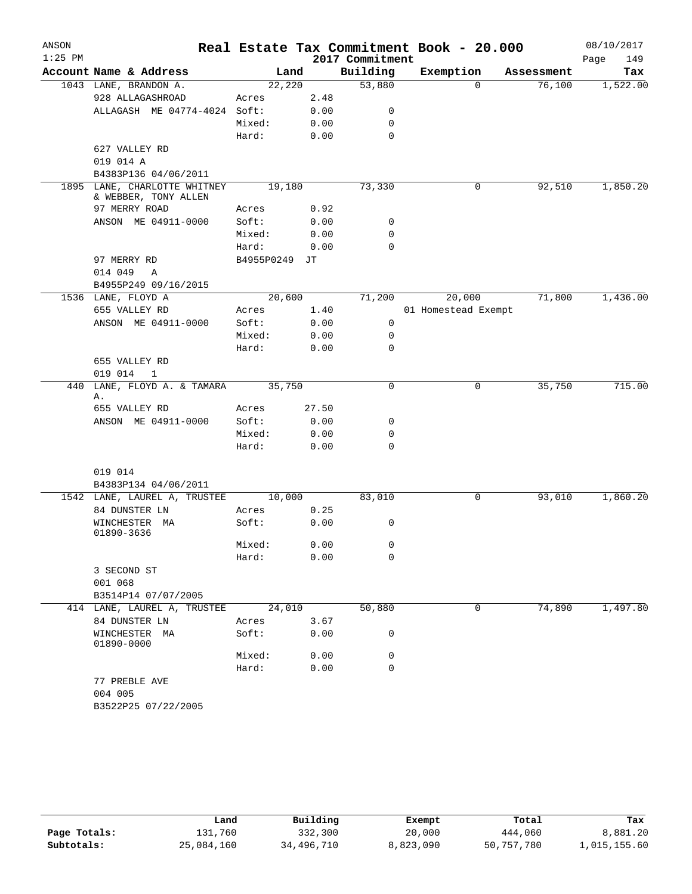# Real Estate Tax Commitment Book - 20.000

ANSON 1:25 PM — 2017 Commitment — 08/10/2017

| Account | Name & Address | Land | | Building | Exemption | Assessment | Tax |
|---|---|---|---|---|---|---|---|
| 1043 | LANE, BRANDON A. | 22,220 | | 53,880 | 0 | 76,100 | 1,522.00 |
| | 928 ALLAGASHROAD | Acres | 2.48 | | | | |
| | ALLAGASH ME 04774-4024 | Soft: | 0.00 | 0 | | | |
| | | Mixed: | 0.00 | 0 | | | |
| | | Hard: | 0.00 | 0 | | | |
| | 627 VALLEY RD | | | | | | |
| | 019 014 A | | | | | | |
| | B4383P136 04/06/2011 | | | | | | |
| 1895 | LANE, CHARLOTTE WHITNEY & WEBBER, TONY ALLEN | 19,180 | | 73,330 | 0 | 92,510 | 1,850.20 |
| | 97 MERRY ROAD | Acres | 0.92 | | | | |
| | ANSON ME 04911-0000 | Soft: | 0.00 | 0 | | | |
| | | Mixed: | 0.00 | 0 | | | |
| | | Hard: | 0.00 | 0 | | | |
| | 97 MERRY RD | B4955P0249 | JT | | | | |
| | 014 049 A | | | | | | |
| | B4955P249 09/16/2015 | | | | | | |
| 1536 | LANE, FLOYD A | 20,600 | | 71,200 | 20,000 | 71,800 | 1,436.00 |
| | 655 VALLEY RD | Acres | 1.40 | | 01 Homestead Exempt | | |
| | ANSON ME 04911-0000 | Soft: | 0.00 | 0 | | | |
| | | Mixed: | 0.00 | 0 | | | |
| | | Hard: | 0.00 | 0 | | | |
| | 655 VALLEY RD | | | | | | |
| | 019 014 1 | | | | | | |
| 440 | LANE, FLOYD A. & TAMARA A. | 35,750 | | 0 | 0 | 35,750 | 715.00 |
| | 655 VALLEY RD | Acres | 27.50 | | | | |
| | ANSON ME 04911-0000 | Soft: | 0.00 | 0 | | | |
| | | Mixed: | 0.00 | 0 | | | |
| | | Hard: | 0.00 | 0 | | | |
| | 019 014 | | | | | | |
| | B4383P134 04/06/2011 | | | | | | |
| 1542 | LANE, LAUREL A, TRUSTEE | 10,000 | | 83,010 | 0 | 93,010 | 1,860.20 |
| | 84 DUNSTER LN | Acres | 0.25 | | | | |
| | WINCHESTER MA 01890-3636 | Soft: | 0.00 | 0 | | | |
| | | Mixed: | 0.00 | 0 | | | |
| | | Hard: | 0.00 | 0 | | | |
| | 3 SECOND ST | | | | | | |
| | 001 068 | | | | | | |
| | B3514P14 07/07/2005 | | | | | | |
| 414 | LANE, LAUREL A, TRUSTEE | 24,010 | | 50,880 | 0 | 74,890 | 1,497.80 |
| | 84 DUNSTER LN | Acres | 3.67 | | | | |
| | WINCHESTER MA 01890-0000 | Soft: | 0.00 | 0 | | | |
| | | Mixed: | 0.00 | 0 | | | |
| | | Hard: | 0.00 | 0 | | | |
| | 77 PREBLE AVE | | | | | | |
| | 004 005 | | | | | | |
| | B3522P25 07/22/2005 | | | | | | |

| | Land | Building | Exempt | Total | Tax |
|---|---|---|---|---|---|
| Page Totals: | 131,760 | 332,300 | 20,000 | 444,060 | 8,881.20 |
| Subtotals: | 25,084,160 | 34,496,710 | 8,823,090 | 50,757,780 | 1,015,155.60 |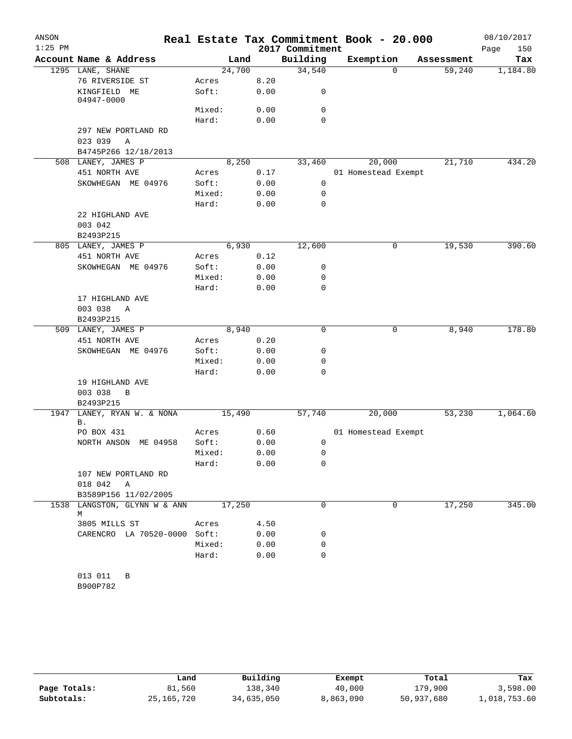# Real Estate Tax Commitment Book - 20.000

ANSON
1:25 PM
2017 Commitment
08/10/2017

| Account | Name & Address | | Land | Building | Exemption | Assessment | Tax |
|---|---|---|---|---|---|---|---|
| 1295 | LANE, SHANE | | 24,700 | 34,540 | 0 | 59,240 | 1,184.80 |
| | 76 RIVERSIDE ST | Acres | 8.20 | | | | |
| | KINGFIELD ME 04947-0000 | Soft: | 0.00 | 0 | | | |
| | | Mixed: | 0.00 | 0 | | | |
| | | Hard: | 0.00 | 0 | | | |
| | 297 NEW PORTLAND RD | | | | | | |
| | 023 039 A | | | | | | |
| | B4745P266 12/18/2013 | | | | | | |
| 508 | LANEY, JAMES P | | 8,250 | 33,460 | 20,000 | 21,710 | 434.20 |
| | 451 NORTH AVE | Acres | 0.17 | | 01 Homestead Exempt | | |
| | SKOWHEGAN ME 04976 | Soft: | 0.00 | 0 | | | |
| | | Mixed: | 0.00 | 0 | | | |
| | | Hard: | 0.00 | 0 | | | |
| | 22 HIGHLAND AVE | | | | | | |
| | 003 042 | | | | | | |
| | B2493P215 | | | | | | |
| 805 | LANEY, JAMES P | | 6,930 | 12,600 | 0 | 19,530 | 390.60 |
| | 451 NORTH AVE | Acres | 0.12 | | | | |
| | SKOWHEGAN ME 04976 | Soft: | 0.00 | 0 | | | |
| | | Mixed: | 0.00 | 0 | | | |
| | | Hard: | 0.00 | 0 | | | |
| | 17 HIGHLAND AVE | | | | | | |
| | 003 038 A | | | | | | |
| | B2493P215 | | | | | | |
| 509 | LANEY, JAMES P | | 8,940 | 0 | 0 | 8,940 | 178.80 |
| | 451 NORTH AVE | Acres | 0.20 | | | | |
| | SKOWHEGAN ME 04976 | Soft: | 0.00 | 0 | | | |
| | | Mixed: | 0.00 | 0 | | | |
| | | Hard: | 0.00 | 0 | | | |
| | 19 HIGHLAND AVE | | | | | | |
| | 003 038 B | | | | | | |
| | B2493P215 | | | | | | |
| 1947 | LANEY, RYAN W. & NONA B. | | 15,490 | 57,740 | 20,000 | 53,230 | 1,064.60 |
| | PO BOX 431 | Acres | 0.60 | | 01 Homestead Exempt | | |
| | NORTH ANSON ME 04958 | Soft: | 0.00 | 0 | | | |
| | | Mixed: | 0.00 | 0 | | | |
| | | Hard: | 0.00 | 0 | | | |
| | 107 NEW PORTLAND RD | | | | | | |
| | 018 042 A | | | | | | |
| | B3589P156 11/02/2005 | | | | | | |
| 1538 | LANGSTON, GLYNN W & ANN M | | 17,250 | 0 | 0 | 17,250 | 345.00 |
| | 3805 MILLS ST | Acres | 4.50 | | | | |
| | CARENCRO LA 70520-0000 | Soft: | 0.00 | 0 | | | |
| | | Mixed: | 0.00 | 0 | | | |
| | | Hard: | 0.00 | 0 | | | |
| | 013 011 B | | | | | | |
| | B900P782 | | | | | | |

| | Land | Building | Exempt | Total | Tax |
|---|---|---|---|---|---|
| Page Totals: | 81,560 | 138,340 | 40,000 | 179,900 | 3,598.00 |
| Subtotals: | 25,165,720 | 34,635,050 | 8,863,090 | 50,937,680 | 1,018,753.60 |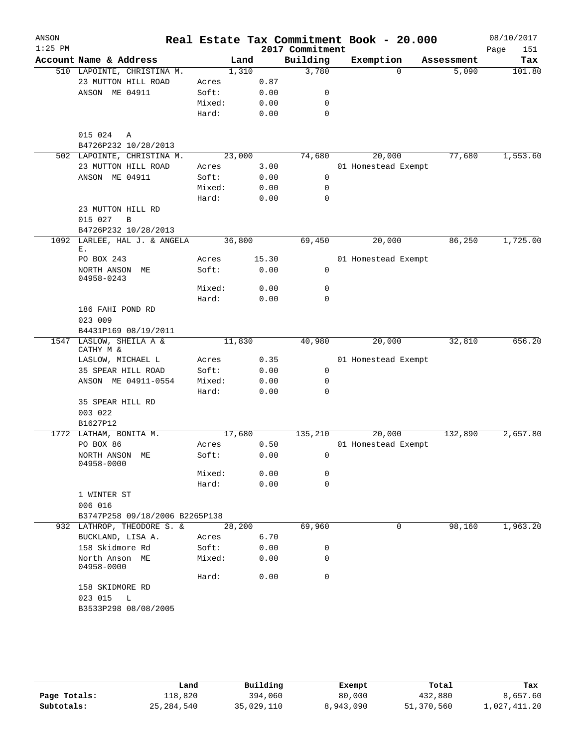# Real Estate Tax Commitment Book - 20.000

ANSON 08/10/2017
1:25 PM 2017 Commitment

| Account Name & Address | | Land | Building | Exemption | Assessment | Tax |
|---|---|---|---|---|---|---|
| 510 LAPOINTE, CHRISTINA M. | | 1,310 | 3,780 | 0 | 5,090 | 101.80 |
| 23 MUTTON HILL ROAD | Acres | 0.87 | | | | |
| ANSON ME 04911 | Soft: | 0.00 | 0 | | | |
| | Mixed: | 0.00 | 0 | | | |
| | Hard: | 0.00 | 0 | | | |
| 015 024 A | | | | | | |
| B4726P232 10/28/2013 | | | | | | |
| 502 LAPOINTE, CHRISTINA M. | | 23,000 | 74,680 | 20,000 | 77,680 | 1,553.60 |
| 23 MUTTON HILL ROAD | Acres | 3.00 | | 01 Homestead Exempt | | |
| ANSON ME 04911 | Soft: | 0.00 | 0 | | | |
| | Mixed: | 0.00 | 0 | | | |
| | Hard: | 0.00 | 0 | | | |
| 23 MUTTON HILL RD | | | | | | |
| 015 027 B | | | | | | |
| B4726P232 10/28/2013 | | | | | | |
| 1092 LARLEE, HAL J. & ANGELA E. | | 36,800 | 69,450 | 20,000 | 86,250 | 1,725.00 |
| PO BOX 243 | Acres | 15.30 | | 01 Homestead Exempt | | |
| NORTH ANSON ME 04958-0243 | Soft: | 0.00 | 0 | | | |
| | Mixed: | 0.00 | 0 | | | |
| | Hard: | 0.00 | 0 | | | |
| 186 FAHI POND RD | | | | | | |
| 023 009 | | | | | | |
| B4431P169 08/19/2011 | | | | | | |
| 1547 LASLOW, SHEILA A & CATHY M & | | 11,830 | 40,980 | 20,000 | 32,810 | 656.20 |
| LASLOW, MICHAEL L | Acres | 0.35 | | 01 Homestead Exempt | | |
| 35 SPEAR HILL ROAD | Soft: | 0.00 | 0 | | | |
| ANSON ME 04911-0554 | Mixed: | 0.00 | 0 | | | |
| | Hard: | 0.00 | 0 | | | |
| 35 SPEAR HILL RD | | | | | | |
| 003 022 | | | | | | |
| B1627P12 | | | | | | |
| 1772 LATHAM, BONITA M. | | 17,680 | 135,210 | 20,000 | 132,890 | 2,657.80 |
| PO BOX 86 | Acres | 0.50 | | 01 Homestead Exempt | | |
| NORTH ANSON ME 04958-0000 | Soft: | 0.00 | 0 | | | |
| | Mixed: | 0.00 | 0 | | | |
| | Hard: | 0.00 | 0 | | | |
| 1 WINTER ST | | | | | | |
| 006 016 | | | | | | |
| B3747P258 09/18/2006 B2265P138 | | | | | | |
| 932 LATHROP, THEODORE S. & | | 28,200 | 69,960 | 0 | 98,160 | 1,963.20 |
| BUCKLAND, LISA A. | Acres | 6.70 | | | | |
| 158 Skidmore Rd | Soft: | 0.00 | 0 | | | |
| North Anson ME 04958-0000 | Mixed: | 0.00 | 0 | | | |
| | Hard: | 0.00 | 0 | | | |
| 158 SKIDMORE RD | | | | | | |
| 023 015 L | | | | | | |
| B3533P298 08/08/2005 | | | | | | |

| | Land | Building | Exempt | Total | Tax |
|---|---|---|---|---|---|
| Page Totals: | 118,820 | 394,060 | 80,000 | 432,880 | 8,657.60 |
| Subtotals: | 25,284,540 | 35,029,110 | 8,943,090 | 51,370,560 | 1,027,411.20 |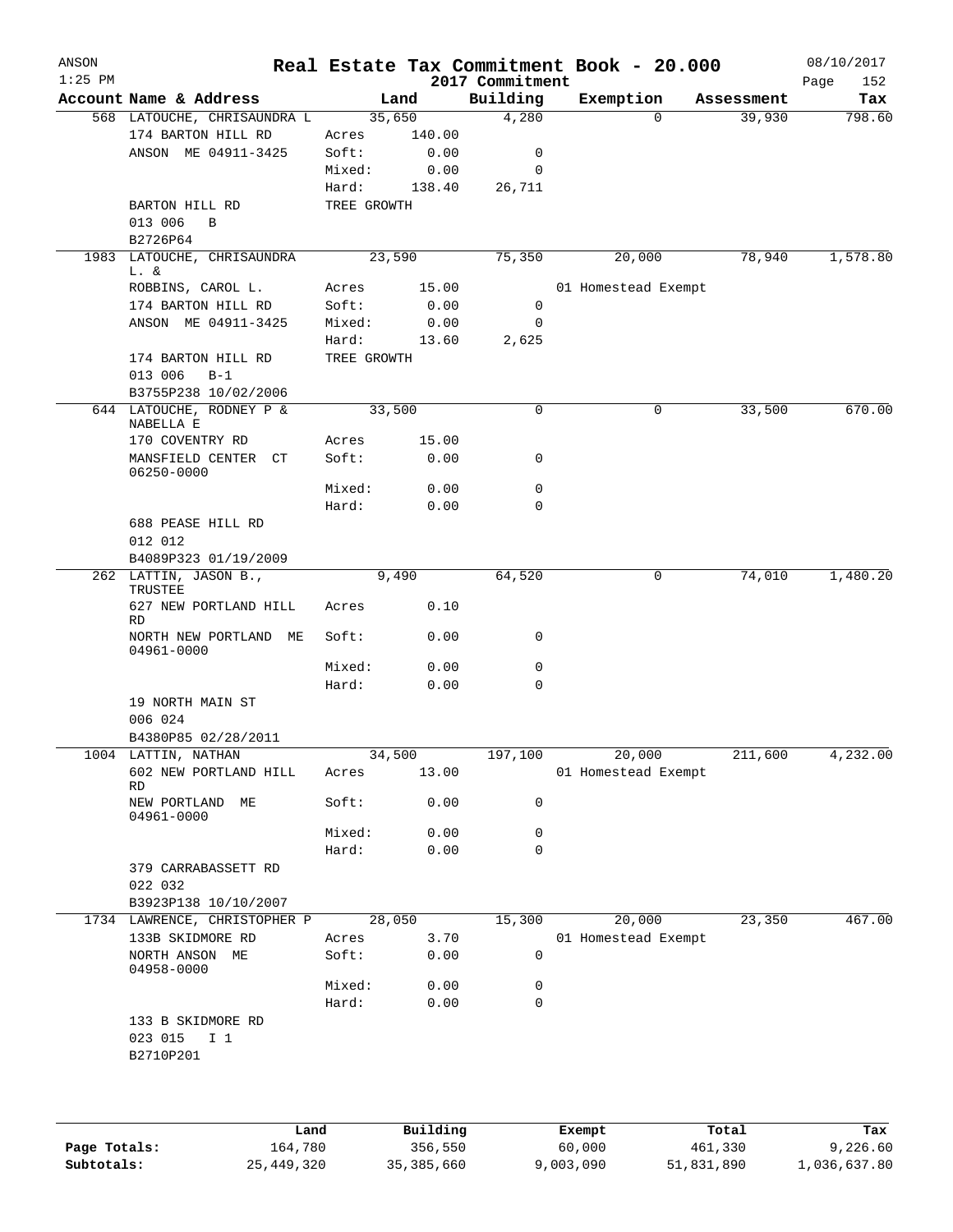ANSON
1:25 PM

# Real Estate Tax Commitment Book - 20.000

2017 Commitment

08/10/2017

| Account | Name & Address | | Land | Building | Exemption | Assessment | Tax |
|---|---|---|---|---|---|---|---|
| 568 | LATOUCHE, CHRISAUNDRA L | | 35,650 | 4,280 | 0 | 39,930 | 798.60 |
| | 174 BARTON HILL RD | Acres | 140.00 | | | | |
| | ANSON ME 04911-3425 | Soft: | 0.00 | 0 | | | |
| | | Mixed: | 0.00 | 0 | | | |
| | | Hard: | 138.40 | 26,711 | | | |
| | BARTON HILL RD | TREE GROWTH | | | | | |
| | 013 006 B | | | | | | |
| | B2726P64 | | | | | | |
| 1983 | LATOUCHE, CHRISAUNDRA L. & | | 23,590 | 75,350 | 20,000 | 78,940 | 1,578.80 |
| | ROBBINS, CAROL L. | Acres | 15.00 | | 01 Homestead Exempt | | |
| | 174 BARTON HILL RD | Soft: | 0.00 | 0 | | | |
| | ANSON ME 04911-3425 | Mixed: | 0.00 | 0 | | | |
| | | Hard: | 13.60 | 2,625 | | | |
| | 174 BARTON HILL RD | TREE GROWTH | | | | | |
| | 013 006 B-1 | | | | | | |
| | B3755P238 10/02/2006 | | | | | | |
| 644 | LATOUCHE, RODNEY P & NABELLA E | | 33,500 | 0 | 0 | 33,500 | 670.00 |
| | 170 COVENTRY RD | Acres | 15.00 | | | | |
| | MANSFIELD CENTER CT 06250-0000 | Soft: | 0.00 | 0 | | | |
| | | Mixed: | 0.00 | 0 | | | |
| | | Hard: | 0.00 | 0 | | | |
| | 688 PEASE HILL RD | | | | | | |
| | 012 012 | | | | | | |
| | B4089P323 01/19/2009 | | | | | | |
| 262 | LATTIN, JASON B., TRUSTEE | | 9,490 | 64,520 | 0 | 74,010 | 1,480.20 |
| | 627 NEW PORTLAND HILL RD | Acres | 0.10 | | | | |
| | NORTH NEW PORTLAND ME 04961-0000 | Soft: | 0.00 | 0 | | | |
| | | Mixed: | 0.00 | 0 | | | |
| | | Hard: | 0.00 | 0 | | | |
| | 19 NORTH MAIN ST | | | | | | |
| | 006 024 | | | | | | |
| | B4380P85 02/28/2011 | | | | | | |
| 1004 | LATTIN, NATHAN | | 34,500 | 197,100 | 20,000 | 211,600 | 4,232.00 |
| | 602 NEW PORTLAND HILL RD | Acres | 13.00 | | 01 Homestead Exempt | | |
| | NEW PORTLAND ME 04961-0000 | Soft: | 0.00 | 0 | | | |
| | | Mixed: | 0.00 | 0 | | | |
| | | Hard: | 0.00 | 0 | | | |
| | 379 CARRABASSETT RD | | | | | | |
| | 022 032 | | | | | | |
| | B3923P138 10/10/2007 | | | | | | |
| 1734 | LAWRENCE, CHRISTOPHER P | | 28,050 | 15,300 | 20,000 | 23,350 | 467.00 |
| | 133B SKIDMORE RD | Acres | 3.70 | | 01 Homestead Exempt | | |
| | NORTH ANSON ME 04958-0000 | Soft: | 0.00 | 0 | | | |
| | | Mixed: | 0.00 | 0 | | | |
| | | Hard: | 0.00 | 0 | | | |
| | 133 B SKIDMORE RD | | | | | | |
| | 023 015 I 1 | | | | | | |
| | B2710P201 | | | | | | |

| | Land | Building | Exempt | Total | Tax |
|---|---|---|---|---|---|
| Page Totals: | 164,780 | 356,550 | 60,000 | 461,330 | 9,226.60 |
| Subtotals: | 25,449,320 | 35,385,660 | 9,003,090 | 51,831,890 | 1,036,637.80 |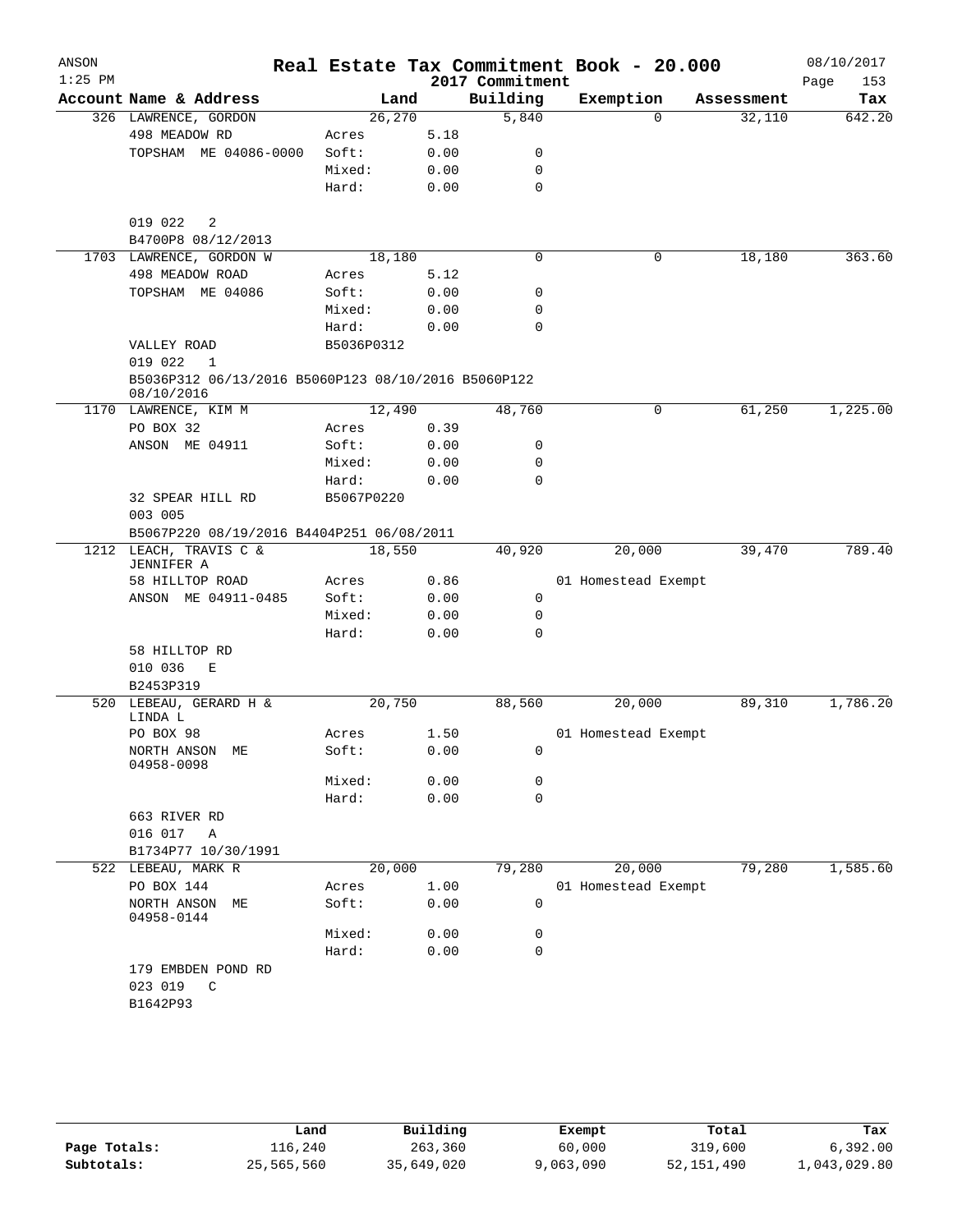# Real Estate Tax Commitment Book - 20.000

ANSON
1:25 PM

2017 Commitment

08/10/2017

| Account | Name & Address | Land | | Building | Exemption | Assessment | Tax |
|---|---|---|---|---|---|---|---|
| 326 | LAWRENCE, GORDON | 26,270 | | 5,840 | 0 | 32,110 | 642.20 |
| | 498 MEADOW RD | Acres | 5.18 | | | | |
| | TOPSHAM ME 04086-0000 | Soft: | 0.00 | 0 | | | |
| | | Mixed: | 0.00 | 0 | | | |
| | | Hard: | 0.00 | 0 | | | |
| | 019 022 2 | | | | | | |
| | B4700P8 08/12/2013 | | | | | | |
| 1703 | LAWRENCE, GORDON W | 18,180 | | 0 | 0 | 18,180 | 363.60 |
| | 498 MEADOW ROAD | Acres | 5.12 | | | | |
| | TOPSHAM ME 04086 | Soft: | 0.00 | 0 | | | |
| | | Mixed: | 0.00 | 0 | | | |
| | | Hard: | 0.00 | 0 | | | |
| | VALLEY ROAD | B5036P0312 | | | | | |
| | 019 022 1 | | | | | | |
| | B5036P312 06/13/2016 B5060P123 08/10/2016 B5060P122 08/10/2016 | | | | | | |
| 1170 | LAWRENCE, KIM M | 12,490 | | 48,760 | 0 | 61,250 | 1,225.00 |
| | PO BOX 32 | Acres | 0.39 | | | | |
| | ANSON ME 04911 | Soft: | 0.00 | 0 | | | |
| | | Mixed: | 0.00 | 0 | | | |
| | | Hard: | 0.00 | 0 | | | |
| | 32 SPEAR HILL RD | B5067P0220 | | | | | |
| | 003 005 | | | | | | |
| | B5067P220 08/19/2016 B4404P251 06/08/2011 | | | | | | |
| 1212 | LEACH, TRAVIS C & JENNIFER A | 18,550 | | 40,920 | 20,000 | 39,470 | 789.40 |
| | 58 HILLTOP ROAD | Acres | 0.86 | | 01 Homestead Exempt | | |
| | ANSON ME 04911-0485 | Soft: | 0.00 | 0 | | | |
| | | Mixed: | 0.00 | 0 | | | |
| | | Hard: | 0.00 | 0 | | | |
| | 58 HILLTOP RD | | | | | | |
| | 010 036 E | | | | | | |
| | B2453P319 | | | | | | |
| 520 | LEBEAU, GERARD H & LINDA L | 20,750 | | 88,560 | 20,000 | 89,310 | 1,786.20 |
| | PO BOX 98 | Acres | 1.50 | | 01 Homestead Exempt | | |
| | NORTH ANSON ME 04958-0098 | Soft: | 0.00 | 0 | | | |
| | | Mixed: | 0.00 | 0 | | | |
| | | Hard: | 0.00 | 0 | | | |
| | 663 RIVER RD | | | | | | |
| | 016 017 A | | | | | | |
| | B1734P77 10/30/1991 | | | | | | |
| 522 | LEBEAU, MARK R | 20,000 | | 79,280 | 20,000 | 79,280 | 1,585.60 |
| | PO BOX 144 | Acres | 1.00 | | 01 Homestead Exempt | | |
| | NORTH ANSON ME 04958-0144 | Soft: | 0.00 | 0 | | | |
| | | Mixed: | 0.00 | 0 | | | |
| | | Hard: | 0.00 | 0 | | | |
| | 179 EMBDEN POND RD | | | | | | |
| | 023 019 C | | | | | | |
| | B1642P93 | | | | | | |

| | Land | Building | Exempt | Total | Tax |
|---|---|---|---|---|---|
| Page Totals: | 116,240 | 263,360 | 60,000 | 319,600 | 6,392.00 |
| Subtotals: | 25,565,560 | 35,649,020 | 9,063,090 | 52,151,490 | 1,043,029.80 |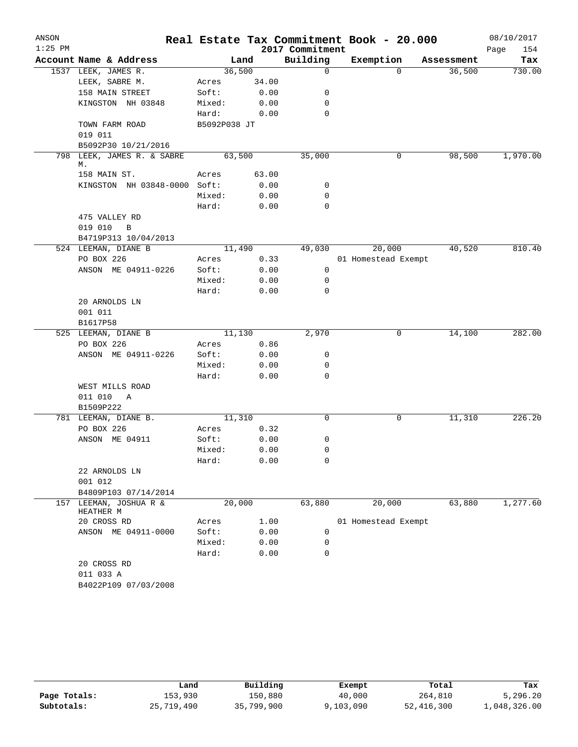# Real Estate Tax Commitment Book - 20.000

ANSON 1:25 PM — 2017 Commitment — 08/10/2017

| Account Name & Address | | Land | Building | Exemption | Assessment | Tax |
|---|---|---|---|---|---|---|
| 1537 LEEK, JAMES R. | | 36,500 | 0 | 0 | 36,500 | 730.00 |
| LEEK, SABRE M. | Acres | 34.00 | | | | |
| 158 MAIN STREET | Soft: | 0.00 | 0 | | | |
| KINGSTON NH 03848 | Mixed: | 0.00 | 0 | | | |
| | Hard: | 0.00 | 0 | | | |
| TOWN FARM ROAD | B5092P038 JT | | | | | |
| 019 011 | | | | | | |
| B5092P30 10/21/2016 | | | | | | |
| 798 LEEK, JAMES R. & SABRE M. | | 63,500 | 35,000 | 0 | 98,500 | 1,970.00 |
| 158 MAIN ST. | Acres | 63.00 | | | | |
| KINGSTON NH 03848-0000 | Soft: | 0.00 | 0 | | | |
| | Mixed: | 0.00 | 0 | | | |
| | Hard: | 0.00 | 0 | | | |
| 475 VALLEY RD | | | | | | |
| 019 010 B | | | | | | |
| B4719P313 10/04/2013 | | | | | | |
| 524 LEEMAN, DIANE B | | 11,490 | 49,030 | 20,000 | 40,520 | 810.40 |
| PO BOX 226 | Acres | 0.33 | | 01 Homestead Exempt | | |
| ANSON ME 04911-0226 | Soft: | 0.00 | 0 | | | |
| | Mixed: | 0.00 | 0 | | | |
| | Hard: | 0.00 | 0 | | | |
| 20 ARNOLDS LN | | | | | | |
| 001 011 | | | | | | |
| B1617P58 | | | | | | |
| 525 LEEMAN, DIANE B | | 11,130 | 2,970 | 0 | 14,100 | 282.00 |
| PO BOX 226 | Acres | 0.86 | | | | |
| ANSON ME 04911-0226 | Soft: | 0.00 | 0 | | | |
| | Mixed: | 0.00 | 0 | | | |
| | Hard: | 0.00 | 0 | | | |
| WEST MILLS ROAD | | | | | | |
| 011 010 A | | | | | | |
| B1509P222 | | | | | | |
| 781 LEEMAN, DIANE B. | | 11,310 | 0 | 0 | 11,310 | 226.20 |
| PO BOX 226 | Acres | 0.32 | | | | |
| ANSON ME 04911 | Soft: | 0.00 | 0 | | | |
| | Mixed: | 0.00 | 0 | | | |
| | Hard: | 0.00 | 0 | | | |
| 22 ARNOLDS LN | | | | | | |
| 001 012 | | | | | | |
| B4809P103 07/14/2014 | | | | | | |
| 157 LEEMAN, JOSHUA R & HEATHER M | | 20,000 | 63,880 | 20,000 | 63,880 | 1,277.60 |
| 20 CROSS RD | Acres | 1.00 | | 01 Homestead Exempt | | |
| ANSON ME 04911-0000 | Soft: | 0.00 | 0 | | | |
| | Mixed: | 0.00 | 0 | | | |
| | Hard: | 0.00 | 0 | | | |
| 20 CROSS RD | | | | | | |
| 011 033 A | | | | | | |
| B4022P109 07/03/2008 | | | | | | |

| | Land | Building | Exempt | Total | Tax |
|---|---|---|---|---|---|
| Page Totals: | 153,930 | 150,880 | 40,000 | 264,810 | 5,296.20 |
| Subtotals: | 25,719,490 | 35,799,900 | 9,103,090 | 52,416,300 | 1,048,326.00 |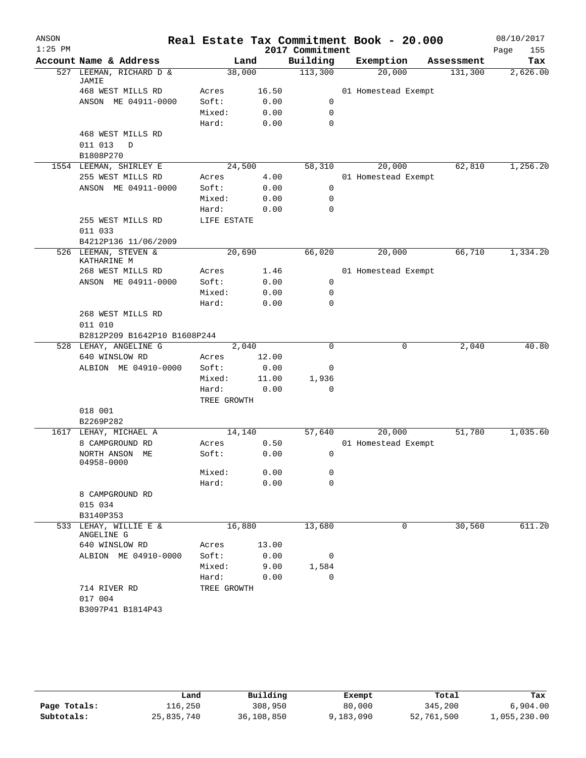# Real Estate Tax Commitment Book - 20.000

ANSON 1:25 PM — 2017 Commitment — 08/10/2017

| Account Name & Address | Land | | Building | Exemption | Assessment | Tax |
|---|---|---|---|---|---|---|
| 527 LEEMAN, RICHARD D & JAMIE | 38,000 | | 113,300 | 20,000 | 131,300 | 2,626.00 |
| 468 WEST MILLS RD | Acres | 16.50 | | 01 Homestead Exempt | | |
| ANSON ME 04911-0000 | Soft: | 0.00 | 0 | | | |
| | Mixed: | 0.00 | 0 | | | |
| | Hard: | 0.00 | 0 | | | |
| 468 WEST MILLS RD | | | | | | |
| 011 013 D | | | | | | |
| B1808P270 | | | | | | |
| 1554 LEEMAN, SHIRLEY E | 24,500 | | 58,310 | 20,000 | 62,810 | 1,256.20 |
| 255 WEST MILLS RD | Acres | 4.00 | | 01 Homestead Exempt | | |
| ANSON ME 04911-0000 | Soft: | 0.00 | 0 | | | |
| | Mixed: | 0.00 | 0 | | | |
| | Hard: | 0.00 | 0 | | | |
| 255 WEST MILLS RD | LIFE ESTATE | | | | | |
| 011 033 | | | | | | |
| B4212P136 11/06/2009 | | | | | | |
| 526 LEEMAN, STEVEN & KATHARINE M | 20,690 | | 66,020 | 20,000 | 66,710 | 1,334.20 |
| 268 WEST MILLS RD | Acres | 1.46 | | 01 Homestead Exempt | | |
| ANSON ME 04911-0000 | Soft: | 0.00 | 0 | | | |
| | Mixed: | 0.00 | 0 | | | |
| | Hard: | 0.00 | 0 | | | |
| 268 WEST MILLS RD | | | | | | |
| 011 010 | | | | | | |
| B2812P209 B1642P10 B1608P244 | | | | | | |
| 528 LEHAY, ANGELINE G | 2,040 | | 0 | 0 | 2,040 | 40.80 |
| 640 WINSLOW RD | Acres | 12.00 | | | | |
| ALBION ME 04910-0000 | Soft: | 0.00 | 0 | | | |
| | Mixed: | 11.00 | 1,936 | | | |
| | Hard: | 0.00 | 0 | | | |
| | TREE GROWTH | | | | | |
| 018 001 | | | | | | |
| B2269P282 | | | | | | |
| 1617 LEHAY, MICHAEL A | 14,140 | | 57,640 | 20,000 | 51,780 | 1,035.60 |
| 8 CAMPGROUND RD | Acres | 0.50 | | 01 Homestead Exempt | | |
| NORTH ANSON ME 04958-0000 | Soft: | 0.00 | 0 | | | |
| | Mixed: | 0.00 | 0 | | | |
| | Hard: | 0.00 | 0 | | | |
| 8 CAMPGROUND RD | | | | | | |
| 015 034 | | | | | | |
| B3140P353 | | | | | | |
| 533 LEHAY, WILLIE E & ANGELINE G | 16,880 | | 13,680 | 0 | 30,560 | 611.20 |
| 640 WINSLOW RD | Acres | 13.00 | | | | |
| ALBION ME 04910-0000 | Soft: | 0.00 | 0 | | | |
| | Mixed: | 9.00 | 1,584 | | | |
| | Hard: | 0.00 | 0 | | | |
| 714 RIVER RD | TREE GROWTH | | | | | |
| 017 004 | | | | | | |
| B3097P41 B1814P43 | | | | | | |

| | Land | Building | Exempt | Total | Tax |
|---|---|---|---|---|---|
| Page Totals: | 116,250 | 308,950 | 80,000 | 345,200 | 6,904.00 |
| Subtotals: | 25,835,740 | 36,108,850 | 9,183,090 | 52,761,500 | 1,055,230.00 |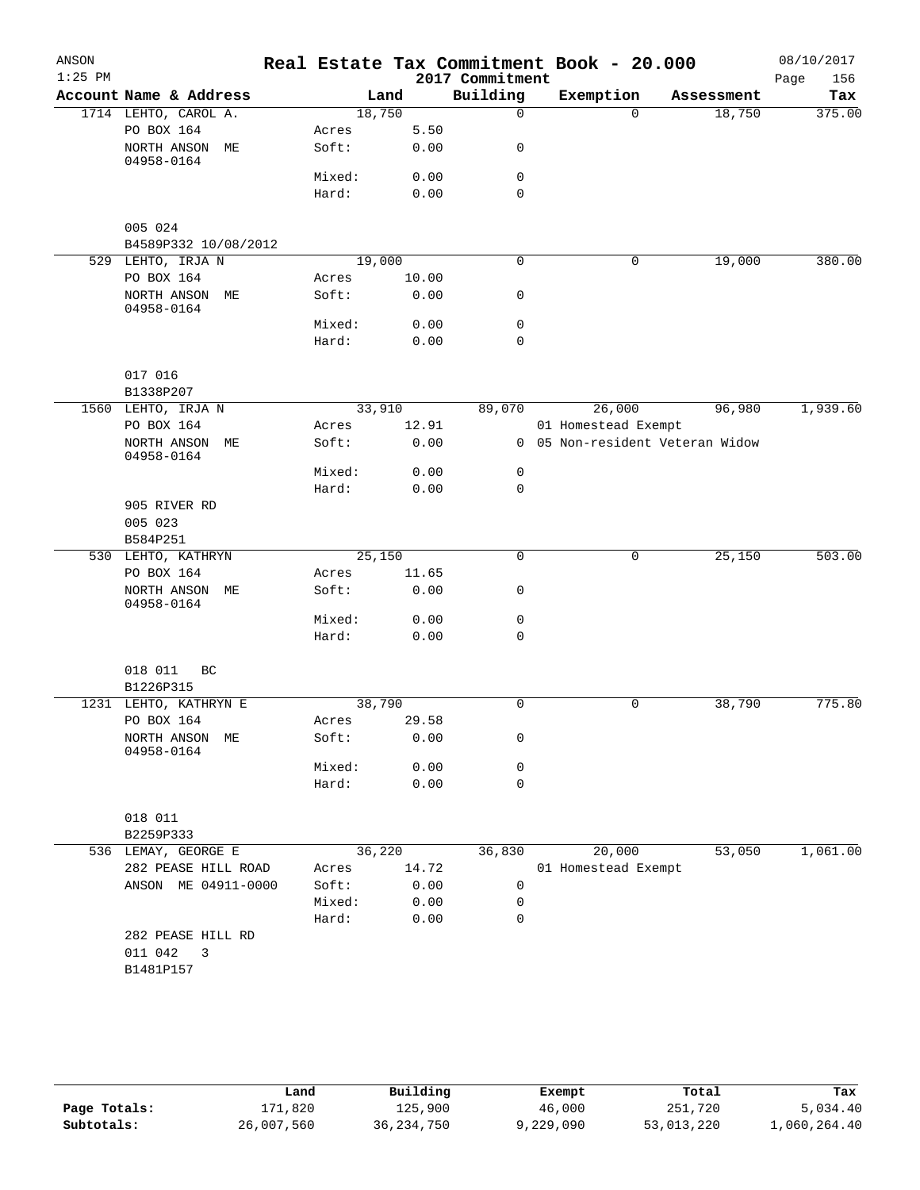# Real Estate Tax Commitment Book - 20.000

ANSON 1:25 PM — 2017 Commitment — 08/10/2017

| Account Name & Address | Land | | Building | Exemption | Assessment | Tax |
|---|---|---|---|---|---|---|
| 1714 LEHTO, CAROL A. | 18,750 | | 0 | 0 | 18,750 | 375.00 |
| PO BOX 164 | Acres | 5.50 | | | | |
| NORTH ANSON ME 04958-0164 | Soft: | 0.00 | 0 | | | |
| | Mixed: | 0.00 | 0 | | | |
| | Hard: | 0.00 | 0 | | | |
| 005 024 | | | | | | |
| B4589P332 10/08/2012 | | | | | | |
| 529 LEHTO, IRJA N | 19,000 | | 0 | 0 | 19,000 | 380.00 |
| PO BOX 164 | Acres | 10.00 | | | | |
| NORTH ANSON ME 04958-0164 | Soft: | 0.00 | 0 | | | |
| | Mixed: | 0.00 | 0 | | | |
| | Hard: | 0.00 | 0 | | | |
| 017 016 | | | | | | |
| B1338P207 | | | | | | |
| 1560 LEHTO, IRJA N | 33,910 | | 89,070 | 26,000 | 96,980 | 1,939.60 |
| PO BOX 164 | Acres | 12.91 | | 01 Homestead Exempt | | |
| NORTH ANSON ME 04958-0164 | Soft: | 0.00 | 0 | 05 Non-resident Veteran Widow | | |
| | Mixed: | 0.00 | 0 | | | |
| | Hard: | 0.00 | 0 | | | |
| 905 RIVER RD | | | | | | |
| 005 023 | | | | | | |
| B584P251 | | | | | | |
| 530 LEHTO, KATHRYN | 25,150 | | 0 | 0 | 25,150 | 503.00 |
| PO BOX 164 | Acres | 11.65 | | | | |
| NORTH ANSON ME 04958-0164 | Soft: | 0.00 | 0 | | | |
| | Mixed: | 0.00 | 0 | | | |
| | Hard: | 0.00 | 0 | | | |
| 018 011 BC | | | | | | |
| B1226P315 | | | | | | |
| 1231 LEHTO, KATHRYN E | 38,790 | | 0 | 0 | 38,790 | 775.80 |
| PO BOX 164 | Acres | 29.58 | | | | |
| NORTH ANSON ME 04958-0164 | Soft: | 0.00 | 0 | | | |
| | Mixed: | 0.00 | 0 | | | |
| | Hard: | 0.00 | 0 | | | |
| 018 011 | | | | | | |
| B2259P333 | | | | | | |
| 536 LEMAY, GEORGE E | 36,220 | | 36,830 | 20,000 | 53,050 | 1,061.00 |
| 282 PEASE HILL ROAD | Acres | 14.72 | | 01 Homestead Exempt | | |
| ANSON ME 04911-0000 | Soft: | 0.00 | 0 | | | |
| | Mixed: | 0.00 | 0 | | | |
| | Hard: | 0.00 | 0 | | | |
| 282 PEASE HILL RD | | | | | | |
| 011 042 3 | | | | | | |
| B1481P157 | | | | | | |

| | Land | Building | Exempt | Total | Tax |
|---|---|---|---|---|---|
| Page Totals: | 171,820 | 125,900 | 46,000 | 251,720 | 5,034.40 |
| Subtotals: | 26,007,560 | 36,234,750 | 9,229,090 | 53,013,220 | 1,060,264.40 |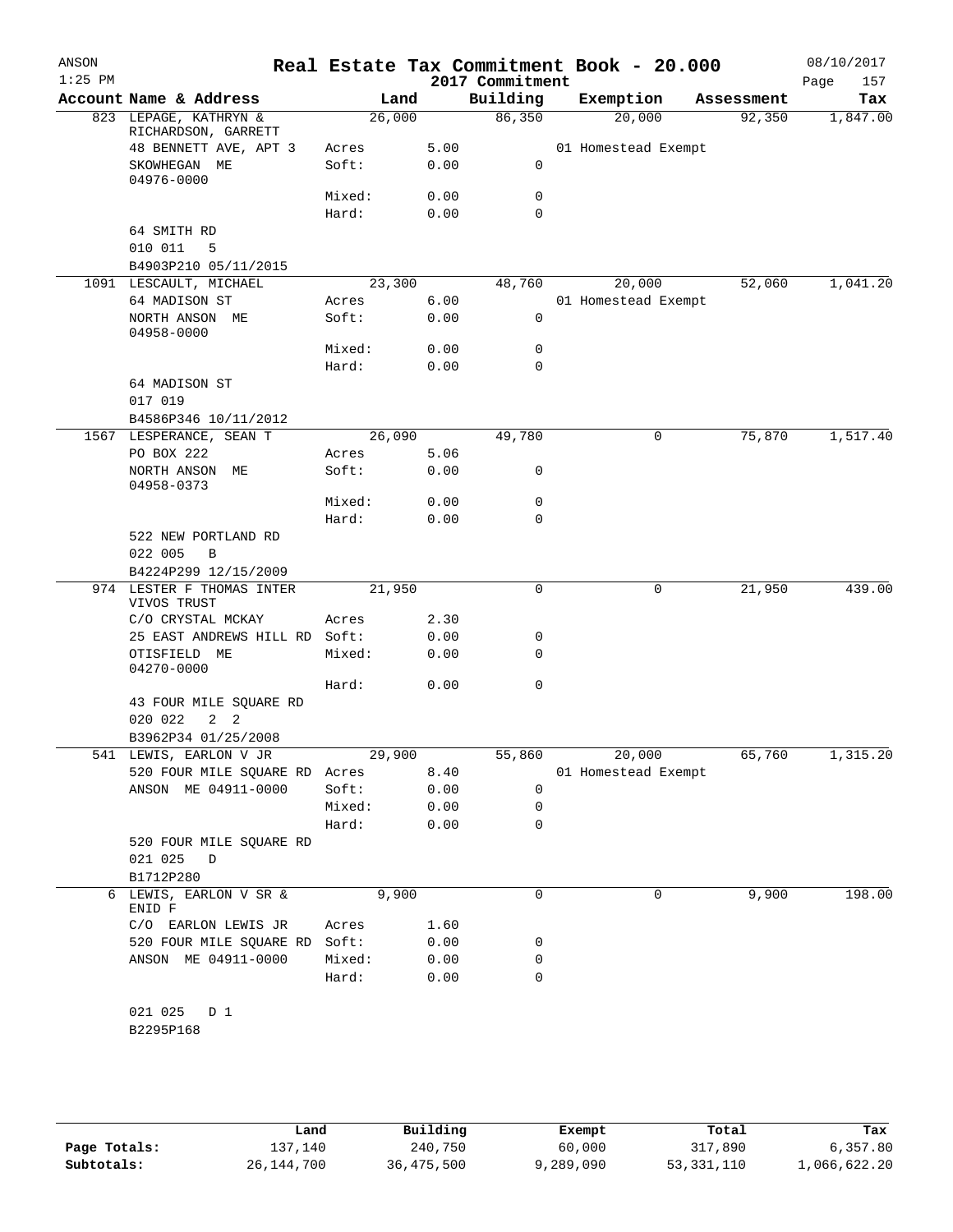# Real Estate Tax Commitment Book - 20.000

ANSON 1:25 PM — 2017 Commitment — 08/10/2017

| Account Name & Address | | Land | Building | Exemption | Assessment | Tax |
|---|---|---|---|---|---|---|
| 823 LEPAGE, KATHRYN & RICHARDSON, GARRETT | | 26,000 | 86,350 | 20,000 | 92,350 | 1,847.00 |
| 48 BENNETT AVE, APT 3 | Acres | 5.00 | | 01 Homestead Exempt | | |
| SKOWHEGAN ME 04976-0000 | Soft: | 0.00 | 0 | | | |
| | Mixed: | 0.00 | 0 | | | |
| | Hard: | 0.00 | 0 | | | |
| 64 SMITH RD | | | | | | |
| 010 011 5 | | | | | | |
| B4903P210 05/11/2015 | | | | | | |
| 1091 LESCAULT, MICHAEL | | 23,300 | 48,760 | 20,000 | 52,060 | 1,041.20 |
| 64 MADISON ST | Acres | 6.00 | | 01 Homestead Exempt | | |
| NORTH ANSON ME 04958-0000 | Soft: | 0.00 | 0 | | | |
| | Mixed: | 0.00 | 0 | | | |
| | Hard: | 0.00 | 0 | | | |
| 64 MADISON ST | | | | | | |
| 017 019 | | | | | | |
| B4586P346 10/11/2012 | | | | | | |
| 1567 LESPERANCE, SEAN T | | 26,090 | 49,780 | 0 | 75,870 | 1,517.40 |
| PO BOX 222 | Acres | 5.06 | | | | |
| NORTH ANSON ME 04958-0373 | Soft: | 0.00 | 0 | | | |
| | Mixed: | 0.00 | 0 | | | |
| | Hard: | 0.00 | 0 | | | |
| 522 NEW PORTLAND RD | | | | | | |
| 022 005 B | | | | | | |
| B4224P299 12/15/2009 | | | | | | |
| 974 LESTER F THOMAS INTER VIVOS TRUST | | 21,950 | 0 | 0 | 21,950 | 439.00 |
| C/O CRYSTAL MCKAY | Acres | 2.30 | | | | |
| 25 EAST ANDREWS HILL RD | Soft: | 0.00 | 0 | | | |
| OTISFIELD ME 04270-0000 | Mixed: | 0.00 | 0 | | | |
| | Hard: | 0.00 | 0 | | | |
| 43 FOUR MILE SQUARE RD | | | | | | |
| 020 022 2 2 | | | | | | |
| B3962P34 01/25/2008 | | | | | | |
| 541 LEWIS, EARLON V JR | | 29,900 | 55,860 | 20,000 | 65,760 | 1,315.20 |
| 520 FOUR MILE SQUARE RD | Acres | 8.40 | | 01 Homestead Exempt | | |
| ANSON ME 04911-0000 | Soft: | 0.00 | 0 | | | |
| | Mixed: | 0.00 | 0 | | | |
| | Hard: | 0.00 | 0 | | | |
| 520 FOUR MILE SQUARE RD | | | | | | |
| 021 025 D | | | | | | |
| B1712P280 | | | | | | |
| 6 LEWIS, EARLON V SR & ENID F | | 9,900 | 0 | 0 | 9,900 | 198.00 |
| C/O EARLON LEWIS JR | Acres | 1.60 | | | | |
| 520 FOUR MILE SQUARE RD | Soft: | 0.00 | 0 | | | |
| ANSON ME 04911-0000 | Mixed: | 0.00 | 0 | | | |
| | Hard: | 0.00 | 0 | | | |
| 021 025 D 1 | | | | | | |
| B2295P168 | | | | | | |

| | Land | Building | Exempt | Total | Tax |
|---|---|---|---|---|---|
| Page Totals: | 137,140 | 240,750 | 60,000 | 317,890 | 6,357.80 |
| Subtotals: | 26,144,700 | 36,475,500 | 9,289,090 | 53,331,110 | 1,066,622.20 |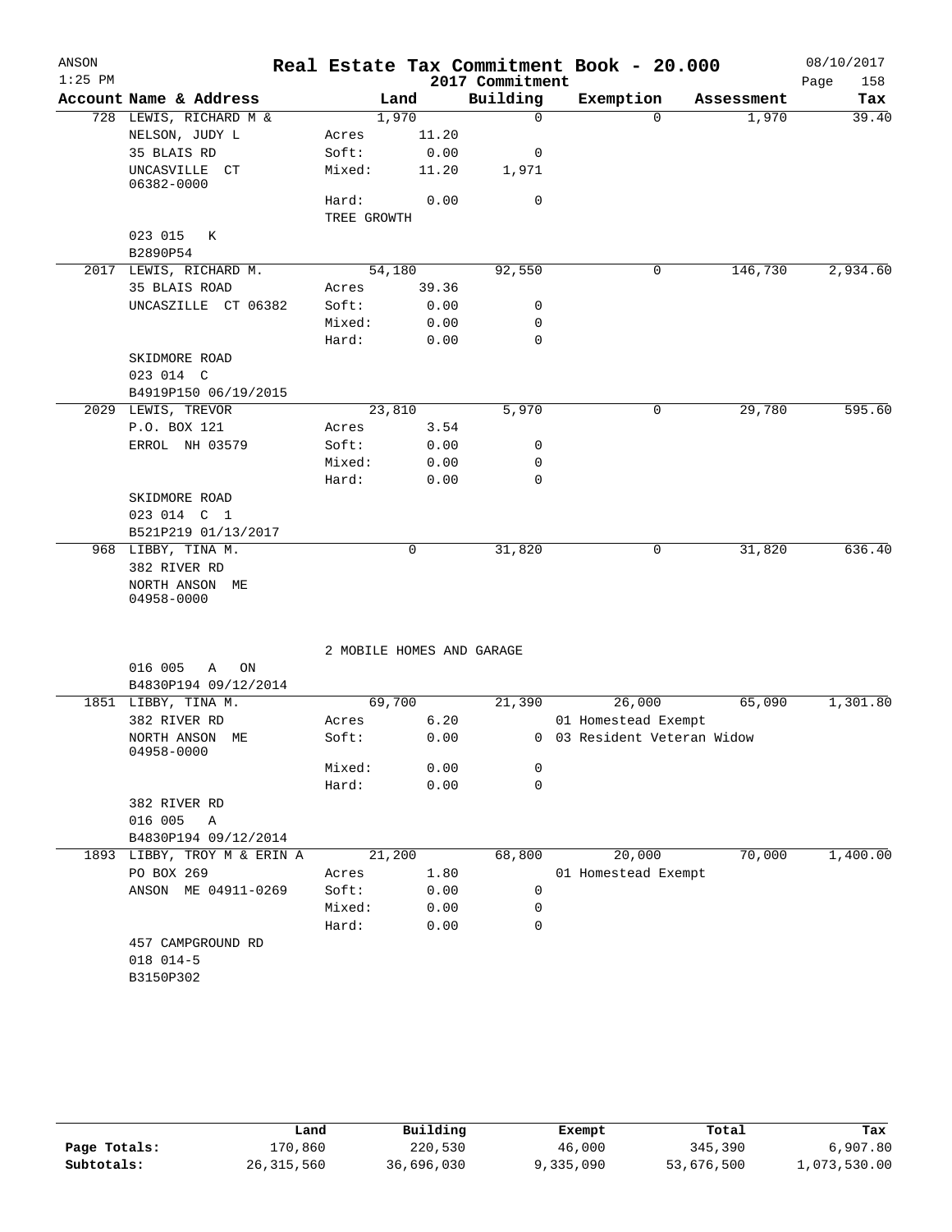# Real Estate Tax Commitment Book - 20.000

ANSON 1:25 PM — 2017 Commitment — 08/10/2017

| Account Name & Address | Land | | Building | Exemption | Assessment | Tax |
|---|---|---|---|---|---|---|
| 728 LEWIS, RICHARD M & | 1,970 | | 0 | 0 | 1,970 | 39.40 |
| NELSON, JUDY L | Acres | 11.20 | | | | |
| 35 BLAIS RD | Soft: | 0.00 | 0 | | | |
| UNCASVILLE CT 06382-0000 | Mixed: | 11.20 | 1,971 | | | |
| | Hard: | 0.00 | 0 | | | |
| | TREE GROWTH | | | | | |
| 023 015 K | | | | | | |
| B2890P54 | | | | | | |
| 2017 LEWIS, RICHARD M. | 54,180 | | 92,550 | 0 | 146,730 | 2,934.60 |
| 35 BLAIS ROAD | Acres | 39.36 | | | | |
| UNCASZILLE CT 06382 | Soft: | 0.00 | 0 | | | |
| | Mixed: | 0.00 | 0 | | | |
| | Hard: | 0.00 | 0 | | | |
| SKIDMORE ROAD | | | | | | |
| 023 014 C | | | | | | |
| B4919P150 06/19/2015 | | | | | | |
| 2029 LEWIS, TREVOR | 23,810 | | 5,970 | 0 | 29,780 | 595.60 |
| P.O. BOX 121 | Acres | 3.54 | | | | |
| ERROL NH 03579 | Soft: | 0.00 | 0 | | | |
| | Mixed: | 0.00 | 0 | | | |
| | Hard: | 0.00 | 0 | | | |
| SKIDMORE ROAD | | | | | | |
| 023 014 C 1 | | | | | | |
| B521P219 01/13/2017 | | | | | | |
| 968 LIBBY, TINA M. | 0 | | 31,820 | 0 | 31,820 | 636.40 |
| 382 RIVER RD | | | | | | |
| NORTH ANSON ME 04958-0000 | | | | | | |
| | 2 MOBILE HOMES AND GARAGE | | | | | |
| 016 005 A ON | | | | | | |
| B4830P194 09/12/2014 | | | | | | |
| 1851 LIBBY, TINA M. | 69,700 | | 21,390 | 26,000 | 65,090 | 1,301.80 |
| 382 RIVER RD | Acres | 6.20 | | 01 Homestead Exempt | | |
| NORTH ANSON ME 04958-0000 | Soft: | 0.00 | 0 | 03 Resident Veteran Widow | | |
| | Mixed: | 0.00 | 0 | | | |
| | Hard: | 0.00 | 0 | | | |
| 382 RIVER RD | | | | | | |
| 016 005 A | | | | | | |
| B4830P194 09/12/2014 | | | | | | |
| 1893 LIBBY, TROY M & ERIN A | 21,200 | | 68,800 | 20,000 | 70,000 | 1,400.00 |
| PO BOX 269 | Acres | 1.80 | | 01 Homestead Exempt | | |
| ANSON ME 04911-0269 | Soft: | 0.00 | 0 | | | |
| | Mixed: | 0.00 | 0 | | | |
| | Hard: | 0.00 | 0 | | | |
| 457 CAMPGROUND RD | | | | | | |
| 018 014-5 | | | | | | |
| B3150P302 | | | | | | |

| | Land | Building | Exempt | Total | Tax |
|---|---|---|---|---|---|
| Page Totals: | 170,860 | 220,530 | 46,000 | 345,390 | 6,907.80 |
| Subtotals: | 26,315,560 | 36,696,030 | 9,335,090 | 53,676,500 | 1,073,530.00 |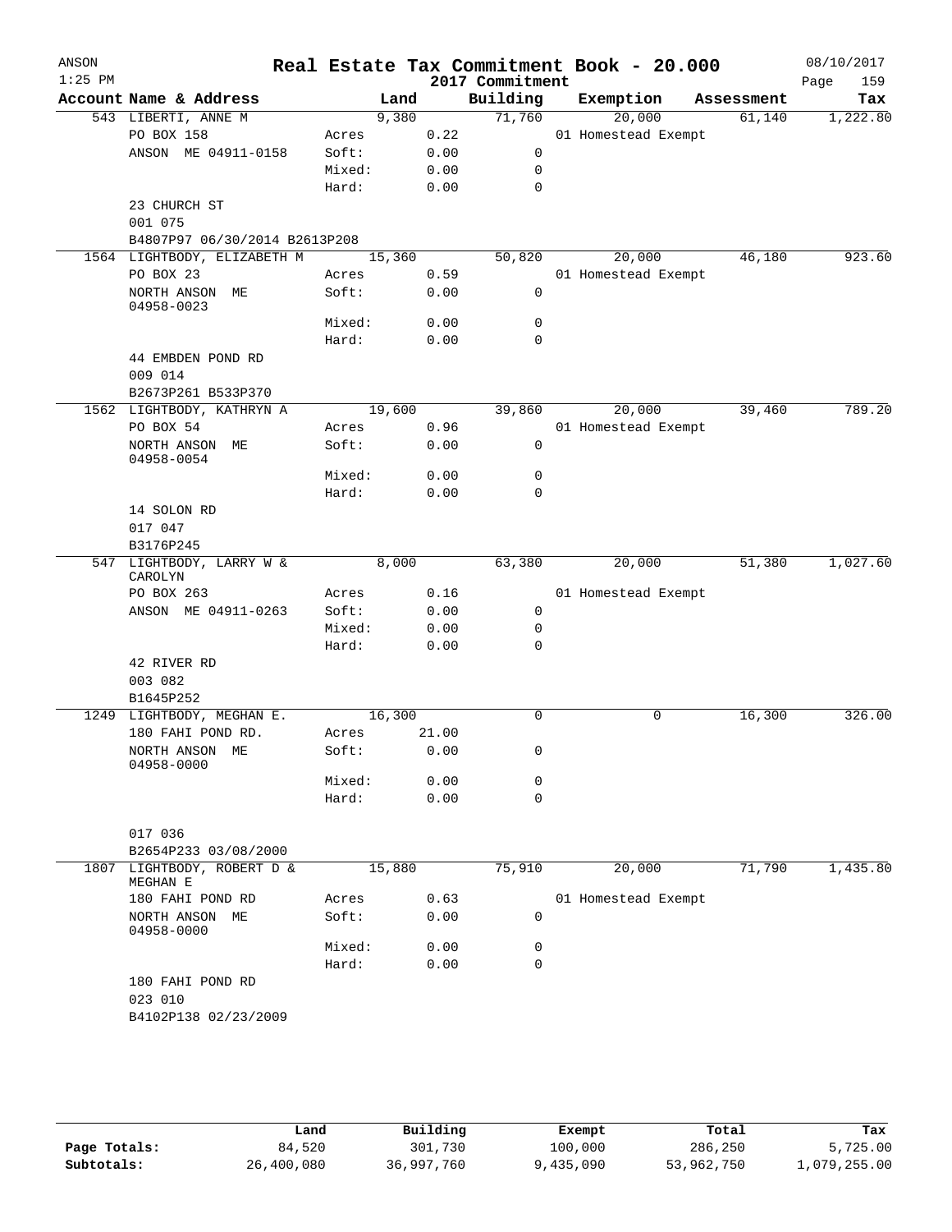# Real Estate Tax Commitment Book - 20.000

ANSON
1:25 PM

2017 Commitment

08/10/2017

| Account | Name & Address | | Land | Building | Exemption | Assessment | Tax |
|---|---|---|---|---|---|---|---|
| 543 | LIBERTI, ANNE M | | 9,380 | 71,760 | 20,000 | 61,140 | 1,222.80 |
| | PO BOX 158 | Acres | 0.22 | | 01 Homestead Exempt | | |
| | ANSON ME 04911-0158 | Soft: | 0.00 | 0 | | | |
| | | Mixed: | 0.00 | 0 | | | |
| | | Hard: | 0.00 | 0 | | | |
| | 23 CHURCH ST | | | | | | |
| | 001 075 | | | | | | |
| | B4807P97 06/30/2014 B2613P208 | | | | | | |
| 1564 | LIGHTBODY, ELIZABETH M | | 15,360 | 50,820 | 20,000 | 46,180 | 923.60 |
| | PO BOX 23 | Acres | 0.59 | | 01 Homestead Exempt | | |
| | NORTH ANSON ME 04958-0023 | Soft: | 0.00 | 0 | | | |
| | | Mixed: | 0.00 | 0 | | | |
| | | Hard: | 0.00 | 0 | | | |
| | 44 EMBDEN POND RD | | | | | | |
| | 009 014 | | | | | | |
| | B2673P261 B533P370 | | | | | | |
| 1562 | LIGHTBODY, KATHRYN A | | 19,600 | 39,860 | 20,000 | 39,460 | 789.20 |
| | PO BOX 54 | Acres | 0.96 | | 01 Homestead Exempt | | |
| | NORTH ANSON ME 04958-0054 | Soft: | 0.00 | 0 | | | |
| | | Mixed: | 0.00 | 0 | | | |
| | | Hard: | 0.00 | 0 | | | |
| | 14 SOLON RD | | | | | | |
| | 017 047 | | | | | | |
| | B3176P245 | | | | | | |
| 547 | LIGHTBODY, LARRY W & CAROLYN | | 8,000 | 63,380 | 20,000 | 51,380 | 1,027.60 |
| | PO BOX 263 | Acres | 0.16 | | 01 Homestead Exempt | | |
| | ANSON ME 04911-0263 | Soft: | 0.00 | 0 | | | |
| | | Mixed: | 0.00 | 0 | | | |
| | | Hard: | 0.00 | 0 | | | |
| | 42 RIVER RD | | | | | | |
| | 003 082 | | | | | | |
| | B1645P252 | | | | | | |
| 1249 | LIGHTBODY, MEGHAN E. | | 16,300 | 0 | 0 | 16,300 | 326.00 |
| | 180 FAHI POND RD. | Acres | 21.00 | | | | |
| | NORTH ANSON ME 04958-0000 | Soft: | 0.00 | 0 | | | |
| | | Mixed: | 0.00 | 0 | | | |
| | | Hard: | 0.00 | 0 | | | |
| | 017 036 | | | | | | |
| | B2654P233 03/08/2000 | | | | | | |
| 1807 | LIGHTBODY, ROBERT D & MEGHAN E | | 15,880 | 75,910 | 20,000 | 71,790 | 1,435.80 |
| | 180 FAHI POND RD | Acres | 0.63 | | 01 Homestead Exempt | | |
| | NORTH ANSON ME 04958-0000 | Soft: | 0.00 | 0 | | | |
| | | Mixed: | 0.00 | 0 | | | |
| | | Hard: | 0.00 | 0 | | | |
| | 180 FAHI POND RD | | | | | | |
| | 023 010 | | | | | | |
| | B4102P138 02/23/2009 | | | | | | |

| | Land | Building | Exempt | Total | Tax |
|---|---|---|---|---|---|
| Page Totals: | 84,520 | 301,730 | 100,000 | 286,250 | 5,725.00 |
| Subtotals: | 26,400,080 | 36,997,760 | 9,435,090 | 53,962,750 | 1,079,255.00 |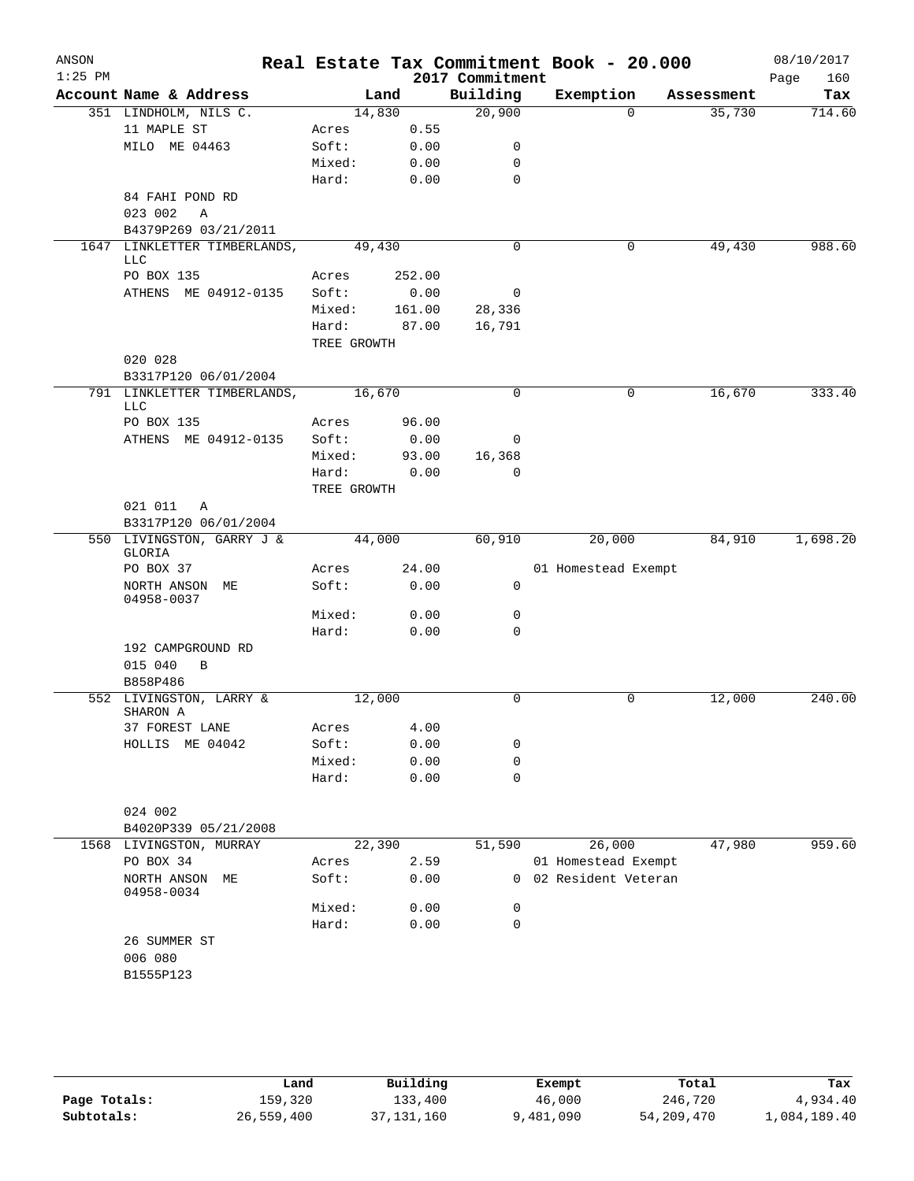# Real Estate Tax Commitment Book - 20.000

ANSON
1:25 PM

2017 Commitment

08/10/2017

| Account Name & Address | Land | | Building | Exemption | Assessment | Tax |
|---|---|---|---|---|---|---|
| 351 LINDHOLM, NILS C. | 14,830 | | 20,900 | 0 | 35,730 | 714.60 |
| 11 MAPLE ST | Acres | 0.55 | | | | |
| MILO ME 04463 | Soft: | 0.00 | 0 | | | |
| | Mixed: | 0.00 | 0 | | | |
| | Hard: | 0.00 | 0 | | | |
| 84 FAHI POND RD | | | | | | |
| 023 002 A | | | | | | |
| B4379P269 03/21/2011 | | | | | | |
| 1647 LINKLETTER TIMBERLANDS, LLC | 49,430 | | 0 | 0 | 49,430 | 988.60 |
| PO BOX 135 | Acres | 252.00 | | | | |
| ATHENS ME 04912-0135 | Soft: | 0.00 | 0 | | | |
| | Mixed: | 161.00 | 28,336 | | | |
| | Hard: | 87.00 | 16,791 | | | |
| | TREE GROWTH | | | | | |
| 020 028 | | | | | | |
| B3317P120 06/01/2004 | | | | | | |
| 791 LINKLETTER TIMBERLANDS, LLC | 16,670 | | 0 | 0 | 16,670 | 333.40 |
| PO BOX 135 | Acres | 96.00 | | | | |
| ATHENS ME 04912-0135 | Soft: | 0.00 | 0 | | | |
| | Mixed: | 93.00 | 16,368 | | | |
| | Hard: | 0.00 | 0 | | | |
| | TREE GROWTH | | | | | |
| 021 011 A | | | | | | |
| B3317P120 06/01/2004 | | | | | | |
| 550 LIVINGSTON, GARRY J & GLORIA | 44,000 | | 60,910 | 20,000 | 84,910 | 1,698.20 |
| PO BOX 37 | Acres | 24.00 | | 01 Homestead Exempt | | |
| NORTH ANSON ME 04958-0037 | Soft: | 0.00 | 0 | | | |
| | Mixed: | 0.00 | 0 | | | |
| | Hard: | 0.00 | 0 | | | |
| 192 CAMPGROUND RD | | | | | | |
| 015 040 B | | | | | | |
| B858P486 | | | | | | |
| 552 LIVINGSTON, LARRY & SHARON A | 12,000 | | 0 | 0 | 12,000 | 240.00 |
| 37 FOREST LANE | Acres | 4.00 | | | | |
| HOLLIS ME 04042 | Soft: | 0.00 | 0 | | | |
| | Mixed: | 0.00 | 0 | | | |
| | Hard: | 0.00 | 0 | | | |
| 024 002 | | | | | | |
| B4020P339 05/21/2008 | | | | | | |
| 1568 LIVINGSTON, MURRAY | 22,390 | | 51,590 | 26,000 | 47,980 | 959.60 |
| PO BOX 34 | Acres | 2.59 | | 01 Homestead Exempt | | |
| NORTH ANSON ME 04958-0034 | Soft: | 0.00 | 0 | 02 Resident Veteran | | |
| | Mixed: | 0.00 | 0 | | | |
| | Hard: | 0.00 | 0 | | | |
| 26 SUMMER ST | | | | | | |
| 006 080 | | | | | | |
| B1555P123 | | | | | | |

| | Land | Building | Exempt | Total | Tax |
|---|---|---|---|---|---|
| Page Totals: | 159,320 | 133,400 | 46,000 | 246,720 | 4,934.40 |
| Subtotals: | 26,559,400 | 37,131,160 | 9,481,090 | 54,209,470 | 1,084,189.40 |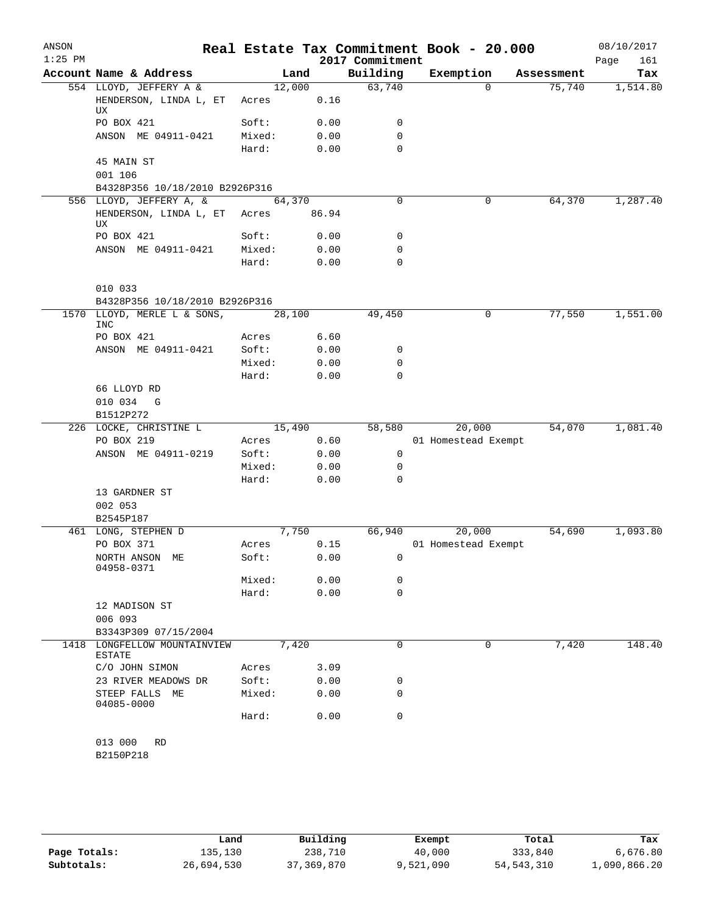# Real Estate Tax Commitment Book - 20.000

ANSON 1:25 PM — 2017 Commitment — 08/10/2017

| Account Name & Address | | Land | Building | Exemption | Assessment | Tax |
|---|---|---|---|---|---|---|
| 554 LLOYD, JEFFERY A & | | 12,000 | 63,740 | 0 | 75,740 | 1,514.80 |
| HENDERSON, LINDA L, ET UX | Acres | 0.16 | | | | |
| PO BOX 421 | Soft: | 0.00 | 0 | | | |
| ANSON ME 04911-0421 | Mixed: | 0.00 | 0 | | | |
| | Hard: | 0.00 | 0 | | | |
| 45 MAIN ST | | | | | | |
| 001 106 | | | | | | |
| B4328P356 10/18/2010 B2926P316 | | | | | | |
| 556 LLOYD, JEFFERY A, & | | 64,370 | 0 | 0 | 64,370 | 1,287.40 |
| HENDERSON, LINDA L, ET UX | Acres | 86.94 | | | | |
| PO BOX 421 | Soft: | 0.00 | 0 | | | |
| ANSON ME 04911-0421 | Mixed: | 0.00 | 0 | | | |
| | Hard: | 0.00 | 0 | | | |
| 010 033 | | | | | | |
| B4328P356 10/18/2010 B2926P316 | | | | | | |
| 1570 LLOYD, MERLE L & SONS, INC | | 28,100 | 49,450 | 0 | 77,550 | 1,551.00 |
| PO BOX 421 | Acres | 6.60 | | | | |
| ANSON ME 04911-0421 | Soft: | 0.00 | 0 | | | |
| | Mixed: | 0.00 | 0 | | | |
| | Hard: | 0.00 | 0 | | | |
| 66 LLOYD RD | | | | | | |
| 010 034 G | | | | | | |
| B1512P272 | | | | | | |
| 226 LOCKE, CHRISTINE L | | 15,490 | 58,580 | 20,000 | 54,070 | 1,081.40 |
| PO BOX 219 | Acres | 0.60 | | 01 Homestead Exempt | | |
| ANSON ME 04911-0219 | Soft: | 0.00 | 0 | | | |
| | Mixed: | 0.00 | 0 | | | |
| | Hard: | 0.00 | 0 | | | |
| 13 GARDNER ST | | | | | | |
| 002 053 | | | | | | |
| B2545P187 | | | | | | |
| 461 LONG, STEPHEN D | | 7,750 | 66,940 | 20,000 | 54,690 | 1,093.80 |
| PO BOX 371 | Acres | 0.15 | | 01 Homestead Exempt | | |
| NORTH ANSON ME 04958-0371 | Soft: | 0.00 | 0 | | | |
| | Mixed: | 0.00 | 0 | | | |
| | Hard: | 0.00 | 0 | | | |
| 12 MADISON ST | | | | | | |
| 006 093 | | | | | | |
| B3343P309 07/15/2004 | | | | | | |
| 1418 LONGFELLOW MOUNTAINVIEW ESTATE | | 7,420 | 0 | 0 | 7,420 | 148.40 |
| C/O JOHN SIMON | Acres | 3.09 | | | | |
| 23 RIVER MEADOWS DR | Soft: | 0.00 | 0 | | | |
| STEEP FALLS ME 04085-0000 | Mixed: | 0.00 | 0 | | | |
| | Hard: | 0.00 | 0 | | | |
| 013 000 RD | | | | | | |
| B2150P218 | | | | | | |

| | Land | Building | Exempt | Total | Tax |
|---|---|---|---|---|---|
| Page Totals: | 135,130 | 238,710 | 40,000 | 333,840 | 6,676.80 |
| Subtotals: | 26,694,530 | 37,369,870 | 9,521,090 | 54,543,310 | 1,090,866.20 |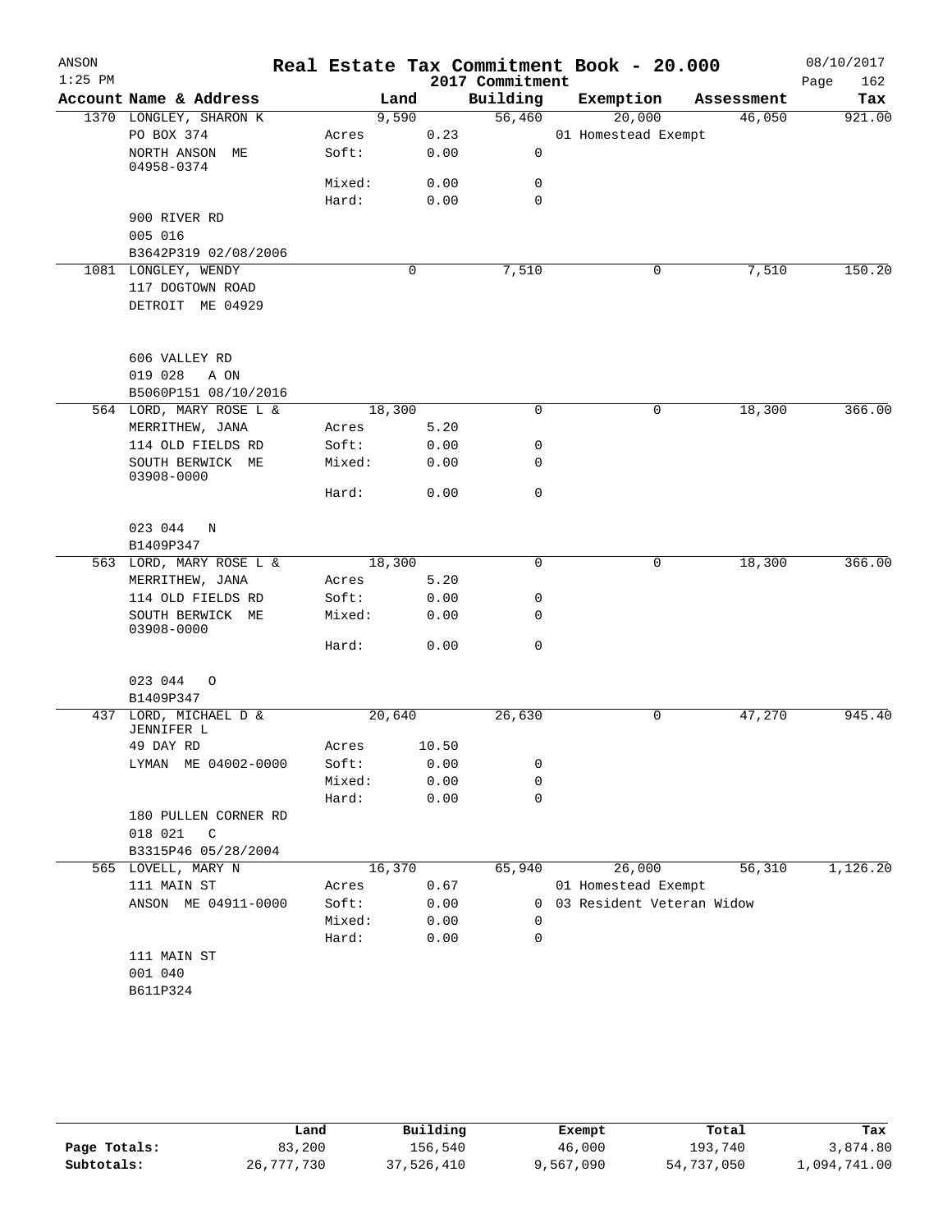ANSON — Real Estate Tax Commitment Book - 20.000 — 2017 Commitment — 08/10/2017 1:25 PM

| Account Name & Address | | Land | Building | Exemption | Assessment | Tax |
|---|---|---|---|---|---|---|
| 1370 LONGLEY, SHARON K | | 9,590 | 56,460 | 20,000 | 46,050 | 921.00 |
| PO BOX 374 | Acres | 0.23 | | 01 Homestead Exempt | | |
| NORTH ANSON ME 04958-0374 | Soft: | 0.00 | 0 | | | |
| | Mixed: | 0.00 | 0 | | | |
| | Hard: | 0.00 | 0 | | | |
| 900 RIVER RD | | | | | | |
| 005 016 | | | | | | |
| B3642P319 02/08/2006 | | | | | | |
| 1081 LONGLEY, WENDY | | 0 | 7,510 | 0 | 7,510 | 150.20 |
| 117 DOGTOWN ROAD | | | | | | |
| DETROIT ME 04929 | | | | | | |
| 606 VALLEY RD | | | | | | |
| 019 028 A ON | | | | | | |
| B5060P151 08/10/2016 | | | | | | |
| 564 LORD, MARY ROSE L & | | 18,300 | 0 | 0 | 18,300 | 366.00 |
| MERRITHEW, JANA | Acres | 5.20 | | | | |
| 114 OLD FIELDS RD | Soft: | 0.00 | 0 | | | |
| SOUTH BERWICK ME 03908-0000 | Mixed: | 0.00 | 0 | | | |
| | Hard: | 0.00 | 0 | | | |
| 023 044 N | | | | | | |
| B1409P347 | | | | | | |
| 563 LORD, MARY ROSE L & | | 18,300 | 0 | 0 | 18,300 | 366.00 |
| MERRITHEW, JANA | Acres | 5.20 | | | | |
| 114 OLD FIELDS RD | Soft: | 0.00 | 0 | | | |
| SOUTH BERWICK ME 03908-0000 | Mixed: | 0.00 | 0 | | | |
| | Hard: | 0.00 | 0 | | | |
| 023 044 O | | | | | | |
| B1409P347 | | | | | | |
| 437 LORD, MICHAEL D & JENNIFER L | | 20,640 | 26,630 | 0 | 47,270 | 945.40 |
| 49 DAY RD | Acres | 10.50 | | | | |
| LYMAN ME 04002-0000 | Soft: | 0.00 | 0 | | | |
| | Mixed: | 0.00 | 0 | | | |
| | Hard: | 0.00 | 0 | | | |
| 180 PULLEN CORNER RD | | | | | | |
| 018 021 C | | | | | | |
| B3315P46 05/28/2004 | | | | | | |
| 565 LOVELL, MARY N | | 16,370 | 65,940 | 26,000 | 56,310 | 1,126.20 |
| 111 MAIN ST | Acres | 0.67 | | 01 Homestead Exempt | | |
| ANSON ME 04911-0000 | Soft: | 0.00 | 0 | 03 Resident Veteran Widow | | |
| | Mixed: | 0.00 | 0 | | | |
| | Hard: | 0.00 | 0 | | | |
| 111 MAIN ST | | | | | | |
| 001 040 | | | | | | |
| B611P324 | | | | | | |

| | Land | Building | Exempt | Total | Tax |
|---|---|---|---|---|---|
| Page Totals: | 83,200 | 156,540 | 46,000 | 193,740 | 3,874.80 |
| Subtotals: | 26,777,730 | 37,526,410 | 9,567,090 | 54,737,050 | 1,094,741.00 |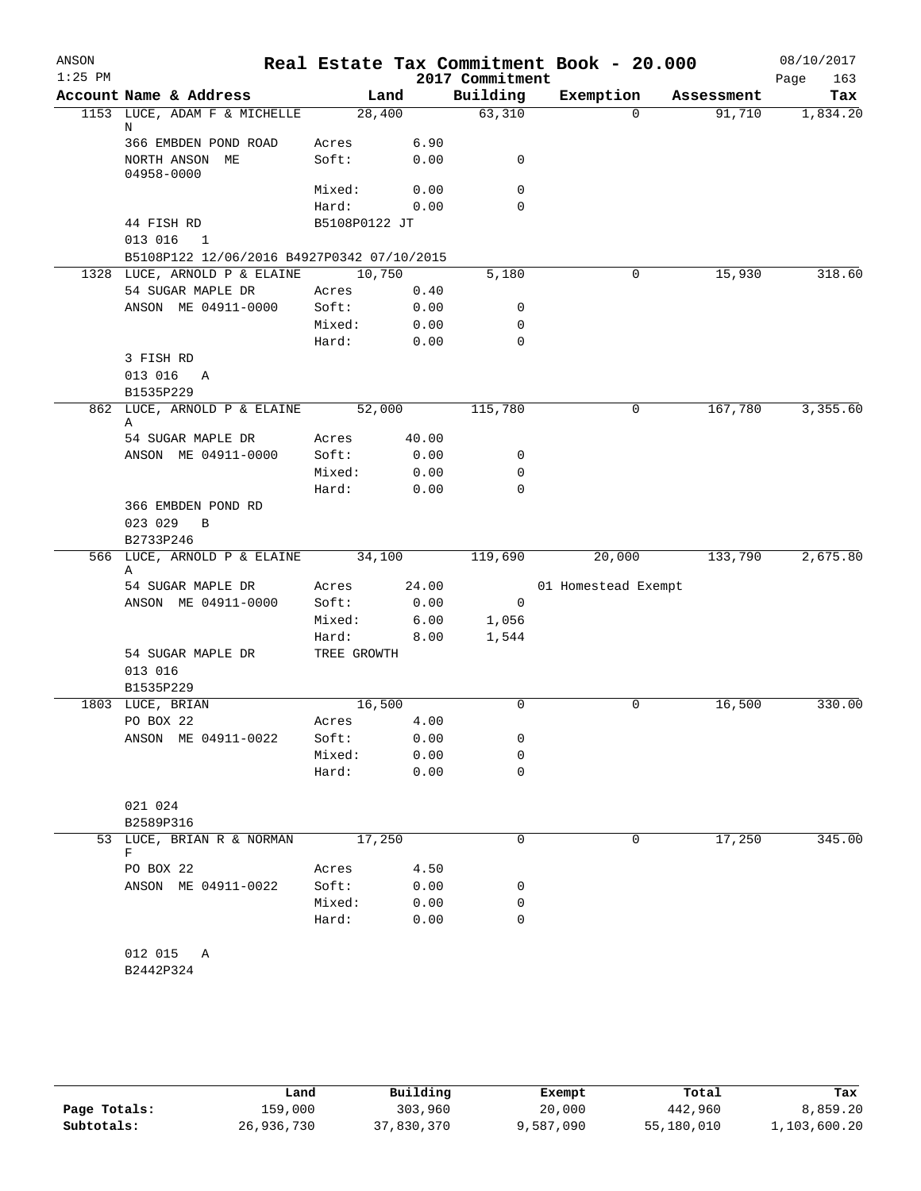ANSON 1:25 PM — **Real Estate Tax Commitment Book - 20.000** — 2017 Commitment — 08/10/2017

| Account | Name & Address | Land | Building | Exemption | Assessment | Tax |
|---|---|---|---|---|---|---|
| 1153 | LUCE, ADAM F & MICHELLE N | 28,400 | 63,310 | 0 | 91,710 | 1,834.20 |
| | 366 EMBDEN POND ROAD | Acres 6.90 | | | | |
| | NORTH ANSON ME 04958-0000 | Soft: 0.00 | 0 | | | |
| | | Mixed: 0.00 | 0 | | | |
| | | Hard: 0.00 | 0 | | | |
| | 44 FISH RD | B5108P0122 JT | | | | |
| | 013 016 1 | | | | | |
| | B5108P122 12/06/2016 B4927P0342 07/10/2015 | | | | | |
| 1328 | LUCE, ARNOLD P & ELAINE | 10,750 | 5,180 | 0 | 15,930 | 318.60 |
| | 54 SUGAR MAPLE DR | Acres 0.40 | | | | |
| | ANSON ME 04911-0000 | Soft: 0.00 | 0 | | | |
| | | Mixed: 0.00 | 0 | | | |
| | | Hard: 0.00 | 0 | | | |
| | 3 FISH RD | | | | | |
| | 013 016 A | | | | | |
| | B1535P229 | | | | | |
| 862 | LUCE, ARNOLD P & ELAINE A | 52,000 | 115,780 | 0 | 167,780 | 3,355.60 |
| | 54 SUGAR MAPLE DR | Acres 40.00 | | | | |
| | ANSON ME 04911-0000 | Soft: 0.00 | 0 | | | |
| | | Mixed: 0.00 | 0 | | | |
| | | Hard: 0.00 | 0 | | | |
| | 366 EMBDEN POND RD | | | | | |
| | 023 029 B | | | | | |
| | B2733P246 | | | | | |
| 566 | LUCE, ARNOLD P & ELAINE A | 34,100 | 119,690 | 20,000 | 133,790 | 2,675.80 |
| | 54 SUGAR MAPLE DR | Acres 24.00 | | 01 Homestead Exempt | | |
| | ANSON ME 04911-0000 | Soft: 0.00 | 0 | | | |
| | | Mixed: 6.00 | 1,056 | | | |
| | | Hard: 8.00 | 1,544 | | | |
| | 54 SUGAR MAPLE DR | TREE GROWTH | | | | |
| | 013 016 | | | | | |
| | B1535P229 | | | | | |
| 1803 | LUCE, BRIAN | 16,500 | 0 | 0 | 16,500 | 330.00 |
| | PO BOX 22 | Acres 4.00 | | | | |
| | ANSON ME 04911-0022 | Soft: 0.00 | 0 | | | |
| | | Mixed: 0.00 | 0 | | | |
| | | Hard: 0.00 | 0 | | | |
| | 021 024 | | | | | |
| | B2589P316 | | | | | |
| 53 | LUCE, BRIAN R & NORMAN F | 17,250 | 0 | 0 | 17,250 | 345.00 |
| | PO BOX 22 | Acres 4.50 | | | | |
| | ANSON ME 04911-0022 | Soft: 0.00 | 0 | | | |
| | | Mixed: 0.00 | 0 | | | |
| | | Hard: 0.00 | 0 | | | |
| | 012 015 A | | | | | |
| | B2442P324 | | | | | |

| | Land | Building | Exempt | Total | Tax |
|---|---|---|---|---|---|
| Page Totals: | 159,000 | 303,960 | 20,000 | 442,960 | 8,859.20 |
| Subtotals: | 26,936,730 | 37,830,370 | 9,587,090 | 55,180,010 | 1,103,600.20 |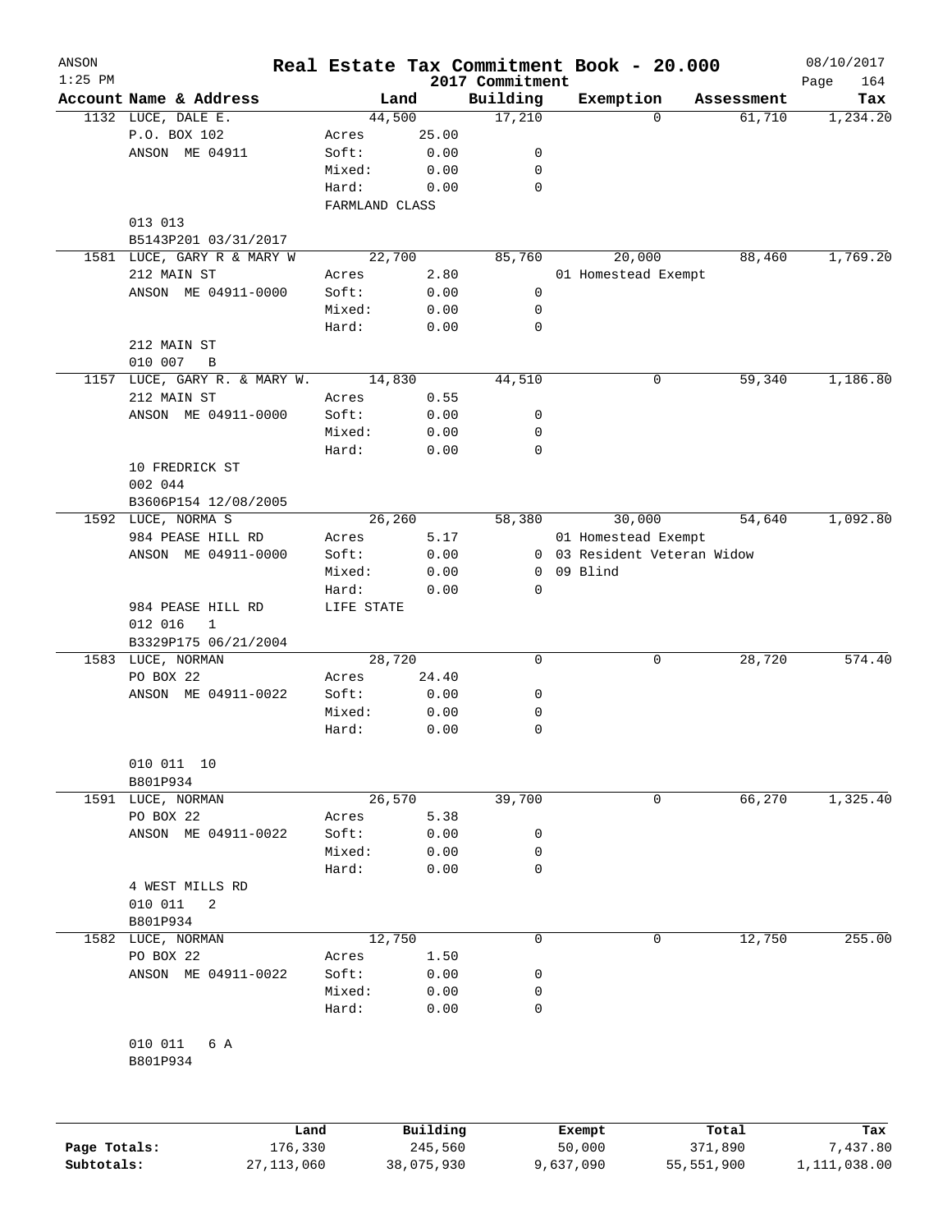ANSON
1:25 PM

# Real Estate Tax Commitment Book - 20.000

2017 Commitment

08/10/2017

| Account | Name & Address | Land | | Building | Exemption | Assessment | Tax |
|---|---|---|---|---|---|---|---|
| 1132 | LUCE, DALE E. | | 44,500 | 17,210 | 0 | 61,710 | 1,234.20 |
| | P.O. BOX 102 | Acres | 25.00 | | | | |
| | ANSON ME 04911 | Soft: | 0.00 | 0 | | | |
| | | Mixed: | 0.00 | 0 | | | |
| | | Hard: | 0.00 | 0 | | | |
| | | FARMLAND CLASS | | | | | |
| | 013 013 | | | | | | |
| | B5143P201 03/31/2017 | | | | | | |
| 1581 | LUCE, GARY R & MARY W | | 22,700 | 85,760 | 20,000 | 88,460 | 1,769.20 |
| | 212 MAIN ST | Acres | 2.80 | | 01 Homestead Exempt | | |
| | ANSON ME 04911-0000 | Soft: | 0.00 | 0 | | | |
| | | Mixed: | 0.00 | 0 | | | |
| | | Hard: | 0.00 | 0 | | | |
| | 212 MAIN ST | | | | | | |
| | 010 007 B | | | | | | |
| 1157 | LUCE, GARY R. & MARY W. | | 14,830 | 44,510 | 0 | 59,340 | 1,186.80 |
| | 212 MAIN ST | Acres | 0.55 | | | | |
| | ANSON ME 04911-0000 | Soft: | 0.00 | 0 | | | |
| | | Mixed: | 0.00 | 0 | | | |
| | | Hard: | 0.00 | 0 | | | |
| | 10 FREDRICK ST | | | | | | |
| | 002 044 | | | | | | |
| | B3606P154 12/08/2005 | | | | | | |
| 1592 | LUCE, NORMA S | | 26,260 | 58,380 | 30,000 | 54,640 | 1,092.80 |
| | 984 PEASE HILL RD | Acres | 5.17 | | 01 Homestead Exempt | | |
| | ANSON ME 04911-0000 | Soft: | 0.00 | 0 | 03 Resident Veteran Widow | | |
| | | Mixed: | 0.00 | 0 | 09 Blind | | |
| | | Hard: | 0.00 | 0 | | | |
| | 984 PEASE HILL RD | LIFE STATE | | | | | |
| | 012 016 1 | | | | | | |
| | B3329P175 06/21/2004 | | | | | | |
| 1583 | LUCE, NORMAN | | 28,720 | 0 | 0 | 28,720 | 574.40 |
| | PO BOX 22 | Acres | 24.40 | | | | |
| | ANSON ME 04911-0022 | Soft: | 0.00 | 0 | | | |
| | | Mixed: | 0.00 | 0 | | | |
| | | Hard: | 0.00 | 0 | | | |
| | 010 011 10 | | | | | | |
| | B801P934 | | | | | | |
| 1591 | LUCE, NORMAN | | 26,570 | 39,700 | 0 | 66,270 | 1,325.40 |
| | PO BOX 22 | Acres | 5.38 | | | | |
| | ANSON ME 04911-0022 | Soft: | 0.00 | 0 | | | |
| | | Mixed: | 0.00 | 0 | | | |
| | | Hard: | 0.00 | 0 | | | |
| | 4 WEST MILLS RD | | | | | | |
| | 010 011 2 | | | | | | |
| | B801P934 | | | | | | |
| 1582 | LUCE, NORMAN | | 12,750 | 0 | 0 | 12,750 | 255.00 |
| | PO BOX 22 | Acres | 1.50 | | | | |
| | ANSON ME 04911-0022 | Soft: | 0.00 | 0 | | | |
| | | Mixed: | 0.00 | 0 | | | |
| | | Hard: | 0.00 | 0 | | | |
| | 010 011 6 A | | | | | | |
| | B801P934 | | | | | | |

| | Land | Building | Exempt | Total | Tax |
|---|---|---|---|---|---|
| Page Totals: | 176,330 | 245,560 | 50,000 | 371,890 | 7,437.80 |
| Subtotals: | 27,113,060 | 38,075,930 | 9,637,090 | 55,551,900 | 1,111,038.00 |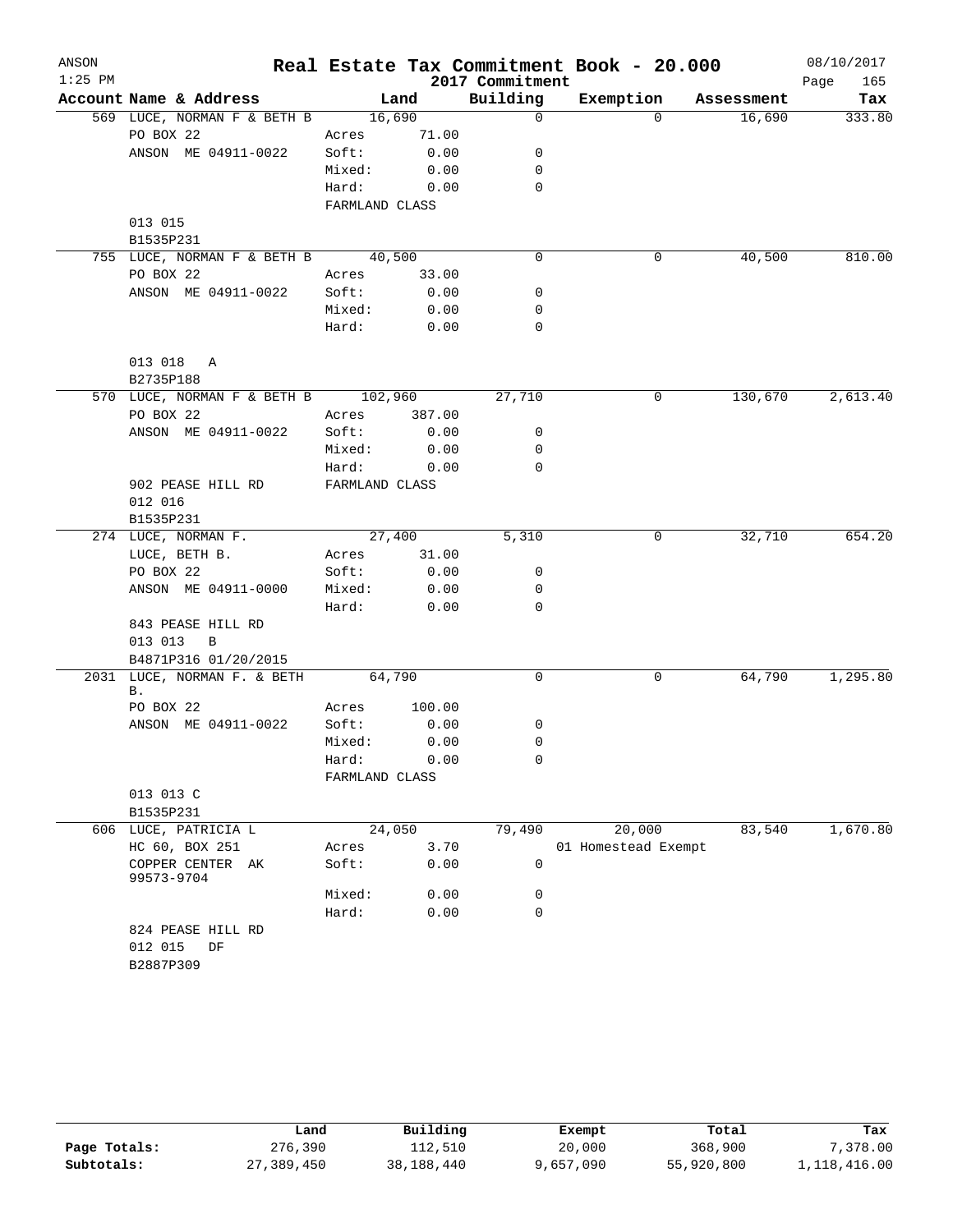# Real Estate Tax Commitment Book - 20.000

ANSON
1:25 PM

2017 Commitment

08/10/2017

| Account Name & Address | Land | | Building | Exemption | Assessment | Tax |
|---|---|---|---|---|---|---|
| 569 LUCE, NORMAN F & BETH B | 16,690 | | 0 | 0 | 16,690 | 333.80 |
| PO BOX 22 | Acres | 71.00 | | | | |
| ANSON ME 04911-0022 | Soft: | 0.00 | 0 | | | |
| | Mixed: | 0.00 | 0 | | | |
| | Hard: | 0.00 | 0 | | | |
| | FARMLAND CLASS | | | | | |
| 013 015 | | | | | | |
| B1535P231 | | | | | | |
| 755 LUCE, NORMAN F & BETH B | 40,500 | | 0 | 0 | 40,500 | 810.00 |
| PO BOX 22 | Acres | 33.00 | | | | |
| ANSON ME 04911-0022 | Soft: | 0.00 | 0 | | | |
| | Mixed: | 0.00 | 0 | | | |
| | Hard: | 0.00 | 0 | | | |
| 013 018 A | | | | | | |
| B2735P188 | | | | | | |
| 570 LUCE, NORMAN F & BETH B | 102,960 | | 27,710 | 0 | 130,670 | 2,613.40 |
| PO BOX 22 | Acres | 387.00 | | | | |
| ANSON ME 04911-0022 | Soft: | 0.00 | 0 | | | |
| | Mixed: | 0.00 | 0 | | | |
| | Hard: | 0.00 | 0 | | | |
| 902 PEASE HILL RD | FARMLAND CLASS | | | | | |
| 012 016 | | | | | | |
| B1535P231 | | | | | | |
| 274 LUCE, NORMAN F. | 27,400 | | 5,310 | 0 | 32,710 | 654.20 |
| LUCE, BETH B. | Acres | 31.00 | | | | |
| PO BOX 22 | Soft: | 0.00 | 0 | | | |
| ANSON ME 04911-0000 | Mixed: | 0.00 | 0 | | | |
| | Hard: | 0.00 | 0 | | | |
| 843 PEASE HILL RD | | | | | | |
| 013 013 B | | | | | | |
| B4871P316 01/20/2015 | | | | | | |
| 2031 LUCE, NORMAN F. & BETH B. | 64,790 | | 0 | 0 | 64,790 | 1,295.80 |
| PO BOX 22 | Acres | 100.00 | | | | |
| ANSON ME 04911-0022 | Soft: | 0.00 | 0 | | | |
| | Mixed: | 0.00 | 0 | | | |
| | Hard: | 0.00 | 0 | | | |
| | FARMLAND CLASS | | | | | |
| 013 013 C | | | | | | |
| B1535P231 | | | | | | |
| 606 LUCE, PATRICIA L | 24,050 | | 79,490 | 20,000 | 83,540 | 1,670.80 |
| HC 60, BOX 251 | Acres | 3.70 | | 01 Homestead Exempt | | |
| COPPER CENTER AK 99573-9704 | Soft: | 0.00 | 0 | | | |
| | Mixed: | 0.00 | 0 | | | |
| | Hard: | 0.00 | 0 | | | |
| 824 PEASE HILL RD | | | | | | |
| 012 015 DF | | | | | | |
| B2887P309 | | | | | | |

| | Land | Building | Exempt | Total | Tax |
|---|---|---|---|---|---|
| Page Totals: | 276,390 | 112,510 | 20,000 | 368,900 | 7,378.00 |
| Subtotals: | 27,389,450 | 38,188,440 | 9,657,090 | 55,920,800 | 1,118,416.00 |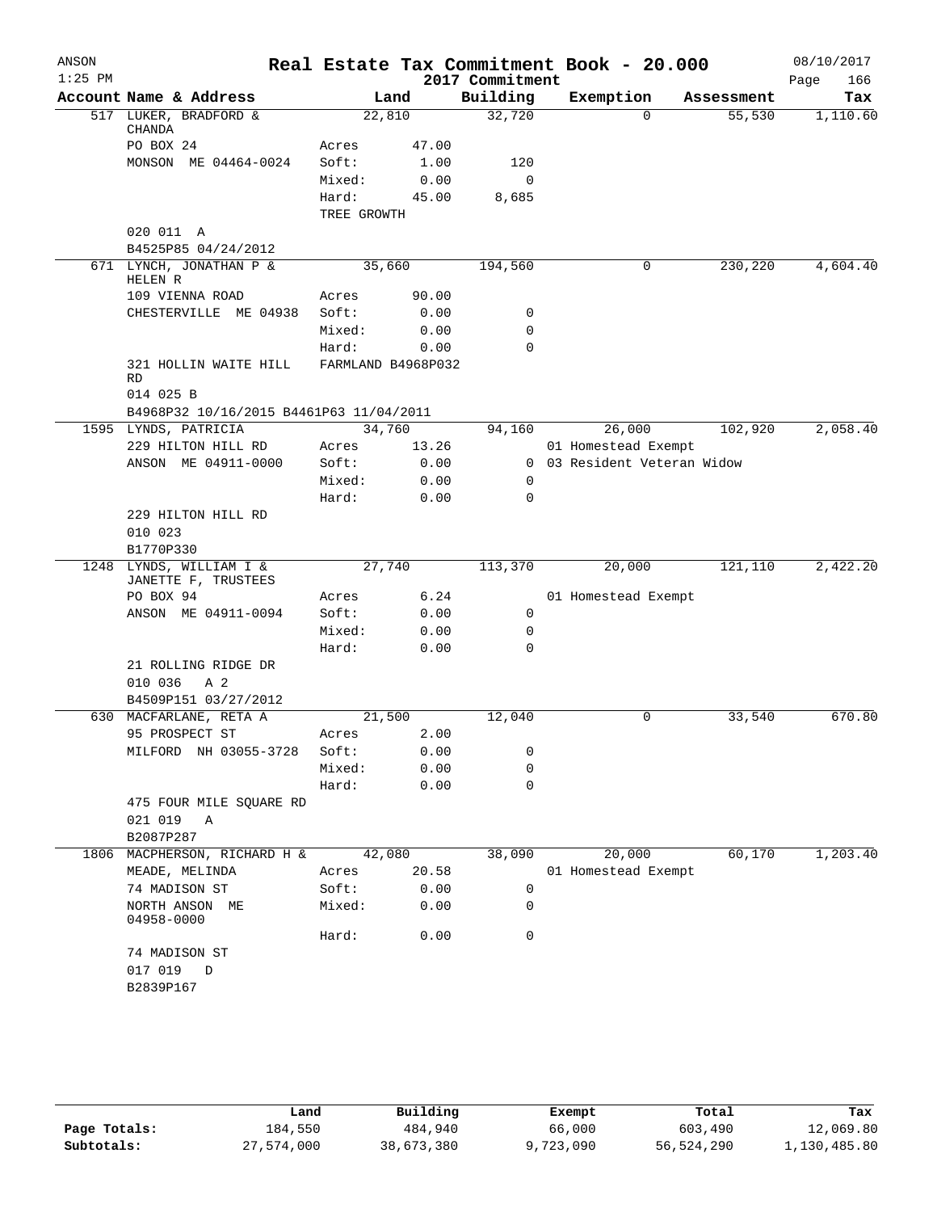# Real Estate Tax Commitment Book - 20.000

ANSON
1:25 PM
2017 Commitment
08/10/2017

| Account Name & Address | Land | | Building | Exemption | Assessment | Tax |
|---|---|---|---|---|---|---|
| 517 LUKER, BRADFORD & CHANDA | 22,810 | | 32,720 | 0 | 55,530 | 1,110.60 |
| PO BOX 24 | Acres | 47.00 | | | | |
| MONSON ME 04464-0024 | Soft: | 1.00 | 120 | | | |
| | Mixed: | 0.00 | 0 | | | |
| | Hard: | 45.00 | 8,685 | | | |
| | TREE GROWTH | | | | | |
| 020 011 A | | | | | | |
| B4525P85 04/24/2012 | | | | | | |
| 671 LYNCH, JONATHAN P & HELEN R | 35,660 | | 194,560 | 0 | 230,220 | 4,604.40 |
| 109 VIENNA ROAD | Acres | 90.00 | | | | |
| CHESTERVILLE ME 04938 | Soft: | 0.00 | 0 | | | |
| | Mixed: | 0.00 | 0 | | | |
| | Hard: | 0.00 | 0 | | | |
| 321 HOLLIN WAITE HILL RD | FARMLAND B4968P032 | | | | | |
| 014 025 B | | | | | | |
| B4968P32 10/16/2015 B4461P63 11/04/2011 | | | | | | |
| 1595 LYNDS, PATRICIA | 34,760 | | 94,160 | 26,000 | 102,920 | 2,058.40 |
| 229 HILTON HILL RD | Acres | 13.26 | | 01 Homestead Exempt | | |
| ANSON ME 04911-0000 | Soft: | 0.00 | 0 | 03 Resident Veteran Widow | | |
| | Mixed: | 0.00 | 0 | | | |
| | Hard: | 0.00 | 0 | | | |
| 229 HILTON HILL RD | | | | | | |
| 010 023 | | | | | | |
| B1770P330 | | | | | | |
| 1248 LYNDS, WILLIAM I & JANETTE F, TRUSTEES | 27,740 | | 113,370 | 20,000 | 121,110 | 2,422.20 |
| PO BOX 94 | Acres | 6.24 | | 01 Homestead Exempt | | |
| ANSON ME 04911-0094 | Soft: | 0.00 | 0 | | | |
| | Mixed: | 0.00 | 0 | | | |
| | Hard: | 0.00 | 0 | | | |
| 21 ROLLING RIDGE DR | | | | | | |
| 010 036 A 2 | | | | | | |
| B4509P151 03/27/2012 | | | | | | |
| 630 MACFARLANE, RETA A | 21,500 | | 12,040 | 0 | 33,540 | 670.80 |
| 95 PROSPECT ST | Acres | 2.00 | | | | |
| MILFORD NH 03055-3728 | Soft: | 0.00 | 0 | | | |
| | Mixed: | 0.00 | 0 | | | |
| | Hard: | 0.00 | 0 | | | |
| 475 FOUR MILE SQUARE RD | | | | | | |
| 021 019 A | | | | | | |
| B2087P287 | | | | | | |
| 1806 MACPHERSON, RICHARD H & | 42,080 | | 38,090 | 20,000 | 60,170 | 1,203.40 |
| MEADE, MELINDA | Acres | 20.58 | | 01 Homestead Exempt | | |
| 74 MADISON ST | Soft: | 0.00 | 0 | | | |
| NORTH ANSON ME 04958-0000 | Mixed: | 0.00 | 0 | | | |
| | Hard: | 0.00 | 0 | | | |
| 74 MADISON ST | | | | | | |
| 017 019 D | | | | | | |
| B2839P167 | | | | | | |

| | Land | Building | Exempt | Total | Tax |
|---|---|---|---|---|---|
| Page Totals: | 184,550 | 484,940 | 66,000 | 603,490 | 12,069.80 |
| Subtotals: | 27,574,000 | 38,673,380 | 9,723,090 | 56,524,290 | 1,130,485.80 |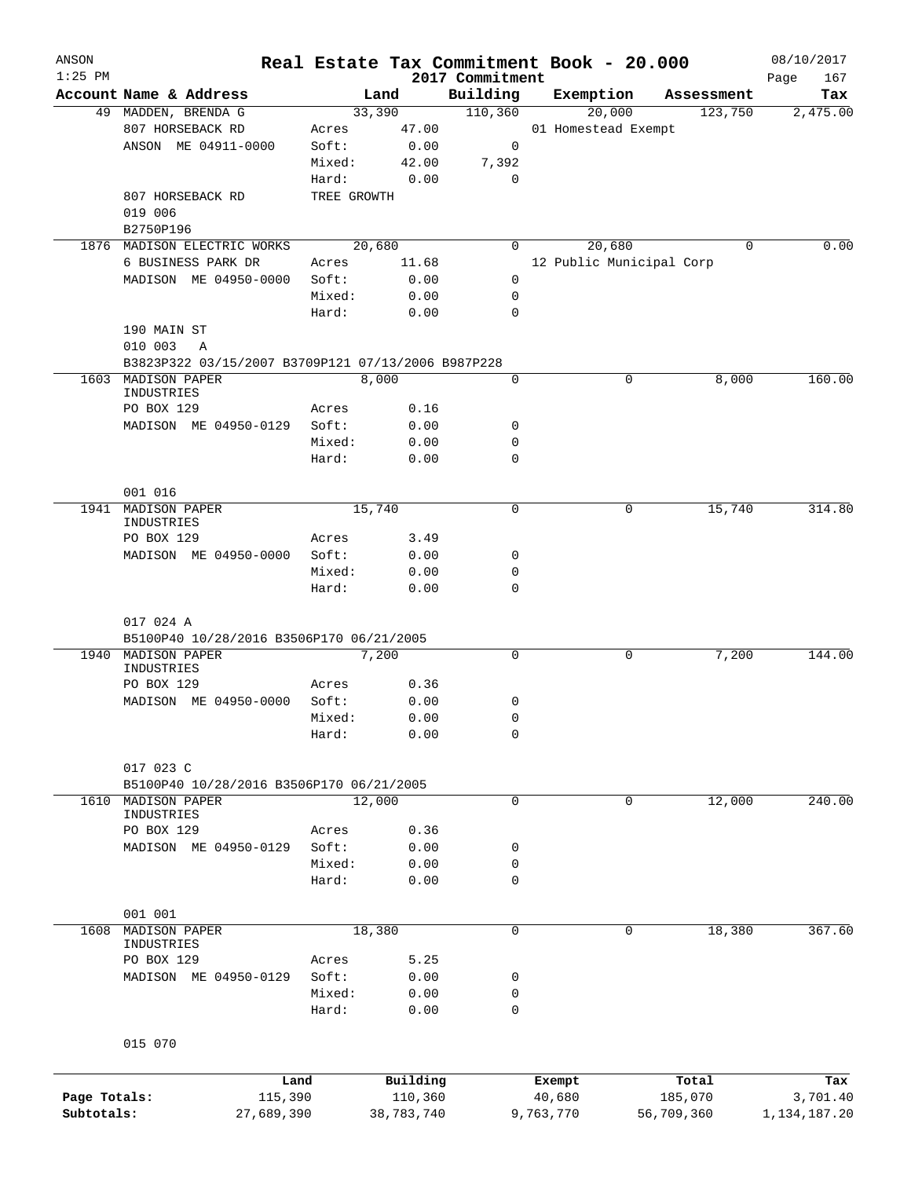ANSON | Real Estate Tax Commitment Book - 20.000 | 08/10/2017
1:25 PM | 2017 Commitment

| Account | Name & Address | | Land | Building | Exemption | Assessment | Tax |
|---|---|---|---|---|---|---|---|
| 49 | MADDEN, BRENDA G | | 33,390 | 110,360 | 20,000 | 123,750 | 2,475.00 |
| | 807 HORSEBACK RD | Acres | 47.00 | | 01 Homestead Exempt | | |
| | ANSON ME 04911-0000 | Soft: | 0.00 | 0 | | | |
| | | Mixed: | 42.00 | 7,392 | | | |
| | | Hard: | 0.00 | 0 | | | |
| | 807 HORSEBACK RD | TREE GROWTH | | | | | |
| | 019 006 | | | | | | |
| | B2750P196 | | | | | | |
| 1876 | MADISON ELECTRIC WORKS | | 20,680 | 0 | 20,680 | 0 | 0.00 |
| | 6 BUSINESS PARK DR | Acres | 11.68 | | 12 Public Municipal Corp | | |
| | MADISON ME 04950-0000 | Soft: | 0.00 | 0 | | | |
| | | Mixed: | 0.00 | 0 | | | |
| | | Hard: | 0.00 | 0 | | | |
| | 190 MAIN ST | | | | | | |
| | 010 003 A | | | | | | |
| | B3823P322 03/15/2007 B3709P121 07/13/2006 B987P228 | | | | | | |
| 1603 | MADISON PAPER INDUSTRIES | | 8,000 | 0 | 0 | 8,000 | 160.00 |
| | PO BOX 129 | Acres | 0.16 | | | | |
| | MADISON ME 04950-0129 | Soft: | 0.00 | 0 | | | |
| | | Mixed: | 0.00 | 0 | | | |
| | | Hard: | 0.00 | 0 | | | |
| | 001 016 | | | | | | |
| 1941 | MADISON PAPER INDUSTRIES | | 15,740 | 0 | 0 | 15,740 | 314.80 |
| | PO BOX 129 | Acres | 3.49 | | | | |
| | MADISON ME 04950-0000 | Soft: | 0.00 | 0 | | | |
| | | Mixed: | 0.00 | 0 | | | |
| | | Hard: | 0.00 | 0 | | | |
| | 017 024 A | | | | | | |
| | B5100P40 10/28/2016 B3506P170 06/21/2005 | | | | | | |
| 1940 | MADISON PAPER INDUSTRIES | | 7,200 | 0 | 0 | 7,200 | 144.00 |
| | PO BOX 129 | Acres | 0.36 | | | | |
| | MADISON ME 04950-0000 | Soft: | 0.00 | 0 | | | |
| | | Mixed: | 0.00 | 0 | | | |
| | | Hard: | 0.00 | 0 | | | |
| | 017 023 C | | | | | | |
| | B5100P40 10/28/2016 B3506P170 06/21/2005 | | | | | | |
| 1610 | MADISON PAPER INDUSTRIES | | 12,000 | 0 | 0 | 12,000 | 240.00 |
| | PO BOX 129 | Acres | 0.36 | | | | |
| | MADISON ME 04950-0129 | Soft: | 0.00 | 0 | | | |
| | | Mixed: | 0.00 | 0 | | | |
| | | Hard: | 0.00 | 0 | | | |
| | 001 001 | | | | | | |
| 1608 | MADISON PAPER INDUSTRIES | | 18,380 | 0 | 0 | 18,380 | 367.60 |
| | PO BOX 129 | Acres | 5.25 | | | | |
| | MADISON ME 04950-0129 | Soft: | 0.00 | 0 | | | |
| | | Mixed: | 0.00 | 0 | | | |
| | | Hard: | 0.00 | 0 | | | |
| | 015 070 | | | | | | |

| | Land | Building | Exempt | Total | Tax |
|---|---|---|---|---|---|
| Page Totals: | 115,390 | 110,360 | 40,680 | 185,070 | 3,701.40 |
| Subtotals: | 27,689,390 | 38,783,740 | 9,763,770 | 56,709,360 | 1,134,187.20 |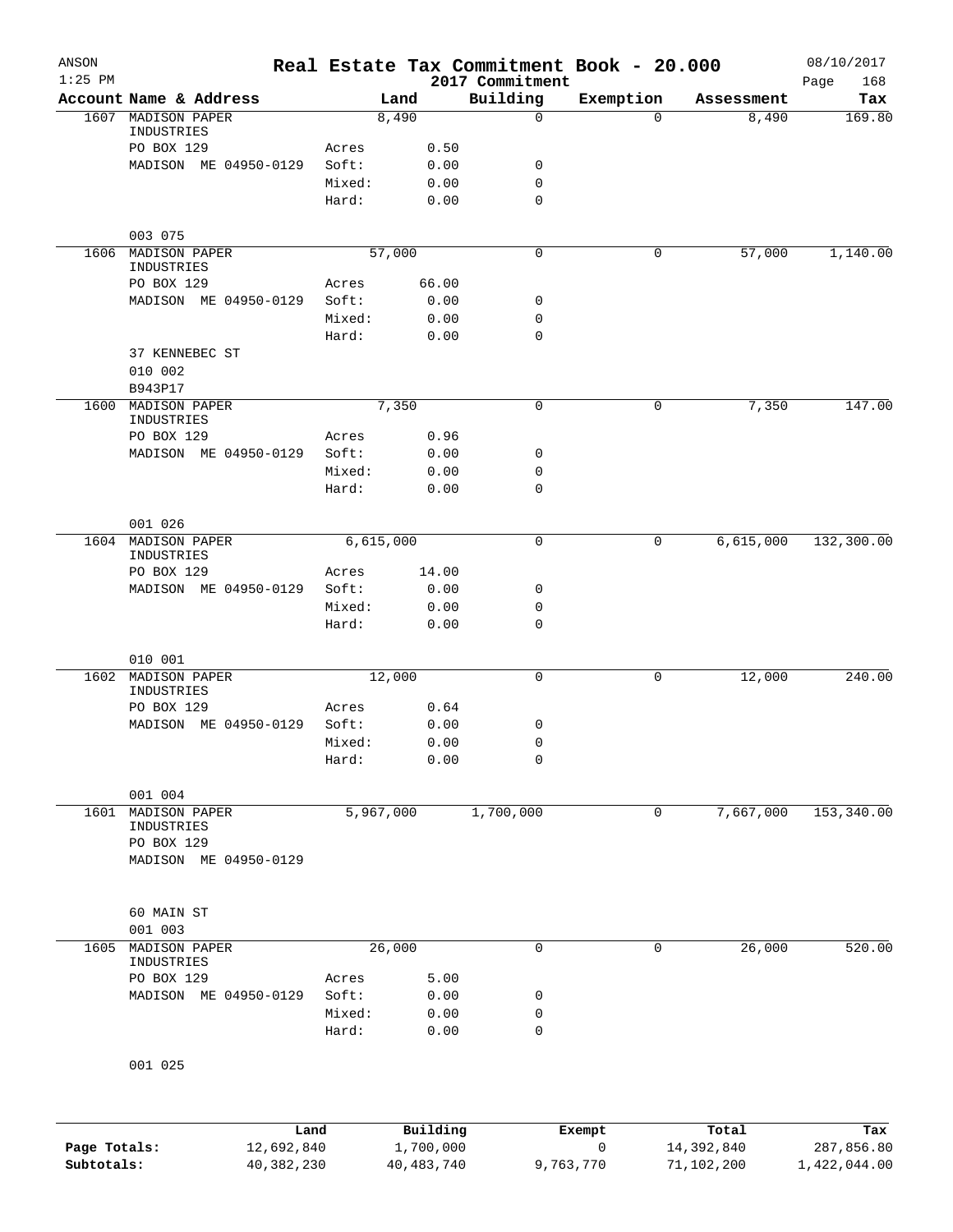ANSON 1:25 PM

# Real Estate Tax Commitment Book - 20.000

2017 Commitment

08/10/2017

| Account | Name & Address | | Land | Building | Exemption | Assessment | Tax |
|---|---|---|---|---|---|---|---|
| 1607 | MADISON PAPER INDUSTRIES | | 8,490 | 0 | 0 | 8,490 | 169.80 |
| | PO BOX 129 | Acres | 0.50 | | | | |
| | MADISON ME 04950-0129 | Soft: | 0.00 | 0 | | | |
| | | Mixed: | 0.00 | 0 | | | |
| | | Hard: | 0.00 | 0 | | | |
| | 003 075 | | | | | | |
| 1606 | MADISON PAPER INDUSTRIES | | 57,000 | 0 | 0 | 57,000 | 1,140.00 |
| | PO BOX 129 | Acres | 66.00 | | | | |
| | MADISON ME 04950-0129 | Soft: | 0.00 | 0 | | | |
| | | Mixed: | 0.00 | 0 | | | |
| | | Hard: | 0.00 | 0 | | | |
| | 37 KENNEBEC ST | | | | | | |
| | 010 002 | | | | | | |
| | B943P17 | | | | | | |
| 1600 | MADISON PAPER INDUSTRIES | | 7,350 | 0 | 0 | 7,350 | 147.00 |
| | PO BOX 129 | Acres | 0.96 | | | | |
| | MADISON ME 04950-0129 | Soft: | 0.00 | 0 | | | |
| | | Mixed: | 0.00 | 0 | | | |
| | | Hard: | 0.00 | 0 | | | |
| | 001 026 | | | | | | |
| 1604 | MADISON PAPER INDUSTRIES | | 6,615,000 | 0 | 0 | 6,615,000 | 132,300.00 |
| | PO BOX 129 | Acres | 14.00 | | | | |
| | MADISON ME 04950-0129 | Soft: | 0.00 | 0 | | | |
| | | Mixed: | 0.00 | 0 | | | |
| | | Hard: | 0.00 | 0 | | | |
| | 010 001 | | | | | | |
| 1602 | MADISON PAPER INDUSTRIES | | 12,000 | 0 | 0 | 12,000 | 240.00 |
| | PO BOX 129 | Acres | 0.64 | | | | |
| | MADISON ME 04950-0129 | Soft: | 0.00 | 0 | | | |
| | | Mixed: | 0.00 | 0 | | | |
| | | Hard: | 0.00 | 0 | | | |
| | 001 004 | | | | | | |
| 1601 | MADISON PAPER INDUSTRIES | | 5,967,000 | 1,700,000 | 0 | 7,667,000 | 153,340.00 |
| | PO BOX 129 | | | | | | |
| | MADISON ME 04950-0129 | | | | | | |
| | 60 MAIN ST | | | | | | |
| | 001 003 | | | | | | |
| 1605 | MADISON PAPER INDUSTRIES | | 26,000 | 0 | 0 | 26,000 | 520.00 |
| | PO BOX 129 | Acres | 5.00 | | | | |
| | MADISON ME 04950-0129 | Soft: | 0.00 | 0 | | | |
| | | Mixed: | 0.00 | 0 | | | |
| | | Hard: | 0.00 | 0 | | | |
| | 001 025 | | | | | | |

| | Land | Building | Exempt | Total | Tax |
|---|---|---|---|---|---|
| Page Totals: | 12,692,840 | 1,700,000 | 0 | 14,392,840 | 287,856.80 |
| Subtotals: | 40,382,230 | 40,483,740 | 9,763,770 | 71,102,200 | 1,422,044.00 |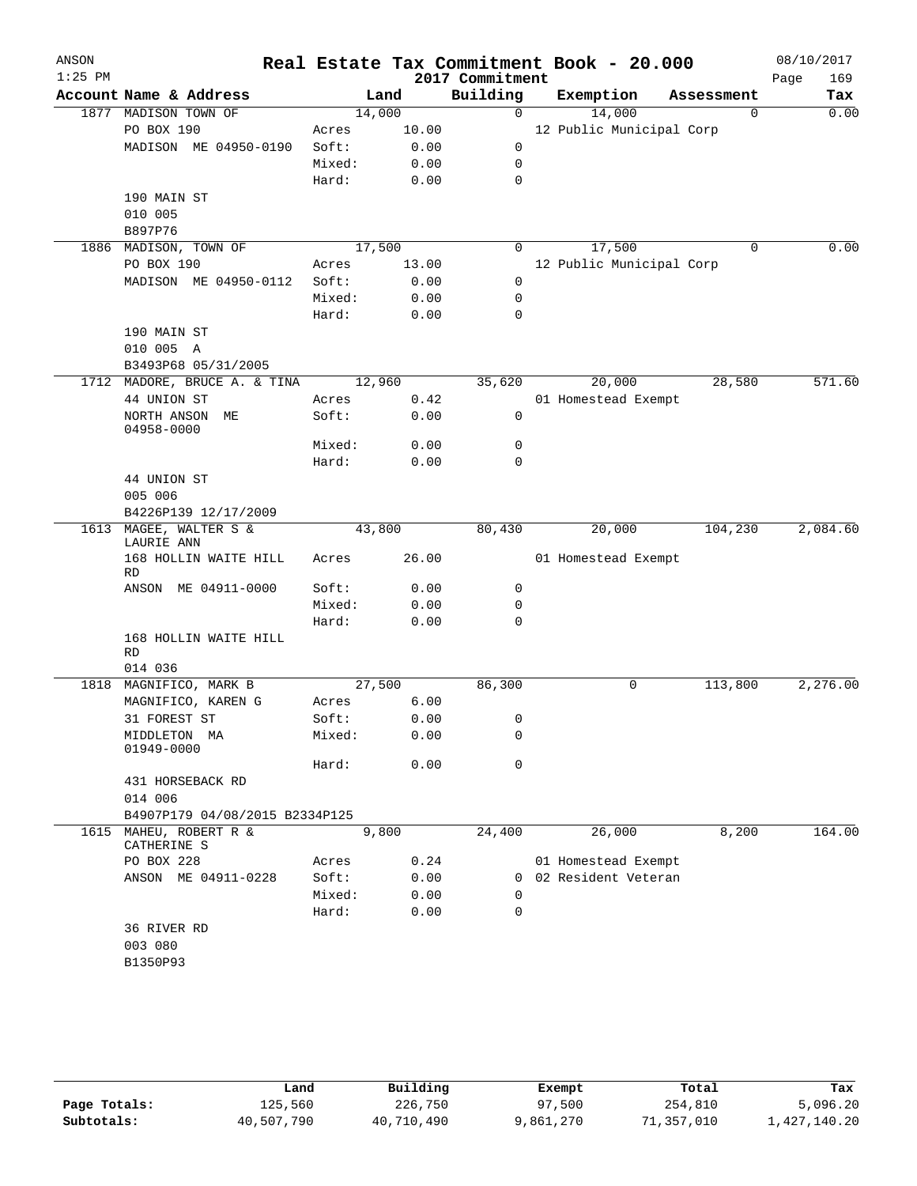# Real Estate Tax Commitment Book - 20.000

ANSON
1:25 PM
2017 Commitment
08/10/2017
Page 169

| Account | Name & Address | | Land | Building | Exemption | Assessment | Tax |
|---|---|---|---|---|---|---|---|
| 1877 | MADISON TOWN OF | | 14,000 | 0 | 14,000 | 0 | 0.00 |
| | PO BOX 190 | Acres | 10.00 | | 12 Public Municipal Corp | | |
| | MADISON ME 04950-0190 | Soft: | 0.00 | 0 | | | |
| | | Mixed: | 0.00 | 0 | | | |
| | | Hard: | 0.00 | 0 | | | |
| | 190 MAIN ST | | | | | | |
| | 010 005 | | | | | | |
| | B897P76 | | | | | | |
| 1886 | MADISON, TOWN OF | | 17,500 | 0 | 17,500 | 0 | 0.00 |
| | PO BOX 190 | Acres | 13.00 | | 12 Public Municipal Corp | | |
| | MADISON ME 04950-0112 | Soft: | 0.00 | 0 | | | |
| | | Mixed: | 0.00 | 0 | | | |
| | | Hard: | 0.00 | 0 | | | |
| | 190 MAIN ST | | | | | | |
| | 010 005 A | | | | | | |
| | B3493P68 05/31/2005 | | | | | | |
| 1712 | MADORE, BRUCE A. & TINA | | 12,960 | 35,620 | 20,000 | 28,580 | 571.60 |
| | 44 UNION ST | Acres | 0.42 | | 01 Homestead Exempt | | |
| | NORTH ANSON ME 04958-0000 | Soft: | 0.00 | 0 | | | |
| | | Mixed: | 0.00 | 0 | | | |
| | | Hard: | 0.00 | 0 | | | |
| | 44 UNION ST | | | | | | |
| | 005 006 | | | | | | |
| | B4226P139 12/17/2009 | | | | | | |
| 1613 | MAGEE, WALTER S & LAURIE ANN | | 43,800 | 80,430 | 20,000 | 104,230 | 2,084.60 |
| | 168 HOLLIN WAITE HILL RD | Acres | 26.00 | | 01 Homestead Exempt | | |
| | ANSON ME 04911-0000 | Soft: | 0.00 | 0 | | | |
| | | Mixed: | 0.00 | 0 | | | |
| | | Hard: | 0.00 | 0 | | | |
| | 168 HOLLIN WAITE HILL RD | | | | | | |
| | 014 036 | | | | | | |
| 1818 | MAGNIFICO, MARK B | | 27,500 | 86,300 | 0 | 113,800 | 2,276.00 |
| | MAGNIFICO, KAREN G | Acres | 6.00 | | | | |
| | 31 FOREST ST | Soft: | 0.00 | 0 | | | |
| | MIDDLETON MA 01949-0000 | Mixed: | 0.00 | 0 | | | |
| | | Hard: | 0.00 | 0 | | | |
| | 431 HORSEBACK RD | | | | | | |
| | 014 006 | | | | | | |
| | B4907P179 04/08/2015 B2334P125 | | | | | | |
| 1615 | MAHEU, ROBERT R & CATHERINE S | | 9,800 | 24,400 | 26,000 | 8,200 | 164.00 |
| | PO BOX 228 | Acres | 0.24 | | 01 Homestead Exempt | | |
| | ANSON ME 04911-0228 | Soft: | 0.00 | 0 | 02 Resident Veteran | | |
| | | Mixed: | 0.00 | 0 | | | |
| | | Hard: | 0.00 | 0 | | | |
| | 36 RIVER RD | | | | | | |
| | 003 080 | | | | | | |
| | B1350P93 | | | | | | |

| | Land | Building | Exempt | Total | Tax |
|---|---|---|---|---|---|
| Page Totals: | 125,560 | 226,750 | 97,500 | 254,810 | 5,096.20 |
| Subtotals: | 40,507,790 | 40,710,490 | 9,861,270 | 71,357,010 | 1,427,140.20 |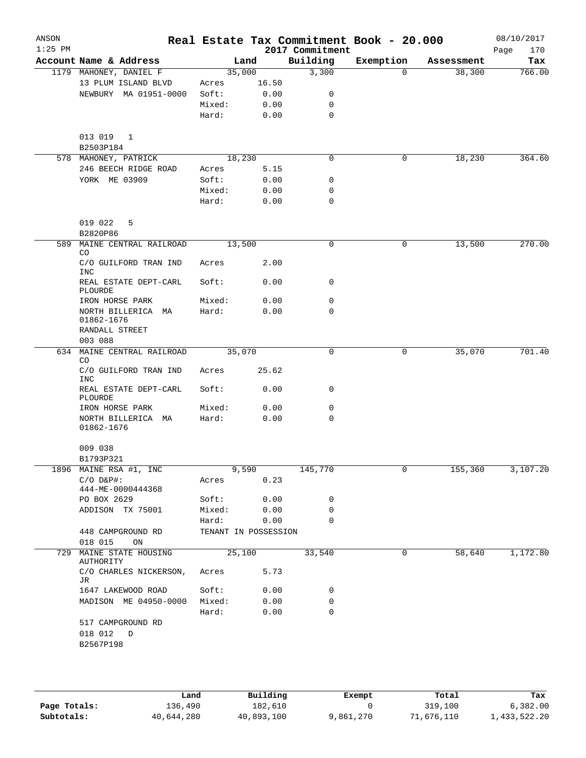# Real Estate Tax Commitment Book - 20.000

ANSON 1:25 PM — 2017 Commitment — 08/10/2017

| Account | Name & Address | Land | | Building | Exemption | Assessment | Tax |
|---|---|---|---|---|---|---|---|
| 1179 | MAHONEY, DANIEL F | | 35,000 | 3,300 | 0 | 38,300 | 766.00 |
| | 13 PLUM ISLAND BLVD | Acres | 16.50 | | | | |
| | NEWBURY MA 01951-0000 | Soft: | 0.00 | 0 | | | |
| | | Mixed: | 0.00 | 0 | | | |
| | | Hard: | 0.00 | 0 | | | |
| | 013 019 1 | | | | | | |
| | B2503P184 | | | | | | |
| 578 | MAHONEY, PATRICK | | 18,230 | 0 | 0 | 18,230 | 364.60 |
| | 246 BEECH RIDGE ROAD | Acres | 5.15 | | | | |
| | YORK ME 03909 | Soft: | 0.00 | 0 | | | |
| | | Mixed: | 0.00 | 0 | | | |
| | | Hard: | 0.00 | 0 | | | |
| | 019 022 5 | | | | | | |
| | B2820P86 | | | | | | |
| 589 | MAINE CENTRAL RAILROAD CO | | 13,500 | 0 | 0 | 13,500 | 270.00 |
| | C/O GUILFORD TRAN IND INC | Acres | 2.00 | | | | |
| | REAL ESTATE DEPT-CARL PLOURDE | Soft: | 0.00 | 0 | | | |
| | IRON HORSE PARK | Mixed: | 0.00 | 0 | | | |
| | NORTH BILLERICA MA 01862-1676 | Hard: | 0.00 | 0 | | | |
| | RANDALL STREET | | | | | | |
| | 003 088 | | | | | | |
| 634 | MAINE CENTRAL RAILROAD CO | | 35,070 | 0 | 0 | 35,070 | 701.40 |
| | C/O GUILFORD TRAN IND INC | Acres | 25.62 | | | | |
| | REAL ESTATE DEPT-CARL PLOURDE | Soft: | 0.00 | 0 | | | |
| | IRON HORSE PARK | Mixed: | 0.00 | 0 | | | |
| | NORTH BILLERICA MA 01862-1676 | Hard: | 0.00 | 0 | | | |
| | 009 038 | | | | | | |
| | B1793P321 | | | | | | |
| 1896 | MAINE RSA #1, INC | | 9,590 | 145,770 | 0 | 155,360 | 3,107.20 |
| | C/O D&P#: 444-ME-0000444368 | Acres | 0.23 | | | | |
| | PO BOX 2629 | Soft: | 0.00 | 0 | | | |
| | ADDISON TX 75001 | Mixed: | 0.00 | 0 | | | |
| | | Hard: | 0.00 | 0 | | | |
| | 448 CAMPGROUND RD | TENANT IN POSSESSION | | | | | |
| | 018 015 ON | | | | | | |
| 729 | MAINE STATE HOUSING AUTHORITY | | 25,100 | 33,540 | 0 | 58,640 | 1,172.80 |
| | C/O CHARLES NICKERSON, JR | Acres | 5.73 | | | | |
| | 1647 LAKEWOOD ROAD | Soft: | 0.00 | 0 | | | |
| | MADISON ME 04950-0000 | Mixed: | 0.00 | 0 | | | |
| | | Hard: | 0.00 | 0 | | | |
| | 517 CAMPGROUND RD | | | | | | |
| | 018 012 D | | | | | | |
| | B2567P198 | | | | | | |

| | Land | Building | Exempt | Total | Tax |
|---|---|---|---|---|---|
| Page Totals: | 136,490 | 182,610 | 0 | 319,100 | 6,382.00 |
| Subtotals: | 40,644,280 | 40,893,100 | 9,861,270 | 71,676,110 | 1,433,522.20 |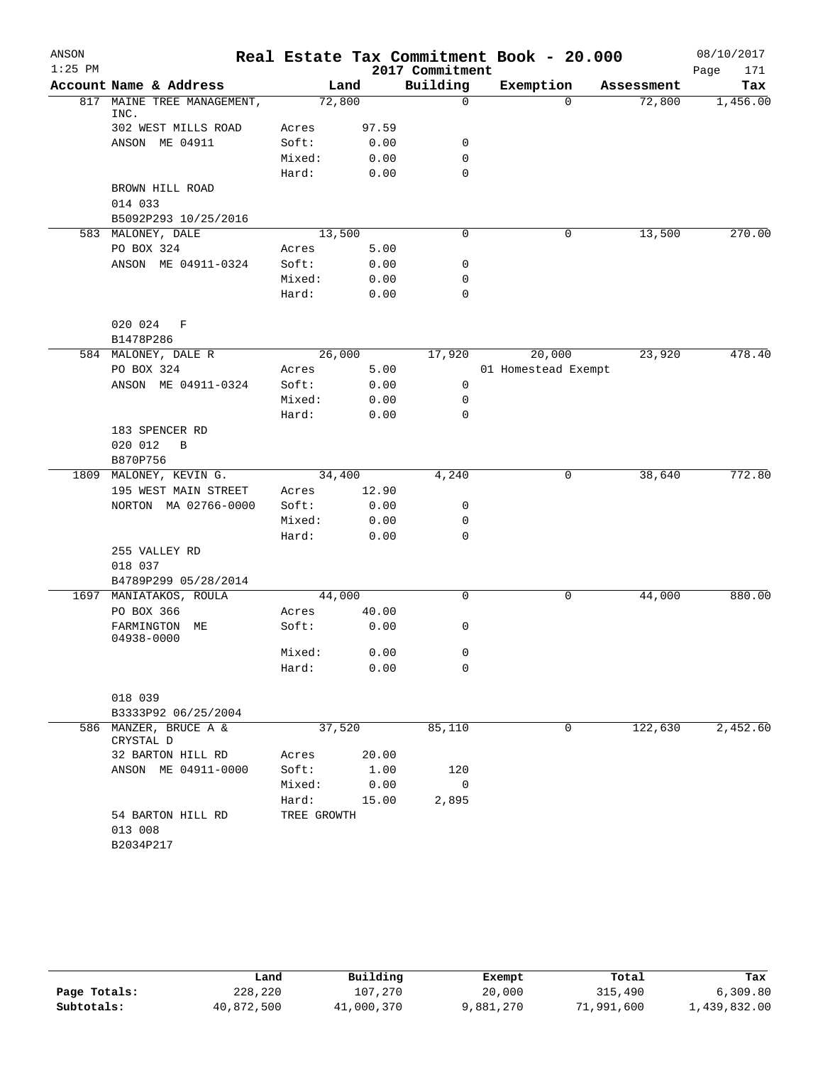# Real Estate Tax Commitment Book - 20.000

ANSON
1:25 PM

2017 Commitment

08/10/2017

| Account | Name & Address | | Land | Building | Exemption | Assessment | Tax |
|---|---|---|---|---|---|---|---|
| 817 | MAINE TREE MANAGEMENT, INC. | | 72,800 | 0 | 0 | 72,800 | 1,456.00 |
| | 302 WEST MILLS ROAD | Acres | 97.59 | | | | |
| | ANSON ME 04911 | Soft: | 0.00 | 0 | | | |
| | | Mixed: | 0.00 | 0 | | | |
| | | Hard: | 0.00 | 0 | | | |
| | BROWN HILL ROAD | | | | | | |
| | 014 033 | | | | | | |
| | B5092P293 10/25/2016 | | | | | | |
| 583 | MALONEY, DALE | | 13,500 | 0 | 0 | 13,500 | 270.00 |
| | PO BOX 324 | Acres | 5.00 | | | | |
| | ANSON ME 04911-0324 | Soft: | 0.00 | 0 | | | |
| | | Mixed: | 0.00 | 0 | | | |
| | | Hard: | 0.00 | 0 | | | |
| | 020 024 F | | | | | | |
| | B1478P286 | | | | | | |
| 584 | MALONEY, DALE R | | 26,000 | 17,920 | 20,000 | 23,920 | 478.40 |
| | PO BOX 324 | Acres | 5.00 | | 01 Homestead Exempt | | |
| | ANSON ME 04911-0324 | Soft: | 0.00 | 0 | | | |
| | | Mixed: | 0.00 | 0 | | | |
| | | Hard: | 0.00 | 0 | | | |
| | 183 SPENCER RD | | | | | | |
| | 020 012 B | | | | | | |
| | B870P756 | | | | | | |
| 1809 | MALONEY, KEVIN G. | | 34,400 | 4,240 | 0 | 38,640 | 772.80 |
| | 195 WEST MAIN STREET | Acres | 12.90 | | | | |
| | NORTON MA 02766-0000 | Soft: | 0.00 | 0 | | | |
| | | Mixed: | 0.00 | 0 | | | |
| | | Hard: | 0.00 | 0 | | | |
| | 255 VALLEY RD | | | | | | |
| | 018 037 | | | | | | |
| | B4789P299 05/28/2014 | | | | | | |
| 1697 | MANIATAKOS, ROULA | | 44,000 | 0 | 0 | 44,000 | 880.00 |
| | PO BOX 366 | Acres | 40.00 | | | | |
| | FARMINGTON ME 04938-0000 | Soft: | 0.00 | 0 | | | |
| | | Mixed: | 0.00 | 0 | | | |
| | | Hard: | 0.00 | 0 | | | |
| | 018 039 | | | | | | |
| | B3333P92 06/25/2004 | | | | | | |
| 586 | MANZER, BRUCE A & CRYSTAL D | | 37,520 | 85,110 | 0 | 122,630 | 2,452.60 |
| | 32 BARTON HILL RD | Acres | 20.00 | | | | |
| | ANSON ME 04911-0000 | Soft: | 1.00 | 120 | | | |
| | | Mixed: | 0.00 | 0 | | | |
| | | Hard: | 15.00 | 2,895 | | | |
| | 54 BARTON HILL RD | TREE GROWTH | | | | | |
| | 013 008 | | | | | | |
| | B2034P217 | | | | | | |

| | Land | Building | Exempt | Total | Tax |
|---|---|---|---|---|---|
| Page Totals: | 228,220 | 107,270 | 20,000 | 315,490 | 6,309.80 |
| Subtotals: | 40,872,500 | 41,000,370 | 9,881,270 | 71,991,600 | 1,439,832.00 |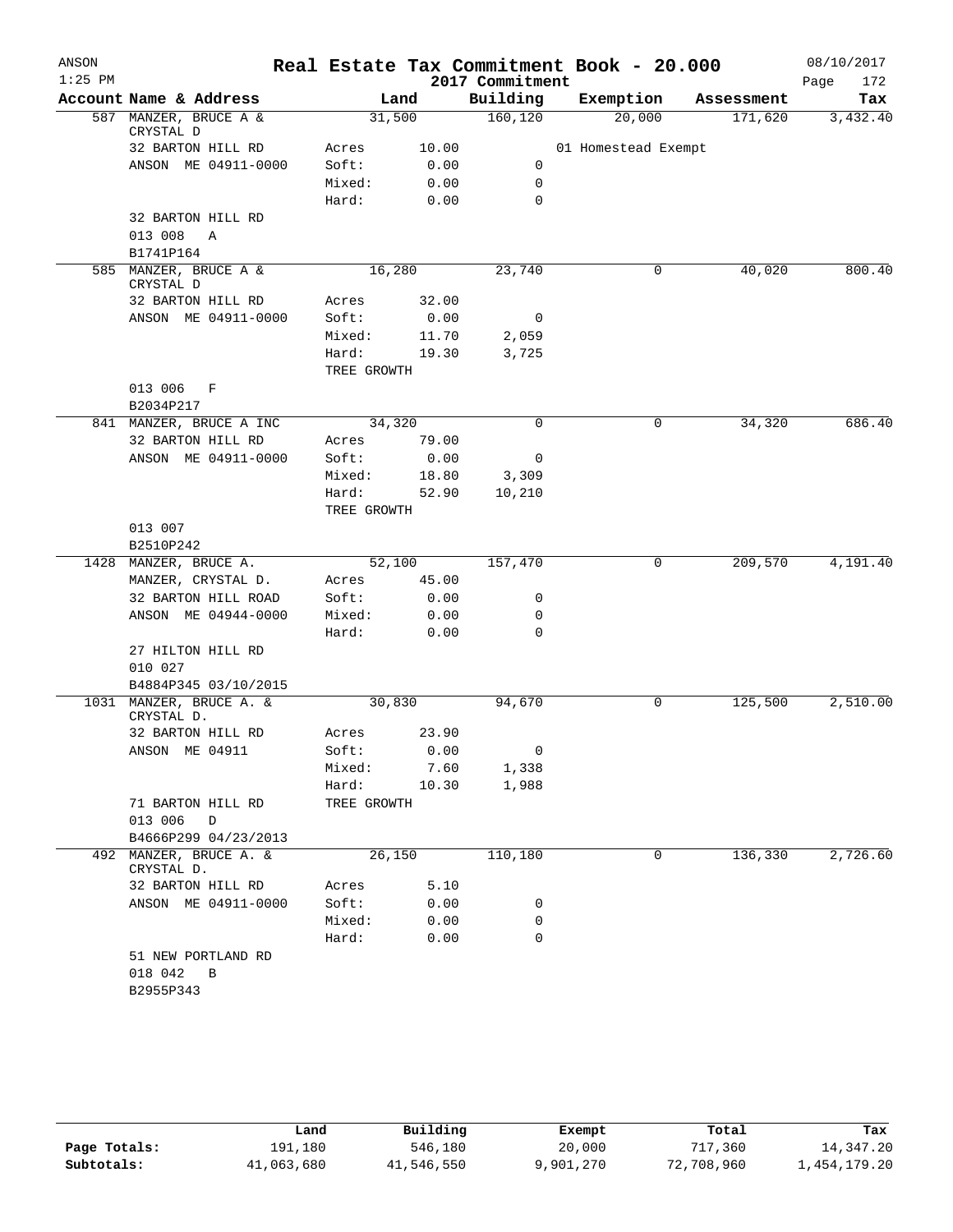# Real Estate Tax Commitment Book - 20.000

ANSON 08/10/2017
1:25 PM 2017 Commitment

| Account | Name & Address | Land | | Building | Exemption | Assessment | Tax |
|---|---|---|---|---|---|---|---|
| 587 | MANZER, BRUCE A & CRYSTAL D | 31,500 | | 160,120 | 20,000 | 171,620 | 3,432.40 |
| | 32 BARTON HILL RD | Acres | 10.00 | | 01 Homestead Exempt | | |
| | ANSON ME 04911-0000 | Soft: | 0.00 | 0 | | | |
| | | Mixed: | 0.00 | 0 | | | |
| | | Hard: | 0.00 | 0 | | | |
| | 32 BARTON HILL RD | | | | | | |
| | 013 008 A | | | | | | |
| | B1741P164 | | | | | | |
| 585 | MANZER, BRUCE A & CRYSTAL D | 16,280 | | 23,740 | 0 | 40,020 | 800.40 |
| | 32 BARTON HILL RD | Acres | 32.00 | | | | |
| | ANSON ME 04911-0000 | Soft: | 0.00 | 0 | | | |
| | | Mixed: | 11.70 | 2,059 | | | |
| | | Hard: | 19.30 | 3,725 | | | |
| | | TREE GROWTH | | | | | |
| | 013 006 F | | | | | | |
| | B2034P217 | | | | | | |
| 841 | MANZER, BRUCE A INC | 34,320 | | 0 | 0 | 34,320 | 686.40 |
| | 32 BARTON HILL RD | Acres | 79.00 | | | | |
| | ANSON ME 04911-0000 | Soft: | 0.00 | 0 | | | |
| | | Mixed: | 18.80 | 3,309 | | | |
| | | Hard: | 52.90 | 10,210 | | | |
| | | TREE GROWTH | | | | | |
| | 013 007 | | | | | | |
| | B2510P242 | | | | | | |
| 1428 | MANZER, BRUCE A. | 52,100 | | 157,470 | 0 | 209,570 | 4,191.40 |
| | MANZER, CRYSTAL D. | Acres | 45.00 | | | | |
| | 32 BARTON HILL ROAD | Soft: | 0.00 | 0 | | | |
| | ANSON ME 04944-0000 | Mixed: | 0.00 | 0 | | | |
| | | Hard: | 0.00 | 0 | | | |
| | 27 HILTON HILL RD | | | | | | |
| | 010 027 | | | | | | |
| | B4884P345 03/10/2015 | | | | | | |
| 1031 | MANZER, BRUCE A. & CRYSTAL D. | 30,830 | | 94,670 | 0 | 125,500 | 2,510.00 |
| | 32 BARTON HILL RD | Acres | 23.90 | | | | |
| | ANSON ME 04911 | Soft: | 0.00 | 0 | | | |
| | | Mixed: | 7.60 | 1,338 | | | |
| | | Hard: | 10.30 | 1,988 | | | |
| | 71 BARTON HILL RD | TREE GROWTH | | | | | |
| | 013 006 D | | | | | | |
| | B4666P299 04/23/2013 | | | | | | |
| 492 | MANZER, BRUCE A. & CRYSTAL D. | 26,150 | | 110,180 | 0 | 136,330 | 2,726.60 |
| | 32 BARTON HILL RD | Acres | 5.10 | | | | |
| | ANSON ME 04911-0000 | Soft: | 0.00 | 0 | | | |
| | | Mixed: | 0.00 | 0 | | | |
| | | Hard: | 0.00 | 0 | | | |
| | 51 NEW PORTLAND RD | | | | | | |
| | 018 042 B | | | | | | |
| | B2955P343 | | | | | | |

| | Land | Building | Exempt | Total | Tax |
|---|---|---|---|---|---|
| Page Totals: | 191,180 | 546,180 | 20,000 | 717,360 | 14,347.20 |
| Subtotals: | 41,063,680 | 41,546,550 | 9,901,270 | 72,708,960 | 1,454,179.20 |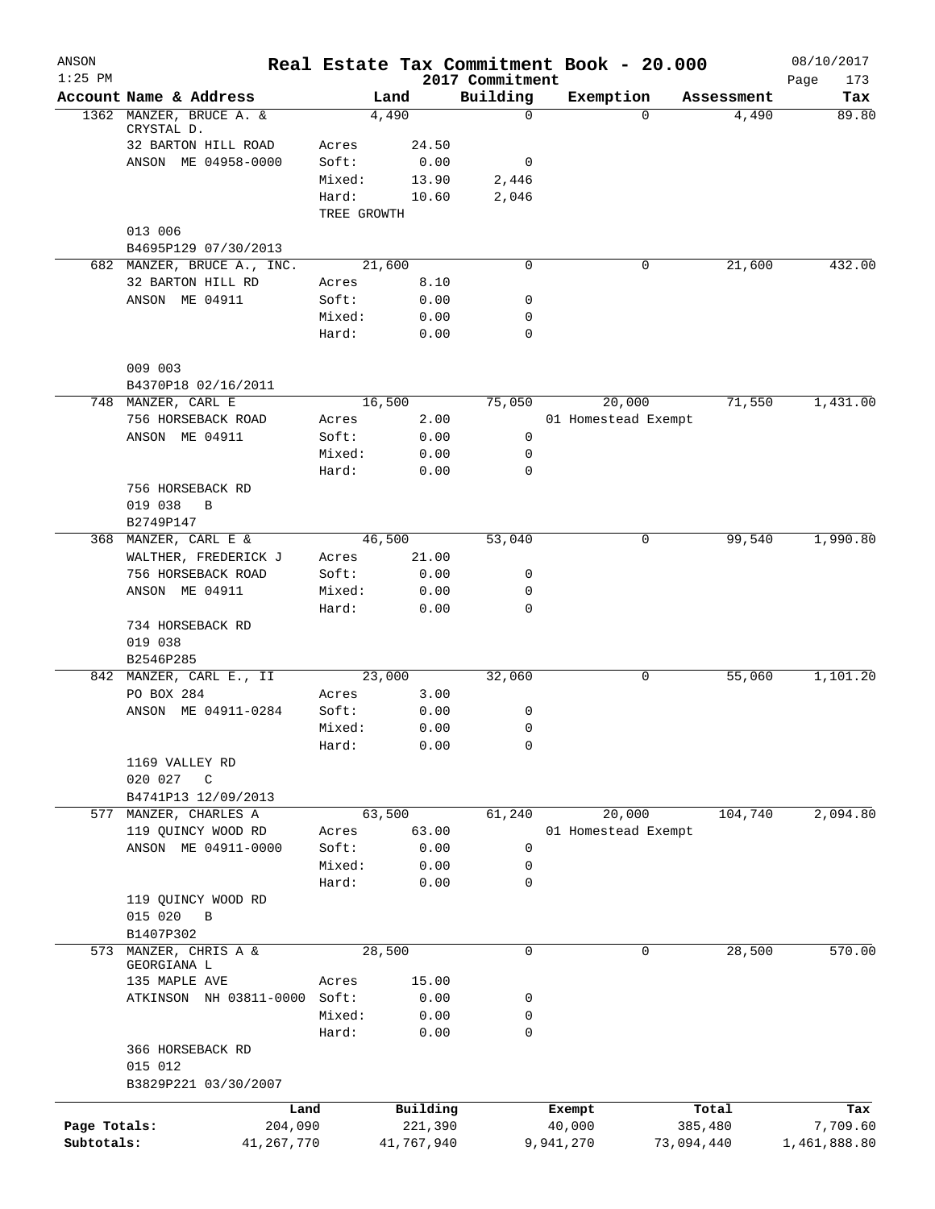# Real Estate Tax Commitment Book - 20.000

ANSON
1:25 PM

2017 Commitment

08/10/2017

| Account | Name & Address | | Land | Building | Exemption | Assessment | Tax |
|---|---|---|---|---|---|---|---|
| 1362 | MANZER, BRUCE A. & CRYSTAL D. | | 4,490 | 0 | 0 | 4,490 | 89.80 |
| | 32 BARTON HILL ROAD | Acres | 24.50 | | | | |
| | ANSON ME 04958-0000 | Soft: | 0.00 | 0 | | | |
| | | Mixed: | 13.90 | 2,446 | | | |
| | | Hard: | 10.60 | 2,046 | | | |
| | | TREE GROWTH | | | | | |
| | 013 006 | | | | | | |
| | B4695P129 07/30/2013 | | | | | | |
| 682 | MANZER, BRUCE A., INC. | | 21,600 | 0 | 0 | 21,600 | 432.00 |
| | 32 BARTON HILL RD | Acres | 8.10 | | | | |
| | ANSON ME 04911 | Soft: | 0.00 | 0 | | | |
| | | Mixed: | 0.00 | 0 | | | |
| | | Hard: | 0.00 | 0 | | | |
| | 009 003 | | | | | | |
| | B4370P18 02/16/2011 | | | | | | |
| 748 | MANZER, CARL E | | 16,500 | 75,050 | 20,000 | 71,550 | 1,431.00 |
| | 756 HORSEBACK ROAD | Acres | 2.00 | | 01 Homestead Exempt | | |
| | ANSON ME 04911 | Soft: | 0.00 | 0 | | | |
| | | Mixed: | 0.00 | 0 | | | |
| | | Hard: | 0.00 | 0 | | | |
| | 756 HORSEBACK RD | | | | | | |
| | 019 038 B | | | | | | |
| | B2749P147 | | | | | | |
| 368 | MANZER, CARL E & | | 46,500 | 53,040 | 0 | 99,540 | 1,990.80 |
| | WALTHER, FREDERICK J | Acres | 21.00 | | | | |
| | 756 HORSEBACK ROAD | Soft: | 0.00 | 0 | | | |
| | ANSON ME 04911 | Mixed: | 0.00 | 0 | | | |
| | | Hard: | 0.00 | 0 | | | |
| | 734 HORSEBACK RD | | | | | | |
| | 019 038 | | | | | | |
| | B2546P285 | | | | | | |
| 842 | MANZER, CARL E., II | | 23,000 | 32,060 | 0 | 55,060 | 1,101.20 |
| | PO BOX 284 | Acres | 3.00 | | | | |
| | ANSON ME 04911-0284 | Soft: | 0.00 | 0 | | | |
| | | Mixed: | 0.00 | 0 | | | |
| | | Hard: | 0.00 | 0 | | | |
| | 1169 VALLEY RD | | | | | | |
| | 020 027 C | | | | | | |
| | B4741P13 12/09/2013 | | | | | | |
| 577 | MANZER, CHARLES A | | 63,500 | 61,240 | 20,000 | 104,740 | 2,094.80 |
| | 119 QUINCY WOOD RD | Acres | 63.00 | | 01 Homestead Exempt | | |
| | ANSON ME 04911-0000 | Soft: | 0.00 | 0 | | | |
| | | Mixed: | 0.00 | 0 | | | |
| | | Hard: | 0.00 | 0 | | | |
| | 119 QUINCY WOOD RD | | | | | | |
| | 015 020 B | | | | | | |
| | B1407P302 | | | | | | |
| 573 | MANZER, CHRIS A & GEORGIANA L | | 28,500 | 0 | 0 | 28,500 | 570.00 |
| | 135 MAPLE AVE | Acres | 15.00 | | | | |
| | ATKINSON NH 03811-0000 | Soft: | 0.00 | 0 | | | |
| | | Mixed: | 0.00 | 0 | | | |
| | | Hard: | 0.00 | 0 | | | |
| | 366 HORSEBACK RD | | | | | | |
| | 015 012 | | | | | | |
| | B3829P221 03/30/2007 | | | | | | |

| | Land | Building | Exempt | Total | Tax |
|---|---|---|---|---|---|
| Page Totals: | 204,090 | 221,390 | 40,000 | 385,480 | 7,709.60 |
| Subtotals: | 41,267,770 | 41,767,940 | 9,941,270 | 73,094,440 | 1,461,888.80 |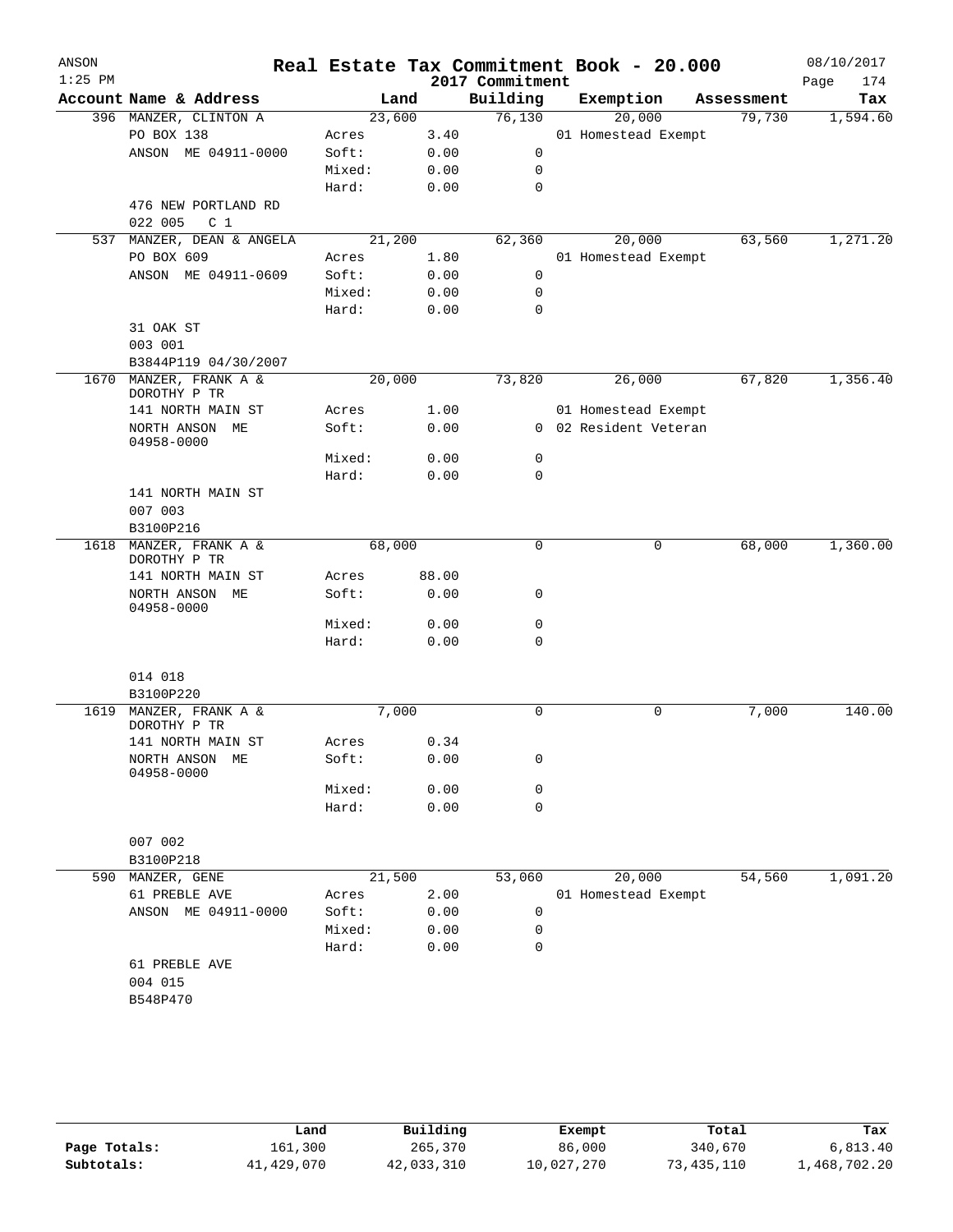# Real Estate Tax Commitment Book - 20.000

ANSON
1:25 PM
2017 Commitment
08/10/2017

| Account | Name & Address | Land | | Building | Exemption | Assessment | Tax |
|---|---|---|---|---|---|---|---|
| 396 | MANZER, CLINTON A | 23,600 | | 76,130 | 20,000 | 79,730 | 1,594.60 |
| | PO BOX 138 | Acres | 3.40 | | 01 Homestead Exempt | | |
| | ANSON ME 04911-0000 | Soft: | 0.00 | 0 | | | |
| | | Mixed: | 0.00 | 0 | | | |
| | | Hard: | 0.00 | 0 | | | |
| | 476 NEW PORTLAND RD | | | | | | |
| | 022 005 C 1 | | | | | | |
| 537 | MANZER, DEAN & ANGELA | 21,200 | | 62,360 | 20,000 | 63,560 | 1,271.20 |
| | PO BOX 609 | Acres | 1.80 | | 01 Homestead Exempt | | |
| | ANSON ME 04911-0609 | Soft: | 0.00 | 0 | | | |
| | | Mixed: | 0.00 | 0 | | | |
| | | Hard: | 0.00 | 0 | | | |
| | 31 OAK ST | | | | | | |
| | 003 001 | | | | | | |
| | B3844P119 04/30/2007 | | | | | | |
| 1670 | MANZER, FRANK A & DOROTHY P TR | 20,000 | | 73,820 | 26,000 | 67,820 | 1,356.40 |
| | 141 NORTH MAIN ST | Acres | 1.00 | | 01 Homestead Exempt | | |
| | NORTH ANSON ME 04958-0000 | Soft: | 0.00 | 0 | 02 Resident Veteran | | |
| | | Mixed: | 0.00 | 0 | | | |
| | | Hard: | 0.00 | 0 | | | |
| | 141 NORTH MAIN ST | | | | | | |
| | 007 003 | | | | | | |
| | B3100P216 | | | | | | |
| 1618 | MANZER, FRANK A & DOROTHY P TR | 68,000 | | 0 | 0 | 68,000 | 1,360.00 |
| | 141 NORTH MAIN ST | Acres | 88.00 | | | | |
| | NORTH ANSON ME 04958-0000 | Soft: | 0.00 | 0 | | | |
| | | Mixed: | 0.00 | 0 | | | |
| | | Hard: | 0.00 | 0 | | | |
| | 014 018 | | | | | | |
| | B3100P220 | | | | | | |
| 1619 | MANZER, FRANK A & DOROTHY P TR | 7,000 | | 0 | 0 | 7,000 | 140.00 |
| | 141 NORTH MAIN ST | Acres | 0.34 | | | | |
| | NORTH ANSON ME 04958-0000 | Soft: | 0.00 | 0 | | | |
| | | Mixed: | 0.00 | 0 | | | |
| | | Hard: | 0.00 | 0 | | | |
| | 007 002 | | | | | | |
| | B3100P218 | | | | | | |
| 590 | MANZER, GENE | 21,500 | | 53,060 | 20,000 | 54,560 | 1,091.20 |
| | 61 PREBLE AVE | Acres | 2.00 | | 01 Homestead Exempt | | |
| | ANSON ME 04911-0000 | Soft: | 0.00 | 0 | | | |
| | | Mixed: | 0.00 | 0 | | | |
| | | Hard: | 0.00 | 0 | | | |
| | 61 PREBLE AVE | | | | | | |
| | 004 015 | | | | | | |
| | B548P470 | | | | | | |

| | Land | Building | Exempt | Total | Tax |
|---|---|---|---|---|---|
| Page Totals: | 161,300 | 265,370 | 86,000 | 340,670 | 6,813.40 |
| Subtotals: | 41,429,070 | 42,033,310 | 10,027,270 | 73,435,110 | 1,468,702.20 |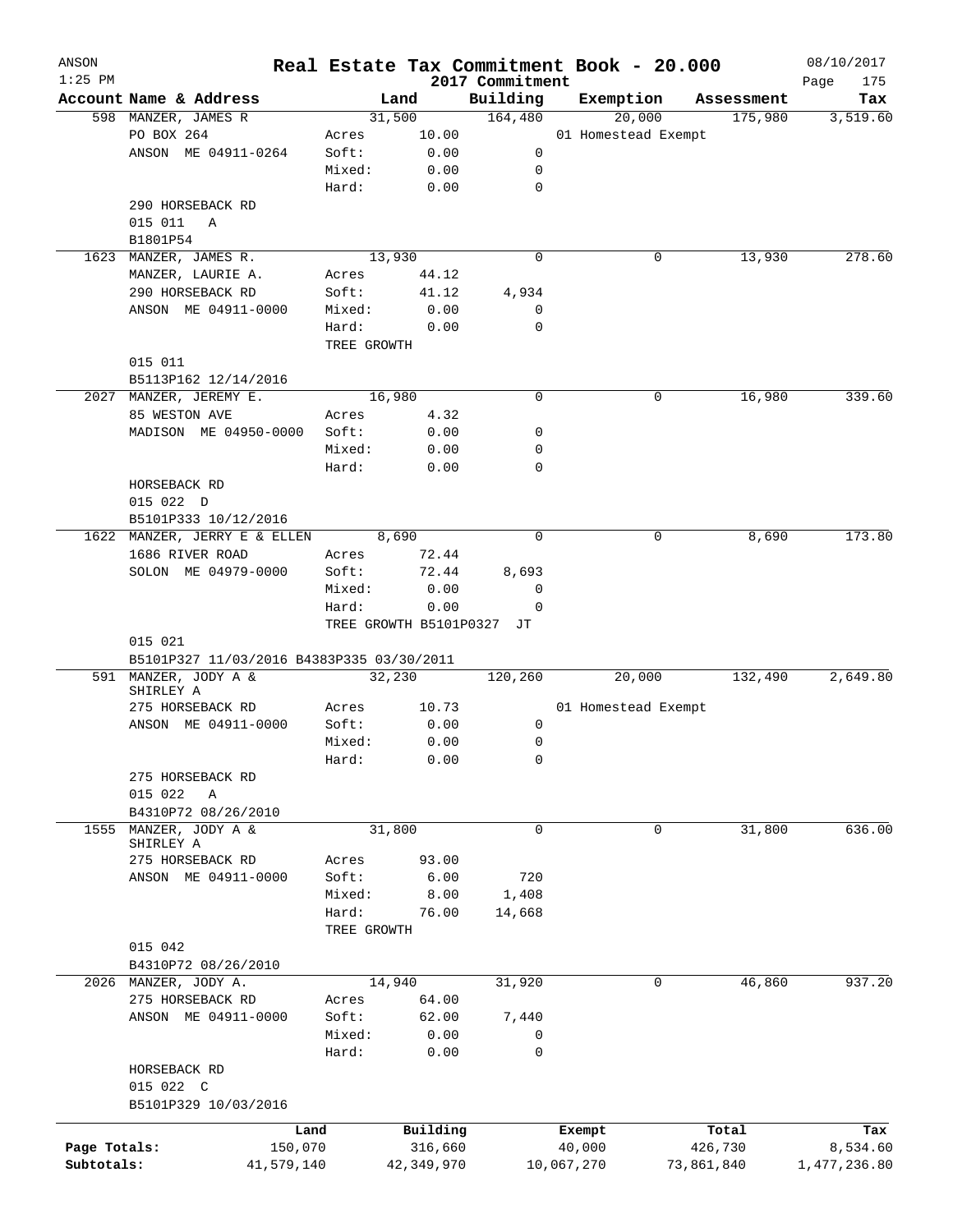# Real Estate Tax Commitment Book - 20.000

ANSON 1:25 PM — 2017 Commitment — 08/10/2017

| Account | Name & Address | Land | | Building | Exemption | Assessment | Tax |
|---|---|---|---|---|---|---|---|
| 598 | MANZER, JAMES R | | 31,500 | 164,480 | 20,000 | 175,980 | 3,519.60 |
| | PO BOX 264 | Acres | 10.00 | | 01 Homestead Exempt | | |
| | ANSON ME 04911-0264 | Soft: | 0.00 | 0 | | | |
| | | Mixed: | 0.00 | 0 | | | |
| | | Hard: | 0.00 | 0 | | | |
| | 290 HORSEBACK RD | | | | | | |
| | 015 011 A | | | | | | |
| | B1801P54 | | | | | | |
| 1623 | MANZER, JAMES R. | | 13,930 | 0 | 0 | 13,930 | 278.60 |
| | MANZER, LAURIE A. | Acres | 44.12 | | | | |
| | 290 HORSEBACK RD | Soft: | 41.12 | 4,934 | | | |
| | ANSON ME 04911-0000 | Mixed: | 0.00 | 0 | | | |
| | | Hard: | 0.00 | 0 | | | |
| | | TREE GROWTH | | | | | |
| | 015 011 | | | | | | |
| | B5113P162 12/14/2016 | | | | | | |
| 2027 | MANZER, JEREMY E. | | 16,980 | 0 | 0 | 16,980 | 339.60 |
| | 85 WESTON AVE | Acres | 4.32 | | | | |
| | MADISON ME 04950-0000 | Soft: | 0.00 | 0 | | | |
| | | Mixed: | 0.00 | 0 | | | |
| | | Hard: | 0.00 | 0 | | | |
| | HORSEBACK RD | | | | | | |
| | 015 022 D | | | | | | |
| | B5101P333 10/12/2016 | | | | | | |
| 1622 | MANZER, JERRY E & ELLEN | | 8,690 | 0 | 0 | 8,690 | 173.80 |
| | 1686 RIVER ROAD | Acres | 72.44 | | | | |
| | SOLON ME 04979-0000 | Soft: | 72.44 | 8,693 | | | |
| | | Mixed: | 0.00 | 0 | | | |
| | | Hard: | 0.00 | 0 | | | |
| | | TREE GROWTH B5101P0327 JT | | | | | |
| | 015 021 | | | | | | |
| | B5101P327 11/03/2016 B4383P335 03/30/2011 | | | | | | |
| 591 | MANZER, JODY A & SHIRLEY A | | 32,230 | 120,260 | 20,000 | 132,490 | 2,649.80 |
| | 275 HORSEBACK RD | Acres | 10.73 | | 01 Homestead Exempt | | |
| | ANSON ME 04911-0000 | Soft: | 0.00 | 0 | | | |
| | | Mixed: | 0.00 | 0 | | | |
| | | Hard: | 0.00 | 0 | | | |
| | 275 HORSEBACK RD | | | | | | |
| | 015 022 A | | | | | | |
| | B4310P72 08/26/2010 | | | | | | |
| 1555 | MANZER, JODY A & SHIRLEY A | | 31,800 | 0 | 0 | 31,800 | 636.00 |
| | 275 HORSEBACK RD | Acres | 93.00 | | | | |
| | ANSON ME 04911-0000 | Soft: | 6.00 | 720 | | | |
| | | Mixed: | 8.00 | 1,408 | | | |
| | | Hard: | 76.00 | 14,668 | | | |
| | | TREE GROWTH | | | | | |
| | 015 042 | | | | | | |
| | B4310P72 08/26/2010 | | | | | | |
| 2026 | MANZER, JODY A. | | 14,940 | 31,920 | 0 | 46,860 | 937.20 |
| | 275 HORSEBACK RD | Acres | 64.00 | | | | |
| | ANSON ME 04911-0000 | Soft: | 62.00 | 7,440 | | | |
| | | Mixed: | 0.00 | 0 | | | |
| | | Hard: | 0.00 | 0 | | | |
| | HORSEBACK RD | | | | | | |
| | 015 022 C | | | | | | |
| | B5101P329 10/03/2016 | | | | | | |

| | Land | Building | Exempt | Total | Tax |
|---|---|---|---|---|---|
| Page Totals: | 150,070 | 316,660 | 40,000 | 426,730 | 8,534.60 |
| Subtotals: | 41,579,140 | 42,349,970 | 10,067,270 | 73,861,840 | 1,477,236.80 |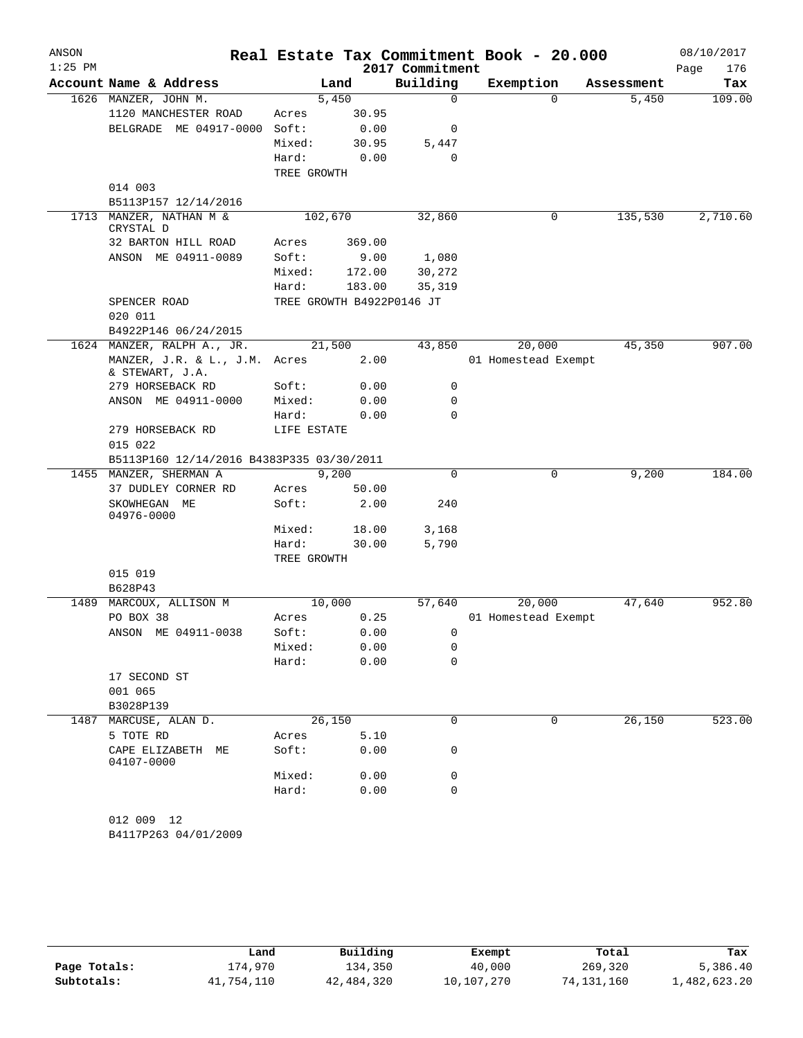# Real Estate Tax Commitment Book - 20.000

## 2017 Commitment

| Account Name & Address | Land | | Building | Exemption | Assessment | Tax |
|---|---|---|---|---|---|---|
| 1626 MANZER, JOHN M. | 5,450 | | 0 | 0 | 5,450 | 109.00 |
| 1120 MANCHESTER ROAD | Acres | 30.95 | | | | |
| BELGRADE ME 04917-0000 | Soft: | 0.00 | 0 | | | |
| | Mixed: | 30.95 | 5,447 | | | |
| | Hard: | 0.00 | 0 | | | |
| | TREE GROWTH | | | | | |
| 014 003 | | | | | | |
| B5113P157 12/14/2016 | | | | | | |
| 1713 MANZER, NATHAN M & CRYSTAL D | 102,670 | | 32,860 | 0 | 135,530 | 2,710.60 |
| 32 BARTON HILL ROAD | Acres | 369.00 | | | | |
| ANSON ME 04911-0089 | Soft: | 9.00 | 1,080 | | | |
| | Mixed: | 172.00 | 30,272 | | | |
| | Hard: | 183.00 | 35,319 | | | |
| SPENCER ROAD | TREE GROWTH B4922P0146 JT | | | | | |
| 020 011 | | | | | | |
| B4922P146 06/24/2015 | | | | | | |
| 1624 MANZER, RALPH A., JR. | 21,500 | | 43,850 | 20,000 | 45,350 | 907.00 |
| MANZER, J.R. & L., J.M. & STEWART, J.A. | Acres | 2.00 | | 01 Homestead Exempt | | |
| 279 HORSEBACK RD | Soft: | 0.00 | 0 | | | |
| ANSON ME 04911-0000 | Mixed: | 0.00 | 0 | | | |
| | Hard: | 0.00 | 0 | | | |
| 279 HORSEBACK RD | LIFE ESTATE | | | | | |
| 015 022 | | | | | | |
| B5113P160 12/14/2016 B4383P335 03/30/2011 | | | | | | |
| 1455 MANZER, SHERMAN A | 9,200 | | 0 | 0 | 9,200 | 184.00 |
| 37 DUDLEY CORNER RD | Acres | 50.00 | | | | |
| SKOWHEGAN ME 04976-0000 | Soft: | 2.00 | 240 | | | |
| | Mixed: | 18.00 | 3,168 | | | |
| | Hard: | 30.00 | 5,790 | | | |
| | TREE GROWTH | | | | | |
| 015 019 | | | | | | |
| B628P43 | | | | | | |
| 1489 MARCOUX, ALLISON M | 10,000 | | 57,640 | 20,000 | 47,640 | 952.80 |
| PO BOX 38 | Acres | 0.25 | | 01 Homestead Exempt | | |
| ANSON ME 04911-0038 | Soft: | 0.00 | 0 | | | |
| | Mixed: | 0.00 | 0 | | | |
| | Hard: | 0.00 | 0 | | | |
| 17 SECOND ST | | | | | | |
| 001 065 | | | | | | |
| B3028P139 | | | | | | |
| 1487 MARCUSE, ALAN D. | 26,150 | | 0 | 0 | 26,150 | 523.00 |
| 5 TOTE RD | Acres | 5.10 | | | | |
| CAPE ELIZABETH ME 04107-0000 | Soft: | 0.00 | 0 | | | |
| | Mixed: | 0.00 | 0 | | | |
| | Hard: | 0.00 | 0 | | | |
| 012 009 12 | | | | | | |
| B4117P263 04/01/2009 | | | | | | |

| | Land | Building | Exempt | Total | Tax |
|---|---|---|---|---|---|
| Page Totals: | 174,970 | 134,350 | 40,000 | 269,320 | 5,386.40 |
| Subtotals: | 41,754,110 | 42,484,320 | 10,107,270 | 74,131,160 | 1,482,623.20 |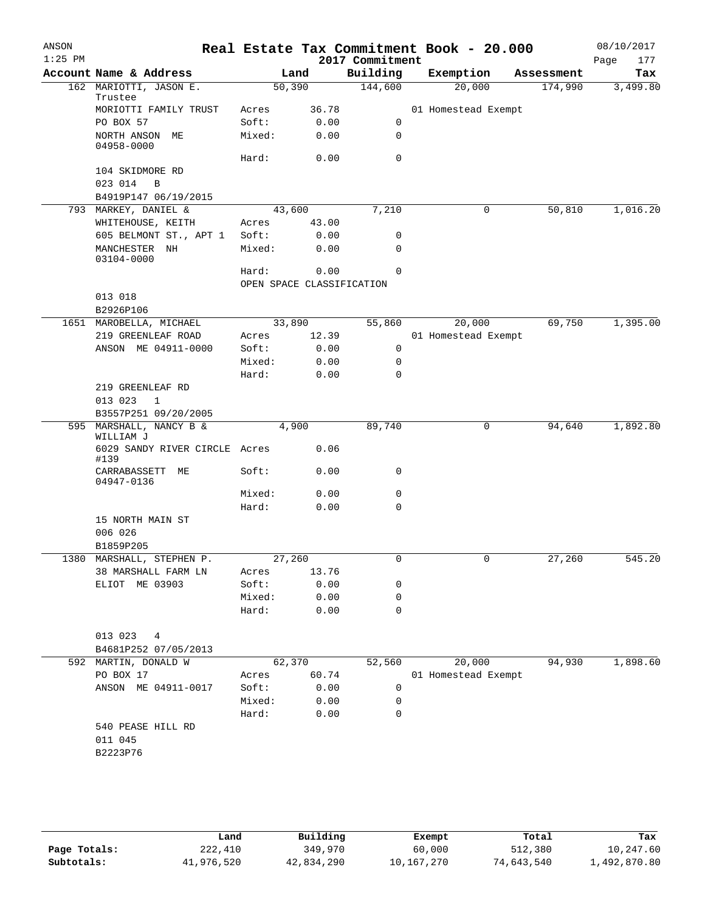ANSON 1:25 PM

# Real Estate Tax Commitment Book - 20.000

2017 Commitment

08/10/2017

| Account Name & Address | | Land | Building | Exemption | Assessment | Tax |
|---|---|---|---|---|---|---|
| 162 MARIOTTI, JASON E. Trustee | | 50,390 | 144,600 | 20,000 | 174,990 | 3,499.80 |
| MORIOTTI FAMILY TRUST | Acres | 36.78 | | 01 Homestead Exempt | | |
| PO BOX 57 | Soft: | 0.00 | 0 | | | |
| NORTH ANSON ME 04958-0000 | Mixed: | 0.00 | 0 | | | |
| | Hard: | 0.00 | 0 | | | |
| 104 SKIDMORE RD | | | | | | |
| 023 014 B | | | | | | |
| B4919P147 06/19/2015 | | | | | | |
| 793 MARKEY, DANIEL & | | 43,600 | 7,210 | 0 | 50,810 | 1,016.20 |
| WHITEHOUSE, KEITH | Acres | 43.00 | | | | |
| 605 BELMONT ST., APT 1 | Soft: | 0.00 | 0 | | | |
| MANCHESTER NH 03104-0000 | Mixed: | 0.00 | 0 | | | |
| | Hard: | 0.00 | 0 | | | |
| | OPEN SPACE CLASSIFICATION | | | | | |
| 013 018 | | | | | | |
| B2926P106 | | | | | | |
| 1651 MAROBELLA, MICHAEL | | 33,890 | 55,860 | 20,000 | 69,750 | 1,395.00 |
| 219 GREENLEAF ROAD | Acres | 12.39 | | 01 Homestead Exempt | | |
| ANSON ME 04911-0000 | Soft: | 0.00 | 0 | | | |
| | Mixed: | 0.00 | 0 | | | |
| | Hard: | 0.00 | 0 | | | |
| 219 GREENLEAF RD | | | | | | |
| 013 023 1 | | | | | | |
| B3557P251 09/20/2005 | | | | | | |
| 595 MARSHALL, NANCY B & WILLIAM J | | 4,900 | 89,740 | 0 | 94,640 | 1,892.80 |
| 6029 SANDY RIVER CIRCLE #139 | Acres | 0.06 | | | | |
| CARRABASSETT ME 04947-0136 | Soft: | 0.00 | 0 | | | |
| | Mixed: | 0.00 | 0 | | | |
| | Hard: | 0.00 | 0 | | | |
| 15 NORTH MAIN ST | | | | | | |
| 006 026 | | | | | | |
| B1859P205 | | | | | | |
| 1380 MARSHALL, STEPHEN P. | | 27,260 | 0 | 0 | 27,260 | 545.20 |
| 38 MARSHALL FARM LN | Acres | 13.76 | | | | |
| ELIOT ME 03903 | Soft: | 0.00 | 0 | | | |
| | Mixed: | 0.00 | 0 | | | |
| | Hard: | 0.00 | 0 | | | |
| 013 023 4 | | | | | | |
| B4681P252 07/05/2013 | | | | | | |
| 592 MARTIN, DONALD W | | 62,370 | 52,560 | 20,000 | 94,930 | 1,898.60 |
| PO BOX 17 | Acres | 60.74 | | 01 Homestead Exempt | | |
| ANSON ME 04911-0017 | Soft: | 0.00 | 0 | | | |
| | Mixed: | 0.00 | 0 | | | |
| | Hard: | 0.00 | 0 | | | |
| 540 PEASE HILL RD | | | | | | |
| 011 045 | | | | | | |
| B2223P76 | | | | | | |

| | Land | Building | Exempt | Total | Tax |
|---|---|---|---|---|---|
| Page Totals: | 222,410 | 349,970 | 60,000 | 512,380 | 10,247.60 |
| Subtotals: | 41,976,520 | 42,834,290 | 10,167,270 | 74,643,540 | 1,492,870.80 |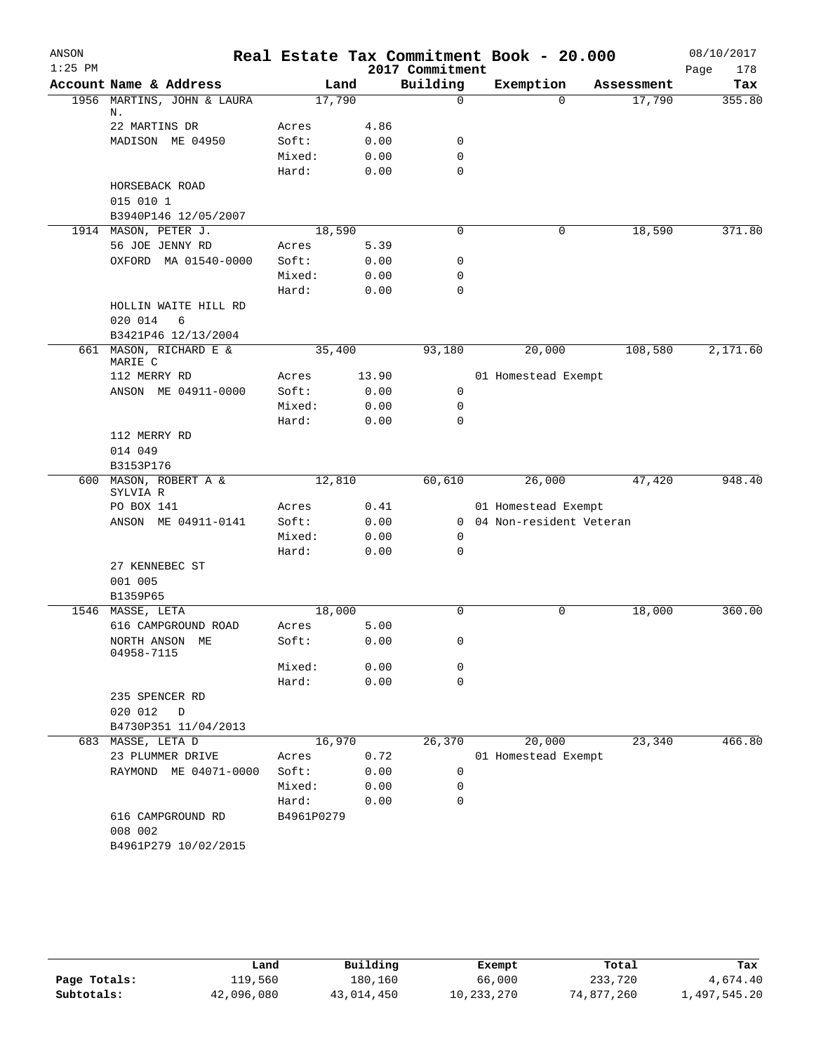# Real Estate Tax Commitment Book - 20.000

ANSON
2017 Commitment
08/10/2017

| Account Name & Address | Land | | Building | Exemption | Assessment | Tax |
|---|---|---|---|---|---|---|
| 1956 MARTINS, JOHN & LAURA N. | 17,790 | | 0 | 0 | 17,790 | 355.80 |
| 22 MARTINS DR | Acres | 4.86 | | | | |
| MADISON ME 04950 | Soft: | 0.00 | 0 | | | |
| | Mixed: | 0.00 | 0 | | | |
| | Hard: | 0.00 | 0 | | | |
| HORSEBACK ROAD | | | | | | |
| 015 010 1 | | | | | | |
| B3940P146 12/05/2007 | | | | | | |
| 1914 MASON, PETER J. | 18,590 | | 0 | 0 | 18,590 | 371.80 |
| 56 JOE JENNY RD | Acres | 5.39 | | | | |
| OXFORD MA 01540-0000 | Soft: | 0.00 | 0 | | | |
| | Mixed: | 0.00 | 0 | | | |
| | Hard: | 0.00 | 0 | | | |
| HOLLIN WAITE HILL RD | | | | | | |
| 020 014 6 | | | | | | |
| B3421P46 12/13/2004 | | | | | | |
| 661 MASON, RICHARD E & MARIE C | 35,400 | | 93,180 | 20,000 | 108,580 | 2,171.60 |
| 112 MERRY RD | Acres | 13.90 | | 01 Homestead Exempt | | |
| ANSON ME 04911-0000 | Soft: | 0.00 | 0 | | | |
| | Mixed: | 0.00 | 0 | | | |
| | Hard: | 0.00 | 0 | | | |
| 112 MERRY RD | | | | | | |
| 014 049 | | | | | | |
| B3153P176 | | | | | | |
| 600 MASON, ROBERT A & SYLVIA R | 12,810 | | 60,610 | 26,000 | 47,420 | 948.40 |
| PO BOX 141 | Acres | 0.41 | | 01 Homestead Exempt | | |
| ANSON ME 04911-0141 | Soft: | 0.00 | 0 | 04 Non-resident Veteran | | |
| | Mixed: | 0.00 | 0 | | | |
| | Hard: | 0.00 | 0 | | | |
| 27 KENNEBEC ST | | | | | | |
| 001 005 | | | | | | |
| B1359P65 | | | | | | |
| 1546 MASSE, LETA | 18,000 | | 0 | 0 | 18,000 | 360.00 |
| 616 CAMPGROUND ROAD | Acres | 5.00 | | | | |
| NORTH ANSON ME 04958-7115 | Soft: | 0.00 | 0 | | | |
| | Mixed: | 0.00 | 0 | | | |
| | Hard: | 0.00 | 0 | | | |
| 235 SPENCER RD | | | | | | |
| 020 012 D | | | | | | |
| B4730P351 11/04/2013 | | | | | | |
| 683 MASSE, LETA D | 16,970 | | 26,370 | 20,000 | 23,340 | 466.80 |
| 23 PLUMMER DRIVE | Acres | 0.72 | | 01 Homestead Exempt | | |
| RAYMOND ME 04071-0000 | Soft: | 0.00 | 0 | | | |
| | Mixed: | 0.00 | 0 | | | |
| | Hard: | 0.00 | 0 | | | |
| 616 CAMPGROUND RD | B4961P0279 | | | | | |
| 008 002 | | | | | | |
| B4961P279 10/02/2015 | | | | | | |

| | Land | Building | Exempt | Total | Tax |
|---|---|---|---|---|---|
| Page Totals: | 119,560 | 180,160 | 66,000 | 233,720 | 4,674.40 |
| Subtotals: | 42,096,080 | 43,014,450 | 10,233,270 | 74,877,260 | 1,497,545.20 |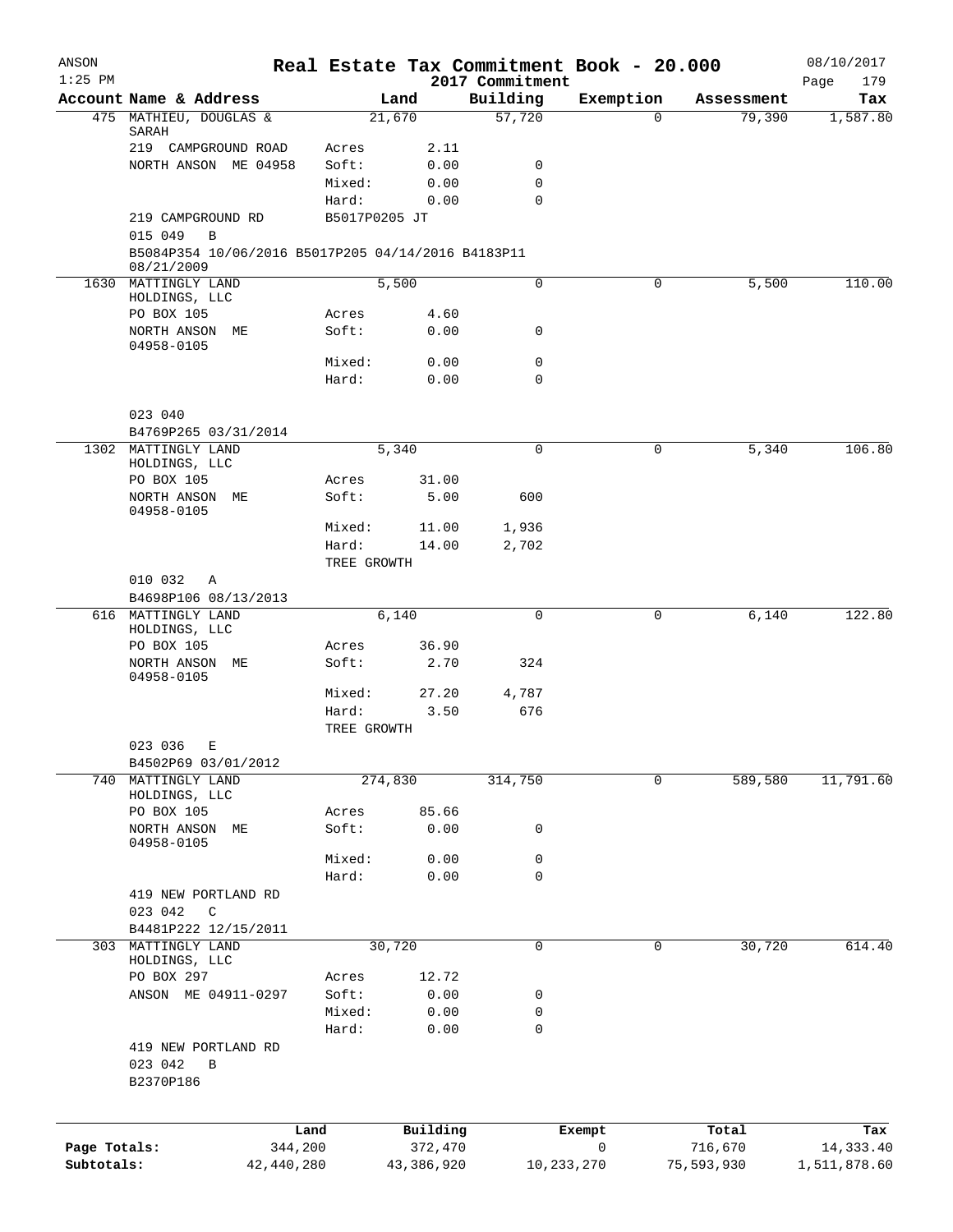# Real Estate Tax Commitment Book - 20.000

ANSON 1:25 PM — 2017 Commitment — 08/10/2017

| Account Name & Address | Land | Building | Exemption | Assessment | Tax |
|---|---|---|---|---|---|
| 475 MATHIEU, DOUGLAS & SARAH | 21,670 | 57,720 | 0 | 79,390 | 1,587.80 |
| 219 CAMPGROUND ROAD | Acres 2.11 | | | | |
| NORTH ANSON ME 04958 | Soft: 0.00 | 0 | | | |
| | Mixed: 0.00 | 0 | | | |
| | Hard: 0.00 | 0 | | | |
| 219 CAMPGROUND RD | B5017P0205 JT | | | | |
| 015 049 B | | | | | |
| B5084P354 10/06/2016 B5017P205 04/14/2016 B4183P11 08/21/2009 | | | | | |
| 1630 MATTINGLY LAND HOLDINGS, LLC | 5,500 | 0 | 0 | 5,500 | 110.00 |
| PO BOX 105 | Acres 4.60 | | | | |
| NORTH ANSON ME 04958-0105 | Soft: 0.00 | 0 | | | |
| | Mixed: 0.00 | 0 | | | |
| | Hard: 0.00 | 0 | | | |
| 023 040 | | | | | |
| B4769P265 03/31/2014 | | | | | |
| 1302 MATTINGLY LAND HOLDINGS, LLC | 5,340 | 0 | 0 | 5,340 | 106.80 |
| PO BOX 105 | Acres 31.00 | | | | |
| NORTH ANSON ME 04958-0105 | Soft: 5.00 | 600 | | | |
| | Mixed: 11.00 | 1,936 | | | |
| | Hard: 14.00 | 2,702 | | | |
| | TREE GROWTH | | | | |
| 010 032 A | | | | | |
| B4698P106 08/13/2013 | | | | | |
| 616 MATTINGLY LAND HOLDINGS, LLC | 6,140 | 0 | 0 | 6,140 | 122.80 |
| PO BOX 105 | Acres 36.90 | | | | |
| NORTH ANSON ME 04958-0105 | Soft: 2.70 | 324 | | | |
| | Mixed: 27.20 | 4,787 | | | |
| | Hard: 3.50 | 676 | | | |
| | TREE GROWTH | | | | |
| 023 036 E | | | | | |
| B4502P69 03/01/2012 | | | | | |
| 740 MATTINGLY LAND HOLDINGS, LLC | 274,830 | 314,750 | 0 | 589,580 | 11,791.60 |
| PO BOX 105 | Acres 85.66 | | | | |
| NORTH ANSON ME 04958-0105 | Soft: 0.00 | 0 | | | |
| | Mixed: 0.00 | 0 | | | |
| | Hard: 0.00 | 0 | | | |
| 419 NEW PORTLAND RD | | | | | |
| 023 042 C | | | | | |
| B4481P222 12/15/2011 | | | | | |
| 303 MATTINGLY LAND HOLDINGS, LLC | 30,720 | 0 | 0 | 30,720 | 614.40 |
| PO BOX 297 | Acres 12.72 | | | | |
| ANSON ME 04911-0297 | Soft: 0.00 | 0 | | | |
| | Mixed: 0.00 | 0 | | | |
| | Hard: 0.00 | 0 | | | |
| 419 NEW PORTLAND RD | | | | | |
| 023 042 B | | | | | |
| B2370P186 | | | | | |

| | Land | Building | Exempt | Total | Tax |
|---|---|---|---|---|---|
| Page Totals: | 344,200 | 372,470 | 0 | 716,670 | 14,333.40 |
| Subtotals: | 42,440,280 | 43,386,920 | 10,233,270 | 75,593,930 | 1,511,878.60 |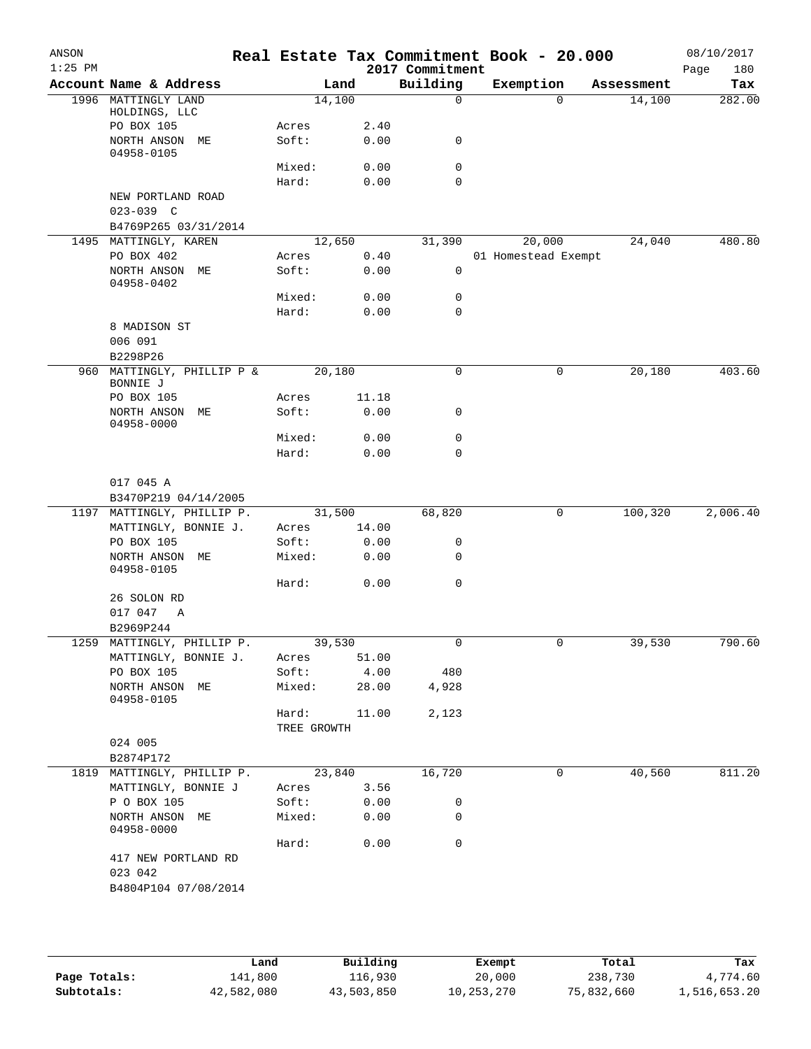# Real Estate Tax Commitment Book - 20.000

ANSON 08/10/2017
1:25 PM 2017 Commitment

| Account | Name & Address | | Land | Building | Exemption | Assessment | Tax |
|---|---|---|---|---|---|---|---|
| 1996 | MATTINGLY LAND HOLDINGS, LLC | | 14,100 | 0 | 0 | 14,100 | 282.00 |
| | PO BOX 105 | Acres | 2.40 | | | | |
| | NORTH ANSON ME 04958-0105 | Soft: | 0.00 | 0 | | | |
| | | Mixed: | 0.00 | 0 | | | |
| | | Hard: | 0.00 | 0 | | | |
| | NEW PORTLAND ROAD | | | | | | |
| | 023-039 C | | | | | | |
| | B4769P265 03/31/2014 | | | | | | |
| 1495 | MATTINGLY, KAREN | | 12,650 | 31,390 | 20,000 | 24,040 | 480.80 |
| | PO BOX 402 | Acres | 0.40 | | 01 Homestead Exempt | | |
| | NORTH ANSON ME 04958-0402 | Soft: | 0.00 | 0 | | | |
| | | Mixed: | 0.00 | 0 | | | |
| | | Hard: | 0.00 | 0 | | | |
| | 8 MADISON ST | | | | | | |
| | 006 091 | | | | | | |
| | B2298P26 | | | | | | |
| 960 | MATTINGLY, PHILLIP P & BONNIE J | | 20,180 | 0 | 0 | 20,180 | 403.60 |
| | PO BOX 105 | Acres | 11.18 | | | | |
| | NORTH ANSON ME 04958-0000 | Soft: | 0.00 | 0 | | | |
| | | Mixed: | 0.00 | 0 | | | |
| | | Hard: | 0.00 | 0 | | | |
| | 017 045 A | | | | | | |
| | B3470P219 04/14/2005 | | | | | | |
| 1197 | MATTINGLY, PHILLIP P. | | 31,500 | 68,820 | 0 | 100,320 | 2,006.40 |
| | MATTINGLY, BONNIE J. | Acres | 14.00 | | | | |
| | PO BOX 105 | Soft: | 0.00 | 0 | | | |
| | NORTH ANSON ME 04958-0105 | Mixed: | 0.00 | 0 | | | |
| | | Hard: | 0.00 | 0 | | | |
| | 26 SOLON RD | | | | | | |
| | 017 047 A | | | | | | |
| | B2969P244 | | | | | | |
| 1259 | MATTINGLY, PHILLIP P. | | 39,530 | 0 | 0 | 39,530 | 790.60 |
| | MATTINGLY, BONNIE J. | Acres | 51.00 | | | | |
| | PO BOX 105 | Soft: | 4.00 | 480 | | | |
| | NORTH ANSON ME 04958-0105 | Mixed: | 28.00 | 4,928 | | | |
| | | Hard: | 11.00 | 2,123 | | | |
| | | TREE GROWTH | | | | | |
| | 024 005 | | | | | | |
| | B2874P172 | | | | | | |
| 1819 | MATTINGLY, PHILLIP P. | | 23,840 | 16,720 | 0 | 40,560 | 811.20 |
| | MATTINGLY, BONNIE J | Acres | 3.56 | | | | |
| | P O BOX 105 | Soft: | 0.00 | 0 | | | |
| | NORTH ANSON ME 04958-0000 | Mixed: | 0.00 | 0 | | | |
| | | Hard: | 0.00 | 0 | | | |
| | 417 NEW PORTLAND RD | | | | | | |
| | 023 042 | | | | | | |
| | B4804P104 07/08/2014 | | | | | | |

| | Land | Building | Exempt | Total | Tax |
|---|---|---|---|---|---|
| Page Totals: | 141,800 | 116,930 | 20,000 | 238,730 | 4,774.60 |
| Subtotals: | 42,582,080 | 43,503,850 | 10,253,270 | 75,832,660 | 1,516,653.20 |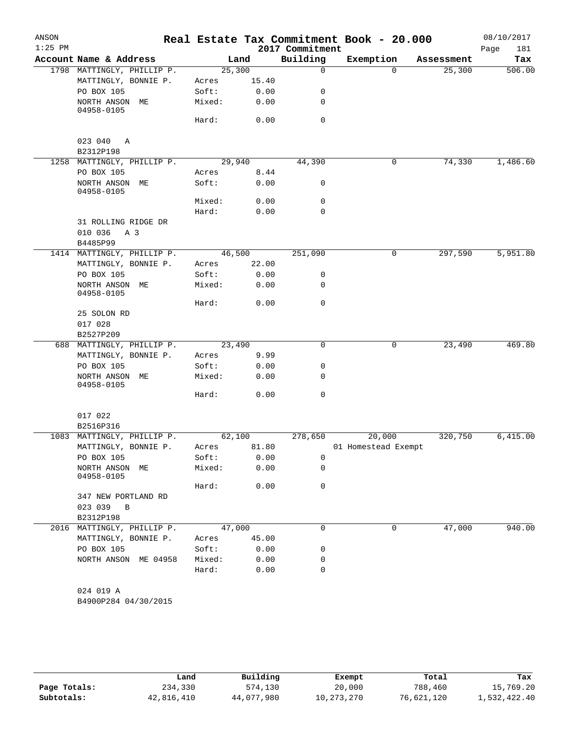# Real Estate Tax Commitment Book - 20.000

ANSON 1:25 PM — 2017 Commitment — 08/10/2017

| Account | Name & Address | Land | | Building | Exemption | Assessment | Tax |
|---|---|---|---|---|---|---|---|
| 1798 | MATTINGLY, PHILLIP P. | | 25,300 | 0 | 0 | 25,300 | 506.00 |
| | MATTINGLY, BONNIE P. | Acres | 15.40 | | | | |
| | PO BOX 105 | Soft: | 0.00 | 0 | | | |
| | NORTH ANSON ME 04958-0105 | Mixed: | 0.00 | 0 | | | |
| | | Hard: | 0.00 | 0 | | | |
| | 023 040 A | | | | | | |
| | B2312P198 | | | | | | |
| 1258 | MATTINGLY, PHILLIP P. | | 29,940 | 44,390 | 0 | 74,330 | 1,486.60 |
| | PO BOX 105 | Acres | 8.44 | | | | |
| | NORTH ANSON ME 04958-0105 | Soft: | 0.00 | 0 | | | |
| | | Mixed: | 0.00 | 0 | | | |
| | | Hard: | 0.00 | 0 | | | |
| | 31 ROLLING RIDGE DR | | | | | | |
| | 010 036 A 3 | | | | | | |
| | B4485P99 | | | | | | |
| 1414 | MATTINGLY, PHILLIP P. | | 46,500 | 251,090 | 0 | 297,590 | 5,951.80 |
| | MATTINGLY, BONNIE P. | Acres | 22.00 | | | | |
| | PO BOX 105 | Soft: | 0.00 | 0 | | | |
| | NORTH ANSON ME 04958-0105 | Mixed: | 0.00 | 0 | | | |
| | | Hard: | 0.00 | 0 | | | |
| | 25 SOLON RD | | | | | | |
| | 017 028 | | | | | | |
| | B2527P209 | | | | | | |
| 688 | MATTINGLY, PHILLIP P. | | 23,490 | 0 | 0 | 23,490 | 469.80 |
| | MATTINGLY, BONNIE P. | Acres | 9.99 | | | | |
| | PO BOX 105 | Soft: | 0.00 | 0 | | | |
| | NORTH ANSON ME 04958-0105 | Mixed: | 0.00 | 0 | | | |
| | | Hard: | 0.00 | 0 | | | |
| | 017 022 | | | | | | |
| | B2516P316 | | | | | | |
| 1083 | MATTINGLY, PHILLIP P. | | 62,100 | 278,650 | 20,000 | 320,750 | 6,415.00 |
| | MATTINGLY, BONNIE P. | Acres | 81.80 | | 01 Homestead Exempt | | |
| | PO BOX 105 | Soft: | 0.00 | 0 | | | |
| | NORTH ANSON ME 04958-0105 | Mixed: | 0.00 | 0 | | | |
| | | Hard: | 0.00 | 0 | | | |
| | 347 NEW PORTLAND RD | | | | | | |
| | 023 039 B | | | | | | |
| | B2312P198 | | | | | | |
| 2016 | MATTINGLY, PHILLIP P. | | 47,000 | 0 | 0 | 47,000 | 940.00 |
| | MATTINGLY, BONNIE P. | Acres | 45.00 | | | | |
| | PO BOX 105 | Soft: | 0.00 | 0 | | | |
| | NORTH ANSON ME 04958 | Mixed: | 0.00 | 0 | | | |
| | | Hard: | 0.00 | 0 | | | |
| | 024 019 A | | | | | | |
| | B4900P284 04/30/2015 | | | | | | |

| | Land | Building | Exempt | Total | Tax |
|---|---|---|---|---|---|
| Page Totals: | 234,330 | 574,130 | 20,000 | 788,460 | 15,769.20 |
| Subtotals: | 42,816,410 | 44,077,980 | 10,273,270 | 76,621,120 | 1,532,422.40 |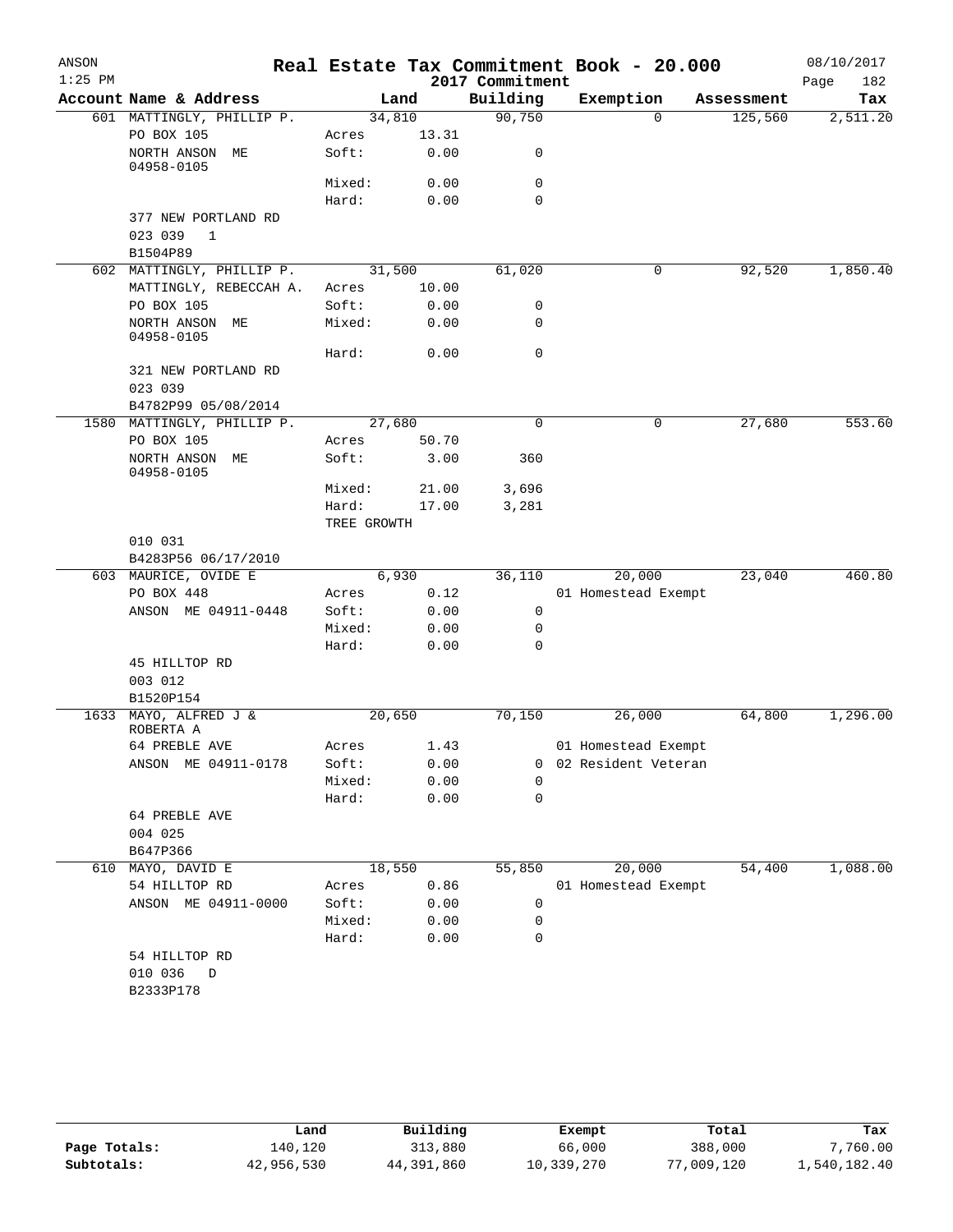# Real Estate Tax Commitment Book - 20.000

ANSON 1:25 PM — 2017 Commitment — 08/10/2017

| Account | Name & Address | Land | | Building | Exemption | Assessment | Tax |
|---|---|---|---|---|---|---|---|
| 601 | MATTINGLY, PHILLIP P. | 34,810 | | 90,750 | 0 | 125,560 | 2,511.20 |
| | PO BOX 105 | Acres | 13.31 | | | | |
| | NORTH ANSON ME 04958-0105 | Soft: | 0.00 | 0 | | | |
| | | Mixed: | 0.00 | 0 | | | |
| | | Hard: | 0.00 | 0 | | | |
| | 377 NEW PORTLAND RD | | | | | | |
| | 023 039 1 | | | | | | |
| | B1504P89 | | | | | | |
| 602 | MATTINGLY, PHILLIP P. | 31,500 | | 61,020 | 0 | 92,520 | 1,850.40 |
| | MATTINGLY, REBECCAH A. | Acres | 10.00 | | | | |
| | PO BOX 105 | Soft: | 0.00 | 0 | | | |
| | NORTH ANSON ME 04958-0105 | Mixed: | 0.00 | 0 | | | |
| | | Hard: | 0.00 | 0 | | | |
| | 321 NEW PORTLAND RD | | | | | | |
| | 023 039 | | | | | | |
| | B4782P99 05/08/2014 | | | | | | |
| 1580 | MATTINGLY, PHILLIP P. | 27,680 | | 0 | 0 | 27,680 | 553.60 |
| | PO BOX 105 | Acres | 50.70 | | | | |
| | NORTH ANSON ME 04958-0105 | Soft: | 3.00 | 360 | | | |
| | | Mixed: | 21.00 | 3,696 | | | |
| | | Hard: | 17.00 | 3,281 | | | |
| | | TREE GROWTH | | | | | |
| | 010 031 | | | | | | |
| | B4283P56 06/17/2010 | | | | | | |
| 603 | MAURICE, OVIDE E | 6,930 | | 36,110 | 20,000 | 23,040 | 460.80 |
| | PO BOX 448 | Acres | 0.12 | | 01 Homestead Exempt | | |
| | ANSON ME 04911-0448 | Soft: | 0.00 | 0 | | | |
| | | Mixed: | 0.00 | 0 | | | |
| | | Hard: | 0.00 | 0 | | | |
| | 45 HILLTOP RD | | | | | | |
| | 003 012 | | | | | | |
| | B1520P154 | | | | | | |
| 1633 | MAYO, ALFRED J & ROBERTA A | 20,650 | | 70,150 | 26,000 | 64,800 | 1,296.00 |
| | 64 PREBLE AVE | Acres | 1.43 | | 01 Homestead Exempt | | |
| | ANSON ME 04911-0178 | Soft: | 0.00 | 0 | 02 Resident Veteran | | |
| | | Mixed: | 0.00 | 0 | | | |
| | | Hard: | 0.00 | 0 | | | |
| | 64 PREBLE AVE | | | | | | |
| | 004 025 | | | | | | |
| | B647P366 | | | | | | |
| 610 | MAYO, DAVID E | 18,550 | | 55,850 | 20,000 | 54,400 | 1,088.00 |
| | 54 HILLTOP RD | Acres | 0.86 | | 01 Homestead Exempt | | |
| | ANSON ME 04911-0000 | Soft: | 0.00 | 0 | | | |
| | | Mixed: | 0.00 | 0 | | | |
| | | Hard: | 0.00 | 0 | | | |
| | 54 HILLTOP RD | | | | | | |
| | 010 036 D | | | | | | |
| | B2333P178 | | | | | | |

| | Land | Building | Exempt | Total | Tax |
|---|---|---|---|---|---|
| Page Totals: | 140,120 | 313,880 | 66,000 | 388,000 | 7,760.00 |
| Subtotals: | 42,956,530 | 44,391,860 | 10,339,270 | 77,009,120 | 1,540,182.40 |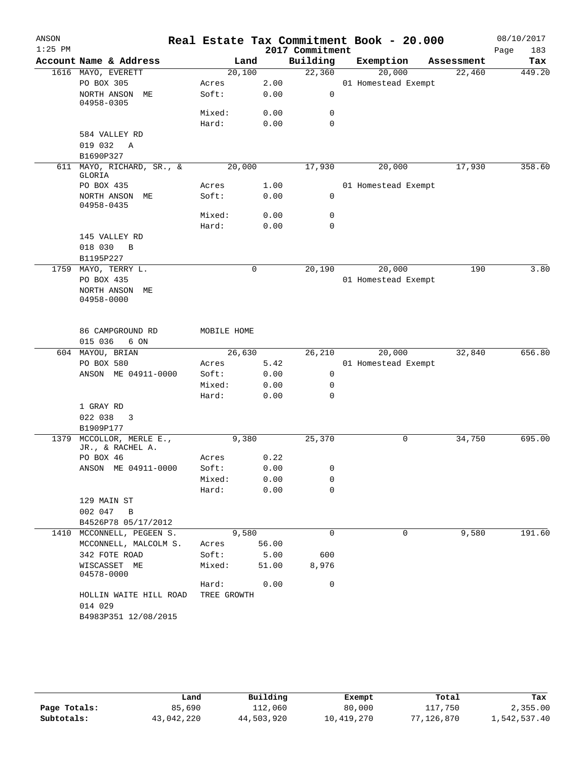# Real Estate Tax Commitment Book - 20.000

ANSON 1:25 PM — 2017 Commitment — 08/10/2017

| Account Name & Address | Land | | Building | Exemption | Assessment | Tax |
|---|---|---|---|---|---|---|
| 1616 MAYO, EVERETT | 20,100 | | 22,360 | 20,000 | 22,460 | 449.20 |
| PO BOX 305 | Acres | 2.00 | | 01 Homestead Exempt | | |
| NORTH ANSON ME 04958-0305 | Soft: | 0.00 | 0 | | | |
| | Mixed: | 0.00 | 0 | | | |
| | Hard: | 0.00 | 0 | | | |
| 584 VALLEY RD | | | | | | |
| 019 032 A | | | | | | |
| B1690P327 | | | | | | |
| 611 MAYO, RICHARD, SR., & GLORIA | 20,000 | | 17,930 | 20,000 | 17,930 | 358.60 |
| PO BOX 435 | Acres | 1.00 | | 01 Homestead Exempt | | |
| NORTH ANSON ME 04958-0435 | Soft: | 0.00 | 0 | | | |
| | Mixed: | 0.00 | 0 | | | |
| | Hard: | 0.00 | 0 | | | |
| 145 VALLEY RD | | | | | | |
| 018 030 B | | | | | | |
| B1195P227 | | | | | | |
| 1759 MAYO, TERRY L. | 0 | | 20,190 | 20,000 | 190 | 3.80 |
| PO BOX 435 | | | | 01 Homestead Exempt | | |
| NORTH ANSON ME 04958-0000 | | | | | | |
| 86 CAMPGROUND RD | MOBILE HOME | | | | | |
| 015 036 6 ON | | | | | | |
| 604 MAYOU, BRIAN | 26,630 | | 26,210 | 20,000 | 32,840 | 656.80 |
| PO BOX 580 | Acres | 5.42 | | 01 Homestead Exempt | | |
| ANSON ME 04911-0000 | Soft: | 0.00 | 0 | | | |
| | Mixed: | 0.00 | 0 | | | |
| | Hard: | 0.00 | 0 | | | |
| 1 GRAY RD | | | | | | |
| 022 038 3 | | | | | | |
| B1909P177 | | | | | | |
| 1379 MCCOLLOR, MERLE E., JR., & RACHEL A. | 9,380 | | 25,370 | 0 | 34,750 | 695.00 |
| PO BOX 46 | Acres | 0.22 | | | | |
| ANSON ME 04911-0000 | Soft: | 0.00 | 0 | | | |
| | Mixed: | 0.00 | 0 | | | |
| | Hard: | 0.00 | 0 | | | |
| 129 MAIN ST | | | | | | |
| 002 047 B | | | | | | |
| B4526P78 05/17/2012 | | | | | | |
| 1410 MCCONNELL, PEGEEN S. | 9,580 | | 0 | 0 | 9,580 | 191.60 |
| MCCONNELL, MALCOLM S. | Acres | 56.00 | | | | |
| 342 FOTE ROAD | Soft: | 5.00 | 600 | | | |
| WISCASSET ME 04578-0000 | Mixed: | 51.00 | 8,976 | | | |
| | Hard: | 0.00 | 0 | | | |
| HOLLIN WAITE HILL ROAD | TREE GROWTH | | | | | |
| 014 029 | | | | | | |
| B4983P351 12/08/2015 | | | | | | |

| | Land | Building | Exempt | Total | Tax |
|---|---|---|---|---|---|
| Page Totals: | 85,690 | 112,060 | 80,000 | 117,750 | 2,355.00 |
| Subtotals: | 43,042,220 | 44,503,920 | 10,419,270 | 77,126,870 | 1,542,537.40 |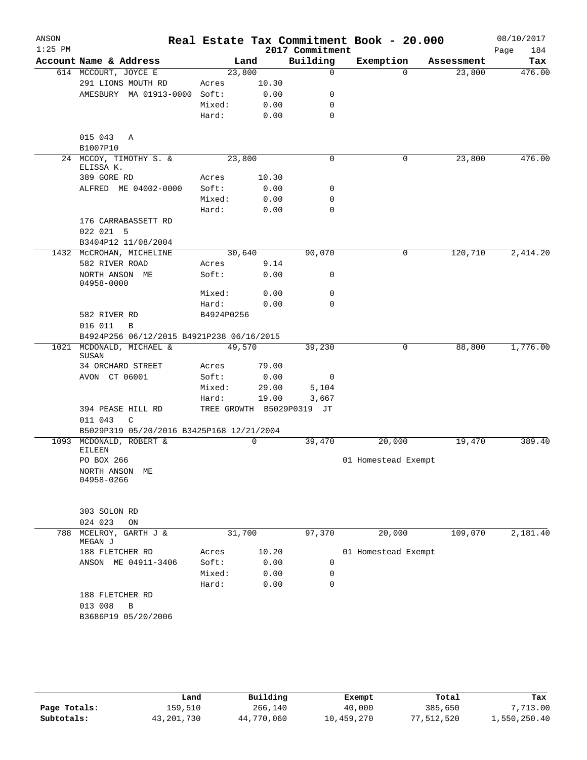# Real Estate Tax Commitment Book - 20.000

ANSON
1:25 PM

2017 Commitment

08/10/2017

| Account | Name & Address | Land | | Building | Exemption | Assessment | Tax |
|---|---|---|---|---|---|---|---|
| 614 | MCCOURT, JOYCE E | 23,800 | | 0 | 0 | 23,800 | 476.00 |
| | 291 LIONS MOUTH RD | Acres | 10.30 | | | | |
| | AMESBURY MA 01913-0000 | Soft: | 0.00 | 0 | | | |
| | | Mixed: | 0.00 | 0 | | | |
| | | Hard: | 0.00 | 0 | | | |
| | 015 043 A | | | | | | |
| | B1007P10 | | | | | | |
| 24 | MCCOY, TIMOTHY S. & ELISSA K. | 23,800 | | 0 | 0 | 23,800 | 476.00 |
| | 389 GORE RD | Acres | 10.30 | | | | |
| | ALFRED ME 04002-0000 | Soft: | 0.00 | 0 | | | |
| | | Mixed: | 0.00 | 0 | | | |
| | | Hard: | 0.00 | 0 | | | |
| | 176 CARRABASSETT RD | | | | | | |
| | 022 021 5 | | | | | | |
| | B3404P12 11/08/2004 | | | | | | |
| 1432 | McCROHAN, MICHELINE | 30,640 | | 90,070 | 0 | 120,710 | 2,414.20 |
| | 582 RIVER ROAD | Acres | 9.14 | | | | |
| | NORTH ANSON ME 04958-0000 | Soft: | 0.00 | 0 | | | |
| | | Mixed: | 0.00 | 0 | | | |
| | | Hard: | 0.00 | 0 | | | |
| | 582 RIVER RD | B4924P0256 | | | | | |
| | 016 011 B | | | | | | |
| | B4924P256 06/12/2015 B4921P238 06/16/2015 | | | | | | |
| 1021 | MCDONALD, MICHAEL & SUSAN | 49,570 | | 39,230 | 0 | 88,800 | 1,776.00 |
| | 34 ORCHARD STREET | Acres | 79.00 | | | | |
| | AVON CT 06001 | Soft: | 0.00 | 0 | | | |
| | | Mixed: | 29.00 | 5,104 | | | |
| | | Hard: | 19.00 | 3,667 | | | |
| | 394 PEASE HILL RD | TREE GROWTH B5029P0319 JT | | | | | |
| | 011 043 C | | | | | | |
| | B5029P319 05/20/2016 B3425P168 12/21/2004 | | | | | | |
| 1093 | MCDONALD, ROBERT & EILEEN | 0 | | 39,470 | 20,000 | 19,470 | 389.40 |
| | PO BOX 266 | | | | 01 Homestead Exempt | | |
| | NORTH ANSON ME 04958-0266 | | | | | | |
| | 303 SOLON RD | | | | | | |
| | 024 023 ON | | | | | | |
| 788 | MCELROY, GARTH J & MEGAN J | 31,700 | | 97,370 | 20,000 | 109,070 | 2,181.40 |
| | 188 FLETCHER RD | Acres | 10.20 | | 01 Homestead Exempt | | |
| | ANSON ME 04911-3406 | Soft: | 0.00 | 0 | | | |
| | | Mixed: | 0.00 | 0 | | | |
| | | Hard: | 0.00 | 0 | | | |
| | 188 FLETCHER RD | | | | | | |
| | 013 008 B | | | | | | |
| | B3686P19 05/20/2006 | | | | | | |

| | Land | Building | Exempt | Total | Tax |
|---|---|---|---|---|---|
| Page Totals: | 159,510 | 266,140 | 40,000 | 385,650 | 7,713.00 |
| Subtotals: | 43,201,730 | 44,770,060 | 10,459,270 | 77,512,520 | 1,550,250.40 |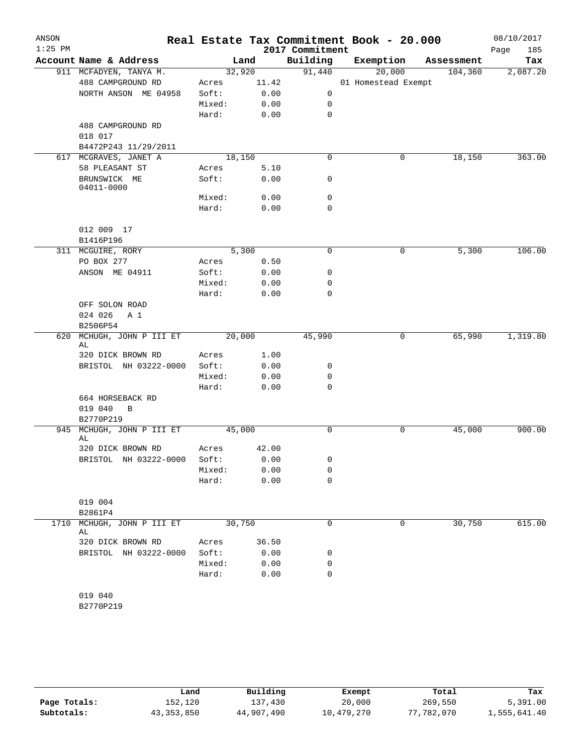# Real Estate Tax Commitment Book - 20.000

ANSON
1:25 PM
2017 Commitment
08/10/2017

| Account Name & Address | Land | | Building | Exemption | Assessment | Tax |
|---|---|---|---|---|---|---|
| 911 MCFADYEN, TANYA M. | 32,920 | | 91,440 | 20,000 | 104,360 | 2,087.20 |
| 488 CAMPGROUND RD | Acres | 11.42 | | 01 Homestead Exempt | | |
| NORTH ANSON ME 04958 | Soft: | 0.00 | 0 | | | |
| | Mixed: | 0.00 | 0 | | | |
| | Hard: | 0.00 | 0 | | | |
| 488 CAMPGROUND RD | | | | | | |
| 018 017 | | | | | | |
| B4472P243 11/29/2011 | | | | | | |
| 617 MCGRAVES, JANET A | 18,150 | | 0 | 0 | 18,150 | 363.00 |
| 58 PLEASANT ST | Acres | 5.10 | | | | |
| BRUNSWICK ME 04011-0000 | Soft: | 0.00 | 0 | | | |
| | Mixed: | 0.00 | 0 | | | |
| | Hard: | 0.00 | 0 | | | |
| 012 009 17 | | | | | | |
| B1416P196 | | | | | | |
| 311 MCGUIRE, RORY | 5,300 | | 0 | 0 | 5,300 | 106.00 |
| PO BOX 277 | Acres | 0.50 | | | | |
| ANSON ME 04911 | Soft: | 0.00 | 0 | | | |
| | Mixed: | 0.00 | 0 | | | |
| | Hard: | 0.00 | 0 | | | |
| OFF SOLON ROAD | | | | | | |
| 024 026 A 1 | | | | | | |
| B2506P54 | | | | | | |
| 620 MCHUGH, JOHN P III ET AL | 20,000 | | 45,990 | 0 | 65,990 | 1,319.80 |
| 320 DICK BROWN RD | Acres | 1.00 | | | | |
| BRISTOL NH 03222-0000 | Soft: | 0.00 | 0 | | | |
| | Mixed: | 0.00 | 0 | | | |
| | Hard: | 0.00 | 0 | | | |
| 664 HORSEBACK RD | | | | | | |
| 019 040 B | | | | | | |
| B2770P219 | | | | | | |
| 945 MCHUGH, JOHN P III ET AL | 45,000 | | 0 | 0 | 45,000 | 900.00 |
| 320 DICK BROWN RD | Acres | 42.00 | | | | |
| BRISTOL NH 03222-0000 | Soft: | 0.00 | 0 | | | |
| | Mixed: | 0.00 | 0 | | | |
| | Hard: | 0.00 | 0 | | | |
| 019 004 | | | | | | |
| B2861P4 | | | | | | |
| 1710 MCHUGH, JOHN P III ET AL | 30,750 | | 0 | 0 | 30,750 | 615.00 |
| 320 DICK BROWN RD | Acres | 36.50 | | | | |
| BRISTOL NH 03222-0000 | Soft: | 0.00 | 0 | | | |
| | Mixed: | 0.00 | 0 | | | |
| | Hard: | 0.00 | 0 | | | |
| 019 040 | | | | | | |
| B2770P219 | | | | | | |

| | Land | Building | Exempt | Total | Tax |
|---|---|---|---|---|---|
| Page Totals: | 152,120 | 137,430 | 20,000 | 269,550 | 5,391.00 |
| Subtotals: | 43,353,850 | 44,907,490 | 10,479,270 | 77,782,070 | 1,555,641.40 |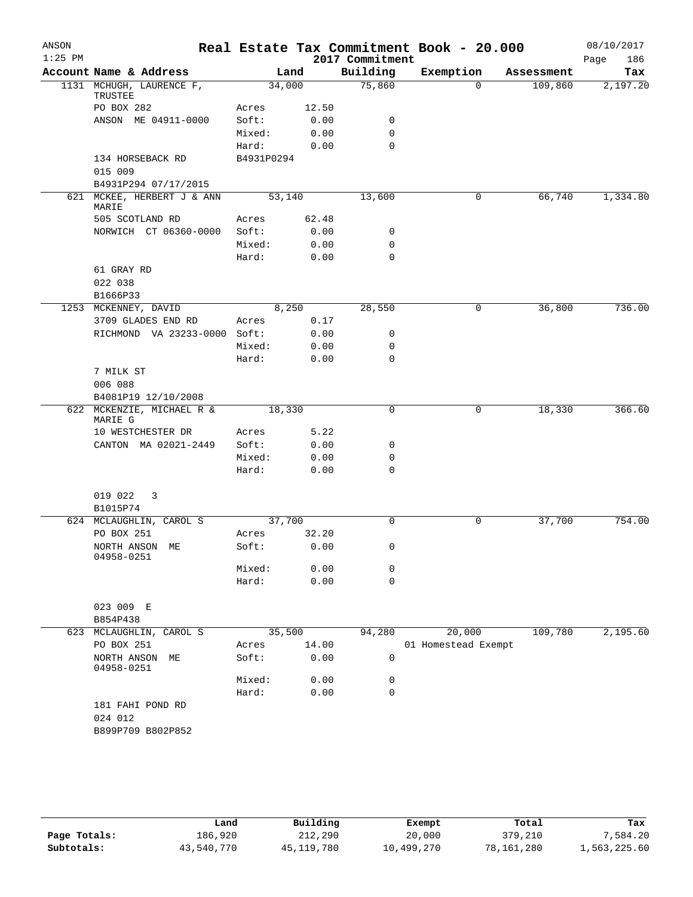# Real Estate Tax Commitment Book - 20.000

ANSON 1:25 PM — 2017 Commitment — 08/10/2017

| Account Name & Address | Land | | Building | Exemption | Assessment | Tax |
|---|---|---|---|---|---|---|
| 1131 MCHUGH, LAURENCE F, TRUSTEE | 34,000 | | 75,860 | 0 | 109,860 | 2,197.20 |
| PO BOX 282 | Acres | 12.50 | | | | |
| ANSON ME 04911-0000 | Soft: | 0.00 | 0 | | | |
| | Mixed: | 0.00 | 0 | | | |
| | Hard: | 0.00 | 0 | | | |
| 134 HORSEBACK RD | B4931P0294 | | | | | |
| 015 009 | | | | | | |
| B4931P294 07/17/2015 | | | | | | |
| 621 MCKEE, HERBERT J & ANN MARIE | 53,140 | | 13,600 | 0 | 66,740 | 1,334.80 |
| 505 SCOTLAND RD | Acres | 62.48 | | | | |
| NORWICH CT 06360-0000 | Soft: | 0.00 | 0 | | | |
| | Mixed: | 0.00 | 0 | | | |
| | Hard: | 0.00 | 0 | | | |
| 61 GRAY RD | | | | | | |
| 022 038 | | | | | | |
| B1666P33 | | | | | | |
| 1253 MCKENNEY, DAVID | 8,250 | | 28,550 | 0 | 36,800 | 736.00 |
| 3709 GLADES END RD | Acres | 0.17 | | | | |
| RICHMOND VA 23233-0000 | Soft: | 0.00 | 0 | | | |
| | Mixed: | 0.00 | 0 | | | |
| | Hard: | 0.00 | 0 | | | |
| 7 MILK ST | | | | | | |
| 006 088 | | | | | | |
| B4081P19 12/10/2008 | | | | | | |
| 622 MCKENZIE, MICHAEL R & MARIE G | 18,330 | | 0 | 0 | 18,330 | 366.60 |
| 10 WESTCHESTER DR | Acres | 5.22 | | | | |
| CANTON MA 02021-2449 | Soft: | 0.00 | 0 | | | |
| | Mixed: | 0.00 | 0 | | | |
| | Hard: | 0.00 | 0 | | | |
| 019 022 3 | | | | | | |
| B1015P74 | | | | | | |
| 624 MCLAUGHLIN, CAROL S | 37,700 | | 0 | 0 | 37,700 | 754.00 |
| PO BOX 251 | Acres | 32.20 | | | | |
| NORTH ANSON ME 04958-0251 | Soft: | 0.00 | 0 | | | |
| | Mixed: | 0.00 | 0 | | | |
| | Hard: | 0.00 | 0 | | | |
| 023 009 E | | | | | | |
| B854P438 | | | | | | |
| 623 MCLAUGHLIN, CAROL S | 35,500 | | 94,280 | 20,000 | 109,780 | 2,195.60 |
| PO BOX 251 | Acres | 14.00 | | 01 Homestead Exempt | | |
| NORTH ANSON ME 04958-0251 | Soft: | 0.00 | 0 | | | |
| | Mixed: | 0.00 | 0 | | | |
| | Hard: | 0.00 | 0 | | | |
| 181 FAHI POND RD | | | | | | |
| 024 012 | | | | | | |
| B899P709 B802P852 | | | | | | |

| | Land | Building | Exempt | Total | Tax |
|---|---|---|---|---|---|
| Page Totals: | 186,920 | 212,290 | 20,000 | 379,210 | 7,584.20 |
| Subtotals: | 43,540,770 | 45,119,780 | 10,499,270 | 78,161,280 | 1,563,225.60 |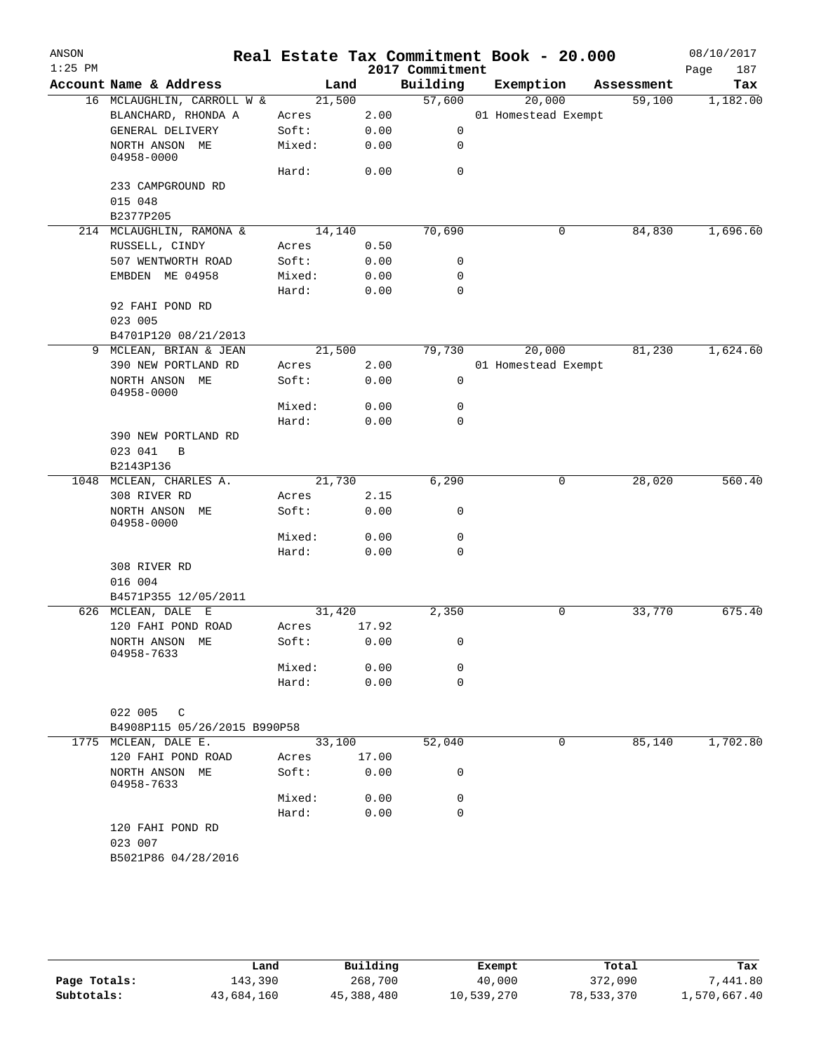# Real Estate Tax Commitment Book - 20.000

ANSON 1:25 PM — 2017 Commitment — 08/10/2017

| Account Name & Address | Land | | Building | Exemption | Assessment | Tax |
|---|---|---|---|---|---|---|
| 16 MCLAUGHLIN, CARROLL W & | 21,500 | | 57,600 | 20,000 | 59,100 | 1,182.00 |
| BLANCHARD, RHONDA A | Acres | 2.00 | | 01 Homestead Exempt | | |
| GENERAL DELIVERY | Soft: | 0.00 | 0 | | | |
| NORTH ANSON ME 04958-0000 | Mixed: | 0.00 | 0 | | | |
| | Hard: | 0.00 | 0 | | | |
| 233 CAMPGROUND RD | | | | | | |
| 015 048 | | | | | | |
| B2377P205 | | | | | | |
| 214 MCLAUGHLIN, RAMONA & | 14,140 | | 70,690 | 0 | 84,830 | 1,696.60 |
| RUSSELL, CINDY | Acres | 0.50 | | | | |
| 507 WENTWORTH ROAD | Soft: | 0.00 | 0 | | | |
| EMBDEN ME 04958 | Mixed: | 0.00 | 0 | | | |
| | Hard: | 0.00 | 0 | | | |
| 92 FAHI POND RD | | | | | | |
| 023 005 | | | | | | |
| B4701P120 08/21/2013 | | | | | | |
| 9 MCLEAN, BRIAN & JEAN | 21,500 | | 79,730 | 20,000 | 81,230 | 1,624.60 |
| 390 NEW PORTLAND RD | Acres | 2.00 | | 01 Homestead Exempt | | |
| NORTH ANSON ME 04958-0000 | Soft: | 0.00 | 0 | | | |
| | Mixed: | 0.00 | 0 | | | |
| | Hard: | 0.00 | 0 | | | |
| 390 NEW PORTLAND RD | | | | | | |
| 023 041 B | | | | | | |
| B2143P136 | | | | | | |
| 1048 MCLEAN, CHARLES A. | 21,730 | | 6,290 | 0 | 28,020 | 560.40 |
| 308 RIVER RD | Acres | 2.15 | | | | |
| NORTH ANSON ME 04958-0000 | Soft: | 0.00 | 0 | | | |
| | Mixed: | 0.00 | 0 | | | |
| | Hard: | 0.00 | 0 | | | |
| 308 RIVER RD | | | | | | |
| 016 004 | | | | | | |
| B4571P355 12/05/2011 | | | | | | |
| 626 MCLEAN, DALE E | 31,420 | | 2,350 | 0 | 33,770 | 675.40 |
| 120 FAHI POND ROAD | Acres | 17.92 | | | | |
| NORTH ANSON ME 04958-7633 | Soft: | 0.00 | 0 | | | |
| | Mixed: | 0.00 | 0 | | | |
| | Hard: | 0.00 | 0 | | | |
| 022 005 C | | | | | | |
| B4908P115 05/26/2015 B990P58 | | | | | | |
| 1775 MCLEAN, DALE E. | 33,100 | | 52,040 | 0 | 85,140 | 1,702.80 |
| 120 FAHI POND ROAD | Acres | 17.00 | | | | |
| NORTH ANSON ME 04958-7633 | Soft: | 0.00 | 0 | | | |
| | Mixed: | 0.00 | 0 | | | |
| | Hard: | 0.00 | 0 | | | |
| 120 FAHI POND RD | | | | | | |
| 023 007 | | | | | | |
| B5021P86 04/28/2016 | | | | | | |

| | Land | Building | Exempt | Total | Tax |
|---|---|---|---|---|---|
| Page Totals: | 143,390 | 268,700 | 40,000 | 372,090 | 7,441.80 |
| Subtotals: | 43,684,160 | 45,388,480 | 10,539,270 | 78,533,370 | 1,570,667.40 |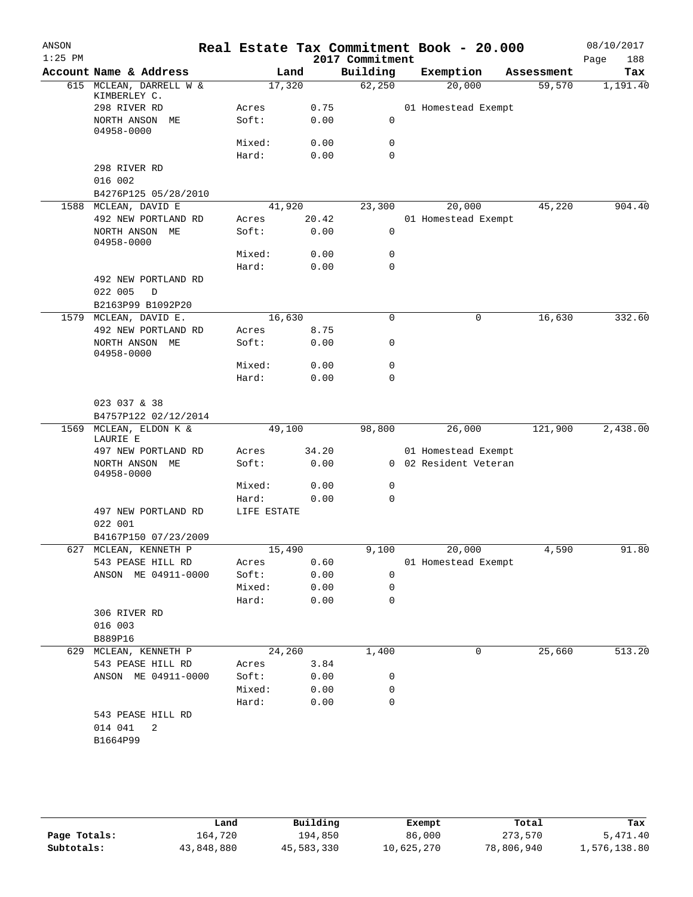# Real Estate Tax Commitment Book - 20.000

ANSON
1:25 PM
2017 Commitment
08/10/2017
Page 188

| Account | Name & Address | Land | | Building | Exemption | Assessment | Tax |
|---|---|---|---|---|---|---|---|
| 615 | MCLEAN, DARRELL W & KIMBERLEY C. | 17,320 | | 62,250 | 20,000 | 59,570 | 1,191.40 |
| | 298 RIVER RD | Acres | 0.75 | | 01 Homestead Exempt | | |
| | NORTH ANSON ME 04958-0000 | Soft: | 0.00 | 0 | | | |
| | | Mixed: | 0.00 | 0 | | | |
| | | Hard: | 0.00 | 0 | | | |
| | 298 RIVER RD | | | | | | |
| | 016 002 | | | | | | |
| | B4276P125 05/28/2010 | | | | | | |
| 1588 | MCLEAN, DAVID E | 41,920 | | 23,300 | 20,000 | 45,220 | 904.40 |
| | 492 NEW PORTLAND RD | Acres | 20.42 | | 01 Homestead Exempt | | |
| | NORTH ANSON ME 04958-0000 | Soft: | 0.00 | 0 | | | |
| | | Mixed: | 0.00 | 0 | | | |
| | | Hard: | 0.00 | 0 | | | |
| | 492 NEW PORTLAND RD | | | | | | |
| | 022 005 D | | | | | | |
| | B2163P99 B1092P20 | | | | | | |
| 1579 | MCLEAN, DAVID E. | 16,630 | | 0 | 0 | 16,630 | 332.60 |
| | 492 NEW PORTLAND RD | Acres | 8.75 | | | | |
| | NORTH ANSON ME 04958-0000 | Soft: | 0.00 | 0 | | | |
| | | Mixed: | 0.00 | 0 | | | |
| | | Hard: | 0.00 | 0 | | | |
| | 023 037 & 38 | | | | | | |
| | B4757P122 02/12/2014 | | | | | | |
| 1569 | MCLEAN, ELDON K & LAURIE E | 49,100 | | 98,800 | 26,000 | 121,900 | 2,438.00 |
| | 497 NEW PORTLAND RD | Acres | 34.20 | | 01 Homestead Exempt | | |
| | NORTH ANSON ME 04958-0000 | Soft: | 0.00 | 0 | 02 Resident Veteran | | |
| | | Mixed: | 0.00 | 0 | | | |
| | | Hard: | 0.00 | 0 | | | |
| | 497 NEW PORTLAND RD | LIFE ESTATE | | | | | |
| | 022 001 | | | | | | |
| | B4167P150 07/23/2009 | | | | | | |
| 627 | MCLEAN, KENNETH P | 15,490 | | 9,100 | 20,000 | 4,590 | 91.80 |
| | 543 PEASE HILL RD | Acres | 0.60 | | 01 Homestead Exempt | | |
| | ANSON ME 04911-0000 | Soft: | 0.00 | 0 | | | |
| | | Mixed: | 0.00 | 0 | | | |
| | | Hard: | 0.00 | 0 | | | |
| | 306 RIVER RD | | | | | | |
| | 016 003 | | | | | | |
| | B889P16 | | | | | | |
| 629 | MCLEAN, KENNETH P | 24,260 | | 1,400 | 0 | 25,660 | 513.20 |
| | 543 PEASE HILL RD | Acres | 3.84 | | | | |
| | ANSON ME 04911-0000 | Soft: | 0.00 | 0 | | | |
| | | Mixed: | 0.00 | 0 | | | |
| | | Hard: | 0.00 | 0 | | | |
| | 543 PEASE HILL RD | | | | | | |
| | 014 041 2 | | | | | | |
| | B1664P99 | | | | | | |

| | Land | Building | Exempt | Total | Tax |
|---|---|---|---|---|---|
| Page Totals: | 164,720 | 194,850 | 86,000 | 273,570 | 5,471.40 |
| Subtotals: | 43,848,880 | 45,583,330 | 10,625,270 | 78,806,940 | 1,576,138.80 |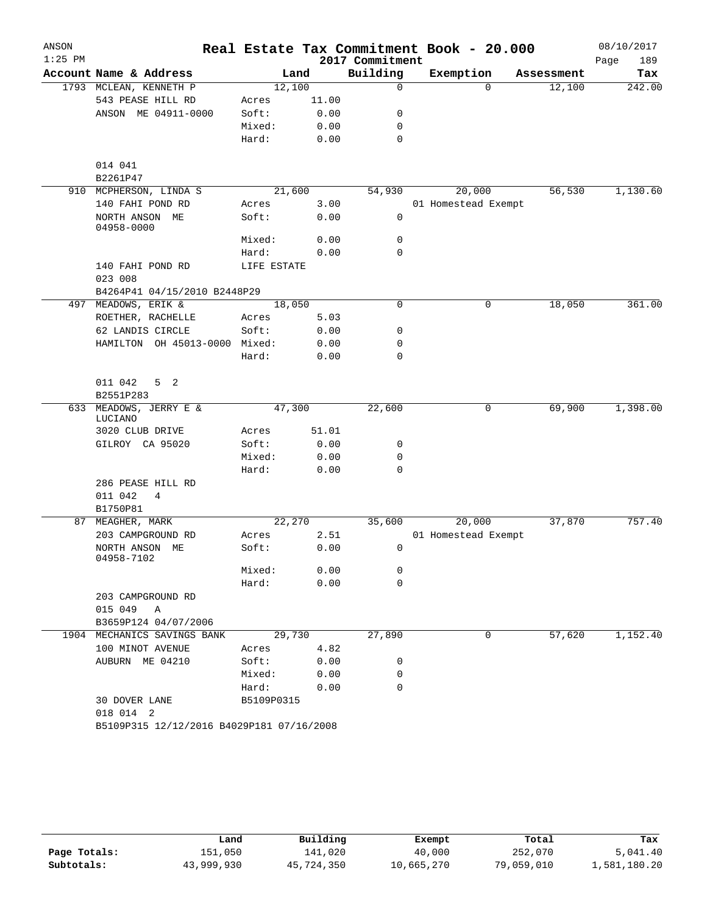# Real Estate Tax Commitment Book - 20.000

ANSON 1:25 PM — 2017 Commitment — 08/10/2017

| Account Name & Address | Land | | Building | Exemption | Assessment | Tax |
|---|---|---|---|---|---|---|
| 1793 MCLEAN, KENNETH P | 12,100 | | 0 | 0 | 12,100 | 242.00 |
| 543 PEASE HILL RD | Acres | 11.00 | | | | |
| ANSON ME 04911-0000 | Soft: | 0.00 | 0 | | | |
| | Mixed: | 0.00 | 0 | | | |
| | Hard: | 0.00 | 0 | | | |
| 014 041 | | | | | | |
| B2261P47 | | | | | | |
| 910 MCPHERSON, LINDA S | 21,600 | | 54,930 | 20,000 | 56,530 | 1,130.60 |
| 140 FAHI POND RD | Acres | 3.00 | | 01 Homestead Exempt | | |
| NORTH ANSON ME 04958-0000 | Soft: | 0.00 | 0 | | | |
| | Mixed: | 0.00 | 0 | | | |
| | Hard: | 0.00 | 0 | | | |
| 140 FAHI POND RD | LIFE ESTATE | | | | | |
| 023 008 | | | | | | |
| B4264P41 04/15/2010 B2448P29 | | | | | | |
| 497 MEADOWS, ERIK & | 18,050 | | 0 | 0 | 18,050 | 361.00 |
| ROETHER, RACHELLE | Acres | 5.03 | | | | |
| 62 LANDIS CIRCLE | Soft: | 0.00 | 0 | | | |
| HAMILTON OH 45013-0000 | Mixed: | 0.00 | 0 | | | |
| | Hard: | 0.00 | 0 | | | |
| 011 042 5 2 | | | | | | |
| B2551P283 | | | | | | |
| 633 MEADOWS, JERRY E & LUCIANO | 47,300 | | 22,600 | 0 | 69,900 | 1,398.00 |
| 3020 CLUB DRIVE | Acres | 51.01 | | | | |
| GILROY CA 95020 | Soft: | 0.00 | 0 | | | |
| | Mixed: | 0.00 | 0 | | | |
| | Hard: | 0.00 | 0 | | | |
| 286 PEASE HILL RD | | | | | | |
| 011 042 4 | | | | | | |
| B1750P81 | | | | | | |
| 87 MEAGHER, MARK | 22,270 | | 35,600 | 20,000 | 37,870 | 757.40 |
| 203 CAMPGROUND RD | Acres | 2.51 | | 01 Homestead Exempt | | |
| NORTH ANSON ME 04958-7102 | Soft: | 0.00 | 0 | | | |
| | Mixed: | 0.00 | 0 | | | |
| | Hard: | 0.00 | 0 | | | |
| 203 CAMPGROUND RD | | | | | | |
| 015 049 A | | | | | | |
| B3659P124 04/07/2006 | | | | | | |
| 1904 MECHANICS SAVINGS BANK | 29,730 | | 27,890 | 0 | 57,620 | 1,152.40 |
| 100 MINOT AVENUE | Acres | 4.82 | | | | |
| AUBURN ME 04210 | Soft: | 0.00 | 0 | | | |
| | Mixed: | 0.00 | 0 | | | |
| | Hard: | 0.00 | 0 | | | |
| 30 DOVER LANE | B5109P0315 | | | | | |
| 018 014 2 | | | | | | |
| B5109P315 12/12/2016 B4029P181 07/16/2008 | | | | | | |

| | Land | Building | Exempt | Total | Tax |
|---|---|---|---|---|---|
| Page Totals: | 151,050 | 141,020 | 40,000 | 252,070 | 5,041.40 |
| Subtotals: | 43,999,930 | 45,724,350 | 10,665,270 | 79,059,010 | 1,581,180.20 |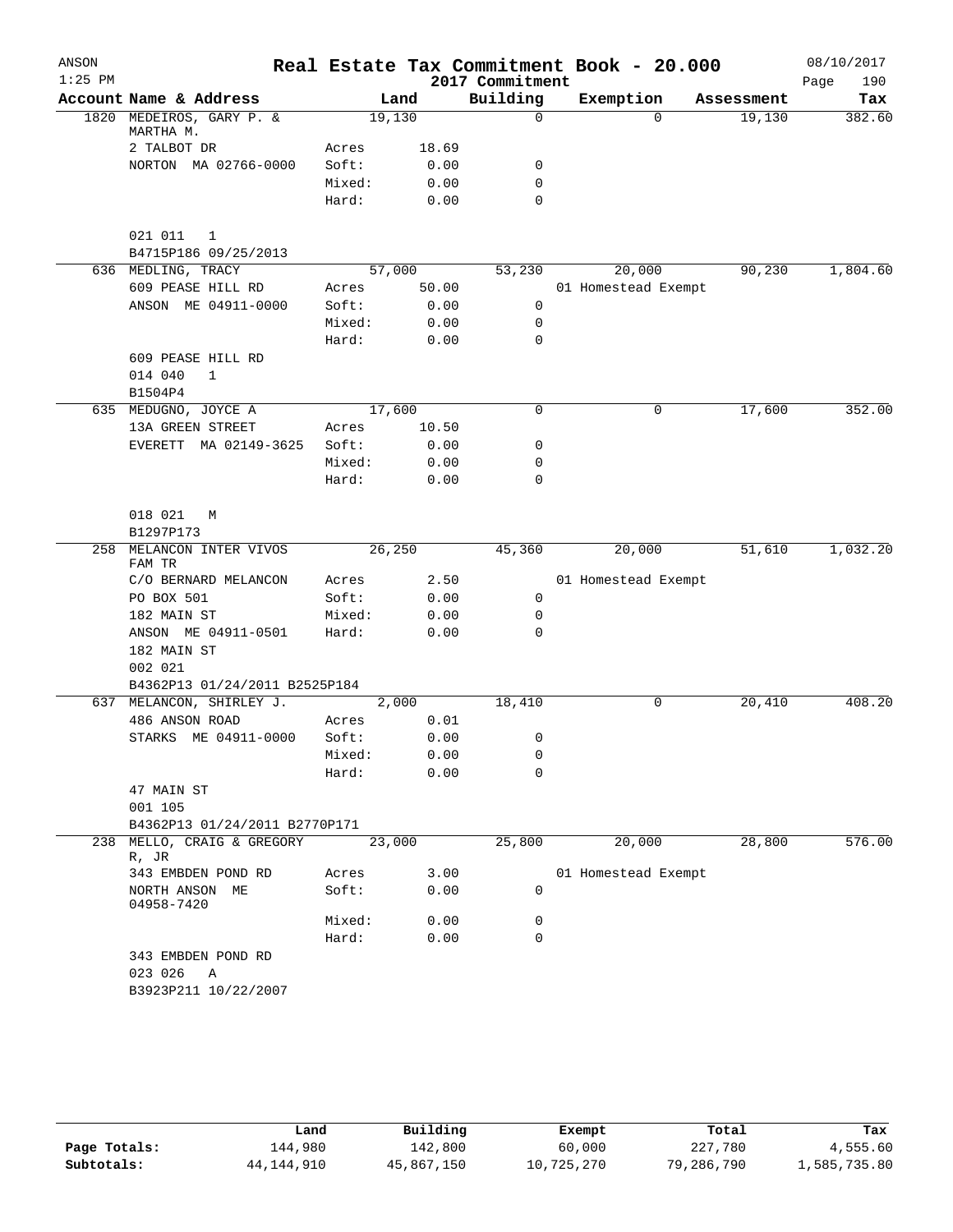# Real Estate Tax Commitment Book - 20.000

ANSON
1:25 PM

2017 Commitment

08/10/2017

| Account | Name & Address | | Land | Building | Exemption | Assessment | Tax |
|---|---|---|---|---|---|---|---|
| 1820 | MEDEIROS, GARY P. & MARTHA M. | | 19,130 | 0 | 0 | 19,130 | 382.60 |
| | 2 TALBOT DR | Acres | 18.69 | | | | |
| | NORTON MA 02766-0000 | Soft: | 0.00 | 0 | | | |
| | | Mixed: | 0.00 | 0 | | | |
| | | Hard: | 0.00 | 0 | | | |
| | 021 011 1 | | | | | | |
| | B4715P186 09/25/2013 | | | | | | |
| 636 | MEDLING, TRACY | | 57,000 | 53,230 | 20,000 | 90,230 | 1,804.60 |
| | 609 PEASE HILL RD | Acres | 50.00 | | 01 Homestead Exempt | | |
| | ANSON ME 04911-0000 | Soft: | 0.00 | 0 | | | |
| | | Mixed: | 0.00 | 0 | | | |
| | | Hard: | 0.00 | 0 | | | |
| | 609 PEASE HILL RD | | | | | | |
| | 014 040 1 | | | | | | |
| | B1504P4 | | | | | | |
| 635 | MEDUGNO, JOYCE A | | 17,600 | 0 | 0 | 17,600 | 352.00 |
| | 13A GREEN STREET | Acres | 10.50 | | | | |
| | EVERETT MA 02149-3625 | Soft: | 0.00 | 0 | | | |
| | | Mixed: | 0.00 | 0 | | | |
| | | Hard: | 0.00 | 0 | | | |
| | 018 021 M | | | | | | |
| | B1297P173 | | | | | | |
| 258 | MELANCON INTER VIVOS FAM TR | | 26,250 | 45,360 | 20,000 | 51,610 | 1,032.20 |
| | C/O BERNARD MELANCON | Acres | 2.50 | | 01 Homestead Exempt | | |
| | PO BOX 501 | Soft: | 0.00 | 0 | | | |
| | 182 MAIN ST | Mixed: | 0.00 | 0 | | | |
| | ANSON ME 04911-0501 | Hard: | 0.00 | 0 | | | |
| | 182 MAIN ST | | | | | | |
| | 002 021 | | | | | | |
| | B4362P13 01/24/2011 B2525P184 | | | | | | |
| 637 | MELANCON, SHIRLEY J. | | 2,000 | 18,410 | 0 | 20,410 | 408.20 |
| | 486 ANSON ROAD | Acres | 0.01 | | | | |
| | STARKS ME 04911-0000 | Soft: | 0.00 | 0 | | | |
| | | Mixed: | 0.00 | 0 | | | |
| | | Hard: | 0.00 | 0 | | | |
| | 47 MAIN ST | | | | | | |
| | 001 105 | | | | | | |
| | B4362P13 01/24/2011 B2770P171 | | | | | | |
| 238 | MELLO, CRAIG & GREGORY R, JR | | 23,000 | 25,800 | 20,000 | 28,800 | 576.00 |
| | 343 EMBDEN POND RD | Acres | 3.00 | | 01 Homestead Exempt | | |
| | NORTH ANSON ME 04958-7420 | Soft: | 0.00 | 0 | | | |
| | | Mixed: | 0.00 | 0 | | | |
| | | Hard: | 0.00 | 0 | | | |
| | 343 EMBDEN POND RD | | | | | | |
| | 023 026 A | | | | | | |
| | B3923P211 10/22/2007 | | | | | | |

| | Land | Building | Exempt | Total | Tax |
|---|---|---|---|---|---|
| Page Totals: | 144,980 | 142,800 | 60,000 | 227,780 | 4,555.60 |
| Subtotals: | 44,144,910 | 45,867,150 | 10,725,270 | 79,286,790 | 1,585,735.80 |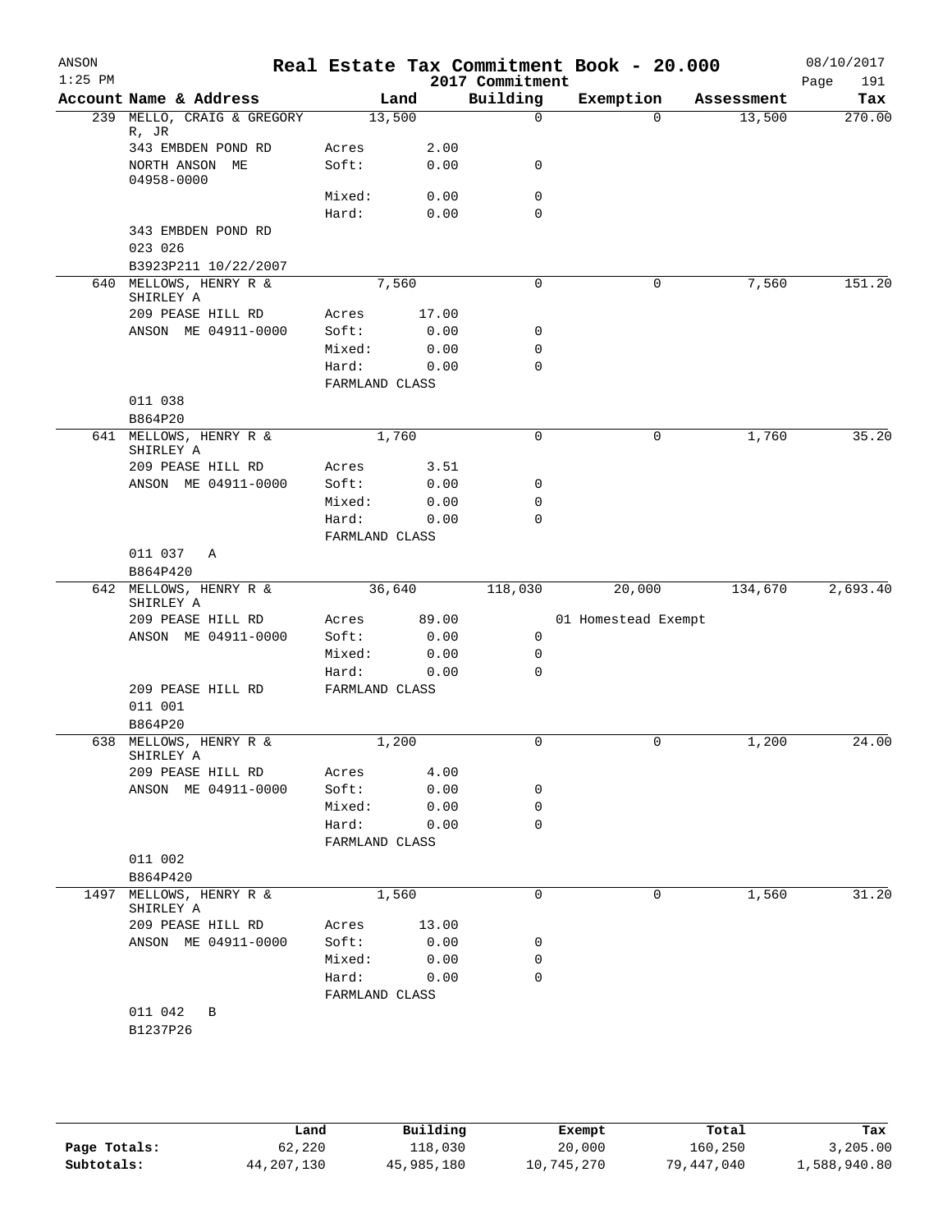ANSON — Real Estate Tax Commitment Book - 20.000 — 08/10/2017
1:25 PM — 2017 Commitment

| Account Name & Address | Land | | Building | Exemption | Assessment | Tax |
|---|---|---|---|---|---|---|
| 239 MELLO, CRAIG & GREGORY R, JR | 13,500 | | 0 | 0 | 13,500 | 270.00 |
| 343 EMBDEN POND RD | Acres | 2.00 | | | | |
| NORTH ANSON ME 04958-0000 | Soft: | 0.00 | 0 | | | |
| | Mixed: | 0.00 | 0 | | | |
| | Hard: | 0.00 | 0 | | | |
| 343 EMBDEN POND RD | | | | | | |
| 023 026 | | | | | | |
| B3923P211 10/22/2007 | | | | | | |
| 640 MELLOWS, HENRY R & SHIRLEY A | 7,560 | | 0 | 0 | 7,560 | 151.20 |
| 209 PEASE HILL RD | Acres | 17.00 | | | | |
| ANSON ME 04911-0000 | Soft: | 0.00 | 0 | | | |
| | Mixed: | 0.00 | 0 | | | |
| | Hard: | 0.00 | 0 | | | |
| | FARMLAND CLASS | | | | | |
| 011 038 | | | | | | |
| B864P20 | | | | | | |
| 641 MELLOWS, HENRY R & SHIRLEY A | 1,760 | | 0 | 0 | 1,760 | 35.20 |
| 209 PEASE HILL RD | Acres | 3.51 | | | | |
| ANSON ME 04911-0000 | Soft: | 0.00 | 0 | | | |
| | Mixed: | 0.00 | 0 | | | |
| | Hard: | 0.00 | 0 | | | |
| | FARMLAND CLASS | | | | | |
| 011 037 A | | | | | | |
| B864P420 | | | | | | |
| 642 MELLOWS, HENRY R & SHIRLEY A | 36,640 | | 118,030 | 20,000 | 134,670 | 2,693.40 |
| 209 PEASE HILL RD | Acres | 89.00 | | 01 Homestead Exempt | | |
| ANSON ME 04911-0000 | Soft: | 0.00 | 0 | | | |
| | Mixed: | 0.00 | 0 | | | |
| | Hard: | 0.00 | 0 | | | |
| 209 PEASE HILL RD | FARMLAND CLASS | | | | | |
| 011 001 | | | | | | |
| B864P20 | | | | | | |
| 638 MELLOWS, HENRY R & SHIRLEY A | 1,200 | | 0 | 0 | 1,200 | 24.00 |
| 209 PEASE HILL RD | Acres | 4.00 | | | | |
| ANSON ME 04911-0000 | Soft: | 0.00 | 0 | | | |
| | Mixed: | 0.00 | 0 | | | |
| | Hard: | 0.00 | 0 | | | |
| | FARMLAND CLASS | | | | | |
| 011 002 | | | | | | |
| B864P420 | | | | | | |
| 1497 MELLOWS, HENRY R & SHIRLEY A | 1,560 | | 0 | 0 | 1,560 | 31.20 |
| 209 PEASE HILL RD | Acres | 13.00 | | | | |
| ANSON ME 04911-0000 | Soft: | 0.00 | 0 | | | |
| | Mixed: | 0.00 | 0 | | | |
| | Hard: | 0.00 | 0 | | | |
| | FARMLAND CLASS | | | | | |
| 011 042 B | | | | | | |
| B1237P26 | | | | | | |

| | Land | Building | Exempt | Total | Tax |
|---|---|---|---|---|---|
| Page Totals: | 62,220 | 118,030 | 20,000 | 160,250 | 3,205.00 |
| Subtotals: | 44,207,130 | 45,985,180 | 10,745,270 | 79,447,040 | 1,588,940.80 |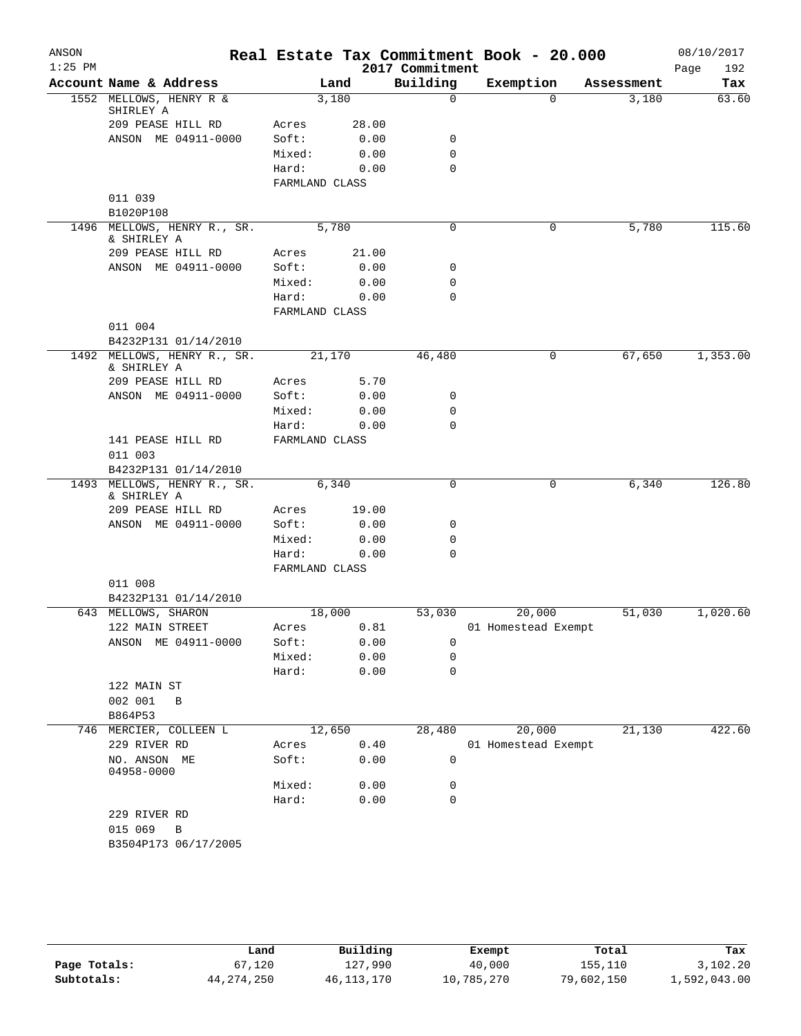ANSON 1:25 PM

# Real Estate Tax Commitment Book - 20.000
## 2017 Commitment

08/10/2017

| Account Name & Address | Land | | Building | Exemption | Assessment | Tax |
|---|---|---|---|---|---|---|
| 1552 MELLOWS, HENRY R & SHIRLEY A | 3,180 | | 0 | 0 | 3,180 | 63.60 |
| 209 PEASE HILL RD | Acres | 28.00 | | | | |
| ANSON ME 04911-0000 | Soft: | 0.00 | 0 | | | |
| | Mixed: | 0.00 | 0 | | | |
| | Hard: | 0.00 | 0 | | | |
| | FARMLAND CLASS | | | | | |
| 011 039 | | | | | | |
| B1020P108 | | | | | | |
| 1496 MELLOWS, HENRY R., SR. & SHIRLEY A | 5,780 | | 0 | 0 | 5,780 | 115.60 |
| 209 PEASE HILL RD | Acres | 21.00 | | | | |
| ANSON ME 04911-0000 | Soft: | 0.00 | 0 | | | |
| | Mixed: | 0.00 | 0 | | | |
| | Hard: | 0.00 | 0 | | | |
| | FARMLAND CLASS | | | | | |
| 011 004 | | | | | | |
| B4232P131 01/14/2010 | | | | | | |
| 1492 MELLOWS, HENRY R., SR. & SHIRLEY A | 21,170 | | 46,480 | 0 | 67,650 | 1,353.00 |
| 209 PEASE HILL RD | Acres | 5.70 | | | | |
| ANSON ME 04911-0000 | Soft: | 0.00 | 0 | | | |
| | Mixed: | 0.00 | 0 | | | |
| | Hard: | 0.00 | 0 | | | |
| 141 PEASE HILL RD | FARMLAND CLASS | | | | | |
| 011 003 | | | | | | |
| B4232P131 01/14/2010 | | | | | | |
| 1493 MELLOWS, HENRY R., SR. & SHIRLEY A | 6,340 | | 0 | 0 | 6,340 | 126.80 |
| 209 PEASE HILL RD | Acres | 19.00 | | | | |
| ANSON ME 04911-0000 | Soft: | 0.00 | 0 | | | |
| | Mixed: | 0.00 | 0 | | | |
| | Hard: | 0.00 | 0 | | | |
| | FARMLAND CLASS | | | | | |
| 011 008 | | | | | | |
| B4232P131 01/14/2010 | | | | | | |
| 643 MELLOWS, SHARON | 18,000 | | 53,030 | 20,000 | 51,030 | 1,020.60 |
| 122 MAIN STREET | Acres | 0.81 | | 01 Homestead Exempt | | |
| ANSON ME 04911-0000 | Soft: | 0.00 | 0 | | | |
| | Mixed: | 0.00 | 0 | | | |
| | Hard: | 0.00 | 0 | | | |
| 122 MAIN ST | | | | | | |
| 002 001 B | | | | | | |
| B864P53 | | | | | | |
| 746 MERCIER, COLLEEN L | 12,650 | | 28,480 | 20,000 | 21,130 | 422.60 |
| 229 RIVER RD | Acres | 0.40 | | 01 Homestead Exempt | | |
| NO. ANSON ME 04958-0000 | Soft: | 0.00 | 0 | | | |
| | Mixed: | 0.00 | 0 | | | |
| | Hard: | 0.00 | 0 | | | |
| 229 RIVER RD | | | | | | |
| 015 069 B | | | | | | |
| B3504P173 06/17/2005 | | | | | | |

| | Land | Building | Exempt | Total | Tax |
|---|---|---|---|---|---|
| Page Totals: | 67,120 | 127,990 | 40,000 | 155,110 | 3,102.20 |
| Subtotals: | 44,274,250 | 46,113,170 | 10,785,270 | 79,602,150 | 1,592,043.00 |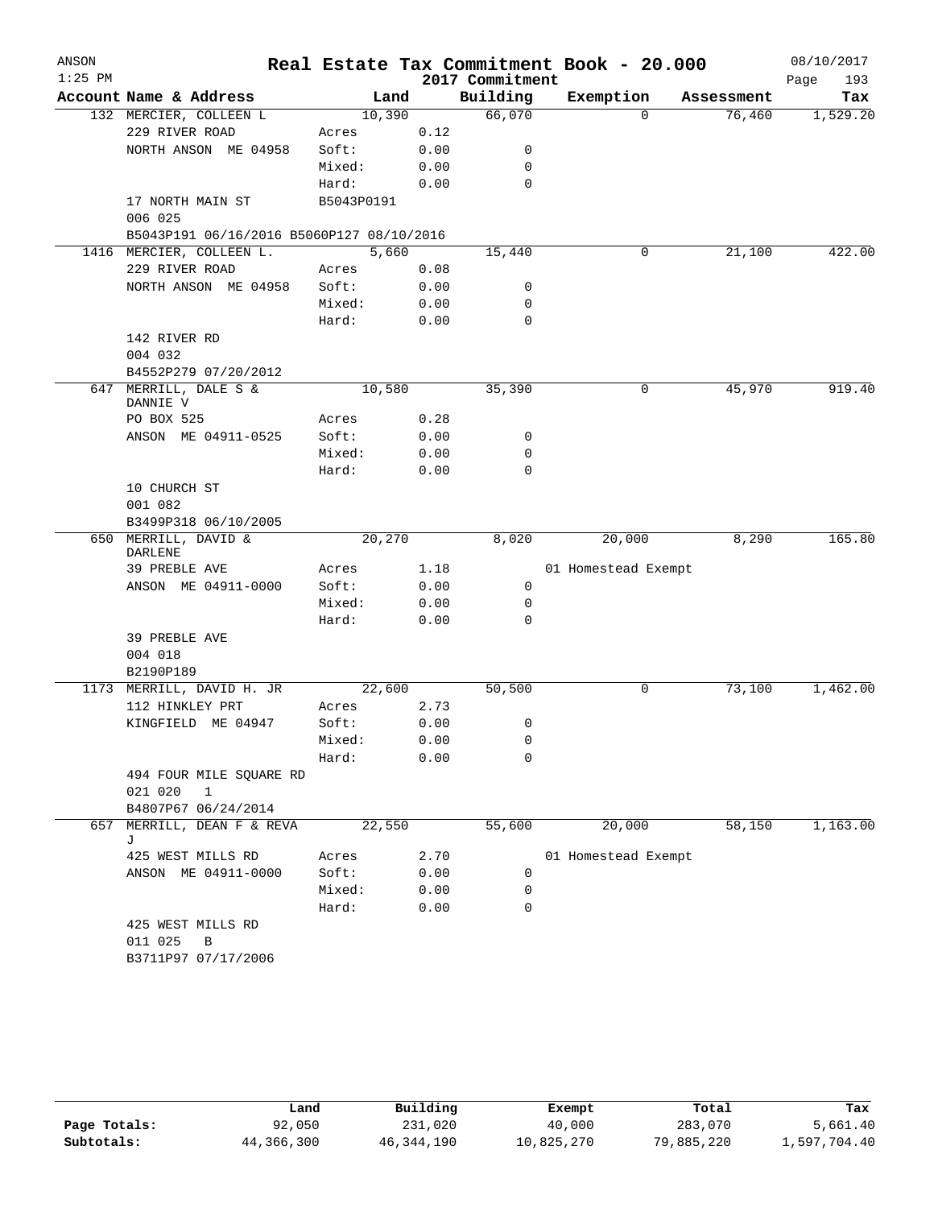# Real Estate Tax Commitment Book - 20.000

ANSON 1:25 PM — 2017 Commitment — 08/10/2017

| Account Name & Address | Land | | Building | Exemption | Assessment | Tax |
|---|---|---|---|---|---|---|
| 132 MERCIER, COLLEEN L | 10,390 | | 66,070 | 0 | 76,460 | 1,529.20 |
| 229 RIVER ROAD | Acres | 0.12 | | | | |
| NORTH ANSON ME 04958 | Soft: | 0.00 | 0 | | | |
| | Mixed: | 0.00 | 0 | | | |
| | Hard: | 0.00 | 0 | | | |
| 17 NORTH MAIN ST | B5043P0191 | | | | | |
| 006 025 | | | | | | |
| B5043P191 06/16/2016 B5060P127 08/10/2016 | | | | | | |
| 1416 MERCIER, COLLEEN L. | 5,660 | | 15,440 | 0 | 21,100 | 422.00 |
| 229 RIVER ROAD | Acres | 0.08 | | | | |
| NORTH ANSON ME 04958 | Soft: | 0.00 | 0 | | | |
| | Mixed: | 0.00 | 0 | | | |
| | Hard: | 0.00 | 0 | | | |
| 142 RIVER RD | | | | | | |
| 004 032 | | | | | | |
| B4552P279 07/20/2012 | | | | | | |
| 647 MERRILL, DALE S & DANNIE V | 10,580 | | 35,390 | 0 | 45,970 | 919.40 |
| PO BOX 525 | Acres | 0.28 | | | | |
| ANSON ME 04911-0525 | Soft: | 0.00 | 0 | | | |
| | Mixed: | 0.00 | 0 | | | |
| | Hard: | 0.00 | 0 | | | |
| 10 CHURCH ST | | | | | | |
| 001 082 | | | | | | |
| B3499P318 06/10/2005 | | | | | | |
| 650 MERRILL, DAVID & DARLENE | 20,270 | | 8,020 | 20,000 | 8,290 | 165.80 |
| 39 PREBLE AVE | Acres | 1.18 | | 01 Homestead Exempt | | |
| ANSON ME 04911-0000 | Soft: | 0.00 | 0 | | | |
| | Mixed: | 0.00 | 0 | | | |
| | Hard: | 0.00 | 0 | | | |
| 39 PREBLE AVE | | | | | | |
| 004 018 | | | | | | |
| B2190P189 | | | | | | |
| 1173 MERRILL, DAVID H. JR | 22,600 | | 50,500 | 0 | 73,100 | 1,462.00 |
| 112 HINKLEY PRT | Acres | 2.73 | | | | |
| KINGFIELD ME 04947 | Soft: | 0.00 | 0 | | | |
| | Mixed: | 0.00 | 0 | | | |
| | Hard: | 0.00 | 0 | | | |
| 494 FOUR MILE SQUARE RD | | | | | | |
| 021 020 1 | | | | | | |
| B4807P67 06/24/2014 | | | | | | |
| 657 MERRILL, DEAN F & REVA J | 22,550 | | 55,600 | 20,000 | 58,150 | 1,163.00 |
| 425 WEST MILLS RD | Acres | 2.70 | | 01 Homestead Exempt | | |
| ANSON ME 04911-0000 | Soft: | 0.00 | 0 | | | |
| | Mixed: | 0.00 | 0 | | | |
| | Hard: | 0.00 | 0 | | | |
| 425 WEST MILLS RD | | | | | | |
| 011 025 B | | | | | | |
| B3711P97 07/17/2006 | | | | | | |

| | Land | Building | Exempt | Total | Tax |
|---|---|---|---|---|---|
| Page Totals: | 92,050 | 231,020 | 40,000 | 283,070 | 5,661.40 |
| Subtotals: | 44,366,300 | 46,344,190 | 10,825,270 | 79,885,220 | 1,597,704.40 |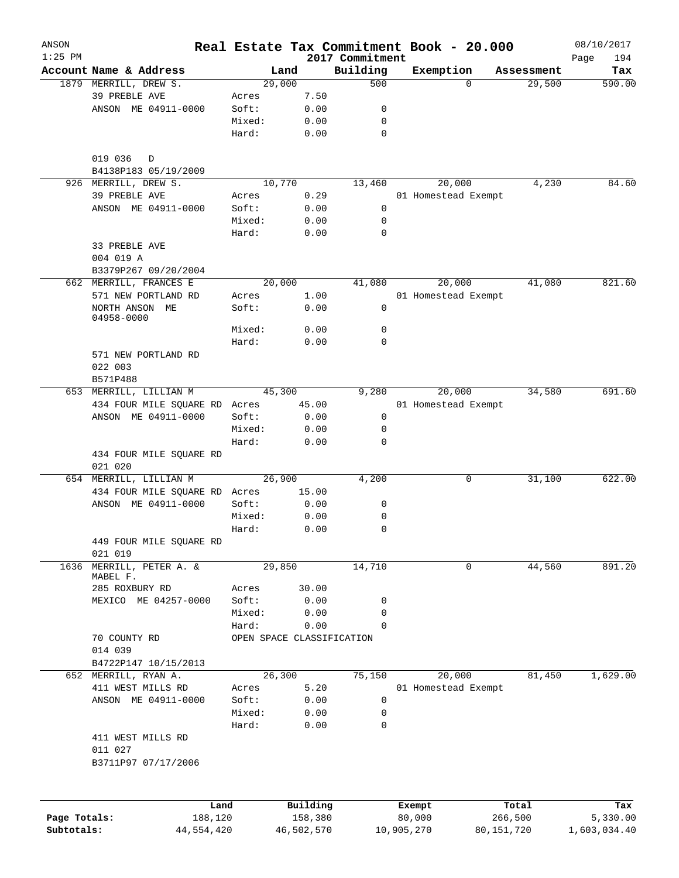# Real Estate Tax Commitment Book - 20.000

ANSON 1:25 PM — 2017 Commitment — 08/10/2017

| Account | Name & Address | | Land | Building | Exemption | Assessment | Tax |
|---|---|---|---|---|---|---|---|
| 1879 | MERRILL, DREW S. | | 29,000 | 500 | 0 | 29,500 | 590.00 |
| | 39 PREBLE AVE | Acres | 7.50 | | | | |
| | ANSON ME 04911-0000 | Soft: | 0.00 | 0 | | | |
| | | Mixed: | 0.00 | 0 | | | |
| | | Hard: | 0.00 | 0 | | | |
| | 019 036 D | | | | | | |
| | B4138P183 05/19/2009 | | | | | | |
| 926 | MERRILL, DREW S. | | 10,770 | 13,460 | 20,000 | 4,230 | 84.60 |
| | 39 PREBLE AVE | Acres | 0.29 | | 01 Homestead Exempt | | |
| | ANSON ME 04911-0000 | Soft: | 0.00 | 0 | | | |
| | | Mixed: | 0.00 | 0 | | | |
| | | Hard: | 0.00 | 0 | | | |
| | 33 PREBLE AVE | | | | | | |
| | 004 019 A | | | | | | |
| | B3379P267 09/20/2004 | | | | | | |
| 662 | MERRILL, FRANCES E | | 20,000 | 41,080 | 20,000 | 41,080 | 821.60 |
| | 571 NEW PORTLAND RD | Acres | 1.00 | | 01 Homestead Exempt | | |
| | NORTH ANSON ME 04958-0000 | Soft: | 0.00 | 0 | | | |
| | | Mixed: | 0.00 | 0 | | | |
| | | Hard: | 0.00 | 0 | | | |
| | 571 NEW PORTLAND RD | | | | | | |
| | 022 003 | | | | | | |
| | B571P488 | | | | | | |
| 653 | MERRILL, LILLIAN M | | 45,300 | 9,280 | 20,000 | 34,580 | 691.60 |
| | 434 FOUR MILE SQUARE RD | Acres | 45.00 | | 01 Homestead Exempt | | |
| | ANSON ME 04911-0000 | Soft: | 0.00 | 0 | | | |
| | | Mixed: | 0.00 | 0 | | | |
| | | Hard: | 0.00 | 0 | | | |
| | 434 FOUR MILE SQUARE RD | | | | | | |
| | 021 020 | | | | | | |
| 654 | MERRILL, LILLIAN M | | 26,900 | 4,200 | 0 | 31,100 | 622.00 |
| | 434 FOUR MILE SQUARE RD | Acres | 15.00 | | | | |
| | ANSON ME 04911-0000 | Soft: | 0.00 | 0 | | | |
| | | Mixed: | 0.00 | 0 | | | |
| | | Hard: | 0.00 | 0 | | | |
| | 449 FOUR MILE SQUARE RD | | | | | | |
| | 021 019 | | | | | | |
| 1636 | MERRILL, PETER A. & MABEL F. | | 29,850 | 14,710 | 0 | 44,560 | 891.20 |
| | 285 ROXBURY RD | Acres | 30.00 | | | | |
| | MEXICO ME 04257-0000 | Soft: | 0.00 | 0 | | | |
| | | Mixed: | 0.00 | 0 | | | |
| | | Hard: | 0.00 | 0 | | | |
| | 70 COUNTY RD | OPEN SPACE CLASSIFICATION | | | | | |
| | 014 039 | | | | | | |
| | B4722P147 10/15/2013 | | | | | | |
| 652 | MERRILL, RYAN A. | | 26,300 | 75,150 | 20,000 | 81,450 | 1,629.00 |
| | 411 WEST MILLS RD | Acres | 5.20 | | 01 Homestead Exempt | | |
| | ANSON ME 04911-0000 | Soft: | 0.00 | 0 | | | |
| | | Mixed: | 0.00 | 0 | | | |
| | | Hard: | 0.00 | 0 | | | |
| | 411 WEST MILLS RD | | | | | | |
| | 011 027 | | | | | | |
| | B3711P97 07/17/2006 | | | | | | |

| | Land | Building | Exempt | Total | Tax |
|---|---|---|---|---|---|
| Page Totals: | 188,120 | 158,380 | 80,000 | 266,500 | 5,330.00 |
| Subtotals: | 44,554,420 | 46,502,570 | 10,905,270 | 80,151,720 | 1,603,034.40 |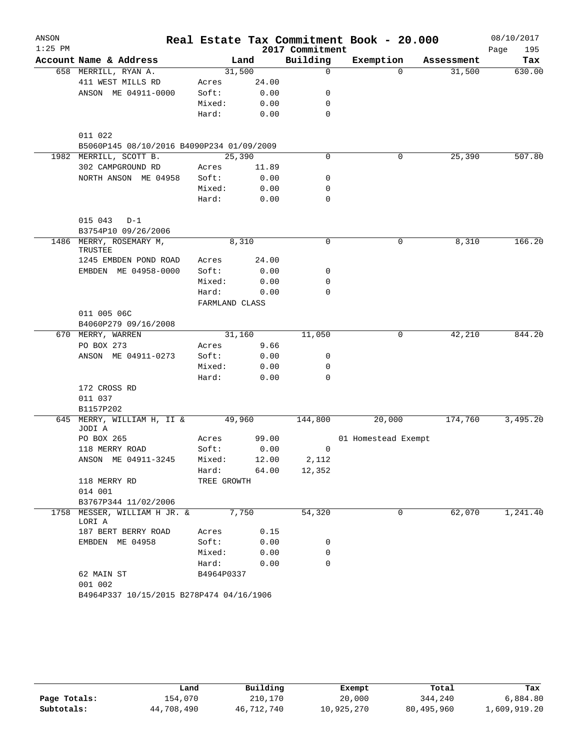# Real Estate Tax Commitment Book - 20.000

ANSON
1:25 PM
2017 Commitment
08/10/2017

| Account Name & Address | Land | | Building | Exemption | Assessment | Tax |
|---|---|---|---|---|---|---|
| 658 MERRILL, RYAN A. | 31,500 | | 0 | 0 | 31,500 | 630.00 |
| 411 WEST MILLS RD | Acres | 24.00 | | | | |
| ANSON ME 04911-0000 | Soft: | 0.00 | 0 | | | |
| | Mixed: | 0.00 | 0 | | | |
| | Hard: | 0.00 | 0 | | | |
| 011 022 | | | | | | |
| B5060P145 08/10/2016 B4090P234 01/09/2009 | | | | | | |
| 1982 MERRILL, SCOTT B. | 25,390 | | 0 | 0 | 25,390 | 507.80 |
| 302 CAMPGROUND RD | Acres | 11.89 | | | | |
| NORTH ANSON ME 04958 | Soft: | 0.00 | 0 | | | |
| | Mixed: | 0.00 | 0 | | | |
| | Hard: | 0.00 | 0 | | | |
| 015 043 D-1 | | | | | | |
| B3754P10 09/26/2006 | | | | | | |
| 1486 MERRY, ROSEMARY M, TRUSTEE | 8,310 | | 0 | 0 | 8,310 | 166.20 |
| 1245 EMBDEN POND ROAD | Acres | 24.00 | | | | |
| EMBDEN ME 04958-0000 | Soft: | 0.00 | 0 | | | |
| | Mixed: | 0.00 | 0 | | | |
| | Hard: | 0.00 | 0 | | | |
| | FARMLAND CLASS | | | | | |
| 011 005 06C | | | | | | |
| B4060P279 09/16/2008 | | | | | | |
| 670 MERRY, WARREN | 31,160 | | 11,050 | 0 | 42,210 | 844.20 |
| PO BOX 273 | Acres | 9.66 | | | | |
| ANSON ME 04911-0273 | Soft: | 0.00 | 0 | | | |
| | Mixed: | 0.00 | 0 | | | |
| | Hard: | 0.00 | 0 | | | |
| 172 CROSS RD | | | | | | |
| 011 037 | | | | | | |
| B1157P202 | | | | | | |
| 645 MERRY, WILLIAM H, II & JODI A | 49,960 | | 144,800 | 20,000 | 174,760 | 3,495.20 |
| PO BOX 265 | Acres | 99.00 | | 01 Homestead Exempt | | |
| 118 MERRY ROAD | Soft: | 0.00 | 0 | | | |
| ANSON ME 04911-3245 | Mixed: | 12.00 | 2,112 | | | |
| | Hard: | 64.00 | 12,352 | | | |
| 118 MERRY RD | TREE GROWTH | | | | | |
| 014 001 | | | | | | |
| B3767P344 11/02/2006 | | | | | | |
| 1758 MESSER, WILLIAM H JR. & LORI A | 7,750 | | 54,320 | 0 | 62,070 | 1,241.40 |
| 187 BERT BERRY ROAD | Acres | 0.15 | | | | |
| EMBDEN ME 04958 | Soft: | 0.00 | 0 | | | |
| | Mixed: | 0.00 | 0 | | | |
| | Hard: | 0.00 | 0 | | | |
| 62 MAIN ST | B4964P0337 | | | | | |
| 001 002 | | | | | | |
| B4964P337 10/15/2015 B278P474 04/16/1906 | | | | | | |

| | Land | Building | Exempt | Total | Tax |
|---|---|---|---|---|---|
| Page Totals: | 154,070 | 210,170 | 20,000 | 344,240 | 6,884.80 |
| Subtotals: | 44,708,490 | 46,712,740 | 10,925,270 | 80,495,960 | 1,609,919.20 |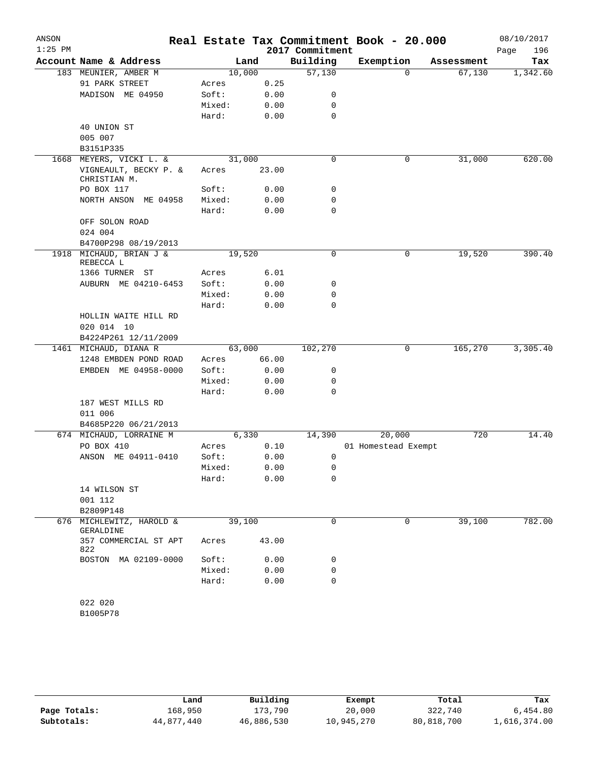# Real Estate Tax Commitment Book - 20.000

ANSON 1:25 PM — 2017 Commitment — 08/10/2017

| Account Name & Address | Land | | Building | Exemption | Assessment | Tax |
|---|---|---|---|---|---|---|
| 183 MEUNIER, AMBER M | 10,000 | | 57,130 | 0 | 67,130 | 1,342.60 |
| 91 PARK STREET | Acres | 0.25 | | | | |
| MADISON ME 04950 | Soft: | 0.00 | 0 | | | |
| | Mixed: | 0.00 | 0 | | | |
| | Hard: | 0.00 | 0 | | | |
| 40 UNION ST | | | | | | |
| 005 007 | | | | | | |
| B3151P335 | | | | | | |
| 1668 MEYERS, VICKI L. & | 31,000 | | 0 | 0 | 31,000 | 620.00 |
| VIGNEAULT, BECKY P. & CHRISTIAN M. | Acres | 23.00 | | | | |
| PO BOX 117 | Soft: | 0.00 | 0 | | | |
| NORTH ANSON ME 04958 | Mixed: | 0.00 | 0 | | | |
| | Hard: | 0.00 | 0 | | | |
| OFF SOLON ROAD | | | | | | |
| 024 004 | | | | | | |
| B4700P298 08/19/2013 | | | | | | |
| 1918 MICHAUD, BRIAN J & REBECCA L | 19,520 | | 0 | 0 | 19,520 | 390.40 |
| 1366 TURNER ST | Acres | 6.01 | | | | |
| AUBURN ME 04210-6453 | Soft: | 0.00 | 0 | | | |
| | Mixed: | 0.00 | 0 | | | |
| | Hard: | 0.00 | 0 | | | |
| HOLLIN WAITE HILL RD | | | | | | |
| 020 014 10 | | | | | | |
| B4224P261 12/11/2009 | | | | | | |
| 1461 MICHAUD, DIANA R | 63,000 | | 102,270 | 0 | 165,270 | 3,305.40 |
| 1248 EMBDEN POND ROAD | Acres | 66.00 | | | | |
| EMBDEN ME 04958-0000 | Soft: | 0.00 | 0 | | | |
| | Mixed: | 0.00 | 0 | | | |
| | Hard: | 0.00 | 0 | | | |
| 187 WEST MILLS RD | | | | | | |
| 011 006 | | | | | | |
| B4685P220 06/21/2013 | | | | | | |
| 674 MICHAUD, LORRAINE M | 6,330 | | 14,390 | 20,000 | 720 | 14.40 |
| PO BOX 410 | Acres | 0.10 | | 01 Homestead Exempt | | |
| ANSON ME 04911-0410 | Soft: | 0.00 | 0 | | | |
| | Mixed: | 0.00 | 0 | | | |
| | Hard: | 0.00 | 0 | | | |
| 14 WILSON ST | | | | | | |
| 001 112 | | | | | | |
| B2809P148 | | | | | | |
| 676 MICHLEWITZ, HAROLD & GERALDINE | 39,100 | | 0 | 0 | 39,100 | 782.00 |
| 357 COMMERCIAL ST APT 822 | Acres | 43.00 | | | | |
| BOSTON MA 02109-0000 | Soft: | 0.00 | 0 | | | |
| | Mixed: | 0.00 | 0 | | | |
| | Hard: | 0.00 | 0 | | | |
| 022 020 | | | | | | |
| B1005P78 | | | | | | |

| | Land | Building | Exempt | Total | Tax |
|---|---|---|---|---|---|
| Page Totals: | 168,950 | 173,790 | 20,000 | 322,740 | 6,454.80 |
| Subtotals: | 44,877,440 | 46,886,530 | 10,945,270 | 80,818,700 | 1,616,374.00 |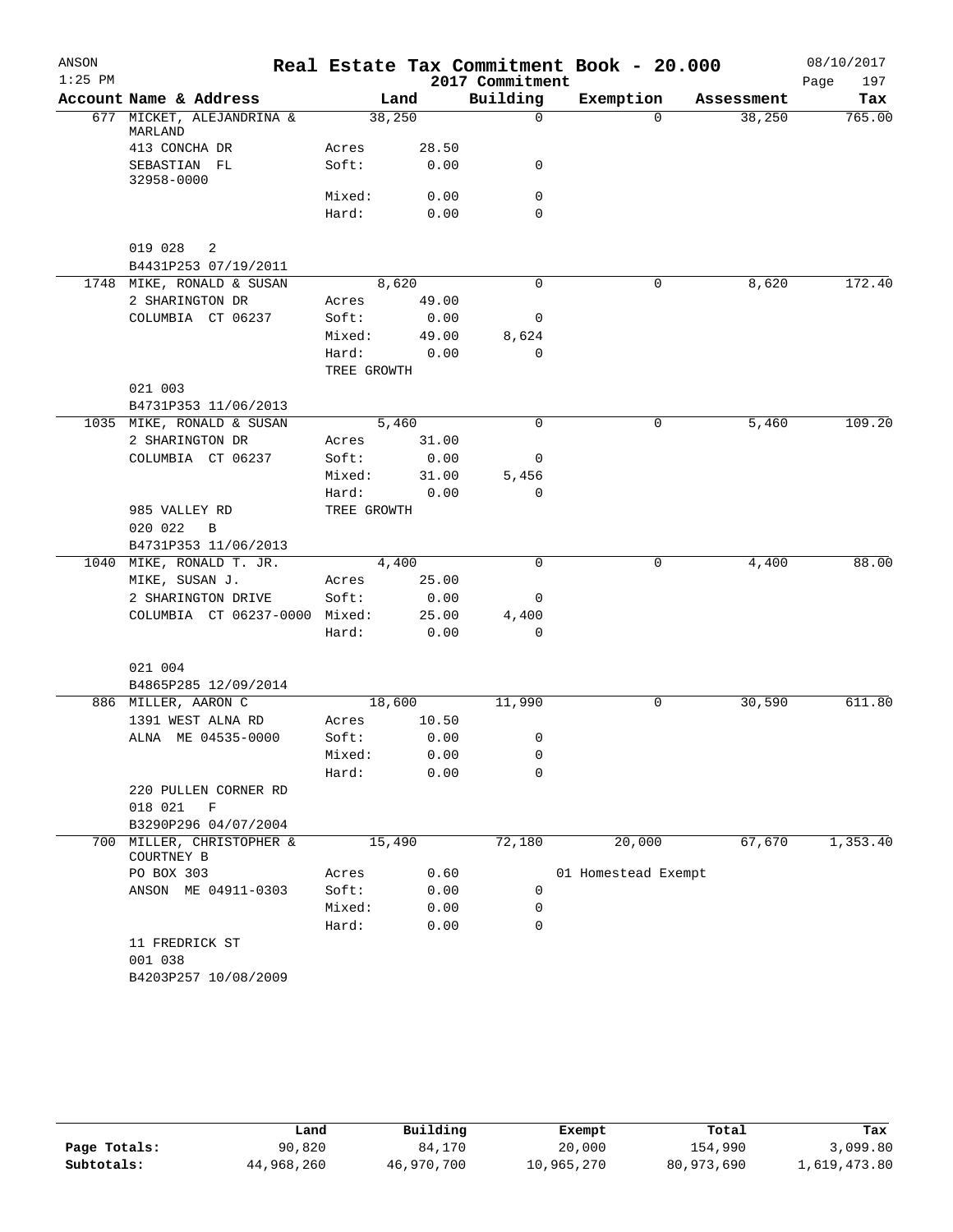# Real Estate Tax Commitment Book - 20.000

ANSON 1:25 PM — 2017 Commitment — 08/10/2017

| Account Name & Address | Land | | Building | Exemption | Assessment | Tax |
|---|---|---|---|---|---|---|
| 677 MICKET, ALEJANDRINA & MARLAND | 38,250 | | 0 | 0 | 38,250 | 765.00 |
| 413 CONCHA DR | Acres | 28.50 | | | | |
| SEBASTIAN FL 32958-0000 | Soft: | 0.00 | 0 | | | |
| | Mixed: | 0.00 | 0 | | | |
| | Hard: | 0.00 | 0 | | | |
| 019 028 2 | | | | | | |
| B4431P253 07/19/2011 | | | | | | |
| 1748 MIKE, RONALD & SUSAN | 8,620 | | 0 | 0 | 8,620 | 172.40 |
| 2 SHARINGTON DR | Acres | 49.00 | | | | |
| COLUMBIA CT 06237 | Soft: | 0.00 | 0 | | | |
| | Mixed: | 49.00 | 8,624 | | | |
| | Hard: | 0.00 | 0 | | | |
| | TREE GROWTH | | | | | |
| 021 003 | | | | | | |
| B4731P353 11/06/2013 | | | | | | |
| 1035 MIKE, RONALD & SUSAN | 5,460 | | 0 | 0 | 5,460 | 109.20 |
| 2 SHARINGTON DR | Acres | 31.00 | | | | |
| COLUMBIA CT 06237 | Soft: | 0.00 | 0 | | | |
| | Mixed: | 31.00 | 5,456 | | | |
| | Hard: | 0.00 | 0 | | | |
| 985 VALLEY RD | TREE GROWTH | | | | | |
| 020 022 B | | | | | | |
| B4731P353 11/06/2013 | | | | | | |
| 1040 MIKE, RONALD T. JR. | 4,400 | | 0 | 0 | 4,400 | 88.00 |
| MIKE, SUSAN J. | Acres | 25.00 | | | | |
| 2 SHARINGTON DRIVE | Soft: | 0.00 | 0 | | | |
| COLUMBIA CT 06237-0000 | Mixed: | 25.00 | 4,400 | | | |
| | Hard: | 0.00 | 0 | | | |
| 021 004 | | | | | | |
| B4865P285 12/09/2014 | | | | | | |
| 886 MILLER, AARON C | 18,600 | | 11,990 | 0 | 30,590 | 611.80 |
| 1391 WEST ALNA RD | Acres | 10.50 | | | | |
| ALNA ME 04535-0000 | Soft: | 0.00 | 0 | | | |
| | Mixed: | 0.00 | 0 | | | |
| | Hard: | 0.00 | 0 | | | |
| 220 PULLEN CORNER RD | | | | | | |
| 018 021 F | | | | | | |
| B3290P296 04/07/2004 | | | | | | |
| 700 MILLER, CHRISTOPHER & COURTNEY B | 15,490 | | 72,180 | 20,000 | 67,670 | 1,353.40 |
| PO BOX 303 | Acres | 0.60 | | 01 Homestead Exempt | | |
| ANSON ME 04911-0303 | Soft: | 0.00 | 0 | | | |
| | Mixed: | 0.00 | 0 | | | |
| | Hard: | 0.00 | 0 | | | |
| 11 FREDRICK ST | | | | | | |
| 001 038 | | | | | | |
| B4203P257 10/08/2009 | | | | | | |

| | Land | Building | Exempt | Total | Tax |
|---|---|---|---|---|---|
| Page Totals: | 90,820 | 84,170 | 20,000 | 154,990 | 3,099.80 |
| Subtotals: | 44,968,260 | 46,970,700 | 10,965,270 | 80,973,690 | 1,619,473.80 |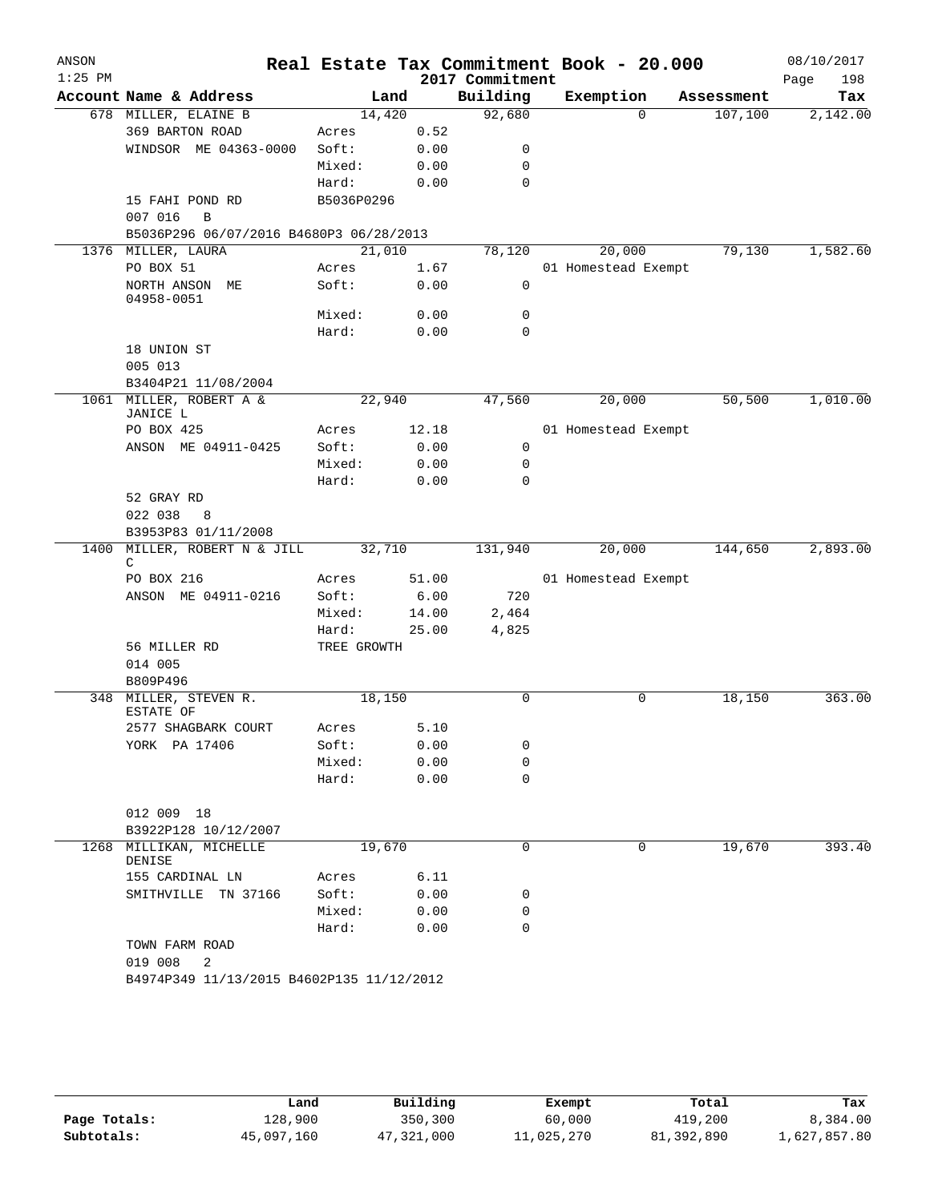# Real Estate Tax Commitment Book - 20.000

ANSON
1:25 PM

2017 Commitment

08/10/2017

| Account | Name & Address | Land | | Building | Exemption | Assessment | Tax |
|---|---|---|---|---|---|---|---|
| 678 | MILLER, ELAINE B | 14,420 | | 92,680 | 0 | 107,100 | 2,142.00 |
| | 369 BARTON ROAD | Acres | 0.52 | | | | |
| | WINDSOR ME 04363-0000 | Soft: | 0.00 | 0 | | | |
| | | Mixed: | 0.00 | 0 | | | |
| | | Hard: | 0.00 | 0 | | | |
| | 15 FAHI POND RD | B5036P0296 | | | | | |
| | 007 016 B | | | | | | |
| | B5036P296 06/07/2016 B4680P3 06/28/2013 | | | | | | |
| 1376 | MILLER, LAURA | 21,010 | | 78,120 | 20,000 | 79,130 | 1,582.60 |
| | PO BOX 51 | Acres | 1.67 | | 01 Homestead Exempt | | |
| | NORTH ANSON ME 04958-0051 | Soft: | 0.00 | 0 | | | |
| | | Mixed: | 0.00 | 0 | | | |
| | | Hard: | 0.00 | 0 | | | |
| | 18 UNION ST | | | | | | |
| | 005 013 | | | | | | |
| | B3404P21 11/08/2004 | | | | | | |
| 1061 | MILLER, ROBERT A & JANICE L | 22,940 | | 47,560 | 20,000 | 50,500 | 1,010.00 |
| | PO BOX 425 | Acres | 12.18 | | 01 Homestead Exempt | | |
| | ANSON ME 04911-0425 | Soft: | 0.00 | 0 | | | |
| | | Mixed: | 0.00 | 0 | | | |
| | | Hard: | 0.00 | 0 | | | |
| | 52 GRAY RD | | | | | | |
| | 022 038 8 | | | | | | |
| | B3953P83 01/11/2008 | | | | | | |
| 1400 | MILLER, ROBERT N & JILL C | 32,710 | | 131,940 | 20,000 | 144,650 | 2,893.00 |
| | PO BOX 216 | Acres | 51.00 | | 01 Homestead Exempt | | |
| | ANSON ME 04911-0216 | Soft: | 6.00 | 720 | | | |
| | | Mixed: | 14.00 | 2,464 | | | |
| | | Hard: | 25.00 | 4,825 | | | |
| | 56 MILLER RD | TREE GROWTH | | | | | |
| | 014 005 | | | | | | |
| | B809P496 | | | | | | |
| 348 | MILLER, STEVEN R. ESTATE OF | 18,150 | | 0 | 0 | 18,150 | 363.00 |
| | 2577 SHAGBARK COURT | Acres | 5.10 | | | | |
| | YORK PA 17406 | Soft: | 0.00 | 0 | | | |
| | | Mixed: | 0.00 | 0 | | | |
| | | Hard: | 0.00 | 0 | | | |
| | 012 009 18 | | | | | | |
| | B3922P128 10/12/2007 | | | | | | |
| 1268 | MILLIKAN, MICHELLE DENISE | 19,670 | | 0 | 0 | 19,670 | 393.40 |
| | 155 CARDINAL LN | Acres | 6.11 | | | | |
| | SMITHVILLE TN 37166 | Soft: | 0.00 | 0 | | | |
| | | Mixed: | 0.00 | 0 | | | |
| | | Hard: | 0.00 | 0 | | | |
| | TOWN FARM ROAD | | | | | | |
| | 019 008 2 | | | | | | |
| | B4974P349 11/13/2015 B4602P135 11/12/2012 | | | | | | |

| | Land | Building | Exempt | Total | Tax |
|---|---|---|---|---|---|
| Page Totals: | 128,900 | 350,300 | 60,000 | 419,200 | 8,384.00 |
| Subtotals: | 45,097,160 | 47,321,000 | 11,025,270 | 81,392,890 | 1,627,857.80 |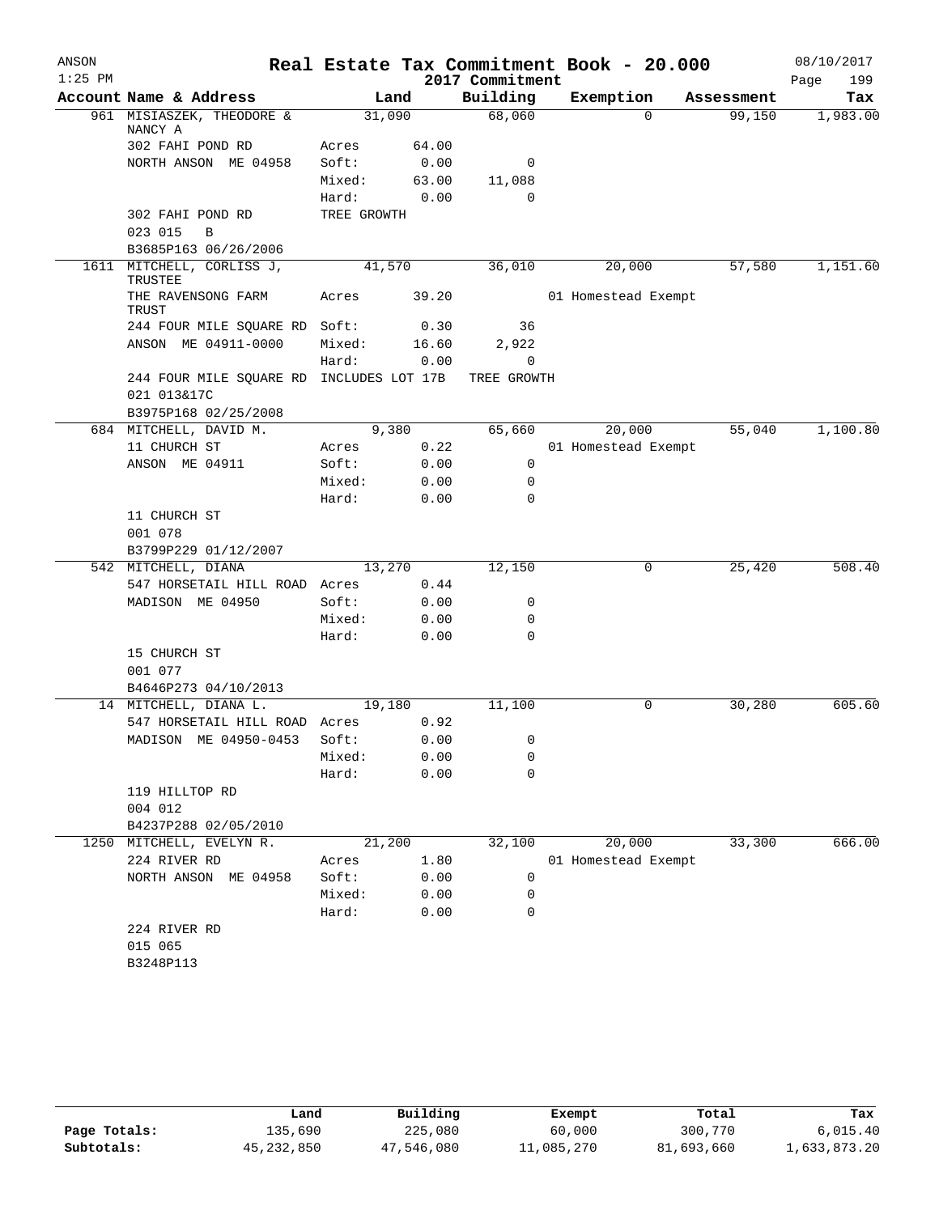# Real Estate Tax Commitment Book - 20.000

ANSON 1:25 PM — 2017 Commitment — 08/10/2017

| Account | Name & Address | Land | | Building | Exemption | Assessment | Tax |
|---|---|---|---|---|---|---|---|
| 961 | MISIASZEK, THEODORE & NANCY A | 31,090 | | 68,060 | 0 | 99,150 | 1,983.00 |
| | 302 FAHI POND RD | Acres | 64.00 | | | | |
| | NORTH ANSON ME 04958 | Soft: | 0.00 | 0 | | | |
| | | Mixed: | 63.00 | 11,088 | | | |
| | | Hard: | 0.00 | 0 | | | |
| | 302 FAHI POND RD | TREE GROWTH | | | | | |
| | 023 015 B | | | | | | |
| | B3685P163 06/26/2006 | | | | | | |
| 1611 | MITCHELL, CORLISS J, TRUSTEE | 41,570 | | 36,010 | 20,000 | 57,580 | 1,151.60 |
| | THE RAVENSONG FARM TRUST | Acres | 39.20 | | 01 Homestead Exempt | | |
| | 244 FOUR MILE SQUARE RD | Soft: | 0.30 | 36 | | | |
| | ANSON ME 04911-0000 | Mixed: | 16.60 | 2,922 | | | |
| | | Hard: | 0.00 | 0 | | | |
| | 244 FOUR MILE SQUARE RD | INCLUDES LOT 17B | | TREE GROWTH | | | |
| | 021 013&17C | | | | | | |
| | B3975P168 02/25/2008 | | | | | | |
| 684 | MITCHELL, DAVID M. | 9,380 | | 65,660 | 20,000 | 55,040 | 1,100.80 |
| | 11 CHURCH ST | Acres | 0.22 | | 01 Homestead Exempt | | |
| | ANSON ME 04911 | Soft: | 0.00 | 0 | | | |
| | | Mixed: | 0.00 | 0 | | | |
| | | Hard: | 0.00 | 0 | | | |
| | 11 CHURCH ST | | | | | | |
| | 001 078 | | | | | | |
| | B3799P229 01/12/2007 | | | | | | |
| 542 | MITCHELL, DIANA | 13,270 | | 12,150 | 0 | 25,420 | 508.40 |
| | 547 HORSETAIL HILL ROAD | Acres | 0.44 | | | | |
| | MADISON ME 04950 | Soft: | 0.00 | 0 | | | |
| | | Mixed: | 0.00 | 0 | | | |
| | | Hard: | 0.00 | 0 | | | |
| | 15 CHURCH ST | | | | | | |
| | 001 077 | | | | | | |
| | B4646P273 04/10/2013 | | | | | | |
| 14 | MITCHELL, DIANA L. | 19,180 | | 11,100 | 0 | 30,280 | 605.60 |
| | 547 HORSETAIL HILL ROAD | Acres | 0.92 | | | | |
| | MADISON ME 04950-0453 | Soft: | 0.00 | 0 | | | |
| | | Mixed: | 0.00 | 0 | | | |
| | | Hard: | 0.00 | 0 | | | |
| | 119 HILLTOP RD | | | | | | |
| | 004 012 | | | | | | |
| | B4237P288 02/05/2010 | | | | | | |
| 1250 | MITCHELL, EVELYN R. | 21,200 | | 32,100 | 20,000 | 33,300 | 666.00 |
| | 224 RIVER RD | Acres | 1.80 | | 01 Homestead Exempt | | |
| | NORTH ANSON ME 04958 | Soft: | 0.00 | 0 | | | |
| | | Mixed: | 0.00 | 0 | | | |
| | | Hard: | 0.00 | 0 | | | |
| | 224 RIVER RD | | | | | | |
| | 015 065 | | | | | | |
| | B3248P113 | | | | | | |

| | Land | Building | Exempt | Total | Tax |
|---|---|---|---|---|---|
| Page Totals: | 135,690 | 225,080 | 60,000 | 300,770 | 6,015.40 |
| Subtotals: | 45,232,850 | 47,546,080 | 11,085,270 | 81,693,660 | 1,633,873.20 |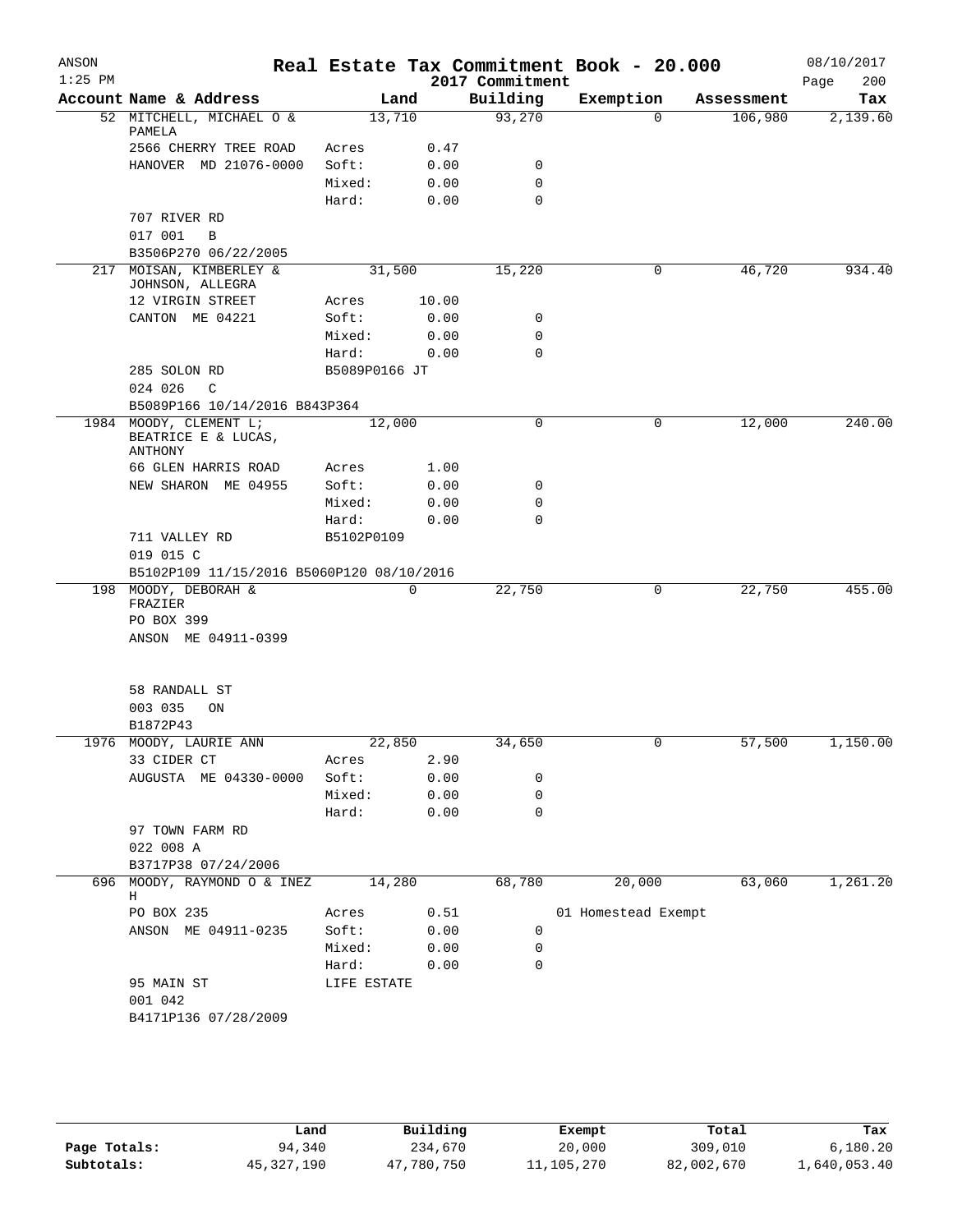ANSON 1:25 PM

# Real Estate Tax Commitment Book - 20.000

## 2017 Commitment

08/10/2017

| Account Name & Address | Land | | Building | Exemption | Assessment | Tax |
|---|---|---|---|---|---|---|
| 52 MITCHELL, MICHAEL O & PAMELA | 13,710 | | 93,270 | 0 | 106,980 | 2,139.60 |
| 2566 CHERRY TREE ROAD | Acres | 0.47 | | | | |
| HANOVER MD 21076-0000 | Soft: | 0.00 | 0 | | | |
| | Mixed: | 0.00 | 0 | | | |
| | Hard: | 0.00 | 0 | | | |
| 707 RIVER RD | | | | | | |
| 017 001 B | | | | | | |
| B3506P270 06/22/2005 | | | | | | |
| 217 MOISAN, KIMBERLEY & JOHNSON, ALLEGRA | 31,500 | | 15,220 | 0 | 46,720 | 934.40 |
| 12 VIRGIN STREET | Acres | 10.00 | | | | |
| CANTON ME 04221 | Soft: | 0.00 | 0 | | | |
| | Mixed: | 0.00 | 0 | | | |
| | Hard: | 0.00 | 0 | | | |
| 285 SOLON RD | B5089P0166 JT | | | | | |
| 024 026 C | | | | | | |
| B5089P166 10/14/2016 B843P364 | | | | | | |
| 1984 MOODY, CLEMENT L; BEATRICE E & LUCAS, ANTHONY | 12,000 | | 0 | 0 | 12,000 | 240.00 |
| 66 GLEN HARRIS ROAD | Acres | 1.00 | | | | |
| NEW SHARON ME 04955 | Soft: | 0.00 | 0 | | | |
| | Mixed: | 0.00 | 0 | | | |
| | Hard: | 0.00 | 0 | | | |
| 711 VALLEY RD | B5102P0109 | | | | | |
| 019 015 C | | | | | | |
| B5102P109 11/15/2016 B5060P120 08/10/2016 | | | | | | |
| 198 MOODY, DEBORAH & FRAZIER | 0 | | 22,750 | 0 | 22,750 | 455.00 |
| PO BOX 399 | | | | | | |
| ANSON ME 04911-0399 | | | | | | |
| 58 RANDALL ST | | | | | | |
| 003 035 ON | | | | | | |
| B1872P43 | | | | | | |
| 1976 MOODY, LAURIE ANN | 22,850 | | 34,650 | 0 | 57,500 | 1,150.00 |
| 33 CIDER CT | Acres | 2.90 | | | | |
| AUGUSTA ME 04330-0000 | Soft: | 0.00 | 0 | | | |
| | Mixed: | 0.00 | 0 | | | |
| | Hard: | 0.00 | 0 | | | |
| 97 TOWN FARM RD | | | | | | |
| 022 008 A | | | | | | |
| B3717P38 07/24/2006 | | | | | | |
| 696 MOODY, RAYMOND O & INEZ H | 14,280 | | 68,780 | 20,000 | 63,060 | 1,261.20 |
| PO BOX 235 | Acres | 0.51 | | 01 Homestead Exempt | | |
| ANSON ME 04911-0235 | Soft: | 0.00 | 0 | | | |
| | Mixed: | 0.00 | 0 | | | |
| | Hard: | 0.00 | 0 | | | |
| 95 MAIN ST | LIFE ESTATE | | | | | |
| 001 042 | | | | | | |
| B4171P136 07/28/2009 | | | | | | |

| | Land | Building | Exempt | Total | Tax |
|---|---|---|---|---|---|
| Page Totals: | 94,340 | 234,670 | 20,000 | 309,010 | 6,180.20 |
| Subtotals: | 45,327,190 | 47,780,750 | 11,105,270 | 82,002,670 | 1,640,053.40 |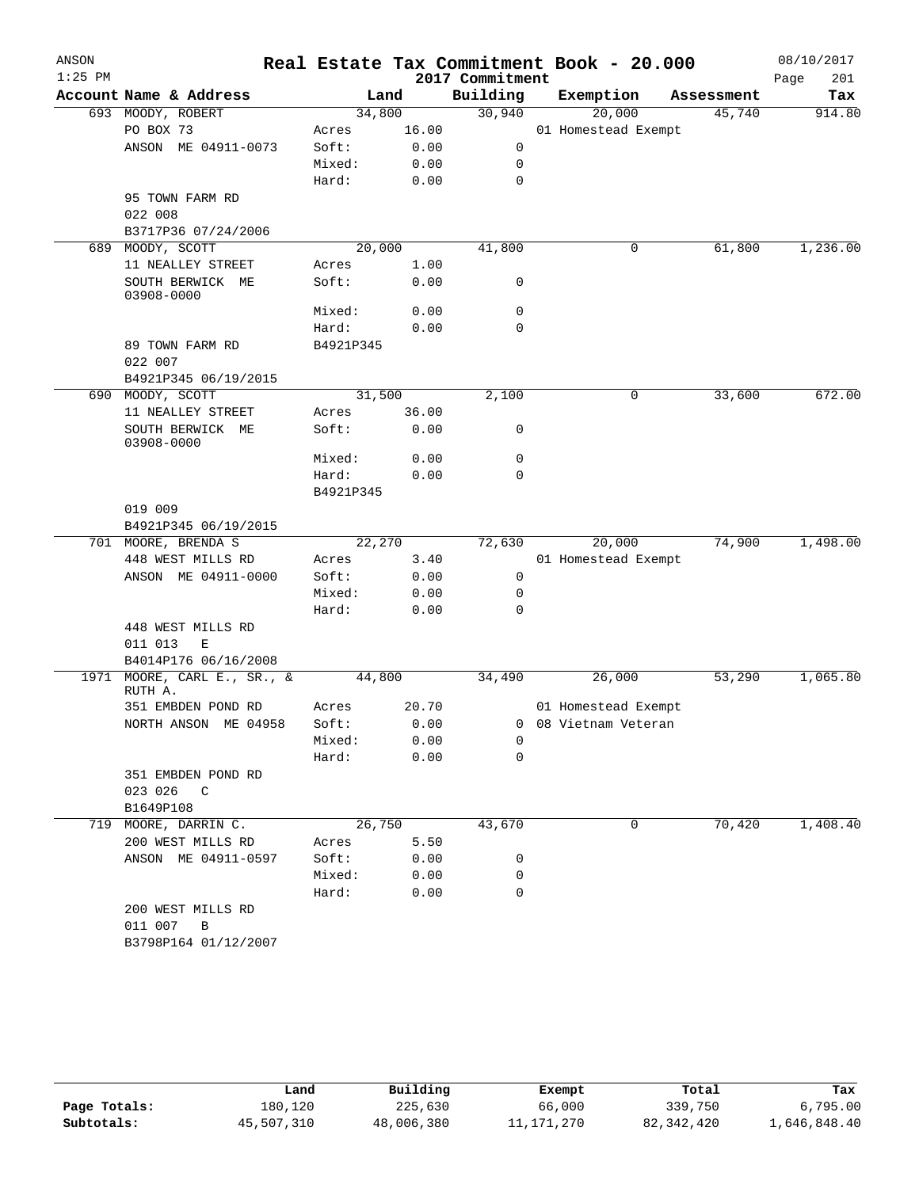# Real Estate Tax Commitment Book - 20.000

ANSON
1:25 PM

2017 Commitment

08/10/2017

| Account Name & Address | Land | | Building | Exemption | Assessment | Tax |
|---|---|---|---|---|---|---|
| 693 MOODY, ROBERT | 34,800 | | 30,940 | 20,000 | 45,740 | 914.80 |
| PO BOX 73 | Acres | 16.00 | | 01 Homestead Exempt | | |
| ANSON ME 04911-0073 | Soft: | 0.00 | 0 | | | |
| | Mixed: | 0.00 | 0 | | | |
| | Hard: | 0.00 | 0 | | | |
| 95 TOWN FARM RD | | | | | | |
| 022 008 | | | | | | |
| B3717P36 07/24/2006 | | | | | | |
| 689 MOODY, SCOTT | 20,000 | | 41,800 | 0 | 61,800 | 1,236.00 |
| 11 NEALLEY STREET | Acres | 1.00 | | | | |
| SOUTH BERWICK ME 03908-0000 | Soft: | 0.00 | 0 | | | |
| | Mixed: | 0.00 | 0 | | | |
| | Hard: | 0.00 | 0 | | | |
| 89 TOWN FARM RD | B4921P345 | | | | | |
| 022 007 | | | | | | |
| B4921P345 06/19/2015 | | | | | | |
| 690 MOODY, SCOTT | 31,500 | | 2,100 | 0 | 33,600 | 672.00 |
| 11 NEALLEY STREET | Acres | 36.00 | | | | |
| SOUTH BERWICK ME 03908-0000 | Soft: | 0.00 | 0 | | | |
| | Mixed: | 0.00 | 0 | | | |
| | Hard: | 0.00 | 0 | | | |
| | B4921P345 | | | | | |
| 019 009 | | | | | | |
| B4921P345 06/19/2015 | | | | | | |
| 701 MOORE, BRENDA S | 22,270 | | 72,630 | 20,000 | 74,900 | 1,498.00 |
| 448 WEST MILLS RD | Acres | 3.40 | | 01 Homestead Exempt | | |
| ANSON ME 04911-0000 | Soft: | 0.00 | 0 | | | |
| | Mixed: | 0.00 | 0 | | | |
| | Hard: | 0.00 | 0 | | | |
| 448 WEST MILLS RD | | | | | | |
| 011 013 E | | | | | | |
| B4014P176 06/16/2008 | | | | | | |
| 1971 MOORE, CARL E., SR., & RUTH A. | 44,800 | | 34,490 | 26,000 | 53,290 | 1,065.80 |
| 351 EMBDEN POND RD | Acres | 20.70 | | 01 Homestead Exempt | | |
| NORTH ANSON ME 04958 | Soft: | 0.00 | 0 | 08 Vietnam Veteran | | |
| | Mixed: | 0.00 | 0 | | | |
| | Hard: | 0.00 | 0 | | | |
| 351 EMBDEN POND RD | | | | | | |
| 023 026 C | | | | | | |
| B1649P108 | | | | | | |
| 719 MOORE, DARRIN C. | 26,750 | | 43,670 | 0 | 70,420 | 1,408.40 |
| 200 WEST MILLS RD | Acres | 5.50 | | | | |
| ANSON ME 04911-0597 | Soft: | 0.00 | 0 | | | |
| | Mixed: | 0.00 | 0 | | | |
| | Hard: | 0.00 | 0 | | | |
| 200 WEST MILLS RD | | | | | | |
| 011 007 B | | | | | | |
| B3798P164 01/12/2007 | | | | | | |

| | Land | Building | Exempt | Total | Tax |
|---|---|---|---|---|---|
| Page Totals: | 180,120 | 225,630 | 66,000 | 339,750 | 6,795.00 |
| Subtotals: | 45,507,310 | 48,006,380 | 11,171,270 | 82,342,420 | 1,646,848.40 |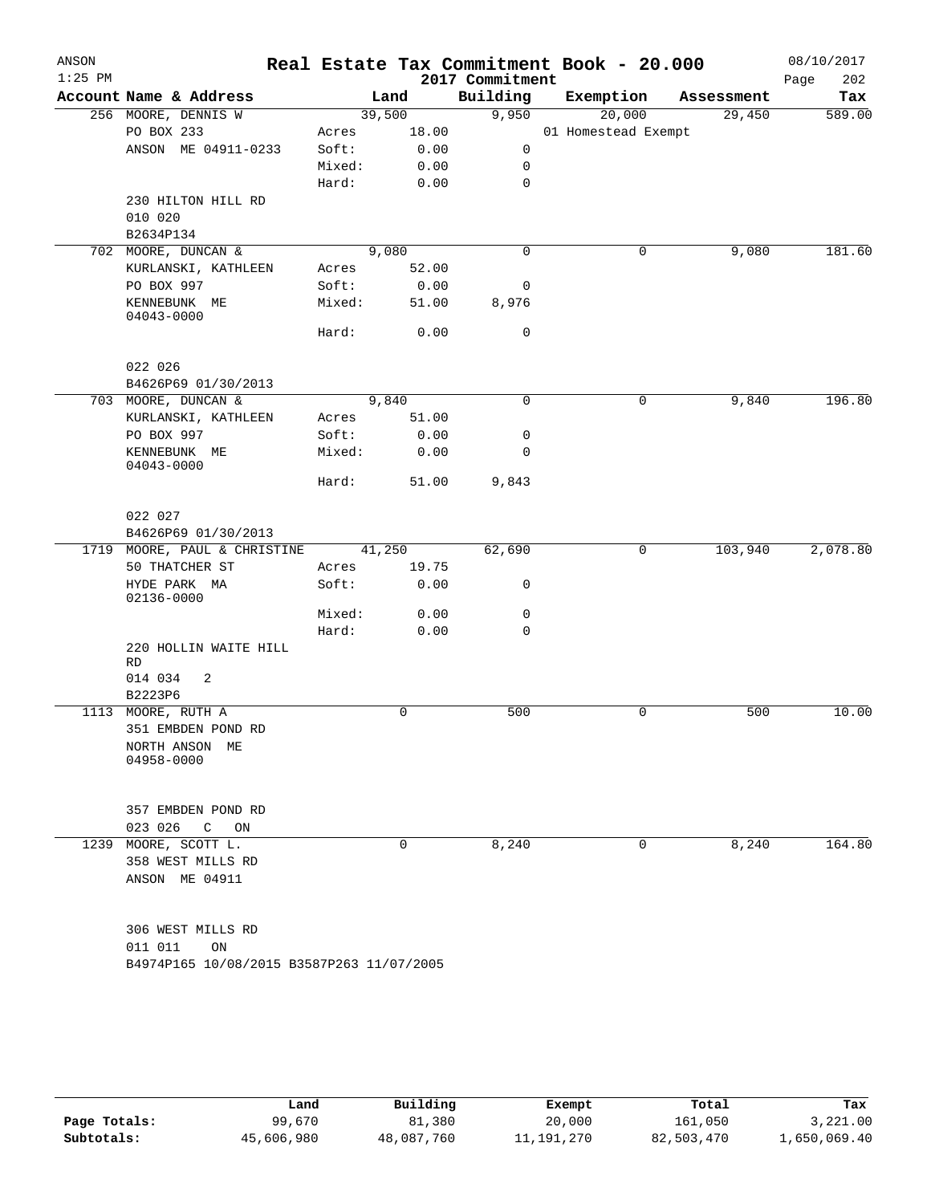# Real Estate Tax Commitment Book - 20.000

ANSON
1:25 PM

2017 Commitment

08/10/2017

| Account | Name & Address | | Land | Building | Exemption | Assessment | Tax |
|---|---|---|---|---|---|---|---|
| 256 | MOORE, DENNIS W | | 39,500 | 9,950 | 20,000 | 29,450 | 589.00 |
| | PO BOX 233 | Acres | 18.00 | | 01 Homestead Exempt | | |
| | ANSON ME 04911-0233 | Soft: | 0.00 | 0 | | | |
| | | Mixed: | 0.00 | 0 | | | |
| | | Hard: | 0.00 | 0 | | | |
| | 230 HILTON HILL RD | | | | | | |
| | 010 020 | | | | | | |
| | B2634P134 | | | | | | |
| 702 | MOORE, DUNCAN & | | 9,080 | 0 | 0 | 9,080 | 181.60 |
| | KURLANSKI, KATHLEEN | Acres | 52.00 | | | | |
| | PO BOX 997 | Soft: | 0.00 | 0 | | | |
| | KENNEBUNK ME 04043-0000 | Mixed: | 51.00 | 8,976 | | | |
| | | Hard: | 0.00 | 0 | | | |
| | 022 026 | | | | | | |
| | B4626P69 01/30/2013 | | | | | | |
| 703 | MOORE, DUNCAN & | | 9,840 | 0 | 0 | 9,840 | 196.80 |
| | KURLANSKI, KATHLEEN | Acres | 51.00 | | | | |
| | PO BOX 997 | Soft: | 0.00 | 0 | | | |
| | KENNEBUNK ME 04043-0000 | Mixed: | 0.00 | 0 | | | |
| | | Hard: | 51.00 | 9,843 | | | |
| | 022 027 | | | | | | |
| | B4626P69 01/30/2013 | | | | | | |
| 1719 | MOORE, PAUL & CHRISTINE | | 41,250 | 62,690 | 0 | 103,940 | 2,078.80 |
| | 50 THATCHER ST | Acres | 19.75 | | | | |
| | HYDE PARK MA 02136-0000 | Soft: | 0.00 | 0 | | | |
| | | Mixed: | 0.00 | 0 | | | |
| | | Hard: | 0.00 | 0 | | | |
| | 220 HOLLIN WAITE HILL RD | | | | | | |
| | 014 034 2 | | | | | | |
| | B2223P6 | | | | | | |
| 1113 | MOORE, RUTH A | | 0 | 500 | 0 | 500 | 10.00 |
| | 351 EMBDEN POND RD | | | | | | |
| | NORTH ANSON ME 04958-0000 | | | | | | |
| | 357 EMBDEN POND RD | | | | | | |
| | 023 026 C ON | | | | | | |
| 1239 | MOORE, SCOTT L. | | 0 | 8,240 | 0 | 8,240 | 164.80 |
| | 358 WEST MILLS RD | | | | | | |
| | ANSON ME 04911 | | | | | | |
| | 306 WEST MILLS RD | | | | | | |
| | 011 011 ON | | | | | | |
| | B4974P165 10/08/2015 B3587P263 11/07/2005 | | | | | | |

| | Land | Building | Exempt | Total | Tax |
|---|---|---|---|---|---|
| Page Totals: | 99,670 | 81,380 | 20,000 | 161,050 | 3,221.00 |
| Subtotals: | 45,606,980 | 48,087,760 | 11,191,270 | 82,503,470 | 1,650,069.40 |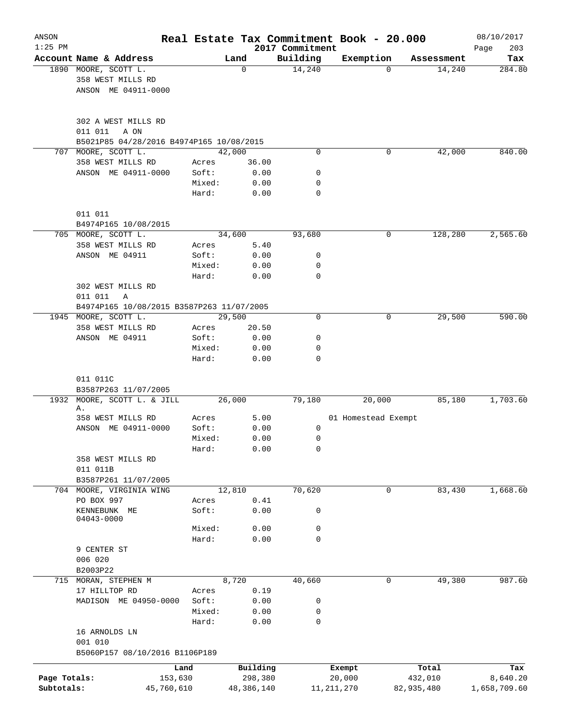# Real Estate Tax Commitment Book - 20.000

ANSON
1:25 PM

2017 Commitment

08/10/2017

| Account | Name & Address | Land | Building | Exemption | Assessment | Tax |
|---|---|---|---|---|---|---|
| 1890 | MOORE, SCOTT L.<br>358 WEST MILLS RD<br>ANSON ME 04911-0000<br><br>302 A WEST MILLS RD<br>011 011 A ON<br>B5021P85 04/28/2016 B4974P165 10/08/2015 | 0 | 14,240 | 0 | 14,240 | 284.80 |
| 707 | MOORE, SCOTT L.<br>358 WEST MILLS RD<br>ANSON ME 04911-0000<br><br>011 011<br>B4974P165 10/08/2015 | 42,000<br>Acres 36.00<br>Soft: 0.00<br>Mixed: 0.00<br>Hard: 0.00 | 0<br><br>0<br>0<br>0 | 0 | 42,000 | 840.00 |
| 705 | MOORE, SCOTT L.<br>358 WEST MILLS RD<br>ANSON ME 04911<br><br>302 WEST MILLS RD<br>011 011 A<br>B4974P165 10/08/2015 B3587P263 11/07/2005 | 34,600<br>Acres 5.40<br>Soft: 0.00<br>Mixed: 0.00<br>Hard: 0.00 | 93,680<br><br>0<br>0<br>0 | 0 | 128,280 | 2,565.60 |
| 1945 | MOORE, SCOTT L.<br>358 WEST MILLS RD<br>ANSON ME 04911<br><br>011 011C<br>B3587P263 11/07/2005 | 29,500<br>Acres 20.50<br>Soft: 0.00<br>Mixed: 0.00<br>Hard: 0.00 | 0<br><br>0<br>0<br>0 | 0 | 29,500 | 590.00 |
| 1932 | MOORE, SCOTT L. & JILL A.<br>358 WEST MILLS RD<br>ANSON ME 04911-0000<br><br>358 WEST MILLS RD<br>011 011B<br>B3587P261 11/07/2005 | 26,000<br>Acres 5.00<br>Soft: 0.00<br>Mixed: 0.00<br>Hard: 0.00 | 79,180<br><br>0<br>0<br>0 | 20,000<br>01 Homestead Exempt | 85,180 | 1,703.60 |
| 704 | MOORE, VIRGINIA WING<br>PO BOX 997<br>KENNEBUNK ME 04043-0000<br><br>9 CENTER ST<br>006 020<br>B2003P22 | 12,810<br>Acres 0.41<br>Soft: 0.00<br>Mixed: 0.00<br>Hard: 0.00 | 70,620<br><br>0<br>0<br>0 | 0 | 83,430 | 1,668.60 |
| 715 | MORAN, STEPHEN M<br>17 HILLTOP RD<br>MADISON ME 04950-0000<br><br>16 ARNOLDS LN<br>001 010<br>B5060P157 08/10/2016 B1106P189 | 8,720<br>Acres 0.19<br>Soft: 0.00<br>Mixed: 0.00<br>Hard: 0.00 | 40,660<br><br>0<br>0<br>0 | 0 | 49,380 | 987.60 |

| | Land | Building | Exempt | Total | Tax |
|---|---|---|---|---|---|
| Page Totals: | 153,630 | 298,380 | 20,000 | 432,010 | 8,640.20 |
| Subtotals: | 45,760,610 | 48,386,140 | 11,211,270 | 82,935,480 | 1,658,709.60 |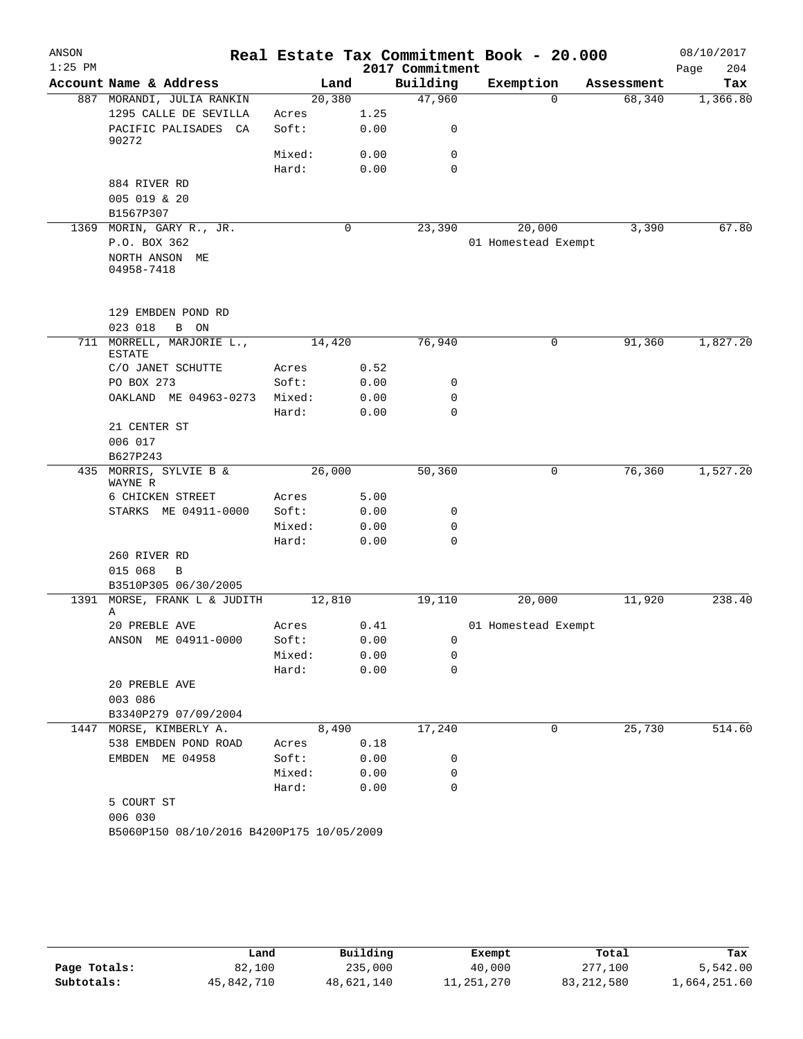# Real Estate Tax Commitment Book - 20.000

ANSON 1:25 PM — 2017 Commitment — 08/10/2017

| Account | Name & Address | Land | | Building | Exemption | Assessment | Tax |
|---|---|---|---|---|---|---|---|
| 887 | MORANDI, JULIA RANKIN | 20,380 | | 47,960 | 0 | 68,340 | 1,366.80 |
| | 1295 CALLE DE SEVILLA | Acres | 1.25 | | | | |
| | PACIFIC PALISADES CA 90272 | Soft: | 0.00 | 0 | | | |
| | | Mixed: | 0.00 | 0 | | | |
| | | Hard: | 0.00 | 0 | | | |
| | 884 RIVER RD | | | | | | |
| | 005 019 & 20 | | | | | | |
| | B1567P307 | | | | | | |
| 1369 | MORIN, GARY R., JR. | 0 | | 23,390 | 20,000 | 3,390 | 67.80 |
| | P.O. BOX 362 | | | | 01 Homestead Exempt | | |
| | NORTH ANSON ME 04958-7418 | | | | | | |
| | 129 EMBDEN POND RD | | | | | | |
| | 023 018 B ON | | | | | | |
| 711 | MORRELL, MARJORIE L., ESTATE | 14,420 | | 76,940 | 0 | 91,360 | 1,827.20 |
| | C/O JANET SCHUTTE | Acres | 0.52 | | | | |
| | PO BOX 273 | Soft: | 0.00 | 0 | | | |
| | OAKLAND ME 04963-0273 | Mixed: | 0.00 | 0 | | | |
| | | Hard: | 0.00 | 0 | | | |
| | 21 CENTER ST | | | | | | |
| | 006 017 | | | | | | |
| | B627P243 | | | | | | |
| 435 | MORRIS, SYLVIE B & WAYNE R | 26,000 | | 50,360 | 0 | 76,360 | 1,527.20 |
| | 6 CHICKEN STREET | Acres | 5.00 | | | | |
| | STARKS ME 04911-0000 | Soft: | 0.00 | 0 | | | |
| | | Mixed: | 0.00 | 0 | | | |
| | | Hard: | 0.00 | 0 | | | |
| | 260 RIVER RD | | | | | | |
| | 015 068 B | | | | | | |
| | B3510P305 06/30/2005 | | | | | | |
| 1391 | MORSE, FRANK L & JUDITH A | 12,810 | | 19,110 | 20,000 | 11,920 | 238.40 |
| | 20 PREBLE AVE | Acres | 0.41 | | 01 Homestead Exempt | | |
| | ANSON ME 04911-0000 | Soft: | 0.00 | 0 | | | |
| | | Mixed: | 0.00 | 0 | | | |
| | | Hard: | 0.00 | 0 | | | |
| | 20 PREBLE AVE | | | | | | |
| | 003 086 | | | | | | |
| | B3340P279 07/09/2004 | | | | | | |
| 1447 | MORSE, KIMBERLY A. | 8,490 | | 17,240 | 0 | 25,730 | 514.60 |
| | 538 EMBDEN POND ROAD | Acres | 0.18 | | | | |
| | EMBDEN ME 04958 | Soft: | 0.00 | 0 | | | |
| | | Mixed: | 0.00 | 0 | | | |
| | | Hard: | 0.00 | 0 | | | |
| | 5 COURT ST | | | | | | |
| | 006 030 | | | | | | |
| | B5060P150 08/10/2016 B4200P175 10/05/2009 | | | | | | |

| | Land | Building | Exempt | Total | Tax |
|---|---|---|---|---|---|
| Page Totals: | 82,100 | 235,000 | 40,000 | 277,100 | 5,542.00 |
| Subtotals: | 45,842,710 | 48,621,140 | 11,251,270 | 83,212,580 | 1,664,251.60 |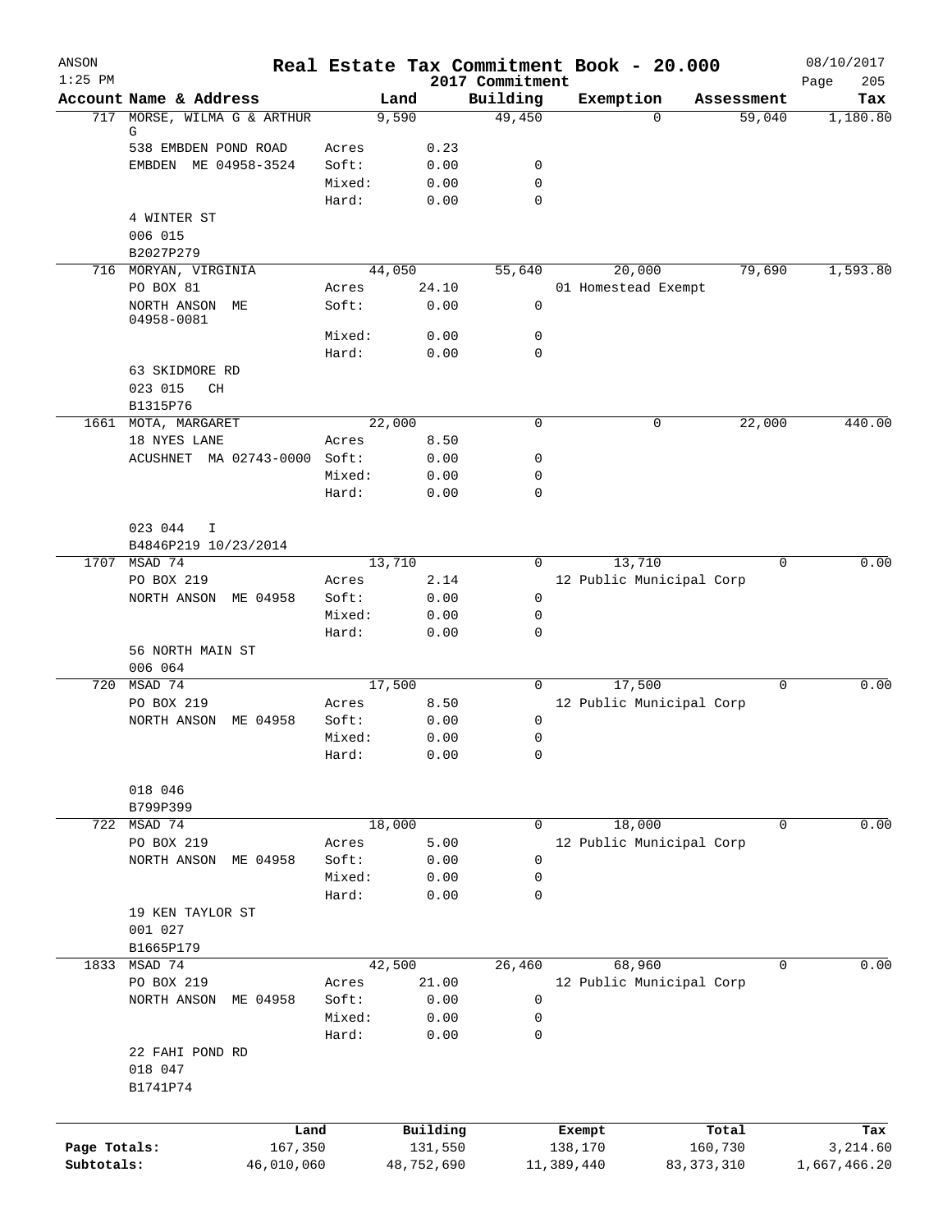# Real Estate Tax Commitment Book - 20.000

ANSON
1:25 PM

2017 Commitment

08/10/2017

| Account | Name & Address | | Land | Building | Exemption | Assessment | Tax |
|---|---|---|---|---|---|---|---|
| 717 | MORSE, WILMA G & ARTHUR G | | 9,590 | 49,450 | 0 | 59,040 | 1,180.80 |
| | 538 EMBDEN POND ROAD | Acres | 0.23 | | | | |
| | EMBDEN ME 04958-3524 | Soft: | 0.00 | 0 | | | |
| | | Mixed: | 0.00 | 0 | | | |
| | | Hard: | 0.00 | 0 | | | |
| | 4 WINTER ST | | | | | | |
| | 006 015 | | | | | | |
| | B2027P279 | | | | | | |
| 716 | MORYAN, VIRGINIA | | 44,050 | 55,640 | 20,000 | 79,690 | 1,593.80 |
| | PO BOX 81 | Acres | 24.10 | | 01 Homestead Exempt | | |
| | NORTH ANSON ME 04958-0081 | Soft: | 0.00 | 0 | | | |
| | | Mixed: | 0.00 | 0 | | | |
| | | Hard: | 0.00 | 0 | | | |
| | 63 SKIDMORE RD | | | | | | |
| | 023 015 CH | | | | | | |
| | B1315P76 | | | | | | |
| 1661 | MOTA, MARGARET | | 22,000 | 0 | 0 | 22,000 | 440.00 |
| | 18 NYES LANE | Acres | 8.50 | | | | |
| | ACUSHNET MA 02743-0000 | Soft: | 0.00 | 0 | | | |
| | | Mixed: | 0.00 | 0 | | | |
| | | Hard: | 0.00 | 0 | | | |
| | 023 044 I | | | | | | |
| | B4846P219 10/23/2014 | | | | | | |
| 1707 | MSAD 74 | | 13,710 | 0 | 13,710 | 0 | 0.00 |
| | PO BOX 219 | Acres | 2.14 | | 12 Public Municipal Corp | | |
| | NORTH ANSON ME 04958 | Soft: | 0.00 | 0 | | | |
| | | Mixed: | 0.00 | 0 | | | |
| | | Hard: | 0.00 | 0 | | | |
| | 56 NORTH MAIN ST | | | | | | |
| | 006 064 | | | | | | |
| 720 | MSAD 74 | | 17,500 | 0 | 17,500 | 0 | 0.00 |
| | PO BOX 219 | Acres | 8.50 | | 12 Public Municipal Corp | | |
| | NORTH ANSON ME 04958 | Soft: | 0.00 | 0 | | | |
| | | Mixed: | 0.00 | 0 | | | |
| | | Hard: | 0.00 | 0 | | | |
| | 018 046 | | | | | | |
| | B799P399 | | | | | | |
| 722 | MSAD 74 | | 18,000 | 0 | 18,000 | 0 | 0.00 |
| | PO BOX 219 | Acres | 5.00 | | 12 Public Municipal Corp | | |
| | NORTH ANSON ME 04958 | Soft: | 0.00 | 0 | | | |
| | | Mixed: | 0.00 | 0 | | | |
| | | Hard: | 0.00 | 0 | | | |
| | 19 KEN TAYLOR ST | | | | | | |
| | 001 027 | | | | | | |
| | B1665P179 | | | | | | |
| 1833 | MSAD 74 | | 42,500 | 26,460 | 68,960 | 0 | 0.00 |
| | PO BOX 219 | Acres | 21.00 | | 12 Public Municipal Corp | | |
| | NORTH ANSON ME 04958 | Soft: | 0.00 | 0 | | | |
| | | Mixed: | 0.00 | 0 | | | |
| | | Hard: | 0.00 | 0 | | | |
| | 22 FAHI POND RD | | | | | | |
| | 018 047 | | | | | | |
| | B1741P74 | | | | | | |

| | Land | Building | Exempt | Total | Tax |
|---|---|---|---|---|---|
| Page Totals: | 167,350 | 131,550 | 138,170 | 160,730 | 3,214.60 |
| Subtotals: | 46,010,060 | 48,752,690 | 11,389,440 | 83,373,310 | 1,667,466.20 |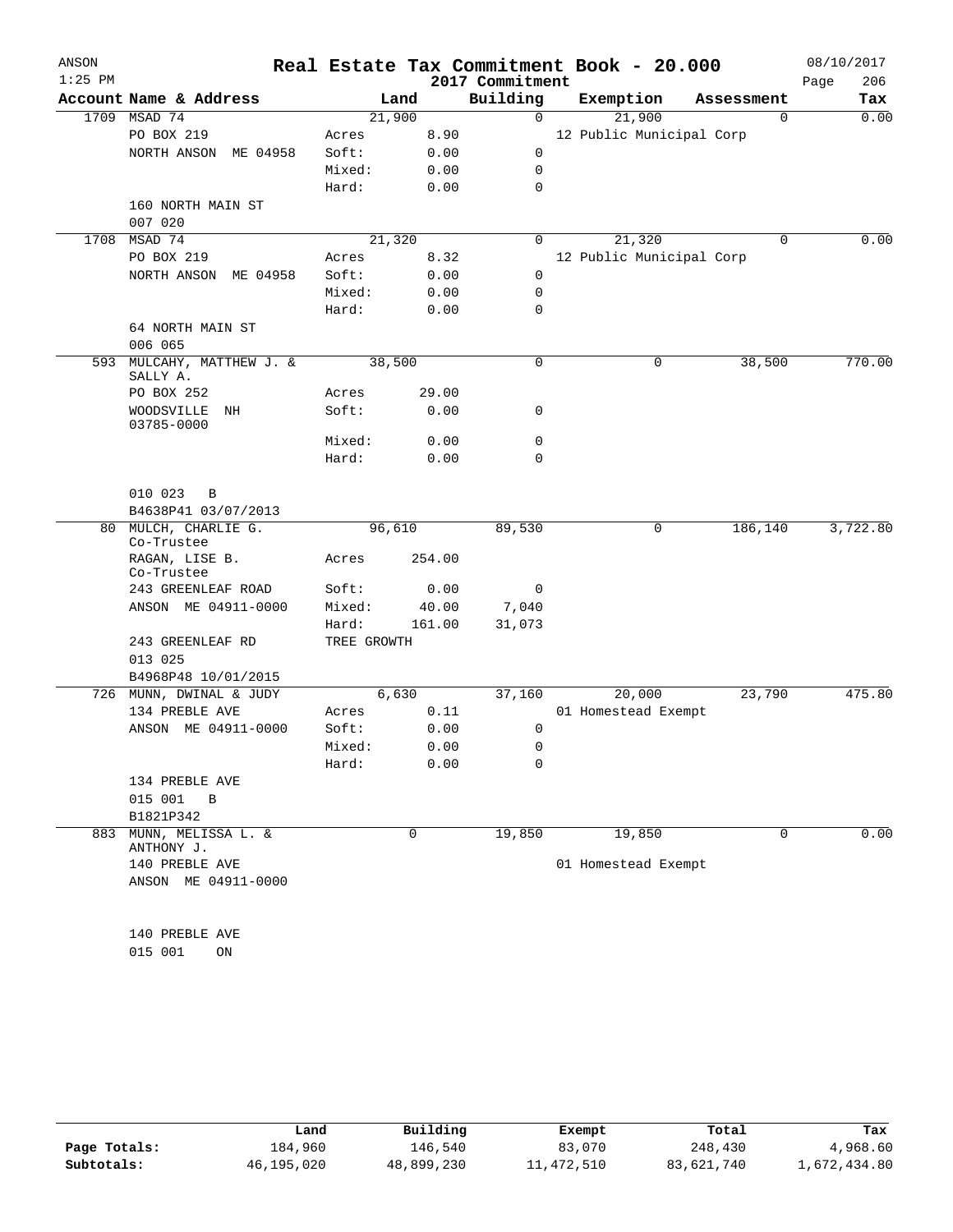ANSON
1:25 PM

# Real Estate Tax Commitment Book - 20.000

## 2017 Commitment

08/10/2017

| Account | Name & Address | Land | | Building | Exemption | Assessment | Tax |
|---|---|---|---|---|---|---|---|
| 1709 | MSAD 74 | | 21,900 | 0 | 21,900 | 0 | 0.00 |
| | PO BOX 219 | Acres | 8.90 | | 12 Public Municipal Corp | | |
| | NORTH ANSON ME 04958 | Soft: | 0.00 | 0 | | | |
| | | Mixed: | 0.00 | 0 | | | |
| | | Hard: | 0.00 | 0 | | | |
| | 160 NORTH MAIN ST | | | | | | |
| | 007 020 | | | | | | |
| 1708 | MSAD 74 | | 21,320 | 0 | 21,320 | 0 | 0.00 |
| | PO BOX 219 | Acres | 8.32 | | 12 Public Municipal Corp | | |
| | NORTH ANSON ME 04958 | Soft: | 0.00 | 0 | | | |
| | | Mixed: | 0.00 | 0 | | | |
| | | Hard: | 0.00 | 0 | | | |
| | 64 NORTH MAIN ST | | | | | | |
| | 006 065 | | | | | | |
| 593 | MULCAHY, MATTHEW J. & SALLY A. | | 38,500 | 0 | 0 | 38,500 | 770.00 |
| | PO BOX 252 | Acres | 29.00 | | | | |
| | WOODSVILLE NH 03785-0000 | Soft: | 0.00 | 0 | | | |
| | | Mixed: | 0.00 | 0 | | | |
| | | Hard: | 0.00 | 0 | | | |
| | 010 023 B | | | | | | |
| | B4638P41 03/07/2013 | | | | | | |
| 80 | MULCH, CHARLIE G. Co-Trustee | | 96,610 | 89,530 | 0 | 186,140 | 3,722.80 |
| | RAGAN, LISE B. Co-Trustee | Acres | 254.00 | | | | |
| | 243 GREENLEAF ROAD | Soft: | 0.00 | 0 | | | |
| | ANSON ME 04911-0000 | Mixed: | 40.00 | 7,040 | | | |
| | | Hard: | 161.00 | 31,073 | | | |
| | 243 GREENLEAF RD | TREE GROWTH | | | | | |
| | 013 025 | | | | | | |
| | B4968P48 10/01/2015 | | | | | | |
| 726 | MUNN, DWINAL & JUDY | | 6,630 | 37,160 | 20,000 | 23,790 | 475.80 |
| | 134 PREBLE AVE | Acres | 0.11 | | 01 Homestead Exempt | | |
| | ANSON ME 04911-0000 | Soft: | 0.00 | 0 | | | |
| | | Mixed: | 0.00 | 0 | | | |
| | | Hard: | 0.00 | 0 | | | |
| | 134 PREBLE AVE | | | | | | |
| | 015 001 B | | | | | | |
| | B1821P342 | | | | | | |
| 883 | MUNN, MELISSA L. & ANTHONY J. | | 0 | 19,850 | 19,850 | 0 | 0.00 |
| | 140 PREBLE AVE | | | | 01 Homestead Exempt | | |
| | ANSON ME 04911-0000 | | | | | | |
| | 140 PREBLE AVE | | | | | | |
| | 015 001 ON | | | | | | |

| | Land | Building | Exempt | Total | Tax |
|---|---|---|---|---|---|
| Page Totals: | 184,960 | 146,540 | 83,070 | 248,430 | 4,968.60 |
| Subtotals: | 46,195,020 | 48,899,230 | 11,472,510 | 83,621,740 | 1,672,434.80 |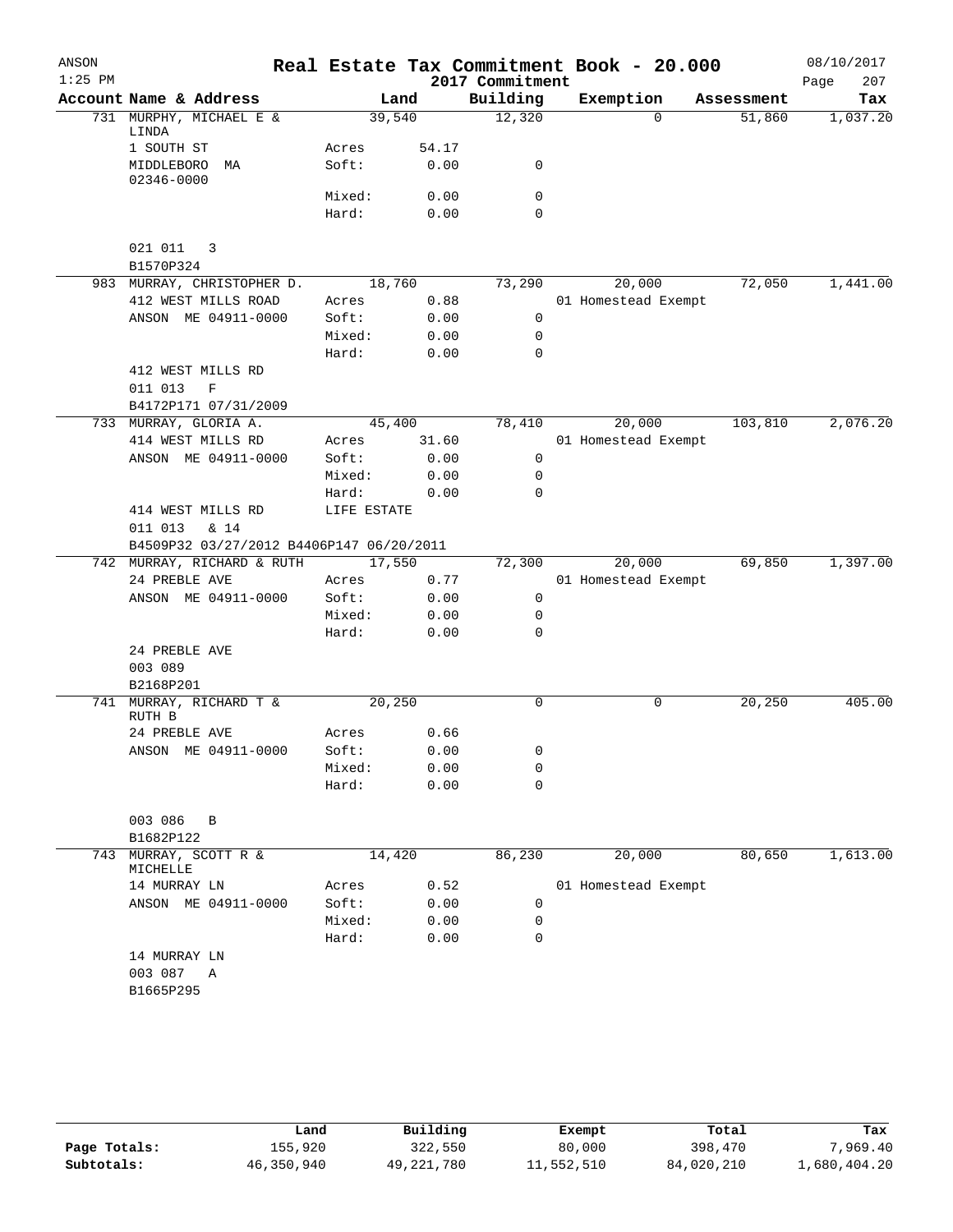# Real Estate Tax Commitment Book - 20.000

ANSON
1:25 PM

2017 Commitment

08/10/2017

| Account Name & Address | | Land | Building | Exemption | Assessment | Tax |
|---|---|---|---|---|---|---|
| 731 MURPHY, MICHAEL E & LINDA | | 39,540 | 12,320 | 0 | 51,860 | 1,037.20 |
| 1 SOUTH ST | Acres | 54.17 | | | | |
| MIDDLEBORO MA 02346-0000 | Soft: | 0.00 | 0 | | | |
| | Mixed: | 0.00 | 0 | | | |
| | Hard: | 0.00 | 0 | | | |
| 021 011 3 | | | | | | |
| B1570P324 | | | | | | |
| 983 MURRAY, CHRISTOPHER D. | | 18,760 | 73,290 | 20,000 | 72,050 | 1,441.00 |
| 412 WEST MILLS ROAD | Acres | 0.88 | | 01 Homestead Exempt | | |
| ANSON ME 04911-0000 | Soft: | 0.00 | 0 | | | |
| | Mixed: | 0.00 | 0 | | | |
| | Hard: | 0.00 | 0 | | | |
| 412 WEST MILLS RD | | | | | | |
| 011 013 F | | | | | | |
| B4172P171 07/31/2009 | | | | | | |
| 733 MURRAY, GLORIA A. | | 45,400 | 78,410 | 20,000 | 103,810 | 2,076.20 |
| 414 WEST MILLS RD | Acres | 31.60 | | 01 Homestead Exempt | | |
| ANSON ME 04911-0000 | Soft: | 0.00 | 0 | | | |
| | Mixed: | 0.00 | 0 | | | |
| | Hard: | 0.00 | 0 | | | |
| 414 WEST MILLS RD | LIFE ESTATE | | | | | |
| 011 013 & 14 | | | | | | |
| B4509P32 03/27/2012 B4406P147 06/20/2011 | | | | | | |
| 742 MURRAY, RICHARD & RUTH | | 17,550 | 72,300 | 20,000 | 69,850 | 1,397.00 |
| 24 PREBLE AVE | Acres | 0.77 | | 01 Homestead Exempt | | |
| ANSON ME 04911-0000 | Soft: | 0.00 | 0 | | | |
| | Mixed: | 0.00 | 0 | | | |
| | Hard: | 0.00 | 0 | | | |
| 24 PREBLE AVE | | | | | | |
| 003 089 | | | | | | |
| B2168P201 | | | | | | |
| 741 MURRAY, RICHARD T & RUTH B | | 20,250 | 0 | 0 | 20,250 | 405.00 |
| 24 PREBLE AVE | Acres | 0.66 | | | | |
| ANSON ME 04911-0000 | Soft: | 0.00 | 0 | | | |
| | Mixed: | 0.00 | 0 | | | |
| | Hard: | 0.00 | 0 | | | |
| 003 086 B | | | | | | |
| B1682P122 | | | | | | |
| 743 MURRAY, SCOTT R & MICHELLE | | 14,420 | 86,230 | 20,000 | 80,650 | 1,613.00 |
| 14 MURRAY LN | Acres | 0.52 | | 01 Homestead Exempt | | |
| ANSON ME 04911-0000 | Soft: | 0.00 | 0 | | | |
| | Mixed: | 0.00 | 0 | | | |
| | Hard: | 0.00 | 0 | | | |
| 14 MURRAY LN | | | | | | |
| 003 087 A | | | | | | |
| B1665P295 | | | | | | |

| | Land | Building | Exempt | Total | Tax |
|---|---|---|---|---|---|
| Page Totals: | 155,920 | 322,550 | 80,000 | 398,470 | 7,969.40 |
| Subtotals: | 46,350,940 | 49,221,780 | 11,552,510 | 84,020,210 | 1,680,404.20 |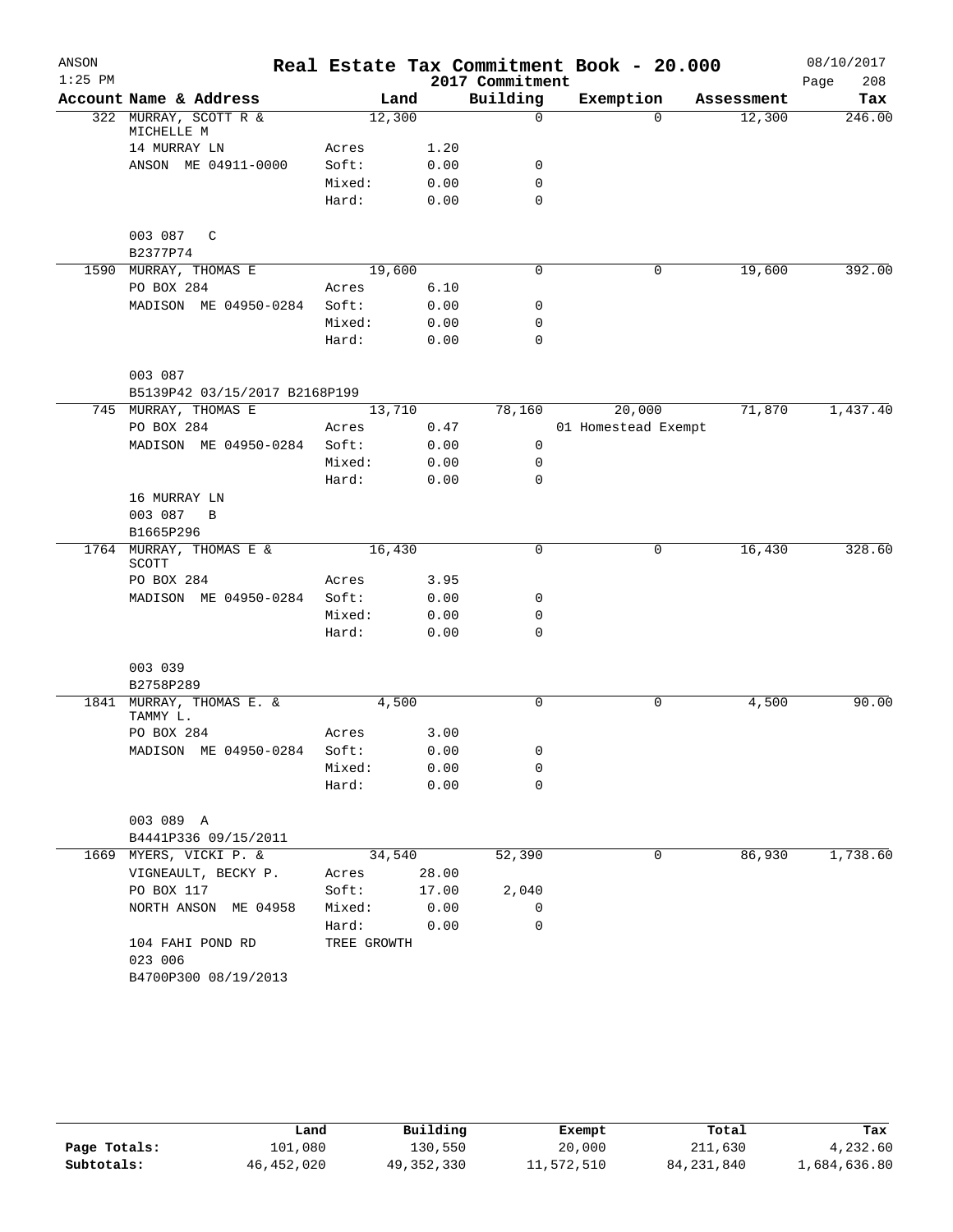# Real Estate Tax Commitment Book - 20.000

ANSON
1:25 PM

2017 Commitment

08/10/2017

| Account | Name & Address | Land | | Building | Exemption | Assessment | Tax |
|---|---|---|---|---|---|---|---|
| 322 | MURRAY, SCOTT R & MICHELLE M | 12,300 | | 0 | 0 | 12,300 | 246.00 |
| | 14 MURRAY LN | Acres | 1.20 | | | | |
| | ANSON ME 04911-0000 | Soft: | 0.00 | 0 | | | |
| | | Mixed: | 0.00 | 0 | | | |
| | | Hard: | 0.00 | 0 | | | |
| | 003 087 C | | | | | | |
| | B2377P74 | | | | | | |
| 1590 | MURRAY, THOMAS E | 19,600 | | 0 | 0 | 19,600 | 392.00 |
| | PO BOX 284 | Acres | 6.10 | | | | |
| | MADISON ME 04950-0284 | Soft: | 0.00 | 0 | | | |
| | | Mixed: | 0.00 | 0 | | | |
| | | Hard: | 0.00 | 0 | | | |
| | 003 087 | | | | | | |
| | B5139P42 03/15/2017 B2168P199 | | | | | | |
| 745 | MURRAY, THOMAS E | 13,710 | | 78,160 | 20,000 | 71,870 | 1,437.40 |
| | PO BOX 284 | Acres | 0.47 | | 01 Homestead Exempt | | |
| | MADISON ME 04950-0284 | Soft: | 0.00 | 0 | | | |
| | | Mixed: | 0.00 | 0 | | | |
| | | Hard: | 0.00 | 0 | | | |
| | 16 MURRAY LN | | | | | | |
| | 003 087 B | | | | | | |
| | B1665P296 | | | | | | |
| 1764 | MURRAY, THOMAS E & SCOTT | 16,430 | | 0 | 0 | 16,430 | 328.60 |
| | PO BOX 284 | Acres | 3.95 | | | | |
| | MADISON ME 04950-0284 | Soft: | 0.00 | 0 | | | |
| | | Mixed: | 0.00 | 0 | | | |
| | | Hard: | 0.00 | 0 | | | |
| | 003 039 | | | | | | |
| | B2758P289 | | | | | | |
| 1841 | MURRAY, THOMAS E. & TAMMY L. | 4,500 | | 0 | 0 | 4,500 | 90.00 |
| | PO BOX 284 | Acres | 3.00 | | | | |
| | MADISON ME 04950-0284 | Soft: | 0.00 | 0 | | | |
| | | Mixed: | 0.00 | 0 | | | |
| | | Hard: | 0.00 | 0 | | | |
| | 003 089 A | | | | | | |
| | B4441P336 09/15/2011 | | | | | | |
| 1669 | MYERS, VICKI P. & | 34,540 | | 52,390 | 0 | 86,930 | 1,738.60 |
| | VIGNEAULT, BECKY P. | Acres | 28.00 | | | | |
| | PO BOX 117 | Soft: | 17.00 | 2,040 | | | |
| | NORTH ANSON ME 04958 | Mixed: | 0.00 | 0 | | | |
| | | Hard: | 0.00 | 0 | | | |
| | 104 FAHI POND RD | TREE GROWTH | | | | | |
| | 023 006 | | | | | | |
| | B4700P300 08/19/2013 | | | | | | |

| | Land | Building | Exempt | Total | Tax |
|---|---|---|---|---|---|
| Page Totals: | 101,080 | 130,550 | 20,000 | 211,630 | 4,232.60 |
| Subtotals: | 46,452,020 | 49,352,330 | 11,572,510 | 84,231,840 | 1,684,636.80 |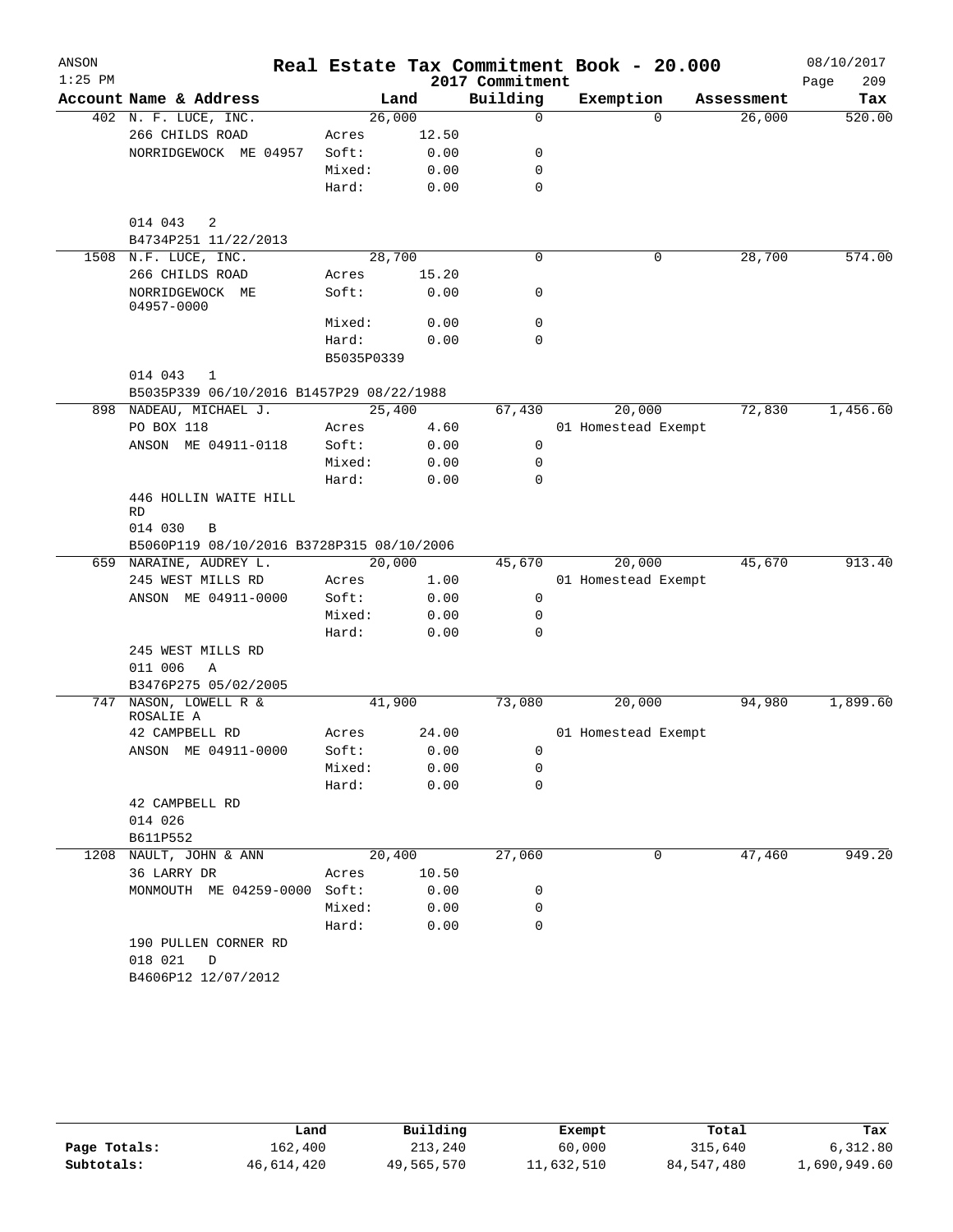# Real Estate Tax Commitment Book - 20.000

ANSON 1:25 PM — 2017 Commitment — 08/10/2017

| Account Name & Address | Land | | Building | Exemption | Assessment | Tax |
|---|---|---|---|---|---|---|
| 402 N. F. LUCE, INC. | 26,000 | | 0 | 0 | 26,000 | 520.00 |
| 266 CHILDS ROAD | Acres | 12.50 | | | | |
| NORRIDGEWOCK ME 04957 | Soft: | 0.00 | 0 | | | |
| | Mixed: | 0.00 | 0 | | | |
| | Hard: | 0.00 | 0 | | | |
| 014 043 2 | | | | | | |
| B4734P251 11/22/2013 | | | | | | |
| 1508 N.F. LUCE, INC. | 28,700 | | 0 | 0 | 28,700 | 574.00 |
| 266 CHILDS ROAD | Acres | 15.20 | | | | |
| NORRIDGEWOCK ME 04957-0000 | Soft: | 0.00 | 0 | | | |
| | Mixed: | 0.00 | 0 | | | |
| | Hard: | 0.00 | 0 | | | |
| | B5035P0339 | | | | | |
| 014 043 1 | | | | | | |
| B5035P339 06/10/2016 B1457P29 08/22/1988 | | | | | | |
| 898 NADEAU, MICHAEL J. | 25,400 | | 67,430 | 20,000 | 72,830 | 1,456.60 |
| PO BOX 118 | Acres | 4.60 | | 01 Homestead Exempt | | |
| ANSON ME 04911-0118 | Soft: | 0.00 | 0 | | | |
| | Mixed: | 0.00 | 0 | | | |
| | Hard: | 0.00 | 0 | | | |
| 446 HOLLIN WAITE HILL RD | | | | | | |
| 014 030 B | | | | | | |
| B5060P119 08/10/2016 B3728P315 08/10/2006 | | | | | | |
| 659 NARAINE, AUDREY L. | 20,000 | | 45,670 | 20,000 | 45,670 | 913.40 |
| 245 WEST MILLS RD | Acres | 1.00 | | 01 Homestead Exempt | | |
| ANSON ME 04911-0000 | Soft: | 0.00 | 0 | | | |
| | Mixed: | 0.00 | 0 | | | |
| | Hard: | 0.00 | 0 | | | |
| 245 WEST MILLS RD | | | | | | |
| 011 006 A | | | | | | |
| B3476P275 05/02/2005 | | | | | | |
| 747 NASON, LOWELL R & ROSALIE A | 41,900 | | 73,080 | 20,000 | 94,980 | 1,899.60 |
| 42 CAMPBELL RD | Acres | 24.00 | | 01 Homestead Exempt | | |
| ANSON ME 04911-0000 | Soft: | 0.00 | 0 | | | |
| | Mixed: | 0.00 | 0 | | | |
| | Hard: | 0.00 | 0 | | | |
| 42 CAMPBELL RD | | | | | | |
| 014 026 | | | | | | |
| B611P552 | | | | | | |
| 1208 NAULT, JOHN & ANN | 20,400 | | 27,060 | 0 | 47,460 | 949.20 |
| 36 LARRY DR | Acres | 10.50 | | | | |
| MONMOUTH ME 04259-0000 | Soft: | 0.00 | 0 | | | |
| | Mixed: | 0.00 | 0 | | | |
| | Hard: | 0.00 | 0 | | | |
| 190 PULLEN CORNER RD | | | | | | |
| 018 021 D | | | | | | |
| B4606P12 12/07/2012 | | | | | | |

| | Land | Building | Exempt | Total | Tax |
|---|---|---|---|---|---|
| Page Totals: | 162,400 | 213,240 | 60,000 | 315,640 | 6,312.80 |
| Subtotals: | 46,614,420 | 49,565,570 | 11,632,510 | 84,547,480 | 1,690,949.60 |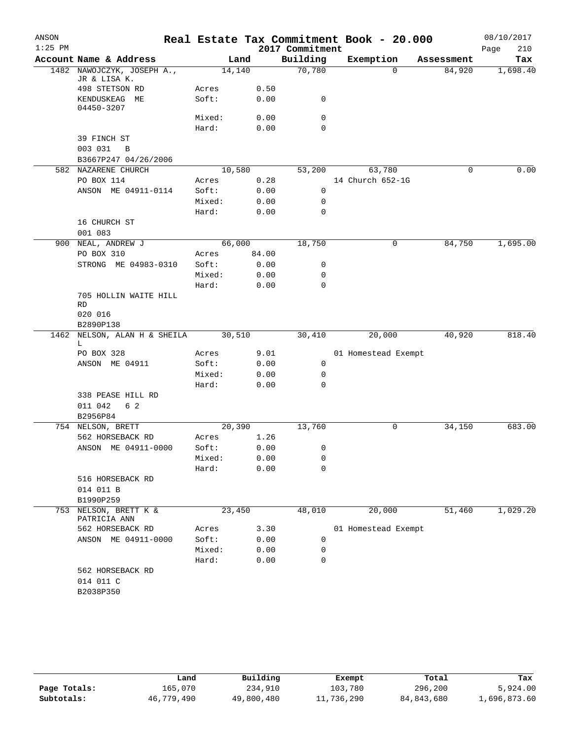# Real Estate Tax Commitment Book - 20.000

ANSON
1:25 PM

2017 Commitment

08/10/2017

| Account | Name & Address | | Land | Building | Exemption | Assessment | Tax |
|---|---|---|---|---|---|---|---|
| 1482 | NAWOJCZYK, JOSEPH A., JR & LISA K. | | 14,140 | 70,780 | 0 | 84,920 | 1,698.40 |
| | 498 STETSON RD | Acres | 0.50 | | | | |
| | KENDUSKEAG ME 04450-3207 | Soft: | 0.00 | 0 | | | |
| | | Mixed: | 0.00 | 0 | | | |
| | | Hard: | 0.00 | 0 | | | |
| | 39 FINCH ST | | | | | | |
| | 003 031 B | | | | | | |
| | B3667P247 04/26/2006 | | | | | | |
| 582 | NAZARENE CHURCH | | 10,580 | 53,200 | 63,780 | 0 | 0.00 |
| | PO BOX 114 | Acres | 0.28 | | 14 Church 652-1G | | |
| | ANSON ME 04911-0114 | Soft: | 0.00 | 0 | | | |
| | | Mixed: | 0.00 | 0 | | | |
| | | Hard: | 0.00 | 0 | | | |
| | 16 CHURCH ST | | | | | | |
| | 001 083 | | | | | | |
| 900 | NEAL, ANDREW J | | 66,000 | 18,750 | 0 | 84,750 | 1,695.00 |
| | PO BOX 310 | Acres | 84.00 | | | | |
| | STRONG ME 04983-0310 | Soft: | 0.00 | 0 | | | |
| | | Mixed: | 0.00 | 0 | | | |
| | | Hard: | 0.00 | 0 | | | |
| | 705 HOLLIN WAITE HILL RD | | | | | | |
| | 020 016 | | | | | | |
| | B2890P138 | | | | | | |
| 1462 | NELSON, ALAN H & SHEILA L | | 30,510 | 30,410 | 20,000 | 40,920 | 818.40 |
| | PO BOX 328 | Acres | 9.01 | | 01 Homestead Exempt | | |
| | ANSON ME 04911 | Soft: | 0.00 | 0 | | | |
| | | Mixed: | 0.00 | 0 | | | |
| | | Hard: | 0.00 | 0 | | | |
| | 338 PEASE HILL RD | | | | | | |
| | 011 042 6 2 | | | | | | |
| | B2956P84 | | | | | | |
| 754 | NELSON, BRETT | | 20,390 | 13,760 | 0 | 34,150 | 683.00 |
| | 562 HORSEBACK RD | Acres | 1.26 | | | | |
| | ANSON ME 04911-0000 | Soft: | 0.00 | 0 | | | |
| | | Mixed: | 0.00 | 0 | | | |
| | | Hard: | 0.00 | 0 | | | |
| | 516 HORSEBACK RD | | | | | | |
| | 014 011 B | | | | | | |
| | B1990P259 | | | | | | |
| 753 | NELSON, BRETT K & PATRICIA ANN | | 23,450 | 48,010 | 20,000 | 51,460 | 1,029.20 |
| | 562 HORSEBACK RD | Acres | 3.30 | | 01 Homestead Exempt | | |
| | ANSON ME 04911-0000 | Soft: | 0.00 | 0 | | | |
| | | Mixed: | 0.00 | 0 | | | |
| | | Hard: | 0.00 | 0 | | | |
| | 562 HORSEBACK RD | | | | | | |
| | 014 011 C | | | | | | |
| | B2038P350 | | | | | | |

| | Land | Building | Exempt | Total | Tax |
|---|---|---|---|---|---|
| Page Totals: | 165,070 | 234,910 | 103,780 | 296,200 | 5,924.00 |
| Subtotals: | 46,779,490 | 49,800,480 | 11,736,290 | 84,843,680 | 1,696,873.60 |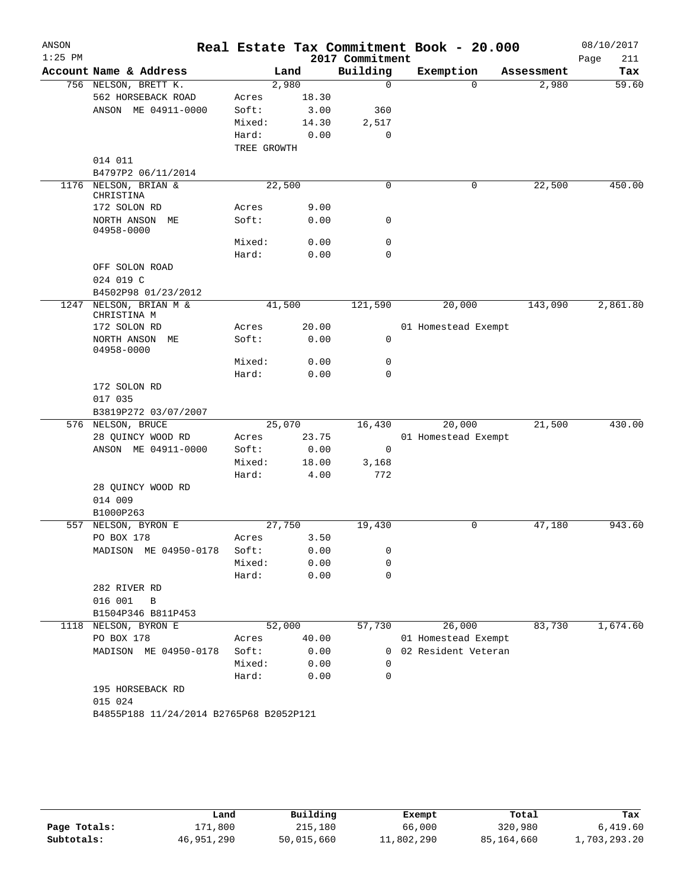ANSON
1:25 PM

# Real Estate Tax Commitment Book - 20.000

2017 Commitment

08/10/2017

| Account Name & Address | Land | | Building | Exemption | Assessment | Tax |
|---|---|---|---|---|---|---|
| 756 NELSON, BRETT K. | 2,980 | | 0 | 0 | 2,980 | 59.60 |
| 562 HORSEBACK ROAD | Acres | 18.30 | | | | |
| ANSON ME 04911-0000 | Soft: | 3.00 | 360 | | | |
| | Mixed: | 14.30 | 2,517 | | | |
| | Hard: | 0.00 | 0 | | | |
| | TREE GROWTH | | | | | |
| 014 011 | | | | | | |
| B4797P2 06/11/2014 | | | | | | |
| 1176 NELSON, BRIAN & CHRISTINA | 22,500 | | 0 | 0 | 22,500 | 450.00 |
| 172 SOLON RD | Acres | 9.00 | | | | |
| NORTH ANSON ME 04958-0000 | Soft: | 0.00 | 0 | | | |
| | Mixed: | 0.00 | 0 | | | |
| | Hard: | 0.00 | 0 | | | |
| OFF SOLON ROAD | | | | | | |
| 024 019 C | | | | | | |
| B4502P98 01/23/2012 | | | | | | |
| 1247 NELSON, BRIAN M & CHRISTINA M | 41,500 | | 121,590 | 20,000 | 143,090 | 2,861.80 |
| 172 SOLON RD | Acres | 20.00 | | 01 Homestead Exempt | | |
| NORTH ANSON ME 04958-0000 | Soft: | 0.00 | 0 | | | |
| | Mixed: | 0.00 | 0 | | | |
| | Hard: | 0.00 | 0 | | | |
| 172 SOLON RD | | | | | | |
| 017 035 | | | | | | |
| B3819P272 03/07/2007 | | | | | | |
| 576 NELSON, BRUCE | 25,070 | | 16,430 | 20,000 | 21,500 | 430.00 |
| 28 QUINCY WOOD RD | Acres | 23.75 | | 01 Homestead Exempt | | |
| ANSON ME 04911-0000 | Soft: | 0.00 | 0 | | | |
| | Mixed: | 18.00 | 3,168 | | | |
| | Hard: | 4.00 | 772 | | | |
| 28 QUINCY WOOD RD | | | | | | |
| 014 009 | | | | | | |
| B1000P263 | | | | | | |
| 557 NELSON, BYRON E | 27,750 | | 19,430 | 0 | 47,180 | 943.60 |
| PO BOX 178 | Acres | 3.50 | | | | |
| MADISON ME 04950-0178 | Soft: | 0.00 | 0 | | | |
| | Mixed: | 0.00 | 0 | | | |
| | Hard: | 0.00 | 0 | | | |
| 282 RIVER RD | | | | | | |
| 016 001 B | | | | | | |
| B1504P346 B811P453 | | | | | | |
| 1118 NELSON, BYRON E | 52,000 | | 57,730 | 26,000 | 83,730 | 1,674.60 |
| PO BOX 178 | Acres | 40.00 | | 01 Homestead Exempt | | |
| MADISON ME 04950-0178 | Soft: | 0.00 | 0 | 02 Resident Veteran | | |
| | Mixed: | 0.00 | 0 | | | |
| | Hard: | 0.00 | 0 | | | |
| 195 HORSEBACK RD | | | | | | |
| 015 024 | | | | | | |
| B4855P188 11/24/2014 B2765P68 B2052P121 | | | | | | |

| | Land | Building | Exempt | Total | Tax |
|---|---|---|---|---|---|
| Page Totals: | 171,800 | 215,180 | 66,000 | 320,980 | 6,419.60 |
| Subtotals: | 46,951,290 | 50,015,660 | 11,802,290 | 85,164,660 | 1,703,293.20 |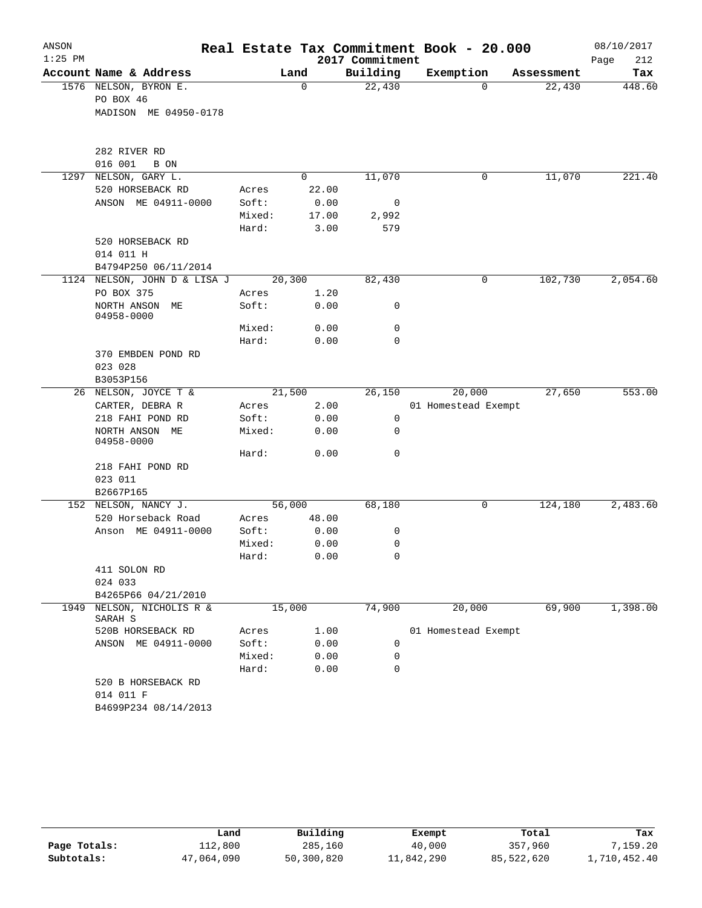# Real Estate Tax Commitment Book - 20.000

ANSON 1:25 PM — 2017 Commitment — 08/10/2017

| Account | Name & Address | | Land | Building | Exemption | Assessment | Tax |
|---|---|---|---|---|---|---|---|
| 1576 | NELSON, BYRON E. | | 0 | 22,430 | 0 | 22,430 | 448.60 |
| | PO BOX 46 | | | | | | |
| | MADISON ME 04950-0178 | | | | | | |
| | 282 RIVER RD | | | | | | |
| | 016 001 B ON | | | | | | |
| 1297 | NELSON, GARY L. | | 0 | 11,070 | 0 | 11,070 | 221.40 |
| | 520 HORSEBACK RD | Acres | 22.00 | | | | |
| | ANSON ME 04911-0000 | Soft: | 0.00 | 0 | | | |
| | | Mixed: | 17.00 | 2,992 | | | |
| | | Hard: | 3.00 | 579 | | | |
| | 520 HORSEBACK RD | | | | | | |
| | 014 011 H | | | | | | |
| | B4794P250 06/11/2014 | | | | | | |
| 1124 | NELSON, JOHN D & LISA J | | 20,300 | 82,430 | 0 | 102,730 | 2,054.60 |
| | PO BOX 375 | Acres | 1.20 | | | | |
| | NORTH ANSON ME 04958-0000 | Soft: | 0.00 | 0 | | | |
| | | Mixed: | 0.00 | 0 | | | |
| | | Hard: | 0.00 | 0 | | | |
| | 370 EMBDEN POND RD | | | | | | |
| | 023 028 | | | | | | |
| | B3053P156 | | | | | | |
| 26 | NELSON, JOYCE T & | | 21,500 | 26,150 | 20,000 | 27,650 | 553.00 |
| | CARTER, DEBRA R | Acres | 2.00 | | 01 Homestead Exempt | | |
| | 218 FAHI POND RD | Soft: | 0.00 | 0 | | | |
| | NORTH ANSON ME 04958-0000 | Mixed: | 0.00 | 0 | | | |
| | | Hard: | 0.00 | 0 | | | |
| | 218 FAHI POND RD | | | | | | |
| | 023 011 | | | | | | |
| | B2667P165 | | | | | | |
| 152 | NELSON, NANCY J. | | 56,000 | 68,180 | 0 | 124,180 | 2,483.60 |
| | 520 Horseback Road | Acres | 48.00 | | | | |
| | Anson ME 04911-0000 | Soft: | 0.00 | 0 | | | |
| | | Mixed: | 0.00 | 0 | | | |
| | | Hard: | 0.00 | 0 | | | |
| | 411 SOLON RD | | | | | | |
| | 024 033 | | | | | | |
| | B4265P66 04/21/2010 | | | | | | |
| 1949 | NELSON, NICHOLIS R & SARAH S | | 15,000 | 74,900 | 20,000 | 69,900 | 1,398.00 |
| | 520B HORSEBACK RD | Acres | 1.00 | | 01 Homestead Exempt | | |
| | ANSON ME 04911-0000 | Soft: | 0.00 | 0 | | | |
| | | Mixed: | 0.00 | 0 | | | |
| | | Hard: | 0.00 | 0 | | | |
| | 520 B HORSEBACK RD | | | | | | |
| | 014 011 F | | | | | | |
| | B4699P234 08/14/2013 | | | | | | |

| | Land | Building | Exempt | Total | Tax |
|---|---|---|---|---|---|
| Page Totals: | 112,800 | 285,160 | 40,000 | 357,960 | 7,159.20 |
| Subtotals: | 47,064,090 | 50,300,820 | 11,842,290 | 85,522,620 | 1,710,452.40 |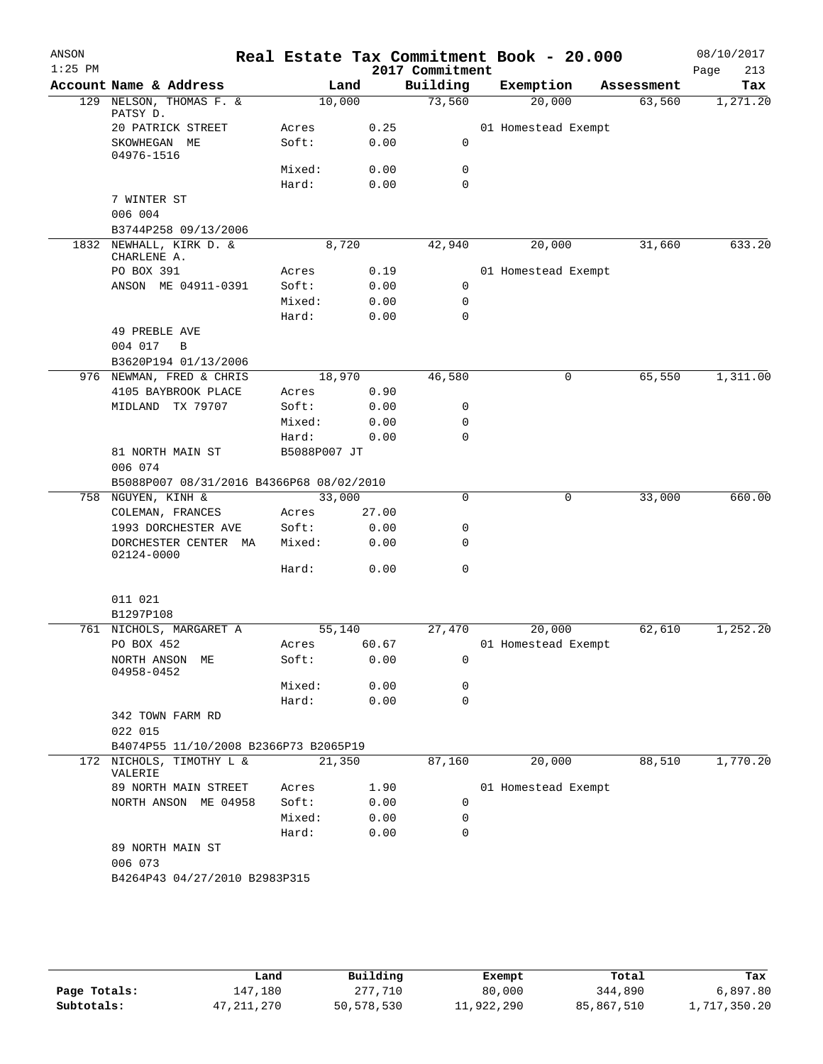ANSON — Real Estate Tax Commitment Book - 20.000 — 2017 Commitment — 08/10/2017 1:25 PM

| Account Name & Address | Land | | Building | Exemption | Assessment | Tax |
|---|---|---|---|---|---|---|
| 129 NELSON, THOMAS F. & PATSY D. | 10,000 | | 73,560 | 20,000 | 63,560 | 1,271.20 |
| 20 PATRICK STREET | Acres | 0.25 | | 01 Homestead Exempt | | |
| SKOWHEGAN ME 04976-1516 | Soft: | 0.00 | 0 | | | |
| | Mixed: | 0.00 | 0 | | | |
| | Hard: | 0.00 | 0 | | | |
| 7 WINTER ST | | | | | | |
| 006 004 | | | | | | |
| B3744P258 09/13/2006 | | | | | | |
| 1832 NEWHALL, KIRK D. & CHARLENE A. | 8,720 | | 42,940 | 20,000 | 31,660 | 633.20 |
| PO BOX 391 | Acres | 0.19 | | 01 Homestead Exempt | | |
| ANSON ME 04911-0391 | Soft: | 0.00 | 0 | | | |
| | Mixed: | 0.00 | 0 | | | |
| | Hard: | 0.00 | 0 | | | |
| 49 PREBLE AVE | | | | | | |
| 004 017 B | | | | | | |
| B3620P194 01/13/2006 | | | | | | |
| 976 NEWMAN, FRED & CHRIS | 18,970 | | 46,580 | 0 | 65,550 | 1,311.00 |
| 4105 BAYBROOK PLACE | Acres | 0.90 | | | | |
| MIDLAND TX 79707 | Soft: | 0.00 | 0 | | | |
| | Mixed: | 0.00 | 0 | | | |
| | Hard: | 0.00 | 0 | | | |
| 81 NORTH MAIN ST | B5088P007 JT | | | | | |
| 006 074 | | | | | | |
| B5088P007 08/31/2016 B4366P68 08/02/2010 | | | | | | |
| 758 NGUYEN, KINH & | 33,000 | | 0 | 0 | 33,000 | 660.00 |
| COLEMAN, FRANCES | Acres | 27.00 | | | | |
| 1993 DORCHESTER AVE | Soft: | 0.00 | 0 | | | |
| DORCHESTER CENTER MA 02124-0000 | Mixed: | 0.00 | 0 | | | |
| | Hard: | 0.00 | 0 | | | |
| 011 021 | | | | | | |
| B1297P108 | | | | | | |
| 761 NICHOLS, MARGARET A | 55,140 | | 27,470 | 20,000 | 62,610 | 1,252.20 |
| PO BOX 452 | Acres | 60.67 | | 01 Homestead Exempt | | |
| NORTH ANSON ME 04958-0452 | Soft: | 0.00 | 0 | | | |
| | Mixed: | 0.00 | 0 | | | |
| | Hard: | 0.00 | 0 | | | |
| 342 TOWN FARM RD | | | | | | |
| 022 015 | | | | | | |
| B4074P55 11/10/2008 B2366P73 B2065P19 | | | | | | |
| 172 NICHOLS, TIMOTHY L & VALERIE | 21,350 | | 87,160 | 20,000 | 88,510 | 1,770.20 |
| 89 NORTH MAIN STREET | Acres | 1.90 | | 01 Homestead Exempt | | |
| NORTH ANSON ME 04958 | Soft: | 0.00 | 0 | | | |
| | Mixed: | 0.00 | 0 | | | |
| | Hard: | 0.00 | 0 | | | |
| 89 NORTH MAIN ST | | | | | | |
| 006 073 | | | | | | |
| B4264P43 04/27/2010 B2983P315 | | | | | | |

| | Land | Building | Exempt | Total | Tax |
|---|---|---|---|---|---|
| Page Totals: | 147,180 | 277,710 | 80,000 | 344,890 | 6,897.80 |
| Subtotals: | 47,211,270 | 50,578,530 | 11,922,290 | 85,867,510 | 1,717,350.20 |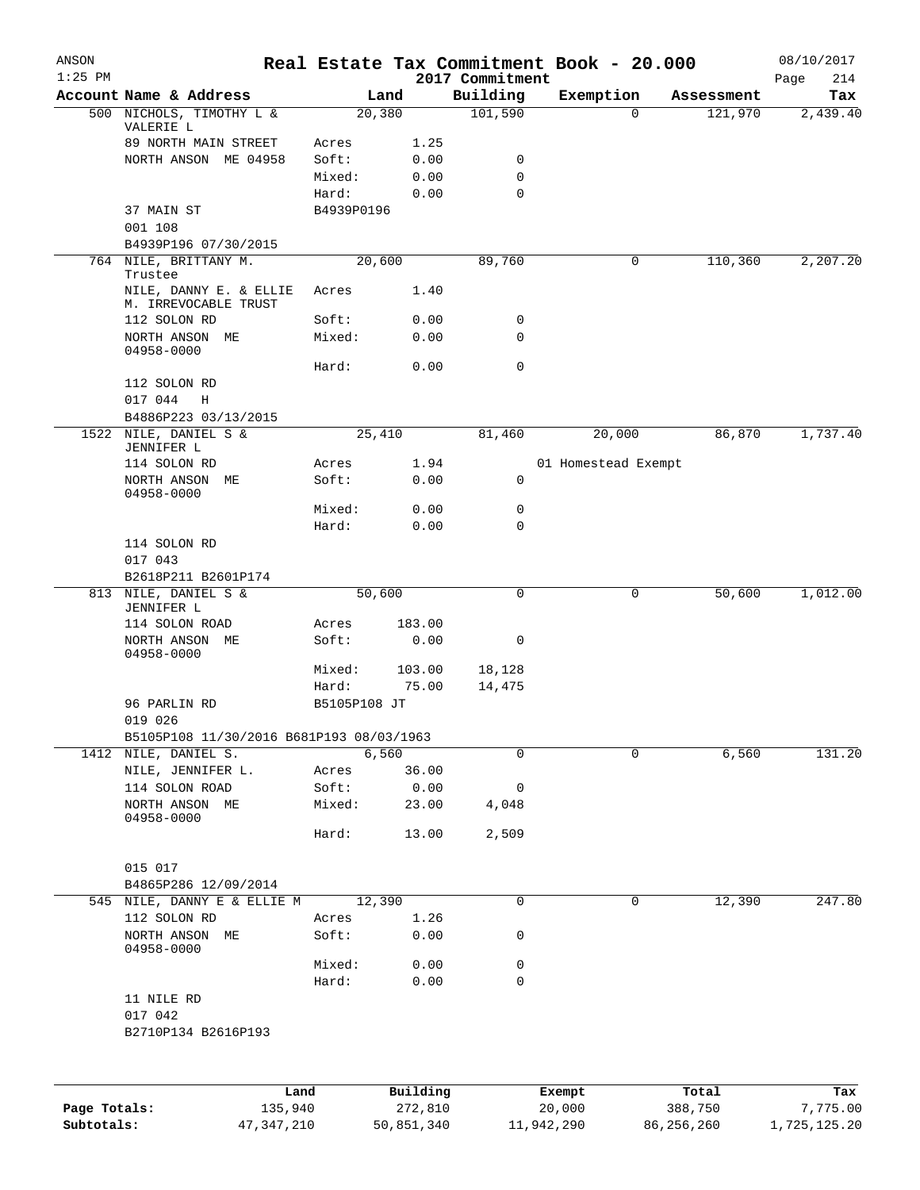# Real Estate Tax Commitment Book - 20.000

ANSON 1:25 PM — 2017 Commitment — 08/10/2017

| Account Name & Address | | Land | Building | Exemption | Assessment | Tax |
|---|---|---|---|---|---|---|
| 500 NICHOLS, TIMOTHY L & VALERIE L | | 20,380 | 101,590 | 0 | 121,970 | 2,439.40 |
| 89 NORTH MAIN STREET | Acres | 1.25 | | | | |
| NORTH ANSON ME 04958 | Soft: | 0.00 | 0 | | | |
| | Mixed: | 0.00 | 0 | | | |
| | Hard: | 0.00 | 0 | | | |
| 37 MAIN ST | B4939P0196 | | | | | |
| 001 108 | | | | | | |
| B4939P196 07/30/2015 | | | | | | |
| 764 NILE, BRITTANY M. Trustee | | 20,600 | 89,760 | 0 | 110,360 | 2,207.20 |
| NILE, DANNY E. & ELLIE M. IRREVOCABLE TRUST | Acres | 1.40 | | | | |
| 112 SOLON RD | Soft: | 0.00 | 0 | | | |
| NORTH ANSON ME 04958-0000 | Mixed: | 0.00 | 0 | | | |
| | Hard: | 0.00 | 0 | | | |
| 112 SOLON RD | | | | | | |
| 017 044 H | | | | | | |
| B4886P223 03/13/2015 | | | | | | |
| 1522 NILE, DANIEL S & JENNIFER L | | 25,410 | 81,460 | 20,000 | 86,870 | 1,737.40 |
| 114 SOLON RD | Acres | 1.94 | | 01 Homestead Exempt | | |
| NORTH ANSON ME 04958-0000 | Soft: | 0.00 | 0 | | | |
| | Mixed: | 0.00 | 0 | | | |
| | Hard: | 0.00 | 0 | | | |
| 114 SOLON RD | | | | | | |
| 017 043 | | | | | | |
| B2618P211 B2601P174 | | | | | | |
| 813 NILE, DANIEL S & JENNIFER L | | 50,600 | 0 | 0 | 50,600 | 1,012.00 |
| 114 SOLON ROAD | Acres | 183.00 | | | | |
| NORTH ANSON ME 04958-0000 | Soft: | 0.00 | 0 | | | |
| | Mixed: | 103.00 | 18,128 | | | |
| | Hard: | 75.00 | 14,475 | | | |
| 96 PARLIN RD | B5105P108 JT | | | | | |
| 019 026 | | | | | | |
| B5105P108 11/30/2016 B681P193 08/03/1963 | | | | | | |
| 1412 NILE, DANIEL S. | | 6,560 | 0 | 0 | 6,560 | 131.20 |
| NILE, JENNIFER L. | Acres | 36.00 | | | | |
| 114 SOLON ROAD | Soft: | 0.00 | 0 | | | |
| NORTH ANSON ME 04958-0000 | Mixed: | 23.00 | 4,048 | | | |
| | Hard: | 13.00 | 2,509 | | | |
| 015 017 | | | | | | |
| B4865P286 12/09/2014 | | | | | | |
| 545 NILE, DANNY E & ELLIE M | | 12,390 | 0 | 0 | 12,390 | 247.80 |
| 112 SOLON RD | Acres | 1.26 | | | | |
| NORTH ANSON ME 04958-0000 | Soft: | 0.00 | 0 | | | |
| | Mixed: | 0.00 | 0 | | | |
| | Hard: | 0.00 | 0 | | | |
| 11 NILE RD | | | | | | |
| 017 042 | | | | | | |
| B2710P134 B2616P193 | | | | | | |

| | Land | Building | Exempt | Total | Tax |
|---|---|---|---|---|---|
| Page Totals: | 135,940 | 272,810 | 20,000 | 388,750 | 7,775.00 |
| Subtotals: | 47,347,210 | 50,851,340 | 11,942,290 | 86,256,260 | 1,725,125.20 |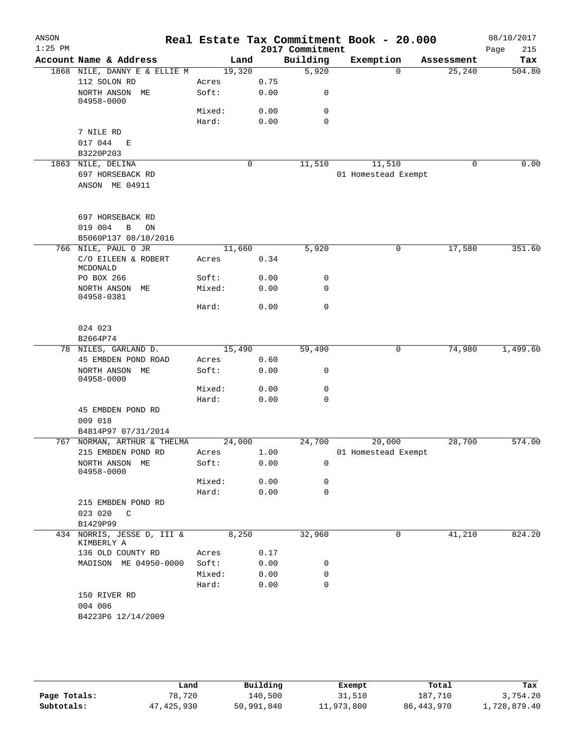# Real Estate Tax Commitment Book - 20.000

ANSON
1:25 PM
2017 Commitment
08/10/2017

| Account Name & Address | Land | | Building | Exemption | Assessment | Tax |
|---|---|---|---|---|---|---|
| 1868 NILE, DANNY E & ELLIE M | 19,320 | | 5,920 | 0 | 25,240 | 504.80 |
| 112 SOLON RD | Acres | 0.75 | | | | |
| NORTH ANSON ME 04958-0000 | Soft: | 0.00 | 0 | | | |
| | Mixed: | 0.00 | 0 | | | |
| | Hard: | 0.00 | 0 | | | |
| 7 NILE RD | | | | | | |
| 017 044 E | | | | | | |
| B3220P203 | | | | | | |
| 1863 NILE, DELINA | 0 | | 11,510 | 11,510 | 0 | 0.00 |
| 697 HORSEBACK RD | | | | 01 Homestead Exempt | | |
| ANSON ME 04911 | | | | | | |
| 697 HORSEBACK RD | | | | | | |
| 019 004 B ON | | | | | | |
| B5060P137 08/10/2016 | | | | | | |
| 766 NILE, PAUL O JR | 11,660 | | 5,920 | 0 | 17,580 | 351.60 |
| C/O EILEEN & ROBERT MCDONALD | Acres | 0.34 | | | | |
| PO BOX 266 | Soft: | 0.00 | 0 | | | |
| NORTH ANSON ME 04958-0381 | Mixed: | 0.00 | 0 | | | |
| | Hard: | 0.00 | 0 | | | |
| 024 023 | | | | | | |
| B2664P74 | | | | | | |
| 78 NILES, GARLAND D. | 15,490 | | 59,490 | 0 | 74,980 | 1,499.60 |
| 45 EMBDEN POND ROAD | Acres | 0.60 | | | | |
| NORTH ANSON ME 04958-0000 | Soft: | 0.00 | 0 | | | |
| | Mixed: | 0.00 | 0 | | | |
| | Hard: | 0.00 | 0 | | | |
| 45 EMBDEN POND RD | | | | | | |
| 009 018 | | | | | | |
| B4814P97 07/31/2014 | | | | | | |
| 767 NORMAN, ARTHUR & THELMA | 24,000 | | 24,700 | 20,000 | 28,700 | 574.00 |
| 215 EMBDEN POND RD | Acres | 1.00 | | 01 Homestead Exempt | | |
| NORTH ANSON ME 04958-0000 | Soft: | 0.00 | 0 | | | |
| | Mixed: | 0.00 | 0 | | | |
| | Hard: | 0.00 | 0 | | | |
| 215 EMBDEN POND RD | | | | | | |
| 023 020 C | | | | | | |
| B1429P99 | | | | | | |
| 434 NORRIS, JESSE D, III & KIMBERLY A | 8,250 | | 32,960 | 0 | 41,210 | 824.20 |
| 136 OLD COUNTY RD | Acres | 0.17 | | | | |
| MADISON ME 04950-0000 | Soft: | 0.00 | 0 | | | |
| | Mixed: | 0.00 | 0 | | | |
| | Hard: | 0.00 | 0 | | | |
| 150 RIVER RD | | | | | | |
| 004 006 | | | | | | |
| B4223P6 12/14/2009 | | | | | | |

| | Land | Building | Exempt | Total | Tax |
|---|---|---|---|---|---|
| Page Totals: | 78,720 | 140,500 | 31,510 | 187,710 | 3,754.20 |
| Subtotals: | 47,425,930 | 50,991,840 | 11,973,800 | 86,443,970 | 1,728,879.40 |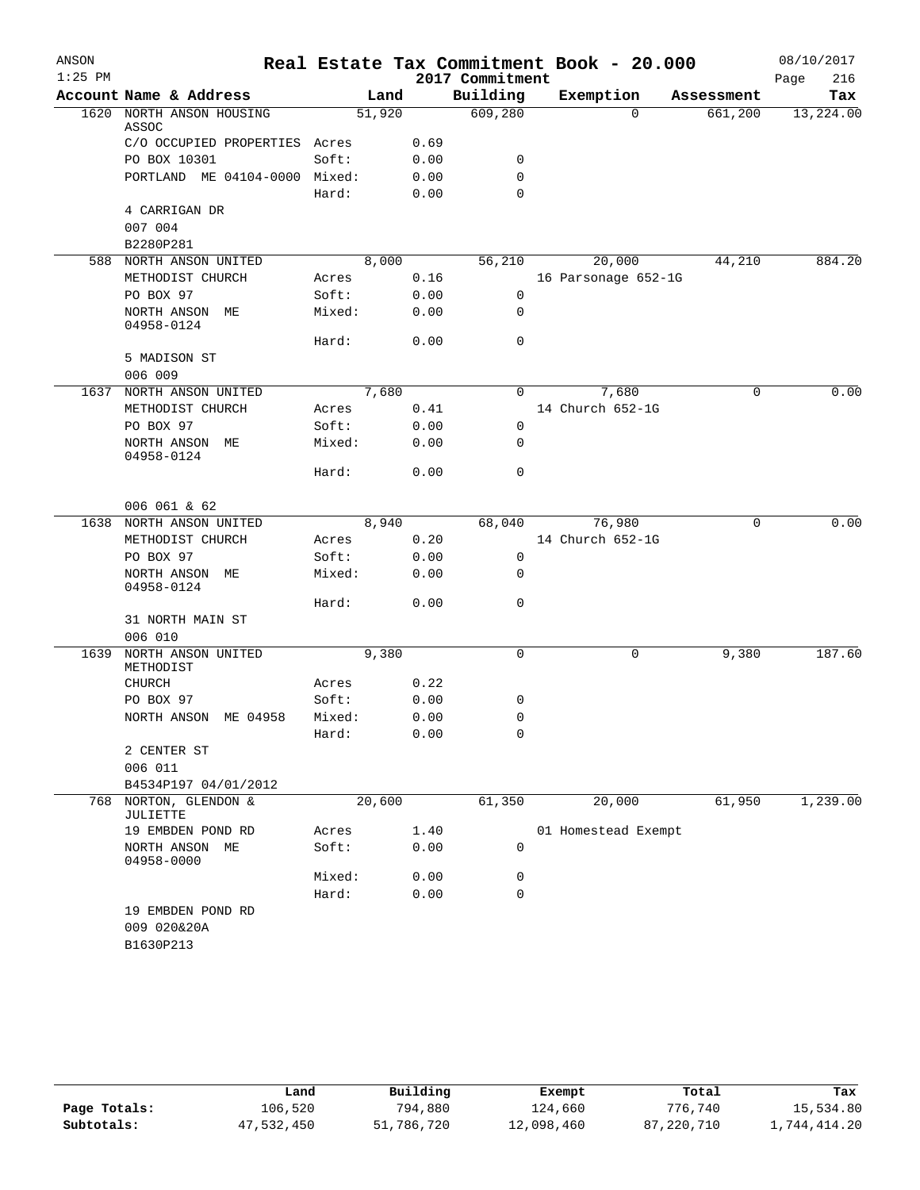# Real Estate Tax Commitment Book - 20.000

ANSON
1:25 PM

2017 Commitment

08/10/2017

| Account | Name & Address | | Land | Building | Exemption | Assessment | Tax |
|---|---|---|---|---|---|---|---|
| 1620 | NORTH ANSON HOUSING ASSOC | | 51,920 | 609,280 | 0 | 661,200 | 13,224.00 |
| | C/O OCCUPIED PROPERTIES | Acres | 0.69 | | | | |
| | PO BOX 10301 | Soft: | 0.00 | 0 | | | |
| | PORTLAND ME 04104-0000 | Mixed: | 0.00 | 0 | | | |
| | | Hard: | 0.00 | 0 | | | |
| | 4 CARRIGAN DR | | | | | | |
| | 007 004 | | | | | | |
| | B2280P281 | | | | | | |
| 588 | NORTH ANSON UNITED | | 8,000 | 56,210 | 20,000 | 44,210 | 884.20 |
| | METHODIST CHURCH | Acres | 0.16 | | 16 Parsonage 652-1G | | |
| | PO BOX 97 | Soft: | 0.00 | 0 | | | |
| | NORTH ANSON ME 04958-0124 | Mixed: | 0.00 | 0 | | | |
| | | Hard: | 0.00 | 0 | | | |
| | 5 MADISON ST | | | | | | |
| | 006 009 | | | | | | |
| 1637 | NORTH ANSON UNITED | | 7,680 | 0 | 7,680 | 0 | 0.00 |
| | METHODIST CHURCH | Acres | 0.41 | | 14 Church 652-1G | | |
| | PO BOX 97 | Soft: | 0.00 | 0 | | | |
| | NORTH ANSON ME 04958-0124 | Mixed: | 0.00 | 0 | | | |
| | | Hard: | 0.00 | 0 | | | |
| | 006 061 & 62 | | | | | | |
| 1638 | NORTH ANSON UNITED | | 8,940 | 68,040 | 76,980 | 0 | 0.00 |
| | METHODIST CHURCH | Acres | 0.20 | | 14 Church 652-1G | | |
| | PO BOX 97 | Soft: | 0.00 | 0 | | | |
| | NORTH ANSON ME 04958-0124 | Mixed: | 0.00 | 0 | | | |
| | | Hard: | 0.00 | 0 | | | |
| | 31 NORTH MAIN ST | | | | | | |
| | 006 010 | | | | | | |
| 1639 | NORTH ANSON UNITED METHODIST | | 9,380 | 0 | 0 | 9,380 | 187.60 |
| | CHURCH | Acres | 0.22 | | | | |
| | PO BOX 97 | Soft: | 0.00 | 0 | | | |
| | NORTH ANSON ME 04958 | Mixed: | 0.00 | 0 | | | |
| | | Hard: | 0.00 | 0 | | | |
| | 2 CENTER ST | | | | | | |
| | 006 011 | | | | | | |
| | B4534P197 04/01/2012 | | | | | | |
| 768 | NORTON, GLENDON & JULIETTE | | 20,600 | 61,350 | 20,000 | 61,950 | 1,239.00 |
| | 19 EMBDEN POND RD | Acres | 1.40 | | 01 Homestead Exempt | | |
| | NORTH ANSON ME 04958-0000 | Soft: | 0.00 | 0 | | | |
| | | Mixed: | 0.00 | 0 | | | |
| | | Hard: | 0.00 | 0 | | | |
| | 19 EMBDEN POND RD | | | | | | |
| | 009 020&20A | | | | | | |
| | B1630P213 | | | | | | |

| | Land | Building | Exempt | Total | Tax |
|---|---|---|---|---|---|
| Page Totals: | 106,520 | 794,880 | 124,660 | 776,740 | 15,534.80 |
| Subtotals: | 47,532,450 | 51,786,720 | 12,098,460 | 87,220,710 | 1,744,414.20 |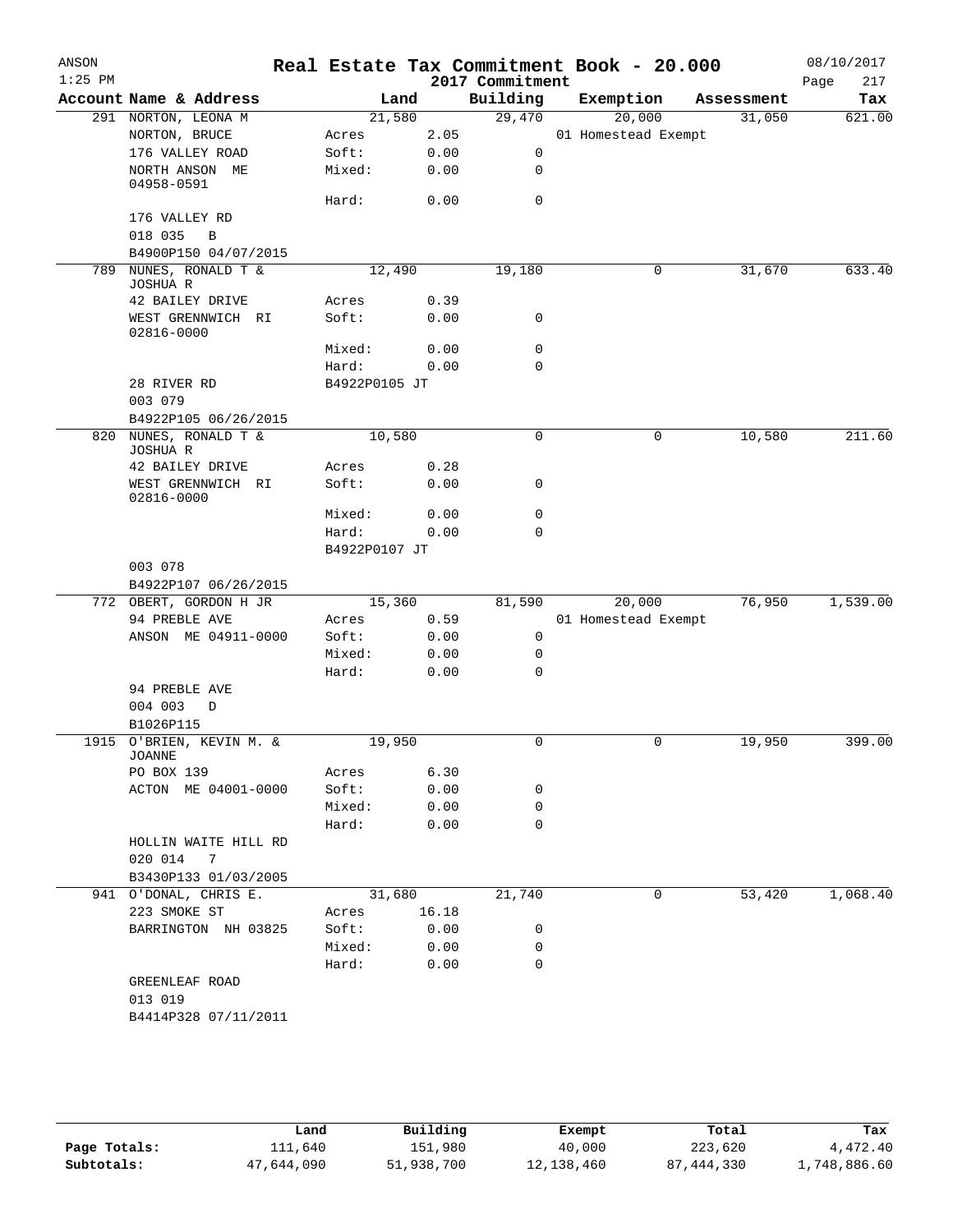# Real Estate Tax Commitment Book - 20.000

ANSON
1:25 PM

2017 Commitment

08/10/2017
Page 217

| Account Name & Address | Land | | Building | Exemption | Assessment | Tax |
|---|---|---|---|---|---|---|
| 291 NORTON, LEONA M | 21,580 | | 29,470 | 20,000 | 31,050 | 621.00 |
| NORTON, BRUCE | Acres | 2.05 | | 01 Homestead Exempt | | |
| 176 VALLEY ROAD | Soft: | 0.00 | 0 | | | |
| NORTH ANSON ME 04958-0591 | Mixed: | 0.00 | 0 | | | |
| | Hard: | 0.00 | 0 | | | |
| 176 VALLEY RD | | | | | | |
| 018 035 B | | | | | | |
| B4900P150 04/07/2015 | | | | | | |
| 789 NUNES, RONALD T & JOSHUA R | 12,490 | | 19,180 | 0 | 31,670 | 633.40 |
| 42 BAILEY DRIVE | Acres | 0.39 | | | | |
| WEST GRENNWICH RI 02816-0000 | Soft: | 0.00 | 0 | | | |
| | Mixed: | 0.00 | 0 | | | |
| | Hard: | 0.00 | 0 | | | |
| 28 RIVER RD | B4922P0105 JT | | | | | |
| 003 079 | | | | | | |
| B4922P105 06/26/2015 | | | | | | |
| 820 NUNES, RONALD T & JOSHUA R | 10,580 | | 0 | 0 | 10,580 | 211.60 |
| 42 BAILEY DRIVE | Acres | 0.28 | | | | |
| WEST GRENNWICH RI 02816-0000 | Soft: | 0.00 | 0 | | | |
| | Mixed: | 0.00 | 0 | | | |
| | Hard: | 0.00 | 0 | | | |
| | B4922P0107 JT | | | | | |
| 003 078 | | | | | | |
| B4922P107 06/26/2015 | | | | | | |
| 772 OBERT, GORDON H JR | 15,360 | | 81,590 | 20,000 | 76,950 | 1,539.00 |
| 94 PREBLE AVE | Acres | 0.59 | | 01 Homestead Exempt | | |
| ANSON ME 04911-0000 | Soft: | 0.00 | 0 | | | |
| | Mixed: | 0.00 | 0 | | | |
| | Hard: | 0.00 | 0 | | | |
| 94 PREBLE AVE | | | | | | |
| 004 003 D | | | | | | |
| B1026P115 | | | | | | |
| 1915 O'BRIEN, KEVIN M. & JOANNE | 19,950 | | 0 | 0 | 19,950 | 399.00 |
| PO BOX 139 | Acres | 6.30 | | | | |
| ACTON ME 04001-0000 | Soft: | 0.00 | 0 | | | |
| | Mixed: | 0.00 | 0 | | | |
| | Hard: | 0.00 | 0 | | | |
| HOLLIN WAITE HILL RD | | | | | | |
| 020 014 7 | | | | | | |
| B3430P133 01/03/2005 | | | | | | |
| 941 O'DONAL, CHRIS E. | 31,680 | | 21,740 | 0 | 53,420 | 1,068.40 |
| 223 SMOKE ST | Acres | 16.18 | | | | |
| BARRINGTON NH 03825 | Soft: | 0.00 | 0 | | | |
| | Mixed: | 0.00 | 0 | | | |
| | Hard: | 0.00 | 0 | | | |
| GREENLEAF ROAD | | | | | | |
| 013 019 | | | | | | |
| B4414P328 07/11/2011 | | | | | | |

| | Land | Building | Exempt | Total | Tax |
|---|---|---|---|---|---|
| Page Totals: | 111,640 | 151,980 | 40,000 | 223,620 | 4,472.40 |
| Subtotals: | 47,644,090 | 51,938,700 | 12,138,460 | 87,444,330 | 1,748,886.60 |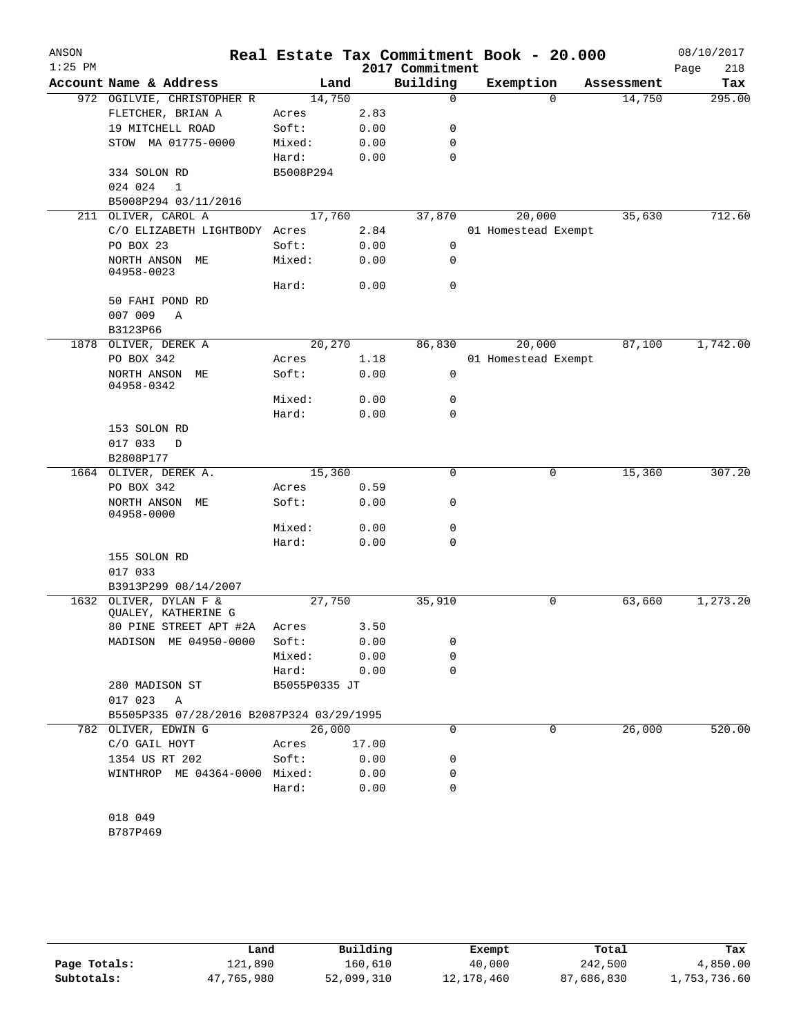# Real Estate Tax Commitment Book - 20.000

ANSON 1:25 PM — 2017 Commitment — 08/10/2017

| Account | Name & Address | Land | | Building | Exemption | Assessment | Tax |
|---|---|---|---|---|---|---|---|
| 972 | OGILVIE, CHRISTOPHER R | | 14,750 | 0 | 0 | 14,750 | 295.00 |
| | FLETCHER, BRIAN A | Acres | 2.83 | | | | |
| | 19 MITCHELL ROAD | Soft: | 0.00 | 0 | | | |
| | STOW MA 01775-0000 | Mixed: | 0.00 | 0 | | | |
| | | Hard: | 0.00 | 0 | | | |
| | 334 SOLON RD | B5008P294 | | | | | |
| | 024 024 1 | | | | | | |
| | B5008P294 03/11/2016 | | | | | | |
| 211 | OLIVER, CAROL A | | 17,760 | 37,870 | 20,000 | 35,630 | 712.60 |
| | C/O ELIZABETH LIGHTBODY | Acres | 2.84 | | 01 Homestead Exempt | | |
| | PO BOX 23 | Soft: | 0.00 | 0 | | | |
| | NORTH ANSON ME 04958-0023 | Mixed: | 0.00 | 0 | | | |
| | | Hard: | 0.00 | 0 | | | |
| | 50 FAHI POND RD | | | | | | |
| | 007 009 A | | | | | | |
| | B3123P66 | | | | | | |
| 1878 | OLIVER, DEREK A | | 20,270 | 86,830 | 20,000 | 87,100 | 1,742.00 |
| | PO BOX 342 | Acres | 1.18 | | 01 Homestead Exempt | | |
| | NORTH ANSON ME 04958-0342 | Soft: | 0.00 | 0 | | | |
| | | Mixed: | 0.00 | 0 | | | |
| | | Hard: | 0.00 | 0 | | | |
| | 153 SOLON RD | | | | | | |
| | 017 033 D | | | | | | |
| | B2808P177 | | | | | | |
| 1664 | OLIVER, DEREK A. | | 15,360 | 0 | 0 | 15,360 | 307.20 |
| | PO BOX 342 | Acres | 0.59 | | | | |
| | NORTH ANSON ME 04958-0000 | Soft: | 0.00 | 0 | | | |
| | | Mixed: | 0.00 | 0 | | | |
| | | Hard: | 0.00 | 0 | | | |
| | 155 SOLON RD | | | | | | |
| | 017 033 | | | | | | |
| | B3913P299 08/14/2007 | | | | | | |
| 1632 | OLIVER, DYLAN F & QUALEY, KATHERINE G | | 27,750 | 35,910 | 0 | 63,660 | 1,273.20 |
| | 80 PINE STREET APT #2A | Acres | 3.50 | | | | |
| | MADISON ME 04950-0000 | Soft: | 0.00 | 0 | | | |
| | | Mixed: | 0.00 | 0 | | | |
| | | Hard: | 0.00 | 0 | | | |
| | 280 MADISON ST | B5055P0335 JT | | | | | |
| | 017 023 A | | | | | | |
| | B5505P335 07/28/2016 B2087P324 03/29/1995 | | | | | | |
| 782 | OLIVER, EDWIN G | | 26,000 | 0 | 0 | 26,000 | 520.00 |
| | C/O GAIL HOYT | Acres | 17.00 | | | | |
| | 1354 US RT 202 | Soft: | 0.00 | 0 | | | |
| | WINTHROP ME 04364-0000 | Mixed: | 0.00 | 0 | | | |
| | | Hard: | 0.00 | 0 | | | |
| | 018 049 | | | | | | |
| | B787P469 | | | | | | |

| | Land | Building | Exempt | Total | Tax |
|---|---|---|---|---|---|
| Page Totals: | 121,890 | 160,610 | 40,000 | 242,500 | 4,850.00 |
| Subtotals: | 47,765,980 | 52,099,310 | 12,178,460 | 87,686,830 | 1,753,736.60 |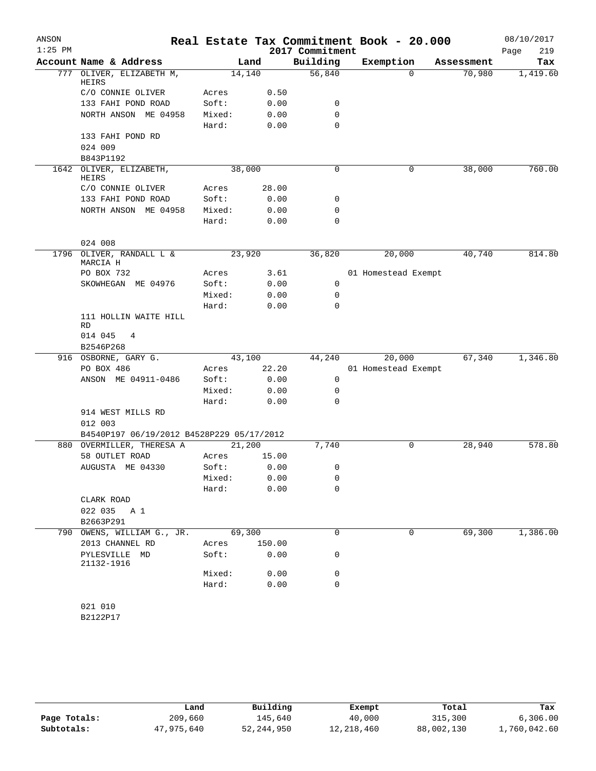# Real Estate Tax Commitment Book - 20.000

ANSON
1:25 PM

2017 Commitment

08/10/2017

| Account Name & Address | | Land | Building | Exemption | Assessment | Tax |
|---|---|---|---|---|---|---|
| 777 OLIVER, ELIZABETH M, HEIRS | | 14,140 | 56,840 | 0 | 70,980 | 1,419.60 |
| C/O CONNIE OLIVER | Acres | 0.50 | | | | |
| 133 FAHI POND ROAD | Soft: | 0.00 | 0 | | | |
| NORTH ANSON ME 04958 | Mixed: | 0.00 | 0 | | | |
| | Hard: | 0.00 | 0 | | | |
| 133 FAHI POND RD | | | | | | |
| 024 009 | | | | | | |
| B843P1192 | | | | | | |
| 1642 OLIVER, ELIZABETH, HEIRS | | 38,000 | 0 | 0 | 38,000 | 760.00 |
| C/O CONNIE OLIVER | Acres | 28.00 | | | | |
| 133 FAHI POND ROAD | Soft: | 0.00 | 0 | | | |
| NORTH ANSON ME 04958 | Mixed: | 0.00 | 0 | | | |
| | Hard: | 0.00 | 0 | | | |
| 024 008 | | | | | | |
| 1796 OLIVER, RANDALL L & MARCIA H | | 23,920 | 36,820 | 20,000 | 40,740 | 814.80 |
| PO BOX 732 | Acres | 3.61 | | 01 Homestead Exempt | | |
| SKOWHEGAN ME 04976 | Soft: | 0.00 | 0 | | | |
| | Mixed: | 0.00 | 0 | | | |
| | Hard: | 0.00 | 0 | | | |
| 111 HOLLIN WAITE HILL RD | | | | | | |
| 014 045 4 | | | | | | |
| B2546P268 | | | | | | |
| 916 OSBORNE, GARY G. | | 43,100 | 44,240 | 20,000 | 67,340 | 1,346.80 |
| PO BOX 486 | Acres | 22.20 | | 01 Homestead Exempt | | |
| ANSON ME 04911-0486 | Soft: | 0.00 | 0 | | | |
| | Mixed: | 0.00 | 0 | | | |
| | Hard: | 0.00 | 0 | | | |
| 914 WEST MILLS RD | | | | | | |
| 012 003 | | | | | | |
| B4540P197 06/19/2012 B4528P229 05/17/2012 | | | | | | |
| 880 OVERMILLER, THERESA A | | 21,200 | 7,740 | 0 | 28,940 | 578.80 |
| 58 OUTLET ROAD | Acres | 15.00 | | | | |
| AUGUSTA ME 04330 | Soft: | 0.00 | 0 | | | |
| | Mixed: | 0.00 | 0 | | | |
| | Hard: | 0.00 | 0 | | | |
| CLARK ROAD | | | | | | |
| 022 035 A 1 | | | | | | |
| B2663P291 | | | | | | |
| 790 OWENS, WILLIAM G., JR. | | 69,300 | 0 | 0 | 69,300 | 1,386.00 |
| 2013 CHANNEL RD | Acres | 150.00 | | | | |
| PYLESVILLE MD 21132-1916 | Soft: | 0.00 | 0 | | | |
| | Mixed: | 0.00 | 0 | | | |
| | Hard: | 0.00 | 0 | | | |
| 021 010 | | | | | | |
| B2122P17 | | | | | | |

| | Land | Building | Exempt | Total | Tax |
|---|---|---|---|---|---|
| Page Totals: | 209,660 | 145,640 | 40,000 | 315,300 | 6,306.00 |
| Subtotals: | 47,975,640 | 52,244,950 | 12,218,460 | 88,002,130 | 1,760,042.60 |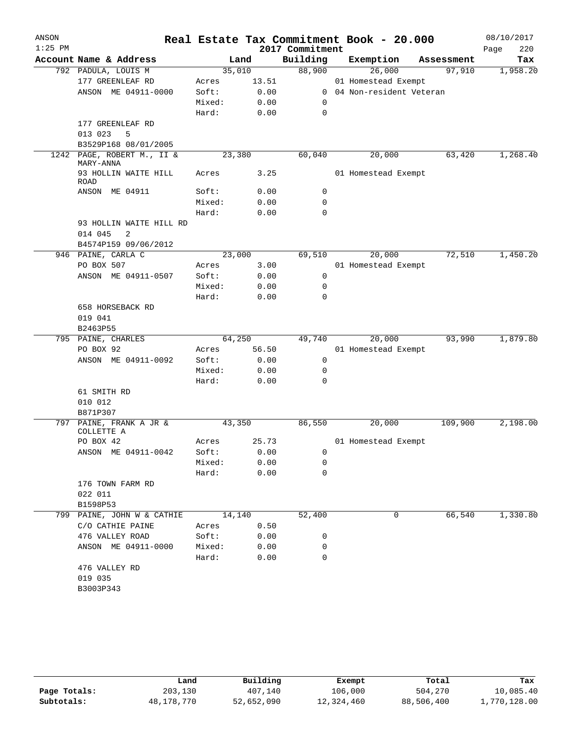# Real Estate Tax Commitment Book - 20.000

ANSON
1:25 PM

2017 Commitment

08/10/2017

| Account Name & Address | Land | | Building | Exemption | Assessment | Tax |
|---|---|---|---|---|---|---|
| 792 PADULA, LOUIS M | | 35,010 | 88,900 | 26,000 | 97,910 | 1,958.20 |
| 177 GREENLEAF RD | Acres | 13.51 | | 01 Homestead Exempt | | |
| ANSON ME 04911-0000 | Soft: | 0.00 | 0 | 04 Non-resident Veteran | | |
| | Mixed: | 0.00 | 0 | | | |
| | Hard: | 0.00 | 0 | | | |
| 177 GREENLEAF RD | | | | | | |
| 013 023 5 | | | | | | |
| B3529P168 08/01/2005 | | | | | | |
| 1242 PAGE, ROBERT M., II & MARY-ANNA | | 23,380 | 60,040 | 20,000 | 63,420 | 1,268.40 |
| 93 HOLLIN WAITE HILL ROAD | Acres | 3.25 | | 01 Homestead Exempt | | |
| ANSON ME 04911 | Soft: | 0.00 | 0 | | | |
| | Mixed: | 0.00 | 0 | | | |
| | Hard: | 0.00 | 0 | | | |
| 93 HOLLIN WAITE HILL RD | | | | | | |
| 014 045 2 | | | | | | |
| B4574P159 09/06/2012 | | | | | | |
| 946 PAINE, CARLA C | | 23,000 | 69,510 | 20,000 | 72,510 | 1,450.20 |
| PO BOX 507 | Acres | 3.00 | | 01 Homestead Exempt | | |
| ANSON ME 04911-0507 | Soft: | 0.00 | 0 | | | |
| | Mixed: | 0.00 | 0 | | | |
| | Hard: | 0.00 | 0 | | | |
| 658 HORSEBACK RD | | | | | | |
| 019 041 | | | | | | |
| B2463P55 | | | | | | |
| 795 PAINE, CHARLES | | 64,250 | 49,740 | 20,000 | 93,990 | 1,879.80 |
| PO BOX 92 | Acres | 56.50 | | 01 Homestead Exempt | | |
| ANSON ME 04911-0092 | Soft: | 0.00 | 0 | | | |
| | Mixed: | 0.00 | 0 | | | |
| | Hard: | 0.00 | 0 | | | |
| 61 SMITH RD | | | | | | |
| 010 012 | | | | | | |
| B871P307 | | | | | | |
| 797 PAINE, FRANK A JR & COLLETTE A | | 43,350 | 86,550 | 20,000 | 109,900 | 2,198.00 |
| PO BOX 42 | Acres | 25.73 | | 01 Homestead Exempt | | |
| ANSON ME 04911-0042 | Soft: | 0.00 | 0 | | | |
| | Mixed: | 0.00 | 0 | | | |
| | Hard: | 0.00 | 0 | | | |
| 176 TOWN FARM RD | | | | | | |
| 022 011 | | | | | | |
| B1598P53 | | | | | | |
| 799 PAINE, JOHN W & CATHIE | | 14,140 | 52,400 | 0 | 66,540 | 1,330.80 |
| C/O CATHIE PAINE | Acres | 0.50 | | | | |
| 476 VALLEY ROAD | Soft: | 0.00 | 0 | | | |
| ANSON ME 04911-0000 | Mixed: | 0.00 | 0 | | | |
| | Hard: | 0.00 | 0 | | | |
| 476 VALLEY RD | | | | | | |
| 019 035 | | | | | | |
| B3003P343 | | | | | | |

| | Land | Building | Exempt | Total | Tax |
|---|---|---|---|---|---|
| Page Totals: | 203,130 | 407,140 | 106,000 | 504,270 | 10,085.40 |
| Subtotals: | 48,178,770 | 52,652,090 | 12,324,460 | 88,506,400 | 1,770,128.00 |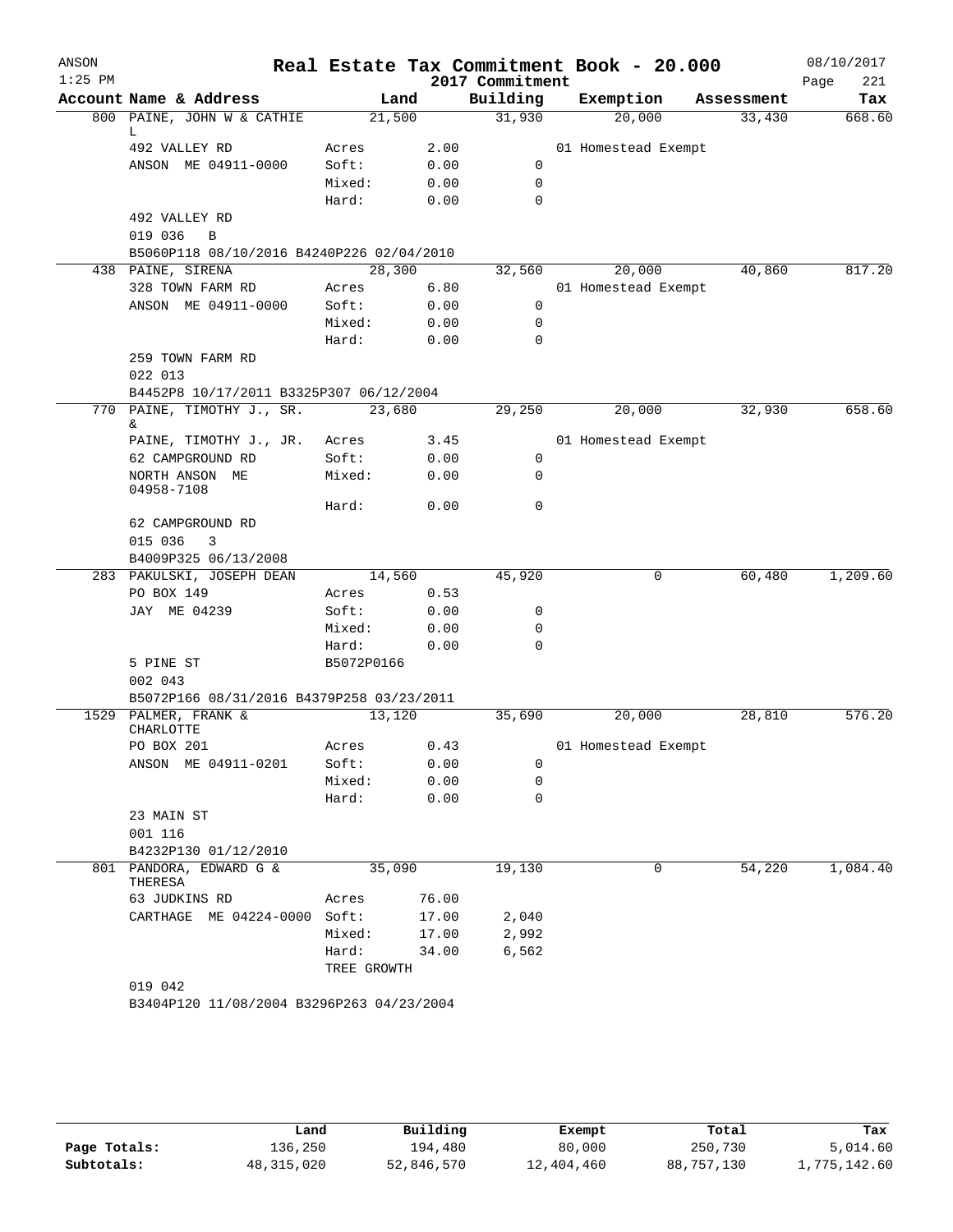# Real Estate Tax Commitment Book - 20.000

ANSON 1:25 PM — 2017 Commitment — 08/10/2017

| Account | Name & Address | Land | | Building | Exemption | Assessment | Tax |
|---|---|---|---|---|---|---|---|
| 800 | PAINE, JOHN W & CATHIE L | 21,500 | | 31,930 | 20,000 | 33,430 | 668.60 |
| | 492 VALLEY RD | Acres | 2.00 | | 01 Homestead Exempt | | |
| | ANSON ME 04911-0000 | Soft: | 0.00 | 0 | | | |
| | | Mixed: | 0.00 | 0 | | | |
| | | Hard: | 0.00 | 0 | | | |
| | 492 VALLEY RD | | | | | | |
| | 019 036 B | | | | | | |
| | B5060P118 08/10/2016 B4240P226 02/04/2010 | | | | | | |
| 438 | PAINE, SIRENA | 28,300 | | 32,560 | 20,000 | 40,860 | 817.20 |
| | 328 TOWN FARM RD | Acres | 6.80 | | 01 Homestead Exempt | | |
| | ANSON ME 04911-0000 | Soft: | 0.00 | 0 | | | |
| | | Mixed: | 0.00 | 0 | | | |
| | | Hard: | 0.00 | 0 | | | |
| | 259 TOWN FARM RD | | | | | | |
| | 022 013 | | | | | | |
| | B4452P8 10/17/2011 B3325P307 06/12/2004 | | | | | | |
| 770 | PAINE, TIMOTHY J., SR. & | 23,680 | | 29,250 | 20,000 | 32,930 | 658.60 |
| | PAINE, TIMOTHY J., JR. | Acres | 3.45 | | 01 Homestead Exempt | | |
| | 62 CAMPGROUND RD | Soft: | 0.00 | 0 | | | |
| | NORTH ANSON ME 04958-7108 | Mixed: | 0.00 | 0 | | | |
| | | Hard: | 0.00 | 0 | | | |
| | 62 CAMPGROUND RD | | | | | | |
| | 015 036 3 | | | | | | |
| | B4009P325 06/13/2008 | | | | | | |
| 283 | PAKULSKI, JOSEPH DEAN | 14,560 | | 45,920 | 0 | 60,480 | 1,209.60 |
| | PO BOX 149 | Acres | 0.53 | | | | |
| | JAY ME 04239 | Soft: | 0.00 | 0 | | | |
| | | Mixed: | 0.00 | 0 | | | |
| | | Hard: | 0.00 | 0 | | | |
| | 5 PINE ST | B5072P0166 | | | | | |
| | 002 043 | | | | | | |
| | B5072P166 08/31/2016 B4379P258 03/23/2011 | | | | | | |
| 1529 | PALMER, FRANK & CHARLOTTE | 13,120 | | 35,690 | 20,000 | 28,810 | 576.20 |
| | PO BOX 201 | Acres | 0.43 | | 01 Homestead Exempt | | |
| | ANSON ME 04911-0201 | Soft: | 0.00 | 0 | | | |
| | | Mixed: | 0.00 | 0 | | | |
| | | Hard: | 0.00 | 0 | | | |
| | 23 MAIN ST | | | | | | |
| | 001 116 | | | | | | |
| | B4232P130 01/12/2010 | | | | | | |
| 801 | PANDORA, EDWARD G & THERESA | 35,090 | | 19,130 | 0 | 54,220 | 1,084.40 |
| | 63 JUDKINS RD | Acres | 76.00 | | | | |
| | CARTHAGE ME 04224-0000 | Soft: | 17.00 | 2,040 | | | |
| | | Mixed: | 17.00 | 2,992 | | | |
| | | Hard: | 34.00 | 6,562 | | | |
| | | TREE GROWTH | | | | | |
| | 019 042 | | | | | | |
| | B3404P120 11/08/2004 B3296P263 04/23/2004 | | | | | | |

| | Land | Building | Exempt | Total | Tax |
|---|---|---|---|---|---|
| Page Totals: | 136,250 | 194,480 | 80,000 | 250,730 | 5,014.60 |
| Subtotals: | 48,315,020 | 52,846,570 | 12,404,460 | 88,757,130 | 1,775,142.60 |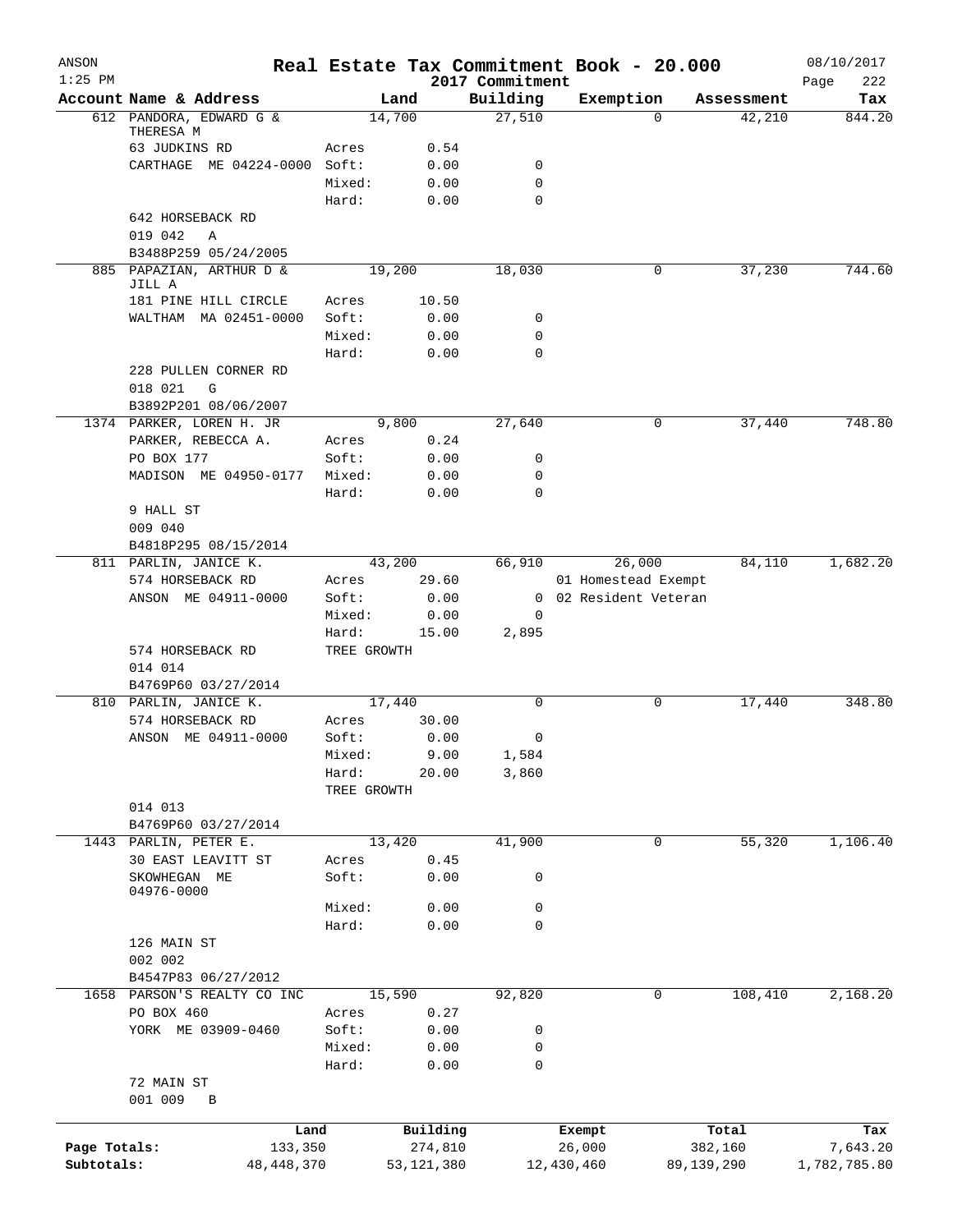# Real Estate Tax Commitment Book - 20.000

ANSON
1:25 PM

2017 Commitment

08/10/2017

| Account Name & Address | | Land | Building | Exemption | Assessment | Tax |
|---|---|---|---|---|---|---|
| 612 PANDORA, EDWARD G & THERESA M | | 14,700 | 27,510 | 0 | 42,210 | 844.20 |
| 63 JUDKINS RD | Acres | 0.54 | | | | |
| CARTHAGE ME 04224-0000 | Soft: | 0.00 | 0 | | | |
| | Mixed: | 0.00 | 0 | | | |
| | Hard: | 0.00 | 0 | | | |
| 642 HORSEBACK RD | | | | | | |
| 019 042 A | | | | | | |
| B3488P259 05/24/2005 | | | | | | |
| 885 PAPAZIAN, ARTHUR D & JILL A | | 19,200 | 18,030 | 0 | 37,230 | 744.60 |
| 181 PINE HILL CIRCLE | Acres | 10.50 | | | | |
| WALTHAM MA 02451-0000 | Soft: | 0.00 | 0 | | | |
| | Mixed: | 0.00 | 0 | | | |
| | Hard: | 0.00 | 0 | | | |
| 228 PULLEN CORNER RD | | | | | | |
| 018 021 G | | | | | | |
| B3892P201 08/06/2007 | | | | | | |
| 1374 PARKER, LOREN H. JR | | 9,800 | 27,640 | 0 | 37,440 | 748.80 |
| PARKER, REBECCA A. | Acres | 0.24 | | | | |
| PO BOX 177 | Soft: | 0.00 | 0 | | | |
| MADISON ME 04950-0177 | Mixed: | 0.00 | 0 | | | |
| | Hard: | 0.00 | 0 | | | |
| 9 HALL ST | | | | | | |
| 009 040 | | | | | | |
| B4818P295 08/15/2014 | | | | | | |
| 811 PARLIN, JANICE K. | | 43,200 | 66,910 | 26,000 | 84,110 | 1,682.20 |
| 574 HORSEBACK RD | Acres | 29.60 | | 01 Homestead Exempt | | |
| ANSON ME 04911-0000 | Soft: | 0.00 | 0 | 02 Resident Veteran | | |
| | Mixed: | 0.00 | 0 | | | |
| | Hard: | 15.00 | 2,895 | | | |
| 574 HORSEBACK RD | TREE GROWTH | | | | | |
| 014 014 | | | | | | |
| B4769P60 03/27/2014 | | | | | | |
| 810 PARLIN, JANICE K. | | 17,440 | 0 | 0 | 17,440 | 348.80 |
| 574 HORSEBACK RD | Acres | 30.00 | | | | |
| ANSON ME 04911-0000 | Soft: | 0.00 | 0 | | | |
| | Mixed: | 9.00 | 1,584 | | | |
| | Hard: | 20.00 | 3,860 | | | |
| | TREE GROWTH | | | | | |
| 014 013 | | | | | | |
| B4769P60 03/27/2014 | | | | | | |
| 1443 PARLIN, PETER E. | | 13,420 | 41,900 | 0 | 55,320 | 1,106.40 |
| 30 EAST LEAVITT ST | Acres | 0.45 | | | | |
| SKOWHEGAN ME 04976-0000 | Soft: | 0.00 | 0 | | | |
| | Mixed: | 0.00 | 0 | | | |
| | Hard: | 0.00 | 0 | | | |
| 126 MAIN ST | | | | | | |
| 002 002 | | | | | | |
| B4547P83 06/27/2012 | | | | | | |
| 1658 PARSON'S REALTY CO INC | | 15,590 | 92,820 | 0 | 108,410 | 2,168.20 |
| PO BOX 460 | Acres | 0.27 | | | | |
| YORK ME 03909-0460 | Soft: | 0.00 | 0 | | | |
| | Mixed: | 0.00 | 0 | | | |
| | Hard: | 0.00 | 0 | | | |
| 72 MAIN ST | | | | | | |
| 001 009 B | | | | | | |

| | Land | Building | Exempt | Total | Tax |
|---|---|---|---|---|---|
| Page Totals: | 133,350 | 274,810 | 26,000 | 382,160 | 7,643.20 |
| Subtotals: | 48,448,370 | 53,121,380 | 12,430,460 | 89,139,290 | 1,782,785.80 |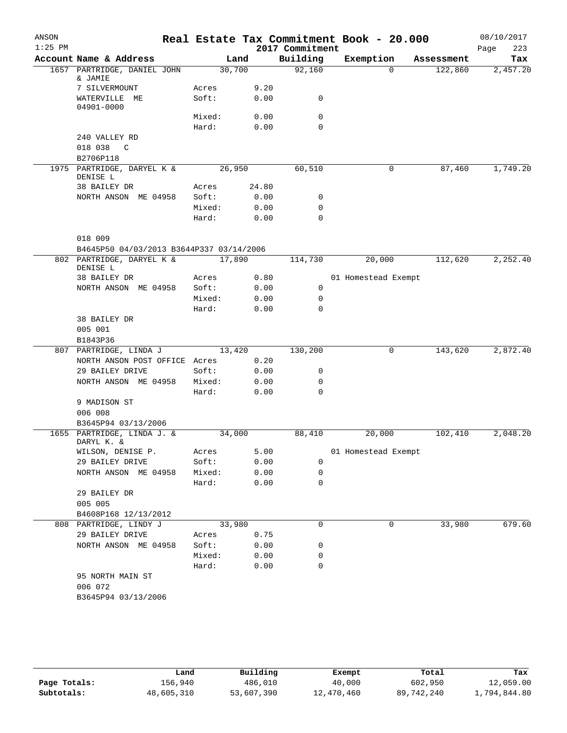# Real Estate Tax Commitment Book - 20.000

ANSON 1:25 PM — 2017 Commitment — 08/10/2017

| Account | Name & Address | Land | | Building | Exemption | Assessment | Tax |
|---|---|---|---|---|---|---|---|
| 1657 | PARTRIDGE, DANIEL JOHN & JAMIE | 30,700 | | 92,160 | 0 | 122,860 | 2,457.20 |
| | 7 SILVERMOUNT | Acres | 9.20 | | | | |
| | WATERVILLE ME 04901-0000 | Soft: | 0.00 | 0 | | | |
| | | Mixed: | 0.00 | 0 | | | |
| | | Hard: | 0.00 | 0 | | | |
| | 240 VALLEY RD | | | | | | |
| | 018 038 C | | | | | | |
| | B2706P118 | | | | | | |
| 1975 | PARTRIDGE, DARYEL K & DENISE L | 26,950 | | 60,510 | 0 | 87,460 | 1,749.20 |
| | 38 BAILEY DR | Acres | 24.80 | | | | |
| | NORTH ANSON ME 04958 | Soft: | 0.00 | 0 | | | |
| | | Mixed: | 0.00 | 0 | | | |
| | | Hard: | 0.00 | 0 | | | |
| | 018 009 | | | | | | |
| | B4645P50 04/03/2013 B3644P337 03/14/2006 | | | | | | |
| 802 | PARTRIDGE, DARYEL K & DENISE L | 17,890 | | 114,730 | 20,000 | 112,620 | 2,252.40 |
| | 38 BAILEY DR | Acres | 0.80 | | 01 Homestead Exempt | | |
| | NORTH ANSON ME 04958 | Soft: | 0.00 | 0 | | | |
| | | Mixed: | 0.00 | 0 | | | |
| | | Hard: | 0.00 | 0 | | | |
| | 38 BAILEY DR | | | | | | |
| | 005 001 | | | | | | |
| | B1843P36 | | | | | | |
| 807 | PARTRIDGE, LINDA J | 13,420 | | 130,200 | 0 | 143,620 | 2,872.40 |
| | NORTH ANSON POST OFFICE | Acres | 0.20 | | | | |
| | 29 BAILEY DRIVE | Soft: | 0.00 | 0 | | | |
| | NORTH ANSON ME 04958 | Mixed: | 0.00 | 0 | | | |
| | | Hard: | 0.00 | 0 | | | |
| | 9 MADISON ST | | | | | | |
| | 006 008 | | | | | | |
| | B3645P94 03/13/2006 | | | | | | |
| 1655 | PARTRIDGE, LINDA J. & DARYL K. & | 34,000 | | 88,410 | 20,000 | 102,410 | 2,048.20 |
| | WILSON, DENISE P. | Acres | 5.00 | | 01 Homestead Exempt | | |
| | 29 BAILEY DRIVE | Soft: | 0.00 | 0 | | | |
| | NORTH ANSON ME 04958 | Mixed: | 0.00 | 0 | | | |
| | | Hard: | 0.00 | 0 | | | |
| | 29 BAILEY DR | | | | | | |
| | 005 005 | | | | | | |
| | B4608P168 12/13/2012 | | | | | | |
| 808 | PARTRIDGE, LINDY J | 33,980 | | 0 | 0 | 33,980 | 679.60 |
| | 29 BAILEY DRIVE | Acres | 0.75 | | | | |
| | NORTH ANSON ME 04958 | Soft: | 0.00 | 0 | | | |
| | | Mixed: | 0.00 | 0 | | | |
| | | Hard: | 0.00 | 0 | | | |
| | 95 NORTH MAIN ST | | | | | | |
| | 006 072 | | | | | | |
| | B3645P94 03/13/2006 | | | | | | |

| | Land | Building | Exempt | Total | Tax |
|---|---|---|---|---|---|
| Page Totals: | 156,940 | 486,010 | 40,000 | 602,950 | 12,059.00 |
| Subtotals: | 48,605,310 | 53,607,390 | 12,470,460 | 89,742,240 | 1,794,844.80 |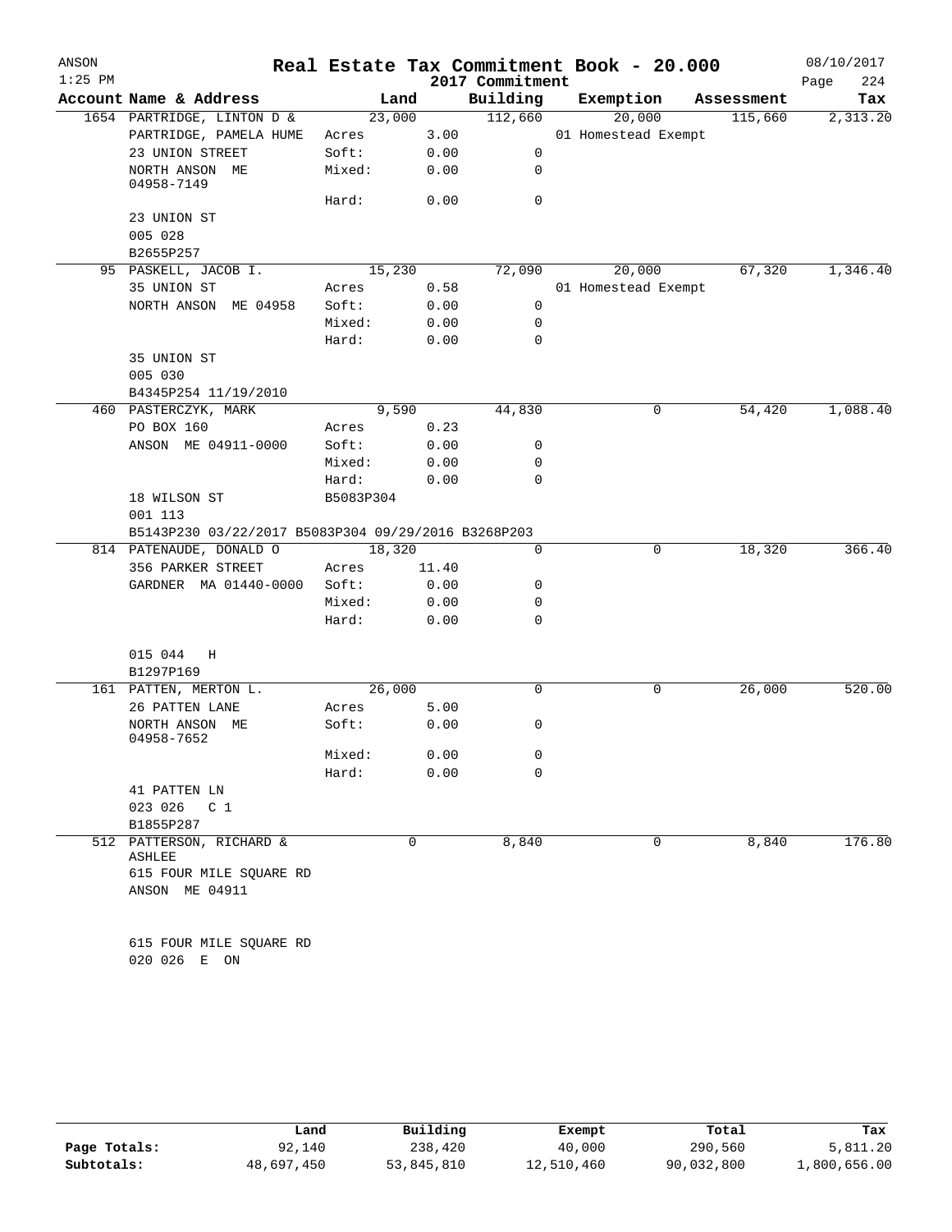ANSON
1:25 PM

# Real Estate Tax Commitment Book - 20.000

2017 Commitment

08/10/2017

| Account Name & Address | Land | | Building | Exemption | Assessment | Tax |
|---|---|---|---|---|---|---|
| 1654 PARTRIDGE, LINTON D & | 23,000 | | 112,660 | 20,000 | 115,660 | 2,313.20 |
| PARTRIDGE, PAMELA HUME | Acres | 3.00 | | 01 Homestead Exempt | | |
| 23 UNION STREET | Soft: | 0.00 | 0 | | | |
| NORTH ANSON ME 04958-7149 | Mixed: | 0.00 | 0 | | | |
| | Hard: | 0.00 | 0 | | | |
| 23 UNION ST | | | | | | |
| 005 028 | | | | | | |
| B2655P257 | | | | | | |
| 95 PASKELL, JACOB I. | 15,230 | | 72,090 | 20,000 | 67,320 | 1,346.40 |
| 35 UNION ST | Acres | 0.58 | | 01 Homestead Exempt | | |
| NORTH ANSON ME 04958 | Soft: | 0.00 | 0 | | | |
| | Mixed: | 0.00 | 0 | | | |
| | Hard: | 0.00 | 0 | | | |
| 35 UNION ST | | | | | | |
| 005 030 | | | | | | |
| B4345P254 11/19/2010 | | | | | | |
| 460 PASTERCZYK, MARK | 9,590 | | 44,830 | 0 | 54,420 | 1,088.40 |
| PO BOX 160 | Acres | 0.23 | | | | |
| ANSON ME 04911-0000 | Soft: | 0.00 | 0 | | | |
| | Mixed: | 0.00 | 0 | | | |
| | Hard: | 0.00 | 0 | | | |
| 18 WILSON ST | B5083P304 | | | | | |
| 001 113 | | | | | | |
| B5143P230 03/22/2017 B5083P304 09/29/2016 B3268P203 | | | | | | |
| 814 PATENAUDE, DONALD O | 18,320 | | 0 | 0 | 18,320 | 366.40 |
| 356 PARKER STREET | Acres | 11.40 | | | | |
| GARDNER MA 01440-0000 | Soft: | 0.00 | 0 | | | |
| | Mixed: | 0.00 | 0 | | | |
| | Hard: | 0.00 | 0 | | | |
| 015 044 H | | | | | | |
| B1297P169 | | | | | | |
| 161 PATTEN, MERTON L. | 26,000 | | 0 | 0 | 26,000 | 520.00 |
| 26 PATTEN LANE | Acres | 5.00 | | | | |
| NORTH ANSON ME 04958-7652 | Soft: | 0.00 | 0 | | | |
| | Mixed: | 0.00 | 0 | | | |
| | Hard: | 0.00 | 0 | | | |
| 41 PATTEN LN | | | | | | |
| 023 026 C 1 | | | | | | |
| B1855P287 | | | | | | |
| 512 PATTERSON, RICHARD & ASHLEE | 0 | | 8,840 | 0 | 8,840 | 176.80 |
| 615 FOUR MILE SQUARE RD | | | | | | |
| ANSON ME 04911 | | | | | | |
| 615 FOUR MILE SQUARE RD | | | | | | |
| 020 026 E ON | | | | | | |

| | Land | Building | Exempt | Total | Tax |
|---|---|---|---|---|---|
| Page Totals: | 92,140 | 238,420 | 40,000 | 290,560 | 5,811.20 |
| Subtotals: | 48,697,450 | 53,845,810 | 12,510,460 | 90,032,800 | 1,800,656.00 |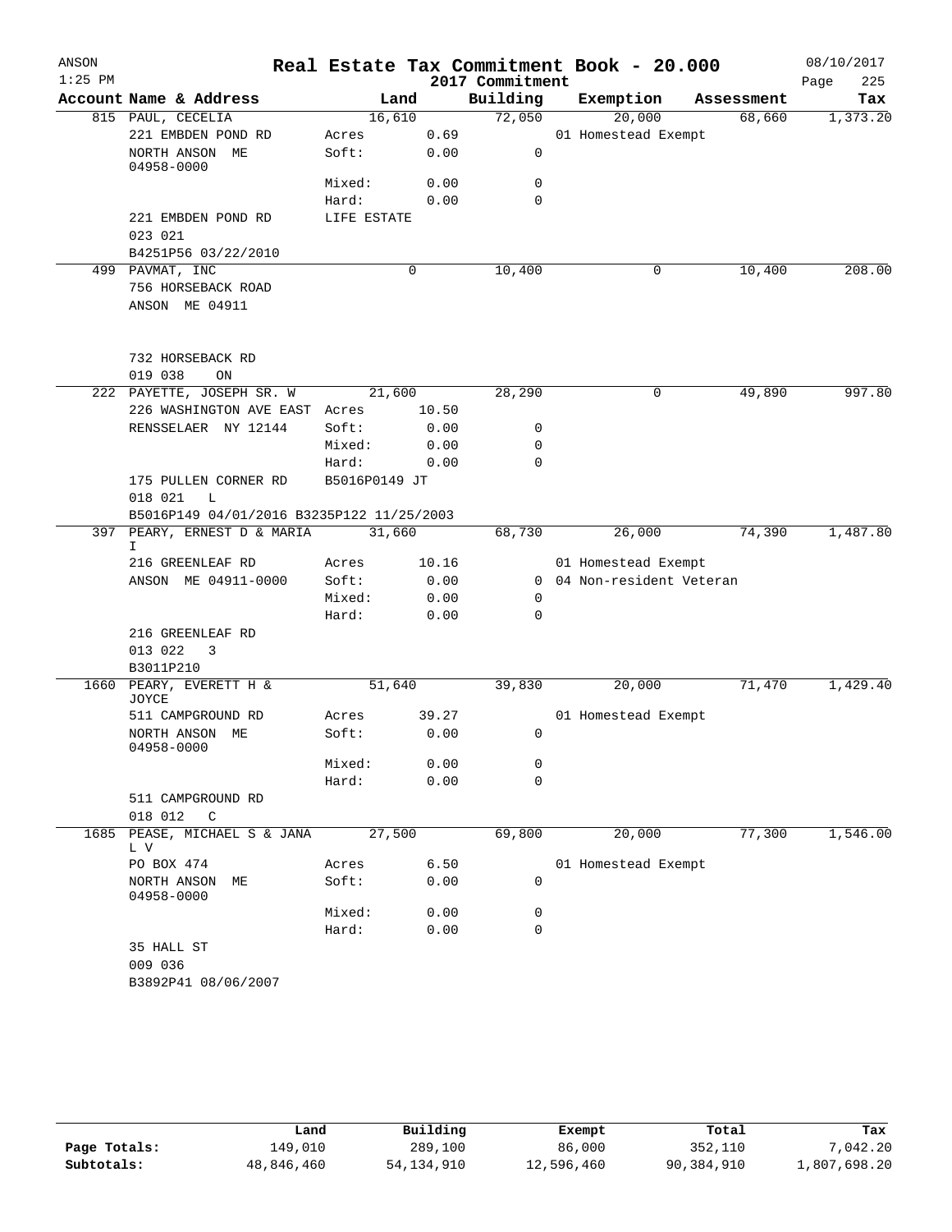# Real Estate Tax Commitment Book - 20.000

ANSON
1:25 PM

2017 Commitment

08/10/2017

| Account | Name & Address | Land | | Building | Exemption | Assessment | Tax |
|---|---|---|---|---|---|---|---|
| 815 | PAUL, CECELIA | 16,610 | | 72,050 | 20,000 | 68,660 | 1,373.20 |
| | 221 EMBDEN POND RD | Acres | 0.69 | | 01 Homestead Exempt | | |
| | NORTH ANSON ME 04958-0000 | Soft: | 0.00 | 0 | | | |
| | | Mixed: | 0.00 | 0 | | | |
| | | Hard: | 0.00 | 0 | | | |
| | 221 EMBDEN POND RD | LIFE ESTATE | | | | | |
| | 023 021 | | | | | | |
| | B4251P56 03/22/2010 | | | | | | |
| 499 | PAVMAT, INC | 0 | | 10,400 | 0 | 10,400 | 208.00 |
| | 756 HORSEBACK ROAD | | | | | | |
| | ANSON ME 04911 | | | | | | |
| | 732 HORSEBACK RD | | | | | | |
| | 019 038 ON | | | | | | |
| 222 | PAYETTE, JOSEPH SR. W | 21,600 | | 28,290 | 0 | 49,890 | 997.80 |
| | 226 WASHINGTON AVE EAST | Acres | 10.50 | | | | |
| | RENSSELAER NY 12144 | Soft: | 0.00 | 0 | | | |
| | | Mixed: | 0.00 | 0 | | | |
| | | Hard: | 0.00 | 0 | | | |
| | 175 PULLEN CORNER RD | B5016P0149 JT | | | | | |
| | 018 021 L | | | | | | |
| | B5016P149 04/01/2016 B3235P122 11/25/2003 | | | | | | |
| 397 | PEARY, ERNEST D & MARIA I | 31,660 | | 68,730 | 26,000 | 74,390 | 1,487.80 |
| | 216 GREENLEAF RD | Acres | 10.16 | | 01 Homestead Exempt | | |
| | ANSON ME 04911-0000 | Soft: | 0.00 | 0 | 04 Non-resident Veteran | | |
| | | Mixed: | 0.00 | 0 | | | |
| | | Hard: | 0.00 | 0 | | | |
| | 216 GREENLEAF RD | | | | | | |
| | 013 022 3 | | | | | | |
| | B3011P210 | | | | | | |
| 1660 | PEARY, EVERETT H & JOYCE | 51,640 | | 39,830 | 20,000 | 71,470 | 1,429.40 |
| | 511 CAMPGROUND RD | Acres | 39.27 | | 01 Homestead Exempt | | |
| | NORTH ANSON ME 04958-0000 | Soft: | 0.00 | 0 | | | |
| | | Mixed: | 0.00 | 0 | | | |
| | | Hard: | 0.00 | 0 | | | |
| | 511 CAMPGROUND RD | | | | | | |
| | 018 012 C | | | | | | |
| 1685 | PEASE, MICHAEL S & JANA L V | 27,500 | | 69,800 | 20,000 | 77,300 | 1,546.00 |
| | PO BOX 474 | Acres | 6.50 | | 01 Homestead Exempt | | |
| | NORTH ANSON ME 04958-0000 | Soft: | 0.00 | 0 | | | |
| | | Mixed: | 0.00 | 0 | | | |
| | | Hard: | 0.00 | 0 | | | |
| | 35 HALL ST | | | | | | |
| | 009 036 | | | | | | |
| | B3892P41 08/06/2007 | | | | | | |

| | Land | Building | Exempt | Total | Tax |
|---|---|---|---|---|---|
| Page Totals: | 149,010 | 289,100 | 86,000 | 352,110 | 7,042.20 |
| Subtotals: | 48,846,460 | 54,134,910 | 12,596,460 | 90,384,910 | 1,807,698.20 |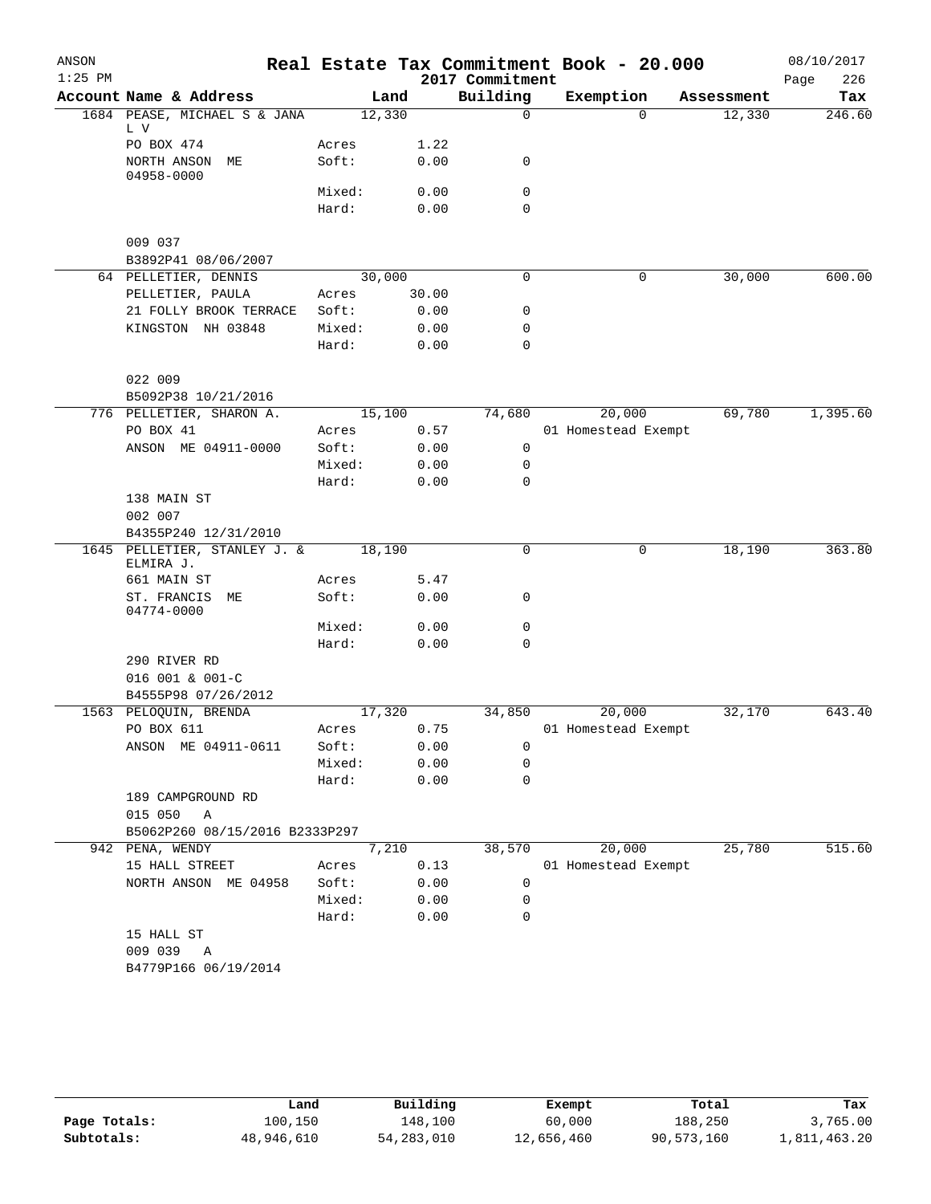# Real Estate Tax Commitment Book - 20.000

ANSON 1:25 PM — 2017 Commitment — 08/10/2017

| Account Name & Address | | Land | Building | Exemption | Assessment | Tax |
|---|---|---|---|---|---|---|
| 1684 PEASE, MICHAEL S & JANA L V | | 12,330 | 0 | 0 | 12,330 | 246.60 |
| PO BOX 474 | Acres | 1.22 | | | | |
| NORTH ANSON ME 04958-0000 | Soft: | 0.00 | 0 | | | |
| | Mixed: | 0.00 | 0 | | | |
| | Hard: | 0.00 | 0 | | | |
| 009 037 | | | | | | |
| B3892P41 08/06/2007 | | | | | | |
| 64 PELLETIER, DENNIS | | 30,000 | 0 | 0 | 30,000 | 600.00 |
| PELLETIER, PAULA | Acres | 30.00 | | | | |
| 21 FOLLY BROOK TERRACE | Soft: | 0.00 | 0 | | | |
| KINGSTON NH 03848 | Mixed: | 0.00 | 0 | | | |
| | Hard: | 0.00 | 0 | | | |
| 022 009 | | | | | | |
| B5092P38 10/21/2016 | | | | | | |
| 776 PELLETIER, SHARON A. | | 15,100 | 74,680 | 20,000 | 69,780 | 1,395.60 |
| PO BOX 41 | Acres | 0.57 | | 01 Homestead Exempt | | |
| ANSON ME 04911-0000 | Soft: | 0.00 | 0 | | | |
| | Mixed: | 0.00 | 0 | | | |
| | Hard: | 0.00 | 0 | | | |
| 138 MAIN ST | | | | | | |
| 002 007 | | | | | | |
| B4355P240 12/31/2010 | | | | | | |
| 1645 PELLETIER, STANLEY J. & ELMIRA J. | | 18,190 | 0 | 0 | 18,190 | 363.80 |
| 661 MAIN ST | Acres | 5.47 | | | | |
| ST. FRANCIS ME 04774-0000 | Soft: | 0.00 | 0 | | | |
| | Mixed: | 0.00 | 0 | | | |
| | Hard: | 0.00 | 0 | | | |
| 290 RIVER RD | | | | | | |
| 016 001 & 001-C | | | | | | |
| B4555P98 07/26/2012 | | | | | | |
| 1563 PELOQUIN, BRENDA | | 17,320 | 34,850 | 20,000 | 32,170 | 643.40 |
| PO BOX 611 | Acres | 0.75 | | 01 Homestead Exempt | | |
| ANSON ME 04911-0611 | Soft: | 0.00 | 0 | | | |
| | Mixed: | 0.00 | 0 | | | |
| | Hard: | 0.00 | 0 | | | |
| 189 CAMPGROUND RD | | | | | | |
| 015 050 A | | | | | | |
| B5062P260 08/15/2016 B2333P297 | | | | | | |
| 942 PENA, WENDY | | 7,210 | 38,570 | 20,000 | 25,780 | 515.60 |
| 15 HALL STREET | Acres | 0.13 | | 01 Homestead Exempt | | |
| NORTH ANSON ME 04958 | Soft: | 0.00 | 0 | | | |
| | Mixed: | 0.00 | 0 | | | |
| | Hard: | 0.00 | 0 | | | |
| 15 HALL ST | | | | | | |
| 009 039 A | | | | | | |
| B4779P166 06/19/2014 | | | | | | |

| | Land | Building | Exempt | Total | Tax |
|---|---|---|---|---|---|
| Page Totals: | 100,150 | 148,100 | 60,000 | 188,250 | 3,765.00 |
| Subtotals: | 48,946,610 | 54,283,010 | 12,656,460 | 90,573,160 | 1,811,463.20 |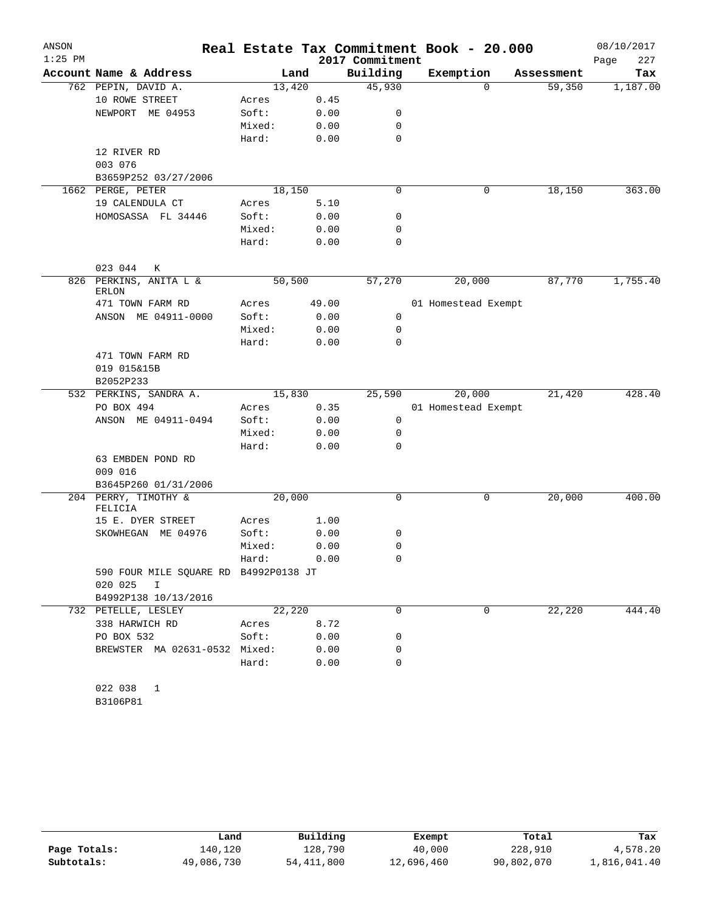ANSON — Real Estate Tax Commitment Book - 20.000 — 2017 Commitment — 08/10/2017 1:25 PM

| Account Name & Address | | Land | Building | Exemption | Assessment | Tax |
|---|---|---|---|---|---|---|
| 762 PEPIN, DAVID A. | | 13,420 | 45,930 | 0 | 59,350 | 1,187.00 |
| 10 ROWE STREET | Acres | 0.45 | | | | |
| NEWPORT ME 04953 | Soft: | 0.00 | 0 | | | |
| | Mixed: | 0.00 | 0 | | | |
| | Hard: | 0.00 | 0 | | | |
| 12 RIVER RD | | | | | | |
| 003 076 | | | | | | |
| B3659P252 03/27/2006 | | | | | | |
| 1662 PERGE, PETER | | 18,150 | 0 | 0 | 18,150 | 363.00 |
| 19 CALENDULA CT | Acres | 5.10 | | | | |
| HOMOSASSA FL 34446 | Soft: | 0.00 | 0 | | | |
| | Mixed: | 0.00 | 0 | | | |
| | Hard: | 0.00 | 0 | | | |
| 023 044 K | | | | | | |
| 826 PERKINS, ANITA L & ERLON | | 50,500 | 57,270 | 20,000 | 87,770 | 1,755.40 |
| 471 TOWN FARM RD | Acres | 49.00 | | 01 Homestead Exempt | | |
| ANSON ME 04911-0000 | Soft: | 0.00 | 0 | | | |
| | Mixed: | 0.00 | 0 | | | |
| | Hard: | 0.00 | 0 | | | |
| 471 TOWN FARM RD | | | | | | |
| 019 015&15B | | | | | | |
| B2052P233 | | | | | | |
| 532 PERKINS, SANDRA A. | | 15,830 | 25,590 | 20,000 | 21,420 | 428.40 |
| PO BOX 494 | Acres | 0.35 | | 01 Homestead Exempt | | |
| ANSON ME 04911-0494 | Soft: | 0.00 | 0 | | | |
| | Mixed: | 0.00 | 0 | | | |
| | Hard: | 0.00 | 0 | | | |
| 63 EMBDEN POND RD | | | | | | |
| 009 016 | | | | | | |
| B3645P260 01/31/2006 | | | | | | |
| 204 PERRY, TIMOTHY & FELICIA | | 20,000 | 0 | 0 | 20,000 | 400.00 |
| 15 E. DYER STREET | Acres | 1.00 | | | | |
| SKOWHEGAN ME 04976 | Soft: | 0.00 | 0 | | | |
| | Mixed: | 0.00 | 0 | | | |
| | Hard: | 0.00 | 0 | | | |
| 590 FOUR MILE SQUARE RD B4992P0138 JT | | | | | | |
| 020 025 I | | | | | | |
| B4992P138 10/13/2016 | | | | | | |
| 732 PETELLE, LESLEY | | 22,220 | 0 | 0 | 22,220 | 444.40 |
| 338 HARWICH RD | Acres | 8.72 | | | | |
| PO BOX 532 | Soft: | 0.00 | 0 | | | |
| BREWSTER MA 02631-0532 | Mixed: | 0.00 | 0 | | | |
| | Hard: | 0.00 | 0 | | | |
| 022 038 1 | | | | | | |
| B3106P81 | | | | | | |

| | Land | Building | Exempt | Total | Tax |
|---|---|---|---|---|---|
| Page Totals: | 140,120 | 128,790 | 40,000 | 228,910 | 4,578.20 |
| Subtotals: | 49,086,730 | 54,411,800 | 12,696,460 | 90,802,070 | 1,816,041.40 |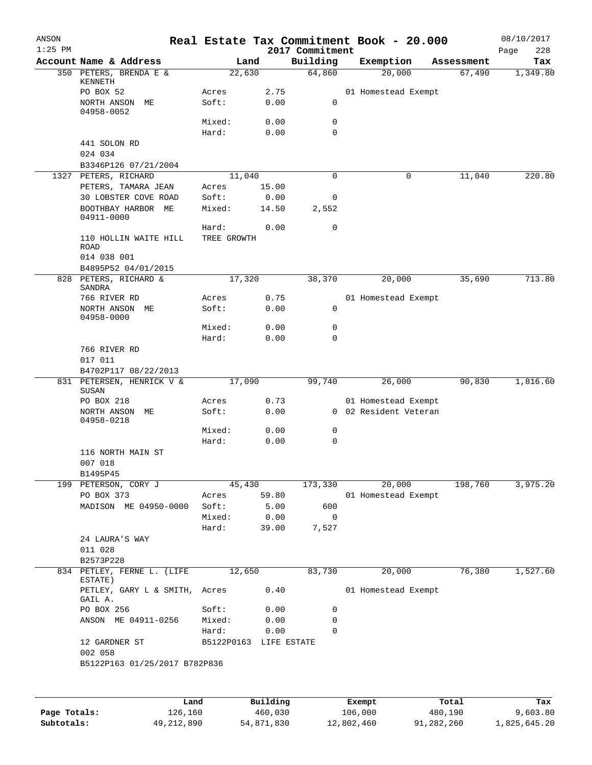# Real Estate Tax Commitment Book - 20.000

ANSON 1:25 PM — 2017 Commitment — 08/10/2017

| Account Name & Address | | Land | Building | Exemption | Assessment | Tax |
|---|---|---|---|---|---|---|
| 350 PETERS, BRENDA E & KENNETH | | 22,630 | 64,860 | 20,000 | 67,490 | 1,349.80 |
| PO BOX 52 | Acres | 2.75 | | 01 Homestead Exempt | | |
| NORTH ANSON ME 04958-0052 | Soft: | 0.00 | 0 | | | |
| | Mixed: | 0.00 | 0 | | | |
| | Hard: | 0.00 | 0 | | | |
| 441 SOLON RD | | | | | | |
| 024 034 | | | | | | |
| B3346P126 07/21/2004 | | | | | | |
| 1327 PETERS, RICHARD | | 11,040 | 0 | 0 | 11,040 | 220.80 |
| PETERS, TAMARA JEAN | Acres | 15.00 | | | | |
| 30 LOBSTER COVE ROAD | Soft: | 0.00 | 0 | | | |
| BOOTHBAY HARBOR ME 04911-0000 | Mixed: | 14.50 | 2,552 | | | |
| | Hard: | 0.00 | 0 | | | |
| 110 HOLLIN WAITE HILL ROAD | TREE GROWTH | | | | | |
| 014 038 001 | | | | | | |
| B4895P52 04/01/2015 | | | | | | |
| 828 PETERS, RICHARD & SANDRA | | 17,320 | 38,370 | 20,000 | 35,690 | 713.80 |
| 766 RIVER RD | Acres | 0.75 | | 01 Homestead Exempt | | |
| NORTH ANSON ME 04958-0000 | Soft: | 0.00 | 0 | | | |
| | Mixed: | 0.00 | 0 | | | |
| | Hard: | 0.00 | 0 | | | |
| 766 RIVER RD | | | | | | |
| 017 011 | | | | | | |
| B4702P117 08/22/2013 | | | | | | |
| 831 PETERSEN, HENRICK V & SUSAN | | 17,090 | 99,740 | 26,000 | 90,830 | 1,816.60 |
| PO BOX 218 | Acres | 0.73 | | 01 Homestead Exempt | | |
| NORTH ANSON ME 04958-0218 | Soft: | 0.00 | 0 | 02 Resident Veteran | | |
| | Mixed: | 0.00 | 0 | | | |
| | Hard: | 0.00 | 0 | | | |
| 116 NORTH MAIN ST | | | | | | |
| 007 018 | | | | | | |
| B1495P45 | | | | | | |
| 199 PETERSON, CORY J | | 45,430 | 173,330 | 20,000 | 198,760 | 3,975.20 |
| PO BOX 373 | Acres | 59.80 | | 01 Homestead Exempt | | |
| MADISON ME 04950-0000 | Soft: | 5.00 | 600 | | | |
| | Mixed: | 0.00 | 0 | | | |
| | Hard: | 39.00 | 7,527 | | | |
| 24 LAURA'S WAY | | | | | | |
| 011 028 | | | | | | |
| B2573P228 | | | | | | |
| 834 PETLEY, FERNE L. (LIFE ESTATE) | | 12,650 | 83,730 | 20,000 | 76,380 | 1,527.60 |
| PETLEY, GARY L & SMITH, GAIL A. | Acres | 0.40 | | 01 Homestead Exempt | | |
| PO BOX 256 | Soft: | 0.00 | 0 | | | |
| ANSON ME 04911-0256 | Mixed: | 0.00 | 0 | | | |
| | Hard: | 0.00 | 0 | | | |
| 12 GARDNER ST | B5122P0163 LIFE ESTATE | | | | | |
| 002 058 | | | | | | |
| B5122P163 01/25/2017 B782P836 | | | | | | |

| | Land | Building | Exempt | Total | Tax |
|---|---|---|---|---|---|
| Page Totals: | 126,160 | 460,030 | 106,000 | 480,190 | 9,603.80 |
| Subtotals: | 49,212,890 | 54,871,830 | 12,802,460 | 91,282,260 | 1,825,645.20 |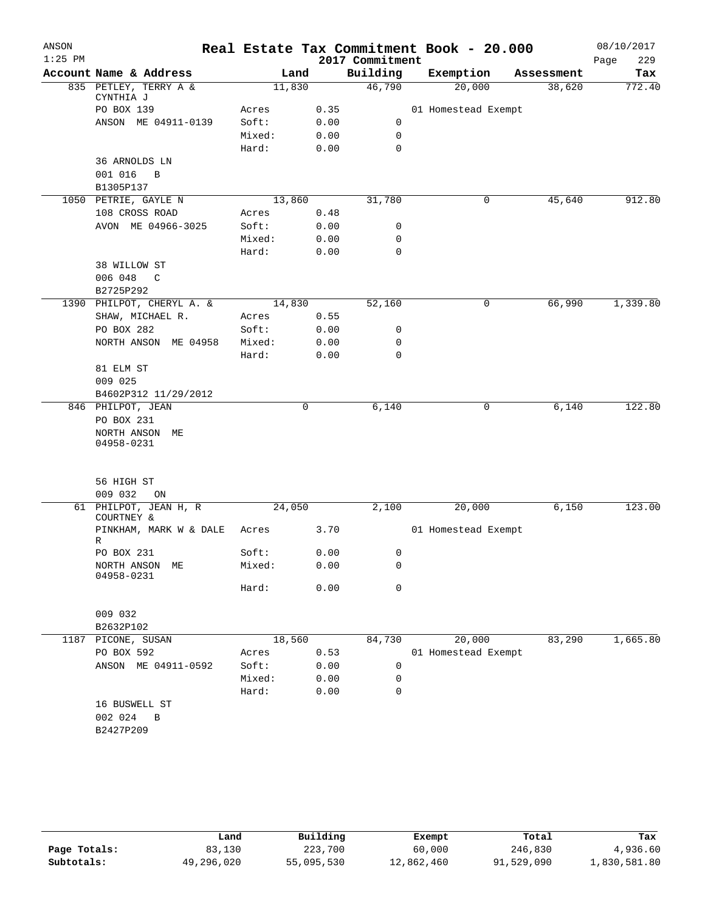# Real Estate Tax Commitment Book - 20.000

ANSON 1:25 PM — 2017 Commitment — 08/10/2017

| Account | Name & Address | Land | | Building | Exemption | Assessment | Tax |
|---|---|---|---|---|---|---|---|
| 835 | PETLEY, TERRY A & CYNTHIA J | 11,830 | | 46,790 | 20,000 | 38,620 | 772.40 |
| | PO BOX 139 | Acres | 0.35 | | 01 Homestead Exempt | | |
| | ANSON ME 04911-0139 | Soft: | 0.00 | 0 | | | |
| | | Mixed: | 0.00 | 0 | | | |
| | | Hard: | 0.00 | 0 | | | |
| | 36 ARNOLDS LN | | | | | | |
| | 001 016 B | | | | | | |
| | B1305P137 | | | | | | |
| 1050 | PETRIE, GAYLE N | 13,860 | | 31,780 | 0 | 45,640 | 912.80 |
| | 108 CROSS ROAD | Acres | 0.48 | | | | |
| | AVON ME 04966-3025 | Soft: | 0.00 | 0 | | | |
| | | Mixed: | 0.00 | 0 | | | |
| | | Hard: | 0.00 | 0 | | | |
| | 38 WILLOW ST | | | | | | |
| | 006 048 C | | | | | | |
| | B2725P292 | | | | | | |
| 1390 | PHILPOT, CHERYL A. & | 14,830 | | 52,160 | 0 | 66,990 | 1,339.80 |
| | SHAW, MICHAEL R. | Acres | 0.55 | | | | |
| | PO BOX 282 | Soft: | 0.00 | 0 | | | |
| | NORTH ANSON ME 04958 | Mixed: | 0.00 | 0 | | | |
| | | Hard: | 0.00 | 0 | | | |
| | 81 ELM ST | | | | | | |
| | 009 025 | | | | | | |
| | B4602P312 11/29/2012 | | | | | | |
| 846 | PHILPOT, JEAN | 0 | | 6,140 | 0 | 6,140 | 122.80 |
| | PO BOX 231 | | | | | | |
| | NORTH ANSON ME 04958-0231 | | | | | | |
| | 56 HIGH ST | | | | | | |
| | 009 032 ON | | | | | | |
| 61 | PHILPOT, JEAN H, R COURTNEY & | 24,050 | | 2,100 | 20,000 | 6,150 | 123.00 |
| | PINKHAM, MARK W & DALE R | Acres | 3.70 | | 01 Homestead Exempt | | |
| | PO BOX 231 | Soft: | 0.00 | 0 | | | |
| | NORTH ANSON ME 04958-0231 | Mixed: | 0.00 | 0 | | | |
| | | Hard: | 0.00 | 0 | | | |
| | 009 032 | | | | | | |
| | B2632P102 | | | | | | |
| 1187 | PICONE, SUSAN | 18,560 | | 84,730 | 20,000 | 83,290 | 1,665.80 |
| | PO BOX 592 | Acres | 0.53 | | 01 Homestead Exempt | | |
| | ANSON ME 04911-0592 | Soft: | 0.00 | 0 | | | |
| | | Mixed: | 0.00 | 0 | | | |
| | | Hard: | 0.00 | 0 | | | |
| | 16 BUSWELL ST | | | | | | |
| | 002 024 B | | | | | | |
| | B2427P209 | | | | | | |

| | Land | Building | Exempt | Total | Tax |
|---|---|---|---|---|---|
| Page Totals: | 83,130 | 223,700 | 60,000 | 246,830 | 4,936.60 |
| Subtotals: | 49,296,020 | 55,095,530 | 12,862,460 | 91,529,090 | 1,830,581.80 |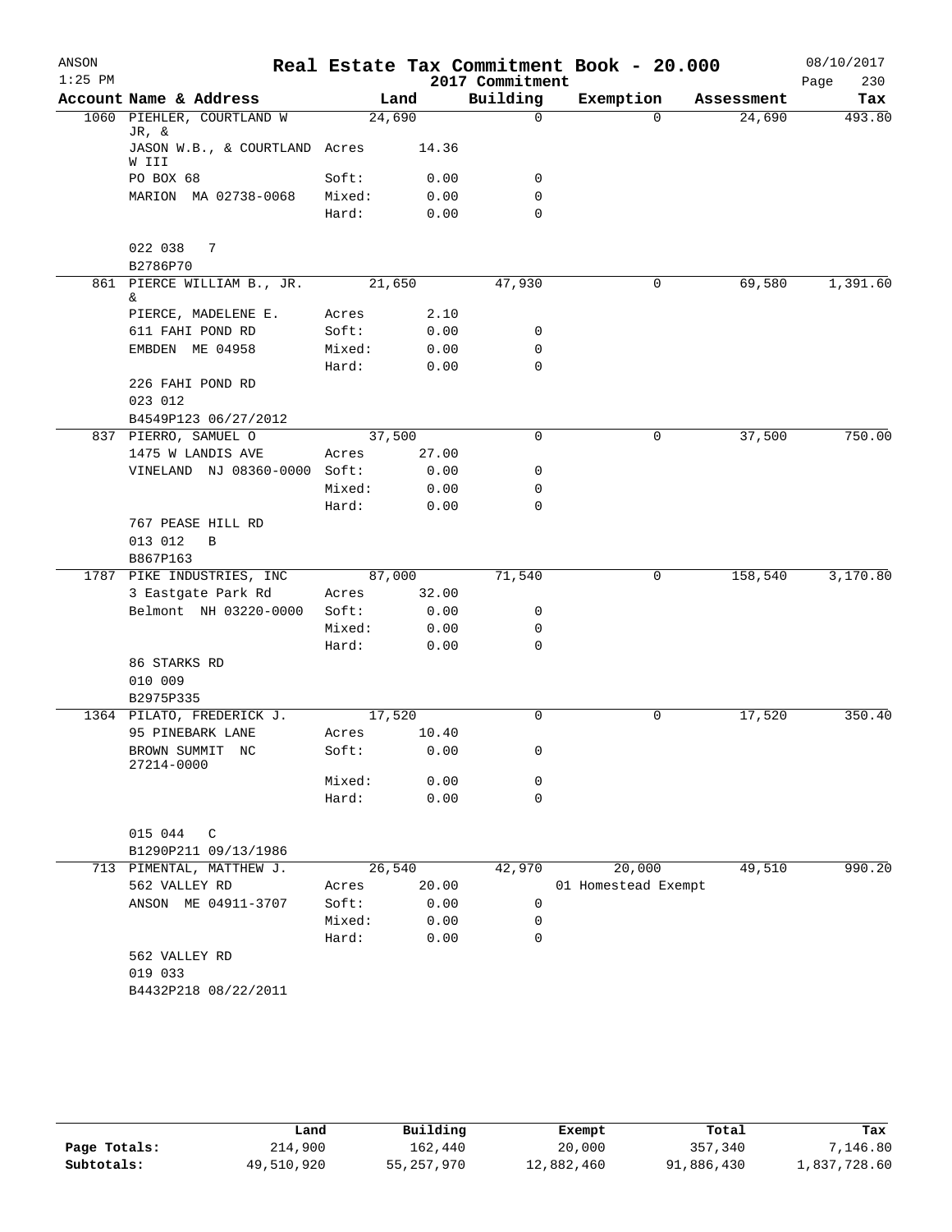# Real Estate Tax Commitment Book - 20.000

ANSON 1:25 PM — 2017 Commitment — 08/10/2017

| Account Name & Address | | Land | Building | Exemption | Assessment | Tax |
|---|---|---|---|---|---|---|
| 1060 PIEHLER, COURTLAND W JR, & | | 24,690 | 0 | 0 | 24,690 | 493.80 |
| JASON W.B., & COURTLAND W III | Acres | 14.36 | | | | |
| PO BOX 68 | Soft: | 0.00 | 0 | | | |
| MARION MA 02738-0068 | Mixed: | 0.00 | 0 | | | |
| | Hard: | 0.00 | 0 | | | |
| 022 038 7 | | | | | | |
| B2786P70 | | | | | | |
| 861 PIERCE WILLIAM B., JR. & | | 21,650 | 47,930 | 0 | 69,580 | 1,391.60 |
| PIERCE, MADELENE E. | Acres | 2.10 | | | | |
| 611 FAHI POND RD | Soft: | 0.00 | 0 | | | |
| EMBDEN ME 04958 | Mixed: | 0.00 | 0 | | | |
| | Hard: | 0.00 | 0 | | | |
| 226 FAHI POND RD | | | | | | |
| 023 012 | | | | | | |
| B4549P123 06/27/2012 | | | | | | |
| 837 PIERRO, SAMUEL O | | 37,500 | 0 | 0 | 37,500 | 750.00 |
| 1475 W LANDIS AVE | Acres | 27.00 | | | | |
| VINELAND NJ 08360-0000 | Soft: | 0.00 | 0 | | | |
| | Mixed: | 0.00 | 0 | | | |
| | Hard: | 0.00 | 0 | | | |
| 767 PEASE HILL RD | | | | | | |
| 013 012 B | | | | | | |
| B867P163 | | | | | | |
| 1787 PIKE INDUSTRIES, INC | | 87,000 | 71,540 | 0 | 158,540 | 3,170.80 |
| 3 Eastgate Park Rd | Acres | 32.00 | | | | |
| Belmont NH 03220-0000 | Soft: | 0.00 | 0 | | | |
| | Mixed: | 0.00 | 0 | | | |
| | Hard: | 0.00 | 0 | | | |
| 86 STARKS RD | | | | | | |
| 010 009 | | | | | | |
| B2975P335 | | | | | | |
| 1364 PILATO, FREDERICK J. | | 17,520 | 0 | 0 | 17,520 | 350.40 |
| 95 PINEBARK LANE | Acres | 10.40 | | | | |
| BROWN SUMMIT NC 27214-0000 | Soft: | 0.00 | 0 | | | |
| | Mixed: | 0.00 | 0 | | | |
| | Hard: | 0.00 | 0 | | | |
| 015 044 C | | | | | | |
| B1290P211 09/13/1986 | | | | | | |
| 713 PIMENTAL, MATTHEW J. | | 26,540 | 42,970 | 20,000 | 49,510 | 990.20 |
| 562 VALLEY RD | Acres | 20.00 | | 01 Homestead Exempt | | |
| ANSON ME 04911-3707 | Soft: | 0.00 | 0 | | | |
| | Mixed: | 0.00 | 0 | | | |
| | Hard: | 0.00 | 0 | | | |
| 562 VALLEY RD | | | | | | |
| 019 033 | | | | | | |
| B4432P218 08/22/2011 | | | | | | |

| | Land | Building | Exempt | Total | Tax |
|---|---|---|---|---|---|
| Page Totals: | 214,900 | 162,440 | 20,000 | 357,340 | 7,146.80 |
| Subtotals: | 49,510,920 | 55,257,970 | 12,882,460 | 91,886,430 | 1,837,728.60 |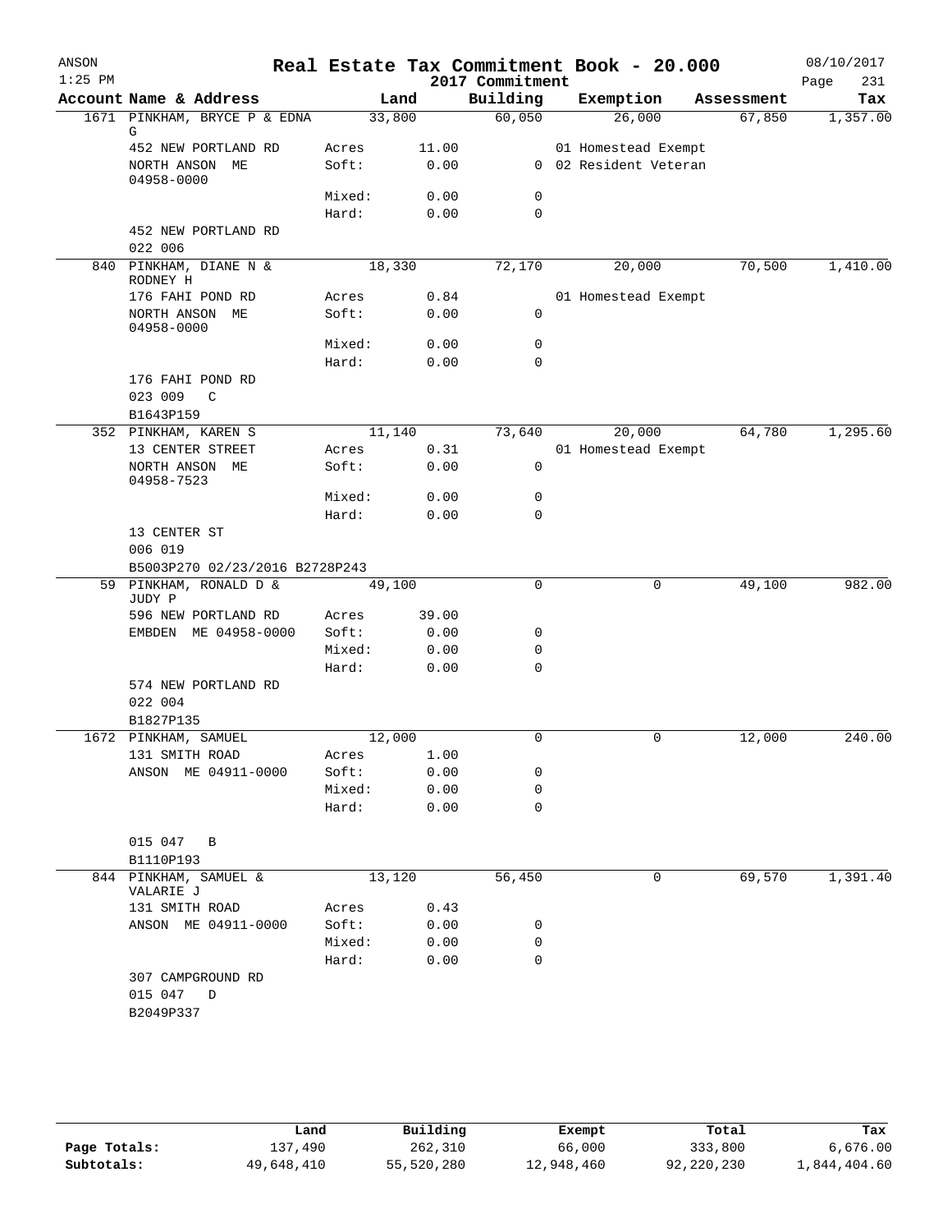# Real Estate Tax Commitment Book - 20.000

ANSON
1:25 PM

2017 Commitment

08/10/2017

| Account | Name & Address | | Land | Building | Exemption | Assessment | Tax |
|---|---|---|---|---|---|---|---|
| 1671 | PINKHAM, BRYCE P & EDNA G | | 33,800 | 60,050 | 26,000 | 67,850 | 1,357.00 |
| | 452 NEW PORTLAND RD | Acres | 11.00 | | 01 Homestead Exempt | | |
| | NORTH ANSON ME 04958-0000 | Soft: | 0.00 | 0 | 02 Resident Veteran | | |
| | | Mixed: | 0.00 | 0 | | | |
| | | Hard: | 0.00 | 0 | | | |
| | 452 NEW PORTLAND RD | | | | | | |
| | 022 006 | | | | | | |
| 840 | PINKHAM, DIANE N & RODNEY H | | 18,330 | 72,170 | 20,000 | 70,500 | 1,410.00 |
| | 176 FAHI POND RD | Acres | 0.84 | | 01 Homestead Exempt | | |
| | NORTH ANSON ME 04958-0000 | Soft: | 0.00 | 0 | | | |
| | | Mixed: | 0.00 | 0 | | | |
| | | Hard: | 0.00 | 0 | | | |
| | 176 FAHI POND RD | | | | | | |
| | 023 009 C | | | | | | |
| | B1643P159 | | | | | | |
| 352 | PINKHAM, KAREN S | | 11,140 | 73,640 | 20,000 | 64,780 | 1,295.60 |
| | 13 CENTER STREET | Acres | 0.31 | | 01 Homestead Exempt | | |
| | NORTH ANSON ME 04958-7523 | Soft: | 0.00 | 0 | | | |
| | | Mixed: | 0.00 | 0 | | | |
| | | Hard: | 0.00 | 0 | | | |
| | 13 CENTER ST | | | | | | |
| | 006 019 | | | | | | |
| | B5003P270 02/23/2016 B2728P243 | | | | | | |
| 59 | PINKHAM, RONALD D & JUDY P | | 49,100 | 0 | 0 | 49,100 | 982.00 |
| | 596 NEW PORTLAND RD | Acres | 39.00 | | | | |
| | EMBDEN ME 04958-0000 | Soft: | 0.00 | 0 | | | |
| | | Mixed: | 0.00 | 0 | | | |
| | | Hard: | 0.00 | 0 | | | |
| | 574 NEW PORTLAND RD | | | | | | |
| | 022 004 | | | | | | |
| | B1827P135 | | | | | | |
| 1672 | PINKHAM, SAMUEL | | 12,000 | 0 | 0 | 12,000 | 240.00 |
| | 131 SMITH ROAD | Acres | 1.00 | | | | |
| | ANSON ME 04911-0000 | Soft: | 0.00 | 0 | | | |
| | | Mixed: | 0.00 | 0 | | | |
| | | Hard: | 0.00 | 0 | | | |
| | 015 047 B | | | | | | |
| | B1110P193 | | | | | | |
| 844 | PINKHAM, SAMUEL & VALARIE J | | 13,120 | 56,450 | 0 | 69,570 | 1,391.40 |
| | 131 SMITH ROAD | Acres | 0.43 | | | | |
| | ANSON ME 04911-0000 | Soft: | 0.00 | 0 | | | |
| | | Mixed: | 0.00 | 0 | | | |
| | | Hard: | 0.00 | 0 | | | |
| | 307 CAMPGROUND RD | | | | | | |
| | 015 047 D | | | | | | |
| | B2049P337 | | | | | | |

| | Land | Building | Exempt | Total | Tax |
|---|---|---|---|---|---|
| Page Totals: | 137,490 | 262,310 | 66,000 | 333,800 | 6,676.00 |
| Subtotals: | 49,648,410 | 55,520,280 | 12,948,460 | 92,220,230 | 1,844,404.60 |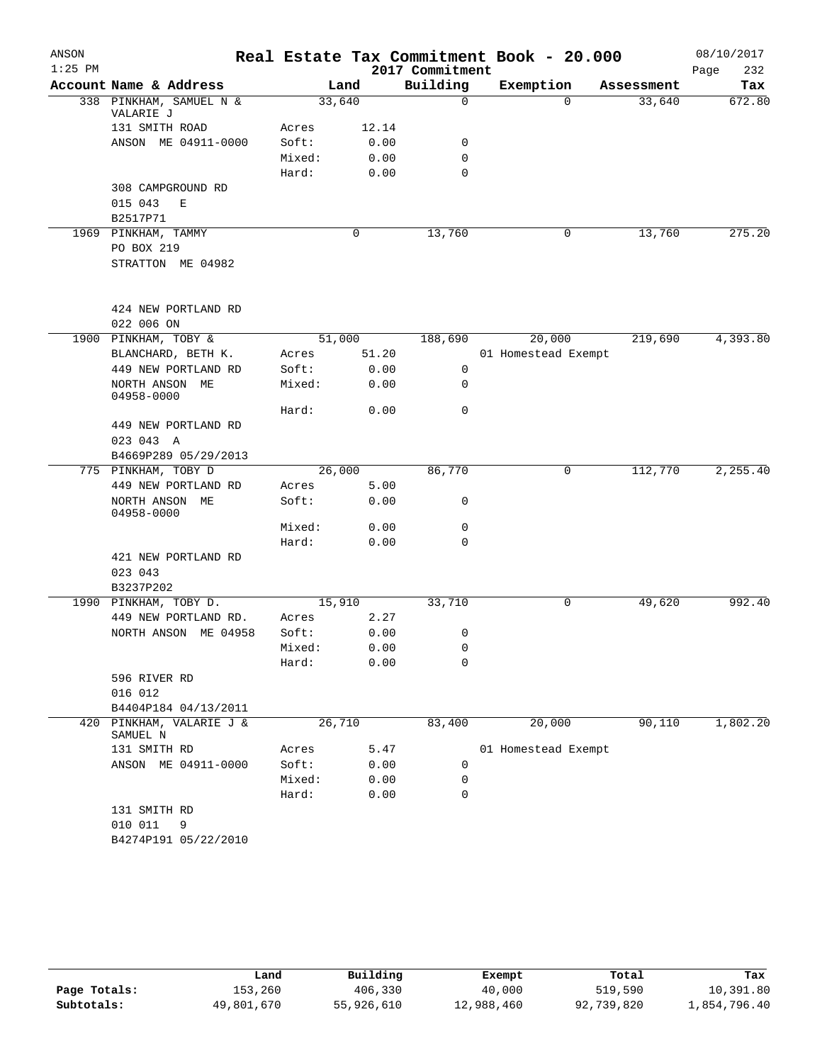# Real Estate Tax Commitment Book - 20.000

ANSON
1:25 PM

2017 Commitment

08/10/2017

| Account Name & Address | Land | | Building | Exemption | Assessment | Tax |
|---|---|---|---|---|---|---|
| 338 PINKHAM, SAMUEL N & VALARIE J | | 33,640 | 0 | 0 | 33,640 | 672.80 |
| 131 SMITH ROAD | Acres | 12.14 | | | | |
| ANSON ME 04911-0000 | Soft: | 0.00 | 0 | | | |
| | Mixed: | 0.00 | 0 | | | |
| | Hard: | 0.00 | 0 | | | |
| 308 CAMPGROUND RD | | | | | | |
| 015 043 E | | | | | | |
| B2517P71 | | | | | | |
| 1969 PINKHAM, TAMMY | | 0 | 13,760 | 0 | 13,760 | 275.20 |
| PO BOX 219 | | | | | | |
| STRATTON ME 04982 | | | | | | |
| 424 NEW PORTLAND RD | | | | | | |
| 022 006 ON | | | | | | |
| 1900 PINKHAM, TOBY & | | 51,000 | 188,690 | 20,000 | 219,690 | 4,393.80 |
| BLANCHARD, BETH K. | Acres | 51.20 | | 01 Homestead Exempt | | |
| 449 NEW PORTLAND RD | Soft: | 0.00 | 0 | | | |
| NORTH ANSON ME 04958-0000 | Mixed: | 0.00 | 0 | | | |
| | Hard: | 0.00 | 0 | | | |
| 449 NEW PORTLAND RD | | | | | | |
| 023 043 A | | | | | | |
| B4669P289 05/29/2013 | | | | | | |
| 775 PINKHAM, TOBY D | | 26,000 | 86,770 | 0 | 112,770 | 2,255.40 |
| 449 NEW PORTLAND RD | Acres | 5.00 | | | | |
| NORTH ANSON ME 04958-0000 | Soft: | 0.00 | 0 | | | |
| | Mixed: | 0.00 | 0 | | | |
| | Hard: | 0.00 | 0 | | | |
| 421 NEW PORTLAND RD | | | | | | |
| 023 043 | | | | | | |
| B3237P202 | | | | | | |
| 1990 PINKHAM, TOBY D. | | 15,910 | 33,710 | 0 | 49,620 | 992.40 |
| 449 NEW PORTLAND RD. | Acres | 2.27 | | | | |
| NORTH ANSON ME 04958 | Soft: | 0.00 | 0 | | | |
| | Mixed: | 0.00 | 0 | | | |
| | Hard: | 0.00 | 0 | | | |
| 596 RIVER RD | | | | | | |
| 016 012 | | | | | | |
| B4404P184 04/13/2011 | | | | | | |
| 420 PINKHAM, VALARIE J & SAMUEL N | | 26,710 | 83,400 | 20,000 | 90,110 | 1,802.20 |
| 131 SMITH RD | Acres | 5.47 | | 01 Homestead Exempt | | |
| ANSON ME 04911-0000 | Soft: | 0.00 | 0 | | | |
| | Mixed: | 0.00 | 0 | | | |
| | Hard: | 0.00 | 0 | | | |
| 131 SMITH RD | | | | | | |
| 010 011 9 | | | | | | |
| B4274P191 05/22/2010 | | | | | | |

| | Land | Building | Exempt | Total | Tax |
|---|---|---|---|---|---|
| Page Totals: | 153,260 | 406,330 | 40,000 | 519,590 | 10,391.80 |
| Subtotals: | 49,801,670 | 55,926,610 | 12,988,460 | 92,739,820 | 1,854,796.40 |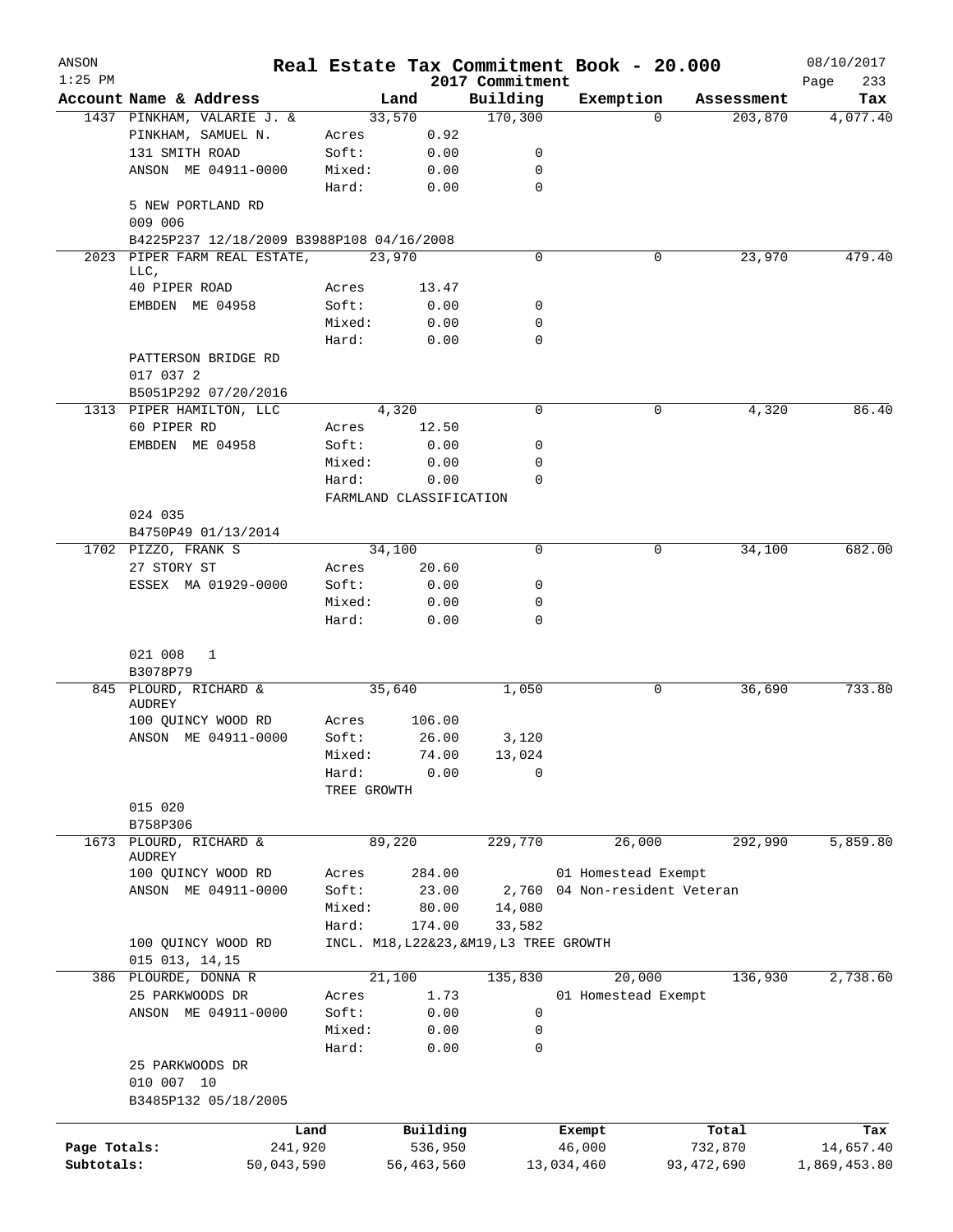# Real Estate Tax Commitment Book - 20.000

ANSON 1:25 PM — 2017 Commitment — 08/10/2017

| Account Name & Address | Land | | Building | Exemption | Assessment | Tax |
|---|---|---|---|---|---|---|
| 1437 PINKHAM, VALARIE J. & | 33,570 | | 170,300 | 0 | 203,870 | 4,077.40 |
| PINKHAM, SAMUEL N. | Acres | 0.92 | | | | |
| 131 SMITH ROAD | Soft: | 0.00 | 0 | | | |
| ANSON ME 04911-0000 | Mixed: | 0.00 | 0 | | | |
| | Hard: | 0.00 | 0 | | | |
| 5 NEW PORTLAND RD | | | | | | |
| 009 006 | | | | | | |
| B4225P237 12/18/2009 B3988P108 04/16/2008 | | | | | | |
| 2023 PIPER FARM REAL ESTATE, LLC, | 23,970 | | 0 | 0 | 23,970 | 479.40 |
| 40 PIPER ROAD | Acres | 13.47 | | | | |
| EMBDEN ME 04958 | Soft: | 0.00 | 0 | | | |
| | Mixed: | 0.00 | 0 | | | |
| | Hard: | 0.00 | 0 | | | |
| PATTERSON BRIDGE RD | | | | | | |
| 017 037 2 | | | | | | |
| B5051P292 07/20/2016 | | | | | | |
| 1313 PIPER HAMILTON, LLC | 4,320 | | 0 | 0 | 4,320 | 86.40 |
| 60 PIPER RD | Acres | 12.50 | | | | |
| EMBDEN ME 04958 | Soft: | 0.00 | 0 | | | |
| | Mixed: | 0.00 | 0 | | | |
| | Hard: | 0.00 | 0 | | | |
| | FARMLAND CLASSIFICATION | | | | | |
| 024 035 | | | | | | |
| B4750P49 01/13/2014 | | | | | | |
| 1702 PIZZO, FRANK S | 34,100 | | 0 | 0 | 34,100 | 682.00 |
| 27 STORY ST | Acres | 20.60 | | | | |
| ESSEX MA 01929-0000 | Soft: | 0.00 | 0 | | | |
| | Mixed: | 0.00 | 0 | | | |
| | Hard: | 0.00 | 0 | | | |
| 021 008 1 | | | | | | |
| B3078P79 | | | | | | |
| 845 PLOURD, RICHARD & AUDREY | 35,640 | | 1,050 | 0 | 36,690 | 733.80 |
| 100 QUINCY WOOD RD | Acres | 106.00 | | | | |
| ANSON ME 04911-0000 | Soft: | 26.00 | 3,120 | | | |
| | Mixed: | 74.00 | 13,024 | | | |
| | Hard: | 0.00 | 0 | | | |
| | TREE GROWTH | | | | | |
| 015 020 | | | | | | |
| B758P306 | | | | | | |
| 1673 PLOURD, RICHARD & AUDREY | 89,220 | | 229,770 | 26,000 | 292,990 | 5,859.80 |
| 100 QUINCY WOOD RD | Acres | 284.00 | | 01 Homestead Exempt | | |
| ANSON ME 04911-0000 | Soft: | 23.00 | 2,760 | 04 Non-resident Veteran | | |
| | Mixed: | 80.00 | 14,080 | | | |
| | Hard: | 174.00 | 33,582 | | | |
| 100 QUINCY WOOD RD | INCL. M18,L22&23,&M19,L3 TREE GROWTH | | | | | |
| 015 013, 14,15 | | | | | | |
| 386 PLOURDE, DONNA R | 21,100 | | 135,830 | 20,000 | 136,930 | 2,738.60 |
| 25 PARKWOODS DR | Acres | 1.73 | | 01 Homestead Exempt | | |
| ANSON ME 04911-0000 | Soft: | 0.00 | 0 | | | |
| | Mixed: | 0.00 | 0 | | | |
| | Hard: | 0.00 | 0 | | | |
| 25 PARKWOODS DR | | | | | | |
| 010 007 10 | | | | | | |
| B3485P132 05/18/2005 | | | | | | |

| | Land | Building | Exempt | Total | Tax |
|---|---|---|---|---|---|
| Page Totals: | 241,920 | 536,950 | 46,000 | 732,870 | 14,657.40 |
| Subtotals: | 50,043,590 | 56,463,560 | 13,034,460 | 93,472,690 | 1,869,453.80 |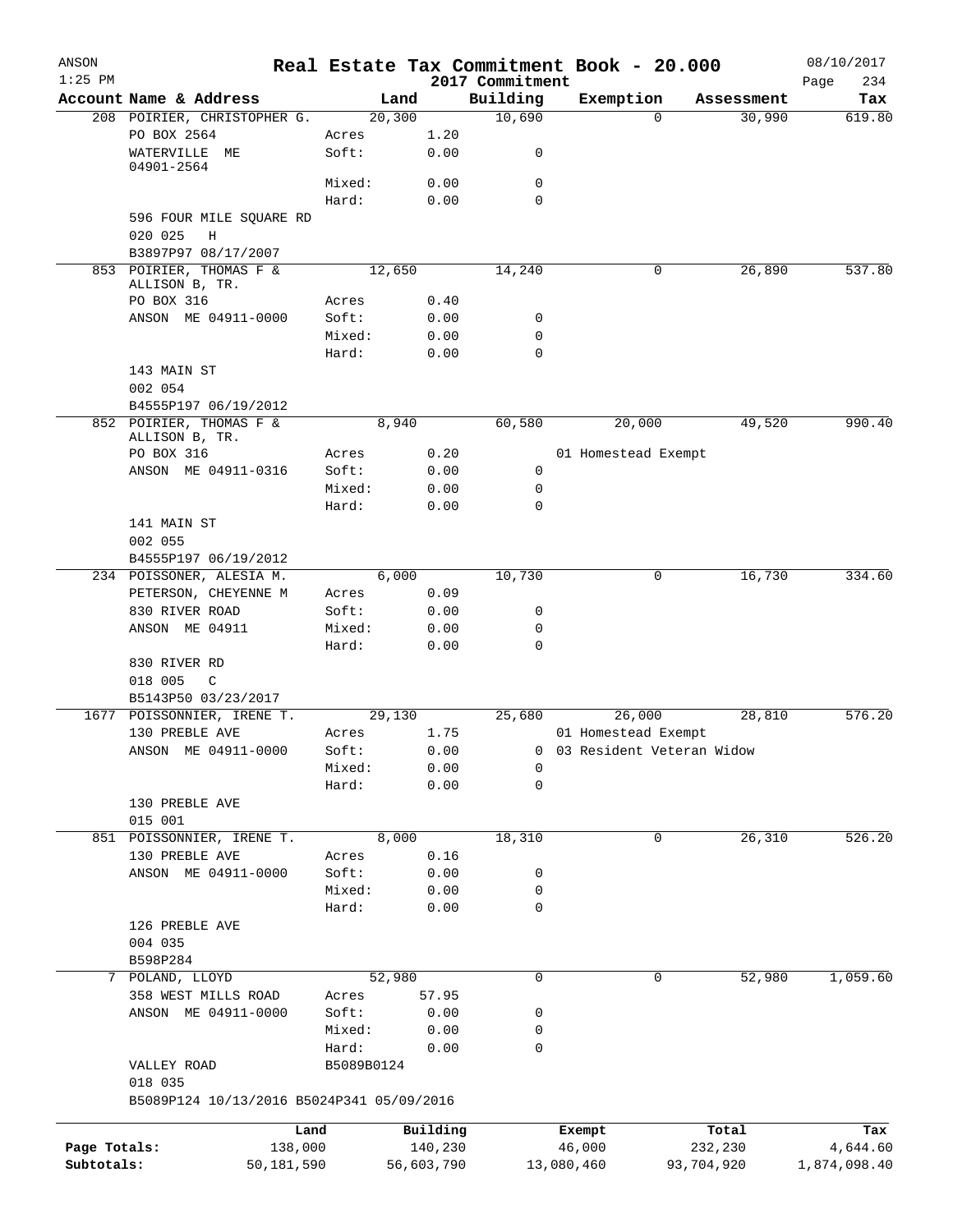# Real Estate Tax Commitment Book - 20.000

ANSON
1:25 PM

2017 Commitment

08/10/2017

| Account Name & Address | | Land | Building | Exemption | Assessment | Tax |
|---|---|---|---|---|---|---|
| 208 POIRIER, CHRISTOPHER G. | | 20,300 | 10,690 | 0 | 30,990 | 619.80 |
| PO BOX 2564 | Acres | 1.20 | | | | |
| WATERVILLE ME 04901-2564 | Soft: | 0.00 | 0 | | | |
| | Mixed: | 0.00 | 0 | | | |
| | Hard: | 0.00 | 0 | | | |
| 596 FOUR MILE SQUARE RD | | | | | | |
| 020 025 H | | | | | | |
| B3897P97 08/17/2007 | | | | | | |
| 853 POIRIER, THOMAS F & ALLISON B, TR. | | 12,650 | 14,240 | 0 | 26,890 | 537.80 |
| PO BOX 316 | Acres | 0.40 | | | | |
| ANSON ME 04911-0000 | Soft: | 0.00 | 0 | | | |
| | Mixed: | 0.00 | 0 | | | |
| | Hard: | 0.00 | 0 | | | |
| 143 MAIN ST | | | | | | |
| 002 054 | | | | | | |
| B4555P197 06/19/2012 | | | | | | |
| 852 POIRIER, THOMAS F & ALLISON B, TR. | | 8,940 | 60,580 | 20,000 | 49,520 | 990.40 |
| PO BOX 316 | Acres | 0.20 | | 01 Homestead Exempt | | |
| ANSON ME 04911-0316 | Soft: | 0.00 | 0 | | | |
| | Mixed: | 0.00 | 0 | | | |
| | Hard: | 0.00 | 0 | | | |
| 141 MAIN ST | | | | | | |
| 002 055 | | | | | | |
| B4555P197 06/19/2012 | | | | | | |
| 234 POISSONER, ALESIA M. | | 6,000 | 10,730 | 0 | 16,730 | 334.60 |
| PETERSON, CHEYENNE M | Acres | 0.09 | | | | |
| 830 RIVER ROAD | Soft: | 0.00 | 0 | | | |
| ANSON ME 04911 | Mixed: | 0.00 | 0 | | | |
| | Hard: | 0.00 | 0 | | | |
| 830 RIVER RD | | | | | | |
| 018 005 C | | | | | | |
| B5143P50 03/23/2017 | | | | | | |
| 1677 POISSONNIER, IRENE T. | | 29,130 | 25,680 | 26,000 | 28,810 | 576.20 |
| 130 PREBLE AVE | Acres | 1.75 | | 01 Homestead Exempt | | |
| ANSON ME 04911-0000 | Soft: | 0.00 | 0 | 03 Resident Veteran Widow | | |
| | Mixed: | 0.00 | 0 | | | |
| | Hard: | 0.00 | 0 | | | |
| 130 PREBLE AVE | | | | | | |
| 015 001 | | | | | | |
| 851 POISSONNIER, IRENE T. | | 8,000 | 18,310 | 0 | 26,310 | 526.20 |
| 130 PREBLE AVE | Acres | 0.16 | | | | |
| ANSON ME 04911-0000 | Soft: | 0.00 | 0 | | | |
| | Mixed: | 0.00 | 0 | | | |
| | Hard: | 0.00 | 0 | | | |
| 126 PREBLE AVE | | | | | | |
| 004 035 | | | | | | |
| B598P284 | | | | | | |
| 7 POLAND, LLOYD | | 52,980 | 0 | 0 | 52,980 | 1,059.60 |
| 358 WEST MILLS ROAD | Acres | 57.95 | | | | |
| ANSON ME 04911-0000 | Soft: | 0.00 | 0 | | | |
| | Mixed: | 0.00 | 0 | | | |
| | Hard: | 0.00 | 0 | | | |
| VALLEY ROAD | B5089B0124 | | | | | |
| 018 035 | | | | | | |
| B5089P124 10/13/2016 B5024P341 05/09/2016 | | | | | | |

| | Land | Building | Exempt | Total | Tax |
|---|---|---|---|---|---|
| Page Totals: | 138,000 | 140,230 | 46,000 | 232,230 | 4,644.60 |
| Subtotals: | 50,181,590 | 56,603,790 | 13,080,460 | 93,704,920 | 1,874,098.40 |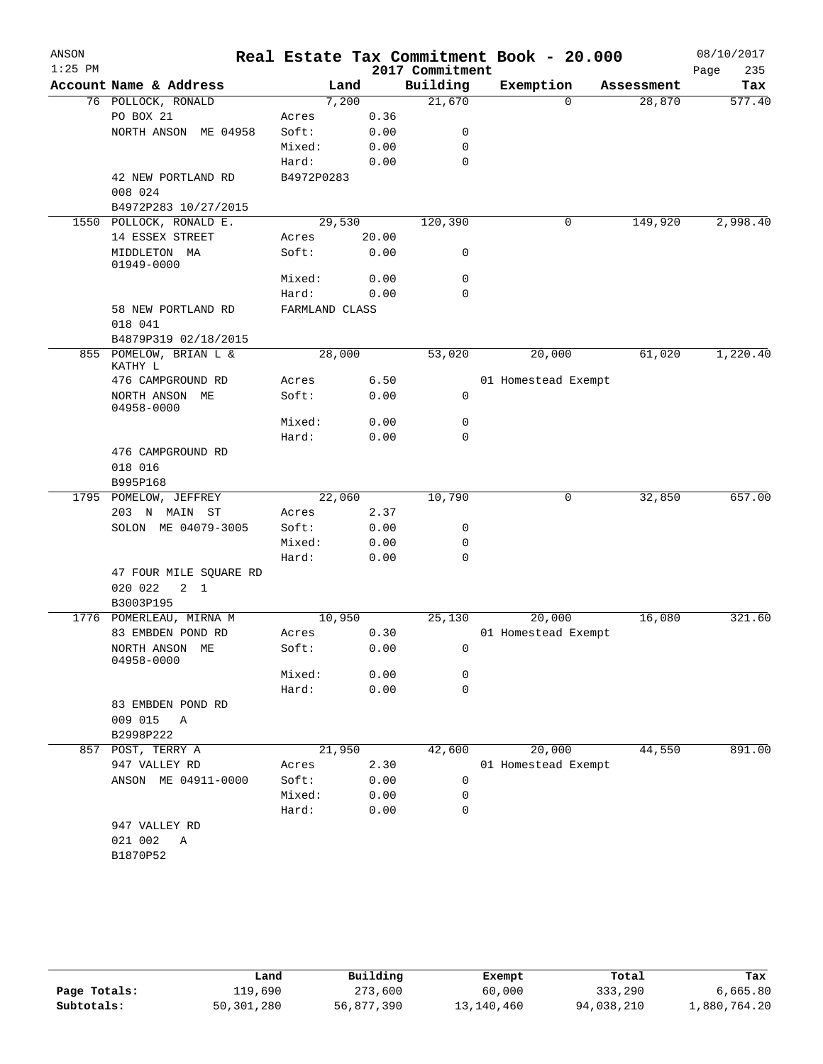# Real Estate Tax Commitment Book - 20.000

ANSON
1:25 PM
2017 Commitment
08/10/2017

| Account | Name & Address | Land | | Building | Exemption | Assessment | Tax |
|---|---|---|---|---|---|---|---|
| 76 | POLLOCK, RONALD | 7,200 | | 21,670 | 0 | 28,870 | 577.40 |
| | PO BOX 21 | Acres | 0.36 | | | | |
| | NORTH ANSON ME 04958 | Soft: | 0.00 | 0 | | | |
| | | Mixed: | 0.00 | 0 | | | |
| | | Hard: | 0.00 | 0 | | | |
| | 42 NEW PORTLAND RD | B4972P0283 | | | | | |
| | 008 024 | | | | | | |
| | B4972P283 10/27/2015 | | | | | | |
| 1550 | POLLOCK, RONALD E. | 29,530 | | 120,390 | 0 | 149,920 | 2,998.40 |
| | 14 ESSEX STREET | Acres | 20.00 | | | | |
| | MIDDLETON MA 01949-0000 | Soft: | 0.00 | 0 | | | |
| | | Mixed: | 0.00 | 0 | | | |
| | | Hard: | 0.00 | 0 | | | |
| | 58 NEW PORTLAND RD | FARMLAND CLASS | | | | | |
| | 018 041 | | | | | | |
| | B4879P319 02/18/2015 | | | | | | |
| 855 | POMELOW, BRIAN L & KATHY L | 28,000 | | 53,020 | 20,000 | 61,020 | 1,220.40 |
| | 476 CAMPGROUND RD | Acres | 6.50 | | 01 Homestead Exempt | | |
| | NORTH ANSON ME 04958-0000 | Soft: | 0.00 | 0 | | | |
| | | Mixed: | 0.00 | 0 | | | |
| | | Hard: | 0.00 | 0 | | | |
| | 476 CAMPGROUND RD | | | | | | |
| | 018 016 | | | | | | |
| | B995P168 | | | | | | |
| 1795 | POMELOW, JEFFREY | 22,060 | | 10,790 | 0 | 32,850 | 657.00 |
| | 203 N MAIN ST | Acres | 2.37 | | | | |
| | SOLON ME 04079-3005 | Soft: | 0.00 | 0 | | | |
| | | Mixed: | 0.00 | 0 | | | |
| | | Hard: | 0.00 | 0 | | | |
| | 47 FOUR MILE SQUARE RD | | | | | | |
| | 020 022 2 1 | | | | | | |
| | B3003P195 | | | | | | |
| 1776 | POMERLEAU, MIRNA M | 10,950 | | 25,130 | 20,000 | 16,080 | 321.60 |
| | 83 EMBDEN POND RD | Acres | 0.30 | | 01 Homestead Exempt | | |
| | NORTH ANSON ME 04958-0000 | Soft: | 0.00 | 0 | | | |
| | | Mixed: | 0.00 | 0 | | | |
| | | Hard: | 0.00 | 0 | | | |
| | 83 EMBDEN POND RD | | | | | | |
| | 009 015 A | | | | | | |
| | B2998P222 | | | | | | |
| 857 | POST, TERRY A | 21,950 | | 42,600 | 20,000 | 44,550 | 891.00 |
| | 947 VALLEY RD | Acres | 2.30 | | 01 Homestead Exempt | | |
| | ANSON ME 04911-0000 | Soft: | 0.00 | 0 | | | |
| | | Mixed: | 0.00 | 0 | | | |
| | | Hard: | 0.00 | 0 | | | |
| | 947 VALLEY RD | | | | | | |
| | 021 002 A | | | | | | |
| | B1870P52 | | | | | | |

| | Land | Building | Exempt | Total | Tax |
|---|---|---|---|---|---|
| Page Totals: | 119,690 | 273,600 | 60,000 | 333,290 | 6,665.80 |
| Subtotals: | 50,301,280 | 56,877,390 | 13,140,460 | 94,038,210 | 1,880,764.20 |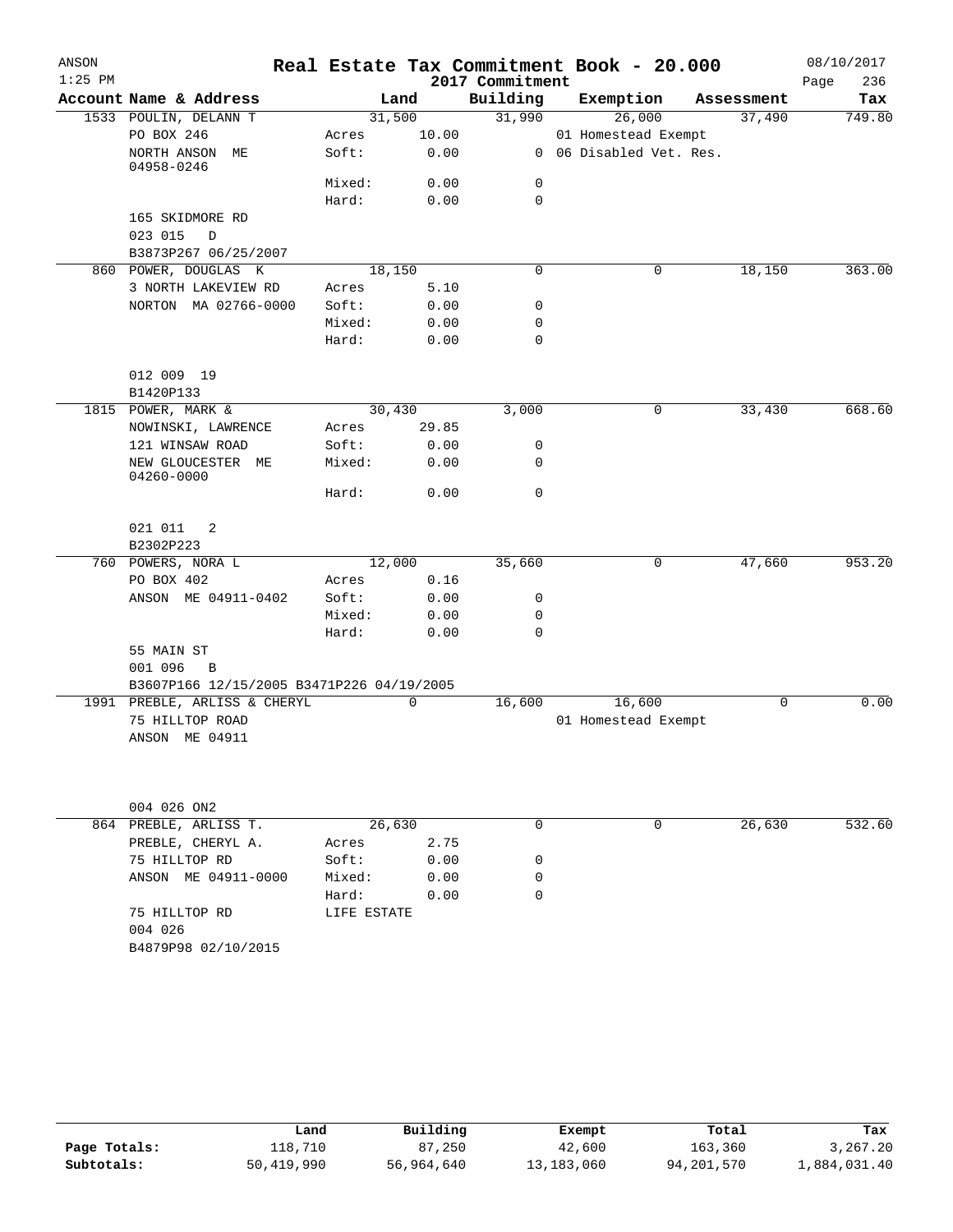# Real Estate Tax Commitment Book - 20.000

ANSON 1:25 PM — 2017 Commitment — 08/10/2017

| Account Name & Address | Land | | Building | Exemption | Assessment | Tax |
|---|---|---|---|---|---|---|
| 1533 POULIN, DELANN T | 31,500 | | 31,990 | 26,000 | 37,490 | 749.80 |
| PO BOX 246 | Acres | 10.00 | | 01 Homestead Exempt | | |
| NORTH ANSON ME 04958-0246 | Soft: | 0.00 | 0 | 06 Disabled Vet. Res. | | |
| | Mixed: | 0.00 | 0 | | | |
| | Hard: | 0.00 | 0 | | | |
| 165 SKIDMORE RD | | | | | | |
| 023 015 D | | | | | | |
| B3873P267 06/25/2007 | | | | | | |
| 860 POWER, DOUGLAS K | 18,150 | | 0 | 0 | 18,150 | 363.00 |
| 3 NORTH LAKEVIEW RD | Acres | 5.10 | | | | |
| NORTON MA 02766-0000 | Soft: | 0.00 | 0 | | | |
| | Mixed: | 0.00 | 0 | | | |
| | Hard: | 0.00 | 0 | | | |
| 012 009 19 | | | | | | |
| B1420P133 | | | | | | |
| 1815 POWER, MARK & | 30,430 | | 3,000 | 0 | 33,430 | 668.60 |
| NOWINSKI, LAWRENCE | Acres | 29.85 | | | | |
| 121 WINSAW ROAD | Soft: | 0.00 | 0 | | | |
| NEW GLOUCESTER ME 04260-0000 | Mixed: | 0.00 | 0 | | | |
| | Hard: | 0.00 | 0 | | | |
| 021 011 2 | | | | | | |
| B2302P223 | | | | | | |
| 760 POWERS, NORA L | 12,000 | | 35,660 | 0 | 47,660 | 953.20 |
| PO BOX 402 | Acres | 0.16 | | | | |
| ANSON ME 04911-0402 | Soft: | 0.00 | 0 | | | |
| | Mixed: | 0.00 | 0 | | | |
| | Hard: | 0.00 | 0 | | | |
| 55 MAIN ST | | | | | | |
| 001 096 B | | | | | | |
| B3607P166 12/15/2005 B3471P226 04/19/2005 | | | | | | |
| 1991 PREBLE, ARLISS & CHERYL | 0 | | 16,600 | 16,600 | 0 | 0.00 |
| 75 HILLTOP ROAD | | | | 01 Homestead Exempt | | |
| ANSON ME 04911 | | | | | | |
| 004 026 ON2 | | | | | | |
| 864 PREBLE, ARLISS T. | 26,630 | | 0 | 0 | 26,630 | 532.60 |
| PREBLE, CHERYL A. | Acres | 2.75 | | | | |
| 75 HILLTOP RD | Soft: | 0.00 | 0 | | | |
| ANSON ME 04911-0000 | Mixed: | 0.00 | 0 | | | |
| | Hard: | 0.00 | 0 | | | |
| 75 HILLTOP RD | LIFE ESTATE | | | | | |
| 004 026 | | | | | | |
| B4879P98 02/10/2015 | | | | | | |

| | Land | Building | Exempt | Total | Tax |
|---|---|---|---|---|---|
| Page Totals: | 118,710 | 87,250 | 42,600 | 163,360 | 3,267.20 |
| Subtotals: | 50,419,990 | 56,964,640 | 13,183,060 | 94,201,570 | 1,884,031.40 |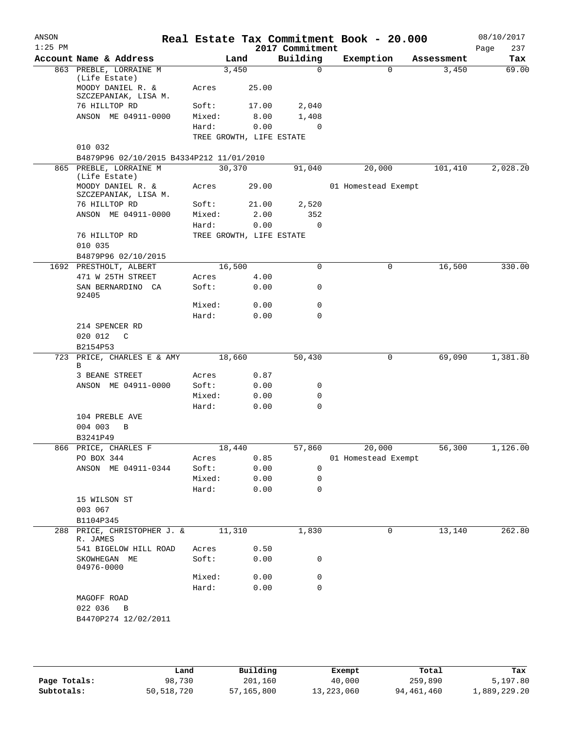# Real Estate Tax Commitment Book - 20.000

ANSON
1:25 PM
2017 Commitment
08/10/2017

| Account Name & Address | Land | | Building | Exemption | Assessment | Tax |
|---|---|---|---|---|---|---|
| 863 PREBLE, LORRAINE M (Life Estate) | 3,450 | | 0 | 0 | 3,450 | 69.00 |
| MOODY DANIEL R. & SZCZEPANIAK, LISA M. | Acres | 25.00 | | | | |
| 76 HILLTOP RD | Soft: | 17.00 | 2,040 | | | |
| ANSON ME 04911-0000 | Mixed: | 8.00 | 1,408 | | | |
| | Hard: | 0.00 | 0 | | | |
| | TREE GROWTH, LIFE ESTATE | | | | | |
| 010 032 | | | | | | |
| B4879P96 02/10/2015 B4334P212 11/01/2010 | | | | | | |
| 865 PREBLE, LORRAINE M (Life Estate) | 30,370 | | 91,040 | 20,000 | 101,410 | 2,028.20 |
| MOODY DANIEL R. & SZCZEPANIAK, LISA M. | Acres | 29.00 | | 01 Homestead Exempt | | |
| 76 HILLTOP RD | Soft: | 21.00 | 2,520 | | | |
| ANSON ME 04911-0000 | Mixed: | 2.00 | 352 | | | |
| | Hard: | 0.00 | 0 | | | |
| 76 HILLTOP RD | TREE GROWTH, LIFE ESTATE | | | | | |
| 010 035 | | | | | | |
| B4879P96 02/10/2015 | | | | | | |
| 1692 PRESTHOLT, ALBERT | 16,500 | | 0 | 0 | 16,500 | 330.00 |
| 471 W 25TH STREET | Acres | 4.00 | | | | |
| SAN BERNARDINO CA 92405 | Soft: | 0.00 | 0 | | | |
| | Mixed: | 0.00 | 0 | | | |
| | Hard: | 0.00 | 0 | | | |
| 214 SPENCER RD | | | | | | |
| 020 012 C | | | | | | |
| B2154P53 | | | | | | |
| 723 PRICE, CHARLES E & AMY B | 18,660 | | 50,430 | 0 | 69,090 | 1,381.80 |
| 3 BEANE STREET | Acres | 0.87 | | | | |
| ANSON ME 04911-0000 | Soft: | 0.00 | 0 | | | |
| | Mixed: | 0.00 | 0 | | | |
| | Hard: | 0.00 | 0 | | | |
| 104 PREBLE AVE | | | | | | |
| 004 003 B | | | | | | |
| B3241P49 | | | | | | |
| 866 PRICE, CHARLES F | 18,440 | | 57,860 | 20,000 | 56,300 | 1,126.00 |
| PO BOX 344 | Acres | 0.85 | | 01 Homestead Exempt | | |
| ANSON ME 04911-0344 | Soft: | 0.00 | 0 | | | |
| | Mixed: | 0.00 | 0 | | | |
| | Hard: | 0.00 | 0 | | | |
| 15 WILSON ST | | | | | | |
| 003 067 | | | | | | |
| B1104P345 | | | | | | |
| 288 PRICE, CHRISTOPHER J. & R. JAMES | 11,310 | | 1,830 | 0 | 13,140 | 262.80 |
| 541 BIGELOW HILL ROAD | Acres | 0.50 | | | | |
| SKOWHEGAN ME 04976-0000 | Soft: | 0.00 | 0 | | | |
| | Mixed: | 0.00 | 0 | | | |
| | Hard: | 0.00 | 0 | | | |
| MAGOFF ROAD | | | | | | |
| 022 036 B | | | | | | |
| B4470P274 12/02/2011 | | | | | | |

| | Land | Building | Exempt | Total | Tax |
|---|---|---|---|---|---|
| Page Totals: | 98,730 | 201,160 | 40,000 | 259,890 | 5,197.80 |
| Subtotals: | 50,518,720 | 57,165,800 | 13,223,060 | 94,461,460 | 1,889,229.20 |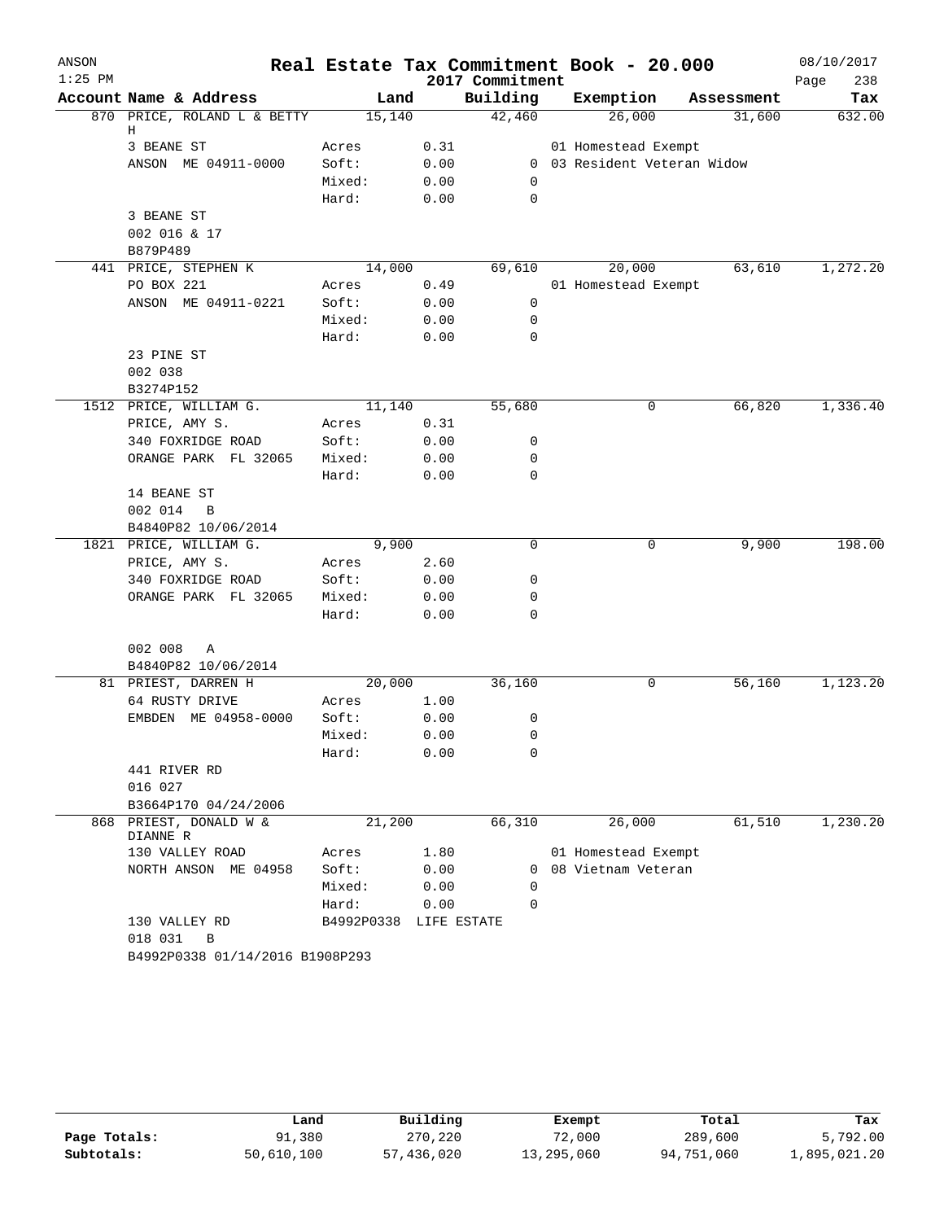# Real Estate Tax Commitment Book - 20.000

ANSON 1:25 PM — 2017 Commitment — 08/10/2017

| Account Name & Address | | Land | Building | Exemption | Assessment | Tax |
|---|---|---|---|---|---|---|
| 870 PRICE, ROLAND L & BETTY H | | 15,140 | 42,460 | 26,000 | 31,600 | 632.00 |
| 3 BEANE ST | Acres | 0.31 | | 01 Homestead Exempt | | |
| ANSON ME 04911-0000 | Soft: | 0.00 | 0 | 03 Resident Veteran Widow | | |
| | Mixed: | 0.00 | 0 | | | |
| | Hard: | 0.00 | 0 | | | |
| 3 BEANE ST | | | | | | |
| 002 016 & 17 | | | | | | |
| B879P489 | | | | | | |
| 441 PRICE, STEPHEN K | | 14,000 | 69,610 | 20,000 | 63,610 | 1,272.20 |
| PO BOX 221 | Acres | 0.49 | | 01 Homestead Exempt | | |
| ANSON ME 04911-0221 | Soft: | 0.00 | 0 | | | |
| | Mixed: | 0.00 | 0 | | | |
| | Hard: | 0.00 | 0 | | | |
| 23 PINE ST | | | | | | |
| 002 038 | | | | | | |
| B3274P152 | | | | | | |
| 1512 PRICE, WILLIAM G. | | 11,140 | 55,680 | 0 | 66,820 | 1,336.40 |
| PRICE, AMY S. | Acres | 0.31 | | | | |
| 340 FOXRIDGE ROAD | Soft: | 0.00 | 0 | | | |
| ORANGE PARK FL 32065 | Mixed: | 0.00 | 0 | | | |
| | Hard: | 0.00 | 0 | | | |
| 14 BEANE ST | | | | | | |
| 002 014 B | | | | | | |
| B4840P82 10/06/2014 | | | | | | |
| 1821 PRICE, WILLIAM G. | | 9,900 | 0 | 0 | 9,900 | 198.00 |
| PRICE, AMY S. | Acres | 2.60 | | | | |
| 340 FOXRIDGE ROAD | Soft: | 0.00 | 0 | | | |
| ORANGE PARK FL 32065 | Mixed: | 0.00 | 0 | | | |
| | Hard: | 0.00 | 0 | | | |
| 002 008 A | | | | | | |
| B4840P82 10/06/2014 | | | | | | |
| 81 PRIEST, DARREN H | | 20,000 | 36,160 | 0 | 56,160 | 1,123.20 |
| 64 RUSTY DRIVE | Acres | 1.00 | | | | |
| EMBDEN ME 04958-0000 | Soft: | 0.00 | 0 | | | |
| | Mixed: | 0.00 | 0 | | | |
| | Hard: | 0.00 | 0 | | | |
| 441 RIVER RD | | | | | | |
| 016 027 | | | | | | |
| B3664P170 04/24/2006 | | | | | | |
| 868 PRIEST, DONALD W & DIANNE R | | 21,200 | 66,310 | 26,000 | 61,510 | 1,230.20 |
| 130 VALLEY ROAD | Acres | 1.80 | | 01 Homestead Exempt | | |
| NORTH ANSON ME 04958 | Soft: | 0.00 | 0 | 08 Vietnam Veteran | | |
| | Mixed: | 0.00 | 0 | | | |
| | Hard: | 0.00 | 0 | | | |
| 130 VALLEY RD | B4992P0338 | LIFE ESTATE | | | | |
| 018 031 B | | | | | | |
| B4992P0338 01/14/2016 B1908P293 | | | | | | |

| | Land | Building | Exempt | Total | Tax |
|---|---|---|---|---|---|
| Page Totals: | 91,380 | 270,220 | 72,000 | 289,600 | 5,792.00 |
| Subtotals: | 50,610,100 | 57,436,020 | 13,295,060 | 94,751,060 | 1,895,021.20 |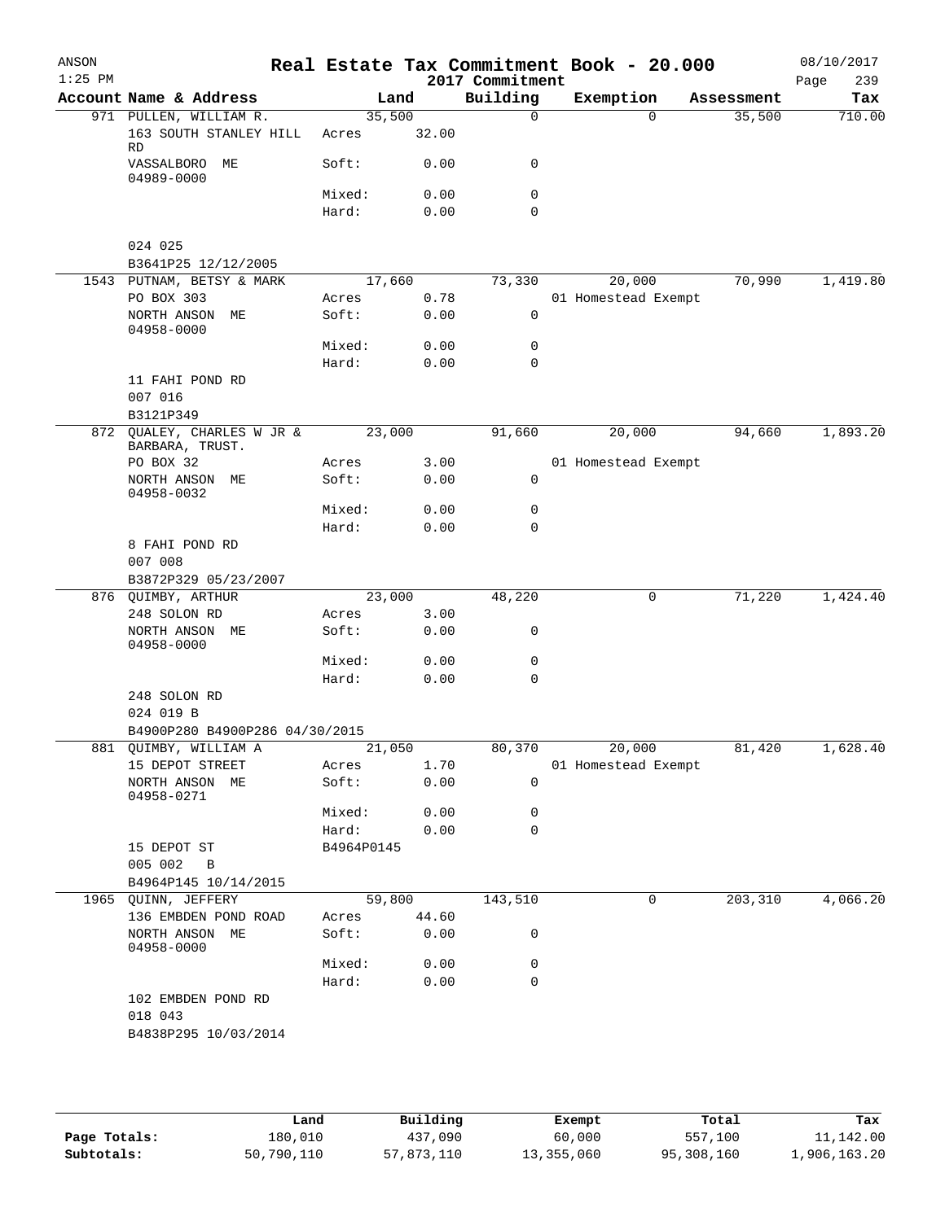# Real Estate Tax Commitment Book - 20.000

ANSON
1:25 PM

2017 Commitment

08/10/2017
Page 239

| Account Name & Address | Land | | Building | Exemption | Assessment | Tax |
|---|---|---|---|---|---|---|
| 971 PULLEN, WILLIAM R. | 35,500 | | 0 | 0 | 35,500 | 710.00 |
| 163 SOUTH STANLEY HILL RD | Acres | 32.00 | | | | |
| VASSALBORO ME 04989-0000 | Soft: | 0.00 | 0 | | | |
| | Mixed: | 0.00 | 0 | | | |
| | Hard: | 0.00 | 0 | | | |
| 024 025 | | | | | | |
| B3641P25 12/12/2005 | | | | | | |
| 1543 PUTNAM, BETSY & MARK | 17,660 | | 73,330 | 20,000 | 70,990 | 1,419.80 |
| PO BOX 303 | Acres | 0.78 | | 01 Homestead Exempt | | |
| NORTH ANSON ME 04958-0000 | Soft: | 0.00 | 0 | | | |
| | Mixed: | 0.00 | 0 | | | |
| | Hard: | 0.00 | 0 | | | |
| 11 FAHI POND RD | | | | | | |
| 007 016 | | | | | | |
| B3121P349 | | | | | | |
| 872 QUALEY, CHARLES W JR & BARBARA, TRUST. | 23,000 | | 91,660 | 20,000 | 94,660 | 1,893.20 |
| PO BOX 32 | Acres | 3.00 | | 01 Homestead Exempt | | |
| NORTH ANSON ME 04958-0032 | Soft: | 0.00 | 0 | | | |
| | Mixed: | 0.00 | 0 | | | |
| | Hard: | 0.00 | 0 | | | |
| 8 FAHI POND RD | | | | | | |
| 007 008 | | | | | | |
| B3872P329 05/23/2007 | | | | | | |
| 876 QUIMBY, ARTHUR | 23,000 | | 48,220 | 0 | 71,220 | 1,424.40 |
| 248 SOLON RD | Acres | 3.00 | | | | |
| NORTH ANSON ME 04958-0000 | Soft: | 0.00 | 0 | | | |
| | Mixed: | 0.00 | 0 | | | |
| | Hard: | 0.00 | 0 | | | |
| 248 SOLON RD | | | | | | |
| 024 019 B | | | | | | |
| B4900P280 B4900P286 04/30/2015 | | | | | | |
| 881 QUIMBY, WILLIAM A | 21,050 | | 80,370 | 20,000 | 81,420 | 1,628.40 |
| 15 DEPOT STREET | Acres | 1.70 | | 01 Homestead Exempt | | |
| NORTH ANSON ME 04958-0271 | Soft: | 0.00 | 0 | | | |
| | Mixed: | 0.00 | 0 | | | |
| | Hard: | 0.00 | 0 | | | |
| 15 DEPOT ST | B4964P0145 | | | | | |
| 005 002 B | | | | | | |
| B4964P145 10/14/2015 | | | | | | |
| 1965 QUINN, JEFFERY | 59,800 | | 143,510 | 0 | 203,310 | 4,066.20 |
| 136 EMBDEN POND ROAD | Acres | 44.60 | | | | |
| NORTH ANSON ME 04958-0000 | Soft: | 0.00 | 0 | | | |
| | Mixed: | 0.00 | 0 | | | |
| | Hard: | 0.00 | 0 | | | |
| 102 EMBDEN POND RD | | | | | | |
| 018 043 | | | | | | |
| B4838P295 10/03/2014 | | | | | | |

| | Land | Building | Exempt | Total | Tax |
|---|---|---|---|---|---|
| Page Totals: | 180,010 | 437,090 | 60,000 | 557,100 | 11,142.00 |
| Subtotals: | 50,790,110 | 57,873,110 | 13,355,060 | 95,308,160 | 1,906,163.20 |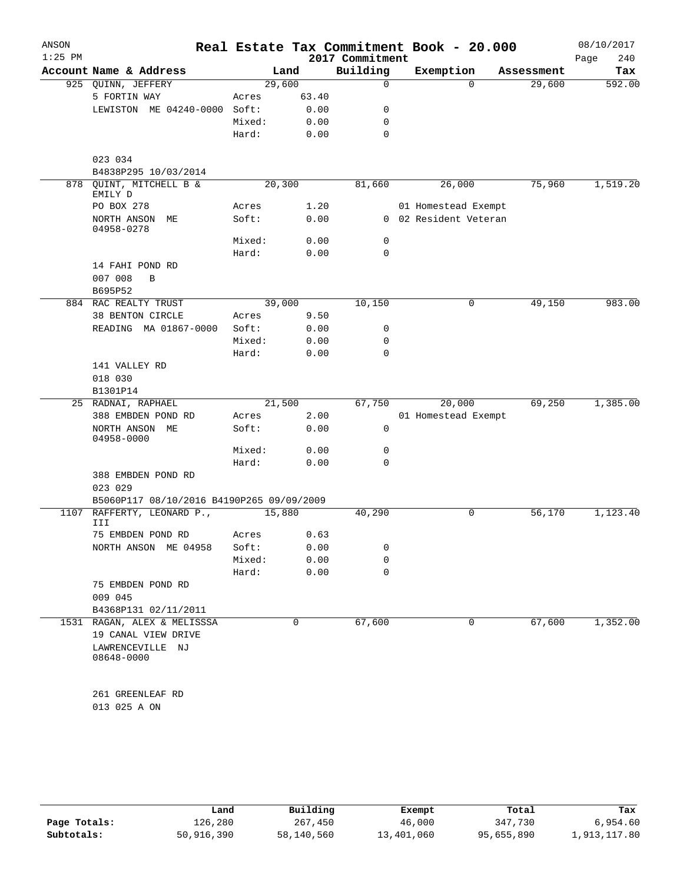# Real Estate Tax Commitment Book - 20.000

ANSON 08/10/2017
1:25 PM 2017 Commitment

| Account | Name & Address | Land | | Building | Exemption | Assessment | Tax |
|---|---|---|---|---|---|---|---|
| 925 | QUINN, JEFFERY | | 29,600 | 0 | 0 | 29,600 | 592.00 |
| | 5 FORTIN WAY | Acres | 63.40 | | | | |
| | LEWISTON ME 04240-0000 | Soft: | 0.00 | 0 | | | |
| | | Mixed: | 0.00 | 0 | | | |
| | | Hard: | 0.00 | 0 | | | |
| | 023 034 | | | | | | |
| | B4838P295 10/03/2014 | | | | | | |
| 878 | QUINT, MITCHELL B & EMILY D | | 20,300 | 81,660 | 26,000 | 75,960 | 1,519.20 |
| | PO BOX 278 | Acres | 1.20 | | 01 Homestead Exempt | | |
| | NORTH ANSON ME 04958-0278 | Soft: | 0.00 | 0 | 02 Resident Veteran | | |
| | | Mixed: | 0.00 | 0 | | | |
| | | Hard: | 0.00 | 0 | | | |
| | 14 FAHI POND RD | | | | | | |
| | 007 008 B | | | | | | |
| | B695P52 | | | | | | |
| 884 | RAC REALTY TRUST | | 39,000 | 10,150 | 0 | 49,150 | 983.00 |
| | 38 BENTON CIRCLE | Acres | 9.50 | | | | |
| | READING MA 01867-0000 | Soft: | 0.00 | 0 | | | |
| | | Mixed: | 0.00 | 0 | | | |
| | | Hard: | 0.00 | 0 | | | |
| | 141 VALLEY RD | | | | | | |
| | 018 030 | | | | | | |
| | B1301P14 | | | | | | |
| 25 | RADNAI, RAPHAEL | | 21,500 | 67,750 | 20,000 | 69,250 | 1,385.00 |
| | 388 EMBDEN POND RD | Acres | 2.00 | | 01 Homestead Exempt | | |
| | NORTH ANSON ME 04958-0000 | Soft: | 0.00 | 0 | | | |
| | | Mixed: | 0.00 | 0 | | | |
| | | Hard: | 0.00 | 0 | | | |
| | 388 EMBDEN POND RD | | | | | | |
| | 023 029 | | | | | | |
| | B5060P117 08/10/2016 B4190P265 09/09/2009 | | | | | | |
| 1107 | RAFFERTY, LEONARD P., III | | 15,880 | 40,290 | 0 | 56,170 | 1,123.40 |
| | 75 EMBDEN POND RD | Acres | 0.63 | | | | |
| | NORTH ANSON ME 04958 | Soft: | 0.00 | 0 | | | |
| | | Mixed: | 0.00 | 0 | | | |
| | | Hard: | 0.00 | 0 | | | |
| | 75 EMBDEN POND RD | | | | | | |
| | 009 045 | | | | | | |
| | B4368P131 02/11/2011 | | | | | | |
| 1531 | RAGAN, ALEX & MELISSSA | | 0 | 67,600 | 0 | 67,600 | 1,352.00 |
| | 19 CANAL VIEW DRIVE | | | | | | |
| | LAWRENCEVILLE NJ 08648-0000 | | | | | | |
| | 261 GREENLEAF RD | | | | | | |
| | 013 025 A ON | | | | | | |

| | Land | Building | Exempt | Total | Tax |
|---|---|---|---|---|---|
| Page Totals: | 126,280 | 267,450 | 46,000 | 347,730 | 6,954.60 |
| Subtotals: | 50,916,390 | 58,140,560 | 13,401,060 | 95,655,890 | 1,913,117.80 |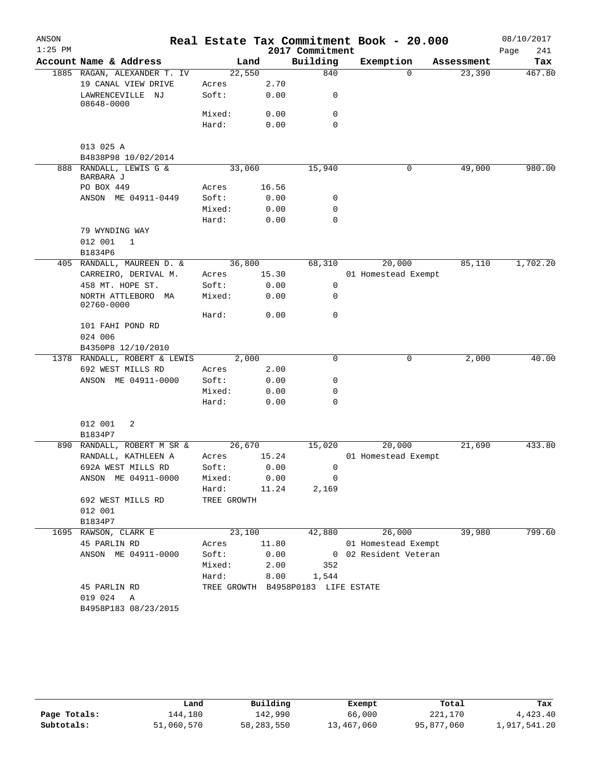# Real Estate Tax Commitment Book - 20.000

## 2017 Commitment

| Account Name & Address | Land | | Building | Exemption | Assessment | Tax |
|---|---|---|---|---|---|---|
| 1885 RAGAN, ALEXANDER T. IV | 22,550 | | 840 | 0 | 23,390 | 467.80 |
| 19 CANAL VIEW DRIVE | Acres | 2.70 | | | | |
| LAWRENCEVILLE NJ 08648-0000 | Soft: | 0.00 | 0 | | | |
| | Mixed: | 0.00 | 0 | | | |
| | Hard: | 0.00 | 0 | | | |
| 013 025 A | | | | | | |
| B4838P98 10/02/2014 | | | | | | |
| 888 RANDALL, LEWIS G & BARBARA J | 33,060 | | 15,940 | 0 | 49,000 | 980.00 |
| PO BOX 449 | Acres | 16.56 | | | | |
| ANSON ME 04911-0449 | Soft: | 0.00 | 0 | | | |
| | Mixed: | 0.00 | 0 | | | |
| | Hard: | 0.00 | 0 | | | |
| 79 WYNDING WAY | | | | | | |
| 012 001 1 | | | | | | |
| B1834P6 | | | | | | |
| 405 RANDALL, MAUREEN D. & | 36,800 | | 68,310 | 20,000 | 85,110 | 1,702.20 |
| CARREIRO, DERIVAL M. | Acres | 15.30 | | 01 Homestead Exempt | | |
| 458 MT. HOPE ST. | Soft: | 0.00 | 0 | | | |
| NORTH ATTLEBORO MA 02760-0000 | Mixed: | 0.00 | 0 | | | |
| | Hard: | 0.00 | 0 | | | |
| 101 FAHI POND RD | | | | | | |
| 024 006 | | | | | | |
| B4350P8 12/10/2010 | | | | | | |
| 1378 RANDALL, ROBERT & LEWIS | 2,000 | | 0 | 0 | 2,000 | 40.00 |
| 692 WEST MILLS RD | Acres | 2.00 | | | | |
| ANSON ME 04911-0000 | Soft: | 0.00 | 0 | | | |
| | Mixed: | 0.00 | 0 | | | |
| | Hard: | 0.00 | 0 | | | |
| 012 001 2 | | | | | | |
| B1834P7 | | | | | | |
| 890 RANDALL, ROBERT M SR & | 26,670 | | 15,020 | 20,000 | 21,690 | 433.80 |
| RANDALL, KATHLEEN A | Acres | 15.24 | | 01 Homestead Exempt | | |
| 692A WEST MILLS RD | Soft: | 0.00 | 0 | | | |
| ANSON ME 04911-0000 | Mixed: | 0.00 | 0 | | | |
| | Hard: | 11.24 | 2,169 | | | |
| 692 WEST MILLS RD | TREE GROWTH | | | | | |
| 012 001 | | | | | | |
| B1834P7 | | | | | | |
| 1695 RAWSON, CLARK E | 23,100 | | 42,880 | 26,000 | 39,980 | 799.60 |
| 45 PARLIN RD | Acres | 11.80 | | 01 Homestead Exempt | | |
| ANSON ME 04911-0000 | Soft: | 0.00 | 0 | 02 Resident Veteran | | |
| | Mixed: | 2.00 | 352 | | | |
| | Hard: | 8.00 | 1,544 | | | |
| 45 PARLIN RD | TREE GROWTH B4958P0183 LIFE ESTATE | | | | | |
| 019 024 A | | | | | | |
| B4958P183 08/23/2015 | | | | | | |

| | Land | Building | Exempt | Total | Tax |
|---|---|---|---|---|---|
| Page Totals: | 144,180 | 142,990 | 66,000 | 221,170 | 4,423.40 |
| Subtotals: | 51,060,570 | 58,283,550 | 13,467,060 | 95,877,060 | 1,917,541.20 |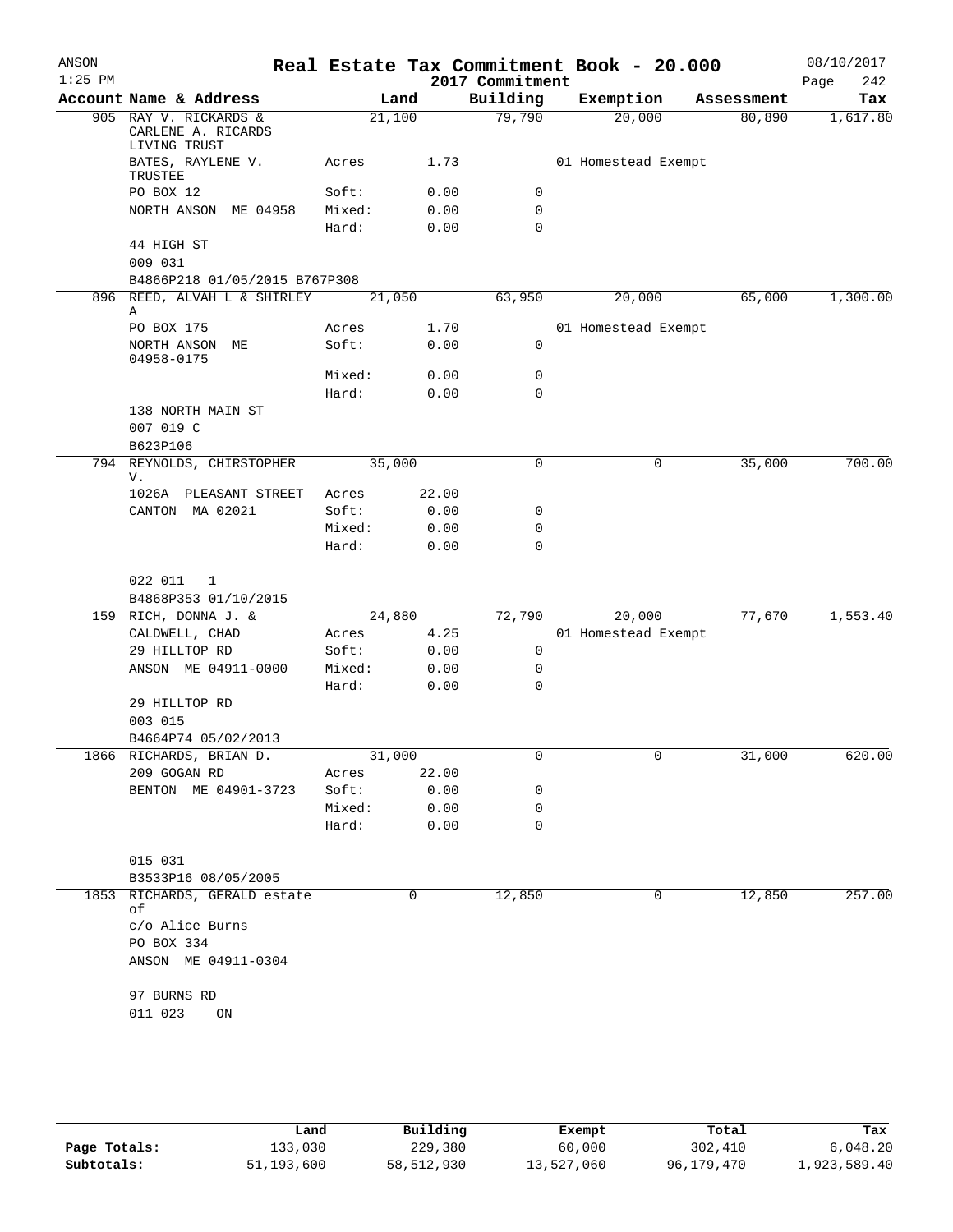# Real Estate Tax Commitment Book - 20.000

ANSON 1:25 PM — 2017 Commitment — 08/10/2017

| Account Name & Address | Land | | Building | Exemption | Assessment | Tax |
|---|---|---|---|---|---|---|
| 905 RAY V. RICKARDS & CARLENE A. RICARDS LIVING TRUST | 21,100 | | 79,790 | 20,000 | 80,890 | 1,617.80 |
| BATES, RAYLENE V. TRUSTEE | Acres | 1.73 | | 01 Homestead Exempt | | |
| PO BOX 12 | Soft: | 0.00 | 0 | | | |
| NORTH ANSON ME 04958 | Mixed: | 0.00 | 0 | | | |
| | Hard: | 0.00 | 0 | | | |
| 44 HIGH ST | | | | | | |
| 009 031 | | | | | | |
| B4866P218 01/05/2015 B767P308 | | | | | | |
| 896 REED, ALVAH L & SHIRLEY A | 21,050 | | 63,950 | 20,000 | 65,000 | 1,300.00 |
| PO BOX 175 | Acres | 1.70 | | 01 Homestead Exempt | | |
| NORTH ANSON ME 04958-0175 | Soft: | 0.00 | 0 | | | |
| | Mixed: | 0.00 | 0 | | | |
| | Hard: | 0.00 | 0 | | | |
| 138 NORTH MAIN ST | | | | | | |
| 007 019 C | | | | | | |
| B623P106 | | | | | | |
| 794 REYNOLDS, CHIRSTOPHER V. | 35,000 | | 0 | 0 | 35,000 | 700.00 |
| 1026A PLEASANT STREET | Acres | 22.00 | | | | |
| CANTON MA 02021 | Soft: | 0.00 | 0 | | | |
| | Mixed: | 0.00 | 0 | | | |
| | Hard: | 0.00 | 0 | | | |
| 022 011 1 | | | | | | |
| B4868P353 01/10/2015 | | | | | | |
| 159 RICH, DONNA J. & | 24,880 | | 72,790 | 20,000 | 77,670 | 1,553.40 |
| CALDWELL, CHAD | Acres | 4.25 | | 01 Homestead Exempt | | |
| 29 HILLTOP RD | Soft: | 0.00 | 0 | | | |
| ANSON ME 04911-0000 | Mixed: | 0.00 | 0 | | | |
| | Hard: | 0.00 | 0 | | | |
| 29 HILLTOP RD | | | | | | |
| 003 015 | | | | | | |
| B4664P74 05/02/2013 | | | | | | |
| 1866 RICHARDS, BRIAN D. | 31,000 | | 0 | 0 | 31,000 | 620.00 |
| 209 GOGAN RD | Acres | 22.00 | | | | |
| BENTON ME 04901-3723 | Soft: | 0.00 | 0 | | | |
| | Mixed: | 0.00 | 0 | | | |
| | Hard: | 0.00 | 0 | | | |
| 015 031 | | | | | | |
| B3533P16 08/05/2005 | | | | | | |
| 1853 RICHARDS, GERALD estate of | 0 | | 12,850 | 0 | 12,850 | 257.00 |
| c/o Alice Burns | | | | | | |
| PO BOX 334 | | | | | | |
| ANSON ME 04911-0304 | | | | | | |
| 97 BURNS RD | | | | | | |
| 011 023 ON | | | | | | |

| | Land | Building | Exempt | Total | Tax |
|---|---|---|---|---|---|
| Page Totals: | 133,030 | 229,380 | 60,000 | 302,410 | 6,048.20 |
| Subtotals: | 51,193,600 | 58,512,930 | 13,527,060 | 96,179,470 | 1,923,589.40 |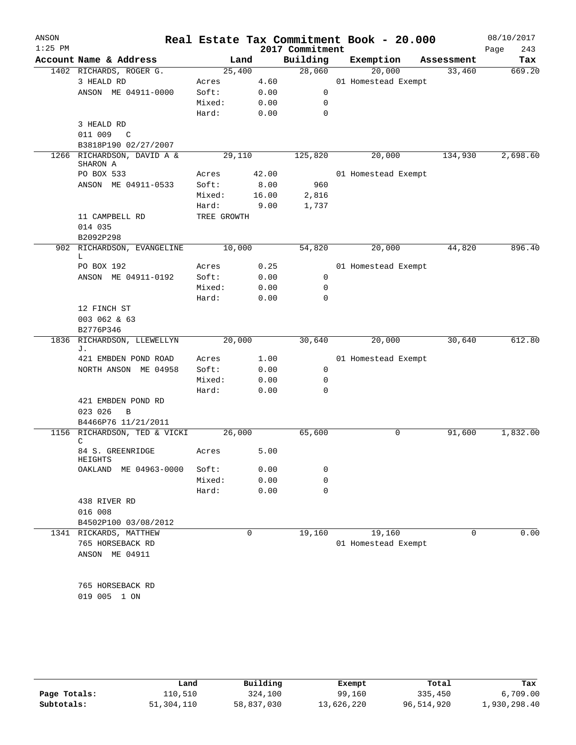# Real Estate Tax Commitment Book - 20.000

ANSON
1:25 PM
2017 Commitment
08/10/2017

| Account | Name & Address | Land | | Building | Exemption | Assessment | Tax |
|---|---|---|---|---|---|---|---|
| 1402 | RICHARDS, ROGER G. | 25,400 | | 28,060 | 20,000 | 33,460 | 669.20 |
| | 3 HEALD RD | Acres | 4.60 | | 01 Homestead Exempt | | |
| | ANSON ME 04911-0000 | Soft: | 0.00 | 0 | | | |
| | | Mixed: | 0.00 | 0 | | | |
| | | Hard: | 0.00 | 0 | | | |
| | 3 HEALD RD | | | | | | |
| | 011 009 C | | | | | | |
| | B3818P190 02/27/2007 | | | | | | |
| 1266 | RICHARDSON, DAVID A & SHARON A | 29,110 | | 125,820 | 20,000 | 134,930 | 2,698.60 |
| | PO BOX 533 | Acres | 42.00 | | 01 Homestead Exempt | | |
| | ANSON ME 04911-0533 | Soft: | 8.00 | 960 | | | |
| | | Mixed: | 16.00 | 2,816 | | | |
| | | Hard: | 9.00 | 1,737 | | | |
| | 11 CAMPBELL RD | TREE GROWTH | | | | | |
| | 014 035 | | | | | | |
| | B2092P298 | | | | | | |
| 902 | RICHARDSON, EVANGELINE L | 10,000 | | 54,820 | 20,000 | 44,820 | 896.40 |
| | PO BOX 192 | Acres | 0.25 | | 01 Homestead Exempt | | |
| | ANSON ME 04911-0192 | Soft: | 0.00 | 0 | | | |
| | | Mixed: | 0.00 | 0 | | | |
| | | Hard: | 0.00 | 0 | | | |
| | 12 FINCH ST | | | | | | |
| | 003 062 & 63 | | | | | | |
| | B2776P346 | | | | | | |
| 1836 | RICHARDSON, LLEWELLYN J. | 20,000 | | 30,640 | 20,000 | 30,640 | 612.80 |
| | 421 EMBDEN POND ROAD | Acres | 1.00 | | 01 Homestead Exempt | | |
| | NORTH ANSON ME 04958 | Soft: | 0.00 | 0 | | | |
| | | Mixed: | 0.00 | 0 | | | |
| | | Hard: | 0.00 | 0 | | | |
| | 421 EMBDEN POND RD | | | | | | |
| | 023 026 B | | | | | | |
| | B4466P76 11/21/2011 | | | | | | |
| 1156 | RICHARDSON, TED & VICKI C | 26,000 | | 65,600 | 0 | 91,600 | 1,832.00 |
| | 84 S. GREENRIDGE HEIGHTS | Acres | 5.00 | | | | |
| | OAKLAND ME 04963-0000 | Soft: | 0.00 | 0 | | | |
| | | Mixed: | 0.00 | 0 | | | |
| | | Hard: | 0.00 | 0 | | | |
| | 438 RIVER RD | | | | | | |
| | 016 008 | | | | | | |
| | B4502P100 03/08/2012 | | | | | | |
| 1341 | RICKARDS, MATTHEW | 0 | | 19,160 | 19,160 | 0 | 0.00 |
| | 765 HORSEBACK RD | | | | 01 Homestead Exempt | | |
| | ANSON ME 04911 | | | | | | |
| | 765 HORSEBACK RD | | | | | | |
| | 019 005 1 ON | | | | | | |

| | Land | Building | Exempt | Total | Tax |
|---|---|---|---|---|---|
| Page Totals: | 110,510 | 324,100 | 99,160 | 335,450 | 6,709.00 |
| Subtotals: | 51,304,110 | 58,837,030 | 13,626,220 | 96,514,920 | 1,930,298.40 |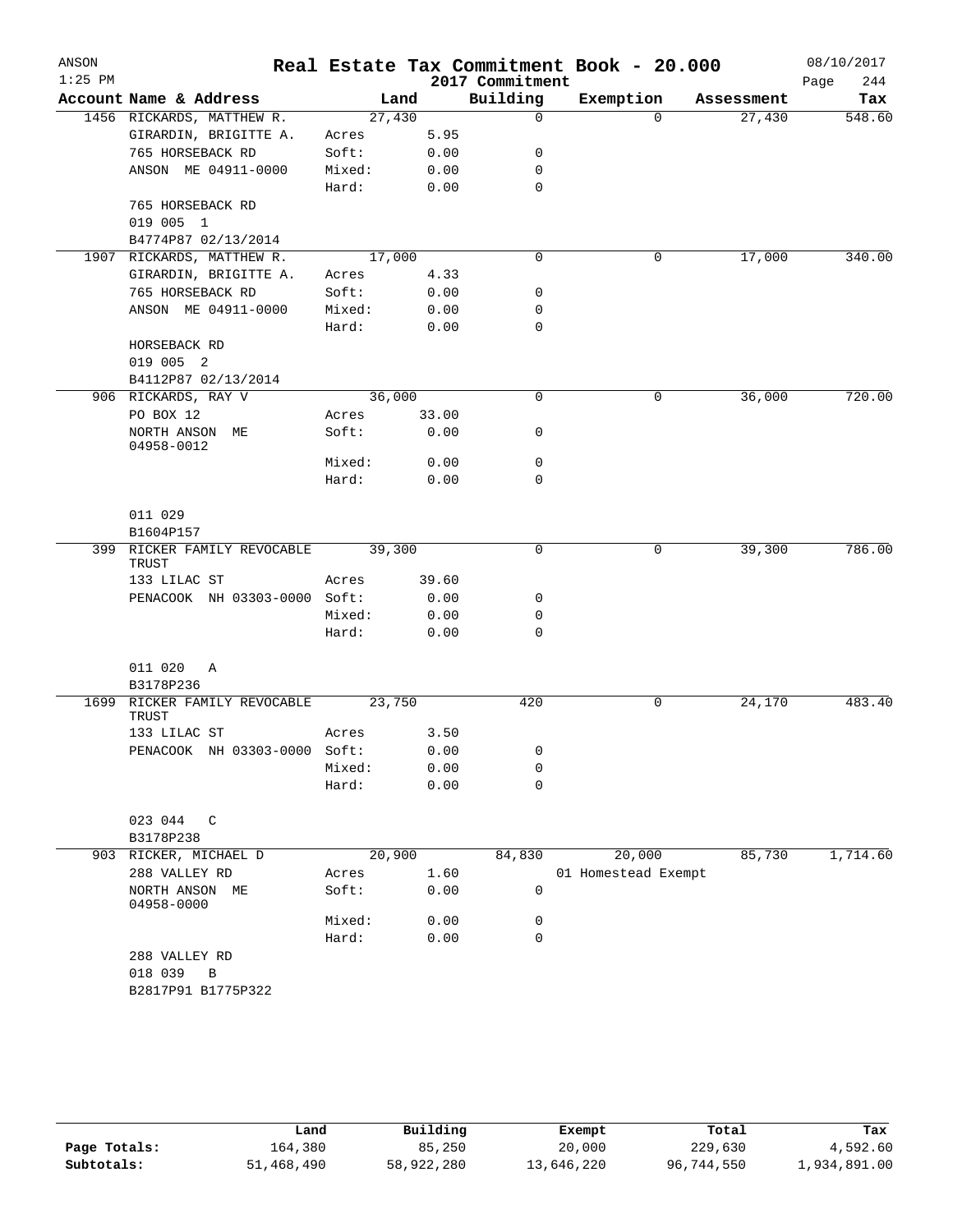# Real Estate Tax Commitment Book - 20.000

ANSON
1:25 PM
2017 Commitment
08/10/2017

| Account | Name & Address | | Land | Building | Exemption | Assessment | Tax |
|---|---|---|---|---|---|---|---|
| 1456 | RICKARDS, MATTHEW R. | | 27,430 | 0 | 0 | 27,430 | 548.60 |
| | GIRARDIN, BRIGITTE A. | Acres | 5.95 | | | | |
| | 765 HORSEBACK RD | Soft: | 0.00 | 0 | | | |
| | ANSON ME 04911-0000 | Mixed: | 0.00 | 0 | | | |
| | | Hard: | 0.00 | 0 | | | |
| | 765 HORSEBACK RD | | | | | | |
| | 019 005 1 | | | | | | |
| | B4774P87 02/13/2014 | | | | | | |
| 1907 | RICKARDS, MATTHEW R. | | 17,000 | 0 | 0 | 17,000 | 340.00 |
| | GIRARDIN, BRIGITTE A. | Acres | 4.33 | | | | |
| | 765 HORSEBACK RD | Soft: | 0.00 | 0 | | | |
| | ANSON ME 04911-0000 | Mixed: | 0.00 | 0 | | | |
| | | Hard: | 0.00 | 0 | | | |
| | HORSEBACK RD | | | | | | |
| | 019 005 2 | | | | | | |
| | B4112P87 02/13/2014 | | | | | | |
| 906 | RICKARDS, RAY V | | 36,000 | 0 | 0 | 36,000 | 720.00 |
| | PO BOX 12 | Acres | 33.00 | | | | |
| | NORTH ANSON ME 04958-0012 | Soft: | 0.00 | 0 | | | |
| | | Mixed: | 0.00 | 0 | | | |
| | | Hard: | 0.00 | 0 | | | |
| | 011 029 | | | | | | |
| | B1604P157 | | | | | | |
| 399 | RICKER FAMILY REVOCABLE TRUST | | 39,300 | 0 | 0 | 39,300 | 786.00 |
| | 133 LILAC ST | Acres | 39.60 | | | | |
| | PENACOOK NH 03303-0000 | Soft: | 0.00 | 0 | | | |
| | | Mixed: | 0.00 | 0 | | | |
| | | Hard: | 0.00 | 0 | | | |
| | 011 020 A | | | | | | |
| | B3178P236 | | | | | | |
| 1699 | RICKER FAMILY REVOCABLE TRUST | | 23,750 | 420 | 0 | 24,170 | 483.40 |
| | 133 LILAC ST | Acres | 3.50 | | | | |
| | PENACOOK NH 03303-0000 | Soft: | 0.00 | 0 | | | |
| | | Mixed: | 0.00 | 0 | | | |
| | | Hard: | 0.00 | 0 | | | |
| | 023 044 C | | | | | | |
| | B3178P238 | | | | | | |
| 903 | RICKER, MICHAEL D | | 20,900 | 84,830 | 20,000 | 85,730 | 1,714.60 |
| | 288 VALLEY RD | Acres | 1.60 | | 01 Homestead Exempt | | |
| | NORTH ANSON ME 04958-0000 | Soft: | 0.00 | 0 | | | |
| | | Mixed: | 0.00 | 0 | | | |
| | | Hard: | 0.00 | 0 | | | |
| | 288 VALLEY RD | | | | | | |
| | 018 039 B | | | | | | |
| | B2817P91 B1775P322 | | | | | | |

| | Land | Building | Exempt | Total | Tax |
|---|---|---|---|---|---|
| Page Totals: | 164,380 | 85,250 | 20,000 | 229,630 | 4,592.60 |
| Subtotals: | 51,468,490 | 58,922,280 | 13,646,220 | 96,744,550 | 1,934,891.00 |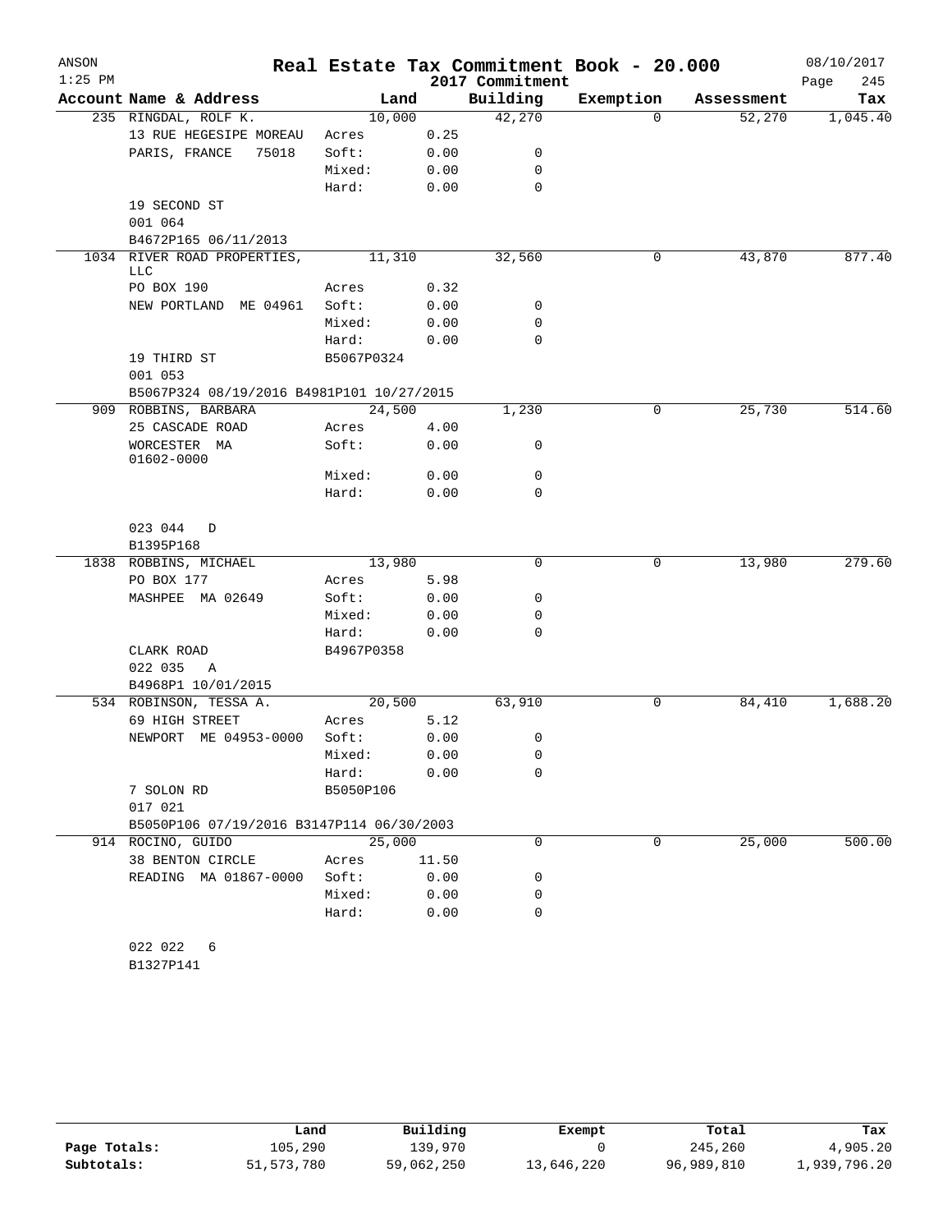ANSON 1:25 PM

# Real Estate Tax Commitment Book - 20.000

2017 Commitment

08/10/2017

| Account Name & Address | | Land | Building | Exemption | Assessment | Tax |
|---|---|---|---|---|---|---|
| 235 RINGDAL, ROLF K. | | 10,000 | 42,270 | 0 | 52,270 | 1,045.40 |
| 13 RUE HEGESIPE MOREAU | Acres | 0.25 | | | | |
| PARIS, FRANCE 75018 | Soft: | 0.00 | 0 | | | |
| | Mixed: | 0.00 | 0 | | | |
| | Hard: | 0.00 | 0 | | | |
| 19 SECOND ST | | | | | | |
| 001 064 | | | | | | |
| B4672P165 06/11/2013 | | | | | | |
| 1034 RIVER ROAD PROPERTIES, LLC | | 11,310 | 32,560 | 0 | 43,870 | 877.40 |
| PO BOX 190 | Acres | 0.32 | | | | |
| NEW PORTLAND ME 04961 | Soft: | 0.00 | 0 | | | |
| | Mixed: | 0.00 | 0 | | | |
| | Hard: | 0.00 | 0 | | | |
| 19 THIRD ST | B5067P0324 | | | | | |
| 001 053 | | | | | | |
| B5067P324 08/19/2016 B4981P101 10/27/2015 | | | | | | |
| 909 ROBBINS, BARBARA | | 24,500 | 1,230 | 0 | 25,730 | 514.60 |
| 25 CASCADE ROAD | Acres | 4.00 | | | | |
| WORCESTER MA 01602-0000 | Soft: | 0.00 | 0 | | | |
| | Mixed: | 0.00 | 0 | | | |
| | Hard: | 0.00 | 0 | | | |
| 023 044 D | | | | | | |
| B1395P168 | | | | | | |
| 1838 ROBBINS, MICHAEL | | 13,980 | 0 | 0 | 13,980 | 279.60 |
| PO BOX 177 | Acres | 5.98 | | | | |
| MASHPEE MA 02649 | Soft: | 0.00 | 0 | | | |
| | Mixed: | 0.00 | 0 | | | |
| | Hard: | 0.00 | 0 | | | |
| CLARK ROAD | B4967P0358 | | | | | |
| 022 035 A | | | | | | |
| B4968P1 10/01/2015 | | | | | | |
| 534 ROBINSON, TESSA A. | | 20,500 | 63,910 | 0 | 84,410 | 1,688.20 |
| 69 HIGH STREET | Acres | 5.12 | | | | |
| NEWPORT ME 04953-0000 | Soft: | 0.00 | 0 | | | |
| | Mixed: | 0.00 | 0 | | | |
| | Hard: | 0.00 | 0 | | | |
| 7 SOLON RD | B5050P106 | | | | | |
| 017 021 | | | | | | |
| B5050P106 07/19/2016 B3147P114 06/30/2003 | | | | | | |
| 914 ROCINO, GUIDO | | 25,000 | 0 | 0 | 25,000 | 500.00 |
| 38 BENTON CIRCLE | Acres | 11.50 | | | | |
| READING MA 01867-0000 | Soft: | 0.00 | 0 | | | |
| | Mixed: | 0.00 | 0 | | | |
| | Hard: | 0.00 | 0 | | | |
| 022 022 6 | | | | | | |
| B1327P141 | | | | | | |

| | Land | Building | Exempt | Total | Tax |
|---|---|---|---|---|---|
| Page Totals: | 105,290 | 139,970 | 0 | 245,260 | 4,905.20 |
| Subtotals: | 51,573,780 | 59,062,250 | 13,646,220 | 96,989,810 | 1,939,796.20 |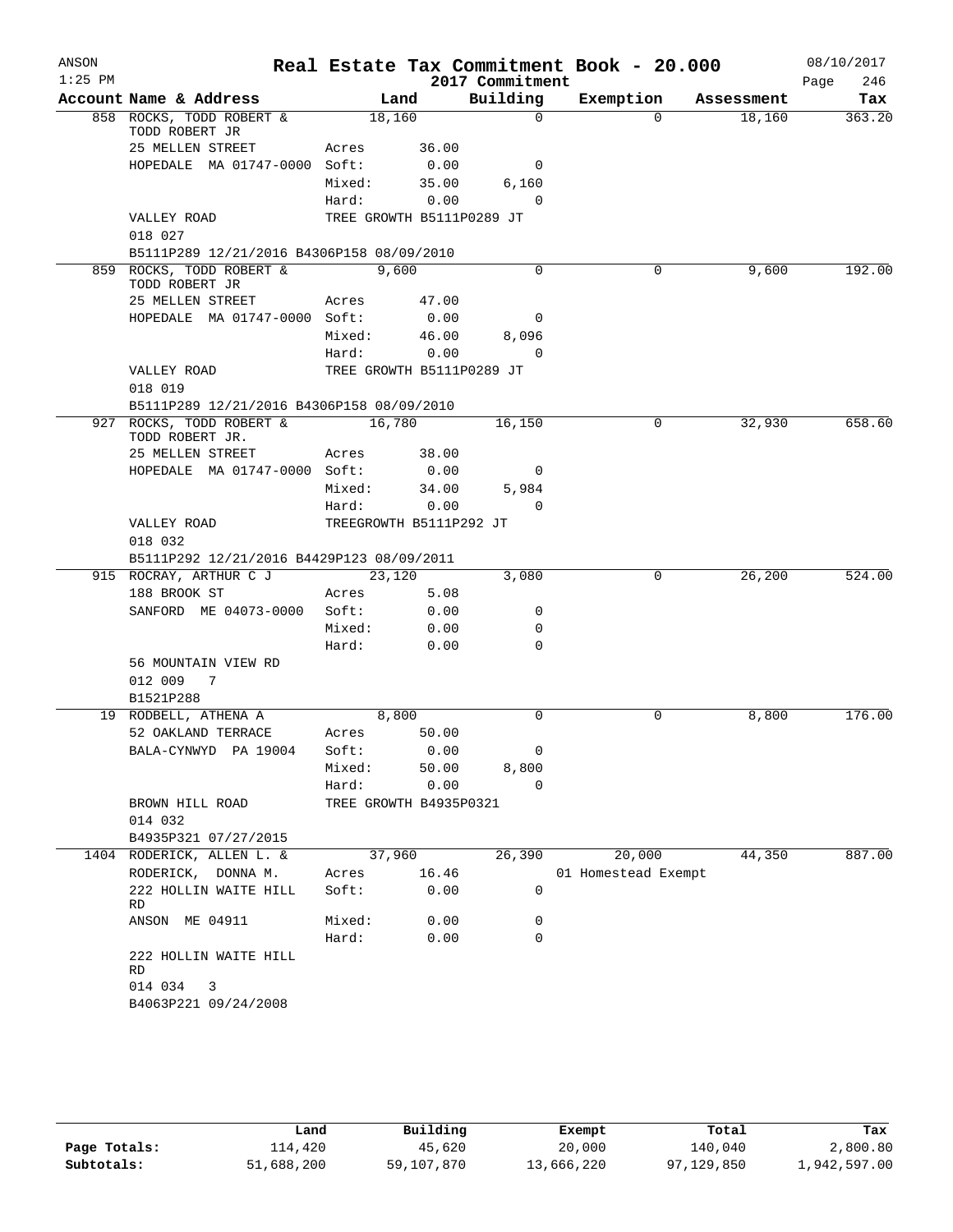# Real Estate Tax Commitment Book - 20.000

ANSON 1:25 PM — 2017 Commitment — 08/10/2017

| Account Name & Address | Land | | Building | Exemption | Assessment | Tax |
|---|---|---|---|---|---|---|
| 858 ROCKS, TODD ROBERT & TODD ROBERT JR | 18,160 | | 0 | 0 | 18,160 | 363.20 |
| 25 MELLEN STREET | Acres | 36.00 | | | | |
| HOPEDALE MA 01747-0000 | Soft: | 0.00 | 0 | | | |
| | Mixed: | 35.00 | 6,160 | | | |
| | Hard: | 0.00 | 0 | | | |
| VALLEY ROAD | TREE GROWTH B5111P0289 JT | | | | | |
| 018 027 | | | | | | |
| B5111P289 12/21/2016 B4306P158 08/09/2010 | | | | | | |
| 859 ROCKS, TODD ROBERT & TODD ROBERT JR | 9,600 | | 0 | 0 | 9,600 | 192.00 |
| 25 MELLEN STREET | Acres | 47.00 | | | | |
| HOPEDALE MA 01747-0000 | Soft: | 0.00 | 0 | | | |
| | Mixed: | 46.00 | 8,096 | | | |
| | Hard: | 0.00 | 0 | | | |
| VALLEY ROAD | TREE GROWTH B5111P0289 JT | | | | | |
| 018 019 | | | | | | |
| B5111P289 12/21/2016 B4306P158 08/09/2010 | | | | | | |
| 927 ROCKS, TODD ROBERT & TODD ROBERT JR. | 16,780 | | 16,150 | 0 | 32,930 | 658.60 |
| 25 MELLEN STREET | Acres | 38.00 | | | | |
| HOPEDALE MA 01747-0000 | Soft: | 0.00 | 0 | | | |
| | Mixed: | 34.00 | 5,984 | | | |
| | Hard: | 0.00 | 0 | | | |
| VALLEY ROAD | TREEGROWTH B5111P292 JT | | | | | |
| 018 032 | | | | | | |
| B5111P292 12/21/2016 B4429P123 08/09/2011 | | | | | | |
| 915 ROCRAY, ARTHUR C J | 23,120 | | 3,080 | 0 | 26,200 | 524.00 |
| 188 BROOK ST | Acres | 5.08 | | | | |
| SANFORD ME 04073-0000 | Soft: | 0.00 | 0 | | | |
| | Mixed: | 0.00 | 0 | | | |
| | Hard: | 0.00 | 0 | | | |
| 56 MOUNTAIN VIEW RD | | | | | | |
| 012 009 7 | | | | | | |
| B1521P288 | | | | | | |
| 19 RODBELL, ATHENA A | 8,800 | | 0 | 0 | 8,800 | 176.00 |
| 52 OAKLAND TERRACE | Acres | 50.00 | | | | |
| BALA-CYNWYD PA 19004 | Soft: | 0.00 | 0 | | | |
| | Mixed: | 50.00 | 8,800 | | | |
| | Hard: | 0.00 | 0 | | | |
| BROWN HILL ROAD | TREE GROWTH B4935P0321 | | | | | |
| 014 032 | | | | | | |
| B4935P321 07/27/2015 | | | | | | |
| 1404 RODERICK, ALLEN L. & | 37,960 | | 26,390 | 20,000 | 44,350 | 887.00 |
| RODERICK, DONNA M. | Acres | 16.46 | | 01 Homestead Exempt | | |
| 222 HOLLIN WAITE HILL RD | Soft: | 0.00 | 0 | | | |
| ANSON ME 04911 | Mixed: | 0.00 | 0 | | | |
| | Hard: | 0.00 | 0 | | | |
| 222 HOLLIN WAITE HILL RD | | | | | | |
| 014 034 3 | | | | | | |
| B4063P221 09/24/2008 | | | | | | |

| | Land | Building | Exempt | Total | Tax |
|---|---|---|---|---|---|
| Page Totals: | 114,420 | 45,620 | 20,000 | 140,040 | 2,800.80 |
| Subtotals: | 51,688,200 | 59,107,870 | 13,666,220 | 97,129,850 | 1,942,597.00 |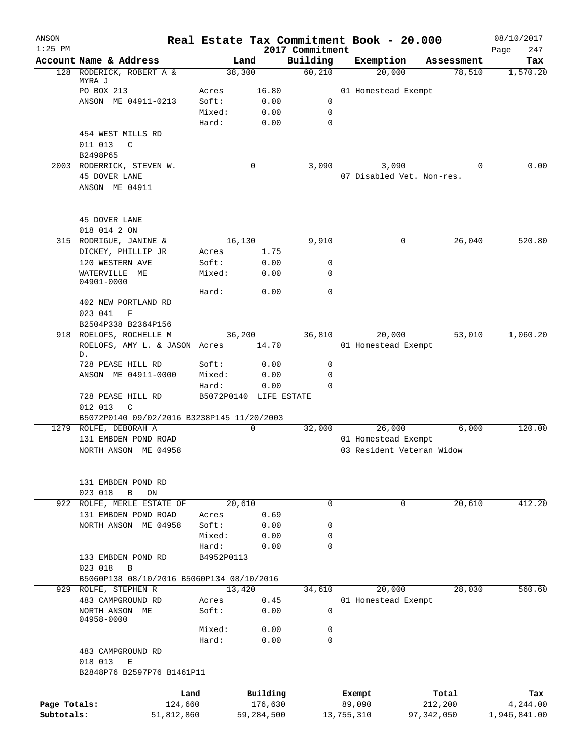# Real Estate Tax Commitment Book - 20.000

ANSON 1:25 PM — 2017 Commitment — 08/10/2017

| Account Name & Address | Land | | Building | Exemption | Assessment | Tax |
|---|---|---|---|---|---|---|
| 128 RODERICK, ROBERT A & MYRA J | 38,300 | | 60,210 | 20,000 | 78,510 | 1,570.20 |
| PO BOX 213 | Acres | 16.80 | | 01 Homestead Exempt | | |
| ANSON ME 04911-0213 | Soft: | 0.00 | 0 | | | |
| | Mixed: | 0.00 | 0 | | | |
| | Hard: | 0.00 | 0 | | | |
| 454 WEST MILLS RD | | | | | | |
| 011 013 C | | | | | | |
| B2498P65 | | | | | | |
| 2003 RODERRICK, STEVEN W. | 0 | | 3,090 | 3,090 | 0 | 0.00 |
| 45 DOVER LANE | | | | 07 Disabled Vet. Non-res. | | |
| ANSON ME 04911 | | | | | | |
| 45 DOVER LANE | | | | | | |
| 018 014 2 ON | | | | | | |
| 315 RODRIGUE, JANINE & | 16,130 | | 9,910 | 0 | 26,040 | 520.80 |
| DICKEY, PHILLIP JR | Acres | 1.75 | | | | |
| 120 WESTERN AVE | Soft: | 0.00 | 0 | | | |
| WATERVILLE ME 04901-0000 | Mixed: | 0.00 | 0 | | | |
| | Hard: | 0.00 | 0 | | | |
| 402 NEW PORTLAND RD | | | | | | |
| 023 041 F | | | | | | |
| B2504P338 B2364P156 | | | | | | |
| 918 ROELOFS, ROCHELLE M | 36,200 | | 36,810 | 20,000 | 53,010 | 1,060.20 |
| ROELOFS, AMY L. & JASON D. | Acres | 14.70 | | 01 Homestead Exempt | | |
| 728 PEASE HILL RD | Soft: | 0.00 | 0 | | | |
| ANSON ME 04911-0000 | Mixed: | 0.00 | 0 | | | |
| | Hard: | 0.00 | 0 | | | |
| 728 PEASE HILL RD | B5072P0140 | LIFE ESTATE | | | | |
| 012 013 C | | | | | | |
| B5072P0140 09/02/2016 B3238P145 11/20/2003 | | | | | | |
| 1279 ROLFE, DEBORAH A | 0 | | 32,000 | 26,000 | 6,000 | 120.00 |
| 131 EMBDEN POND ROAD | | | | 01 Homestead Exempt | | |
| NORTH ANSON ME 04958 | | | | 03 Resident Veteran Widow | | |
| 131 EMBDEN POND RD | | | | | | |
| 023 018 B ON | | | | | | |
| 922 ROLFE, MERLE ESTATE OF | 20,610 | | 0 | 0 | 20,610 | 412.20 |
| 131 EMBDEN POND ROAD | Acres | 0.69 | | | | |
| NORTH ANSON ME 04958 | Soft: | 0.00 | 0 | | | |
| | Mixed: | 0.00 | 0 | | | |
| | Hard: | 0.00 | 0 | | | |
| 133 EMBDEN POND RD | B4952P0113 | | | | | |
| 023 018 B | | | | | | |
| B5060P138 08/10/2016 B5060P134 08/10/2016 | | | | | | |
| 929 ROLFE, STEPHEN R | 13,420 | | 34,610 | 20,000 | 28,030 | 560.60 |
| 483 CAMPGROUND RD | Acres | 0.45 | | 01 Homestead Exempt | | |
| NORTH ANSON ME 04958-0000 | Soft: | 0.00 | 0 | | | |
| | Mixed: | 0.00 | 0 | | | |
| | Hard: | 0.00 | 0 | | | |
| 483 CAMPGROUND RD | | | | | | |
| 018 013 E | | | | | | |
| B2848P76 B2597P76 B1461P11 | | | | | | |

| | Land | Building | Exempt | Total | Tax |
|---|---|---|---|---|---|
| Page Totals: | 124,660 | 176,630 | 89,090 | 212,200 | 4,244.00 |
| Subtotals: | 51,812,860 | 59,284,500 | 13,755,310 | 97,342,050 | 1,946,841.00 |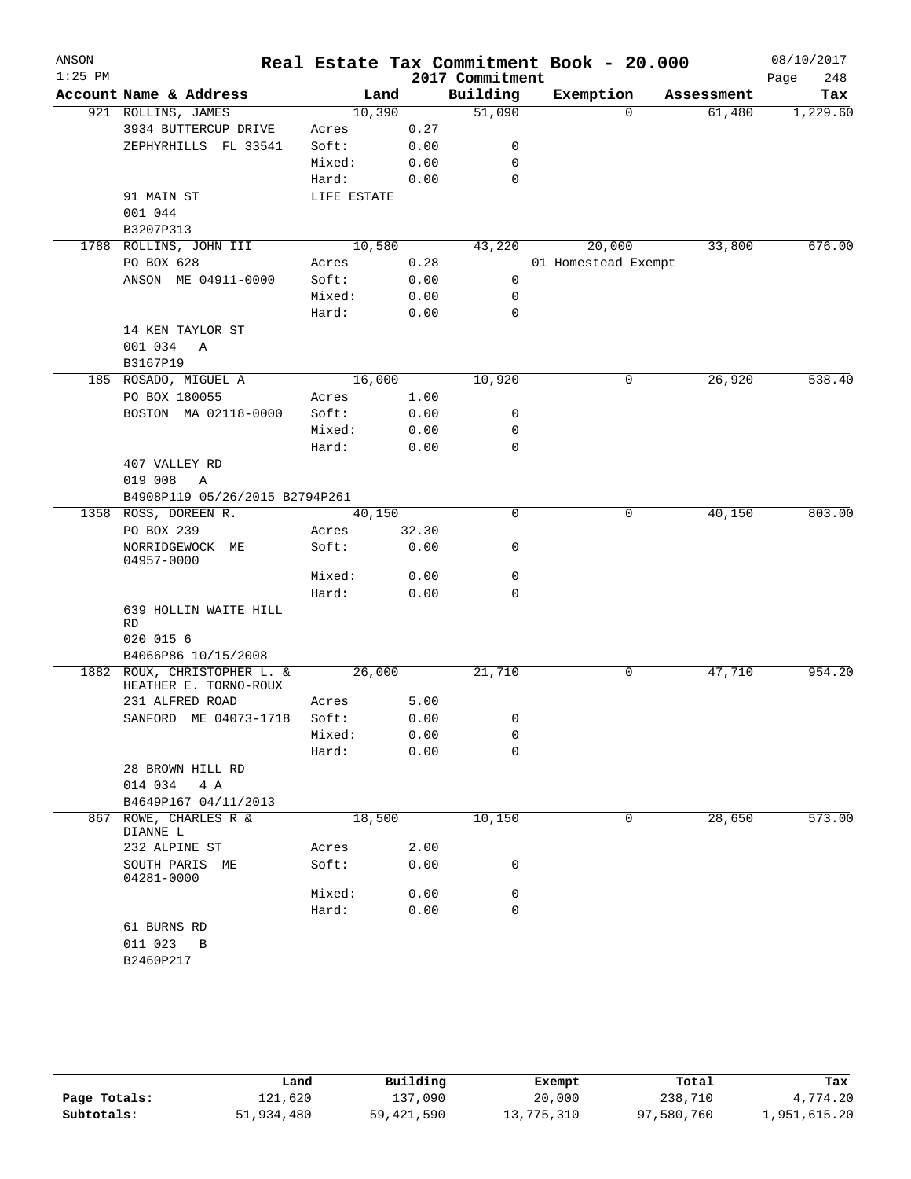# Real Estate Tax Commitment Book - 20.000

ANSON
1:25 PM

2017 Commitment

08/10/2017

| Account Name & Address | Land | | Building | Exemption | Assessment | Tax |
|---|---|---|---|---|---|---|
| 921 ROLLINS, JAMES | 10,390 | | 51,090 | 0 | 61,480 | 1,229.60 |
| 3934 BUTTERCUP DRIVE | Acres | 0.27 | | | | |
| ZEPHYRHILLS FL 33541 | Soft: | 0.00 | 0 | | | |
| | Mixed: | 0.00 | 0 | | | |
| | Hard: | 0.00 | 0 | | | |
| 91 MAIN ST | LIFE ESTATE | | | | | |
| 001 044 | | | | | | |
| B3207P313 | | | | | | |
| 1788 ROLLINS, JOHN III | 10,580 | | 43,220 | 20,000 | 33,800 | 676.00 |
| PO BOX 628 | Acres | 0.28 | | 01 Homestead Exempt | | |
| ANSON ME 04911-0000 | Soft: | 0.00 | 0 | | | |
| | Mixed: | 0.00 | 0 | | | |
| | Hard: | 0.00 | 0 | | | |
| 14 KEN TAYLOR ST | | | | | | |
| 001 034 A | | | | | | |
| B3167P19 | | | | | | |
| 185 ROSADO, MIGUEL A | 16,000 | | 10,920 | 0 | 26,920 | 538.40 |
| PO BOX 180055 | Acres | 1.00 | | | | |
| BOSTON MA 02118-0000 | Soft: | 0.00 | 0 | | | |
| | Mixed: | 0.00 | 0 | | | |
| | Hard: | 0.00 | 0 | | | |
| 407 VALLEY RD | | | | | | |
| 019 008 A | | | | | | |
| B4908P119 05/26/2015 B2794P261 | | | | | | |
| 1358 ROSS, DOREEN R. | 40,150 | | 0 | 0 | 40,150 | 803.00 |
| PO BOX 239 | Acres | 32.30 | | | | |
| NORRIDGEWOCK ME 04957-0000 | Soft: | 0.00 | 0 | | | |
| | Mixed: | 0.00 | 0 | | | |
| | Hard: | 0.00 | 0 | | | |
| 639 HOLLIN WAITE HILL RD | | | | | | |
| 020 015 6 | | | | | | |
| B4066P86 10/15/2008 | | | | | | |
| 1882 ROUX, CHRISTOPHER L. & HEATHER E. TORNO-ROUX | 26,000 | | 21,710 | 0 | 47,710 | 954.20 |
| 231 ALFRED ROAD | Acres | 5.00 | | | | |
| SANFORD ME 04073-1718 | Soft: | 0.00 | 0 | | | |
| | Mixed: | 0.00 | 0 | | | |
| | Hard: | 0.00 | 0 | | | |
| 28 BROWN HILL RD | | | | | | |
| 014 034 4 A | | | | | | |
| B4649P167 04/11/2013 | | | | | | |
| 867 ROWE, CHARLES R & DIANNE L | 18,500 | | 10,150 | 0 | 28,650 | 573.00 |
| 232 ALPINE ST | Acres | 2.00 | | | | |
| SOUTH PARIS ME 04281-0000 | Soft: | 0.00 | 0 | | | |
| | Mixed: | 0.00 | 0 | | | |
| | Hard: | 0.00 | 0 | | | |
| 61 BURNS RD | | | | | | |
| 011 023 B | | | | | | |
| B2460P217 | | | | | | |

| | Land | Building | Exempt | Total | Tax |
|---|---|---|---|---|---|
| Page Totals: | 121,620 | 137,090 | 20,000 | 238,710 | 4,774.20 |
| Subtotals: | 51,934,480 | 59,421,590 | 13,775,310 | 97,580,760 | 1,951,615.20 |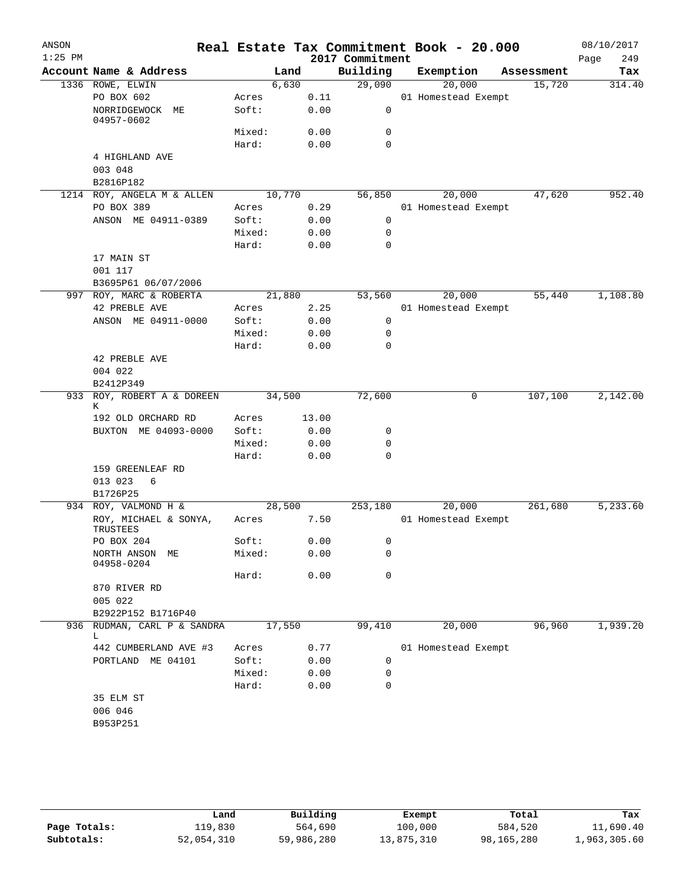# Real Estate Tax Commitment Book - 20.000

ANSON 08/10/2017
1:25 PM 2017 Commitment

| Account Name & Address | | Land | Building | Exemption | Assessment | Tax |
|---|---|---|---|---|---|---|
| 1336 ROWE, ELWIN | | 6,630 | 29,090 | 20,000 | 15,720 | 314.40 |
| PO BOX 602 | Acres | 0.11 | | 01 Homestead Exempt | | |
| NORRIDGEWOCK ME 04957-0602 | Soft: | 0.00 | 0 | | | |
| | Mixed: | 0.00 | 0 | | | |
| | Hard: | 0.00 | 0 | | | |
| 4 HIGHLAND AVE | | | | | | |
| 003 048 | | | | | | |
| B2816P182 | | | | | | |
| 1214 ROY, ANGELA M & ALLEN | | 10,770 | 56,850 | 20,000 | 47,620 | 952.40 |
| PO BOX 389 | Acres | 0.29 | | 01 Homestead Exempt | | |
| ANSON ME 04911-0389 | Soft: | 0.00 | 0 | | | |
| | Mixed: | 0.00 | 0 | | | |
| | Hard: | 0.00 | 0 | | | |
| 17 MAIN ST | | | | | | |
| 001 117 | | | | | | |
| B3695P61 06/07/2006 | | | | | | |
| 997 ROY, MARC & ROBERTA | | 21,880 | 53,560 | 20,000 | 55,440 | 1,108.80 |
| 42 PREBLE AVE | Acres | 2.25 | | 01 Homestead Exempt | | |
| ANSON ME 04911-0000 | Soft: | 0.00 | 0 | | | |
| | Mixed: | 0.00 | 0 | | | |
| | Hard: | 0.00 | 0 | | | |
| 42 PREBLE AVE | | | | | | |
| 004 022 | | | | | | |
| B2412P349 | | | | | | |
| 933 ROY, ROBERT A & DOREEN K | | 34,500 | 72,600 | 0 | 107,100 | 2,142.00 |
| 192 OLD ORCHARD RD | Acres | 13.00 | | | | |
| BUXTON ME 04093-0000 | Soft: | 0.00 | 0 | | | |
| | Mixed: | 0.00 | 0 | | | |
| | Hard: | 0.00 | 0 | | | |
| 159 GREENLEAF RD | | | | | | |
| 013 023 6 | | | | | | |
| B1726P25 | | | | | | |
| 934 ROY, VALMOND H & | | 28,500 | 253,180 | 20,000 | 261,680 | 5,233.60 |
| ROY, MICHAEL & SONYA, TRUSTEES | Acres | 7.50 | | 01 Homestead Exempt | | |
| PO BOX 204 | Soft: | 0.00 | 0 | | | |
| NORTH ANSON ME 04958-0204 | Mixed: | 0.00 | 0 | | | |
| | Hard: | 0.00 | 0 | | | |
| 870 RIVER RD | | | | | | |
| 005 022 | | | | | | |
| B2922P152 B1716P40 | | | | | | |
| 936 RUDMAN, CARL P & SANDRA L | | 17,550 | 99,410 | 20,000 | 96,960 | 1,939.20 |
| 442 CUMBERLAND AVE #3 | Acres | 0.77 | | 01 Homestead Exempt | | |
| PORTLAND ME 04101 | Soft: | 0.00 | 0 | | | |
| | Mixed: | 0.00 | 0 | | | |
| | Hard: | 0.00 | 0 | | | |
| 35 ELM ST | | | | | | |
| 006 046 | | | | | | |
| B953P251 | | | | | | |

| | Land | Building | Exempt | Total | Tax |
|---|---|---|---|---|---|
| Page Totals: | 119,830 | 564,690 | 100,000 | 584,520 | 11,690.40 |
| Subtotals: | 52,054,310 | 59,986,280 | 13,875,310 | 98,165,280 | 1,963,305.60 |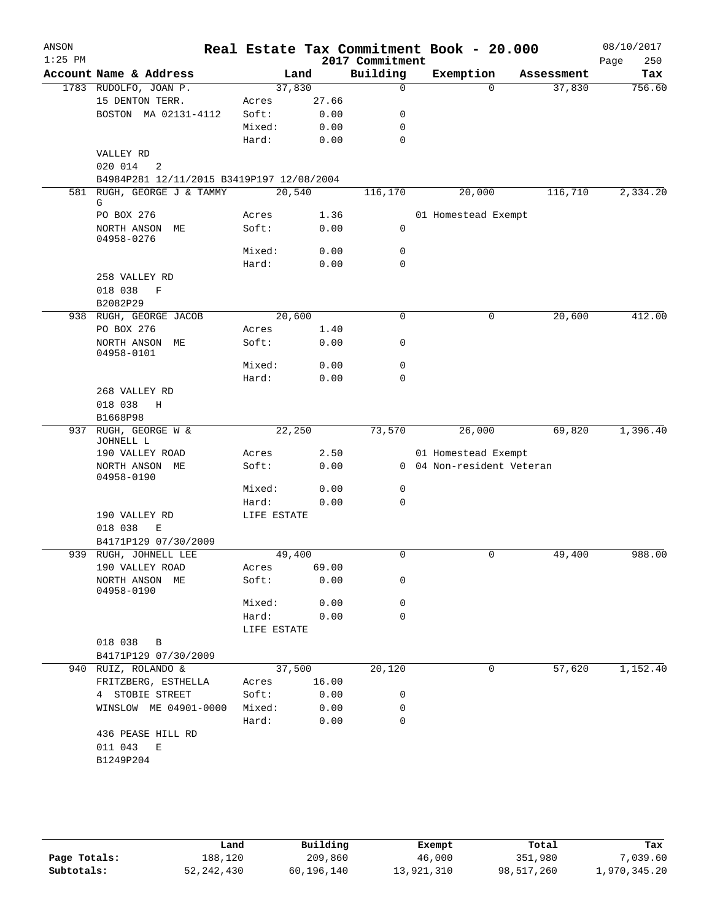# Real Estate Tax Commitment Book - 20.000

ANSON 1:25 PM — 2017 Commitment — 08/10/2017

| Account Name & Address | | Land | Building | Exemption | Assessment | Tax |
|---|---|---|---|---|---|---|
| 1783 RUDOLFO, JOAN P. | | 37,830 | 0 | 0 | 37,830 | 756.60 |
| 15 DENTON TERR. | Acres | 27.66 | | | | |
| BOSTON MA 02131-4112 | Soft: | 0.00 | 0 | | | |
| | Mixed: | 0.00 | 0 | | | |
| | Hard: | 0.00 | 0 | | | |
| VALLEY RD | | | | | | |
| 020 014 2 | | | | | | |
| B4984P281 12/11/2015 B3419P197 12/08/2004 | | | | | | |
| 581 RUGH, GEORGE J & TAMMY G | | 20,540 | 116,170 | 20,000 | 116,710 | 2,334.20 |
| PO BOX 276 | Acres | 1.36 | | 01 Homestead Exempt | | |
| NORTH ANSON ME 04958-0276 | Soft: | 0.00 | 0 | | | |
| | Mixed: | 0.00 | 0 | | | |
| | Hard: | 0.00 | 0 | | | |
| 258 VALLEY RD | | | | | | |
| 018 038 F | | | | | | |
| B2082P29 | | | | | | |
| 938 RUGH, GEORGE JACOB | | 20,600 | 0 | 0 | 20,600 | 412.00 |
| PO BOX 276 | Acres | 1.40 | | | | |
| NORTH ANSON ME 04958-0101 | Soft: | 0.00 | 0 | | | |
| | Mixed: | 0.00 | 0 | | | |
| | Hard: | 0.00 | 0 | | | |
| 268 VALLEY RD | | | | | | |
| 018 038 H | | | | | | |
| B1668P98 | | | | | | |
| 937 RUGH, GEORGE W & JOHNELL L | | 22,250 | 73,570 | 26,000 | 69,820 | 1,396.40 |
| 190 VALLEY ROAD | Acres | 2.50 | | 01 Homestead Exempt | | |
| NORTH ANSON ME 04958-0190 | Soft: | 0.00 | 0 | 04 Non-resident Veteran | | |
| | Mixed: | 0.00 | 0 | | | |
| | Hard: | 0.00 | 0 | | | |
| 190 VALLEY RD | LIFE ESTATE | | | | | |
| 018 038 E | | | | | | |
| B4171P129 07/30/2009 | | | | | | |
| 939 RUGH, JOHNELL LEE | | 49,400 | 0 | 0 | 49,400 | 988.00 |
| 190 VALLEY ROAD | Acres | 69.00 | | | | |
| NORTH ANSON ME 04958-0190 | Soft: | 0.00 | 0 | | | |
| | Mixed: | 0.00 | 0 | | | |
| | Hard: | 0.00 | 0 | | | |
| | LIFE ESTATE | | | | | |
| 018 038 B | | | | | | |
| B4171P129 07/30/2009 | | | | | | |
| 940 RUIZ, ROLANDO & | | 37,500 | 20,120 | 0 | 57,620 | 1,152.40 |
| FRITZBERG, ESTHELLA | Acres | 16.00 | | | | |
| 4 STOBIE STREET | Soft: | 0.00 | 0 | | | |
| WINSLOW ME 04901-0000 | Mixed: | 0.00 | 0 | | | |
| | Hard: | 0.00 | 0 | | | |
| 436 PEASE HILL RD | | | | | | |
| 011 043 E | | | | | | |
| B1249P204 | | | | | | |

| | Land | Building | Exempt | Total | Tax |
|---|---|---|---|---|---|
| Page Totals: | 188,120 | 209,860 | 46,000 | 351,980 | 7,039.60 |
| Subtotals: | 52,242,430 | 60,196,140 | 13,921,310 | 98,517,260 | 1,970,345.20 |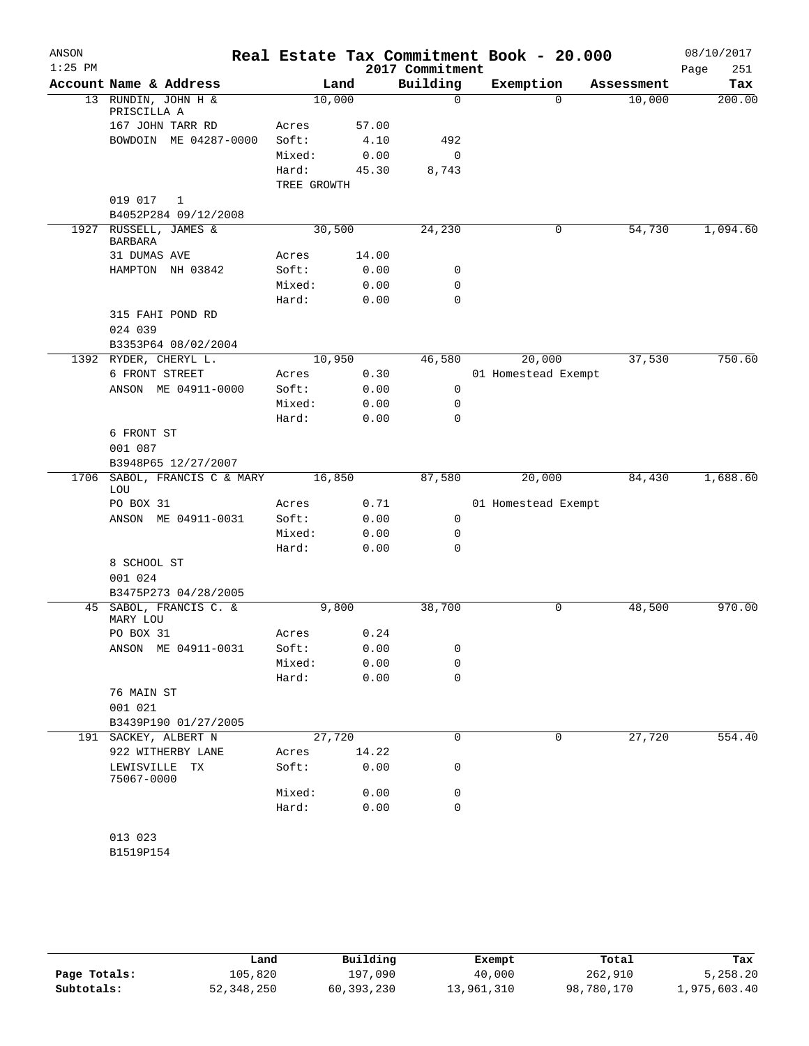# Real Estate Tax Commitment Book - 20.000

ANSON 1:25 PM — 2017 Commitment — 08/10/2017

| Account | Name & Address | Land | | Building | Exemption | Assessment | Tax |
|---|---|---|---|---|---|---|---|
| 13 | RUNDIN, JOHN H & PRISCILLA A | 10,000 | | 0 | 0 | 10,000 | 200.00 |
| | 167 JOHN TARR RD | Acres | 57.00 | | | | |
| | BOWDOIN ME 04287-0000 | Soft: | 4.10 | 492 | | | |
| | | Mixed: | 0.00 | 0 | | | |
| | | Hard: | 45.30 | 8,743 | | | |
| | | TREE GROWTH | | | | | |
| | 019 017 1 | | | | | | |
| | B4052P284 09/12/2008 | | | | | | |
| 1927 | RUSSELL, JAMES & BARBARA | 30,500 | | 24,230 | 0 | 54,730 | 1,094.60 |
| | 31 DUMAS AVE | Acres | 14.00 | | | | |
| | HAMPTON NH 03842 | Soft: | 0.00 | 0 | | | |
| | | Mixed: | 0.00 | 0 | | | |
| | | Hard: | 0.00 | 0 | | | |
| | 315 FAHI POND RD | | | | | | |
| | 024 039 | | | | | | |
| | B3353P64 08/02/2004 | | | | | | |
| 1392 | RYDER, CHERYL L. | 10,950 | | 46,580 | 20,000 | 37,530 | 750.60 |
| | 6 FRONT STREET | Acres | 0.30 | | 01 Homestead Exempt | | |
| | ANSON ME 04911-0000 | Soft: | 0.00 | 0 | | | |
| | | Mixed: | 0.00 | 0 | | | |
| | | Hard: | 0.00 | 0 | | | |
| | 6 FRONT ST | | | | | | |
| | 001 087 | | | | | | |
| | B3948P65 12/27/2007 | | | | | | |
| 1706 | SABOL, FRANCIS C & MARY LOU | 16,850 | | 87,580 | 20,000 | 84,430 | 1,688.60 |
| | PO BOX 31 | Acres | 0.71 | | 01 Homestead Exempt | | |
| | ANSON ME 04911-0031 | Soft: | 0.00 | 0 | | | |
| | | Mixed: | 0.00 | 0 | | | |
| | | Hard: | 0.00 | 0 | | | |
| | 8 SCHOOL ST | | | | | | |
| | 001 024 | | | | | | |
| | B3475P273 04/28/2005 | | | | | | |
| 45 | SABOL, FRANCIS C. & MARY LOU | 9,800 | | 38,700 | 0 | 48,500 | 970.00 |
| | PO BOX 31 | Acres | 0.24 | | | | |
| | ANSON ME 04911-0031 | Soft: | 0.00 | 0 | | | |
| | | Mixed: | 0.00 | 0 | | | |
| | | Hard: | 0.00 | 0 | | | |
| | 76 MAIN ST | | | | | | |
| | 001 021 | | | | | | |
| | B3439P190 01/27/2005 | | | | | | |
| 191 | SACKEY, ALBERT N | 27,720 | | 0 | 0 | 27,720 | 554.40 |
| | 922 WITHERBY LANE | Acres | 14.22 | | | | |
| | LEWISVILLE TX 75067-0000 | Soft: | 0.00 | 0 | | | |
| | | Mixed: | 0.00 | 0 | | | |
| | | Hard: | 0.00 | 0 | | | |
| | 013 023 | | | | | | |
| | B1519P154 | | | | | | |

| | Land | Building | Exempt | Total | Tax |
|---|---|---|---|---|---|
| Page Totals: | 105,820 | 197,090 | 40,000 | 262,910 | 5,258.20 |
| Subtotals: | 52,348,250 | 60,393,230 | 13,961,310 | 98,780,170 | 1,975,603.40 |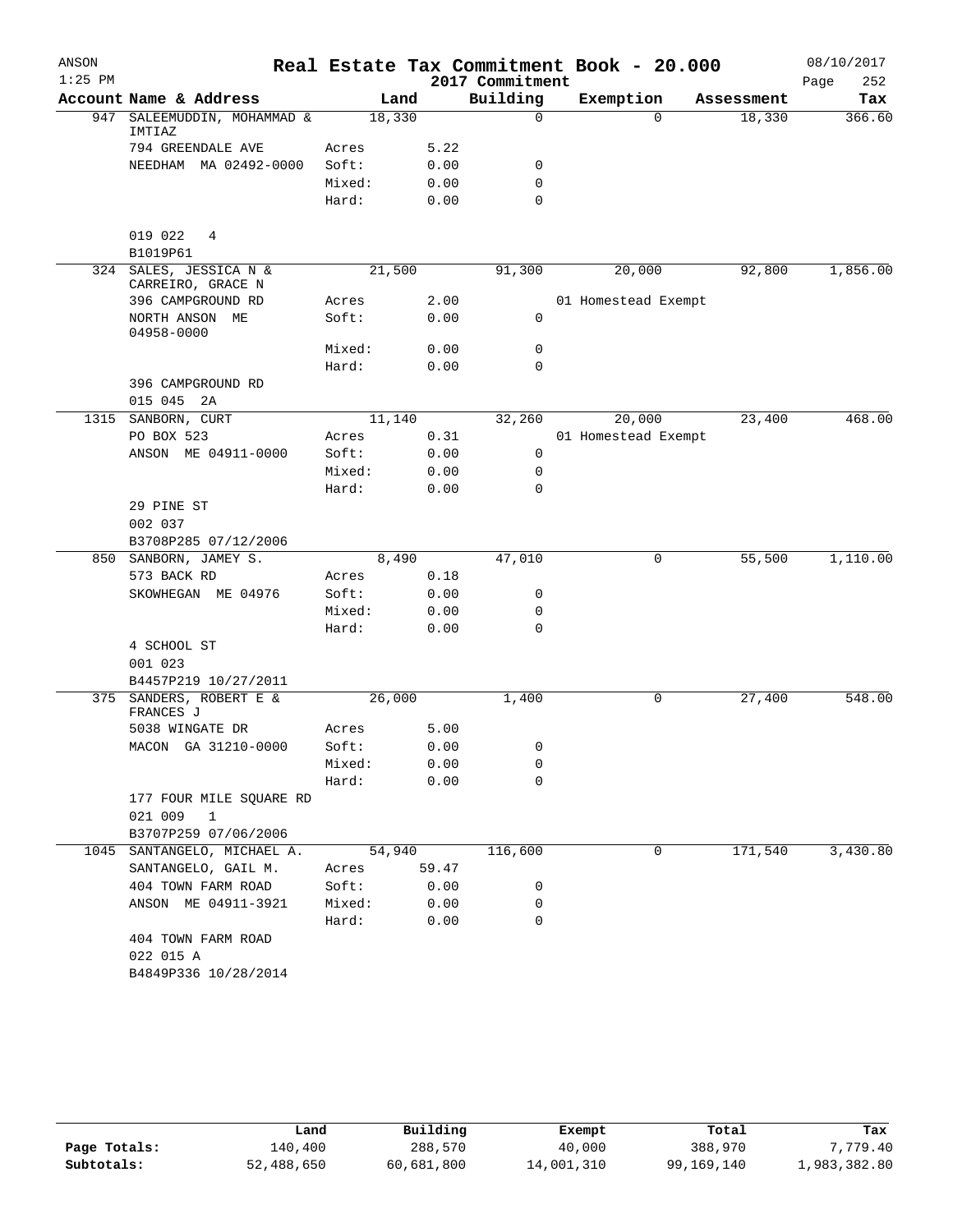# ANSON — Real Estate Tax Commitment Book - 20.000

1:25 PM — 2017 Commitment — 08/10/2017

| Account | Name & Address | | Land | Building | Exemption | Assessment | Tax |
|---|---|---|---|---|---|---|---|
| 947 | SALEEMUDDIN, MOHAMMAD & IMTIAZ | | 18,330 | 0 | 0 | 18,330 | 366.60 |
| | 794 GREENDALE AVE | Acres | 5.22 | | | | |
| | NEEDHAM MA 02492-0000 | Soft: | 0.00 | 0 | | | |
| | | Mixed: | 0.00 | 0 | | | |
| | | Hard: | 0.00 | 0 | | | |
| | 019 022 4 | | | | | | |
| | B1019P61 | | | | | | |
| 324 | SALES, JESSICA N & CARREIRO, GRACE N | | 21,500 | 91,300 | 20,000 | 92,800 | 1,856.00 |
| | 396 CAMPGROUND RD | Acres | 2.00 | | 01 Homestead Exempt | | |
| | NORTH ANSON ME 04958-0000 | Soft: | 0.00 | 0 | | | |
| | | Mixed: | 0.00 | 0 | | | |
| | | Hard: | 0.00 | 0 | | | |
| | 396 CAMPGROUND RD | | | | | | |
| | 015 045 2A | | | | | | |
| 1315 | SANBORN, CURT | | 11,140 | 32,260 | 20,000 | 23,400 | 468.00 |
| | PO BOX 523 | Acres | 0.31 | | 01 Homestead Exempt | | |
| | ANSON ME 04911-0000 | Soft: | 0.00 | 0 | | | |
| | | Mixed: | 0.00 | 0 | | | |
| | | Hard: | 0.00 | 0 | | | |
| | 29 PINE ST | | | | | | |
| | 002 037 | | | | | | |
| | B3708P285 07/12/2006 | | | | | | |
| 850 | SANBORN, JAMEY S. | | 8,490 | 47,010 | 0 | 55,500 | 1,110.00 |
| | 573 BACK RD | Acres | 0.18 | | | | |
| | SKOWHEGAN ME 04976 | Soft: | 0.00 | 0 | | | |
| | | Mixed: | 0.00 | 0 | | | |
| | | Hard: | 0.00 | 0 | | | |
| | 4 SCHOOL ST | | | | | | |
| | 001 023 | | | | | | |
| | B4457P219 10/27/2011 | | | | | | |
| 375 | SANDERS, ROBERT E & FRANCES J | | 26,000 | 1,400 | 0 | 27,400 | 548.00 |
| | 5038 WINGATE DR | Acres | 5.00 | | | | |
| | MACON GA 31210-0000 | Soft: | 0.00 | 0 | | | |
| | | Mixed: | 0.00 | 0 | | | |
| | | Hard: | 0.00 | 0 | | | |
| | 177 FOUR MILE SQUARE RD | | | | | | |
| | 021 009 1 | | | | | | |
| | B3707P259 07/06/2006 | | | | | | |
| 1045 | SANTANGELO, MICHAEL A. | | 54,940 | 116,600 | 0 | 171,540 | 3,430.80 |
| | SANTANGELO, GAIL M. | Acres | 59.47 | | | | |
| | 404 TOWN FARM ROAD | Soft: | 0.00 | 0 | | | |
| | ANSON ME 04911-3921 | Mixed: | 0.00 | 0 | | | |
| | | Hard: | 0.00 | 0 | | | |
| | 404 TOWN FARM ROAD | | | | | | |
| | 022 015 A | | | | | | |
| | B4849P336 10/28/2014 | | | | | | |

| | Land | Building | Exempt | Total | Tax |
|---|---|---|---|---|---|
| Page Totals: | 140,400 | 288,570 | 40,000 | 388,970 | 7,779.40 |
| Subtotals: | 52,488,650 | 60,681,800 | 14,001,310 | 99,169,140 | 1,983,382.80 |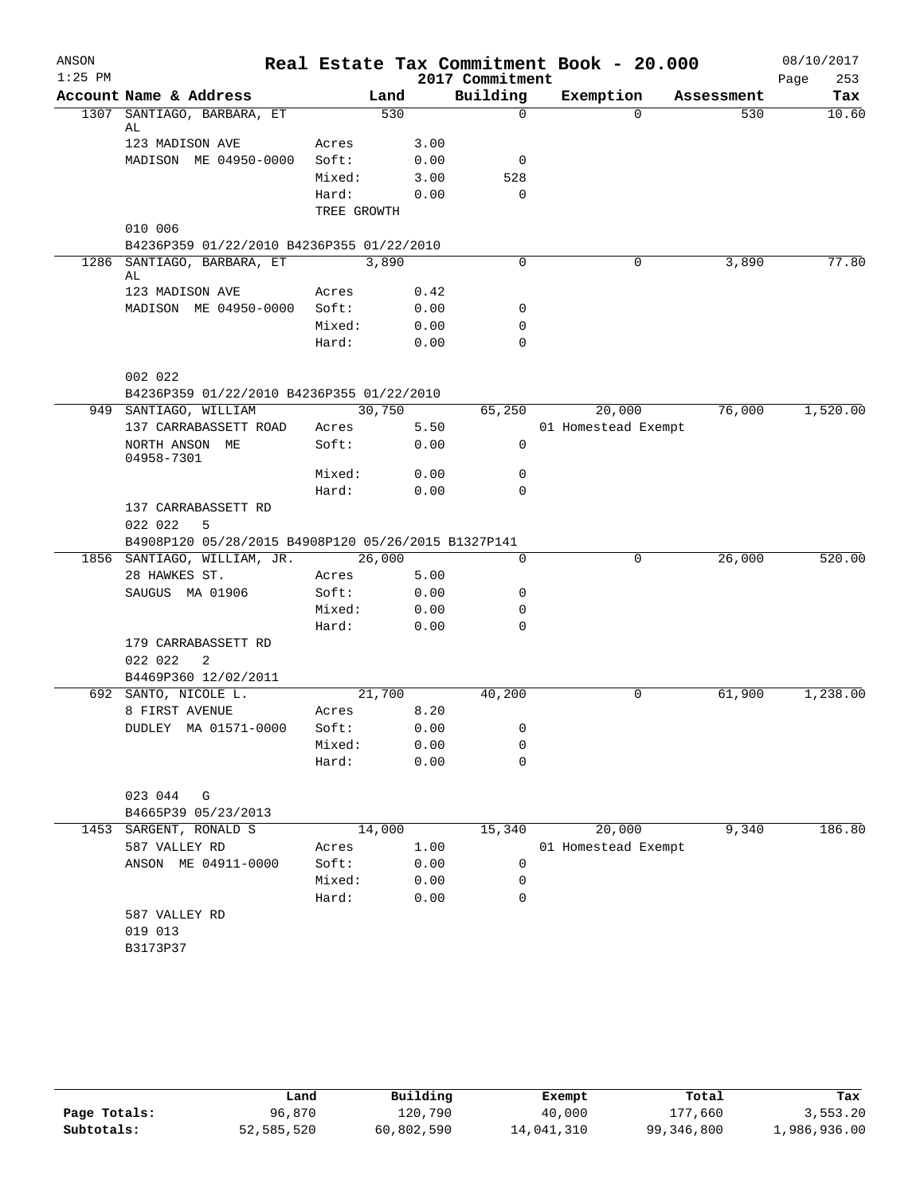# Real Estate Tax Commitment Book - 20.000

ANSON
1:25 PM

2017 Commitment

08/10/2017

| Account Name & Address | | Land | Building | Exemption | Assessment | Tax |
|---|---|---|---|---|---|---|
| 1307 SANTIAGO, BARBARA, ET AL | | 530 | 0 | 0 | 530 | 10.60 |
| 123 MADISON AVE | Acres | 3.00 | | | | |
| MADISON ME 04950-0000 | Soft: | 0.00 | 0 | | | |
| | Mixed: | 3.00 | 528 | | | |
| | Hard: | 0.00 | 0 | | | |
| | TREE GROWTH | | | | | |
| 010 006 | | | | | | |
| B4236P359 01/22/2010 B4236P355 01/22/2010 | | | | | | |
| 1286 SANTIAGO, BARBARA, ET AL | | 3,890 | 0 | 0 | 3,890 | 77.80 |
| 123 MADISON AVE | Acres | 0.42 | | | | |
| MADISON ME 04950-0000 | Soft: | 0.00 | 0 | | | |
| | Mixed: | 0.00 | 0 | | | |
| | Hard: | 0.00 | 0 | | | |
| 002 022 | | | | | | |
| B4236P359 01/22/2010 B4236P355 01/22/2010 | | | | | | |
| 949 SANTIAGO, WILLIAM | | 30,750 | 65,250 | 20,000 | 76,000 | 1,520.00 |
| 137 CARRABASSETT ROAD | Acres | 5.50 | | 01 Homestead Exempt | | |
| NORTH ANSON ME 04958-7301 | Soft: | 0.00 | 0 | | | |
| | Mixed: | 0.00 | 0 | | | |
| | Hard: | 0.00 | 0 | | | |
| 137 CARRABASSETT RD | | | | | | |
| 022 022 5 | | | | | | |
| B4908P120 05/28/2015 B4908P120 05/26/2015 B1327P141 | | | | | | |
| 1856 SANTIAGO, WILLIAM, JR. | | 26,000 | 0 | 0 | 26,000 | 520.00 |
| 28 HAWKES ST. | Acres | 5.00 | | | | |
| SAUGUS MA 01906 | Soft: | 0.00 | 0 | | | |
| | Mixed: | 0.00 | 0 | | | |
| | Hard: | 0.00 | 0 | | | |
| 179 CARRABASSETT RD | | | | | | |
| 022 022 2 | | | | | | |
| B4469P360 12/02/2011 | | | | | | |
| 692 SANTO, NICOLE L. | | 21,700 | 40,200 | 0 | 61,900 | 1,238.00 |
| 8 FIRST AVENUE | Acres | 8.20 | | | | |
| DUDLEY MA 01571-0000 | Soft: | 0.00 | 0 | | | |
| | Mixed: | 0.00 | 0 | | | |
| | Hard: | 0.00 | 0 | | | |
| 023 044 G | | | | | | |
| B4665P39 05/23/2013 | | | | | | |
| 1453 SARGENT, RONALD S | | 14,000 | 15,340 | 20,000 | 9,340 | 186.80 |
| 587 VALLEY RD | Acres | 1.00 | | 01 Homestead Exempt | | |
| ANSON ME 04911-0000 | Soft: | 0.00 | 0 | | | |
| | Mixed: | 0.00 | 0 | | | |
| | Hard: | 0.00 | 0 | | | |
| 587 VALLEY RD | | | | | | |
| 019 013 | | | | | | |
| B3173P37 | | | | | | |

| | Land | Building | Exempt | Total | Tax |
|---|---|---|---|---|---|
| Page Totals: | 96,870 | 120,790 | 40,000 | 177,660 | 3,553.20 |
| Subtotals: | 52,585,520 | 60,802,590 | 14,041,310 | 99,346,800 | 1,986,936.00 |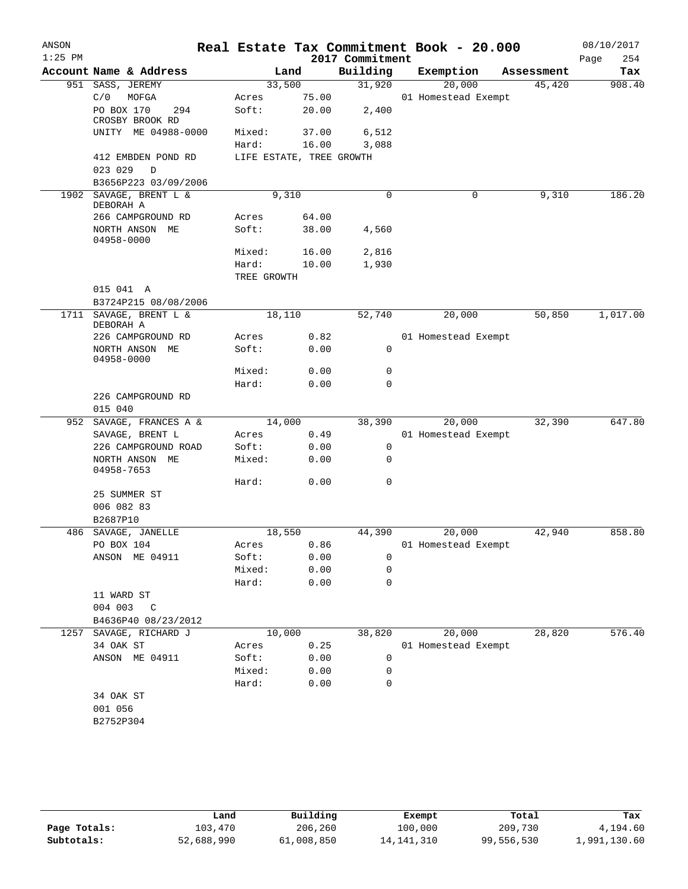# Real Estate Tax Commitment Book - 20.000

ANSON
2017 Commitment
08/10/2017

| Account | Name & Address | Land | | Building | Exemption | Assessment | Tax |
|---|---|---|---|---|---|---|---|
| 951 | SASS, JEREMY | 33,500 | | 31,920 | 20,000 | 45,420 | 908.40 |
| | C/0 MOFGA | Acres | 75.00 | | 01 Homestead Exempt | | |
| | PO BOX 170 294 CROSBY BROOK RD | Soft: | 20.00 | 2,400 | | | |
| | UNITY ME 04988-0000 | Mixed: | 37.00 | 6,512 | | | |
| | | Hard: | 16.00 | 3,088 | | | |
| | 412 EMBDEN POND RD | LIFE ESTATE, TREE GROWTH | | | | | |
| | 023 029 D | | | | | | |
| | B3656P223 03/09/2006 | | | | | | |
| 1902 | SAVAGE, BRENT L & DEBORAH A | 9,310 | | 0 | 0 | 9,310 | 186.20 |
| | 266 CAMPGROUND RD | Acres | 64.00 | | | | |
| | NORTH ANSON ME 04958-0000 | Soft: | 38.00 | 4,560 | | | |
| | | Mixed: | 16.00 | 2,816 | | | |
| | | Hard: | 10.00 | 1,930 | | | |
| | | TREE GROWTH | | | | | |
| | 015 041 A | | | | | | |
| | B3724P215 08/08/2006 | | | | | | |
| 1711 | SAVAGE, BRENT L & DEBORAH A | 18,110 | | 52,740 | 20,000 | 50,850 | 1,017.00 |
| | 226 CAMPGROUND RD | Acres | 0.82 | | 01 Homestead Exempt | | |
| | NORTH ANSON ME 04958-0000 | Soft: | 0.00 | 0 | | | |
| | | Mixed: | 0.00 | 0 | | | |
| | | Hard: | 0.00 | 0 | | | |
| | 226 CAMPGROUND RD | | | | | | |
| | 015 040 | | | | | | |
| 952 | SAVAGE, FRANCES A & | 14,000 | | 38,390 | 20,000 | 32,390 | 647.80 |
| | SAVAGE, BRENT L | Acres | 0.49 | | 01 Homestead Exempt | | |
| | 226 CAMPGROUND ROAD | Soft: | 0.00 | 0 | | | |
| | NORTH ANSON ME 04958-7653 | Mixed: | 0.00 | 0 | | | |
| | | Hard: | 0.00 | 0 | | | |
| | 25 SUMMER ST | | | | | | |
| | 006 082 83 | | | | | | |
| | B2687P10 | | | | | | |
| 486 | SAVAGE, JANELLE | 18,550 | | 44,390 | 20,000 | 42,940 | 858.80 |
| | PO BOX 104 | Acres | 0.86 | | 01 Homestead Exempt | | |
| | ANSON ME 04911 | Soft: | 0.00 | 0 | | | |
| | | Mixed: | 0.00 | 0 | | | |
| | | Hard: | 0.00 | 0 | | | |
| | 11 WARD ST | | | | | | |
| | 004 003 C | | | | | | |
| | B4636P40 08/23/2012 | | | | | | |
| 1257 | SAVAGE, RICHARD J | 10,000 | | 38,820 | 20,000 | 28,820 | 576.40 |
| | 34 OAK ST | Acres | 0.25 | | 01 Homestead Exempt | | |
| | ANSON ME 04911 | Soft: | 0.00 | 0 | | | |
| | | Mixed: | 0.00 | 0 | | | |
| | | Hard: | 0.00 | 0 | | | |
| | 34 OAK ST | | | | | | |
| | 001 056 | | | | | | |
| | B2752P304 | | | | | | |

| | Land | Building | Exempt | Total | Tax |
|---|---|---|---|---|---|
| Page Totals: | 103,470 | 206,260 | 100,000 | 209,730 | 4,194.60 |
| Subtotals: | 52,688,990 | 61,008,850 | 14,141,310 | 99,556,530 | 1,991,130.60 |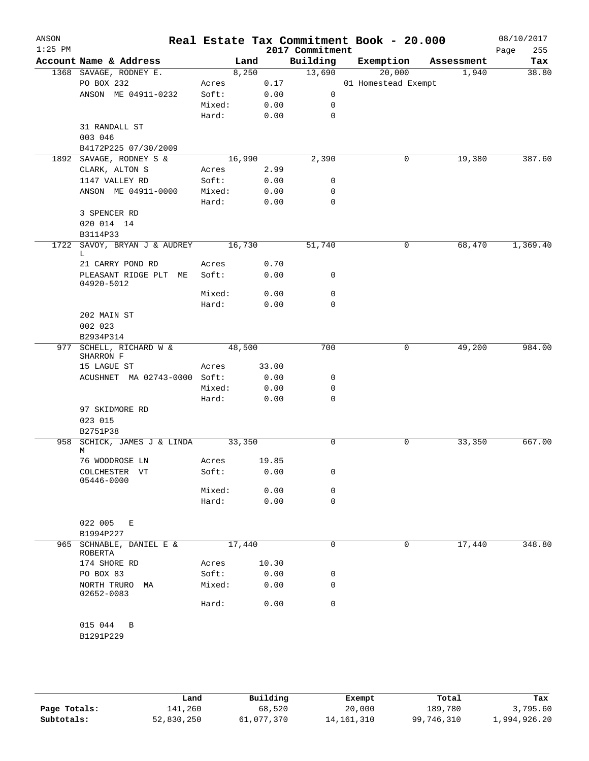ANSON
1:25 PM

# Real Estate Tax Commitment Book - 20.000

2017 Commitment

08/10/2017

| Account | Name & Address | | Land | Building | Exemption | Assessment | Tax |
|---|---|---|---|---|---|---|---|
| 1368 | SAVAGE, RODNEY E. | | 8,250 | 13,690 | 20,000 | 1,940 | 38.80 |
| | PO BOX 232 | Acres | 0.17 | | 01 Homestead Exempt | | |
| | ANSON ME 04911-0232 | Soft: | 0.00 | 0 | | | |
| | | Mixed: | 0.00 | 0 | | | |
| | | Hard: | 0.00 | 0 | | | |
| | 31 RANDALL ST | | | | | | |
| | 003 046 | | | | | | |
| | B4172P225 07/30/2009 | | | | | | |
| 1892 | SAVAGE, RODNEY S & | | 16,990 | 2,390 | 0 | 19,380 | 387.60 |
| | CLARK, ALTON S | Acres | 2.99 | | | | |
| | 1147 VALLEY RD | Soft: | 0.00 | 0 | | | |
| | ANSON ME 04911-0000 | Mixed: | 0.00 | 0 | | | |
| | | Hard: | 0.00 | 0 | | | |
| | 3 SPENCER RD | | | | | | |
| | 020 014 14 | | | | | | |
| | B3114P33 | | | | | | |
| 1722 | SAVOY, BRYAN J & AUDREY L | | 16,730 | 51,740 | 0 | 68,470 | 1,369.40 |
| | 21 CARRY POND RD | Acres | 0.70 | | | | |
| | PLEASANT RIDGE PLT ME 04920-5012 | Soft: | 0.00 | 0 | | | |
| | | Mixed: | 0.00 | 0 | | | |
| | | Hard: | 0.00 | 0 | | | |
| | 202 MAIN ST | | | | | | |
| | 002 023 | | | | | | |
| | B2934P314 | | | | | | |
| 977 | SCHELL, RICHARD W & SHARRON F | | 48,500 | 700 | 0 | 49,200 | 984.00 |
| | 15 LAGUE ST | Acres | 33.00 | | | | |
| | ACUSHNET MA 02743-0000 | Soft: | 0.00 | 0 | | | |
| | | Mixed: | 0.00 | 0 | | | |
| | | Hard: | 0.00 | 0 | | | |
| | 97 SKIDMORE RD | | | | | | |
| | 023 015 | | | | | | |
| | B2751P38 | | | | | | |
| 958 | SCHICK, JAMES J & LINDA M | | 33,350 | 0 | 0 | 33,350 | 667.00 |
| | 76 WOODROSE LN | Acres | 19.85 | | | | |
| | COLCHESTER VT 05446-0000 | Soft: | 0.00 | 0 | | | |
| | | Mixed: | 0.00 | 0 | | | |
| | | Hard: | 0.00 | 0 | | | |
| | 022 005 E | | | | | | |
| | B1994P227 | | | | | | |
| 965 | SCHNABLE, DANIEL E & ROBERTA | | 17,440 | 0 | 0 | 17,440 | 348.80 |
| | 174 SHORE RD | Acres | 10.30 | | | | |
| | PO BOX 83 | Soft: | 0.00 | 0 | | | |
| | NORTH TRURO MA 02652-0083 | Mixed: | 0.00 | 0 | | | |
| | | Hard: | 0.00 | 0 | | | |
| | 015 044 B | | | | | | |
| | B1291P229 | | | | | | |

| | Land | Building | Exempt | Total | Tax |
|---|---|---|---|---|---|
| Page Totals: | 141,260 | 68,520 | 20,000 | 189,780 | 3,795.60 |
| Subtotals: | 52,830,250 | 61,077,370 | 14,161,310 | 99,746,310 | 1,994,926.20 |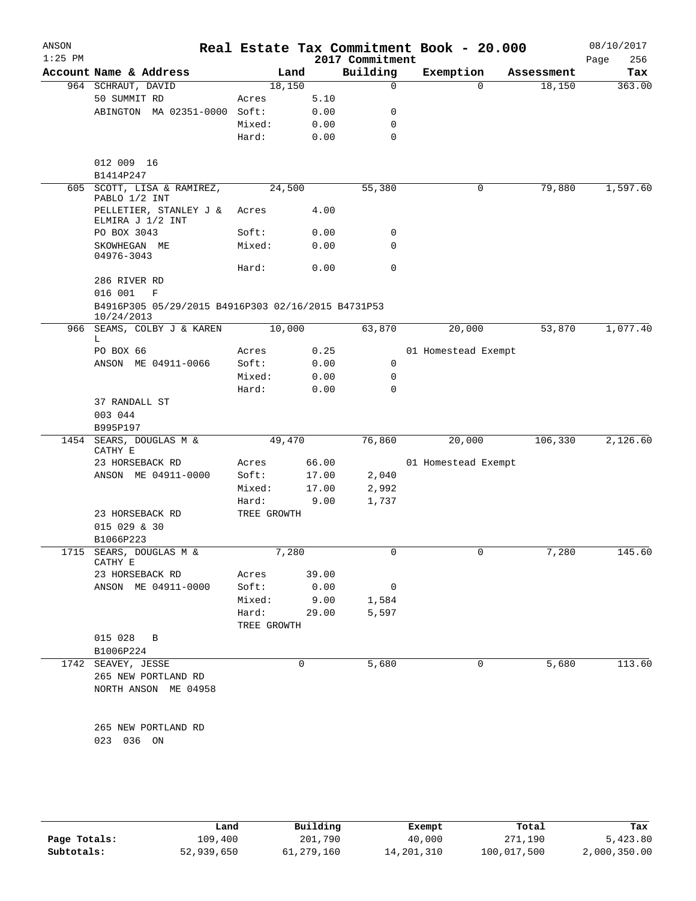# Real Estate Tax Commitment Book - 20.000

ANSON 1:25 PM — 2017 Commitment — 08/10/2017

| Account | Name & Address | Land | | Building | Exemption | Assessment | Tax |
|---|---|---|---|---|---|---|---|
| 964 | SCHRAUT, DAVID | 18,150 | | 0 | 0 | 18,150 | 363.00 |
| | 50 SUMMIT RD | Acres | 5.10 | | | | |
| | ABINGTON MA 02351-0000 | Soft: | 0.00 | 0 | | | |
| | | Mixed: | 0.00 | 0 | | | |
| | | Hard: | 0.00 | 0 | | | |
| | 012 009 16 | | | | | | |
| | B1414P247 | | | | | | |
| 605 | SCOTT, LISA & RAMIREZ, PABLO 1/2 INT | 24,500 | | 55,380 | 0 | 79,880 | 1,597.60 |
| | PELLETIER, STANLEY J & ELMIRA J 1/2 INT | Acres | 4.00 | | | | |
| | PO BOX 3043 | Soft: | 0.00 | 0 | | | |
| | SKOWHEGAN ME 04976-3043 | Mixed: | 0.00 | 0 | | | |
| | | Hard: | 0.00 | 0 | | | |
| | 286 RIVER RD | | | | | | |
| | 016 001 F | | | | | | |
| | B4916P305 05/29/2015 B4916P303 02/16/2015 B4731P53 10/24/2013 | | | | | | |
| 966 | SEAMS, COLBY J & KAREN L | 10,000 | | 63,870 | 20,000 | 53,870 | 1,077.40 |
| | PO BOX 66 | Acres | 0.25 | | 01 Homestead Exempt | | |
| | ANSON ME 04911-0066 | Soft: | 0.00 | 0 | | | |
| | | Mixed: | 0.00 | 0 | | | |
| | | Hard: | 0.00 | 0 | | | |
| | 37 RANDALL ST | | | | | | |
| | 003 044 | | | | | | |
| | B995P197 | | | | | | |
| 1454 | SEARS, DOUGLAS M & CATHY E | 49,470 | | 76,860 | 20,000 | 106,330 | 2,126.60 |
| | 23 HORSEBACK RD | Acres | 66.00 | | 01 Homestead Exempt | | |
| | ANSON ME 04911-0000 | Soft: | 17.00 | 2,040 | | | |
| | | Mixed: | 17.00 | 2,992 | | | |
| | | Hard: | 9.00 | 1,737 | | | |
| | 23 HORSEBACK RD | TREE GROWTH | | | | | |
| | 015 029 & 30 | | | | | | |
| | B1066P223 | | | | | | |
| 1715 | SEARS, DOUGLAS M & CATHY E | 7,280 | | 0 | 0 | 7,280 | 145.60 |
| | 23 HORSEBACK RD | Acres | 39.00 | | | | |
| | ANSON ME 04911-0000 | Soft: | 0.00 | 0 | | | |
| | | Mixed: | 9.00 | 1,584 | | | |
| | | Hard: | 29.00 | 5,597 | | | |
| | | TREE GROWTH | | | | | |
| | 015 028 B | | | | | | |
| | B1006P224 | | | | | | |
| 1742 | SEAVEY, JESSE | 0 | | 5,680 | 0 | 5,680 | 113.60 |
| | 265 NEW PORTLAND RD | | | | | | |
| | NORTH ANSON ME 04958 | | | | | | |
| | 265 NEW PORTLAND RD | | | | | | |
| | 023 036 ON | | | | | | |

| | Land | Building | Exempt | Total | Tax |
|---|---|---|---|---|---|
| Page Totals: | 109,400 | 201,790 | 40,000 | 271,190 | 5,423.80 |
| Subtotals: | 52,939,650 | 61,279,160 | 14,201,310 | 100,017,500 | 2,000,350.00 |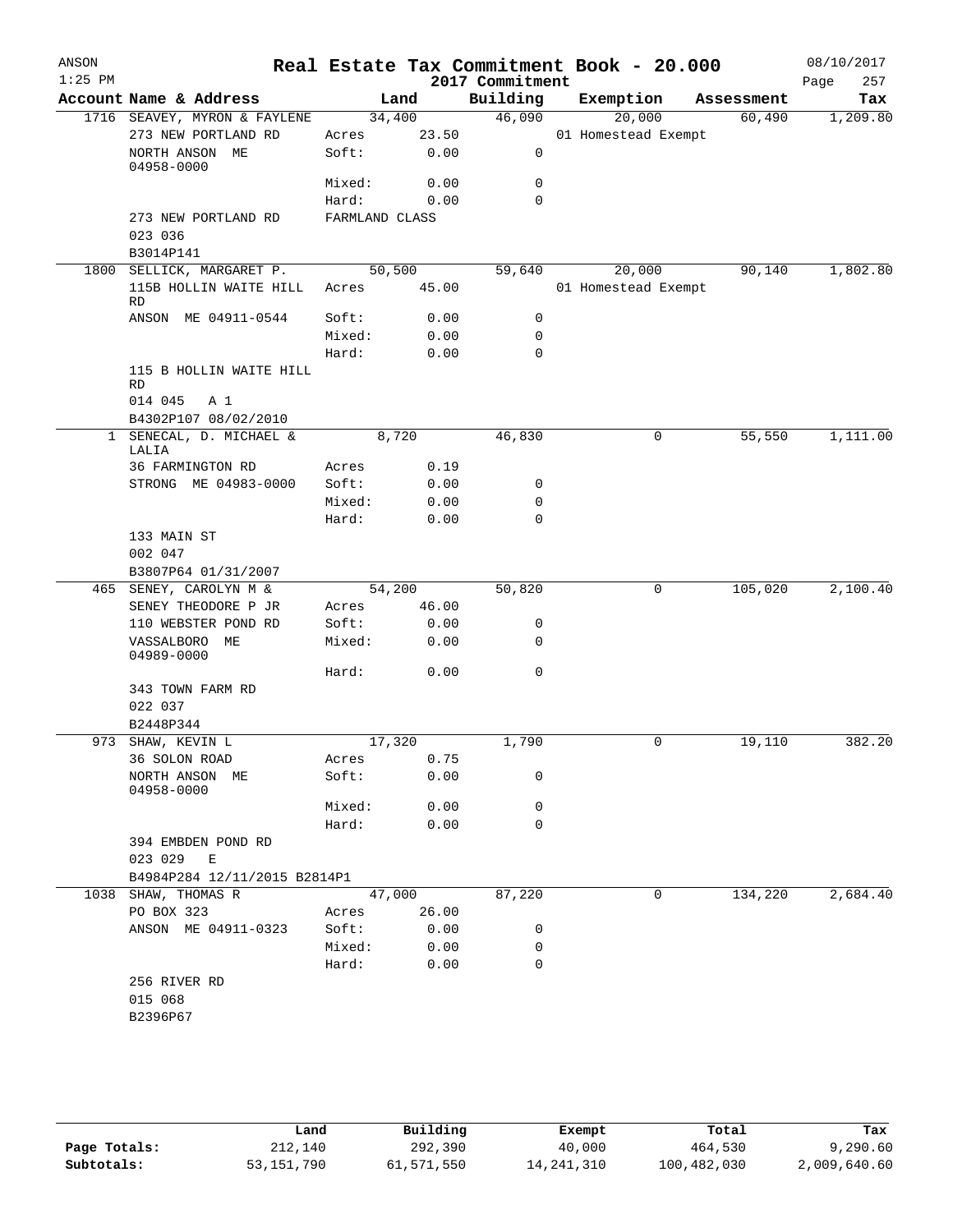# Real Estate Tax Commitment Book - 20.000

ANSON 1:25 PM — 2017 Commitment — 08/10/2017

| Account Name & Address | Land | | Building | Exemption | Assessment | Tax |
|---|---|---|---|---|---|---|
| 1716 SEAVEY, MYRON & FAYLENE | 34,400 | | 46,090 | 20,000 | 60,490 | 1,209.80 |
| 273 NEW PORTLAND RD | Acres | 23.50 | | 01 Homestead Exempt | | |
| NORTH ANSON ME 04958-0000 | Soft: | 0.00 | 0 | | | |
| | Mixed: | 0.00 | 0 | | | |
| | Hard: | 0.00 | 0 | | | |
| 273 NEW PORTLAND RD | FARMLAND CLASS | | | | | |
| 023 036 | | | | | | |
| B3014P141 | | | | | | |
| 1800 SELLICK, MARGARET P. | 50,500 | | 59,640 | 20,000 | 90,140 | 1,802.80 |
| 115B HOLLIN WAITE HILL RD | Acres | 45.00 | | 01 Homestead Exempt | | |
| ANSON ME 04911-0544 | Soft: | 0.00 | 0 | | | |
| | Mixed: | 0.00 | 0 | | | |
| | Hard: | 0.00 | 0 | | | |
| 115 B HOLLIN WAITE HILL RD | | | | | | |
| 014 045 A 1 | | | | | | |
| B4302P107 08/02/2010 | | | | | | |
| 1 SENECAL, D. MICHAEL & LALIA | 8,720 | | 46,830 | 0 | 55,550 | 1,111.00 |
| 36 FARMINGTON RD | Acres | 0.19 | | | | |
| STRONG ME 04983-0000 | Soft: | 0.00 | 0 | | | |
| | Mixed: | 0.00 | 0 | | | |
| | Hard: | 0.00 | 0 | | | |
| 133 MAIN ST | | | | | | |
| 002 047 | | | | | | |
| B3807P64 01/31/2007 | | | | | | |
| 465 SENEY, CAROLYN M & | 54,200 | | 50,820 | 0 | 105,020 | 2,100.40 |
| SENEY THEODORE P JR | Acres | 46.00 | | | | |
| 110 WEBSTER POND RD | Soft: | 0.00 | 0 | | | |
| VASSALBORO ME 04989-0000 | Mixed: | 0.00 | 0 | | | |
| | Hard: | 0.00 | 0 | | | |
| 343 TOWN FARM RD | | | | | | |
| 022 037 | | | | | | |
| B2448P344 | | | | | | |
| 973 SHAW, KEVIN L | 17,320 | | 1,790 | 0 | 19,110 | 382.20 |
| 36 SOLON ROAD | Acres | 0.75 | | | | |
| NORTH ANSON ME 04958-0000 | Soft: | 0.00 | 0 | | | |
| | Mixed: | 0.00 | 0 | | | |
| | Hard: | 0.00 | 0 | | | |
| 394 EMBDEN POND RD | | | | | | |
| 023 029 E | | | | | | |
| B4984P284 12/11/2015 B2814P1 | | | | | | |
| 1038 SHAW, THOMAS R | 47,000 | | 87,220 | 0 | 134,220 | 2,684.40 |
| PO BOX 323 | Acres | 26.00 | | | | |
| ANSON ME 04911-0323 | Soft: | 0.00 | 0 | | | |
| | Mixed: | 0.00 | 0 | | | |
| | Hard: | 0.00 | 0 | | | |
| 256 RIVER RD | | | | | | |
| 015 068 | | | | | | |
| B2396P67 | | | | | | |

| | Land | Building | Exempt | Total | Tax |
|---|---|---|---|---|---|
| Page Totals: | 212,140 | 292,390 | 40,000 | 464,530 | 9,290.60 |
| Subtotals: | 53,151,790 | 61,571,550 | 14,241,310 | 100,482,030 | 2,009,640.60 |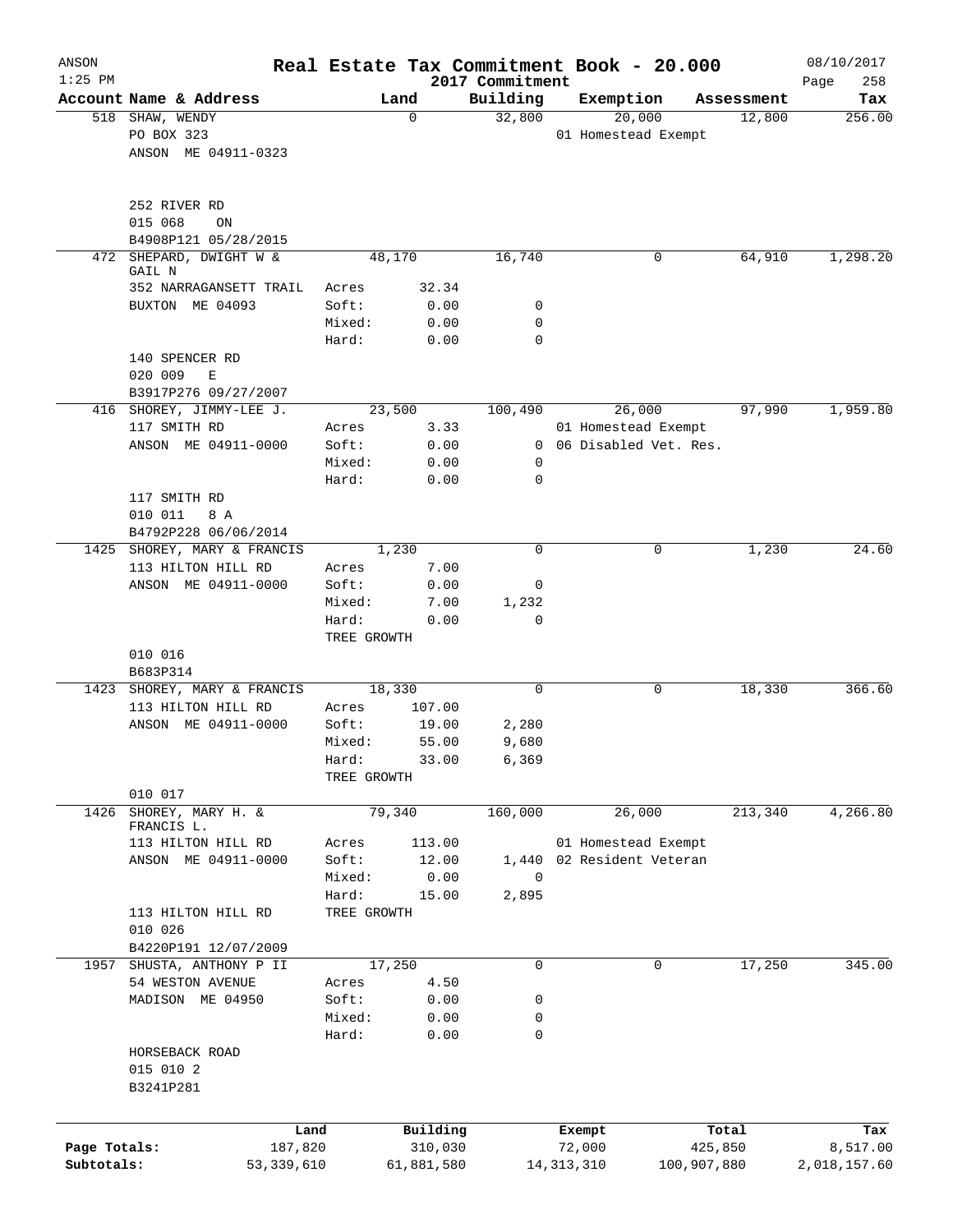# Real Estate Tax Commitment Book - 20.000

ANSON
1:25 PM

2017 Commitment

08/10/2017

| Account | Name & Address | Land | | Building | Exemption | Assessment | Tax |
|---|---|---|---|---|---|---|---|
| 518 | SHAW, WENDY | 0 | | 32,800 | 20,000 | 12,800 | 256.00 |
| | PO BOX 323 | | | | 01 Homestead Exempt | | |
| | ANSON ME 04911-0323 | | | | | | |
| | 252 RIVER RD | | | | | | |
| | 015 068 ON | | | | | | |
| | B4908P121 05/28/2015 | | | | | | |
| 472 | SHEPARD, DWIGHT W & GAIL N | 48,170 | | 16,740 | 0 | 64,910 | 1,298.20 |
| | 352 NARRAGANSETT TRAIL | Acres | 32.34 | | | | |
| | BUXTON ME 04093 | Soft: | 0.00 | 0 | | | |
| | | Mixed: | 0.00 | 0 | | | |
| | | Hard: | 0.00 | 0 | | | |
| | 140 SPENCER RD | | | | | | |
| | 020 009 E | | | | | | |
| | B3917P276 09/27/2007 | | | | | | |
| 416 | SHOREY, JIMMY-LEE J. | 23,500 | | 100,490 | 26,000 | 97,990 | 1,959.80 |
| | 117 SMITH RD | Acres | 3.33 | | 01 Homestead Exempt | | |
| | ANSON ME 04911-0000 | Soft: | 0.00 | 0 | 06 Disabled Vet. Res. | | |
| | | Mixed: | 0.00 | 0 | | | |
| | | Hard: | 0.00 | 0 | | | |
| | 117 SMITH RD | | | | | | |
| | 010 011 8 A | | | | | | |
| | B4792P228 06/06/2014 | | | | | | |
| 1425 | SHOREY, MARY & FRANCIS | 1,230 | | 0 | 0 | 1,230 | 24.60 |
| | 113 HILTON HILL RD | Acres | 7.00 | | | | |
| | ANSON ME 04911-0000 | Soft: | 0.00 | 0 | | | |
| | | Mixed: | 7.00 | 1,232 | | | |
| | | Hard: | 0.00 | 0 | | | |
| | | TREE GROWTH | | | | | |
| | 010 016 | | | | | | |
| | B683P314 | | | | | | |
| 1423 | SHOREY, MARY & FRANCIS | 18,330 | | 0 | 0 | 18,330 | 366.60 |
| | 113 HILTON HILL RD | Acres | 107.00 | | | | |
| | ANSON ME 04911-0000 | Soft: | 19.00 | 2,280 | | | |
| | | Mixed: | 55.00 | 9,680 | | | |
| | | Hard: | 33.00 | 6,369 | | | |
| | | TREE GROWTH | | | | | |
| | 010 017 | | | | | | |
| 1426 | SHOREY, MARY H. & FRANCIS L. | 79,340 | | 160,000 | 26,000 | 213,340 | 4,266.80 |
| | 113 HILTON HILL RD | Acres | 113.00 | | 01 Homestead Exempt | | |
| | ANSON ME 04911-0000 | Soft: | 12.00 | 1,440 | 02 Resident Veteran | | |
| | | Mixed: | 0.00 | 0 | | | |
| | | Hard: | 15.00 | 2,895 | | | |
| | 113 HILTON HILL RD | TREE GROWTH | | | | | |
| | 010 026 | | | | | | |
| | B4220P191 12/07/2009 | | | | | | |
| 1957 | SHUSTA, ANTHONY P II | 17,250 | | 0 | 0 | 17,250 | 345.00 |
| | 54 WESTON AVENUE | Acres | 4.50 | | | | |
| | MADISON ME 04950 | Soft: | 0.00 | 0 | | | |
| | | Mixed: | 0.00 | 0 | | | |
| | | Hard: | 0.00 | 0 | | | |
| | HORSEBACK ROAD | | | | | | |
| | 015 010 2 | | | | | | |
| | B3241P281 | | | | | | |

| | Land | Building | Exempt | Total | Tax |
|---|---|---|---|---|---|
| Page Totals: | 187,820 | 310,030 | 72,000 | 425,850 | 8,517.00 |
| Subtotals: | 53,339,610 | 61,881,580 | 14,313,310 | 100,907,880 | 2,018,157.60 |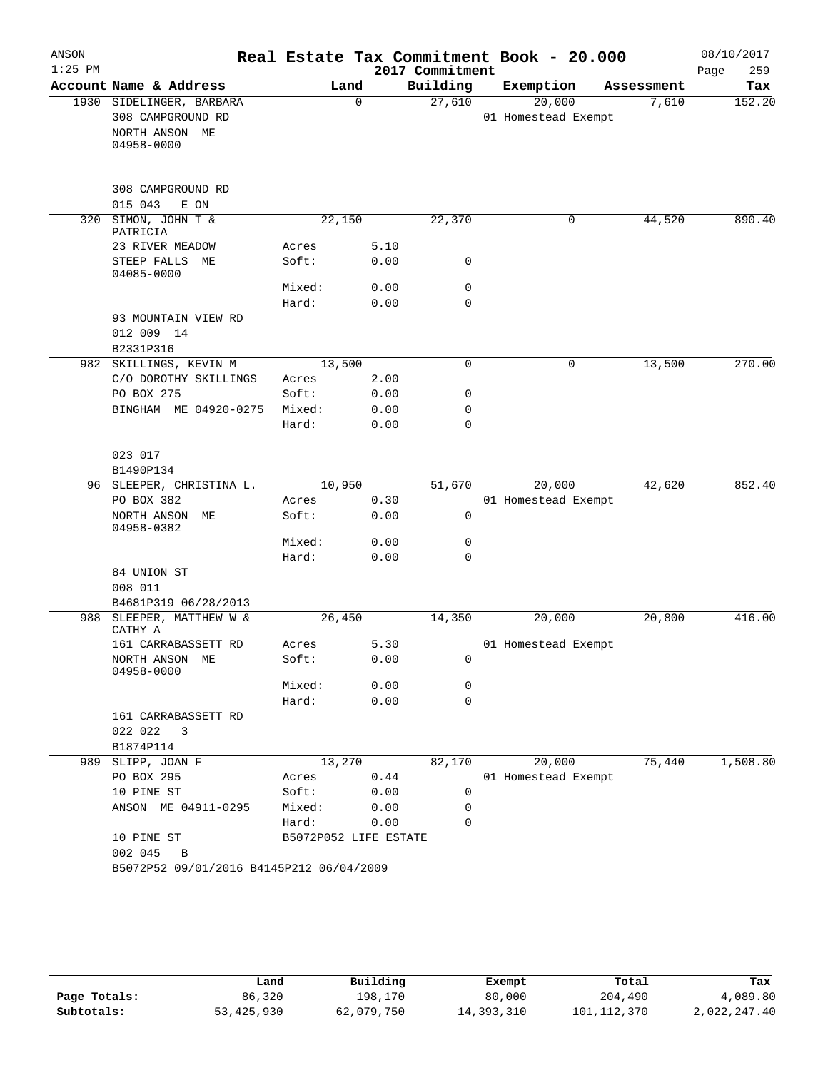# Real Estate Tax Commitment Book - 20.000

ANSON
1:25 PM

2017 Commitment

08/10/2017
Page 259

| Account | Name & Address | Land | | Building | Exemption | Assessment | Tax |
|---|---|---|---|---|---|---|---|
| 1930 | SIDELINGER, BARBARA | 0 | | 27,610 | 20,000 | 7,610 | 152.20 |
| | 308 CAMPGROUND RD | | | | 01 Homestead Exempt | | |
| | NORTH ANSON ME 04958-0000 | | | | | | |
| | 308 CAMPGROUND RD | | | | | | |
| | 015 043 E ON | | | | | | |
| 320 | SIMON, JOHN T & PATRICIA | 22,150 | | 22,370 | 0 | 44,520 | 890.40 |
| | 23 RIVER MEADOW | Acres | 5.10 | | | | |
| | STEEP FALLS ME 04085-0000 | Soft: | 0.00 | 0 | | | |
| | | Mixed: | 0.00 | 0 | | | |
| | | Hard: | 0.00 | 0 | | | |
| | 93 MOUNTAIN VIEW RD | | | | | | |
| | 012 009 14 | | | | | | |
| | B2331P316 | | | | | | |
| 982 | SKILLINGS, KEVIN M | 13,500 | | 0 | 0 | 13,500 | 270.00 |
| | C/O DOROTHY SKILLINGS | Acres | 2.00 | | | | |
| | PO BOX 275 | Soft: | 0.00 | 0 | | | |
| | BINGHAM ME 04920-0275 | Mixed: | 0.00 | 0 | | | |
| | | Hard: | 0.00 | 0 | | | |
| | 023 017 | | | | | | |
| | B1490P134 | | | | | | |
| 96 | SLEEPER, CHRISTINA L. | 10,950 | | 51,670 | 20,000 | 42,620 | 852.40 |
| | PO BOX 382 | Acres | 0.30 | | 01 Homestead Exempt | | |
| | NORTH ANSON ME 04958-0382 | Soft: | 0.00 | 0 | | | |
| | | Mixed: | 0.00 | 0 | | | |
| | | Hard: | 0.00 | 0 | | | |
| | 84 UNION ST | | | | | | |
| | 008 011 | | | | | | |
| | B4681P319 06/28/2013 | | | | | | |
| 988 | SLEEPER, MATTHEW W & CATHY A | 26,450 | | 14,350 | 20,000 | 20,800 | 416.00 |
| | 161 CARRABASSETT RD | Acres | 5.30 | | 01 Homestead Exempt | | |
| | NORTH ANSON ME 04958-0000 | Soft: | 0.00 | 0 | | | |
| | | Mixed: | 0.00 | 0 | | | |
| | | Hard: | 0.00 | 0 | | | |
| | 161 CARRABASSETT RD | | | | | | |
| | 022 022 3 | | | | | | |
| | B1874P114 | | | | | | |
| 989 | SLIPP, JOAN F | 13,270 | | 82,170 | 20,000 | 75,440 | 1,508.80 |
| | PO BOX 295 | Acres | 0.44 | | 01 Homestead Exempt | | |
| | 10 PINE ST | Soft: | 0.00 | 0 | | | |
| | ANSON ME 04911-0295 | Mixed: | 0.00 | 0 | | | |
| | | Hard: | 0.00 | 0 | | | |
| | 10 PINE ST | B5072P052 LIFE ESTATE | | | | | |
| | 002 045 B | | | | | | |
| | B5072P52 09/01/2016 B4145P212 06/04/2009 | | | | | | |

| | Land | Building | Exempt | Total | Tax |
|---|---|---|---|---|---|
| Page Totals: | 86,320 | 198,170 | 80,000 | 204,490 | 4,089.80 |
| Subtotals: | 53,425,930 | 62,079,750 | 14,393,310 | 101,112,370 | 2,022,247.40 |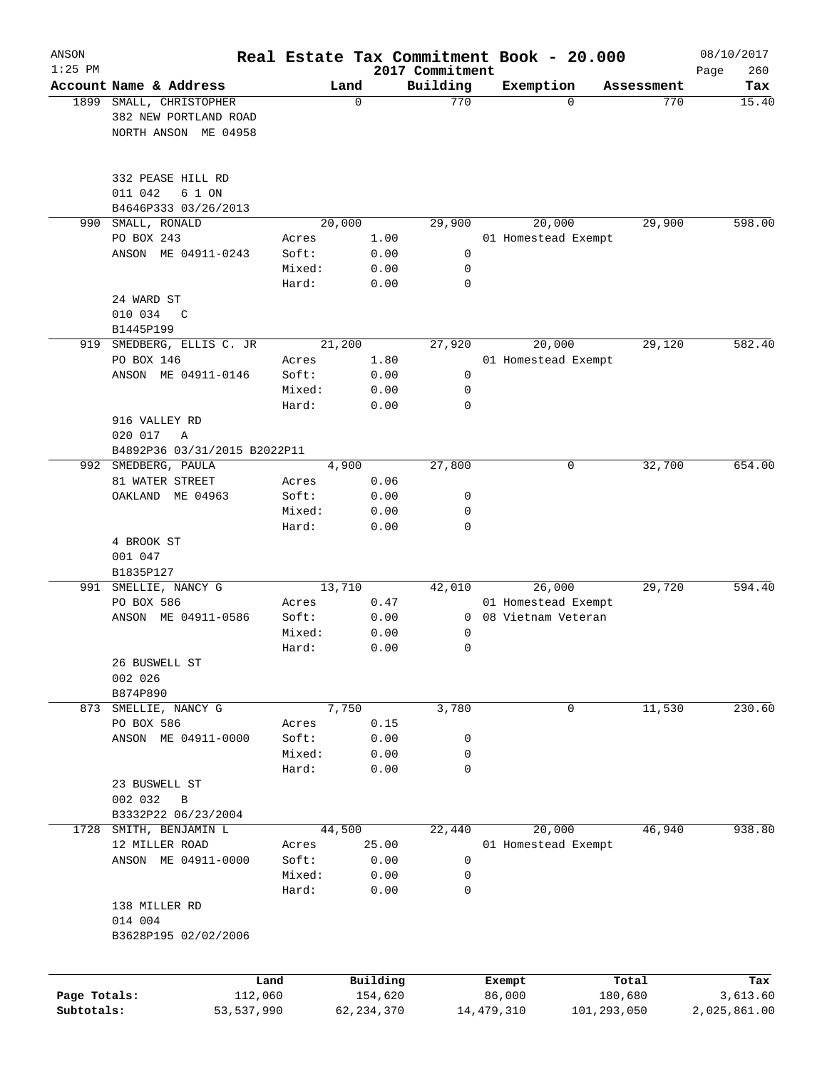ANSON 1:25 PM

# Real Estate Tax Commitment Book - 20.000

2017 Commitment

08/10/2017

| Account Name & Address | | Land | Building | Exemption | Assessment | Tax |
|---|---|---|---|---|---|---|
| 1899 SMALL, CHRISTOPHER<br>382 NEW PORTLAND ROAD<br>NORTH ANSON ME 04958<br><br>332 PEASE HILL RD<br>011 042 6 1 ON<br>B4646P333 03/26/2013 | | 0 | 770 | 0 | 770 | 15.40 |
| 990 SMALL, RONALD<br>PO BOX 243<br>ANSON ME 04911-0243<br><br>24 WARD ST<br>010 034 C<br>B1445P199 | Acres<br>Soft:<br>Mixed:<br>Hard: | 20,000<br>1.00<br>0.00<br>0.00<br>0.00 | 29,900<br><br>0<br>0<br>0 | 20,000<br>01 Homestead Exempt | 29,900 | 598.00 |
| 919 SMEDBERG, ELLIS C. JR<br>PO BOX 146<br>ANSON ME 04911-0146<br><br>916 VALLEY RD<br>020 017 A<br>B4892P36 03/31/2015 B2022P11 | Acres<br>Soft:<br>Mixed:<br>Hard: | 21,200<br>1.80<br>0.00<br>0.00<br>0.00 | 27,920<br><br>0<br>0<br>0 | 20,000<br>01 Homestead Exempt | 29,120 | 582.40 |
| 992 SMEDBERG, PAULA<br>81 WATER STREET<br>OAKLAND ME 04963<br><br>4 BROOK ST<br>001 047<br>B1835P127 | Acres<br>Soft:<br>Mixed:<br>Hard: | 4,900<br>0.06<br>0.00<br>0.00<br>0.00 | 27,800<br><br>0<br>0<br>0 | 0 | 32,700 | 654.00 |
| 991 SMELLIE, NANCY G<br>PO BOX 586<br>ANSON ME 04911-0586<br><br>26 BUSWELL ST<br>002 026<br>B874P890 | Acres<br>Soft:<br>Mixed:<br>Hard: | 13,710<br>0.47<br>0.00<br>0.00<br>0.00 | 42,010<br><br>0<br>0<br>0 | 26,000<br>01 Homestead Exempt<br>08 Vietnam Veteran | 29,720 | 594.40 |
| 873 SMELLIE, NANCY G<br>PO BOX 586<br>ANSON ME 04911-0000<br><br>23 BUSWELL ST<br>002 032 B<br>B3332P22 06/23/2004 | Acres<br>Soft:<br>Mixed:<br>Hard: | 7,750<br>0.15<br>0.00<br>0.00<br>0.00 | 3,780<br><br>0<br>0<br>0 | 0 | 11,530 | 230.60 |
| 1728 SMITH, BENJAMIN L<br>12 MILLER ROAD<br>ANSON ME 04911-0000<br><br>138 MILLER RD<br>014 004<br>B3628P195 02/02/2006 | Acres<br>Soft:<br>Mixed:<br>Hard: | 44,500<br>25.00<br>0.00<br>0.00<br>0.00 | 22,440<br><br>0<br>0<br>0 | 20,000<br>01 Homestead Exempt | 46,940 | 938.80 |

| | Land | Building | Exempt | Total | Tax |
|---|---|---|---|---|---|
| Page Totals: | 112,060 | 154,620 | 86,000 | 180,680 | 3,613.60 |
| Subtotals: | 53,537,990 | 62,234,370 | 14,479,310 | 101,293,050 | 2,025,861.00 |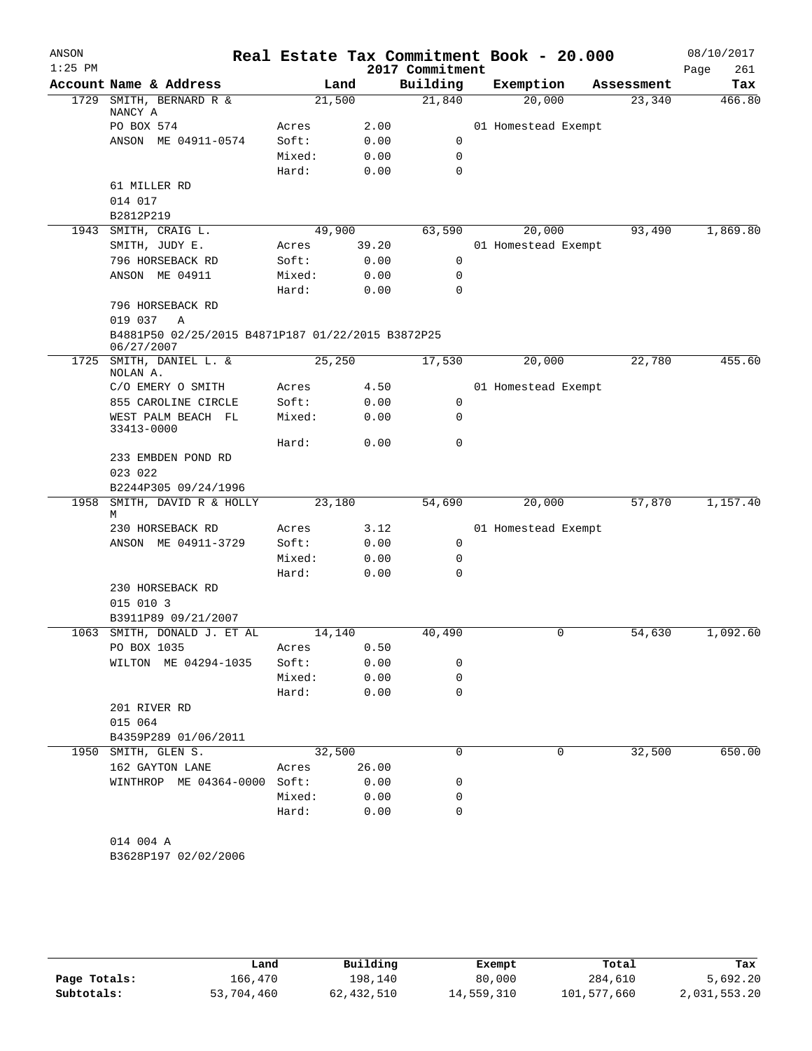ANSON — Real Estate Tax Commitment Book - 20.000 — 08/10/2017

1:25 PM — 2017 Commitment

| Account | Name & Address | | Land | Building | Exemption | Assessment | Tax |
|---|---|---|---|---|---|---|---|
| 1729 | SMITH, BERNARD R & NANCY A | | 21,500 | 21,840 | 20,000 | 23,340 | 466.80 |
| | PO BOX 574 | Acres | 2.00 | | 01 Homestead Exempt | | |
| | ANSON ME 04911-0574 | Soft: | 0.00 | 0 | | | |
| | | Mixed: | 0.00 | 0 | | | |
| | | Hard: | 0.00 | 0 | | | |
| | 61 MILLER RD | | | | | | |
| | 014 017 | | | | | | |
| | B2812P219 | | | | | | |
| 1943 | SMITH, CRAIG L. | | 49,900 | 63,590 | 20,000 | 93,490 | 1,869.80 |
| | SMITH, JUDY E. | Acres | 39.20 | | 01 Homestead Exempt | | |
| | 796 HORSEBACK RD | Soft: | 0.00 | 0 | | | |
| | ANSON ME 04911 | Mixed: | 0.00 | 0 | | | |
| | | Hard: | 0.00 | 0 | | | |
| | 796 HORSEBACK RD | | | | | | |
| | 019 037 A | | | | | | |
| | B4881P50 02/25/2015 B4871P187 01/22/2015 B3872P25 06/27/2007 | | | | | | |
| 1725 | SMITH, DANIEL L. & NOLAN A. | | 25,250 | 17,530 | 20,000 | 22,780 | 455.60 |
| | C/O EMERY O SMITH | Acres | 4.50 | | 01 Homestead Exempt | | |
| | 855 CAROLINE CIRCLE | Soft: | 0.00 | 0 | | | |
| | WEST PALM BEACH FL 33413-0000 | Mixed: | 0.00 | 0 | | | |
| | | Hard: | 0.00 | 0 | | | |
| | 233 EMBDEN POND RD | | | | | | |
| | 023 022 | | | | | | |
| | B2244P305 09/24/1996 | | | | | | |
| 1958 | SMITH, DAVID R & HOLLY M | | 23,180 | 54,690 | 20,000 | 57,870 | 1,157.40 |
| | 230 HORSEBACK RD | Acres | 3.12 | | 01 Homestead Exempt | | |
| | ANSON ME 04911-3729 | Soft: | 0.00 | 0 | | | |
| | | Mixed: | 0.00 | 0 | | | |
| | | Hard: | 0.00 | 0 | | | |
| | 230 HORSEBACK RD | | | | | | |
| | 015 010 3 | | | | | | |
| | B3911P89 09/21/2007 | | | | | | |
| 1063 | SMITH, DONALD J. ET AL | | 14,140 | 40,490 | 0 | 54,630 | 1,092.60 |
| | PO BOX 1035 | Acres | 0.50 | | | | |
| | WILTON ME 04294-1035 | Soft: | 0.00 | 0 | | | |
| | | Mixed: | 0.00 | 0 | | | |
| | | Hard: | 0.00 | 0 | | | |
| | 201 RIVER RD | | | | | | |
| | 015 064 | | | | | | |
| | B4359P289 01/06/2011 | | | | | | |
| 1950 | SMITH, GLEN S. | | 32,500 | 0 | 0 | 32,500 | 650.00 |
| | 162 GAYTON LANE | Acres | 26.00 | | | | |
| | WINTHROP ME 04364-0000 | Soft: | 0.00 | 0 | | | |
| | | Mixed: | 0.00 | 0 | | | |
| | | Hard: | 0.00 | 0 | | | |
| | 014 004 A | | | | | | |
| | B3628P197 02/02/2006 | | | | | | |

| | Land | Building | Exempt | Total | Tax |
|---|---|---|---|---|---|
| Page Totals: | 166,470 | 198,140 | 80,000 | 284,610 | 5,692.20 |
| Subtotals: | 53,704,460 | 62,432,510 | 14,559,310 | 101,577,660 | 2,031,553.20 |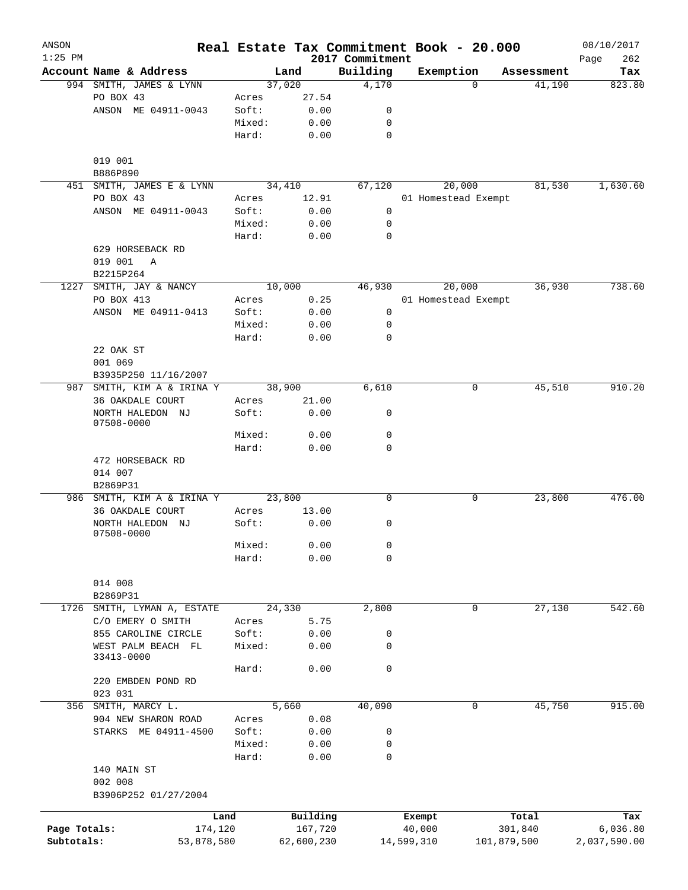# Real Estate Tax Commitment Book - 20.000

ANSON 1:25 PM — 2017 Commitment — 08/10/2017

| Account | Name & Address | | Land | Building | Exemption | Assessment | Tax |
|---|---|---|---|---|---|---|---|
| 994 | SMITH, JAMES & LYNN | | 37,020 | 4,170 | 0 | 41,190 | 823.80 |
| | PO BOX 43 | Acres | 27.54 | | | | |
| | ANSON ME 04911-0043 | Soft: | 0.00 | 0 | | | |
| | | Mixed: | 0.00 | 0 | | | |
| | | Hard: | 0.00 | 0 | | | |
| | 019 001 | | | | | | |
| | B886P890 | | | | | | |
| 451 | SMITH, JAMES E & LYNN | | 34,410 | 67,120 | 20,000 | 81,530 | 1,630.60 |
| | PO BOX 43 | Acres | 12.91 | | 01 Homestead Exempt | | |
| | ANSON ME 04911-0043 | Soft: | 0.00 | 0 | | | |
| | | Mixed: | 0.00 | 0 | | | |
| | | Hard: | 0.00 | 0 | | | |
| | 629 HORSEBACK RD | | | | | | |
| | 019 001 A | | | | | | |
| | B2215P264 | | | | | | |
| 1227 | SMITH, JAY & NANCY | | 10,000 | 46,930 | 20,000 | 36,930 | 738.60 |
| | PO BOX 413 | Acres | 0.25 | | 01 Homestead Exempt | | |
| | ANSON ME 04911-0413 | Soft: | 0.00 | 0 | | | |
| | | Mixed: | 0.00 | 0 | | | |
| | | Hard: | 0.00 | 0 | | | |
| | 22 OAK ST | | | | | | |
| | 001 069 | | | | | | |
| | B3935P250 11/16/2007 | | | | | | |
| 987 | SMITH, KIM A & IRINA Y | | 38,900 | 6,610 | 0 | 45,510 | 910.20 |
| | 36 OAKDALE COURT | Acres | 21.00 | | | | |
| | NORTH HALEDON NJ 07508-0000 | Soft: | 0.00 | 0 | | | |
| | | Mixed: | 0.00 | 0 | | | |
| | | Hard: | 0.00 | 0 | | | |
| | 472 HORSEBACK RD | | | | | | |
| | 014 007 | | | | | | |
| | B2869P31 | | | | | | |
| 986 | SMITH, KIM A & IRINA Y | | 23,800 | 0 | 0 | 23,800 | 476.00 |
| | 36 OAKDALE COURT | Acres | 13.00 | | | | |
| | NORTH HALEDON NJ 07508-0000 | Soft: | 0.00 | 0 | | | |
| | | Mixed: | 0.00 | 0 | | | |
| | | Hard: | 0.00 | 0 | | | |
| | 014 008 | | | | | | |
| | B2869P31 | | | | | | |
| 1726 | SMITH, LYMAN A, ESTATE | | 24,330 | 2,800 | 0 | 27,130 | 542.60 |
| | C/O EMERY O SMITH | Acres | 5.75 | | | | |
| | 855 CAROLINE CIRCLE | Soft: | 0.00 | 0 | | | |
| | WEST PALM BEACH FL 33413-0000 | Mixed: | 0.00 | 0 | | | |
| | | Hard: | 0.00 | 0 | | | |
| | 220 EMBDEN POND RD | | | | | | |
| | 023 031 | | | | | | |
| 356 | SMITH, MARCY L. | | 5,660 | 40,090 | 0 | 45,750 | 915.00 |
| | 904 NEW SHARON ROAD | Acres | 0.08 | | | | |
| | STARKS ME 04911-4500 | Soft: | 0.00 | 0 | | | |
| | | Mixed: | 0.00 | 0 | | | |
| | | Hard: | 0.00 | 0 | | | |
| | 140 MAIN ST | | | | | | |
| | 002 008 | | | | | | |
| | B3906P252 01/27/2004 | | | | | | |

| | Land | Building | Exempt | Total | Tax |
|---|---|---|---|---|---|
| Page Totals: | 174,120 | 167,720 | 40,000 | 301,840 | 6,036.80 |
| Subtotals: | 53,878,580 | 62,600,230 | 14,599,310 | 101,879,500 | 2,037,590.00 |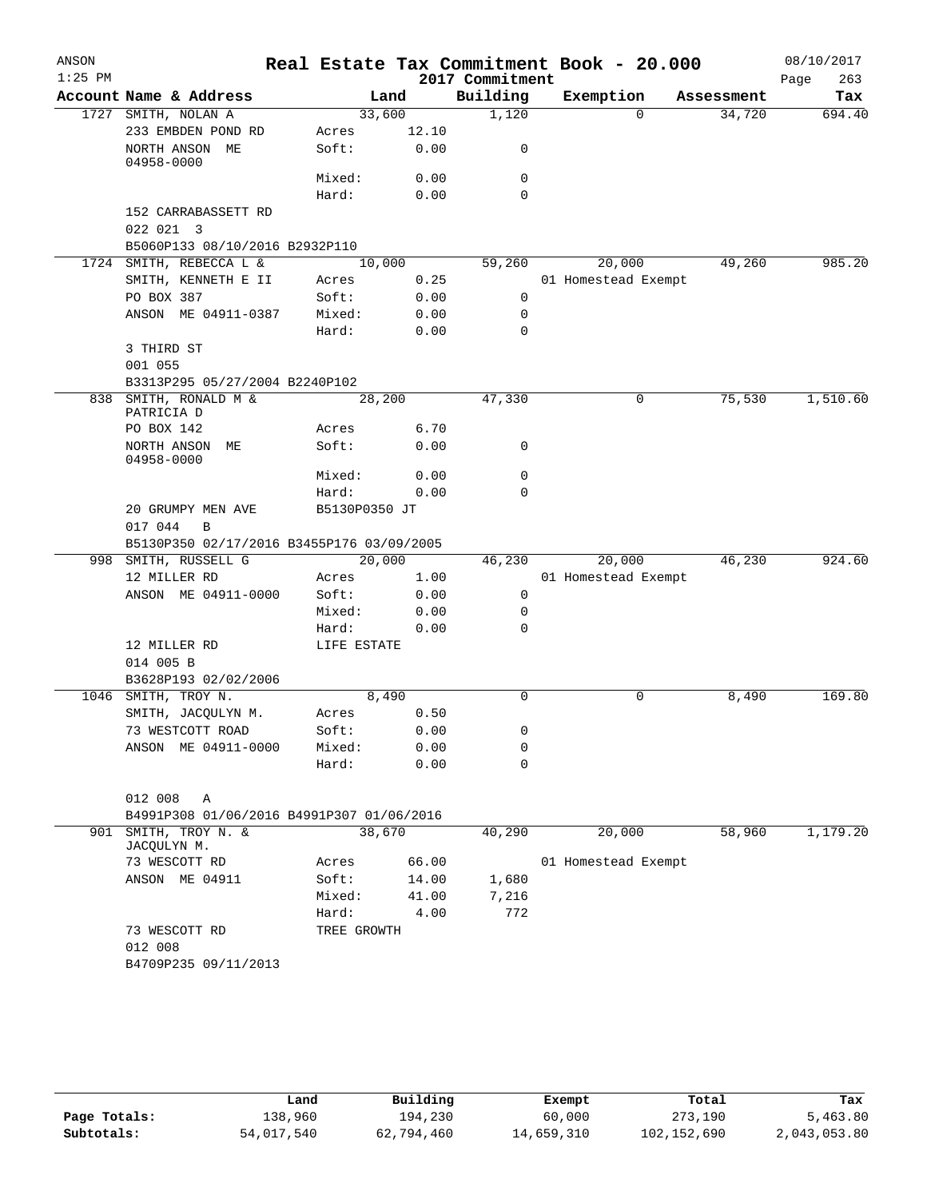# Real Estate Tax Commitment Book - 20.000

ANSON 1:25 PM — 2017 Commitment — 08/10/2017

| Account | Name & Address | Land | | Building | Exemption | Assessment | Tax |
|---|---|---|---|---|---|---|---|
| 1727 | SMITH, NOLAN A | 33,600 | | 1,120 | 0 | 34,720 | 694.40 |
| | 233 EMBDEN POND RD | Acres | 12.10 | | | | |
| | NORTH ANSON ME 04958-0000 | Soft: | 0.00 | 0 | | | |
| | | Mixed: | 0.00 | 0 | | | |
| | | Hard: | 0.00 | 0 | | | |
| | 152 CARRABASSETT RD | | | | | | |
| | 022 021 3 | | | | | | |
| | B5060P133 08/10/2016 B2932P110 | | | | | | |
| 1724 | SMITH, REBECCA L & | 10,000 | | 59,260 | 20,000 | 49,260 | 985.20 |
| | SMITH, KENNETH E II | Acres | 0.25 | | 01 Homestead Exempt | | |
| | PO BOX 387 | Soft: | 0.00 | 0 | | | |
| | ANSON ME 04911-0387 | Mixed: | 0.00 | 0 | | | |
| | | Hard: | 0.00 | 0 | | | |
| | 3 THIRD ST | | | | | | |
| | 001 055 | | | | | | |
| | B3313P295 05/27/2004 B2240P102 | | | | | | |
| 838 | SMITH, RONALD M & PATRICIA D | 28,200 | | 47,330 | 0 | 75,530 | 1,510.60 |
| | PO BOX 142 | Acres | 6.70 | | | | |
| | NORTH ANSON ME 04958-0000 | Soft: | 0.00 | 0 | | | |
| | | Mixed: | 0.00 | 0 | | | |
| | | Hard: | 0.00 | 0 | | | |
| | 20 GRUMPY MEN AVE | B5130P0350 JT | | | | | |
| | 017 044 B | | | | | | |
| | B5130P350 02/17/2016 B3455P176 03/09/2005 | | | | | | |
| 998 | SMITH, RUSSELL G | 20,000 | | 46,230 | 20,000 | 46,230 | 924.60 |
| | 12 MILLER RD | Acres | 1.00 | | 01 Homestead Exempt | | |
| | ANSON ME 04911-0000 | Soft: | 0.00 | 0 | | | |
| | | Mixed: | 0.00 | 0 | | | |
| | | Hard: | 0.00 | 0 | | | |
| | 12 MILLER RD | LIFE ESTATE | | | | | |
| | 014 005 B | | | | | | |
| | B3628P193 02/02/2006 | | | | | | |
| 1046 | SMITH, TROY N. | 8,490 | | 0 | 0 | 8,490 | 169.80 |
| | SMITH, JACQULYN M. | Acres | 0.50 | | | | |
| | 73 WESTCOTT ROAD | Soft: | 0.00 | 0 | | | |
| | ANSON ME 04911-0000 | Mixed: | 0.00 | 0 | | | |
| | | Hard: | 0.00 | 0 | | | |
| | 012 008 A | | | | | | |
| | B4991P308 01/06/2016 B4991P307 01/06/2016 | | | | | | |
| 901 | SMITH, TROY N. & JACQULYN M. | 38,670 | | 40,290 | 20,000 | 58,960 | 1,179.20 |
| | 73 WESCOTT RD | Acres | 66.00 | | 01 Homestead Exempt | | |
| | ANSON ME 04911 | Soft: | 14.00 | 1,680 | | | |
| | | Mixed: | 41.00 | 7,216 | | | |
| | | Hard: | 4.00 | 772 | | | |
| | 73 WESCOTT RD | TREE GROWTH | | | | | |
| | 012 008 | | | | | | |
| | B4709P235 09/11/2013 | | | | | | |

| | Land | Building | Exempt | Total | Tax |
|---|---|---|---|---|---|
| Page Totals: | 138,960 | 194,230 | 60,000 | 273,190 | 5,463.80 |
| Subtotals: | 54,017,540 | 62,794,460 | 14,659,310 | 102,152,690 | 2,043,053.80 |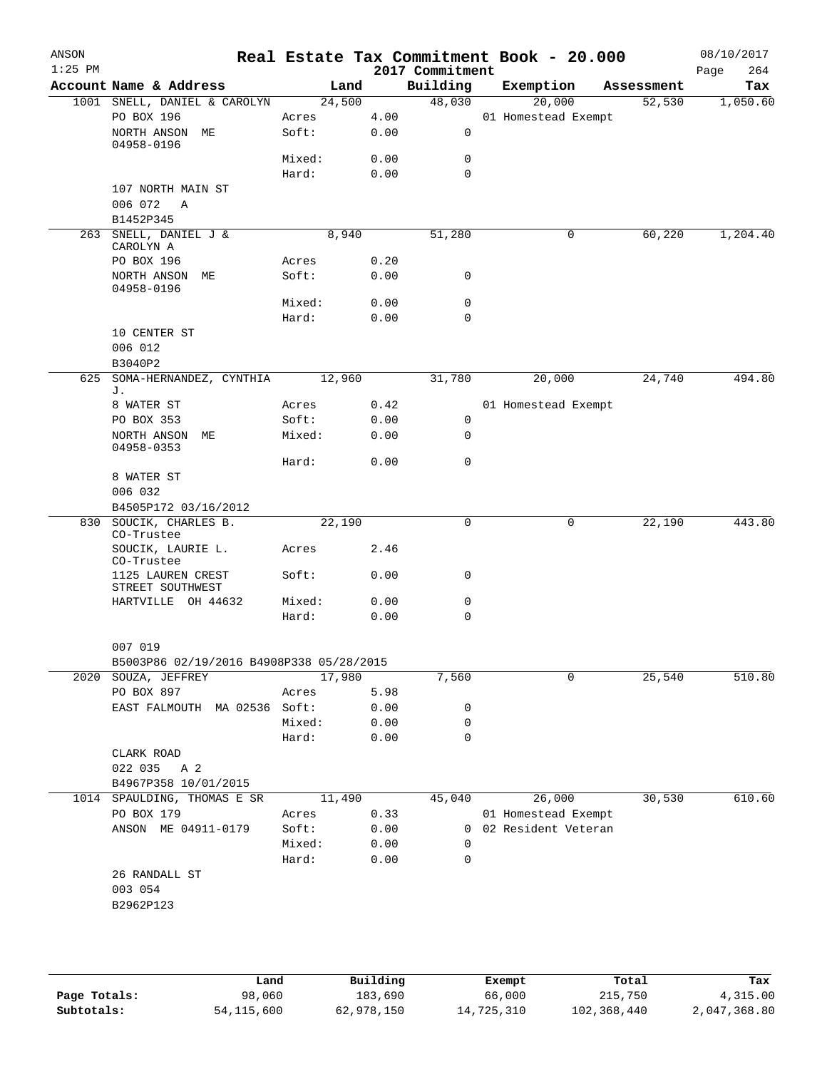# Real Estate Tax Commitment Book - 20.000

ANSON
1:25 PM

2017 Commitment

08/10/2017

| Account | Name & Address | Land | | Building | Exemption | Assessment | Tax |
|---|---|---|---|---|---|---|---|
| 1001 | SNELL, DANIEL & CAROLYN | 24,500 | | 48,030 | 20,000 | 52,530 | 1,050.60 |
| | PO BOX 196 | Acres | 4.00 | | 01 Homestead Exempt | | |
| | NORTH ANSON ME 04958-0196 | Soft: | 0.00 | 0 | | | |
| | | Mixed: | 0.00 | 0 | | | |
| | | Hard: | 0.00 | 0 | | | |
| | 107 NORTH MAIN ST | | | | | | |
| | 006 072 A | | | | | | |
| | B1452P345 | | | | | | |
| 263 | SNELL, DANIEL J & CAROLYN A | 8,940 | | 51,280 | 0 | 60,220 | 1,204.40 |
| | PO BOX 196 | Acres | 0.20 | | | | |
| | NORTH ANSON ME 04958-0196 | Soft: | 0.00 | 0 | | | |
| | | Mixed: | 0.00 | 0 | | | |
| | | Hard: | 0.00 | 0 | | | |
| | 10 CENTER ST | | | | | | |
| | 006 012 | | | | | | |
| | B3040P2 | | | | | | |
| 625 | SOMA-HERNANDEZ, CYNTHIA J. | 12,960 | | 31,780 | 20,000 | 24,740 | 494.80 |
| | 8 WATER ST | Acres | 0.42 | | 01 Homestead Exempt | | |
| | PO BOX 353 | Soft: | 0.00 | 0 | | | |
| | NORTH ANSON ME 04958-0353 | Mixed: | 0.00 | 0 | | | |
| | | Hard: | 0.00 | 0 | | | |
| | 8 WATER ST | | | | | | |
| | 006 032 | | | | | | |
| | B4505P172 03/16/2012 | | | | | | |
| 830 | SOUCIK, CHARLES B. CO-Trustee | 22,190 | | 0 | 0 | 22,190 | 443.80 |
| | SOUCIK, LAURIE L. CO-Trustee | Acres | 2.46 | | | | |
| | 1125 LAUREN CREST STREET SOUTHWEST | Soft: | 0.00 | 0 | | | |
| | HARTVILLE OH 44632 | Mixed: | 0.00 | 0 | | | |
| | | Hard: | 0.00 | 0 | | | |
| | 007 019 | | | | | | |
| | B5003P86 02/19/2016 B4908P338 05/28/2015 | | | | | | |
| 2020 | SOUZA, JEFFREY | 17,980 | | 7,560 | 0 | 25,540 | 510.80 |
| | PO BOX 897 | Acres | 5.98 | | | | |
| | EAST FALMOUTH MA 02536 | Soft: | 0.00 | 0 | | | |
| | | Mixed: | 0.00 | 0 | | | |
| | | Hard: | 0.00 | 0 | | | |
| | CLARK ROAD | | | | | | |
| | 022 035 A 2 | | | | | | |
| | B4967P358 10/01/2015 | | | | | | |
| 1014 | SPAULDING, THOMAS E SR | 11,490 | | 45,040 | 26,000 | 30,530 | 610.60 |
| | PO BOX 179 | Acres | 0.33 | | 01 Homestead Exempt | | |
| | ANSON ME 04911-0179 | Soft: | 0.00 | 0 | 02 Resident Veteran | | |
| | | Mixed: | 0.00 | 0 | | | |
| | | Hard: | 0.00 | 0 | | | |
| | 26 RANDALL ST | | | | | | |
| | 003 054 | | | | | | |
| | B2962P123 | | | | | | |

| | Land | Building | Exempt | Total | Tax |
|---|---|---|---|---|---|
| Page Totals: | 98,060 | 183,690 | 66,000 | 215,750 | 4,315.00 |
| Subtotals: | 54,115,600 | 62,978,150 | 14,725,310 | 102,368,440 | 2,047,368.80 |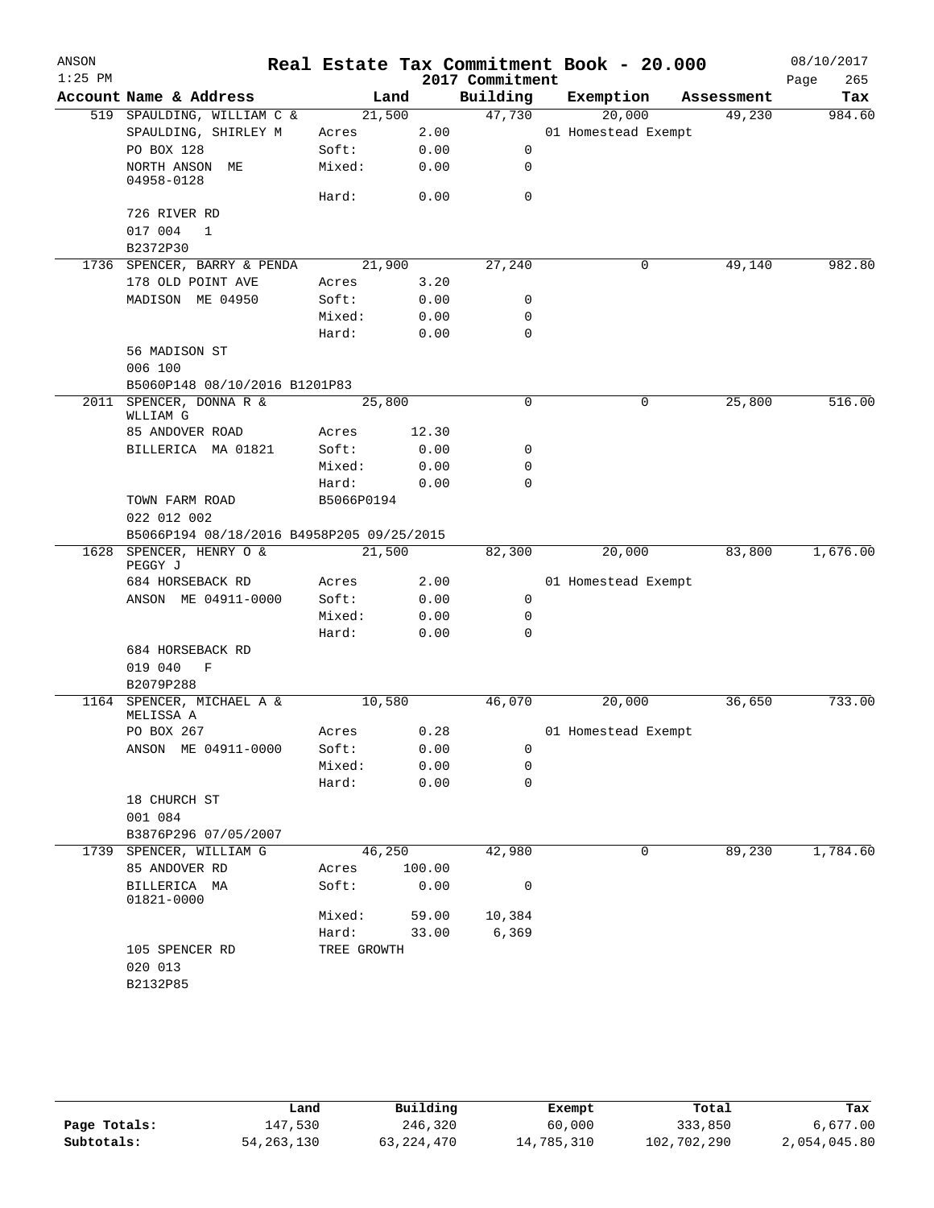# Real Estate Tax Commitment Book - 20.000

ANSON
1:25 PM

2017 Commitment

08/10/2017

| Account | Name & Address | Land | | Building | Exemption | Assessment | Tax |
|---|---|---|---|---|---|---|---|
| 519 | SPAULDING, WILLIAM C & | | 21,500 | 47,730 | 20,000 | 49,230 | 984.60 |
| | SPAULDING, SHIRLEY M | Acres | 2.00 | | 01 Homestead Exempt | | |
| | PO BOX 128 | Soft: | 0.00 | 0 | | | |
| | NORTH ANSON ME 04958-0128 | Mixed: | 0.00 | 0 | | | |
| | | Hard: | 0.00 | 0 | | | |
| | 726 RIVER RD | | | | | | |
| | 017 004 1 | | | | | | |
| | B2372P30 | | | | | | |
| 1736 | SPENCER, BARRY & PENDA | | 21,900 | 27,240 | 0 | 49,140 | 982.80 |
| | 178 OLD POINT AVE | Acres | 3.20 | | | | |
| | MADISON ME 04950 | Soft: | 0.00 | 0 | | | |
| | | Mixed: | 0.00 | 0 | | | |
| | | Hard: | 0.00 | 0 | | | |
| | 56 MADISON ST | | | | | | |
| | 006 100 | | | | | | |
| | B5060P148 08/10/2016 B1201P83 | | | | | | |
| 2011 | SPENCER, DONNA R & WLLIAM G | | 25,800 | 0 | 0 | 25,800 | 516.00 |
| | 85 ANDOVER ROAD | Acres | 12.30 | | | | |
| | BILLERICA MA 01821 | Soft: | 0.00 | 0 | | | |
| | | Mixed: | 0.00 | 0 | | | |
| | | Hard: | 0.00 | 0 | | | |
| | TOWN FARM ROAD | B5066P0194 | | | | | |
| | 022 012 002 | | | | | | |
| | B5066P194 08/18/2016 B4958P205 09/25/2015 | | | | | | |
| 1628 | SPENCER, HENRY O & PEGGY J | | 21,500 | 82,300 | 20,000 | 83,800 | 1,676.00 |
| | 684 HORSEBACK RD | Acres | 2.00 | | 01 Homestead Exempt | | |
| | ANSON ME 04911-0000 | Soft: | 0.00 | 0 | | | |
| | | Mixed: | 0.00 | 0 | | | |
| | | Hard: | 0.00 | 0 | | | |
| | 684 HORSEBACK RD | | | | | | |
| | 019 040 F | | | | | | |
| | B2079P288 | | | | | | |
| 1164 | SPENCER, MICHAEL A & MELISSA A | | 10,580 | 46,070 | 20,000 | 36,650 | 733.00 |
| | PO BOX 267 | Acres | 0.28 | | 01 Homestead Exempt | | |
| | ANSON ME 04911-0000 | Soft: | 0.00 | 0 | | | |
| | | Mixed: | 0.00 | 0 | | | |
| | | Hard: | 0.00 | 0 | | | |
| | 18 CHURCH ST | | | | | | |
| | 001 084 | | | | | | |
| | B3876P296 07/05/2007 | | | | | | |
| 1739 | SPENCER, WILLIAM G | | 46,250 | 42,980 | 0 | 89,230 | 1,784.60 |
| | 85 ANDOVER RD | Acres | 100.00 | | | | |
| | BILLERICA MA 01821-0000 | Soft: | 0.00 | 0 | | | |
| | | Mixed: | 59.00 | 10,384 | | | |
| | | Hard: | 33.00 | 6,369 | | | |
| | 105 SPENCER RD | TREE GROWTH | | | | | |
| | 020 013 | | | | | | |
| | B2132P85 | | | | | | |

| | Land | Building | Exempt | Total | Tax |
|---|---|---|---|---|---|
| Page Totals: | 147,530 | 246,320 | 60,000 | 333,850 | 6,677.00 |
| Subtotals: | 54,263,130 | 63,224,470 | 14,785,310 | 102,702,290 | 2,054,045.80 |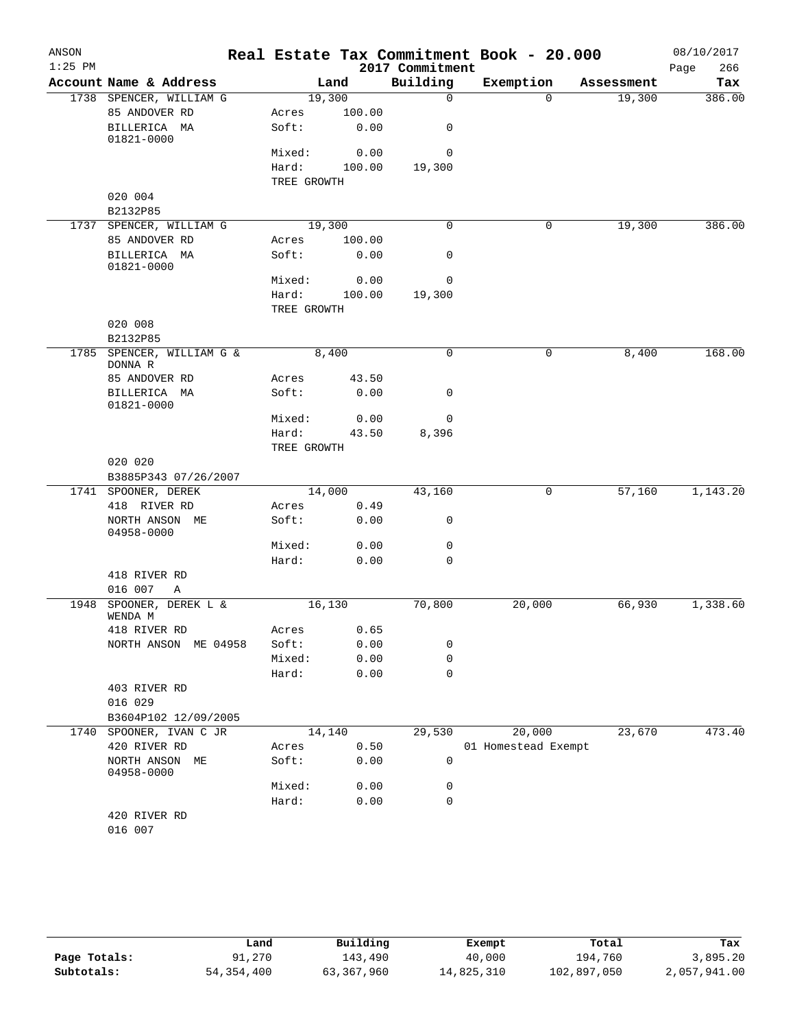# Real Estate Tax Commitment Book - 20.000

ANSON
1:25 PM
2017 Commitment
08/10/2017

| Account Name & Address | Land | | Building | Exemption | Assessment | Tax |
|---|---|---|---|---|---|---|
| 1738 SPENCER, WILLIAM G | 19,300 | | 0 | 0 | 19,300 | 386.00 |
| 85 ANDOVER RD | Acres | 100.00 | | | | |
| BILLERICA MA 01821-0000 | Soft: | 0.00 | 0 | | | |
| | Mixed: | 0.00 | 0 | | | |
| | Hard: | 100.00 | 19,300 | | | |
| | TREE GROWTH | | | | | |
| 020 004 | | | | | | |
| B2132P85 | | | | | | |
| 1737 SPENCER, WILLIAM G | 19,300 | | 0 | 0 | 19,300 | 386.00 |
| 85 ANDOVER RD | Acres | 100.00 | | | | |
| BILLERICA MA 01821-0000 | Soft: | 0.00 | 0 | | | |
| | Mixed: | 0.00 | 0 | | | |
| | Hard: | 100.00 | 19,300 | | | |
| | TREE GROWTH | | | | | |
| 020 008 | | | | | | |
| B2132P85 | | | | | | |
| 1785 SPENCER, WILLIAM G & DONNA R | 8,400 | | 0 | 0 | 8,400 | 168.00 |
| 85 ANDOVER RD | Acres | 43.50 | | | | |
| BILLERICA MA 01821-0000 | Soft: | 0.00 | 0 | | | |
| | Mixed: | 0.00 | 0 | | | |
| | Hard: | 43.50 | 8,396 | | | |
| | TREE GROWTH | | | | | |
| 020 020 | | | | | | |
| B3885P343 07/26/2007 | | | | | | |
| 1741 SPOONER, DEREK | 14,000 | | 43,160 | 0 | 57,160 | 1,143.20 |
| 418 RIVER RD | Acres | 0.49 | | | | |
| NORTH ANSON ME 04958-0000 | Soft: | 0.00 | 0 | | | |
| | Mixed: | 0.00 | 0 | | | |
| | Hard: | 0.00 | 0 | | | |
| 418 RIVER RD | | | | | | |
| 016 007 A | | | | | | |
| 1948 SPOONER, DEREK L & WENDA M | 16,130 | | 70,800 | 20,000 | 66,930 | 1,338.60 |
| 418 RIVER RD | Acres | 0.65 | | | | |
| NORTH ANSON ME 04958 | Soft: | 0.00 | 0 | | | |
| | Mixed: | 0.00 | 0 | | | |
| | Hard: | 0.00 | 0 | | | |
| 403 RIVER RD | | | | | | |
| 016 029 | | | | | | |
| B3604P102 12/09/2005 | | | | | | |
| 1740 SPOONER, IVAN C JR | 14,140 | | 29,530 | 20,000 | 23,670 | 473.40 |
| 420 RIVER RD | Acres | 0.50 | | 01 Homestead Exempt | | |
| NORTH ANSON ME 04958-0000 | Soft: | 0.00 | 0 | | | |
| | Mixed: | 0.00 | 0 | | | |
| | Hard: | 0.00 | 0 | | | |
| 420 RIVER RD | | | | | | |
| 016 007 | | | | | | |

| | Land | Building | Exempt | Total | Tax |
|---|---|---|---|---|---|
| Page Totals: | 91,270 | 143,490 | 40,000 | 194,760 | 3,895.20 |
| Subtotals: | 54,354,400 | 63,367,960 | 14,825,310 | 102,897,050 | 2,057,941.00 |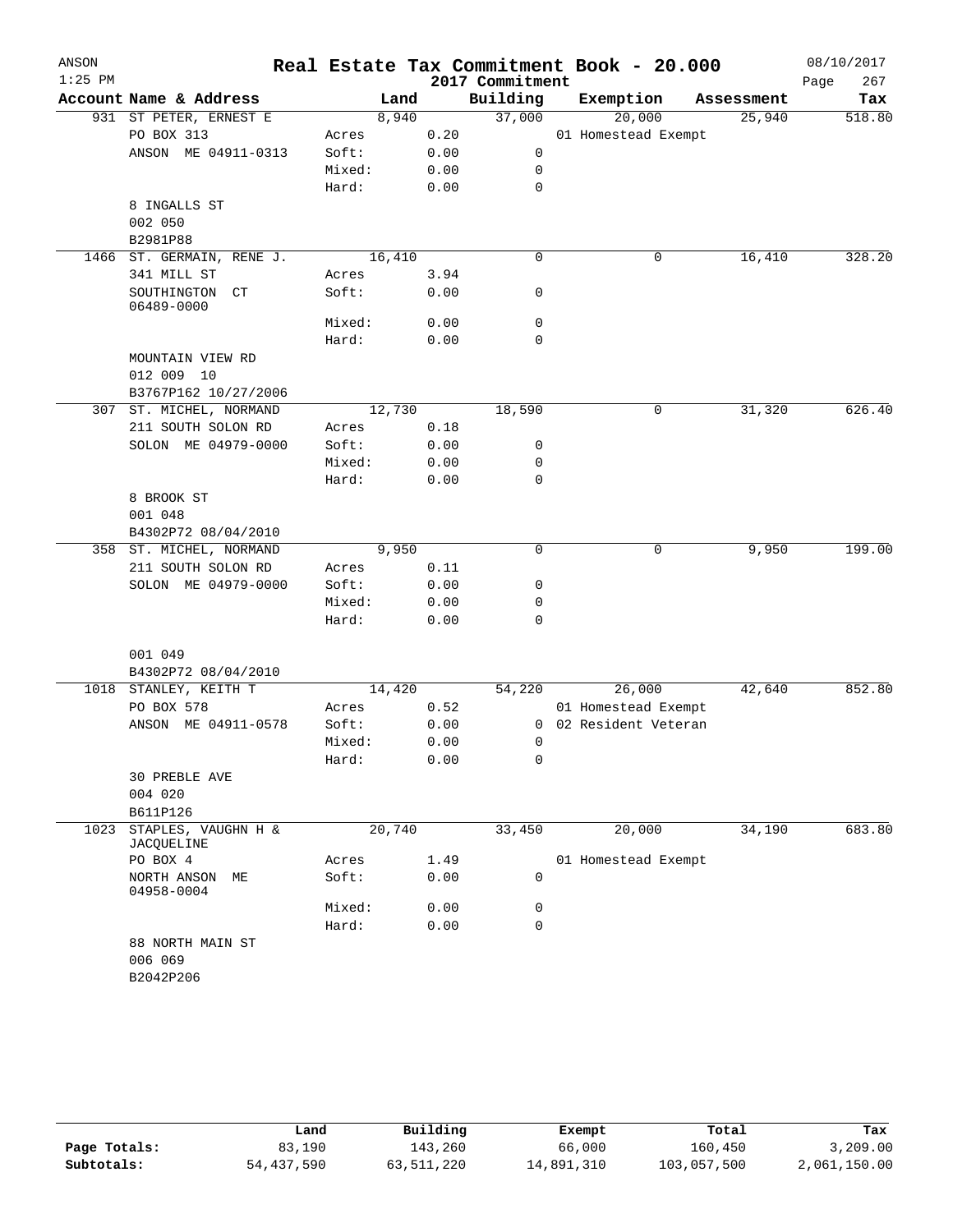# Real Estate Tax Commitment Book - 20.000

ANSON
1:25 PM

2017 Commitment

08/10/2017

| Account Name & Address | | Land | Building | Exemption | Assessment | Tax |
|---|---|---|---|---|---|---|
| 931 ST PETER, ERNEST E | | 8,940 | 37,000 | 20,000 | 25,940 | 518.80 |
| PO BOX 313 | Acres | 0.20 | | 01 Homestead Exempt | | |
| ANSON ME 04911-0313 | Soft: | 0.00 | 0 | | | |
| | Mixed: | 0.00 | 0 | | | |
| | Hard: | 0.00 | 0 | | | |
| 8 INGALLS ST | | | | | | |
| 002 050 | | | | | | |
| B2981P88 | | | | | | |
| 1466 ST. GERMAIN, RENE J. | | 16,410 | 0 | 0 | 16,410 | 328.20 |
| 341 MILL ST | Acres | 3.94 | | | | |
| SOUTHINGTON CT 06489-0000 | Soft: | 0.00 | 0 | | | |
| | Mixed: | 0.00 | 0 | | | |
| | Hard: | 0.00 | 0 | | | |
| MOUNTAIN VIEW RD | | | | | | |
| 012 009 10 | | | | | | |
| B3767P162 10/27/2006 | | | | | | |
| 307 ST. MICHEL, NORMAND | | 12,730 | 18,590 | 0 | 31,320 | 626.40 |
| 211 SOUTH SOLON RD | Acres | 0.18 | | | | |
| SOLON ME 04979-0000 | Soft: | 0.00 | 0 | | | |
| | Mixed: | 0.00 | 0 | | | |
| | Hard: | 0.00 | 0 | | | |
| 8 BROOK ST | | | | | | |
| 001 048 | | | | | | |
| B4302P72 08/04/2010 | | | | | | |
| 358 ST. MICHEL, NORMAND | | 9,950 | 0 | 0 | 9,950 | 199.00 |
| 211 SOUTH SOLON RD | Acres | 0.11 | | | | |
| SOLON ME 04979-0000 | Soft: | 0.00 | 0 | | | |
| | Mixed: | 0.00 | 0 | | | |
| | Hard: | 0.00 | 0 | | | |
| 001 049 | | | | | | |
| B4302P72 08/04/2010 | | | | | | |
| 1018 STANLEY, KEITH T | | 14,420 | 54,220 | 26,000 | 42,640 | 852.80 |
| PO BOX 578 | Acres | 0.52 | | 01 Homestead Exempt | | |
| ANSON ME 04911-0578 | Soft: | 0.00 | 0 | 02 Resident Veteran | | |
| | Mixed: | 0.00 | 0 | | | |
| | Hard: | 0.00 | 0 | | | |
| 30 PREBLE AVE | | | | | | |
| 004 020 | | | | | | |
| B611P126 | | | | | | |
| 1023 STAPLES, VAUGHN H & JACQUELINE | | 20,740 | 33,450 | 20,000 | 34,190 | 683.80 |
| PO BOX 4 | Acres | 1.49 | | 01 Homestead Exempt | | |
| NORTH ANSON ME 04958-0004 | Soft: | 0.00 | 0 | | | |
| | Mixed: | 0.00 | 0 | | | |
| | Hard: | 0.00 | 0 | | | |
| 88 NORTH MAIN ST | | | | | | |
| 006 069 | | | | | | |
| B2042P206 | | | | | | |

| | Land | Building | Exempt | Total | Tax |
|---|---|---|---|---|---|
| Page Totals: | 83,190 | 143,260 | 66,000 | 160,450 | 3,209.00 |
| Subtotals: | 54,437,590 | 63,511,220 | 14,891,310 | 103,057,500 | 2,061,150.00 |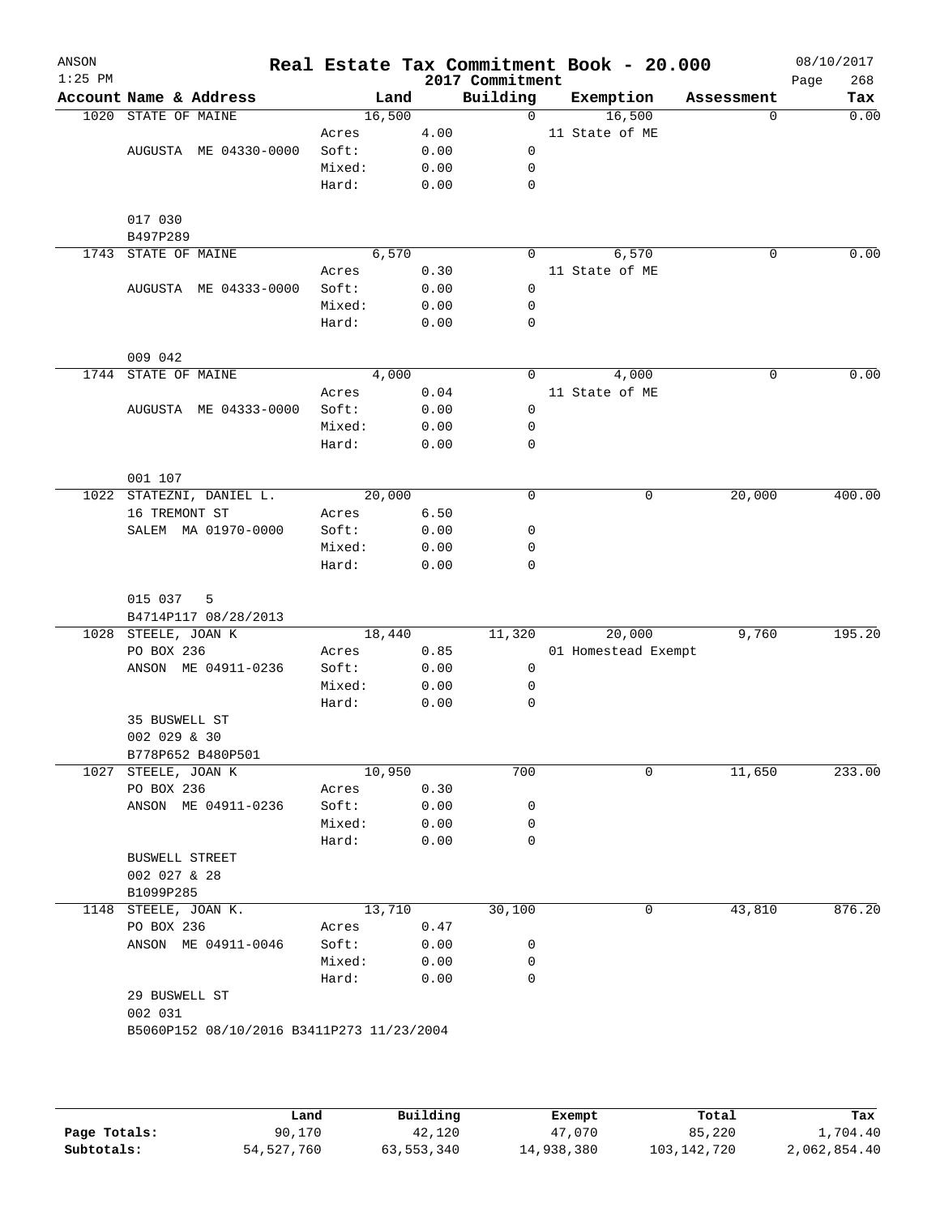ANSON — Real Estate Tax Commitment Book - 20.000 — 2017 Commitment — 08/10/2017 1:25 PM

| Account | Name & Address | Land | | Building | Exemption | Assessment | Tax |
|---|---|---|---|---|---|---|---|
| 1020 | STATE OF MAINE | 16,500 | | 0 | 16,500 | 0 | 0.00 |
| | | Acres | 4.00 | | 11 State of ME | | |
| | AUGUSTA ME 04330-0000 | Soft: | 0.00 | 0 | | | |
| | | Mixed: | 0.00 | 0 | | | |
| | | Hard: | 0.00 | 0 | | | |
| | 017 030 | | | | | | |
| | B497P289 | | | | | | |
| 1743 | STATE OF MAINE | 6,570 | | 0 | 6,570 | 0 | 0.00 |
| | | Acres | 0.30 | | 11 State of ME | | |
| | AUGUSTA ME 04333-0000 | Soft: | 0.00 | 0 | | | |
| | | Mixed: | 0.00 | 0 | | | |
| | | Hard: | 0.00 | 0 | | | |
| | 009 042 | | | | | | |
| 1744 | STATE OF MAINE | 4,000 | | 0 | 4,000 | 0 | 0.00 |
| | | Acres | 0.04 | | 11 State of ME | | |
| | AUGUSTA ME 04333-0000 | Soft: | 0.00 | 0 | | | |
| | | Mixed: | 0.00 | 0 | | | |
| | | Hard: | 0.00 | 0 | | | |
| | 001 107 | | | | | | |
| 1022 | STATEZNI, DANIEL L. | 20,000 | | 0 | 0 | 20,000 | 400.00 |
| | 16 TREMONT ST | Acres | 6.50 | | | | |
| | SALEM MA 01970-0000 | Soft: | 0.00 | 0 | | | |
| | | Mixed: | 0.00 | 0 | | | |
| | | Hard: | 0.00 | 0 | | | |
| | 015 037 5 | | | | | | |
| | B4714P117 08/28/2013 | | | | | | |
| 1028 | STEELE, JOAN K | 18,440 | | 11,320 | 20,000 | 9,760 | 195.20 |
| | PO BOX 236 | Acres | 0.85 | | 01 Homestead Exempt | | |
| | ANSON ME 04911-0236 | Soft: | 0.00 | 0 | | | |
| | | Mixed: | 0.00 | 0 | | | |
| | | Hard: | 0.00 | 0 | | | |
| | 35 BUSWELL ST | | | | | | |
| | 002 029 & 30 | | | | | | |
| | B778P652 B480P501 | | | | | | |
| 1027 | STEELE, JOAN K | 10,950 | | 700 | 0 | 11,650 | 233.00 |
| | PO BOX 236 | Acres | 0.30 | | | | |
| | ANSON ME 04911-0236 | Soft: | 0.00 | 0 | | | |
| | | Mixed: | 0.00 | 0 | | | |
| | | Hard: | 0.00 | 0 | | | |
| | BUSWELL STREET | | | | | | |
| | 002 027 & 28 | | | | | | |
| | B1099P285 | | | | | | |
| 1148 | STEELE, JOAN K. | 13,710 | | 30,100 | 0 | 43,810 | 876.20 |
| | PO BOX 236 | Acres | 0.47 | | | | |
| | ANSON ME 04911-0046 | Soft: | 0.00 | 0 | | | |
| | | Mixed: | 0.00 | 0 | | | |
| | | Hard: | 0.00 | 0 | | | |
| | 29 BUSWELL ST | | | | | | |
| | 002 031 | | | | | | |
| | B5060P152 08/10/2016 B3411P273 11/23/2004 | | | | | | |

| | Land | Building | Exempt | Total | Tax |
|---|---|---|---|---|---|
| Page Totals: | 90,170 | 42,120 | 47,070 | 85,220 | 1,704.40 |
| Subtotals: | 54,527,760 | 63,553,340 | 14,938,380 | 103,142,720 | 2,062,854.40 |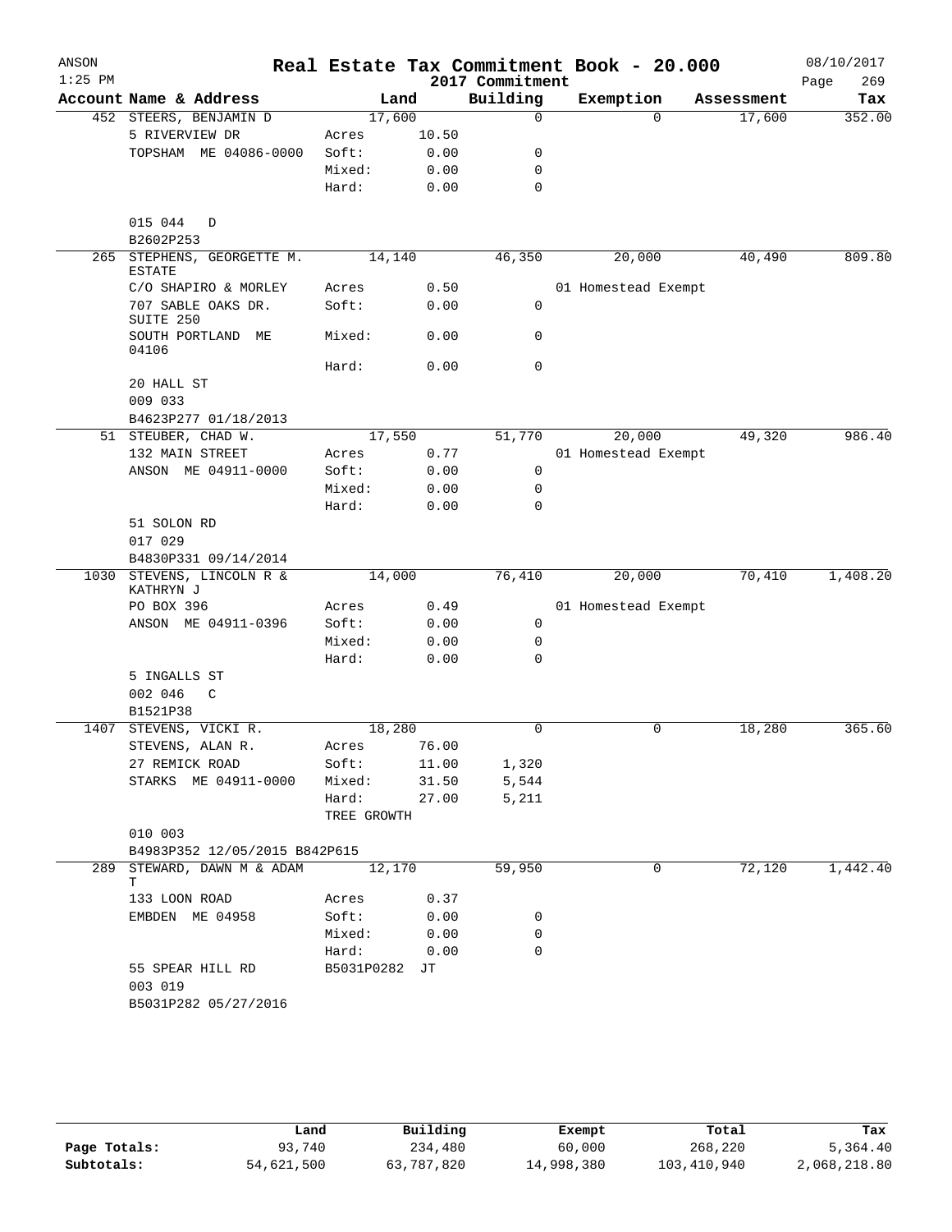# Real Estate Tax Commitment Book - 20.000

ANSON 1:25 PM — 2017 Commitment — 08/10/2017

| Account | Name & Address | Land | | Building | Exemption | Assessment | Tax |
|---|---|---|---|---|---|---|---|
| 452 | STEERS, BENJAMIN D | 17,600 | | 0 | 0 | 17,600 | 352.00 |
| | 5 RIVERVIEW DR | Acres | 10.50 | | | | |
| | TOPSHAM ME 04086-0000 | Soft: | 0.00 | 0 | | | |
| | | Mixed: | 0.00 | 0 | | | |
| | | Hard: | 0.00 | 0 | | | |
| | 015 044 D | | | | | | |
| | B2602P253 | | | | | | |
| 265 | STEPHENS, GEORGETTE M. ESTATE | 14,140 | | 46,350 | 20,000 | 40,490 | 809.80 |
| | C/O SHAPIRO & MORLEY | Acres | 0.50 | | 01 Homestead Exempt | | |
| | 707 SABLE OAKS DR. SUITE 250 | Soft: | 0.00 | 0 | | | |
| | SOUTH PORTLAND ME 04106 | Mixed: | 0.00 | 0 | | | |
| | | Hard: | 0.00 | 0 | | | |
| | 20 HALL ST | | | | | | |
| | 009 033 | | | | | | |
| | B4623P277 01/18/2013 | | | | | | |
| 51 | STEUBER, CHAD W. | 17,550 | | 51,770 | 20,000 | 49,320 | 986.40 |
| | 132 MAIN STREET | Acres | 0.77 | | 01 Homestead Exempt | | |
| | ANSON ME 04911-0000 | Soft: | 0.00 | 0 | | | |
| | | Mixed: | 0.00 | 0 | | | |
| | | Hard: | 0.00 | 0 | | | |
| | 51 SOLON RD | | | | | | |
| | 017 029 | | | | | | |
| | B4830P331 09/14/2014 | | | | | | |
| 1030 | STEVENS, LINCOLN R & KATHRYN J | 14,000 | | 76,410 | 20,000 | 70,410 | 1,408.20 |
| | PO BOX 396 | Acres | 0.49 | | 01 Homestead Exempt | | |
| | ANSON ME 04911-0396 | Soft: | 0.00 | 0 | | | |
| | | Mixed: | 0.00 | 0 | | | |
| | | Hard: | 0.00 | 0 | | | |
| | 5 INGALLS ST | | | | | | |
| | 002 046 C | | | | | | |
| | B1521P38 | | | | | | |
| 1407 | STEVENS, VICKI R. | 18,280 | | 0 | 0 | 18,280 | 365.60 |
| | STEVENS, ALAN R. | Acres | 76.00 | | | | |
| | 27 REMICK ROAD | Soft: | 11.00 | 1,320 | | | |
| | STARKS ME 04911-0000 | Mixed: | 31.50 | 5,544 | | | |
| | | Hard: | 27.00 | 5,211 | | | |
| | | TREE GROWTH | | | | | |
| | 010 003 | | | | | | |
| | B4983P352 12/05/2015 B842P615 | | | | | | |
| 289 | STEWARD, DAWN M & ADAM T | 12,170 | | 59,950 | 0 | 72,120 | 1,442.40 |
| | 133 LOON ROAD | Acres | 0.37 | | | | |
| | EMBDEN ME 04958 | Soft: | 0.00 | 0 | | | |
| | | Mixed: | 0.00 | 0 | | | |
| | | Hard: | 0.00 | 0 | | | |
| | 55 SPEAR HILL RD | B5031P0282 JT | | | | | |
| | 003 019 | | | | | | |
| | B5031P282 05/27/2016 | | | | | | |

| | Land | Building | Exempt | Total | Tax |
|---|---|---|---|---|---|
| Page Totals: | 93,740 | 234,480 | 60,000 | 268,220 | 5,364.40 |
| Subtotals: | 54,621,500 | 63,787,820 | 14,998,380 | 103,410,940 | 2,068,218.80 |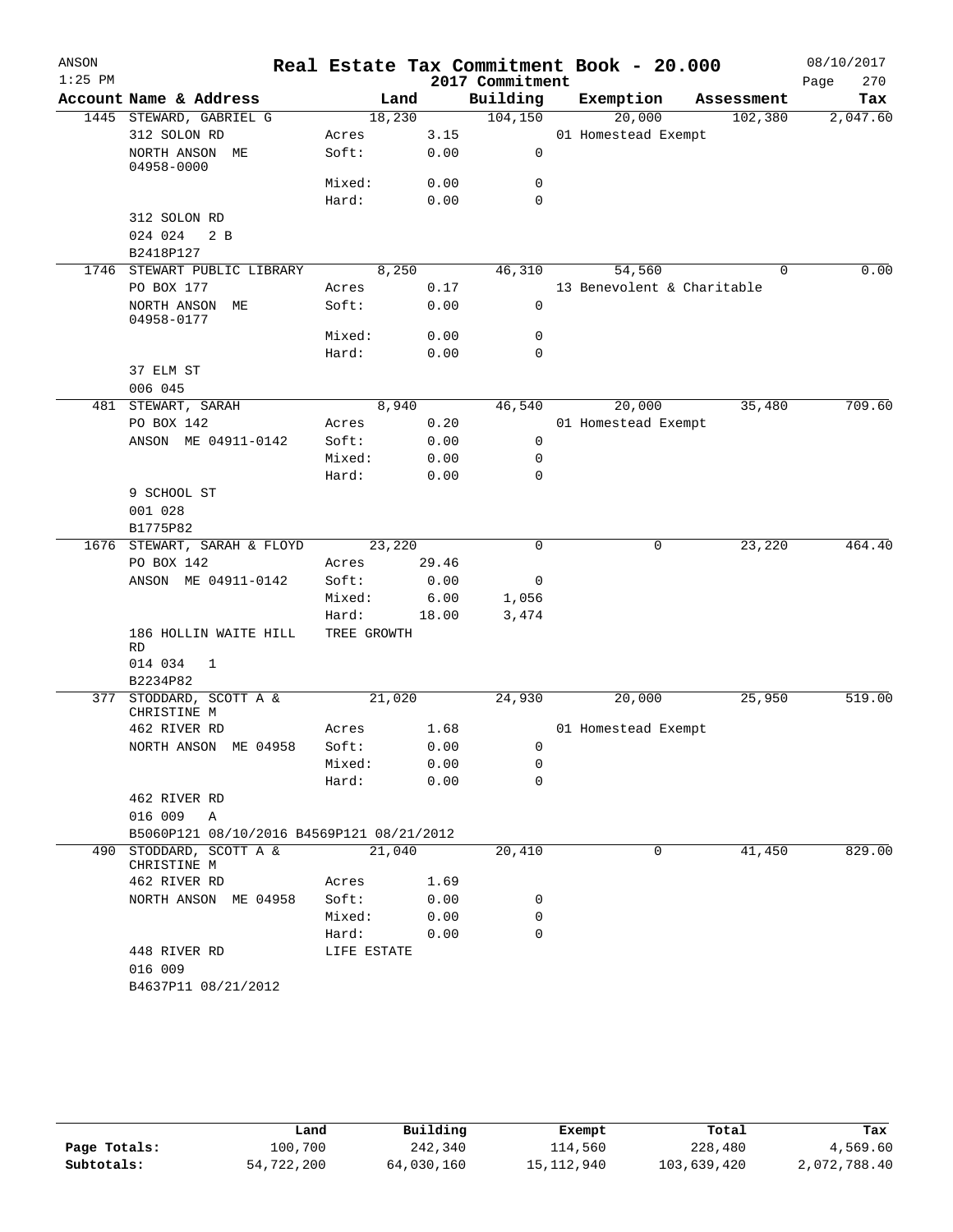# Real Estate Tax Commitment Book - 20.000

ANSON
1:25 PM
2017 Commitment
08/10/2017

| Account Name & Address | Land | | Building | Exemption | Assessment | Tax |
|---|---|---|---|---|---|---|
| 1445 STEWARD, GABRIEL G | 18,230 | | 104,150 | 20,000 | 102,380 | 2,047.60 |
| 312 SOLON RD | Acres | 3.15 | | 01 Homestead Exempt | | |
| NORTH ANSON ME 04958-0000 | Soft: | 0.00 | 0 | | | |
| | Mixed: | 0.00 | 0 | | | |
| | Hard: | 0.00 | 0 | | | |
| 312 SOLON RD | | | | | | |
| 024 024 2 B | | | | | | |
| B2418P127 | | | | | | |
| 1746 STEWART PUBLIC LIBRARY | 8,250 | | 46,310 | 54,560 | 0 | 0.00 |
| PO BOX 177 | Acres | 0.17 | | 13 Benevolent & Charitable | | |
| NORTH ANSON ME 04958-0177 | Soft: | 0.00 | 0 | | | |
| | Mixed: | 0.00 | 0 | | | |
| | Hard: | 0.00 | 0 | | | |
| 37 ELM ST | | | | | | |
| 006 045 | | | | | | |
| 481 STEWART, SARAH | 8,940 | | 46,540 | 20,000 | 35,480 | 709.60 |
| PO BOX 142 | Acres | 0.20 | | 01 Homestead Exempt | | |
| ANSON ME 04911-0142 | Soft: | 0.00 | 0 | | | |
| | Mixed: | 0.00 | 0 | | | |
| | Hard: | 0.00 | 0 | | | |
| 9 SCHOOL ST | | | | | | |
| 001 028 | | | | | | |
| B1775P82 | | | | | | |
| 1676 STEWART, SARAH & FLOYD | 23,220 | | 0 | 0 | 23,220 | 464.40 |
| PO BOX 142 | Acres | 29.46 | | | | |
| ANSON ME 04911-0142 | Soft: | 0.00 | 0 | | | |
| | Mixed: | 6.00 | 1,056 | | | |
| | Hard: | 18.00 | 3,474 | | | |
| 186 HOLLIN WAITE HILL RD | TREE GROWTH | | | | | |
| 014 034 1 | | | | | | |
| B2234P82 | | | | | | |
| 377 STODDARD, SCOTT A & CHRISTINE M | 21,020 | | 24,930 | 20,000 | 25,950 | 519.00 |
| 462 RIVER RD | Acres | 1.68 | | 01 Homestead Exempt | | |
| NORTH ANSON ME 04958 | Soft: | 0.00 | 0 | | | |
| | Mixed: | 0.00 | 0 | | | |
| | Hard: | 0.00 | 0 | | | |
| 462 RIVER RD | | | | | | |
| 016 009 A | | | | | | |
| B5060P121 08/10/2016 B4569P121 08/21/2012 | | | | | | |
| 490 STODDARD, SCOTT A & CHRISTINE M | 21,040 | | 20,410 | 0 | 41,450 | 829.00 |
| 462 RIVER RD | Acres | 1.69 | | | | |
| NORTH ANSON ME 04958 | Soft: | 0.00 | 0 | | | |
| | Mixed: | 0.00 | 0 | | | |
| | Hard: | 0.00 | 0 | | | |
| 448 RIVER RD | LIFE ESTATE | | | | | |
| 016 009 | | | | | | |
| B4637P11 08/21/2012 | | | | | | |

| | Land | Building | Exempt | Total | Tax |
|---|---|---|---|---|---|
| Page Totals: | 100,700 | 242,340 | 114,560 | 228,480 | 4,569.60 |
| Subtotals: | 54,722,200 | 64,030,160 | 15,112,940 | 103,639,420 | 2,072,788.40 |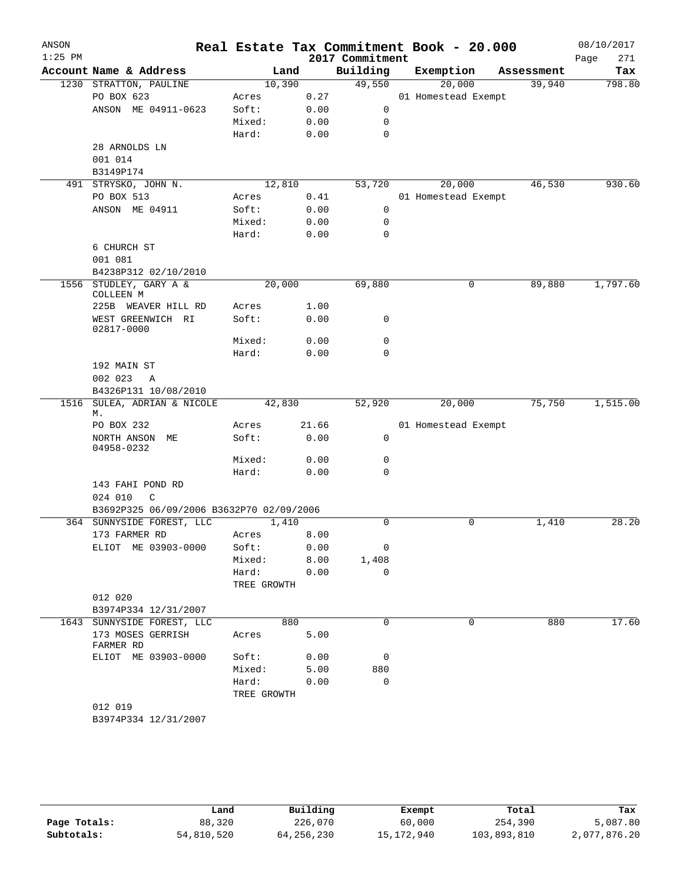# Real Estate Tax Commitment Book - 20.000

ANSON
1:25 PM

2017 Commitment

08/10/2017
Page 271

| Account | Name & Address | Land | | Building | Exemption | Assessment | Tax |
|---|---|---|---|---|---|---|---|
| 1230 | STRATTON, PAULINE | 10,390 | | 49,550 | 20,000 | 39,940 | 798.80 |
| | PO BOX 623 | Acres | 0.27 | | 01 Homestead Exempt | | |
| | ANSON ME 04911-0623 | Soft: | 0.00 | 0 | | | |
| | | Mixed: | 0.00 | 0 | | | |
| | | Hard: | 0.00 | 0 | | | |
| | 28 ARNOLDS LN | | | | | | |
| | 001 014 | | | | | | |
| | B3149P174 | | | | | | |
| 491 | STRYSKO, JOHN N. | 12,810 | | 53,720 | 20,000 | 46,530 | 930.60 |
| | PO BOX 513 | Acres | 0.41 | | 01 Homestead Exempt | | |
| | ANSON ME 04911 | Soft: | 0.00 | 0 | | | |
| | | Mixed: | 0.00 | 0 | | | |
| | | Hard: | 0.00 | 0 | | | |
| | 6 CHURCH ST | | | | | | |
| | 001 081 | | | | | | |
| | B4238P312 02/10/2010 | | | | | | |
| 1556 | STUDLEY, GARY A & COLLEEN M | 20,000 | | 69,880 | 0 | 89,880 | 1,797.60 |
| | 225B WEAVER HILL RD | Acres | 1.00 | | | | |
| | WEST GREENWICH RI 02817-0000 | Soft: | 0.00 | 0 | | | |
| | | Mixed: | 0.00 | 0 | | | |
| | | Hard: | 0.00 | 0 | | | |
| | 192 MAIN ST | | | | | | |
| | 002 023 A | | | | | | |
| | B4326P131 10/08/2010 | | | | | | |
| 1516 | SULEA, ADRIAN & NICOLE M. | 42,830 | | 52,920 | 20,000 | 75,750 | 1,515.00 |
| | PO BOX 232 | Acres | 21.66 | | 01 Homestead Exempt | | |
| | NORTH ANSON ME 04958-0232 | Soft: | 0.00 | 0 | | | |
| | | Mixed: | 0.00 | 0 | | | |
| | | Hard: | 0.00 | 0 | | | |
| | 143 FAHI POND RD | | | | | | |
| | 024 010 C | | | | | | |
| | B3692P325 06/09/2006 B3632P70 02/09/2006 | | | | | | |
| 364 | SUNNYSIDE FOREST, LLC | 1,410 | | 0 | 0 | 1,410 | 28.20 |
| | 173 FARMER RD | Acres | 8.00 | | | | |
| | ELIOT ME 03903-0000 | Soft: | 0.00 | 0 | | | |
| | | Mixed: | 8.00 | 1,408 | | | |
| | | Hard: | 0.00 | 0 | | | |
| | | TREE GROWTH | | | | | |
| | 012 020 | | | | | | |
| | B3974P334 12/31/2007 | | | | | | |
| 1643 | SUNNYSIDE FOREST, LLC | 880 | | 0 | 0 | 880 | 17.60 |
| | 173 MOSES GERRISH FARMER RD | Acres | 5.00 | | | | |
| | ELIOT ME 03903-0000 | Soft: | 0.00 | 0 | | | |
| | | Mixed: | 5.00 | 880 | | | |
| | | Hard: | 0.00 | 0 | | | |
| | | TREE GROWTH | | | | | |
| | 012 019 | | | | | | |
| | B3974P334 12/31/2007 | | | | | | |

| | Land | Building | Exempt | Total | Tax |
|---|---|---|---|---|---|
| Page Totals: | 88,320 | 226,070 | 60,000 | 254,390 | 5,087.80 |
| Subtotals: | 54,810,520 | 64,256,230 | 15,172,940 | 103,893,810 | 2,077,876.20 |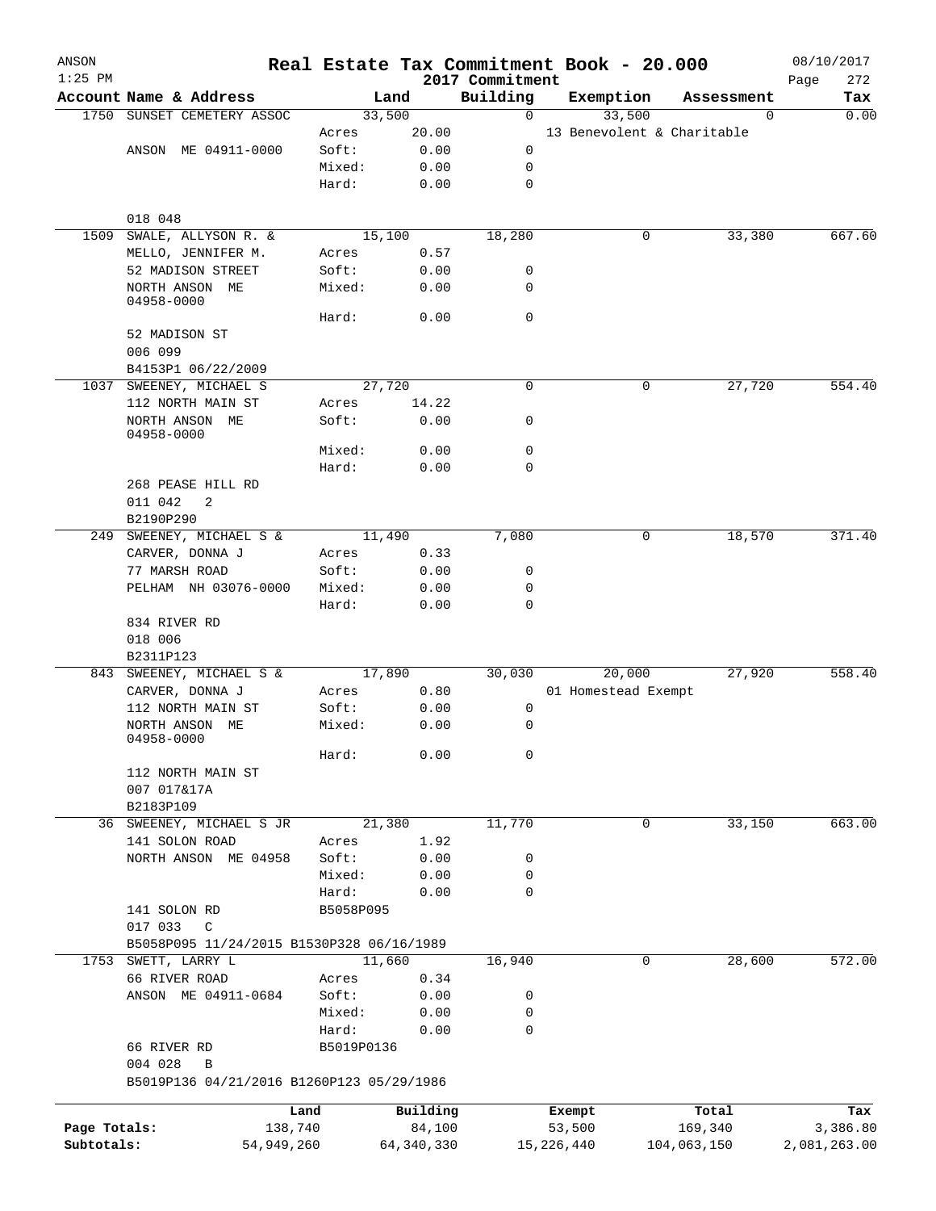# Real Estate Tax Commitment Book - 20.000

ANSON
1:25 PM

2017 Commitment

08/10/2017

| Account | Name & Address | Land | | Building | Exemption | Assessment | Tax |
|---|---|---|---|---|---|---|---|
| 1750 | SUNSET CEMETERY ASSOC | | 33,500 | 0 | 33,500 | 0 | 0.00 |
| | | Acres | 20.00 | | 13 Benevolent & Charitable | | |
| | ANSON ME 04911-0000 | Soft: | 0.00 | 0 | | | |
| | | Mixed: | 0.00 | 0 | | | |
| | | Hard: | 0.00 | 0 | | | |
| | 018 048 | | | | | | |
| 1509 | SWALE, ALLYSON R. & | | 15,100 | 18,280 | 0 | 33,380 | 667.60 |
| | MELLO, JENNIFER M. | Acres | 0.57 | | | | |
| | 52 MADISON STREET | Soft: | 0.00 | 0 | | | |
| | NORTH ANSON ME 04958-0000 | Mixed: | 0.00 | 0 | | | |
| | | Hard: | 0.00 | 0 | | | |
| | 52 MADISON ST | | | | | | |
| | 006 099 | | | | | | |
| | B4153P1 06/22/2009 | | | | | | |
| 1037 | SWEENEY, MICHAEL S | | 27,720 | 0 | 0 | 27,720 | 554.40 |
| | 112 NORTH MAIN ST | Acres | 14.22 | | | | |
| | NORTH ANSON ME 04958-0000 | Soft: | 0.00 | 0 | | | |
| | | Mixed: | 0.00 | 0 | | | |
| | | Hard: | 0.00 | 0 | | | |
| | 268 PEASE HILL RD | | | | | | |
| | 011 042 2 | | | | | | |
| | B2190P290 | | | | | | |
| 249 | SWEENEY, MICHAEL S & | | 11,490 | 7,080 | 0 | 18,570 | 371.40 |
| | CARVER, DONNA J | Acres | 0.33 | | | | |
| | 77 MARSH ROAD | Soft: | 0.00 | 0 | | | |
| | PELHAM NH 03076-0000 | Mixed: | 0.00 | 0 | | | |
| | | Hard: | 0.00 | 0 | | | |
| | 834 RIVER RD | | | | | | |
| | 018 006 | | | | | | |
| | B2311P123 | | | | | | |
| 843 | SWEENEY, MICHAEL S & | | 17,890 | 30,030 | 20,000 | 27,920 | 558.40 |
| | CARVER, DONNA J | Acres | 0.80 | | 01 Homestead Exempt | | |
| | 112 NORTH MAIN ST | Soft: | 0.00 | 0 | | | |
| | NORTH ANSON ME 04958-0000 | Mixed: | 0.00 | 0 | | | |
| | | Hard: | 0.00 | 0 | | | |
| | 112 NORTH MAIN ST | | | | | | |
| | 007 017&17A | | | | | | |
| | B2183P109 | | | | | | |
| 36 | SWEENEY, MICHAEL S JR | | 21,380 | 11,770 | 0 | 33,150 | 663.00 |
| | 141 SOLON ROAD | Acres | 1.92 | | | | |
| | NORTH ANSON ME 04958 | Soft: | 0.00 | 0 | | | |
| | | Mixed: | 0.00 | 0 | | | |
| | | Hard: | 0.00 | 0 | | | |
| | 141 SOLON RD | B5058P095 | | | | | |
| | 017 033 C | | | | | | |
| | B5058P095 11/24/2015 B1530P328 06/16/1989 | | | | | | |
| 1753 | SWETT, LARRY L | | 11,660 | 16,940 | 0 | 28,600 | 572.00 |
| | 66 RIVER ROAD | Acres | 0.34 | | | | |
| | ANSON ME 04911-0684 | Soft: | 0.00 | 0 | | | |
| | | Mixed: | 0.00 | 0 | | | |
| | | Hard: | 0.00 | 0 | | | |
| | 66 RIVER RD | B5019P0136 | | | | | |
| | 004 028 B | | | | | | |
| | B5019P136 04/21/2016 B1260P123 05/29/1986 | | | | | | |

| | Land | Building | Exempt | Total | Tax |
|---|---|---|---|---|---|
| Page Totals: | 138,740 | 84,100 | 53,500 | 169,340 | 3,386.80 |
| Subtotals: | 54,949,260 | 64,340,330 | 15,226,440 | 104,063,150 | 2,081,263.00 |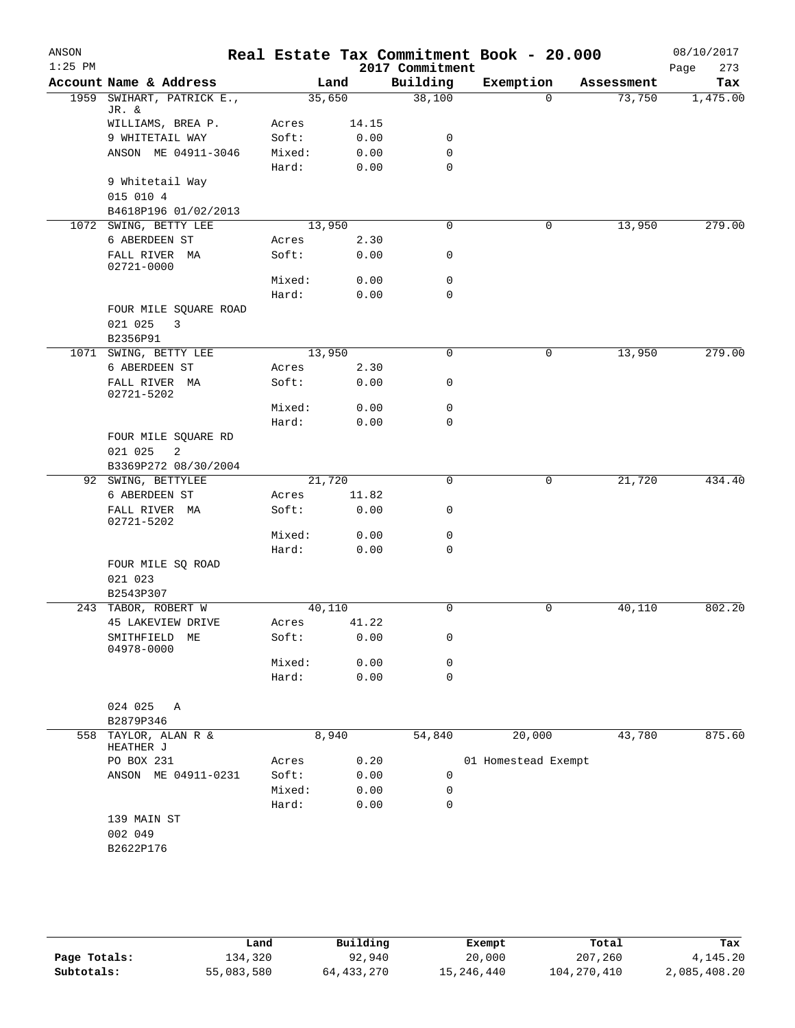# Real Estate Tax Commitment Book - 20.000

ANSON
1:25 PM

2017 Commitment

08/10/2017

| Account Name & Address | | Land | Building | Exemption | Assessment | Tax |
|---|---|---|---|---|---|---|
| 1959 SWIHART, PATRICK E., JR. & | | 35,650 | 38,100 | 0 | 73,750 | 1,475.00 |
| WILLIAMS, BREA P. | Acres | 14.15 | | | | |
| 9 WHITETAIL WAY | Soft: | 0.00 | 0 | | | |
| ANSON ME 04911-3046 | Mixed: | 0.00 | 0 | | | |
| | Hard: | 0.00 | 0 | | | |
| 9 Whitetail Way | | | | | | |
| 015 010 4 | | | | | | |
| B4618P196 01/02/2013 | | | | | | |
| 1072 SWING, BETTY LEE | | 13,950 | 0 | 0 | 13,950 | 279.00 |
| 6 ABERDEEN ST | Acres | 2.30 | | | | |
| FALL RIVER MA 02721-0000 | Soft: | 0.00 | 0 | | | |
| | Mixed: | 0.00 | 0 | | | |
| | Hard: | 0.00 | 0 | | | |
| FOUR MILE SQUARE ROAD | | | | | | |
| 021 025 3 | | | | | | |
| B2356P91 | | | | | | |
| 1071 SWING, BETTY LEE | | 13,950 | 0 | 0 | 13,950 | 279.00 |
| 6 ABERDEEN ST | Acres | 2.30 | | | | |
| FALL RIVER MA 02721-5202 | Soft: | 0.00 | 0 | | | |
| | Mixed: | 0.00 | 0 | | | |
| | Hard: | 0.00 | 0 | | | |
| FOUR MILE SQUARE RD | | | | | | |
| 021 025 2 | | | | | | |
| B3369P272 08/30/2004 | | | | | | |
| 92 SWING, BETTYLEE | | 21,720 | 0 | 0 | 21,720 | 434.40 |
| 6 ABERDEEN ST | Acres | 11.82 | | | | |
| FALL RIVER MA 02721-5202 | Soft: | 0.00 | 0 | | | |
| | Mixed: | 0.00 | 0 | | | |
| | Hard: | 0.00 | 0 | | | |
| FOUR MILE SQ ROAD | | | | | | |
| 021 023 | | | | | | |
| B2543P307 | | | | | | |
| 243 TABOR, ROBERT W | | 40,110 | 0 | 0 | 40,110 | 802.20 |
| 45 LAKEVIEW DRIVE | Acres | 41.22 | | | | |
| SMITHFIELD ME 04978-0000 | Soft: | 0.00 | 0 | | | |
| | Mixed: | 0.00 | 0 | | | |
| | Hard: | 0.00 | 0 | | | |
| 024 025 A | | | | | | |
| B2879P346 | | | | | | |
| 558 TAYLOR, ALAN R & HEATHER J | | 8,940 | 54,840 | 20,000 | 43,780 | 875.60 |
| PO BOX 231 | Acres | 0.20 | | 01 Homestead Exempt | | |
| ANSON ME 04911-0231 | Soft: | 0.00 | 0 | | | |
| | Mixed: | 0.00 | 0 | | | |
| | Hard: | 0.00 | 0 | | | |
| 139 MAIN ST | | | | | | |
| 002 049 | | | | | | |
| B2622P176 | | | | | | |

| | Land | Building | Exempt | Total | Tax |
|---|---|---|---|---|---|
| Page Totals: | 134,320 | 92,940 | 20,000 | 207,260 | 4,145.20 |
| Subtotals: | 55,083,580 | 64,433,270 | 15,246,440 | 104,270,410 | 2,085,408.20 |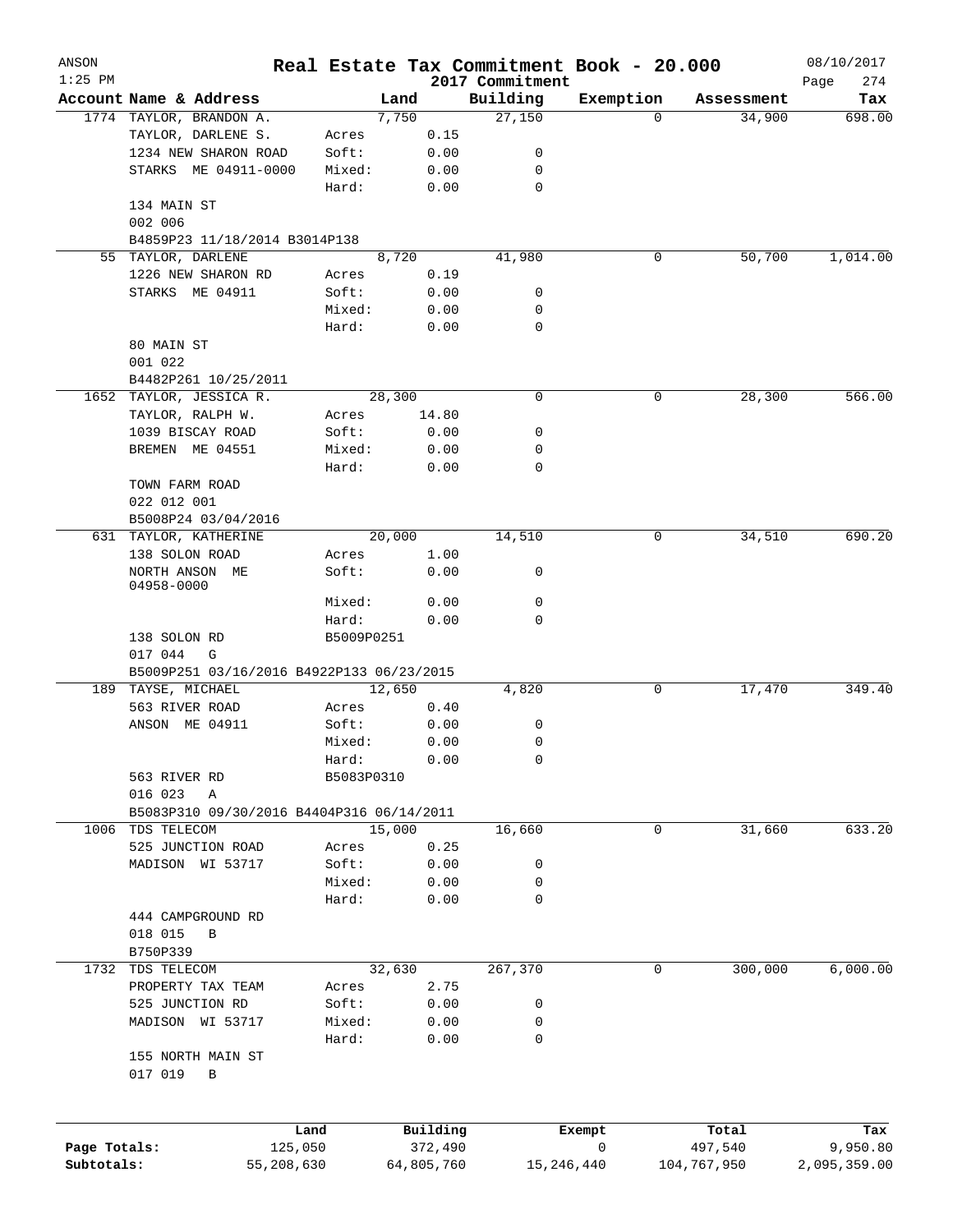# Real Estate Tax Commitment Book - 20.000

ANSON — 2017 Commitment — 08/10/2017 — 1:25 PM

| Account | Name & Address | | Land | Building | Exemption | Assessment | Tax |
|---|---|---|---|---|---|---|---|
| 1774 | TAYLOR, BRANDON A. | | 7,750 | 27,150 | 0 | 34,900 | 698.00 |
| | TAYLOR, DARLENE S. | Acres | 0.15 | | | | |
| | 1234 NEW SHARON ROAD | Soft: | 0.00 | 0 | | | |
| | STARKS ME 04911-0000 | Mixed: | 0.00 | 0 | | | |
| | | Hard: | 0.00 | 0 | | | |
| | 134 MAIN ST | | | | | | |
| | 002 006 | | | | | | |
| | B4859P23 11/18/2014 B3014P138 | | | | | | |
| 55 | TAYLOR, DARLENE | | 8,720 | 41,980 | 0 | 50,700 | 1,014.00 |
| | 1226 NEW SHARON RD | Acres | 0.19 | | | | |
| | STARKS ME 04911 | Soft: | 0.00 | 0 | | | |
| | | Mixed: | 0.00 | 0 | | | |
| | | Hard: | 0.00 | 0 | | | |
| | 80 MAIN ST | | | | | | |
| | 001 022 | | | | | | |
| | B4482P261 10/25/2011 | | | | | | |
| 1652 | TAYLOR, JESSICA R. | | 28,300 | 0 | 0 | 28,300 | 566.00 |
| | TAYLOR, RALPH W. | Acres | 14.80 | | | | |
| | 1039 BISCAY ROAD | Soft: | 0.00 | 0 | | | |
| | BREMEN ME 04551 | Mixed: | 0.00 | 0 | | | |
| | | Hard: | 0.00 | 0 | | | |
| | TOWN FARM ROAD | | | | | | |
| | 022 012 001 | | | | | | |
| | B5008P24 03/04/2016 | | | | | | |
| 631 | TAYLOR, KATHERINE | | 20,000 | 14,510 | 0 | 34,510 | 690.20 |
| | 138 SOLON ROAD | Acres | 1.00 | | | | |
| | NORTH ANSON ME 04958-0000 | Soft: | 0.00 | 0 | | | |
| | | Mixed: | 0.00 | 0 | | | |
| | | Hard: | 0.00 | 0 | | | |
| | 138 SOLON RD | B5009P0251 | | | | | |
| | 017 044 G | | | | | | |
| | B5009P251 03/16/2016 B4922P133 06/23/2015 | | | | | | |
| 189 | TAYSE, MICHAEL | | 12,650 | 4,820 | 0 | 17,470 | 349.40 |
| | 563 RIVER ROAD | Acres | 0.40 | | | | |
| | ANSON ME 04911 | Soft: | 0.00 | 0 | | | |
| | | Mixed: | 0.00 | 0 | | | |
| | | Hard: | 0.00 | 0 | | | |
| | 563 RIVER RD | B5083P0310 | | | | | |
| | 016 023 A | | | | | | |
| | B5083P310 09/30/2016 B4404P316 06/14/2011 | | | | | | |
| 1006 | TDS TELECOM | | 15,000 | 16,660 | 0 | 31,660 | 633.20 |
| | 525 JUNCTION ROAD | Acres | 0.25 | | | | |
| | MADISON WI 53717 | Soft: | 0.00 | 0 | | | |
| | | Mixed: | 0.00 | 0 | | | |
| | | Hard: | 0.00 | 0 | | | |
| | 444 CAMPGROUND RD | | | | | | |
| | 018 015 B | | | | | | |
| | B750P339 | | | | | | |
| 1732 | TDS TELECOM | | 32,630 | 267,370 | 0 | 300,000 | 6,000.00 |
| | PROPERTY TAX TEAM | Acres | 2.75 | | | | |
| | 525 JUNCTION RD | Soft: | 0.00 | 0 | | | |
| | MADISON WI 53717 | Mixed: | 0.00 | 0 | | | |
| | | Hard: | 0.00 | 0 | | | |
| | 155 NORTH MAIN ST | | | | | | |
| | 017 019 B | | | | | | |

| | Land | Building | Exempt | Total | Tax |
|---|---|---|---|---|---|
| Page Totals: | 125,050 | 372,490 | 0 | 497,540 | 9,950.80 |
| Subtotals: | 55,208,630 | 64,805,760 | 15,246,440 | 104,767,950 | 2,095,359.00 |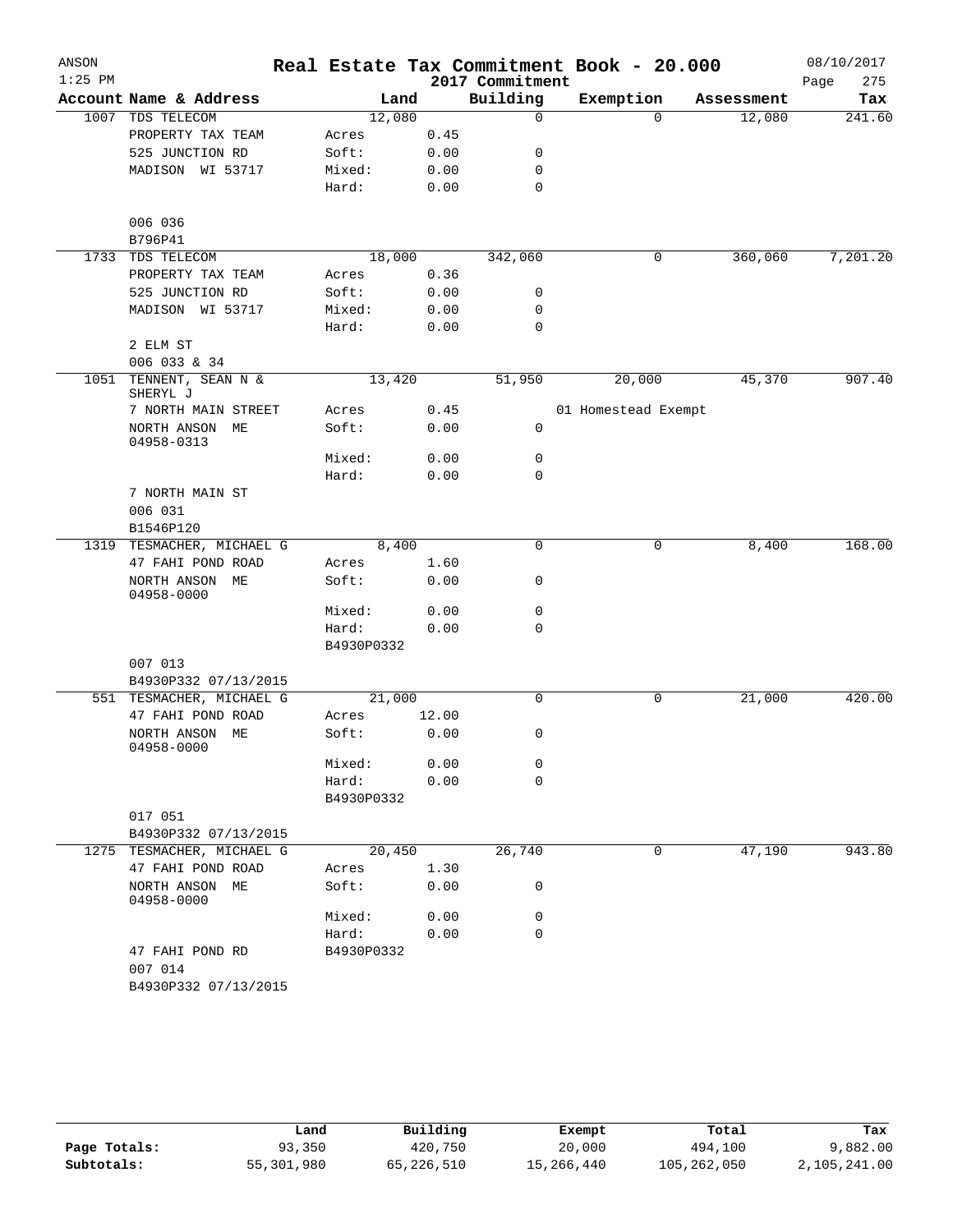# Real Estate Tax Commitment Book - 20.000

ANSON 1:25 PM — 2017 Commitment — 08/10/2017

| Account | Name & Address | Land | | Building | Exemption | Assessment | Tax |
|---|---|---|---|---|---|---|---|
| 1007 | TDS TELECOM | 12,080 | | 0 | 0 | 12,080 | 241.60 |
| | PROPERTY TAX TEAM | Acres | 0.45 | | | | |
| | 525 JUNCTION RD | Soft: | 0.00 | 0 | | | |
| | MADISON WI 53717 | Mixed: | 0.00 | 0 | | | |
| | | Hard: | 0.00 | 0 | | | |
| | 006 036 | | | | | | |
| | B796P41 | | | | | | |
| 1733 | TDS TELECOM | 18,000 | | 342,060 | 0 | 360,060 | 7,201.20 |
| | PROPERTY TAX TEAM | Acres | 0.36 | | | | |
| | 525 JUNCTION RD | Soft: | 0.00 | 0 | | | |
| | MADISON WI 53717 | Mixed: | 0.00 | 0 | | | |
| | | Hard: | 0.00 | 0 | | | |
| | 2 ELM ST | | | | | | |
| | 006 033 & 34 | | | | | | |
| 1051 | TENNENT, SEAN N & SHERYL J | 13,420 | | 51,950 | 20,000 | 45,370 | 907.40 |
| | 7 NORTH MAIN STREET | Acres | 0.45 | | 01 Homestead Exempt | | |
| | NORTH ANSON ME 04958-0313 | Soft: | 0.00 | 0 | | | |
| | | Mixed: | 0.00 | 0 | | | |
| | | Hard: | 0.00 | 0 | | | |
| | 7 NORTH MAIN ST | | | | | | |
| | 006 031 | | | | | | |
| | B1546P120 | | | | | | |
| 1319 | TESMACHER, MICHAEL G | 8,400 | | 0 | 0 | 8,400 | 168.00 |
| | 47 FAHI POND ROAD | Acres | 1.60 | | | | |
| | NORTH ANSON ME 04958-0000 | Soft: | 0.00 | 0 | | | |
| | | Mixed: | 0.00 | 0 | | | |
| | | Hard: | 0.00 | 0 | | | |
| | | B4930P0332 | | | | | |
| | 007 013 | | | | | | |
| | B4930P332 07/13/2015 | | | | | | |
| 551 | TESMACHER, MICHAEL G | 21,000 | | 0 | 0 | 21,000 | 420.00 |
| | 47 FAHI POND ROAD | Acres | 12.00 | | | | |
| | NORTH ANSON ME 04958-0000 | Soft: | 0.00 | 0 | | | |
| | | Mixed: | 0.00 | 0 | | | |
| | | Hard: | 0.00 | 0 | | | |
| | | B4930P0332 | | | | | |
| | 017 051 | | | | | | |
| | B4930P332 07/13/2015 | | | | | | |
| 1275 | TESMACHER, MICHAEL G | 20,450 | | 26,740 | 0 | 47,190 | 943.80 |
| | 47 FAHI POND ROAD | Acres | 1.30 | | | | |
| | NORTH ANSON ME 04958-0000 | Soft: | 0.00 | 0 | | | |
| | | Mixed: | 0.00 | 0 | | | |
| | | Hard: | 0.00 | 0 | | | |
| | 47 FAHI POND RD | B4930P0332 | | | | | |
| | 007 014 | | | | | | |
| | B4930P332 07/13/2015 | | | | | | |

| | Land | Building | Exempt | Total | Tax |
|---|---|---|---|---|---|
| Page Totals: | 93,350 | 420,750 | 20,000 | 494,100 | 9,882.00 |
| Subtotals: | 55,301,980 | 65,226,510 | 15,266,440 | 105,262,050 | 2,105,241.00 |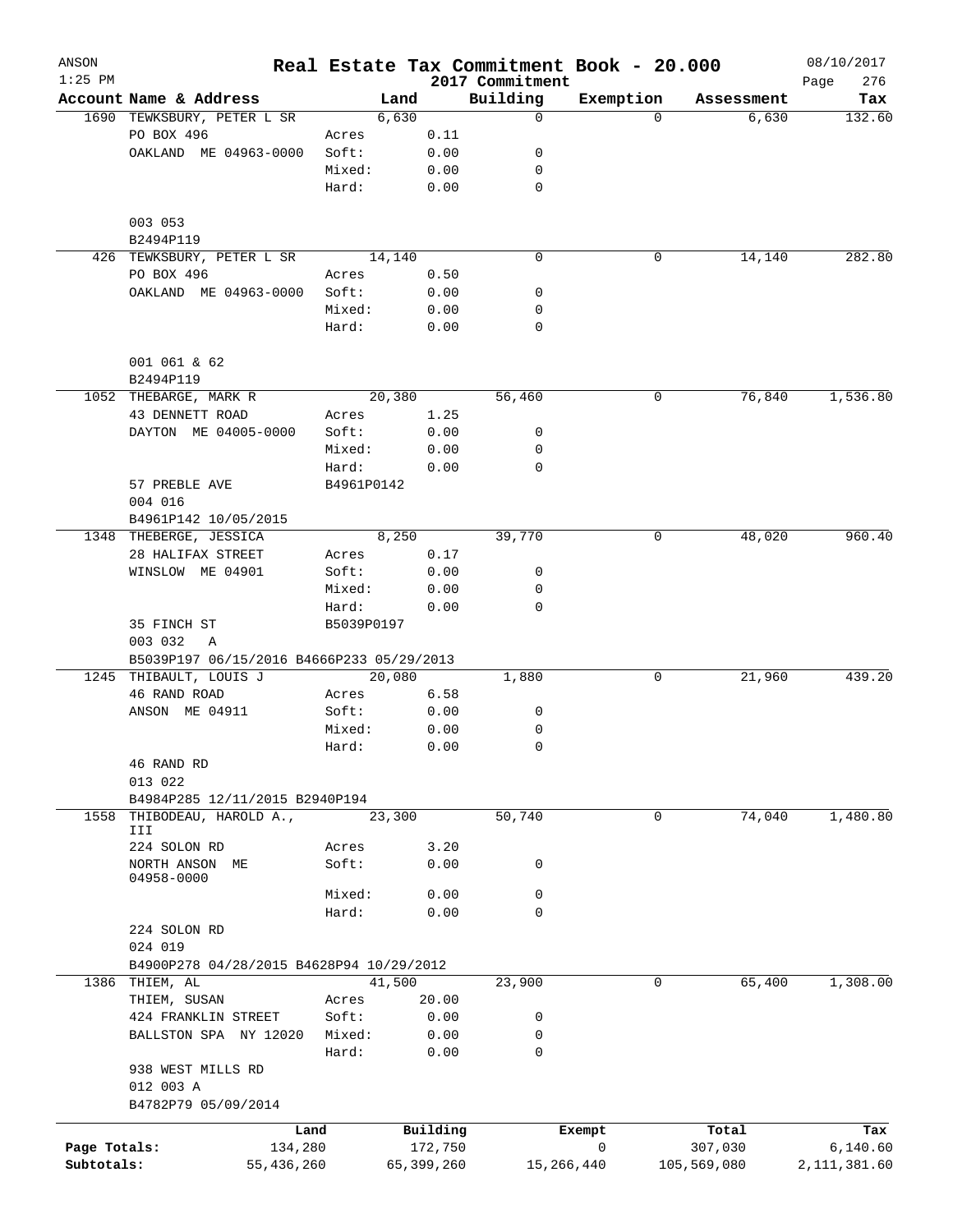# Real Estate Tax Commitment Book - 20.000

ANSON 1:25 PM — 2017 Commitment — 08/10/2017

| Account Name & Address | | Land | Building | Exemption | Assessment | Tax |
|---|---|---|---|---|---|---|
| 1690 TEWKSBURY, PETER L SR | | 6,630 | 0 | 0 | 6,630 | 132.60 |
| PO BOX 496 | Acres | 0.11 | | | | |
| OAKLAND ME 04963-0000 | Soft: | 0.00 | 0 | | | |
| | Mixed: | 0.00 | 0 | | | |
| | Hard: | 0.00 | 0 | | | |
| 003 053 | | | | | | |
| B2494P119 | | | | | | |
| 426 TEWKSBURY, PETER L SR | | 14,140 | 0 | 0 | 14,140 | 282.80 |
| PO BOX 496 | Acres | 0.50 | | | | |
| OAKLAND ME 04963-0000 | Soft: | 0.00 | 0 | | | |
| | Mixed: | 0.00 | 0 | | | |
| | Hard: | 0.00 | 0 | | | |
| 001 061 & 62 | | | | | | |
| B2494P119 | | | | | | |
| 1052 THEBARGE, MARK R | | 20,380 | 56,460 | 0 | 76,840 | 1,536.80 |
| 43 DENNETT ROAD | Acres | 1.25 | | | | |
| DAYTON ME 04005-0000 | Soft: | 0.00 | 0 | | | |
| | Mixed: | 0.00 | 0 | | | |
| | Hard: | 0.00 | 0 | | | |
| 57 PREBLE AVE | B4961P0142 | | | | | |
| 004 016 | | | | | | |
| B4961P142 10/05/2015 | | | | | | |
| 1348 THEBERGE, JESSICA | | 8,250 | 39,770 | 0 | 48,020 | 960.40 |
| 28 HALIFAX STREET | Acres | 0.17 | | | | |
| WINSLOW ME 04901 | Soft: | 0.00 | 0 | | | |
| | Mixed: | 0.00 | 0 | | | |
| | Hard: | 0.00 | 0 | | | |
| 35 FINCH ST | B5039P0197 | | | | | |
| 003 032 A | | | | | | |
| B5039P197 06/15/2016 B4666P233 05/29/2013 | | | | | | |
| 1245 THIBAULT, LOUIS J | | 20,080 | 1,880 | 0 | 21,960 | 439.20 |
| 46 RAND ROAD | Acres | 6.58 | | | | |
| ANSON ME 04911 | Soft: | 0.00 | 0 | | | |
| | Mixed: | 0.00 | 0 | | | |
| | Hard: | 0.00 | 0 | | | |
| 46 RAND RD | | | | | | |
| 013 022 | | | | | | |
| B4984P285 12/11/2015 B2940P194 | | | | | | |
| 1558 THIBODEAU, HAROLD A., III | | 23,300 | 50,740 | 0 | 74,040 | 1,480.80 |
| 224 SOLON RD | Acres | 3.20 | | | | |
| NORTH ANSON ME 04958-0000 | Soft: | 0.00 | 0 | | | |
| | Mixed: | 0.00 | 0 | | | |
| | Hard: | 0.00 | 0 | | | |
| 224 SOLON RD | | | | | | |
| 024 019 | | | | | | |
| B4900P278 04/28/2015 B4628P94 10/29/2012 | | | | | | |
| 1386 THIEM, AL | | 41,500 | 23,900 | 0 | 65,400 | 1,308.00 |
| THIEM, SUSAN | Acres | 20.00 | | | | |
| 424 FRANKLIN STREET | Soft: | 0.00 | 0 | | | |
| BALLSTON SPA NY 12020 | Mixed: | 0.00 | 0 | | | |
| | Hard: | 0.00 | 0 | | | |
| 938 WEST MILLS RD | | | | | | |
| 012 003 A | | | | | | |
| B4782P79 05/09/2014 | | | | | | |

| | Land | Building | Exempt | Total | Tax |
|---|---|---|---|---|---|
| Page Totals: | 134,280 | 172,750 | 0 | 307,030 | 6,140.60 |
| Subtotals: | 55,436,260 | 65,399,260 | 15,266,440 | 105,569,080 | 2,111,381.60 |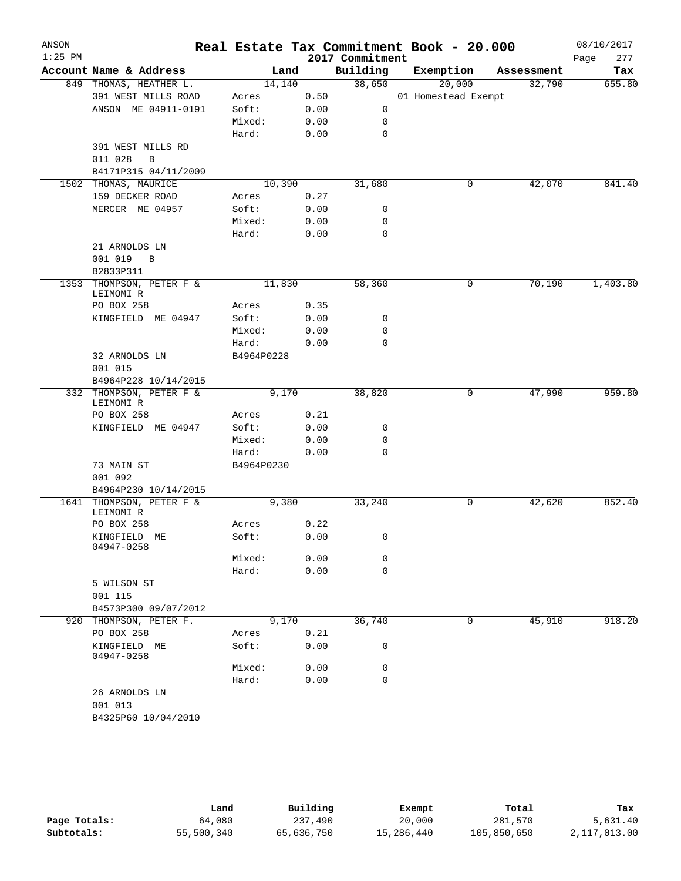# Real Estate Tax Commitment Book - 20.000

ANSON
2017 Commitment
08/10/2017

| Account Name & Address | Land | | Building | Exemption | Assessment | Tax |
|---|---|---|---|---|---|---|
| 849 THOMAS, HEATHER L. | 14,140 | | 38,650 | 20,000 | 32,790 | 655.80 |
| 391 WEST MILLS ROAD | Acres | 0.50 | | 01 Homestead Exempt | | |
| ANSON ME 04911-0191 | Soft: | 0.00 | 0 | | | |
| | Mixed: | 0.00 | 0 | | | |
| | Hard: | 0.00 | 0 | | | |
| 391 WEST MILLS RD | | | | | | |
| 011 028 B | | | | | | |
| B4171P315 04/11/2009 | | | | | | |
| 1502 THOMAS, MAURICE | 10,390 | | 31,680 | 0 | 42,070 | 841.40 |
| 159 DECKER ROAD | Acres | 0.27 | | | | |
| MERCER ME 04957 | Soft: | 0.00 | 0 | | | |
| | Mixed: | 0.00 | 0 | | | |
| | Hard: | 0.00 | 0 | | | |
| 21 ARNOLDS LN | | | | | | |
| 001 019 B | | | | | | |
| B2833P311 | | | | | | |
| 1353 THOMPSON, PETER F & LEIMOMI R | 11,830 | | 58,360 | 0 | 70,190 | 1,403.80 |
| PO BOX 258 | Acres | 0.35 | | | | |
| KINGFIELD ME 04947 | Soft: | 0.00 | 0 | | | |
| | Mixed: | 0.00 | 0 | | | |
| | Hard: | 0.00 | 0 | | | |
| 32 ARNOLDS LN | B4964P0228 | | | | | |
| 001 015 | | | | | | |
| B4964P228 10/14/2015 | | | | | | |
| 332 THOMPSON, PETER F & LEIMOMI R | 9,170 | | 38,820 | 0 | 47,990 | 959.80 |
| PO BOX 258 | Acres | 0.21 | | | | |
| KINGFIELD ME 04947 | Soft: | 0.00 | 0 | | | |
| | Mixed: | 0.00 | 0 | | | |
| | Hard: | 0.00 | 0 | | | |
| 73 MAIN ST | B4964P0230 | | | | | |
| 001 092 | | | | | | |
| B4964P230 10/14/2015 | | | | | | |
| 1641 THOMPSON, PETER F & LEIMOMI R | 9,380 | | 33,240 | 0 | 42,620 | 852.40 |
| PO BOX 258 | Acres | 0.22 | | | | |
| KINGFIELD ME 04947-0258 | Soft: | 0.00 | 0 | | | |
| | Mixed: | 0.00 | 0 | | | |
| | Hard: | 0.00 | 0 | | | |
| 5 WILSON ST | | | | | | |
| 001 115 | | | | | | |
| B4573P300 09/07/2012 | | | | | | |
| 920 THOMPSON, PETER F. | 9,170 | | 36,740 | 0 | 45,910 | 918.20 |
| PO BOX 258 | Acres | 0.21 | | | | |
| KINGFIELD ME 04947-0258 | Soft: | 0.00 | 0 | | | |
| | Mixed: | 0.00 | 0 | | | |
| | Hard: | 0.00 | 0 | | | |
| 26 ARNOLDS LN | | | | | | |
| 001 013 | | | | | | |
| B4325P60 10/04/2010 | | | | | | |

| | Land | Building | Exempt | Total | Tax |
|---|---|---|---|---|---|
| Page Totals: | 64,080 | 237,490 | 20,000 | 281,570 | 5,631.40 |
| Subtotals: | 55,500,340 | 65,636,750 | 15,286,440 | 105,850,650 | 2,117,013.00 |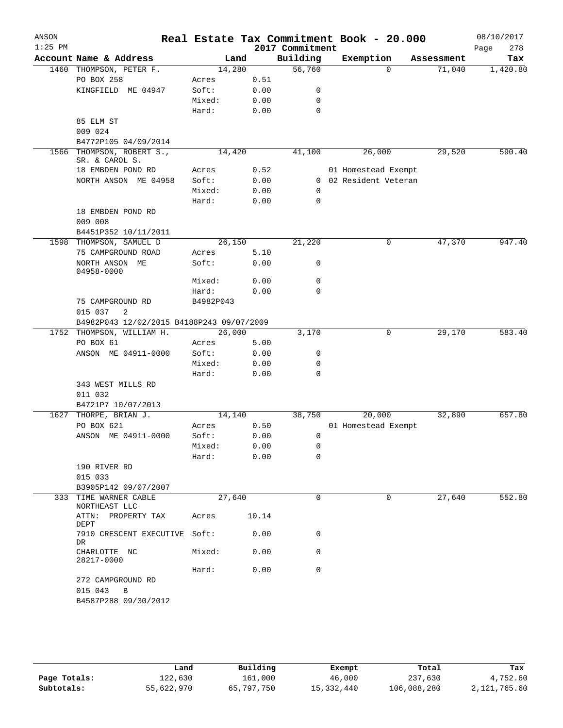# Real Estate Tax Commitment Book - 20.000

ANSON
1:25 PM

2017 Commitment

08/10/2017
Page 278

| Account | Name & Address | Land | | Building | Exemption | Assessment | Tax |
|---|---|---|---|---|---|---|---|
| 1460 | THOMPSON, PETER F. | 14,280 | | 56,760 | 0 | 71,040 | 1,420.80 |
| | PO BOX 258 | Acres | 0.51 | | | | |
| | KINGFIELD ME 04947 | Soft: | 0.00 | 0 | | | |
| | | Mixed: | 0.00 | 0 | | | |
| | | Hard: | 0.00 | 0 | | | |
| | 85 ELM ST | | | | | | |
| | 009 024 | | | | | | |
| | B4772P105 04/09/2014 | | | | | | |
| 1566 | THOMPSON, ROBERT S., SR. & CAROL S. | 14,420 | | 41,100 | 26,000 | 29,520 | 590.40 |
| | 18 EMBDEN POND RD | Acres | 0.52 | | 01 Homestead Exempt | | |
| | NORTH ANSON ME 04958 | Soft: | 0.00 | 0 | 02 Resident Veteran | | |
| | | Mixed: | 0.00 | 0 | | | |
| | | Hard: | 0.00 | 0 | | | |
| | 18 EMBDEN POND RD | | | | | | |
| | 009 008 | | | | | | |
| | B4451P352 10/11/2011 | | | | | | |
| 1598 | THOMPSON, SAMUEL D | 26,150 | | 21,220 | 0 | 47,370 | 947.40 |
| | 75 CAMPGROUND ROAD | Acres | 5.10 | | | | |
| | NORTH ANSON ME 04958-0000 | Soft: | 0.00 | 0 | | | |
| | | Mixed: | 0.00 | 0 | | | |
| | | Hard: | 0.00 | 0 | | | |
| | 75 CAMPGROUND RD | B4982P043 | | | | | |
| | 015 037 2 | | | | | | |
| | B4982P043 12/02/2015 B4188P243 09/07/2009 | | | | | | |
| 1752 | THOMPSON, WILLIAM H. | 26,000 | | 3,170 | 0 | 29,170 | 583.40 |
| | PO BOX 61 | Acres | 5.00 | | | | |
| | ANSON ME 04911-0000 | Soft: | 0.00 | 0 | | | |
| | | Mixed: | 0.00 | 0 | | | |
| | | Hard: | 0.00 | 0 | | | |
| | 343 WEST MILLS RD | | | | | | |
| | 011 032 | | | | | | |
| | B4721P7 10/07/2013 | | | | | | |
| 1627 | THORPE, BRIAN J. | 14,140 | | 38,750 | 20,000 | 32,890 | 657.80 |
| | PO BOX 621 | Acres | 0.50 | | 01 Homestead Exempt | | |
| | ANSON ME 04911-0000 | Soft: | 0.00 | 0 | | | |
| | | Mixed: | 0.00 | 0 | | | |
| | | Hard: | 0.00 | 0 | | | |
| | 190 RIVER RD | | | | | | |
| | 015 033 | | | | | | |
| | B3905P142 09/07/2007 | | | | | | |
| 333 | TIME WARNER CABLE NORTHEAST LLC | 27,640 | | 0 | 0 | 27,640 | 552.80 |
| | ATTN: PROPERTY TAX DEPT | Acres | 10.14 | | | | |
| | 7910 CRESCENT EXECUTIVE DR | Soft: | 0.00 | 0 | | | |
| | CHARLOTTE NC 28217-0000 | Mixed: | 0.00 | 0 | | | |
| | | Hard: | 0.00 | 0 | | | |
| | 272 CAMPGROUND RD | | | | | | |
| | 015 043 B | | | | | | |
| | B4587P288 09/30/2012 | | | | | | |

| | Land | Building | Exempt | Total | Tax |
|---|---|---|---|---|---|
| Page Totals: | 122,630 | 161,000 | 46,000 | 237,630 | 4,752.60 |
| Subtotals: | 55,622,970 | 65,797,750 | 15,332,440 | 106,088,280 | 2,121,765.60 |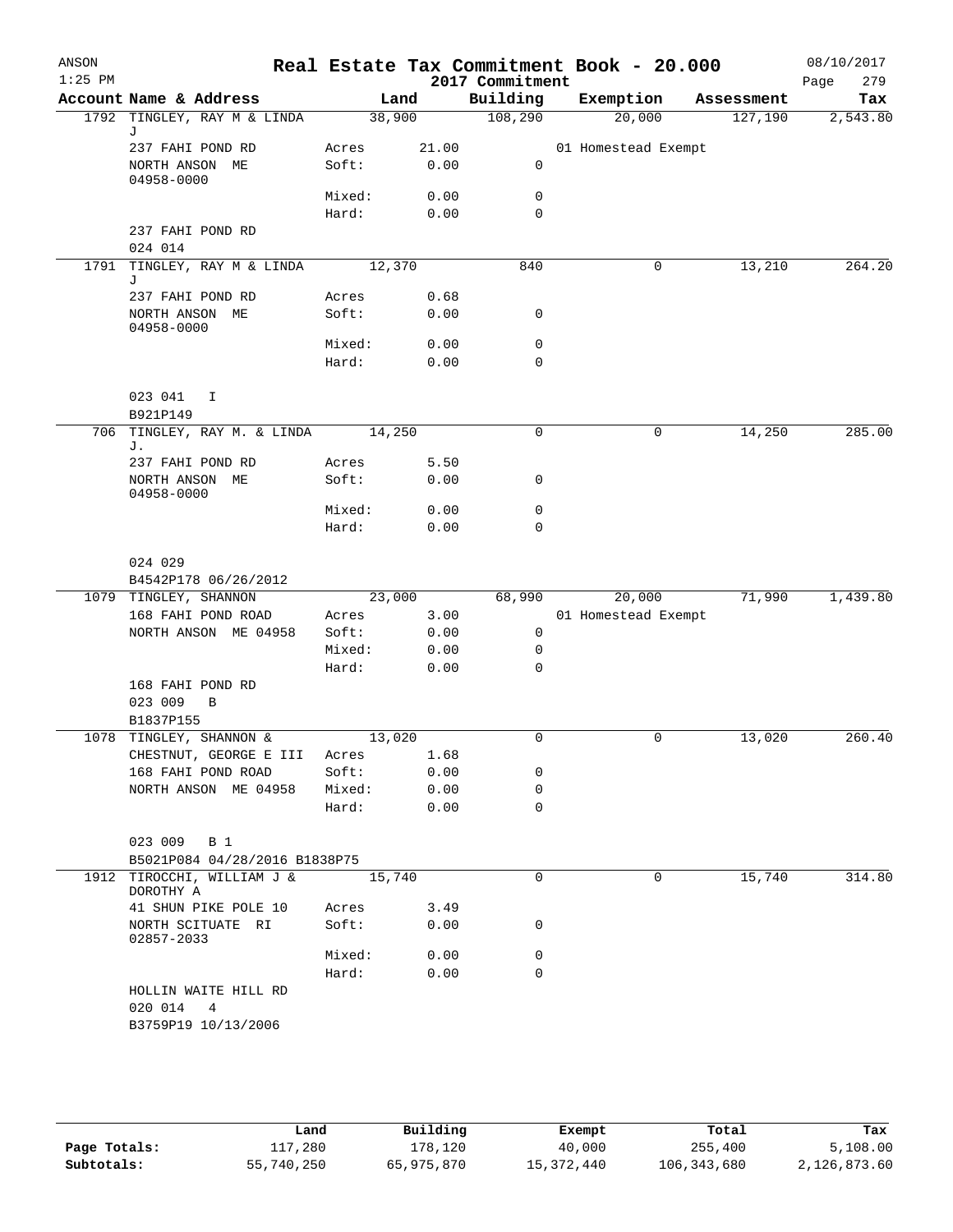ANSON  
1:25 PM

# Real Estate Tax Commitment Book - 20.000
## 2017 Commitment

08/10/2017  
Page 279

| Account Name & Address | | Land | Building | Exemption | Assessment | Tax |
|---|---|---|---|---|---|---|
| 1792 TINGLEY, RAY M & LINDA J | | 38,900 | 108,290 | 20,000 | 127,190 | 2,543.80 |
| 237 FAHI POND RD | Acres | 21.00 | | 01 Homestead Exempt | | |
| NORTH ANSON ME 04958-0000 | Soft: | 0.00 | 0 | | | |
| | Mixed: | 0.00 | 0 | | | |
| | Hard: | 0.00 | 0 | | | |
| 237 FAHI POND RD | | | | | | |
| 024 014 | | | | | | |
| 1791 TINGLEY, RAY M & LINDA J | | 12,370 | 840 | 0 | 13,210 | 264.20 |
| 237 FAHI POND RD | Acres | 0.68 | | | | |
| NORTH ANSON ME 04958-0000 | Soft: | 0.00 | 0 | | | |
| | Mixed: | 0.00 | 0 | | | |
| | Hard: | 0.00 | 0 | | | |
| 023 041 I | | | | | | |
| B921P149 | | | | | | |
| 706 TINGLEY, RAY M. & LINDA J. | | 14,250 | 0 | 0 | 14,250 | 285.00 |
| 237 FAHI POND RD | Acres | 5.50 | | | | |
| NORTH ANSON ME 04958-0000 | Soft: | 0.00 | 0 | | | |
| | Mixed: | 0.00 | 0 | | | |
| | Hard: | 0.00 | 0 | | | |
| 024 029 | | | | | | |
| B4542P178 06/26/2012 | | | | | | |
| 1079 TINGLEY, SHANNON | | 23,000 | 68,990 | 20,000 | 71,990 | 1,439.80 |
| 168 FAHI POND ROAD | Acres | 3.00 | | 01 Homestead Exempt | | |
| NORTH ANSON ME 04958 | Soft: | 0.00 | 0 | | | |
| | Mixed: | 0.00 | 0 | | | |
| | Hard: | 0.00 | 0 | | | |
| 168 FAHI POND RD | | | | | | |
| 023 009 B | | | | | | |
| B1837P155 | | | | | | |
| 1078 TINGLEY, SHANNON & | | 13,020 | 0 | 0 | 13,020 | 260.40 |
| CHESTNUT, GEORGE E III | Acres | 1.68 | | | | |
| 168 FAHI POND ROAD | Soft: | 0.00 | 0 | | | |
| NORTH ANSON ME 04958 | Mixed: | 0.00 | 0 | | | |
| | Hard: | 0.00 | 0 | | | |
| 023 009 B 1 | | | | | | |
| B5021P084 04/28/2016 B1838P75 | | | | | | |
| 1912 TIROCCHI, WILLIAM J & DOROTHY A | | 15,740 | 0 | 0 | 15,740 | 314.80 |
| 41 SHUN PIKE POLE 10 | Acres | 3.49 | | | | |
| NORTH SCITUATE RI 02857-2033 | Soft: | 0.00 | 0 | | | |
| | Mixed: | 0.00 | 0 | | | |
| | Hard: | 0.00 | 0 | | | |
| HOLLIN WAITE HILL RD | | | | | | |
| 020 014 4 | | | | | | |
| B3759P19 10/13/2006 | | | | | | |

| | Land | Building | Exempt | Total | Tax |
|---|---|---|---|---|---|
| Page Totals: | 117,280 | 178,120 | 40,000 | 255,400 | 5,108.00 |
| Subtotals: | 55,740,250 | 65,975,870 | 15,372,440 | 106,343,680 | 2,126,873.60 |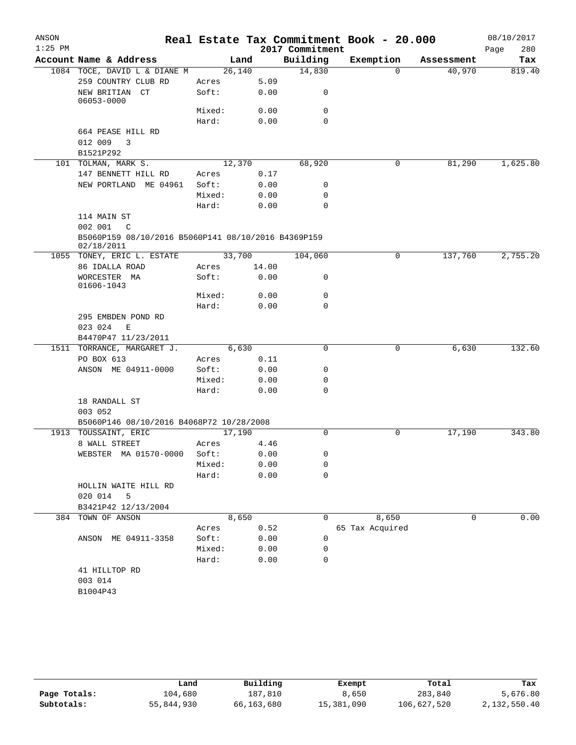# Real Estate Tax Commitment Book - 20.000

ANSON
1:25 PM
2017 Commitment
08/10/2017

| Account | Name & Address | Land | | Building | Exemption | Assessment | Tax |
|---|---|---|---|---|---|---|---|
| 1084 | TOCE, DAVID L & DIANE M | | 26,140 | 14,830 | 0 | 40,970 | 819.40 |
| | 259 COUNTRY CLUB RD | Acres | 5.09 | | | | |
| | NEW BRITIAN CT 06053-0000 | Soft: | 0.00 | 0 | | | |
| | | Mixed: | 0.00 | 0 | | | |
| | | Hard: | 0.00 | 0 | | | |
| | 664 PEASE HILL RD | | | | | | |
| | 012 009 3 | | | | | | |
| | B1521P292 | | | | | | |
| 101 | TOLMAN, MARK S. | | 12,370 | 68,920 | 0 | 81,290 | 1,625.80 |
| | 147 BENNETT HILL RD | Acres | 0.17 | | | | |
| | NEW PORTLAND ME 04961 | Soft: | 0.00 | 0 | | | |
| | | Mixed: | 0.00 | 0 | | | |
| | | Hard: | 0.00 | 0 | | | |
| | 114 MAIN ST | | | | | | |
| | 002 001 C | | | | | | |
| | B5060P159 08/10/2016 B5060P141 08/10/2016 B4369P159 02/18/2011 | | | | | | |
| 1055 | TONEY, ERIC L. ESTATE | | 33,700 | 104,060 | 0 | 137,760 | 2,755.20 |
| | 86 IDALLA ROAD | Acres | 14.00 | | | | |
| | WORCESTER MA 01606-1043 | Soft: | 0.00 | 0 | | | |
| | | Mixed: | 0.00 | 0 | | | |
| | | Hard: | 0.00 | 0 | | | |
| | 295 EMBDEN POND RD | | | | | | |
| | 023 024 E | | | | | | |
| | B4470P47 11/23/2011 | | | | | | |
| 1511 | TORRANCE, MARGARET J. | | 6,630 | 0 | 0 | 6,630 | 132.60 |
| | PO BOX 613 | Acres | 0.11 | | | | |
| | ANSON ME 04911-0000 | Soft: | 0.00 | 0 | | | |
| | | Mixed: | 0.00 | 0 | | | |
| | | Hard: | 0.00 | 0 | | | |
| | 18 RANDALL ST | | | | | | |
| | 003 052 | | | | | | |
| | B5060P146 08/10/2016 B4068P72 10/28/2008 | | | | | | |
| 1913 | TOUSSAINT, ERIC | | 17,190 | 0 | 0 | 17,190 | 343.80 |
| | 8 WALL STREET | Acres | 4.46 | | | | |
| | WEBSTER MA 01570-0000 | Soft: | 0.00 | 0 | | | |
| | | Mixed: | 0.00 | 0 | | | |
| | | Hard: | 0.00 | 0 | | | |
| | HOLLIN WAITE HILL RD | | | | | | |
| | 020 014 5 | | | | | | |
| | B3421P42 12/13/2004 | | | | | | |
| 384 | TOWN OF ANSON | | 8,650 | 0 | 8,650 | 0 | 0.00 |
| | | Acres | 0.52 | | 65 Tax Acquired | | |
| | ANSON ME 04911-3358 | Soft: | 0.00 | 0 | | | |
| | | Mixed: | 0.00 | 0 | | | |
| | | Hard: | 0.00 | 0 | | | |
| | 41 HILLTOP RD | | | | | | |
| | 003 014 | | | | | | |
| | B1004P43 | | | | | | |

| | Land | Building | Exempt | Total | Tax |
|---|---|---|---|---|---|
| Page Totals: | 104,680 | 187,810 | 8,650 | 283,840 | 5,676.80 |
| Subtotals: | 55,844,930 | 66,163,680 | 15,381,090 | 106,627,520 | 2,132,550.40 |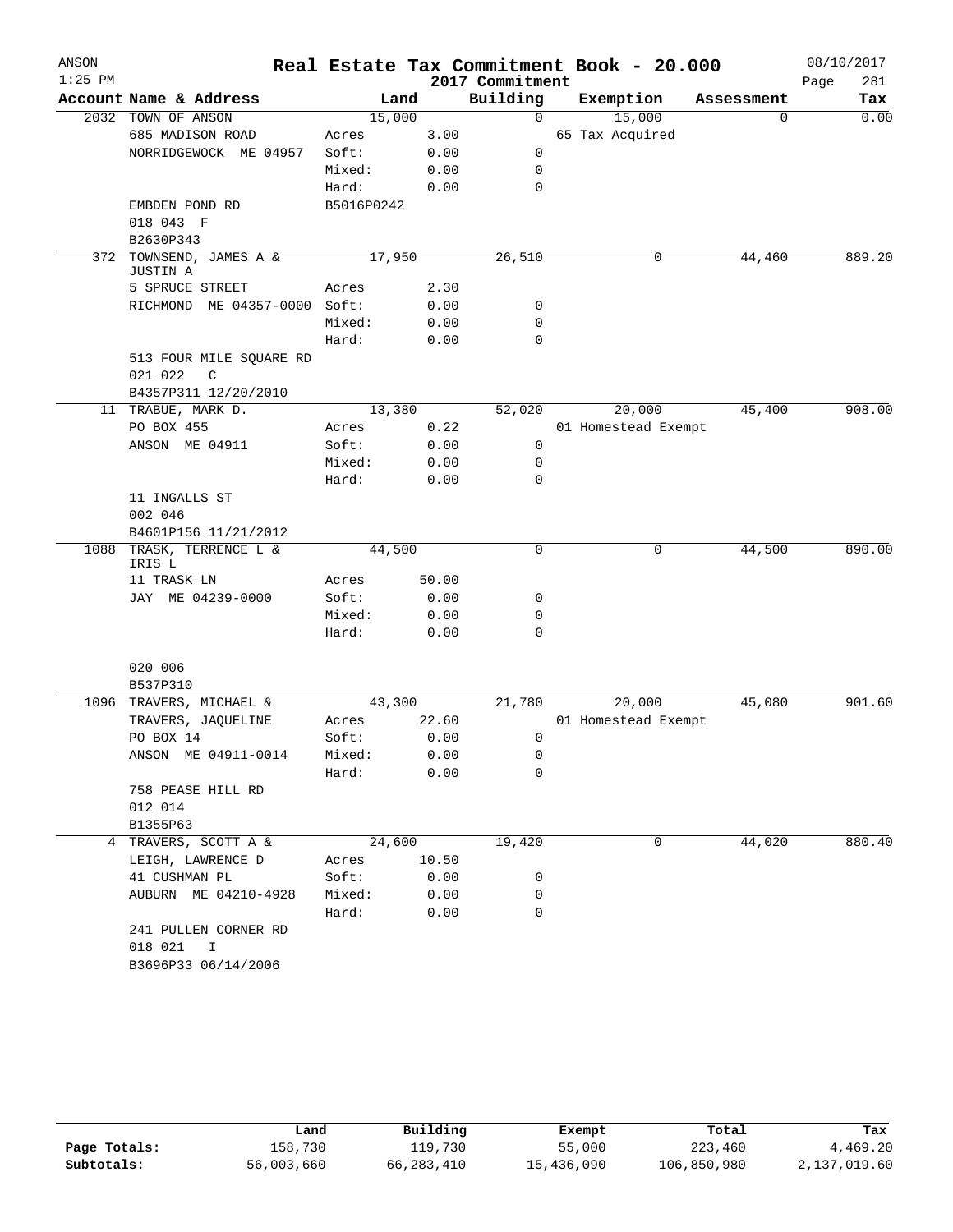# Real Estate Tax Commitment Book - 20.000

ANSON
1:25 PM
2017 Commitment
08/10/2017

| Account | Name & Address | Land | | Building | Exemption | Assessment | Tax |
|---|---|---|---|---|---|---|---|
| 2032 | TOWN OF ANSON | | 15,000 | 0 | 15,000 | 0 | 0.00 |
| | 685 MADISON ROAD | Acres | 3.00 | | 65 Tax Acquired | | |
| | NORRIDGEWOCK ME 04957 | Soft: | 0.00 | 0 | | | |
| | | Mixed: | 0.00 | 0 | | | |
| | | Hard: | 0.00 | 0 | | | |
| | EMBDEN POND RD | B5016P0242 | | | | | |
| | 018 043 F | | | | | | |
| | B2630P343 | | | | | | |
| 372 | TOWNSEND, JAMES A & JUSTIN A | | 17,950 | 26,510 | 0 | 44,460 | 889.20 |
| | 5 SPRUCE STREET | Acres | 2.30 | | | | |
| | RICHMOND ME 04357-0000 | Soft: | 0.00 | 0 | | | |
| | | Mixed: | 0.00 | 0 | | | |
| | | Hard: | 0.00 | 0 | | | |
| | 513 FOUR MILE SQUARE RD | | | | | | |
| | 021 022 C | | | | | | |
| | B4357P311 12/20/2010 | | | | | | |
| 11 | TRABUE, MARK D. | | 13,380 | 52,020 | 20,000 | 45,400 | 908.00 |
| | PO BOX 455 | Acres | 0.22 | | 01 Homestead Exempt | | |
| | ANSON ME 04911 | Soft: | 0.00 | 0 | | | |
| | | Mixed: | 0.00 | 0 | | | |
| | | Hard: | 0.00 | 0 | | | |
| | 11 INGALLS ST | | | | | | |
| | 002 046 | | | | | | |
| | B4601P156 11/21/2012 | | | | | | |
| 1088 | TRASK, TERRENCE L & IRIS L | | 44,500 | 0 | 0 | 44,500 | 890.00 |
| | 11 TRASK LN | Acres | 50.00 | | | | |
| | JAY ME 04239-0000 | Soft: | 0.00 | 0 | | | |
| | | Mixed: | 0.00 | 0 | | | |
| | | Hard: | 0.00 | 0 | | | |
| | 020 006 | | | | | | |
| | B537P310 | | | | | | |
| 1096 | TRAVERS, MICHAEL & | | 43,300 | 21,780 | 20,000 | 45,080 | 901.60 |
| | TRAVERS, JAQUELINE | Acres | 22.60 | | 01 Homestead Exempt | | |
| | PO BOX 14 | Soft: | 0.00 | 0 | | | |
| | ANSON ME 04911-0014 | Mixed: | 0.00 | 0 | | | |
| | | Hard: | 0.00 | 0 | | | |
| | 758 PEASE HILL RD | | | | | | |
| | 012 014 | | | | | | |
| | B1355P63 | | | | | | |
| 4 | TRAVERS, SCOTT A & | | 24,600 | 19,420 | 0 | 44,020 | 880.40 |
| | LEIGH, LAWRENCE D | Acres | 10.50 | | | | |
| | 41 CUSHMAN PL | Soft: | 0.00 | 0 | | | |
| | AUBURN ME 04210-4928 | Mixed: | 0.00 | 0 | | | |
| | | Hard: | 0.00 | 0 | | | |
| | 241 PULLEN CORNER RD | | | | | | |
| | 018 021 I | | | | | | |
| | B3696P33 06/14/2006 | | | | | | |

| | Land | Building | Exempt | Total | Tax |
|---|---|---|---|---|---|
| Page Totals: | 158,730 | 119,730 | 55,000 | 223,460 | 4,469.20 |
| Subtotals: | 56,003,660 | 66,283,410 | 15,436,090 | 106,850,980 | 2,137,019.60 |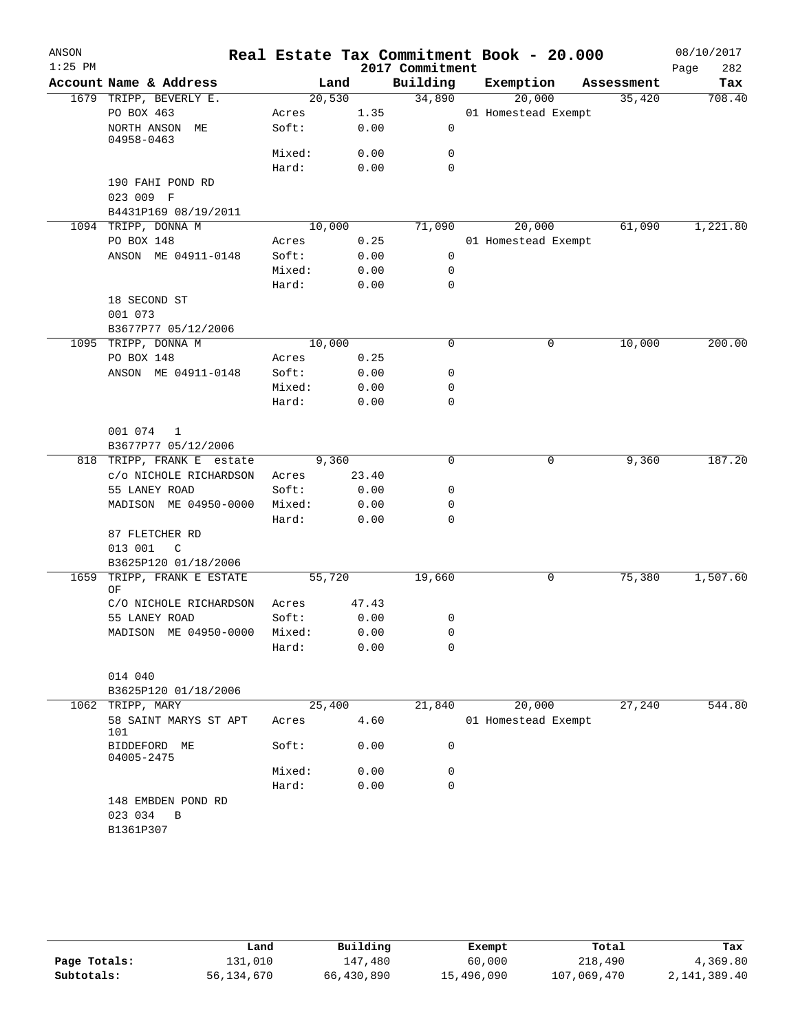# Real Estate Tax Commitment Book - 20.000

ANSON
1:25 PM

2017 Commitment

08/10/2017

| Account | Name & Address | Land | | Building | Exemption | Assessment | Tax |
|---|---|---|---|---|---|---|---|
| 1679 | TRIPP, BEVERLY E. | 20,530 | | 34,890 | 20,000 | 35,420 | 708.40 |
| | PO BOX 463 | Acres | 1.35 | | 01 Homestead Exempt | | |
| | NORTH ANSON ME 04958-0463 | Soft: | 0.00 | 0 | | | |
| | | Mixed: | 0.00 | 0 | | | |
| | | Hard: | 0.00 | 0 | | | |
| | 190 FAHI POND RD | | | | | | |
| | 023 009 F | | | | | | |
| | B4431P169 08/19/2011 | | | | | | |
| 1094 | TRIPP, DONNA M | 10,000 | | 71,090 | 20,000 | 61,090 | 1,221.80 |
| | PO BOX 148 | Acres | 0.25 | | 01 Homestead Exempt | | |
| | ANSON ME 04911-0148 | Soft: | 0.00 | 0 | | | |
| | | Mixed: | 0.00 | 0 | | | |
| | | Hard: | 0.00 | 0 | | | |
| | 18 SECOND ST | | | | | | |
| | 001 073 | | | | | | |
| | B3677P77 05/12/2006 | | | | | | |
| 1095 | TRIPP, DONNA M | 10,000 | | 0 | 0 | 10,000 | 200.00 |
| | PO BOX 148 | Acres | 0.25 | | | | |
| | ANSON ME 04911-0148 | Soft: | 0.00 | 0 | | | |
| | | Mixed: | 0.00 | 0 | | | |
| | | Hard: | 0.00 | 0 | | | |
| | 001 074 1 | | | | | | |
| | B3677P77 05/12/2006 | | | | | | |
| 818 | TRIPP, FRANK E estate | 9,360 | | 0 | 0 | 9,360 | 187.20 |
| | c/o NICHOLE RICHARDSON | Acres | 23.40 | | | | |
| | 55 LANEY ROAD | Soft: | 0.00 | 0 | | | |
| | MADISON ME 04950-0000 | Mixed: | 0.00 | 0 | | | |
| | | Hard: | 0.00 | 0 | | | |
| | 87 FLETCHER RD | | | | | | |
| | 013 001 C | | | | | | |
| | B3625P120 01/18/2006 | | | | | | |
| 1659 | TRIPP, FRANK E ESTATE OF | 55,720 | | 19,660 | 0 | 75,380 | 1,507.60 |
| | C/O NICHOLE RICHARDSON | Acres | 47.43 | | | | |
| | 55 LANEY ROAD | Soft: | 0.00 | 0 | | | |
| | MADISON ME 04950-0000 | Mixed: | 0.00 | 0 | | | |
| | | Hard: | 0.00 | 0 | | | |
| | 014 040 | | | | | | |
| | B3625P120 01/18/2006 | | | | | | |
| 1062 | TRIPP, MARY | 25,400 | | 21,840 | 20,000 | 27,240 | 544.80 |
| | 58 SAINT MARYS ST APT 101 | Acres | 4.60 | | 01 Homestead Exempt | | |
| | BIDDEFORD ME 04005-2475 | Soft: | 0.00 | 0 | | | |
| | | Mixed: | 0.00 | 0 | | | |
| | | Hard: | 0.00 | 0 | | | |
| | 148 EMBDEN POND RD | | | | | | |
| | 023 034 B | | | | | | |
| | B1361P307 | | | | | | |

| | Land | Building | Exempt | Total | Tax |
|---|---|---|---|---|---|
| Page Totals: | 131,010 | 147,480 | 60,000 | 218,490 | 4,369.80 |
| Subtotals: | 56,134,670 | 66,430,890 | 15,496,090 | 107,069,470 | 2,141,389.40 |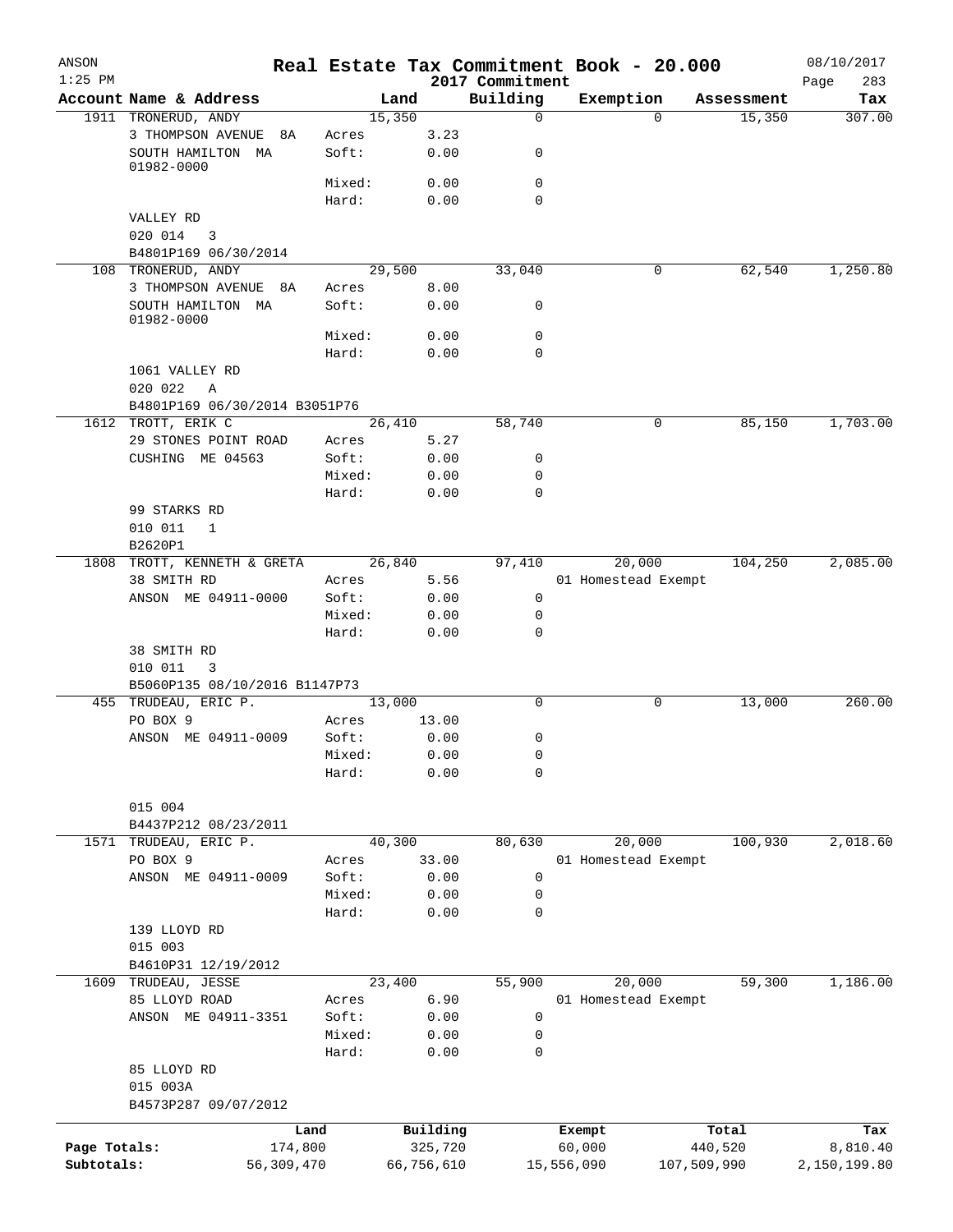# Real Estate Tax Commitment Book - 20.000

ANSON 1:25 PM — 2017 Commitment — 08/10/2017

| Account | Name & Address | | Land | Building | Exemption | Assessment | Tax |
|---|---|---|---|---|---|---|---|
| 1911 | TRONERUD, ANDY | | 15,350 | 0 | 0 | 15,350 | 307.00 |
| | 3 THOMPSON AVENUE 8A | Acres | 3.23 | | | | |
| | SOUTH HAMILTON MA 01982-0000 | Soft: | 0.00 | 0 | | | |
| | | Mixed: | 0.00 | 0 | | | |
| | | Hard: | 0.00 | 0 | | | |
| | VALLEY RD | | | | | | |
| | 020 014 3 | | | | | | |
| | B4801P169 06/30/2014 | | | | | | |
| 108 | TRONERUD, ANDY | | 29,500 | 33,040 | 0 | 62,540 | 1,250.80 |
| | 3 THOMPSON AVENUE 8A | Acres | 8.00 | | | | |
| | SOUTH HAMILTON MA 01982-0000 | Soft: | 0.00 | 0 | | | |
| | | Mixed: | 0.00 | 0 | | | |
| | | Hard: | 0.00 | 0 | | | |
| | 1061 VALLEY RD | | | | | | |
| | 020 022 A | | | | | | |
| | B4801P169 06/30/2014 B3051P76 | | | | | | |
| 1612 | TROTT, ERIK C | | 26,410 | 58,740 | 0 | 85,150 | 1,703.00 |
| | 29 STONES POINT ROAD | Acres | 5.27 | | | | |
| | CUSHING ME 04563 | Soft: | 0.00 | 0 | | | |
| | | Mixed: | 0.00 | 0 | | | |
| | | Hard: | 0.00 | 0 | | | |
| | 99 STARKS RD | | | | | | |
| | 010 011 1 | | | | | | |
| | B2620P1 | | | | | | |
| 1808 | TROTT, KENNETH & GRETA | | 26,840 | 97,410 | 20,000 | 104,250 | 2,085.00 |
| | 38 SMITH RD | Acres | 5.56 | | 01 Homestead Exempt | | |
| | ANSON ME 04911-0000 | Soft: | 0.00 | 0 | | | |
| | | Mixed: | 0.00 | 0 | | | |
| | | Hard: | 0.00 | 0 | | | |
| | 38 SMITH RD | | | | | | |
| | 010 011 3 | | | | | | |
| | B5060P135 08/10/2016 B1147P73 | | | | | | |
| 455 | TRUDEAU, ERIC P. | | 13,000 | 0 | 0 | 13,000 | 260.00 |
| | PO BOX 9 | Acres | 13.00 | | | | |
| | ANSON ME 04911-0009 | Soft: | 0.00 | 0 | | | |
| | | Mixed: | 0.00 | 0 | | | |
| | | Hard: | 0.00 | 0 | | | |
| | 015 004 | | | | | | |
| | B4437P212 08/23/2011 | | | | | | |
| 1571 | TRUDEAU, ERIC P. | | 40,300 | 80,630 | 20,000 | 100,930 | 2,018.60 |
| | PO BOX 9 | Acres | 33.00 | | 01 Homestead Exempt | | |
| | ANSON ME 04911-0009 | Soft: | 0.00 | 0 | | | |
| | | Mixed: | 0.00 | 0 | | | |
| | | Hard: | 0.00 | 0 | | | |
| | 139 LLOYD RD | | | | | | |
| | 015 003 | | | | | | |
| | B4610P31 12/19/2012 | | | | | | |
| 1609 | TRUDEAU, JESSE | | 23,400 | 55,900 | 20,000 | 59,300 | 1,186.00 |
| | 85 LLOYD ROAD | Acres | 6.90 | | 01 Homestead Exempt | | |
| | ANSON ME 04911-3351 | Soft: | 0.00 | 0 | | | |
| | | Mixed: | 0.00 | 0 | | | |
| | | Hard: | 0.00 | 0 | | | |
| | 85 LLOYD RD | | | | | | |
| | 015 003A | | | | | | |
| | B4573P287 09/07/2012 | | | | | | |

| | Land | Building | Exempt | Total | Tax |
|---|---|---|---|---|---|
| Page Totals: | 174,800 | 325,720 | 60,000 | 440,520 | 8,810.40 |
| Subtotals: | 56,309,470 | 66,756,610 | 15,556,090 | 107,509,990 | 2,150,199.80 |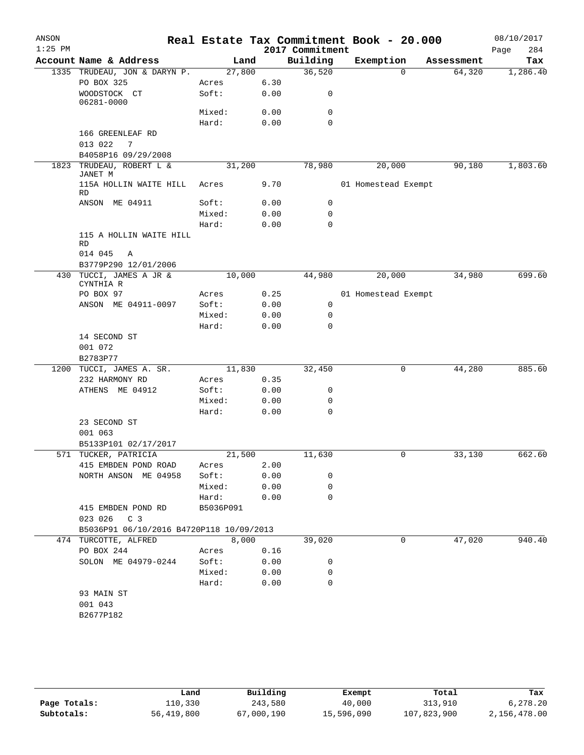# Real Estate Tax Commitment Book - 20.000

ANSON
1:25 PM

2017 Commitment

08/10/2017

| Account | Name & Address | Land | | Building | Exemption | Assessment | Tax |
|---|---|---|---|---|---|---|---|
| 1335 | TRUDEAU, JON & DARYN P. | 27,800 | | 36,520 | 0 | 64,320 | 1,286.40 |
| | PO BOX 325 | Acres | 6.30 | | | | |
| | WOODSTOCK CT 06281-0000 | Soft: | 0.00 | 0 | | | |
| | | Mixed: | 0.00 | 0 | | | |
| | | Hard: | 0.00 | 0 | | | |
| | 166 GREENLEAF RD | | | | | | |
| | 013 022 7 | | | | | | |
| | B4058P16 09/29/2008 | | | | | | |
| 1823 | TRUDEAU, ROBERT L & JANET M | 31,200 | | 78,980 | 20,000 | 90,180 | 1,803.60 |
| | 115A HOLLIN WAITE HILL RD | Acres | 9.70 | | 01 Homestead Exempt | | |
| | ANSON ME 04911 | Soft: | 0.00 | 0 | | | |
| | | Mixed: | 0.00 | 0 | | | |
| | | Hard: | 0.00 | 0 | | | |
| | 115 A HOLLIN WAITE HILL RD | | | | | | |
| | 014 045 A | | | | | | |
| | B3779P290 12/01/2006 | | | | | | |
| 430 | TUCCI, JAMES A JR & CYNTHIA R | 10,000 | | 44,980 | 20,000 | 34,980 | 699.60 |
| | PO BOX 97 | Acres | 0.25 | | 01 Homestead Exempt | | |
| | ANSON ME 04911-0097 | Soft: | 0.00 | 0 | | | |
| | | Mixed: | 0.00 | 0 | | | |
| | | Hard: | 0.00 | 0 | | | |
| | 14 SECOND ST | | | | | | |
| | 001 072 | | | | | | |
| | B2783P77 | | | | | | |
| 1200 | TUCCI, JAMES A. SR. | 11,830 | | 32,450 | 0 | 44,280 | 885.60 |
| | 232 HARMONY RD | Acres | 0.35 | | | | |
| | ATHENS ME 04912 | Soft: | 0.00 | 0 | | | |
| | | Mixed: | 0.00 | 0 | | | |
| | | Hard: | 0.00 | 0 | | | |
| | 23 SECOND ST | | | | | | |
| | 001 063 | | | | | | |
| | B5133P101 02/17/2017 | | | | | | |
| 571 | TUCKER, PATRICIA | 21,500 | | 11,630 | 0 | 33,130 | 662.60 |
| | 415 EMBDEN POND ROAD | Acres | 2.00 | | | | |
| | NORTH ANSON ME 04958 | Soft: | 0.00 | 0 | | | |
| | | Mixed: | 0.00 | 0 | | | |
| | | Hard: | 0.00 | 0 | | | |
| | 415 EMBDEN POND RD | B5036P091 | | | | | |
| | 023 026 C 3 | | | | | | |
| | B5036P91 06/10/2016 B4720P118 10/09/2013 | | | | | | |
| 474 | TURCOTTE, ALFRED | 8,000 | | 39,020 | 0 | 47,020 | 940.40 |
| | PO BOX 244 | Acres | 0.16 | | | | |
| | SOLON ME 04979-0244 | Soft: | 0.00 | 0 | | | |
| | | Mixed: | 0.00 | 0 | | | |
| | | Hard: | 0.00 | 0 | | | |
| | 93 MAIN ST | | | | | | |
| | 001 043 | | | | | | |
| | B2677P182 | | | | | | |

| | Land | Building | Exempt | Total | Tax |
|---|---|---|---|---|---|
| Page Totals: | 110,330 | 243,580 | 40,000 | 313,910 | 6,278.20 |
| Subtotals: | 56,419,800 | 67,000,190 | 15,596,090 | 107,823,900 | 2,156,478.00 |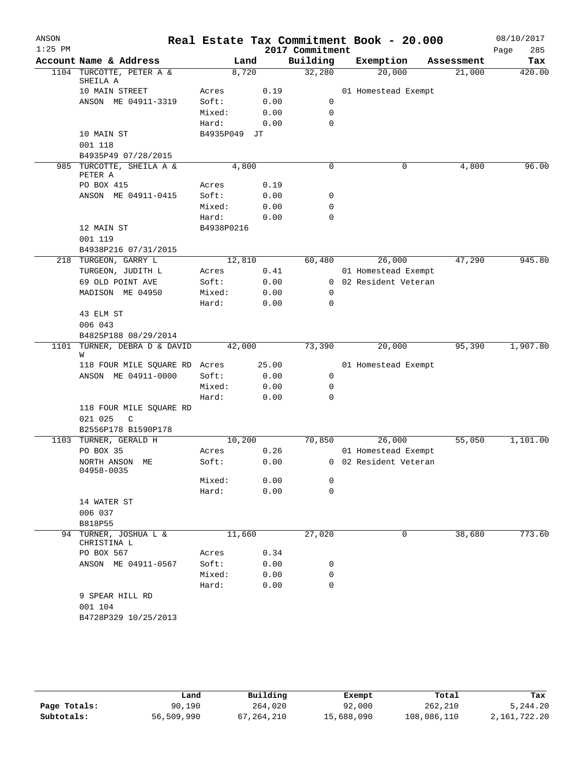# Real Estate Tax Commitment Book - 20.000

ANSON
1:25 PM

2017 Commitment

08/10/2017

| Account | Name & Address | Land | | Building | Exemption | Assessment | Tax |
|---|---|---|---|---|---|---|---|
| 1104 | TURCOTTE, PETER A & SHEILA A | 8,720 | | 32,280 | 20,000 | 21,000 | 420.00 |
| | 10 MAIN STREET | Acres | 0.19 | | 01 Homestead Exempt | | |
| | ANSON ME 04911-3319 | Soft: | 0.00 | 0 | | | |
| | | Mixed: | 0.00 | 0 | | | |
| | | Hard: | 0.00 | 0 | | | |
| | 10 MAIN ST | B4935P049 JT | | | | | |
| | 001 118 | | | | | | |
| | B4935P49 07/28/2015 | | | | | | |
| 985 | TURCOTTE, SHEILA A & PETER A | 4,800 | | 0 | 0 | 4,800 | 96.00 |
| | PO BOX 415 | Acres | 0.19 | | | | |
| | ANSON ME 04911-0415 | Soft: | 0.00 | 0 | | | |
| | | Mixed: | 0.00 | 0 | | | |
| | | Hard: | 0.00 | 0 | | | |
| | 12 MAIN ST | B4938P0216 | | | | | |
| | 001 119 | | | | | | |
| | B4938P216 07/31/2015 | | | | | | |
| 218 | TURGEON, GARRY L | 12,810 | | 60,480 | 26,000 | 47,290 | 945.80 |
| | TURGEON, JUDITH L | Acres | 0.41 | | 01 Homestead Exempt | | |
| | 69 OLD POINT AVE | Soft: | 0.00 | 0 | 02 Resident Veteran | | |
| | MADISON ME 04950 | Mixed: | 0.00 | 0 | | | |
| | | Hard: | 0.00 | 0 | | | |
| | 43 ELM ST | | | | | | |
| | 006 043 | | | | | | |
| | B4825P188 08/29/2014 | | | | | | |
| 1101 | TURNER, DEBRA D & DAVID W | 42,000 | | 73,390 | 20,000 | 95,390 | 1,907.80 |
| | 118 FOUR MILE SQUARE RD | Acres | 25.00 | | 01 Homestead Exempt | | |
| | ANSON ME 04911-0000 | Soft: | 0.00 | 0 | | | |
| | | Mixed: | 0.00 | 0 | | | |
| | | Hard: | 0.00 | 0 | | | |
| | 118 FOUR MILE SQUARE RD | | | | | | |
| | 021 025 C | | | | | | |
| | B2556P178 B1590P178 | | | | | | |
| 1103 | TURNER, GERALD H | 10,200 | | 70,850 | 26,000 | 55,050 | 1,101.00 |
| | PO BOX 35 | Acres | 0.26 | | 01 Homestead Exempt | | |
| | NORTH ANSON ME 04958-0035 | Soft: | 0.00 | 0 | 02 Resident Veteran | | |
| | | Mixed: | 0.00 | 0 | | | |
| | | Hard: | 0.00 | 0 | | | |
| | 14 WATER ST | | | | | | |
| | 006 037 | | | | | | |
| | B818P55 | | | | | | |
| 94 | TURNER, JOSHUA L & CHRISTINA L | 11,660 | | 27,020 | 0 | 38,680 | 773.60 |
| | PO BOX 567 | Acres | 0.34 | | | | |
| | ANSON ME 04911-0567 | Soft: | 0.00 | 0 | | | |
| | | Mixed: | 0.00 | 0 | | | |
| | | Hard: | 0.00 | 0 | | | |
| | 9 SPEAR HILL RD | | | | | | |
| | 001 104 | | | | | | |
| | B4728P329 10/25/2013 | | | | | | |

| | Land | Building | Exempt | Total | Tax |
|---|---|---|---|---|---|
| Page Totals: | 90,190 | 264,020 | 92,000 | 262,210 | 5,244.20 |
| Subtotals: | 56,509,990 | 67,264,210 | 15,688,090 | 108,086,110 | 2,161,722.20 |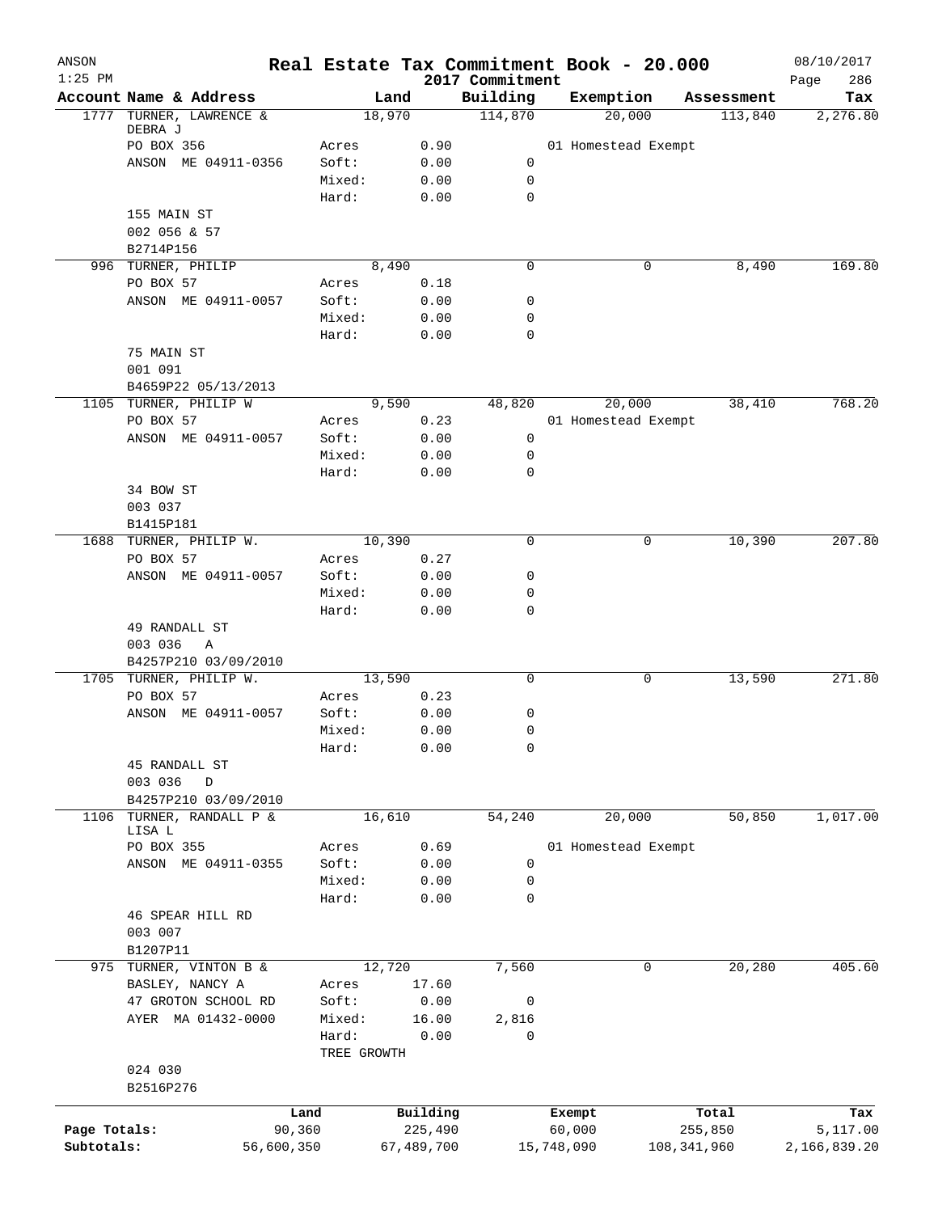# Real Estate Tax Commitment Book - 20.000

ANSON
1:25 PM
2017 Commitment
08/10/2017

| Account | Name & Address | Land | Building | Exemption | Assessment | Tax |
|---|---|---|---|---|---|---|
| 1777 | TURNER, LAWRENCE & DEBRA J | 18,970 | 114,870 | 20,000 | 113,840 | 2,276.80 |
| | PO BOX 356 | Acres 0.90 | | 01 Homestead Exempt | | |
| | ANSON ME 04911-0356 | Soft: 0.00 | 0 | | | |
| | | Mixed: 0.00 | 0 | | | |
| | | Hard: 0.00 | 0 | | | |
| | 155 MAIN ST | | | | | |
| | 002 056 & 57 | | | | | |
| | B2714P156 | | | | | |
| 996 | TURNER, PHILIP | 8,490 | 0 | 0 | 8,490 | 169.80 |
| | PO BOX 57 | Acres 0.18 | | | | |
| | ANSON ME 04911-0057 | Soft: 0.00 | 0 | | | |
| | | Mixed: 0.00 | 0 | | | |
| | | Hard: 0.00 | 0 | | | |
| | 75 MAIN ST | | | | | |
| | 001 091 | | | | | |
| | B4659P22 05/13/2013 | | | | | |
| 1105 | TURNER, PHILIP W | 9,590 | 48,820 | 20,000 | 38,410 | 768.20 |
| | PO BOX 57 | Acres 0.23 | | 01 Homestead Exempt | | |
| | ANSON ME 04911-0057 | Soft: 0.00 | 0 | | | |
| | | Mixed: 0.00 | 0 | | | |
| | | Hard: 0.00 | 0 | | | |
| | 34 BOW ST | | | | | |
| | 003 037 | | | | | |
| | B1415P181 | | | | | |
| 1688 | TURNER, PHILIP W. | 10,390 | 0 | 0 | 10,390 | 207.80 |
| | PO BOX 57 | Acres 0.27 | | | | |
| | ANSON ME 04911-0057 | Soft: 0.00 | 0 | | | |
| | | Mixed: 0.00 | 0 | | | |
| | | Hard: 0.00 | 0 | | | |
| | 49 RANDALL ST | | | | | |
| | 003 036 A | | | | | |
| | B4257P210 03/09/2010 | | | | | |
| 1705 | TURNER, PHILIP W. | 13,590 | 0 | 0 | 13,590 | 271.80 |
| | PO BOX 57 | Acres 0.23 | | | | |
| | ANSON ME 04911-0057 | Soft: 0.00 | 0 | | | |
| | | Mixed: 0.00 | 0 | | | |
| | | Hard: 0.00 | 0 | | | |
| | 45 RANDALL ST | | | | | |
| | 003 036 D | | | | | |
| | B4257P210 03/09/2010 | | | | | |
| 1106 | TURNER, RANDALL P & LISA L | 16,610 | 54,240 | 20,000 | 50,850 | 1,017.00 |
| | PO BOX 355 | Acres 0.69 | | 01 Homestead Exempt | | |
| | ANSON ME 04911-0355 | Soft: 0.00 | 0 | | | |
| | | Mixed: 0.00 | 0 | | | |
| | | Hard: 0.00 | 0 | | | |
| | 46 SPEAR HILL RD | | | | | |
| | 003 007 | | | | | |
| | B1207P11 | | | | | |
| 975 | TURNER, VINTON B & | 12,720 | 7,560 | 0 | 20,280 | 405.60 |
| | BASLEY, NANCY A | Acres 17.60 | | | | |
| | 47 GROTON SCHOOL RD | Soft: 0.00 | 0 | | | |
| | AYER MA 01432-0000 | Mixed: 16.00 | 2,816 | | | |
| | | Hard: 0.00 | 0 | | | |
| | | TREE GROWTH | | | | |
| | 024 030 | | | | | |
| | B2516P276 | | | | | |

| | Land | Building | Exempt | Total | Tax |
|---|---|---|---|---|---|
| Page Totals: | 90,360 | 225,490 | 60,000 | 255,850 | 5,117.00 |
| Subtotals: | 56,600,350 | 67,489,700 | 15,748,090 | 108,341,960 | 2,166,839.20 |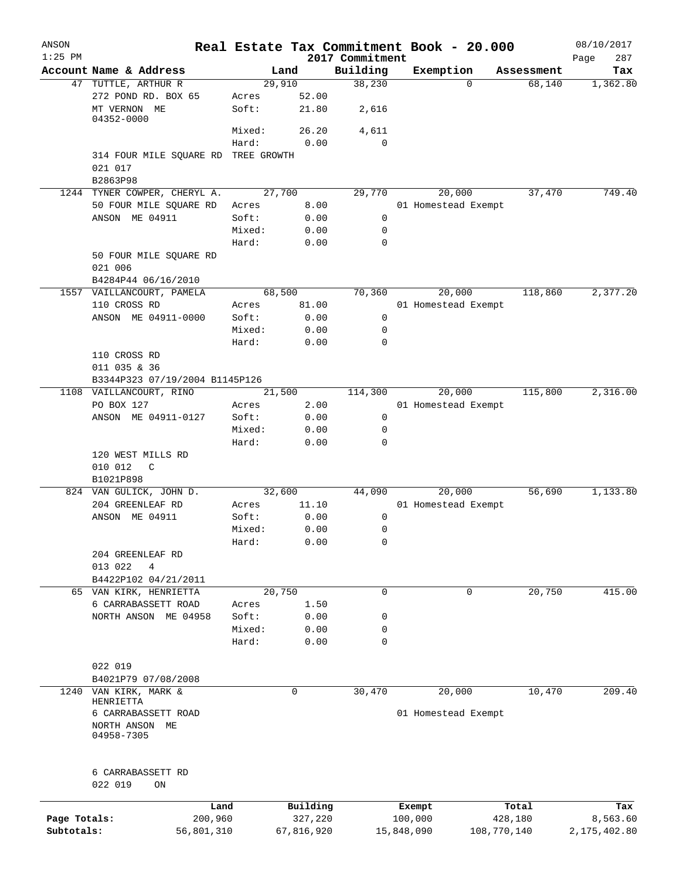# Real Estate Tax Commitment Book - 20.000

ANSON 08/10/2017
1:25 PM 2017 Commitment

| Account | Name & Address | Land | | Building | Exemption | Assessment | Tax |
|---|---|---|---|---|---|---|---|
| 47 | TUTTLE, ARTHUR R | | 29,910 | 38,230 | 0 | 68,140 | 1,362.80 |
| | 272 POND RD. BOX 65 | Acres | 52.00 | | | | |
| | MT VERNON ME 04352-0000 | Soft: | 21.80 | 2,616 | | | |
| | | Mixed: | 26.20 | 4,611 | | | |
| | | Hard: | 0.00 | 0 | | | |
| | 314 FOUR MILE SQUARE RD | TREE GROWTH | | | | | |
| | 021 017 | | | | | | |
| | B2863P98 | | | | | | |
| 1244 | TYNER COWPER, CHERYL A. | | 27,700 | 29,770 | 20,000 | 37,470 | 749.40 |
| | 50 FOUR MILE SQUARE RD | Acres | 8.00 | | 01 Homestead Exempt | | |
| | ANSON ME 04911 | Soft: | 0.00 | 0 | | | |
| | | Mixed: | 0.00 | 0 | | | |
| | | Hard: | 0.00 | 0 | | | |
| | 50 FOUR MILE SQUARE RD | | | | | | |
| | 021 006 | | | | | | |
| | B4284P44 06/16/2010 | | | | | | |
| 1557 | VAILLANCOURT, PAMELA | | 68,500 | 70,360 | 20,000 | 118,860 | 2,377.20 |
| | 110 CROSS RD | Acres | 81.00 | | 01 Homestead Exempt | | |
| | ANSON ME 04911-0000 | Soft: | 0.00 | 0 | | | |
| | | Mixed: | 0.00 | 0 | | | |
| | | Hard: | 0.00 | 0 | | | |
| | 110 CROSS RD | | | | | | |
| | 011 035 & 36 | | | | | | |
| | B3344P323 07/19/2004 B1145P126 | | | | | | |
| 1108 | VAILLANCOURT, RINO | | 21,500 | 114,300 | 20,000 | 115,800 | 2,316.00 |
| | PO BOX 127 | Acres | 2.00 | | 01 Homestead Exempt | | |
| | ANSON ME 04911-0127 | Soft: | 0.00 | 0 | | | |
| | | Mixed: | 0.00 | 0 | | | |
| | | Hard: | 0.00 | 0 | | | |
| | 120 WEST MILLS RD | | | | | | |
| | 010 012 C | | | | | | |
| | B1021P898 | | | | | | |
| 824 | VAN GULICK, JOHN D. | | 32,600 | 44,090 | 20,000 | 56,690 | 1,133.80 |
| | 204 GREENLEAF RD | Acres | 11.10 | | 01 Homestead Exempt | | |
| | ANSON ME 04911 | Soft: | 0.00 | 0 | | | |
| | | Mixed: | 0.00 | 0 | | | |
| | | Hard: | 0.00 | 0 | | | |
| | 204 GREENLEAF RD | | | | | | |
| | 013 022 4 | | | | | | |
| | B4422P102 04/21/2011 | | | | | | |
| 65 | VAN KIRK, HENRIETTA | | 20,750 | 0 | 0 | 20,750 | 415.00 |
| | 6 CARRABASSETT ROAD | Acres | 1.50 | | | | |
| | NORTH ANSON ME 04958 | Soft: | 0.00 | 0 | | | |
| | | Mixed: | 0.00 | 0 | | | |
| | | Hard: | 0.00 | 0 | | | |
| | 022 019 | | | | | | |
| | B4021P79 07/08/2008 | | | | | | |
| 1240 | VAN KIRK, MARK & HENRIETTA | | 0 | 30,470 | 20,000 | 10,470 | 209.40 |
| | 6 CARRABASSETT ROAD | | | | 01 Homestead Exempt | | |
| | NORTH ANSON ME 04958-7305 | | | | | | |
| | 6 CARRABASSETT RD | | | | | | |
| | 022 019 ON | | | | | | |

| | Land | Building | Exempt | Total | Tax |
|---|---|---|---|---|---|
| Page Totals: | 200,960 | 327,220 | 100,000 | 428,180 | 8,563.60 |
| Subtotals: | 56,801,310 | 67,816,920 | 15,848,090 | 108,770,140 | 2,175,402.80 |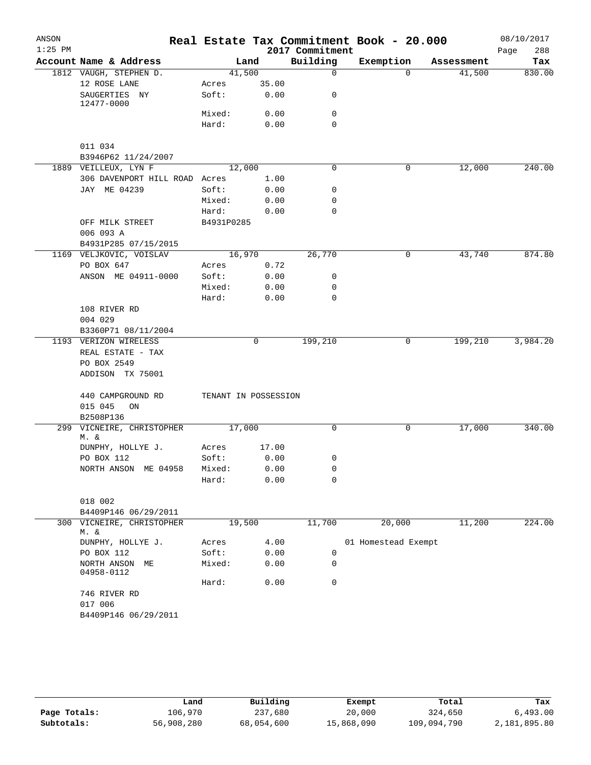# Real Estate Tax Commitment Book - 20.000

ANSON
1:25 PM

2017 Commitment

08/10/2017

| Account | Name & Address | Land | | Building | Exemption | Assessment | Tax |
|---|---|---|---|---|---|---|---|
| 1812 | VAUGH, STEPHEN D. | 41,500 | | 0 | 0 | 41,500 | 830.00 |
| | 12 ROSE LANE | Acres | 35.00 | | | | |
| | SAUGERTIES NY 12477-0000 | Soft: | 0.00 | 0 | | | |
| | | Mixed: | 0.00 | 0 | | | |
| | | Hard: | 0.00 | 0 | | | |
| | 011 034 | | | | | | |
| | B3946P62 11/24/2007 | | | | | | |
| 1889 | VEILLEUX, LYN F | 12,000 | | 0 | 0 | 12,000 | 240.00 |
| | 306 DAVENPORT HILL ROAD | Acres | 1.00 | | | | |
| | JAY ME 04239 | Soft: | 0.00 | 0 | | | |
| | | Mixed: | 0.00 | 0 | | | |
| | | Hard: | 0.00 | 0 | | | |
| | OFF MILK STREET | B4931P0285 | | | | | |
| | 006 093 A | | | | | | |
| | B4931P285 07/15/2015 | | | | | | |
| 1169 | VELJKOVIC, VOISLAV | 16,970 | | 26,770 | 0 | 43,740 | 874.80 |
| | PO BOX 647 | Acres | 0.72 | | | | |
| | ANSON ME 04911-0000 | Soft: | 0.00 | 0 | | | |
| | | Mixed: | 0.00 | 0 | | | |
| | | Hard: | 0.00 | 0 | | | |
| | 108 RIVER RD | | | | | | |
| | 004 029 | | | | | | |
| | B3360P71 08/11/2004 | | | | | | |
| 1193 | VERIZON WIRELESS | 0 | | 199,210 | 0 | 199,210 | 3,984.20 |
| | REAL ESTATE - TAX | | | | | | |
| | PO BOX 2549 | | | | | | |
| | ADDISON TX 75001 | | | | | | |
| | 440 CAMPGROUND RD | TENANT IN POSSESSION | | | | | |
| | 015 045 ON | | | | | | |
| | B2508P136 | | | | | | |
| 299 | VICNEIRE, CHRISTOPHER M. & | 17,000 | | 0 | 0 | 17,000 | 340.00 |
| | DUNPHY, HOLLYE J. | Acres | 17.00 | | | | |
| | PO BOX 112 | Soft: | 0.00 | 0 | | | |
| | NORTH ANSON ME 04958 | Mixed: | 0.00 | 0 | | | |
| | | Hard: | 0.00 | 0 | | | |
| | 018 002 | | | | | | |
| | B4409P146 06/29/2011 | | | | | | |
| 300 | VICNEIRE, CHRISTOPHER M. & | 19,500 | | 11,700 | 20,000 | 11,200 | 224.00 |
| | DUNPHY, HOLLYE J. | Acres | 4.00 | | 01 Homestead Exempt | | |
| | PO BOX 112 | Soft: | 0.00 | 0 | | | |
| | NORTH ANSON ME 04958-0112 | Mixed: | 0.00 | 0 | | | |
| | | Hard: | 0.00 | 0 | | | |
| | 746 RIVER RD | | | | | | |
| | 017 006 | | | | | | |
| | B4409P146 06/29/2011 | | | | | | |

| | Land | Building | Exempt | Total | Tax |
|---|---|---|---|---|---|
| Page Totals: | 106,970 | 237,680 | 20,000 | 324,650 | 6,493.00 |
| Subtotals: | 56,908,280 | 68,054,600 | 15,868,090 | 109,094,790 | 2,181,895.80 |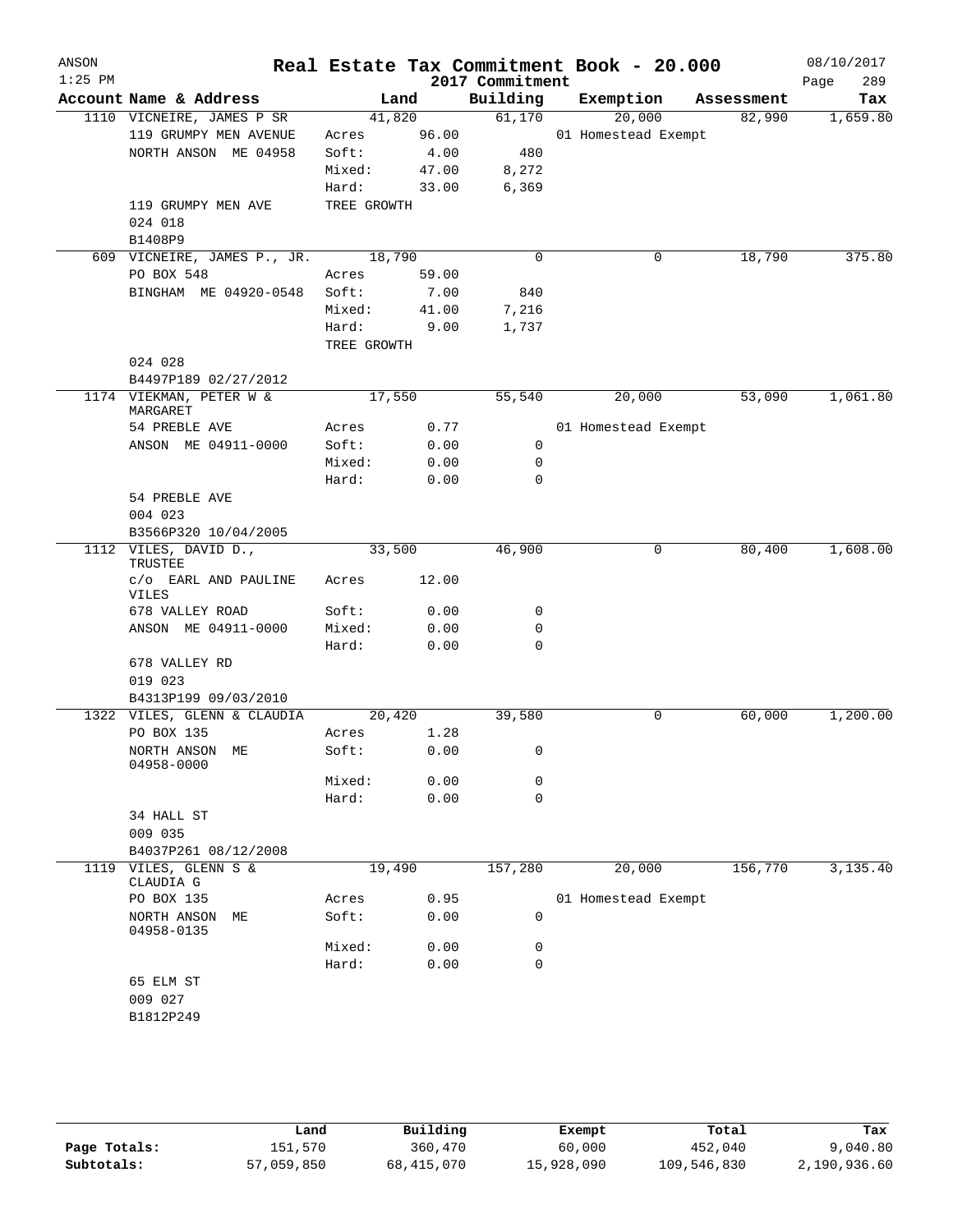ANSON — Real Estate Tax Commitment Book - 20.000 — 2017 Commitment — 08/10/2017 1:25 PM

| Account Name & Address | Land | | Building | Exemption | Assessment | Tax |
|---|---|---|---|---|---|---|
| 1110 VICNEIRE, JAMES P SR | 41,820 | | 61,170 | 20,000 | 82,990 | 1,659.80 |
| 119 GRUMPY MEN AVENUE | Acres | 96.00 | | 01 Homestead Exempt | | |
| NORTH ANSON ME 04958 | Soft: | 4.00 | 480 | | | |
| | Mixed: | 47.00 | 8,272 | | | |
| | Hard: | 33.00 | 6,369 | | | |
| 119 GRUMPY MEN AVE | TREE GROWTH | | | | | |
| 024 018 | | | | | | |
| B1408P9 | | | | | | |
| 609 VICNEIRE, JAMES P., JR. | 18,790 | | 0 | 0 | 18,790 | 375.80 |
| PO BOX 548 | Acres | 59.00 | | | | |
| BINGHAM ME 04920-0548 | Soft: | 7.00 | 840 | | | |
| | Mixed: | 41.00 | 7,216 | | | |
| | Hard: | 9.00 | 1,737 | | | |
| | TREE GROWTH | | | | | |
| 024 028 | | | | | | |
| B4497P189 02/27/2012 | | | | | | |
| 1174 VIEKMAN, PETER W & MARGARET | 17,550 | | 55,540 | 20,000 | 53,090 | 1,061.80 |
| 54 PREBLE AVE | Acres | 0.77 | | 01 Homestead Exempt | | |
| ANSON ME 04911-0000 | Soft: | 0.00 | 0 | | | |
| | Mixed: | 0.00 | 0 | | | |
| | Hard: | 0.00 | 0 | | | |
| 54 PREBLE AVE | | | | | | |
| 004 023 | | | | | | |
| B3566P320 10/04/2005 | | | | | | |
| 1112 VILES, DAVID D., TRUSTEE | 33,500 | | 46,900 | 0 | 80,400 | 1,608.00 |
| c/o EARL AND PAULINE VILES | Acres | 12.00 | | | | |
| 678 VALLEY ROAD | Soft: | 0.00 | 0 | | | |
| ANSON ME 04911-0000 | Mixed: | 0.00 | 0 | | | |
| | Hard: | 0.00 | 0 | | | |
| 678 VALLEY RD | | | | | | |
| 019 023 | | | | | | |
| B4313P199 09/03/2010 | | | | | | |
| 1322 VILES, GLENN & CLAUDIA | 20,420 | | 39,580 | 0 | 60,000 | 1,200.00 |
| PO BOX 135 | Acres | 1.28 | | | | |
| NORTH ANSON ME 04958-0000 | Soft: | 0.00 | 0 | | | |
| | Mixed: | 0.00 | 0 | | | |
| | Hard: | 0.00 | 0 | | | |
| 34 HALL ST | | | | | | |
| 009 035 | | | | | | |
| B4037P261 08/12/2008 | | | | | | |
| 1119 VILES, GLENN S & CLAUDIA G | 19,490 | | 157,280 | 20,000 | 156,770 | 3,135.40 |
| PO BOX 135 | Acres | 0.95 | | 01 Homestead Exempt | | |
| NORTH ANSON ME 04958-0135 | Soft: | 0.00 | 0 | | | |
| | Mixed: | 0.00 | 0 | | | |
| | Hard: | 0.00 | 0 | | | |
| 65 ELM ST | | | | | | |
| 009 027 | | | | | | |
| B1812P249 | | | | | | |

| | Land | Building | Exempt | Total | Tax |
|---|---|---|---|---|---|
| Page Totals: | 151,570 | 360,470 | 60,000 | 452,040 | 9,040.80 |
| Subtotals: | 57,059,850 | 68,415,070 | 15,928,090 | 109,546,830 | 2,190,936.60 |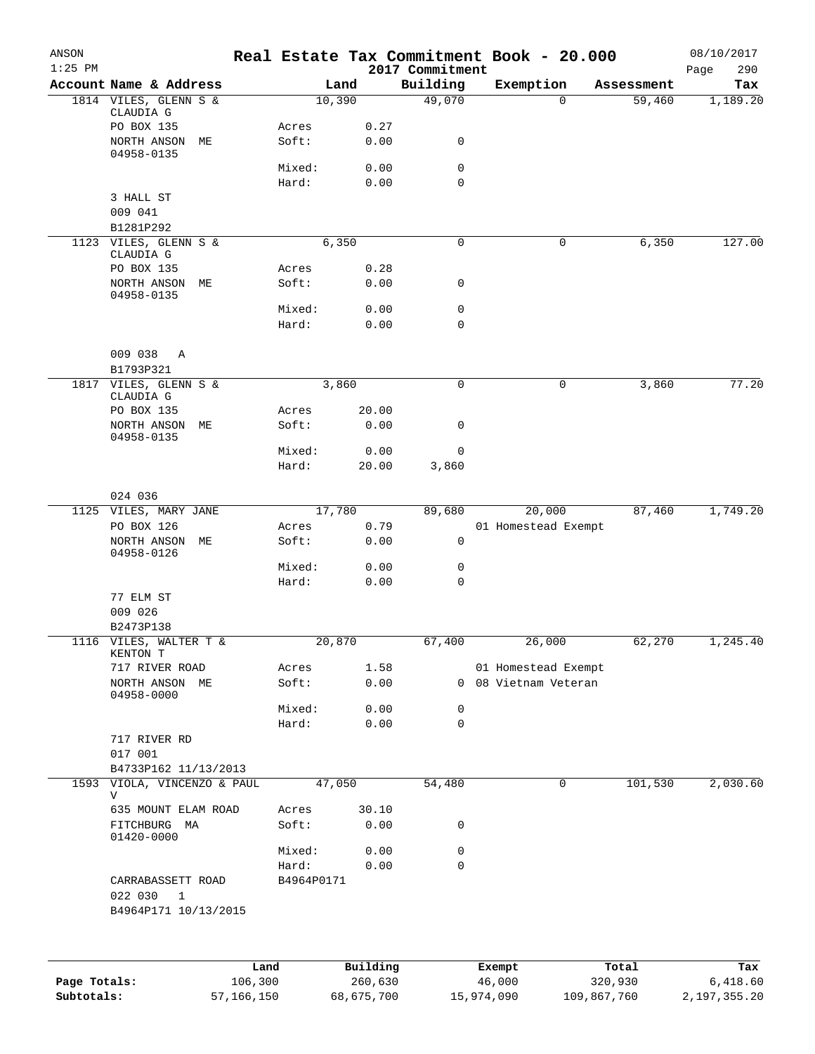ANSON 1:25 PM

# Real Estate Tax Commitment Book - 20.000

2017 Commitment

08/10/2017

| Account | Name & Address | | Land | Building | Exemption | Assessment | Tax |
|---|---|---|---|---|---|---|---|
| 1814 | VILES, GLENN S & CLAUDIA G | | 10,390 | 49,070 | 0 | 59,460 | 1,189.20 |
| | PO BOX 135 | Acres | 0.27 | | | | |
| | NORTH ANSON ME 04958-0135 | Soft: | 0.00 | 0 | | | |
| | | Mixed: | 0.00 | 0 | | | |
| | | Hard: | 0.00 | 0 | | | |
| | 3 HALL ST | | | | | | |
| | 009 041 | | | | | | |
| | B1281P292 | | | | | | |
| 1123 | VILES, GLENN S & CLAUDIA G | | 6,350 | 0 | 0 | 6,350 | 127.00 |
| | PO BOX 135 | Acres | 0.28 | | | | |
| | NORTH ANSON ME 04958-0135 | Soft: | 0.00 | 0 | | | |
| | | Mixed: | 0.00 | 0 | | | |
| | | Hard: | 0.00 | 0 | | | |
| | 009 038 A | | | | | | |
| | B1793P321 | | | | | | |
| 1817 | VILES, GLENN S & CLAUDIA G | | 3,860 | 0 | 0 | 3,860 | 77.20 |
| | PO BOX 135 | Acres | 20.00 | | | | |
| | NORTH ANSON ME 04958-0135 | Soft: | 0.00 | 0 | | | |
| | | Mixed: | 0.00 | 0 | | | |
| | | Hard: | 20.00 | 3,860 | | | |
| | 024 036 | | | | | | |
| 1125 | VILES, MARY JANE | | 17,780 | 89,680 | 20,000 | 87,460 | 1,749.20 |
| | PO BOX 126 | Acres | 0.79 | | 01 Homestead Exempt | | |
| | NORTH ANSON ME 04958-0126 | Soft: | 0.00 | 0 | | | |
| | | Mixed: | 0.00 | 0 | | | |
| | | Hard: | 0.00 | 0 | | | |
| | 77 ELM ST | | | | | | |
| | 009 026 | | | | | | |
| | B2473P138 | | | | | | |
| 1116 | VILES, WALTER T & KENTON T | | 20,870 | 67,400 | 26,000 | 62,270 | 1,245.40 |
| | 717 RIVER ROAD | Acres | 1.58 | | 01 Homestead Exempt | | |
| | NORTH ANSON ME 04958-0000 | Soft: | 0.00 | 0 | 08 Vietnam Veteran | | |
| | | Mixed: | 0.00 | 0 | | | |
| | | Hard: | 0.00 | 0 | | | |
| | 717 RIVER RD | | | | | | |
| | 017 001 | | | | | | |
| | B4733P162 11/13/2013 | | | | | | |
| 1593 | VIOLA, VINCENZO & PAUL V | | 47,050 | 54,480 | 0 | 101,530 | 2,030.60 |
| | 635 MOUNT ELAM ROAD | Acres | 30.10 | | | | |
| | FITCHBURG MA 01420-0000 | Soft: | 0.00 | 0 | | | |
| | | Mixed: | 0.00 | 0 | | | |
| | | Hard: | 0.00 | 0 | | | |
| | CARRABASSETT ROAD | B4964P0171 | | | | | |
| | 022 030 1 | | | | | | |
| | B4964P171 10/13/2015 | | | | | | |

| | Land | Building | Exempt | Total | Tax |
|---|---|---|---|---|---|
| Page Totals: | 106,300 | 260,630 | 46,000 | 320,930 | 6,418.60 |
| Subtotals: | 57,166,150 | 68,675,700 | 15,974,090 | 109,867,760 | 2,197,355.20 |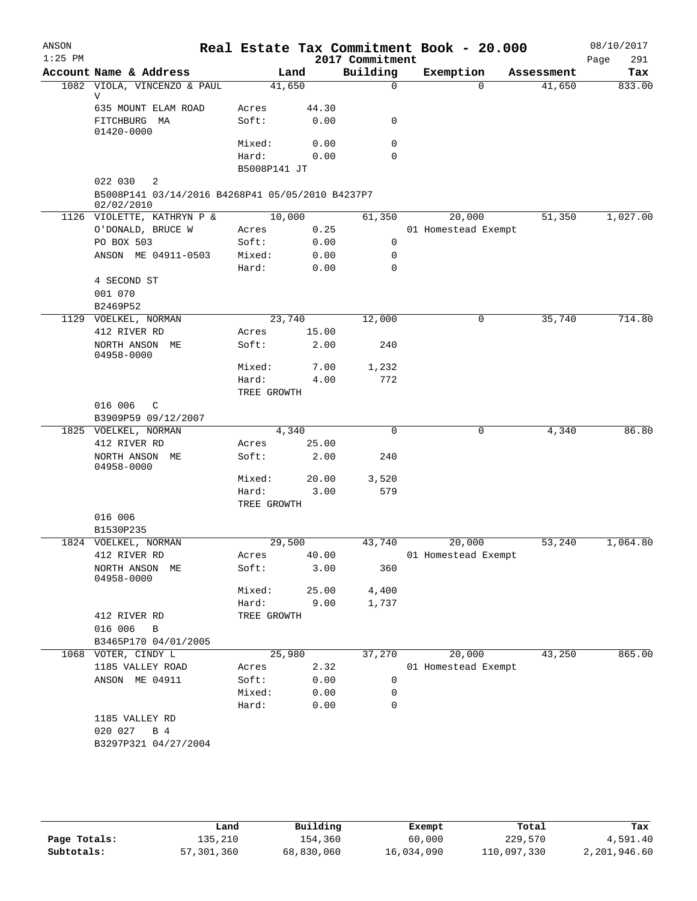# Real Estate Tax Commitment Book - 20.000

ANSON 1:25 PM — 2017 Commitment — 08/10/2017

| Account Name & Address | Land | | Building | Exemption | Assessment | Tax |
|---|---|---|---|---|---|---|
| 1082 VIOLA, VINCENZO & PAUL V | 41,650 | | 0 | 0 | 41,650 | 833.00 |
| 635 MOUNT ELAM ROAD | Acres | 44.30 | | | | |
| FITCHBURG MA 01420-0000 | Soft: | 0.00 | 0 | | | |
| | Mixed: | 0.00 | 0 | | | |
| | Hard: | 0.00 | 0 | | | |
| | B5008P141 JT | | | | | |
| 022 030 2 | | | | | | |
| B5008P141 03/14/2016 B4268P41 05/05/2010 B4237P7 02/02/2010 | | | | | | |
| 1126 VIOLETTE, KATHRYN P & | 10,000 | | 61,350 | 20,000 | 51,350 | 1,027.00 |
| O'DONALD, BRUCE W | Acres | 0.25 | | 01 Homestead Exempt | | |
| PO BOX 503 | Soft: | 0.00 | 0 | | | |
| ANSON ME 04911-0503 | Mixed: | 0.00 | 0 | | | |
| | Hard: | 0.00 | 0 | | | |
| 4 SECOND ST | | | | | | |
| 001 070 | | | | | | |
| B2469P52 | | | | | | |
| 1129 VOELKEL, NORMAN | 23,740 | | 12,000 | 0 | 35,740 | 714.80 |
| 412 RIVER RD | Acres | 15.00 | | | | |
| NORTH ANSON ME 04958-0000 | Soft: | 2.00 | 240 | | | |
| | Mixed: | 7.00 | 1,232 | | | |
| | Hard: | 4.00 | 772 | | | |
| | TREE GROWTH | | | | | |
| 016 006 C | | | | | | |
| B3909P59 09/12/2007 | | | | | | |
| 1825 VOELKEL, NORMAN | 4,340 | | 0 | 0 | 4,340 | 86.80 |
| 412 RIVER RD | Acres | 25.00 | | | | |
| NORTH ANSON ME 04958-0000 | Soft: | 2.00 | 240 | | | |
| | Mixed: | 20.00 | 3,520 | | | |
| | Hard: | 3.00 | 579 | | | |
| | TREE GROWTH | | | | | |
| 016 006 | | | | | | |
| B1530P235 | | | | | | |
| 1824 VOELKEL, NORMAN | 29,500 | | 43,740 | 20,000 | 53,240 | 1,064.80 |
| 412 RIVER RD | Acres | 40.00 | | 01 Homestead Exempt | | |
| NORTH ANSON ME 04958-0000 | Soft: | 3.00 | 360 | | | |
| | Mixed: | 25.00 | 4,400 | | | |
| | Hard: | 9.00 | 1,737 | | | |
| 412 RIVER RD | TREE GROWTH | | | | | |
| 016 006 B | | | | | | |
| B3465P170 04/01/2005 | | | | | | |
| 1068 VOTER, CINDY L | 25,980 | | 37,270 | 20,000 | 43,250 | 865.00 |
| 1185 VALLEY ROAD | Acres | 2.32 | | 01 Homestead Exempt | | |
| ANSON ME 04911 | Soft: | 0.00 | 0 | | | |
| | Mixed: | 0.00 | 0 | | | |
| | Hard: | 0.00 | 0 | | | |
| 1185 VALLEY RD | | | | | | |
| 020 027 B 4 | | | | | | |
| B3297P321 04/27/2004 | | | | | | |

| | Land | Building | Exempt | Total | Tax |
|---|---|---|---|---|---|
| Page Totals: | 135,210 | 154,360 | 60,000 | 229,570 | 4,591.40 |
| Subtotals: | 57,301,360 | 68,830,060 | 16,034,090 | 110,097,330 | 2,201,946.60 |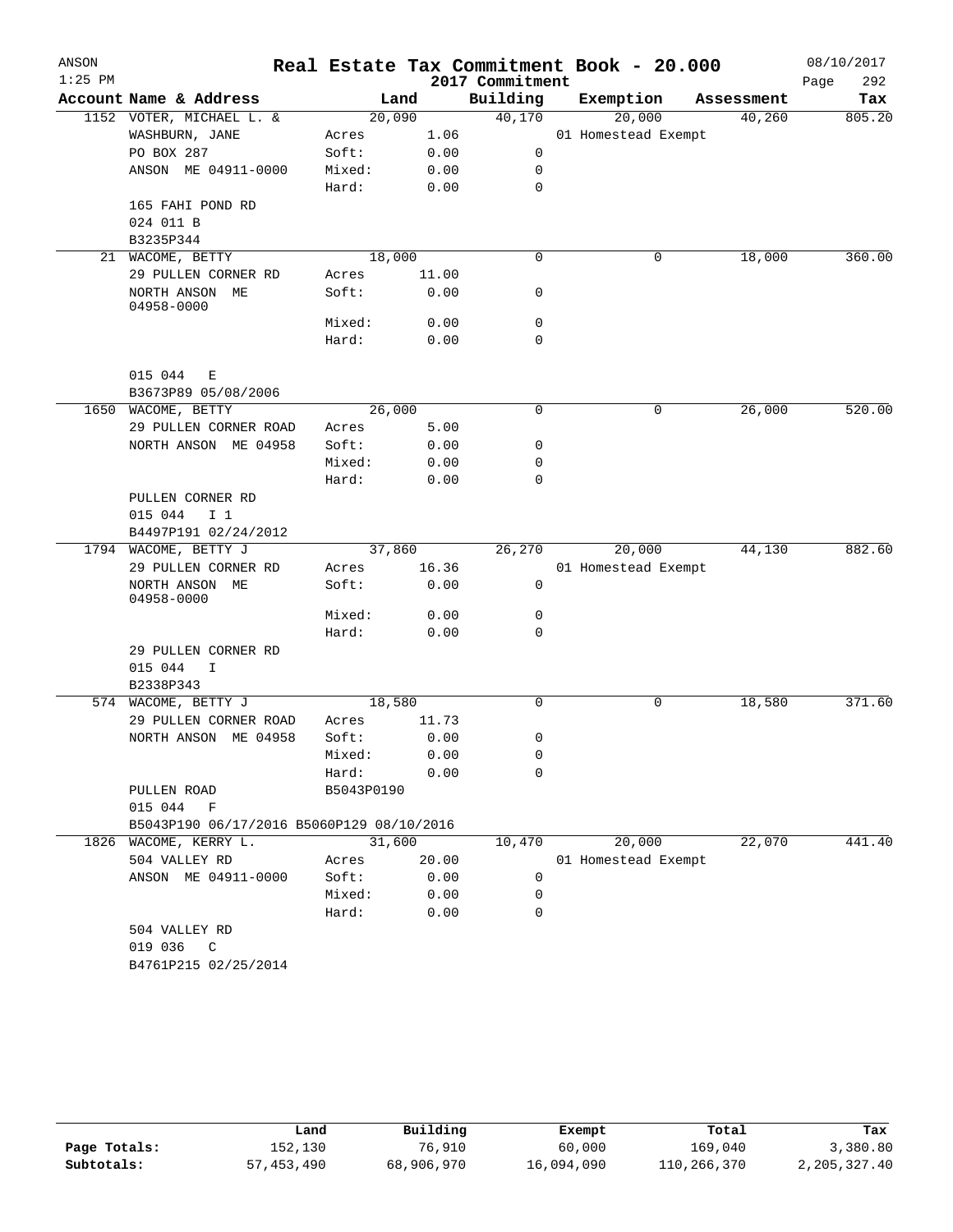ANSON 1:25 PM

# Real Estate Tax Commitment Book - 20.000

2017 Commitment

08/10/2017

| Account | Name & Address | | Land | Building | Exemption | Assessment | Tax |
|---|---|---|---|---|---|---|---|
| 1152 | VOTER, MICHAEL L. & | | 20,090 | 40,170 | 20,000 | 40,260 | 805.20 |
| | WASHBURN, JANE | Acres | 1.06 | | 01 Homestead Exempt | | |
| | PO BOX 287 | Soft: | 0.00 | 0 | | | |
| | ANSON ME 04911-0000 | Mixed: | 0.00 | 0 | | | |
| | | Hard: | 0.00 | 0 | | | |
| | 165 FAHI POND RD | | | | | | |
| | 024 011 B | | | | | | |
| | B3235P344 | | | | | | |
| 21 | WACOME, BETTY | | 18,000 | 0 | 0 | 18,000 | 360.00 |
| | 29 PULLEN CORNER RD | Acres | 11.00 | | | | |
| | NORTH ANSON ME 04958-0000 | Soft: | 0.00 | 0 | | | |
| | | Mixed: | 0.00 | 0 | | | |
| | | Hard: | 0.00 | 0 | | | |
| | 015 044 E | | | | | | |
| | B3673P89 05/08/2006 | | | | | | |
| 1650 | WACOME, BETTY | | 26,000 | 0 | 0 | 26,000 | 520.00 |
| | 29 PULLEN CORNER ROAD | Acres | 5.00 | | | | |
| | NORTH ANSON ME 04958 | Soft: | 0.00 | 0 | | | |
| | | Mixed: | 0.00 | 0 | | | |
| | | Hard: | 0.00 | 0 | | | |
| | PULLEN CORNER RD | | | | | | |
| | 015 044 I 1 | | | | | | |
| | B4497P191 02/24/2012 | | | | | | |
| 1794 | WACOME, BETTY J | | 37,860 | 26,270 | 20,000 | 44,130 | 882.60 |
| | 29 PULLEN CORNER RD | Acres | 16.36 | | 01 Homestead Exempt | | |
| | NORTH ANSON ME 04958-0000 | Soft: | 0.00 | 0 | | | |
| | | Mixed: | 0.00 | 0 | | | |
| | | Hard: | 0.00 | 0 | | | |
| | 29 PULLEN CORNER RD | | | | | | |
| | 015 044 I | | | | | | |
| | B2338P343 | | | | | | |
| 574 | WACOME, BETTY J | | 18,580 | 0 | 0 | 18,580 | 371.60 |
| | 29 PULLEN CORNER ROAD | Acres | 11.73 | | | | |
| | NORTH ANSON ME 04958 | Soft: | 0.00 | 0 | | | |
| | | Mixed: | 0.00 | 0 | | | |
| | | Hard: | 0.00 | 0 | | | |
| | PULLEN ROAD | B5043P0190 | | | | | |
| | 015 044 F | | | | | | |
| | B5043P190 06/17/2016 B5060P129 08/10/2016 | | | | | | |
| 1826 | WACOME, KERRY L. | | 31,600 | 10,470 | 20,000 | 22,070 | 441.40 |
| | 504 VALLEY RD | Acres | 20.00 | | 01 Homestead Exempt | | |
| | ANSON ME 04911-0000 | Soft: | 0.00 | 0 | | | |
| | | Mixed: | 0.00 | 0 | | | |
| | | Hard: | 0.00 | 0 | | | |
| | 504 VALLEY RD | | | | | | |
| | 019 036 C | | | | | | |
| | B4761P215 02/25/2014 | | | | | | |

| | Land | Building | Exempt | Total | Tax |
|---|---|---|---|---|---|
| Page Totals: | 152,130 | 76,910 | 60,000 | 169,040 | 3,380.80 |
| Subtotals: | 57,453,490 | 68,906,970 | 16,094,090 | 110,266,370 | 2,205,327.40 |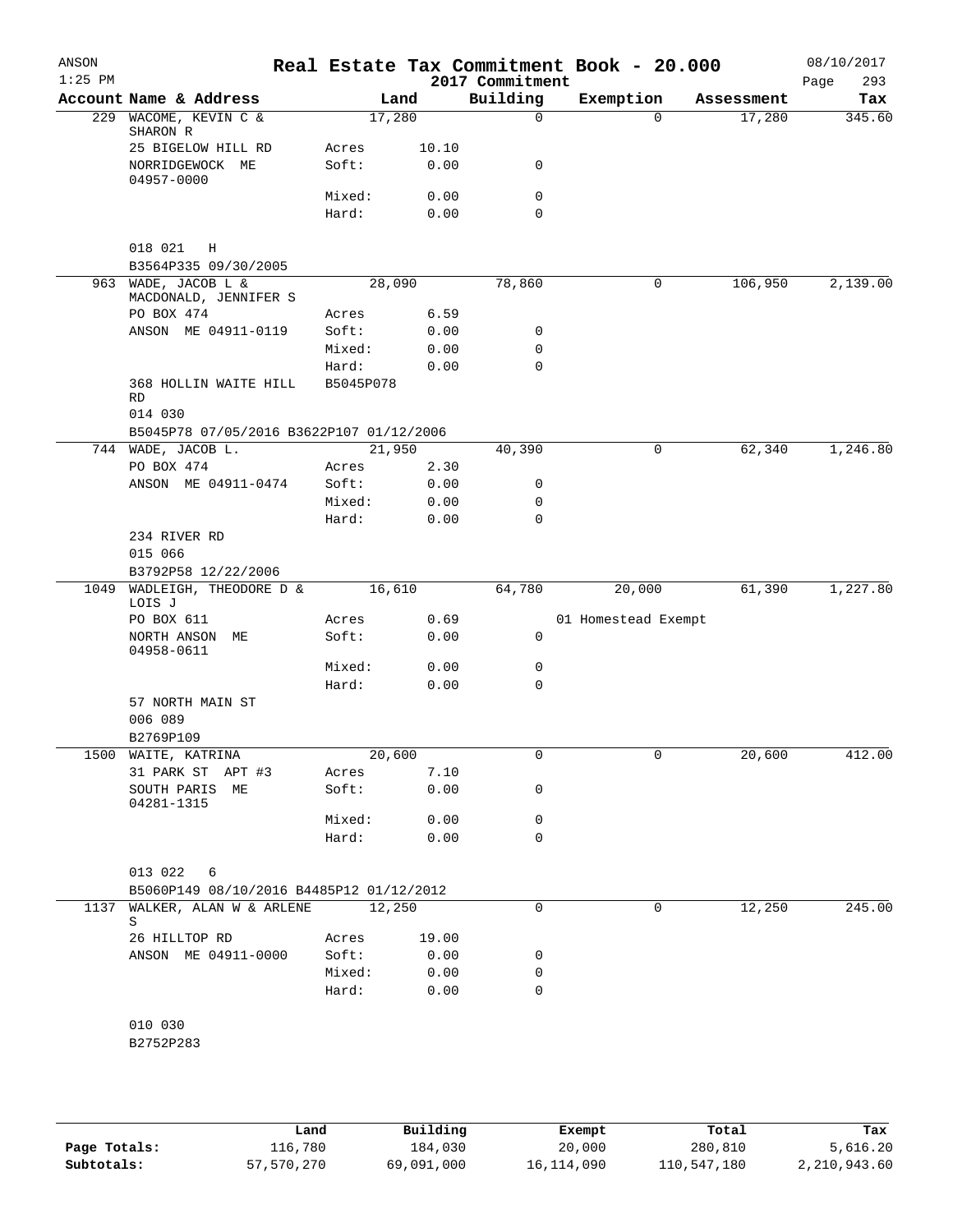ANSON
1:25 PM

# Real Estate Tax Commitment Book - 20.000
## 2017 Commitment

08/10/2017

| Account Name & Address | | Land | Building | Exemption | Assessment | Tax |
|---|---|---|---|---|---|---|
| 229 WACOME, KEVIN C & SHARON R | | 17,280 | 0 | 0 | 17,280 | 345.60 |
| 25 BIGELOW HILL RD | Acres | 10.10 | | | | |
| NORRIDGEWOCK ME 04957-0000 | Soft: | 0.00 | 0 | | | |
| | Mixed: | 0.00 | 0 | | | |
| | Hard: | 0.00 | 0 | | | |
| 018 021 H | | | | | | |
| B3564P335 09/30/2005 | | | | | | |
| 963 WADE, JACOB L & MACDONALD, JENNIFER S | | 28,090 | 78,860 | 0 | 106,950 | 2,139.00 |
| PO BOX 474 | Acres | 6.59 | | | | |
| ANSON ME 04911-0119 | Soft: | 0.00 | 0 | | | |
| | Mixed: | 0.00 | 0 | | | |
| | Hard: | 0.00 | 0 | | | |
| 368 HOLLIN WAITE HILL RD | B5045P078 | | | | | |
| 014 030 | | | | | | |
| B5045P78 07/05/2016 B3622P107 01/12/2006 | | | | | | |
| 744 WADE, JACOB L. | | 21,950 | 40,390 | 0 | 62,340 | 1,246.80 |
| PO BOX 474 | Acres | 2.30 | | | | |
| ANSON ME 04911-0474 | Soft: | 0.00 | 0 | | | |
| | Mixed: | 0.00 | 0 | | | |
| | Hard: | 0.00 | 0 | | | |
| 234 RIVER RD | | | | | | |
| 015 066 | | | | | | |
| B3792P58 12/22/2006 | | | | | | |
| 1049 WADLEIGH, THEODORE D & LOIS J | | 16,610 | 64,780 | 20,000 | 61,390 | 1,227.80 |
| PO BOX 611 | Acres | 0.69 | | 01 Homestead Exempt | | |
| NORTH ANSON ME 04958-0611 | Soft: | 0.00 | 0 | | | |
| | Mixed: | 0.00 | 0 | | | |
| | Hard: | 0.00 | 0 | | | |
| 57 NORTH MAIN ST | | | | | | |
| 006 089 | | | | | | |
| B2769P109 | | | | | | |
| 1500 WAITE, KATRINA | | 20,600 | 0 | 0 | 20,600 | 412.00 |
| 31 PARK ST APT #3 | Acres | 7.10 | | | | |
| SOUTH PARIS ME 04281-1315 | Soft: | 0.00 | 0 | | | |
| | Mixed: | 0.00 | 0 | | | |
| | Hard: | 0.00 | 0 | | | |
| 013 022 6 | | | | | | |
| B5060P149 08/10/2016 B4485P12 01/12/2012 | | | | | | |
| 1137 WALKER, ALAN W & ARLENE S | | 12,250 | 0 | 0 | 12,250 | 245.00 |
| 26 HILLTOP RD | Acres | 19.00 | | | | |
| ANSON ME 04911-0000 | Soft: | 0.00 | 0 | | | |
| | Mixed: | 0.00 | 0 | | | |
| | Hard: | 0.00 | 0 | | | |
| 010 030 | | | | | | |
| B2752P283 | | | | | | |

| | Land | Building | Exempt | Total | Tax |
|---|---|---|---|---|---|
| Page Totals: | 116,780 | 184,030 | 20,000 | 280,810 | 5,616.20 |
| Subtotals: | 57,570,270 | 69,091,000 | 16,114,090 | 110,547,180 | 2,210,943.60 |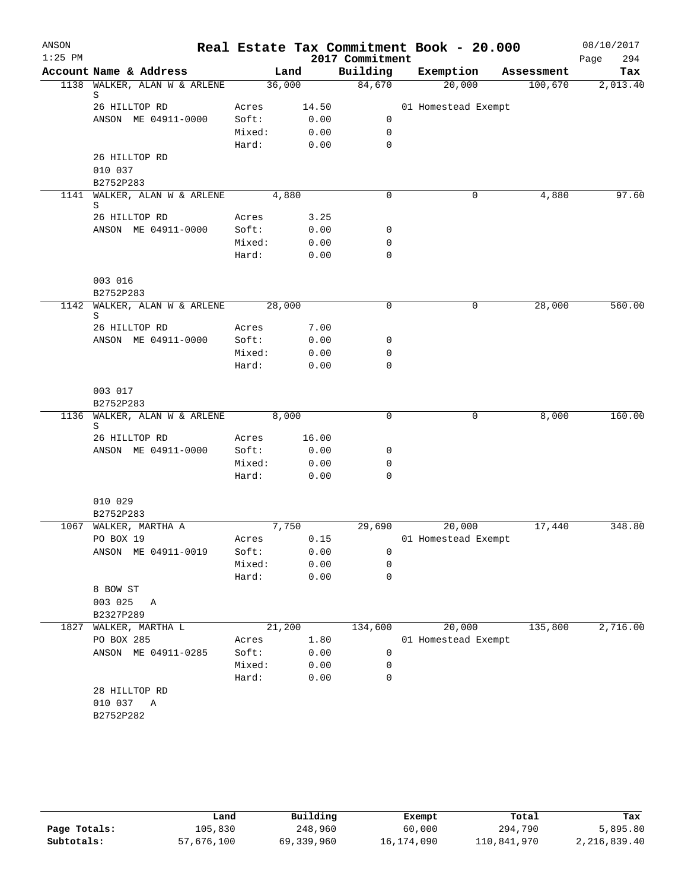# Real Estate Tax Commitment Book - 20.000

ANSON
1:25 PM
2017 Commitment
08/10/2017
Page 294

| Account | Name & Address | Land | | Building | Exemption | Assessment | Tax |
|---|---|---|---|---|---|---|---|
| 1138 | WALKER, ALAN W & ARLENE S | 36,000 | | 84,670 | 20,000 | 100,670 | 2,013.40 |
| | 26 HILLTOP RD | Acres | 14.50 | | 01 Homestead Exempt | | |
| | ANSON ME 04911-0000 | Soft: | 0.00 | 0 | | | |
| | | Mixed: | 0.00 | 0 | | | |
| | | Hard: | 0.00 | 0 | | | |
| | 26 HILLTOP RD | | | | | | |
| | 010 037 | | | | | | |
| | B2752P283 | | | | | | |
| 1141 | WALKER, ALAN W & ARLENE S | 4,880 | | 0 | 0 | 4,880 | 97.60 |
| | 26 HILLTOP RD | Acres | 3.25 | | | | |
| | ANSON ME 04911-0000 | Soft: | 0.00 | 0 | | | |
| | | Mixed: | 0.00 | 0 | | | |
| | | Hard: | 0.00 | 0 | | | |
| | 003 016 | | | | | | |
| | B2752P283 | | | | | | |
| 1142 | WALKER, ALAN W & ARLENE S | 28,000 | | 0 | 0 | 28,000 | 560.00 |
| | 26 HILLTOP RD | Acres | 7.00 | | | | |
| | ANSON ME 04911-0000 | Soft: | 0.00 | 0 | | | |
| | | Mixed: | 0.00 | 0 | | | |
| | | Hard: | 0.00 | 0 | | | |
| | 003 017 | | | | | | |
| | B2752P283 | | | | | | |
| 1136 | WALKER, ALAN W & ARLENE S | 8,000 | | 0 | 0 | 8,000 | 160.00 |
| | 26 HILLTOP RD | Acres | 16.00 | | | | |
| | ANSON ME 04911-0000 | Soft: | 0.00 | 0 | | | |
| | | Mixed: | 0.00 | 0 | | | |
| | | Hard: | 0.00 | 0 | | | |
| | 010 029 | | | | | | |
| | B2752P283 | | | | | | |
| 1067 | WALKER, MARTHA A | 7,750 | | 29,690 | 20,000 | 17,440 | 348.80 |
| | PO BOX 19 | Acres | 0.15 | | 01 Homestead Exempt | | |
| | ANSON ME 04911-0019 | Soft: | 0.00 | 0 | | | |
| | | Mixed: | 0.00 | 0 | | | |
| | | Hard: | 0.00 | 0 | | | |
| | 8 BOW ST | | | | | | |
| | 003 025 A | | | | | | |
| | B2327P289 | | | | | | |
| 1827 | WALKER, MARTHA L | 21,200 | | 134,600 | 20,000 | 135,800 | 2,716.00 |
| | PO BOX 285 | Acres | 1.80 | | 01 Homestead Exempt | | |
| | ANSON ME 04911-0285 | Soft: | 0.00 | 0 | | | |
| | | Mixed: | 0.00 | 0 | | | |
| | | Hard: | 0.00 | 0 | | | |
| | 28 HILLTOP RD | | | | | | |
| | 010 037 A | | | | | | |
| | B2752P282 | | | | | | |

| | Land | Building | Exempt | Total | Tax |
|---|---|---|---|---|---|
| Page Totals: | 105,830 | 248,960 | 60,000 | 294,790 | 5,895.80 |
| Subtotals: | 57,676,100 | 69,339,960 | 16,174,090 | 110,841,970 | 2,216,839.40 |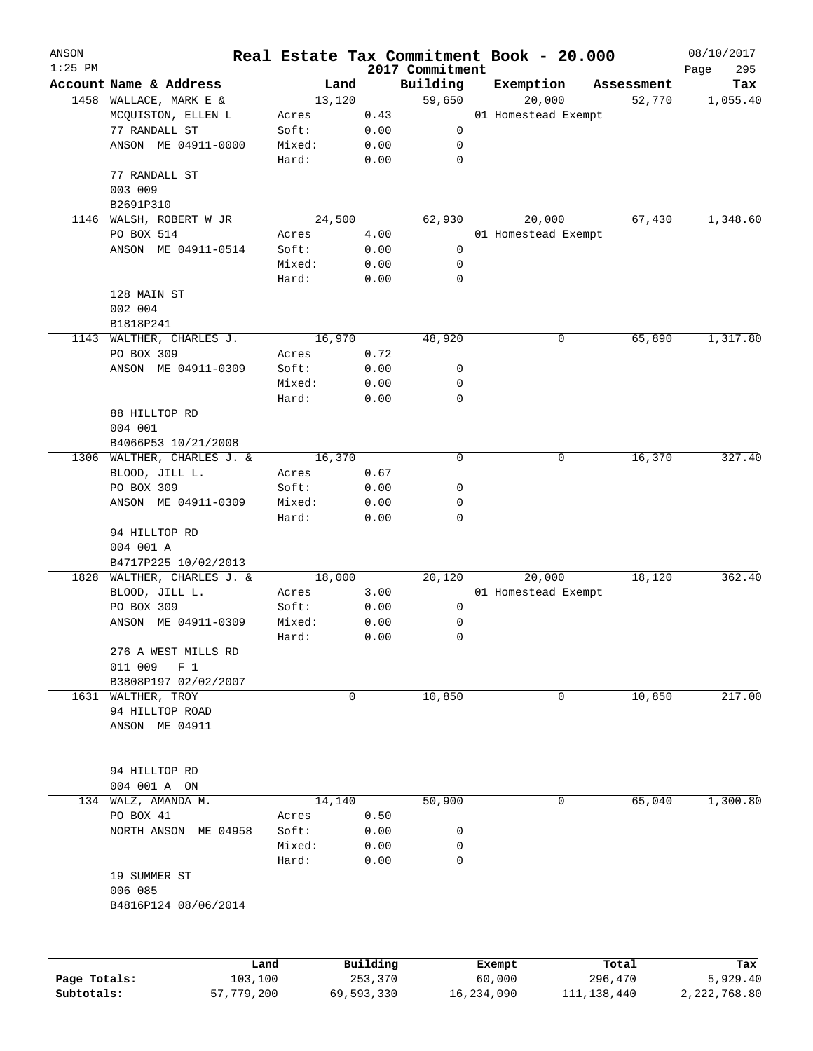# Real Estate Tax Commitment Book - 20.000

ANSON 1:25 PM — 2017 Commitment — 08/10/2017

| Account | Name & Address | Land | | Building | Exemption | Assessment | Tax |
|---|---|---|---|---|---|---|---|
| 1458 | WALLACE, MARK E & | 13,120 | | 59,650 | 20,000 | 52,770 | 1,055.40 |
| | MCQUISTON, ELLEN L | Acres | 0.43 | | 01 Homestead Exempt | | |
| | 77 RANDALL ST | Soft: | 0.00 | 0 | | | |
| | ANSON ME 04911-0000 | Mixed: | 0.00 | 0 | | | |
| | | Hard: | 0.00 | 0 | | | |
| | 77 RANDALL ST | | | | | | |
| | 003 009 | | | | | | |
| | B2691P310 | | | | | | |
| 1146 | WALSH, ROBERT W JR | 24,500 | | 62,930 | 20,000 | 67,430 | 1,348.60 |
| | PO BOX 514 | Acres | 4.00 | | 01 Homestead Exempt | | |
| | ANSON ME 04911-0514 | Soft: | 0.00 | 0 | | | |
| | | Mixed: | 0.00 | 0 | | | |
| | | Hard: | 0.00 | 0 | | | |
| | 128 MAIN ST | | | | | | |
| | 002 004 | | | | | | |
| | B1818P241 | | | | | | |
| 1143 | WALTHER, CHARLES J. | 16,970 | | 48,920 | 0 | 65,890 | 1,317.80 |
| | PO BOX 309 | Acres | 0.72 | | | | |
| | ANSON ME 04911-0309 | Soft: | 0.00 | 0 | | | |
| | | Mixed: | 0.00 | 0 | | | |
| | | Hard: | 0.00 | 0 | | | |
| | 88 HILLTOP RD | | | | | | |
| | 004 001 | | | | | | |
| | B4066P53 10/21/2008 | | | | | | |
| 1306 | WALTHER, CHARLES J. & | 16,370 | | 0 | 0 | 16,370 | 327.40 |
| | BLOOD, JILL L. | Acres | 0.67 | | | | |
| | PO BOX 309 | Soft: | 0.00 | 0 | | | |
| | ANSON ME 04911-0309 | Mixed: | 0.00 | 0 | | | |
| | | Hard: | 0.00 | 0 | | | |
| | 94 HILLTOP RD | | | | | | |
| | 004 001 A | | | | | | |
| | B4717P225 10/02/2013 | | | | | | |
| 1828 | WALTHER, CHARLES J. & | 18,000 | | 20,120 | 20,000 | 18,120 | 362.40 |
| | BLOOD, JILL L. | Acres | 3.00 | | 01 Homestead Exempt | | |
| | PO BOX 309 | Soft: | 0.00 | 0 | | | |
| | ANSON ME 04911-0309 | Mixed: | 0.00 | 0 | | | |
| | | Hard: | 0.00 | 0 | | | |
| | 276 A WEST MILLS RD | | | | | | |
| | 011 009 F 1 | | | | | | |
| | B3808P197 02/02/2007 | | | | | | |
| 1631 | WALTHER, TROY | 0 | | 10,850 | 0 | 10,850 | 217.00 |
| | 94 HILLTOP ROAD | | | | | | |
| | ANSON ME 04911 | | | | | | |
| | 94 HILLTOP RD | | | | | | |
| | 004 001 A ON | | | | | | |
| 134 | WALZ, AMANDA M. | 14,140 | | 50,900 | 0 | 65,040 | 1,300.80 |
| | PO BOX 41 | Acres | 0.50 | | | | |
| | NORTH ANSON ME 04958 | Soft: | 0.00 | 0 | | | |
| | | Mixed: | 0.00 | 0 | | | |
| | | Hard: | 0.00 | 0 | | | |
| | 19 SUMMER ST | | | | | | |
| | 006 085 | | | | | | |
| | B4816P124 08/06/2014 | | | | | | |

| | Land | Building | Exempt | Total | Tax |
|---|---|---|---|---|---|
| Page Totals: | 103,100 | 253,370 | 60,000 | 296,470 | 5,929.40 |
| Subtotals: | 57,779,200 | 69,593,330 | 16,234,090 | 111,138,440 | 2,222,768.80 |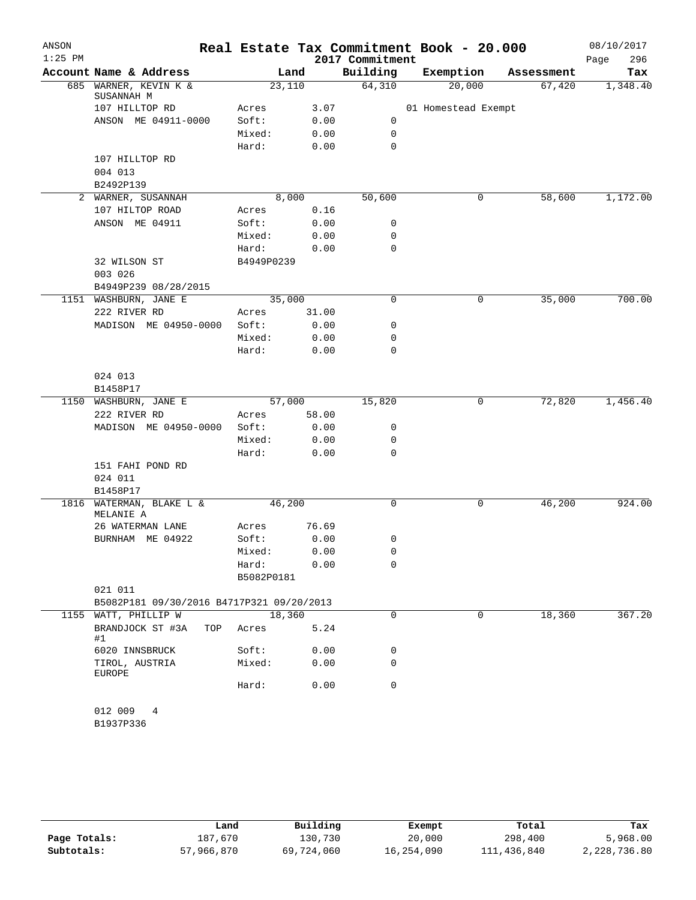ANSON
1:25 PM

# Real Estate Tax Commitment Book - 20.000

2017 Commitment

08/10/2017

| Account | Name & Address | | Land | Building | Exemption | Assessment | Tax |
|---|---|---|---|---|---|---|---|
| 685 | WARNER, KEVIN K & SUSANNAH M | | 23,110 | 64,310 | 20,000 | 67,420 | 1,348.40 |
| | 107 HILLTOP RD | Acres | 3.07 | | 01 Homestead Exempt | | |
| | ANSON ME 04911-0000 | Soft: | 0.00 | 0 | | | |
| | | Mixed: | 0.00 | 0 | | | |
| | | Hard: | 0.00 | 0 | | | |
| | 107 HILLTOP RD | | | | | | |
| | 004 013 | | | | | | |
| | B2492P139 | | | | | | |
| 2 | WARNER, SUSANNAH | | 8,000 | 50,600 | 0 | 58,600 | 1,172.00 |
| | 107 HILTOP ROAD | Acres | 0.16 | | | | |
| | ANSON ME 04911 | Soft: | 0.00 | 0 | | | |
| | | Mixed: | 0.00 | 0 | | | |
| | | Hard: | 0.00 | 0 | | | |
| | 32 WILSON ST | B4949P0239 | | | | | |
| | 003 026 | | | | | | |
| | B4949P239 08/28/2015 | | | | | | |
| 1151 | WASHBURN, JANE E | | 35,000 | 0 | 0 | 35,000 | 700.00 |
| | 222 RIVER RD | Acres | 31.00 | | | | |
| | MADISON ME 04950-0000 | Soft: | 0.00 | 0 | | | |
| | | Mixed: | 0.00 | 0 | | | |
| | | Hard: | 0.00 | 0 | | | |
| | 024 013 | | | | | | |
| | B1458P17 | | | | | | |
| 1150 | WASHBURN, JANE E | | 57,000 | 15,820 | 0 | 72,820 | 1,456.40 |
| | 222 RIVER RD | Acres | 58.00 | | | | |
| | MADISON ME 04950-0000 | Soft: | 0.00 | 0 | | | |
| | | Mixed: | 0.00 | 0 | | | |
| | | Hard: | 0.00 | 0 | | | |
| | 151 FAHI POND RD | | | | | | |
| | 024 011 | | | | | | |
| | B1458P17 | | | | | | |
| 1816 | WATERMAN, BLAKE L & MELANIE A | | 46,200 | 0 | 0 | 46,200 | 924.00 |
| | 26 WATERMAN LANE | Acres | 76.69 | | | | |
| | BURNHAM ME 04922 | Soft: | 0.00 | 0 | | | |
| | | Mixed: | 0.00 | 0 | | | |
| | | Hard: | 0.00 | 0 | | | |
| | | B5082P0181 | | | | | |
| | 021 011 | | | | | | |
| | B5082P181 09/30/2016 B4717P321 09/20/2013 | | | | | | |
| 1155 | WATT, PHILLIP W | | 18,360 | 0 | 0 | 18,360 | 367.20 |
| | BRANDJOCK ST #3A TOP #1 | Acres | 5.24 | | | | |
| | 6020 INNSBRUCK | Soft: | 0.00 | 0 | | | |
| | TIROL, AUSTRIA EUROPE | Mixed: | 0.00 | 0 | | | |
| | | Hard: | 0.00 | 0 | | | |
| | 012 009 4 | | | | | | |
| | B1937P336 | | | | | | |

| | Land | Building | Exempt | Total | Tax |
|---|---|---|---|---|---|
| Page Totals: | 187,670 | 130,730 | 20,000 | 298,400 | 5,968.00 |
| Subtotals: | 57,966,870 | 69,724,060 | 16,254,090 | 111,436,840 | 2,228,736.80 |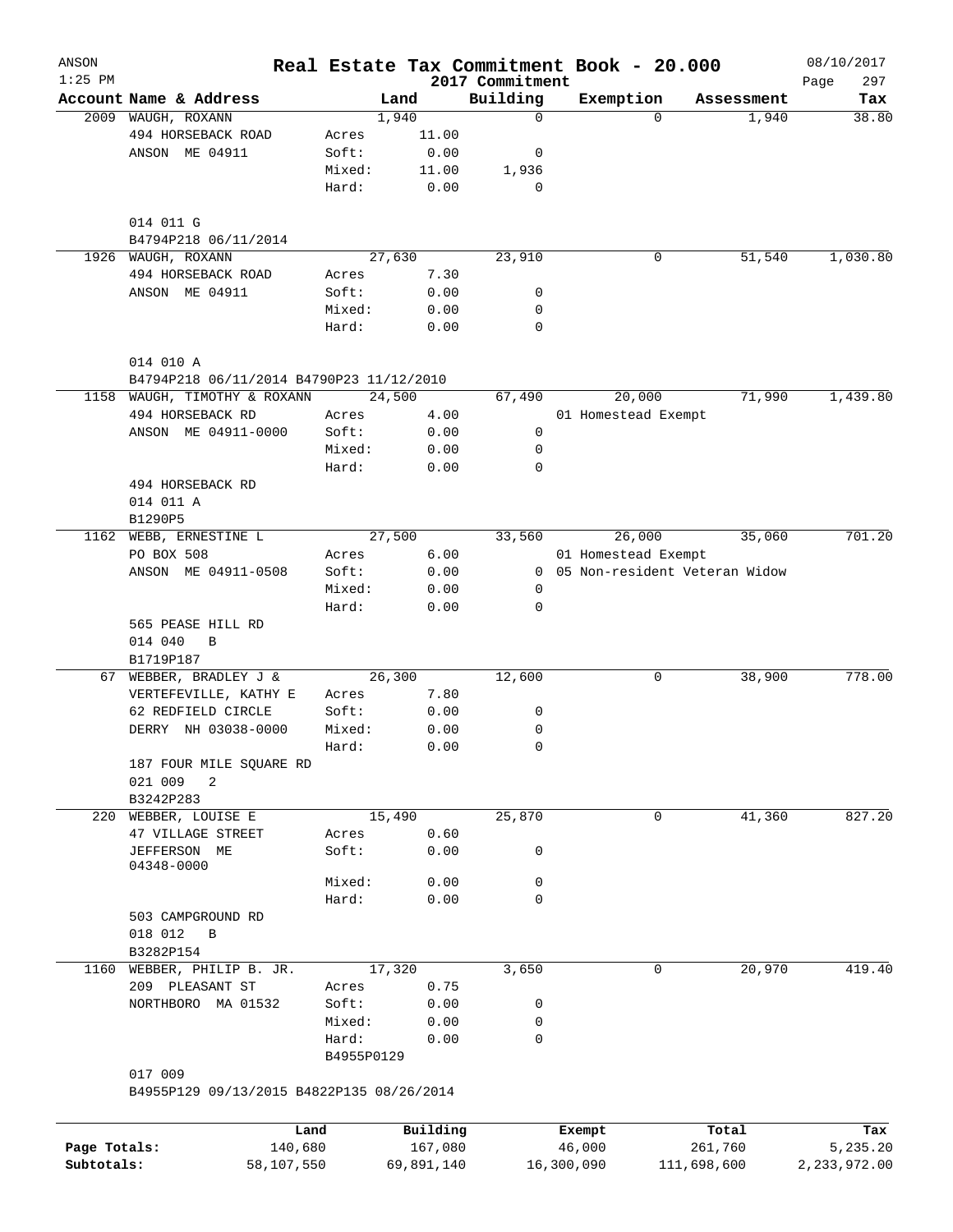# Real Estate Tax Commitment Book - 20.000

ANSON
2017 Commitment
08/10/2017
1:25 PM

| Account | Name & Address | | Land | Building | Exemption | Assessment | Tax |
|---|---|---|---|---|---|---|---|
| 2009 | WAUGH, ROXANN | | 1,940 | 0 | 0 | 1,940 | 38.80 |
| | 494 HORSEBACK ROAD | Acres | 11.00 | | | | |
| | ANSON ME 04911 | Soft: | 0.00 | 0 | | | |
| | | Mixed: | 11.00 | 1,936 | | | |
| | | Hard: | 0.00 | 0 | | | |
| | 014 011 G | | | | | | |
| | B4794P218 06/11/2014 | | | | | | |
| 1926 | WAUGH, ROXANN | | 27,630 | 23,910 | 0 | 51,540 | 1,030.80 |
| | 494 HORSEBACK ROAD | Acres | 7.30 | | | | |
| | ANSON ME 04911 | Soft: | 0.00 | 0 | | | |
| | | Mixed: | 0.00 | 0 | | | |
| | | Hard: | 0.00 | 0 | | | |
| | 014 010 A | | | | | | |
| | B4794P218 06/11/2014 B4790P23 11/12/2010 | | | | | | |
| 1158 | WAUGH, TIMOTHY & ROXANN | | 24,500 | 67,490 | 20,000 | 71,990 | 1,439.80 |
| | 494 HORSEBACK RD | Acres | 4.00 | | 01 Homestead Exempt | | |
| | ANSON ME 04911-0000 | Soft: | 0.00 | 0 | | | |
| | | Mixed: | 0.00 | 0 | | | |
| | | Hard: | 0.00 | 0 | | | |
| | 494 HORSEBACK RD | | | | | | |
| | 014 011 A | | | | | | |
| | B1290P5 | | | | | | |
| 1162 | WEBB, ERNESTINE L | | 27,500 | 33,560 | 26,000 | 35,060 | 701.20 |
| | PO BOX 508 | Acres | 6.00 | | 01 Homestead Exempt | | |
| | ANSON ME 04911-0508 | Soft: | 0.00 | 0 | 05 Non-resident Veteran Widow | | |
| | | Mixed: | 0.00 | 0 | | | |
| | | Hard: | 0.00 | 0 | | | |
| | 565 PEASE HILL RD | | | | | | |
| | 014 040 B | | | | | | |
| | B1719P187 | | | | | | |
| 67 | WEBBER, BRADLEY J & | | 26,300 | 12,600 | 0 | 38,900 | 778.00 |
| | VERTEFEVILLE, KATHY E | Acres | 7.80 | | | | |
| | 62 REDFIELD CIRCLE | Soft: | 0.00 | 0 | | | |
| | DERRY NH 03038-0000 | Mixed: | 0.00 | 0 | | | |
| | | Hard: | 0.00 | 0 | | | |
| | 187 FOUR MILE SQUARE RD | | | | | | |
| | 021 009 2 | | | | | | |
| | B3242P283 | | | | | | |
| 220 | WEBBER, LOUISE E | | 15,490 | 25,870 | 0 | 41,360 | 827.20 |
| | 47 VILLAGE STREET | Acres | 0.60 | | | | |
| | JEFFERSON ME 04348-0000 | Soft: | 0.00 | 0 | | | |
| | | Mixed: | 0.00 | 0 | | | |
| | | Hard: | 0.00 | 0 | | | |
| | 503 CAMPGROUND RD | | | | | | |
| | 018 012 B | | | | | | |
| | B3282P154 | | | | | | |
| 1160 | WEBBER, PHILIP B. JR. | | 17,320 | 3,650 | 0 | 20,970 | 419.40 |
| | 209 PLEASANT ST | Acres | 0.75 | | | | |
| | NORTHBORO MA 01532 | Soft: | 0.00 | 0 | | | |
| | | Mixed: | 0.00 | 0 | | | |
| | | Hard: | 0.00 | 0 | | | |
| | | B4955P0129 | | | | | |
| | 017 009 | | | | | | |
| | B4955P129 09/13/2015 B4822P135 08/26/2014 | | | | | | |

| | Land | Building | Exempt | Total | Tax |
|---|---|---|---|---|---|
| Page Totals: | 140,680 | 167,080 | 46,000 | 261,760 | 5,235.20 |
| Subtotals: | 58,107,550 | 69,891,140 | 16,300,090 | 111,698,600 | 2,233,972.00 |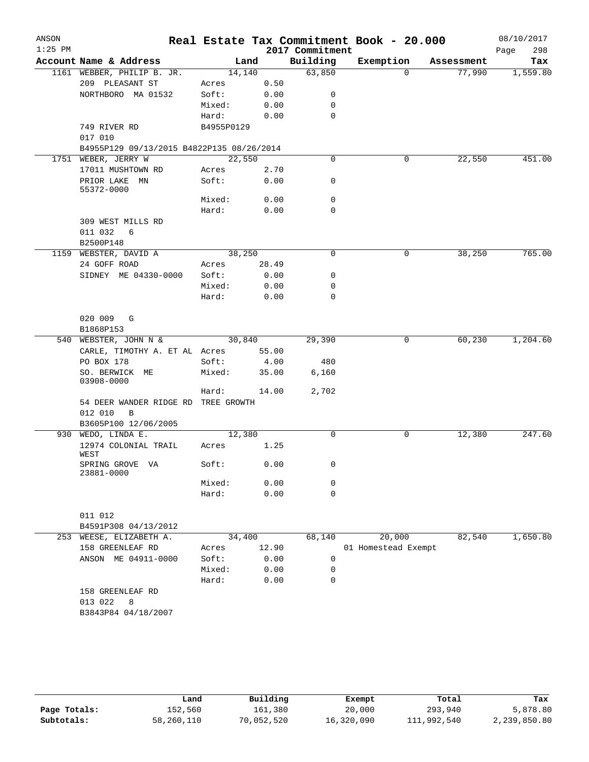# Real Estate Tax Commitment Book - 20.000

ANSON 1:25 PM — 2017 Commitment — 08/10/2017

| Account Name & Address | Land | | Building | Exemption | Assessment | Tax |
|---|---|---|---|---|---|---|
| 1161 WEBBER, PHILIP B. JR. | 14,140 | | 63,850 | 0 | 77,990 | 1,559.80 |
| 209 PLEASANT ST | Acres | 0.50 | | | | |
| NORTHBORO MA 01532 | Soft: | 0.00 | 0 | | | |
| | Mixed: | 0.00 | 0 | | | |
| | Hard: | 0.00 | 0 | | | |
| 749 RIVER RD | B4955P0129 | | | | | |
| 017 010 | | | | | | |
| B4955P129 09/13/2015 B4822P135 08/26/2014 | | | | | | |
| 1751 WEBER, JERRY W | 22,550 | | 0 | 0 | 22,550 | 451.00 |
| 17011 MUSHTOWN RD | Acres | 2.70 | | | | |
| PRIOR LAKE MN 55372-0000 | Soft: | 0.00 | 0 | | | |
| | Mixed: | 0.00 | 0 | | | |
| | Hard: | 0.00 | 0 | | | |
| 309 WEST MILLS RD | | | | | | |
| 011 032 6 | | | | | | |
| B2500P148 | | | | | | |
| 1159 WEBSTER, DAVID A | 38,250 | | 0 | 0 | 38,250 | 765.00 |
| 24 GOFF ROAD | Acres | 28.49 | | | | |
| SIDNEY ME 04330-0000 | Soft: | 0.00 | 0 | | | |
| | Mixed: | 0.00 | 0 | | | |
| | Hard: | 0.00 | 0 | | | |
| 020 009 G | | | | | | |
| B1868P153 | | | | | | |
| 540 WEBSTER, JOHN N & | 30,840 | | 29,390 | 0 | 60,230 | 1,204.60 |
| CARLE, TIMOTHY A. ET AL | Acres | 55.00 | | | | |
| PO BOX 178 | Soft: | 4.00 | 480 | | | |
| SO. BERWICK ME 03908-0000 | Mixed: | 35.00 | 6,160 | | | |
| | Hard: | 14.00 | 2,702 | | | |
| 54 DEER WANDER RIDGE RD | TREE GROWTH | | | | | |
| 012 010 B | | | | | | |
| B3605P100 12/06/2005 | | | | | | |
| 930 WEDO, LINDA E. | 12,380 | | 0 | 0 | 12,380 | 247.60 |
| 12974 COLONIAL TRAIL WEST | Acres | 1.25 | | | | |
| SPRING GROVE VA 23881-0000 | Soft: | 0.00 | 0 | | | |
| | Mixed: | 0.00 | 0 | | | |
| | Hard: | 0.00 | 0 | | | |
| 011 012 | | | | | | |
| B4591P308 04/13/2012 | | | | | | |
| 253 WEESE, ELIZABETH A. | 34,400 | | 68,140 | 20,000 | 82,540 | 1,650.80 |
| 158 GREENLEAF RD | Acres | 12.90 | | 01 Homestead Exempt | | |
| ANSON ME 04911-0000 | Soft: | 0.00 | 0 | | | |
| | Mixed: | 0.00 | 0 | | | |
| | Hard: | 0.00 | 0 | | | |
| 158 GREENLEAF RD | | | | | | |
| 013 022 8 | | | | | | |
| B3843P84 04/18/2007 | | | | | | |

| | Land | Building | Exempt | Total | Tax |
|---|---|---|---|---|---|
| Page Totals: | 152,560 | 161,380 | 20,000 | 293,940 | 5,878.80 |
| Subtotals: | 58,260,110 | 70,052,520 | 16,320,090 | 111,992,540 | 2,239,850.80 |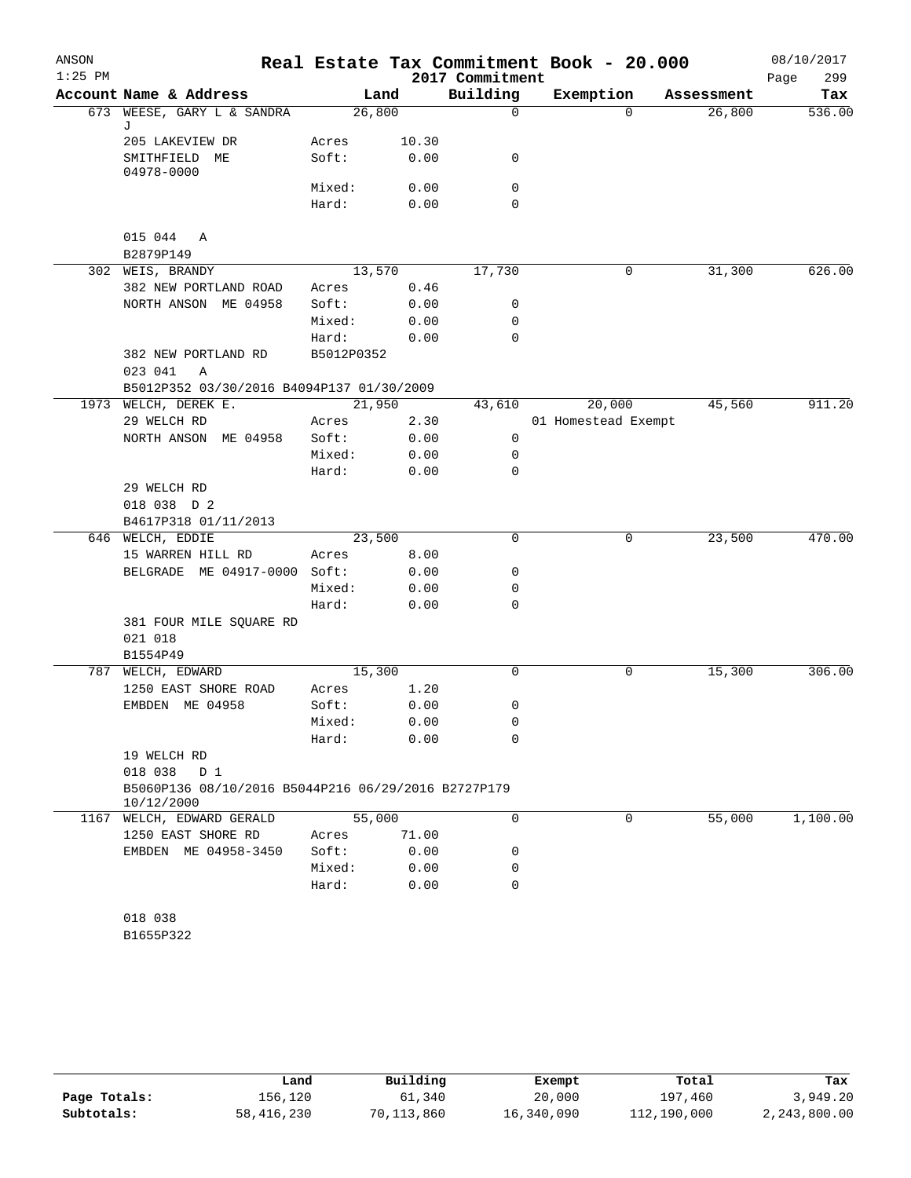ANSON 1:25 PM

# Real Estate Tax Commitment Book - 20.000

2017 Commitment

08/10/2017

| Account Name & Address | | Land | Building | Exemption | Assessment | Tax |
|---|---|---|---|---|---|---|
| 673 WEESE, GARY L & SANDRA J | | 26,800 | 0 | 0 | 26,800 | 536.00 |
| 205 LAKEVIEW DR | Acres | 10.30 | | | | |
| SMITHFIELD ME 04978-0000 | Soft: | 0.00 | 0 | | | |
| | Mixed: | 0.00 | 0 | | | |
| | Hard: | 0.00 | 0 | | | |
| 015 044 A | | | | | | |
| B2879P149 | | | | | | |
| 302 WEIS, BRANDY | | 13,570 | 17,730 | 0 | 31,300 | 626.00 |
| 382 NEW PORTLAND ROAD | Acres | 0.46 | | | | |
| NORTH ANSON ME 04958 | Soft: | 0.00 | 0 | | | |
| | Mixed: | 0.00 | 0 | | | |
| | Hard: | 0.00 | 0 | | | |
| 382 NEW PORTLAND RD | B5012P0352 | | | | | |
| 023 041 A | | | | | | |
| B5012P352 03/30/2016 B4094P137 01/30/2009 | | | | | | |
| 1973 WELCH, DEREK E. | | 21,950 | 43,610 | 20,000 | 45,560 | 911.20 |
| 29 WELCH RD | Acres | 2.30 | | 01 Homestead Exempt | | |
| NORTH ANSON ME 04958 | Soft: | 0.00 | 0 | | | |
| | Mixed: | 0.00 | 0 | | | |
| | Hard: | 0.00 | 0 | | | |
| 29 WELCH RD | | | | | | |
| 018 038 D 2 | | | | | | |
| B4617P318 01/11/2013 | | | | | | |
| 646 WELCH, EDDIE | | 23,500 | 0 | 0 | 23,500 | 470.00 |
| 15 WARREN HILL RD | Acres | 8.00 | | | | |
| BELGRADE ME 04917-0000 | Soft: | 0.00 | 0 | | | |
| | Mixed: | 0.00 | 0 | | | |
| | Hard: | 0.00 | 0 | | | |
| 381 FOUR MILE SQUARE RD | | | | | | |
| 021 018 | | | | | | |
| B1554P49 | | | | | | |
| 787 WELCH, EDWARD | | 15,300 | 0 | 0 | 15,300 | 306.00 |
| 1250 EAST SHORE ROAD | Acres | 1.20 | | | | |
| EMBDEN ME 04958 | Soft: | 0.00 | 0 | | | |
| | Mixed: | 0.00 | 0 | | | |
| | Hard: | 0.00 | 0 | | | |
| 19 WELCH RD | | | | | | |
| 018 038 D 1 | | | | | | |
| B5060P136 08/10/2016 B5044P216 06/29/2016 B2727P179 10/12/2000 | | | | | | |
| 1167 WELCH, EDWARD GERALD | | 55,000 | 0 | 0 | 55,000 | 1,100.00 |
| 1250 EAST SHORE RD | Acres | 71.00 | | | | |
| EMBDEN ME 04958-3450 | Soft: | 0.00 | 0 | | | |
| | Mixed: | 0.00 | 0 | | | |
| | Hard: | 0.00 | 0 | | | |
| 018 038 | | | | | | |
| B1655P322 | | | | | | |

| | Land | Building | Exempt | Total | Tax |
|---|---|---|---|---|---|
| Page Totals: | 156,120 | 61,340 | 20,000 | 197,460 | 3,949.20 |
| Subtotals: | 58,416,230 | 70,113,860 | 16,340,090 | 112,190,000 | 2,243,800.00 |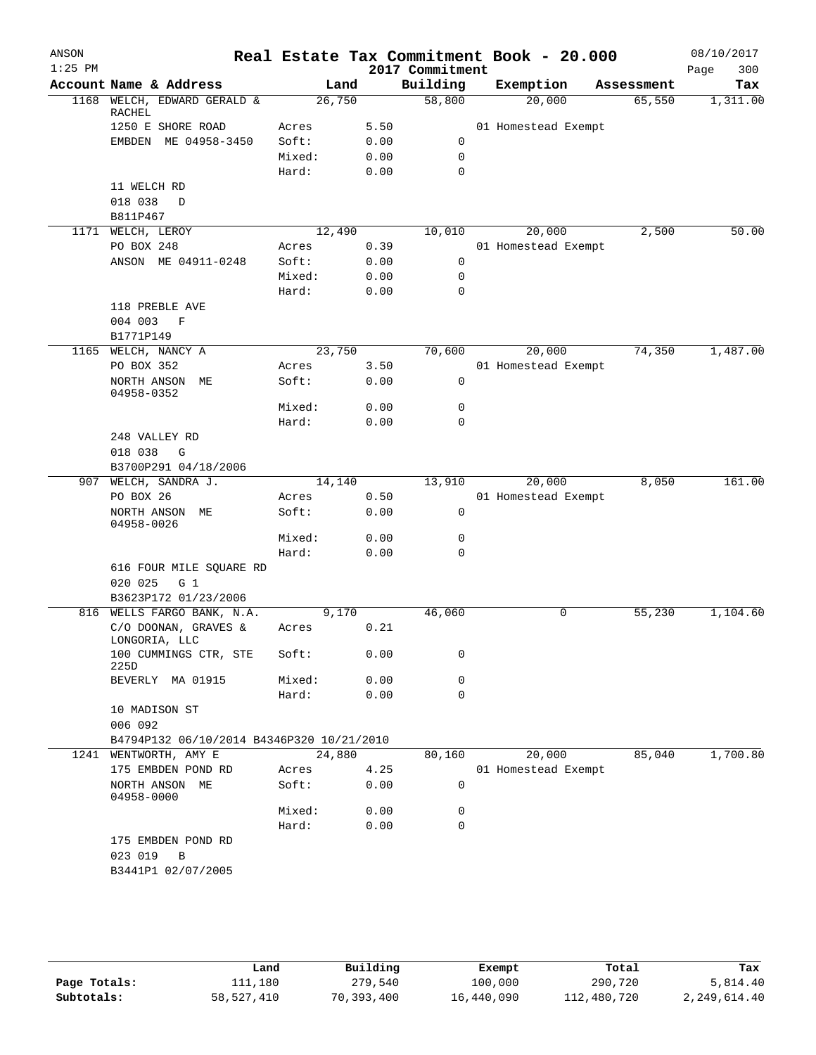# Real Estate Tax Commitment Book - 20.000

ANSON
1:25 PM

2017 Commitment

08/10/2017

| Account | Name & Address | | Land | Building | Exemption | Assessment | Tax |
|---|---|---|---|---|---|---|---|
| 1168 | WELCH, EDWARD GERALD & RACHEL | | 26,750 | 58,800 | 20,000 | 65,550 | 1,311.00 |
| | 1250 E SHORE ROAD | Acres | 5.50 | | 01 Homestead Exempt | | |
| | EMBDEN ME 04958-3450 | Soft: | 0.00 | 0 | | | |
| | | Mixed: | 0.00 | 0 | | | |
| | | Hard: | 0.00 | 0 | | | |
| | 11 WELCH RD | | | | | | |
| | 018 038 D | | | | | | |
| | B811P467 | | | | | | |
| 1171 | WELCH, LEROY | | 12,490 | 10,010 | 20,000 | 2,500 | 50.00 |
| | PO BOX 248 | Acres | 0.39 | | 01 Homestead Exempt | | |
| | ANSON ME 04911-0248 | Soft: | 0.00 | 0 | | | |
| | | Mixed: | 0.00 | 0 | | | |
| | | Hard: | 0.00 | 0 | | | |
| | 118 PREBLE AVE | | | | | | |
| | 004 003 F | | | | | | |
| | B1771P149 | | | | | | |
| 1165 | WELCH, NANCY A | | 23,750 | 70,600 | 20,000 | 74,350 | 1,487.00 |
| | PO BOX 352 | Acres | 3.50 | | 01 Homestead Exempt | | |
| | NORTH ANSON ME 04958-0352 | Soft: | 0.00 | 0 | | | |
| | | Mixed: | 0.00 | 0 | | | |
| | | Hard: | 0.00 | 0 | | | |
| | 248 VALLEY RD | | | | | | |
| | 018 038 G | | | | | | |
| | B3700P291 04/18/2006 | | | | | | |
| 907 | WELCH, SANDRA J. | | 14,140 | 13,910 | 20,000 | 8,050 | 161.00 |
| | PO BOX 26 | Acres | 0.50 | | 01 Homestead Exempt | | |
| | NORTH ANSON ME 04958-0026 | Soft: | 0.00 | 0 | | | |
| | | Mixed: | 0.00 | 0 | | | |
| | | Hard: | 0.00 | 0 | | | |
| | 616 FOUR MILE SQUARE RD | | | | | | |
| | 020 025 G 1 | | | | | | |
| | B3623P172 01/23/2006 | | | | | | |
| 816 | WELLS FARGO BANK, N.A. | | 9,170 | 46,060 | 0 | 55,230 | 1,104.60 |
| | C/O DOONAN, GRAVES & LONGORIA, LLC | Acres | 0.21 | | | | |
| | 100 CUMMINGS CTR, STE 225D | Soft: | 0.00 | 0 | | | |
| | BEVERLY MA 01915 | Mixed: | 0.00 | 0 | | | |
| | | Hard: | 0.00 | 0 | | | |
| | 10 MADISON ST | | | | | | |
| | 006 092 | | | | | | |
| | B4794P132 06/10/2014 B4346P320 10/21/2010 | | | | | | |
| 1241 | WENTWORTH, AMY E | | 24,880 | 80,160 | 20,000 | 85,040 | 1,700.80 |
| | 175 EMBDEN POND RD | Acres | 4.25 | | 01 Homestead Exempt | | |
| | NORTH ANSON ME 04958-0000 | Soft: | 0.00 | 0 | | | |
| | | Mixed: | 0.00 | 0 | | | |
| | | Hard: | 0.00 | 0 | | | |
| | 175 EMBDEN POND RD | | | | | | |
| | 023 019 B | | | | | | |
| | B3441P1 02/07/2005 | | | | | | |

| | Land | Building | Exempt | Total | Tax |
|---|---|---|---|---|---|
| Page Totals: | 111,180 | 279,540 | 100,000 | 290,720 | 5,814.40 |
| Subtotals: | 58,527,410 | 70,393,400 | 16,440,090 | 112,480,720 | 2,249,614.40 |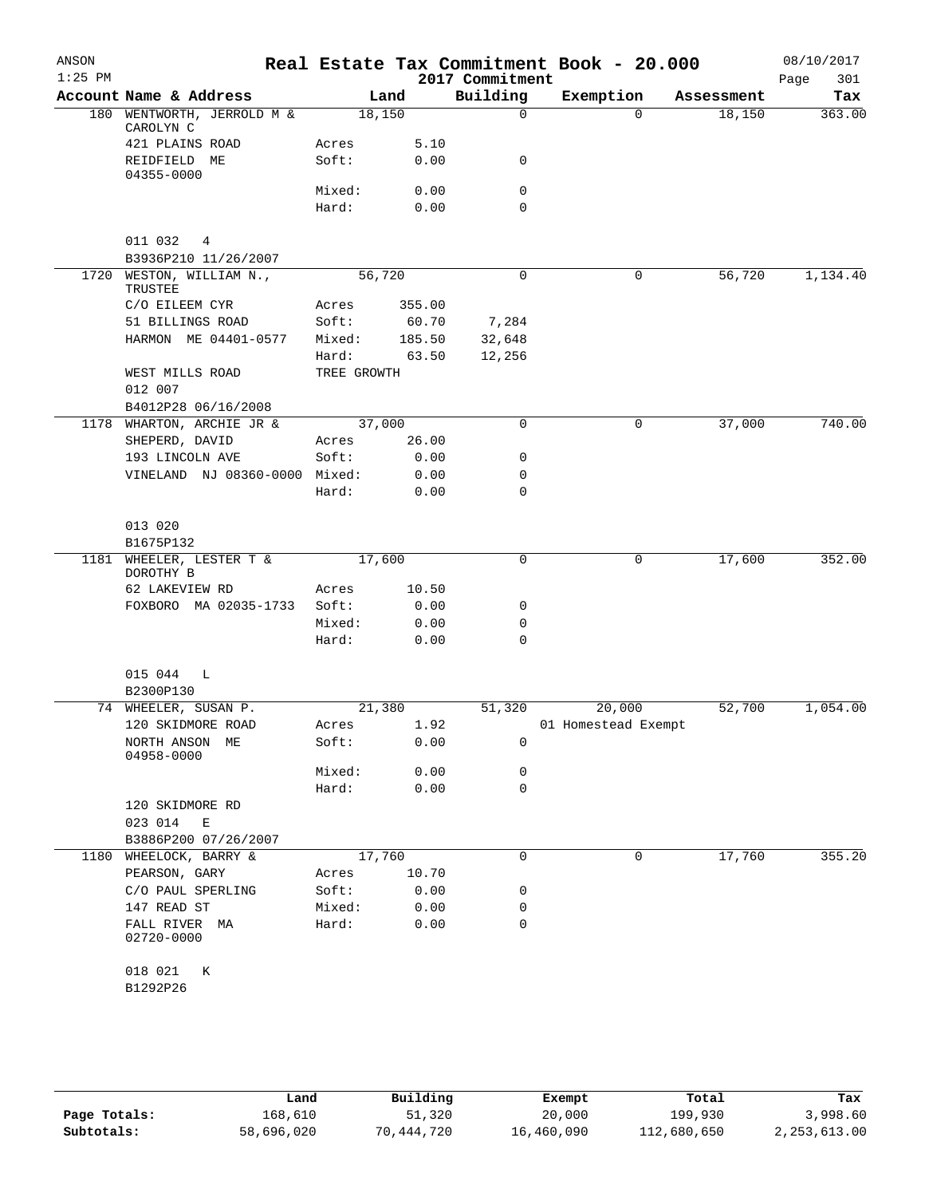ANSON | Real Estate Tax Commitment Book - 20.000 | 08/10/2017

1:25 PM | 2017 Commitment | Page 301

| Account Name & Address | | Land | Building | Exemption | Assessment | Tax |
|---|---|---|---|---|---|---|
| 180 WENTWORTH, JERROLD M & CAROLYN C | | 18,150 | 0 | 0 | 18,150 | 363.00 |
| 421 PLAINS ROAD | Acres | 5.10 | | | | |
| REIDFIELD ME 04355-0000 | Soft: | 0.00 | 0 | | | |
| | Mixed: | 0.00 | 0 | | | |
| | Hard: | 0.00 | 0 | | | |
| 011 032 4 | | | | | | |
| B3936P210 11/26/2007 | | | | | | |
| 1720 WESTON, WILLIAM N., TRUSTEE | | 56,720 | 0 | 0 | 56,720 | 1,134.40 |
| C/O EILEEM CYR | Acres | 355.00 | | | | |
| 51 BILLINGS ROAD | Soft: | 60.70 | 7,284 | | | |
| HARMON ME 04401-0577 | Mixed: | 185.50 | 32,648 | | | |
| | Hard: | 63.50 | 12,256 | | | |
| WEST MILLS ROAD | TREE GROWTH | | | | | |
| 012 007 | | | | | | |
| B4012P28 06/16/2008 | | | | | | |
| 1178 WHARTON, ARCHIE JR & | | 37,000 | 0 | 0 | 37,000 | 740.00 |
| SHEPERD, DAVID | Acres | 26.00 | | | | |
| 193 LINCOLN AVE | Soft: | 0.00 | 0 | | | |
| VINELAND NJ 08360-0000 | Mixed: | 0.00 | 0 | | | |
| | Hard: | 0.00 | 0 | | | |
| 013 020 | | | | | | |
| B1675P132 | | | | | | |
| 1181 WHEELER, LESTER T & DOROTHY B | | 17,600 | 0 | 0 | 17,600 | 352.00 |
| 62 LAKEVIEW RD | Acres | 10.50 | | | | |
| FOXBORO MA 02035-1733 | Soft: | 0.00 | 0 | | | |
| | Mixed: | 0.00 | 0 | | | |
| | Hard: | 0.00 | 0 | | | |
| 015 044 L | | | | | | |
| B2300P130 | | | | | | |
| 74 WHEELER, SUSAN P. | | 21,380 | 51,320 | 20,000 | 52,700 | 1,054.00 |
| 120 SKIDMORE ROAD | Acres | 1.92 | | 01 Homestead Exempt | | |
| NORTH ANSON ME 04958-0000 | Soft: | 0.00 | 0 | | | |
| | Mixed: | 0.00 | 0 | | | |
| | Hard: | 0.00 | 0 | | | |
| 120 SKIDMORE RD | | | | | | |
| 023 014 E | | | | | | |
| B3886P200 07/26/2007 | | | | | | |
| 1180 WHEELOCK, BARRY & | | 17,760 | 0 | 0 | 17,760 | 355.20 |
| PEARSON, GARY | Acres | 10.70 | | | | |
| C/O PAUL SPERLING | Soft: | 0.00 | 0 | | | |
| 147 READ ST | Mixed: | 0.00 | 0 | | | |
| FALL RIVER MA 02720-0000 | Hard: | 0.00 | 0 | | | |
| 018 021 K | | | | | | |
| B1292P26 | | | | | | |

| | Land | Building | Exempt | Total | Tax |
|---|---|---|---|---|---|
| Page Totals: | 168,610 | 51,320 | 20,000 | 199,930 | 3,998.60 |
| Subtotals: | 58,696,020 | 70,444,720 | 16,460,090 | 112,680,650 | 2,253,613.00 |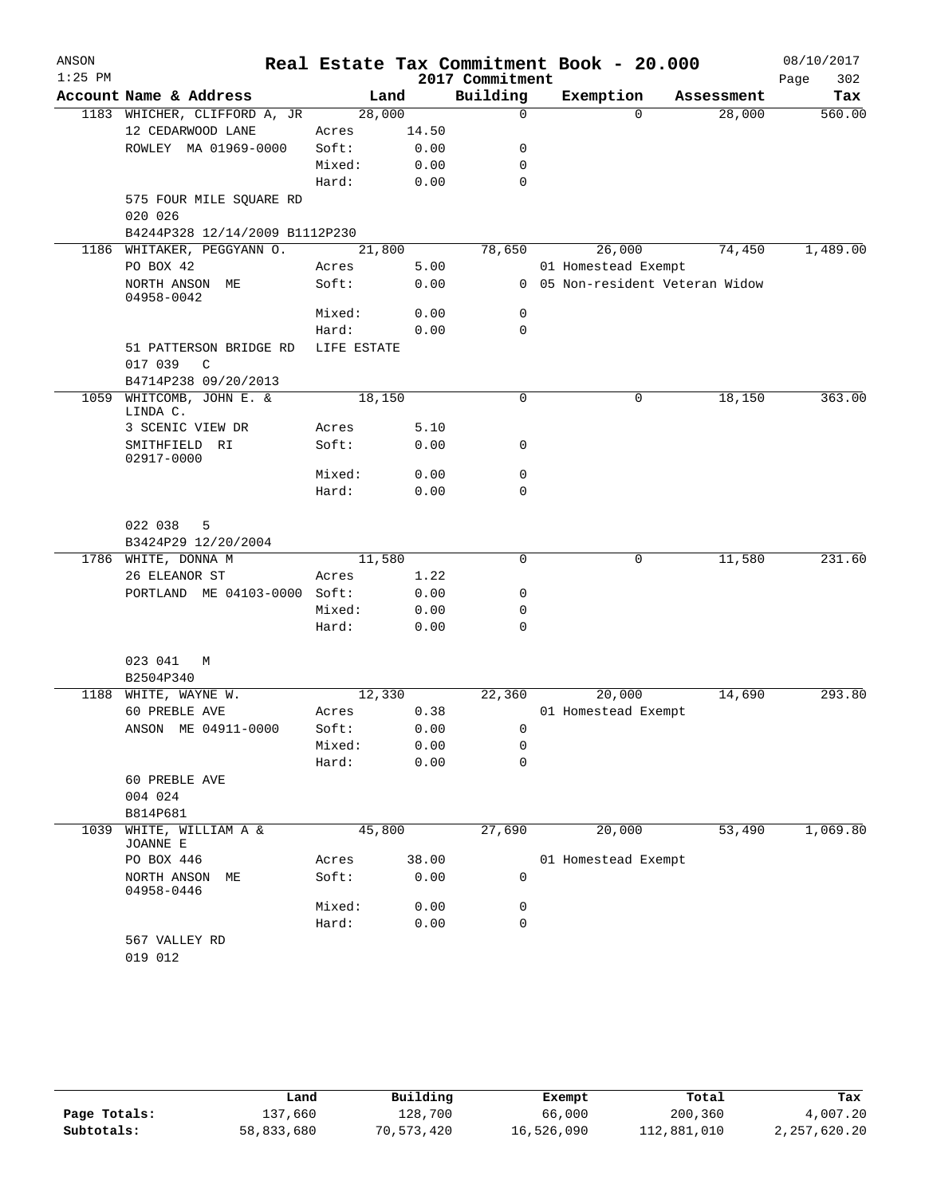ANSON
1:25 PM

# Real Estate Tax Commitment Book - 20.000

2017 Commitment

08/10/2017

| Account | Name & Address | Land | | Building | Exemption | Assessment | Tax |
|---|---|---|---|---|---|---|---|
| 1183 | WHICHER, CLIFFORD A, JR | 28,000 | | 0 | 0 | 28,000 | 560.00 |
| | 12 CEDARWOOD LANE | Acres | 14.50 | | | | |
| | ROWLEY MA 01969-0000 | Soft: | 0.00 | 0 | | | |
| | | Mixed: | 0.00 | 0 | | | |
| | | Hard: | 0.00 | 0 | | | |
| | 575 FOUR MILE SQUARE RD | | | | | | |
| | 020 026 | | | | | | |
| | B4244P328 12/14/2009 B1112P230 | | | | | | |
| 1186 | WHITAKER, PEGGYANN O. | 21,800 | | 78,650 | 26,000 | 74,450 | 1,489.00 |
| | PO BOX 42 | Acres | 5.00 | | 01 Homestead Exempt | | |
| | NORTH ANSON ME 04958-0042 | Soft: | 0.00 | 0 | 05 Non-resident Veteran Widow | | |
| | | Mixed: | 0.00 | 0 | | | |
| | | Hard: | 0.00 | 0 | | | |
| | 51 PATTERSON BRIDGE RD | LIFE ESTATE | | | | | |
| | 017 039 C | | | | | | |
| | B4714P238 09/20/2013 | | | | | | |
| 1059 | WHITCOMB, JOHN E. & LINDA C. | 18,150 | | 0 | 0 | 18,150 | 363.00 |
| | 3 SCENIC VIEW DR | Acres | 5.10 | | | | |
| | SMITHFIELD RI 02917-0000 | Soft: | 0.00 | 0 | | | |
| | | Mixed: | 0.00 | 0 | | | |
| | | Hard: | 0.00 | 0 | | | |
| | 022 038 5 | | | | | | |
| | B3424P29 12/20/2004 | | | | | | |
| 1786 | WHITE, DONNA M | 11,580 | | 0 | 0 | 11,580 | 231.60 |
| | 26 ELEANOR ST | Acres | 1.22 | | | | |
| | PORTLAND ME 04103-0000 | Soft: | 0.00 | 0 | | | |
| | | Mixed: | 0.00 | 0 | | | |
| | | Hard: | 0.00 | 0 | | | |
| | 023 041 M | | | | | | |
| | B2504P340 | | | | | | |
| 1188 | WHITE, WAYNE W. | 12,330 | | 22,360 | 20,000 | 14,690 | 293.80 |
| | 60 PREBLE AVE | Acres | 0.38 | | 01 Homestead Exempt | | |
| | ANSON ME 04911-0000 | Soft: | 0.00 | 0 | | | |
| | | Mixed: | 0.00 | 0 | | | |
| | | Hard: | 0.00 | 0 | | | |
| | 60 PREBLE AVE | | | | | | |
| | 004 024 | | | | | | |
| | B814P681 | | | | | | |
| 1039 | WHITE, WILLIAM A & JOANNE E | 45,800 | | 27,690 | 20,000 | 53,490 | 1,069.80 |
| | PO BOX 446 | Acres | 38.00 | | 01 Homestead Exempt | | |
| | NORTH ANSON ME 04958-0446 | Soft: | 0.00 | 0 | | | |
| | | Mixed: | 0.00 | 0 | | | |
| | | Hard: | 0.00 | 0 | | | |
| | 567 VALLEY RD | | | | | | |
| | 019 012 | | | | | | |

| | Land | Building | Exempt | Total | Tax |
|---|---|---|---|---|---|
| Page Totals: | 137,660 | 128,700 | 66,000 | 200,360 | 4,007.20 |
| Subtotals: | 58,833,680 | 70,573,420 | 16,526,090 | 112,881,010 | 2,257,620.20 |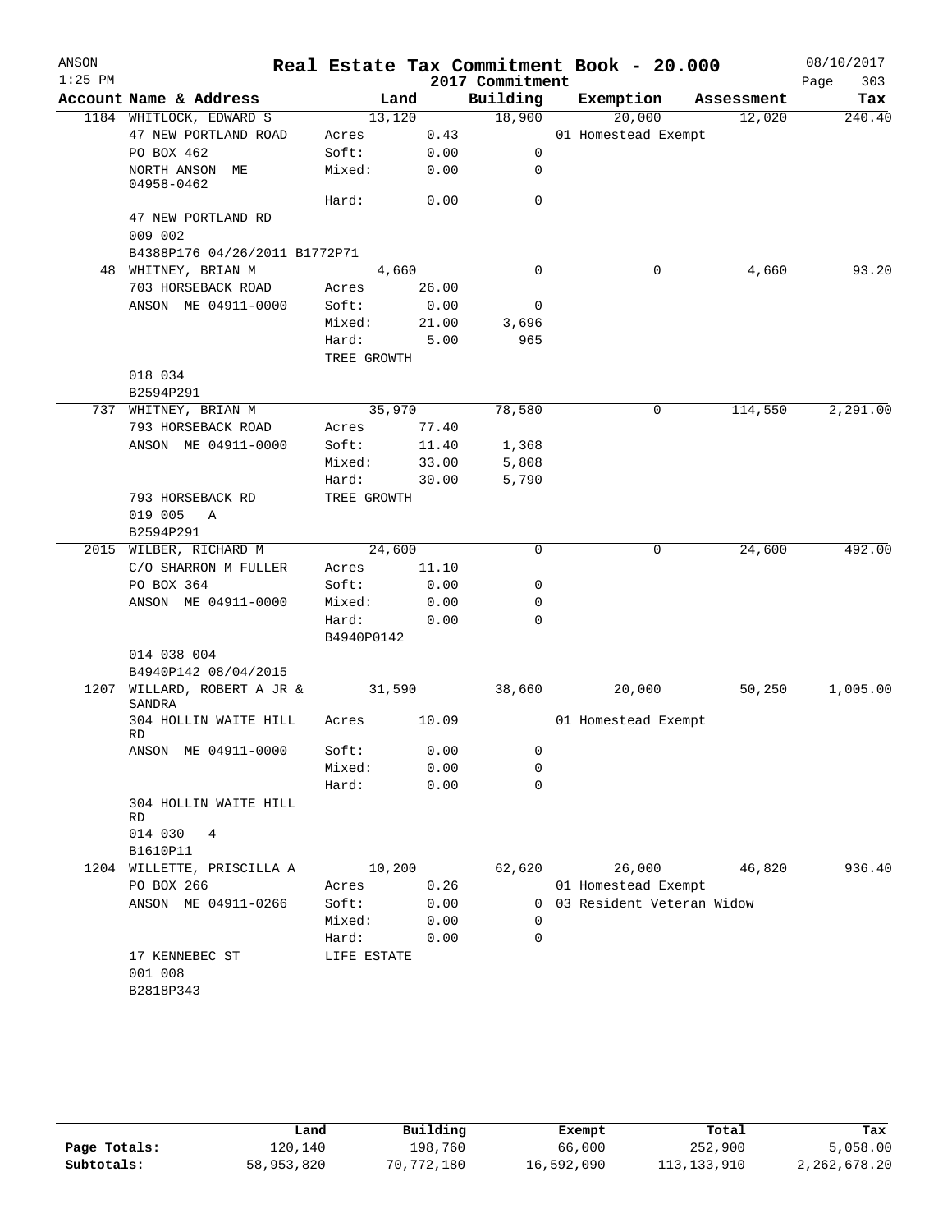# Real Estate Tax Commitment Book - 20.000

ANSON 1:25 PM — 2017 Commitment — 08/10/2017

| Account | Name & Address | Land | | Building | Exemption | Assessment | Tax |
|---|---|---|---|---|---|---|---|
| 1184 | WHITLOCK, EDWARD S | 13,120 | | 18,900 | 20,000 | 12,020 | 240.40 |
| | 47 NEW PORTLAND ROAD | Acres | 0.43 | | 01 Homestead Exempt | | |
| | PO BOX 462 | Soft: | 0.00 | 0 | | | |
| | NORTH ANSON ME 04958-0462 | Mixed: | 0.00 | 0 | | | |
| | | Hard: | 0.00 | 0 | | | |
| | 47 NEW PORTLAND RD | | | | | | |
| | 009 002 | | | | | | |
| | B4388P176 04/26/2011 B1772P71 | | | | | | |
| 48 | WHITNEY, BRIAN M | 4,660 | | 0 | 0 | 4,660 | 93.20 |
| | 703 HORSEBACK ROAD | Acres | 26.00 | | | | |
| | ANSON ME 04911-0000 | Soft: | 0.00 | 0 | | | |
| | | Mixed: | 21.00 | 3,696 | | | |
| | | Hard: | 5.00 | 965 | | | |
| | | TREE GROWTH | | | | | |
| | 018 034 | | | | | | |
| | B2594P291 | | | | | | |
| 737 | WHITNEY, BRIAN M | 35,970 | | 78,580 | 0 | 114,550 | 2,291.00 |
| | 793 HORSEBACK ROAD | Acres | 77.40 | | | | |
| | ANSON ME 04911-0000 | Soft: | 11.40 | 1,368 | | | |
| | | Mixed: | 33.00 | 5,808 | | | |
| | | Hard: | 30.00 | 5,790 | | | |
| | 793 HORSEBACK RD | TREE GROWTH | | | | | |
| | 019 005 A | | | | | | |
| | B2594P291 | | | | | | |
| 2015 | WILBER, RICHARD M | 24,600 | | 0 | 0 | 24,600 | 492.00 |
| | C/O SHARRON M FULLER | Acres | 11.10 | | | | |
| | PO BOX 364 | Soft: | 0.00 | 0 | | | |
| | ANSON ME 04911-0000 | Mixed: | 0.00 | 0 | | | |
| | | Hard: | 0.00 | 0 | | | |
| | | B4940P0142 | | | | | |
| | 014 038 004 | | | | | | |
| | B4940P142 08/04/2015 | | | | | | |
| 1207 | WILLARD, ROBERT A JR & SANDRA | 31,590 | | 38,660 | 20,000 | 50,250 | 1,005.00 |
| | 304 HOLLIN WAITE HILL RD | Acres | 10.09 | | 01 Homestead Exempt | | |
| | ANSON ME 04911-0000 | Soft: | 0.00 | 0 | | | |
| | | Mixed: | 0.00 | 0 | | | |
| | | Hard: | 0.00 | 0 | | | |
| | 304 HOLLIN WAITE HILL RD | | | | | | |
| | 014 030 4 | | | | | | |
| | B1610P11 | | | | | | |
| 1204 | WILLETTE, PRISCILLA A | 10,200 | | 62,620 | 26,000 | 46,820 | 936.40 |
| | PO BOX 266 | Acres | 0.26 | | 01 Homestead Exempt | | |
| | ANSON ME 04911-0266 | Soft: | 0.00 | 0 | 03 Resident Veteran Widow | | |
| | | Mixed: | 0.00 | 0 | | | |
| | | Hard: | 0.00 | 0 | | | |
| | 17 KENNEBEC ST | LIFE ESTATE | | | | | |
| | 001 008 | | | | | | |
| | B2818P343 | | | | | | |

| | Land | Building | Exempt | Total | Tax |
|---|---|---|---|---|---|
| Page Totals: | 120,140 | 198,760 | 66,000 | 252,900 | 5,058.00 |
| Subtotals: | 58,953,820 | 70,772,180 | 16,592,090 | 113,133,910 | 2,262,678.20 |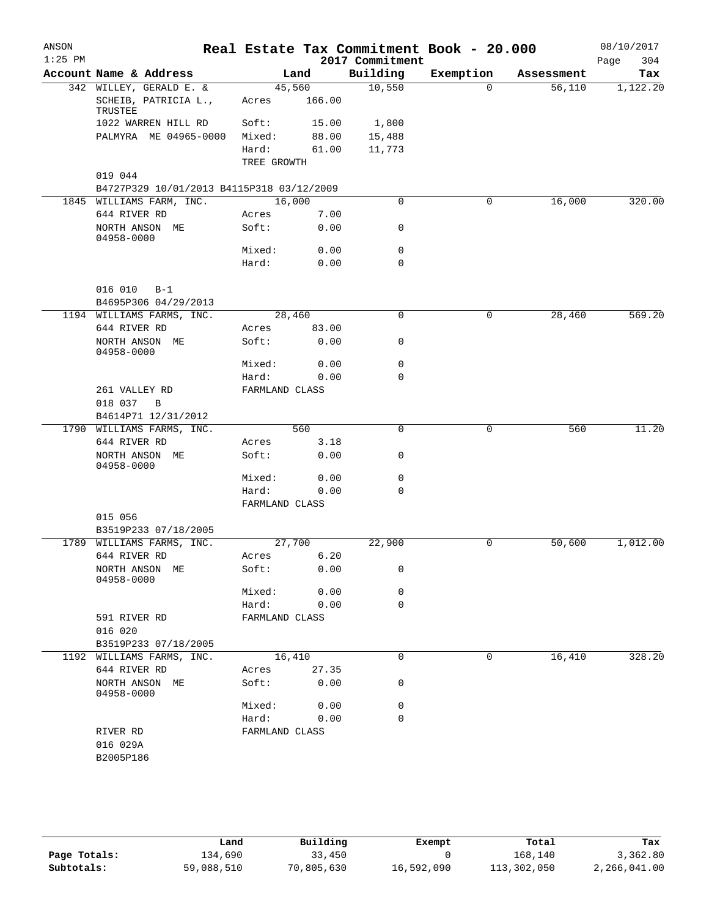ANSON 1:25 PM

# Real Estate Tax Commitment Book - 20.000

2017 Commitment

08/10/2017

| Account Name & Address | Land | | Building | Exemption | Assessment | Tax |
|---|---|---|---|---|---|---|
| 342 WILLEY, GERALD E. & | 45,560 | | 10,550 | 0 | 56,110 | 1,122.20 |
| SCHEIB, PATRICIA L., TRUSTEE | Acres | 166.00 | | | | |
| 1022 WARREN HILL RD | Soft: | 15.00 | 1,800 | | | |
| PALMYRA ME 04965-0000 | Mixed: | 88.00 | 15,488 | | | |
| | Hard: | 61.00 | 11,773 | | | |
| | TREE GROWTH | | | | | |
| 019 044 | | | | | | |
| B4727P329 10/01/2013 B4115P318 03/12/2009 | | | | | | |
| 1845 WILLIAMS FARM, INC. | 16,000 | | 0 | 0 | 16,000 | 320.00 |
| 644 RIVER RD | Acres | 7.00 | | | | |
| NORTH ANSON ME 04958-0000 | Soft: | 0.00 | 0 | | | |
| | Mixed: | 0.00 | 0 | | | |
| | Hard: | 0.00 | 0 | | | |
| 016 010 B-1 | | | | | | |
| B4695P306 04/29/2013 | | | | | | |
| 1194 WILLIAMS FARMS, INC. | 28,460 | | 0 | 0 | 28,460 | 569.20 |
| 644 RIVER RD | Acres | 83.00 | | | | |
| NORTH ANSON ME 04958-0000 | Soft: | 0.00 | 0 | | | |
| | Mixed: | 0.00 | 0 | | | |
| | Hard: | 0.00 | 0 | | | |
| 261 VALLEY RD | FARMLAND CLASS | | | | | |
| 018 037 B | | | | | | |
| B4614P71 12/31/2012 | | | | | | |
| 1790 WILLIAMS FARMS, INC. | 560 | | 0 | 0 | 560 | 11.20 |
| 644 RIVER RD | Acres | 3.18 | | | | |
| NORTH ANSON ME 04958-0000 | Soft: | 0.00 | 0 | | | |
| | Mixed: | 0.00 | 0 | | | |
| | Hard: | 0.00 | 0 | | | |
| | FARMLAND CLASS | | | | | |
| 015 056 | | | | | | |
| B3519P233 07/18/2005 | | | | | | |
| 1789 WILLIAMS FARMS, INC. | 27,700 | | 22,900 | 0 | 50,600 | 1,012.00 |
| 644 RIVER RD | Acres | 6.20 | | | | |
| NORTH ANSON ME 04958-0000 | Soft: | 0.00 | 0 | | | |
| | Mixed: | 0.00 | 0 | | | |
| | Hard: | 0.00 | 0 | | | |
| 591 RIVER RD | FARMLAND CLASS | | | | | |
| 016 020 | | | | | | |
| B3519P233 07/18/2005 | | | | | | |
| 1192 WILLIAMS FARMS, INC. | 16,410 | | 0 | 0 | 16,410 | 328.20 |
| 644 RIVER RD | Acres | 27.35 | | | | |
| NORTH ANSON ME 04958-0000 | Soft: | 0.00 | 0 | | | |
| | Mixed: | 0.00 | 0 | | | |
| | Hard: | 0.00 | 0 | | | |
| RIVER RD | FARMLAND CLASS | | | | | |
| 016 029A | | | | | | |
| B2005P186 | | | | | | |

| | Land | Building | Exempt | Total | Tax |
|---|---|---|---|---|---|
| Page Totals: | 134,690 | 33,450 | 0 | 168,140 | 3,362.80 |
| Subtotals: | 59,088,510 | 70,805,630 | 16,592,090 | 113,302,050 | 2,266,041.00 |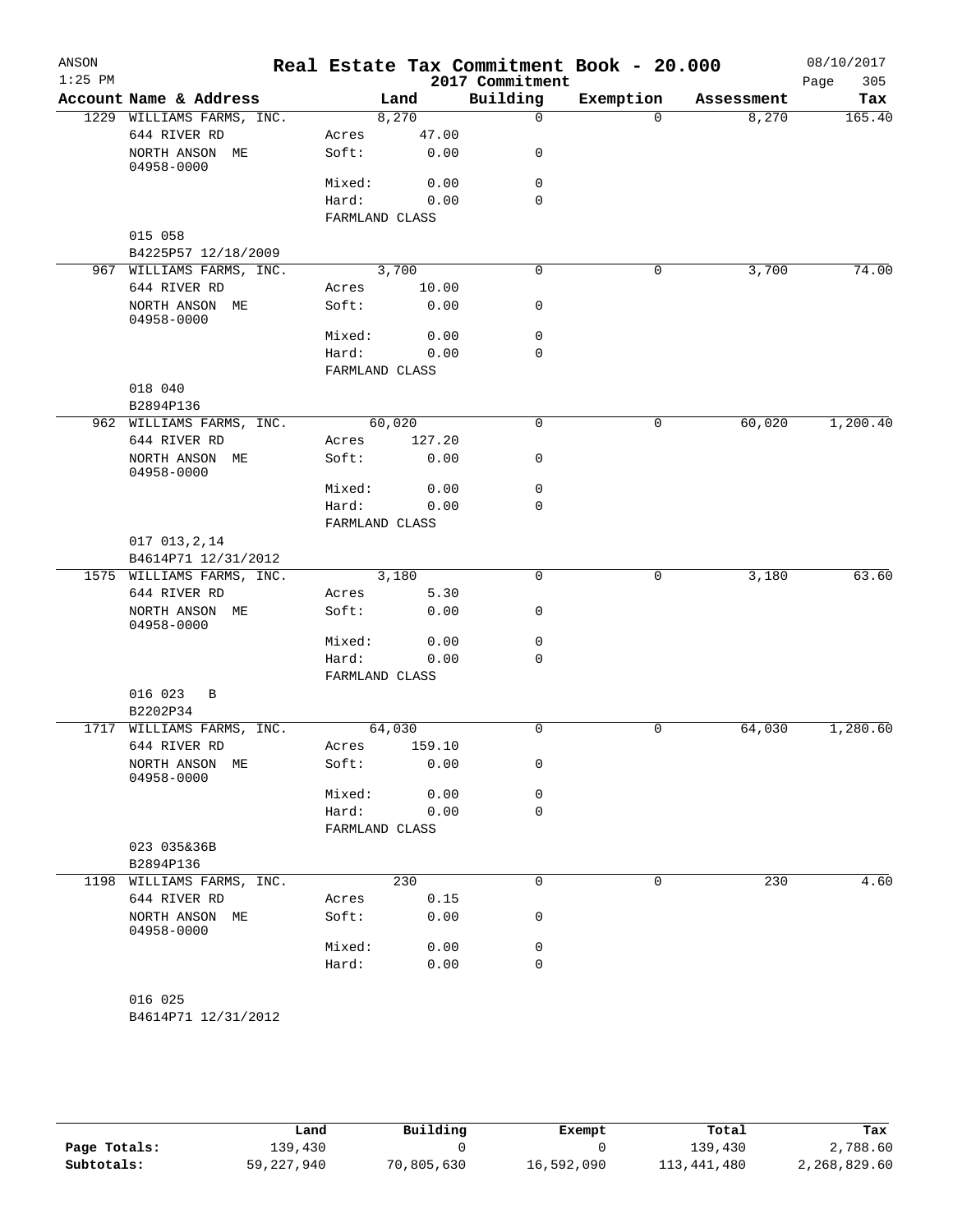# Real Estate Tax Commitment Book - 20.000

ANSON
1:25 PM

2017 Commitment

08/10/2017

| Account Name & Address | Land | | Building | Exemption | Assessment | Tax |
|---|---|---|---|---|---|---|
| 1229 WILLIAMS FARMS, INC. | | 8,270 | 0 | 0 | 8,270 | 165.40 |
| 644 RIVER RD | Acres | 47.00 | | | | |
| NORTH ANSON ME 04958-0000 | Soft: | 0.00 | 0 | | | |
| | Mixed: | 0.00 | 0 | | | |
| | Hard: | 0.00 | 0 | | | |
| | FARMLAND CLASS | | | | | |
| 015 058 | | | | | | |
| B4225P57 12/18/2009 | | | | | | |
| 967 WILLIAMS FARMS, INC. | | 3,700 | 0 | 0 | 3,700 | 74.00 |
| 644 RIVER RD | Acres | 10.00 | | | | |
| NORTH ANSON ME 04958-0000 | Soft: | 0.00 | 0 | | | |
| | Mixed: | 0.00 | 0 | | | |
| | Hard: | 0.00 | 0 | | | |
| | FARMLAND CLASS | | | | | |
| 018 040 | | | | | | |
| B2894P136 | | | | | | |
| 962 WILLIAMS FARMS, INC. | | 60,020 | 0 | 0 | 60,020 | 1,200.40 |
| 644 RIVER RD | Acres | 127.20 | | | | |
| NORTH ANSON ME 04958-0000 | Soft: | 0.00 | 0 | | | |
| | Mixed: | 0.00 | 0 | | | |
| | Hard: | 0.00 | 0 | | | |
| | FARMLAND CLASS | | | | | |
| 017 013,2,14 | | | | | | |
| B4614P71 12/31/2012 | | | | | | |
| 1575 WILLIAMS FARMS, INC. | | 3,180 | 0 | 0 | 3,180 | 63.60 |
| 644 RIVER RD | Acres | 5.30 | | | | |
| NORTH ANSON ME 04958-0000 | Soft: | 0.00 | 0 | | | |
| | Mixed: | 0.00 | 0 | | | |
| | Hard: | 0.00 | 0 | | | |
| | FARMLAND CLASS | | | | | |
| 016 023 B | | | | | | |
| B2202P34 | | | | | | |
| 1717 WILLIAMS FARMS, INC. | | 64,030 | 0 | 0 | 64,030 | 1,280.60 |
| 644 RIVER RD | Acres | 159.10 | | | | |
| NORTH ANSON ME 04958-0000 | Soft: | 0.00 | 0 | | | |
| | Mixed: | 0.00 | 0 | | | |
| | Hard: | 0.00 | 0 | | | |
| | FARMLAND CLASS | | | | | |
| 023 035&36B | | | | | | |
| B2894P136 | | | | | | |
| 1198 WILLIAMS FARMS, INC. | | 230 | 0 | 0 | 230 | 4.60 |
| 644 RIVER RD | Acres | 0.15 | | | | |
| NORTH ANSON ME 04958-0000 | Soft: | 0.00 | 0 | | | |
| | Mixed: | 0.00 | 0 | | | |
| | Hard: | 0.00 | 0 | | | |
| 016 025 | | | | | | |
| B4614P71 12/31/2012 | | | | | | |

| | Land | Building | Exempt | Total | Tax |
|---|---|---|---|---|---|
| Page Totals: | 139,430 | 0 | 0 | 139,430 | 2,788.60 |
| Subtotals: | 59,227,940 | 70,805,630 | 16,592,090 | 113,441,480 | 2,268,829.60 |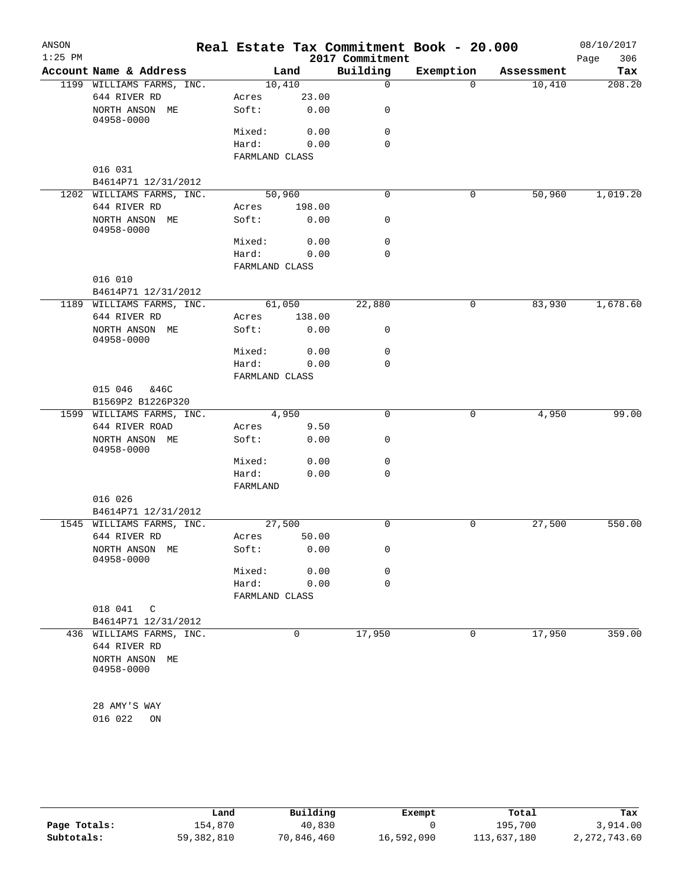# Real Estate Tax Commitment Book - 20.000

ANSON 1:25 PM — 2017 Commitment — 08/10/2017

| Account Name & Address | Land | | Building | Exemption | Assessment | Tax |
|---|---|---|---|---|---|---|
| 1199 WILLIAMS FARMS, INC. | 10,410 | | 0 | 0 | 10,410 | 208.20 |
| 644 RIVER RD | Acres | 23.00 | | | | |
| NORTH ANSON ME 04958-0000 | Soft: | 0.00 | 0 | | | |
| | Mixed: | 0.00 | 0 | | | |
| | Hard: | 0.00 | 0 | | | |
| | FARMLAND CLASS | | | | | |
| 016 031 | | | | | | |
| B4614P71 12/31/2012 | | | | | | |
| 1202 WILLIAMS FARMS, INC. | 50,960 | | 0 | 0 | 50,960 | 1,019.20 |
| 644 RIVER RD | Acres | 198.00 | | | | |
| NORTH ANSON ME 04958-0000 | Soft: | 0.00 | 0 | | | |
| | Mixed: | 0.00 | 0 | | | |
| | Hard: | 0.00 | 0 | | | |
| | FARMLAND CLASS | | | | | |
| 016 010 | | | | | | |
| B4614P71 12/31/2012 | | | | | | |
| 1189 WILLIAMS FARMS, INC. | 61,050 | | 22,880 | 0 | 83,930 | 1,678.60 |
| 644 RIVER RD | Acres | 138.00 | | | | |
| NORTH ANSON ME 04958-0000 | Soft: | 0.00 | 0 | | | |
| | Mixed: | 0.00 | 0 | | | |
| | Hard: | 0.00 | 0 | | | |
| | FARMLAND CLASS | | | | | |
| 015 046 &46C | | | | | | |
| B1569P2 B1226P320 | | | | | | |
| 1599 WILLIAMS FARMS, INC. | 4,950 | | 0 | 0 | 4,950 | 99.00 |
| 644 RIVER ROAD | Acres | 9.50 | | | | |
| NORTH ANSON ME 04958-0000 | Soft: | 0.00 | 0 | | | |
| | Mixed: | 0.00 | 0 | | | |
| | Hard: | 0.00 | 0 | | | |
| | FARMLAND | | | | | |
| 016 026 | | | | | | |
| B4614P71 12/31/2012 | | | | | | |
| 1545 WILLIAMS FARMS, INC. | 27,500 | | 0 | 0 | 27,500 | 550.00 |
| 644 RIVER RD | Acres | 50.00 | | | | |
| NORTH ANSON ME 04958-0000 | Soft: | 0.00 | 0 | | | |
| | Mixed: | 0.00 | 0 | | | |
| | Hard: | 0.00 | 0 | | | |
| | FARMLAND CLASS | | | | | |
| 018 041 C | | | | | | |
| B4614P71 12/31/2012 | | | | | | |
| 436 WILLIAMS FARMS, INC. | 0 | | 17,950 | 0 | 17,950 | 359.00 |
| 644 RIVER RD | | | | | | |
| NORTH ANSON ME 04958-0000 | | | | | | |
| 28 AMY'S WAY | | | | | | |
| 016 022 ON | | | | | | |

| | Land | Building | Exempt | Total | Tax |
|---|---|---|---|---|---|
| Page Totals: | 154,870 | 40,830 | 0 | 195,700 | 3,914.00 |
| Subtotals: | 59,382,810 | 70,846,460 | 16,592,090 | 113,637,180 | 2,272,743.60 |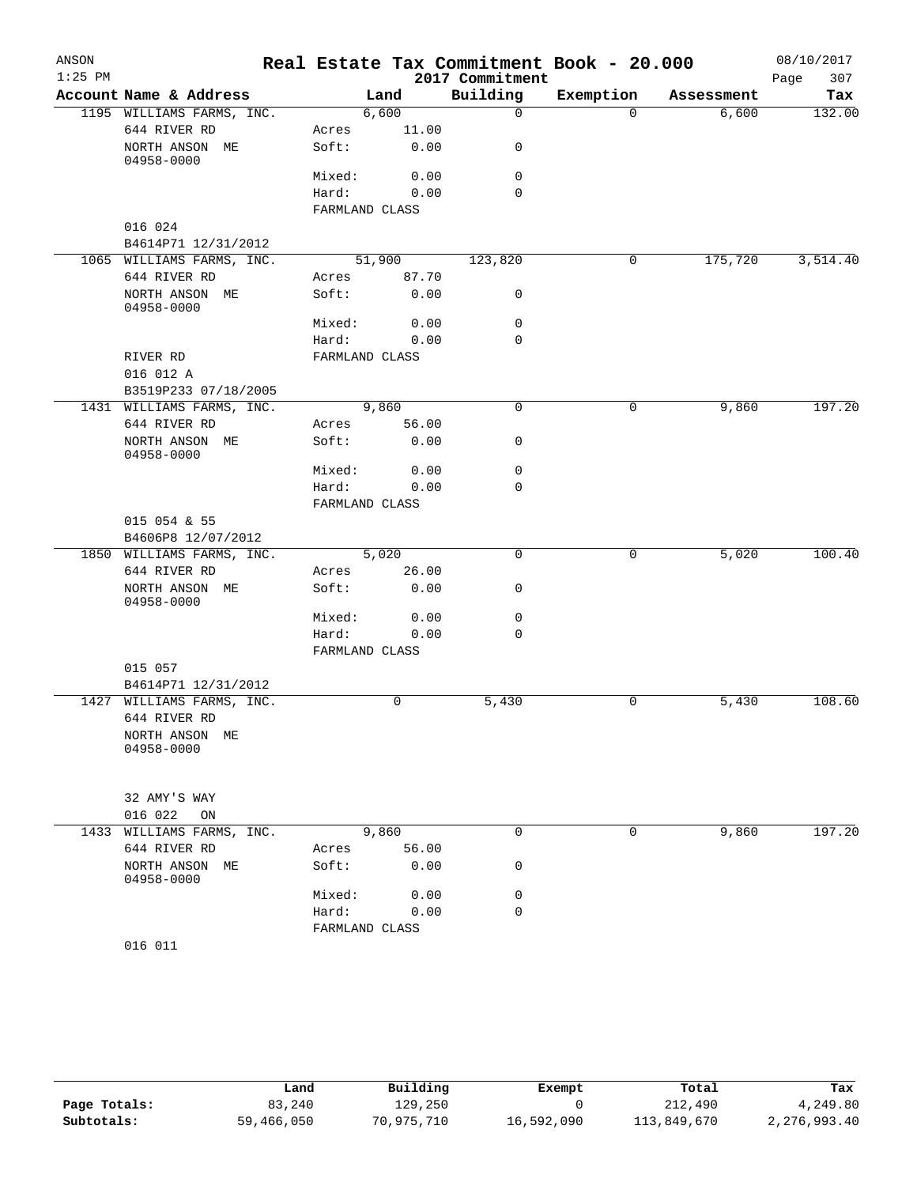ANSON 1:25 PM

# Real Estate Tax Commitment Book - 20.000
## 2017 Commitment

08/10/2017

| Account Name & Address | Land | | Building | Exemption | Assessment | Tax |
|---|---|---|---|---|---|---|
| 1195 WILLIAMS FARMS, INC. | 6,600 | | 0 | 0 | 6,600 | 132.00 |
| 644 RIVER RD | Acres | 11.00 | | | | |
| NORTH ANSON ME 04958-0000 | Soft: | 0.00 | 0 | | | |
| | Mixed: | 0.00 | 0 | | | |
| | Hard: | 0.00 | 0 | | | |
| | FARMLAND CLASS | | | | | |
| 016 024 | | | | | | |
| B4614P71 12/31/2012 | | | | | | |
| 1065 WILLIAMS FARMS, INC. | 51,900 | | 123,820 | 0 | 175,720 | 3,514.40 |
| 644 RIVER RD | Acres | 87.70 | | | | |
| NORTH ANSON ME 04958-0000 | Soft: | 0.00 | 0 | | | |
| | Mixed: | 0.00 | 0 | | | |
| | Hard: | 0.00 | 0 | | | |
| RIVER RD | FARMLAND CLASS | | | | | |
| 016 012 A | | | | | | |
| B3519P233 07/18/2005 | | | | | | |
| 1431 WILLIAMS FARMS, INC. | 9,860 | | 0 | 0 | 9,860 | 197.20 |
| 644 RIVER RD | Acres | 56.00 | | | | |
| NORTH ANSON ME 04958-0000 | Soft: | 0.00 | 0 | | | |
| | Mixed: | 0.00 | 0 | | | |
| | Hard: | 0.00 | 0 | | | |
| | FARMLAND CLASS | | | | | |
| 015 054 & 55 | | | | | | |
| B4606P8 12/07/2012 | | | | | | |
| 1850 WILLIAMS FARMS, INC. | 5,020 | | 0 | 0 | 5,020 | 100.40 |
| 644 RIVER RD | Acres | 26.00 | | | | |
| NORTH ANSON ME 04958-0000 | Soft: | 0.00 | 0 | | | |
| | Mixed: | 0.00 | 0 | | | |
| | Hard: | 0.00 | 0 | | | |
| | FARMLAND CLASS | | | | | |
| 015 057 | | | | | | |
| B4614P71 12/31/2012 | | | | | | |
| 1427 WILLIAMS FARMS, INC. | 0 | | 5,430 | 0 | 5,430 | 108.60 |
| 644 RIVER RD | | | | | | |
| NORTH ANSON ME 04958-0000 | | | | | | |
| 32 AMY'S WAY | | | | | | |
| 016 022 ON | | | | | | |
| 1433 WILLIAMS FARMS, INC. | 9,860 | | 0 | 0 | 9,860 | 197.20 |
| 644 RIVER RD | Acres | 56.00 | | | | |
| NORTH ANSON ME 04958-0000 | Soft: | 0.00 | 0 | | | |
| | Mixed: | 0.00 | 0 | | | |
| | Hard: | 0.00 | 0 | | | |
| | FARMLAND CLASS | | | | | |
| 016 011 | | | | | | |

| | Land | Building | Exempt | Total | Tax |
|---|---|---|---|---|---|
| Page Totals: | 83,240 | 129,250 | 0 | 212,490 | 4,249.80 |
| Subtotals: | 59,466,050 | 70,975,710 | 16,592,090 | 113,849,670 | 2,276,993.40 |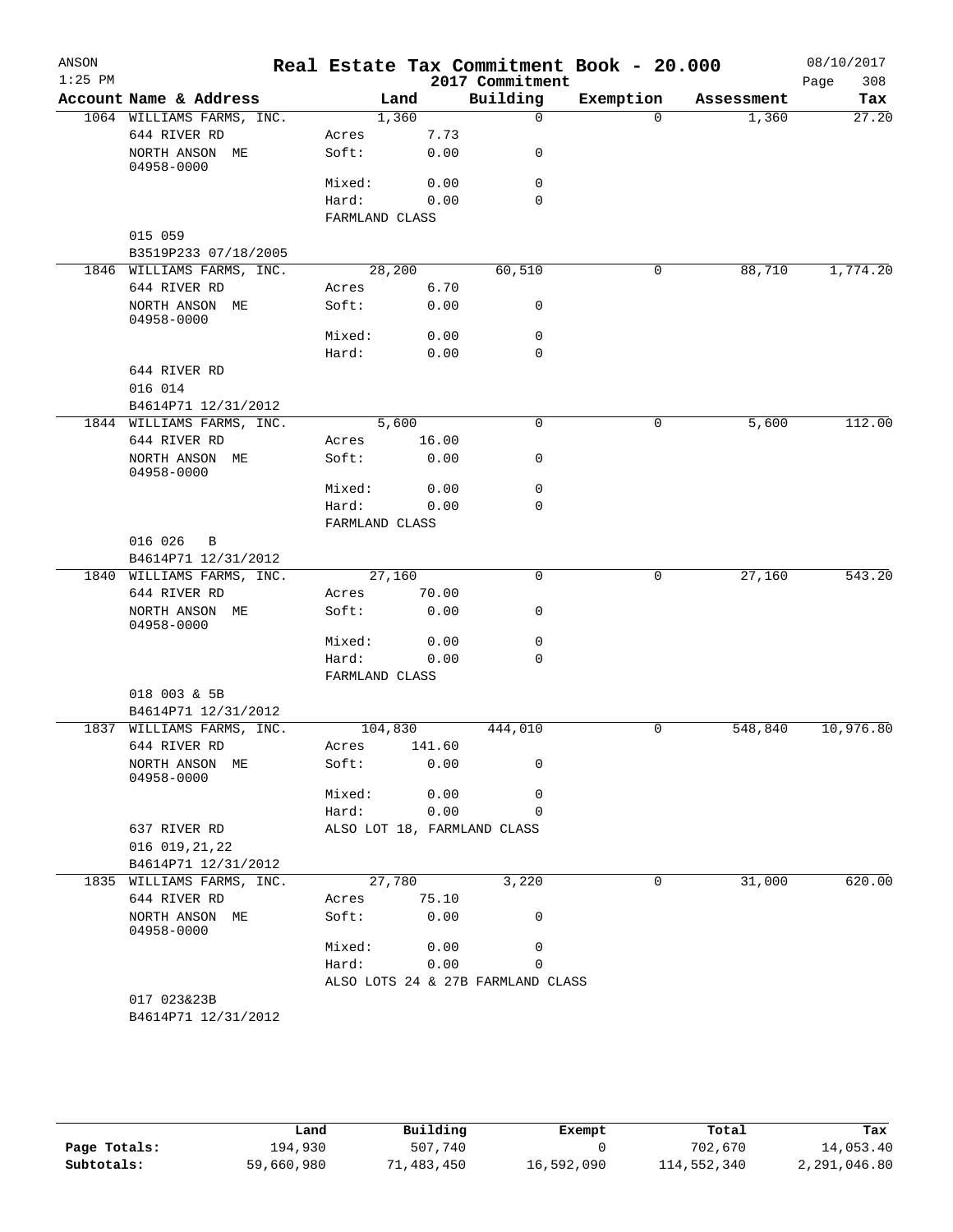# Real Estate Tax Commitment Book - 20.000

ANSON 1:25 PM — 2017 Commitment — 08/10/2017

| Account Name & Address | Land | | Building | Exemption | Assessment | Tax |
|---|---|---|---|---|---|---|
| 1064 WILLIAMS FARMS, INC. | 1,360 | | 0 | 0 | 1,360 | 27.20 |
| 644 RIVER RD | Acres | 7.73 | | | | |
| NORTH ANSON ME 04958-0000 | Soft: | 0.00 | 0 | | | |
| | Mixed: | 0.00 | 0 | | | |
| | Hard: | 0.00 | 0 | | | |
| | FARMLAND CLASS | | | | | |
| 015 059 | | | | | | |
| B3519P233 07/18/2005 | | | | | | |
| 1846 WILLIAMS FARMS, INC. | 28,200 | | 60,510 | 0 | 88,710 | 1,774.20 |
| 644 RIVER RD | Acres | 6.70 | | | | |
| NORTH ANSON ME 04958-0000 | Soft: | 0.00 | 0 | | | |
| | Mixed: | 0.00 | 0 | | | |
| | Hard: | 0.00 | 0 | | | |
| 644 RIVER RD | | | | | | |
| 016 014 | | | | | | |
| B4614P71 12/31/2012 | | | | | | |
| 1844 WILLIAMS FARMS, INC. | 5,600 | | 0 | 0 | 5,600 | 112.00 |
| 644 RIVER RD | Acres | 16.00 | | | | |
| NORTH ANSON ME 04958-0000 | Soft: | 0.00 | 0 | | | |
| | Mixed: | 0.00 | 0 | | | |
| | Hard: | 0.00 | 0 | | | |
| | FARMLAND CLASS | | | | | |
| 016 026 B | | | | | | |
| B4614P71 12/31/2012 | | | | | | |
| 1840 WILLIAMS FARMS, INC. | 27,160 | | 0 | 0 | 27,160 | 543.20 |
| 644 RIVER RD | Acres | 70.00 | | | | |
| NORTH ANSON ME 04958-0000 | Soft: | 0.00 | 0 | | | |
| | Mixed: | 0.00 | 0 | | | |
| | Hard: | 0.00 | 0 | | | |
| | FARMLAND CLASS | | | | | |
| 018 003 & 5B | | | | | | |
| B4614P71 12/31/2012 | | | | | | |
| 1837 WILLIAMS FARMS, INC. | 104,830 | | 444,010 | 0 | 548,840 | 10,976.80 |
| 644 RIVER RD | Acres | 141.60 | | | | |
| NORTH ANSON ME 04958-0000 | Soft: | 0.00 | 0 | | | |
| | Mixed: | 0.00 | 0 | | | |
| | Hard: | 0.00 | 0 | | | |
| 637 RIVER RD | ALSO LOT 18, FARMLAND CLASS | | | | | |
| 016 019,21,22 | | | | | | |
| B4614P71 12/31/2012 | | | | | | |
| 1835 WILLIAMS FARMS, INC. | 27,780 | | 3,220 | 0 | 31,000 | 620.00 |
| 644 RIVER RD | Acres | 75.10 | | | | |
| NORTH ANSON ME 04958-0000 | Soft: | 0.00 | 0 | | | |
| | Mixed: | 0.00 | 0 | | | |
| | Hard: | 0.00 | 0 | | | |
| | ALSO LOTS 24 & 27B FARMLAND CLASS | | | | | |
| 017 023&23B | | | | | | |
| B4614P71 12/31/2012 | | | | | | |

| | Land | Building | Exempt | Total | Tax |
|---|---|---|---|---|---|
| Page Totals: | 194,930 | 507,740 | 0 | 702,670 | 14,053.40 |
| Subtotals: | 59,660,980 | 71,483,450 | 16,592,090 | 114,552,340 | 2,291,046.80 |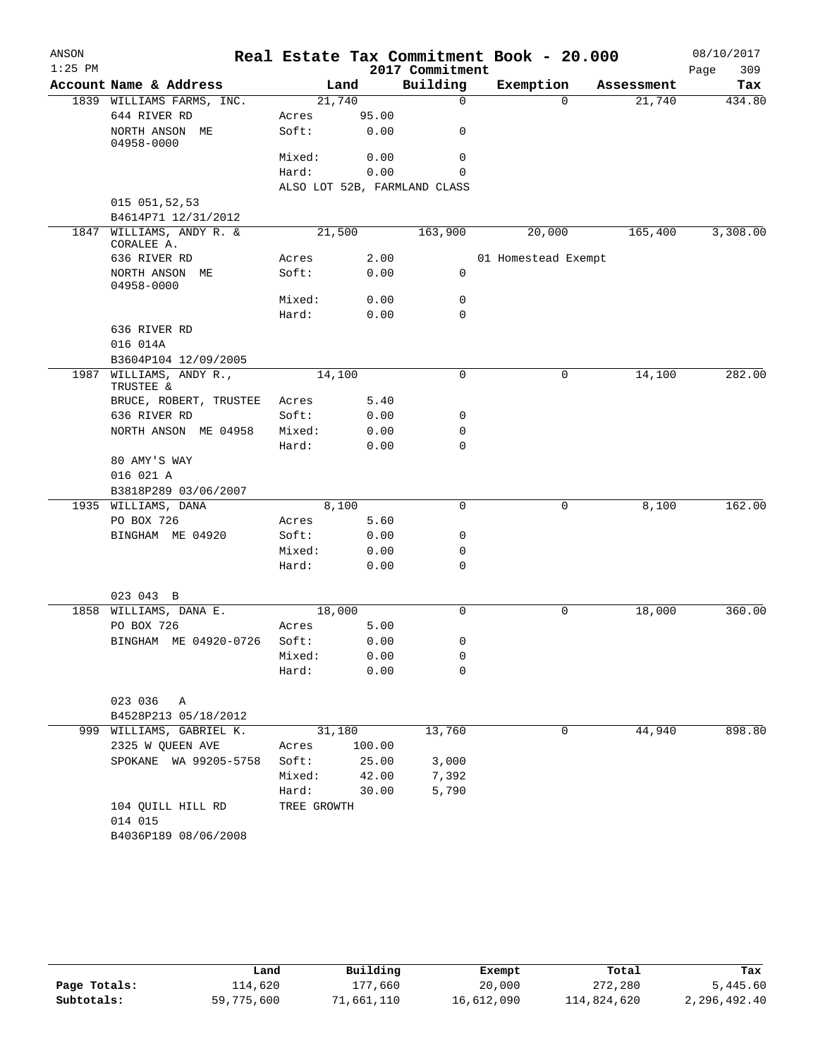# Real Estate Tax Commitment Book - 20.000

ANSON — 2017 Commitment — 08/10/2017

| Account Name & Address | Land | | Building | Exemption | Assessment | Tax |
|---|---|---|---|---|---|---|
| 1839 WILLIAMS FARMS, INC. | 21,740 | | 0 | 0 | 21,740 | 434.80 |
| 644 RIVER RD | Acres | 95.00 | | | | |
| NORTH ANSON ME 04958-0000 | Soft: | 0.00 | 0 | | | |
| | Mixed: | 0.00 | 0 | | | |
| | Hard: | 0.00 | 0 | | | |
| | ALSO LOT 52B, FARMLAND CLASS | | | | | |
| 015 051,52,53 | | | | | | |
| B4614P71 12/31/2012 | | | | | | |
| 1847 WILLIAMS, ANDY R. & CORALEE A. | 21,500 | | 163,900 | 20,000 | 165,400 | 3,308.00 |
| 636 RIVER RD | Acres | 2.00 | | 01 Homestead Exempt | | |
| NORTH ANSON ME 04958-0000 | Soft: | 0.00 | 0 | | | |
| | Mixed: | 0.00 | 0 | | | |
| | Hard: | 0.00 | 0 | | | |
| 636 RIVER RD | | | | | | |
| 016 014A | | | | | | |
| B3604P104 12/09/2005 | | | | | | |
| 1987 WILLIAMS, ANDY R., TRUSTEE & | 14,100 | | 0 | 0 | 14,100 | 282.00 |
| BRUCE, ROBERT, TRUSTEE | Acres | 5.40 | | | | |
| 636 RIVER RD | Soft: | 0.00 | 0 | | | |
| NORTH ANSON ME 04958 | Mixed: | 0.00 | 0 | | | |
| | Hard: | 0.00 | 0 | | | |
| 80 AMY'S WAY | | | | | | |
| 016 021 A | | | | | | |
| B3818P289 03/06/2007 | | | | | | |
| 1935 WILLIAMS, DANA | 8,100 | | 0 | 0 | 8,100 | 162.00 |
| PO BOX 726 | Acres | 5.60 | | | | |
| BINGHAM ME 04920 | Soft: | 0.00 | 0 | | | |
| | Mixed: | 0.00 | 0 | | | |
| | Hard: | 0.00 | 0 | | | |
| 023 043 B | | | | | | |
| 1858 WILLIAMS, DANA E. | 18,000 | | 0 | 0 | 18,000 | 360.00 |
| PO BOX 726 | Acres | 5.00 | | | | |
| BINGHAM ME 04920-0726 | Soft: | 0.00 | 0 | | | |
| | Mixed: | 0.00 | 0 | | | |
| | Hard: | 0.00 | 0 | | | |
| 023 036 A | | | | | | |
| B4528P213 05/18/2012 | | | | | | |
| 999 WILLIAMS, GABRIEL K. | 31,180 | | 13,760 | 0 | 44,940 | 898.80 |
| 2325 W QUEEN AVE | Acres | 100.00 | | | | |
| SPOKANE WA 99205-5758 | Soft: | 25.00 | 3,000 | | | |
| | Mixed: | 42.00 | 7,392 | | | |
| | Hard: | 30.00 | 5,790 | | | |
| 104 QUILL HILL RD | TREE GROWTH | | | | | |
| 014 015 | | | | | | |
| B4036P189 08/06/2008 | | | | | | |

| | Land | Building | Exempt | Total | Tax |
|---|---|---|---|---|---|
| Page Totals: | 114,620 | 177,660 | 20,000 | 272,280 | 5,445.60 |
| Subtotals: | 59,775,600 | 71,661,110 | 16,612,090 | 114,824,620 | 2,296,492.40 |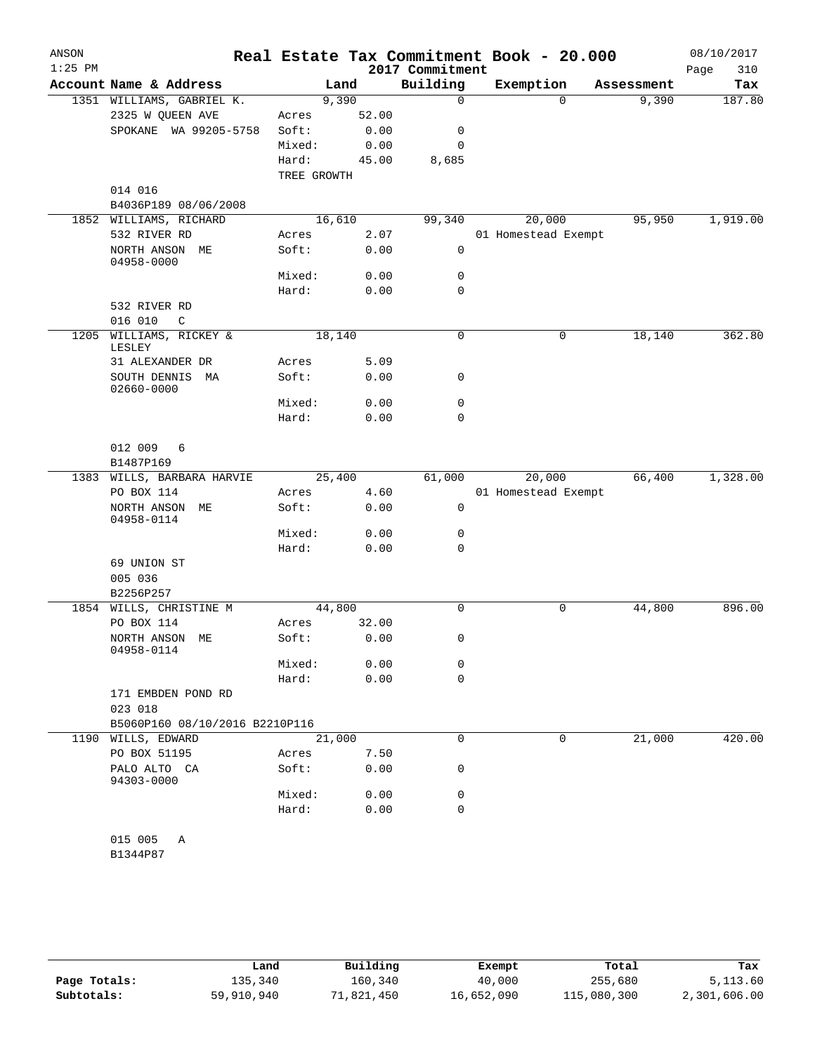# Real Estate Tax Commitment Book - 20.000

ANSON
1:25 PM

2017 Commitment

08/10/2017

| Account | Name & Address | | Land | Building | Exemption | Assessment | Tax |
|---|---|---|---|---|---|---|---|
| 1351 | WILLIAMS, GABRIEL K. | | 9,390 | 0 | 0 | 9,390 | 187.80 |
| | 2325 W QUEEN AVE | Acres | 52.00 | | | | |
| | SPOKANE WA 99205-5758 | Soft: | 0.00 | 0 | | | |
| | | Mixed: | 0.00 | 0 | | | |
| | | Hard: | 45.00 | 8,685 | | | |
| | | TREE GROWTH | | | | | |
| | 014 016 | | | | | | |
| | B4036P189 08/06/2008 | | | | | | |
| 1852 | WILLIAMS, RICHARD | | 16,610 | 99,340 | 20,000 | 95,950 | 1,919.00 |
| | 532 RIVER RD | Acres | 2.07 | | 01 Homestead Exempt | | |
| | NORTH ANSON ME 04958-0000 | Soft: | 0.00 | 0 | | | |
| | | Mixed: | 0.00 | 0 | | | |
| | | Hard: | 0.00 | 0 | | | |
| | 532 RIVER RD | | | | | | |
| | 016 010 C | | | | | | |
| 1205 | WILLIAMS, RICKEY & LESLEY | | 18,140 | 0 | 0 | 18,140 | 362.80 |
| | 31 ALEXANDER DR | Acres | 5.09 | | | | |
| | SOUTH DENNIS MA 02660-0000 | Soft: | 0.00 | 0 | | | |
| | | Mixed: | 0.00 | 0 | | | |
| | | Hard: | 0.00 | 0 | | | |
| | 012 009 6 | | | | | | |
| | B1487P169 | | | | | | |
| 1383 | WILLS, BARBARA HARVIE | | 25,400 | 61,000 | 20,000 | 66,400 | 1,328.00 |
| | PO BOX 114 | Acres | 4.60 | | 01 Homestead Exempt | | |
| | NORTH ANSON ME 04958-0114 | Soft: | 0.00 | 0 | | | |
| | | Mixed: | 0.00 | 0 | | | |
| | | Hard: | 0.00 | 0 | | | |
| | 69 UNION ST | | | | | | |
| | 005 036 | | | | | | |
| | B2256P257 | | | | | | |
| 1854 | WILLS, CHRISTINE M | | 44,800 | 0 | 0 | 44,800 | 896.00 |
| | PO BOX 114 | Acres | 32.00 | | | | |
| | NORTH ANSON ME 04958-0114 | Soft: | 0.00 | 0 | | | |
| | | Mixed: | 0.00 | 0 | | | |
| | | Hard: | 0.00 | 0 | | | |
| | 171 EMBDEN POND RD | | | | | | |
| | 023 018 | | | | | | |
| | B5060P160 08/10/2016 B2210P116 | | | | | | |
| 1190 | WILLS, EDWARD | | 21,000 | 0 | 0 | 21,000 | 420.00 |
| | PO BOX 51195 | Acres | 7.50 | | | | |
| | PALO ALTO CA 94303-0000 | Soft: | 0.00 | 0 | | | |
| | | Mixed: | 0.00 | 0 | | | |
| | | Hard: | 0.00 | 0 | | | |
| | 015 005 A | | | | | | |
| | B1344P87 | | | | | | |

| | Land | Building | Exempt | Total | Tax |
|---|---|---|---|---|---|
| Page Totals: | 135,340 | 160,340 | 40,000 | 255,680 | 5,113.60 |
| Subtotals: | 59,910,940 | 71,821,450 | 16,652,090 | 115,080,300 | 2,301,606.00 |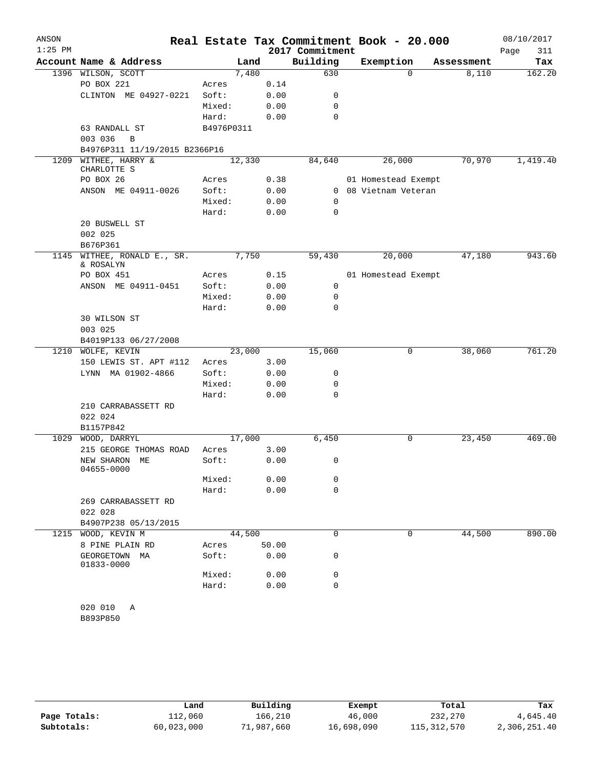ANSON — Real Estate Tax Commitment Book - 20.000 — 2017 Commitment — 08/10/2017 1:25 PM

| Account | Name & Address | | Land | | Building | Exemption | Assessment | Tax |
|---|---|---|---|---|---|---|---|---|
| 1396 | WILSON, SCOTT | | 7,480 | | 630 | 0 | 8,110 | 162.20 |
| | PO BOX 221 | Acres | | 0.14 | | | | |
| | CLINTON ME 04927-0221 | Soft: | | 0.00 | 0 | | | |
| | | Mixed: | | 0.00 | 0 | | | |
| | | Hard: | | 0.00 | 0 | | | |
| | 63 RANDALL ST | B4976P0311 | | | | | | |
| | 003 036 B | | | | | | | |
| | B4976P311 11/19/2015 B2366P16 | | | | | | | |
| 1209 | WITHEE, HARRY & CHARLOTTE S | | 12,330 | | 84,640 | 26,000 | 70,970 | 1,419.40 |
| | PO BOX 26 | Acres | | 0.38 | | 01 Homestead Exempt | | |
| | ANSON ME 04911-0026 | Soft: | | 0.00 | 0 | 08 Vietnam Veteran | | |
| | | Mixed: | | 0.00 | 0 | | | |
| | | Hard: | | 0.00 | 0 | | | |
| | 20 BUSWELL ST | | | | | | | |
| | 002 025 | | | | | | | |
| | B676P361 | | | | | | | |
| 1145 | WITHEE, RONALD E., SR. & ROSALYN | | 7,750 | | 59,430 | 20,000 | 47,180 | 943.60 |
| | PO BOX 451 | Acres | | 0.15 | | 01 Homestead Exempt | | |
| | ANSON ME 04911-0451 | Soft: | | 0.00 | 0 | | | |
| | | Mixed: | | 0.00 | 0 | | | |
| | | Hard: | | 0.00 | 0 | | | |
| | 30 WILSON ST | | | | | | | |
| | 003 025 | | | | | | | |
| | B4019P133 06/27/2008 | | | | | | | |
| 1210 | WOLFE, KEVIN | | 23,000 | | 15,060 | 0 | 38,060 | 761.20 |
| | 150 LEWIS ST. APT #112 | Acres | | 3.00 | | | | |
| | LYNN MA 01902-4866 | Soft: | | 0.00 | 0 | | | |
| | | Mixed: | | 0.00 | 0 | | | |
| | | Hard: | | 0.00 | 0 | | | |
| | 210 CARRABASSETT RD | | | | | | | |
| | 022 024 | | | | | | | |
| | B1157P842 | | | | | | | |
| 1029 | WOOD, DARRYL | | 17,000 | | 6,450 | 0 | 23,450 | 469.00 |
| | 215 GEORGE THOMAS ROAD | Acres | | 3.00 | | | | |
| | NEW SHARON ME 04655-0000 | Soft: | | 0.00 | 0 | | | |
| | | Mixed: | | 0.00 | 0 | | | |
| | | Hard: | | 0.00 | 0 | | | |
| | 269 CARRABASSETT RD | | | | | | | |
| | 022 028 | | | | | | | |
| | B4907P238 05/13/2015 | | | | | | | |
| 1215 | WOOD, KEVIN M | | 44,500 | | 0 | 0 | 44,500 | 890.00 |
| | 8 PINE PLAIN RD | Acres | | 50.00 | | | | |
| | GEORGETOWN MA 01833-0000 | Soft: | | 0.00 | 0 | | | |
| | | Mixed: | | 0.00 | 0 | | | |
| | | Hard: | | 0.00 | 0 | | | |
| | 020 010 A | | | | | | | |
| | B893P850 | | | | | | | |

| | Land | Building | Exempt | Total | Tax |
|---|---|---|---|---|---|
| Page Totals: | 112,060 | 166,210 | 46,000 | 232,270 | 4,645.40 |
| Subtotals: | 60,023,000 | 71,987,660 | 16,698,090 | 115,312,570 | 2,306,251.40 |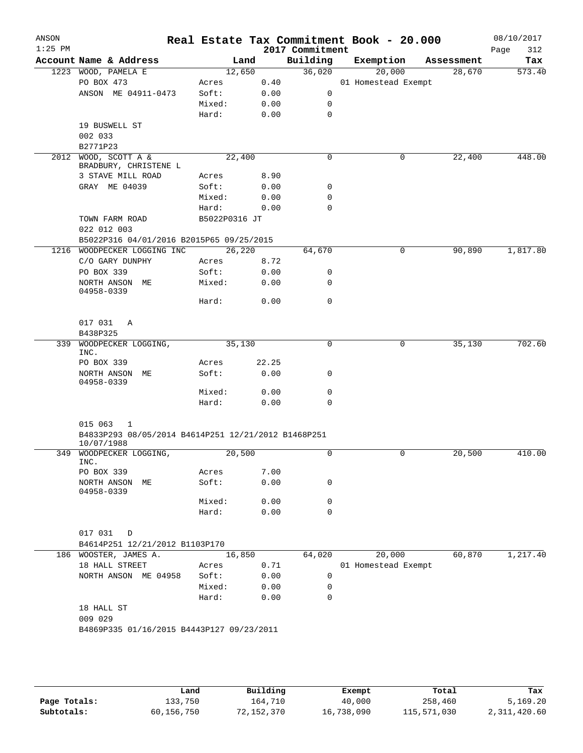# Real Estate Tax Commitment Book - 20.000

ANSON
1:25 PM
2017 Commitment
08/10/2017

| Account | Name & Address | Land | | Building | Exemption | Assessment | Tax |
|---|---|---|---|---|---|---|---|
| 1223 | WOOD, PAMELA E | 12,650 | | 36,020 | 20,000 | 28,670 | 573.40 |
| | PO BOX 473 | Acres | 0.40 | | 01 Homestead Exempt | | |
| | ANSON ME 04911-0473 | Soft: | 0.00 | 0 | | | |
| | | Mixed: | 0.00 | 0 | | | |
| | | Hard: | 0.00 | 0 | | | |
| | 19 BUSWELL ST | | | | | | |
| | 002 033 | | | | | | |
| | B2771P23 | | | | | | |
| 2012 | WOOD, SCOTT A & BRADBURY, CHRISTENE L | 22,400 | | 0 | 0 | 22,400 | 448.00 |
| | 3 STAVE MILL ROAD | Acres | 8.90 | | | | |
| | GRAY ME 04039 | Soft: | 0.00 | 0 | | | |
| | | Mixed: | 0.00 | 0 | | | |
| | | Hard: | 0.00 | 0 | | | |
| | TOWN FARM ROAD | B5022P0316 JT | | | | | |
| | 022 012 003 | | | | | | |
| | B5022P316 04/01/2016 B2015P65 09/25/2015 | | | | | | |
| 1216 | WOODPECKER LOGGING INC | 26,220 | | 64,670 | 0 | 90,890 | 1,817.80 |
| | C/O GARY DUNPHY | Acres | 8.72 | | | | |
| | PO BOX 339 | Soft: | 0.00 | 0 | | | |
| | NORTH ANSON ME 04958-0339 | Mixed: | 0.00 | 0 | | | |
| | | Hard: | 0.00 | 0 | | | |
| | 017 031 A | | | | | | |
| | B438P325 | | | | | | |
| 339 | WOODPECKER LOGGING, INC. | 35,130 | | 0 | 0 | 35,130 | 702.60 |
| | PO BOX 339 | Acres | 22.25 | | | | |
| | NORTH ANSON ME 04958-0339 | Soft: | 0.00 | 0 | | | |
| | | Mixed: | 0.00 | 0 | | | |
| | | Hard: | 0.00 | 0 | | | |
| | 015 063 1 | | | | | | |
| | B4833P293 08/05/2014 B4614P251 12/21/2012 B1468P251 10/07/1988 | | | | | | |
| 349 | WOODPECKER LOGGING, INC. | 20,500 | | 0 | 0 | 20,500 | 410.00 |
| | PO BOX 339 | Acres | 7.00 | | | | |
| | NORTH ANSON ME 04958-0339 | Soft: | 0.00 | 0 | | | |
| | | Mixed: | 0.00 | 0 | | | |
| | | Hard: | 0.00 | 0 | | | |
| | 017 031 D | | | | | | |
| | B4614P251 12/21/2012 B1103P170 | | | | | | |
| 186 | WOOSTER, JAMES A. | 16,850 | | 64,020 | 20,000 | 60,870 | 1,217.40 |
| | 18 HALL STREET | Acres | 0.71 | | 01 Homestead Exempt | | |
| | NORTH ANSON ME 04958 | Soft: | 0.00 | 0 | | | |
| | | Mixed: | 0.00 | 0 | | | |
| | | Hard: | 0.00 | 0 | | | |
| | 18 HALL ST | | | | | | |
| | 009 029 | | | | | | |
| | B4869P335 01/16/2015 B4443P127 09/23/2011 | | | | | | |

| | Land | Building | Exempt | Total | Tax |
|---|---|---|---|---|---|
| Page Totals: | 133,750 | 164,710 | 40,000 | 258,460 | 5,169.20 |
| Subtotals: | 60,156,750 | 72,152,370 | 16,738,090 | 115,571,030 | 2,311,420.60 |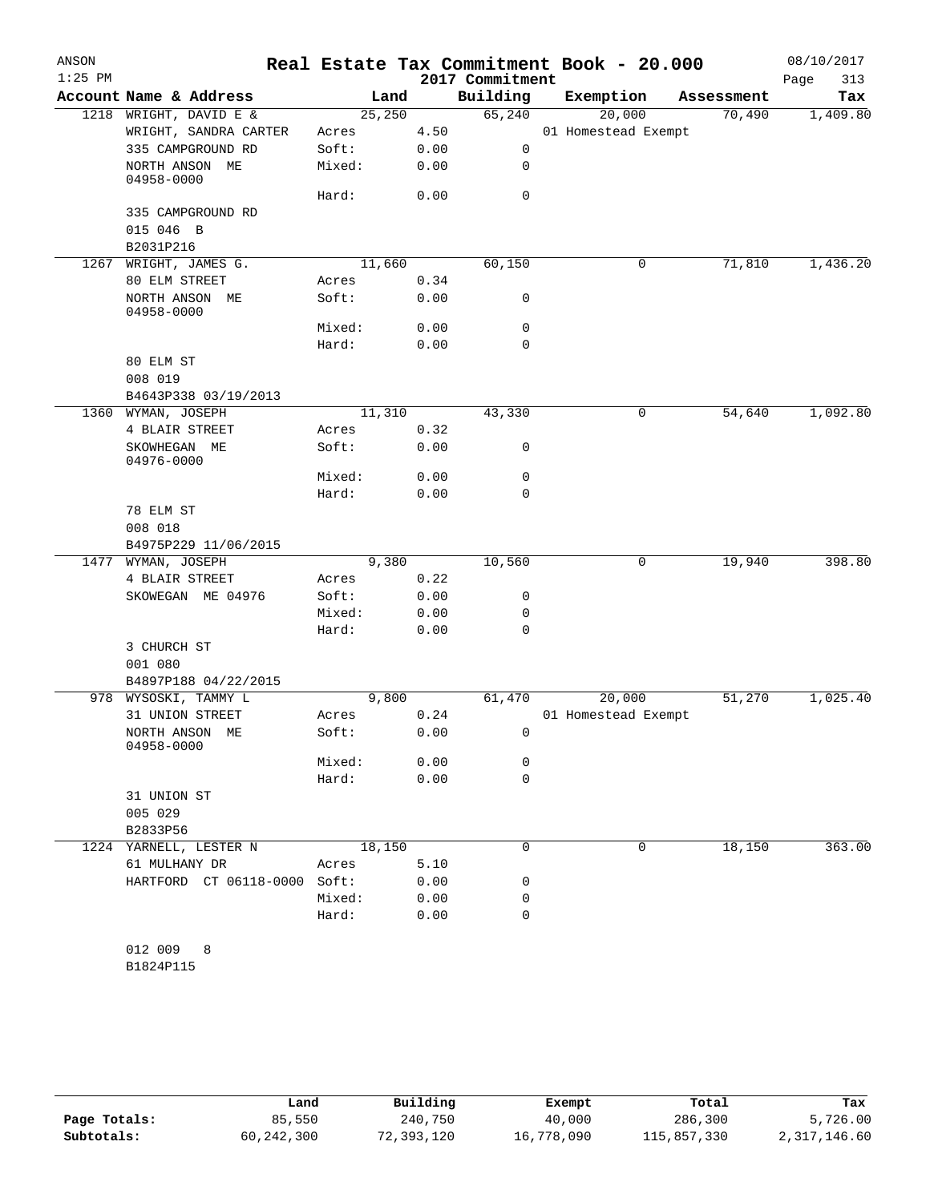# Real Estate Tax Commitment Book - 20.000

ANSON 08/10/2017
1:25 PM 2017 Commitment

| Account Name & Address | | Land | Building | Exemption | Assessment | Tax |
|---|---|---|---|---|---|---|
| 1218 WRIGHT, DAVID E & | | 25,250 | 65,240 | 20,000 | 70,490 | 1,409.80 |
| WRIGHT, SANDRA CARTER | Acres | 4.50 | | 01 Homestead Exempt | | |
| 335 CAMPGROUND RD | Soft: | 0.00 | 0 | | | |
| NORTH ANSON ME 04958-0000 | Mixed: | 0.00 | 0 | | | |
| | Hard: | 0.00 | 0 | | | |
| 335 CAMPGROUND RD | | | | | | |
| 015 046 B | | | | | | |
| B2031P216 | | | | | | |
| 1267 WRIGHT, JAMES G. | | 11,660 | 60,150 | 0 | 71,810 | 1,436.20 |
| 80 ELM STREET | Acres | 0.34 | | | | |
| NORTH ANSON ME 04958-0000 | Soft: | 0.00 | 0 | | | |
| | Mixed: | 0.00 | 0 | | | |
| | Hard: | 0.00 | 0 | | | |
| 80 ELM ST | | | | | | |
| 008 019 | | | | | | |
| B4643P338 03/19/2013 | | | | | | |
| 1360 WYMAN, JOSEPH | | 11,310 | 43,330 | 0 | 54,640 | 1,092.80 |
| 4 BLAIR STREET | Acres | 0.32 | | | | |
| SKOWHEGAN ME 04976-0000 | Soft: | 0.00 | 0 | | | |
| | Mixed: | 0.00 | 0 | | | |
| | Hard: | 0.00 | 0 | | | |
| 78 ELM ST | | | | | | |
| 008 018 | | | | | | |
| B4975P229 11/06/2015 | | | | | | |
| 1477 WYMAN, JOSEPH | | 9,380 | 10,560 | 0 | 19,940 | 398.80 |
| 4 BLAIR STREET | Acres | 0.22 | | | | |
| SKOWEGAN ME 04976 | Soft: | 0.00 | 0 | | | |
| | Mixed: | 0.00 | 0 | | | |
| | Hard: | 0.00 | 0 | | | |
| 3 CHURCH ST | | | | | | |
| 001 080 | | | | | | |
| B4897P188 04/22/2015 | | | | | | |
| 978 WYSOSKI, TAMMY L | | 9,800 | 61,470 | 20,000 | 51,270 | 1,025.40 |
| 31 UNION STREET | Acres | 0.24 | | 01 Homestead Exempt | | |
| NORTH ANSON ME 04958-0000 | Soft: | 0.00 | 0 | | | |
| | Mixed: | 0.00 | 0 | | | |
| | Hard: | 0.00 | 0 | | | |
| 31 UNION ST | | | | | | |
| 005 029 | | | | | | |
| B2833P56 | | | | | | |
| 1224 YARNELL, LESTER N | | 18,150 | 0 | 0 | 18,150 | 363.00 |
| 61 MULHANY DR | Acres | 5.10 | | | | |
| HARTFORD CT 06118-0000 | Soft: | 0.00 | 0 | | | |
| | Mixed: | 0.00 | 0 | | | |
| | Hard: | 0.00 | 0 | | | |
| 012 009 8 | | | | | | |
| B1824P115 | | | | | | |

| | Land | Building | Exempt | Total | Tax |
|---|---|---|---|---|---|
| Page Totals: | 85,550 | 240,750 | 40,000 | 286,300 | 5,726.00 |
| Subtotals: | 60,242,300 | 72,393,120 | 16,778,090 | 115,857,330 | 2,317,146.60 |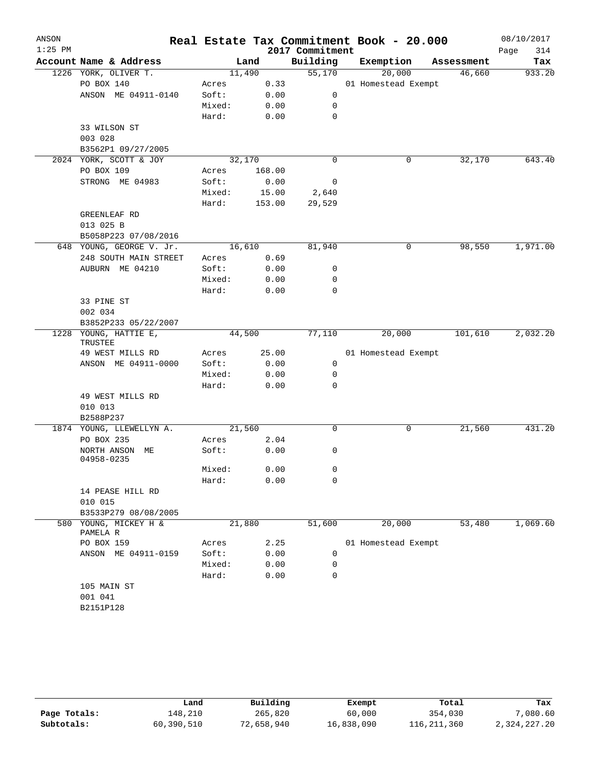ANSON
1:25 PM

# Real Estate Tax Commitment Book - 20.000

2017 Commitment

08/10/2017

| Account Name & Address | | Land | Building | Exemption | Assessment | Tax |
|---|---|---|---|---|---|---|
| 1226 YORK, OLIVER T. | | 11,490 | 55,170 | 20,000 | 46,660 | 933.20 |
| PO BOX 140 | Acres | 0.33 | | 01 Homestead Exempt | | |
| ANSON ME 04911-0140 | Soft: | 0.00 | 0 | | | |
| | Mixed: | 0.00 | 0 | | | |
| | Hard: | 0.00 | 0 | | | |
| 33 WILSON ST | | | | | | |
| 003 028 | | | | | | |
| B3562P1 09/27/2005 | | | | | | |
| 2024 YORK, SCOTT & JOY | | 32,170 | 0 | 0 | 32,170 | 643.40 |
| PO BOX 109 | Acres | 168.00 | | | | |
| STRONG ME 04983 | Soft: | 0.00 | 0 | | | |
| | Mixed: | 15.00 | 2,640 | | | |
| | Hard: | 153.00 | 29,529 | | | |
| GREENLEAF RD | | | | | | |
| 013 025 B | | | | | | |
| B5058P223 07/08/2016 | | | | | | |
| 648 YOUNG, GEORGE V. Jr. | | 16,610 | 81,940 | 0 | 98,550 | 1,971.00 |
| 248 SOUTH MAIN STREET | Acres | 0.69 | | | | |
| AUBURN ME 04210 | Soft: | 0.00 | 0 | | | |
| | Mixed: | 0.00 | 0 | | | |
| | Hard: | 0.00 | 0 | | | |
| 33 PINE ST | | | | | | |
| 002 034 | | | | | | |
| B3852P233 05/22/2007 | | | | | | |
| 1228 YOUNG, HATTIE E, TRUSTEE | | 44,500 | 77,110 | 20,000 | 101,610 | 2,032.20 |
| 49 WEST MILLS RD | Acres | 25.00 | | 01 Homestead Exempt | | |
| ANSON ME 04911-0000 | Soft: | 0.00 | 0 | | | |
| | Mixed: | 0.00 | 0 | | | |
| | Hard: | 0.00 | 0 | | | |
| 49 WEST MILLS RD | | | | | | |
| 010 013 | | | | | | |
| B2588P237 | | | | | | |
| 1874 YOUNG, LLEWELLYN A. | | 21,560 | 0 | 0 | 21,560 | 431.20 |
| PO BOX 235 | Acres | 2.04 | | | | |
| NORTH ANSON ME 04958-0235 | Soft: | 0.00 | 0 | | | |
| | Mixed: | 0.00 | 0 | | | |
| | Hard: | 0.00 | 0 | | | |
| 14 PEASE HILL RD | | | | | | |
| 010 015 | | | | | | |
| B3533P279 08/08/2005 | | | | | | |
| 580 YOUNG, MICKEY H & PAMELA R | | 21,880 | 51,600 | 20,000 | 53,480 | 1,069.60 |
| PO BOX 159 | Acres | 2.25 | | 01 Homestead Exempt | | |
| ANSON ME 04911-0159 | Soft: | 0.00 | 0 | | | |
| | Mixed: | 0.00 | 0 | | | |
| | Hard: | 0.00 | 0 | | | |
| 105 MAIN ST | | | | | | |
| 001 041 | | | | | | |
| B2151P128 | | | | | | |

| | Land | Building | Exempt | Total | Tax |
|---|---|---|---|---|---|
| Page Totals: | 148,210 | 265,820 | 60,000 | 354,030 | 7,080.60 |
| Subtotals: | 60,390,510 | 72,658,940 | 16,838,090 | 116,211,360 | 2,324,227.20 |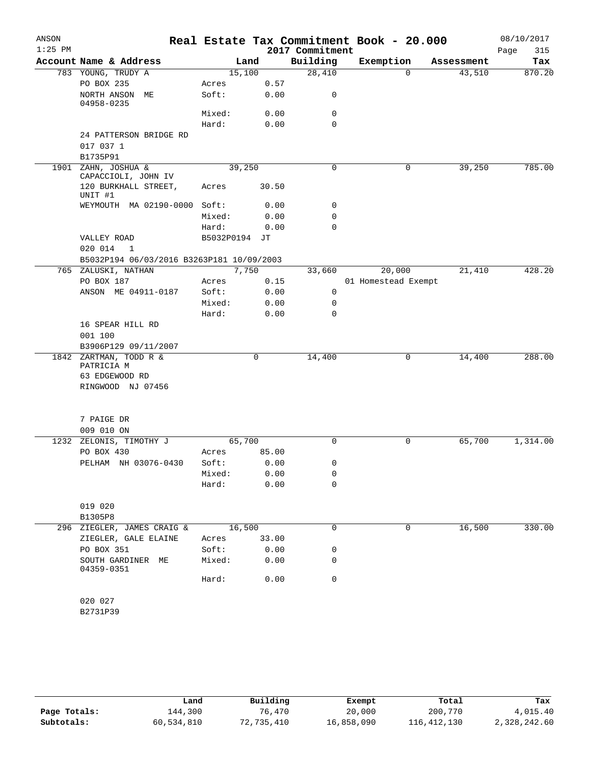# Real Estate Tax Commitment Book - 20.000

ANSON 1:25 PM — 2017 Commitment — 08/10/2017

| Account Name & Address | Land | | Building | Exemption | Assessment | Tax |
|---|---|---|---|---|---|---|
| 783 YOUNG, TRUDY A | 15,100 | | 28,410 | 0 | 43,510 | 870.20 |
| PO BOX 235 | Acres | 0.57 | | | | |
| NORTH ANSON ME 04958-0235 | Soft: | 0.00 | 0 | | | |
| | Mixed: | 0.00 | 0 | | | |
| | Hard: | 0.00 | 0 | | | |
| 24 PATTERSON BRIDGE RD | | | | | | |
| 017 037 1 | | | | | | |
| B1735P91 | | | | | | |
| 1901 ZAHN, JOSHUA & CAPACCIOLI, JOHN IV | 39,250 | | 0 | 0 | 39,250 | 785.00 |
| 120 BURKHALL STREET, UNIT #1 | Acres | 30.50 | | | | |
| WEYMOUTH MA 02190-0000 | Soft: | 0.00 | 0 | | | |
| | Mixed: | 0.00 | 0 | | | |
| | Hard: | 0.00 | 0 | | | |
| VALLEY ROAD | B5032P0194 JT | | | | | |
| 020 014 1 | | | | | | |
| B5032P194 06/03/2016 B3263P181 10/09/2003 | | | | | | |
| 765 ZALUSKI, NATHAN | 7,750 | | 33,660 | 20,000 | 21,410 | 428.20 |
| PO BOX 187 | Acres | 0.15 | | 01 Homestead Exempt | | |
| ANSON ME 04911-0187 | Soft: | 0.00 | 0 | | | |
| | Mixed: | 0.00 | 0 | | | |
| | Hard: | 0.00 | 0 | | | |
| 16 SPEAR HILL RD | | | | | | |
| 001 100 | | | | | | |
| B3906P129 09/11/2007 | | | | | | |
| 1842 ZARTMAN, TODD R & PATRICIA M | 0 | | 14,400 | 0 | 14,400 | 288.00 |
| 63 EDGEWOOD RD | | | | | | |
| RINGWOOD NJ 07456 | | | | | | |
| 7 PAIGE DR | | | | | | |
| 009 010 ON | | | | | | |
| 1232 ZELONIS, TIMOTHY J | 65,700 | | 0 | 0 | 65,700 | 1,314.00 |
| PO BOX 430 | Acres | 85.00 | | | | |
| PELHAM NH 03076-0430 | Soft: | 0.00 | 0 | | | |
| | Mixed: | 0.00 | 0 | | | |
| | Hard: | 0.00 | 0 | | | |
| 019 020 | | | | | | |
| B1305P8 | | | | | | |
| 296 ZIEGLER, JAMES CRAIG & | 16,500 | | 0 | 0 | 16,500 | 330.00 |
| ZIEGLER, GALE ELAINE | Acres | 33.00 | | | | |
| PO BOX 351 | Soft: | 0.00 | 0 | | | |
| SOUTH GARDINER ME 04359-0351 | Mixed: | 0.00 | 0 | | | |
| | Hard: | 0.00 | 0 | | | |
| 020 027 | | | | | | |
| B2731P39 | | | | | | |

| | Land | Building | Exempt | Total | Tax |
|---|---|---|---|---|---|
| Page Totals: | 144,300 | 76,470 | 20,000 | 200,770 | 4,015.40 |
| Subtotals: | 60,534,810 | 72,735,410 | 16,858,090 | 116,412,130 | 2,328,242.60 |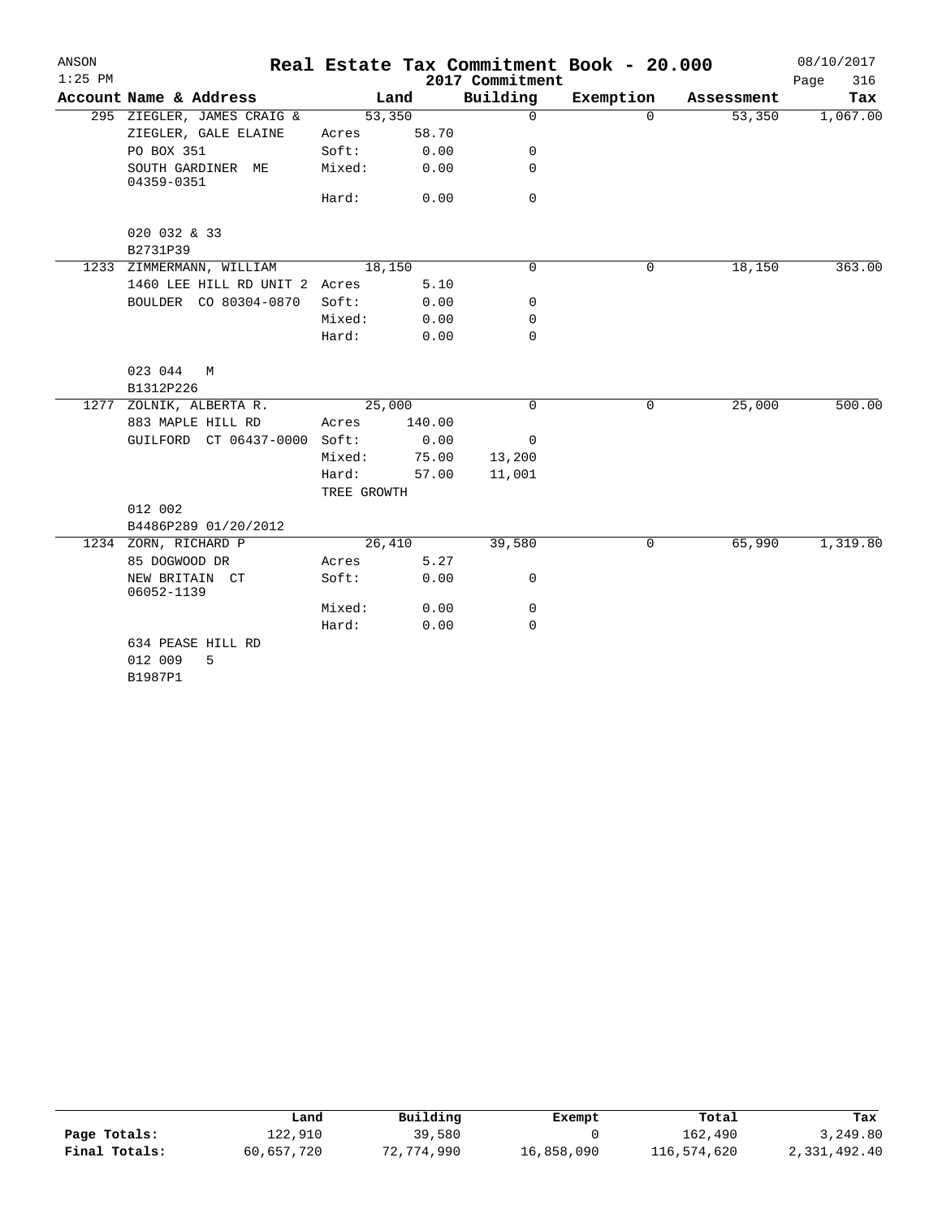ANSON
1:25 PM

# Real Estate Tax Commitment Book - 20.000

2017 Commitment

08/10/2017

| Account Name & Address | Land | | Building | Exemption | Assessment | Tax |
|---|---|---|---|---|---|---|
| 295 ZIEGLER, JAMES CRAIG & | 53,350 | | 0 | 0 | 53,350 | 1,067.00 |
| ZIEGLER, GALE ELAINE | Acres | 58.70 | | | | |
| PO BOX 351 | Soft: | 0.00 | 0 | | | |
| SOUTH GARDINER ME 04359-0351 | Mixed: | 0.00 | 0 | | | |
| | Hard: | 0.00 | 0 | | | |
| 020 032 & 33 | | | | | | |
| B2731P39 | | | | | | |
| 1233 ZIMMERMANN, WILLIAM | 18,150 | | 0 | 0 | 18,150 | 363.00 |
| 1460 LEE HILL RD UNIT 2 | Acres | 5.10 | | | | |
| BOULDER CO 80304-0870 | Soft: | 0.00 | 0 | | | |
| | Mixed: | 0.00 | 0 | | | |
| | Hard: | 0.00 | 0 | | | |
| 023 044 M | | | | | | |
| B1312P226 | | | | | | |
| 1277 ZOLNIK, ALBERTA R. | 25,000 | | 0 | 0 | 25,000 | 500.00 |
| 883 MAPLE HILL RD | Acres | 140.00 | | | | |
| GUILFORD CT 06437-0000 | Soft: | 0.00 | 0 | | | |
| | Mixed: | 75.00 | 13,200 | | | |
| | Hard: | 57.00 | 11,001 | | | |
| | TREE GROWTH | | | | | |
| 012 002 | | | | | | |
| B4486P289 01/20/2012 | | | | | | |
| 1234 ZORN, RICHARD P | 26,410 | | 39,580 | 0 | 65,990 | 1,319.80 |
| 85 DOGWOOD DR | Acres | 5.27 | | | | |
| NEW BRITAIN CT 06052-1139 | Soft: | 0.00 | 0 | | | |
| | Mixed: | 0.00 | 0 | | | |
| | Hard: | 0.00 | 0 | | | |
| 634 PEASE HILL RD | | | | | | |
| 012 009 5 | | | | | | |
| B1987P1 | | | | | | |

| | Land | Building | Exempt | Total | Tax |
|---|---|---|---|---|---|
| Page Totals: | 122,910 | 39,580 | 0 | 162,490 | 3,249.80 |
| Final Totals: | 60,657,720 | 72,774,990 | 16,858,090 | 116,574,620 | 2,331,492.40 |